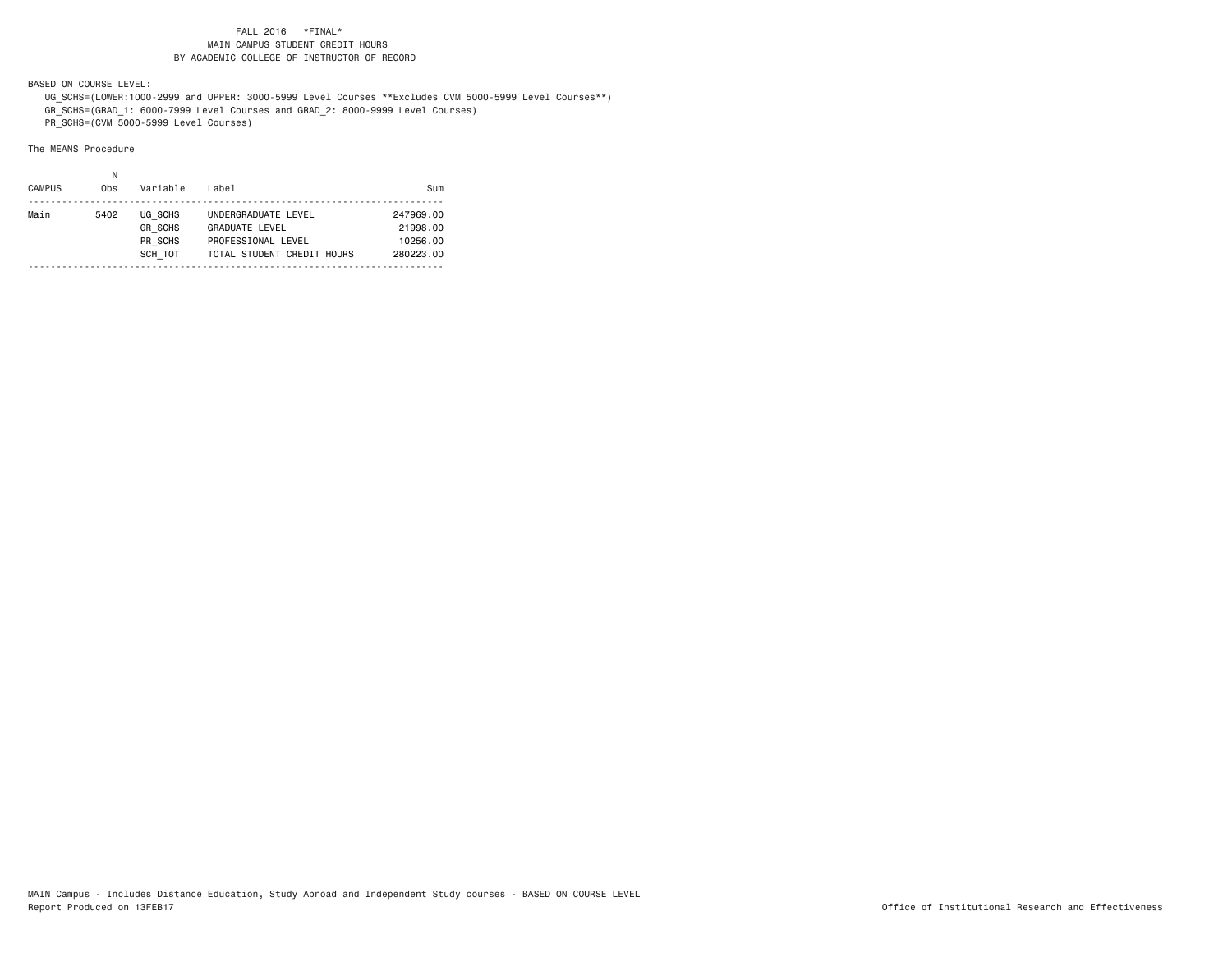# FALL 2016 *FINAL*
## MAIN CAMPUS STUDENT CREDIT HOURS
## BY ACADEMIC COLLEGE OF INSTRUCTOR OF RECORD

BASED ON COURSE LEVEL:

UG_SCHS=(LOWER:1000-2999 and UPPER: 3000-5999 Level Courses **Excludes CVM 5000-5999 Level Courses**)
GR_SCHS=(GRAD_1: 6000-7999 Level Courses and GRAD_2: 8000-9999 Level Courses)
PR_SCHS=(CVM 5000-5999 Level Courses)

The MEANS Procedure

| CAMPUS | N Obs | Variable | Label | Sum |
|---|---|---|---|---|
| Main | 5402 | UG_SCHS | UNDERGRADUATE LEVEL | 247969.00 |
| | | GR_SCHS | GRADUATE LEVEL | 21998.00 |
| | | PR_SCHS | PROFESSIONAL LEVEL | 10256.00 |
| | | SCH_TOT | TOTAL STUDENT CREDIT HOURS | 280223.00 |

MAIN Campus - Includes Distance Education, Study Abroad and Independent Study courses - BASED ON COURSE LEVEL
Report Produced on 13FEB17

Office of Institutional Research and Effectiveness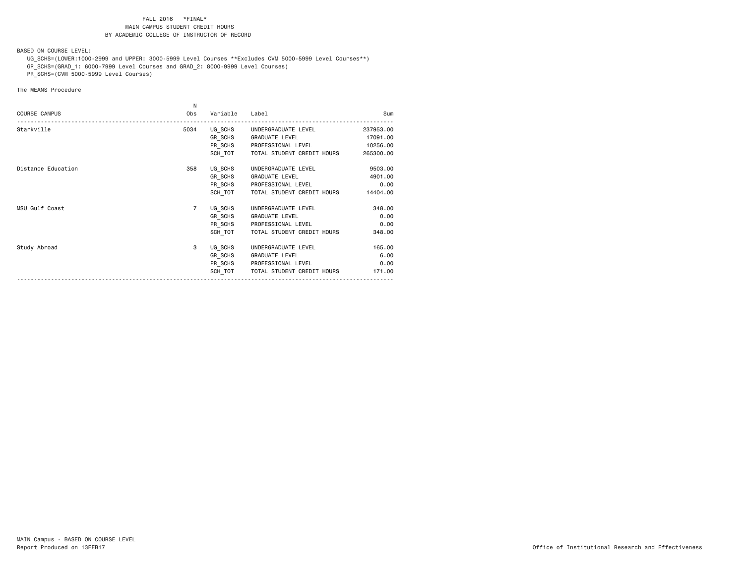FALL 2016 \*FINAL\*
MAIN CAMPUS STUDENT CREDIT HOURS
BY ACADEMIC COLLEGE OF INSTRUCTOR OF RECORD

BASED ON COURSE LEVEL:
UG_SCHS=(LOWER:1000-2999 and UPPER: 3000-5999 Level Courses **Excludes CVM 5000-5999 Level Courses**)
GR_SCHS=(GRAD_1: 6000-7999 Level Courses and GRAD_2: 8000-9999 Level Courses)
PR_SCHS=(CVM 5000-5999 Level Courses)

The MEANS Procedure

| COURSE CAMPUS | N Obs | Variable | Label | Sum |
|---|---|---|---|---|
| Starkville | 5034 | UG_SCHS | UNDERGRADUATE LEVEL | 237953.00 |
| | | GR_SCHS | GRADUATE LEVEL | 17091.00 |
| | | PR_SCHS | PROFESSIONAL LEVEL | 10256.00 |
| | | SCH_TOT | TOTAL STUDENT CREDIT HOURS | 265300.00 |
| Distance Education | 358 | UG_SCHS | UNDERGRADUATE LEVEL | 9503.00 |
| | | GR_SCHS | GRADUATE LEVEL | 4901.00 |
| | | PR_SCHS | PROFESSIONAL LEVEL | 0.00 |
| | | SCH_TOT | TOTAL STUDENT CREDIT HOURS | 14404.00 |
| MSU Gulf Coast | 7 | UG_SCHS | UNDERGRADUATE LEVEL | 348.00 |
| | | GR_SCHS | GRADUATE LEVEL | 0.00 |
| | | PR_SCHS | PROFESSIONAL LEVEL | 0.00 |
| | | SCH_TOT | TOTAL STUDENT CREDIT HOURS | 348.00 |
| Study Abroad | 3 | UG_SCHS | UNDERGRADUATE LEVEL | 165.00 |
| | | GR_SCHS | GRADUATE LEVEL | 6.00 |
| | | PR_SCHS | PROFESSIONAL LEVEL | 0.00 |
| | | SCH_TOT | TOTAL STUDENT CREDIT HOURS | 171.00 |

MAIN Campus - BASED ON COURSE LEVEL
Report Produced on 13FEB17

Office of Institutional Research and Effectiveness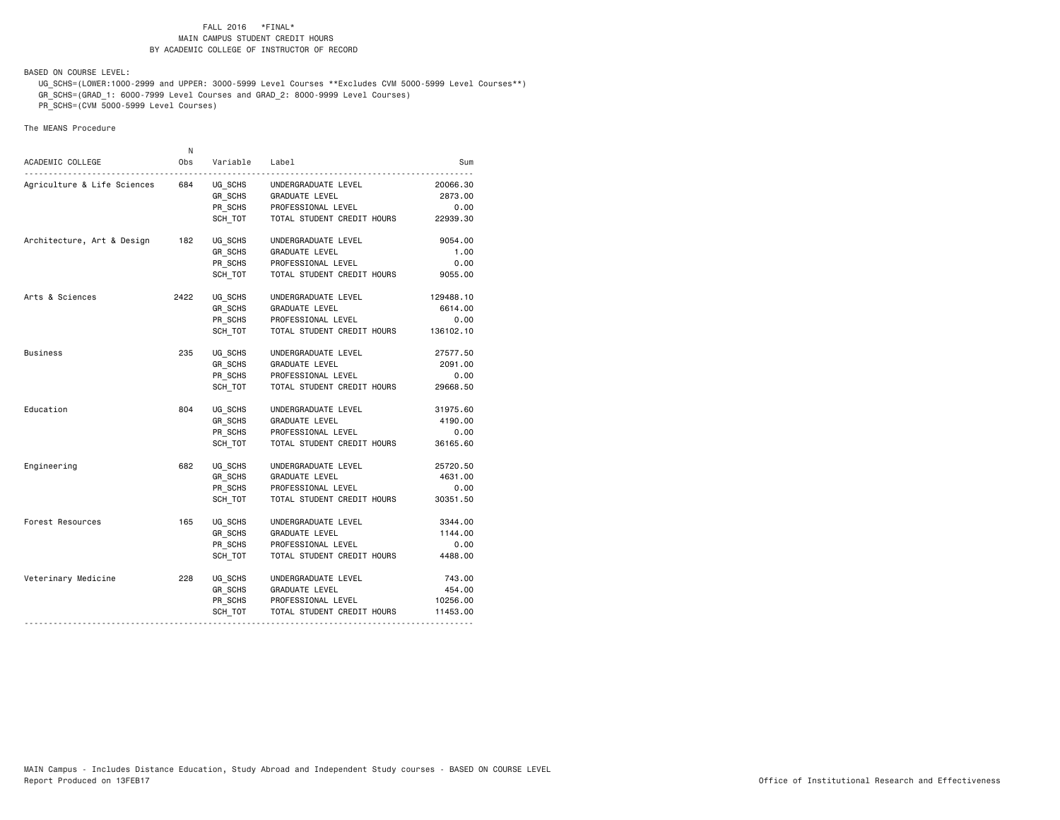FALL 2016 *FINAL*
MAIN CAMPUS STUDENT CREDIT HOURS
BY ACADEMIC COLLEGE OF INSTRUCTOR OF RECORD

BASED ON COURSE LEVEL:

UG_SCHS=(LOWER:1000-2999 and UPPER: 3000-5999 Level Courses **Excludes CVM 5000-5999 Level Courses**)
GR_SCHS=(GRAD_1: 6000-7999 Level Courses and GRAD_2: 8000-9999 Level Courses)
PR_SCHS=(CVM 5000-5999 Level Courses)

The MEANS Procedure

| ACADEMIC COLLEGE | N Obs | Variable | Label | Sum |
|---|---|---|---|---|
| Agriculture & Life Sciences | 684 | UG_SCHS | UNDERGRADUATE LEVEL | 20066.30 |
| | | GR_SCHS | GRADUATE LEVEL | 2873.00 |
| | | PR_SCHS | PROFESSIONAL LEVEL | 0.00 |
| | | SCH_TOT | TOTAL STUDENT CREDIT HOURS | 22939.30 |
| Architecture, Art & Design | 182 | UG_SCHS | UNDERGRADUATE LEVEL | 9054.00 |
| | | GR_SCHS | GRADUATE LEVEL | 1.00 |
| | | PR_SCHS | PROFESSIONAL LEVEL | 0.00 |
| | | SCH_TOT | TOTAL STUDENT CREDIT HOURS | 9055.00 |
| Arts & Sciences | 2422 | UG_SCHS | UNDERGRADUATE LEVEL | 129488.10 |
| | | GR_SCHS | GRADUATE LEVEL | 6614.00 |
| | | PR_SCHS | PROFESSIONAL LEVEL | 0.00 |
| | | SCH_TOT | TOTAL STUDENT CREDIT HOURS | 136102.10 |
| Business | 235 | UG_SCHS | UNDERGRADUATE LEVEL | 27577.50 |
| | | GR_SCHS | GRADUATE LEVEL | 2091.00 |
| | | PR_SCHS | PROFESSIONAL LEVEL | 0.00 |
| | | SCH_TOT | TOTAL STUDENT CREDIT HOURS | 29668.50 |
| Education | 804 | UG_SCHS | UNDERGRADUATE LEVEL | 31975.60 |
| | | GR_SCHS | GRADUATE LEVEL | 4190.00 |
| | | PR_SCHS | PROFESSIONAL LEVEL | 0.00 |
| | | SCH_TOT | TOTAL STUDENT CREDIT HOURS | 36165.60 |
| Engineering | 682 | UG_SCHS | UNDERGRADUATE LEVEL | 25720.50 |
| | | GR_SCHS | GRADUATE LEVEL | 4631.00 |
| | | PR_SCHS | PROFESSIONAL LEVEL | 0.00 |
| | | SCH_TOT | TOTAL STUDENT CREDIT HOURS | 30351.50 |
| Forest Resources | 165 | UG_SCHS | UNDERGRADUATE LEVEL | 3344.00 |
| | | GR_SCHS | GRADUATE LEVEL | 1144.00 |
| | | PR_SCHS | PROFESSIONAL LEVEL | 0.00 |
| | | SCH_TOT | TOTAL STUDENT CREDIT HOURS | 4488.00 |
| Veterinary Medicine | 228 | UG_SCHS | UNDERGRADUATE LEVEL | 743.00 |
| | | GR_SCHS | GRADUATE LEVEL | 454.00 |
| | | PR_SCHS | PROFESSIONAL LEVEL | 10256.00 |
| | | SCH_TOT | TOTAL STUDENT CREDIT HOURS | 11453.00 |

MAIN Campus - Includes Distance Education, Study Abroad and Independent Study courses - BASED ON COURSE LEVEL
Report Produced on 13FEB17

Office of Institutional Research and Effectiveness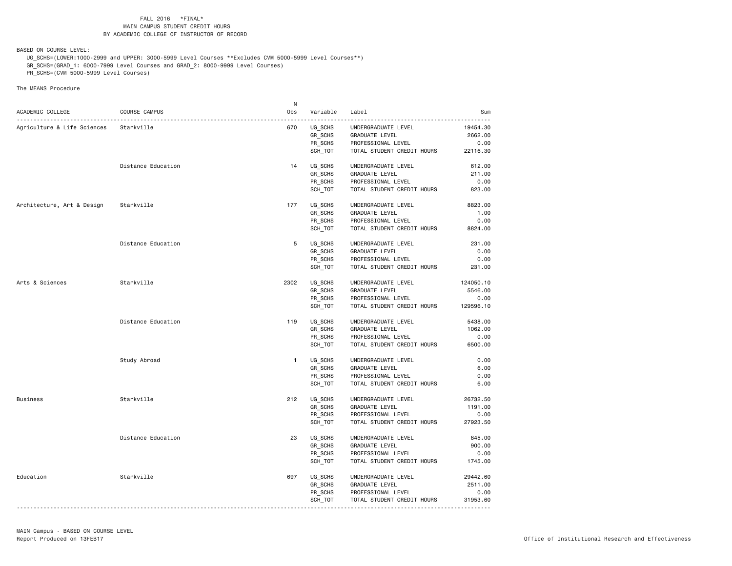FALL 2016 *FINAL*
MAIN CAMPUS STUDENT CREDIT HOURS
BY ACADEMIC COLLEGE OF INSTRUCTOR OF RECORD

BASED ON COURSE LEVEL:

UG_SCHS=(LOWER:1000-2999 and UPPER: 3000-5999 Level Courses **Excludes CVM 5000-5999 Level Courses**)
GR_SCHS=(GRAD_1: 6000-7999 Level Courses and GRAD_2: 8000-9999 Level Courses)
PR_SCHS=(CVM 5000-5999 Level Courses)

The MEANS Procedure

| ACADEMIC COLLEGE | COURSE CAMPUS | N Obs | Variable | Label | Sum |
|---|---|---|---|---|---|
| Agriculture & Life Sciences | Starkville | 670 | UG_SCHS | UNDERGRADUATE LEVEL | 19454.30 |
| | | | GR_SCHS | GRADUATE LEVEL | 2662.00 |
| | | | PR_SCHS | PROFESSIONAL LEVEL | 0.00 |
| | | | SCH_TOT | TOTAL STUDENT CREDIT HOURS | 22116.30 |
| | Distance Education | 14 | UG_SCHS | UNDERGRADUATE LEVEL | 612.00 |
| | | | GR_SCHS | GRADUATE LEVEL | 211.00 |
| | | | PR_SCHS | PROFESSIONAL LEVEL | 0.00 |
| | | | SCH_TOT | TOTAL STUDENT CREDIT HOURS | 823.00 |
| Architecture, Art & Design | Starkville | 177 | UG_SCHS | UNDERGRADUATE LEVEL | 8823.00 |
| | | | GR_SCHS | GRADUATE LEVEL | 1.00 |
| | | | PR_SCHS | PROFESSIONAL LEVEL | 0.00 |
| | | | SCH_TOT | TOTAL STUDENT CREDIT HOURS | 8824.00 |
| | Distance Education | 5 | UG_SCHS | UNDERGRADUATE LEVEL | 231.00 |
| | | | GR_SCHS | GRADUATE LEVEL | 0.00 |
| | | | PR_SCHS | PROFESSIONAL LEVEL | 0.00 |
| | | | SCH_TOT | TOTAL STUDENT CREDIT HOURS | 231.00 |
| Arts & Sciences | Starkville | 2302 | UG_SCHS | UNDERGRADUATE LEVEL | 124050.10 |
| | | | GR_SCHS | GRADUATE LEVEL | 5546.00 |
| | | | PR_SCHS | PROFESSIONAL LEVEL | 0.00 |
| | | | SCH_TOT | TOTAL STUDENT CREDIT HOURS | 129596.10 |
| | Distance Education | 119 | UG_SCHS | UNDERGRADUATE LEVEL | 5438.00 |
| | | | GR_SCHS | GRADUATE LEVEL | 1062.00 |
| | | | PR_SCHS | PROFESSIONAL LEVEL | 0.00 |
| | | | SCH_TOT | TOTAL STUDENT CREDIT HOURS | 6500.00 |
| | Study Abroad | 1 | UG_SCHS | UNDERGRADUATE LEVEL | 0.00 |
| | | | GR_SCHS | GRADUATE LEVEL | 6.00 |
| | | | PR_SCHS | PROFESSIONAL LEVEL | 0.00 |
| | | | SCH_TOT | TOTAL STUDENT CREDIT HOURS | 6.00 |
| Business | Starkville | 212 | UG_SCHS | UNDERGRADUATE LEVEL | 26732.50 |
| | | | GR_SCHS | GRADUATE LEVEL | 1191.00 |
| | | | PR_SCHS | PROFESSIONAL LEVEL | 0.00 |
| | | | SCH_TOT | TOTAL STUDENT CREDIT HOURS | 27923.50 |
| | Distance Education | 23 | UG_SCHS | UNDERGRADUATE LEVEL | 845.00 |
| | | | GR_SCHS | GRADUATE LEVEL | 900.00 |
| | | | PR_SCHS | PROFESSIONAL LEVEL | 0.00 |
| | | | SCH_TOT | TOTAL STUDENT CREDIT HOURS | 1745.00 |
| Education | Starkville | 697 | UG_SCHS | UNDERGRADUATE LEVEL | 29442.60 |
| | | | GR_SCHS | GRADUATE LEVEL | 2511.00 |
| | | | PR_SCHS | PROFESSIONAL LEVEL | 0.00 |
| | | | SCH_TOT | TOTAL STUDENT CREDIT HOURS | 31953.60 |

MAIN Campus - BASED ON COURSE LEVEL
Report Produced on 13FEB17

Office of Institutional Research and Effectiveness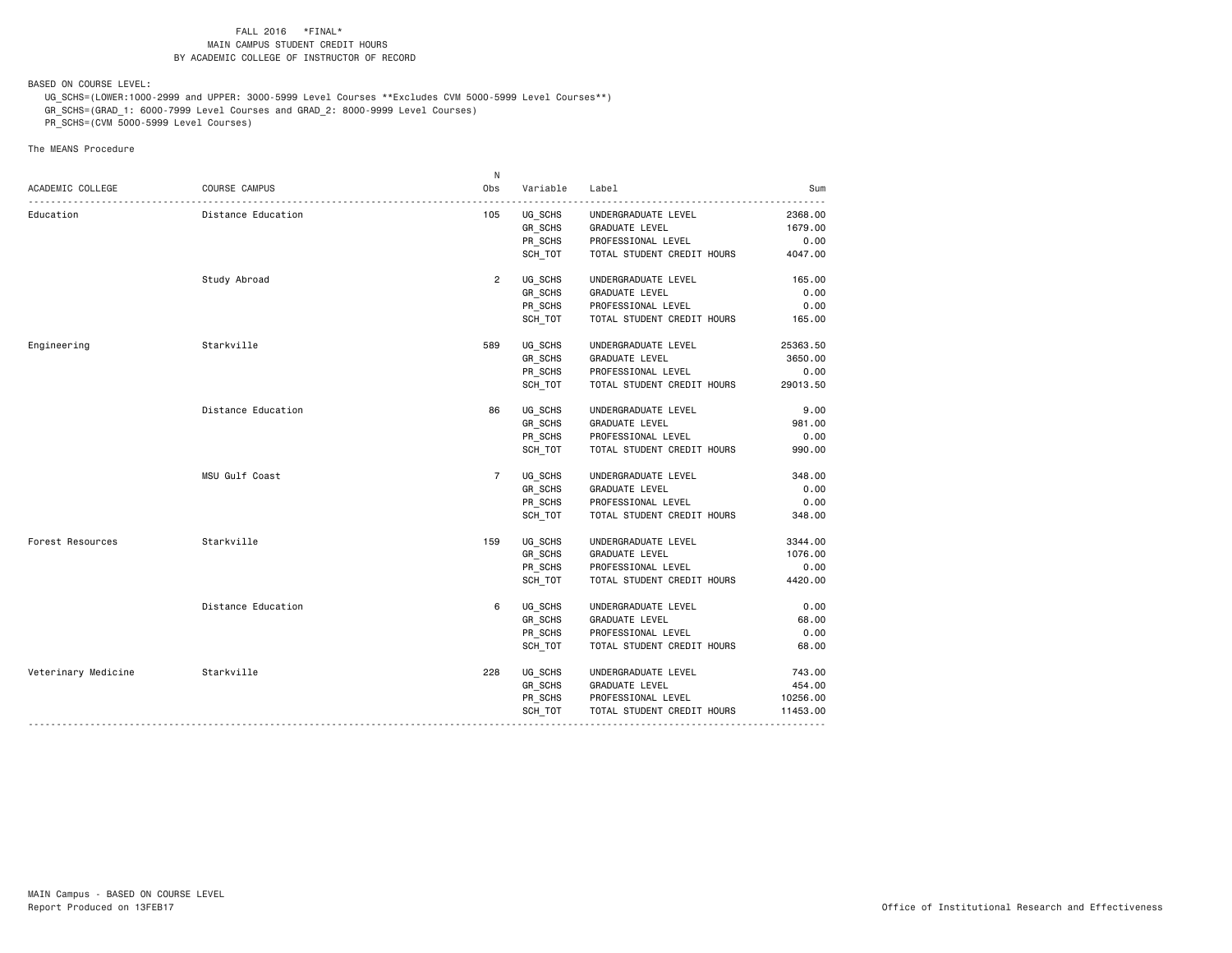FALL 2016 \*FINAL\*
MAIN CAMPUS STUDENT CREDIT HOURS
BY ACADEMIC COLLEGE OF INSTRUCTOR OF RECORD

BASED ON COURSE LEVEL:
UG_SCHS=(LOWER:1000-2999 and UPPER: 3000-5999 Level Courses **Excludes CVM 5000-5999 Level Courses**)
GR_SCHS=(GRAD_1: 6000-7999 Level Courses and GRAD_2: 8000-9999 Level Courses)
PR_SCHS=(CVM 5000-5999 Level Courses)

The MEANS Procedure

| ACADEMIC COLLEGE | COURSE CAMPUS | N Obs | Variable | Label | Sum |
|---|---|---|---|---|---|
| Education | Distance Education | 105 | UG_SCHS | UNDERGRADUATE LEVEL | 2368.00 |
| | | | GR_SCHS | GRADUATE LEVEL | 1679.00 |
| | | | PR_SCHS | PROFESSIONAL LEVEL | 0.00 |
| | | | SCH_TOT | TOTAL STUDENT CREDIT HOURS | 4047.00 |
| | Study Abroad | 2 | UG_SCHS | UNDERGRADUATE LEVEL | 165.00 |
| | | | GR_SCHS | GRADUATE LEVEL | 0.00 |
| | | | PR_SCHS | PROFESSIONAL LEVEL | 0.00 |
| | | | SCH_TOT | TOTAL STUDENT CREDIT HOURS | 165.00 |
| Engineering | Starkville | 589 | UG_SCHS | UNDERGRADUATE LEVEL | 25363.50 |
| | | | GR_SCHS | GRADUATE LEVEL | 3650.00 |
| | | | PR_SCHS | PROFESSIONAL LEVEL | 0.00 |
| | | | SCH_TOT | TOTAL STUDENT CREDIT HOURS | 29013.50 |
| | Distance Education | 86 | UG_SCHS | UNDERGRADUATE LEVEL | 9.00 |
| | | | GR_SCHS | GRADUATE LEVEL | 981.00 |
| | | | PR_SCHS | PROFESSIONAL LEVEL | 0.00 |
| | | | SCH_TOT | TOTAL STUDENT CREDIT HOURS | 990.00 |
| | MSU Gulf Coast | 7 | UG_SCHS | UNDERGRADUATE LEVEL | 348.00 |
| | | | GR_SCHS | GRADUATE LEVEL | 0.00 |
| | | | PR_SCHS | PROFESSIONAL LEVEL | 0.00 |
| | | | SCH_TOT | TOTAL STUDENT CREDIT HOURS | 348.00 |
| Forest Resources | Starkville | 159 | UG_SCHS | UNDERGRADUATE LEVEL | 3344.00 |
| | | | GR_SCHS | GRADUATE LEVEL | 1076.00 |
| | | | PR_SCHS | PROFESSIONAL LEVEL | 0.00 |
| | | | SCH_TOT | TOTAL STUDENT CREDIT HOURS | 4420.00 |
| | Distance Education | 6 | UG_SCHS | UNDERGRADUATE LEVEL | 0.00 |
| | | | GR_SCHS | GRADUATE LEVEL | 68.00 |
| | | | PR_SCHS | PROFESSIONAL LEVEL | 0.00 |
| | | | SCH_TOT | TOTAL STUDENT CREDIT HOURS | 68.00 |
| Veterinary Medicine | Starkville | 228 | UG_SCHS | UNDERGRADUATE LEVEL | 743.00 |
| | | | GR_SCHS | GRADUATE LEVEL | 454.00 |
| | | | PR_SCHS | PROFESSIONAL LEVEL | 10256.00 |
| | | | SCH_TOT | TOTAL STUDENT CREDIT HOURS | 11453.00 |

MAIN Campus - BASED ON COURSE LEVEL
Report Produced on 13FEB17

Office of Institutional Research and Effectiveness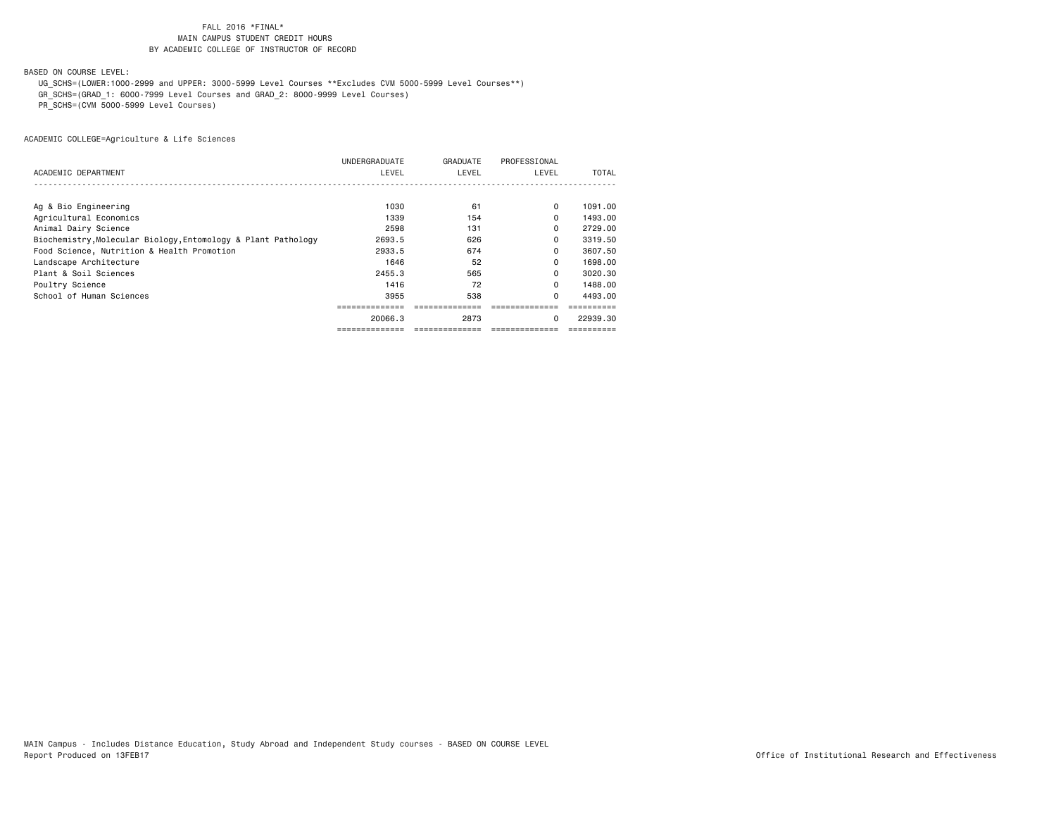FALL 2016 *FINAL*
MAIN CAMPUS STUDENT CREDIT HOURS
BY ACADEMIC COLLEGE OF INSTRUCTOR OF RECORD

BASED ON COURSE LEVEL:

UG_SCHS=(LOWER:1000-2999 and UPPER: 3000-5999 Level Courses **Excludes CVM 5000-5999 Level Courses**)
GR_SCHS=(GRAD_1: 6000-7999 Level Courses and GRAD_2: 8000-9999 Level Courses)
PR_SCHS=(CVM 5000-5999 Level Courses)

ACADEMIC COLLEGE=Agriculture & Life Sciences

| ACADEMIC DEPARTMENT | UNDERGRADUATE LEVEL | GRADUATE LEVEL | PROFESSIONAL LEVEL | TOTAL |
|---|---|---|---|---|
| Ag & Bio Engineering | 1030 | 61 | 0 | 1091.00 |
| Agricultural Economics | 1339 | 154 | 0 | 1493.00 |
| Animal Dairy Science | 2598 | 131 | 0 | 2729.00 |
| Biochemistry,Molecular Biology,Entomology & Plant Pathology | 2693.5 | 626 | 0 | 3319.50 |
| Food Science, Nutrition & Health Promotion | 2933.5 | 674 | 0 | 3607.50 |
| Landscape Architecture | 1646 | 52 | 0 | 1698.00 |
| Plant & Soil Sciences | 2455.3 | 565 | 0 | 3020.30 |
| Poultry Science | 1416 | 72 | 0 | 1488.00 |
| School of Human Sciences | 3955 | 538 | 0 | 4493.00 |
| | 20066.3 | 2873 | 0 | 22939.30 |

MAIN Campus - Includes Distance Education, Study Abroad and Independent Study courses - BASED ON COURSE LEVEL
Report Produced on 13FEB17

Office of Institutional Research and Effectiveness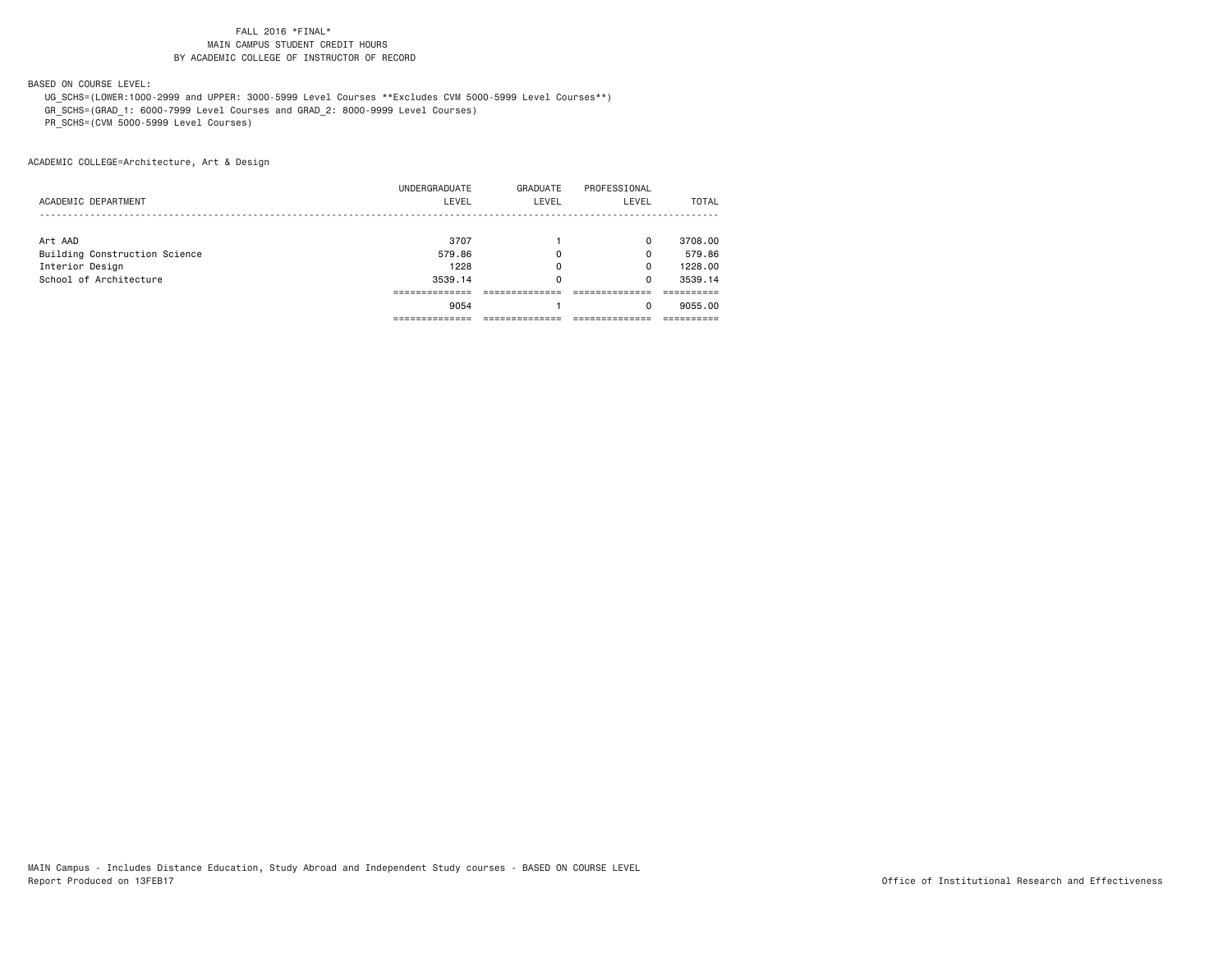FALL 2016 *FINAL*
MAIN CAMPUS STUDENT CREDIT HOURS
BY ACADEMIC COLLEGE OF INSTRUCTOR OF RECORD

BASED ON COURSE LEVEL:
UG_SCHS=(LOWER:1000-2999 and UPPER: 3000-5999 Level Courses **Excludes CVM 5000-5999 Level Courses**)
GR_SCHS=(GRAD_1: 6000-7999 Level Courses and GRAD_2: 8000-9999 Level Courses)
PR_SCHS=(CVM 5000-5999 Level Courses)

ACADEMIC COLLEGE=Architecture, Art & Design

| ACADEMIC DEPARTMENT | UNDERGRADUATE LEVEL | GRADUATE LEVEL | PROFESSIONAL LEVEL | TOTAL |
|---|---|---|---|---|
| Art AAD | 3707 | 1 | 0 | 3708.00 |
| Building Construction Science | 579.86 | 0 | 0 | 579.86 |
| Interior Design | 1228 | 0 | 0 | 1228.00 |
| School of Architecture | 3539.14 | 0 | 0 | 3539.14 |
| | 9054 | 1 | 0 | 9055.00 |

MAIN Campus - Includes Distance Education, Study Abroad and Independent Study courses - BASED ON COURSE LEVEL
Report Produced on 13FEB17

Office of Institutional Research and Effectiveness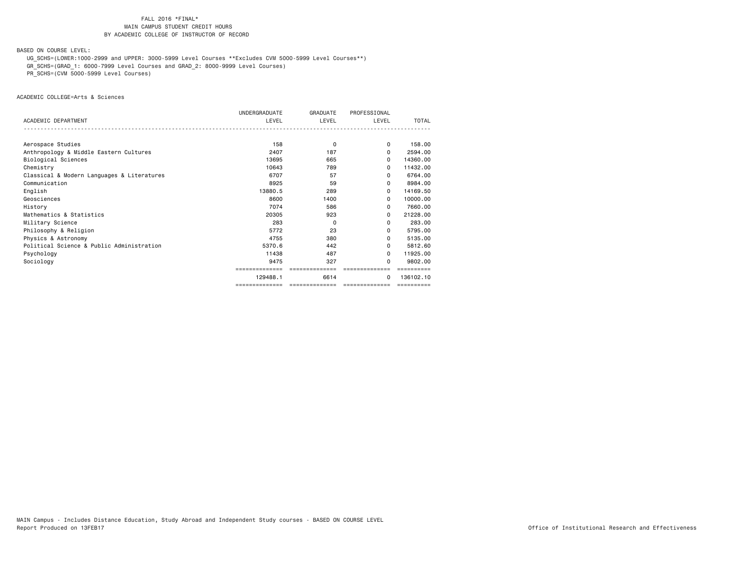FALL 2016 *FINAL*
MAIN CAMPUS STUDENT CREDIT HOURS
BY ACADEMIC COLLEGE OF INSTRUCTOR OF RECORD

BASED ON COURSE LEVEL:

UG_SCHS=(LOWER:1000-2999 and UPPER: 3000-5999 Level Courses **Excludes CVM 5000-5999 Level Courses**)
GR_SCHS=(GRAD_1: 6000-7999 Level Courses and GRAD_2: 8000-9999 Level Courses)
PR_SCHS=(CVM 5000-5999 Level Courses)

ACADEMIC COLLEGE=Arts & Sciences

| ACADEMIC DEPARTMENT | UNDERGRADUATE LEVEL | GRADUATE LEVEL | PROFESSIONAL LEVEL | TOTAL |
|---|---|---|---|---|
| Aerospace Studies | 158 | 0 | 0 | 158.00 |
| Anthropology & Middle Eastern Cultures | 2407 | 187 | 0 | 2594.00 |
| Biological Sciences | 13695 | 665 | 0 | 14360.00 |
| Chemistry | 10643 | 789 | 0 | 11432.00 |
| Classical & Modern Languages & Literatures | 6707 | 57 | 0 | 6764.00 |
| Communication | 8925 | 59 | 0 | 8984.00 |
| English | 13880.5 | 289 | 0 | 14169.50 |
| Geosciences | 8600 | 1400 | 0 | 10000.00 |
| History | 7074 | 586 | 0 | 7660.00 |
| Mathematics & Statistics | 20305 | 923 | 0 | 21228.00 |
| Military Science | 283 | 0 | 0 | 283.00 |
| Philosophy & Religion | 5772 | 23 | 0 | 5795.00 |
| Physics & Astronomy | 4755 | 380 | 0 | 5135.00 |
| Political Science & Public Administration | 5370.6 | 442 | 0 | 5812.60 |
| Psychology | 11438 | 487 | 0 | 11925.00 |
| Sociology | 9475 | 327 | 0 | 9802.00 |
| | 129488.1 | 6614 | 0 | 136102.10 |

MAIN Campus - Includes Distance Education, Study Abroad and Independent Study courses - BASED ON COURSE LEVEL
Report Produced on 13FEB17

Office of Institutional Research and Effectiveness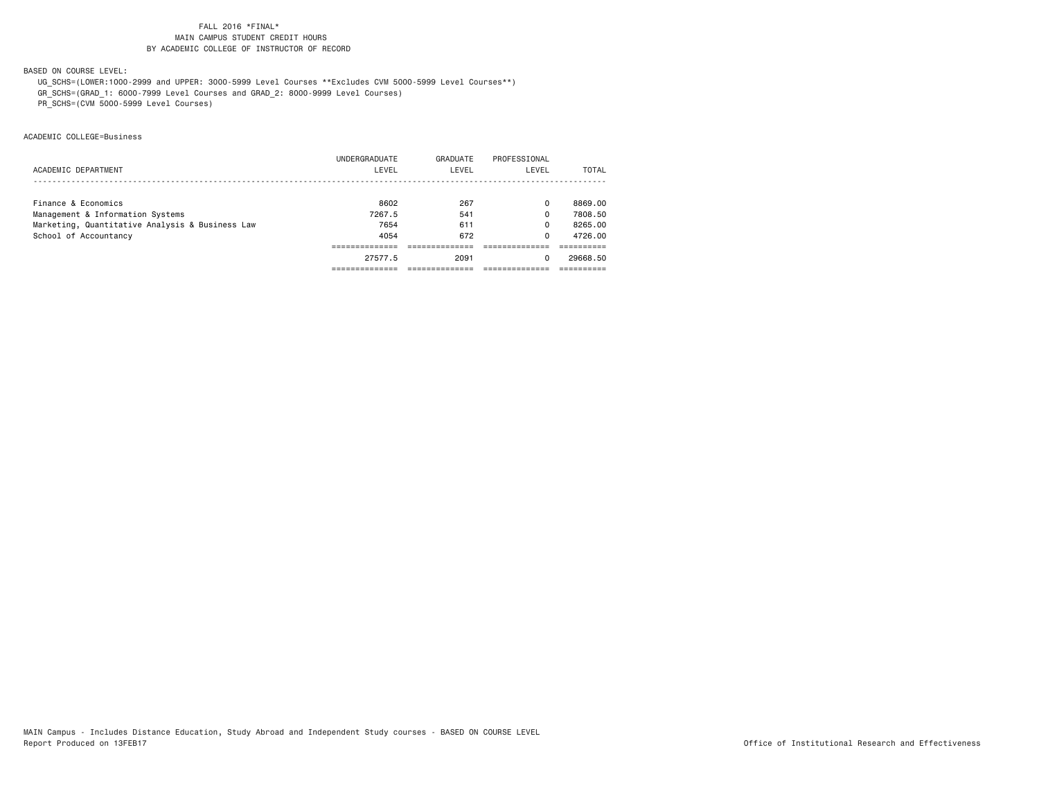FALL 2016 *FINAL*
MAIN CAMPUS STUDENT CREDIT HOURS
BY ACADEMIC COLLEGE OF INSTRUCTOR OF RECORD

BASED ON COURSE LEVEL:
UG_SCHS=(LOWER:1000-2999 and UPPER: 3000-5999 Level Courses **Excludes CVM 5000-5999 Level Courses**)
GR_SCHS=(GRAD_1: 6000-7999 Level Courses and GRAD_2: 8000-9999 Level Courses)
PR_SCHS=(CVM 5000-5999 Level Courses)

ACADEMIC COLLEGE=Business

| ACADEMIC DEPARTMENT | UNDERGRADUATE LEVEL | GRADUATE LEVEL | PROFESSIONAL LEVEL | TOTAL |
|---|---|---|---|---|
| Finance & Economics | 8602 | 267 | 0 | 8869.00 |
| Management & Information Systems | 7267.5 | 541 | 0 | 7808.50 |
| Marketing, Quantitative Analysis & Business Law | 7654 | 611 | 0 | 8265.00 |
| School of Accountancy | 4054 | 672 | 0 | 4726.00 |
| | 27577.5 | 2091 | 0 | 29668.50 |

MAIN Campus - Includes Distance Education, Study Abroad and Independent Study courses - BASED ON COURSE LEVEL
Report Produced on 13FEB17

Office of Institutional Research and Effectiveness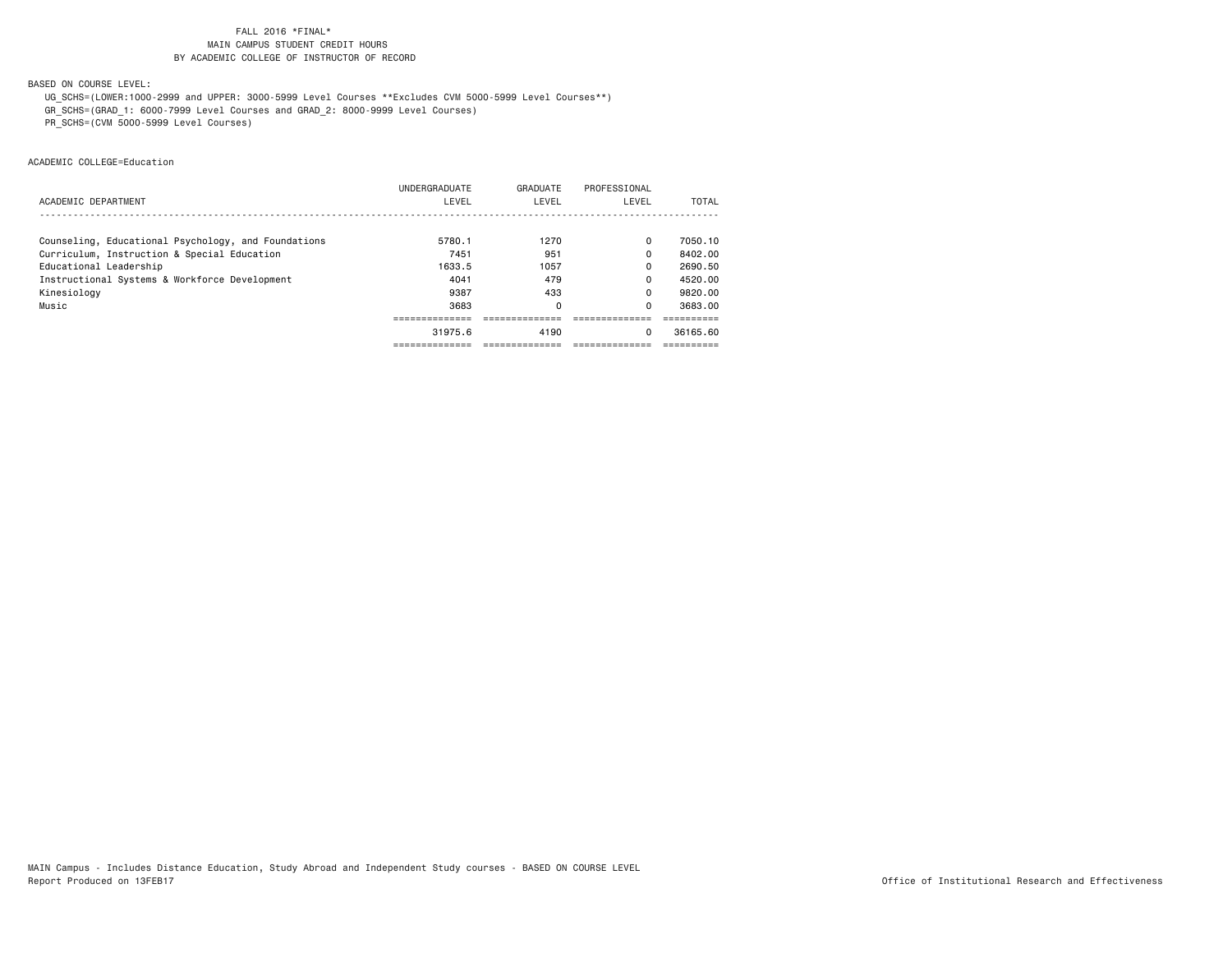FALL 2016 *FINAL*
MAIN CAMPUS STUDENT CREDIT HOURS
BY ACADEMIC COLLEGE OF INSTRUCTOR OF RECORD

BASED ON COURSE LEVEL:

UG_SCHS=(LOWER:1000-2999 and UPPER: 3000-5999 Level Courses **Excludes CVM 5000-5999 Level Courses**)
GR_SCHS=(GRAD_1: 6000-7999 Level Courses and GRAD_2: 8000-9999 Level Courses)
PR_SCHS=(CVM 5000-5999 Level Courses)

ACADEMIC COLLEGE=Education

| ACADEMIC DEPARTMENT | UNDERGRADUATE LEVEL | GRADUATE LEVEL | PROFESSIONAL LEVEL | TOTAL |
|---|---|---|---|---|
| Counseling, Educational Psychology, and Foundations | 5780.1 | 1270 | 0 | 7050.10 |
| Curriculum, Instruction & Special Education | 7451 | 951 | 0 | 8402.00 |
| Educational Leadership | 1633.5 | 1057 | 0 | 2690.50 |
| Instructional Systems & Workforce Development | 4041 | 479 | 0 | 4520.00 |
| Kinesiology | 9387 | 433 | 0 | 9820.00 |
| Music | 3683 | 0 | 0 | 3683.00 |
| | 31975.6 | 4190 | 0 | 36165.60 |

MAIN Campus - Includes Distance Education, Study Abroad and Independent Study courses - BASED ON COURSE LEVEL
Report Produced on 13FEB17

Office of Institutional Research and Effectiveness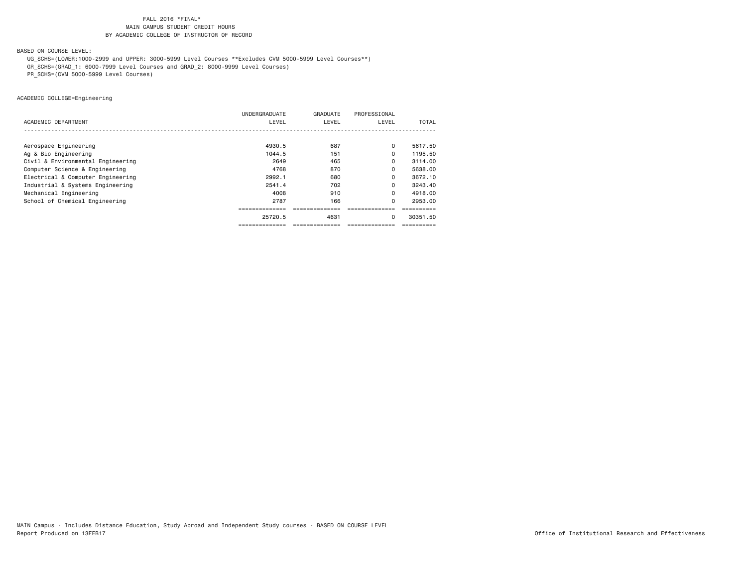FALL 2016 *FINAL*
MAIN CAMPUS STUDENT CREDIT HOURS
BY ACADEMIC COLLEGE OF INSTRUCTOR OF RECORD

BASED ON COURSE LEVEL:

UG_SCHS=(LOWER:1000-2999 and UPPER: 3000-5999 Level Courses **Excludes CVM 5000-5999 Level Courses**)
GR_SCHS=(GRAD_1: 6000-7999 Level Courses and GRAD_2: 8000-9999 Level Courses)
PR_SCHS=(CVM 5000-5999 Level Courses)

ACADEMIC COLLEGE=Engineering

| ACADEMIC DEPARTMENT | UNDERGRADUATE LEVEL | GRADUATE LEVEL | PROFESSIONAL LEVEL | TOTAL |
|---|---|---|---|---|
| Aerospace Engineering | 4930.5 | 687 | 0 | 5617.50 |
| Ag & Bio Engineering | 1044.5 | 151 | 0 | 1195.50 |
| Civil & Environmental Engineering | 2649 | 465 | 0 | 3114.00 |
| Computer Science & Engineering | 4768 | 870 | 0 | 5638.00 |
| Electrical & Computer Engineering | 2992.1 | 680 | 0 | 3672.10 |
| Industrial & Systems Engineering | 2541.4 | 702 | 0 | 3243.40 |
| Mechanical Engineering | 4008 | 910 | 0 | 4918.00 |
| School of Chemical Engineering | 2787 | 166 | 0 | 2953.00 |
| | 25720.5 | 4631 | 0 | 30351.50 |

MAIN Campus - Includes Distance Education, Study Abroad and Independent Study courses - BASED ON COURSE LEVEL
Report Produced on 13FEB17

Office of Institutional Research and Effectiveness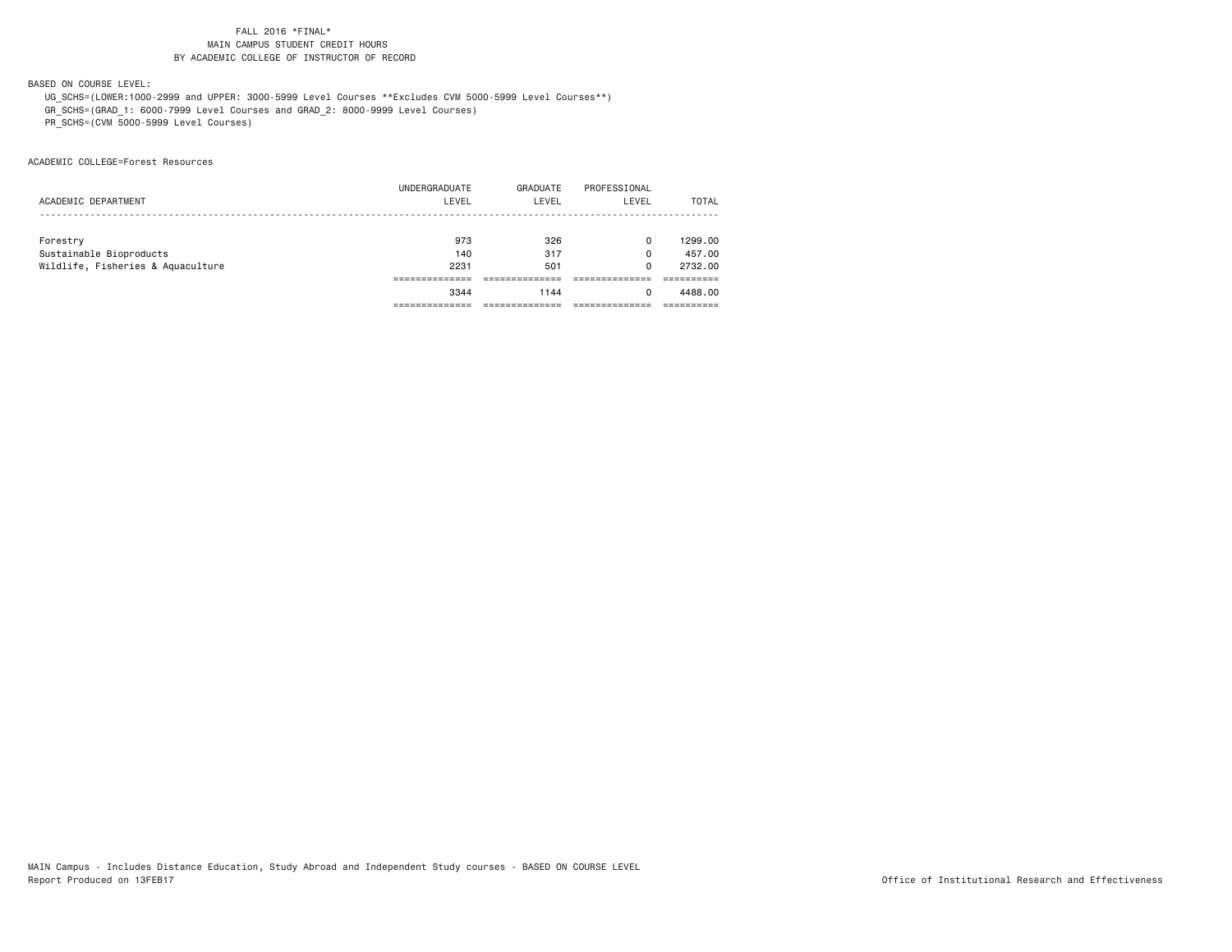FALL 2016 *FINAL*
MAIN CAMPUS STUDENT CREDIT HOURS
BY ACADEMIC COLLEGE OF INSTRUCTOR OF RECORD

BASED ON COURSE LEVEL:

UG_SCHS=(LOWER:1000-2999 and UPPER: 3000-5999 Level Courses **Excludes CVM 5000-5999 Level Courses**)
GR_SCHS=(GRAD_1: 6000-7999 Level Courses and GRAD_2: 8000-9999 Level Courses)
PR_SCHS=(CVM 5000-5999 Level Courses)

ACADEMIC COLLEGE=Forest Resources

| ACADEMIC DEPARTMENT | UNDERGRADUATE LEVEL | GRADUATE LEVEL | PROFESSIONAL LEVEL | TOTAL |
|---|---|---|---|---|
| Forestry | 973 | 326 | 0 | 1299.00 |
| Sustainable Bioproducts | 140 | 317 | 0 | 457.00 |
| Wildlife, Fisheries & Aquaculture | 2231 | 501 | 0 | 2732.00 |
| | 3344 | 1144 | 0 | 4488.00 |

MAIN Campus - Includes Distance Education, Study Abroad and Independent Study courses - BASED ON COURSE LEVEL
Report Produced on 13FEB17

Office of Institutional Research and Effectiveness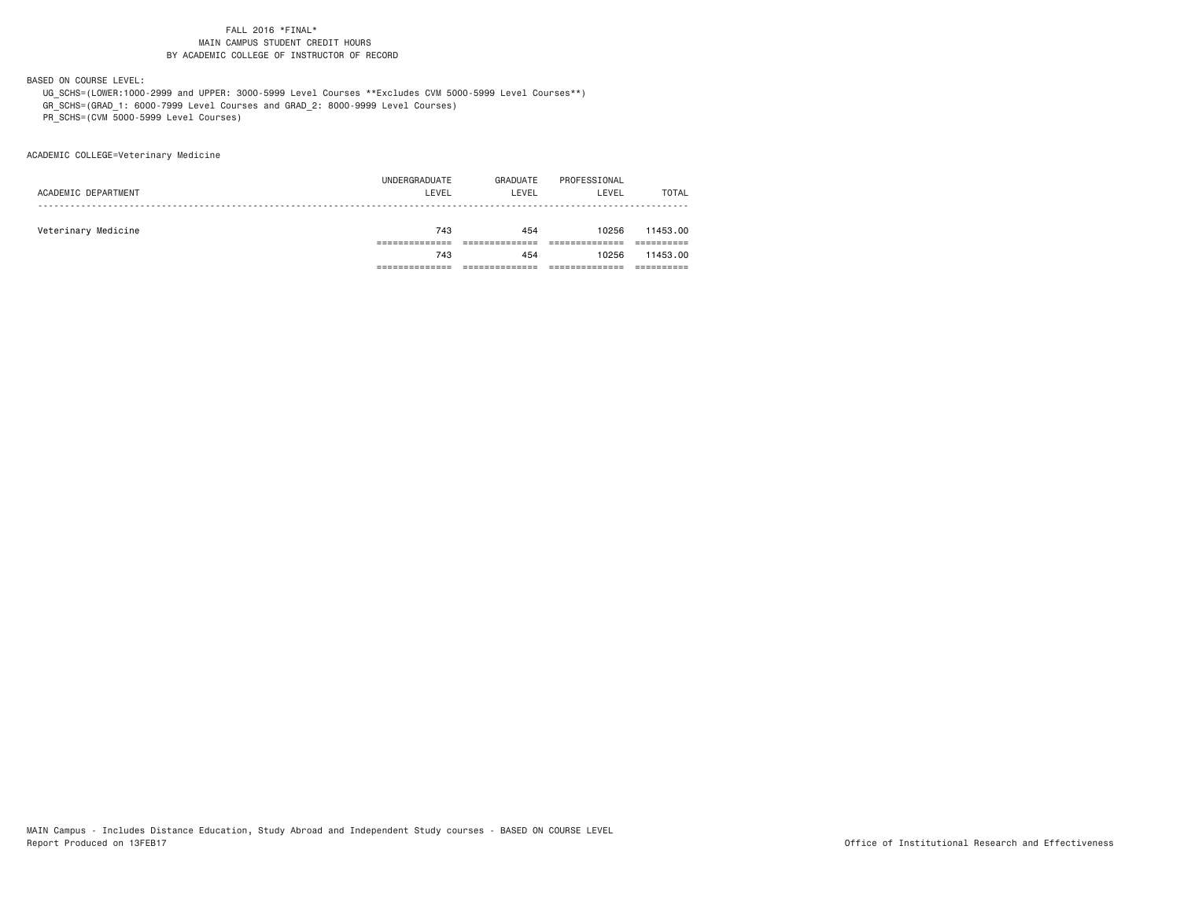FALL 2016 *FINAL*
MAIN CAMPUS STUDENT CREDIT HOURS
BY ACADEMIC COLLEGE OF INSTRUCTOR OF RECORD

BASED ON COURSE LEVEL:

UG_SCHS=(LOWER:1000-2999 and UPPER: 3000-5999 Level Courses **Excludes CVM 5000-5999 Level Courses**)
GR_SCHS=(GRAD_1: 6000-7999 Level Courses and GRAD_2: 8000-9999 Level Courses)
PR_SCHS=(CVM 5000-5999 Level Courses)

ACADEMIC COLLEGE=Veterinary Medicine

| ACADEMIC DEPARTMENT | UNDERGRADUATE LEVEL | GRADUATE LEVEL | PROFESSIONAL LEVEL | TOTAL |
|---|---|---|---|---|
| Veterinary Medicine | 743 | 454 | 10256 | 11453.00 |
| | 743 | 454 | 10256 | 11453.00 |

MAIN Campus - Includes Distance Education, Study Abroad and Independent Study courses - BASED ON COURSE LEVEL
Report Produced on 13FEB17

Office of Institutional Research and Effectiveness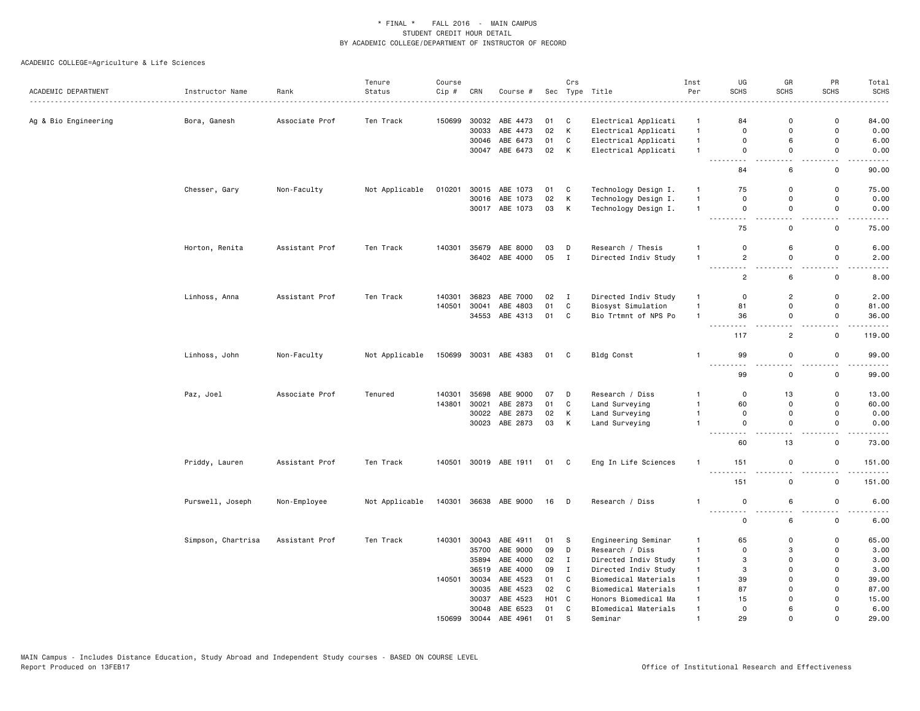\* FINAL \* FALL 2016 - MAIN CAMPUS
STUDENT CREDIT HOUR DETAIL
BY ACADEMIC COLLEGE/DEPARTMENT OF INSTRUCTOR OF RECORD

ACADEMIC COLLEGE=Agriculture & Life Sciences

| ACADEMIC DEPARTMENT | Instructor Name | Rank | Tenure Status | Course Cip # | CRN | Course # | Sec | Crs Type | Title | Inst Per | UG SCHS | GR SCHS | PR SCHS | Total SCHS |
|---|---|---|---|---|---|---|---|---|---|---|---|---|---|---|
| Ag & Bio Engineering | Bora, Ganesh | Associate Prof | Ten Track | 150699 | 30032 | ABE 4473 | 01 | C | Electrical Applicati | 1 | 84 | 0 | 0 | 84.00 |
| | | | | | 30033 | ABE 4473 | 02 | K | Electrical Applicati | 1 | 0 | 0 | 0 | 0.00 |
| | | | | | 30046 | ABE 6473 | 01 | C | Electrical Applicati | 1 | 0 | 6 | 0 | 6.00 |
| | | | | | 30047 | ABE 6473 | 02 | K | Electrical Applicati | 1 | 0 | 0 | 0 | 0.00 |
| | | | | | | | | | | | 84 | 6 | 0 | 90.00 |
| | Chesser, Gary | Non-Faculty | Not Applicable | 010201 | 30015 | ABE 1073 | 01 | C | Technology Design I. | 1 | 75 | 0 | 0 | 75.00 |
| | | | | | 30016 | ABE 1073 | 02 | K | Technology Design I. | 1 | 0 | 0 | 0 | 0.00 |
| | | | | | 30017 | ABE 1073 | 03 | K | Technology Design I. | 1 | 0 | 0 | 0 | 0.00 |
| | | | | | | | | | | | 75 | 0 | 0 | 75.00 |
| | Horton, Renita | Assistant Prof | Ten Track | 140301 | 35679 | ABE 8000 | 03 | D | Research / Thesis | 1 | 0 | 6 | 0 | 6.00 |
| | | | | | 36402 | ABE 4000 | 05 | I | Directed Indiv Study | 1 | 2 | 0 | 0 | 2.00 |
| | | | | | | | | | | | 2 | 6 | 0 | 8.00 |
| | Linhoss, Anna | Assistant Prof | Ten Track | 140301 | 36823 | ABE 7000 | 02 | I | Directed Indiv Study | 1 | 0 | 2 | 0 | 2.00 |
| | | | | 140501 | 30041 | ABE 4803 | 01 | C | Biosyst Simulation | 1 | 81 | 0 | 0 | 81.00 |
| | | | | | 34553 | ABE 4313 | 01 | C | Bio Trtmnt of NPS Po | 1 | 36 | 0 | 0 | 36.00 |
| | | | | | | | | | | | 117 | 2 | 0 | 119.00 |
| | Linhoss, John | Non-Faculty | Not Applicable | 150699 | 30031 | ABE 4383 | 01 | C | Bldg Const | 1 | 99 | 0 | 0 | 99.00 |
| | | | | | | | | | | | 99 | 0 | 0 | 99.00 |
| | Paz, Joel | Associate Prof | Tenured | 140301 | 35698 | ABE 9000 | 07 | D | Research / Diss | 1 | 0 | 13 | 0 | 13.00 |
| | | | | 143801 | 30021 | ABE 2873 | 01 | C | Land Surveying | 1 | 60 | 0 | 0 | 60.00 |
| | | | | | 30022 | ABE 2873 | 02 | K | Land Surveying | 1 | 0 | 0 | 0 | 0.00 |
| | | | | | 30023 | ABE 2873 | 03 | K | Land Surveying | 1 | 0 | 0 | 0 | 0.00 |
| | | | | | | | | | | | 60 | 13 | 0 | 73.00 |
| | Priddy, Lauren | Assistant Prof | Ten Track | 140501 | 30019 | ABE 1911 | 01 | C | Eng In Life Sciences | 1 | 151 | 0 | 0 | 151.00 |
| | | | | | | | | | | | 151 | 0 | 0 | 151.00 |
| | Purswell, Joseph | Non-Employee | Not Applicable | 140301 | 36638 | ABE 9000 | 16 | D | Research / Diss | 1 | 0 | 6 | 0 | 6.00 |
| | | | | | | | | | | | 0 | 6 | 0 | 6.00 |
| | Simpson, Chartrisa | Assistant Prof | Ten Track | 140301 | 30043 | ABE 4911 | 01 | S | Engineering Seminar | 1 | 65 | 0 | 0 | 65.00 |
| | | | | | 35700 | ABE 9000 | 09 | D | Research / Diss | 1 | 0 | 3 | 0 | 3.00 |
| | | | | | 35894 | ABE 4000 | 02 | I | Directed Indiv Study | 1 | 3 | 0 | 0 | 3.00 |
| | | | | | 36519 | ABE 4000 | 09 | I | Directed Indiv Study | 1 | 3 | 0 | 0 | 3.00 |
| | | | | 140501 | 30034 | ABE 4523 | 01 | C | Biomedical Materials | 1 | 39 | 0 | 0 | 39.00 |
| | | | | | 30035 | ABE 4523 | 02 | C | Biomedical Materials | 1 | 87 | 0 | 0 | 87.00 |
| | | | | | 30037 | ABE 4523 | H01 | C | Honors Biomedical Ma | 1 | 15 | 0 | 0 | 15.00 |
| | | | | | 30048 | ABE 6523 | 01 | C | BIomedical Materials | 1 | 0 | 6 | 0 | 6.00 |
| | | | | 150699 | 30044 | ABE 4961 | 01 | S | Seminar | 1 | 29 | 0 | 0 | 29.00 |

MAIN Campus - Includes Distance Education, Study Abroad and Independent Study courses - BASED ON COURSE LEVEL
Report Produced on 13FEB17

Office of Institutional Research and Effectiveness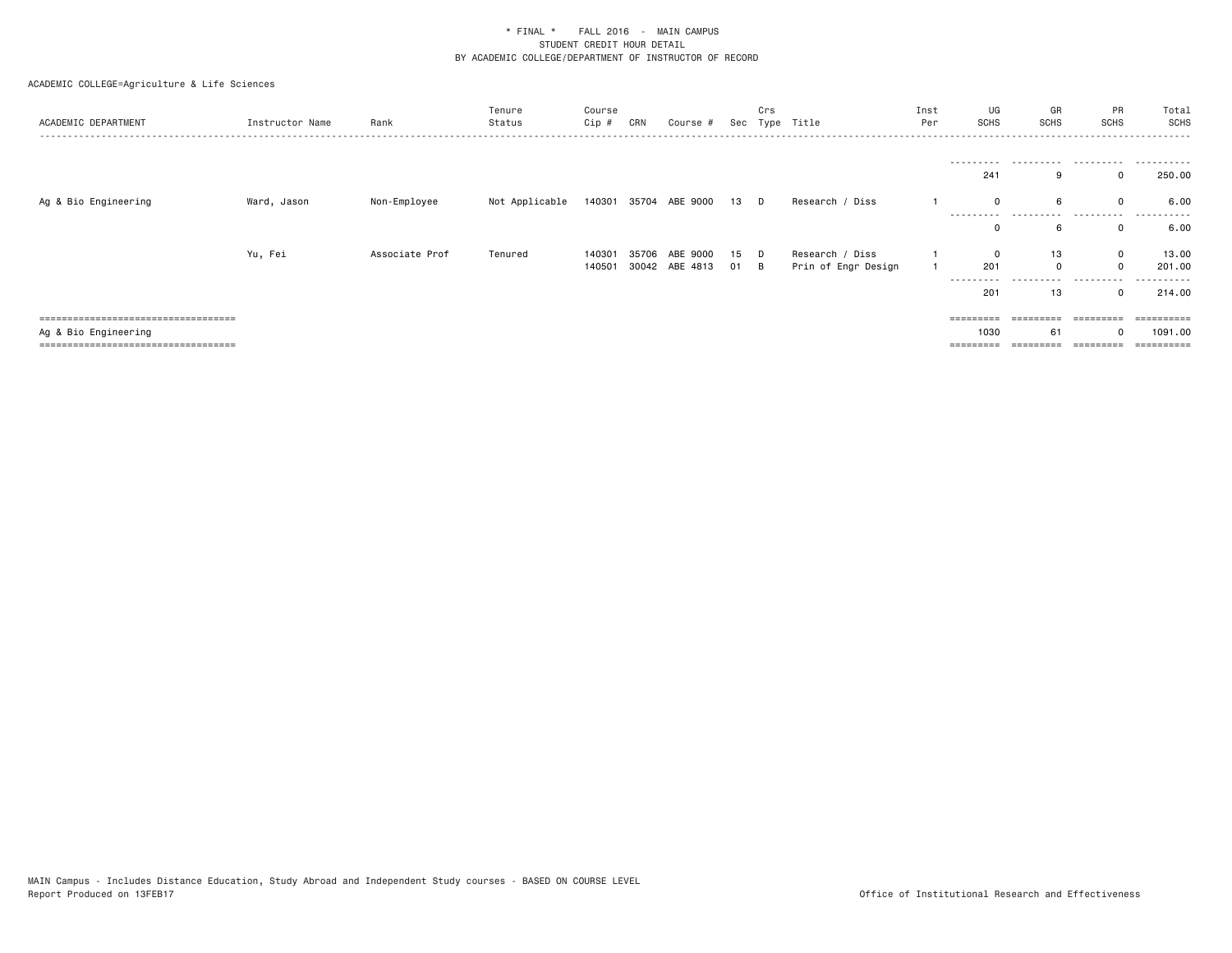* FINAL * FALL 2016 - MAIN CAMPUS
STUDENT CREDIT HOUR DETAIL
BY ACADEMIC COLLEGE/DEPARTMENT OF INSTRUCTOR OF RECORD

ACADEMIC COLLEGE=Agriculture & Life Sciences

| ACADEMIC DEPARTMENT | Instructor Name | Rank | Tenure Status | Course Cip # | CRN | Course # | Sec | Crs Type | Title | Inst Per | UG SCHS | GR SCHS | PR SCHS | Total SCHS |
|---|---|---|---|---|---|---|---|---|---|---|---|---|---|---|
| | | | | | | | | | | | 241 | 9 | 0 | 250.00 |
| Ag & Bio Engineering | Ward, Jason | Non-Employee | Not Applicable | 140301 | 35704 | ABE 9000 | 13 | D | Research / Diss | 1 | 0 | 6 | 0 | 6.00 |
| | | | | | | | | | | | 0 | 6 | 0 | 6.00 |
| | Yu, Fei | Associate Prof | Tenured | 140301 | 35706 | ABE 9000 | 15 | D | Research / Diss | 1 | 0 | 13 | 0 | 13.00 |
| | | | | 140501 | 30042 | ABE 4813 | 01 | B | Prin of Engr Design | 1 | 201 | 0 | 0 | 201.00 |
| | | | | | | | | | | | 201 | 13 | 0 | 214.00 |
| Ag & Bio Engineering | | | | | | | | | | | 1030 | 61 | 0 | 1091.00 |

MAIN Campus - Includes Distance Education, Study Abroad and Independent Study courses - BASED ON COURSE LEVEL
Report Produced on 13FEB17

Office of Institutional Research and Effectiveness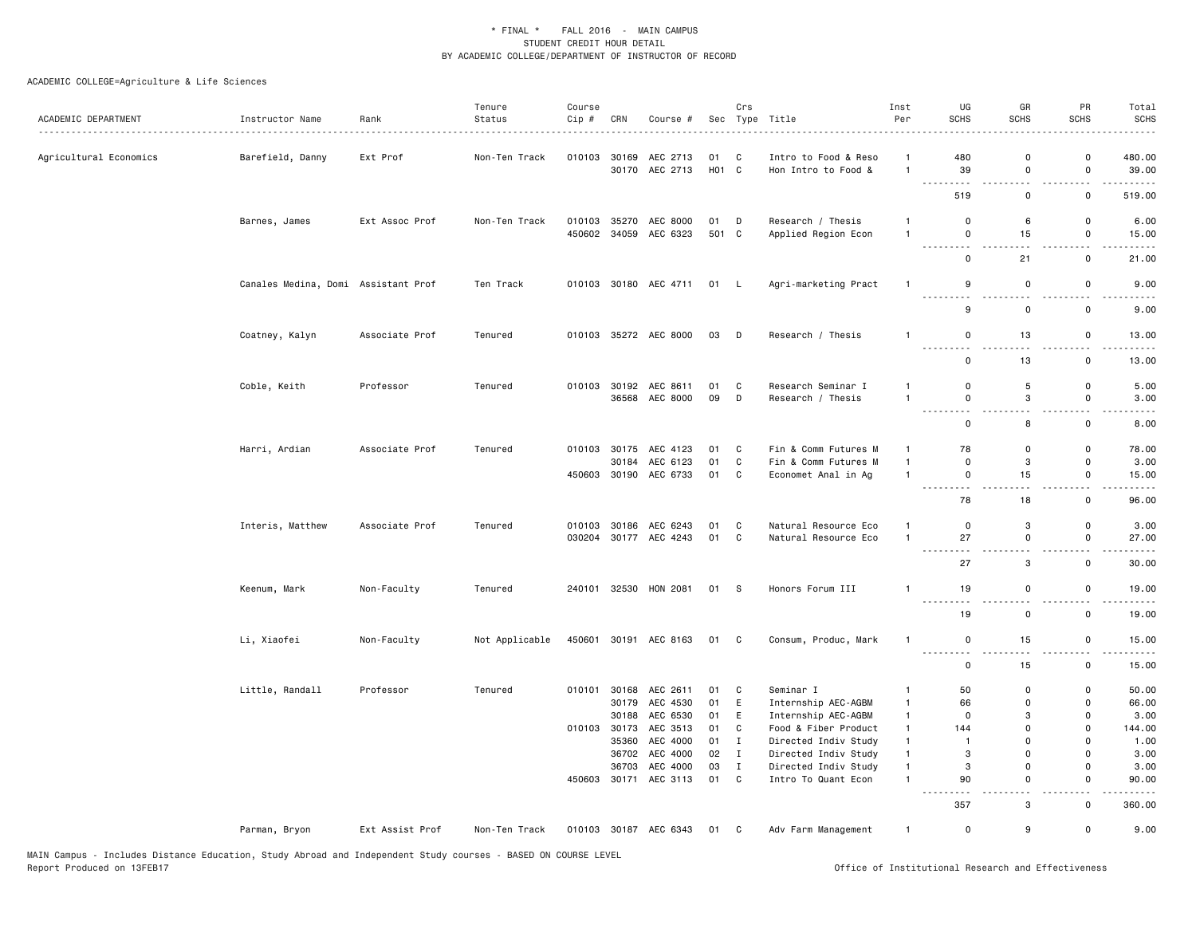\* FINAL \* FALL 2016 - MAIN CAMPUS
STUDENT CREDIT HOUR DETAIL
BY ACADEMIC COLLEGE/DEPARTMENT OF INSTRUCTOR OF RECORD

ACADEMIC COLLEGE=Agriculture & Life Sciences

| ACADEMIC DEPARTMENT | Instructor Name | Rank | Tenure Status | Course Cip # | CRN | Course # | Sec | Crs Type | Title | Inst Per | UG SCHS | GR SCHS | PR SCHS | Total SCHS |
|---|---|---|---|---|---|---|---|---|---|---|---|---|---|---|
| Agricultural Economics | Barefield, Danny | Ext Prof | Non-Ten Track | 010103 | 30169 | AEC 2713 | 01 | C | Intro to Food & Reso | 1 | 480 | 0 | 0 | 480.00 |
| | | | | | 30170 | AEC 2713 | H01 | C | Hon Intro to Food & | 1 | 39 | 0 | 0 | 39.00 |
| | | | | | | | | | | | 519 | 0 | 0 | 519.00 |
| | Barnes, James | Ext Assoc Prof | Non-Ten Track | 010103 | 35270 | AEC 8000 | 01 | D | Research / Thesis | 1 | 0 | 6 | 0 | 6.00 |
| | | | | 450602 | 34059 | AEC 6323 | 501 | C | Applied Region Econ | 1 | 0 | 15 | 0 | 15.00 |
| | | | | | | | | | | | 0 | 21 | 0 | 21.00 |
| | Canales Medina, Domi | Assistant Prof | Ten Track | 010103 | 30180 | AEC 4711 | 01 | L | Agri-marketing Pract | 1 | 9 | 0 | 0 | 9.00 |
| | | | | | | | | | | | 9 | 0 | 0 | 9.00 |
| | Coatney, Kalyn | Associate Prof | Tenured | 010103 | 35272 | AEC 8000 | 03 | D | Research / Thesis | 1 | 0 | 13 | 0 | 13.00 |
| | | | | | | | | | | | 0 | 13 | 0 | 13.00 |
| | Coble, Keith | Professor | Tenured | 010103 | 30192 | AEC 8611 | 01 | C | Research Seminar I | 1 | 0 | 5 | 0 | 5.00 |
| | | | | | 36568 | AEC 8000 | 09 | D | Research / Thesis | 1 | 0 | 3 | 0 | 3.00 |
| | | | | | | | | | | | 0 | 8 | 0 | 8.00 |
| | Harri, Ardian | Associate Prof | Tenured | 010103 | 30175 | AEC 4123 | 01 | C | Fin & Comm Futures M | 1 | 78 | 0 | 0 | 78.00 |
| | | | | | 30184 | AEC 6123 | 01 | C | Fin & Comm Futures M | 1 | 0 | 3 | 0 | 3.00 |
| | | | | 450603 | 30190 | AEC 6733 | 01 | C | Economet Anal in Ag | 1 | 0 | 15 | 0 | 15.00 |
| | | | | | | | | | | | 78 | 18 | 0 | 96.00 |
| | Interis, Matthew | Associate Prof | Tenured | 010103 | 30186 | AEC 6243 | 01 | C | Natural Resource Eco | 1 | 0 | 3 | 0 | 3.00 |
| | | | | 030204 | 30177 | AEC 4243 | 01 | C | Natural Resource Eco | 1 | 27 | 0 | 0 | 27.00 |
| | | | | | | | | | | | 27 | 3 | 0 | 30.00 |
| | Keenum, Mark | Non-Faculty | Tenured | 240101 | 32530 | HON 2081 | 01 | S | Honors Forum III | 1 | 19 | 0 | 0 | 19.00 |
| | | | | | | | | | | | 19 | 0 | 0 | 19.00 |
| | Li, Xiaofei | Non-Faculty | Not Applicable | 450601 | 30191 | AEC 8163 | 01 | C | Consum, Produc, Mark | 1 | 0 | 15 | 0 | 15.00 |
| | | | | | | | | | | | 0 | 15 | 0 | 15.00 |
| | Little, Randall | Professor | Tenured | 010101 | 30168 | AEC 2611 | 01 | C | Seminar I | 1 | 50 | 0 | 0 | 50.00 |
| | | | | | 30179 | AEC 4530 | 01 | E | Internship AEC-AGBM | 1 | 66 | 0 | 0 | 66.00 |
| | | | | | 30188 | AEC 6530 | 01 | E | Internship AEC-AGBM | 1 | 0 | 3 | 0 | 3.00 |
| | | | | 010103 | 30173 | AEC 3513 | 01 | C | Food & Fiber Product | 1 | 144 | 0 | 0 | 144.00 |
| | | | | | 35360 | AEC 4000 | 01 | I | Directed Indiv Study | 1 | 1 | 0 | 0 | 1.00 |
| | | | | | 36702 | AEC 4000 | 02 | I | Directed Indiv Study | 1 | 3 | 0 | 0 | 3.00 |
| | | | | | 36703 | AEC 4000 | 03 | I | Directed Indiv Study | 1 | 3 | 0 | 0 | 3.00 |
| | | | | 450603 | 30171 | AEC 3113 | 01 | C | Intro To Quant Econ | 1 | 90 | 0 | 0 | 90.00 |
| | | | | | | | | | | | 357 | 3 | 0 | 360.00 |
| | Parman, Bryon | Ext Assist Prof | Non-Ten Track | 010103 | 30187 | AEC 6343 | 01 | C | Adv Farm Management | 1 | 0 | 9 | 0 | 9.00 |

MAIN Campus - Includes Distance Education, Study Abroad and Independent Study courses - BASED ON COURSE LEVEL
Report Produced on 13FEB17 Office of Institutional Research and Effectiveness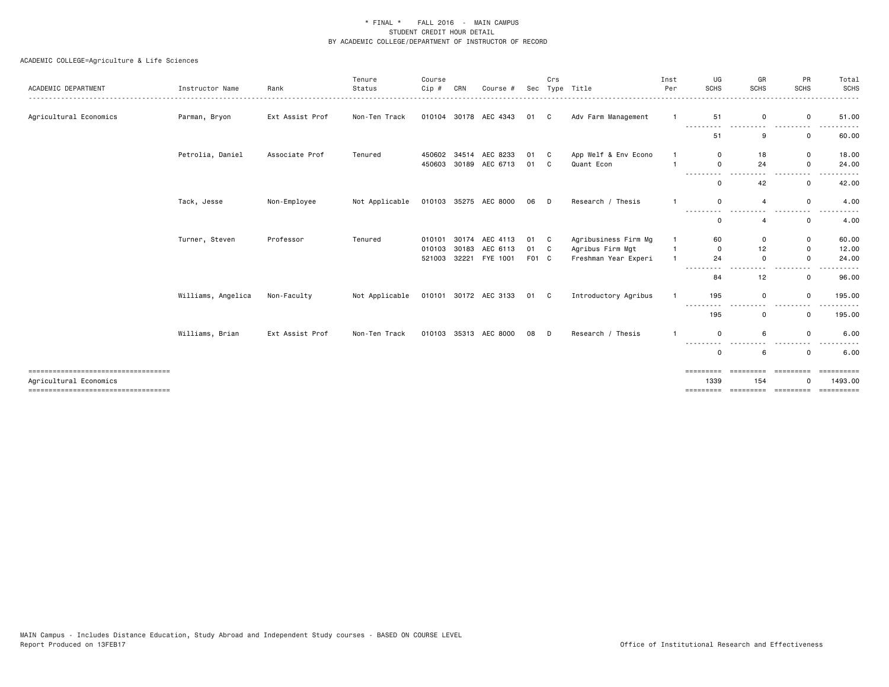\* FINAL \* FALL 2016 - MAIN CAMPUS
STUDENT CREDIT HOUR DETAIL
BY ACADEMIC COLLEGE/DEPARTMENT OF INSTRUCTOR OF RECORD

ACADEMIC COLLEGE=Agriculture & Life Sciences

| ACADEMIC DEPARTMENT | Instructor Name | Rank | Tenure Status | Course Cip # | CRN | Course # | Sec | Crs Type | Title | Inst Per | UG SCHS | GR SCHS | PR SCHS | Total SCHS |
|---|---|---|---|---|---|---|---|---|---|---|---|---|---|---|
| Agricultural Economics | Parman, Bryon | Ext Assist Prof | Non-Ten Track | 010104 | 30178 | AEC 4343 | 01 | C | Adv Farm Management | 1 | 51 | 0 | 0 | 51.00 |
| | | | | | | | | | | | 51 | 9 | 0 | 60.00 |
| | Petrolia, Daniel | Associate Prof | Tenured | 450602 | 34514 | AEC 8233 | 01 | C | App Welf & Env Econo | 1 | 0 | 18 | 0 | 18.00 |
| | | | | 450603 | 30189 | AEC 6713 | 01 | C | Quant Econ | 1 | 0 | 24 | 0 | 24.00 |
| | | | | | | | | | | | 0 | 42 | 0 | 42.00 |
| | Tack, Jesse | Non-Employee | Not Applicable | 010103 | 35275 | AEC 8000 | 06 | D | Research / Thesis | 1 | 0 | 4 | 0 | 4.00 |
| | | | | | | | | | | | 0 | 4 | 0 | 4.00 |
| | Turner, Steven | Professor | Tenured | 010101 | 30174 | AEC 4113 | 01 | C | Agribusiness Firm Mg | 1 | 60 | 0 | 0 | 60.00 |
| | | | | 010103 | 30183 | AEC 6113 | 01 | C | Agribus Firm Mgt | 1 | 0 | 12 | 0 | 12.00 |
| | | | | 521003 | 32221 | FYE 1001 | F01 | C | Freshman Year Experi | 1 | 24 | 0 | 0 | 24.00 |
| | | | | | | | | | | | 84 | 12 | 0 | 96.00 |
| | Williams, Angelica | Non-Faculty | Not Applicable | 010101 | 30172 | AEC 3133 | 01 | C | Introductory Agribus | 1 | 195 | 0 | 0 | 195.00 |
| | | | | | | | | | | | 195 | 0 | 0 | 195.00 |
| | Williams, Brian | Ext Assist Prof | Non-Ten Track | 010103 | 35313 | AEC 8000 | 08 | D | Research / Thesis | 1 | 0 | 6 | 0 | 6.00 |
| | | | | | | | | | | | 0 | 6 | 0 | 6.00 |
| Agricultural Economics | | | | | | | | | | | 1339 | 154 | 0 | 1493.00 |

MAIN Campus - Includes Distance Education, Study Abroad and Independent Study courses - BASED ON COURSE LEVEL
Report Produced on 13FEB17

Office of Institutional Research and Effectiveness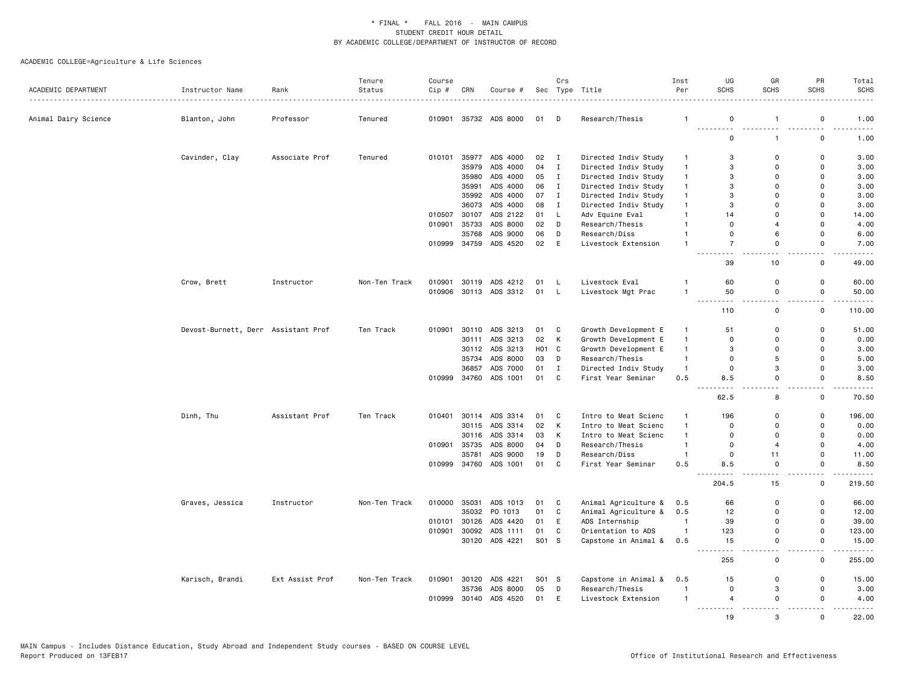\* FINAL \* FALL 2016 - MAIN CAMPUS
STUDENT CREDIT HOUR DETAIL
BY ACADEMIC COLLEGE/DEPARTMENT OF INSTRUCTOR OF RECORD

ACADEMIC COLLEGE=Agriculture & Life Sciences

| ACADEMIC DEPARTMENT | Instructor Name | Rank | Tenure Status | Course Cip # | CRN | Course # | Sec | Crs Type | Title | Inst Per | UG SCHS | GR SCHS | PR SCHS | Total SCHS |
|---|---|---|---|---|---|---|---|---|---|---|---|---|---|---|
| Animal Dairy Science | Blanton, John | Professor | Tenured | 010901 | 35732 | ADS 8000 | 01 | D | Research/Thesis | 1 | 0 | 1 | 0 | 1.00 |
| | | | | | | | | | | | 0 | 1 | 0 | 1.00 |
| | Cavinder, Clay | Associate Prof | Tenured | 010101 | 35977 | ADS 4000 | 02 | I | Directed Indiv Study | 1 | 3 | 0 | 0 | 3.00 |
| | | | | | 35979 | ADS 4000 | 04 | I | Directed Indiv Study | 1 | 3 | 0 | 0 | 3.00 |
| | | | | | 35980 | ADS 4000 | 05 | I | Directed Indiv Study | 1 | 3 | 0 | 0 | 3.00 |
| | | | | | 35991 | ADS 4000 | 06 | I | Directed Indiv Study | 1 | 3 | 0 | 0 | 3.00 |
| | | | | | 35992 | ADS 4000 | 07 | I | Directed Indiv Study | 1 | 3 | 0 | 0 | 3.00 |
| | | | | | 36073 | ADS 4000 | 08 | I | Directed Indiv Study | 1 | 3 | 0 | 0 | 3.00 |
| | | | | 010507 | 30107 | ADS 2122 | 01 | L | Adv Equine Eval | 1 | 14 | 0 | 0 | 14.00 |
| | | | | 010901 | 35733 | ADS 8000 | 02 | D | Research/Thesis | 1 | 0 | 4 | 0 | 4.00 |
| | | | | | 35768 | ADS 9000 | 06 | D | Research/Diss | 1 | 0 | 6 | 0 | 6.00 |
| | | | | 010999 | 34759 | ADS 4520 | 02 | E | Livestock Extension | 1 | 7 | 0 | 0 | 7.00 |
| | | | | | | | | | | | 39 | 10 | 0 | 49.00 |
| | Crow, Brett | Instructor | Non-Ten Track | 010901 | 30119 | ADS 4212 | 01 | L | Livestock Eval | 1 | 60 | 0 | 0 | 60.00 |
| | | | | 010906 | 30113 | ADS 3312 | 01 | L | Livestock Mgt Prac | 1 | 50 | 0 | 0 | 50.00 |
| | | | | | | | | | | | 110 | 0 | 0 | 110.00 |
| | Devost-Burnett, Derr | Assistant Prof | Ten Track | 010901 | 30110 | ADS 3213 | 01 | C | Growth Development E | 1 | 51 | 0 | 0 | 51.00 |
| | | | | | 30111 | ADS 3213 | 02 | K | Growth Development E | 1 | 0 | 0 | 0 | 0.00 |
| | | | | | 30112 | ADS 3213 | H01 | C | Growth Development E | 1 | 3 | 0 | 0 | 3.00 |
| | | | | | 35734 | ADS 8000 | 03 | D | Research/Thesis | 1 | 0 | 5 | 0 | 5.00 |
| | | | | | 36857 | ADS 7000 | 01 | I | Directed Indiv Study | 1 | 0 | 3 | 0 | 3.00 |
| | | | | 010999 | 34760 | ADS 1001 | 01 | C | First Year Seminar | 0.5 | 8.5 | 0 | 0 | 8.50 |
| | | | | | | | | | | | 62.5 | 8 | 0 | 70.50 |
| | Dinh, Thu | Assistant Prof | Ten Track | 010401 | 30114 | ADS 3314 | 01 | C | Intro to Meat Scienc | 1 | 196 | 0 | 0 | 196.00 |
| | | | | | 30115 | ADS 3314 | 02 | K | Intro to Meat Scienc | 1 | 0 | 0 | 0 | 0.00 |
| | | | | | 30116 | ADS 3314 | 03 | K | Intro to Meat Scienc | 1 | 0 | 0 | 0 | 0.00 |
| | | | | 010901 | 35735 | ADS 8000 | 04 | D | Research/Thesis | 1 | 0 | 4 | 0 | 4.00 |
| | | | | | 35781 | ADS 9000 | 19 | D | Research/Diss | 1 | 0 | 11 | 0 | 11.00 |
| | | | | 010999 | 34760 | ADS 1001 | 01 | C | First Year Seminar | 0.5 | 8.5 | 0 | 0 | 8.50 |
| | | | | | | | | | | | 204.5 | 15 | 0 | 219.50 |
| | Graves, Jessica | Instructor | Non-Ten Track | 010000 | 35031 | ADS 1013 | 01 | C | Animal Agriculture & | 0.5 | 66 | 0 | 0 | 66.00 |
| | | | | | 35032 | PO 1013 | 01 | C | Animal Agriculture & | 0.5 | 12 | 0 | 0 | 12.00 |
| | | | | 010101 | 30126 | ADS 4420 | 01 | E | ADS Internship | 1 | 39 | 0 | 0 | 39.00 |
| | | | | 010901 | 30092 | ADS 1111 | 01 | C | Orientation to ADS | 1 | 123 | 0 | 0 | 123.00 |
| | | | | | 30120 | ADS 4221 | S01 | S | Capstone in Animal & | 0.5 | 15 | 0 | 0 | 15.00 |
| | | | | | | | | | | | 255 | 0 | 0 | 255.00 |
| | Karisch, Brandi | Ext Assist Prof | Non-Ten Track | 010901 | 30120 | ADS 4221 | S01 | S | Capstone in Animal & | 0.5 | 15 | 0 | 0 | 15.00 |
| | | | | | 35736 | ADS 8000 | 05 | D | Research/Thesis | 1 | 0 | 3 | 0 | 3.00 |
| | | | | 010999 | 30140 | ADS 4520 | 01 | E | Livestock Extension | 1 | 4 | 0 | 0 | 4.00 |
| | | | | | | | | | | | 19 | 3 | 0 | 22.00 |

MAIN Campus - Includes Distance Education, Study Abroad and Independent Study courses - BASED ON COURSE LEVEL
Report Produced on 13FEB17

Office of Institutional Research and Effectiveness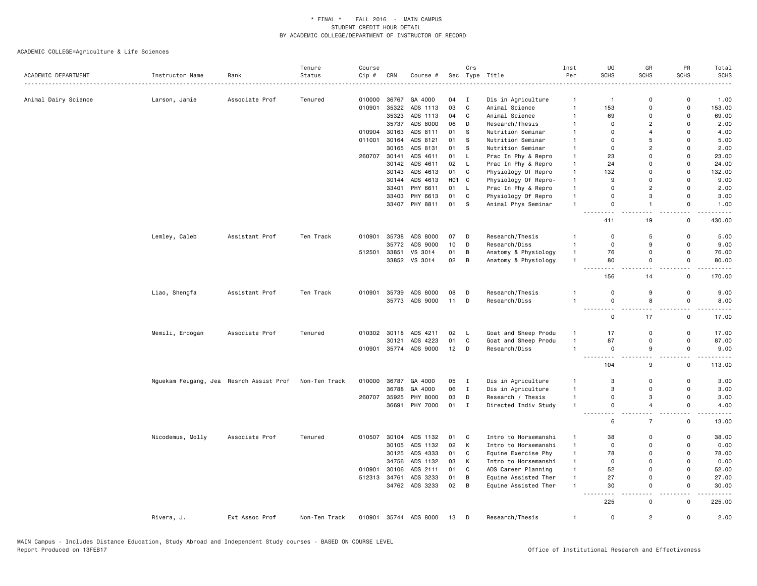\* FINAL \* FALL 2016 - MAIN CAMPUS
STUDENT CREDIT HOUR DETAIL
BY ACADEMIC COLLEGE/DEPARTMENT OF INSTRUCTOR OF RECORD

ACADEMIC COLLEGE=Agriculture & Life Sciences

| ACADEMIC DEPARTMENT | Instructor Name | Rank | Tenure Status | Course Cip # | CRN | Course # | Sec | Crs Type | Title | Inst Per | UG SCHS | GR SCHS | PR SCHS | Total SCHS |
|---|---|---|---|---|---|---|---|---|---|---|---|---|---|---|
| Animal Dairy Science | Larson, Jamie | Associate Prof | Tenured | 010000 | 36767 | GA 4000 | 04 | I | Dis in Agriculture | 1 | 1 | 0 | 0 | 1.00 |
| | | | | 010901 | 35322 | ADS 1113 | 03 | C | Animal Science | 1 | 153 | 0 | 0 | 153.00 |
| | | | | | 35323 | ADS 1113 | 04 | C | Animal Science | 1 | 69 | 0 | 0 | 69.00 |
| | | | | | 35737 | ADS 8000 | 06 | D | Research/Thesis | 1 | 0 | 2 | 0 | 2.00 |
| | | | | 010904 | 30163 | ADS 8111 | 01 | S | Nutrition Seminar | 1 | 0 | 4 | 0 | 4.00 |
| | | | | 011001 | 30164 | ADS 8121 | 01 | S | Nutrition Seminar | 1 | 0 | 5 | 0 | 5.00 |
| | | | | | 30165 | ADS 8131 | 01 | S | Nutrition Seminar | 1 | 0 | 2 | 0 | 2.00 |
| | | | | 260707 | 30141 | ADS 4611 | 01 | L | Prac In Phy & Repro | 1 | 23 | 0 | 0 | 23.00 |
| | | | | | 30142 | ADS 4611 | 02 | L | Prac In Phy & Repro | 1 | 24 | 0 | 0 | 24.00 |
| | | | | | 30143 | ADS 4613 | 01 | C | Physiology Of Repro | 1 | 132 | 0 | 0 | 132.00 |
| | | | | | 30144 | ADS 4613 | H01 | C | Physiology Of Repro- | 1 | 9 | 0 | 0 | 9.00 |
| | | | | | 33401 | PHY 6611 | 01 | L | Prac In Phy & Repro | 1 | 0 | 2 | 0 | 2.00 |
| | | | | | 33403 | PHY 6613 | 01 | C | Physiology Of Repro | 1 | 0 | 3 | 0 | 3.00 |
| | | | | | 33407 | PHY 8811 | 01 | S | Animal Phys Seminar | 1 | 0 | 1 | 0 | 1.00 |
| | | | | | | | | | | | 411 | 19 | 0 | 430.00 |
| | Lemley, Caleb | Assistant Prof | Ten Track | 010901 | 35738 | ADS 8000 | 07 | D | Research/Thesis | 1 | 0 | 5 | 0 | 5.00 |
| | | | | | 35772 | ADS 9000 | 10 | D | Research/Diss | 1 | 0 | 9 | 0 | 9.00 |
| | | | | 512501 | 33851 | VS 3014 | 01 | B | Anatomy & Physiology | 1 | 76 | 0 | 0 | 76.00 |
| | | | | | 33852 | VS 3014 | 02 | B | Anatomy & Physiology | 1 | 80 | 0 | 0 | 80.00 |
| | | | | | | | | | | | 156 | 14 | 0 | 170.00 |
| | Liao, Shengfa | Assistant Prof | Ten Track | 010901 | 35739 | ADS 8000 | 08 | D | Research/Thesis | 1 | 0 | 9 | 0 | 9.00 |
| | | | | | 35773 | ADS 9000 | 11 | D | Research/Diss | 1 | 0 | 8 | 0 | 8.00 |
| | | | | | | | | | | | 0 | 17 | 0 | 17.00 |
| | Memili, Erdogan | Associate Prof | Tenured | 010302 | 30118 | ADS 4211 | 02 | L | Goat and Sheep Produ | 1 | 17 | 0 | 0 | 17.00 |
| | | | | | 30121 | ADS 4223 | 01 | C | Goat and Sheep Produ | 1 | 87 | 0 | 0 | 87.00 |
| | | | | 010901 | 35774 | ADS 9000 | 12 | D | Research/Diss | 1 | 0 | 9 | 0 | 9.00 |
| | | | | | | | | | | | 104 | 9 | 0 | 113.00 |
| | Nguekam Feugang, Jea | Resrch Assist Prof | Non-Ten Track | 010000 | 36787 | GA 4000 | 05 | I | Dis in Agriculture | 1 | 3 | 0 | 0 | 3.00 |
| | | | | | 36788 | GA 4000 | 06 | I | Dis in Agriculture | 1 | 3 | 0 | 0 | 3.00 |
| | | | | 260707 | 35925 | PHY 8000 | 03 | D | Research / Thesis | 1 | 0 | 3 | 0 | 3.00 |
| | | | | | 36691 | PHY 7000 | 01 | I | Directed Indiv Study | 1 | 0 | 4 | 0 | 4.00 |
| | | | | | | | | | | | 6 | 7 | 0 | 13.00 |
| | Nicodemus, Molly | Associate Prof | Tenured | 010507 | 30104 | ADS 1132 | 01 | C | Intro to Horsemanshi | 1 | 38 | 0 | 0 | 38.00 |
| | | | | | 30105 | ADS 1132 | 02 | K | Intro to Horsemanshi | 1 | 0 | 0 | 0 | 0.00 |
| | | | | | 30125 | ADS 4333 | 01 | C | Equine Exercise Phy | 1 | 78 | 0 | 0 | 78.00 |
| | | | | | 34756 | ADS 1132 | 03 | K | Intro to Horsemanshi | 1 | 0 | 0 | 0 | 0.00 |
| | | | | 010901 | 30106 | ADS 2111 | 01 | C | ADS Career Planning | 1 | 52 | 0 | 0 | 52.00 |
| | | | | 512313 | 34761 | ADS 3233 | 01 | B | Equine Assisted Ther | 1 | 27 | 0 | 0 | 27.00 |
| | | | | | 34762 | ADS 3233 | 02 | B | Equine Assisted Ther | 1 | 30 | 0 | 0 | 30.00 |
| | | | | | | | | | | | 225 | 0 | 0 | 225.00 |
| | Rivera, J. | Ext Assoc Prof | Non-Ten Track | 010901 | 35744 | ADS 8000 | 13 | D | Research/Thesis | 1 | 0 | 2 | 0 | 2.00 |

MAIN Campus - Includes Distance Education, Study Abroad and Independent Study courses - BASED ON COURSE LEVEL
Report Produced on 13FEB17

Office of Institutional Research and Effectiveness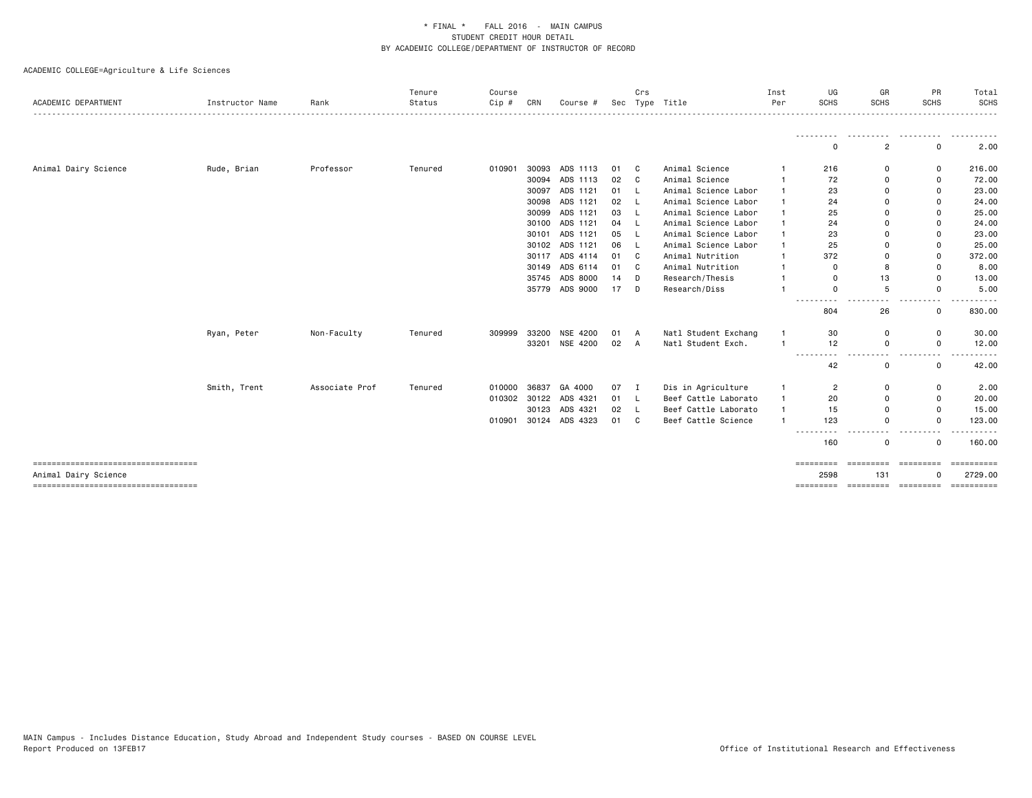* FINAL * FALL 2016 - MAIN CAMPUS
STUDENT CREDIT HOUR DETAIL
BY ACADEMIC COLLEGE/DEPARTMENT OF INSTRUCTOR OF RECORD

ACADEMIC COLLEGE=Agriculture & Life Sciences

| ACADEMIC DEPARTMENT | Instructor Name | Rank | Tenure Status | Course Cip # | CRN | Course # | Sec | Crs Type | Title | Inst Per | UG SCHS | GR SCHS | PR SCHS | Total SCHS |
|---|---|---|---|---|---|---|---|---|---|---|---|---|---|---|
| | | | | | | | | | | | 0 | 2 | 0 | 2.00 |
| Animal Dairy Science | Rude, Brian | Professor | Tenured | 010901 | 30093 | ADS 1113 | 01 | C | Animal Science | 1 | 216 | 0 | 0 | 216.00 |
| | | | | | 30094 | ADS 1113 | 02 | C | Animal Science | 1 | 72 | 0 | 0 | 72.00 |
| | | | | | 30097 | ADS 1121 | 01 | L | Animal Science Labor | 1 | 23 | 0 | 0 | 23.00 |
| | | | | | 30098 | ADS 1121 | 02 | L | Animal Science Labor | 1 | 24 | 0 | 0 | 24.00 |
| | | | | | 30099 | ADS 1121 | 03 | L | Animal Science Labor | 1 | 25 | 0 | 0 | 25.00 |
| | | | | | 30100 | ADS 1121 | 04 | L | Animal Science Labor | 1 | 24 | 0 | 0 | 24.00 |
| | | | | | 30101 | ADS 1121 | 05 | L | Animal Science Labor | 1 | 23 | 0 | 0 | 23.00 |
| | | | | | 30102 | ADS 1121 | 06 | L | Animal Science Labor | 1 | 25 | 0 | 0 | 25.00 |
| | | | | | 30117 | ADS 4114 | 01 | C | Animal Nutrition | 1 | 372 | 0 | 0 | 372.00 |
| | | | | | 30149 | ADS 6114 | 01 | C | Animal Nutrition | 1 | 0 | 8 | 0 | 8.00 |
| | | | | | 35745 | ADS 8000 | 14 | D | Research/Thesis | 1 | 0 | 13 | 0 | 13.00 |
| | | | | | 35779 | ADS 9000 | 17 | D | Research/Diss | 1 | 0 | 5 | 0 | 5.00 |
| | | | | | | | | | | | 804 | 26 | 0 | 830.00 |
| | Ryan, Peter | Non-Faculty | Tenured | 309999 | 33200 | NSE 4200 | 01 | A | Natl Student Exchang | 1 | 30 | 0 | 0 | 30.00 |
| | | | | | 33201 | NSE 4200 | 02 | A | Natl Student Exch. | 1 | 12 | 0 | 0 | 12.00 |
| | | | | | | | | | | | 42 | 0 | 0 | 42.00 |
| | Smith, Trent | Associate Prof | Tenured | 010000 | 36837 | GA 4000 | 07 | I | Dis in Agriculture | 1 | 2 | 0 | 0 | 2.00 |
| | | | | 010302 | 30122 | ADS 4321 | 01 | L | Beef Cattle Laborato | 1 | 20 | 0 | 0 | 20.00 |
| | | | | | 30123 | ADS 4321 | 02 | L | Beef Cattle Laborato | 1 | 15 | 0 | 0 | 15.00 |
| | | | | 010901 | 30124 | ADS 4323 | 01 | C | Beef Cattle Science | 1 | 123 | 0 | 0 | 123.00 |
| | | | | | | | | | | | 160 | 0 | 0 | 160.00 |
| Animal Dairy Science | | | | | | | | | | | 2598 | 131 | 0 | 2729.00 |

MAIN Campus - Includes Distance Education, Study Abroad and Independent Study courses - BASED ON COURSE LEVEL
Report Produced on 13FEB17

Office of Institutional Research and Effectiveness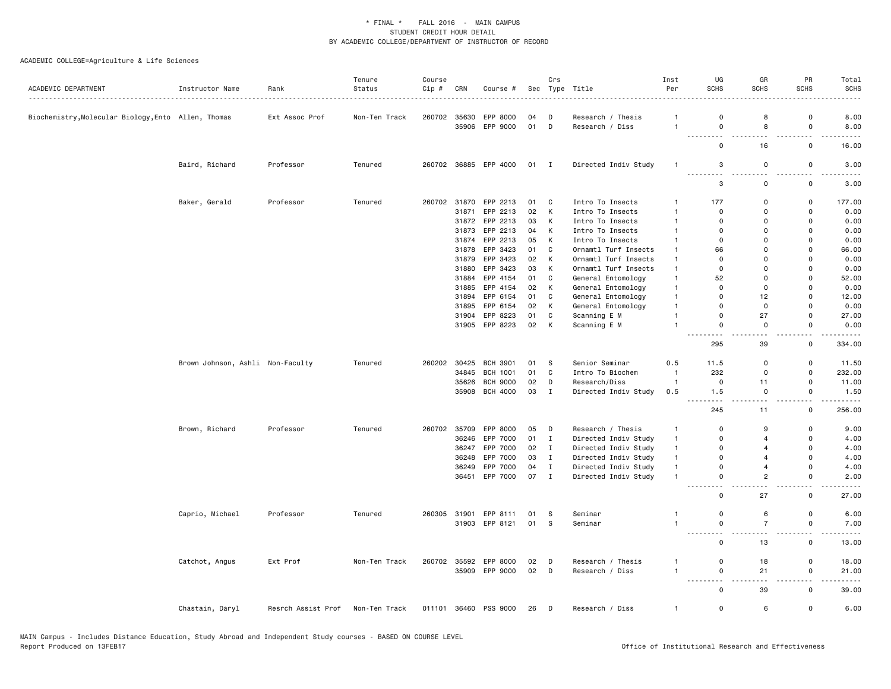\* FINAL \*    FALL 2016  -  MAIN CAMPUS
STUDENT CREDIT HOUR DETAIL
BY ACADEMIC COLLEGE/DEPARTMENT OF INSTRUCTOR OF RECORD

ACADEMIC COLLEGE=Agriculture & Life Sciences

| ACADEMIC DEPARTMENT | Instructor Name | Rank | Tenure Status | Course Cip # | CRN | Course # | Sec | Crs Type | Title | Inst Per | UG SCHS | GR SCHS | PR SCHS | Total SCHS |
|---|---|---|---|---|---|---|---|---|---|---|---|---|---|---|
| Biochemistry,Molecular Biology,Ento | Allen, Thomas | Ext Assoc Prof | Non-Ten Track | 260702 | 35630 | EPP 8000 | 04 | D | Research / Thesis | 1 | 0 | 8 | 0 | 8.00 |
| | | | | | 35906 | EPP 9000 | 01 | D | Research / Diss | 1 | 0 | 8 | 0 | 8.00 |
| | | | | | | | | | | | 0 | 16 | 0 | 16.00 |
| | Baird, Richard | Professor | Tenured | 260702 | 36885 | EPP 4000 | 01 | I | Directed Indiv Study | 1 | 3 | 0 | 0 | 3.00 |
| | | | | | | | | | | | 3 | 0 | 0 | 3.00 |
| | Baker, Gerald | Professor | Tenured | 260702 | 31870 | EPP 2213 | 01 | C | Intro To Insects | 1 | 177 | 0 | 0 | 177.00 |
| | | | | | 31871 | EPP 2213 | 02 | K | Intro To Insects | 1 | 0 | 0 | 0 | 0.00 |
| | | | | | 31872 | EPP 2213 | 03 | K | Intro To Insects | 1 | 0 | 0 | 0 | 0.00 |
| | | | | | 31873 | EPP 2213 | 04 | K | Intro To Insects | 1 | 0 | 0 | 0 | 0.00 |
| | | | | | 31874 | EPP 2213 | 05 | K | Intro To Insects | 1 | 0 | 0 | 0 | 0.00 |
| | | | | | 31878 | EPP 3423 | 01 | C | Ornamtl Turf Insects | 1 | 66 | 0 | 0 | 66.00 |
| | | | | | 31879 | EPP 3423 | 02 | K | Ornamtl Turf Insects | 1 | 0 | 0 | 0 | 0.00 |
| | | | | | 31880 | EPP 3423 | 03 | K | Ornamtl Turf Insects | 1 | 0 | 0 | 0 | 0.00 |
| | | | | | 31884 | EPP 4154 | 01 | C | General Entomology | 1 | 52 | 0 | 0 | 52.00 |
| | | | | | 31885 | EPP 4154 | 02 | K | General Entomology | 1 | 0 | 0 | 0 | 0.00 |
| | | | | | 31894 | EPP 6154 | 01 | C | General Entomology | 1 | 0 | 12 | 0 | 12.00 |
| | | | | | 31895 | EPP 6154 | 02 | K | General Entomology | 1 | 0 | 0 | 0 | 0.00 |
| | | | | | 31904 | EPP 8223 | 01 | C | Scanning E M | 1 | 0 | 27 | 0 | 27.00 |
| | | | | | 31905 | EPP 8223 | 02 | K | Scanning E M | 1 | 0 | 0 | 0 | 0.00 |
| | | | | | | | | | | | 295 | 39 | 0 | 334.00 |
| | Brown Johnson, Ashli | Non-Faculty | Tenured | 260202 | 30425 | BCH 3901 | 01 | S | Senior Seminar | 0.5 | 11.5 | 0 | 0 | 11.50 |
| | | | | | 34845 | BCH 1001 | 01 | C | Intro To Biochem | 1 | 232 | 0 | 0 | 232.00 |
| | | | | | 35626 | BCH 9000 | 02 | D | Research/Diss | 1 | 0 | 11 | 0 | 11.00 |
| | | | | | 35908 | BCH 4000 | 03 | I | Directed Indiv Study | 0.5 | 1.5 | 0 | 0 | 1.50 |
| | | | | | | | | | | | 245 | 11 | 0 | 256.00 |
| | Brown, Richard | Professor | Tenured | 260702 | 35709 | EPP 8000 | 05 | D | Research / Thesis | 1 | 0 | 9 | 0 | 9.00 |
| | | | | | 36246 | EPP 7000 | 01 | I | Directed Indiv Study | 1 | 0 | 4 | 0 | 4.00 |
| | | | | | 36247 | EPP 7000 | 02 | I | Directed Indiv Study | 1 | 0 | 4 | 0 | 4.00 |
| | | | | | 36248 | EPP 7000 | 03 | I | Directed Indiv Study | 1 | 0 | 4 | 0 | 4.00 |
| | | | | | 36249 | EPP 7000 | 04 | I | Directed Indiv Study | 1 | 0 | 4 | 0 | 4.00 |
| | | | | | 36451 | EPP 7000 | 07 | I | Directed Indiv Study | 1 | 0 | 2 | 0 | 2.00 |
| | | | | | | | | | | | 0 | 27 | 0 | 27.00 |
| | Caprio, Michael | Professor | Tenured | 260305 | 31901 | EPP 8111 | 01 | S | Seminar | 1 | 0 | 6 | 0 | 6.00 |
| | | | | | 31903 | EPP 8121 | 01 | S | Seminar | 1 | 0 | 7 | 0 | 7.00 |
| | | | | | | | | | | | 0 | 13 | 0 | 13.00 |
| | Catchot, Angus | Ext Prof | Non-Ten Track | 260702 | 35592 | EPP 8000 | 02 | D | Research / Thesis | 1 | 0 | 18 | 0 | 18.00 |
| | | | | | 35909 | EPP 9000 | 02 | D | Research / Diss | 1 | 0 | 21 | 0 | 21.00 |
| | | | | | | | | | | | 0 | 39 | 0 | 39.00 |
| | Chastain, Daryl | Resrch Assist Prof | Non-Ten Track | 011101 | 36460 | PSS 9000 | 26 | D | Research / Diss | 1 | 0 | 6 | 0 | 6.00 |

MAIN Campus - Includes Distance Education, Study Abroad and Independent Study courses - BASED ON COURSE LEVEL
Report Produced on 13FEB17

Office of Institutional Research and Effectiveness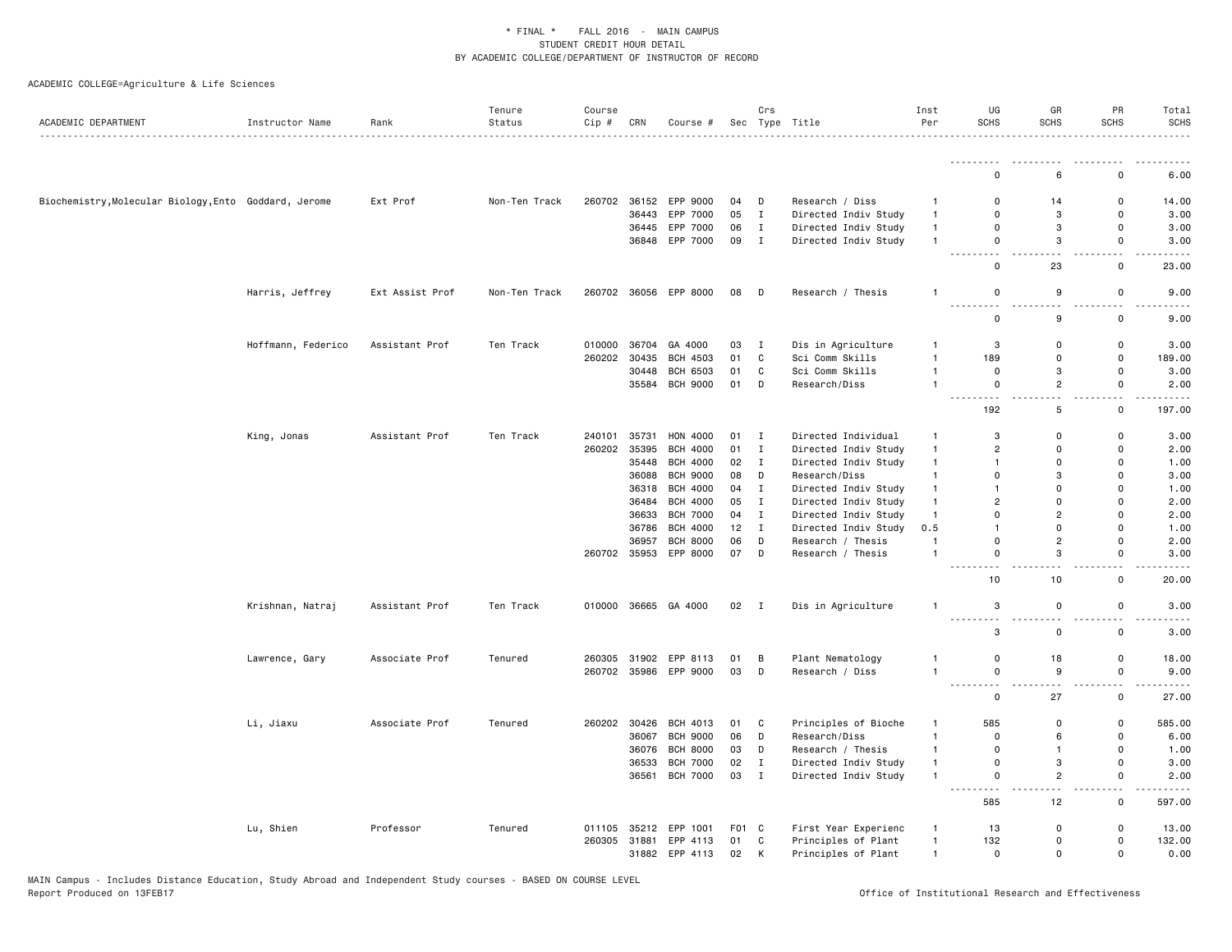\* FINAL \*    FALL 2016 - MAIN CAMPUS
STUDENT CREDIT HOUR DETAIL
BY ACADEMIC COLLEGE/DEPARTMENT OF INSTRUCTOR OF RECORD

ACADEMIC COLLEGE=Agriculture & Life Sciences

| ACADEMIC DEPARTMENT | Instructor Name | Rank | Tenure Status | Course Cip # | CRN | Course # | Sec | Crs Type | Title | Inst Per | UG SCHS | GR SCHS | PR SCHS | Total SCHS |
|---|---|---|---|---|---|---|---|---|---|---|---|---|---|---|
| | | | | | | | | | | | 0 | 6 | 0 | 6.00 |
| Biochemistry,Molecular Biology,Ento | Goddard, Jerome | Ext Prof | Non-Ten Track | 260702 | 36152 | EPP 9000 | 04 | D | Research / Diss | 1 | 0 | 14 | 0 | 14.00 |
| | | | | | 36443 | EPP 7000 | 05 | I | Directed Indiv Study | 1 | 0 | 3 | 0 | 3.00 |
| | | | | | 36445 | EPP 7000 | 06 | I | Directed Indiv Study | 1 | 0 | 3 | 0 | 3.00 |
| | | | | | 36848 | EPP 7000 | 09 | I | Directed Indiv Study | 1 | 0 | 3 | 0 | 3.00 |
| | | | | | | | | | | | 0 | 23 | 0 | 23.00 |
| | Harris, Jeffrey | Ext Assist Prof | Non-Ten Track | 260702 | 36056 | EPP 8000 | 08 | D | Research / Thesis | 1 | 0 | 9 | 0 | 9.00 |
| | | | | | | | | | | | 0 | 9 | 0 | 9.00 |
| | Hoffmann, Federico | Assistant Prof | Ten Track | 010000 | 36704 | GA 4000 | 03 | I | Dis in Agriculture | 1 | 3 | 0 | 0 | 3.00 |
| | | | | 260202 | 30435 | BCH 4503 | 01 | C | Sci Comm Skills | 1 | 189 | 0 | 0 | 189.00 |
| | | | | | 30448 | BCH 6503 | 01 | C | Sci Comm Skills | 1 | 0 | 3 | 0 | 3.00 |
| | | | | | 35584 | BCH 9000 | 01 | D | Research/Diss | 1 | 0 | 2 | 0 | 2.00 |
| | | | | | | | | | | | 192 | 5 | 0 | 197.00 |
| | King, Jonas | Assistant Prof | Ten Track | 240101 | 35731 | HON 4000 | 01 | I | Directed Individual | 1 | 3 | 0 | 0 | 3.00 |
| | | | | 260202 | 35395 | BCH 4000 | 01 | I | Directed Indiv Study | 1 | 2 | 0 | 0 | 2.00 |
| | | | | | 35448 | BCH 4000 | 02 | I | Directed Indiv Study | 1 | 1 | 0 | 0 | 1.00 |
| | | | | | 36088 | BCH 9000 | 08 | D | Research/Diss | 1 | 0 | 3 | 0 | 3.00 |
| | | | | | 36318 | BCH 4000 | 04 | I | Directed Indiv Study | 1 | 1 | 0 | 0 | 1.00 |
| | | | | | 36484 | BCH 4000 | 05 | I | Directed Indiv Study | 1 | 2 | 0 | 0 | 2.00 |
| | | | | | 36633 | BCH 7000 | 04 | I | Directed Indiv Study | 1 | 0 | 2 | 0 | 2.00 |
| | | | | | 36786 | BCH 4000 | 12 | I | Directed Indiv Study | 0.5 | 1 | 0 | 0 | 1.00 |
| | | | | | 36957 | BCH 8000 | 06 | D | Research / Thesis | 1 | 0 | 2 | 0 | 2.00 |
| | | | | 260702 | 35953 | EPP 8000 | 07 | D | Research / Thesis | 1 | 0 | 3 | 0 | 3.00 |
| | | | | | | | | | | | 10 | 10 | 0 | 20.00 |
| | Krishnan, Natraj | Assistant Prof | Ten Track | 010000 | 36665 | GA 4000 | 02 | I | Dis in Agriculture | 1 | 3 | 0 | 0 | 3.00 |
| | | | | | | | | | | | 3 | 0 | 0 | 3.00 |
| | Lawrence, Gary | Associate Prof | Tenured | 260305 | 31902 | EPP 8113 | 01 | B | Plant Nematology | 1 | 0 | 18 | 0 | 18.00 |
| | | | | 260702 | 35986 | EPP 9000 | 03 | D | Research / Diss | 1 | 0 | 9 | 0 | 9.00 |
| | | | | | | | | | | | 0 | 27 | 0 | 27.00 |
| | Li, Jiaxu | Associate Prof | Tenured | 260202 | 30426 | BCH 4013 | 01 | C | Principles of Bioche | 1 | 585 | 0 | 0 | 585.00 |
| | | | | | 36067 | BCH 9000 | 06 | D | Research/Diss | 1 | 0 | 6 | 0 | 6.00 |
| | | | | | 36076 | BCH 8000 | 03 | D | Research / Thesis | 1 | 0 | 1 | 0 | 1.00 |
| | | | | | 36533 | BCH 7000 | 02 | I | Directed Indiv Study | 1 | 0 | 3 | 0 | 3.00 |
| | | | | | 36561 | BCH 7000 | 03 | I | Directed Indiv Study | 1 | 0 | 2 | 0 | 2.00 |
| | | | | | | | | | | | 585 | 12 | 0 | 597.00 |
| | Lu, Shien | Professor | Tenured | 011105 | 35212 | EPP 1001 | F01 | C | First Year Experienc | 1 | 13 | 0 | 0 | 13.00 |
| | | | | 260305 | 31881 | EPP 4113 | 01 | C | Principles of Plant | 1 | 132 | 0 | 0 | 132.00 |
| | | | | | 31882 | EPP 4113 | 02 | K | Principles of Plant | 1 | 0 | 0 | 0 | 0.00 |

MAIN Campus - Includes Distance Education, Study Abroad and Independent Study courses - BASED ON COURSE LEVEL
Report Produced on 13FEB17    Office of Institutional Research and Effectiveness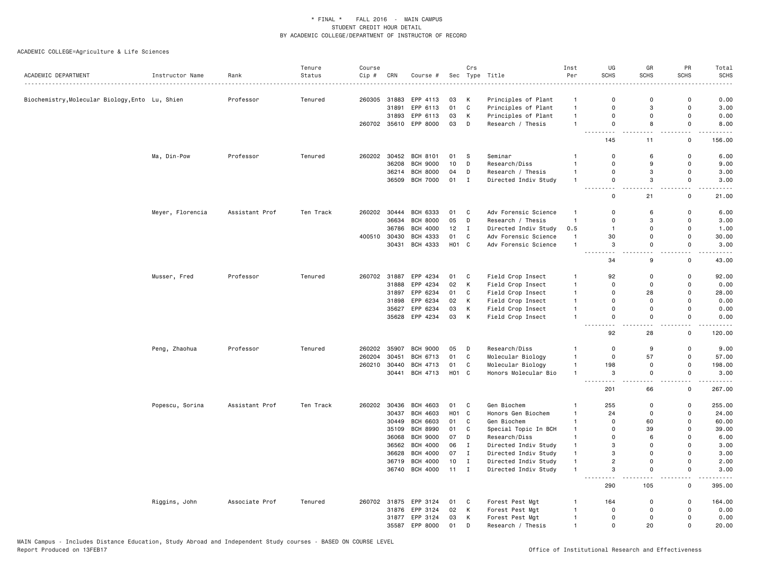\* FINAL \*    FALL 2016  -  MAIN CAMPUS
STUDENT CREDIT HOUR DETAIL
BY ACADEMIC COLLEGE/DEPARTMENT OF INSTRUCTOR OF RECORD

ACADEMIC COLLEGE=Agriculture & Life Sciences

| ACADEMIC DEPARTMENT | Instructor Name | Rank | Tenure Status | Course Cip # | CRN | Course # | Sec | Crs Type | Title | Inst Per | UG SCHS | GR SCHS | PR SCHS | Total SCHS |
|---|---|---|---|---|---|---|---|---|---|---|---|---|---|---|
| Biochemistry,Molecular Biology,Ento | Lu, Shien | Professor | Tenured | 260305 | 31883 | EPP 4113 | 03 | K | Principles of Plant | 1 | 0 | 0 | 0 | 0.00 |
| | | | | | 31891 | EPP 6113 | 01 | C | Principles of Plant | 1 | 0 | 3 | 0 | 3.00 |
| | | | | | 31893 | EPP 6113 | 03 | K | Principles of Plant | 1 | 0 | 0 | 0 | 0.00 |
| | | | | 260702 | 35610 | EPP 8000 | 03 | D | Research / Thesis | 1 | 0 | 8 | 0 | 8.00 |
| | | | | | | | | | | | 145 | 11 | 0 | 156.00 |
| | Ma, Din-Pow | Professor | Tenured | 260202 | 30452 | BCH 8101 | 01 | S | Seminar | 1 | 0 | 6 | 0 | 6.00 |
| | | | | | 36208 | BCH 9000 | 10 | D | Research/Diss | 1 | 0 | 9 | 0 | 9.00 |
| | | | | | 36214 | BCH 8000 | 04 | D | Research / Thesis | 1 | 0 | 3 | 0 | 3.00 |
| | | | | | 36509 | BCH 7000 | 01 | I | Directed Indiv Study | 1 | 0 | 3 | 0 | 3.00 |
| | | | | | | | | | | | 0 | 21 | 0 | 21.00 |
| | Meyer, Florencia | Assistant Prof | Ten Track | 260202 | 30444 | BCH 6333 | 01 | C | Adv Forensic Science | 1 | 0 | 6 | 0 | 6.00 |
| | | | | | 36634 | BCH 8000 | 05 | D | Research / Thesis | 1 | 0 | 3 | 0 | 3.00 |
| | | | | | 36786 | BCH 4000 | 12 | I | Directed Indiv Study | 0.5 | 1 | 0 | 0 | 1.00 |
| | | | | 400510 | 30430 | BCH 4333 | 01 | C | Adv Forensic Science | 1 | 30 | 0 | 0 | 30.00 |
| | | | | | 30431 | BCH 4333 | H01 | C | Adv Forensic Science | 1 | 3 | 0 | 0 | 3.00 |
| | | | | | | | | | | | 34 | 9 | 0 | 43.00 |
| | Musser, Fred | Professor | Tenured | 260702 | 31887 | EPP 4234 | 01 | C | Field Crop Insect | 1 | 92 | 0 | 0 | 92.00 |
| | | | | | 31888 | EPP 4234 | 02 | K | Field Crop Insect | 1 | 0 | 0 | 0 | 0.00 |
| | | | | | 31897 | EPP 6234 | 01 | C | Field Crop Insect | 1 | 0 | 28 | 0 | 28.00 |
| | | | | | 31898 | EPP 6234 | 02 | K | Field Crop Insect | 1 | 0 | 0 | 0 | 0.00 |
| | | | | | 35627 | EPP 6234 | 03 | K | Field Crop Insect | 1 | 0 | 0 | 0 | 0.00 |
| | | | | | 35628 | EPP 4234 | 03 | K | Field Crop Insect | 1 | 0 | 0 | 0 | 0.00 |
| | | | | | | | | | | | 92 | 28 | 0 | 120.00 |
| | Peng, Zhaohua | Professor | Tenured | 260202 | 35907 | BCH 9000 | 05 | D | Research/Diss | 1 | 0 | 9 | 0 | 9.00 |
| | | | | 260204 | 30451 | BCH 6713 | 01 | C | Molecular Biology | 1 | 0 | 57 | 0 | 57.00 |
| | | | | 260210 | 30440 | BCH 4713 | 01 | C | Molecular Biology | 1 | 198 | 0 | 0 | 198.00 |
| | | | | | 30441 | BCH 4713 | H01 | C | Honors Molecular Bio | 1 | 3 | 0 | 0 | 3.00 |
| | | | | | | | | | | | 201 | 66 | 0 | 267.00 |
| | Popescu, Sorina | Assistant Prof | Ten Track | 260202 | 30436 | BCH 4603 | 01 | C | Gen Biochem | 1 | 255 | 0 | 0 | 255.00 |
| | | | | | 30437 | BCH 4603 | H01 | C | Honors Gen Biochem | 1 | 24 | 0 | 0 | 24.00 |
| | | | | | 30449 | BCH 6603 | 01 | C | Gen Biochem | 1 | 0 | 60 | 0 | 60.00 |
| | | | | | 35109 | BCH 8990 | 01 | C | Special Topic In BCH | 1 | 0 | 39 | 0 | 39.00 |
| | | | | | 36068 | BCH 9000 | 07 | D | Research/Diss | 1 | 0 | 6 | 0 | 6.00 |
| | | | | | 36562 | BCH 4000 | 06 | I | Directed Indiv Study | 1 | 3 | 0 | 0 | 3.00 |
| | | | | | 36628 | BCH 4000 | 07 | I | Directed Indiv Study | 1 | 3 | 0 | 0 | 3.00 |
| | | | | | 36719 | BCH 4000 | 10 | I | Directed Indiv Study | 1 | 2 | 0 | 0 | 2.00 |
| | | | | | 36740 | BCH 4000 | 11 | I | Directed Indiv Study | 1 | 3 | 0 | 0 | 3.00 |
| | | | | | | | | | | | 290 | 105 | 0 | 395.00 |
| | Riggins, John | Associate Prof | Tenured | 260702 | 31875 | EPP 3124 | 01 | C | Forest Pest Mgt | 1 | 164 | 0 | 0 | 164.00 |
| | | | | | 31876 | EPP 3124 | 02 | K | Forest Pest Mgt | 1 | 0 | 0 | 0 | 0.00 |
| | | | | | 31877 | EPP 3124 | 03 | K | Forest Pest Mgt | 1 | 0 | 0 | 0 | 0.00 |
| | | | | | 35587 | EPP 8000 | 01 | D | Research / Thesis | 1 | 0 | 20 | 0 | 20.00 |

MAIN Campus - Includes Distance Education, Study Abroad and Independent Study courses - BASED ON COURSE LEVEL
Report Produced on 13FEB17    Office of Institutional Research and Effectiveness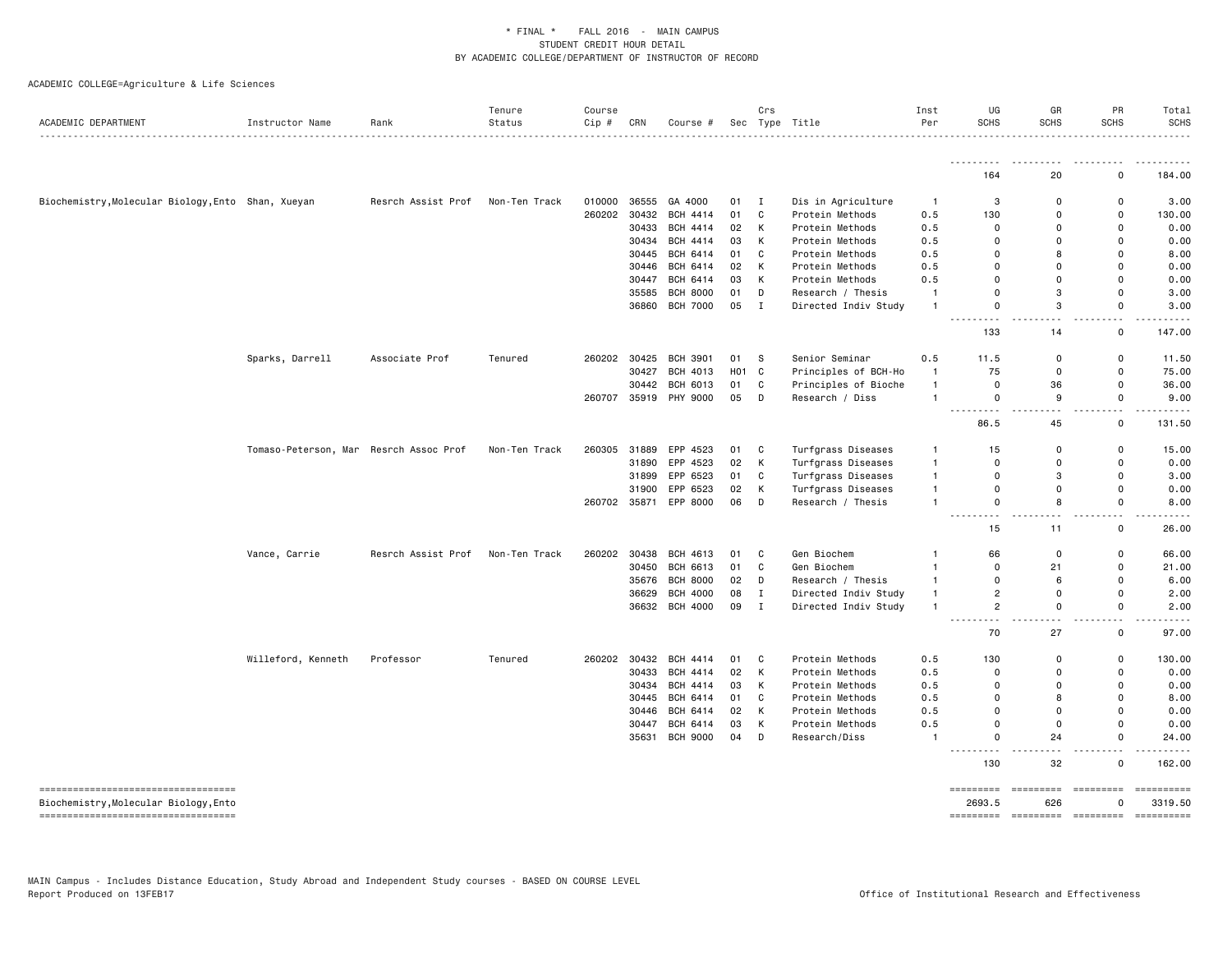* FINAL * FALL 2016 - MAIN CAMPUS
STUDENT CREDIT HOUR DETAIL
BY ACADEMIC COLLEGE/DEPARTMENT OF INSTRUCTOR OF RECORD

ACADEMIC COLLEGE=Agriculture & Life Sciences

| ACADEMIC DEPARTMENT | Instructor Name | Rank | Tenure Status | Course Cip # | CRN | Course # | Sec | Crs Type | Title | Inst Per | UG SCHS | GR SCHS | PR SCHS | Total SCHS |
|---|---|---|---|---|---|---|---|---|---|---|---|---|---|---|
| | | | | | | | | | | | 164 | 20 | 0 | 184.00 |
| Biochemistry,Molecular Biology,Ento | Shan, Xueyan | Resrch Assist Prof | Non-Ten Track | 010000 | 36555 | GA 4000 | 01 | I | Dis in Agriculture | 1 | 3 | 0 | 0 | 3.00 |
| | | | | 260202 | 30432 | BCH 4414 | 01 | C | Protein Methods | 0.5 | 130 | 0 | 0 | 130.00 |
| | | | | | 30433 | BCH 4414 | 02 | K | Protein Methods | 0.5 | 0 | 0 | 0 | 0.00 |
| | | | | | 30434 | BCH 4414 | 03 | K | Protein Methods | 0.5 | 0 | 0 | 0 | 0.00 |
| | | | | | 30445 | BCH 6414 | 01 | C | Protein Methods | 0.5 | 0 | 8 | 0 | 8.00 |
| | | | | | 30446 | BCH 6414 | 02 | K | Protein Methods | 0.5 | 0 | 0 | 0 | 0.00 |
| | | | | | 30447 | BCH 6414 | 03 | K | Protein Methods | 0.5 | 0 | 0 | 0 | 0.00 |
| | | | | | 35585 | BCH 8000 | 01 | D | Research / Thesis | 1 | 0 | 3 | 0 | 3.00 |
| | | | | | 36860 | BCH 7000 | 05 | I | Directed Indiv Study | 1 | 0 | 3 | 0 | 3.00 |
| | | | | | | | | | | | 133 | 14 | 0 | 147.00 |
| | Sparks, Darrell | Associate Prof | Tenured | 260202 | 30425 | BCH 3901 | 01 | S | Senior Seminar | 0.5 | 11.5 | 0 | 0 | 11.50 |
| | | | | | 30427 | BCH 4013 | H01 | C | Principles of BCH-Ho | 1 | 75 | 0 | 0 | 75.00 |
| | | | | | 30442 | BCH 6013 | 01 | C | Principles of Bioche | 1 | 0 | 36 | 0 | 36.00 |
| | | | | 260707 | 35919 | PHY 9000 | 05 | D | Research / Diss | 1 | 0 | 9 | 0 | 9.00 |
| | | | | | | | | | | | 86.5 | 45 | 0 | 131.50 |
| | Tomaso-Peterson, Mar | Resrch Assoc Prof | Non-Ten Track | 260305 | 31889 | EPP 4523 | 01 | C | Turfgrass Diseases | 1 | 15 | 0 | 0 | 15.00 |
| | | | | | 31890 | EPP 4523 | 02 | K | Turfgrass Diseases | 1 | 0 | 0 | 0 | 0.00 |
| | | | | | 31899 | EPP 6523 | 01 | C | Turfgrass Diseases | 1 | 0 | 3 | 0 | 3.00 |
| | | | | | 31900 | EPP 6523 | 02 | K | Turfgrass Diseases | 1 | 0 | 0 | 0 | 0.00 |
| | | | | 260702 | 35871 | EPP 8000 | 06 | D | Research / Thesis | 1 | 0 | 8 | 0 | 8.00 |
| | | | | | | | | | | | 15 | 11 | 0 | 26.00 |
| | Vance, Carrie | Resrch Assist Prof | Non-Ten Track | 260202 | 30438 | BCH 4613 | 01 | C | Gen Biochem | 1 | 66 | 0 | 0 | 66.00 |
| | | | | | 30450 | BCH 6613 | 01 | C | Gen Biochem | 1 | 0 | 21 | 0 | 21.00 |
| | | | | | 35676 | BCH 8000 | 02 | D | Research / Thesis | 1 | 0 | 6 | 0 | 6.00 |
| | | | | | 36629 | BCH 4000 | 08 | I | Directed Indiv Study | 1 | 2 | 0 | 0 | 2.00 |
| | | | | | 36632 | BCH 4000 | 09 | I | Directed Indiv Study | 1 | 2 | 0 | 0 | 2.00 |
| | | | | | | | | | | | 70 | 27 | 0 | 97.00 |
| | Willeford, Kenneth | Professor | Tenured | 260202 | 30432 | BCH 4414 | 01 | C | Protein Methods | 0.5 | 130 | 0 | 0 | 130.00 |
| | | | | | 30433 | BCH 4414 | 02 | K | Protein Methods | 0.5 | 0 | 0 | 0 | 0.00 |
| | | | | | 30434 | BCH 4414 | 03 | K | Protein Methods | 0.5 | 0 | 0 | 0 | 0.00 |
| | | | | | 30445 | BCH 6414 | 01 | C | Protein Methods | 0.5 | 0 | 8 | 0 | 8.00 |
| | | | | | 30446 | BCH 6414 | 02 | K | Protein Methods | 0.5 | 0 | 0 | 0 | 0.00 |
| | | | | | 30447 | BCH 6414 | 03 | K | Protein Methods | 0.5 | 0 | 0 | 0 | 0.00 |
| | | | | | 35631 | BCH 9000 | 04 | D | Research/Diss | 1 | 0 | 24 | 0 | 24.00 |
| | | | | | | | | | | | 130 | 32 | 0 | 162.00 |
| Biochemistry,Molecular Biology,Ento | | | | | | | | | | | 2693.5 | 626 | 0 | 3319.50 |

MAIN Campus - Includes Distance Education, Study Abroad and Independent Study courses - BASED ON COURSE LEVEL
Report Produced on 13FEB17

Office of Institutional Research and Effectiveness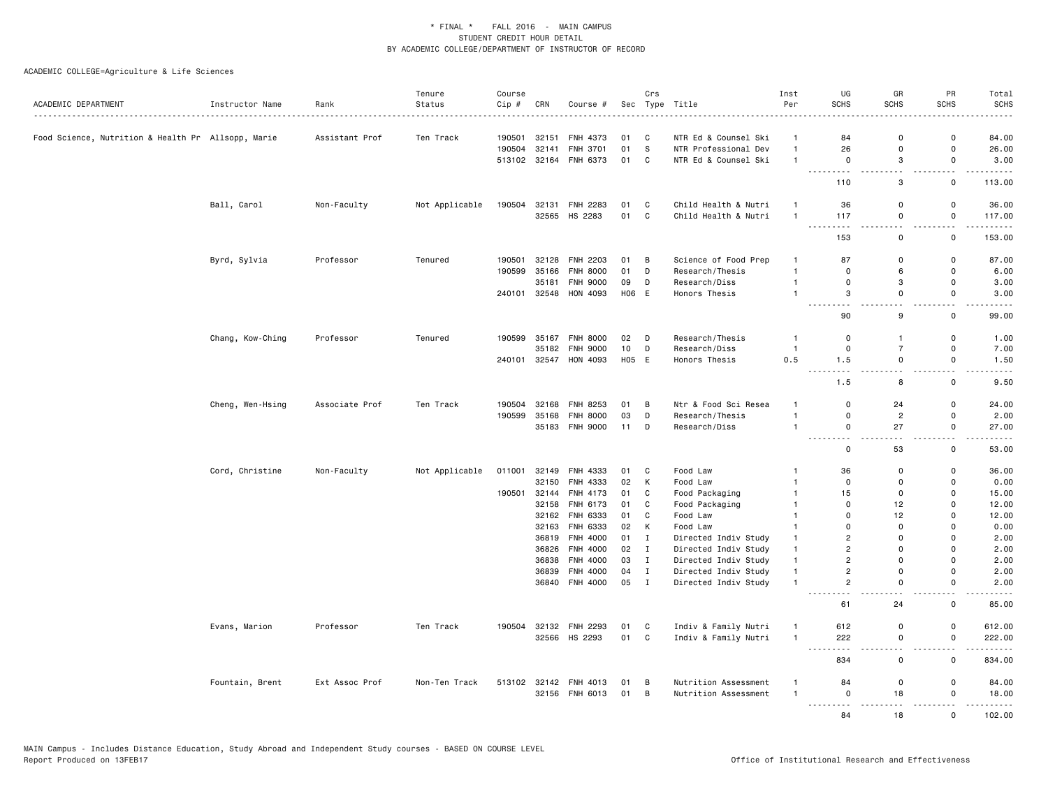\* FINAL \* FALL 2016 - MAIN CAMPUS
STUDENT CREDIT HOUR DETAIL
BY ACADEMIC COLLEGE/DEPARTMENT OF INSTRUCTOR OF RECORD

ACADEMIC COLLEGE=Agriculture & Life Sciences

| ACADEMIC DEPARTMENT | Instructor Name | Rank | Tenure Status | Course Cip # | CRN | Course # | Sec | Crs Type | Title | Inst Per | UG SCHS | GR SCHS | PR SCHS | Total SCHS |
|---|---|---|---|---|---|---|---|---|---|---|---|---|---|---|
| Food Science, Nutrition & Health Pr | Allsopp, Marie | Assistant Prof | Ten Track | 190501 | 32151 | FNH 4373 | 01 | C | NTR Ed & Counsel Ski | 1 | 84 | 0 | 0 | 84.00 |
| | | | | 190504 | 32141 | FNH 3701 | 01 | S | NTR Professional Dev | 1 | 26 | 0 | 0 | 26.00 |
| | | | | 513102 | 32164 | FNH 6373 | 01 | C | NTR Ed & Counsel Ski | 1 | 0 | 3 | 0 | 3.00 |
| | | | | | | | | | | | 110 | 3 | 0 | 113.00 |
| | Ball, Carol | Non-Faculty | Not Applicable | 190504 | 32131 | FNH 2283 | 01 | C | Child Health & Nutri | 1 | 36 | 0 | 0 | 36.00 |
| | | | | | 32565 | HS 2283 | 01 | C | Child Health & Nutri | 1 | 117 | 0 | 0 | 117.00 |
| | | | | | | | | | | | 153 | 0 | 0 | 153.00 |
| | Byrd, Sylvia | Professor | Tenured | 190501 | 32128 | FNH 2203 | 01 | B | Science of Food Prep | 1 | 87 | 0 | 0 | 87.00 |
| | | | | 190599 | 35166 | FNH 8000 | 01 | D | Research/Thesis | 1 | 0 | 6 | 0 | 6.00 |
| | | | | | 35181 | FNH 9000 | 09 | D | Research/Diss | 1 | 0 | 3 | 0 | 3.00 |
| | | | | 240101 | 32548 | HON 4093 | H06 | E | Honors Thesis | 1 | 3 | 0 | 0 | 3.00 |
| | | | | | | | | | | | 90 | 9 | 0 | 99.00 |
| | Chang, Kow-Ching | Professor | Tenured | 190599 | 35167 | FNH 8000 | 02 | D | Research/Thesis | 1 | 0 | 1 | 0 | 1.00 |
| | | | | | 35182 | FNH 9000 | 10 | D | Research/Diss | 1 | 0 | 7 | 0 | 7.00 |
| | | | | 240101 | 32547 | HON 4093 | H05 | E | Honors Thesis | 0.5 | 1.5 | 0 | 0 | 1.50 |
| | | | | | | | | | | | 1.5 | 8 | 0 | 9.50 |
| | Cheng, Wen-Hsing | Associate Prof | Ten Track | 190504 | 32168 | FNH 8253 | 01 | B | Ntr & Food Sci Resea | 1 | 0 | 24 | 0 | 24.00 |
| | | | | 190599 | 35168 | FNH 8000 | 03 | D | Research/Thesis | 1 | 0 | 2 | 0 | 2.00 |
| | | | | | 35183 | FNH 9000 | 11 | D | Research/Diss | 1 | 0 | 27 | 0 | 27.00 |
| | | | | | | | | | | | 0 | 53 | 0 | 53.00 |
| | Cord, Christine | Non-Faculty | Not Applicable | 011001 | 32149 | FNH 4333 | 01 | C | Food Law | 1 | 36 | 0 | 0 | 36.00 |
| | | | | | 32150 | FNH 4333 | 02 | K | Food Law | 1 | 0 | 0 | 0 | 0.00 |
| | | | | 190501 | 32144 | FNH 4173 | 01 | C | Food Packaging | 1 | 15 | 0 | 0 | 15.00 |
| | | | | | 32158 | FNH 6173 | 01 | C | Food Packaging | 1 | 0 | 12 | 0 | 12.00 |
| | | | | | 32162 | FNH 6333 | 01 | C | Food Law | 1 | 0 | 12 | 0 | 12.00 |
| | | | | | 32163 | FNH 6333 | 02 | K | Food Law | 1 | 0 | 0 | 0 | 0.00 |
| | | | | | 36819 | FNH 4000 | 01 | I | Directed Indiv Study | 1 | 2 | 0 | 0 | 2.00 |
| | | | | | 36826 | FNH 4000 | 02 | I | Directed Indiv Study | 1 | 2 | 0 | 0 | 2.00 |
| | | | | | 36838 | FNH 4000 | 03 | I | Directed Indiv Study | 1 | 2 | 0 | 0 | 2.00 |
| | | | | | 36839 | FNH 4000 | 04 | I | Directed Indiv Study | 1 | 2 | 0 | 0 | 2.00 |
| | | | | | 36840 | FNH 4000 | 05 | I | Directed Indiv Study | 1 | 2 | 0 | 0 | 2.00 |
| | | | | | | | | | | | 61 | 24 | 0 | 85.00 |
| | Evans, Marion | Professor | Ten Track | 190504 | 32132 | FNH 2293 | 01 | C | Indiv & Family Nutri | 1 | 612 | 0 | 0 | 612.00 |
| | | | | | 32566 | HS 2293 | 01 | C | Indiv & Family Nutri | 1 | 222 | 0 | 0 | 222.00 |
| | | | | | | | | | | | 834 | 0 | 0 | 834.00 |
| | Fountain, Brent | Ext Assoc Prof | Non-Ten Track | 513102 | 32142 | FNH 4013 | 01 | B | Nutrition Assessment | 1 | 84 | 0 | 0 | 84.00 |
| | | | | | 32156 | FNH 6013 | 01 | B | Nutrition Assessment | 1 | 0 | 18 | 0 | 18.00 |
| | | | | | | | | | | | 84 | 18 | 0 | 102.00 |

MAIN Campus - Includes Distance Education, Study Abroad and Independent Study courses - BASED ON COURSE LEVEL
Report Produced on 13FEB17

Office of Institutional Research and Effectiveness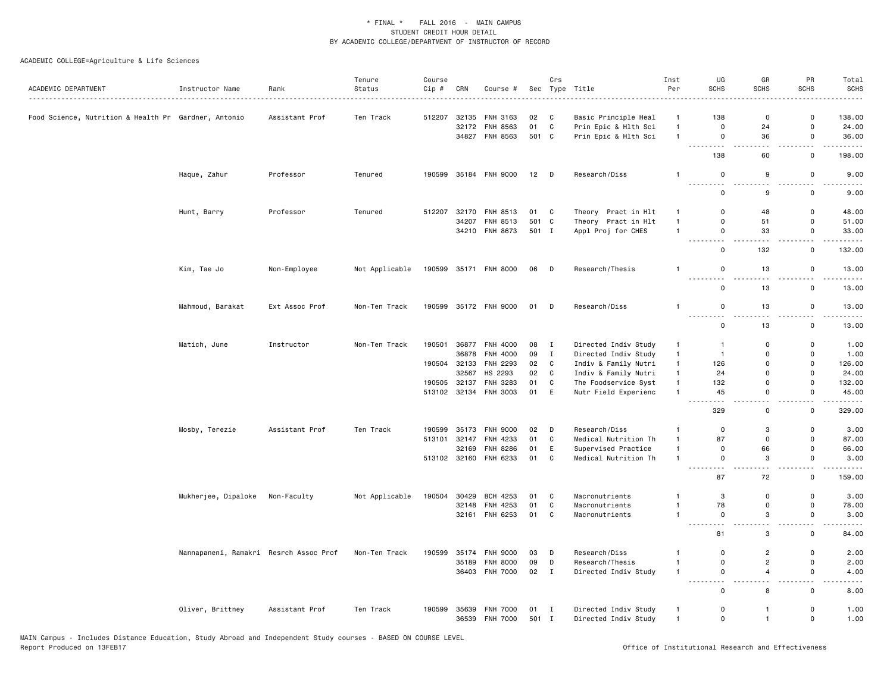\* FINAL \* FALL 2016 - MAIN CAMPUS
STUDENT CREDIT HOUR DETAIL
BY ACADEMIC COLLEGE/DEPARTMENT OF INSTRUCTOR OF RECORD

ACADEMIC COLLEGE=Agriculture & Life Sciences

| ACADEMIC DEPARTMENT | Instructor Name | Rank | Tenure Status | Course Cip # | CRN | Course # | Sec | Crs Type | Title | Inst Per | UG SCHS | GR SCHS | PR SCHS | Total SCHS |
|---|---|---|---|---|---|---|---|---|---|---|---|---|---|---|
| Food Science, Nutrition & Health Pr | Gardner, Antonio | Assistant Prof | Ten Track | 512207 | 32135 | FNH 3163 | 02 | C | Basic Principle Heal | 1 | 138 | 0 | 0 | 138.00 |
| | | | | | 32172 | FNH 8563 | 01 | C | Prin Epic & Hlth Sci | 1 | 0 | 24 | 0 | 24.00 |
| | | | | | 34827 | FNH 8563 | 501 | C | Prin Epic & Hlth Sci | 1 | 0 | 36 | 0 | 36.00 |
| | | | | | | | | | | | 138 | 60 | 0 | 198.00 |
| | Haque, Zahur | Professor | Tenured | 190599 | 35184 | FNH 9000 | 12 | D | Research/Diss | 1 | 0 | 9 | 0 | 9.00 |
| | | | | | | | | | | | 0 | 9 | 0 | 9.00 |
| | Hunt, Barry | Professor | Tenured | 512207 | 32170 | FNH 8513 | 01 | C | Theory Pract in Hlt | 1 | 0 | 48 | 0 | 48.00 |
| | | | | | 34207 | FNH 8513 | 501 | C | Theory Pract in Hlt | 1 | 0 | 51 | 0 | 51.00 |
| | | | | | 34210 | FNH 8673 | 501 | I | Appl Proj for CHES | 1 | 0 | 33 | 0 | 33.00 |
| | | | | | | | | | | | 0 | 132 | 0 | 132.00 |
| | Kim, Tae Jo | Non-Employee | Not Applicable | 190599 | 35171 | FNH 8000 | 06 | D | Research/Thesis | 1 | 0 | 13 | 0 | 13.00 |
| | | | | | | | | | | | 0 | 13 | 0 | 13.00 |
| | Mahmoud, Barakat | Ext Assoc Prof | Non-Ten Track | 190599 | 35172 | FNH 9000 | 01 | D | Research/Diss | 1 | 0 | 13 | 0 | 13.00 |
| | | | | | | | | | | | 0 | 13 | 0 | 13.00 |
| | Matich, June | Instructor | Non-Ten Track | 190501 | 36877 | FNH 4000 | 08 | I | Directed Indiv Study | 1 | 1 | 0 | 0 | 1.00 |
| | | | | | 36878 | FNH 4000 | 09 | I | Directed Indiv Study | 1 | 1 | 0 | 0 | 1.00 |
| | | | | 190504 | 32133 | FNH 2293 | 02 | C | Indiv & Family Nutri | 1 | 126 | 0 | 0 | 126.00 |
| | | | | | 32567 | HS 2293 | 02 | C | Indiv & Family Nutri | 1 | 24 | 0 | 0 | 24.00 |
| | | | | 190505 | 32137 | FNH 3283 | 01 | C | The Foodservice Syst | 1 | 132 | 0 | 0 | 132.00 |
| | | | | 513102 | 32134 | FNH 3003 | 01 | E | Nutr Field Experienc | 1 | 45 | 0 | 0 | 45.00 |
| | | | | | | | | | | | 329 | 0 | 0 | 329.00 |
| | Mosby, Terezie | Assistant Prof | Ten Track | 190599 | 35173 | FNH 9000 | 02 | D | Research/Diss | 1 | 0 | 3 | 0 | 3.00 |
| | | | | 513101 | 32147 | FNH 4233 | 01 | C | Medical Nutrition Th | 1 | 87 | 0 | 0 | 87.00 |
| | | | | | 32169 | FNH 8286 | 01 | E | Supervised Practice | 1 | 0 | 66 | 0 | 66.00 |
| | | | | 513102 | 32160 | FNH 6233 | 01 | C | Medical Nutrition Th | 1 | 0 | 3 | 0 | 3.00 |
| | | | | | | | | | | | 87 | 72 | 0 | 159.00 |
| | Mukherjee, Dipaloke | Non-Faculty | Not Applicable | 190504 | 30429 | BCH 4253 | 01 | C | Macronutrients | 1 | 3 | 0 | 0 | 3.00 |
| | | | | | 32148 | FNH 4253 | 01 | C | Macronutrients | 1 | 78 | 0 | 0 | 78.00 |
| | | | | | 32161 | FNH 6253 | 01 | C | Macronutrients | 1 | 0 | 3 | 0 | 3.00 |
| | | | | | | | | | | | 81 | 3 | 0 | 84.00 |
| | Nannapaneni, Ramakri | Resrch Assoc Prof | Non-Ten Track | 190599 | 35174 | FNH 9000 | 03 | D | Research/Diss | 1 | 0 | 2 | 0 | 2.00 |
| | | | | | 35189 | FNH 8000 | 09 | D | Research/Thesis | 1 | 0 | 2 | 0 | 2.00 |
| | | | | | 36403 | FNH 7000 | 02 | I | Directed Indiv Study | 1 | 0 | 4 | 0 | 4.00 |
| | | | | | | | | | | | 0 | 8 | 0 | 8.00 |
| | Oliver, Brittney | Assistant Prof | Ten Track | 190599 | 35639 | FNH 7000 | 01 | I | Directed Indiv Study | 1 | 0 | 1 | 0 | 1.00 |
| | | | | | 36539 | FNH 7000 | 501 | I | Directed Indiv Study | 1 | 0 | 1 | 0 | 1.00 |

MAIN Campus - Includes Distance Education, Study Abroad and Independent Study courses - BASED ON COURSE LEVEL
Report Produced on 13FEB17

Office of Institutional Research and Effectiveness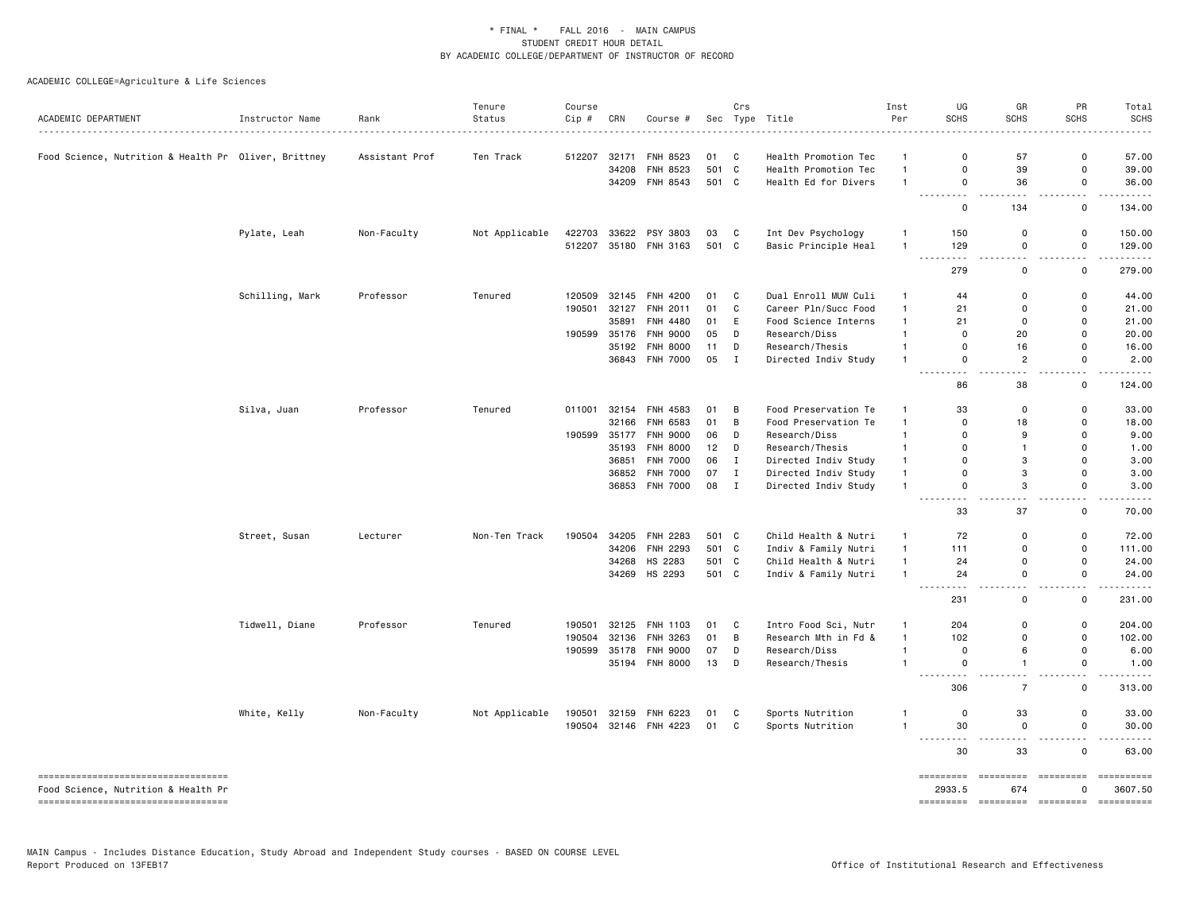\* FINAL \* FALL 2016 - MAIN CAMPUS
STUDENT CREDIT HOUR DETAIL
BY ACADEMIC COLLEGE/DEPARTMENT OF INSTRUCTOR OF RECORD

ACADEMIC COLLEGE=Agriculture & Life Sciences

| ACADEMIC DEPARTMENT | Instructor Name | Rank | Tenure Status | Course Cip # | CRN | Course # | Sec | Crs Type | Title | Inst Per | UG SCHS | GR SCHS | PR SCHS | Total SCHS |
|---|---|---|---|---|---|---|---|---|---|---|---|---|---|---|
| Food Science, Nutrition & Health Pr | Oliver, Brittney | Assistant Prof | Ten Track | 512207 | 32171 | FNH 8523 | 01 | C | Health Promotion Tec | 1 | 0 | 57 | 0 | 57.00 |
| | | | | | 34208 | FNH 8523 | 501 | C | Health Promotion Tec | 1 | 0 | 39 | 0 | 39.00 |
| | | | | | 34209 | FNH 8543 | 501 | C | Health Ed for Divers | 1 | 0 | 36 | 0 | 36.00 |
| | | | | | | | | | | | 0 | 134 | 0 | 134.00 |
| | Pylate, Leah | Non-Faculty | Not Applicable | 422703 | 33622 | PSY 3803 | 03 | C | Int Dev Psychology | 1 | 150 | 0 | 0 | 150.00 |
| | | | | 512207 | 35180 | FNH 3163 | 501 | C | Basic Principle Heal | 1 | 129 | 0 | 0 | 129.00 |
| | | | | | | | | | | | 279 | 0 | 0 | 279.00 |
| | Schilling, Mark | Professor | Tenured | 120509 | 32145 | FNH 4200 | 01 | C | Dual Enroll MUW Culi | 1 | 44 | 0 | 0 | 44.00 |
| | | | | 190501 | 32127 | FNH 2011 | 01 | C | Career Pln/Succ Food | 1 | 21 | 0 | 0 | 21.00 |
| | | | | | 35891 | FNH 4480 | 01 | E | Food Science Interns | 1 | 21 | 0 | 0 | 21.00 |
| | | | | 190599 | 35176 | FNH 9000 | 05 | D | Research/Diss | 1 | 0 | 20 | 0 | 20.00 |
| | | | | | 35192 | FNH 8000 | 11 | D | Research/Thesis | 1 | 0 | 16 | 0 | 16.00 |
| | | | | | 36843 | FNH 7000 | 05 | I | Directed Indiv Study | 1 | 0 | 2 | 0 | 2.00 |
| | | | | | | | | | | | 86 | 38 | 0 | 124.00 |
| | Silva, Juan | Professor | Tenured | 011001 | 32154 | FNH 4583 | 01 | B | Food Preservation Te | 1 | 33 | 0 | 0 | 33.00 |
| | | | | | 32166 | FNH 6583 | 01 | B | Food Preservation Te | 1 | 0 | 18 | 0 | 18.00 |
| | | | | 190599 | 35177 | FNH 9000 | 06 | D | Research/Diss | 1 | 0 | 9 | 0 | 9.00 |
| | | | | | 35193 | FNH 8000 | 12 | D | Research/Thesis | 1 | 0 | 1 | 0 | 1.00 |
| | | | | | 36851 | FNH 7000 | 06 | I | Directed Indiv Study | 1 | 0 | 3 | 0 | 3.00 |
| | | | | | 36852 | FNH 7000 | 07 | I | Directed Indiv Study | 1 | 0 | 3 | 0 | 3.00 |
| | | | | | 36853 | FNH 7000 | 08 | I | Directed Indiv Study | 1 | 0 | 3 | 0 | 3.00 |
| | | | | | | | | | | | 33 | 37 | 0 | 70.00 |
| | Street, Susan | Lecturer | Non-Ten Track | 190504 | 34205 | FNH 2283 | 501 | C | Child Health & Nutri | 1 | 72 | 0 | 0 | 72.00 |
| | | | | | 34206 | FNH 2293 | 501 | C | Indiv & Family Nutri | 1 | 111 | 0 | 0 | 111.00 |
| | | | | | 34268 | HS 2283 | 501 | C | Child Health & Nutri | 1 | 24 | 0 | 0 | 24.00 |
| | | | | | 34269 | HS 2293 | 501 | C | Indiv & Family Nutri | 1 | 24 | 0 | 0 | 24.00 |
| | | | | | | | | | | | 231 | 0 | 0 | 231.00 |
| | Tidwell, Diane | Professor | Tenured | 190501 | 32125 | FNH 1103 | 01 | C | Intro Food Sci, Nutr | 1 | 204 | 0 | 0 | 204.00 |
| | | | | 190504 | 32136 | FNH 3263 | 01 | B | Research Mth in Fd & | 1 | 102 | 0 | 0 | 102.00 |
| | | | | 190599 | 35178 | FNH 9000 | 07 | D | Research/Diss | 1 | 0 | 6 | 0 | 6.00 |
| | | | | | 35194 | FNH 8000 | 13 | D | Research/Thesis | 1 | 0 | 1 | 0 | 1.00 |
| | | | | | | | | | | | 306 | 7 | 0 | 313.00 |
| | White, Kelly | Non-Faculty | Not Applicable | 190501 | 32159 | FNH 6223 | 01 | C | Sports Nutrition | 1 | 0 | 33 | 0 | 33.00 |
| | | | | 190504 | 32146 | FNH 4223 | 01 | C | Sports Nutrition | 1 | 30 | 0 | 0 | 30.00 |
| | | | | | | | | | | | 30 | 33 | 0 | 63.00 |
| Food Science, Nutrition & Health Pr | | | | | | | | | | | 2933.5 | 674 | 0 | 3607.50 |

MAIN Campus - Includes Distance Education, Study Abroad and Independent Study courses - BASED ON COURSE LEVEL
Report Produced on 13FEB17

Office of Institutional Research and Effectiveness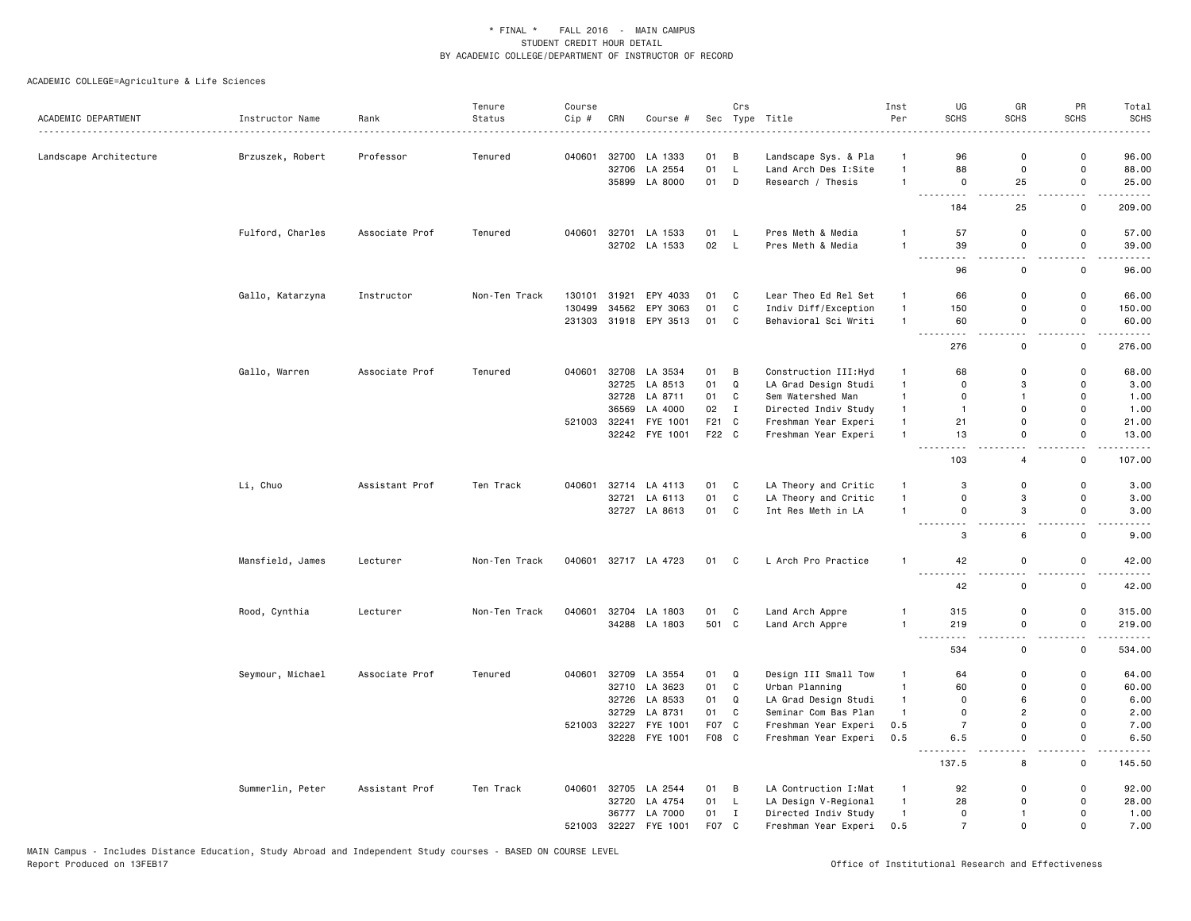\* FINAL \*    FALL 2016  -  MAIN CAMPUS
STUDENT CREDIT HOUR DETAIL
BY ACADEMIC COLLEGE/DEPARTMENT OF INSTRUCTOR OF RECORD

ACADEMIC COLLEGE=Agriculture & Life Sciences

| ACADEMIC DEPARTMENT | Instructor Name | Rank | Tenure Status | Course Cip # | CRN | Course # | Sec | Crs Type | Title | Inst Per | UG SCHS | GR SCHS | PR SCHS | Total SCHS |
|---|---|---|---|---|---|---|---|---|---|---|---|---|---|---|
| Landscape Architecture | Brzuszek, Robert | Professor | Tenured | 040601 | 32700 | LA 1333 | 01 | B | Landscape Sys. & Pla | 1 | 96 | 0 | 0 | 96.00 |
| | | | | | 32706 | LA 2554 | 01 | L | Land Arch Des I:Site | 1 | 88 | 0 | 0 | 88.00 |
| | | | | | 35899 | LA 8000 | 01 | D | Research / Thesis | 1 | 0 | 25 | 0 | 25.00 |
| | | | | | | | | | | | 184 | 25 | 0 | 209.00 |
| | Fulford, Charles | Associate Prof | Tenured | 040601 | 32701 | LA 1533 | 01 | L | Pres Meth & Media | 1 | 57 | 0 | 0 | 57.00 |
| | | | | | 32702 | LA 1533 | 02 | L | Pres Meth & Media | 1 | 39 | 0 | 0 | 39.00 |
| | | | | | | | | | | | 96 | 0 | 0 | 96.00 |
| | Gallo, Katarzyna | Instructor | Non-Ten Track | 130101 | 31921 | EPY 4033 | 01 | C | Lear Theo Ed Rel Set | 1 | 66 | 0 | 0 | 66.00 |
| | | | | 130499 | 34562 | EPY 3063 | 01 | C | Indiv Diff/Exception | 1 | 150 | 0 | 0 | 150.00 |
| | | | | 231303 | 31918 | EPY 3513 | 01 | C | Behavioral Sci Writi | 1 | 60 | 0 | 0 | 60.00 |
| | | | | | | | | | | | 276 | 0 | 0 | 276.00 |
| | Gallo, Warren | Associate Prof | Tenured | 040601 | 32708 | LA 3534 | 01 | B | Construction III:Hyd | 1 | 68 | 0 | 0 | 68.00 |
| | | | | | 32725 | LA 8513 | 01 | Q | LA Grad Design Studi | 1 | 0 | 3 | 0 | 3.00 |
| | | | | | 32728 | LA 8711 | 01 | C | Sem Watershed Man | 1 | 0 | 1 | 0 | 1.00 |
| | | | | | 36569 | LA 4000 | 02 | I | Directed Indiv Study | 1 | 1 | 0 | 0 | 1.00 |
| | | | | 521003 | 32241 | FYE 1001 | F21 | C | Freshman Year Experi | 1 | 21 | 0 | 0 | 21.00 |
| | | | | | 32242 | FYE 1001 | F22 | C | Freshman Year Experi | 1 | 13 | 0 | 0 | 13.00 |
| | | | | | | | | | | | 103 | 4 | 0 | 107.00 |
| | Li, Chuo | Assistant Prof | Ten Track | 040601 | 32714 | LA 4113 | 01 | C | LA Theory and Critic | 1 | 3 | 0 | 0 | 3.00 |
| | | | | | 32721 | LA 6113 | 01 | C | LA Theory and Critic | 1 | 0 | 3 | 0 | 3.00 |
| | | | | | 32727 | LA 8613 | 01 | C | Int Res Meth in LA | 1 | 0 | 3 | 0 | 3.00 |
| | | | | | | | | | | | 3 | 6 | 0 | 9.00 |
| | Mansfield, James | Lecturer | Non-Ten Track | 040601 | 32717 | LA 4723 | 01 | C | L Arch Pro Practice | 1 | 42 | 0 | 0 | 42.00 |
| | | | | | | | | | | | 42 | 0 | 0 | 42.00 |
| | Rood, Cynthia | Lecturer | Non-Ten Track | 040601 | 32704 | LA 1803 | 01 | C | Land Arch Appre | 1 | 315 | 0 | 0 | 315.00 |
| | | | | | 34288 | LA 1803 | 501 | C | Land Arch Appre | 1 | 219 | 0 | 0 | 219.00 |
| | | | | | | | | | | | 534 | 0 | 0 | 534.00 |
| | Seymour, Michael | Associate Prof | Tenured | 040601 | 32709 | LA 3554 | 01 | Q | Design III Small Tow | 1 | 64 | 0 | 0 | 64.00 |
| | | | | | 32710 | LA 3623 | 01 | C | Urban Planning | 1 | 60 | 0 | 0 | 60.00 |
| | | | | | 32726 | LA 8533 | 01 | Q | LA Grad Design Studi | 1 | 0 | 6 | 0 | 6.00 |
| | | | | | 32729 | LA 8731 | 01 | C | Seminar Com Bas Plan | 1 | 0 | 2 | 0 | 2.00 |
| | | | | 521003 | 32227 | FYE 1001 | F07 | C | Freshman Year Experi | 0.5 | 7 | 0 | 0 | 7.00 |
| | | | | | 32228 | FYE 1001 | F08 | C | Freshman Year Experi | 0.5 | 6.5 | 0 | 0 | 6.50 |
| | | | | | | | | | | | 137.5 | 8 | 0 | 145.50 |
| | Summerlin, Peter | Assistant Prof | Ten Track | 040601 | 32705 | LA 2544 | 01 | B | LA Contruction I:Mat | 1 | 92 | 0 | 0 | 92.00 |
| | | | | | 32720 | LA 4754 | 01 | L | LA Design V-Regional | 1 | 28 | 0 | 0 | 28.00 |
| | | | | | 36777 | LA 7000 | 01 | I | Directed Indiv Study | 1 | 0 | 1 | 0 | 1.00 |
| | | | | 521003 | 32227 | FYE 1001 | F07 | C | Freshman Year Experi | 0.5 | 7 | 0 | 0 | 7.00 |

MAIN Campus - Includes Distance Education, Study Abroad and Independent Study courses - BASED ON COURSE LEVEL
Report Produced on 13FEB17

Office of Institutional Research and Effectiveness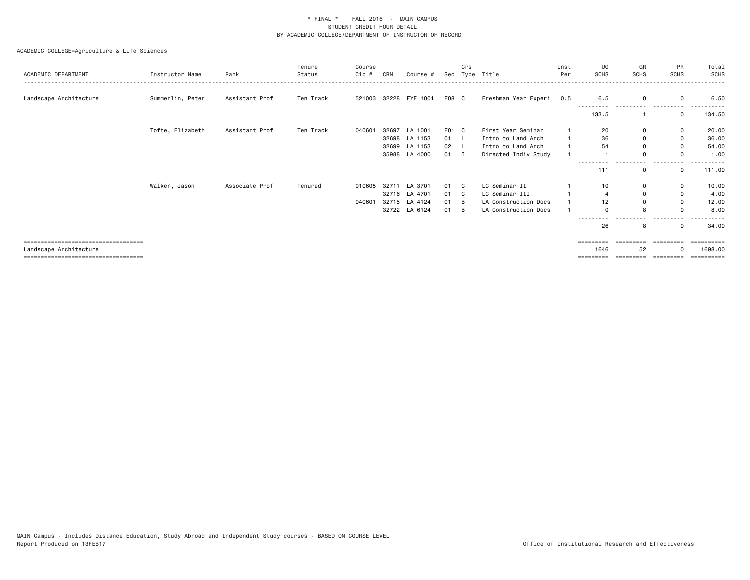\* FINAL \*   FALL 2016 - MAIN CAMPUS
STUDENT CREDIT HOUR DETAIL
BY ACADEMIC COLLEGE/DEPARTMENT OF INSTRUCTOR OF RECORD

ACADEMIC COLLEGE=Agriculture & Life Sciences

| ACADEMIC DEPARTMENT | Instructor Name | Rank | Tenure Status | Course Cip # | CRN | Course # | Sec | Crs Type | Title | Inst Per | UG SCHS | GR SCHS | PR SCHS | Total SCHS |
|---|---|---|---|---|---|---|---|---|---|---|---|---|---|---|
| Landscape Architecture | Summerlin, Peter | Assistant Prof | Ten Track | 521003 | 32228 | FYE 1001 | F08 | C | Freshman Year Experi | 0.5 | 6.5 | 0 | 0 | 6.50 |
| | | | | | | | | | | | 133.5 | 1 | 0 | 134.50 |
| | Tofte, Elizabeth | Assistant Prof | Ten Track | 040601 | 32697 | LA 1001 | F01 | C | First Year Seminar | 1 | 20 | 0 | 0 | 20.00 |
| | | | | | 32698 | LA 1153 | 01 | L | Intro to Land Arch | 1 | 36 | 0 | 0 | 36.00 |
| | | | | | 32699 | LA 1153 | 02 | L | Intro to Land Arch | 1 | 54 | 0 | 0 | 54.00 |
| | | | | | 35988 | LA 4000 | 01 | I | Directed Indiv Study | 1 | 1 | 0 | 0 | 1.00 |
| | | | | | | | | | | | 111 | 0 | 0 | 111.00 |
| | Walker, Jason | Associate Prof | Tenured | 010605 | 32711 | LA 3701 | 01 | C | LC Seminar II | 1 | 10 | 0 | 0 | 10.00 |
| | | | | | 32716 | LA 4701 | 01 | C | LC Seminar III | 1 | 4 | 0 | 0 | 4.00 |
| | | | | 040601 | 32715 | LA 4124 | 01 | B | LA Construction Docs | 1 | 12 | 0 | 0 | 12.00 |
| | | | | | 32722 | LA 6124 | 01 | B | LA Construction Docs | 1 | 0 | 8 | 0 | 8.00 |
| | | | | | | | | | | | 26 | 8 | 0 | 34.00 |
| Landscape Architecture | | | | | | | | | | | 1646 | 52 | 0 | 1698.00 |

MAIN Campus - Includes Distance Education, Study Abroad and Independent Study courses - BASED ON COURSE LEVEL
Report Produced on 13FEB17

Office of Institutional Research and Effectiveness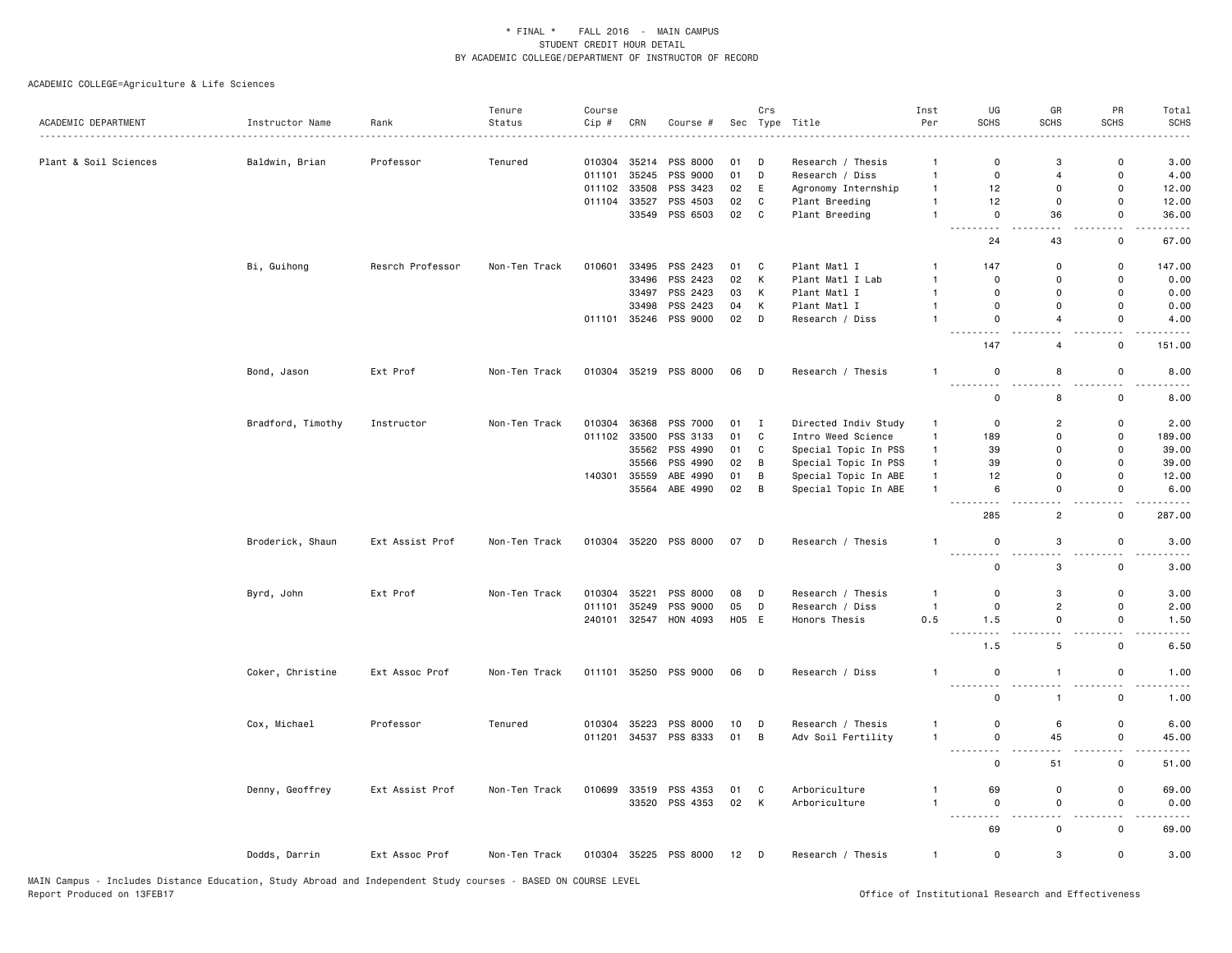\* FINAL \* FALL 2016 - MAIN CAMPUS
STUDENT CREDIT HOUR DETAIL
BY ACADEMIC COLLEGE/DEPARTMENT OF INSTRUCTOR OF RECORD

ACADEMIC COLLEGE=Agriculture & Life Sciences

| ACADEMIC DEPARTMENT | Instructor Name | Rank | Tenure Status | Course Cip # | CRN | Course # | Sec | Crs Type | Title | Inst Per | UG SCHS | GR SCHS | PR SCHS | Total SCHS |
|---|---|---|---|---|---|---|---|---|---|---|---|---|---|---|
| Plant & Soil Sciences | Baldwin, Brian | Professor | Tenured | 010304 | 35214 | PSS 8000 | 01 | D | Research / Thesis | 1 | 0 | 3 | 0 | 3.00 |
| | | | | 011101 | 35245 | PSS 9000 | 01 | D | Research / Diss | 1 | 0 | 4 | 0 | 4.00 |
| | | | | 011102 | 33508 | PSS 3423 | 02 | E | Agronomy Internship | 1 | 12 | 0 | 0 | 12.00 |
| | | | | 011104 | 33527 | PSS 4503 | 02 | C | Plant Breeding | 1 | 12 | 0 | 0 | 12.00 |
| | | | | | 33549 | PSS 6503 | 02 | C | Plant Breeding | 1 | 0 | 36 | 0 | 36.00 |
| | | | | | | | | | | | 24 | 43 | 0 | 67.00 |
| | Bi, Guihong | Resrch Professor | Non-Ten Track | 010601 | 33495 | PSS 2423 | 01 | C | Plant Matl I | 1 | 147 | 0 | 0 | 147.00 |
| | | | | | 33496 | PSS 2423 | 02 | K | Plant Matl I Lab | 1 | 0 | 0 | 0 | 0.00 |
| | | | | | 33497 | PSS 2423 | 03 | K | Plant Matl I | 1 | 0 | 0 | 0 | 0.00 |
| | | | | | 33498 | PSS 2423 | 04 | K | Plant Matl I | 1 | 0 | 0 | 0 | 0.00 |
| | | | | 011101 | 35246 | PSS 9000 | 02 | D | Research / Diss | 1 | 0 | 4 | 0 | 4.00 |
| | | | | | | | | | | | 147 | 4 | 0 | 151.00 |
| | Bond, Jason | Ext Prof | Non-Ten Track | 010304 | 35219 | PSS 8000 | 06 | D | Research / Thesis | 1 | 0 | 8 | 0 | 8.00 |
| | | | | | | | | | | | 0 | 8 | 0 | 8.00 |
| | Bradford, Timothy | Instructor | Non-Ten Track | 010304 | 36368 | PSS 7000 | 01 | I | Directed Indiv Study | 1 | 0 | 2 | 0 | 2.00 |
| | | | | 011102 | 33500 | PSS 3133 | 01 | C | Intro Weed Science | 1 | 189 | 0 | 0 | 189.00 |
| | | | | | 35562 | PSS 4990 | 01 | C | Special Topic In PSS | 1 | 39 | 0 | 0 | 39.00 |
| | | | | | 35566 | PSS 4990 | 02 | B | Special Topic In PSS | 1 | 39 | 0 | 0 | 39.00 |
| | | | | 140301 | 35559 | ABE 4990 | 01 | B | Special Topic In ABE | 1 | 12 | 0 | 0 | 12.00 |
| | | | | | 35564 | ABE 4990 | 02 | B | Special Topic In ABE | 1 | 6 | 0 | 0 | 6.00 |
| | | | | | | | | | | | 285 | 2 | 0 | 287.00 |
| | Broderick, Shaun | Ext Assist Prof | Non-Ten Track | 010304 | 35220 | PSS 8000 | 07 | D | Research / Thesis | 1 | 0 | 3 | 0 | 3.00 |
| | | | | | | | | | | | 0 | 3 | 0 | 3.00 |
| | Byrd, John | Ext Prof | Non-Ten Track | 010304 | 35221 | PSS 8000 | 08 | D | Research / Thesis | 1 | 0 | 3 | 0 | 3.00 |
| | | | | 011101 | 35249 | PSS 9000 | 05 | D | Research / Diss | 1 | 0 | 2 | 0 | 2.00 |
| | | | | 240101 | 32547 | HON 4093 | H05 | E | Honors Thesis | 0.5 | 1.5 | 0 | 0 | 1.50 |
| | | | | | | | | | | | 1.5 | 5 | 0 | 6.50 |
| | Coker, Christine | Ext Assoc Prof | Non-Ten Track | 011101 | 35250 | PSS 9000 | 06 | D | Research / Diss | 1 | 0 | 1 | 0 | 1.00 |
| | | | | | | | | | | | 0 | 1 | 0 | 1.00 |
| | Cox, Michael | Professor | Tenured | 010304 | 35223 | PSS 8000 | 10 | D | Research / Thesis | 1 | 0 | 6 | 0 | 6.00 |
| | | | | 011201 | 34537 | PSS 8333 | 01 | B | Adv Soil Fertility | 1 | 0 | 45 | 0 | 45.00 |
| | | | | | | | | | | | 0 | 51 | 0 | 51.00 |
| | Denny, Geoffrey | Ext Assist Prof | Non-Ten Track | 010699 | 33519 | PSS 4353 | 01 | C | Arboriculture | 1 | 69 | 0 | 0 | 69.00 |
| | | | | | 33520 | PSS 4353 | 02 | K | Arboriculture | 1 | 0 | 0 | 0 | 0.00 |
| | | | | | | | | | | | 69 | 0 | 0 | 69.00 |
| | Dodds, Darrin | Ext Assoc Prof | Non-Ten Track | 010304 | 35225 | PSS 8000 | 12 | D | Research / Thesis | 1 | 0 | 3 | 0 | 3.00 |

MAIN Campus - Includes Distance Education, Study Abroad and Independent Study courses - BASED ON COURSE LEVEL
Report Produced on 13FEB17

Office of Institutional Research and Effectiveness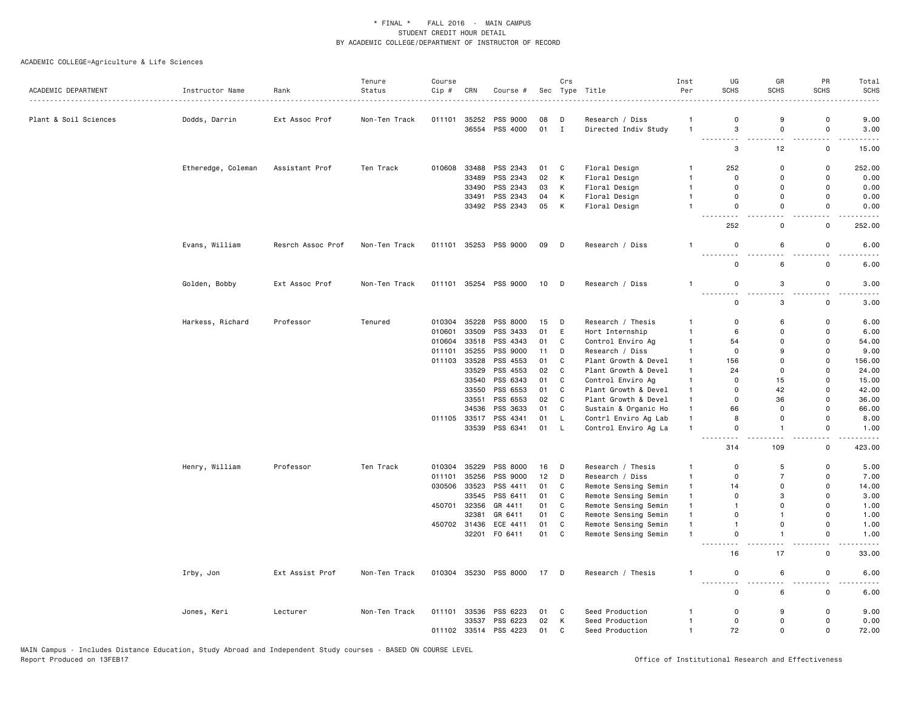\* FINAL \*    FALL 2016  -  MAIN CAMPUS
STUDENT CREDIT HOUR DETAIL
BY ACADEMIC COLLEGE/DEPARTMENT OF INSTRUCTOR OF RECORD

ACADEMIC COLLEGE=Agriculture & Life Sciences

| ACADEMIC DEPARTMENT | Instructor Name | Rank | Tenure Status | Course Cip # | CRN | Course # | Sec | Crs Type | Title | Inst Per | UG SCHS | GR SCHS | PR SCHS | Total SCHS |
|---|---|---|---|---|---|---|---|---|---|---|---|---|---|---|
| Plant & Soil Sciences | Dodds, Darrin | Ext Assoc Prof | Non-Ten Track | 011101 | 35252 | PSS 9000 | 08 | D | Research / Diss | 1 | 0 | 9 | 0 | 9.00 |
| | | | | | 36554 | PSS 4000 | 01 | I | Directed Indiv Study | 1 | 3 | 0 | 0 | 3.00 |
| | | | | | | | | | | | 3 | 12 | 0 | 15.00 |
| | Etheredge, Coleman | Assistant Prof | Ten Track | 010608 | 33488 | PSS 2343 | 01 | C | Floral Design | 1 | 252 | 0 | 0 | 252.00 |
| | | | | | 33489 | PSS 2343 | 02 | K | Floral Design | 1 | 0 | 0 | 0 | 0.00 |
| | | | | | 33490 | PSS 2343 | 03 | K | Floral Design | 1 | 0 | 0 | 0 | 0.00 |
| | | | | | 33491 | PSS 2343 | 04 | K | Floral Design | 1 | 0 | 0 | 0 | 0.00 |
| | | | | | 33492 | PSS 2343 | 05 | K | Floral Design | 1 | 0 | 0 | 0 | 0.00 |
| | | | | | | | | | | | 252 | 0 | 0 | 252.00 |
| | Evans, William | Resrch Assoc Prof | Non-Ten Track | 011101 | 35253 | PSS 9000 | 09 | D | Research / Diss | 1 | 0 | 6 | 0 | 6.00 |
| | | | | | | | | | | | 0 | 6 | 0 | 6.00 |
| | Golden, Bobby | Ext Assoc Prof | Non-Ten Track | 011101 | 35254 | PSS 9000 | 10 | D | Research / Diss | 1 | 0 | 3 | 0 | 3.00 |
| | | | | | | | | | | | 0 | 3 | 0 | 3.00 |
| | Harkess, Richard | Professor | Tenured | 010304 | 35228 | PSS 8000 | 15 | D | Research / Thesis | 1 | 0 | 6 | 0 | 6.00 |
| | | | | 010601 | 33509 | PSS 3433 | 01 | E | Hort Internship | 1 | 6 | 0 | 0 | 6.00 |
| | | | | 010604 | 33518 | PSS 4343 | 01 | C | Control Enviro Ag | 1 | 54 | 0 | 0 | 54.00 |
| | | | | 011101 | 35255 | PSS 9000 | 11 | D | Research / Diss | 1 | 0 | 9 | 0 | 9.00 |
| | | | | 011103 | 33528 | PSS 4553 | 01 | C | Plant Growth & Devel | 1 | 156 | 0 | 0 | 156.00 |
| | | | | | 33529 | PSS 4553 | 02 | C | Plant Growth & Devel | 1 | 24 | 0 | 0 | 24.00 |
| | | | | | 33540 | PSS 6343 | 01 | C | Control Enviro Ag | 1 | 0 | 15 | 0 | 15.00 |
| | | | | | 33550 | PSS 6553 | 01 | C | Plant Growth & Devel | 1 | 0 | 42 | 0 | 42.00 |
| | | | | | 33551 | PSS 6553 | 02 | C | Plant Growth & Devel | 1 | 0 | 36 | 0 | 36.00 |
| | | | | | 34536 | PSS 3633 | 01 | C | Sustain & Organic Ho | 1 | 66 | 0 | 0 | 66.00 |
| | | | | 011105 | 33517 | PSS 4341 | 01 | L | Contrl Enviro Ag Lab | 1 | 8 | 0 | 0 | 8.00 |
| | | | | | 33539 | PSS 6341 | 01 | L | Control Enviro Ag La | 1 | 0 | 1 | 0 | 1.00 |
| | | | | | | | | | | | 314 | 109 | 0 | 423.00 |
| | Henry, William | Professor | Ten Track | 010304 | 35229 | PSS 8000 | 16 | D | Research / Thesis | 1 | 0 | 5 | 0 | 5.00 |
| | | | | 011101 | 35256 | PSS 9000 | 12 | D | Research / Diss | 1 | 0 | 7 | 0 | 7.00 |
| | | | | 030506 | 33523 | PSS 4411 | 01 | C | Remote Sensing Semin | 1 | 14 | 0 | 0 | 14.00 |
| | | | | | 33545 | PSS 6411 | 01 | C | Remote Sensing Semin | 1 | 0 | 3 | 0 | 3.00 |
| | | | | 450701 | 32356 | GR 4411 | 01 | C | Remote Sensing Semin | 1 | 1 | 0 | 0 | 1.00 |
| | | | | | 32381 | GR 6411 | 01 | C | Remote Sensing Semin | 1 | 0 | 1 | 0 | 1.00 |
| | | | | 450702 | 31436 | ECE 4411 | 01 | C | Remote Sensing Semin | 1 | 1 | 0 | 0 | 1.00 |
| | | | | | 32201 | FO 6411 | 01 | C | Remote Sensing Semin | 1 | 0 | 1 | 0 | 1.00 |
| | | | | | | | | | | | 16 | 17 | 0 | 33.00 |
| | Irby, Jon | Ext Assist Prof | Non-Ten Track | 010304 | 35230 | PSS 8000 | 17 | D | Research / Thesis | 1 | 0 | 6 | 0 | 6.00 |
| | | | | | | | | | | | 0 | 6 | 0 | 6.00 |
| | Jones, Keri | Lecturer | Non-Ten Track | 011101 | 33536 | PSS 6223 | 01 | C | Seed Production | 1 | 0 | 9 | 0 | 9.00 |
| | | | | | 33537 | PSS 6223 | 02 | K | Seed Production | 1 | 0 | 0 | 0 | 0.00 |
| | | | | 011102 | 33514 | PSS 4223 | 01 | C | Seed Production | 1 | 72 | 0 | 0 | 72.00 |

MAIN Campus - Includes Distance Education, Study Abroad and Independent Study courses - BASED ON COURSE LEVEL
Report Produced on 13FEB17    Office of Institutional Research and Effectiveness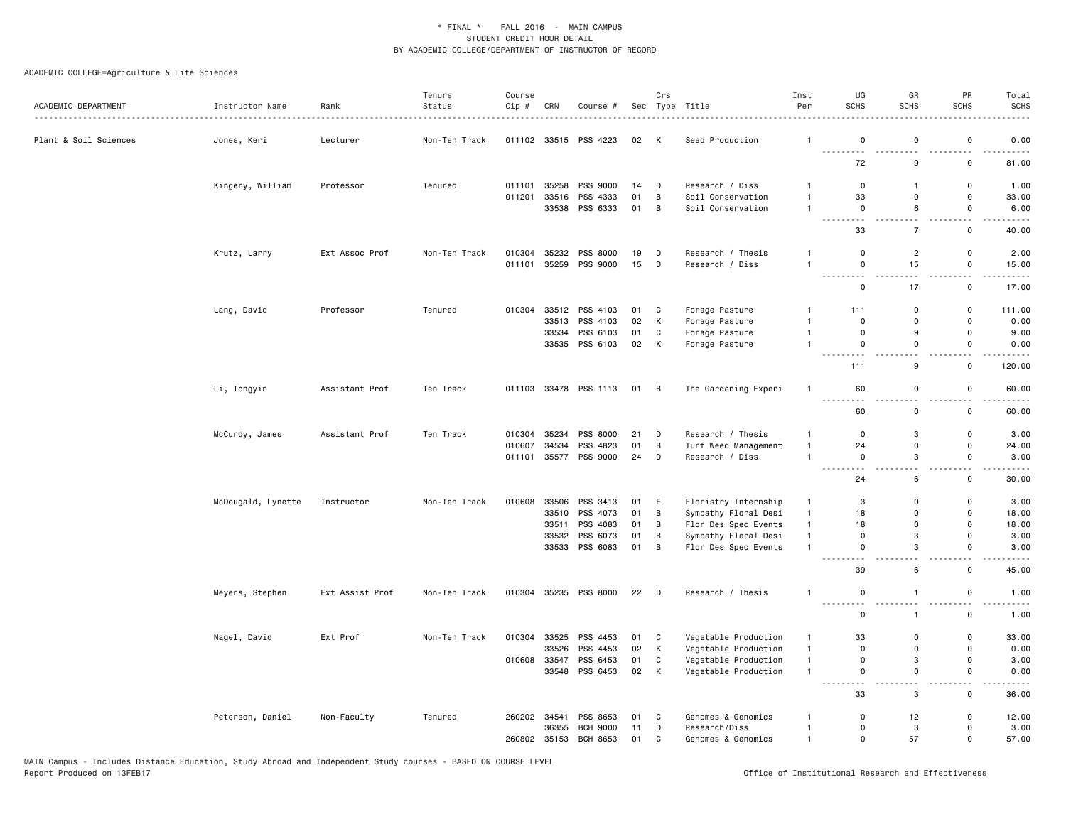\* FINAL \* FALL 2016 - MAIN CAMPUS
STUDENT CREDIT HOUR DETAIL
BY ACADEMIC COLLEGE/DEPARTMENT OF INSTRUCTOR OF RECORD

ACADEMIC COLLEGE=Agriculture & Life Sciences

| ACADEMIC DEPARTMENT | Instructor Name | Rank | Tenure Status | Course Cip # | CRN | Course # | Sec | Crs Type | Title | Inst Per | UG SCHS | GR SCHS | PR SCHS | Total SCHS |
|---|---|---|---|---|---|---|---|---|---|---|---|---|---|---|
| Plant & Soil Sciences | Jones, Keri | Lecturer | Non-Ten Track | 011102 | 33515 | PSS 4223 | 02 | K | Seed Production | 1 | 0 | 0 | 0 | 0.00 |
| | | | | | | | | | | | 72 | 9 | 0 | 81.00 |
| | Kingery, William | Professor | Tenured | 011101 | 35258 | PSS 9000 | 14 | D | Research / Diss | 1 | 0 | 1 | 0 | 1.00 |
| | | | | 011201 | 33516 | PSS 4333 | 01 | B | Soil Conservation | 1 | 33 | 0 | 0 | 33.00 |
| | | | | | 33538 | PSS 6333 | 01 | B | Soil Conservation | 1 | 0 | 6 | 0 | 6.00 |
| | | | | | | | | | | | 33 | 7 | 0 | 40.00 |
| | Krutz, Larry | Ext Assoc Prof | Non-Ten Track | 010304 | 35232 | PSS 8000 | 19 | D | Research / Thesis | 1 | 0 | 2 | 0 | 2.00 |
| | | | | 011101 | 35259 | PSS 9000 | 15 | D | Research / Diss | 1 | 0 | 15 | 0 | 15.00 |
| | | | | | | | | | | | 0 | 17 | 0 | 17.00 |
| | Lang, David | Professor | Tenured | 010304 | 33512 | PSS 4103 | 01 | C | Forage Pasture | 1 | 111 | 0 | 0 | 111.00 |
| | | | | | 33513 | PSS 4103 | 02 | K | Forage Pasture | 1 | 0 | 0 | 0 | 0.00 |
| | | | | | 33534 | PSS 6103 | 01 | C | Forage Pasture | 1 | 0 | 9 | 0 | 9.00 |
| | | | | | 33535 | PSS 6103 | 02 | K | Forage Pasture | 1 | 0 | 0 | 0 | 0.00 |
| | | | | | | | | | | | 111 | 9 | 0 | 120.00 |
| | Li, Tongyin | Assistant Prof | Ten Track | 011103 | 33478 | PSS 1113 | 01 | B | The Gardening Experi | 1 | 60 | 0 | 0 | 60.00 |
| | | | | | | | | | | | 60 | 0 | 0 | 60.00 |
| | McCurdy, James | Assistant Prof | Ten Track | 010304 | 35234 | PSS 8000 | 21 | D | Research / Thesis | 1 | 0 | 3 | 0 | 3.00 |
| | | | | 010607 | 34534 | PSS 4823 | 01 | B | Turf Weed Management | 1 | 24 | 0 | 0 | 24.00 |
| | | | | 011101 | 35577 | PSS 9000 | 24 | D | Research / Diss | 1 | 0 | 3 | 0 | 3.00 |
| | | | | | | | | | | | 24 | 6 | 0 | 30.00 |
| | McDougald, Lynette | Instructor | Non-Ten Track | 010608 | 33506 | PSS 3413 | 01 | E | Floristry Internship | 1 | 3 | 0 | 0 | 3.00 |
| | | | | | 33510 | PSS 4073 | 01 | B | Sympathy Floral Desi | 1 | 18 | 0 | 0 | 18.00 |
| | | | | | 33511 | PSS 4083 | 01 | B | Flor Des Spec Events | 1 | 18 | 0 | 0 | 18.00 |
| | | | | | 33532 | PSS 6073 | 01 | B | Sympathy Floral Desi | 1 | 0 | 3 | 0 | 3.00 |
| | | | | | 33533 | PSS 6083 | 01 | B | Flor Des Spec Events | 1 | 0 | 3 | 0 | 3.00 |
| | | | | | | | | | | | 39 | 6 | 0 | 45.00 |
| | Meyers, Stephen | Ext Assist Prof | Non-Ten Track | 010304 | 35235 | PSS 8000 | 22 | D | Research / Thesis | 1 | 0 | 1 | 0 | 1.00 |
| | | | | | | | | | | | 0 | 1 | 0 | 1.00 |
| | Nagel, David | Ext Prof | Non-Ten Track | 010304 | 33525 | PSS 4453 | 01 | C | Vegetable Production | 1 | 33 | 0 | 0 | 33.00 |
| | | | | | 33526 | PSS 4453 | 02 | K | Vegetable Production | 1 | 0 | 0 | 0 | 0.00 |
| | | | | 010608 | 33547 | PSS 6453 | 01 | C | Vegetable Production | 1 | 0 | 3 | 0 | 3.00 |
| | | | | | 33548 | PSS 6453 | 02 | K | Vegetable Production | 1 | 0 | 0 | 0 | 0.00 |
| | | | | | | | | | | | 33 | 3 | 0 | 36.00 |
| | Peterson, Daniel | Non-Faculty | Tenured | 260202 | 34541 | PSS 8653 | 01 | C | Genomes & Genomics | 1 | 0 | 12 | 0 | 12.00 |
| | | | | | 36355 | BCH 9000 | 11 | D | Research/Diss | 1 | 0 | 3 | 0 | 3.00 |
| | | | | 260802 | 35153 | BCH 8653 | 01 | C | Genomes & Genomics | 1 | 0 | 57 | 0 | 57.00 |

MAIN Campus - Includes Distance Education, Study Abroad and Independent Study courses - BASED ON COURSE LEVEL
Report Produced on 13FEB17

Office of Institutional Research and Effectiveness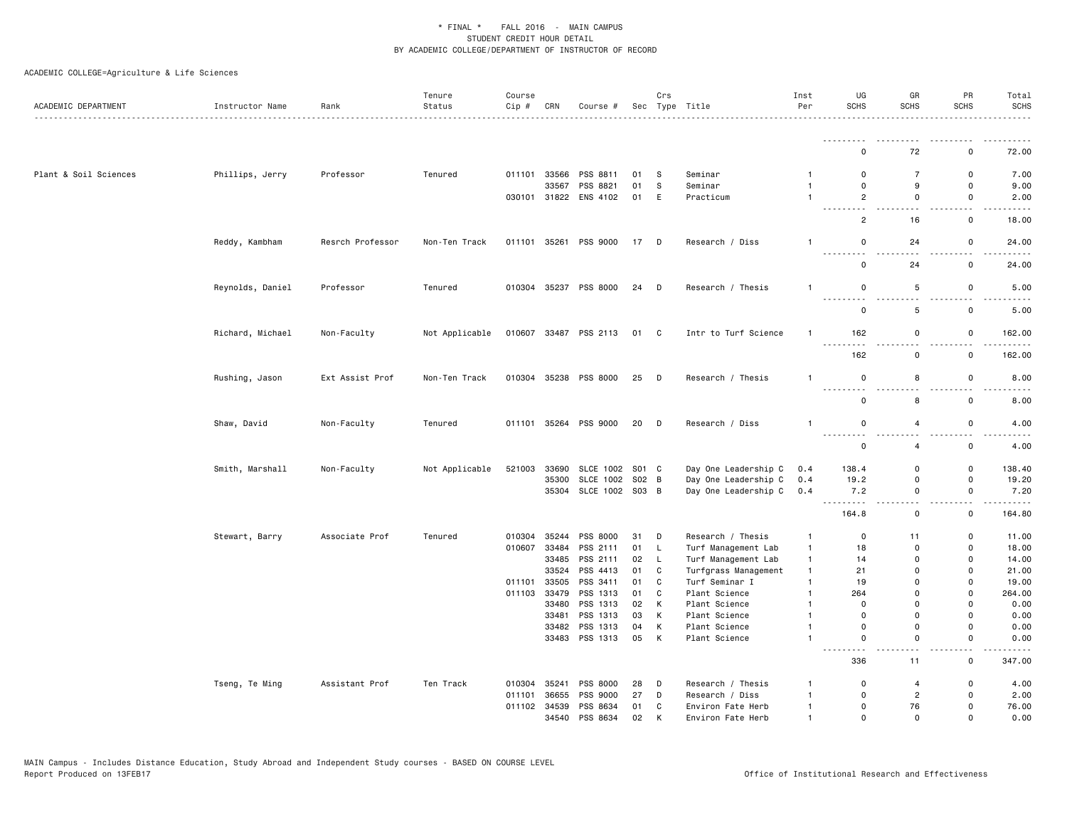\* FINAL \* FALL 2016 - MAIN CAMPUS
STUDENT CREDIT HOUR DETAIL
BY ACADEMIC COLLEGE/DEPARTMENT OF INSTRUCTOR OF RECORD

ACADEMIC COLLEGE=Agriculture & Life Sciences

| ACADEMIC DEPARTMENT | Instructor Name | Rank | Tenure Status | Course Cip # | CRN | Course # | Sec | Crs Type | Title | Inst Per | UG SCHS | GR SCHS | PR SCHS | Total SCHS |
|---|---|---|---|---|---|---|---|---|---|---|---|---|---|---|
| | | | | | | | | | | | 0 | 72 | 0 | 72.00 |
| Plant & Soil Sciences | Phillips, Jerry | Professor | Tenured | 011101 | 33566 | PSS 8811 | 01 | S | Seminar | 1 | 0 | 7 | 0 | 7.00 |
| | | | | | 33567 | PSS 8821 | 01 | S | Seminar | 1 | 0 | 9 | 0 | 9.00 |
| | | | | 030101 | 31822 | ENS 4102 | 01 | E | Practicum | 1 | 2 | 0 | 0 | 2.00 |
| | | | | | | | | | | | 2 | 16 | 0 | 18.00 |
| | Reddy, Kambham | Resrch Professor | Non-Ten Track | 011101 | 35261 | PSS 9000 | 17 | D | Research / Diss | 1 | 0 | 24 | 0 | 24.00 |
| | | | | | | | | | | | 0 | 24 | 0 | 24.00 |
| | Reynolds, Daniel | Professor | Tenured | 010304 | 35237 | PSS 8000 | 24 | D | Research / Thesis | 1 | 0 | 5 | 0 | 5.00 |
| | | | | | | | | | | | 0 | 5 | 0 | 5.00 |
| | Richard, Michael | Non-Faculty | Not Applicable | 010607 | 33487 | PSS 2113 | 01 | C | Intr to Turf Science | 1 | 162 | 0 | 0 | 162.00 |
| | | | | | | | | | | | 162 | 0 | 0 | 162.00 |
| | Rushing, Jason | Ext Assist Prof | Non-Ten Track | 010304 | 35238 | PSS 8000 | 25 | D | Research / Thesis | 1 | 0 | 8 | 0 | 8.00 |
| | | | | | | | | | | | 0 | 8 | 0 | 8.00 |
| | Shaw, David | Non-Faculty | Tenured | 011101 | 35264 | PSS 9000 | 20 | D | Research / Diss | 1 | 0 | 4 | 0 | 4.00 |
| | | | | | | | | | | | 0 | 4 | 0 | 4.00 |
| | Smith, Marshall | Non-Faculty | Not Applicable | 521003 | 33690 | SLCE 1002 | S01 | C | Day One Leadership C | 0.4 | 138.4 | 0 | 0 | 138.40 |
| | | | | | 35300 | SLCE 1002 | S02 | B | Day One Leadership C | 0.4 | 19.2 | 0 | 0 | 19.20 |
| | | | | | 35304 | SLCE 1002 | S03 | B | Day One Leadership C | 0.4 | 7.2 | 0 | 0 | 7.20 |
| | | | | | | | | | | | 164.8 | 0 | 0 | 164.80 |
| | Stewart, Barry | Associate Prof | Tenured | 010304 | 35244 | PSS 8000 | 31 | D | Research / Thesis | 1 | 0 | 11 | 0 | 11.00 |
| | | | | 010607 | 33484 | PSS 2111 | 01 | L | Turf Management Lab | 1 | 18 | 0 | 0 | 18.00 |
| | | | | | 33485 | PSS 2111 | 02 | L | Turf Management Lab | 1 | 14 | 0 | 0 | 14.00 |
| | | | | | 33524 | PSS 4413 | 01 | C | Turfgrass Management | 1 | 21 | 0 | 0 | 21.00 |
| | | | | 011101 | 33505 | PSS 3411 | 01 | C | Turf Seminar I | 1 | 19 | 0 | 0 | 19.00 |
| | | | | 011103 | 33479 | PSS 1313 | 01 | C | Plant Science | 1 | 264 | 0 | 0 | 264.00 |
| | | | | | 33480 | PSS 1313 | 02 | K | Plant Science | 1 | 0 | 0 | 0 | 0.00 |
| | | | | | 33481 | PSS 1313 | 03 | K | Plant Science | 1 | 0 | 0 | 0 | 0.00 |
| | | | | | 33482 | PSS 1313 | 04 | K | Plant Science | 1 | 0 | 0 | 0 | 0.00 |
| | | | | | 33483 | PSS 1313 | 05 | K | Plant Science | 1 | 0 | 0 | 0 | 0.00 |
| | | | | | | | | | | | 336 | 11 | 0 | 347.00 |
| | Tseng, Te Ming | Assistant Prof | Ten Track | 010304 | 35241 | PSS 8000 | 28 | D | Research / Thesis | 1 | 0 | 4 | 0 | 4.00 |
| | | | | 011101 | 36655 | PSS 9000 | 27 | D | Research / Diss | 1 | 0 | 2 | 0 | 2.00 |
| | | | | 011102 | 34539 | PSS 8634 | 01 | C | Environ Fate Herb | 1 | 0 | 76 | 0 | 76.00 |
| | | | | | 34540 | PSS 8634 | 02 | K | Environ Fate Herb | 1 | 0 | 0 | 0 | 0.00 |

MAIN Campus - Includes Distance Education, Study Abroad and Independent Study courses - BASED ON COURSE LEVEL
Report Produced on 13FEB17 — Office of Institutional Research and Effectiveness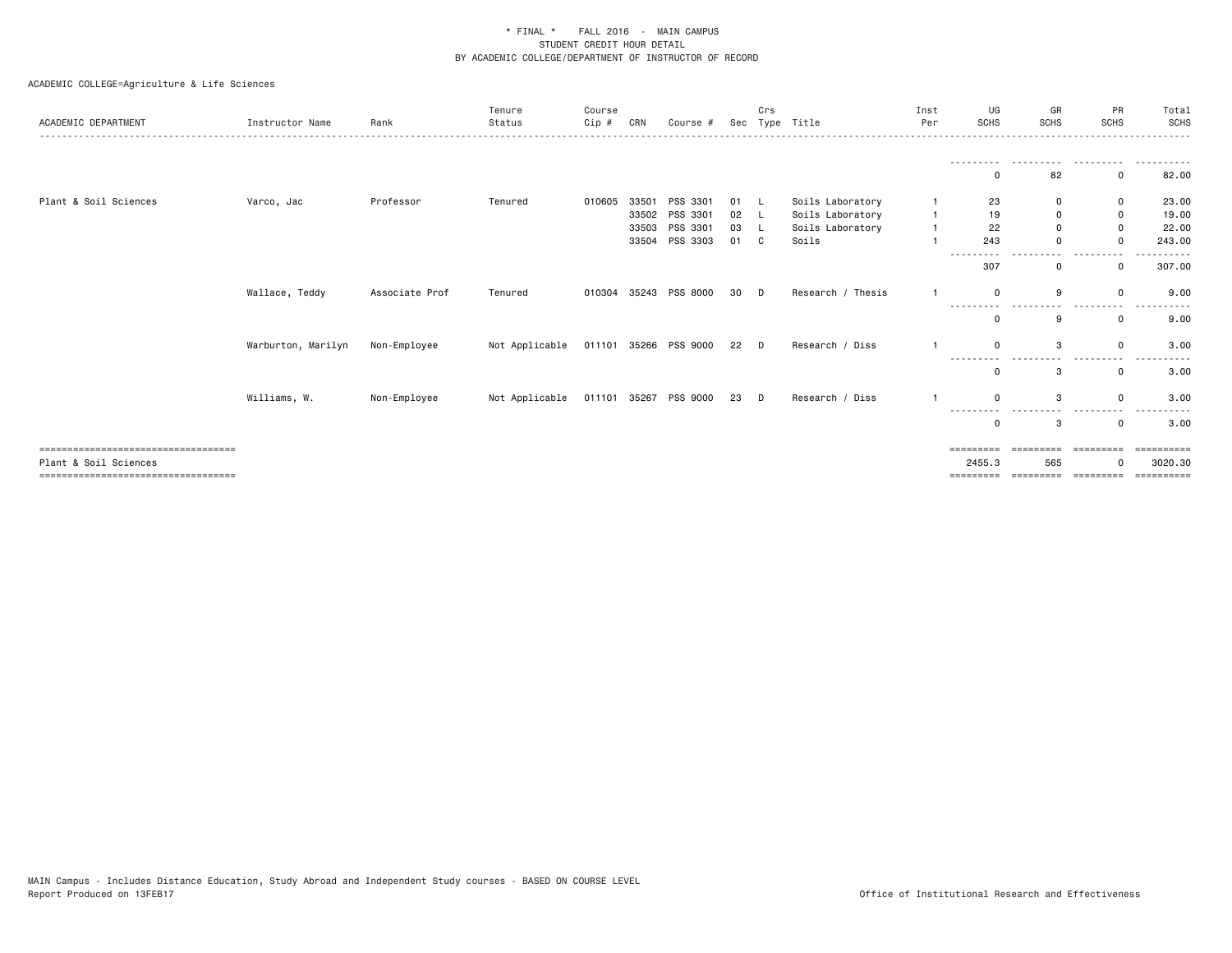\* FINAL \* FALL 2016 - MAIN CAMPUS
STUDENT CREDIT HOUR DETAIL
BY ACADEMIC COLLEGE/DEPARTMENT OF INSTRUCTOR OF RECORD

ACADEMIC COLLEGE=Agriculture & Life Sciences

| ACADEMIC DEPARTMENT | Instructor Name | Rank | Tenure Status | Course Cip # | CRN | Course # | Sec | Crs Type | Title | Inst Per | UG SCHS | GR SCHS | PR SCHS | Total SCHS |
|---|---|---|---|---|---|---|---|---|---|---|---|---|---|---|
| | | | | | | | | | | | 0 | 82 | 0 | 82.00 |
| Plant & Soil Sciences | Varco, Jac | Professor | Tenured | 010605 | 33501 | PSS 3301 | 01 | L | Soils Laboratory | 1 | 23 | 0 | 0 | 23.00 |
| | | | | | 33502 | PSS 3301 | 02 | L | Soils Laboratory | 1 | 19 | 0 | 0 | 19.00 |
| | | | | | 33503 | PSS 3301 | 03 | L | Soils Laboratory | 1 | 22 | 0 | 0 | 22.00 |
| | | | | | 33504 | PSS 3303 | 01 | C | Soils | 1 | 243 | 0 | 0 | 243.00 |
| | | | | | | | | | | | 307 | 0 | 0 | 307.00 |
| | Wallace, Teddy | Associate Prof | Tenured | 010304 | 35243 | PSS 8000 | 30 | D | Research / Thesis | 1 | 0 | 9 | 0 | 9.00 |
| | | | | | | | | | | | 0 | 9 | 0 | 9.00 |
| | Warburton, Marilyn | Non-Employee | Not Applicable | 011101 | 35266 | PSS 9000 | 22 | D | Research / Diss | 1 | 0 | 3 | 0 | 3.00 |
| | | | | | | | | | | | 0 | 3 | 0 | 3.00 |
| | Williams, W. | Non-Employee | Not Applicable | 011101 | 35267 | PSS 9000 | 23 | D | Research / Diss | 1 | 0 | 3 | 0 | 3.00 |
| | | | | | | | | | | | 0 | 3 | 0 | 3.00 |
| Plant & Soil Sciences | | | | | | | | | | | 2455.3 | 565 | 0 | 3020.30 |

MAIN Campus - Includes Distance Education, Study Abroad and Independent Study courses - BASED ON COURSE LEVEL
Report Produced on 13FEB17

Office of Institutional Research and Effectiveness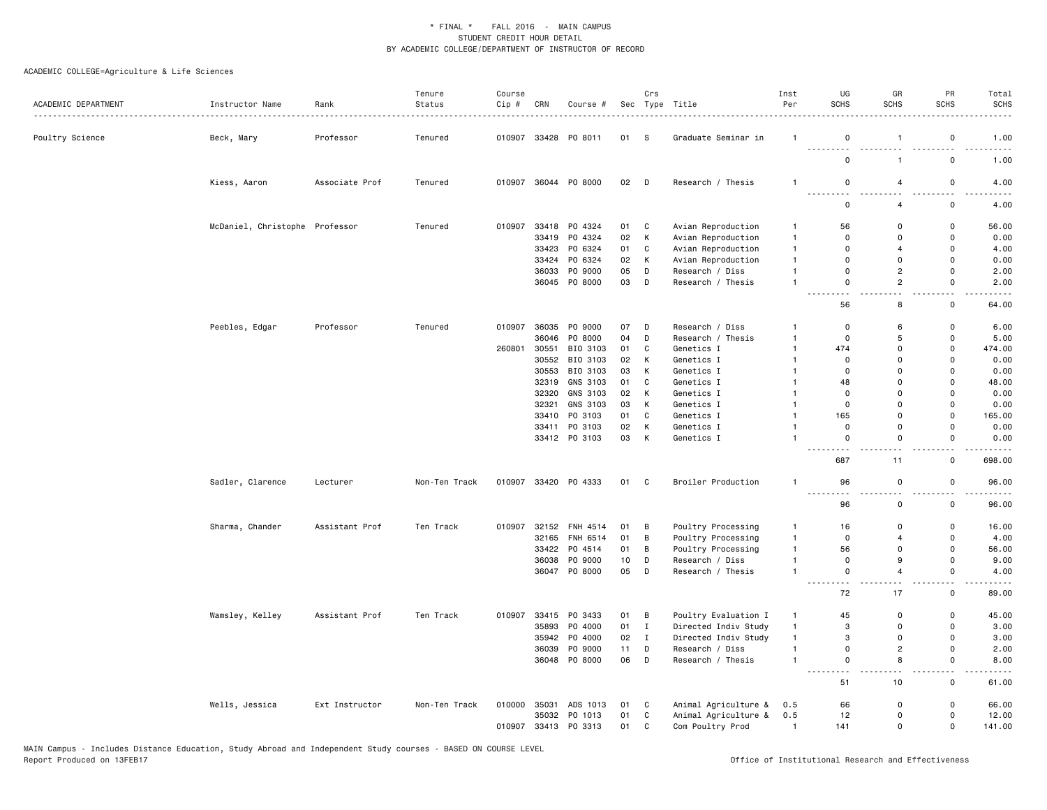\* FINAL \* FALL 2016 - MAIN CAMPUS
STUDENT CREDIT HOUR DETAIL
BY ACADEMIC COLLEGE/DEPARTMENT OF INSTRUCTOR OF RECORD

ACADEMIC COLLEGE=Agriculture & Life Sciences

| ACADEMIC DEPARTMENT | Instructor Name | Rank | Tenure Status | Course Cip # | CRN | Course # | Sec | Crs Type | Title | Inst Per | UG SCHS | GR SCHS | PR SCHS | Total SCHS |
|---|---|---|---|---|---|---|---|---|---|---|---|---|---|---|
| Poultry Science | Beck, Mary | Professor | Tenured | 010907 | 33428 | PO 8011 | 01 | S | Graduate Seminar in | 1 | 0 | 1 | 0 | 1.00 |
| | | | | | | | | | | | 0 | 1 | 0 | 1.00 |
| | Kiess, Aaron | Associate Prof | Tenured | 010907 | 36044 | PO 8000 | 02 | D | Research / Thesis | 1 | 0 | 4 | 0 | 4.00 |
| | | | | | | | | | | | 0 | 4 | 0 | 4.00 |
| | McDaniel, Christophe | Professor | Tenured | 010907 | 33418 | PO 4324 | 01 | C | Avian Reproduction | 1 | 56 | 0 | 0 | 56.00 |
| | | | | | 33419 | PO 4324 | 02 | K | Avian Reproduction | 1 | 0 | 0 | 0 | 0.00 |
| | | | | | 33423 | PO 6324 | 01 | C | Avian Reproduction | 1 | 0 | 4 | 0 | 4.00 |
| | | | | | 33424 | PO 6324 | 02 | K | Avian Reproduction | 1 | 0 | 0 | 0 | 0.00 |
| | | | | | 36033 | PO 9000 | 05 | D | Research / Diss | 1 | 0 | 2 | 0 | 2.00 |
| | | | | | 36045 | PO 8000 | 03 | D | Research / Thesis | 1 | 0 | 2 | 0 | 2.00 |
| | | | | | | | | | | | 56 | 8 | 0 | 64.00 |
| | Peebles, Edgar | Professor | Tenured | 010907 | 36035 | PO 9000 | 07 | D | Research / Diss | 1 | 0 | 6 | 0 | 6.00 |
| | | | | | 36046 | PO 8000 | 04 | D | Research / Thesis | 1 | 0 | 5 | 0 | 5.00 |
| | | | | 260801 | 30551 | BIO 3103 | 01 | C | Genetics I | 1 | 474 | 0 | 0 | 474.00 |
| | | | | | 30552 | BIO 3103 | 02 | K | Genetics I | 1 | 0 | 0 | 0 | 0.00 |
| | | | | | 30553 | BIO 3103 | 03 | K | Genetics I | 1 | 0 | 0 | 0 | 0.00 |
| | | | | | 32319 | GNS 3103 | 01 | C | Genetics I | 1 | 48 | 0 | 0 | 48.00 |
| | | | | | 32320 | GNS 3103 | 02 | K | Genetics I | 1 | 0 | 0 | 0 | 0.00 |
| | | | | | 32321 | GNS 3103 | 03 | K | Genetics I | 1 | 0 | 0 | 0 | 0.00 |
| | | | | | 33410 | PO 3103 | 01 | C | Genetics I | 1 | 165 | 0 | 0 | 165.00 |
| | | | | | 33411 | PO 3103 | 02 | K | Genetics I | 1 | 0 | 0 | 0 | 0.00 |
| | | | | | 33412 | PO 3103 | 03 | K | Genetics I | 1 | 0 | 0 | 0 | 0.00 |
| | | | | | | | | | | | 687 | 11 | 0 | 698.00 |
| | Sadler, Clarence | Lecturer | Non-Ten Track | 010907 | 33420 | PO 4333 | 01 | C | Broiler Production | 1 | 96 | 0 | 0 | 96.00 |
| | | | | | | | | | | | 96 | 0 | 0 | 96.00 |
| | Sharma, Chander | Assistant Prof | Ten Track | 010907 | 32152 | FNH 4514 | 01 | B | Poultry Processing | 1 | 16 | 0 | 0 | 16.00 |
| | | | | | 32165 | FNH 6514 | 01 | B | Poultry Processing | 1 | 0 | 4 | 0 | 4.00 |
| | | | | | 33422 | PO 4514 | 01 | B | Poultry Processing | 1 | 56 | 0 | 0 | 56.00 |
| | | | | | 36038 | PO 9000 | 10 | D | Research / Diss | 1 | 0 | 9 | 0 | 9.00 |
| | | | | | 36047 | PO 8000 | 05 | D | Research / Thesis | 1 | 0 | 4 | 0 | 4.00 |
| | | | | | | | | | | | 72 | 17 | 0 | 89.00 |
| | Wamsley, Kelley | Assistant Prof | Ten Track | 010907 | 33415 | PO 3433 | 01 | B | Poultry Evaluation I | 1 | 45 | 0 | 0 | 45.00 |
| | | | | | 35893 | PO 4000 | 01 | I | Directed Indiv Study | 1 | 3 | 0 | 0 | 3.00 |
| | | | | | 35942 | PO 4000 | 02 | I | Directed Indiv Study | 1 | 3 | 0 | 0 | 3.00 |
| | | | | | 36039 | PO 9000 | 11 | D | Research / Diss | 1 | 0 | 2 | 0 | 2.00 |
| | | | | | 36048 | PO 8000 | 06 | D | Research / Thesis | 1 | 0 | 8 | 0 | 8.00 |
| | | | | | | | | | | | 51 | 10 | 0 | 61.00 |
| | Wells, Jessica | Ext Instructor | Non-Ten Track | 010000 | 35031 | ADS 1013 | 01 | C | Animal Agriculture & | 0.5 | 66 | 0 | 0 | 66.00 |
| | | | | | 35032 | PO 1013 | 01 | C | Animal Agriculture & | 0.5 | 12 | 0 | 0 | 12.00 |
| | | | | 010907 | 33413 | PO 3313 | 01 | C | Com Poultry Prod | 1 | 141 | 0 | 0 | 141.00 |

MAIN Campus - Includes Distance Education, Study Abroad and Independent Study courses - BASED ON COURSE LEVEL
Report Produced on 13FEB17

Office of Institutional Research and Effectiveness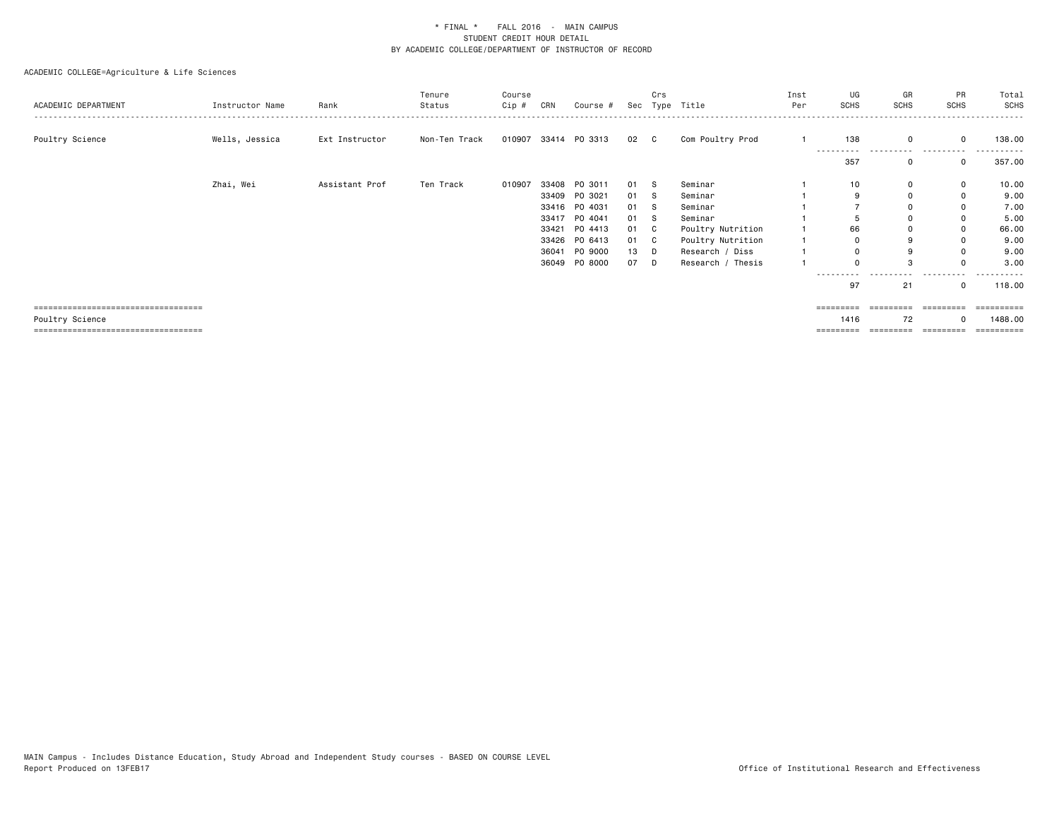\* FINAL \* FALL 2016 - MAIN CAMPUS
STUDENT CREDIT HOUR DETAIL
BY ACADEMIC COLLEGE/DEPARTMENT OF INSTRUCTOR OF RECORD

ACADEMIC COLLEGE=Agriculture & Life Sciences

| ACADEMIC DEPARTMENT | Instructor Name | Rank | Tenure Status | Course Cip # | CRN | Course # | Sec | Crs Type | Title | Inst Per | UG SCHS | GR SCHS | PR SCHS | Total SCHS |
|---|---|---|---|---|---|---|---|---|---|---|---|---|---|---|
| Poultry Science | Wells, Jessica | Ext Instructor | Non-Ten Track | 010907 | 33414 | PO 3313 | 02 | C | Com Poultry Prod | 1 | 138 | 0 | 0 | 138.00 |
| | | | | | | | | | | | 357 | 0 | 0 | 357.00 |
| | Zhai, Wei | Assistant Prof | Ten Track | 010907 | 33408 | PO 3011 | 01 | S | Seminar | 1 | 10 | 0 | 0 | 10.00 |
| | | | | | 33409 | PO 3021 | 01 | S | Seminar | 1 | 9 | 0 | 0 | 9.00 |
| | | | | | 33416 | PO 4031 | 01 | S | Seminar | 1 | 7 | 0 | 0 | 7.00 |
| | | | | | 33417 | PO 4041 | 01 | S | Seminar | 1 | 5 | 0 | 0 | 5.00 |
| | | | | | 33421 | PO 4413 | 01 | C | Poultry Nutrition | 1 | 66 | 0 | 0 | 66.00 |
| | | | | | 33426 | PO 6413 | 01 | C | Poultry Nutrition | 1 | 0 | 9 | 0 | 9.00 |
| | | | | | 36041 | PO 9000 | 13 | D | Research / Diss | 1 | 0 | 9 | 0 | 9.00 |
| | | | | | 36049 | PO 8000 | 07 | D | Research / Thesis | 1 | 0 | 3 | 0 | 3.00 |
| | | | | | | | | | | | 97 | 21 | 0 | 118.00 |
| Poultry Science | | | | | | | | | | | 1416 | 72 | 0 | 1488.00 |

MAIN Campus - Includes Distance Education, Study Abroad and Independent Study courses - BASED ON COURSE LEVEL
Report Produced on 13FEB17

Office of Institutional Research and Effectiveness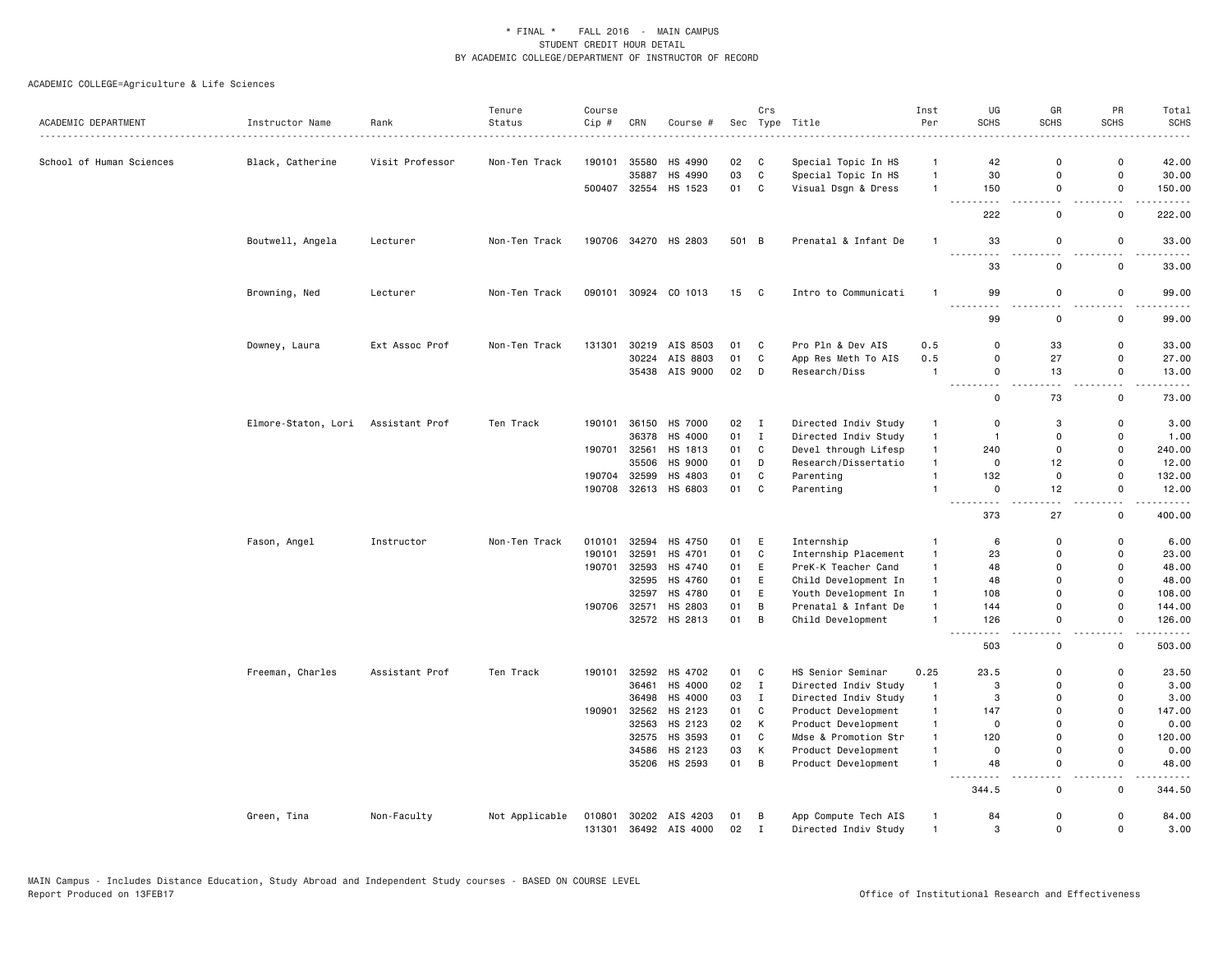\* FINAL \* FALL 2016 - MAIN CAMPUS
STUDENT CREDIT HOUR DETAIL
BY ACADEMIC COLLEGE/DEPARTMENT OF INSTRUCTOR OF RECORD

ACADEMIC COLLEGE=Agriculture & Life Sciences

| ACADEMIC DEPARTMENT | Instructor Name | Rank | Tenure Status | Course Cip # | CRN | Course # | Sec | Crs Type | Title | Inst Per | UG SCHS | GR SCHS | PR SCHS | Total SCHS |
|---|---|---|---|---|---|---|---|---|---|---|---|---|---|---|
| School of Human Sciences | Black, Catherine | Visit Professor | Non-Ten Track | 190101 | 35580 | HS 4990 | 02 | C | Special Topic In HS | 1 | 42 | 0 | 0 | 42.00 |
| | | | | | 35887 | HS 4990 | 03 | C | Special Topic In HS | 1 | 30 | 0 | 0 | 30.00 |
| | | | | 500407 | 32554 | HS 1523 | 01 | C | Visual Dsgn & Dress | 1 | 150 | 0 | 0 | 150.00 |
| | | | | | | | | | | | 222 | 0 | 0 | 222.00 |
| | Boutwell, Angela | Lecturer | Non-Ten Track | 190706 | 34270 | HS 2803 | 501 | B | Prenatal & Infant De | 1 | 33 | 0 | 0 | 33.00 |
| | | | | | | | | | | | 33 | 0 | 0 | 33.00 |
| | Browning, Ned | Lecturer | Non-Ten Track | 090101 | 30924 | CO 1013 | 15 | C | Intro to Communicati | 1 | 99 | 0 | 0 | 99.00 |
| | | | | | | | | | | | 99 | 0 | 0 | 99.00 |
| | Downey, Laura | Ext Assoc Prof | Non-Ten Track | 131301 | 30219 | AIS 8503 | 01 | C | Pro Pln & Dev AIS | 0.5 | 0 | 33 | 0 | 33.00 |
| | | | | | 30224 | AIS 8803 | 01 | C | App Res Meth To AIS | 0.5 | 0 | 27 | 0 | 27.00 |
| | | | | | 35438 | AIS 9000 | 02 | D | Research/Diss | 1 | 0 | 13 | 0 | 13.00 |
| | | | | | | | | | | | 0 | 73 | 0 | 73.00 |
| | Elmore-Staton, Lori | Assistant Prof | Ten Track | 190101 | 36150 | HS 7000 | 02 | I | Directed Indiv Study | 1 | 0 | 3 | 0 | 3.00 |
| | | | | | 36378 | HS 4000 | 01 | I | Directed Indiv Study | 1 | 1 | 0 | 0 | 1.00 |
| | | | | 190701 | 32561 | HS 1813 | 01 | C | Devel through Lifesp | 1 | 240 | 0 | 0 | 240.00 |
| | | | | | 35506 | HS 9000 | 01 | D | Research/Dissertatio | 1 | 0 | 12 | 0 | 12.00 |
| | | | | 190704 | 32599 | HS 4803 | 01 | C | Parenting | 1 | 132 | 0 | 0 | 132.00 |
| | | | | 190708 | 32613 | HS 6803 | 01 | C | Parenting | 1 | 0 | 12 | 0 | 12.00 |
| | | | | | | | | | | | 373 | 27 | 0 | 400.00 |
| | Fason, Angel | Instructor | Non-Ten Track | 010101 | 32594 | HS 4750 | 01 | E | Internship | 1 | 6 | 0 | 0 | 6.00 |
| | | | | 190101 | 32591 | HS 4701 | 01 | C | Internship Placement | 1 | 23 | 0 | 0 | 23.00 |
| | | | | 190701 | 32593 | HS 4740 | 01 | E | PreK-K Teacher Cand | 1 | 48 | 0 | 0 | 48.00 |
| | | | | | 32595 | HS 4760 | 01 | E | Child Development In | 1 | 48 | 0 | 0 | 48.00 |
| | | | | | 32597 | HS 4780 | 01 | E | Youth Development In | 1 | 108 | 0 | 0 | 108.00 |
| | | | | 190706 | 32571 | HS 2803 | 01 | B | Prenatal & Infant De | 1 | 144 | 0 | 0 | 144.00 |
| | | | | | 32572 | HS 2813 | 01 | B | Child Development | 1 | 126 | 0 | 0 | 126.00 |
| | | | | | | | | | | | 503 | 0 | 0 | 503.00 |
| | Freeman, Charles | Assistant Prof | Ten Track | 190101 | 32592 | HS 4702 | 01 | C | HS Senior Seminar | 0.25 | 23.5 | 0 | 0 | 23.50 |
| | | | | | 36461 | HS 4000 | 02 | I | Directed Indiv Study | 1 | 3 | 0 | 0 | 3.00 |
| | | | | | 36498 | HS 4000 | 03 | I | Directed Indiv Study | 1 | 3 | 0 | 0 | 3.00 |
| | | | | 190901 | 32562 | HS 2123 | 01 | C | Product Development | 1 | 147 | 0 | 0 | 147.00 |
| | | | | | 32563 | HS 2123 | 02 | K | Product Development | 1 | 0 | 0 | 0 | 0.00 |
| | | | | | 32575 | HS 3593 | 01 | C | Mdse & Promotion Str | 1 | 120 | 0 | 0 | 120.00 |
| | | | | | 34586 | HS 2123 | 03 | K | Product Development | 1 | 0 | 0 | 0 | 0.00 |
| | | | | | 35206 | HS 2593 | 01 | B | Product Development | 1 | 48 | 0 | 0 | 48.00 |
| | | | | | | | | | | | 344.5 | 0 | 0 | 344.50 |
| | Green, Tina | Non-Faculty | Not Applicable | 010801 | 30202 | AIS 4203 | 01 | B | App Compute Tech AIS | 1 | 84 | 0 | 0 | 84.00 |
| | | | | 131301 | 36492 | AIS 4000 | 02 | I | Directed Indiv Study | 1 | 3 | 0 | 0 | 3.00 |

MAIN Campus - Includes Distance Education, Study Abroad and Independent Study courses - BASED ON COURSE LEVEL
Report Produced on 13FEB17 Office of Institutional Research and Effectiveness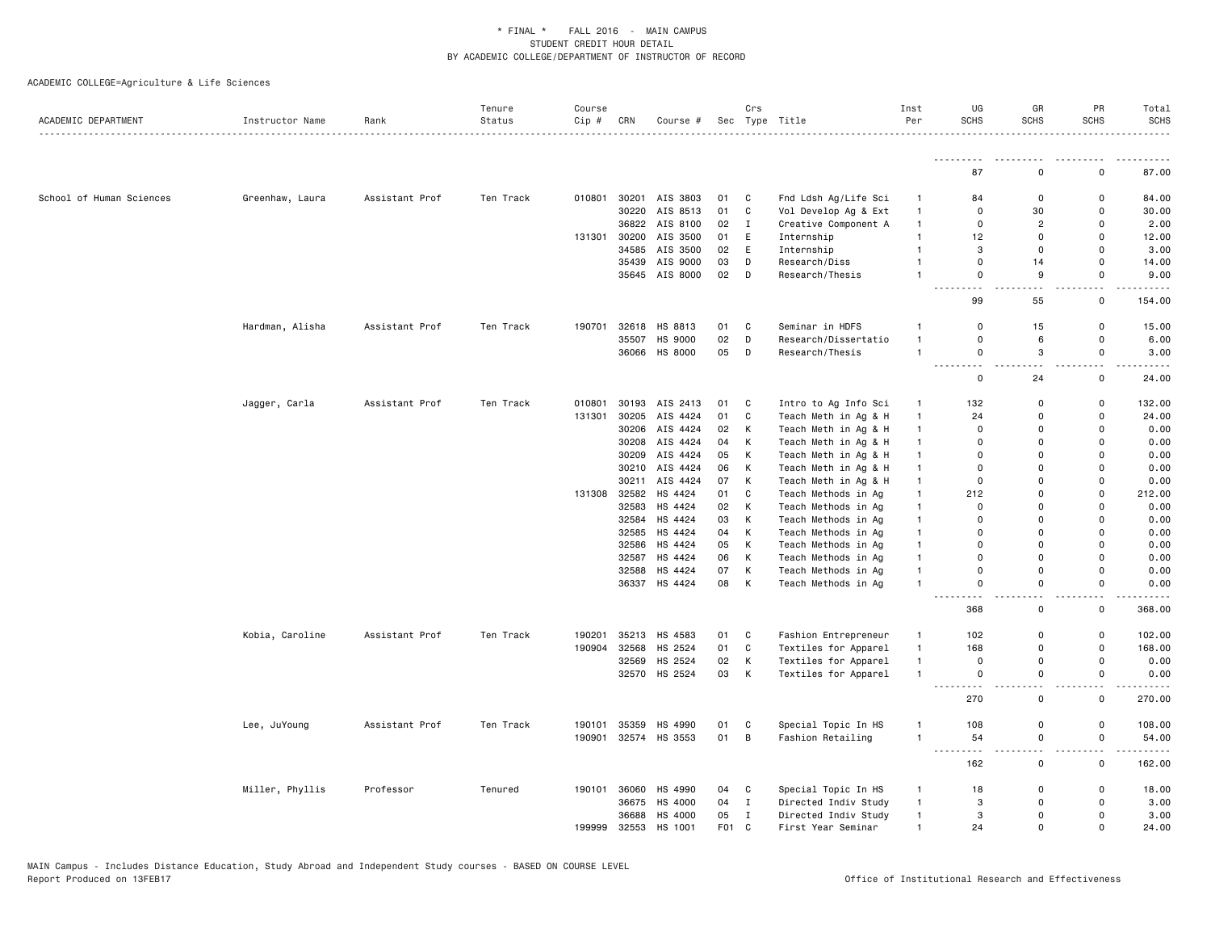\* FINAL \* FALL 2016 - MAIN CAMPUS
STUDENT CREDIT HOUR DETAIL
BY ACADEMIC COLLEGE/DEPARTMENT OF INSTRUCTOR OF RECORD

ACADEMIC COLLEGE=Agriculture & Life Sciences

| ACADEMIC DEPARTMENT | Instructor Name | Rank | Tenure Status | Course Cip # | CRN | Course # | Sec | Crs Type | Title | Inst Per | UG SCHS | GR SCHS | PR SCHS | Total SCHS |
|---|---|---|---|---|---|---|---|---|---|---|---|---|---|---|
| | | | | | | | | | | | 87 | 0 | 0 | 87.00 |
| School of Human Sciences | Greenhaw, Laura | Assistant Prof | Ten Track | 010801 | 30201 | AIS 3803 | 01 | C | Fnd Ldsh Ag/Life Sci | 1 | 84 | 0 | 0 | 84.00 |
| | | | | | 30220 | AIS 8513 | 01 | C | Vol Develop Ag & Ext | 1 | 0 | 30 | 0 | 30.00 |
| | | | | | 36822 | AIS 8100 | 02 | I | Creative Component A | 1 | 0 | 2 | 0 | 2.00 |
| | | | | 131301 | 30200 | AIS 3500 | 01 | E | Internship | 1 | 12 | 0 | 0 | 12.00 |
| | | | | | 34585 | AIS 3500 | 02 | E | Internship | 1 | 3 | 0 | 0 | 3.00 |
| | | | | | 35439 | AIS 9000 | 03 | D | Research/Diss | 1 | 0 | 14 | 0 | 14.00 |
| | | | | | 35645 | AIS 8000 | 02 | D | Research/Thesis | 1 | 0 | 9 | 0 | 9.00 |
| | | | | | | | | | | | 99 | 55 | 0 | 154.00 |
| | Hardman, Alisha | Assistant Prof | Ten Track | 190701 | 32618 | HS 8813 | 01 | C | Seminar in HDFS | 1 | 0 | 15 | 0 | 15.00 |
| | | | | | 35507 | HS 9000 | 02 | D | Research/Dissertatio | 1 | 0 | 6 | 0 | 6.00 |
| | | | | | 36066 | HS 8000 | 05 | D | Research/Thesis | 1 | 0 | 3 | 0 | 3.00 |
| | | | | | | | | | | | 0 | 24 | 0 | 24.00 |
| | Jagger, Carla | Assistant Prof | Ten Track | 010801 | 30193 | AIS 2413 | 01 | C | Intro to Ag Info Sci | 1 | 132 | 0 | 0 | 132.00 |
| | | | | 131301 | 30205 | AIS 4424 | 01 | C | Teach Meth in Ag & H | 1 | 24 | 0 | 0 | 24.00 |
| | | | | | 30206 | AIS 4424 | 02 | K | Teach Meth in Ag & H | 1 | 0 | 0 | 0 | 0.00 |
| | | | | | 30208 | AIS 4424 | 04 | K | Teach Meth in Ag & H | 1 | 0 | 0 | 0 | 0.00 |
| | | | | | 30209 | AIS 4424 | 05 | K | Teach Meth in Ag & H | 1 | 0 | 0 | 0 | 0.00 |
| | | | | | 30210 | AIS 4424 | 06 | K | Teach Meth in Ag & H | 1 | 0 | 0 | 0 | 0.00 |
| | | | | | 30211 | AIS 4424 | 07 | K | Teach Meth in Ag & H | 1 | 0 | 0 | 0 | 0.00 |
| | | | | 131308 | 32582 | HS 4424 | 01 | C | Teach Methods in Ag | 1 | 212 | 0 | 0 | 212.00 |
| | | | | | 32583 | HS 4424 | 02 | K | Teach Methods in Ag | 1 | 0 | 0 | 0 | 0.00 |
| | | | | | 32584 | HS 4424 | 03 | K | Teach Methods in Ag | 1 | 0 | 0 | 0 | 0.00 |
| | | | | | 32585 | HS 4424 | 04 | K | Teach Methods in Ag | 1 | 0 | 0 | 0 | 0.00 |
| | | | | | 32586 | HS 4424 | 05 | K | Teach Methods in Ag | 1 | 0 | 0 | 0 | 0.00 |
| | | | | | 32587 | HS 4424 | 06 | K | Teach Methods in Ag | 1 | 0 | 0 | 0 | 0.00 |
| | | | | | 32588 | HS 4424 | 07 | K | Teach Methods in Ag | 1 | 0 | 0 | 0 | 0.00 |
| | | | | | 36337 | HS 4424 | 08 | K | Teach Methods in Ag | 1 | 0 | 0 | 0 | 0.00 |
| | | | | | | | | | | | 368 | 0 | 0 | 368.00 |
| | Kobia, Caroline | Assistant Prof | Ten Track | 190201 | 35213 | HS 4583 | 01 | C | Fashion Entrepreneur | 1 | 102 | 0 | 0 | 102.00 |
| | | | | 190904 | 32568 | HS 2524 | 01 | C | Textiles for Apparel | 1 | 168 | 0 | 0 | 168.00 |
| | | | | | 32569 | HS 2524 | 02 | K | Textiles for Apparel | 1 | 0 | 0 | 0 | 0.00 |
| | | | | | 32570 | HS 2524 | 03 | K | Textiles for Apparel | 1 | 0 | 0 | 0 | 0.00 |
| | | | | | | | | | | | 270 | 0 | 0 | 270.00 |
| | Lee, JuYoung | Assistant Prof | Ten Track | 190101 | 35359 | HS 4990 | 01 | C | Special Topic In HS | 1 | 108 | 0 | 0 | 108.00 |
| | | | | 190901 | 32574 | HS 3553 | 01 | B | Fashion Retailing | 1 | 54 | 0 | 0 | 54.00 |
| | | | | | | | | | | | 162 | 0 | 0 | 162.00 |
| | Miller, Phyllis | Professor | Tenured | 190101 | 36060 | HS 4990 | 04 | C | Special Topic In HS | 1 | 18 | 0 | 0 | 18.00 |
| | | | | | 36675 | HS 4000 | 04 | I | Directed Indiv Study | 1 | 3 | 0 | 0 | 3.00 |
| | | | | | 36688 | HS 4000 | 05 | I | Directed Indiv Study | 1 | 3 | 0 | 0 | 3.00 |
| | | | | 199999 | 32553 | HS 1001 | F01 | C | First Year Seminar | 1 | 24 | 0 | 0 | 24.00 |

MAIN Campus - Includes Distance Education, Study Abroad and Independent Study courses - BASED ON COURSE LEVEL
Report Produced on 13FEB17

Office of Institutional Research and Effectiveness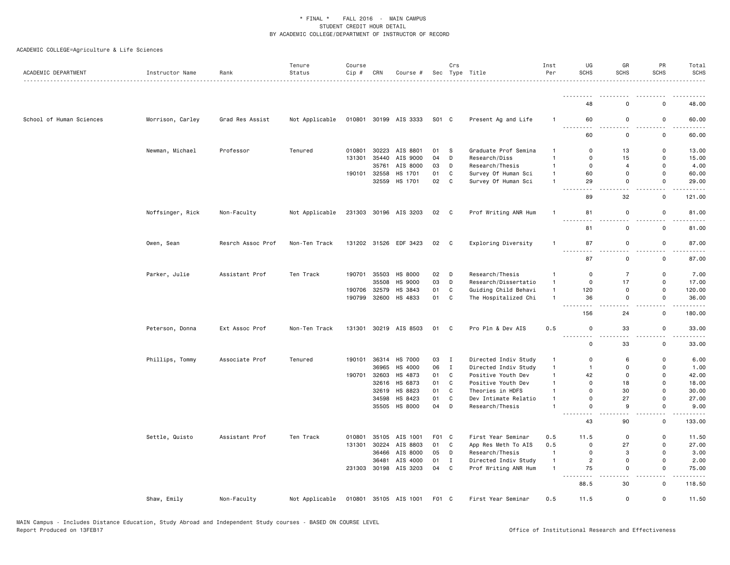\* FINAL \* FALL 2016 - MAIN CAMPUS
STUDENT CREDIT HOUR DETAIL
BY ACADEMIC COLLEGE/DEPARTMENT OF INSTRUCTOR OF RECORD

ACADEMIC COLLEGE=Agriculture & Life Sciences

| ACADEMIC DEPARTMENT | Instructor Name | Rank | Tenure Status | Course Cip # | CRN | Course # | Sec | Crs Type | Title | Inst Per | UG SCHS | GR SCHS | PR SCHS | Total SCHS |
|---|---|---|---|---|---|---|---|---|---|---|---|---|---|---|
| | | | | | | | | | | | 48 | 0 | 0 | 48.00 |
| School of Human Sciences | Morrison, Carley | Grad Res Assist | Not Applicable | 010801 | 30199 | AIS 3333 | S01 | C | Present Ag and Life | 1 | 60 | 0 | 0 | 60.00 |
| | | | | | | | | | | | 60 | 0 | 0 | 60.00 |
| | Newman, Michael | Professor | Tenured | 010801 | 30223 | AIS 8801 | 01 | S | Graduate Prof Semina | 1 | 0 | 13 | 0 | 13.00 |
| | | | | 131301 | 35440 | AIS 9000 | 04 | D | Research/Diss | 1 | 0 | 15 | 0 | 15.00 |
| | | | | | 35761 | AIS 8000 | 03 | D | Research/Thesis | 1 | 0 | 4 | 0 | 4.00 |
| | | | | 190101 | 32558 | HS 1701 | 01 | C | Survey Of Human Sci | 1 | 60 | 0 | 0 | 60.00 |
| | | | | | 32559 | HS 1701 | 02 | C | Survey Of Human Sci | 1 | 29 | 0 | 0 | 29.00 |
| | | | | | | | | | | | 89 | 32 | 0 | 121.00 |
| | Noffsinger, Rick | Non-Faculty | Not Applicable | 231303 | 30196 | AIS 3203 | 02 | C | Prof Writing ANR Hum | 1 | 81 | 0 | 0 | 81.00 |
| | | | | | | | | | | | 81 | 0 | 0 | 81.00 |
| | Owen, Sean | Resrch Assoc Prof | Non-Ten Track | 131202 | 31526 | EDF 3423 | 02 | C | Exploring Diversity | 1 | 87 | 0 | 0 | 87.00 |
| | | | | | | | | | | | 87 | 0 | 0 | 87.00 |
| | Parker, Julie | Assistant Prof | Ten Track | 190701 | 35503 | HS 8000 | 02 | D | Research/Thesis | 1 | 0 | 7 | 0 | 7.00 |
| | | | | | 35508 | HS 9000 | 03 | D | Research/Dissertatio | 1 | 0 | 17 | 0 | 17.00 |
| | | | | 190706 | 32579 | HS 3843 | 01 | C | Guiding Child Behavi | 1 | 120 | 0 | 0 | 120.00 |
| | | | | 190799 | 32600 | HS 4833 | 01 | C | The Hospitalized Chi | 1 | 36 | 0 | 0 | 36.00 |
| | | | | | | | | | | | 156 | 24 | 0 | 180.00 |
| | Peterson, Donna | Ext Assoc Prof | Non-Ten Track | 131301 | 30219 | AIS 8503 | 01 | C | Pro Pln & Dev AIS | 0.5 | 0 | 33 | 0 | 33.00 |
| | | | | | | | | | | | 0 | 33 | 0 | 33.00 |
| | Phillips, Tommy | Associate Prof | Tenured | 190101 | 36314 | HS 7000 | 03 | I | Directed Indiv Study | 1 | 0 | 6 | 0 | 6.00 |
| | | | | | 36965 | HS 4000 | 06 | I | Directed Indiv Study | 1 | 1 | 0 | 0 | 1.00 |
| | | | | 190701 | 32603 | HS 4873 | 01 | C | Positive Youth Dev | 1 | 42 | 0 | 0 | 42.00 |
| | | | | | 32616 | HS 6873 | 01 | C | Positive Youth Dev | 1 | 0 | 18 | 0 | 18.00 |
| | | | | | 32619 | HS 8823 | 01 | C | Theories in HDFS | 1 | 0 | 30 | 0 | 30.00 |
| | | | | | 34598 | HS 8423 | 01 | C | Dev Intimate Relatio | 1 | 0 | 27 | 0 | 27.00 |
| | | | | | 35505 | HS 8000 | 04 | D | Research/Thesis | 1 | 0 | 9 | 0 | 9.00 |
| | | | | | | | | | | | 43 | 90 | 0 | 133.00 |
| | Settle, Quisto | Assistant Prof | Ten Track | 010801 | 35105 | AIS 1001 | F01 | C | First Year Seminar | 0.5 | 11.5 | 0 | 0 | 11.50 |
| | | | | 131301 | 30224 | AIS 8803 | 01 | C | App Res Meth To AIS | 0.5 | 0 | 27 | 0 | 27.00 |
| | | | | | 36466 | AIS 8000 | 05 | D | Research/Thesis | 1 | 0 | 3 | 0 | 3.00 |
| | | | | | 36481 | AIS 4000 | 01 | I | Directed Indiv Study | 1 | 2 | 0 | 0 | 2.00 |
| | | | | 231303 | 30198 | AIS 3203 | 04 | C | Prof Writing ANR Hum | 1 | 75 | 0 | 0 | 75.00 |
| | | | | | | | | | | | 88.5 | 30 | 0 | 118.50 |
| | Shaw, Emily | Non-Faculty | Not Applicable | 010801 | 35105 | AIS 1001 | F01 | C | First Year Seminar | 0.5 | 11.5 | 0 | 0 | 11.50 |

MAIN Campus - Includes Distance Education, Study Abroad and Independent Study courses - BASED ON COURSE LEVEL
Report Produced on 13FEB17 Office of Institutional Research and Effectiveness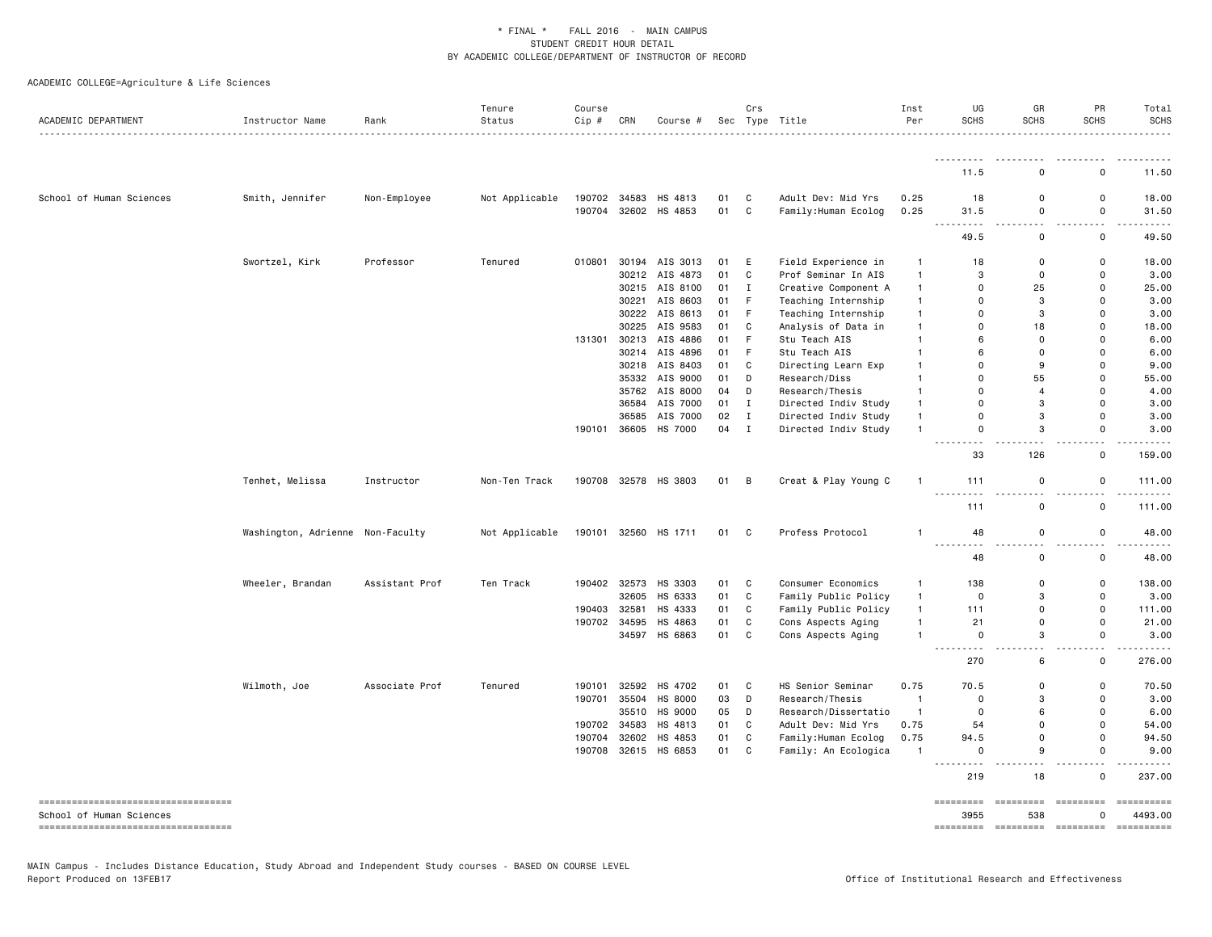* FINAL * FALL 2016 - MAIN CAMPUS
STUDENT CREDIT HOUR DETAIL
BY ACADEMIC COLLEGE/DEPARTMENT OF INSTRUCTOR OF RECORD

ACADEMIC COLLEGE=Agriculture & Life Sciences

| ACADEMIC DEPARTMENT | Instructor Name | Rank | Tenure Status | Course Cip # | CRN | Course # | Sec | Crs Type | Title | Inst Per | UG SCHS | GR SCHS | PR SCHS | Total SCHS |
|---|---|---|---|---|---|---|---|---|---|---|---|---|---|---|
| | | | | | | | | | | | 11.5 | 0 | 0 | 11.50 |
| School of Human Sciences | Smith, Jennifer | Non-Employee | Not Applicable | 190702 | 34583 | HS 4813 | 01 | C | Adult Dev: Mid Yrs | 0.25 | 18 | 0 | 0 | 18.00 |
| | | | | 190704 | 32602 | HS 4853 | 01 | C | Family:Human Ecolog | 0.25 | 31.5 | 0 | 0 | 31.50 |
| | | | | | | | | | | | 49.5 | 0 | 0 | 49.50 |
| | Swortzel, Kirk | Professor | Tenured | 010801 | 30194 | AIS 3013 | 01 | E | Field Experience in | 1 | 18 | 0 | 0 | 18.00 |
| | | | | | 30212 | AIS 4873 | 01 | C | Prof Seminar In AIS | 1 | 3 | 0 | 0 | 3.00 |
| | | | | | 30215 | AIS 8100 | 01 | I | Creative Component A | 1 | 0 | 25 | 0 | 25.00 |
| | | | | | 30221 | AIS 8603 | 01 | F | Teaching Internship | 1 | 0 | 3 | 0 | 3.00 |
| | | | | | 30222 | AIS 8613 | 01 | F | Teaching Internship | 1 | 0 | 3 | 0 | 3.00 |
| | | | | | 30225 | AIS 9583 | 01 | C | Analysis of Data in | 1 | 0 | 18 | 0 | 18.00 |
| | | | | 131301 | 30213 | AIS 4886 | 01 | F | Stu Teach AIS | 1 | 6 | 0 | 0 | 6.00 |
| | | | | | 30214 | AIS 4896 | 01 | F | Stu Teach AIS | 1 | 6 | 0 | 0 | 6.00 |
| | | | | | 30218 | AIS 8403 | 01 | C | Directing Learn Exp | 1 | 0 | 9 | 0 | 9.00 |
| | | | | | 35332 | AIS 9000 | 01 | D | Research/Diss | 1 | 0 | 55 | 0 | 55.00 |
| | | | | | 35762 | AIS 8000 | 04 | D | Research/Thesis | 1 | 0 | 4 | 0 | 4.00 |
| | | | | | 36584 | AIS 7000 | 01 | I | Directed Indiv Study | 1 | 0 | 3 | 0 | 3.00 |
| | | | | | 36585 | AIS 7000 | 02 | I | Directed Indiv Study | 1 | 0 | 3 | 0 | 3.00 |
| | | | | 190101 | 36605 | HS 7000 | 04 | I | Directed Indiv Study | 1 | 0 | 3 | 0 | 3.00 |
| | | | | | | | | | | | 33 | 126 | 0 | 159.00 |
| | Tenhet, Melissa | Instructor | Non-Ten Track | 190708 | 32578 | HS 3803 | 01 | B | Creat & Play Young C | 1 | 111 | 0 | 0 | 111.00 |
| | | | | | | | | | | | 111 | 0 | 0 | 111.00 |
| | Washington, Adrienne | Non-Faculty | Not Applicable | 190101 | 32560 | HS 1711 | 01 | C | Profess Protocol | 1 | 48 | 0 | 0 | 48.00 |
| | | | | | | | | | | | 48 | 0 | 0 | 48.00 |
| | Wheeler, Brandan | Assistant Prof | Ten Track | 190402 | 32573 | HS 3303 | 01 | C | Consumer Economics | 1 | 138 | 0 | 0 | 138.00 |
| | | | | | 32605 | HS 6333 | 01 | C | Family Public Policy | 1 | 0 | 3 | 0 | 3.00 |
| | | | | 190403 | 32581 | HS 4333 | 01 | C | Family Public Policy | 1 | 111 | 0 | 0 | 111.00 |
| | | | | 190702 | 34595 | HS 4863 | 01 | C | Cons Aspects Aging | 1 | 21 | 0 | 0 | 21.00 |
| | | | | | 34597 | HS 6863 | 01 | C | Cons Aspects Aging | 1 | 0 | 3 | 0 | 3.00 |
| | | | | | | | | | | | 270 | 6 | 0 | 276.00 |
| | Wilmoth, Joe | Associate Prof | Tenured | 190101 | 32592 | HS 4702 | 01 | C | HS Senior Seminar | 0.75 | 70.5 | 0 | 0 | 70.50 |
| | | | | 190701 | 35504 | HS 8000 | 03 | D | Research/Thesis | 1 | 0 | 3 | 0 | 3.00 |
| | | | | | 35510 | HS 9000 | 05 | D | Research/Dissertatio | 1 | 0 | 6 | 0 | 6.00 |
| | | | | 190702 | 34583 | HS 4813 | 01 | C | Adult Dev: Mid Yrs | 0.75 | 54 | 0 | 0 | 54.00 |
| | | | | 190704 | 32602 | HS 4853 | 01 | C | Family:Human Ecolog | 0.75 | 94.5 | 0 | 0 | 94.50 |
| | | | | 190708 | 32615 | HS 6853 | 01 | C | Family: An Ecologica | 1 | 0 | 9 | 0 | 9.00 |
| | | | | | | | | | | | 219 | 18 | 0 | 237.00 |
| School of Human Sciences | | | | | | | | | | | 3955 | 538 | 0 | 4493.00 |

MAIN Campus - Includes Distance Education, Study Abroad and Independent Study courses - BASED ON COURSE LEVEL
Report Produced on 13FEB17

Office of Institutional Research and Effectiveness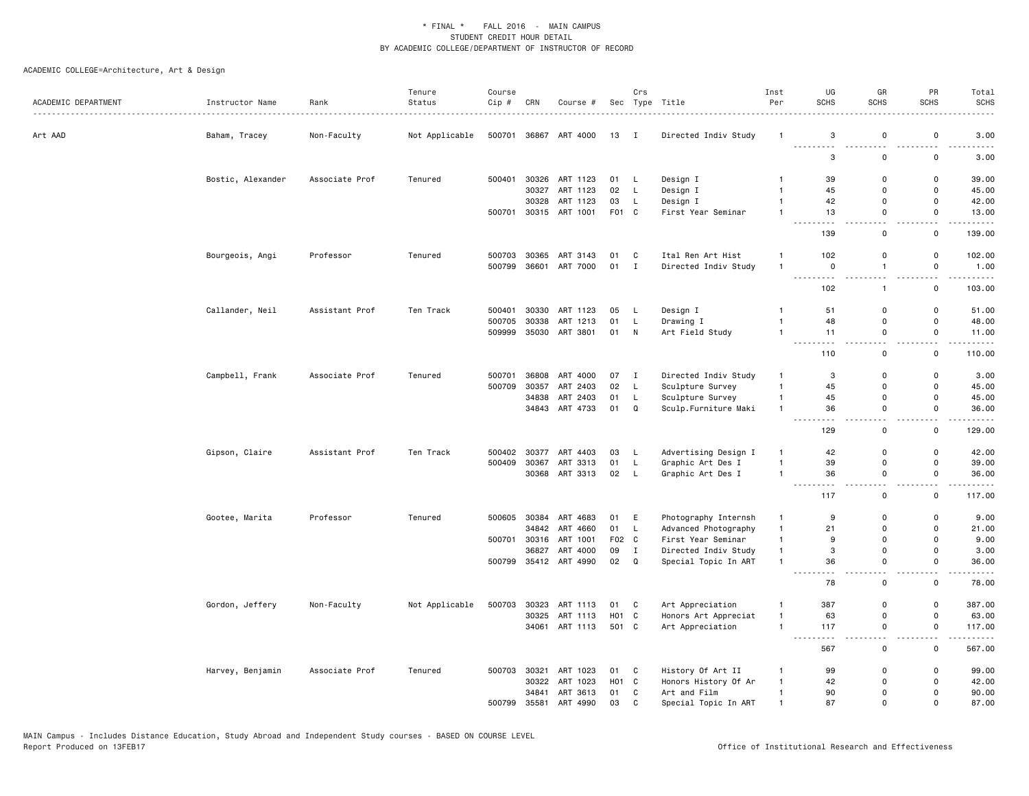\* FINAL \* FALL 2016 - MAIN CAMPUS
STUDENT CREDIT HOUR DETAIL
BY ACADEMIC COLLEGE/DEPARTMENT OF INSTRUCTOR OF RECORD

ACADEMIC COLLEGE=Architecture, Art & Design

| ACADEMIC DEPARTMENT | Instructor Name | Rank | Tenure Status | Course Cip # | CRN | Course # | Sec | Crs Type | Title | Inst Per | UG SCHS | GR SCHS | PR SCHS | Total SCHS |
|---|---|---|---|---|---|---|---|---|---|---|---|---|---|---|
| Art AAD | Baham, Tracey | Non-Faculty | Not Applicable | 500701 | 36867 | ART 4000 | 13 | I | Directed Indiv Study | 1 | 3 | 0 | 0 | 3.00 |
| | | | | | | | | | | | 3 | 0 | 0 | 3.00 |
| | Bostic, Alexander | Associate Prof | Tenured | 500401 | 30326 | ART 1123 | 01 | L | Design I | 1 | 39 | 0 | 0 | 39.00 |
| | | | | | 30327 | ART 1123 | 02 | L | Design I | 1 | 45 | 0 | 0 | 45.00 |
| | | | | | 30328 | ART 1123 | 03 | L | Design I | 1 | 42 | 0 | 0 | 42.00 |
| | | | | 500701 | 30315 | ART 1001 | F01 | C | First Year Seminar | 1 | 13 | 0 | 0 | 13.00 |
| | | | | | | | | | | | 139 | 0 | 0 | 139.00 |
| | Bourgeois, Angi | Professor | Tenured | 500703 | 30365 | ART 3143 | 01 | C | Ital Ren Art Hist | 1 | 102 | 0 | 0 | 102.00 |
| | | | | 500799 | 36601 | ART 7000 | 01 | I | Directed Indiv Study | 1 | 0 | 1 | 0 | 1.00 |
| | | | | | | | | | | | 102 | 1 | 0 | 103.00 |
| | Callander, Neil | Assistant Prof | Ten Track | 500401 | 30330 | ART 1123 | 05 | L | Design I | 1 | 51 | 0 | 0 | 51.00 |
| | | | | 500705 | 30338 | ART 1213 | 01 | L | Drawing I | 1 | 48 | 0 | 0 | 48.00 |
| | | | | 509999 | 35030 | ART 3801 | 01 | N | Art Field Study | 1 | 11 | 0 | 0 | 11.00 |
| | | | | | | | | | | | 110 | 0 | 0 | 110.00 |
| | Campbell, Frank | Associate Prof | Tenured | 500701 | 36808 | ART 4000 | 07 | I | Directed Indiv Study | 1 | 3 | 0 | 0 | 3.00 |
| | | | | 500709 | 30357 | ART 2403 | 02 | L | Sculpture Survey | 1 | 45 | 0 | 0 | 45.00 |
| | | | | | 34838 | ART 2403 | 01 | L | Sculpture Survey | 1 | 45 | 0 | 0 | 45.00 |
| | | | | | 34843 | ART 4733 | 01 | Q | Sculp.Furniture Maki | 1 | 36 | 0 | 0 | 36.00 |
| | | | | | | | | | | | 129 | 0 | 0 | 129.00 |
| | Gipson, Claire | Assistant Prof | Ten Track | 500402 | 30377 | ART 4403 | 03 | L | Advertising Design I | 1 | 42 | 0 | 0 | 42.00 |
| | | | | 500409 | 30367 | ART 3313 | 01 | L | Graphic Art Des I | 1 | 39 | 0 | 0 | 39.00 |
| | | | | | 30368 | ART 3313 | 02 | L | Graphic Art Des I | 1 | 36 | 0 | 0 | 36.00 |
| | | | | | | | | | | | 117 | 0 | 0 | 117.00 |
| | Gootee, Marita | Professor | Tenured | 500605 | 30384 | ART 4683 | 01 | E | Photography Internsh | 1 | 9 | 0 | 0 | 9.00 |
| | | | | | 34842 | ART 4660 | 01 | L | Advanced Photography | 1 | 21 | 0 | 0 | 21.00 |
| | | | | 500701 | 30316 | ART 1001 | F02 | C | First Year Seminar | 1 | 9 | 0 | 0 | 9.00 |
| | | | | | 36827 | ART 4000 | 09 | I | Directed Indiv Study | 1 | 3 | 0 | 0 | 3.00 |
| | | | | 500799 | 35412 | ART 4990 | 02 | Q | Special Topic In ART | 1 | 36 | 0 | 0 | 36.00 |
| | | | | | | | | | | | 78 | 0 | 0 | 78.00 |
| | Gordon, Jeffery | Non-Faculty | Not Applicable | 500703 | 30323 | ART 1113 | 01 | C | Art Appreciation | 1 | 387 | 0 | 0 | 387.00 |
| | | | | | 30325 | ART 1113 | H01 | C | Honors Art Appreciat | 1 | 63 | 0 | 0 | 63.00 |
| | | | | | 34061 | ART 1113 | 501 | C | Art Appreciation | 1 | 117 | 0 | 0 | 117.00 |
| | | | | | | | | | | | 567 | 0 | 0 | 567.00 |
| | Harvey, Benjamin | Associate Prof | Tenured | 500703 | 30321 | ART 1023 | 01 | C | History Of Art II | 1 | 99 | 0 | 0 | 99.00 |
| | | | | | 30322 | ART 1023 | H01 | C | Honors History Of Ar | 1 | 42 | 0 | 0 | 42.00 |
| | | | | | 34841 | ART 3613 | 01 | C | Art and Film | 1 | 90 | 0 | 0 | 90.00 |
| | | | | 500799 | 35581 | ART 4990 | 03 | C | Special Topic In ART | 1 | 87 | 0 | 0 | 87.00 |

MAIN Campus - Includes Distance Education, Study Abroad and Independent Study courses - BASED ON COURSE LEVEL
Report Produced on 13FEB17 Office of Institutional Research and Effectiveness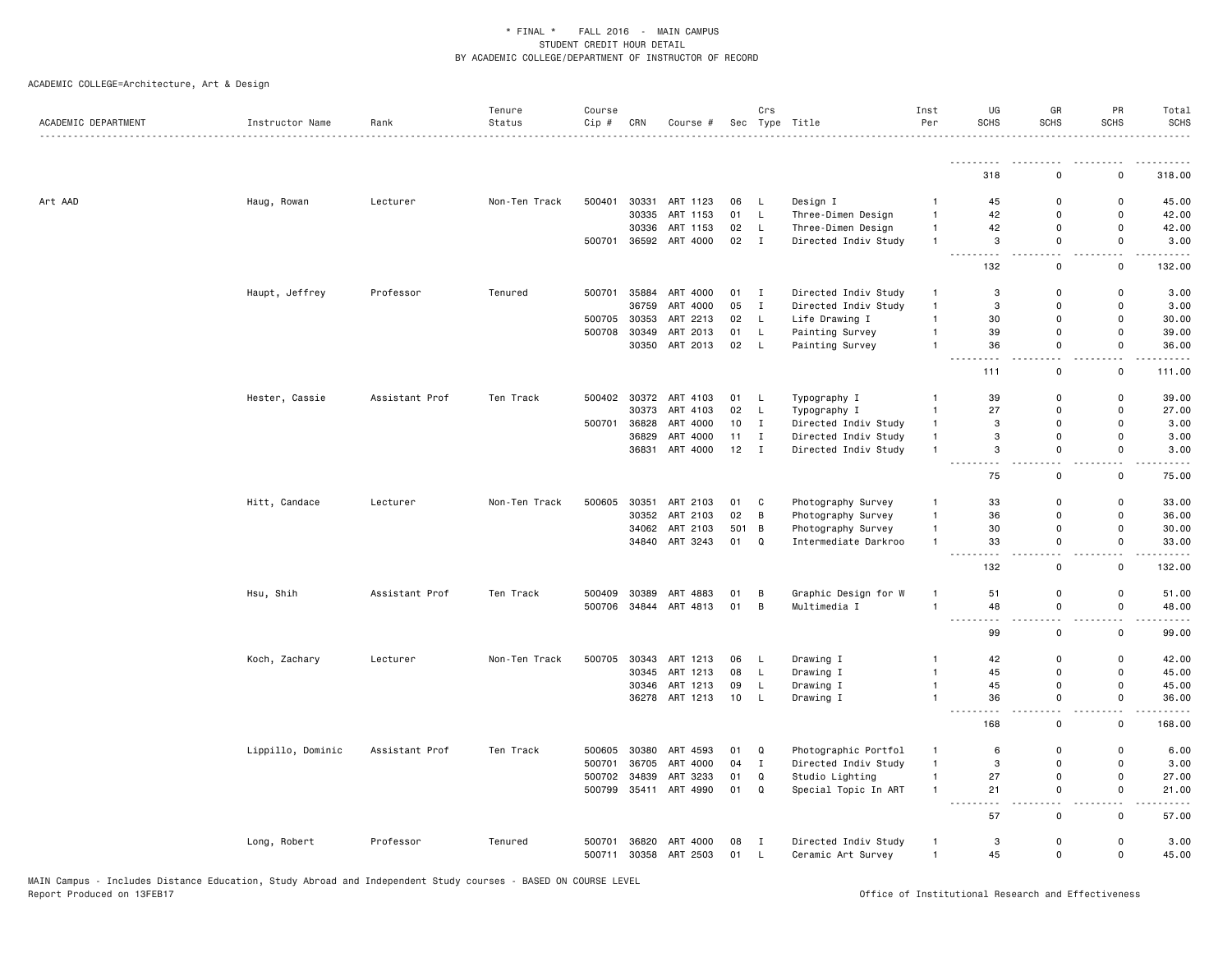\* FINAL \*   FALL 2016 - MAIN CAMPUS
STUDENT CREDIT HOUR DETAIL
BY ACADEMIC COLLEGE/DEPARTMENT OF INSTRUCTOR OF RECORD

ACADEMIC COLLEGE=Architecture, Art & Design

| ACADEMIC DEPARTMENT | Instructor Name | Rank | Tenure Status | Course Cip # | CRN | Course # | Sec | Crs Type | Title | Inst Per | UG SCHS | GR SCHS | PR SCHS | Total SCHS |
|---|---|---|---|---|---|---|---|---|---|---|---|---|---|---|
| | | | | | | | | | | | 318 | 0 | 0 | 318.00 |
| Art AAD | Haug, Rowan | Lecturer | Non-Ten Track | 500401 | 30331 | ART 1123 | 06 | L | Design I | 1 | 45 | 0 | 0 | 45.00 |
| | | | | | 30335 | ART 1153 | 01 | L | Three-Dimen Design | 1 | 42 | 0 | 0 | 42.00 |
| | | | | | 30336 | ART 1153 | 02 | L | Three-Dimen Design | 1 | 42 | 0 | 0 | 42.00 |
| | | | | 500701 | 36592 | ART 4000 | 02 | I | Directed Indiv Study | 1 | 3 | 0 | 0 | 3.00 |
| | | | | | | | | | | | 132 | 0 | 0 | 132.00 |
| | Haupt, Jeffrey | Professor | Tenured | 500701 | 35884 | ART 4000 | 01 | I | Directed Indiv Study | 1 | 3 | 0 | 0 | 3.00 |
| | | | | | 36759 | ART 4000 | 05 | I | Directed Indiv Study | 1 | 3 | 0 | 0 | 3.00 |
| | | | | 500705 | 30353 | ART 2213 | 02 | L | Life Drawing I | 1 | 30 | 0 | 0 | 30.00 |
| | | | | 500708 | 30349 | ART 2013 | 01 | L | Painting Survey | 1 | 39 | 0 | 0 | 39.00 |
| | | | | | 30350 | ART 2013 | 02 | L | Painting Survey | 1 | 36 | 0 | 0 | 36.00 |
| | | | | | | | | | | | 111 | 0 | 0 | 111.00 |
| | Hester, Cassie | Assistant Prof | Ten Track | 500402 | 30372 | ART 4103 | 01 | L | Typography I | 1 | 39 | 0 | 0 | 39.00 |
| | | | | | 30373 | ART 4103 | 02 | L | Typography I | 1 | 27 | 0 | 0 | 27.00 |
| | | | | 500701 | 36828 | ART 4000 | 10 | I | Directed Indiv Study | 1 | 3 | 0 | 0 | 3.00 |
| | | | | | 36829 | ART 4000 | 11 | I | Directed Indiv Study | 1 | 3 | 0 | 0 | 3.00 |
| | | | | | 36831 | ART 4000 | 12 | I | Directed Indiv Study | 1 | 3 | 0 | 0 | 3.00 |
| | | | | | | | | | | | 75 | 0 | 0 | 75.00 |
| | Hitt, Candace | Lecturer | Non-Ten Track | 500605 | 30351 | ART 2103 | 01 | C | Photography Survey | 1 | 33 | 0 | 0 | 33.00 |
| | | | | | 30352 | ART 2103 | 02 | B | Photography Survey | 1 | 36 | 0 | 0 | 36.00 |
| | | | | | 34062 | ART 2103 | 501 | B | Photography Survey | 1 | 30 | 0 | 0 | 30.00 |
| | | | | | 34840 | ART 3243 | 01 | Q | Intermediate Darkroo | 1 | 33 | 0 | 0 | 33.00 |
| | | | | | | | | | | | 132 | 0 | 0 | 132.00 |
| | Hsu, Shih | Assistant Prof | Ten Track | 500409 | 30389 | ART 4883 | 01 | B | Graphic Design for W | 1 | 51 | 0 | 0 | 51.00 |
| | | | | 500706 | 34844 | ART 4813 | 01 | B | Multimedia I | 1 | 48 | 0 | 0 | 48.00 |
| | | | | | | | | | | | 99 | 0 | 0 | 99.00 |
| | Koch, Zachary | Lecturer | Non-Ten Track | 500705 | 30343 | ART 1213 | 06 | L | Drawing I | 1 | 42 | 0 | 0 | 42.00 |
| | | | | | 30345 | ART 1213 | 08 | L | Drawing I | 1 | 45 | 0 | 0 | 45.00 |
| | | | | | 30346 | ART 1213 | 09 | L | Drawing I | 1 | 45 | 0 | 0 | 45.00 |
| | | | | | 36278 | ART 1213 | 10 | L | Drawing I | 1 | 36 | 0 | 0 | 36.00 |
| | | | | | | | | | | | 168 | 0 | 0 | 168.00 |
| | Lippillo, Dominic | Assistant Prof | Ten Track | 500605 | 30380 | ART 4593 | 01 | Q | Photographic Portfol | 1 | 6 | 0 | 0 | 6.00 |
| | | | | 500701 | 36705 | ART 4000 | 04 | I | Directed Indiv Study | 1 | 3 | 0 | 0 | 3.00 |
| | | | | 500702 | 34839 | ART 3233 | 01 | Q | Studio Lighting | 1 | 27 | 0 | 0 | 27.00 |
| | | | | 500799 | 35411 | ART 4990 | 01 | Q | Special Topic In ART | 1 | 21 | 0 | 0 | 21.00 |
| | | | | | | | | | | | 57 | 0 | 0 | 57.00 |
| | Long, Robert | Professor | Tenured | 500701 | 36820 | ART 4000 | 08 | I | Directed Indiv Study | 1 | 3 | 0 | 0 | 3.00 |
| | | | | 500711 | 30358 | ART 2503 | 01 | L | Ceramic Art Survey | 1 | 45 | 0 | 0 | 45.00 |

MAIN Campus - Includes Distance Education, Study Abroad and Independent Study courses - BASED ON COURSE LEVEL
Report Produced on 13FEB17 Office of Institutional Research and Effectiveness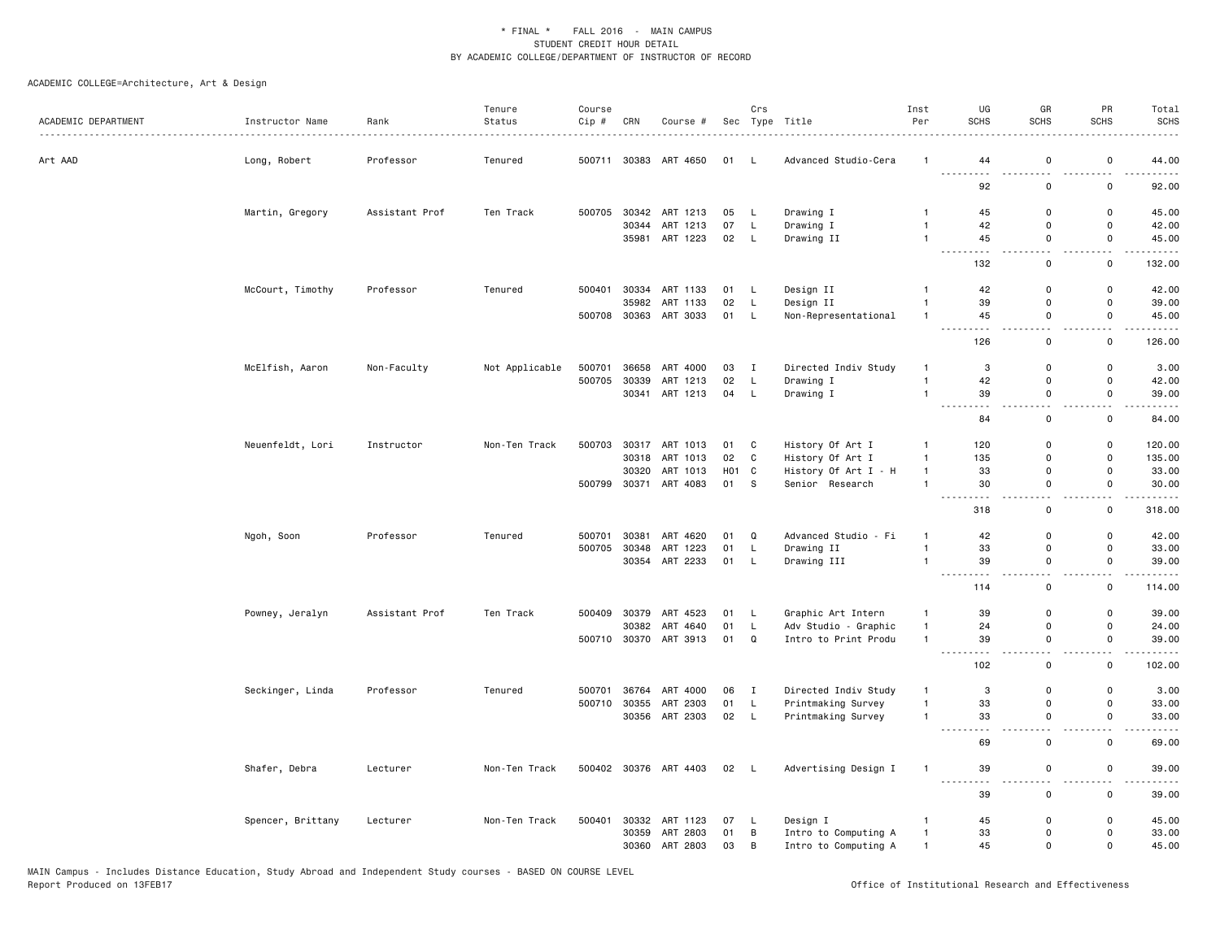\* FINAL \*    FALL 2016  -  MAIN CAMPUS
STUDENT CREDIT HOUR DETAIL
BY ACADEMIC COLLEGE/DEPARTMENT OF INSTRUCTOR OF RECORD

ACADEMIC COLLEGE=Architecture, Art & Design

| ACADEMIC DEPARTMENT | Instructor Name | Rank | Tenure Status | Course Cip # | CRN | Course # | Sec | Crs Type | Title | Inst Per | UG SCHS | GR SCHS | PR SCHS | Total SCHS |
|---|---|---|---|---|---|---|---|---|---|---|---|---|---|---|
| Art AAD | Long, Robert | Professor | Tenured | 500711 | 30383 | ART 4650 | 01 | L | Advanced Studio-Cera | 1 | 44 | 0 | 0 | 44.00 |
| | | | | | | | | | | | 92 | 0 | 0 | 92.00 |
| | Martin, Gregory | Assistant Prof | Ten Track | 500705 | 30342 | ART 1213 | 05 | L | Drawing I | 1 | 45 | 0 | 0 | 45.00 |
| | | | | | 30344 | ART 1213 | 07 | L | Drawing I | 1 | 42 | 0 | 0 | 42.00 |
| | | | | | 35981 | ART 1223 | 02 | L | Drawing II | 1 | 45 | 0 | 0 | 45.00 |
| | | | | | | | | | | | 132 | 0 | 0 | 132.00 |
| | McCourt, Timothy | Professor | Tenured | 500401 | 30334 | ART 1133 | 01 | L | Design II | 1 | 42 | 0 | 0 | 42.00 |
| | | | | | 35982 | ART 1133 | 02 | L | Design II | 1 | 39 | 0 | 0 | 39.00 |
| | | | | 500708 | 30363 | ART 3033 | 01 | L | Non-Representational | 1 | 45 | 0 | 0 | 45.00 |
| | | | | | | | | | | | 126 | 0 | 0 | 126.00 |
| | McElfish, Aaron | Non-Faculty | Not Applicable | 500701 | 36658 | ART 4000 | 03 | I | Directed Indiv Study | 1 | 3 | 0 | 0 | 3.00 |
| | | | | 500705 | 30339 | ART 1213 | 02 | L | Drawing I | 1 | 42 | 0 | 0 | 42.00 |
| | | | | | 30341 | ART 1213 | 04 | L | Drawing I | 1 | 39 | 0 | 0 | 39.00 |
| | | | | | | | | | | | 84 | 0 | 0 | 84.00 |
| | Neuenfeldt, Lori | Instructor | Non-Ten Track | 500703 | 30317 | ART 1013 | 01 | C | History Of Art I | 1 | 120 | 0 | 0 | 120.00 |
| | | | | | 30318 | ART 1013 | 02 | C | History Of Art I | 1 | 135 | 0 | 0 | 135.00 |
| | | | | | 30320 | ART 1013 | H01 | C | History Of Art I - H | 1 | 33 | 0 | 0 | 33.00 |
| | | | | 500799 | 30371 | ART 4083 | 01 | S | Senior Research | 1 | 30 | 0 | 0 | 30.00 |
| | | | | | | | | | | | 318 | 0 | 0 | 318.00 |
| | Ngoh, Soon | Professor | Tenured | 500701 | 30381 | ART 4620 | 01 | Q | Advanced Studio - Fi | 1 | 42 | 0 | 0 | 42.00 |
| | | | | 500705 | 30348 | ART 1223 | 01 | L | Drawing II | 1 | 33 | 0 | 0 | 33.00 |
| | | | | | 30354 | ART 2233 | 01 | L | Drawing III | 1 | 39 | 0 | 0 | 39.00 |
| | | | | | | | | | | | 114 | 0 | 0 | 114.00 |
| | Powney, Jeralyn | Assistant Prof | Ten Track | 500409 | 30379 | ART 4523 | 01 | L | Graphic Art Intern | 1 | 39 | 0 | 0 | 39.00 |
| | | | | | 30382 | ART 4640 | 01 | L | Adv Studio - Graphic | 1 | 24 | 0 | 0 | 24.00 |
| | | | | 500710 | 30370 | ART 3913 | 01 | Q | Intro to Print Produ | 1 | 39 | 0 | 0 | 39.00 |
| | | | | | | | | | | | 102 | 0 | 0 | 102.00 |
| | Seckinger, Linda | Professor | Tenured | 500701 | 36764 | ART 4000 | 06 | I | Directed Indiv Study | 1 | 3 | 0 | 0 | 3.00 |
| | | | | 500710 | 30355 | ART 2303 | 01 | L | Printmaking Survey | 1 | 33 | 0 | 0 | 33.00 |
| | | | | | 30356 | ART 2303 | 02 | L | Printmaking Survey | 1 | 33 | 0 | 0 | 33.00 |
| | | | | | | | | | | | 69 | 0 | 0 | 69.00 |
| | Shafer, Debra | Lecturer | Non-Ten Track | 500402 | 30376 | ART 4403 | 02 | L | Advertising Design I | 1 | 39 | 0 | 0 | 39.00 |
| | | | | | | | | | | | 39 | 0 | 0 | 39.00 |
| | Spencer, Brittany | Lecturer | Non-Ten Track | 500401 | 30332 | ART 1123 | 07 | L | Design I | 1 | 45 | 0 | 0 | 45.00 |
| | | | | | 30359 | ART 2803 | 01 | B | Intro to Computing A | 1 | 33 | 0 | 0 | 33.00 |
| | | | | | 30360 | ART 2803 | 03 | B | Intro to Computing A | 1 | 45 | 0 | 0 | 45.00 |

MAIN Campus - Includes Distance Education, Study Abroad and Independent Study courses - BASED ON COURSE LEVEL
Report Produced on 13FEB17

Office of Institutional Research and Effectiveness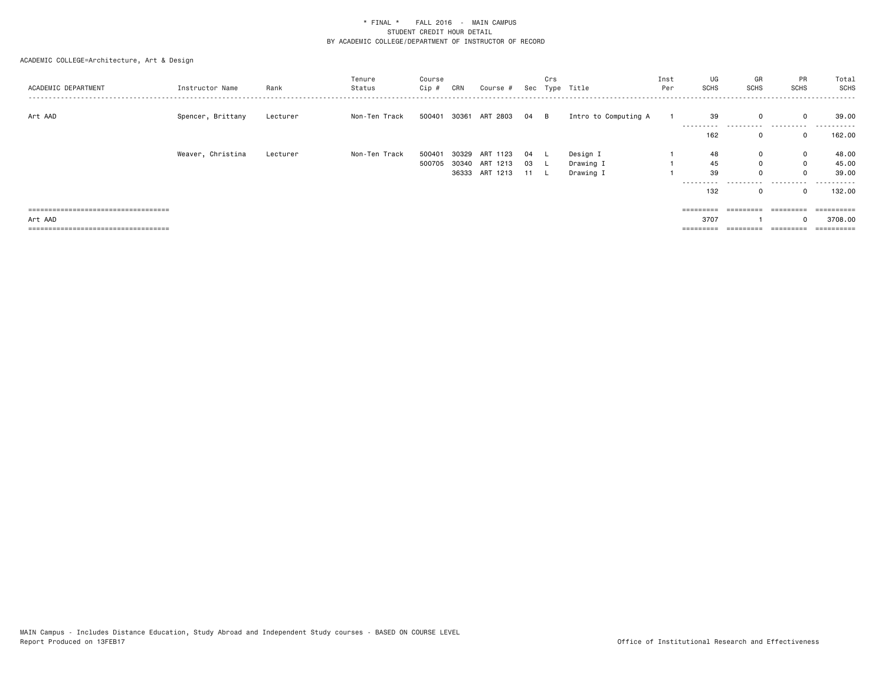\* FINAL \* FALL 2016 - MAIN CAMPUS
STUDENT CREDIT HOUR DETAIL
BY ACADEMIC COLLEGE/DEPARTMENT OF INSTRUCTOR OF RECORD

ACADEMIC COLLEGE=Architecture, Art & Design

| ACADEMIC DEPARTMENT | Instructor Name | Rank | Tenure Status | Course Cip # | CRN | Course # | Sec | Crs Type | Title | Inst Per | UG SCHS | GR SCHS | PR SCHS | Total SCHS |
|---|---|---|---|---|---|---|---|---|---|---|---|---|---|---|
| Art AAD | Spencer, Brittany | Lecturer | Non-Ten Track | 500401 | 30361 | ART 2803 | 04 | B | Intro to Computing A | 1 | 39 | 0 | 0 | 39.00 |
| | | | | | | | | | | | 162 | 0 | 0 | 162.00 |
| | Weaver, Christina | Lecturer | Non-Ten Track | 500401 | 30329 | ART 1123 | 04 | L | Design I | 1 | 48 | 0 | 0 | 48.00 |
| | | | | 500705 | 30340 | ART 1213 | 03 | L | Drawing I | 1 | 45 | 0 | 0 | 45.00 |
| | | | | | 36333 | ART 1213 | 11 | L | Drawing I | 1 | 39 | 0 | 0 | 39.00 |
| | | | | | | | | | | | 132 | 0 | 0 | 132.00 |
| Art AAD | | | | | | | | | | | 3707 | 1 | 0 | 3708.00 |

MAIN Campus - Includes Distance Education, Study Abroad and Independent Study courses - BASED ON COURSE LEVEL
Report Produced on 13FEB17

Office of Institutional Research and Effectiveness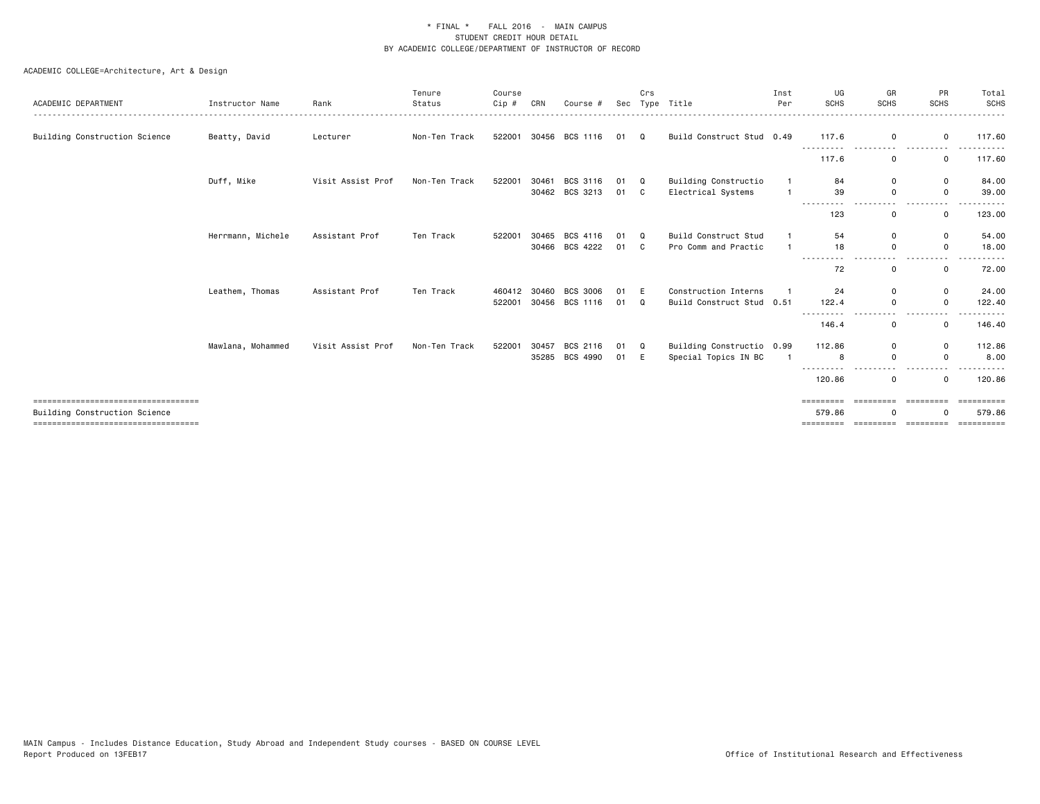\* FINAL \*    FALL 2016  -  MAIN CAMPUS
STUDENT CREDIT HOUR DETAIL
BY ACADEMIC COLLEGE/DEPARTMENT OF INSTRUCTOR OF RECORD

ACADEMIC COLLEGE=Architecture, Art & Design

| ACADEMIC DEPARTMENT | Instructor Name | Rank | Tenure Status | Course Cip # | CRN | Course # | Sec | Crs Type | Title | Inst Per | UG SCHS | GR SCHS | PR SCHS | Total SCHS |
|---|---|---|---|---|---|---|---|---|---|---|---|---|---|---|
| Building Construction Science | Beatty, David | Lecturer | Non-Ten Track | 522001 | 30456 | BCS 1116 | 01 | Q | Build Construct Stud | 0.49 | 117.6 | 0 | 0 | 117.60 |
| | | | | | | | | | | | 117.6 | 0 | 0 | 117.60 |
| | Duff, Mike | Visit Assist Prof | Non-Ten Track | 522001 | 30461 | BCS 3116 | 01 | Q | Building Constructio | 1 | 84 | 0 | 0 | 84.00 |
| | | | | | 30462 | BCS 3213 | 01 | C | Electrical Systems | 1 | 39 | 0 | 0 | 39.00 |
| | | | | | | | | | | | 123 | 0 | 0 | 123.00 |
| | Herrmann, Michele | Assistant Prof | Ten Track | 522001 | 30465 | BCS 4116 | 01 | Q | Build Construct Stud | 1 | 54 | 0 | 0 | 54.00 |
| | | | | | 30466 | BCS 4222 | 01 | C | Pro Comm and Practic | 1 | 18 | 0 | 0 | 18.00 |
| | | | | | | | | | | | 72 | 0 | 0 | 72.00 |
| | Leathem, Thomas | Assistant Prof | Ten Track | 460412 | 30460 | BCS 3006 | 01 | E | Construction Interns | 1 | 24 | 0 | 0 | 24.00 |
| | | | | 522001 | 30456 | BCS 1116 | 01 | Q | Build Construct Stud | 0.51 | 122.4 | 0 | 0 | 122.40 |
| | | | | | | | | | | | 146.4 | 0 | 0 | 146.40 |
| | Mawlana, Mohammed | Visit Assist Prof | Non-Ten Track | 522001 | 30457 | BCS 2116 | 01 | Q | Building Constructio | 0.99 | 112.86 | 0 | 0 | 112.86 |
| | | | | | 35285 | BCS 4990 | 01 | E | Special Topics IN BC | 1 | 8 | 0 | 0 | 8.00 |
| | | | | | | | | | | | 120.86 | 0 | 0 | 120.86 |
| Building Construction Science | | | | | | | | | | | 579.86 | 0 | 0 | 579.86 |

MAIN Campus - Includes Distance Education, Study Abroad and Independent Study courses - BASED ON COURSE LEVEL
Report Produced on 13FEB17

Office of Institutional Research and Effectiveness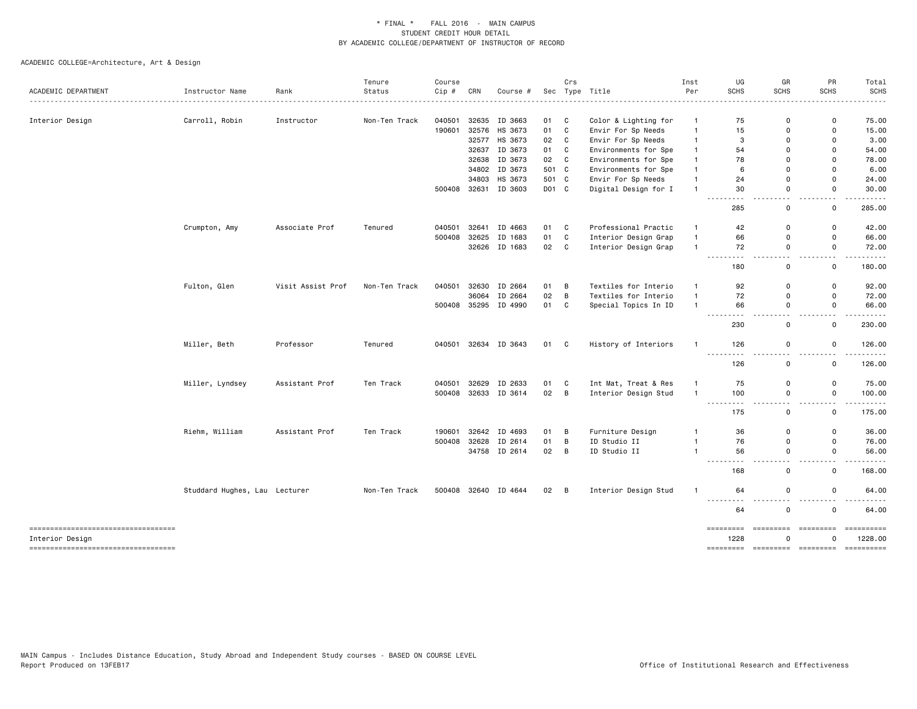\* FINAL \* FALL 2016 - MAIN CAMPUS
STUDENT CREDIT HOUR DETAIL
BY ACADEMIC COLLEGE/DEPARTMENT OF INSTRUCTOR OF RECORD

ACADEMIC COLLEGE=Architecture, Art & Design

| ACADEMIC DEPARTMENT | Instructor Name | Rank | Tenure Status | Course Cip # | CRN | Course # | Sec | Crs Type | Title | Inst Per | UG SCHS | GR SCHS | PR SCHS | Total SCHS |
|---|---|---|---|---|---|---|---|---|---|---|---|---|---|---|
| Interior Design | Carroll, Robin | Instructor | Non-Ten Track | 040501 | 32635 | ID 3663 | 01 | C | Color & Lighting for | 1 | 75 | 0 | 0 | 75.00 |
| | | | | 190601 | 32576 | HS 3673 | 01 | C | Envir For Sp Needs | 1 | 15 | 0 | 0 | 15.00 |
| | | | | | 32577 | HS 3673 | 02 | C | Envir For Sp Needs | 1 | 3 | 0 | 0 | 3.00 |
| | | | | | 32637 | ID 3673 | 01 | C | Environments for Spe | 1 | 54 | 0 | 0 | 54.00 |
| | | | | | 32638 | ID 3673 | 02 | C | Environments for Spe | 1 | 78 | 0 | 0 | 78.00 |
| | | | | | 34802 | ID 3673 | 501 | C | Environments for Spe | 1 | 6 | 0 | 0 | 6.00 |
| | | | | | 34803 | HS 3673 | 501 | C | Envir For Sp Needs | 1 | 24 | 0 | 0 | 24.00 |
| | | | | 500408 | 32631 | ID 3603 | D01 | C | Digital Design for I | 1 | 30 | 0 | 0 | 30.00 |
| | | | | | | | | | | | 285 | 0 | 0 | 285.00 |
| | Crumpton, Amy | Associate Prof | Tenured | 040501 | 32641 | ID 4663 | 01 | C | Professional Practic | 1 | 42 | 0 | 0 | 42.00 |
| | | | | 500408 | 32625 | ID 1683 | 01 | C | Interior Design Grap | 1 | 66 | 0 | 0 | 66.00 |
| | | | | | 32626 | ID 1683 | 02 | C | Interior Design Grap | 1 | 72 | 0 | 0 | 72.00 |
| | | | | | | | | | | | 180 | 0 | 0 | 180.00 |
| | Fulton, Glen | Visit Assist Prof | Non-Ten Track | 040501 | 32630 | ID 2664 | 01 | B | Textiles for Interio | 1 | 92 | 0 | 0 | 92.00 |
| | | | | | 36064 | ID 2664 | 02 | B | Textiles for Interio | 1 | 72 | 0 | 0 | 72.00 |
| | | | | 500408 | 35295 | ID 4990 | 01 | C | Special Topics In ID | 1 | 66 | 0 | 0 | 66.00 |
| | | | | | | | | | | | 230 | 0 | 0 | 230.00 |
| | Miller, Beth | Professor | Tenured | 040501 | 32634 | ID 3643 | 01 | C | History of Interiors | 1 | 126 | 0 | 0 | 126.00 |
| | | | | | | | | | | | 126 | 0 | 0 | 126.00 |
| | Miller, Lyndsey | Assistant Prof | Ten Track | 040501 | 32629 | ID 2633 | 01 | C | Int Mat, Treat & Res | 1 | 75 | 0 | 0 | 75.00 |
| | | | | 500408 | 32633 | ID 3614 | 02 | B | Interior Design Stud | 1 | 100 | 0 | 0 | 100.00 |
| | | | | | | | | | | | 175 | 0 | 0 | 175.00 |
| | Riehm, William | Assistant Prof | Ten Track | 190601 | 32642 | ID 4693 | 01 | B | Furniture Design | 1 | 36 | 0 | 0 | 36.00 |
| | | | | 500408 | 32628 | ID 2614 | 01 | B | ID Studio II | 1 | 76 | 0 | 0 | 76.00 |
| | | | | | 34758 | ID 2614 | 02 | B | ID Studio II | 1 | 56 | 0 | 0 | 56.00 |
| | | | | | | | | | | | 168 | 0 | 0 | 168.00 |
| | Studdard Hughes, Lau | Lecturer | Non-Ten Track | 500408 | 32640 | ID 4644 | 02 | B | Interior Design Stud | 1 | 64 | 0 | 0 | 64.00 |
| | | | | | | | | | | | 64 | 0 | 0 | 64.00 |
| Interior Design | | | | | | | | | | | 1228 | 0 | 0 | 1228.00 |

MAIN Campus - Includes Distance Education, Study Abroad and Independent Study courses - BASED ON COURSE LEVEL
Report Produced on 13FEB17

Office of Institutional Research and Effectiveness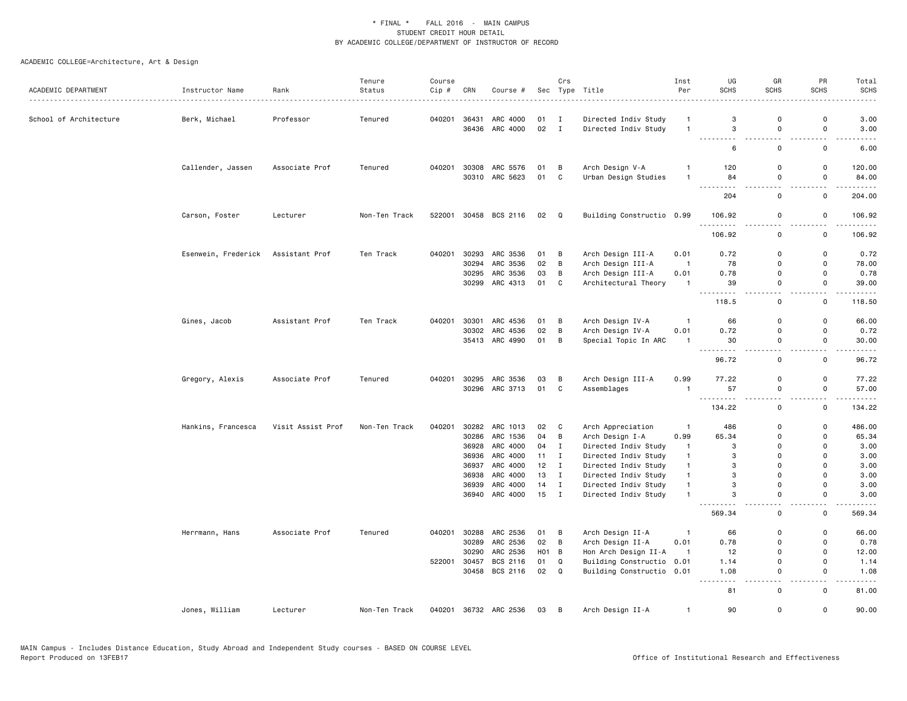\* FINAL \* FALL 2016 - MAIN CAMPUS
STUDENT CREDIT HOUR DETAIL
BY ACADEMIC COLLEGE/DEPARTMENT OF INSTRUCTOR OF RECORD

ACADEMIC COLLEGE=Architecture, Art & Design

| ACADEMIC DEPARTMENT | Instructor Name | Rank | Tenure Status | Course Cip # | CRN | Course # | Sec | Crs Type | Title | Inst Per | UG SCHS | GR SCHS | PR SCHS | Total SCHS |
|---|---|---|---|---|---|---|---|---|---|---|---|---|---|---|
| School of Architecture | Berk, Michael | Professor | Tenured | 040201 | 36431 | ARC 4000 | 01 | I | Directed Indiv Study | 1 | 3 | 0 | 0 | 3.00 |
| | | | | | 36436 | ARC 4000 | 02 | I | Directed Indiv Study | 1 | 3 | 0 | 0 | 3.00 |
| | | | | | | | | | | | 6 | 0 | 0 | 6.00 |
| | Callender, Jassen | Associate Prof | Tenured | 040201 | 30308 | ARC 5576 | 01 | B | Arch Design V-A | 1 | 120 | 0 | 0 | 120.00 |
| | | | | | 30310 | ARC 5623 | 01 | C | Urban Design Studies | 1 | 84 | 0 | 0 | 84.00 |
| | | | | | | | | | | | 204 | 0 | 0 | 204.00 |
| | Carson, Foster | Lecturer | Non-Ten Track | 522001 | 30458 | BCS 2116 | 02 | Q | Building Constructio | 0.99 | 106.92 | 0 | 0 | 106.92 |
| | | | | | | | | | | | 106.92 | 0 | 0 | 106.92 |
| | Esenwein, Frederick | Assistant Prof | Ten Track | 040201 | 30293 | ARC 3536 | 01 | B | Arch Design III-A | 0.01 | 0.72 | 0 | 0 | 0.72 |
| | | | | | 30294 | ARC 3536 | 02 | B | Arch Design III-A | 1 | 78 | 0 | 0 | 78.00 |
| | | | | | 30295 | ARC 3536 | 03 | B | Arch Design III-A | 0.01 | 0.78 | 0 | 0 | 0.78 |
| | | | | | 30299 | ARC 4313 | 01 | C | Architectural Theory | 1 | 39 | 0 | 0 | 39.00 |
| | | | | | | | | | | | 118.5 | 0 | 0 | 118.50 |
| | Gines, Jacob | Assistant Prof | Ten Track | 040201 | 30301 | ARC 4536 | 01 | B | Arch Design IV-A | 1 | 66 | 0 | 0 | 66.00 |
| | | | | | 30302 | ARC 4536 | 02 | B | Arch Design IV-A | 0.01 | 0.72 | 0 | 0 | 0.72 |
| | | | | | 35413 | ARC 4990 | 01 | B | Special Topic In ARC | 1 | 30 | 0 | 0 | 30.00 |
| | | | | | | | | | | | 96.72 | 0 | 0 | 96.72 |
| | Gregory, Alexis | Associate Prof | Tenured | 040201 | 30295 | ARC 3536 | 03 | B | Arch Design III-A | 0.99 | 77.22 | 0 | 0 | 77.22 |
| | | | | | 30296 | ARC 3713 | 01 | C | Assemblages | 1 | 57 | 0 | 0 | 57.00 |
| | | | | | | | | | | | 134.22 | 0 | 0 | 134.22 |
| | Hankins, Francesca | Visit Assist Prof | Non-Ten Track | 040201 | 30282 | ARC 1013 | 02 | C | Arch Appreciation | 1 | 486 | 0 | 0 | 486.00 |
| | | | | | 30286 | ARC 1536 | 04 | B | Arch Design I-A | 0.99 | 65.34 | 0 | 0 | 65.34 |
| | | | | | 36928 | ARC 4000 | 04 | I | Directed Indiv Study | 1 | 3 | 0 | 0 | 3.00 |
| | | | | | 36936 | ARC 4000 | 11 | I | Directed Indiv Study | 1 | 3 | 0 | 0 | 3.00 |
| | | | | | 36937 | ARC 4000 | 12 | I | Directed Indiv Study | 1 | 3 | 0 | 0 | 3.00 |
| | | | | | 36938 | ARC 4000 | 13 | I | Directed Indiv Study | 1 | 3 | 0 | 0 | 3.00 |
| | | | | | 36939 | ARC 4000 | 14 | I | Directed Indiv Study | 1 | 3 | 0 | 0 | 3.00 |
| | | | | | 36940 | ARC 4000 | 15 | I | Directed Indiv Study | 1 | 3 | 0 | 0 | 3.00 |
| | | | | | | | | | | | 569.34 | 0 | 0 | 569.34 |
| | Herrmann, Hans | Associate Prof | Tenured | 040201 | 30288 | ARC 2536 | 01 | B | Arch Design II-A | 1 | 66 | 0 | 0 | 66.00 |
| | | | | | 30289 | ARC 2536 | 02 | B | Arch Design II-A | 0.01 | 0.78 | 0 | 0 | 0.78 |
| | | | | | 30290 | ARC 2536 | H01 | B | Hon Arch Design II-A | 1 | 12 | 0 | 0 | 12.00 |
| | | | | 522001 | 30457 | BCS 2116 | 01 | Q | Building Constructio | 0.01 | 1.14 | 0 | 0 | 1.14 |
| | | | | | 30458 | BCS 2116 | 02 | Q | Building Constructio | 0.01 | 1.08 | 0 | 0 | 1.08 |
| | | | | | | | | | | | 81 | 0 | 0 | 81.00 |
| | Jones, William | Lecturer | Non-Ten Track | 040201 | 36732 | ARC 2536 | 03 | B | Arch Design II-A | 1 | 90 | 0 | 0 | 90.00 |

MAIN Campus - Includes Distance Education, Study Abroad and Independent Study courses - BASED ON COURSE LEVEL
Report Produced on 13FEB17 — Office of Institutional Research and Effectiveness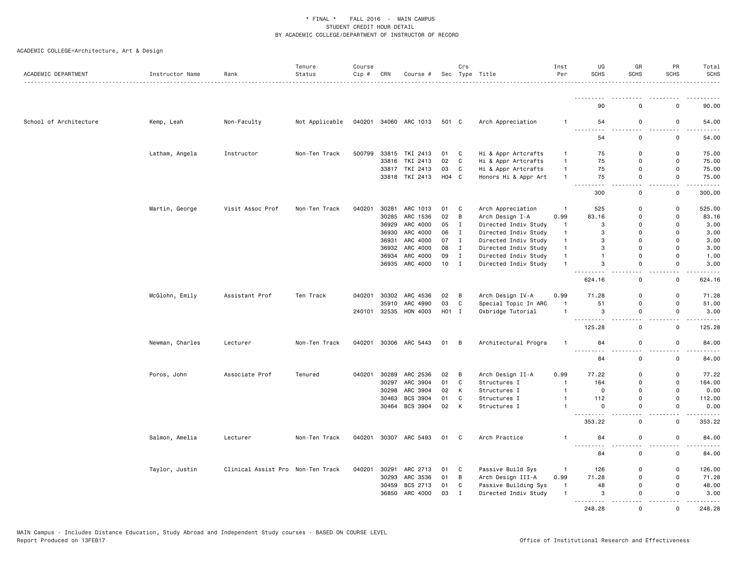* FINAL * FALL 2016 - MAIN CAMPUS
STUDENT CREDIT HOUR DETAIL
BY ACADEMIC COLLEGE/DEPARTMENT OF INSTRUCTOR OF RECORD

ACADEMIC COLLEGE=Architecture, Art & Design

| ACADEMIC DEPARTMENT | Instructor Name | Rank | Tenure Status | Course Cip # | CRN | Course # | Sec | Crs Type | Title | Inst Per | UG SCHS | GR SCHS | PR SCHS | Total SCHS |
|---|---|---|---|---|---|---|---|---|---|---|---|---|---|---|
| | | | | | | | | | | | 90 | 0 | 0 | 90.00 |
| School of Architecture | Kemp, Leah | Non-Faculty | Not Applicable | 040201 | 34060 | ARC 1013 | 501 | C | Arch Appreciation | 1 | 54 | 0 | 0 | 54.00 |
| | | | | | | | | | | | 54 | 0 | 0 | 54.00 |
| | Latham, Angela | Instructor | Non-Ten Track | 500799 | 33815 | TKI 2413 | 01 | C | Hi & Appr Artcrafts | 1 | 75 | 0 | 0 | 75.00 |
| | | | | | 33816 | TKI 2413 | 02 | C | Hi & Appr Artcrafts | 1 | 75 | 0 | 0 | 75.00 |
| | | | | | 33817 | TKI 2413 | 03 | C | Hi & Appr Artcrafts | 1 | 75 | 0 | 0 | 75.00 |
| | | | | | 33818 | TKI 2413 | H04 | C | Honors Hi & Appr Art | 1 | 75 | 0 | 0 | 75.00 |
| | | | | | | | | | | | 300 | 0 | 0 | 300.00 |
| | Martin, George | Visit Assoc Prof | Non-Ten Track | 040201 | 30281 | ARC 1013 | 01 | C | Arch Appreciation | 1 | 525 | 0 | 0 | 525.00 |
| | | | | | 30285 | ARC 1536 | 02 | B | Arch Design I-A | 0.99 | 83.16 | 0 | 0 | 83.16 |
| | | | | | 36929 | ARC 4000 | 05 | I | Directed Indiv Study | 1 | 3 | 0 | 0 | 3.00 |
| | | | | | 36930 | ARC 4000 | 06 | I | Directed Indiv Study | 1 | 3 | 0 | 0 | 3.00 |
| | | | | | 36931 | ARC 4000 | 07 | I | Directed Indiv Study | 1 | 3 | 0 | 0 | 3.00 |
| | | | | | 36932 | ARC 4000 | 08 | I | Directed Indiv Study | 1 | 3 | 0 | 0 | 3.00 |
| | | | | | 36934 | ARC 4000 | 09 | I | Directed Indiv Study | 1 | 1 | 0 | 0 | 1.00 |
| | | | | | 36935 | ARC 4000 | 10 | I | Directed Indiv Study | 1 | 3 | 0 | 0 | 3.00 |
| | | | | | | | | | | | 624.16 | 0 | 0 | 624.16 |
| | McGlohn, Emily | Assistant Prof | Ten Track | 040201 | 30302 | ARC 4536 | 02 | B | Arch Design IV-A | 0.99 | 71.28 | 0 | 0 | 71.28 |
| | | | | | 35910 | ARC 4990 | 03 | C | Special Topic In ARC | 1 | 51 | 0 | 0 | 51.00 |
| | | | | 240101 | 32535 | HON 4003 | H01 | I | Oxbridge Tutorial | 1 | 3 | 0 | 0 | 3.00 |
| | | | | | | | | | | | 125.28 | 0 | 0 | 125.28 |
| | Newman, Charles | Lecturer | Non-Ten Track | 040201 | 30306 | ARC 5443 | 01 | B | Architectural Progra | 1 | 84 | 0 | 0 | 84.00 |
| | | | | | | | | | | | 84 | 0 | 0 | 84.00 |
| | Poros, John | Associate Prof | Tenured | 040201 | 30289 | ARC 2536 | 02 | B | Arch Design II-A | 0.99 | 77.22 | 0 | 0 | 77.22 |
| | | | | | 30297 | ARC 3904 | 01 | C | Structures I | 1 | 164 | 0 | 0 | 164.00 |
| | | | | | 30298 | ARC 3904 | 02 | K | Structures I | 1 | 0 | 0 | 0 | 0.00 |
| | | | | | 30463 | BCS 3904 | 01 | C | Structures I | 1 | 112 | 0 | 0 | 112.00 |
| | | | | | 30464 | BCS 3904 | 02 | K | Structures I | 1 | 0 | 0 | 0 | 0.00 |
| | | | | | | | | | | | 353.22 | 0 | 0 | 353.22 |
| | Salmon, Amelia | Lecturer | Non-Ten Track | 040201 | 30307 | ARC 5493 | 01 | C | Arch Practice | 1 | 84 | 0 | 0 | 84.00 |
| | | | | | | | | | | | 84 | 0 | 0 | 84.00 |
| | Taylor, Justin | Clinical Assist Pro | Non-Ten Track | 040201 | 30291 | ARC 2713 | 01 | C | Passive Build Sys | 1 | 126 | 0 | 0 | 126.00 |
| | | | | | 30293 | ARC 3536 | 01 | B | Arch Design III-A | 0.99 | 71.28 | 0 | 0 | 71.28 |
| | | | | | 30459 | BCS 2713 | 01 | C | Passive Building Sys | 1 | 48 | 0 | 0 | 48.00 |
| | | | | | 36850 | ARC 4000 | 03 | I | Directed Indiv Study | 1 | 3 | 0 | 0 | 3.00 |
| | | | | | | | | | | | 248.28 | 0 | 0 | 248.28 |

MAIN Campus - Includes Distance Education, Study Abroad and Independent Study courses - BASED ON COURSE LEVEL
Report Produced on 13FEB17

Office of Institutional Research and Effectiveness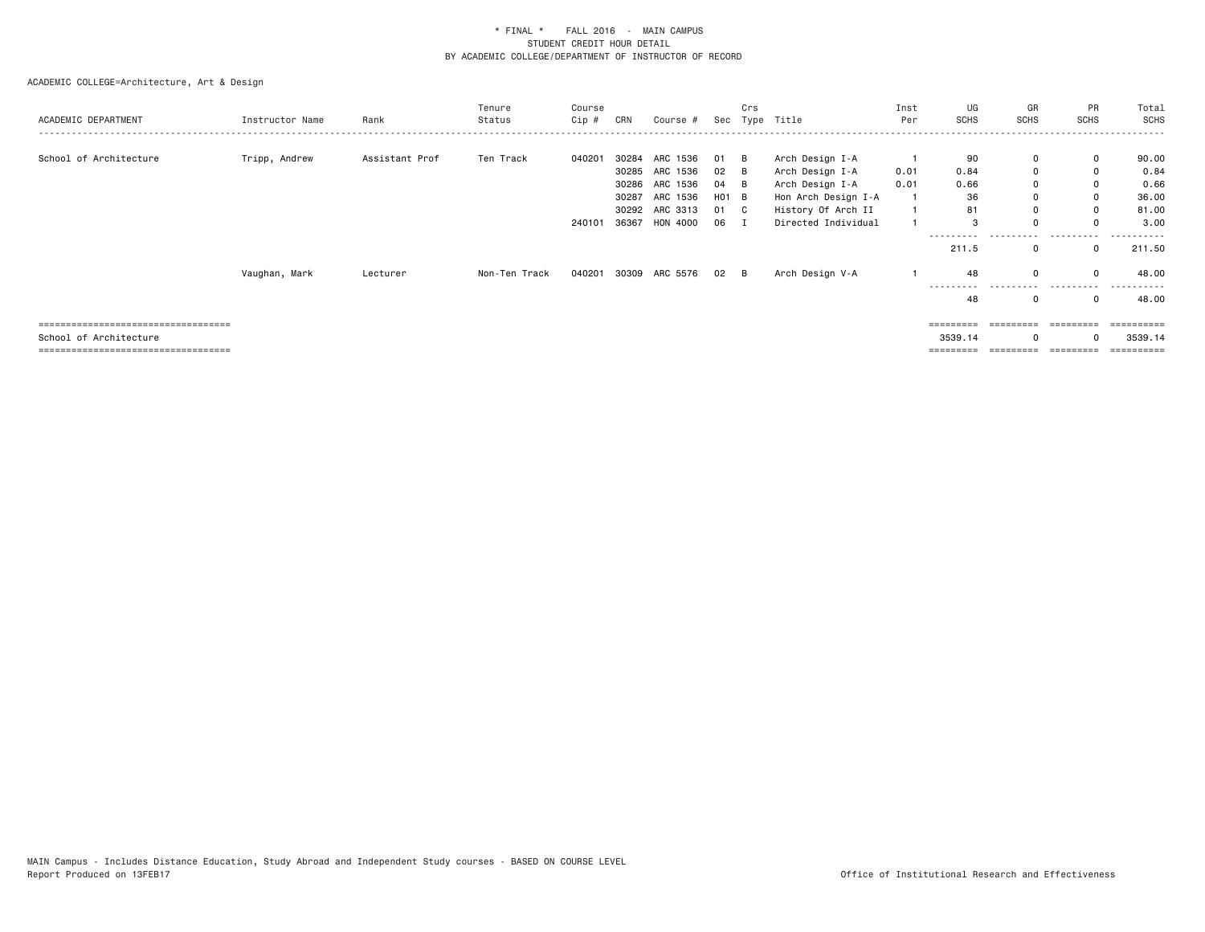* FINAL * FALL 2016 - MAIN CAMPUS
STUDENT CREDIT HOUR DETAIL
BY ACADEMIC COLLEGE/DEPARTMENT OF INSTRUCTOR OF RECORD

ACADEMIC COLLEGE=Architecture, Art & Design

| ACADEMIC DEPARTMENT | Instructor Name | Rank | Tenure Status | Course Cip # | CRN | Course # | Sec | Crs Type | Title | Inst Per | UG SCHS | GR SCHS | PR SCHS | Total SCHS |
|---|---|---|---|---|---|---|---|---|---|---|---|---|---|---|
| School of Architecture | Tripp, Andrew | Assistant Prof | Ten Track | 040201 | 30284 | ARC 1536 | 01 | B | Arch Design I-A | 1 | 90 | 0 | 0 | 90.00 |
| | | | | | 30285 | ARC 1536 | 02 | B | Arch Design I-A | 0.01 | 0.84 | 0 | 0 | 0.84 |
| | | | | | 30286 | ARC 1536 | 04 | B | Arch Design I-A | 0.01 | 0.66 | 0 | 0 | 0.66 |
| | | | | | 30287 | ARC 1536 | H01 | B | Hon Arch Design I-A | 1 | 36 | 0 | 0 | 36.00 |
| | | | | | 30292 | ARC 3313 | 01 | C | History Of Arch II | 1 | 81 | 0 | 0 | 81.00 |
| | | | | 240101 | 36367 | HON 4000 | 06 | I | Directed Individual | 1 | 3 | 0 | 0 | 3.00 |
| | | | | | | | | | | | 211.5 | 0 | 0 | 211.50 |
| | Vaughan, Mark | Lecturer | Non-Ten Track | 040201 | 30309 | ARC 5576 | 02 | B | Arch Design V-A | 1 | 48 | 0 | 0 | 48.00 |
| | | | | | | | | | | | 48 | 0 | 0 | 48.00 |
| School of Architecture | | | | | | | | | | | 3539.14 | 0 | 0 | 3539.14 |

MAIN Campus - Includes Distance Education, Study Abroad and Independent Study courses - BASED ON COURSE LEVEL
Report Produced on 13FEB17

Office of Institutional Research and Effectiveness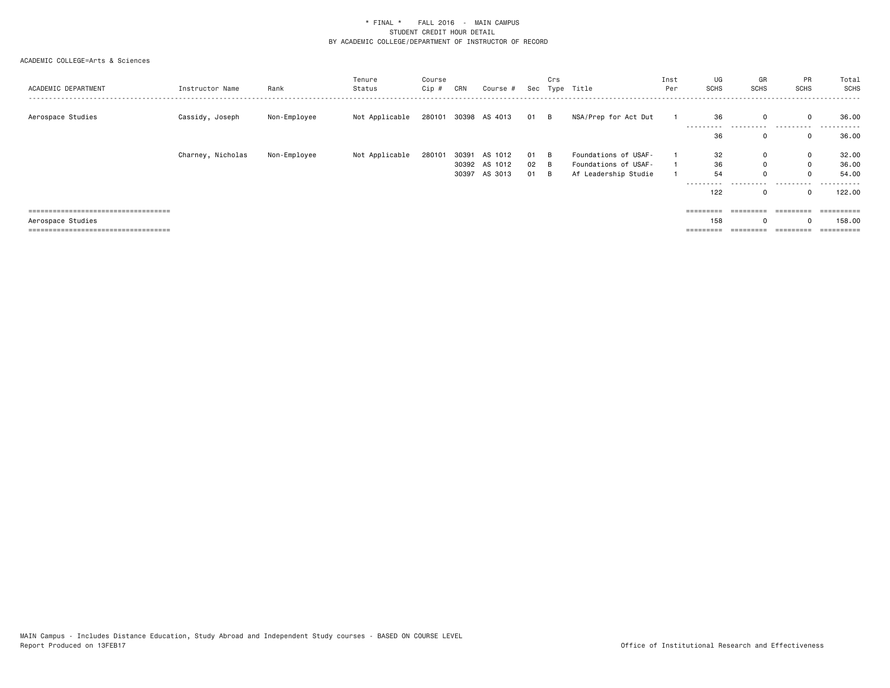\* FINAL \*    FALL 2016 - MAIN CAMPUS
STUDENT CREDIT HOUR DETAIL
BY ACADEMIC COLLEGE/DEPARTMENT OF INSTRUCTOR OF RECORD

ACADEMIC COLLEGE=Arts & Sciences

| ACADEMIC DEPARTMENT | Instructor Name | Rank | Tenure Status | Course Cip # | CRN | Course # | Sec | Crs Type | Title | Inst Per | UG SCHS | GR SCHS | PR SCHS | Total SCHS |
|---|---|---|---|---|---|---|---|---|---|---|---|---|---|---|
| Aerospace Studies | Cassidy, Joseph | Non-Employee | Not Applicable | 280101 | 30398 | AS 4013 | 01 | B | NSA/Prep for Act Dut | 1 | 36 | 0 | 0 | 36.00 |
| | | | | | | | | | | | 36 | 0 | 0 | 36.00 |
| | Charney, Nicholas | Non-Employee | Not Applicable | 280101 | 30391 | AS 1012 | 01 | B | Foundations of USAF- | 1 | 32 | 0 | 0 | 32.00 |
| | | | | | 30392 | AS 1012 | 02 | B | Foundations of USAF- | 1 | 36 | 0 | 0 | 36.00 |
| | | | | | 30397 | AS 3013 | 01 | B | Af Leadership Studie | 1 | 54 | 0 | 0 | 54.00 |
| | | | | | | | | | | | 122 | 0 | 0 | 122.00 |
| Aerospace Studies | | | | | | | | | | | 158 | 0 | 0 | 158.00 |

MAIN Campus - Includes Distance Education, Study Abroad and Independent Study courses - BASED ON COURSE LEVEL
Report Produced on 13FEB17

Office of Institutional Research and Effectiveness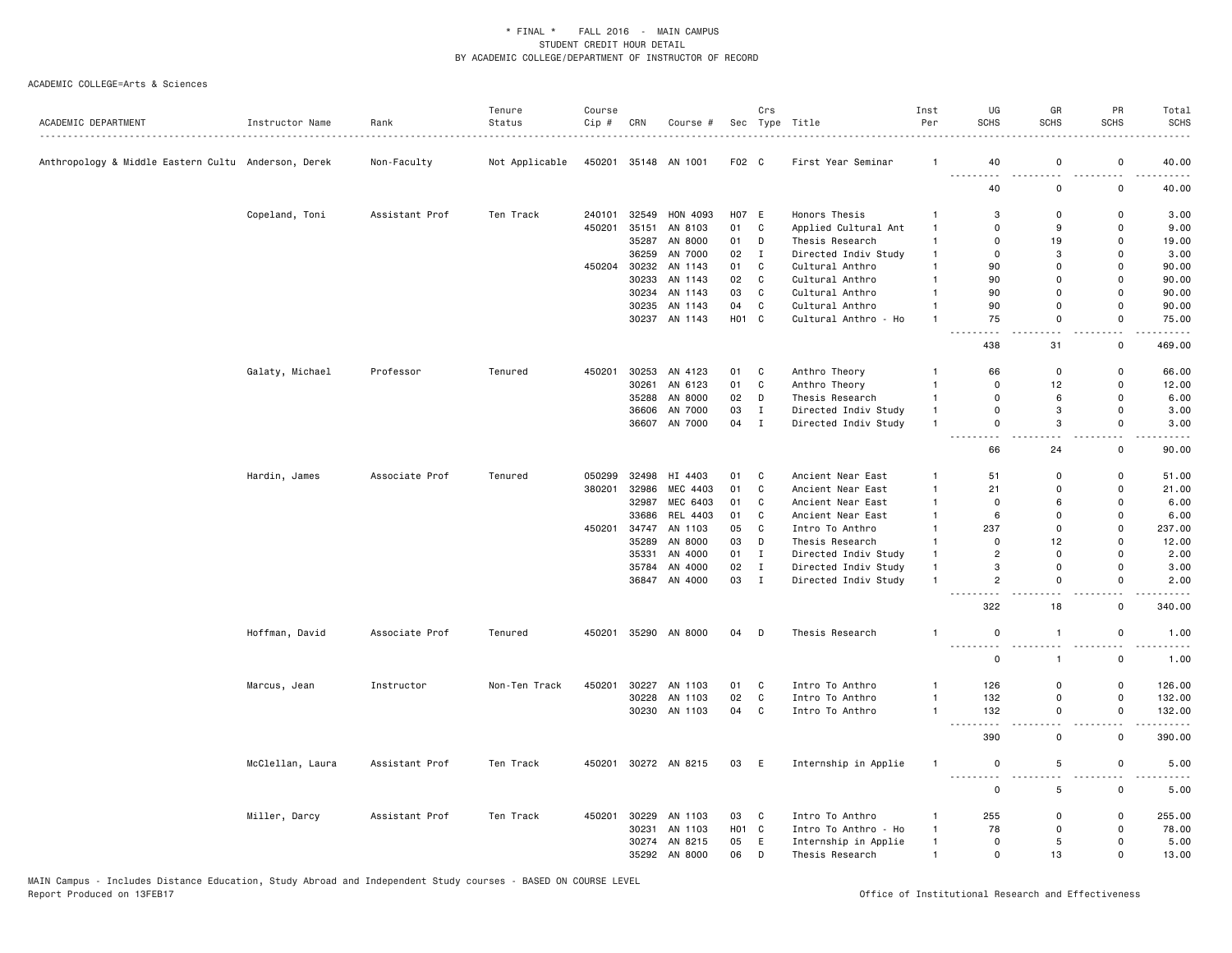\* FINAL \* FALL 2016 - MAIN CAMPUS
STUDENT CREDIT HOUR DETAIL
BY ACADEMIC COLLEGE/DEPARTMENT OF INSTRUCTOR OF RECORD

ACADEMIC COLLEGE=Arts & Sciences

| ACADEMIC DEPARTMENT | Instructor Name | Rank | Tenure Status | Course Cip # | CRN | Course # | Sec | Crs Type | Title | Inst Per | UG SCHS | GR SCHS | PR SCHS | Total SCHS |
|---|---|---|---|---|---|---|---|---|---|---|---|---|---|---|
| Anthropology & Middle Eastern Cultu | Anderson, Derek | Non-Faculty | Not Applicable | 450201 | 35148 | AN 1001 | F02 | C | First Year Seminar | 1 | 40 | 0 | 0 | 40.00 |
| | | | | | | | | | | | 40 | 0 | 0 | 40.00 |
| | Copeland, Toni | Assistant Prof | Ten Track | 240101 | 32549 | HON 4093 | H07 | E | Honors Thesis | 1 | 3 | 0 | 0 | 3.00 |
| | | | | 450201 | 35151 | AN 8103 | 01 | C | Applied Cultural Ant | 1 | 0 | 9 | 0 | 9.00 |
| | | | | | 35287 | AN 8000 | 01 | D | Thesis Research | 1 | 0 | 19 | 0 | 19.00 |
| | | | | | 36259 | AN 7000 | 02 | I | Directed Indiv Study | 1 | 0 | 3 | 0 | 3.00 |
| | | | | 450204 | 30232 | AN 1143 | 01 | C | Cultural Anthro | 1 | 90 | 0 | 0 | 90.00 |
| | | | | | 30233 | AN 1143 | 02 | C | Cultural Anthro | 1 | 90 | 0 | 0 | 90.00 |
| | | | | | 30234 | AN 1143 | 03 | C | Cultural Anthro | 1 | 90 | 0 | 0 | 90.00 |
| | | | | | 30235 | AN 1143 | 04 | C | Cultural Anthro | 1 | 90 | 0 | 0 | 90.00 |
| | | | | | 30237 | AN 1143 | H01 | C | Cultural Anthro - Ho | 1 | 75 | 0 | 0 | 75.00 |
| | | | | | | | | | | | 438 | 31 | 0 | 469.00 |
| | Galaty, Michael | Professor | Tenured | 450201 | 30253 | AN 4123 | 01 | C | Anthro Theory | 1 | 66 | 0 | 0 | 66.00 |
| | | | | | 30261 | AN 6123 | 01 | C | Anthro Theory | 1 | 0 | 12 | 0 | 12.00 |
| | | | | | 35288 | AN 8000 | 02 | D | Thesis Research | 1 | 0 | 6 | 0 | 6.00 |
| | | | | | 36606 | AN 7000 | 03 | I | Directed Indiv Study | 1 | 0 | 3 | 0 | 3.00 |
| | | | | | 36607 | AN 7000 | 04 | I | Directed Indiv Study | 1 | 0 | 3 | 0 | 3.00 |
| | | | | | | | | | | | 66 | 24 | 0 | 90.00 |
| | Hardin, James | Associate Prof | Tenured | 050299 | 32498 | HI 4403 | 01 | C | Ancient Near East | 1 | 51 | 0 | 0 | 51.00 |
| | | | | 380201 | 32986 | MEC 4403 | 01 | C | Ancient Near East | 1 | 21 | 0 | 0 | 21.00 |
| | | | | | 32987 | MEC 6403 | 01 | C | Ancient Near East | 1 | 0 | 6 | 0 | 6.00 |
| | | | | | 33686 | REL 4403 | 01 | C | Ancient Near East | 1 | 6 | 0 | 0 | 6.00 |
| | | | | 450201 | 34747 | AN 1103 | 05 | C | Intro To Anthro | 1 | 237 | 0 | 0 | 237.00 |
| | | | | | 35289 | AN 8000 | 03 | D | Thesis Research | 1 | 0 | 12 | 0 | 12.00 |
| | | | | | 35331 | AN 4000 | 01 | I | Directed Indiv Study | 1 | 2 | 0 | 0 | 2.00 |
| | | | | | 35784 | AN 4000 | 02 | I | Directed Indiv Study | 1 | 3 | 0 | 0 | 3.00 |
| | | | | | 36847 | AN 4000 | 03 | I | Directed Indiv Study | 1 | 2 | 0 | 0 | 2.00 |
| | | | | | | | | | | | 322 | 18 | 0 | 340.00 |
| | Hoffman, David | Associate Prof | Tenured | 450201 | 35290 | AN 8000 | 04 | D | Thesis Research | 1 | 0 | 1 | 0 | 1.00 |
| | | | | | | | | | | | 0 | 1 | 0 | 1.00 |
| | Marcus, Jean | Instructor | Non-Ten Track | 450201 | 30227 | AN 1103 | 01 | C | Intro To Anthro | 1 | 126 | 0 | 0 | 126.00 |
| | | | | | 30228 | AN 1103 | 02 | C | Intro To Anthro | 1 | 132 | 0 | 0 | 132.00 |
| | | | | | 30230 | AN 1103 | 04 | C | Intro To Anthro | 1 | 132 | 0 | 0 | 132.00 |
| | | | | | | | | | | | 390 | 0 | 0 | 390.00 |
| | McClellan, Laura | Assistant Prof | Ten Track | 450201 | 30272 | AN 8215 | 03 | E | Internship in Applie | 1 | 0 | 5 | 0 | 5.00 |
| | | | | | | | | | | | 0 | 5 | 0 | 5.00 |
| | Miller, Darcy | Assistant Prof | Ten Track | 450201 | 30229 | AN 1103 | 03 | C | Intro To Anthro | 1 | 255 | 0 | 0 | 255.00 |
| | | | | | 30231 | AN 1103 | H01 | C | Intro To Anthro - Ho | 1 | 78 | 0 | 0 | 78.00 |
| | | | | | 30274 | AN 8215 | 05 | E | Internship in Applie | 1 | 0 | 5 | 0 | 5.00 |
| | | | | | 35292 | AN 8000 | 06 | D | Thesis Research | 1 | 0 | 13 | 0 | 13.00 |

MAIN Campus - Includes Distance Education, Study Abroad and Independent Study courses - BASED ON COURSE LEVEL
Report Produced on 13FEB17

Office of Institutional Research and Effectiveness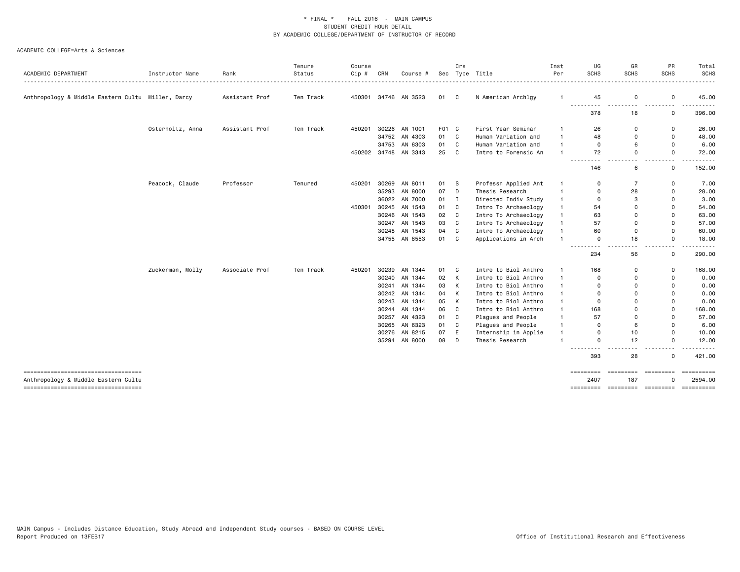\* FINAL \* FALL 2016 - MAIN CAMPUS
STUDENT CREDIT HOUR DETAIL
BY ACADEMIC COLLEGE/DEPARTMENT OF INSTRUCTOR OF RECORD

ACADEMIC COLLEGE=Arts & Sciences

| ACADEMIC DEPARTMENT | Instructor Name | Rank | Tenure Status | Course Cip # | CRN | Course # | Sec | Crs Type | Title | Inst Per | UG SCHS | GR SCHS | PR SCHS | Total SCHS |
|---|---|---|---|---|---|---|---|---|---|---|---|---|---|---|
| Anthropology & Middle Eastern Cultu | Miller, Darcy | Assistant Prof | Ten Track | 450301 | 34746 | AN 3523 | 01 | C | N American Archlgy | 1 | 45 | 0 | 0 | 45.00 |
| | | | | | | | | | | | 378 | 18 | 0 | 396.00 |
| | Osterholtz, Anna | Assistant Prof | Ten Track | 450201 | 30226 | AN 1001 | F01 | C | First Year Seminar | 1 | 26 | 0 | 0 | 26.00 |
| | | | | | 34752 | AN 4303 | 01 | C | Human Variation and | 1 | 48 | 0 | 0 | 48.00 |
| | | | | | 34753 | AN 6303 | 01 | C | Human Variation and | 1 | 0 | 6 | 0 | 6.00 |
| | | | | 450202 | 34748 | AN 3343 | 25 | C | Intro to Forensic An | 1 | 72 | 0 | 0 | 72.00 |
| | | | | | | | | | | | 146 | 6 | 0 | 152.00 |
| | Peacock, Claude | Professor | Tenured | 450201 | 30269 | AN 8011 | 01 | S | Professn Applied Ant | 1 | 0 | 7 | 0 | 7.00 |
| | | | | | 35293 | AN 8000 | 07 | D | Thesis Research | 1 | 0 | 28 | 0 | 28.00 |
| | | | | | 36022 | AN 7000 | 01 | I | Directed Indiv Study | 1 | 0 | 3 | 0 | 3.00 |
| | | | | 450301 | 30245 | AN 1543 | 01 | C | Intro To Archaeology | 1 | 54 | 0 | 0 | 54.00 |
| | | | | | 30246 | AN 1543 | 02 | C | Intro To Archaeology | 1 | 63 | 0 | 0 | 63.00 |
| | | | | | 30247 | AN 1543 | 03 | C | Intro To Archaeology | 1 | 57 | 0 | 0 | 57.00 |
| | | | | | 30248 | AN 1543 | 04 | C | Intro To Archaeology | 1 | 60 | 0 | 0 | 60.00 |
| | | | | | 34755 | AN 8553 | 01 | C | Applications in Arch | 1 | 0 | 18 | 0 | 18.00 |
| | | | | | | | | | | | 234 | 56 | 0 | 290.00 |
| | Zuckerman, Molly | Associate Prof | Ten Track | 450201 | 30239 | AN 1344 | 01 | C | Intro to Biol Anthro | 1 | 168 | 0 | 0 | 168.00 |
| | | | | | 30240 | AN 1344 | 02 | K | Intro to Biol Anthro | 1 | 0 | 0 | 0 | 0.00 |
| | | | | | 30241 | AN 1344 | 03 | K | Intro to Biol Anthro | 1 | 0 | 0 | 0 | 0.00 |
| | | | | | 30242 | AN 1344 | 04 | K | Intro to Biol Anthro | 1 | 0 | 0 | 0 | 0.00 |
| | | | | | 30243 | AN 1344 | 05 | K | Intro to Biol Anthro | 1 | 0 | 0 | 0 | 0.00 |
| | | | | | 30244 | AN 1344 | 06 | C | Intro to Biol Anthro | 1 | 168 | 0 | 0 | 168.00 |
| | | | | | 30257 | AN 4323 | 01 | C | Plagues and People | 1 | 57 | 0 | 0 | 57.00 |
| | | | | | 30265 | AN 6323 | 01 | C | Plagues and People | 1 | 0 | 6 | 0 | 6.00 |
| | | | | | 30276 | AN 8215 | 07 | E | Internship in Applie | 1 | 0 | 10 | 0 | 10.00 |
| | | | | | 35294 | AN 8000 | 08 | D | Thesis Research | 1 | 0 | 12 | 0 | 12.00 |
| | | | | | | | | | | | 393 | 28 | 0 | 421.00 |
| Anthropology & Middle Eastern Cultu | | | | | | | | | | | 2407 | 187 | 0 | 2594.00 |

MAIN Campus - Includes Distance Education, Study Abroad and Independent Study courses - BASED ON COURSE LEVEL
Report Produced on 13FEB17

Office of Institutional Research and Effectiveness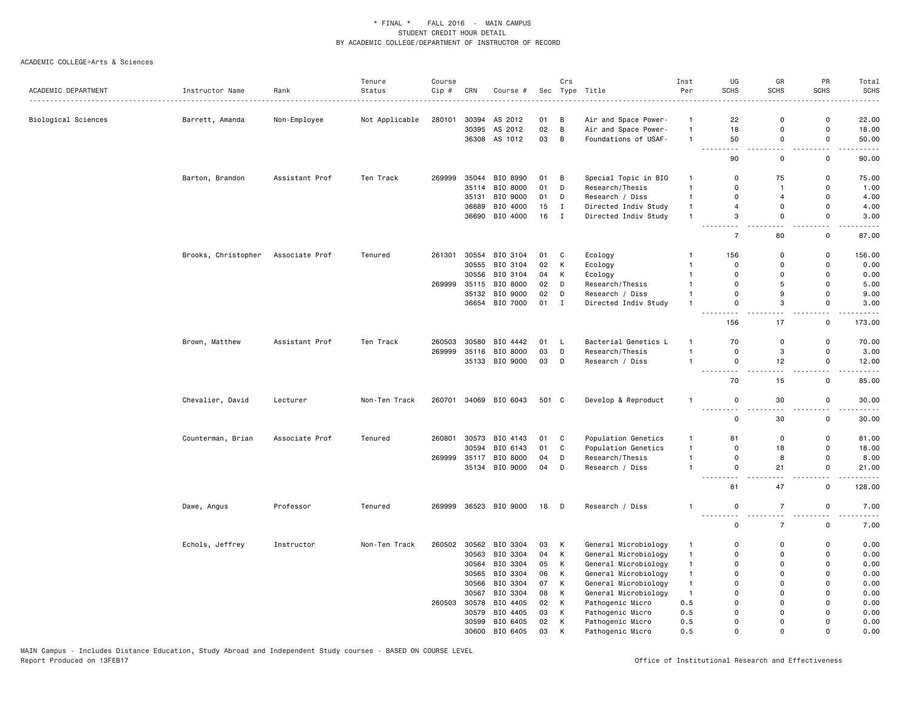\* FINAL \* FALL 2016 - MAIN CAMPUS
STUDENT CREDIT HOUR DETAIL
BY ACADEMIC COLLEGE/DEPARTMENT OF INSTRUCTOR OF RECORD

ACADEMIC COLLEGE=Arts & Sciences

| ACADEMIC DEPARTMENT | Instructor Name | Rank | Tenure Status | Course Cip # | CRN | Course # | Sec | Crs Type | Title | Inst Per | UG SCHS | GR SCHS | PR SCHS | Total SCHS |
|---|---|---|---|---|---|---|---|---|---|---|---|---|---|---|
| Biological Sciences | Barrett, Amanda | Non-Employee | Not Applicable | 280101 | 30394 | AS 2012 | 01 | B | Air and Space Power- | 1 | 22 | 0 | 0 | 22.00 |
| | | | | | 30395 | AS 2012 | 02 | B | Air and Space Power- | 1 | 18 | 0 | 0 | 18.00 |
| | | | | | 36308 | AS 1012 | 03 | B | Foundations of USAF- | 1 | 50 | 0 | 0 | 50.00 |
| | | | | | | | | | | | 90 | 0 | 0 | 90.00 |
| | Barton, Brandon | Assistant Prof | Ten Track | 269999 | 35044 | BIO 8990 | 01 | B | Special Topic in BIO | 1 | 0 | 75 | 0 | 75.00 |
| | | | | | 35114 | BIO 8000 | 01 | D | Research/Thesis | 1 | 0 | 1 | 0 | 1.00 |
| | | | | | 35131 | BIO 9000 | 01 | D | Research / Diss | 1 | 0 | 4 | 0 | 4.00 |
| | | | | | 36689 | BIO 4000 | 15 | I | Directed Indiv Study | 1 | 4 | 0 | 0 | 4.00 |
| | | | | | 36690 | BIO 4000 | 16 | I | Directed Indiv Study | 1 | 3 | 0 | 0 | 3.00 |
| | | | | | | | | | | | 7 | 80 | 0 | 87.00 |
| | Brooks, Christopher | Associate Prof | Tenured | 261301 | 30554 | BIO 3104 | 01 | C | Ecology | 1 | 156 | 0 | 0 | 156.00 |
| | | | | | 30555 | BIO 3104 | 02 | K | Ecology | 1 | 0 | 0 | 0 | 0.00 |
| | | | | | 30556 | BIO 3104 | 04 | K | Ecology | 1 | 0 | 0 | 0 | 0.00 |
| | | | | 269999 | 35115 | BIO 8000 | 02 | D | Research/Thesis | 1 | 0 | 5 | 0 | 5.00 |
| | | | | | 35132 | BIO 9000 | 02 | D | Research / Diss | 1 | 0 | 9 | 0 | 9.00 |
| | | | | | 36654 | BIO 7000 | 01 | I | Directed Indiv Study | 1 | 0 | 3 | 0 | 3.00 |
| | | | | | | | | | | | 156 | 17 | 0 | 173.00 |
| | Brown, Matthew | Assistant Prof | Ten Track | 260503 | 30580 | BIO 4442 | 01 | L | Bacterial Genetics L | 1 | 70 | 0 | 0 | 70.00 |
| | | | | 269999 | 35116 | BIO 8000 | 03 | D | Research/Thesis | 1 | 0 | 3 | 0 | 3.00 |
| | | | | | 35133 | BIO 9000 | 03 | D | Research / Diss | 1 | 0 | 12 | 0 | 12.00 |
| | | | | | | | | | | | 70 | 15 | 0 | 85.00 |
| | Chevalier, David | Lecturer | Non-Ten Track | 260701 | 34069 | BIO 6043 | 501 | C | Develop & Reproduct | 1 | 0 | 30 | 0 | 30.00 |
| | | | | | | | | | | | 0 | 30 | 0 | 30.00 |
| | Counterman, Brian | Associate Prof | Tenured | 260801 | 30573 | BIO 4143 | 01 | C | Population Genetics | 1 | 81 | 0 | 0 | 81.00 |
| | | | | | 30594 | BIO 6143 | 01 | C | Population Genetics | 1 | 0 | 18 | 0 | 18.00 |
| | | | | 269999 | 35117 | BIO 8000 | 04 | D | Research/Thesis | 1 | 0 | 8 | 0 | 8.00 |
| | | | | | 35134 | BIO 9000 | 04 | D | Research / Diss | 1 | 0 | 21 | 0 | 21.00 |
| | | | | | | | | | | | 81 | 47 | 0 | 128.00 |
| | Dawe, Angus | Professor | Tenured | 269999 | 36523 | BIO 9000 | 18 | D | Research / Diss | 1 | 0 | 7 | 0 | 7.00 |
| | | | | | | | | | | | 0 | 7 | 0 | 7.00 |
| | Echols, Jeffrey | Instructor | Non-Ten Track | 260502 | 30562 | BIO 3304 | 03 | K | General Microbiology | 1 | 0 | 0 | 0 | 0.00 |
| | | | | | 30563 | BIO 3304 | 04 | K | General Microbiology | 1 | 0 | 0 | 0 | 0.00 |
| | | | | | 30564 | BIO 3304 | 05 | K | General Microbiology | 1 | 0 | 0 | 0 | 0.00 |
| | | | | | 30565 | BIO 3304 | 06 | K | General Microbiology | 1 | 0 | 0 | 0 | 0.00 |
| | | | | | 30566 | BIO 3304 | 07 | K | General Microbiology | 1 | 0 | 0 | 0 | 0.00 |
| | | | | | 30567 | BIO 3304 | 08 | K | General Microbiology | 1 | 0 | 0 | 0 | 0.00 |
| | | | | 260503 | 30578 | BIO 4405 | 02 | K | Pathogenic Micro | 0.5 | 0 | 0 | 0 | 0.00 |
| | | | | | 30579 | BIO 4405 | 03 | K | Pathogenic Micro | 0.5 | 0 | 0 | 0 | 0.00 |
| | | | | | 30599 | BIO 6405 | 02 | K | Pathogenic Micro | 0.5 | 0 | 0 | 0 | 0.00 |
| | | | | | 30600 | BIO 6405 | 03 | K | Pathogenic Micro | 0.5 | 0 | 0 | 0 | 0.00 |

MAIN Campus - Includes Distance Education, Study Abroad and Independent Study courses - BASED ON COURSE LEVEL
Report Produced on 13FEB17

Office of Institutional Research and Effectiveness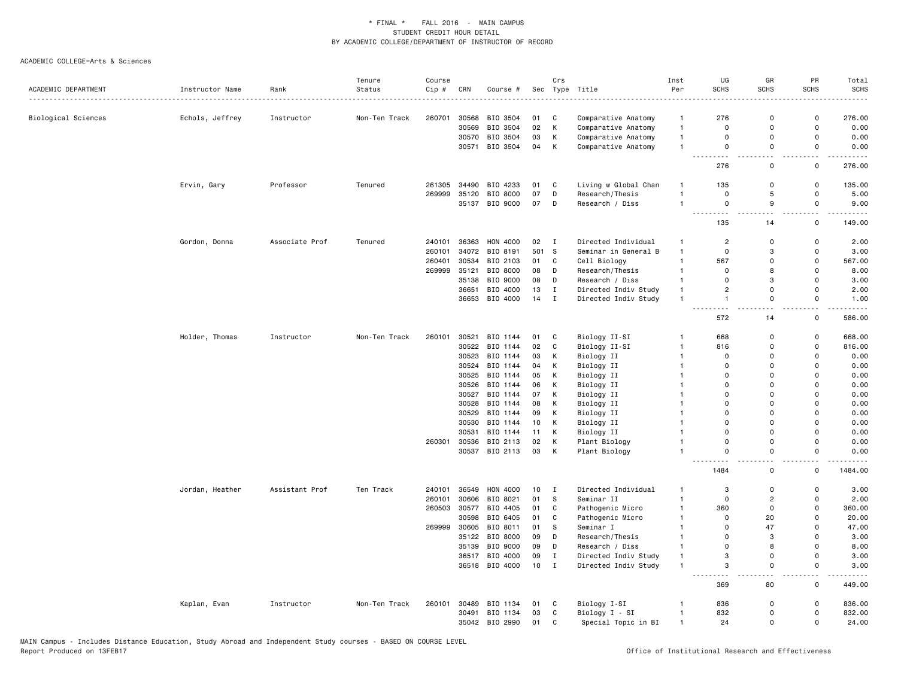\* FINAL \* FALL 2016 - MAIN CAMPUS
STUDENT CREDIT HOUR DETAIL
BY ACADEMIC COLLEGE/DEPARTMENT OF INSTRUCTOR OF RECORD

ACADEMIC COLLEGE=Arts & Sciences

| ACADEMIC DEPARTMENT | Instructor Name | Rank | Tenure Status | Course Cip # | CRN | Course # | Sec | Crs Type | Title | Inst Per | UG SCHS | GR SCHS | PR SCHS | Total SCHS |
|---|---|---|---|---|---|---|---|---|---|---|---|---|---|---|
| Biological Sciences | Echols, Jeffrey | Instructor | Non-Ten Track | 260701 | 30568 | BIO 3504 | 01 | C | Comparative Anatomy | 1 | 276 | 0 | 0 | 276.00 |
| | | | | | 30569 | BIO 3504 | 02 | K | Comparative Anatomy | 1 | 0 | 0 | 0 | 0.00 |
| | | | | | 30570 | BIO 3504 | 03 | K | Comparative Anatomy | 1 | 0 | 0 | 0 | 0.00 |
| | | | | | 30571 | BIO 3504 | 04 | K | Comparative Anatomy | 1 | 0 | 0 | 0 | 0.00 |
| | | | | | | | | | | | 276 | 0 | 0 | 276.00 |
| | Ervin, Gary | Professor | Tenured | 261305 | 34490 | BIO 4233 | 01 | C | Living w Global Chan | 1 | 135 | 0 | 0 | 135.00 |
| | | | | 269999 | 35120 | BIO 8000 | 07 | D | Research/Thesis | 1 | 0 | 5 | 0 | 5.00 |
| | | | | | 35137 | BIO 9000 | 07 | D | Research / Diss | 1 | 0 | 9 | 0 | 9.00 |
| | | | | | | | | | | | 135 | 14 | 0 | 149.00 |
| | Gordon, Donna | Associate Prof | Tenured | 240101 | 36363 | HON 4000 | 02 | I | Directed Individual | 1 | 2 | 0 | 0 | 2.00 |
| | | | | 260101 | 34072 | BIO 8191 | 501 | S | Seminar in General B | 1 | 0 | 3 | 0 | 3.00 |
| | | | | 260401 | 30534 | BIO 2103 | 01 | C | Cell Biology | 1 | 567 | 0 | 0 | 567.00 |
| | | | | 269999 | 35121 | BIO 8000 | 08 | D | Research/Thesis | 1 | 0 | 8 | 0 | 8.00 |
| | | | | | 35138 | BIO 9000 | 08 | D | Research / Diss | 1 | 0 | 3 | 0 | 3.00 |
| | | | | | 36651 | BIO 4000 | 13 | I | Directed Indiv Study | 1 | 2 | 0 | 0 | 2.00 |
| | | | | | 36653 | BIO 4000 | 14 | I | Directed Indiv Study | 1 | 1 | 0 | 0 | 1.00 |
| | | | | | | | | | | | 572 | 14 | 0 | 586.00 |
| | Holder, Thomas | Instructor | Non-Ten Track | 260101 | 30521 | BIO 1144 | 01 | C | Biology II-SI | 1 | 668 | 0 | 0 | 668.00 |
| | | | | | 30522 | BIO 1144 | 02 | C | Biology II-SI | 1 | 816 | 0 | 0 | 816.00 |
| | | | | | 30523 | BIO 1144 | 03 | K | Biology II | 1 | 0 | 0 | 0 | 0.00 |
| | | | | | 30524 | BIO 1144 | 04 | K | Biology II | 1 | 0 | 0 | 0 | 0.00 |
| | | | | | 30525 | BIO 1144 | 05 | K | Biology II | 1 | 0 | 0 | 0 | 0.00 |
| | | | | | 30526 | BIO 1144 | 06 | K | Biology II | 1 | 0 | 0 | 0 | 0.00 |
| | | | | | 30527 | BIO 1144 | 07 | K | Biology II | 1 | 0 | 0 | 0 | 0.00 |
| | | | | | 30528 | BIO 1144 | 08 | K | Biology II | 1 | 0 | 0 | 0 | 0.00 |
| | | | | | 30529 | BIO 1144 | 09 | K | Biology II | 1 | 0 | 0 | 0 | 0.00 |
| | | | | | 30530 | BIO 1144 | 10 | K | Biology II | 1 | 0 | 0 | 0 | 0.00 |
| | | | | | 30531 | BIO 1144 | 11 | K | Biology II | 1 | 0 | 0 | 0 | 0.00 |
| | | | | 260301 | 30536 | BIO 2113 | 02 | K | Plant Biology | 1 | 0 | 0 | 0 | 0.00 |
| | | | | | 30537 | BIO 2113 | 03 | K | Plant Biology | 1 | 0 | 0 | 0 | 0.00 |
| | | | | | | | | | | | 1484 | 0 | 0 | 1484.00 |
| | Jordan, Heather | Assistant Prof | Ten Track | 240101 | 36549 | HON 4000 | 10 | I | Directed Individual | 1 | 3 | 0 | 0 | 3.00 |
| | | | | 260101 | 30606 | BIO 8021 | 01 | S | Seminar II | 1 | 0 | 2 | 0 | 2.00 |
| | | | | 260503 | 30577 | BIO 4405 | 01 | C | Pathogenic Micro | 1 | 360 | 0 | 0 | 360.00 |
| | | | | | 30598 | BIO 6405 | 01 | C | Pathogenic Micro | 1 | 0 | 20 | 0 | 20.00 |
| | | | | 269999 | 30605 | BIO 8011 | 01 | S | Seminar I | 1 | 0 | 47 | 0 | 47.00 |
| | | | | | 35122 | BIO 8000 | 09 | D | Research/Thesis | 1 | 0 | 3 | 0 | 3.00 |
| | | | | | 35139 | BIO 9000 | 09 | D | Research / Diss | 1 | 0 | 8 | 0 | 8.00 |
| | | | | | 36517 | BIO 4000 | 09 | I | Directed Indiv Study | 1 | 3 | 0 | 0 | 3.00 |
| | | | | | 36518 | BIO 4000 | 10 | I | Directed Indiv Study | 1 | 3 | 0 | 0 | 3.00 |
| | | | | | | | | | | | 369 | 80 | 0 | 449.00 |
| | Kaplan, Evan | Instructor | Non-Ten Track | 260101 | 30489 | BIO 1134 | 01 | C | Biology I-SI | 1 | 836 | 0 | 0 | 836.00 |
| | | | | | 30491 | BIO 1134 | 03 | C | Biology I - SI | 1 | 832 | 0 | 0 | 832.00 |
| | | | | | 35042 | BIO 2990 | 01 | C | Special Topic in BI | 1 | 24 | 0 | 0 | 24.00 |

MAIN Campus - Includes Distance Education, Study Abroad and Independent Study courses - BASED ON COURSE LEVEL
Report Produced on 13FEB17

Office of Institutional Research and Effectiveness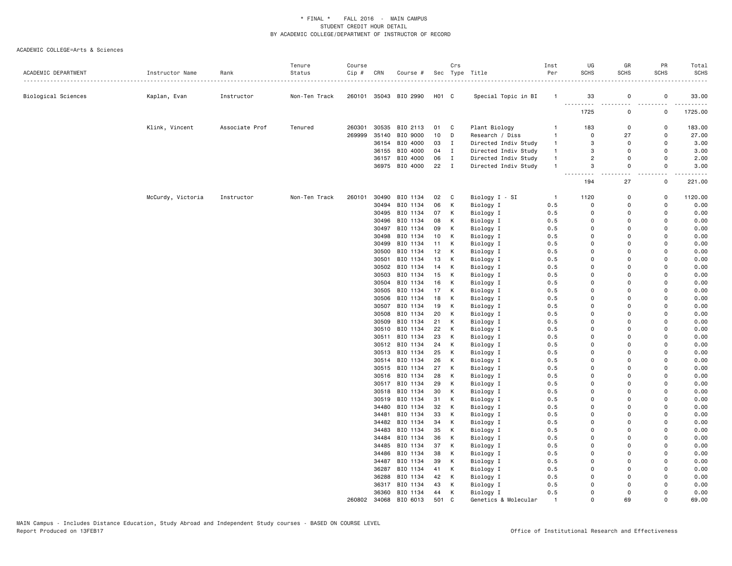\* FINAL \* FALL 2016 - MAIN CAMPUS
STUDENT CREDIT HOUR DETAIL
BY ACADEMIC COLLEGE/DEPARTMENT OF INSTRUCTOR OF RECORD

ACADEMIC COLLEGE=Arts & Sciences

| ACADEMIC DEPARTMENT | Instructor Name | Rank | Tenure Status | Course Cip # | CRN | Course # | Sec | Crs Type | Title | Inst Per | UG SCHS | GR SCHS | PR SCHS | Total SCHS |
|---|---|---|---|---|---|---|---|---|---|---|---|---|---|---|
| Biological Sciences | Kaplan, Evan | Instructor | Non-Ten Track | 260101 | 35043 | BIO 2990 | H01 | C | Special Topic in BI | 1 | 33 | 0 | 0 | 33.00 |
| | | | | | | | | | | | 1725 | 0 | 0 | 1725.00 |
| | Klink, Vincent | Associate Prof | Tenured | 260301 | 30535 | BIO 2113 | 01 | C | Plant Biology | 1 | 183 | 0 | 0 | 183.00 |
| | | | | 269999 | 35140 | BIO 9000 | 10 | D | Research / Diss | 1 | 0 | 27 | 0 | 27.00 |
| | | | | | 36154 | BIO 4000 | 03 | I | Directed Indiv Study | 1 | 3 | 0 | 0 | 3.00 |
| | | | | | 36155 | BIO 4000 | 04 | I | Directed Indiv Study | 1 | 3 | 0 | 0 | 3.00 |
| | | | | | 36157 | BIO 4000 | 06 | I | Directed Indiv Study | 1 | 2 | 0 | 0 | 2.00 |
| | | | | | 36975 | BIO 4000 | 22 | I | Directed Indiv Study | 1 | 3 | 0 | 0 | 3.00 |
| | | | | | | | | | | | 194 | 27 | 0 | 221.00 |
| | McCurdy, Victoria | Instructor | Non-Ten Track | 260101 | 30490 | BIO 1134 | 02 | C | Biology I - SI | 1 | 1120 | 0 | 0 | 1120.00 |
| | | | | | 30494 | BIO 1134 | 06 | K | Biology I | 0.5 | 0 | 0 | 0 | 0.00 |
| | | | | | 30495 | BIO 1134 | 07 | K | Biology I | 0.5 | 0 | 0 | 0 | 0.00 |
| | | | | | 30496 | BIO 1134 | 08 | K | Biology I | 0.5 | 0 | 0 | 0 | 0.00 |
| | | | | | 30497 | BIO 1134 | 09 | K | Biology I | 0.5 | 0 | 0 | 0 | 0.00 |
| | | | | | 30498 | BIO 1134 | 10 | K | Biology I | 0.5 | 0 | 0 | 0 | 0.00 |
| | | | | | 30499 | BIO 1134 | 11 | K | Biology I | 0.5 | 0 | 0 | 0 | 0.00 |
| | | | | | 30500 | BIO 1134 | 12 | K | Biology I | 0.5 | 0 | 0 | 0 | 0.00 |
| | | | | | 30501 | BIO 1134 | 13 | K | Biology I | 0.5 | 0 | 0 | 0 | 0.00 |
| | | | | | 30502 | BIO 1134 | 14 | K | Biology I | 0.5 | 0 | 0 | 0 | 0.00 |
| | | | | | 30503 | BIO 1134 | 15 | K | Biology I | 0.5 | 0 | 0 | 0 | 0.00 |
| | | | | | 30504 | BIO 1134 | 16 | K | Biology I | 0.5 | 0 | 0 | 0 | 0.00 |
| | | | | | 30505 | BIO 1134 | 17 | K | Biology I | 0.5 | 0 | 0 | 0 | 0.00 |
| | | | | | 30506 | BIO 1134 | 18 | K | Biology I | 0.5 | 0 | 0 | 0 | 0.00 |
| | | | | | 30507 | BIO 1134 | 19 | K | Biology I | 0.5 | 0 | 0 | 0 | 0.00 |
| | | | | | 30508 | BIO 1134 | 20 | K | Biology I | 0.5 | 0 | 0 | 0 | 0.00 |
| | | | | | 30509 | BIO 1134 | 21 | K | Biology I | 0.5 | 0 | 0 | 0 | 0.00 |
| | | | | | 30510 | BIO 1134 | 22 | K | Biology I | 0.5 | 0 | 0 | 0 | 0.00 |
| | | | | | 30511 | BIO 1134 | 23 | K | Biology I | 0.5 | 0 | 0 | 0 | 0.00 |
| | | | | | 30512 | BIO 1134 | 24 | K | Biology I | 0.5 | 0 | 0 | 0 | 0.00 |
| | | | | | 30513 | BIO 1134 | 25 | K | Biology I | 0.5 | 0 | 0 | 0 | 0.00 |
| | | | | | 30514 | BIO 1134 | 26 | K | Biology I | 0.5 | 0 | 0 | 0 | 0.00 |
| | | | | | 30515 | BIO 1134 | 27 | K | Biology I | 0.5 | 0 | 0 | 0 | 0.00 |
| | | | | | 30516 | BIO 1134 | 28 | K | Biology I | 0.5 | 0 | 0 | 0 | 0.00 |
| | | | | | 30517 | BIO 1134 | 29 | K | Biology I | 0.5 | 0 | 0 | 0 | 0.00 |
| | | | | | 30518 | BIO 1134 | 30 | K | Biology I | 0.5 | 0 | 0 | 0 | 0.00 |
| | | | | | 30519 | BIO 1134 | 31 | K | Biology I | 0.5 | 0 | 0 | 0 | 0.00 |
| | | | | | 34480 | BIO 1134 | 32 | K | Biology I | 0.5 | 0 | 0 | 0 | 0.00 |
| | | | | | 34481 | BIO 1134 | 33 | K | Biology I | 0.5 | 0 | 0 | 0 | 0.00 |
| | | | | | 34482 | BIO 1134 | 34 | K | Biology I | 0.5 | 0 | 0 | 0 | 0.00 |
| | | | | | 34483 | BIO 1134 | 35 | K | Biology I | 0.5 | 0 | 0 | 0 | 0.00 |
| | | | | | 34484 | BIO 1134 | 36 | K | Biology I | 0.5 | 0 | 0 | 0 | 0.00 |
| | | | | | 34485 | BIO 1134 | 37 | K | Biology I | 0.5 | 0 | 0 | 0 | 0.00 |
| | | | | | 34486 | BIO 1134 | 38 | K | Biology I | 0.5 | 0 | 0 | 0 | 0.00 |
| | | | | | 34487 | BIO 1134 | 39 | K | Biology I | 0.5 | 0 | 0 | 0 | 0.00 |
| | | | | | 36287 | BIO 1134 | 41 | K | Biology I | 0.5 | 0 | 0 | 0 | 0.00 |
| | | | | | 36288 | BIO 1134 | 42 | K | Biology I | 0.5 | 0 | 0 | 0 | 0.00 |
| | | | | | 36317 | BIO 1134 | 43 | K | Biology I | 0.5 | 0 | 0 | 0 | 0.00 |
| | | | | | 36360 | BIO 1134 | 44 | K | Biology I | 0.5 | 0 | 0 | 0 | 0.00 |
| | | | | 260802 | 34068 | BIO 6013 | 501 | C | Genetics & Molecular | 1 | 0 | 69 | 0 | 69.00 |

MAIN Campus - Includes Distance Education, Study Abroad and Independent Study courses - BASED ON COURSE LEVEL
Report Produced on 13FEB17

Office of Institutional Research and Effectiveness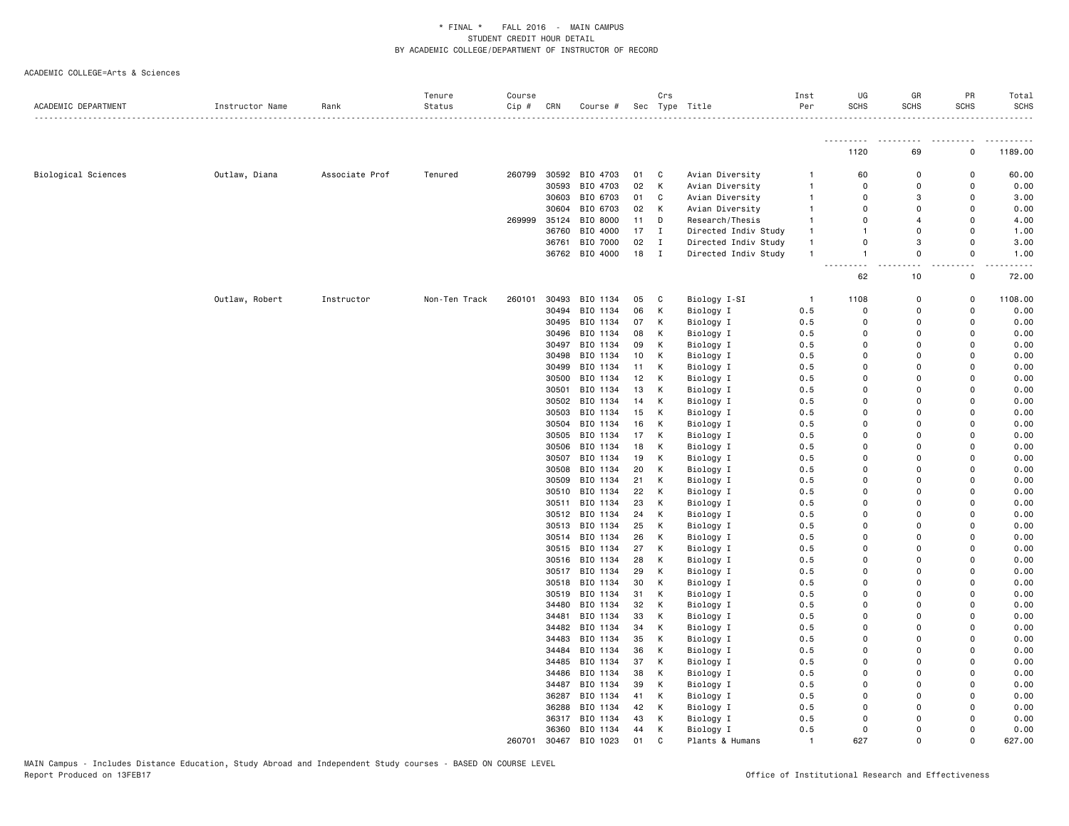\* FINAL \* FALL 2016 - MAIN CAMPUS
STUDENT CREDIT HOUR DETAIL
BY ACADEMIC COLLEGE/DEPARTMENT OF INSTRUCTOR OF RECORD

ACADEMIC COLLEGE=Arts & Sciences

| ACADEMIC DEPARTMENT | Instructor Name | Rank | Tenure Status | Course Cip # | CRN | Course # | Sec | Crs Type | Title | Inst Per | UG SCHS | GR SCHS | PR SCHS | Total SCHS |
|---|---|---|---|---|---|---|---|---|---|---|---|---|---|---|
| | | | | | | | | | | | 1120 | 69 | 0 | 1189.00 |
| Biological Sciences | Outlaw, Diana | Associate Prof | Tenured | 260799 | 30592 | BIO 4703 | 01 | C | Avian Diversity | 1 | 60 | 0 | 0 | 60.00 |
| | | | | | 30593 | BIO 4703 | 02 | K | Avian Diversity | 1 | 0 | 0 | 0 | 0.00 |
| | | | | | 30603 | BIO 6703 | 01 | C | Avian Diversity | 1 | 0 | 3 | 0 | 3.00 |
| | | | | | 30604 | BIO 6703 | 02 | K | Avian Diversity | 1 | 0 | 0 | 0 | 0.00 |
| | | | | 269999 | 35124 | BIO 8000 | 11 | D | Research/Thesis | 1 | 0 | 4 | 0 | 4.00 |
| | | | | | 36760 | BIO 4000 | 17 | I | Directed Indiv Study | 1 | 1 | 0 | 0 | 1.00 |
| | | | | | 36761 | BIO 7000 | 02 | I | Directed Indiv Study | 1 | 0 | 3 | 0 | 3.00 |
| | | | | | 36762 | BIO 4000 | 18 | I | Directed Indiv Study | 1 | 1 | 0 | 0 | 1.00 |
| | | | | | | | | | | | 62 | 10 | 0 | 72.00 |
| | Outlaw, Robert | Instructor | Non-Ten Track | 260101 | 30493 | BIO 1134 | 05 | C | Biology I-SI | 1 | 1108 | 0 | 0 | 1108.00 |
| | | | | | 30494 | BIO 1134 | 06 | K | Biology I | 0.5 | 0 | 0 | 0 | 0.00 |
| | | | | | 30495 | BIO 1134 | 07 | K | Biology I | 0.5 | 0 | 0 | 0 | 0.00 |
| | | | | | 30496 | BIO 1134 | 08 | K | Biology I | 0.5 | 0 | 0 | 0 | 0.00 |
| | | | | | 30497 | BIO 1134 | 09 | K | Biology I | 0.5 | 0 | 0 | 0 | 0.00 |
| | | | | | 30498 | BIO 1134 | 10 | K | Biology I | 0.5 | 0 | 0 | 0 | 0.00 |
| | | | | | 30499 | BIO 1134 | 11 | K | Biology I | 0.5 | 0 | 0 | 0 | 0.00 |
| | | | | | 30500 | BIO 1134 | 12 | K | Biology I | 0.5 | 0 | 0 | 0 | 0.00 |
| | | | | | 30501 | BIO 1134 | 13 | K | Biology I | 0.5 | 0 | 0 | 0 | 0.00 |
| | | | | | 30502 | BIO 1134 | 14 | K | Biology I | 0.5 | 0 | 0 | 0 | 0.00 |
| | | | | | 30503 | BIO 1134 | 15 | K | Biology I | 0.5 | 0 | 0 | 0 | 0.00 |
| | | | | | 30504 | BIO 1134 | 16 | K | Biology I | 0.5 | 0 | 0 | 0 | 0.00 |
| | | | | | 30505 | BIO 1134 | 17 | K | Biology I | 0.5 | 0 | 0 | 0 | 0.00 |
| | | | | | 30506 | BIO 1134 | 18 | K | Biology I | 0.5 | 0 | 0 | 0 | 0.00 |
| | | | | | 30507 | BIO 1134 | 19 | K | Biology I | 0.5 | 0 | 0 | 0 | 0.00 |
| | | | | | 30508 | BIO 1134 | 20 | K | Biology I | 0.5 | 0 | 0 | 0 | 0.00 |
| | | | | | 30509 | BIO 1134 | 21 | K | Biology I | 0.5 | 0 | 0 | 0 | 0.00 |
| | | | | | 30510 | BIO 1134 | 22 | K | Biology I | 0.5 | 0 | 0 | 0 | 0.00 |
| | | | | | 30511 | BIO 1134 | 23 | K | Biology I | 0.5 | 0 | 0 | 0 | 0.00 |
| | | | | | 30512 | BIO 1134 | 24 | K | Biology I | 0.5 | 0 | 0 | 0 | 0.00 |
| | | | | | 30513 | BIO 1134 | 25 | K | Biology I | 0.5 | 0 | 0 | 0 | 0.00 |
| | | | | | 30514 | BIO 1134 | 26 | K | Biology I | 0.5 | 0 | 0 | 0 | 0.00 |
| | | | | | 30515 | BIO 1134 | 27 | K | Biology I | 0.5 | 0 | 0 | 0 | 0.00 |
| | | | | | 30516 | BIO 1134 | 28 | K | Biology I | 0.5 | 0 | 0 | 0 | 0.00 |
| | | | | | 30517 | BIO 1134 | 29 | K | Biology I | 0.5 | 0 | 0 | 0 | 0.00 |
| | | | | | 30518 | BIO 1134 | 30 | K | Biology I | 0.5 | 0 | 0 | 0 | 0.00 |
| | | | | | 30519 | BIO 1134 | 31 | K | Biology I | 0.5 | 0 | 0 | 0 | 0.00 |
| | | | | | 34480 | BIO 1134 | 32 | K | Biology I | 0.5 | 0 | 0 | 0 | 0.00 |
| | | | | | 34481 | BIO 1134 | 33 | K | Biology I | 0.5 | 0 | 0 | 0 | 0.00 |
| | | | | | 34482 | BIO 1134 | 34 | K | Biology I | 0.5 | 0 | 0 | 0 | 0.00 |
| | | | | | 34483 | BIO 1134 | 35 | K | Biology I | 0.5 | 0 | 0 | 0 | 0.00 |
| | | | | | 34484 | BIO 1134 | 36 | K | Biology I | 0.5 | 0 | 0 | 0 | 0.00 |
| | | | | | 34485 | BIO 1134 | 37 | K | Biology I | 0.5 | 0 | 0 | 0 | 0.00 |
| | | | | | 34486 | BIO 1134 | 38 | K | Biology I | 0.5 | 0 | 0 | 0 | 0.00 |
| | | | | | 34487 | BIO 1134 | 39 | K | Biology I | 0.5 | 0 | 0 | 0 | 0.00 |
| | | | | | 36287 | BIO 1134 | 41 | K | Biology I | 0.5 | 0 | 0 | 0 | 0.00 |
| | | | | | 36288 | BIO 1134 | 42 | K | Biology I | 0.5 | 0 | 0 | 0 | 0.00 |
| | | | | | 36317 | BIO 1134 | 43 | K | Biology I | 0.5 | 0 | 0 | 0 | 0.00 |
| | | | | | 36360 | BIO 1134 | 44 | K | Biology I | 0.5 | 0 | 0 | 0 | 0.00 |
| | | | | 260701 | 30467 | BIO 1023 | 01 | C | Plants & Humans | 1 | 627 | 0 | 0 | 627.00 |

MAIN Campus - Includes Distance Education, Study Abroad and Independent Study courses - BASED ON COURSE LEVEL
Report Produced on 13FEB17 Office of Institutional Research and Effectiveness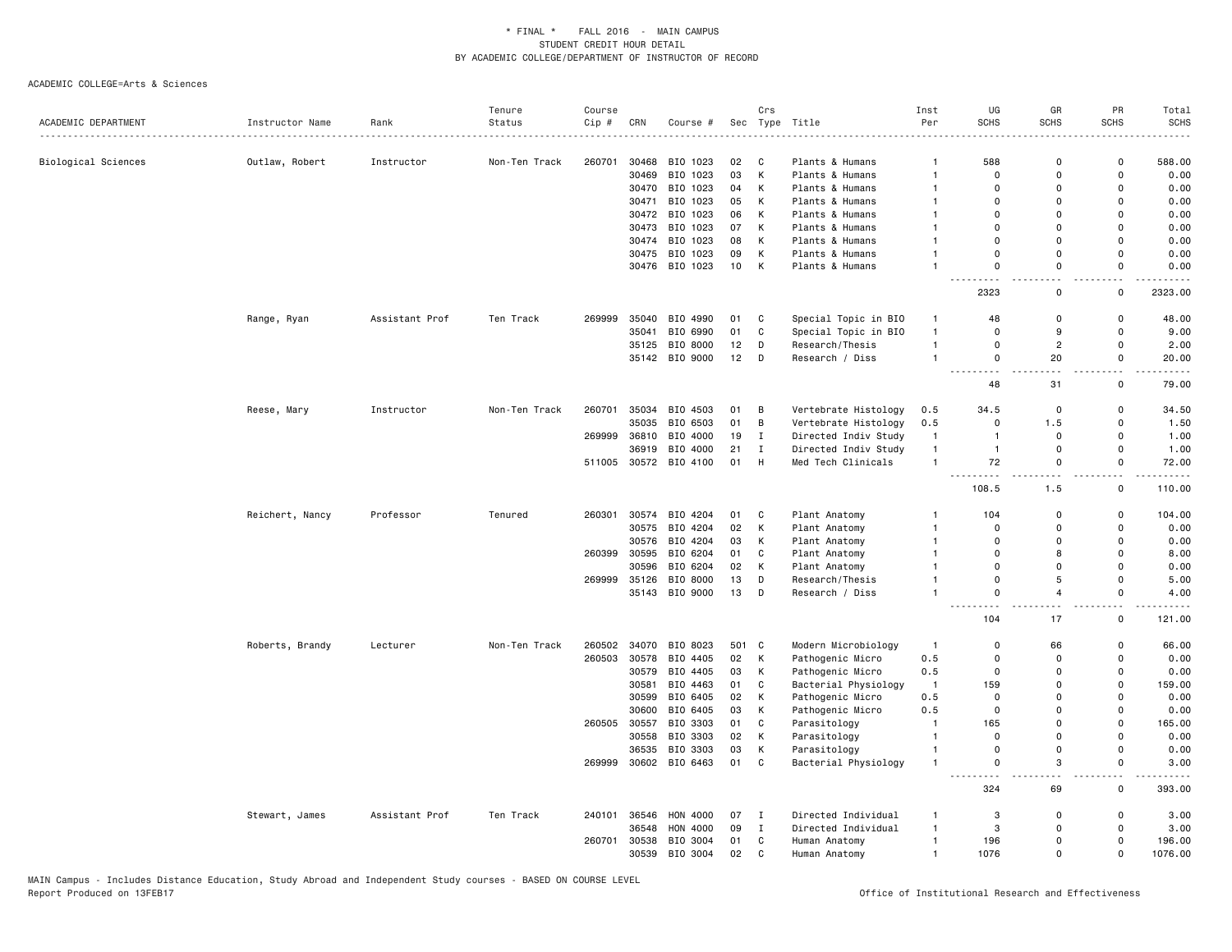\* FINAL \*    FALL 2016  -  MAIN CAMPUS
STUDENT CREDIT HOUR DETAIL
BY ACADEMIC COLLEGE/DEPARTMENT OF INSTRUCTOR OF RECORD

ACADEMIC COLLEGE=Arts & Sciences

| ACADEMIC DEPARTMENT | Instructor Name | Rank | Tenure Status | Course Cip # | CRN | Course # | Sec | Crs Type | Title | Inst Per | UG SCHS | GR SCHS | PR SCHS | Total SCHS |
|---|---|---|---|---|---|---|---|---|---|---|---|---|---|---|
| Biological Sciences | Outlaw, Robert | Instructor | Non-Ten Track | 260701 | 30468 | BIO 1023 | 02 | C | Plants & Humans | 1 | 588 | 0 | 0 | 588.00 |
| | | | | | 30469 | BIO 1023 | 03 | K | Plants & Humans | 1 | 0 | 0 | 0 | 0.00 |
| | | | | | 30470 | BIO 1023 | 04 | K | Plants & Humans | 1 | 0 | 0 | 0 | 0.00 |
| | | | | | 30471 | BIO 1023 | 05 | K | Plants & Humans | 1 | 0 | 0 | 0 | 0.00 |
| | | | | | 30472 | BIO 1023 | 06 | K | Plants & Humans | 1 | 0 | 0 | 0 | 0.00 |
| | | | | | 30473 | BIO 1023 | 07 | K | Plants & Humans | 1 | 0 | 0 | 0 | 0.00 |
| | | | | | 30474 | BIO 1023 | 08 | K | Plants & Humans | 1 | 0 | 0 | 0 | 0.00 |
| | | | | | 30475 | BIO 1023 | 09 | K | Plants & Humans | 1 | 0 | 0 | 0 | 0.00 |
| | | | | | 30476 | BIO 1023 | 10 | K | Plants & Humans | 1 | 0 | 0 | 0 | 0.00 |
| | | | | | | | | | | | 2323 | 0 | 0 | 2323.00 |
| | Range, Ryan | Assistant Prof | Ten Track | 269999 | 35040 | BIO 4990 | 01 | C | Special Topic in BIO | 1 | 48 | 0 | 0 | 48.00 |
| | | | | | 35041 | BIO 6990 | 01 | C | Special Topic in BIO | 1 | 0 | 9 | 0 | 9.00 |
| | | | | | 35125 | BIO 8000 | 12 | D | Research/Thesis | 1 | 0 | 2 | 0 | 2.00 |
| | | | | | 35142 | BIO 9000 | 12 | D | Research / Diss | 1 | 0 | 20 | 0 | 20.00 |
| | | | | | | | | | | | 48 | 31 | 0 | 79.00 |
| | Reese, Mary | Instructor | Non-Ten Track | 260701 | 35034 | BIO 4503 | 01 | B | Vertebrate Histology | 0.5 | 34.5 | 0 | 0 | 34.50 |
| | | | | | 35035 | BIO 6503 | 01 | B | Vertebrate Histology | 0.5 | 0 | 1.5 | 0 | 1.50 |
| | | | | 269999 | 36810 | BIO 4000 | 19 | I | Directed Indiv Study | 1 | 1 | 0 | 0 | 1.00 |
| | | | | | 36919 | BIO 4000 | 21 | I | Directed Indiv Study | 1 | 1 | 0 | 0 | 1.00 |
| | | | | 511005 | 30572 | BIO 4100 | 01 | H | Med Tech Clinicals | 1 | 72 | 0 | 0 | 72.00 |
| | | | | | | | | | | | 108.5 | 1.5 | 0 | 110.00 |
| | Reichert, Nancy | Professor | Tenured | 260301 | 30574 | BIO 4204 | 01 | C | Plant Anatomy | 1 | 104 | 0 | 0 | 104.00 |
| | | | | | 30575 | BIO 4204 | 02 | K | Plant Anatomy | 1 | 0 | 0 | 0 | 0.00 |
| | | | | | 30576 | BIO 4204 | 03 | K | Plant Anatomy | 1 | 0 | 0 | 0 | 0.00 |
| | | | | 260399 | 30595 | BIO 6204 | 01 | C | Plant Anatomy | 1 | 0 | 8 | 0 | 8.00 |
| | | | | | 30596 | BIO 6204 | 02 | K | Plant Anatomy | 1 | 0 | 0 | 0 | 0.00 |
| | | | | 269999 | 35126 | BIO 8000 | 13 | D | Research/Thesis | 1 | 0 | 5 | 0 | 5.00 |
| | | | | | 35143 | BIO 9000 | 13 | D | Research / Diss | 1 | 0 | 4 | 0 | 4.00 |
| | | | | | | | | | | | 104 | 17 | 0 | 121.00 |
| | Roberts, Brandy | Lecturer | Non-Ten Track | 260502 | 34070 | BIO 8023 | 501 | C | Modern Microbiology | 1 | 0 | 66 | 0 | 66.00 |
| | | | | 260503 | 30578 | BIO 4405 | 02 | K | Pathogenic Micro | 0.5 | 0 | 0 | 0 | 0.00 |
| | | | | | 30579 | BIO 4405 | 03 | K | Pathogenic Micro | 0.5 | 0 | 0 | 0 | 0.00 |
| | | | | | 30581 | BIO 4463 | 01 | C | Bacterial Physiology | 1 | 159 | 0 | 0 | 159.00 |
| | | | | | 30599 | BIO 6405 | 02 | K | Pathogenic Micro | 0.5 | 0 | 0 | 0 | 0.00 |
| | | | | | 30600 | BIO 6405 | 03 | K | Pathogenic Micro | 0.5 | 0 | 0 | 0 | 0.00 |
| | | | | 260505 | 30557 | BIO 3303 | 01 | C | Parasitology | 1 | 165 | 0 | 0 | 165.00 |
| | | | | | 30558 | BIO 3303 | 02 | K | Parasitology | 1 | 0 | 0 | 0 | 0.00 |
| | | | | | 36535 | BIO 3303 | 03 | K | Parasitology | 1 | 0 | 0 | 0 | 0.00 |
| | | | | 269999 | 30602 | BIO 6463 | 01 | C | Bacterial Physiology | 1 | 0 | 3 | 0 | 3.00 |
| | | | | | | | | | | | 324 | 69 | 0 | 393.00 |
| | Stewart, James | Assistant Prof | Ten Track | 240101 | 36546 | HON 4000 | 07 | I | Directed Individual | 1 | 3 | 0 | 0 | 3.00 |
| | | | | | 36548 | HON 4000 | 09 | I | Directed Individual | 1 | 3 | 0 | 0 | 3.00 |
| | | | | 260701 | 30538 | BIO 3004 | 01 | C | Human Anatomy | 1 | 196 | 0 | 0 | 196.00 |
| | | | | | 30539 | BIO 3004 | 02 | C | Human Anatomy | 1 | 1076 | 0 | 0 | 1076.00 |

MAIN Campus - Includes Distance Education, Study Abroad and Independent Study courses - BASED ON COURSE LEVEL
Report Produced on 13FEB17    Office of Institutional Research and Effectiveness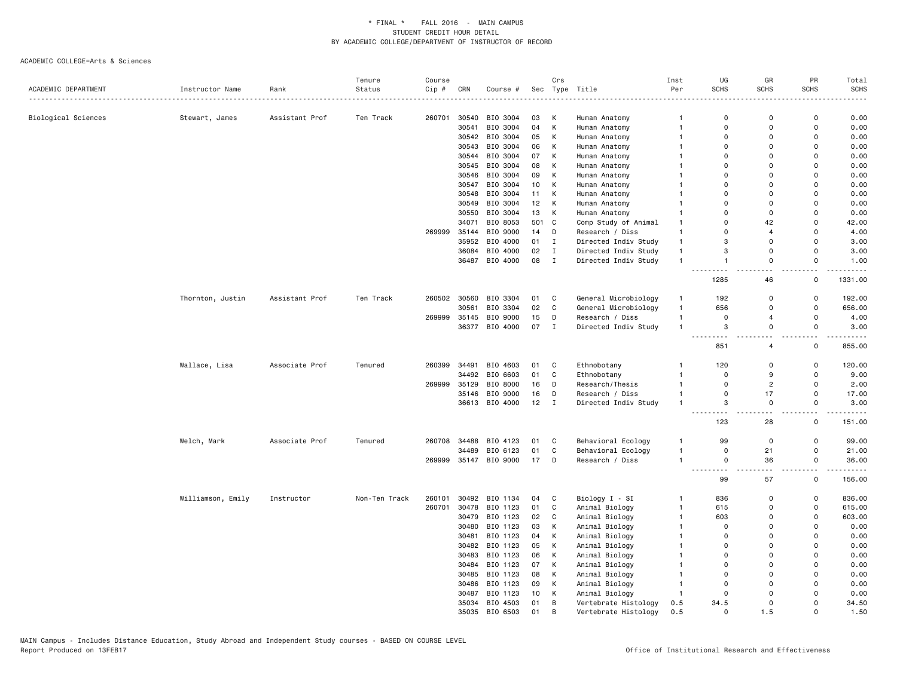* FINAL * FALL 2016 - MAIN CAMPUS
STUDENT CREDIT HOUR DETAIL
BY ACADEMIC COLLEGE/DEPARTMENT OF INSTRUCTOR OF RECORD

ACADEMIC COLLEGE=Arts & Sciences

| ACADEMIC DEPARTMENT | Instructor Name | Rank | Tenure Status | Course Cip # | CRN | Course # | Sec | Crs Type | Title | Inst Per | UG SCHS | GR SCHS | PR SCHS | Total SCHS |
|---|---|---|---|---|---|---|---|---|---|---|---|---|---|---|
| Biological Sciences | Stewart, James | Assistant Prof | Ten Track | 260701 | 30540 | BIO 3004 | 03 | K | Human Anatomy | 1 | 0 | 0 | 0 | 0.00 |
| | | | | | 30541 | BIO 3004 | 04 | K | Human Anatomy | 1 | 0 | 0 | 0 | 0.00 |
| | | | | | 30542 | BIO 3004 | 05 | K | Human Anatomy | 1 | 0 | 0 | 0 | 0.00 |
| | | | | | 30543 | BIO 3004 | 06 | K | Human Anatomy | 1 | 0 | 0 | 0 | 0.00 |
| | | | | | 30544 | BIO 3004 | 07 | K | Human Anatomy | 1 | 0 | 0 | 0 | 0.00 |
| | | | | | 30545 | BIO 3004 | 08 | K | Human Anatomy | 1 | 0 | 0 | 0 | 0.00 |
| | | | | | 30546 | BIO 3004 | 09 | K | Human Anatomy | 1 | 0 | 0 | 0 | 0.00 |
| | | | | | 30547 | BIO 3004 | 10 | K | Human Anatomy | 1 | 0 | 0 | 0 | 0.00 |
| | | | | | 30548 | BIO 3004 | 11 | K | Human Anatomy | 1 | 0 | 0 | 0 | 0.00 |
| | | | | | 30549 | BIO 3004 | 12 | K | Human Anatomy | 1 | 0 | 0 | 0 | 0.00 |
| | | | | | 30550 | BIO 3004 | 13 | K | Human Anatomy | 1 | 0 | 0 | 0 | 0.00 |
| | | | | | 34071 | BIO 8053 | 501 | C | Comp Study of Animal | 1 | 0 | 42 | 0 | 42.00 |
| | | | | 269999 | 35144 | BIO 9000 | 14 | D | Research / Diss | 1 | 0 | 4 | 0 | 4.00 |
| | | | | | 35952 | BIO 4000 | 01 | I | Directed Indiv Study | 1 | 3 | 0 | 0 | 3.00 |
| | | | | | 36084 | BIO 4000 | 02 | I | Directed Indiv Study | 1 | 3 | 0 | 0 | 3.00 |
| | | | | | 36487 | BIO 4000 | 08 | I | Directed Indiv Study | 1 | 1 | 0 | 0 | 1.00 |
| | | | | | | | | | | | 1285 | 46 | 0 | 1331.00 |
| | Thornton, Justin | Assistant Prof | Ten Track | 260502 | 30560 | BIO 3304 | 01 | C | General Microbiology | 1 | 192 | 0 | 0 | 192.00 |
| | | | | | 30561 | BIO 3304 | 02 | C | General Microbiology | 1 | 656 | 0 | 0 | 656.00 |
| | | | | 269999 | 35145 | BIO 9000 | 15 | D | Research / Diss | 1 | 0 | 4 | 0 | 4.00 |
| | | | | | 36377 | BIO 4000 | 07 | I | Directed Indiv Study | 1 | 3 | 0 | 0 | 3.00 |
| | | | | | | | | | | | 851 | 4 | 0 | 855.00 |
| | Wallace, Lisa | Associate Prof | Tenured | 260399 | 34491 | BIO 4603 | 01 | C | Ethnobotany | 1 | 120 | 0 | 0 | 120.00 |
| | | | | | 34492 | BIO 6603 | 01 | C | Ethnobotany | 1 | 0 | 9 | 0 | 9.00 |
| | | | | 269999 | 35129 | BIO 8000 | 16 | D | Research/Thesis | 1 | 0 | 2 | 0 | 2.00 |
| | | | | | 35146 | BIO 9000 | 16 | D | Research / Diss | 1 | 0 | 17 | 0 | 17.00 |
| | | | | | 36613 | BIO 4000 | 12 | I | Directed Indiv Study | 1 | 3 | 0 | 0 | 3.00 |
| | | | | | | | | | | | 123 | 28 | 0 | 151.00 |
| | Welch, Mark | Associate Prof | Tenured | 260708 | 34488 | BIO 4123 | 01 | C | Behavioral Ecology | 1 | 99 | 0 | 0 | 99.00 |
| | | | | | 34489 | BIO 6123 | 01 | C | Behavioral Ecology | 1 | 0 | 21 | 0 | 21.00 |
| | | | | 269999 | 35147 | BIO 9000 | 17 | D | Research / Diss | 1 | 0 | 36 | 0 | 36.00 |
| | | | | | | | | | | | 99 | 57 | 0 | 156.00 |
| | Williamson, Emily | Instructor | Non-Ten Track | 260101 | 30492 | BIO 1134 | 04 | C | Biology I - SI | 1 | 836 | 0 | 0 | 836.00 |
| | | | | 260701 | 30478 | BIO 1123 | 01 | C | Animal Biology | 1 | 615 | 0 | 0 | 615.00 |
| | | | | | 30479 | BIO 1123 | 02 | C | Animal Biology | 1 | 603 | 0 | 0 | 603.00 |
| | | | | | 30480 | BIO 1123 | 03 | K | Animal Biology | 1 | 0 | 0 | 0 | 0.00 |
| | | | | | 30481 | BIO 1123 | 04 | K | Animal Biology | 1 | 0 | 0 | 0 | 0.00 |
| | | | | | 30482 | BIO 1123 | 05 | K | Animal Biology | 1 | 0 | 0 | 0 | 0.00 |
| | | | | | 30483 | BIO 1123 | 06 | K | Animal Biology | 1 | 0 | 0 | 0 | 0.00 |
| | | | | | 30484 | BIO 1123 | 07 | K | Animal Biology | 1 | 0 | 0 | 0 | 0.00 |
| | | | | | 30485 | BIO 1123 | 08 | K | Animal Biology | 1 | 0 | 0 | 0 | 0.00 |
| | | | | | 30486 | BIO 1123 | 09 | K | Animal Biology | 1 | 0 | 0 | 0 | 0.00 |
| | | | | | 30487 | BIO 1123 | 10 | K | Animal Biology | 1 | 0 | 0 | 0 | 0.00 |
| | | | | | 35034 | BIO 4503 | 01 | B | Vertebrate Histology | 0.5 | 34.5 | 0 | 0 | 34.50 |
| | | | | | 35035 | BIO 6503 | 01 | B | Vertebrate Histology | 0.5 | 0 | 1.5 | 0 | 1.50 |

MAIN Campus - Includes Distance Education, Study Abroad and Independent Study courses - BASED ON COURSE LEVEL
Report Produced on 13FEB17

Office of Institutional Research and Effectiveness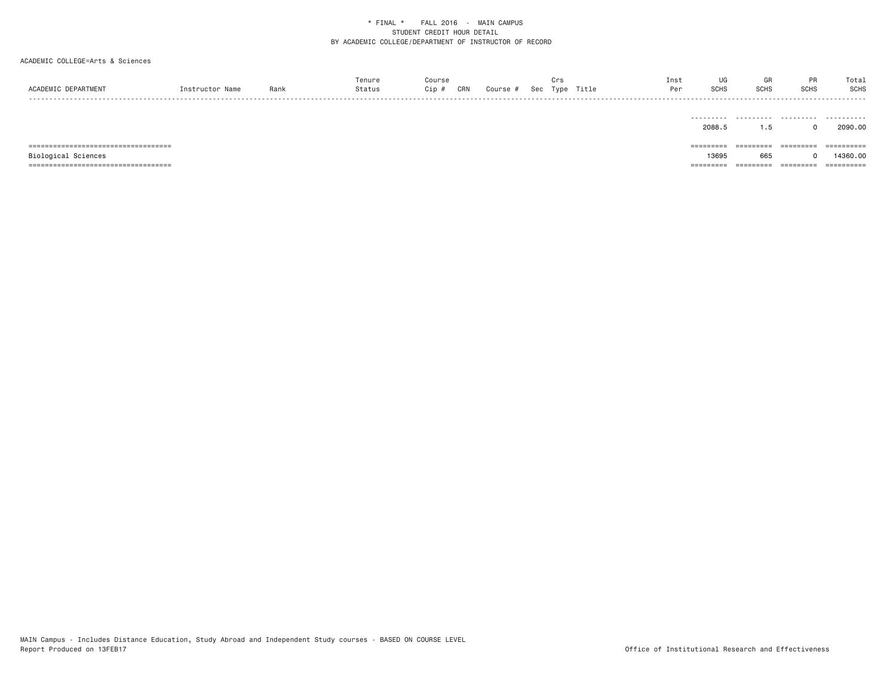* FINAL * FALL 2016 - MAIN CAMPUS
STUDENT CREDIT HOUR DETAIL
BY ACADEMIC COLLEGE/DEPARTMENT OF INSTRUCTOR OF RECORD

ACADEMIC COLLEGE=Arts & Sciences

| ACADEMIC DEPARTMENT | Instructor Name | Rank | Tenure Status | Course Cip # | CRN | Course # | Sec | Crs Type | Title | Inst Per | UG SCHS | GR SCHS | PR SCHS | Total SCHS |
|---|---|---|---|---|---|---|---|---|---|---|---|---|---|---|
| | | | | | | | | | | | 2088.5 | 1.5 | 0 | 2090.00 |
| Biological Sciences | | | | | | | | | | | 13695 | 665 | 0 | 14360.00 |

MAIN Campus - Includes Distance Education, Study Abroad and Independent Study courses - BASED ON COURSE LEVEL
Report Produced on 13FEB17

Office of Institutional Research and Effectiveness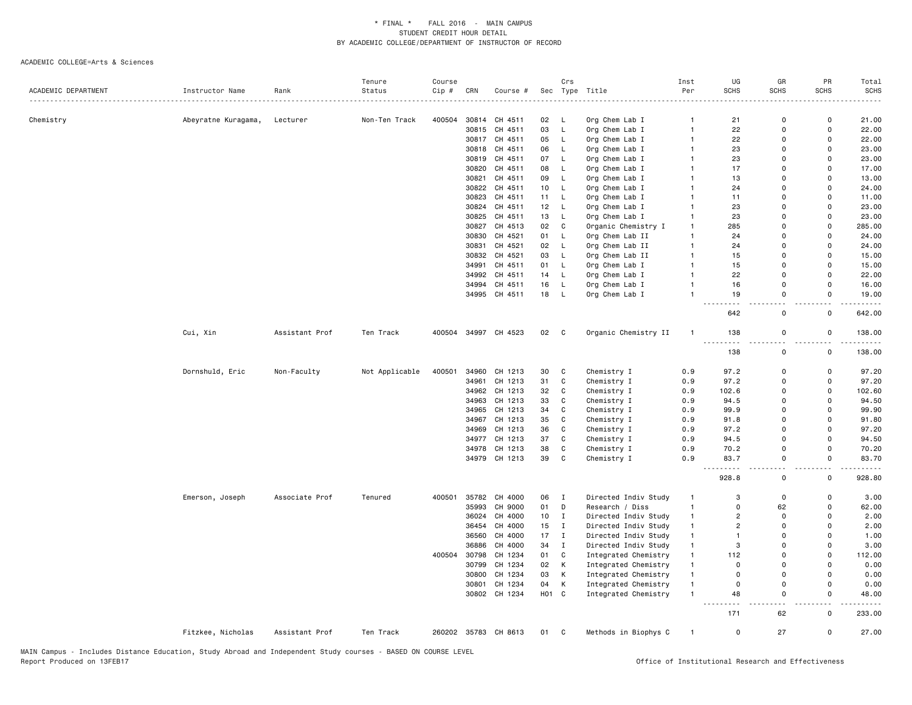\* FINAL \* FALL 2016 - MAIN CAMPUS
STUDENT CREDIT HOUR DETAIL
BY ACADEMIC COLLEGE/DEPARTMENT OF INSTRUCTOR OF RECORD

ACADEMIC COLLEGE=Arts & Sciences

| ACADEMIC DEPARTMENT | Instructor Name | Rank | Tenure Status | Course Cip # | CRN | Course # | Sec | Crs Type | Title | Inst Per | UG SCHS | GR SCHS | PR SCHS | Total SCHS |
|---|---|---|---|---|---|---|---|---|---|---|---|---|---|---|
| Chemistry | Abeyratne Kuragama, | Lecturer | Non-Ten Track | 400504 | 30814 | CH 4511 | 02 | L | Org Chem Lab I | 1 | 21 | 0 | 0 | 21.00 |
| | | | | | 30815 | CH 4511 | 03 | L | Org Chem Lab I | 1 | 22 | 0 | 0 | 22.00 |
| | | | | | 30817 | CH 4511 | 05 | L | Org Chem Lab I | 1 | 22 | 0 | 0 | 22.00 |
| | | | | | 30818 | CH 4511 | 06 | L | Org Chem Lab I | 1 | 23 | 0 | 0 | 23.00 |
| | | | | | 30819 | CH 4511 | 07 | L | Org Chem Lab I | 1 | 23 | 0 | 0 | 23.00 |
| | | | | | 30820 | CH 4511 | 08 | L | Org Chem Lab I | 1 | 17 | 0 | 0 | 17.00 |
| | | | | | 30821 | CH 4511 | 09 | L | Org Chem Lab I | 1 | 13 | 0 | 0 | 13.00 |
| | | | | | 30822 | CH 4511 | 10 | L | Org Chem Lab I | 1 | 24 | 0 | 0 | 24.00 |
| | | | | | 30823 | CH 4511 | 11 | L | Org Chem Lab I | 1 | 11 | 0 | 0 | 11.00 |
| | | | | | 30824 | CH 4511 | 12 | L | Org Chem Lab I | 1 | 23 | 0 | 0 | 23.00 |
| | | | | | 30825 | CH 4511 | 13 | L | Org Chem Lab I | 1 | 23 | 0 | 0 | 23.00 |
| | | | | | 30827 | CH 4513 | 02 | C | Organic Chemistry I | 1 | 285 | 0 | 0 | 285.00 |
| | | | | | 30830 | CH 4521 | 01 | L | Org Chem Lab II | 1 | 24 | 0 | 0 | 24.00 |
| | | | | | 30831 | CH 4521 | 02 | L | Org Chem Lab II | 1 | 24 | 0 | 0 | 24.00 |
| | | | | | 30832 | CH 4521 | 03 | L | Org Chem Lab II | 1 | 15 | 0 | 0 | 15.00 |
| | | | | | 34991 | CH 4511 | 01 | L | Org Chem Lab I | 1 | 15 | 0 | 0 | 15.00 |
| | | | | | 34992 | CH 4511 | 14 | L | Org Chem Lab I | 1 | 22 | 0 | 0 | 22.00 |
| | | | | | 34994 | CH 4511 | 16 | L | Org Chem Lab I | 1 | 16 | 0 | 0 | 16.00 |
| | | | | | 34995 | CH 4511 | 18 | L | Org Chem Lab I | 1 | 19 | 0 | 0 | 19.00 |
| | | | | | | | | | | | 642 | 0 | 0 | 642.00 |
| | Cui, Xin | Assistant Prof | Ten Track | 400504 | 34997 | CH 4523 | 02 | C | Organic Chemistry II | 1 | 138 | 0 | 0 | 138.00 |
| | | | | | | | | | | | 138 | 0 | 0 | 138.00 |
| | Dornshuld, Eric | Non-Faculty | Not Applicable | 400501 | 34960 | CH 1213 | 30 | C | Chemistry I | 0.9 | 97.2 | 0 | 0 | 97.20 |
| | | | | | 34961 | CH 1213 | 31 | C | Chemistry I | 0.9 | 97.2 | 0 | 0 | 97.20 |
| | | | | | 34962 | CH 1213 | 32 | C | Chemistry I | 0.9 | 102.6 | 0 | 0 | 102.60 |
| | | | | | 34963 | CH 1213 | 33 | C | Chemistry I | 0.9 | 94.5 | 0 | 0 | 94.50 |
| | | | | | 34965 | CH 1213 | 34 | C | Chemistry I | 0.9 | 99.9 | 0 | 0 | 99.90 |
| | | | | | 34967 | CH 1213 | 35 | C | Chemistry I | 0.9 | 91.8 | 0 | 0 | 91.80 |
| | | | | | 34969 | CH 1213 | 36 | C | Chemistry I | 0.9 | 97.2 | 0 | 0 | 97.20 |
| | | | | | 34977 | CH 1213 | 37 | C | Chemistry I | 0.9 | 94.5 | 0 | 0 | 94.50 |
| | | | | | 34978 | CH 1213 | 38 | C | Chemistry I | 0.9 | 70.2 | 0 | 0 | 70.20 |
| | | | | | 34979 | CH 1213 | 39 | C | Chemistry I | 0.9 | 83.7 | 0 | 0 | 83.70 |
| | | | | | | | | | | | 928.8 | 0 | 0 | 928.80 |
| | Emerson, Joseph | Associate Prof | Tenured | 400501 | 35782 | CH 4000 | 06 | I | Directed Indiv Study | 1 | 3 | 0 | 0 | 3.00 |
| | | | | | 35993 | CH 9000 | 01 | D | Research / Diss | 1 | 0 | 62 | 0 | 62.00 |
| | | | | | 36024 | CH 4000 | 10 | I | Directed Indiv Study | 1 | 2 | 0 | 0 | 2.00 |
| | | | | | 36454 | CH 4000 | 15 | I | Directed Indiv Study | 1 | 2 | 0 | 0 | 2.00 |
| | | | | | 36560 | CH 4000 | 17 | I | Directed Indiv Study | 1 | 1 | 0 | 0 | 1.00 |
| | | | | | 36886 | CH 4000 | 34 | I | Directed Indiv Study | 1 | 3 | 0 | 0 | 3.00 |
| | | | | 400504 | 30798 | CH 1234 | 01 | C | Integrated Chemistry | 1 | 112 | 0 | 0 | 112.00 |
| | | | | | 30799 | CH 1234 | 02 | K | Integrated Chemistry | 1 | 0 | 0 | 0 | 0.00 |
| | | | | | 30800 | CH 1234 | 03 | K | Integrated Chemistry | 1 | 0 | 0 | 0 | 0.00 |
| | | | | | 30801 | CH 1234 | 04 | K | Integrated Chemistry | 1 | 0 | 0 | 0 | 0.00 |
| | | | | | 30802 | CH 1234 | H01 | C | Integrated Chemistry | 1 | 48 | 0 | 0 | 48.00 |
| | | | | | | | | | | | 171 | 62 | 0 | 233.00 |
| | Fitzkee, Nicholas | Assistant Prof | Ten Track | 260202 | 35783 | CH 8613 | 01 | C | Methods in Biophys C | 1 | 0 | 27 | 0 | 27.00 |

MAIN Campus - Includes Distance Education, Study Abroad and Independent Study courses - BASED ON COURSE LEVEL
Report Produced on 13FEB17 — Office of Institutional Research and Effectiveness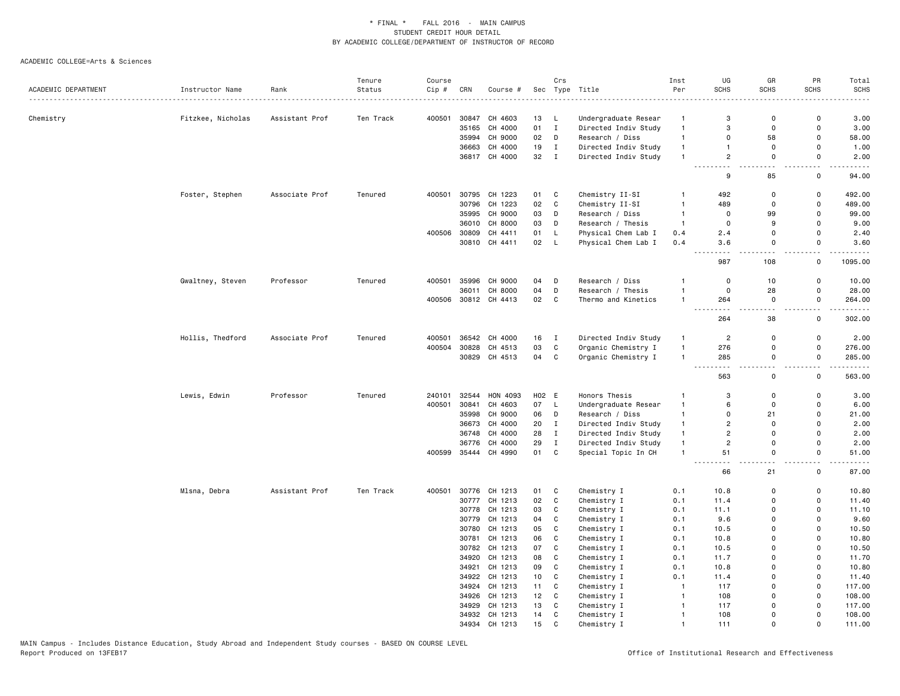\* FINAL \* FALL 2016 - MAIN CAMPUS
STUDENT CREDIT HOUR DETAIL
BY ACADEMIC COLLEGE/DEPARTMENT OF INSTRUCTOR OF RECORD

ACADEMIC COLLEGE=Arts & Sciences

| ACADEMIC DEPARTMENT | Instructor Name | Rank | Tenure Status | Course Cip # | CRN | Course # | Sec | Crs Type | Title | Inst Per | UG SCHS | GR SCHS | PR SCHS | Total SCHS |
|---|---|---|---|---|---|---|---|---|---|---|---|---|---|---|
| Chemistry | Fitzkee, Nicholas | Assistant Prof | Ten Track | 400501 | 30847 | CH 4603 | 13 | L | Undergraduate Resear | 1 | 3 | 0 | 0 | 3.00 |
| | | | | | 35165 | CH 4000 | 01 | I | Directed Indiv Study | 1 | 3 | 0 | 0 | 3.00 |
| | | | | | 35994 | CH 9000 | 02 | D | Research / Diss | 1 | 0 | 58 | 0 | 58.00 |
| | | | | | 36663 | CH 4000 | 19 | I | Directed Indiv Study | 1 | 1 | 0 | 0 | 1.00 |
| | | | | | 36817 | CH 4000 | 32 | I | Directed Indiv Study | 1 | 2 | 0 | 0 | 2.00 |
| | | | | | | | | | | | 9 | 85 | 0 | 94.00 |
| | Foster, Stephen | Associate Prof | Tenured | 400501 | 30795 | CH 1223 | 01 | C | Chemistry II-SI | 1 | 492 | 0 | 0 | 492.00 |
| | | | | | 30796 | CH 1223 | 02 | C | Chemistry II-SI | 1 | 489 | 0 | 0 | 489.00 |
| | | | | | 35995 | CH 9000 | 03 | D | Research / Diss | 1 | 0 | 99 | 0 | 99.00 |
| | | | | | 36010 | CH 8000 | 03 | D | Research / Thesis | 1 | 0 | 9 | 0 | 9.00 |
| | | | | 400506 | 30809 | CH 4411 | 01 | L | Physical Chem Lab I | 0.4 | 2.4 | 0 | 0 | 2.40 |
| | | | | | 30810 | CH 4411 | 02 | L | Physical Chem Lab I | 0.4 | 3.6 | 0 | 0 | 3.60 |
| | | | | | | | | | | | 987 | 108 | 0 | 1095.00 |
| | Gwaltney, Steven | Professor | Tenured | 400501 | 35996 | CH 9000 | 04 | D | Research / Diss | 1 | 0 | 10 | 0 | 10.00 |
| | | | | | 36011 | CH 8000 | 04 | D | Research / Thesis | 1 | 0 | 28 | 0 | 28.00 |
| | | | | 400506 | 30812 | CH 4413 | 02 | C | Thermo and Kinetics | 1 | 264 | 0 | 0 | 264.00 |
| | | | | | | | | | | | 264 | 38 | 0 | 302.00 |
| | Hollis, Thedford | Associate Prof | Tenured | 400501 | 36542 | CH 4000 | 16 | I | Directed Indiv Study | 1 | 2 | 0 | 0 | 2.00 |
| | | | | 400504 | 30828 | CH 4513 | 03 | C | Organic Chemistry I | 1 | 276 | 0 | 0 | 276.00 |
| | | | | | 30829 | CH 4513 | 04 | C | Organic Chemistry I | 1 | 285 | 0 | 0 | 285.00 |
| | | | | | | | | | | | 563 | 0 | 0 | 563.00 |
| | Lewis, Edwin | Professor | Tenured | 240101 | 32544 | HON 4093 | H02 | E | Honors Thesis | 1 | 3 | 0 | 0 | 3.00 |
| | | | | 400501 | 30841 | CH 4603 | 07 | L | Undergraduate Resear | 1 | 6 | 0 | 0 | 6.00 |
| | | | | | 35998 | CH 9000 | 06 | D | Research / Diss | 1 | 0 | 21 | 0 | 21.00 |
| | | | | | 36673 | CH 4000 | 20 | I | Directed Indiv Study | 1 | 2 | 0 | 0 | 2.00 |
| | | | | | 36748 | CH 4000 | 28 | I | Directed Indiv Study | 1 | 2 | 0 | 0 | 2.00 |
| | | | | | 36776 | CH 4000 | 29 | I | Directed Indiv Study | 1 | 2 | 0 | 0 | 2.00 |
| | | | | 400599 | 35444 | CH 4990 | 01 | C | Special Topic In CH | 1 | 51 | 0 | 0 | 51.00 |
| | | | | | | | | | | | 66 | 21 | 0 | 87.00 |
| | Mlsna, Debra | Assistant Prof | Ten Track | 400501 | 30776 | CH 1213 | 01 | C | Chemistry I | 0.1 | 10.8 | 0 | 0 | 10.80 |
| | | | | | 30777 | CH 1213 | 02 | C | Chemistry I | 0.1 | 11.4 | 0 | 0 | 11.40 |
| | | | | | 30778 | CH 1213 | 03 | C | Chemistry I | 0.1 | 11.1 | 0 | 0 | 11.10 |
| | | | | | 30779 | CH 1213 | 04 | C | Chemistry I | 0.1 | 9.6 | 0 | 0 | 9.60 |
| | | | | | 30780 | CH 1213 | 05 | C | Chemistry I | 0.1 | 10.5 | 0 | 0 | 10.50 |
| | | | | | 30781 | CH 1213 | 06 | C | Chemistry I | 0.1 | 10.8 | 0 | 0 | 10.80 |
| | | | | | 30782 | CH 1213 | 07 | C | Chemistry I | 0.1 | 10.5 | 0 | 0 | 10.50 |
| | | | | | 34920 | CH 1213 | 08 | C | Chemistry I | 0.1 | 11.7 | 0 | 0 | 11.70 |
| | | | | | 34921 | CH 1213 | 09 | C | Chemistry I | 0.1 | 10.8 | 0 | 0 | 10.80 |
| | | | | | 34922 | CH 1213 | 10 | C | Chemistry I | 0.1 | 11.4 | 0 | 0 | 11.40 |
| | | | | | 34924 | CH 1213 | 11 | C | Chemistry I | 1 | 117 | 0 | 0 | 117.00 |
| | | | | | 34926 | CH 1213 | 12 | C | Chemistry I | 1 | 108 | 0 | 0 | 108.00 |
| | | | | | 34929 | CH 1213 | 13 | C | Chemistry I | 1 | 117 | 0 | 0 | 117.00 |
| | | | | | 34932 | CH 1213 | 14 | C | Chemistry I | 1 | 108 | 0 | 0 | 108.00 |
| | | | | | 34934 | CH 1213 | 15 | C | Chemistry I | 1 | 111 | 0 | 0 | 111.00 |

MAIN Campus - Includes Distance Education, Study Abroad and Independent Study courses - BASED ON COURSE LEVEL
Report Produced on 13FEB17 — Office of Institutional Research and Effectiveness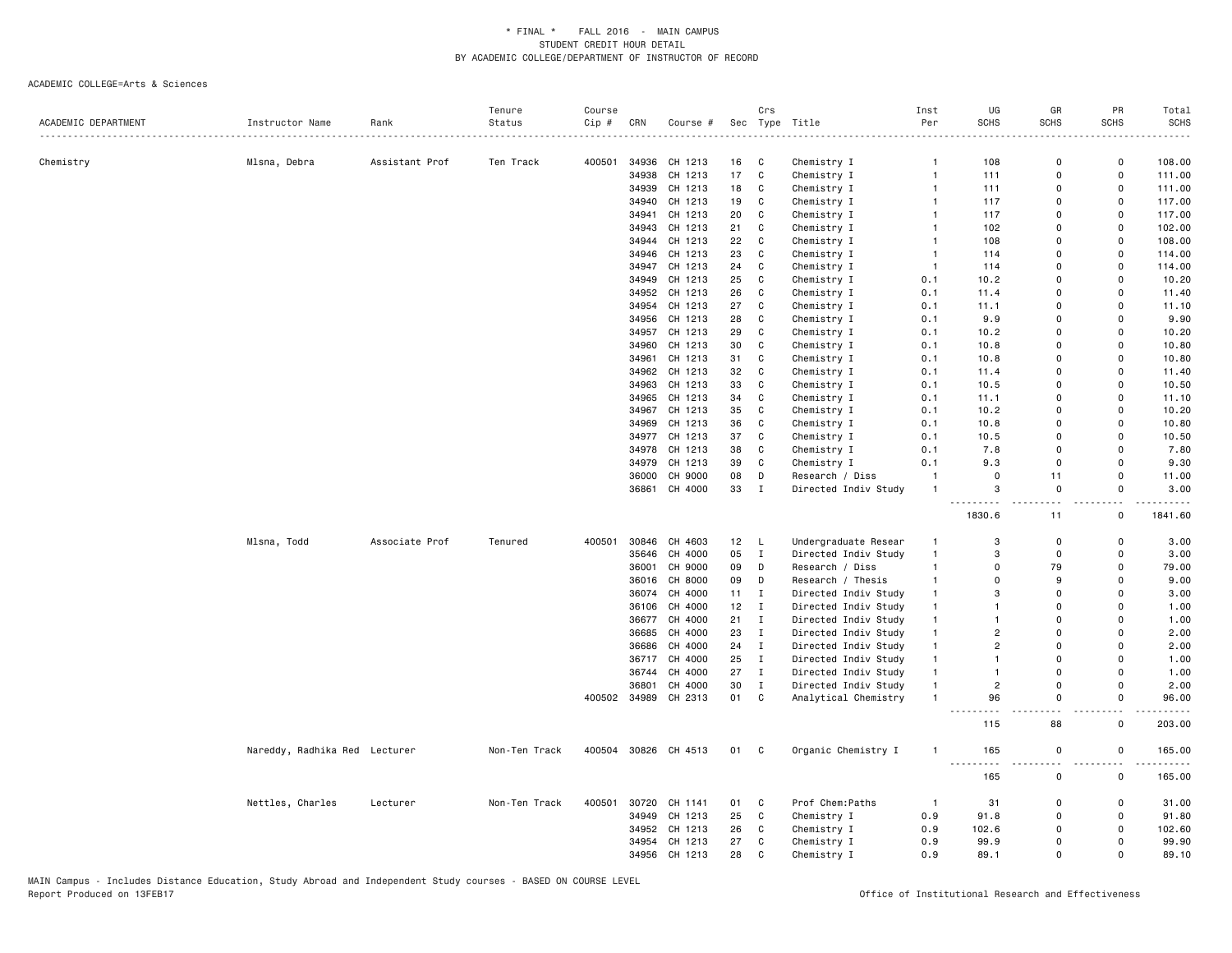\* FINAL \* FALL 2016 - MAIN CAMPUS
STUDENT CREDIT HOUR DETAIL
BY ACADEMIC COLLEGE/DEPARTMENT OF INSTRUCTOR OF RECORD

ACADEMIC COLLEGE=Arts & Sciences

| ACADEMIC DEPARTMENT | Instructor Name | Rank | Tenure Status | Course Cip # | CRN | Course # | Sec | Crs Type | Title | Inst Per | UG SCHS | GR SCHS | PR SCHS | Total SCHS |
|---|---|---|---|---|---|---|---|---|---|---|---|---|---|---|
| Chemistry | Mlsna, Debra | Assistant Prof | Ten Track | 400501 | 34936 | CH 1213 | 16 | C | Chemistry I | 1 | 108 | 0 | 0 | 108.00 |
| | | | | | 34938 | CH 1213 | 17 | C | Chemistry I | 1 | 111 | 0 | 0 | 111.00 |
| | | | | | 34939 | CH 1213 | 18 | C | Chemistry I | 1 | 111 | 0 | 0 | 111.00 |
| | | | | | 34940 | CH 1213 | 19 | C | Chemistry I | 1 | 117 | 0 | 0 | 117.00 |
| | | | | | 34941 | CH 1213 | 20 | C | Chemistry I | 1 | 117 | 0 | 0 | 117.00 |
| | | | | | 34943 | CH 1213 | 21 | C | Chemistry I | 1 | 102 | 0 | 0 | 102.00 |
| | | | | | 34944 | CH 1213 | 22 | C | Chemistry I | 1 | 108 | 0 | 0 | 108.00 |
| | | | | | 34946 | CH 1213 | 23 | C | Chemistry I | 1 | 114 | 0 | 0 | 114.00 |
| | | | | | 34947 | CH 1213 | 24 | C | Chemistry I | 1 | 114 | 0 | 0 | 114.00 |
| | | | | | 34949 | CH 1213 | 25 | C | Chemistry I | 0.1 | 10.2 | 0 | 0 | 10.20 |
| | | | | | 34952 | CH 1213 | 26 | C | Chemistry I | 0.1 | 11.4 | 0 | 0 | 11.40 |
| | | | | | 34954 | CH 1213 | 27 | C | Chemistry I | 0.1 | 11.1 | 0 | 0 | 11.10 |
| | | | | | 34956 | CH 1213 | 28 | C | Chemistry I | 0.1 | 9.9 | 0 | 0 | 9.90 |
| | | | | | 34957 | CH 1213 | 29 | C | Chemistry I | 0.1 | 10.2 | 0 | 0 | 10.20 |
| | | | | | 34960 | CH 1213 | 30 | C | Chemistry I | 0.1 | 10.8 | 0 | 0 | 10.80 |
| | | | | | 34961 | CH 1213 | 31 | C | Chemistry I | 0.1 | 10.8 | 0 | 0 | 10.80 |
| | | | | | 34962 | CH 1213 | 32 | C | Chemistry I | 0.1 | 11.4 | 0 | 0 | 11.40 |
| | | | | | 34963 | CH 1213 | 33 | C | Chemistry I | 0.1 | 10.5 | 0 | 0 | 10.50 |
| | | | | | 34965 | CH 1213 | 34 | C | Chemistry I | 0.1 | 11.1 | 0 | 0 | 11.10 |
| | | | | | 34967 | CH 1213 | 35 | C | Chemistry I | 0.1 | 10.2 | 0 | 0 | 10.20 |
| | | | | | 34969 | CH 1213 | 36 | C | Chemistry I | 0.1 | 10.8 | 0 | 0 | 10.80 |
| | | | | | 34977 | CH 1213 | 37 | C | Chemistry I | 0.1 | 10.5 | 0 | 0 | 10.50 |
| | | | | | 34978 | CH 1213 | 38 | C | Chemistry I | 0.1 | 7.8 | 0 | 0 | 7.80 |
| | | | | | 34979 | CH 1213 | 39 | C | Chemistry I | 0.1 | 9.3 | 0 | 0 | 9.30 |
| | | | | | 36000 | CH 9000 | 08 | D | Research / Diss | 1 | 0 | 11 | 0 | 11.00 |
| | | | | | 36861 | CH 4000 | 33 | I | Directed Indiv Study | 1 | 3 | 0 | 0 | 3.00 |
| | | | | | | | | | | | 1830.6 | 11 | 0 | 1841.60 |
| | Mlsna, Todd | Associate Prof | Tenured | 400501 | 30846 | CH 4603 | 12 | L | Undergraduate Resear | 1 | 3 | 0 | 0 | 3.00 |
| | | | | | 35646 | CH 4000 | 05 | I | Directed Indiv Study | 1 | 3 | 0 | 0 | 3.00 |
| | | | | | 36001 | CH 9000 | 09 | D | Research / Diss | 1 | 0 | 79 | 0 | 79.00 |
| | | | | | 36016 | CH 8000 | 09 | D | Research / Thesis | 1 | 0 | 9 | 0 | 9.00 |
| | | | | | 36074 | CH 4000 | 11 | I | Directed Indiv Study | 1 | 3 | 0 | 0 | 3.00 |
| | | | | | 36106 | CH 4000 | 12 | I | Directed Indiv Study | 1 | 1 | 0 | 0 | 1.00 |
| | | | | | 36677 | CH 4000 | 21 | I | Directed Indiv Study | 1 | 1 | 0 | 0 | 1.00 |
| | | | | | 36685 | CH 4000 | 23 | I | Directed Indiv Study | 1 | 2 | 0 | 0 | 2.00 |
| | | | | | 36686 | CH 4000 | 24 | I | Directed Indiv Study | 1 | 2 | 0 | 0 | 2.00 |
| | | | | | 36717 | CH 4000 | 25 | I | Directed Indiv Study | 1 | 1 | 0 | 0 | 1.00 |
| | | | | | 36744 | CH 4000 | 27 | I | Directed Indiv Study | 1 | 1 | 0 | 0 | 1.00 |
| | | | | | 36801 | CH 4000 | 30 | I | Directed Indiv Study | 1 | 2 | 0 | 0 | 2.00 |
| | | | | 400502 | 34989 | CH 2313 | 01 | C | Analytical Chemistry | 1 | 96 | 0 | 0 | 96.00 |
| | | | | | | | | | | | 115 | 88 | 0 | 203.00 |
| | Nareddy, Radhika Red | Lecturer | Non-Ten Track | 400504 | 30826 | CH 4513 | 01 | C | Organic Chemistry I | 1 | 165 | 0 | 0 | 165.00 |
| | | | | | | | | | | | 165 | 0 | 0 | 165.00 |
| | Nettles, Charles | Lecturer | Non-Ten Track | 400501 | 30720 | CH 1141 | 01 | C | Prof Chem:Paths | 1 | 31 | 0 | 0 | 31.00 |
| | | | | | 34949 | CH 1213 | 25 | C | Chemistry I | 0.9 | 91.8 | 0 | 0 | 91.80 |
| | | | | | 34952 | CH 1213 | 26 | C | Chemistry I | 0.9 | 102.6 | 0 | 0 | 102.60 |
| | | | | | 34954 | CH 1213 | 27 | C | Chemistry I | 0.9 | 99.9 | 0 | 0 | 99.90 |
| | | | | | 34956 | CH 1213 | 28 | C | Chemistry I | 0.9 | 89.1 | 0 | 0 | 89.10 |

MAIN Campus - Includes Distance Education, Study Abroad and Independent Study courses - BASED ON COURSE LEVEL
Report Produced on 13FEB17 Office of Institutional Research and Effectiveness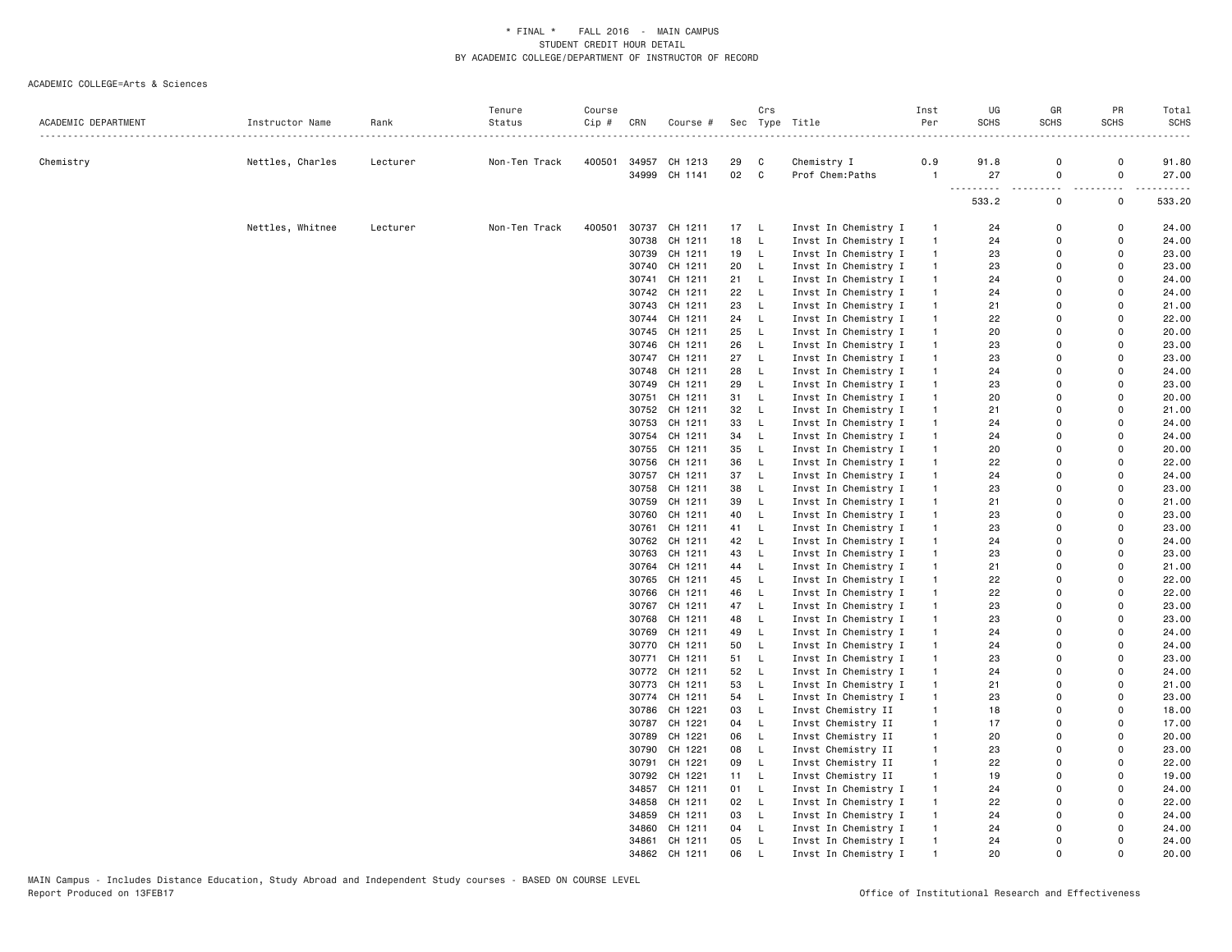\* FINAL \* FALL 2016 - MAIN CAMPUS
STUDENT CREDIT HOUR DETAIL
BY ACADEMIC COLLEGE/DEPARTMENT OF INSTRUCTOR OF RECORD

ACADEMIC COLLEGE=Arts & Sciences

| ACADEMIC DEPARTMENT | Instructor Name | Rank | Tenure Status | Course Cip # | CRN | Course # | Sec | Crs Type | Title | Inst Per | UG SCHS | GR SCHS | PR SCHS | Total SCHS |
|---|---|---|---|---|---|---|---|---|---|---|---|---|---|---|
| Chemistry | Nettles, Charles | Lecturer | Non-Ten Track | 400501 | 34957 | CH 1213 | 29 | C | Chemistry I | 0.9 | 91.8 | 0 | 0 | 91.80 |
| | | | | | 34999 | CH 1141 | 02 | C | Prof Chem:Paths | 1 | 27 | 0 | 0 | 27.00 |
| | | | | | | | | | | | 533.2 | 0 | 0 | 533.20 |
| | Nettles, Whitnee | Lecturer | Non-Ten Track | 400501 | 30737 | CH 1211 | 17 | L | Invst In Chemistry I | 1 | 24 | 0 | 0 | 24.00 |
| | | | | | 30738 | CH 1211 | 18 | L | Invst In Chemistry I | 1 | 24 | 0 | 0 | 24.00 |
| | | | | | 30739 | CH 1211 | 19 | L | Invst In Chemistry I | 1 | 23 | 0 | 0 | 23.00 |
| | | | | | 30740 | CH 1211 | 20 | L | Invst In Chemistry I | 1 | 23 | 0 | 0 | 23.00 |
| | | | | | 30741 | CH 1211 | 21 | L | Invst In Chemistry I | 1 | 24 | 0 | 0 | 24.00 |
| | | | | | 30742 | CH 1211 | 22 | L | Invst In Chemistry I | 1 | 24 | 0 | 0 | 24.00 |
| | | | | | 30743 | CH 1211 | 23 | L | Invst In Chemistry I | 1 | 21 | 0 | 0 | 21.00 |
| | | | | | 30744 | CH 1211 | 24 | L | Invst In Chemistry I | 1 | 22 | 0 | 0 | 22.00 |
| | | | | | 30745 | CH 1211 | 25 | L | Invst In Chemistry I | 1 | 20 | 0 | 0 | 20.00 |
| | | | | | 30746 | CH 1211 | 26 | L | Invst In Chemistry I | 1 | 23 | 0 | 0 | 23.00 |
| | | | | | 30747 | CH 1211 | 27 | L | Invst In Chemistry I | 1 | 23 | 0 | 0 | 23.00 |
| | | | | | 30748 | CH 1211 | 28 | L | Invst In Chemistry I | 1 | 24 | 0 | 0 | 24.00 |
| | | | | | 30749 | CH 1211 | 29 | L | Invst In Chemistry I | 1 | 23 | 0 | 0 | 23.00 |
| | | | | | 30751 | CH 1211 | 31 | L | Invst In Chemistry I | 1 | 20 | 0 | 0 | 20.00 |
| | | | | | 30752 | CH 1211 | 32 | L | Invst In Chemistry I | 1 | 21 | 0 | 0 | 21.00 |
| | | | | | 30753 | CH 1211 | 33 | L | Invst In Chemistry I | 1 | 24 | 0 | 0 | 24.00 |
| | | | | | 30754 | CH 1211 | 34 | L | Invst In Chemistry I | 1 | 24 | 0 | 0 | 24.00 |
| | | | | | 30755 | CH 1211 | 35 | L | Invst In Chemistry I | 1 | 20 | 0 | 0 | 20.00 |
| | | | | | 30756 | CH 1211 | 36 | L | Invst In Chemistry I | 1 | 22 | 0 | 0 | 22.00 |
| | | | | | 30757 | CH 1211 | 37 | L | Invst In Chemistry I | 1 | 24 | 0 | 0 | 24.00 |
| | | | | | 30758 | CH 1211 | 38 | L | Invst In Chemistry I | 1 | 23 | 0 | 0 | 23.00 |
| | | | | | 30759 | CH 1211 | 39 | L | Invst In Chemistry I | 1 | 21 | 0 | 0 | 21.00 |
| | | | | | 30760 | CH 1211 | 40 | L | Invst In Chemistry I | 1 | 23 | 0 | 0 | 23.00 |
| | | | | | 30761 | CH 1211 | 41 | L | Invst In Chemistry I | 1 | 23 | 0 | 0 | 23.00 |
| | | | | | 30762 | CH 1211 | 42 | L | Invst In Chemistry I | 1 | 24 | 0 | 0 | 24.00 |
| | | | | | 30763 | CH 1211 | 43 | L | Invst In Chemistry I | 1 | 23 | 0 | 0 | 23.00 |
| | | | | | 30764 | CH 1211 | 44 | L | Invst In Chemistry I | 1 | 21 | 0 | 0 | 21.00 |
| | | | | | 30765 | CH 1211 | 45 | L | Invst In Chemistry I | 1 | 22 | 0 | 0 | 22.00 |
| | | | | | 30766 | CH 1211 | 46 | L | Invst In Chemistry I | 1 | 22 | 0 | 0 | 22.00 |
| | | | | | 30767 | CH 1211 | 47 | L | Invst In Chemistry I | 1 | 23 | 0 | 0 | 23.00 |
| | | | | | 30768 | CH 1211 | 48 | L | Invst In Chemistry I | 1 | 23 | 0 | 0 | 23.00 |
| | | | | | 30769 | CH 1211 | 49 | L | Invst In Chemistry I | 1 | 24 | 0 | 0 | 24.00 |
| | | | | | 30770 | CH 1211 | 50 | L | Invst In Chemistry I | 1 | 24 | 0 | 0 | 24.00 |
| | | | | | 30771 | CH 1211 | 51 | L | Invst In Chemistry I | 1 | 23 | 0 | 0 | 23.00 |
| | | | | | 30772 | CH 1211 | 52 | L | Invst In Chemistry I | 1 | 24 | 0 | 0 | 24.00 |
| | | | | | 30773 | CH 1211 | 53 | L | Invst In Chemistry I | 1 | 21 | 0 | 0 | 21.00 |
| | | | | | 30774 | CH 1211 | 54 | L | Invst In Chemistry I | 1 | 23 | 0 | 0 | 23.00 |
| | | | | | 30786 | CH 1221 | 03 | L | Invst Chemistry II | 1 | 18 | 0 | 0 | 18.00 |
| | | | | | 30787 | CH 1221 | 04 | L | Invst Chemistry II | 1 | 17 | 0 | 0 | 17.00 |
| | | | | | 30789 | CH 1221 | 06 | L | Invst Chemistry II | 1 | 20 | 0 | 0 | 20.00 |
| | | | | | 30790 | CH 1221 | 08 | L | Invst Chemistry II | 1 | 23 | 0 | 0 | 23.00 |
| | | | | | 30791 | CH 1221 | 09 | L | Invst Chemistry II | 1 | 22 | 0 | 0 | 22.00 |
| | | | | | 30792 | CH 1221 | 11 | L | Invst Chemistry II | 1 | 19 | 0 | 0 | 19.00 |
| | | | | | 34857 | CH 1211 | 01 | L | Invst In Chemistry I | 1 | 24 | 0 | 0 | 24.00 |
| | | | | | 34858 | CH 1211 | 02 | L | Invst In Chemistry I | 1 | 22 | 0 | 0 | 22.00 |
| | | | | | 34859 | CH 1211 | 03 | L | Invst In Chemistry I | 1 | 24 | 0 | 0 | 24.00 |
| | | | | | 34860 | CH 1211 | 04 | L | Invst In Chemistry I | 1 | 24 | 0 | 0 | 24.00 |
| | | | | | 34861 | CH 1211 | 05 | L | Invst In Chemistry I | 1 | 24 | 0 | 0 | 24.00 |
| | | | | | 34862 | CH 1211 | 06 | L | Invst In Chemistry I | 1 | 20 | 0 | 0 | 20.00 |

MAIN Campus - Includes Distance Education, Study Abroad and Independent Study courses - BASED ON COURSE LEVEL
Report Produced on 13FEB17

Office of Institutional Research and Effectiveness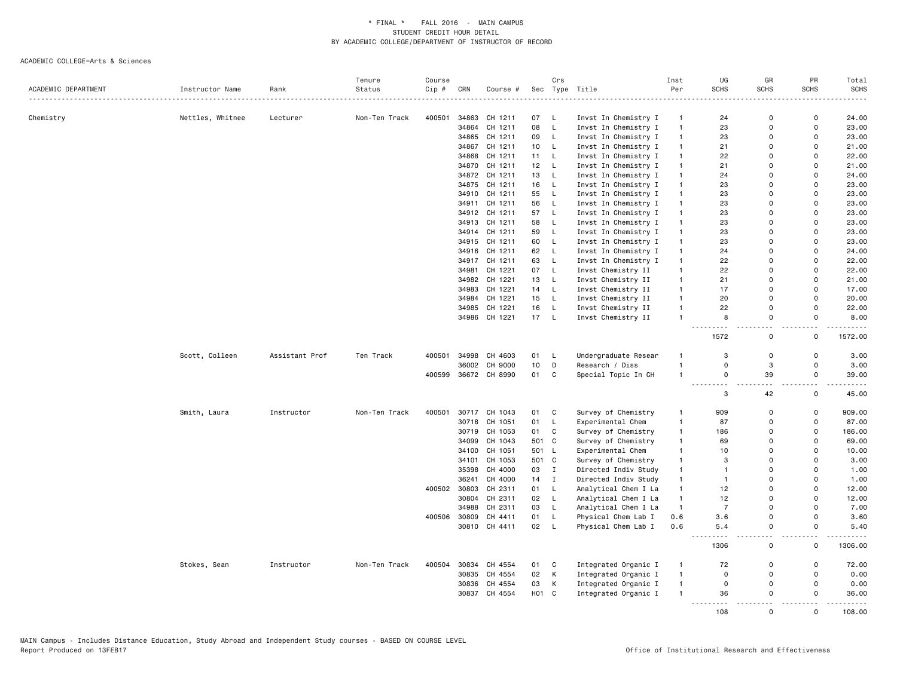\* FINAL \* FALL 2016 - MAIN CAMPUS
STUDENT CREDIT HOUR DETAIL
BY ACADEMIC COLLEGE/DEPARTMENT OF INSTRUCTOR OF RECORD

ACADEMIC COLLEGE=Arts & Sciences

| ACADEMIC DEPARTMENT | Instructor Name | Rank | Tenure Status | Course Cip # | CRN | Course # | Sec | Crs Type | Title | Inst Per | UG SCHS | GR SCHS | PR SCHS | Total SCHS |
|---|---|---|---|---|---|---|---|---|---|---|---|---|---|---|
| Chemistry | Nettles, Whitnee | Lecturer | Non-Ten Track | 400501 | 34863 | CH 1211 | 07 | L | Invst In Chemistry I | 1 | 24 | 0 | 0 | 24.00 |
| | | | | | 34864 | CH 1211 | 08 | L | Invst In Chemistry I | 1 | 23 | 0 | 0 | 23.00 |
| | | | | | 34865 | CH 1211 | 09 | L | Invst In Chemistry I | 1 | 23 | 0 | 0 | 23.00 |
| | | | | | 34867 | CH 1211 | 10 | L | Invst In Chemistry I | 1 | 21 | 0 | 0 | 21.00 |
| | | | | | 34868 | CH 1211 | 11 | L | Invst In Chemistry I | 1 | 22 | 0 | 0 | 22.00 |
| | | | | | 34870 | CH 1211 | 12 | L | Invst In Chemistry I | 1 | 21 | 0 | 0 | 21.00 |
| | | | | | 34872 | CH 1211 | 13 | L | Invst In Chemistry I | 1 | 24 | 0 | 0 | 24.00 |
| | | | | | 34875 | CH 1211 | 16 | L | Invst In Chemistry I | 1 | 23 | 0 | 0 | 23.00 |
| | | | | | 34910 | CH 1211 | 55 | L | Invst In Chemistry I | 1 | 23 | 0 | 0 | 23.00 |
| | | | | | 34911 | CH 1211 | 56 | L | Invst In Chemistry I | 1 | 23 | 0 | 0 | 23.00 |
| | | | | | 34912 | CH 1211 | 57 | L | Invst In Chemistry I | 1 | 23 | 0 | 0 | 23.00 |
| | | | | | 34913 | CH 1211 | 58 | L | Invst In Chemistry I | 1 | 23 | 0 | 0 | 23.00 |
| | | | | | 34914 | CH 1211 | 59 | L | Invst In Chemistry I | 1 | 23 | 0 | 0 | 23.00 |
| | | | | | 34915 | CH 1211 | 60 | L | Invst In Chemistry I | 1 | 23 | 0 | 0 | 23.00 |
| | | | | | 34916 | CH 1211 | 62 | L | Invst In Chemistry I | 1 | 24 | 0 | 0 | 24.00 |
| | | | | | 34917 | CH 1211 | 63 | L | Invst In Chemistry I | 1 | 22 | 0 | 0 | 22.00 |
| | | | | | 34981 | CH 1221 | 07 | L | Invst Chemistry II | 1 | 22 | 0 | 0 | 22.00 |
| | | | | | 34982 | CH 1221 | 13 | L | Invst Chemistry II | 1 | 21 | 0 | 0 | 21.00 |
| | | | | | 34983 | CH 1221 | 14 | L | Invst Chemistry II | 1 | 17 | 0 | 0 | 17.00 |
| | | | | | 34984 | CH 1221 | 15 | L | Invst Chemistry II | 1 | 20 | 0 | 0 | 20.00 |
| | | | | | 34985 | CH 1221 | 16 | L | Invst Chemistry II | 1 | 22 | 0 | 0 | 22.00 |
| | | | | | 34986 | CH 1221 | 17 | L | Invst Chemistry II | 1 | 8 | 0 | 0 | 8.00 |
| | | | | | | | | | | | 1572 | 0 | 0 | 1572.00 |
| | Scott, Colleen | Assistant Prof | Ten Track | 400501 | 34998 | CH 4603 | 01 | L | Undergraduate Resear | 1 | 3 | 0 | 0 | 3.00 |
| | | | | | 36002 | CH 9000 | 10 | D | Research / Diss | 1 | 0 | 3 | 0 | 3.00 |
| | | | | 400599 | 36672 | CH 8990 | 01 | C | Special Topic In CH | 1 | 0 | 39 | 0 | 39.00 |
| | | | | | | | | | | | 3 | 42 | 0 | 45.00 |
| | Smith, Laura | Instructor | Non-Ten Track | 400501 | 30717 | CH 1043 | 01 | C | Survey of Chemistry | 1 | 909 | 0 | 0 | 909.00 |
| | | | | | 30718 | CH 1051 | 01 | L | Experimental Chem | 1 | 87 | 0 | 0 | 87.00 |
| | | | | | 30719 | CH 1053 | 01 | C | Survey of Chemistry | 1 | 186 | 0 | 0 | 186.00 |
| | | | | | 34099 | CH 1043 | 501 | C | Survey of Chemistry | 1 | 69 | 0 | 0 | 69.00 |
| | | | | | 34100 | CH 1051 | 501 | L | Experimental Chem | 1 | 10 | 0 | 0 | 10.00 |
| | | | | | 34101 | CH 1053 | 501 | C | Survey of Chemistry | 1 | 3 | 0 | 0 | 3.00 |
| | | | | | 35398 | CH 4000 | 03 | I | Directed Indiv Study | 1 | 1 | 0 | 0 | 1.00 |
| | | | | | 36241 | CH 4000 | 14 | I | Directed Indiv Study | 1 | 1 | 0 | 0 | 1.00 |
| | | | | 400502 | 30803 | CH 2311 | 01 | L | Analytical Chem I La | 1 | 12 | 0 | 0 | 12.00 |
| | | | | | 30804 | CH 2311 | 02 | L | Analytical Chem I La | 1 | 12 | 0 | 0 | 12.00 |
| | | | | | 34988 | CH 2311 | 03 | L | Analytical Chem I La | 1 | 7 | 0 | 0 | 7.00 |
| | | | | 400506 | 30809 | CH 4411 | 01 | L | Physical Chem Lab I | 0.6 | 3.6 | 0 | 0 | 3.60 |
| | | | | | 30810 | CH 4411 | 02 | L | Physical Chem Lab I | 0.6 | 5.4 | 0 | 0 | 5.40 |
| | | | | | | | | | | | 1306 | 0 | 0 | 1306.00 |
| | Stokes, Sean | Instructor | Non-Ten Track | 400504 | 30834 | CH 4554 | 01 | C | Integrated Organic I | 1 | 72 | 0 | 0 | 72.00 |
| | | | | | 30835 | CH 4554 | 02 | K | Integrated Organic I | 1 | 0 | 0 | 0 | 0.00 |
| | | | | | 30836 | CH 4554 | 03 | K | Integrated Organic I | 1 | 0 | 0 | 0 | 0.00 |
| | | | | | 30837 | CH 4554 | H01 | C | Integrated Organic I | 1 | 36 | 0 | 0 | 36.00 |
| | | | | | | | | | | | 108 | 0 | 0 | 108.00 |

MAIN Campus - Includes Distance Education, Study Abroad and Independent Study courses - BASED ON COURSE LEVEL
Report Produced on 13FEB17 Office of Institutional Research and Effectiveness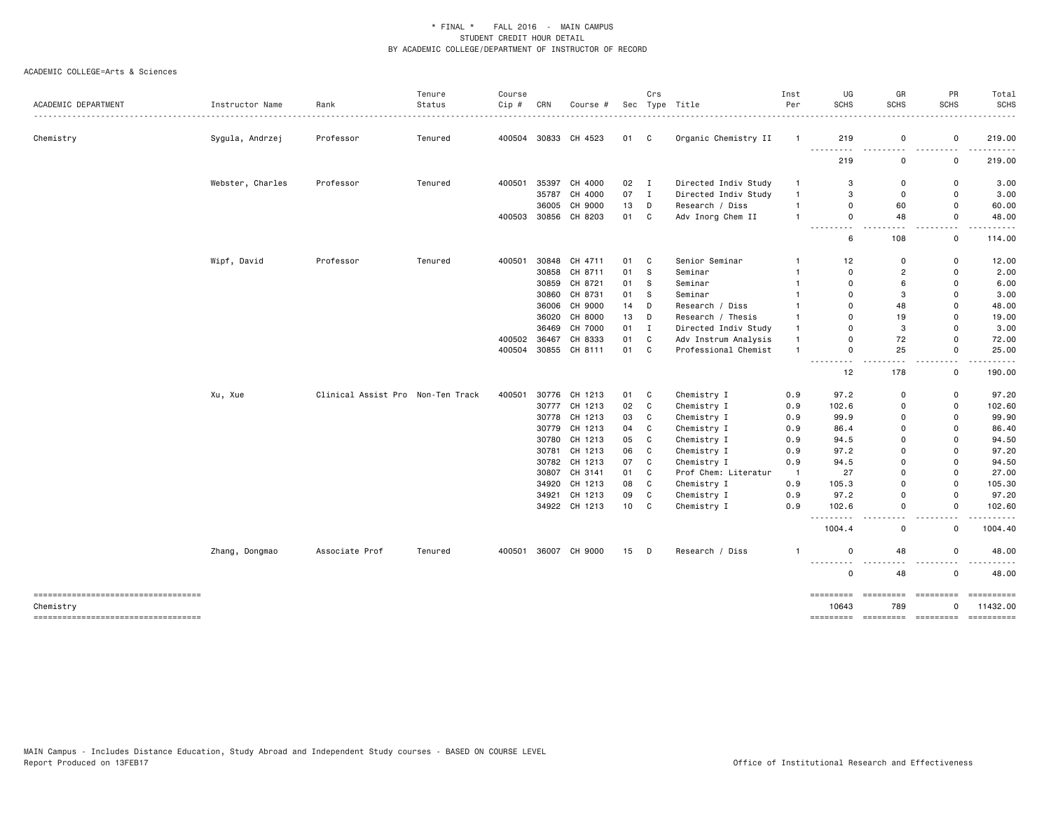\* FINAL \* FALL 2016 - MAIN CAMPUS
STUDENT CREDIT HOUR DETAIL
BY ACADEMIC COLLEGE/DEPARTMENT OF INSTRUCTOR OF RECORD

ACADEMIC COLLEGE=Arts & Sciences

| ACADEMIC DEPARTMENT | Instructor Name | Rank | Tenure Status | Course Cip # | CRN | Course # | Sec | Crs Type | Title | Inst Per | UG SCHS | GR SCHS | PR SCHS | Total SCHS |
|---|---|---|---|---|---|---|---|---|---|---|---|---|---|---|
| Chemistry | Sygula, Andrzej | Professor | Tenured | 400504 | 30833 | CH 4523 | 01 | C | Organic Chemistry II | 1 | 219 | 0 | 0 | 219.00 |
| | | | | | | | | | | | 219 | 0 | 0 | 219.00 |
| | Webster, Charles | Professor | Tenured | 400501 | 35397 | CH 4000 | 02 | I | Directed Indiv Study | 1 | 3 | 0 | 0 | 3.00 |
| | | | | | 35787 | CH 4000 | 07 | I | Directed Indiv Study | 1 | 3 | 0 | 0 | 3.00 |
| | | | | | 36005 | CH 9000 | 13 | D | Research / Diss | 1 | 0 | 60 | 0 | 60.00 |
| | | | | 400503 | 30856 | CH 8203 | 01 | C | Adv Inorg Chem II | 1 | 0 | 48 | 0 | 48.00 |
| | | | | | | | | | | | 6 | 108 | 0 | 114.00 |
| | Wipf, David | Professor | Tenured | 400501 | 30848 | CH 4711 | 01 | C | Senior Seminar | 1 | 12 | 0 | 0 | 12.00 |
| | | | | | 30858 | CH 8711 | 01 | S | Seminar | 1 | 0 | 2 | 0 | 2.00 |
| | | | | | 30859 | CH 8721 | 01 | S | Seminar | 1 | 0 | 6 | 0 | 6.00 |
| | | | | | 30860 | CH 8731 | 01 | S | Seminar | 1 | 0 | 3 | 0 | 3.00 |
| | | | | | 36006 | CH 9000 | 14 | D | Research / Diss | 1 | 0 | 48 | 0 | 48.00 |
| | | | | | 36020 | CH 8000 | 13 | D | Research / Thesis | 1 | 0 | 19 | 0 | 19.00 |
| | | | | | 36469 | CH 7000 | 01 | I | Directed Indiv Study | 1 | 0 | 3 | 0 | 3.00 |
| | | | | 400502 | 36467 | CH 8333 | 01 | C | Adv Instrum Analysis | 1 | 0 | 72 | 0 | 72.00 |
| | | | | 400504 | 30855 | CH 8111 | 01 | C | Professional Chemist | 1 | 0 | 25 | 0 | 25.00 |
| | | | | | | | | | | | 12 | 178 | 0 | 190.00 |
| | Xu, Xue | Clinical Assist Pro | Non-Ten Track | 400501 | 30776 | CH 1213 | 01 | C | Chemistry I | 0.9 | 97.2 | 0 | 0 | 97.20 |
| | | | | | 30777 | CH 1213 | 02 | C | Chemistry I | 0.9 | 102.6 | 0 | 0 | 102.60 |
| | | | | | 30778 | CH 1213 | 03 | C | Chemistry I | 0.9 | 99.9 | 0 | 0 | 99.90 |
| | | | | | 30779 | CH 1213 | 04 | C | Chemistry I | 0.9 | 86.4 | 0 | 0 | 86.40 |
| | | | | | 30780 | CH 1213 | 05 | C | Chemistry I | 0.9 | 94.5 | 0 | 0 | 94.50 |
| | | | | | 30781 | CH 1213 | 06 | C | Chemistry I | 0.9 | 97.2 | 0 | 0 | 97.20 |
| | | | | | 30782 | CH 1213 | 07 | C | Chemistry I | 0.9 | 94.5 | 0 | 0 | 94.50 |
| | | | | | 30807 | CH 3141 | 01 | C | Prof Chem: Literatur | 1 | 27 | 0 | 0 | 27.00 |
| | | | | | 34920 | CH 1213 | 08 | C | Chemistry I | 0.9 | 105.3 | 0 | 0 | 105.30 |
| | | | | | 34921 | CH 1213 | 09 | C | Chemistry I | 0.9 | 97.2 | 0 | 0 | 97.20 |
| | | | | | 34922 | CH 1213 | 10 | C | Chemistry I | 0.9 | 102.6 | 0 | 0 | 102.60 |
| | | | | | | | | | | | 1004.4 | 0 | 0 | 1004.40 |
| | Zhang, Dongmao | Associate Prof | Tenured | 400501 | 36007 | CH 9000 | 15 | D | Research / Diss | 1 | 0 | 48 | 0 | 48.00 |
| | | | | | | | | | | | 0 | 48 | 0 | 48.00 |
| Chemistry | | | | | | | | | | | 10643 | 789 | 0 | 11432.00 |

MAIN Campus - Includes Distance Education, Study Abroad and Independent Study courses - BASED ON COURSE LEVEL
Report Produced on 13FEB17

Office of Institutional Research and Effectiveness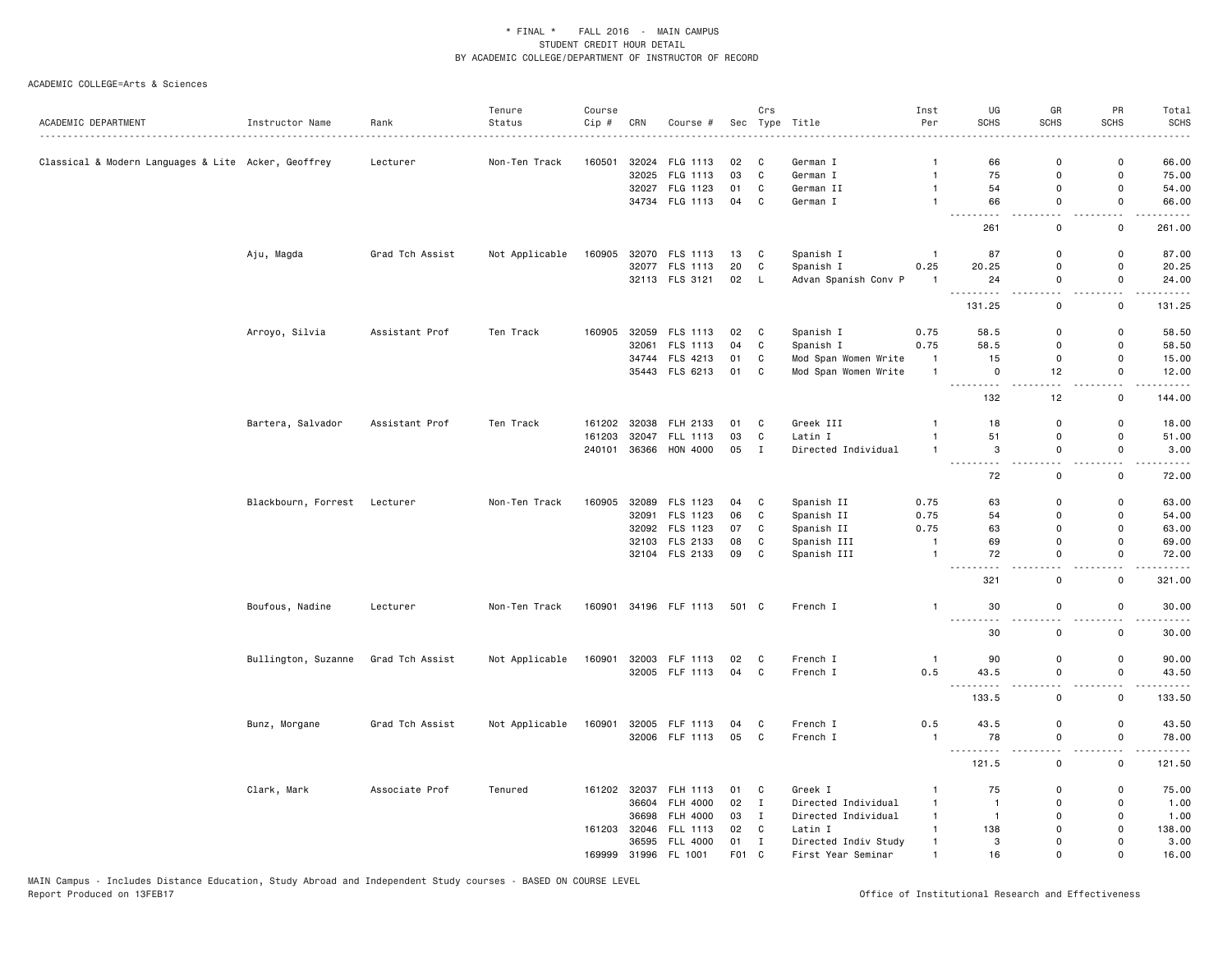\* FINAL \*    FALL 2016 - MAIN CAMPUS
STUDENT CREDIT HOUR DETAIL
BY ACADEMIC COLLEGE/DEPARTMENT OF INSTRUCTOR OF RECORD

ACADEMIC COLLEGE=Arts & Sciences

| ACADEMIC DEPARTMENT | Instructor Name | Rank | Tenure Status | Course Cip # | CRN | Course # | Sec | Crs Type | Title | Inst Per | UG SCHS | GR SCHS | PR SCHS | Total SCHS |
|---|---|---|---|---|---|---|---|---|---|---|---|---|---|---|
| Classical & Modern Languages & Lite | Acker, Geoffrey | Lecturer | Non-Ten Track | 160501 | 32024 | FLG 1113 | 02 | C | German I | 1 | 66 | 0 | 0 | 66.00 |
| | | | | | 32025 | FLG 1113 | 03 | C | German I | 1 | 75 | 0 | 0 | 75.00 |
| | | | | | 32027 | FLG 1123 | 01 | C | German II | 1 | 54 | 0 | 0 | 54.00 |
| | | | | | 34734 | FLG 1113 | 04 | C | German I | 1 | 66 | 0 | 0 | 66.00 |
| | | | | | | | | | | | 261 | 0 | 0 | 261.00 |
| | Aju, Magda | Grad Tch Assist | Not Applicable | 160905 | 32070 | FLS 1113 | 13 | C | Spanish I | 1 | 87 | 0 | 0 | 87.00 |
| | | | | | 32077 | FLS 1113 | 20 | C | Spanish I | 0.25 | 20.25 | 0 | 0 | 20.25 |
| | | | | | 32113 | FLS 3121 | 02 | L | Advan Spanish Conv P | 1 | 24 | 0 | 0 | 24.00 |
| | | | | | | | | | | | 131.25 | 0 | 0 | 131.25 |
| | Arroyo, Silvia | Assistant Prof | Ten Track | 160905 | 32059 | FLS 1113 | 02 | C | Spanish I | 0.75 | 58.5 | 0 | 0 | 58.50 |
| | | | | | 32061 | FLS 1113 | 04 | C | Spanish I | 0.75 | 58.5 | 0 | 0 | 58.50 |
| | | | | | 34744 | FLS 4213 | 01 | C | Mod Span Women Write | 1 | 15 | 0 | 0 | 15.00 |
| | | | | | 35443 | FLS 6213 | 01 | C | Mod Span Women Write | 1 | 0 | 12 | 0 | 12.00 |
| | | | | | | | | | | | 132 | 12 | 0 | 144.00 |
| | Bartera, Salvador | Assistant Prof | Ten Track | 161202 | 32038 | FLH 2133 | 01 | C | Greek III | 1 | 18 | 0 | 0 | 18.00 |
| | | | | 161203 | 32047 | FLL 1113 | 03 | C | Latin I | 1 | 51 | 0 | 0 | 51.00 |
| | | | | 240101 | 36366 | HON 4000 | 05 | I | Directed Individual | 1 | 3 | 0 | 0 | 3.00 |
| | | | | | | | | | | | 72 | 0 | 0 | 72.00 |
| | Blackbourn, Forrest | Lecturer | Non-Ten Track | 160905 | 32089 | FLS 1123 | 04 | C | Spanish II | 0.75 | 63 | 0 | 0 | 63.00 |
| | | | | | 32091 | FLS 1123 | 06 | C | Spanish II | 0.75 | 54 | 0 | 0 | 54.00 |
| | | | | | 32092 | FLS 1123 | 07 | C | Spanish II | 0.75 | 63 | 0 | 0 | 63.00 |
| | | | | | 32103 | FLS 2133 | 08 | C | Spanish III | 1 | 69 | 0 | 0 | 69.00 |
| | | | | | 32104 | FLS 2133 | 09 | C | Spanish III | 1 | 72 | 0 | 0 | 72.00 |
| | | | | | | | | | | | 321 | 0 | 0 | 321.00 |
| | Boufous, Nadine | Lecturer | Non-Ten Track | 160901 | 34196 | FLF 1113 | 501 | C | French I | 1 | 30 | 0 | 0 | 30.00 |
| | | | | | | | | | | | 30 | 0 | 0 | 30.00 |
| | Bullington, Suzanne | Grad Tch Assist | Not Applicable | 160901 | 32003 | FLF 1113 | 02 | C | French I | 1 | 90 | 0 | 0 | 90.00 |
| | | | | | 32005 | FLF 1113 | 04 | C | French I | 0.5 | 43.5 | 0 | 0 | 43.50 |
| | | | | | | | | | | | 133.5 | 0 | 0 | 133.50 |
| | Bunz, Morgane | Grad Tch Assist | Not Applicable | 160901 | 32005 | FLF 1113 | 04 | C | French I | 0.5 | 43.5 | 0 | 0 | 43.50 |
| | | | | | 32006 | FLF 1113 | 05 | C | French I | 1 | 78 | 0 | 0 | 78.00 |
| | | | | | | | | | | | 121.5 | 0 | 0 | 121.50 |
| | Clark, Mark | Associate Prof | Tenured | 161202 | 32037 | FLH 1113 | 01 | C | Greek I | 1 | 75 | 0 | 0 | 75.00 |
| | | | | | 36604 | FLH 4000 | 02 | I | Directed Individual | 1 | 1 | 0 | 0 | 1.00 |
| | | | | | 36698 | FLH 4000 | 03 | I | Directed Individual | 1 | 1 | 0 | 0 | 1.00 |
| | | | | 161203 | 32046 | FLL 1113 | 02 | C | Latin I | 1 | 138 | 0 | 0 | 138.00 |
| | | | | | 36595 | FLL 4000 | 01 | I | Directed Indiv Study | 1 | 3 | 0 | 0 | 3.00 |
| | | | | 169999 | 31996 | FL 1001 | F01 | C | First Year Seminar | 1 | 16 | 0 | 0 | 16.00 |

MAIN Campus - Includes Distance Education, Study Abroad and Independent Study courses - BASED ON COURSE LEVEL
Report Produced on 13FEB17

Office of Institutional Research and Effectiveness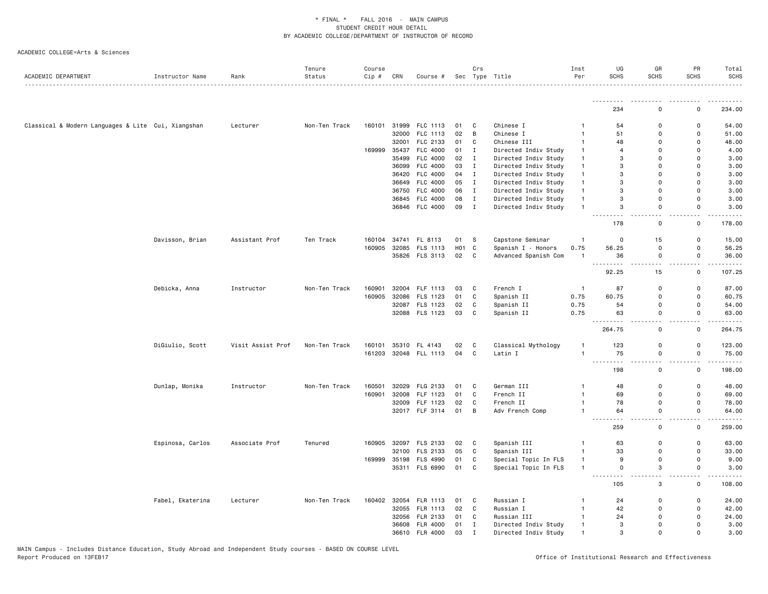* FINAL * FALL 2016 - MAIN CAMPUS
STUDENT CREDIT HOUR DETAIL
BY ACADEMIC COLLEGE/DEPARTMENT OF INSTRUCTOR OF RECORD

ACADEMIC COLLEGE=Arts & Sciences

| ACADEMIC DEPARTMENT | Instructor Name | Rank | Tenure Status | Course Cip # | CRN | Course # | Sec | Crs Type | Title | Inst Per | UG SCHS | GR SCHS | PR SCHS | Total SCHS |
|---|---|---|---|---|---|---|---|---|---|---|---|---|---|---|
| | | | | | | | | | | | 234 | 0 | 0 | 234.00 |
| Classical & Modern Languages & Lite | Cui, Xiangshan | Lecturer | Non-Ten Track | 160101 | 31999 | FLC 1113 | 01 | C | Chinese I | 1 | 54 | 0 | 0 | 54.00 |
| | | | | | 32000 | FLC 1113 | 02 | B | Chinese I | 1 | 51 | 0 | 0 | 51.00 |
| | | | | | 32001 | FLC 2133 | 01 | C | Chinese III | 1 | 48 | 0 | 0 | 48.00 |
| | | | | 169999 | 35437 | FLC 4000 | 01 | I | Directed Indiv Study | 1 | 4 | 0 | 0 | 4.00 |
| | | | | | 35499 | FLC 4000 | 02 | I | Directed Indiv Study | 1 | 3 | 0 | 0 | 3.00 |
| | | | | | 36099 | FLC 4000 | 03 | I | Directed Indiv Study | 1 | 3 | 0 | 0 | 3.00 |
| | | | | | 36420 | FLC 4000 | 04 | I | Directed Indiv Study | 1 | 3 | 0 | 0 | 3.00 |
| | | | | | 36649 | FLC 4000 | 05 | I | Directed Indiv Study | 1 | 3 | 0 | 0 | 3.00 |
| | | | | | 36750 | FLC 4000 | 06 | I | Directed Indiv Study | 1 | 3 | 0 | 0 | 3.00 |
| | | | | | 36845 | FLC 4000 | 08 | I | Directed Indiv Study | 1 | 3 | 0 | 0 | 3.00 |
| | | | | | 36846 | FLC 4000 | 09 | I | Directed Indiv Study | 1 | 3 | 0 | 0 | 3.00 |
| | | | | | | | | | | | 178 | 0 | 0 | 178.00 |
| | Davisson, Brian | Assistant Prof | Ten Track | 160104 | 34741 | FL 8113 | 01 | S | Capstone Seminar | 1 | 0 | 15 | 0 | 15.00 |
| | | | | 160905 | 32085 | FLS 1113 | H01 | C | Spanish I - Honors | 0.75 | 56.25 | 0 | 0 | 56.25 |
| | | | | | 35826 | FLS 3113 | 02 | C | Advanced Spanish Com | 1 | 36 | 0 | 0 | 36.00 |
| | | | | | | | | | | | 92.25 | 15 | 0 | 107.25 |
| | Debicka, Anna | Instructor | Non-Ten Track | 160901 | 32004 | FLF 1113 | 03 | C | French I | 1 | 87 | 0 | 0 | 87.00 |
| | | | | 160905 | 32086 | FLS 1123 | 01 | C | Spanish II | 0.75 | 60.75 | 0 | 0 | 60.75 |
| | | | | | 32087 | FLS 1123 | 02 | C | Spanish II | 0.75 | 54 | 0 | 0 | 54.00 |
| | | | | | 32088 | FLS 1123 | 03 | C | Spanish II | 0.75 | 63 | 0 | 0 | 63.00 |
| | | | | | | | | | | | 264.75 | 0 | 0 | 264.75 |
| | DiGiulio, Scott | Visit Assist Prof | Non-Ten Track | 160101 | 35310 | FL 4143 | 02 | C | Classical Mythology | 1 | 123 | 0 | 0 | 123.00 |
| | | | | 161203 | 32048 | FLL 1113 | 04 | C | Latin I | 1 | 75 | 0 | 0 | 75.00 |
| | | | | | | | | | | | 198 | 0 | 0 | 198.00 |
| | Dunlap, Monika | Instructor | Non-Ten Track | 160501 | 32029 | FLG 2133 | 01 | C | German III | 1 | 48 | 0 | 0 | 48.00 |
| | | | | 160901 | 32008 | FLF 1123 | 01 | C | French II | 1 | 69 | 0 | 0 | 69.00 |
| | | | | | 32009 | FLF 1123 | 02 | C | French II | 1 | 78 | 0 | 0 | 78.00 |
| | | | | | 32017 | FLF 3114 | 01 | B | Adv French Comp | 1 | 64 | 0 | 0 | 64.00 |
| | | | | | | | | | | | 259 | 0 | 0 | 259.00 |
| | Espinosa, Carlos | Associate Prof | Tenured | 160905 | 32097 | FLS 2133 | 02 | C | Spanish III | 1 | 63 | 0 | 0 | 63.00 |
| | | | | | 32100 | FLS 2133 | 05 | C | Spanish III | 1 | 33 | 0 | 0 | 33.00 |
| | | | | 169999 | 35198 | FLS 4990 | 01 | C | Special Topic In FLS | 1 | 9 | 0 | 0 | 9.00 |
| | | | | | 35311 | FLS 6990 | 01 | C | Special Topic In FLS | 1 | 0 | 3 | 0 | 3.00 |
| | | | | | | | | | | | 105 | 3 | 0 | 108.00 |
| | Fabel, Ekaterina | Lecturer | Non-Ten Track | 160402 | 32054 | FLR 1113 | 01 | C | Russian I | 1 | 24 | 0 | 0 | 24.00 |
| | | | | | 32055 | FLR 1113 | 02 | C | Russian I | 1 | 42 | 0 | 0 | 42.00 |
| | | | | | 32056 | FLR 2133 | 01 | C | Russian III | 1 | 24 | 0 | 0 | 24.00 |
| | | | | | 36608 | FLR 4000 | 01 | I | Directed Indiv Study | 1 | 3 | 0 | 0 | 3.00 |
| | | | | | 36610 | FLR 4000 | 03 | I | Directed Indiv Study | 1 | 3 | 0 | 0 | 3.00 |

MAIN Campus - Includes Distance Education, Study Abroad and Independent Study courses - BASED ON COURSE LEVEL
Report Produced on 13FEB17

Office of Institutional Research and Effectiveness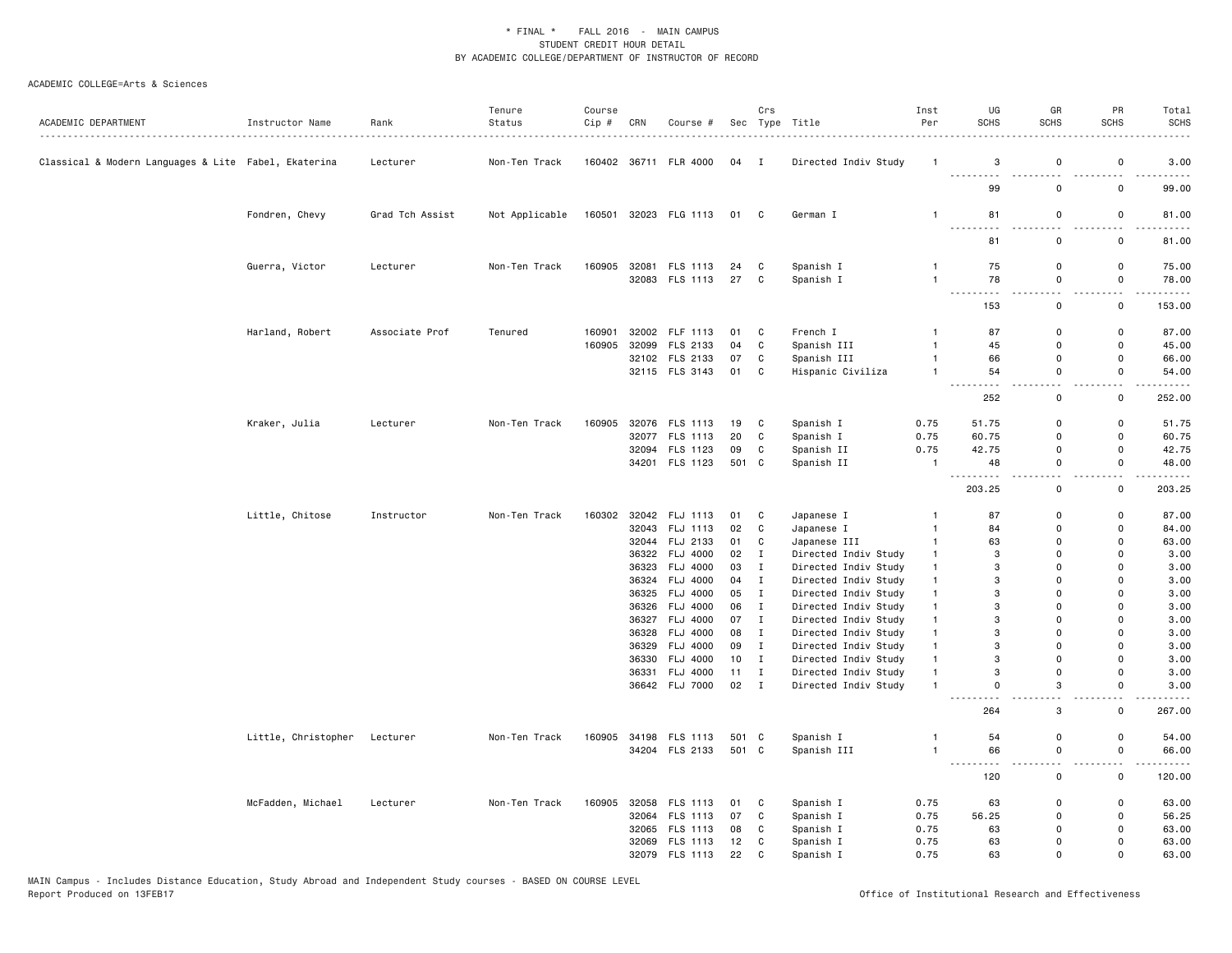\* FINAL \* FALL 2016 - MAIN CAMPUS
STUDENT CREDIT HOUR DETAIL
BY ACADEMIC COLLEGE/DEPARTMENT OF INSTRUCTOR OF RECORD

ACADEMIC COLLEGE=Arts & Sciences

| ACADEMIC DEPARTMENT | Instructor Name | Rank | Tenure Status | Course Cip # | CRN | Course # | Sec | Crs Type | Title | Inst Per | UG SCHS | GR SCHS | PR SCHS | Total SCHS |
|---|---|---|---|---|---|---|---|---|---|---|---|---|---|---|
| Classical & Modern Languages & Lite | Fabel, Ekaterina | Lecturer | Non-Ten Track | 160402 | 36711 | FLR 4000 | 04 | I | Directed Indiv Study | 1 | 3 | 0 | 0 | 3.00 |
| | | | | | | | | | | | 99 | 0 | 0 | 99.00 |
| | Fondren, Chevy | Grad Tch Assist | Not Applicable | 160501 | 32023 | FLG 1113 | 01 | C | German I | 1 | 81 | 0 | 0 | 81.00 |
| | | | | | | | | | | | 81 | 0 | 0 | 81.00 |
| | Guerra, Victor | Lecturer | Non-Ten Track | 160905 | 32081 | FLS 1113 | 24 | C | Spanish I | 1 | 75 | 0 | 0 | 75.00 |
| | | | | | 32083 | FLS 1113 | 27 | C | Spanish I | 1 | 78 | 0 | 0 | 78.00 |
| | | | | | | | | | | | 153 | 0 | 0 | 153.00 |
| | Harland, Robert | Associate Prof | Tenured | 160901 | 32002 | FLF 1113 | 01 | C | French I | 1 | 87 | 0 | 0 | 87.00 |
| | | | | 160905 | 32099 | FLS 2133 | 04 | C | Spanish III | 1 | 45 | 0 | 0 | 45.00 |
| | | | | | 32102 | FLS 2133 | 07 | C | Spanish III | 1 | 66 | 0 | 0 | 66.00 |
| | | | | | 32115 | FLS 3143 | 01 | C | Hispanic Civiliza | 1 | 54 | 0 | 0 | 54.00 |
| | | | | | | | | | | | 252 | 0 | 0 | 252.00 |
| | Kraker, Julia | Lecturer | Non-Ten Track | 160905 | 32076 | FLS 1113 | 19 | C | Spanish I | 0.75 | 51.75 | 0 | 0 | 51.75 |
| | | | | | 32077 | FLS 1113 | 20 | C | Spanish I | 0.75 | 60.75 | 0 | 0 | 60.75 |
| | | | | | 32094 | FLS 1123 | 09 | C | Spanish II | 0.75 | 42.75 | 0 | 0 | 42.75 |
| | | | | | 34201 | FLS 1123 | 501 | C | Spanish II | 1 | 48 | 0 | 0 | 48.00 |
| | | | | | | | | | | | 203.25 | 0 | 0 | 203.25 |
| | Little, Chitose | Instructor | Non-Ten Track | 160302 | 32042 | FLJ 1113 | 01 | C | Japanese I | 1 | 87 | 0 | 0 | 87.00 |
| | | | | | 32043 | FLJ 1113 | 02 | C | Japanese I | 1 | 84 | 0 | 0 | 84.00 |
| | | | | | 32044 | FLJ 2133 | 01 | C | Japanese III | 1 | 63 | 0 | 0 | 63.00 |
| | | | | | 36322 | FLJ 4000 | 02 | I | Directed Indiv Study | 1 | 3 | 0 | 0 | 3.00 |
| | | | | | 36323 | FLJ 4000 | 03 | I | Directed Indiv Study | 1 | 3 | 0 | 0 | 3.00 |
| | | | | | 36324 | FLJ 4000 | 04 | I | Directed Indiv Study | 1 | 3 | 0 | 0 | 3.00 |
| | | | | | 36325 | FLJ 4000 | 05 | I | Directed Indiv Study | 1 | 3 | 0 | 0 | 3.00 |
| | | | | | 36326 | FLJ 4000 | 06 | I | Directed Indiv Study | 1 | 3 | 0 | 0 | 3.00 |
| | | | | | 36327 | FLJ 4000 | 07 | I | Directed Indiv Study | 1 | 3 | 0 | 0 | 3.00 |
| | | | | | 36328 | FLJ 4000 | 08 | I | Directed Indiv Study | 1 | 3 | 0 | 0 | 3.00 |
| | | | | | 36329 | FLJ 4000 | 09 | I | Directed Indiv Study | 1 | 3 | 0 | 0 | 3.00 |
| | | | | | 36330 | FLJ 4000 | 10 | I | Directed Indiv Study | 1 | 3 | 0 | 0 | 3.00 |
| | | | | | 36331 | FLJ 4000 | 11 | I | Directed Indiv Study | 1 | 3 | 0 | 0 | 3.00 |
| | | | | | 36642 | FLJ 7000 | 02 | I | Directed Indiv Study | 1 | 0 | 3 | 0 | 3.00 |
| | | | | | | | | | | | 264 | 3 | 0 | 267.00 |
| | Little, Christopher | Lecturer | Non-Ten Track | 160905 | 34198 | FLS 1113 | 501 | C | Spanish I | 1 | 54 | 0 | 0 | 54.00 |
| | | | | | 34204 | FLS 2133 | 501 | C | Spanish III | 1 | 66 | 0 | 0 | 66.00 |
| | | | | | | | | | | | 120 | 0 | 0 | 120.00 |
| | McFadden, Michael | Lecturer | Non-Ten Track | 160905 | 32058 | FLS 1113 | 01 | C | Spanish I | 0.75 | 63 | 0 | 0 | 63.00 |
| | | | | | 32064 | FLS 1113 | 07 | C | Spanish I | 0.75 | 56.25 | 0 | 0 | 56.25 |
| | | | | | 32065 | FLS 1113 | 08 | C | Spanish I | 0.75 | 63 | 0 | 0 | 63.00 |
| | | | | | 32069 | FLS 1113 | 12 | C | Spanish I | 0.75 | 63 | 0 | 0 | 63.00 |
| | | | | | 32079 | FLS 1113 | 22 | C | Spanish I | 0.75 | 63 | 0 | 0 | 63.00 |

MAIN Campus - Includes Distance Education, Study Abroad and Independent Study courses - BASED ON COURSE LEVEL
Report Produced on 13FEB17 Office of Institutional Research and Effectiveness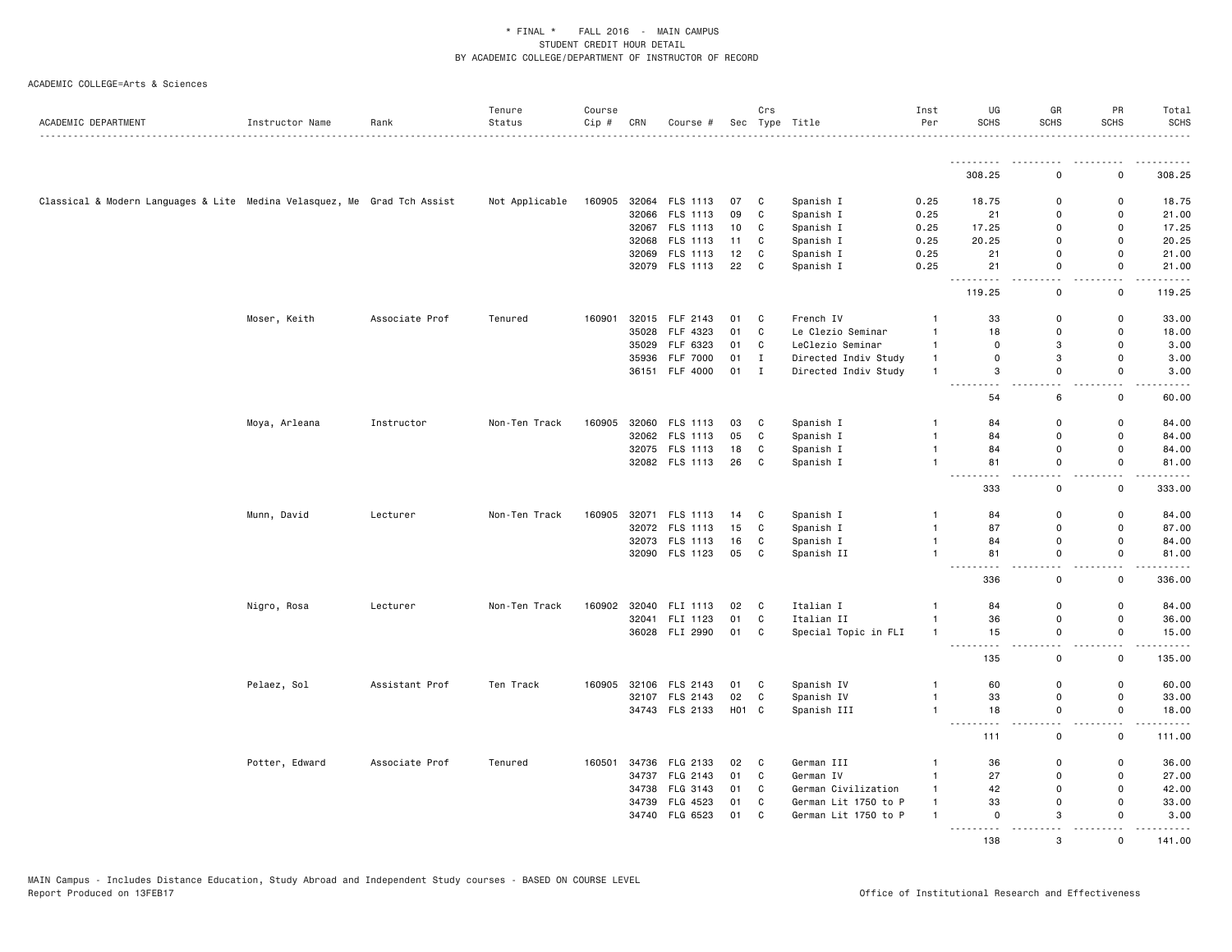\* FINAL \* FALL 2016 - MAIN CAMPUS
STUDENT CREDIT HOUR DETAIL
BY ACADEMIC COLLEGE/DEPARTMENT OF INSTRUCTOR OF RECORD

ACADEMIC COLLEGE=Arts & Sciences

| ACADEMIC DEPARTMENT | Instructor Name | Rank | Tenure Status | Course Cip # | CRN | Course # | Sec | Crs Type | Title | Inst Per | UG SCHS | GR SCHS | PR SCHS | Total SCHS |
|---|---|---|---|---|---|---|---|---|---|---|---|---|---|---|
| | | | | | | | | | | | 308.25 | 0 | 0 | 308.25 |
| Classical & Modern Languages & Lite | Medina Velasquez, Me | Grad Tch Assist | Not Applicable | 160905 | 32064 | FLS 1113 | 07 | C | Spanish I | 0.25 | 18.75 | 0 | 0 | 18.75 |
| | | | | | 32066 | FLS 1113 | 09 | C | Spanish I | 0.25 | 21 | 0 | 0 | 21.00 |
| | | | | | 32067 | FLS 1113 | 10 | C | Spanish I | 0.25 | 17.25 | 0 | 0 | 17.25 |
| | | | | | 32068 | FLS 1113 | 11 | C | Spanish I | 0.25 | 20.25 | 0 | 0 | 20.25 |
| | | | | | 32069 | FLS 1113 | 12 | C | Spanish I | 0.25 | 21 | 0 | 0 | 21.00 |
| | | | | | 32079 | FLS 1113 | 22 | C | Spanish I | 0.25 | 21 | 0 | 0 | 21.00 |
| | | | | | | | | | | | 119.25 | 0 | 0 | 119.25 |
| | Moser, Keith | Associate Prof | Tenured | 160901 | 32015 | FLF 2143 | 01 | C | French IV | 1 | 33 | 0 | 0 | 33.00 |
| | | | | | 35028 | FLF 4323 | 01 | C | Le Clezio Seminar | 1 | 18 | 0 | 0 | 18.00 |
| | | | | | 35029 | FLF 6323 | 01 | C | LeClezio Seminar | 1 | 0 | 3 | 0 | 3.00 |
| | | | | | 35936 | FLF 7000 | 01 | I | Directed Indiv Study | 1 | 0 | 3 | 0 | 3.00 |
| | | | | | 36151 | FLF 4000 | 01 | I | Directed Indiv Study | 1 | 3 | 0 | 0 | 3.00 |
| | | | | | | | | | | | 54 | 6 | 0 | 60.00 |
| | Moya, Arleana | Instructor | Non-Ten Track | 160905 | 32060 | FLS 1113 | 03 | C | Spanish I | 1 | 84 | 0 | 0 | 84.00 |
| | | | | | 32062 | FLS 1113 | 05 | C | Spanish I | 1 | 84 | 0 | 0 | 84.00 |
| | | | | | 32075 | FLS 1113 | 18 | C | Spanish I | 1 | 84 | 0 | 0 | 84.00 |
| | | | | | 32082 | FLS 1113 | 26 | C | Spanish I | 1 | 81 | 0 | 0 | 81.00 |
| | | | | | | | | | | | 333 | 0 | 0 | 333.00 |
| | Munn, David | Lecturer | Non-Ten Track | 160905 | 32071 | FLS 1113 | 14 | C | Spanish I | 1 | 84 | 0 | 0 | 84.00 |
| | | | | | 32072 | FLS 1113 | 15 | C | Spanish I | 1 | 87 | 0 | 0 | 87.00 |
| | | | | | 32073 | FLS 1113 | 16 | C | Spanish I | 1 | 84 | 0 | 0 | 84.00 |
| | | | | | 32090 | FLS 1123 | 05 | C | Spanish II | 1 | 81 | 0 | 0 | 81.00 |
| | | | | | | | | | | | 336 | 0 | 0 | 336.00 |
| | Nigro, Rosa | Lecturer | Non-Ten Track | 160902 | 32040 | FLI 1113 | 02 | C | Italian I | 1 | 84 | 0 | 0 | 84.00 |
| | | | | | 32041 | FLI 1123 | 01 | C | Italian II | 1 | 36 | 0 | 0 | 36.00 |
| | | | | | 36028 | FLI 2990 | 01 | C | Special Topic in FLI | 1 | 15 | 0 | 0 | 15.00 |
| | | | | | | | | | | | 135 | 0 | 0 | 135.00 |
| | Pelaez, Sol | Assistant Prof | Ten Track | 160905 | 32106 | FLS 2143 | 01 | C | Spanish IV | 1 | 60 | 0 | 0 | 60.00 |
| | | | | | 32107 | FLS 2143 | 02 | C | Spanish IV | 1 | 33 | 0 | 0 | 33.00 |
| | | | | | 34743 | FLS 2133 | H01 | C | Spanish III | 1 | 18 | 0 | 0 | 18.00 |
| | | | | | | | | | | | 111 | 0 | 0 | 111.00 |
| | Potter, Edward | Associate Prof | Tenured | 160501 | 34736 | FLG 2133 | 02 | C | German III | 1 | 36 | 0 | 0 | 36.00 |
| | | | | | 34737 | FLG 2143 | 01 | C | German IV | 1 | 27 | 0 | 0 | 27.00 |
| | | | | | 34738 | FLG 3143 | 01 | C | German Civilization | 1 | 42 | 0 | 0 | 42.00 |
| | | | | | 34739 | FLG 4523 | 01 | C | German Lit 1750 to P | 1 | 33 | 0 | 0 | 33.00 |
| | | | | | 34740 | FLG 6523 | 01 | C | German Lit 1750 to P | 1 | 0 | 3 | 0 | 3.00 |
| | | | | | | | | | | | 138 | 3 | 0 | 141.00 |

MAIN Campus - Includes Distance Education, Study Abroad and Independent Study courses - BASED ON COURSE LEVEL
Report Produced on 13FEB17 — Office of Institutional Research and Effectiveness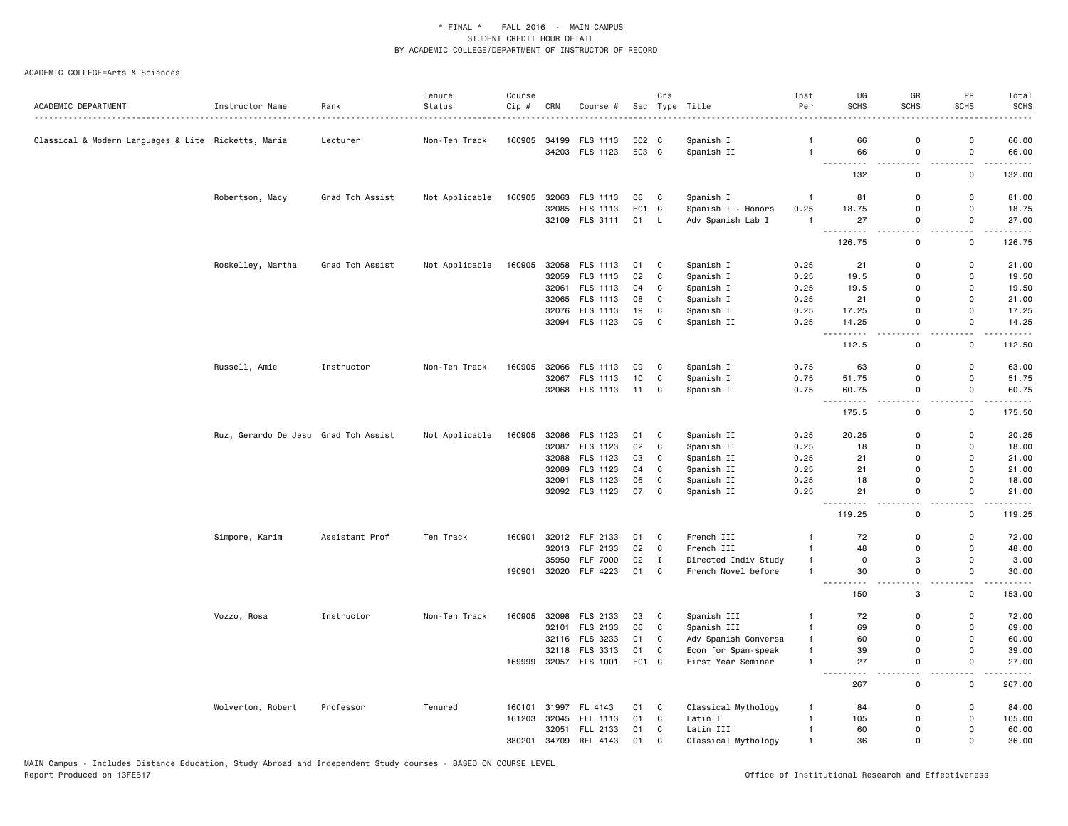\* FINAL \* FALL 2016 - MAIN CAMPUS
STUDENT CREDIT HOUR DETAIL
BY ACADEMIC COLLEGE/DEPARTMENT OF INSTRUCTOR OF RECORD

ACADEMIC COLLEGE=Arts & Sciences

| ACADEMIC DEPARTMENT | Instructor Name | Rank | Tenure Status | Course Cip # | CRN | Course # | Sec | Crs Type | Title | Inst Per | UG SCHS | GR SCHS | PR SCHS | Total SCHS |
|---|---|---|---|---|---|---|---|---|---|---|---|---|---|---|
| Classical & Modern Languages & Lite | Ricketts, Maria | Lecturer | Non-Ten Track | 160905 | 34199 | FLS 1113 | 502 | C | Spanish I | 1 | 66 | 0 | 0 | 66.00 |
| | | | | | 34203 | FLS 1123 | 503 | C | Spanish II | 1 | 66 | 0 | 0 | 66.00 |
| | | | | | | | | | | | 132 | 0 | 0 | 132.00 |
| | Robertson, Macy | Grad Tch Assist | Not Applicable | 160905 | 32063 | FLS 1113 | 06 | C | Spanish I | 1 | 81 | 0 | 0 | 81.00 |
| | | | | | 32085 | FLS 1113 | H01 | C | Spanish I - Honors | 0.25 | 18.75 | 0 | 0 | 18.75 |
| | | | | | 32109 | FLS 3111 | 01 | L | Adv Spanish Lab I | 1 | 27 | 0 | 0 | 27.00 |
| | | | | | | | | | | | 126.75 | 0 | 0 | 126.75 |
| | Roskelley, Martha | Grad Tch Assist | Not Applicable | 160905 | 32058 | FLS 1113 | 01 | C | Spanish I | 0.25 | 21 | 0 | 0 | 21.00 |
| | | | | | 32059 | FLS 1113 | 02 | C | Spanish I | 0.25 | 19.5 | 0 | 0 | 19.50 |
| | | | | | 32061 | FLS 1113 | 04 | C | Spanish I | 0.25 | 19.5 | 0 | 0 | 19.50 |
| | | | | | 32065 | FLS 1113 | 08 | C | Spanish I | 0.25 | 21 | 0 | 0 | 21.00 |
| | | | | | 32076 | FLS 1113 | 19 | C | Spanish I | 0.25 | 17.25 | 0 | 0 | 17.25 |
| | | | | | 32094 | FLS 1123 | 09 | C | Spanish II | 0.25 | 14.25 | 0 | 0 | 14.25 |
| | | | | | | | | | | | 112.5 | 0 | 0 | 112.50 |
| | Russell, Amie | Instructor | Non-Ten Track | 160905 | 32066 | FLS 1113 | 09 | C | Spanish I | 0.75 | 63 | 0 | 0 | 63.00 |
| | | | | | 32067 | FLS 1113 | 10 | C | Spanish I | 0.75 | 51.75 | 0 | 0 | 51.75 |
| | | | | | 32068 | FLS 1113 | 11 | C | Spanish I | 0.75 | 60.75 | 0 | 0 | 60.75 |
| | | | | | | | | | | | 175.5 | 0 | 0 | 175.50 |
| | Ruz, Gerardo De Jesu | Grad Tch Assist | Not Applicable | 160905 | 32086 | FLS 1123 | 01 | C | Spanish II | 0.25 | 20.25 | 0 | 0 | 20.25 |
| | | | | | 32087 | FLS 1123 | 02 | C | Spanish II | 0.25 | 18 | 0 | 0 | 18.00 |
| | | | | | 32088 | FLS 1123 | 03 | C | Spanish II | 0.25 | 21 | 0 | 0 | 21.00 |
| | | | | | 32089 | FLS 1123 | 04 | C | Spanish II | 0.25 | 21 | 0 | 0 | 21.00 |
| | | | | | 32091 | FLS 1123 | 06 | C | Spanish II | 0.25 | 18 | 0 | 0 | 18.00 |
| | | | | | 32092 | FLS 1123 | 07 | C | Spanish II | 0.25 | 21 | 0 | 0 | 21.00 |
| | | | | | | | | | | | 119.25 | 0 | 0 | 119.25 |
| | Simpore, Karim | Assistant Prof | Ten Track | 160901 | 32012 | FLF 2133 | 01 | C | French III | 1 | 72 | 0 | 0 | 72.00 |
| | | | | | 32013 | FLF 2133 | 02 | C | French III | 1 | 48 | 0 | 0 | 48.00 |
| | | | | | 35950 | FLF 7000 | 02 | I | Directed Indiv Study | 1 | 0 | 3 | 0 | 3.00 |
| | | | | 190901 | 32020 | FLF 4223 | 01 | C | French Novel before | 1 | 30 | 0 | 0 | 30.00 |
| | | | | | | | | | | | 150 | 3 | 0 | 153.00 |
| | Vozzo, Rosa | Instructor | Non-Ten Track | 160905 | 32098 | FLS 2133 | 03 | C | Spanish III | 1 | 72 | 0 | 0 | 72.00 |
| | | | | | 32101 | FLS 2133 | 06 | C | Spanish III | 1 | 69 | 0 | 0 | 69.00 |
| | | | | | 32116 | FLS 3233 | 01 | C | Adv Spanish Conversa | 1 | 60 | 0 | 0 | 60.00 |
| | | | | | 32118 | FLS 3313 | 01 | C | Econ for Span-speak | 1 | 39 | 0 | 0 | 39.00 |
| | | | | 169999 | 32057 | FLS 1001 | F01 | C | First Year Seminar | 1 | 27 | 0 | 0 | 27.00 |
| | | | | | | | | | | | 267 | 0 | 0 | 267.00 |
| | Wolverton, Robert | Professor | Tenured | 160101 | 31997 | FL 4143 | 01 | C | Classical Mythology | 1 | 84 | 0 | 0 | 84.00 |
| | | | | 161203 | 32045 | FLL 1113 | 01 | C | Latin I | 1 | 105 | 0 | 0 | 105.00 |
| | | | | | 32051 | FLL 2133 | 01 | C | Latin III | 1 | 60 | 0 | 0 | 60.00 |
| | | | | 380201 | 34709 | REL 4143 | 01 | C | Classical Mythology | 1 | 36 | 0 | 0 | 36.00 |

MAIN Campus - Includes Distance Education, Study Abroad and Independent Study courses - BASED ON COURSE LEVEL
Report Produced on 13FEB17

Office of Institutional Research and Effectiveness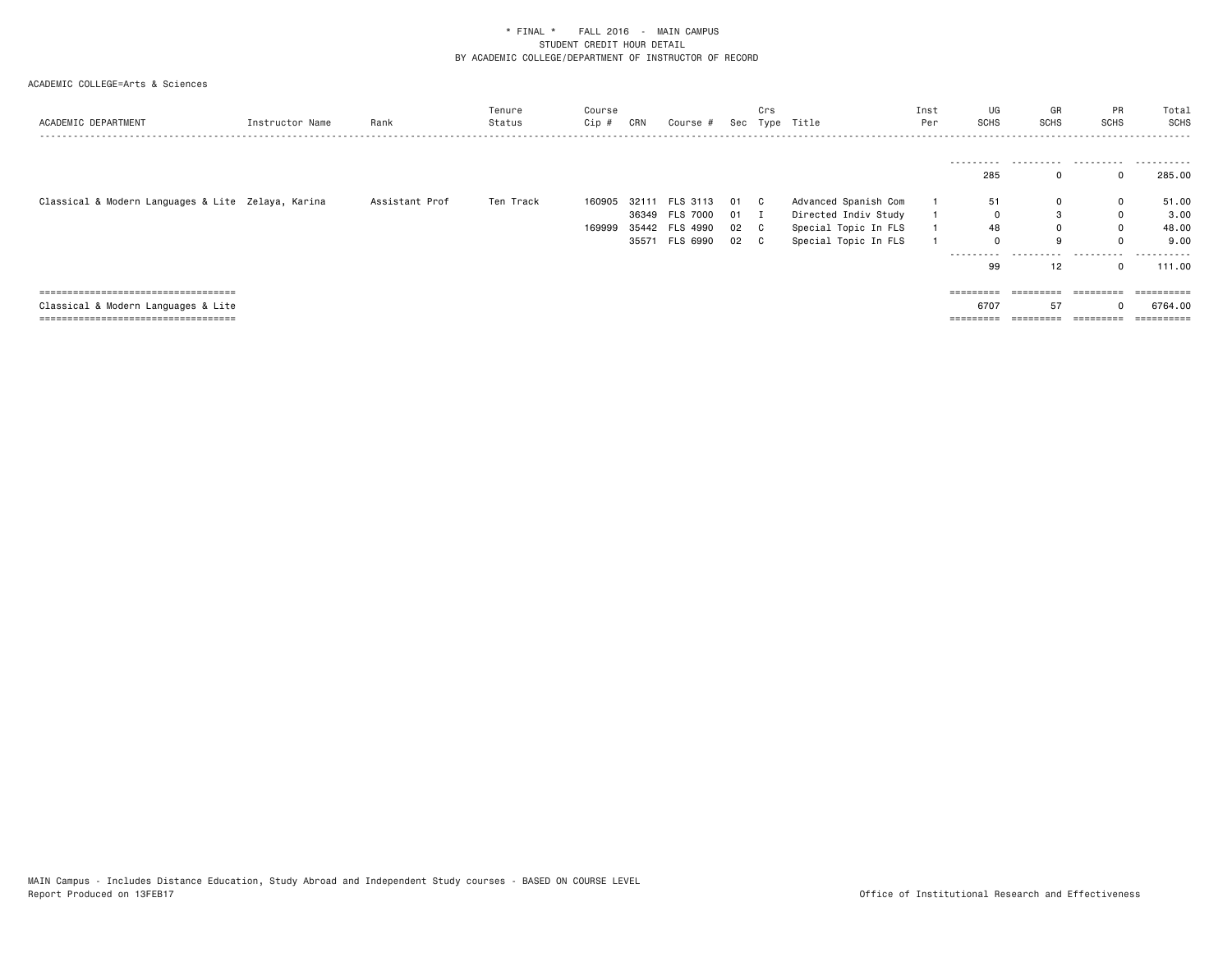\* FINAL \*    FALL 2016  -  MAIN CAMPUS
STUDENT CREDIT HOUR DETAIL
BY ACADEMIC COLLEGE/DEPARTMENT OF INSTRUCTOR OF RECORD

ACADEMIC COLLEGE=Arts & Sciences

| ACADEMIC DEPARTMENT | Instructor Name | Rank | Tenure Status | Course Cip # | CRN | Course # | Sec | Crs Type | Title | Inst Per | UG SCHS | GR SCHS | PR SCHS | Total SCHS |
|---|---|---|---|---|---|---|---|---|---|---|---|---|---|---|
| | | | | | | | | | | | 285 | 0 | 0 | 285.00 |
| Classical & Modern Languages & Lite | Zelaya, Karina | Assistant Prof | Ten Track | 160905 | 32111 | FLS 3113 | 01 | C | Advanced Spanish Com | 1 | 51 | 0 | 0 | 51.00 |
| | | | | | 36349 | FLS 7000 | 01 | I | Directed Indiv Study | 1 | 0 | 3 | 0 | 3.00 |
| | | | | 169999 | 35442 | FLS 4990 | 02 | C | Special Topic In FLS | 1 | 48 | 0 | 0 | 48.00 |
| | | | | | 35571 | FLS 6990 | 02 | C | Special Topic In FLS | 1 | 0 | 9 | 0 | 9.00 |
| | | | | | | | | | | | 99 | 12 | 0 | 111.00 |
| Classical & Modern Languages & Lite | | | | | | | | | | | 6707 | 57 | 0 | 6764.00 |

MAIN Campus - Includes Distance Education, Study Abroad and Independent Study courses - BASED ON COURSE LEVEL
Report Produced on 13FEB17

Office of Institutional Research and Effectiveness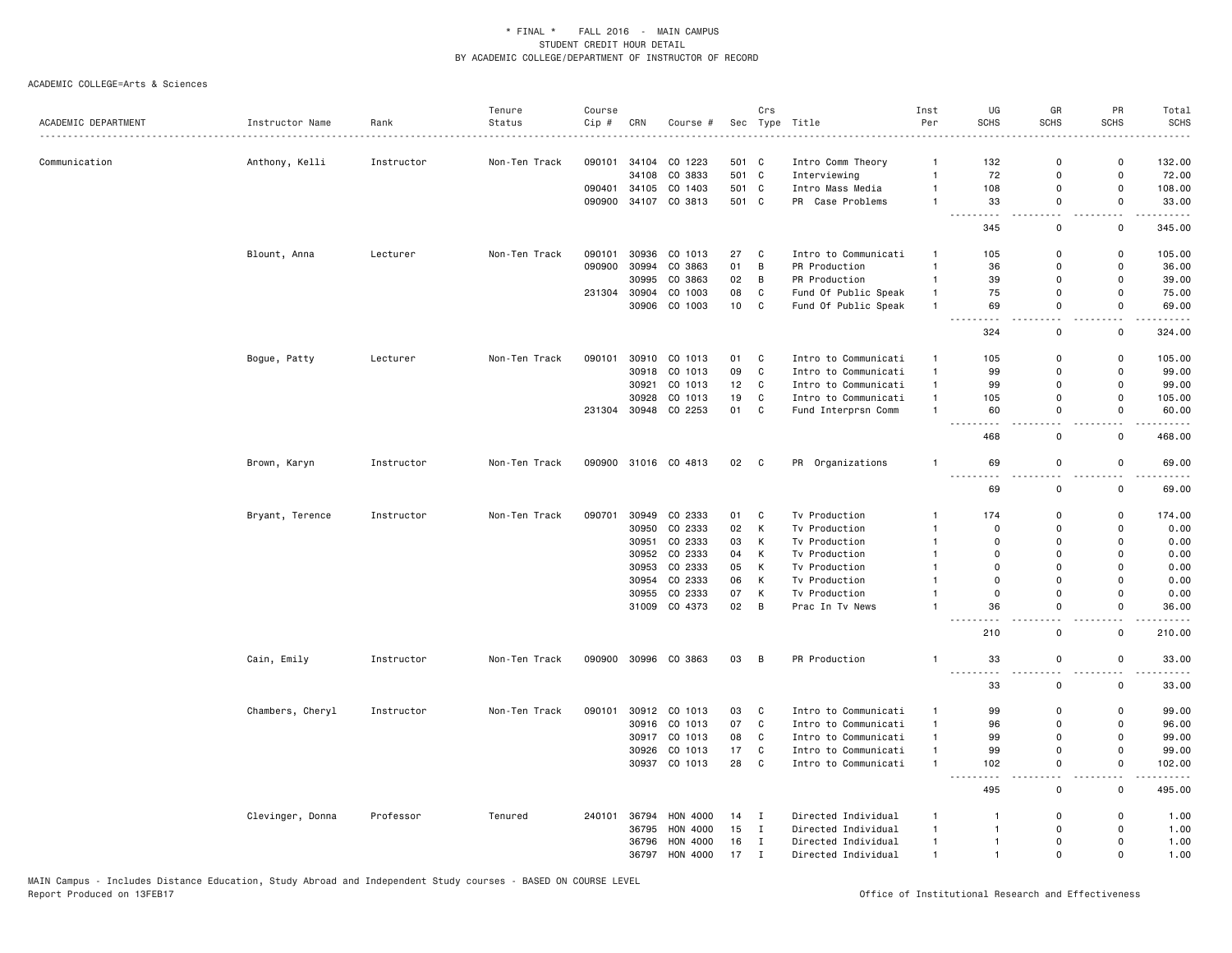\* FINAL \* FALL 2016 - MAIN CAMPUS
STUDENT CREDIT HOUR DETAIL
BY ACADEMIC COLLEGE/DEPARTMENT OF INSTRUCTOR OF RECORD

ACADEMIC COLLEGE=Arts & Sciences

| ACADEMIC DEPARTMENT | Instructor Name | Rank | Tenure Status | Course Cip # | CRN | Course # | Sec | Crs Type | Title | Inst Per | UG SCHS | GR SCHS | PR SCHS | Total SCHS |
|---|---|---|---|---|---|---|---|---|---|---|---|---|---|---|
| Communication | Anthony, Kelli | Instructor | Non-Ten Track | 090101 | 34104 | CO 1223 | 501 | C | Intro Comm Theory | 1 | 132 | 0 | 0 | 132.00 |
| | | | | | 34108 | CO 3833 | 501 | C | Interviewing | 1 | 72 | 0 | 0 | 72.00 |
| | | | | 090401 | 34105 | CO 1403 | 501 | C | Intro Mass Media | 1 | 108 | 0 | 0 | 108.00 |
| | | | | 090900 | 34107 | CO 3813 | 501 | C | PR Case Problems | 1 | 33 | 0 | 0 | 33.00 |
| | | | | | | | | | | | 345 | 0 | 0 | 345.00 |
| | Blount, Anna | Lecturer | Non-Ten Track | 090101 | 30936 | CO 1013 | 27 | C | Intro to Communicati | 1 | 105 | 0 | 0 | 105.00 |
| | | | | 090900 | 30994 | CO 3863 | 01 | B | PR Production | 1 | 36 | 0 | 0 | 36.00 |
| | | | | | 30995 | CO 3863 | 02 | B | PR Production | 1 | 39 | 0 | 0 | 39.00 |
| | | | | 231304 | 30904 | CO 1003 | 08 | C | Fund Of Public Speak | 1 | 75 | 0 | 0 | 75.00 |
| | | | | | 30906 | CO 1003 | 10 | C | Fund Of Public Speak | 1 | 69 | 0 | 0 | 69.00 |
| | | | | | | | | | | | 324 | 0 | 0 | 324.00 |
| | Bogue, Patty | Lecturer | Non-Ten Track | 090101 | 30910 | CO 1013 | 01 | C | Intro to Communicati | 1 | 105 | 0 | 0 | 105.00 |
| | | | | | 30918 | CO 1013 | 09 | C | Intro to Communicati | 1 | 99 | 0 | 0 | 99.00 |
| | | | | | 30921 | CO 1013 | 12 | C | Intro to Communicati | 1 | 99 | 0 | 0 | 99.00 |
| | | | | | 30928 | CO 1013 | 19 | C | Intro to Communicati | 1 | 105 | 0 | 0 | 105.00 |
| | | | | 231304 | 30948 | CO 2253 | 01 | C | Fund Interprsn Comm | 1 | 60 | 0 | 0 | 60.00 |
| | | | | | | | | | | | 468 | 0 | 0 | 468.00 |
| | Brown, Karyn | Instructor | Non-Ten Track | 090900 | 31016 | CO 4813 | 02 | C | PR Organizations | 1 | 69 | 0 | 0 | 69.00 |
| | | | | | | | | | | | 69 | 0 | 0 | 69.00 |
| | Bryant, Terence | Instructor | Non-Ten Track | 090701 | 30949 | CO 2333 | 01 | C | Tv Production | 1 | 174 | 0 | 0 | 174.00 |
| | | | | | 30950 | CO 2333 | 02 | K | Tv Production | 1 | 0 | 0 | 0 | 0.00 |
| | | | | | 30951 | CO 2333 | 03 | K | Tv Production | 1 | 0 | 0 | 0 | 0.00 |
| | | | | | 30952 | CO 2333 | 04 | K | Tv Production | 1 | 0 | 0 | 0 | 0.00 |
| | | | | | 30953 | CO 2333 | 05 | K | Tv Production | 1 | 0 | 0 | 0 | 0.00 |
| | | | | | 30954 | CO 2333 | 06 | K | Tv Production | 1 | 0 | 0 | 0 | 0.00 |
| | | | | | 30955 | CO 2333 | 07 | K | Tv Production | 1 | 0 | 0 | 0 | 0.00 |
| | | | | | 31009 | CO 4373 | 02 | B | Prac In Tv News | 1 | 36 | 0 | 0 | 36.00 |
| | | | | | | | | | | | 210 | 0 | 0 | 210.00 |
| | Cain, Emily | Instructor | Non-Ten Track | 090900 | 30996 | CO 3863 | 03 | B | PR Production | 1 | 33 | 0 | 0 | 33.00 |
| | | | | | | | | | | | 33 | 0 | 0 | 33.00 |
| | Chambers, Cheryl | Instructor | Non-Ten Track | 090101 | 30912 | CO 1013 | 03 | C | Intro to Communicati | 1 | 99 | 0 | 0 | 99.00 |
| | | | | | 30916 | CO 1013 | 07 | C | Intro to Communicati | 1 | 96 | 0 | 0 | 96.00 |
| | | | | | 30917 | CO 1013 | 08 | C | Intro to Communicati | 1 | 99 | 0 | 0 | 99.00 |
| | | | | | 30926 | CO 1013 | 17 | C | Intro to Communicati | 1 | 99 | 0 | 0 | 99.00 |
| | | | | | 30937 | CO 1013 | 28 | C | Intro to Communicati | 1 | 102 | 0 | 0 | 102.00 |
| | | | | | | | | | | | 495 | 0 | 0 | 495.00 |
| | Clevinger, Donna | Professor | Tenured | 240101 | 36794 | HON 4000 | 14 | I | Directed Individual | 1 | 1 | 0 | 0 | 1.00 |
| | | | | | 36795 | HON 4000 | 15 | I | Directed Individual | 1 | 1 | 0 | 0 | 1.00 |
| | | | | | 36796 | HON 4000 | 16 | I | Directed Individual | 1 | 1 | 0 | 0 | 1.00 |
| | | | | | 36797 | HON 4000 | 17 | I | Directed Individual | 1 | 1 | 0 | 0 | 1.00 |

MAIN Campus - Includes Distance Education, Study Abroad and Independent Study courses - BASED ON COURSE LEVEL
Report Produced on 13FEB17

Office of Institutional Research and Effectiveness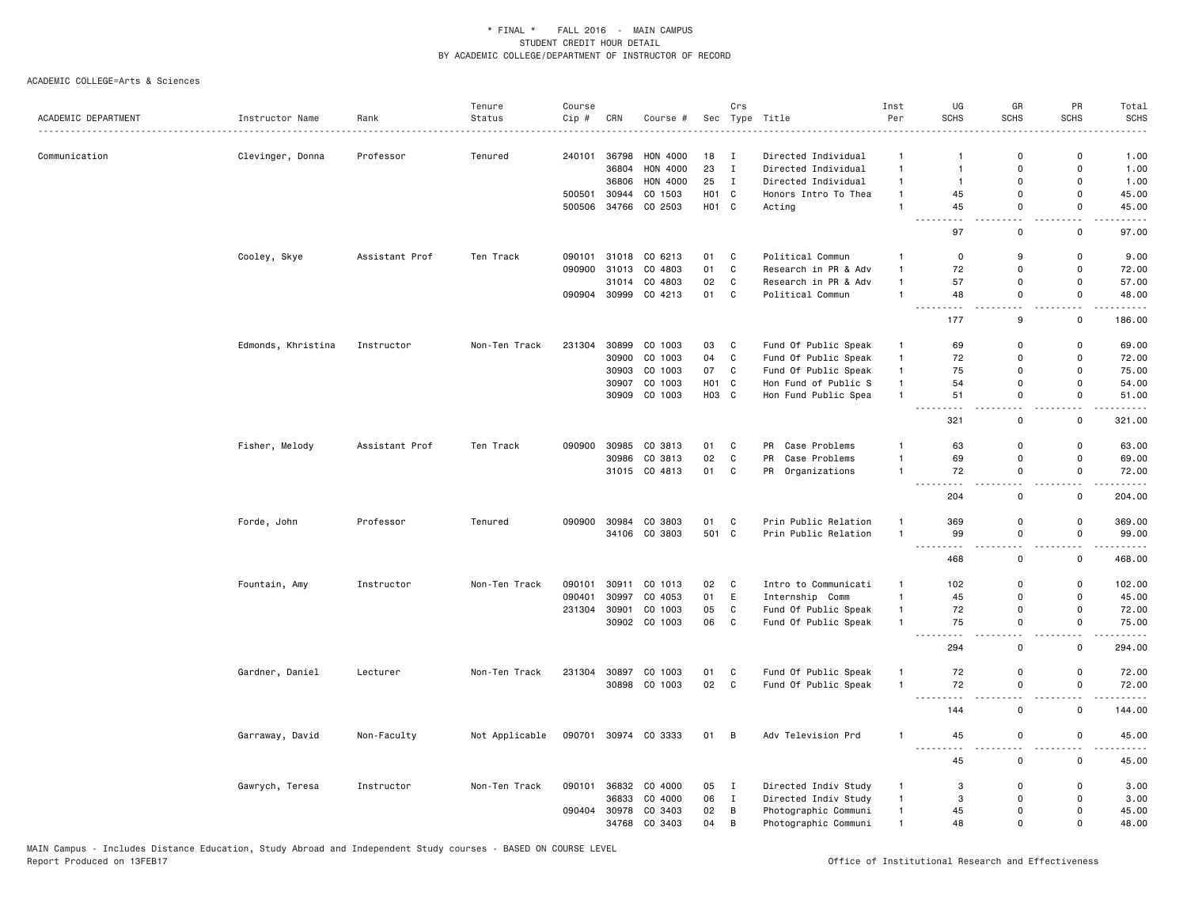\* FINAL \* FALL 2016 - MAIN CAMPUS
STUDENT CREDIT HOUR DETAIL
BY ACADEMIC COLLEGE/DEPARTMENT OF INSTRUCTOR OF RECORD

ACADEMIC COLLEGE=Arts & Sciences

| ACADEMIC DEPARTMENT | Instructor Name | Rank | Tenure Status | Course Cip # | CRN | Course # | Sec | Crs Type | Title | Inst Per | UG SCHS | GR SCHS | PR SCHS | Total SCHS |
|---|---|---|---|---|---|---|---|---|---|---|---|---|---|---|
| Communication | Clevinger, Donna | Professor | Tenured | 240101 | 36798 | HON 4000 | 18 | I | Directed Individual | 1 | 1 | 0 | 0 | 1.00 |
| | | | | | 36804 | HON 4000 | 23 | I | Directed Individual | 1 | 1 | 0 | 0 | 1.00 |
| | | | | | 36806 | HON 4000 | 25 | I | Directed Individual | 1 | 1 | 0 | 0 | 1.00 |
| | | | | 500501 | 30944 | CO 1503 | H01 | C | Honors Intro To Thea | 1 | 45 | 0 | 0 | 45.00 |
| | | | | 500506 | 34766 | CO 2503 | H01 | C | Acting | 1 | 45 | 0 | 0 | 45.00 |
| | | | | | | | | | | | 97 | 0 | 0 | 97.00 |
| | Cooley, Skye | Assistant Prof | Ten Track | 090101 | 31018 | CO 6213 | 01 | C | Political Commun | 1 | 0 | 9 | 0 | 9.00 |
| | | | | 090900 | 31013 | CO 4803 | 01 | C | Research in PR & Adv | 1 | 72 | 0 | 0 | 72.00 |
| | | | | | 31014 | CO 4803 | 02 | C | Research in PR & Adv | 1 | 57 | 0 | 0 | 57.00 |
| | | | | 090904 | 30999 | CO 4213 | 01 | C | Political Commun | 1 | 48 | 0 | 0 | 48.00 |
| | | | | | | | | | | | 177 | 9 | 0 | 186.00 |
| | Edmonds, Khristina | Instructor | Non-Ten Track | 231304 | 30899 | CO 1003 | 03 | C | Fund Of Public Speak | 1 | 69 | 0 | 0 | 69.00 |
| | | | | | 30900 | CO 1003 | 04 | C | Fund Of Public Speak | 1 | 72 | 0 | 0 | 72.00 |
| | | | | | 30903 | CO 1003 | 07 | C | Fund Of Public Speak | 1 | 75 | 0 | 0 | 75.00 |
| | | | | | 30907 | CO 1003 | H01 | C | Hon Fund of Public S | 1 | 54 | 0 | 0 | 54.00 |
| | | | | | 30909 | CO 1003 | H03 | C | Hon Fund Public Spea | 1 | 51 | 0 | 0 | 51.00 |
| | | | | | | | | | | | 321 | 0 | 0 | 321.00 |
| | Fisher, Melody | Assistant Prof | Ten Track | 090900 | 30985 | CO 3813 | 01 | C | PR Case Problems | 1 | 63 | 0 | 0 | 63.00 |
| | | | | | 30986 | CO 3813 | 02 | C | PR Case Problems | 1 | 69 | 0 | 0 | 69.00 |
| | | | | | 31015 | CO 4813 | 01 | C | PR Organizations | 1 | 72 | 0 | 0 | 72.00 |
| | | | | | | | | | | | 204 | 0 | 0 | 204.00 |
| | Forde, John | Professor | Tenured | 090900 | 30984 | CO 3803 | 01 | C | Prin Public Relation | 1 | 369 | 0 | 0 | 369.00 |
| | | | | | 34106 | CO 3803 | 501 | C | Prin Public Relation | 1 | 99 | 0 | 0 | 99.00 |
| | | | | | | | | | | | 468 | 0 | 0 | 468.00 |
| | Fountain, Amy | Instructor | Non-Ten Track | 090101 | 30911 | CO 1013 | 02 | C | Intro to Communicati | 1 | 102 | 0 | 0 | 102.00 |
| | | | | 090401 | 30997 | CO 4053 | 01 | E | Internship Comm | 1 | 45 | 0 | 0 | 45.00 |
| | | | | 231304 | 30901 | CO 1003 | 05 | C | Fund Of Public Speak | 1 | 72 | 0 | 0 | 72.00 |
| | | | | | 30902 | CO 1003 | 06 | C | Fund Of Public Speak | 1 | 75 | 0 | 0 | 75.00 |
| | | | | | | | | | | | 294 | 0 | 0 | 294.00 |
| | Gardner, Daniel | Lecturer | Non-Ten Track | 231304 | 30897 | CO 1003 | 01 | C | Fund Of Public Speak | 1 | 72 | 0 | 0 | 72.00 |
| | | | | | 30898 | CO 1003 | 02 | C | Fund Of Public Speak | 1 | 72 | 0 | 0 | 72.00 |
| | | | | | | | | | | | 144 | 0 | 0 | 144.00 |
| | Garraway, David | Non-Faculty | Not Applicable | 090701 | 30974 | CO 3333 | 01 | B | Adv Television Prd | 1 | 45 | 0 | 0 | 45.00 |
| | | | | | | | | | | | 45 | 0 | 0 | 45.00 |
| | Gawrych, Teresa | Instructor | Non-Ten Track | 090101 | 36832 | CO 4000 | 05 | I | Directed Indiv Study | 1 | 3 | 0 | 0 | 3.00 |
| | | | | | 36833 | CO 4000 | 06 | I | Directed Indiv Study | 1 | 3 | 0 | 0 | 3.00 |
| | | | | 090404 | 30978 | CO 3403 | 02 | B | Photographic Communi | 1 | 45 | 0 | 0 | 45.00 |
| | | | | | 34768 | CO 3403 | 04 | B | Photographic Communi | 1 | 48 | 0 | 0 | 48.00 |

MAIN Campus - Includes Distance Education, Study Abroad and Independent Study courses - BASED ON COURSE LEVEL
Report Produced on 13FEB17

Office of Institutional Research and Effectiveness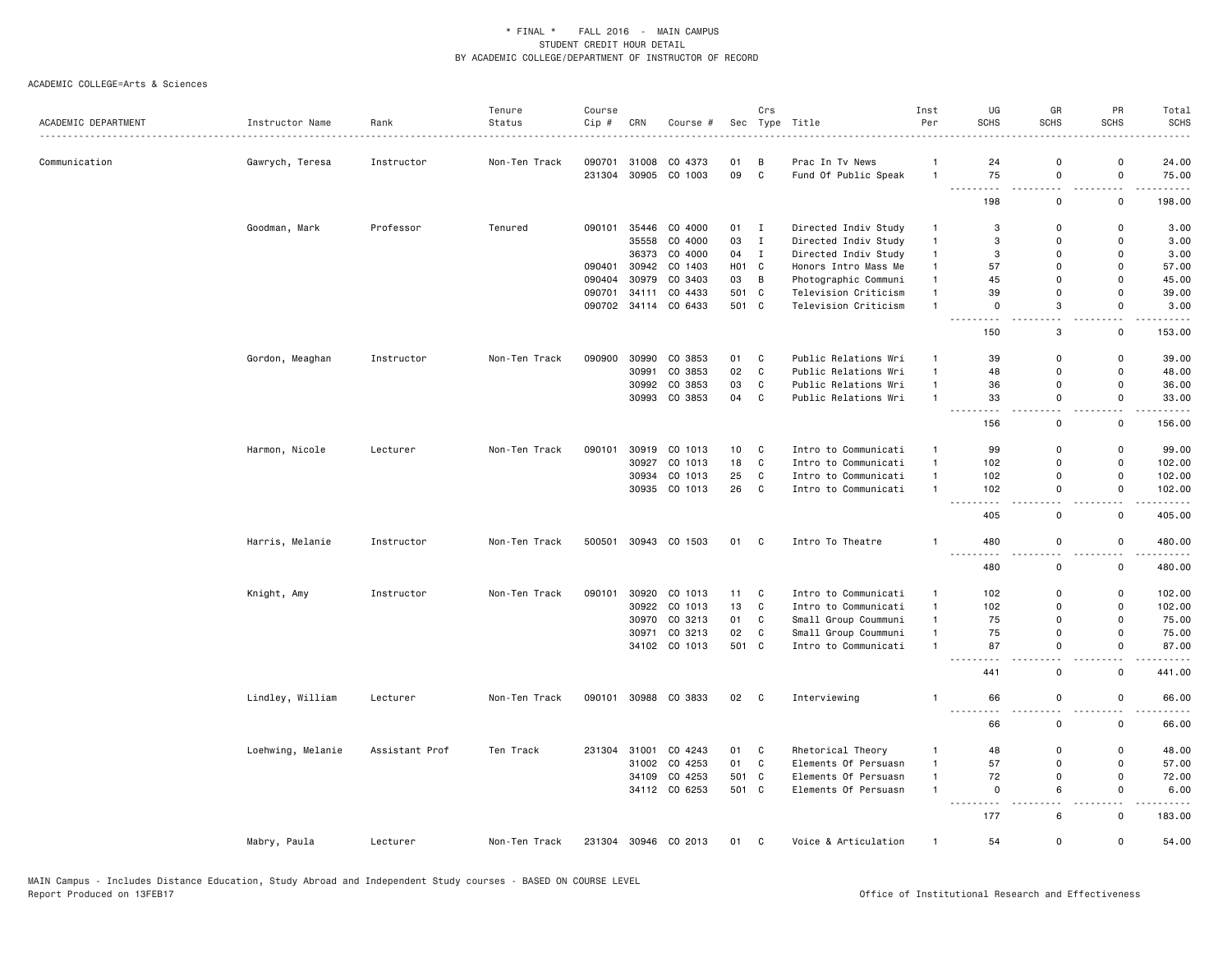\* FINAL \* FALL 2016 - MAIN CAMPUS
STUDENT CREDIT HOUR DETAIL
BY ACADEMIC COLLEGE/DEPARTMENT OF INSTRUCTOR OF RECORD

ACADEMIC COLLEGE=Arts & Sciences

| ACADEMIC DEPARTMENT | Instructor Name | Rank | Tenure Status | Course Cip # | CRN | Course # | Sec | Crs Type | Title | Inst Per | UG SCHS | GR SCHS | PR SCHS | Total SCHS |
|---|---|---|---|---|---|---|---|---|---|---|---|---|---|---|
| Communication | Gawrych, Teresa | Instructor | Non-Ten Track | 090701 | 31008 | CO 4373 | 01 | B | Prac In Tv News | 1 | 24 | 0 | 0 | 24.00 |
| | | | | 231304 | 30905 | CO 1003 | 09 | C | Fund Of Public Speak | 1 | 75 | 0 | 0 | 75.00 |
| | | | | | | | | | | | 198 | 0 | 0 | 198.00 |
| | Goodman, Mark | Professor | Tenured | 090101 | 35446 | CO 4000 | 01 | I | Directed Indiv Study | 1 | 3 | 0 | 0 | 3.00 |
| | | | | | 35558 | CO 4000 | 03 | I | Directed Indiv Study | 1 | 3 | 0 | 0 | 3.00 |
| | | | | | 36373 | CO 4000 | 04 | I | Directed Indiv Study | 1 | 3 | 0 | 0 | 3.00 |
| | | | | 090401 | 30942 | CO 1403 | H01 | C | Honors Intro Mass Me | 1 | 57 | 0 | 0 | 57.00 |
| | | | | 090404 | 30979 | CO 3403 | 03 | B | Photographic Communi | 1 | 45 | 0 | 0 | 45.00 |
| | | | | 090701 | 34111 | CO 4433 | 501 | C | Television Criticism | 1 | 39 | 0 | 0 | 39.00 |
| | | | | 090702 | 34114 | CO 6433 | 501 | C | Television Criticism | 1 | 0 | 3 | 0 | 3.00 |
| | | | | | | | | | | | 150 | 3 | 0 | 153.00 |
| | Gordon, Meaghan | Instructor | Non-Ten Track | 090900 | 30990 | CO 3853 | 01 | C | Public Relations Wri | 1 | 39 | 0 | 0 | 39.00 |
| | | | | | 30991 | CO 3853 | 02 | C | Public Relations Wri | 1 | 48 | 0 | 0 | 48.00 |
| | | | | | 30992 | CO 3853 | 03 | C | Public Relations Wri | 1 | 36 | 0 | 0 | 36.00 |
| | | | | | 30993 | CO 3853 | 04 | C | Public Relations Wri | 1 | 33 | 0 | 0 | 33.00 |
| | | | | | | | | | | | 156 | 0 | 0 | 156.00 |
| | Harmon, Nicole | Lecturer | Non-Ten Track | 090101 | 30919 | CO 1013 | 10 | C | Intro to Communicati | 1 | 99 | 0 | 0 | 99.00 |
| | | | | | 30927 | CO 1013 | 18 | C | Intro to Communicati | 1 | 102 | 0 | 0 | 102.00 |
| | | | | | 30934 | CO 1013 | 25 | C | Intro to Communicati | 1 | 102 | 0 | 0 | 102.00 |
| | | | | | 30935 | CO 1013 | 26 | C | Intro to Communicati | 1 | 102 | 0 | 0 | 102.00 |
| | | | | | | | | | | | 405 | 0 | 0 | 405.00 |
| | Harris, Melanie | Instructor | Non-Ten Track | 500501 | 30943 | CO 1503 | 01 | C | Intro To Theatre | 1 | 480 | 0 | 0 | 480.00 |
| | | | | | | | | | | | 480 | 0 | 0 | 480.00 |
| | Knight, Amy | Instructor | Non-Ten Track | 090101 | 30920 | CO 1013 | 11 | C | Intro to Communicati | 1 | 102 | 0 | 0 | 102.00 |
| | | | | | 30922 | CO 1013 | 13 | C | Intro to Communicati | 1 | 102 | 0 | 0 | 102.00 |
| | | | | | 30970 | CO 3213 | 01 | C | Small Group Coummuni | 1 | 75 | 0 | 0 | 75.00 |
| | | | | | 30971 | CO 3213 | 02 | C | Small Group Coummuni | 1 | 75 | 0 | 0 | 75.00 |
| | | | | | 34102 | CO 1013 | 501 | C | Intro to Communicati | 1 | 87 | 0 | 0 | 87.00 |
| | | | | | | | | | | | 441 | 0 | 0 | 441.00 |
| | Lindley, William | Lecturer | Non-Ten Track | 090101 | 30988 | CO 3833 | 02 | C | Interviewing | 1 | 66 | 0 | 0 | 66.00 |
| | | | | | | | | | | | 66 | 0 | 0 | 66.00 |
| | Loehwing, Melanie | Assistant Prof | Ten Track | 231304 | 31001 | CO 4243 | 01 | C | Rhetorical Theory | 1 | 48 | 0 | 0 | 48.00 |
| | | | | | 31002 | CO 4253 | 01 | C | Elements Of Persuasn | 1 | 57 | 0 | 0 | 57.00 |
| | | | | | 34109 | CO 4253 | 501 | C | Elements Of Persuasn | 1 | 72 | 0 | 0 | 72.00 |
| | | | | | 34112 | CO 6253 | 501 | C | Elements Of Persuasn | 1 | 0 | 6 | 0 | 6.00 |
| | | | | | | | | | | | 177 | 6 | 0 | 183.00 |
| | Mabry, Paula | Lecturer | Non-Ten Track | 231304 | 30946 | CO 2013 | 01 | C | Voice & Articulation | 1 | 54 | 0 | 0 | 54.00 |

MAIN Campus - Includes Distance Education, Study Abroad and Independent Study courses - BASED ON COURSE LEVEL
Report Produced on 13FEB17 Office of Institutional Research and Effectiveness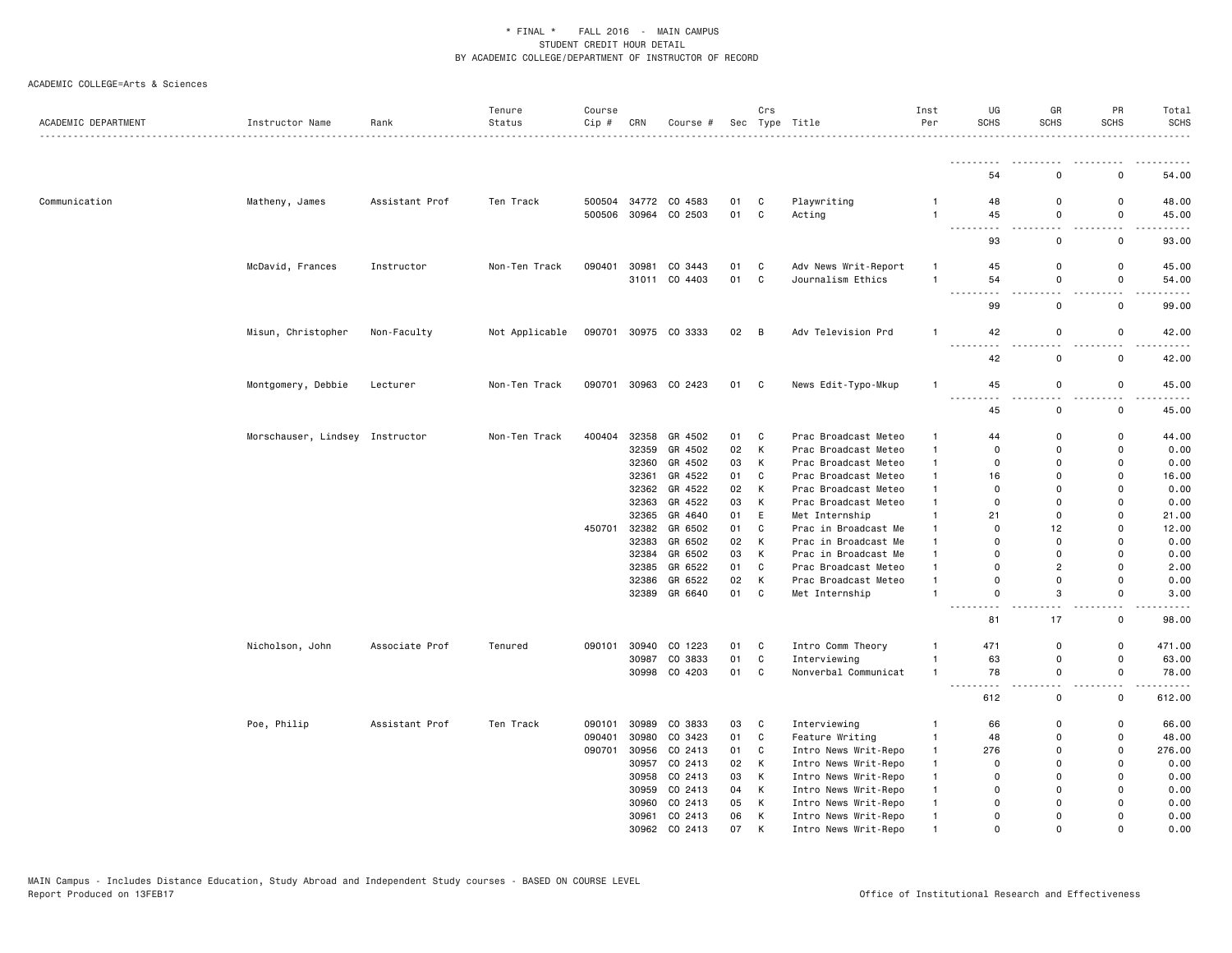\* FINAL \* FALL 2016 - MAIN CAMPUS
STUDENT CREDIT HOUR DETAIL
BY ACADEMIC COLLEGE/DEPARTMENT OF INSTRUCTOR OF RECORD

ACADEMIC COLLEGE=Arts & Sciences

| ACADEMIC DEPARTMENT | Instructor Name | Rank | Tenure Status | Course Cip # | CRN | Course # | Sec | Crs Type | Title | Inst Per | UG SCHS | GR SCHS | PR SCHS | Total SCHS |
|---|---|---|---|---|---|---|---|---|---|---|---|---|---|---|
| | | | | | | | | | | | 54 | 0 | 0 | 54.00 |
| Communication | Matheny, James | Assistant Prof | Ten Track | 500504 | 34772 | CO 4583 | 01 | C | Playwriting | 1 | 48 | 0 | 0 | 48.00 |
| | | | | 500506 | 30964 | CO 2503 | 01 | C | Acting | 1 | 45 | 0 | 0 | 45.00 |
| | | | | | | | | | | | 93 | 0 | 0 | 93.00 |
| | McDavid, Frances | Instructor | Non-Ten Track | 090401 | 30981 | CO 3443 | 01 | C | Adv News Writ-Report | 1 | 45 | 0 | 0 | 45.00 |
| | | | | | 31011 | CO 4403 | 01 | C | Journalism Ethics | 1 | 54 | 0 | 0 | 54.00 |
| | | | | | | | | | | | 99 | 0 | 0 | 99.00 |
| | Misun, Christopher | Non-Faculty | Not Applicable | 090701 | 30975 | CO 3333 | 02 | B | Adv Television Prd | 1 | 42 | 0 | 0 | 42.00 |
| | | | | | | | | | | | 42 | 0 | 0 | 42.00 |
| | Montgomery, Debbie | Lecturer | Non-Ten Track | 090701 | 30963 | CO 2423 | 01 | C | News Edit-Typo-Mkup | 1 | 45 | 0 | 0 | 45.00 |
| | | | | | | | | | | | 45 | 0 | 0 | 45.00 |
| | Morschauser, Lindsey | Instructor | Non-Ten Track | 400404 | 32358 | GR 4502 | 01 | C | Prac Broadcast Meteo | 1 | 44 | 0 | 0 | 44.00 |
| | | | | | 32359 | GR 4502 | 02 | K | Prac Broadcast Meteo | 1 | 0 | 0 | 0 | 0.00 |
| | | | | | 32360 | GR 4502 | 03 | K | Prac Broadcast Meteo | 1 | 0 | 0 | 0 | 0.00 |
| | | | | | 32361 | GR 4522 | 01 | C | Prac Broadcast Meteo | 1 | 16 | 0 | 0 | 16.00 |
| | | | | | 32362 | GR 4522 | 02 | K | Prac Broadcast Meteo | 1 | 0 | 0 | 0 | 0.00 |
| | | | | | 32363 | GR 4522 | 03 | K | Prac Broadcast Meteo | 1 | 0 | 0 | 0 | 0.00 |
| | | | | | 32365 | GR 4640 | 01 | E | Met Internship | 1 | 21 | 0 | 0 | 21.00 |
| | | | | 450701 | 32382 | GR 6502 | 01 | C | Prac in Broadcast Me | 1 | 0 | 12 | 0 | 12.00 |
| | | | | | 32383 | GR 6502 | 02 | K | Prac in Broadcast Me | 1 | 0 | 0 | 0 | 0.00 |
| | | | | | 32384 | GR 6502 | 03 | K | Prac in Broadcast Me | 1 | 0 | 0 | 0 | 0.00 |
| | | | | | 32385 | GR 6522 | 01 | C | Prac Broadcast Meteo | 1 | 0 | 2 | 0 | 2.00 |
| | | | | | 32386 | GR 6522 | 02 | K | Prac Broadcast Meteo | 1 | 0 | 0 | 0 | 0.00 |
| | | | | | 32389 | GR 6640 | 01 | C | Met Internship | 1 | 0 | 3 | 0 | 3.00 |
| | | | | | | | | | | | 81 | 17 | 0 | 98.00 |
| | Nicholson, John | Associate Prof | Tenured | 090101 | 30940 | CO 1223 | 01 | C | Intro Comm Theory | 1 | 471 | 0 | 0 | 471.00 |
| | | | | | 30987 | CO 3833 | 01 | C | Interviewing | 1 | 63 | 0 | 0 | 63.00 |
| | | | | | 30998 | CO 4203 | 01 | C | Nonverbal Communicat | 1 | 78 | 0 | 0 | 78.00 |
| | | | | | | | | | | | 612 | 0 | 0 | 612.00 |
| | Poe, Philip | Assistant Prof | Ten Track | 090101 | 30989 | CO 3833 | 03 | C | Interviewing | 1 | 66 | 0 | 0 | 66.00 |
| | | | | 090401 | 30980 | CO 3423 | 01 | C | Feature Writing | 1 | 48 | 0 | 0 | 48.00 |
| | | | | 090701 | 30956 | CO 2413 | 01 | C | Intro News Writ-Repo | 1 | 276 | 0 | 0 | 276.00 |
| | | | | | 30957 | CO 2413 | 02 | K | Intro News Writ-Repo | 1 | 0 | 0 | 0 | 0.00 |
| | | | | | 30958 | CO 2413 | 03 | K | Intro News Writ-Repo | 1 | 0 | 0 | 0 | 0.00 |
| | | | | | 30959 | CO 2413 | 04 | K | Intro News Writ-Repo | 1 | 0 | 0 | 0 | 0.00 |
| | | | | | 30960 | CO 2413 | 05 | K | Intro News Writ-Repo | 1 | 0 | 0 | 0 | 0.00 |
| | | | | | 30961 | CO 2413 | 06 | K | Intro News Writ-Repo | 1 | 0 | 0 | 0 | 0.00 |
| | | | | | 30962 | CO 2413 | 07 | K | Intro News Writ-Repo | 1 | 0 | 0 | 0 | 0.00 |

MAIN Campus - Includes Distance Education, Study Abroad and Independent Study courses - BASED ON COURSE LEVEL
Report Produced on 13FEB17 | Office of Institutional Research and Effectiveness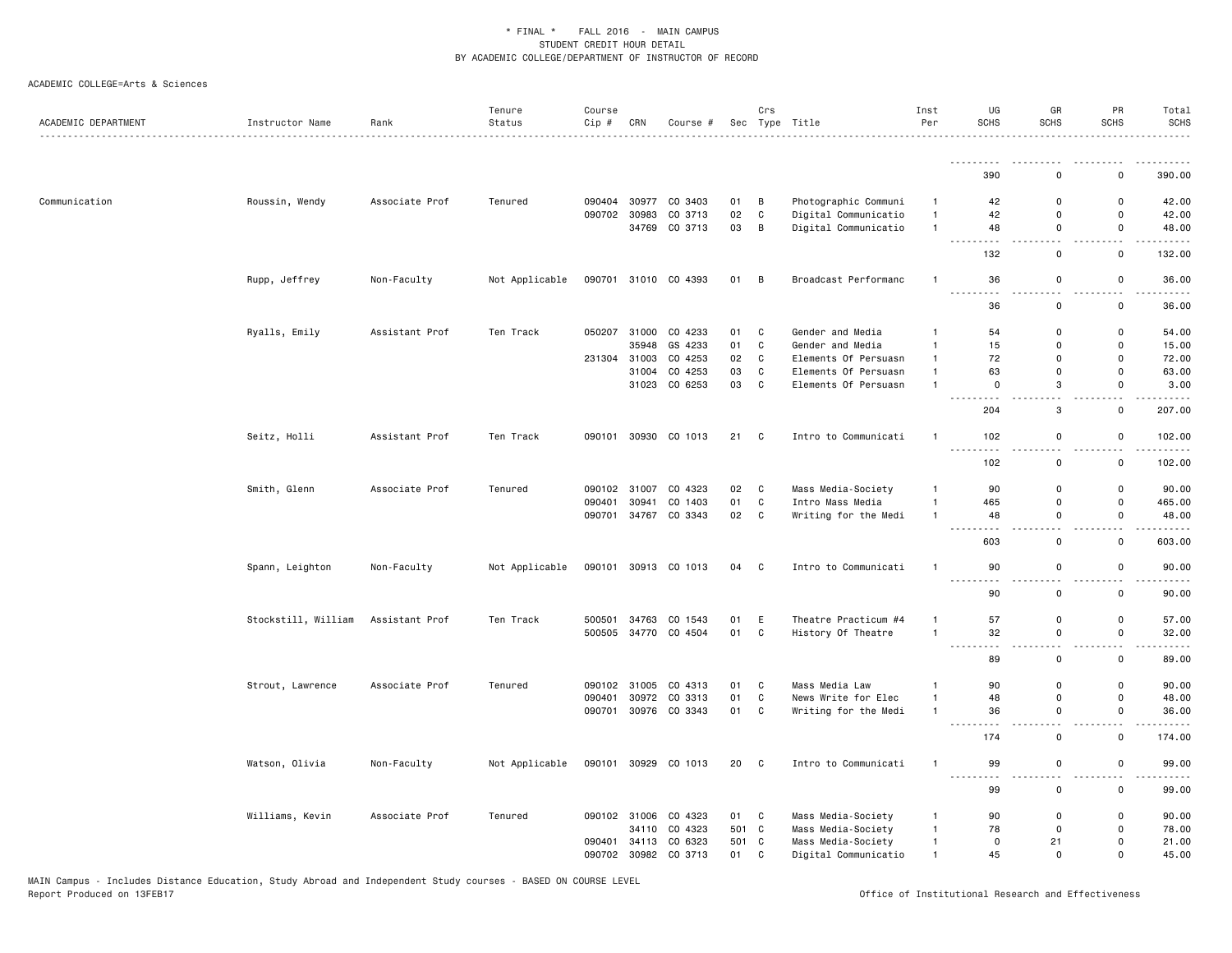\* FINAL \*    FALL 2016  -  MAIN CAMPUS
STUDENT CREDIT HOUR DETAIL
BY ACADEMIC COLLEGE/DEPARTMENT OF INSTRUCTOR OF RECORD

ACADEMIC COLLEGE=Arts & Sciences

| ACADEMIC DEPARTMENT | Instructor Name | Rank | Tenure Status | Course Cip # | CRN | Course # | Sec | Crs Type | Title | Inst Per | UG SCHS | GR SCHS | PR SCHS | Total SCHS |
|---|---|---|---|---|---|---|---|---|---|---|---|---|---|---|
| | | | | | | | | | | | 390 | 0 | 0 | 390.00 |
| Communication | Roussin, Wendy | Associate Prof | Tenured | 090404 | 30977 | CO 3403 | 01 | B | Photographic Communi | 1 | 42 | 0 | 0 | 42.00 |
| | | | | 090702 | 30983 | CO 3713 | 02 | C | Digital Communicatio | 1 | 42 | 0 | 0 | 42.00 |
| | | | | | 34769 | CO 3713 | 03 | B | Digital Communicatio | 1 | 48 | 0 | 0 | 48.00 |
| | | | | | | | | | | | 132 | 0 | 0 | 132.00 |
| | Rupp, Jeffrey | Non-Faculty | Not Applicable | 090701 | 31010 | CO 4393 | 01 | B | Broadcast Performanc | 1 | 36 | 0 | 0 | 36.00 |
| | | | | | | | | | | | 36 | 0 | 0 | 36.00 |
| | Ryalls, Emily | Assistant Prof | Ten Track | 050207 | 31000 | CO 4233 | 01 | C | Gender and Media | 1 | 54 | 0 | 0 | 54.00 |
| | | | | | 35948 | GS 4233 | 01 | C | Gender and Media | 1 | 15 | 0 | 0 | 15.00 |
| | | | | 231304 | 31003 | CO 4253 | 02 | C | Elements Of Persuasn | 1 | 72 | 0 | 0 | 72.00 |
| | | | | | 31004 | CO 4253 | 03 | C | Elements Of Persuasn | 1 | 63 | 0 | 0 | 63.00 |
| | | | | | 31023 | CO 6253 | 03 | C | Elements Of Persuasn | 1 | 0 | 3 | 0 | 3.00 |
| | | | | | | | | | | | 204 | 3 | 0 | 207.00 |
| | Seitz, Holli | Assistant Prof | Ten Track | 090101 | 30930 | CO 1013 | 21 | C | Intro to Communicati | 1 | 102 | 0 | 0 | 102.00 |
| | | | | | | | | | | | 102 | 0 | 0 | 102.00 |
| | Smith, Glenn | Associate Prof | Tenured | 090102 | 31007 | CO 4323 | 02 | C | Mass Media-Society | 1 | 90 | 0 | 0 | 90.00 |
| | | | | 090401 | 30941 | CO 1403 | 01 | C | Intro Mass Media | 1 | 465 | 0 | 0 | 465.00 |
| | | | | 090701 | 34767 | CO 3343 | 02 | C | Writing for the Medi | 1 | 48 | 0 | 0 | 48.00 |
| | | | | | | | | | | | 603 | 0 | 0 | 603.00 |
| | Spann, Leighton | Non-Faculty | Not Applicable | 090101 | 30913 | CO 1013 | 04 | C | Intro to Communicati | 1 | 90 | 0 | 0 | 90.00 |
| | | | | | | | | | | | 90 | 0 | 0 | 90.00 |
| | Stockstill, William | Assistant Prof | Ten Track | 500501 | 34763 | CO 1543 | 01 | E | Theatre Practicum #4 | 1 | 57 | 0 | 0 | 57.00 |
| | | | | 500505 | 34770 | CO 4504 | 01 | C | History Of Theatre | 1 | 32 | 0 | 0 | 32.00 |
| | | | | | | | | | | | 89 | 0 | 0 | 89.00 |
| | Strout, Lawrence | Associate Prof | Tenured | 090102 | 31005 | CO 4313 | 01 | C | Mass Media Law | 1 | 90 | 0 | 0 | 90.00 |
| | | | | 090401 | 30972 | CO 3313 | 01 | C | News Write for Elec | 1 | 48 | 0 | 0 | 48.00 |
| | | | | 090701 | 30976 | CO 3343 | 01 | C | Writing for the Medi | 1 | 36 | 0 | 0 | 36.00 |
| | | | | | | | | | | | 174 | 0 | 0 | 174.00 |
| | Watson, Olivia | Non-Faculty | Not Applicable | 090101 | 30929 | CO 1013 | 20 | C | Intro to Communicati | 1 | 99 | 0 | 0 | 99.00 |
| | | | | | | | | | | | 99 | 0 | 0 | 99.00 |
| | Williams, Kevin | Associate Prof | Tenured | 090102 | 31006 | CO 4323 | 01 | C | Mass Media-Society | 1 | 90 | 0 | 0 | 90.00 |
| | | | | | 34110 | CO 4323 | 501 | C | Mass Media-Society | 1 | 78 | 0 | 0 | 78.00 |
| | | | | 090401 | 34113 | CO 6323 | 501 | C | Mass Media-Society | 1 | 0 | 21 | 0 | 21.00 |
| | | | | 090702 | 30982 | CO 3713 | 01 | C | Digital Communicatio | 1 | 45 | 0 | 0 | 45.00 |

MAIN Campus - Includes Distance Education, Study Abroad and Independent Study courses - BASED ON COURSE LEVEL
Report Produced on 13FEB17    Office of Institutional Research and Effectiveness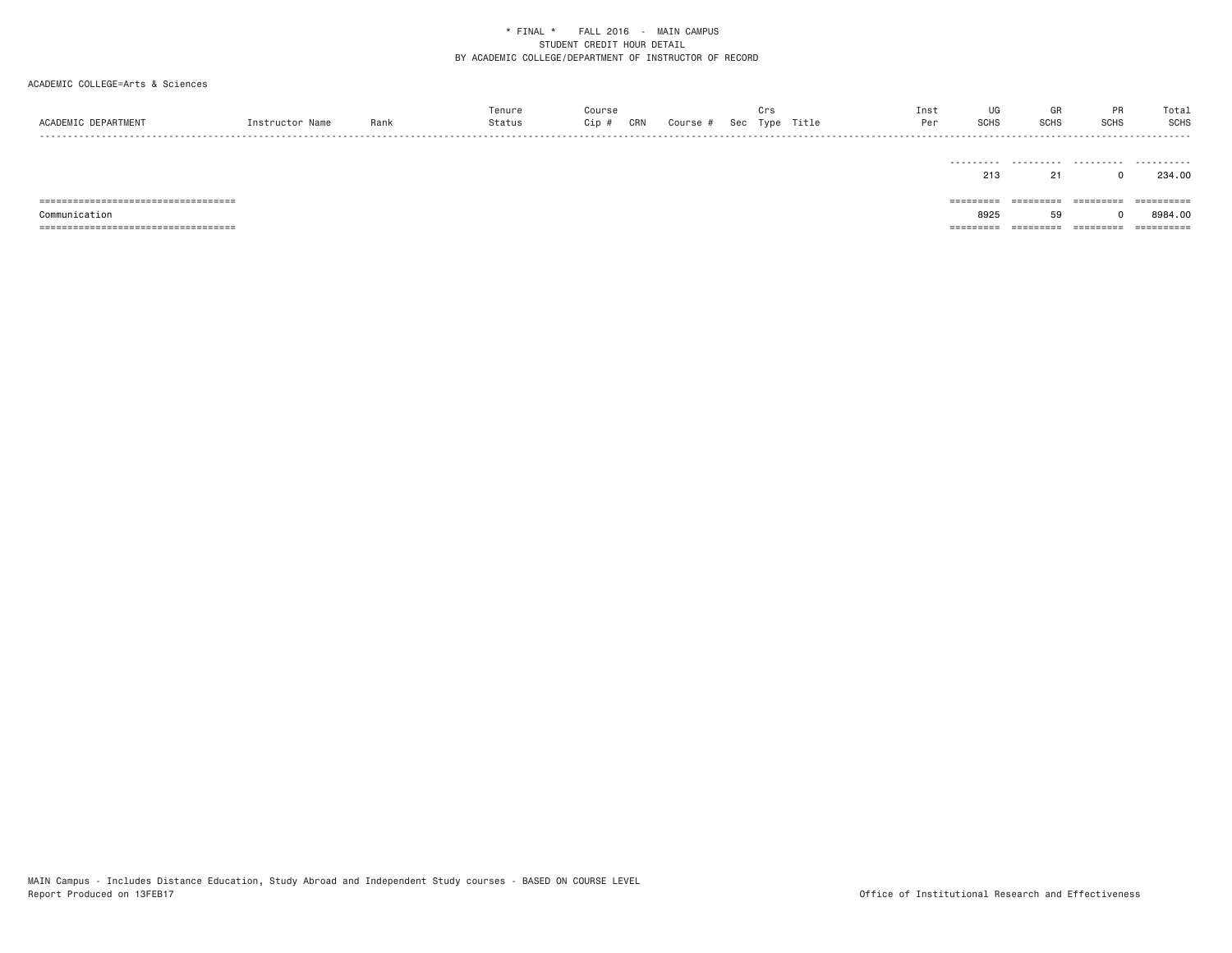\* FINAL \*    FALL 2016  -  MAIN CAMPUS
STUDENT CREDIT HOUR DETAIL
BY ACADEMIC COLLEGE/DEPARTMENT OF INSTRUCTOR OF RECORD

ACADEMIC COLLEGE=Arts & Sciences

| ACADEMIC DEPARTMENT | Instructor Name | Rank | Tenure Status | Course Cip # | CRN | Course # | Sec | Crs Type | Title | Inst Per | UG SCHS | GR SCHS | PR SCHS | Total SCHS |
|---|---|---|---|---|---|---|---|---|---|---|---|---|---|---|
| | | | | | | | | | | | 213 | 21 | 0 | 234.00 |
| Communication | | | | | | | | | | | 8925 | 59 | 0 | 8984.00 |

MAIN Campus - Includes Distance Education, Study Abroad and Independent Study courses - BASED ON COURSE LEVEL
Report Produced on 13FEB17

Office of Institutional Research and Effectiveness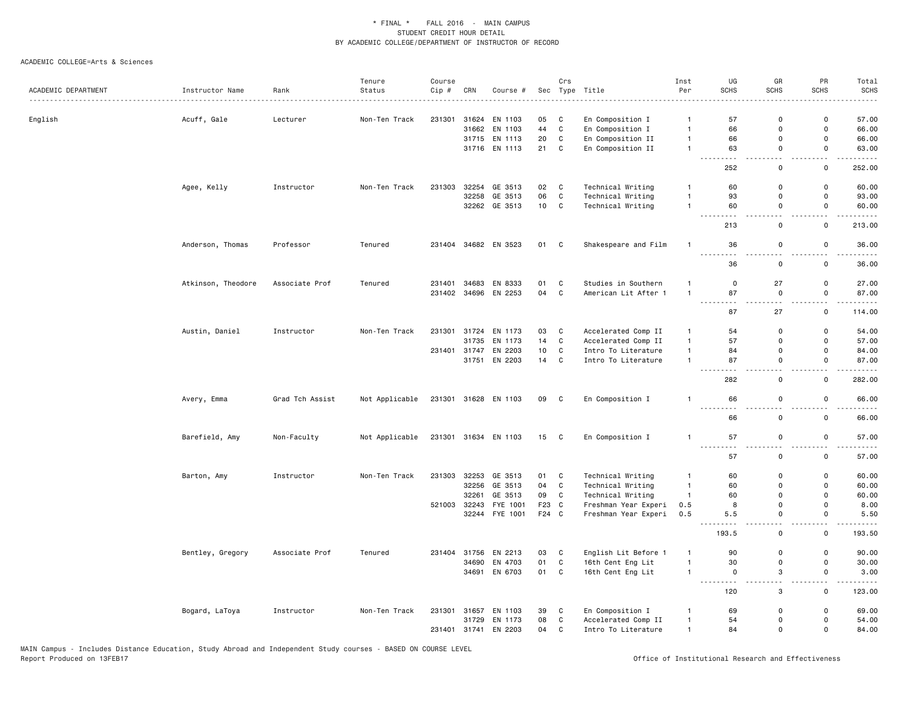\* FINAL \* FALL 2016 - MAIN CAMPUS
STUDENT CREDIT HOUR DETAIL
BY ACADEMIC COLLEGE/DEPARTMENT OF INSTRUCTOR OF RECORD

ACADEMIC COLLEGE=Arts & Sciences

| ACADEMIC DEPARTMENT | Instructor Name | Rank | Tenure Status | Course Cip # | CRN | Course # | Sec | Crs Type | Title | Inst Per | UG SCHS | GR SCHS | PR SCHS | Total SCHS |
|---|---|---|---|---|---|---|---|---|---|---|---|---|---|---|
| English | Acuff, Gale | Lecturer | Non-Ten Track | 231301 | 31624 | EN 1103 | 05 | C | En Composition I | 1 | 57 | 0 | 0 | 57.00 |
| | | | | | 31662 | EN 1103 | 44 | C | En Composition I | 1 | 66 | 0 | 0 | 66.00 |
| | | | | | 31715 | EN 1113 | 20 | C | En Composition II | 1 | 66 | 0 | 0 | 66.00 |
| | | | | | 31716 | EN 1113 | 21 | C | En Composition II | 1 | 63 | 0 | 0 | 63.00 |
| | | | | | | | | | | | 252 | 0 | 0 | 252.00 |
| | Agee, Kelly | Instructor | Non-Ten Track | 231303 | 32254 | GE 3513 | 02 | C | Technical Writing | 1 | 60 | 0 | 0 | 60.00 |
| | | | | | 32258 | GE 3513 | 06 | C | Technical Writing | 1 | 93 | 0 | 0 | 93.00 |
| | | | | | 32262 | GE 3513 | 10 | C | Technical Writing | 1 | 60 | 0 | 0 | 60.00 |
| | | | | | | | | | | | 213 | 0 | 0 | 213.00 |
| | Anderson, Thomas | Professor | Tenured | 231404 | 34682 | EN 3523 | 01 | C | Shakespeare and Film | 1 | 36 | 0 | 0 | 36.00 |
| | | | | | | | | | | | 36 | 0 | 0 | 36.00 |
| | Atkinson, Theodore | Associate Prof | Tenured | 231401 | 34683 | EN 8333 | 01 | C | Studies in Southern | 1 | 0 | 27 | 0 | 27.00 |
| | | | | 231402 | 34696 | EN 2253 | 04 | C | American Lit After 1 | 1 | 87 | 0 | 0 | 87.00 |
| | | | | | | | | | | | 87 | 27 | 0 | 114.00 |
| | Austin, Daniel | Instructor | Non-Ten Track | 231301 | 31724 | EN 1173 | 03 | C | Accelerated Comp II | 1 | 54 | 0 | 0 | 54.00 |
| | | | | | 31735 | EN 1173 | 14 | C | Accelerated Comp II | 1 | 57 | 0 | 0 | 57.00 |
| | | | | 231401 | 31747 | EN 2203 | 10 | C | Intro To Literature | 1 | 84 | 0 | 0 | 84.00 |
| | | | | | 31751 | EN 2203 | 14 | C | Intro To Literature | 1 | 87 | 0 | 0 | 87.00 |
| | | | | | | | | | | | 282 | 0 | 0 | 282.00 |
| | Avery, Emma | Grad Tch Assist | Not Applicable | 231301 | 31628 | EN 1103 | 09 | C | En Composition I | 1 | 66 | 0 | 0 | 66.00 |
| | | | | | | | | | | | 66 | 0 | 0 | 66.00 |
| | Barefield, Amy | Non-Faculty | Not Applicable | 231301 | 31634 | EN 1103 | 15 | C | En Composition I | 1 | 57 | 0 | 0 | 57.00 |
| | | | | | | | | | | | 57 | 0 | 0 | 57.00 |
| | Barton, Amy | Instructor | Non-Ten Track | 231303 | 32253 | GE 3513 | 01 | C | Technical Writing | 1 | 60 | 0 | 0 | 60.00 |
| | | | | | 32256 | GE 3513 | 04 | C | Technical Writing | 1 | 60 | 0 | 0 | 60.00 |
| | | | | | 32261 | GE 3513 | 09 | C | Technical Writing | 1 | 60 | 0 | 0 | 60.00 |
| | | | | 521003 | 32243 | FYE 1001 | F23 | C | Freshman Year Experi | 0.5 | 8 | 0 | 0 | 8.00 |
| | | | | | 32244 | FYE 1001 | F24 | C | Freshman Year Experi | 0.5 | 5.5 | 0 | 0 | 5.50 |
| | | | | | | | | | | | 193.5 | 0 | 0 | 193.50 |
| | Bentley, Gregory | Associate Prof | Tenured | 231404 | 31756 | EN 2213 | 03 | C | English Lit Before 1 | 1 | 90 | 0 | 0 | 90.00 |
| | | | | | 34690 | EN 4703 | 01 | C | 16th Cent Eng Lit | 1 | 30 | 0 | 0 | 30.00 |
| | | | | | 34691 | EN 6703 | 01 | C | 16th Cent Eng Lit | 1 | 0 | 3 | 0 | 3.00 |
| | | | | | | | | | | | 120 | 3 | 0 | 123.00 |
| | Bogard, LaToya | Instructor | Non-Ten Track | 231301 | 31657 | EN 1103 | 39 | C | En Composition I | 1 | 69 | 0 | 0 | 69.00 |
| | | | | | 31729 | EN 1173 | 08 | C | Accelerated Comp II | 1 | 54 | 0 | 0 | 54.00 |
| | | | | 231401 | 31741 | EN 2203 | 04 | C | Intro To Literature | 1 | 84 | 0 | 0 | 84.00 |

MAIN Campus - Includes Distance Education, Study Abroad and Independent Study courses - BASED ON COURSE LEVEL
Report Produced on 13FEB17

Office of Institutional Research and Effectiveness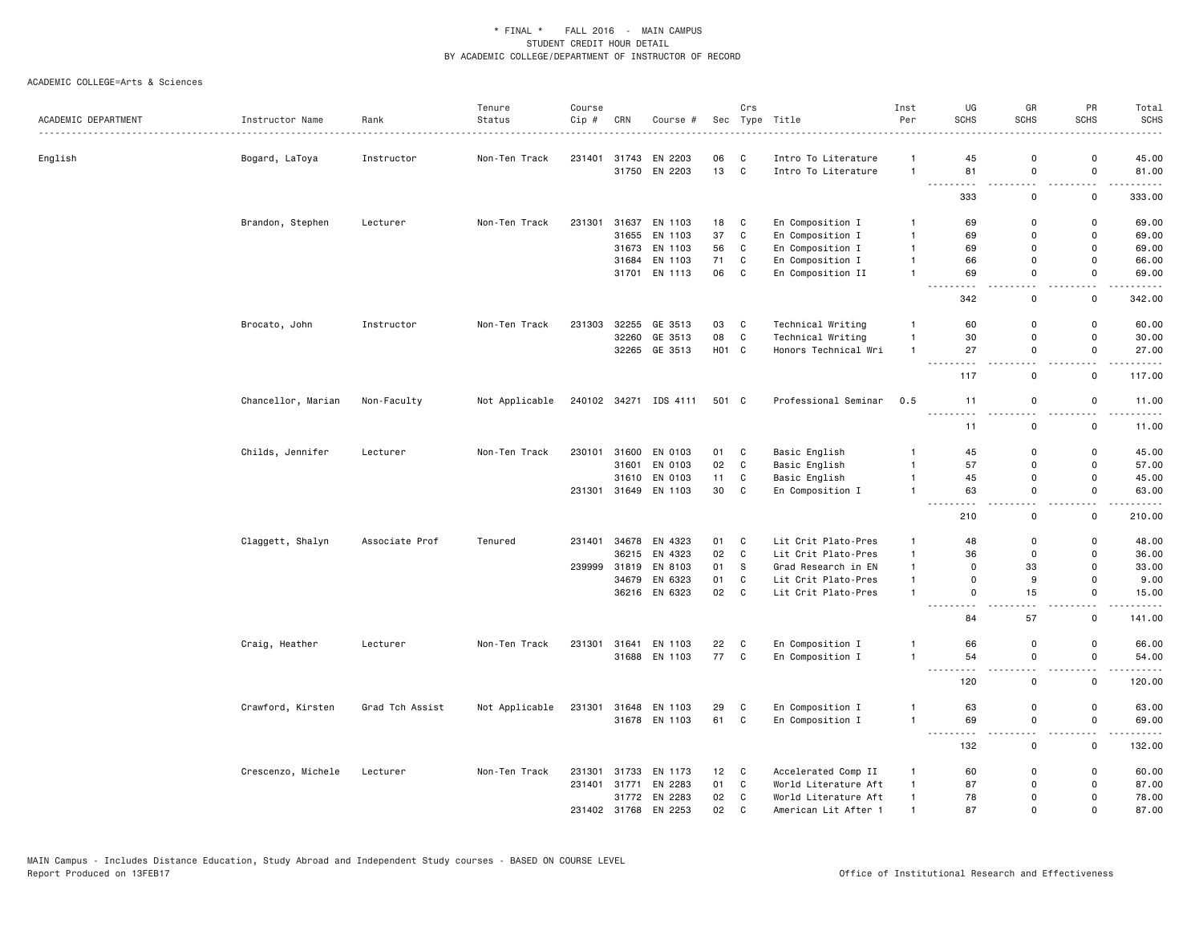\* FINAL \* FALL 2016 - MAIN CAMPUS
STUDENT CREDIT HOUR DETAIL
BY ACADEMIC COLLEGE/DEPARTMENT OF INSTRUCTOR OF RECORD

ACADEMIC COLLEGE=Arts & Sciences

| ACADEMIC DEPARTMENT | Instructor Name | Rank | Tenure Status | Course Cip # | CRN | Course # | Sec | Crs Type | Title | Inst Per | UG SCHS | GR SCHS | PR SCHS | Total SCHS |
|---|---|---|---|---|---|---|---|---|---|---|---|---|---|---|
| English | Bogard, LaToya | Instructor | Non-Ten Track | 231401 | 31743 | EN 2203 | 06 | C | Intro To Literature | 1 | 45 | 0 | 0 | 45.00 |
| | | | | | 31750 | EN 2203 | 13 | C | Intro To Literature | 1 | 81 | 0 | 0 | 81.00 |
| | | | | | | | | | | | 333 | 0 | 0 | 333.00 |
| | Brandon, Stephen | Lecturer | Non-Ten Track | 231301 | 31637 | EN 1103 | 18 | C | En Composition I | 1 | 69 | 0 | 0 | 69.00 |
| | | | | | 31655 | EN 1103 | 37 | C | En Composition I | 1 | 69 | 0 | 0 | 69.00 |
| | | | | | 31673 | EN 1103 | 56 | C | En Composition I | 1 | 69 | 0 | 0 | 69.00 |
| | | | | | 31684 | EN 1103 | 71 | C | En Composition I | 1 | 66 | 0 | 0 | 66.00 |
| | | | | | 31701 | EN 1113 | 06 | C | En Composition II | 1 | 69 | 0 | 0 | 69.00 |
| | | | | | | | | | | | 342 | 0 | 0 | 342.00 |
| | Brocato, John | Instructor | Non-Ten Track | 231303 | 32255 | GE 3513 | 03 | C | Technical Writing | 1 | 60 | 0 | 0 | 60.00 |
| | | | | | 32260 | GE 3513 | 08 | C | Technical Writing | 1 | 30 | 0 | 0 | 30.00 |
| | | | | | 32265 | GE 3513 | H01 | C | Honors Technical Wri | 1 | 27 | 0 | 0 | 27.00 |
| | | | | | | | | | | | 117 | 0 | 0 | 117.00 |
| | Chancellor, Marian | Non-Faculty | Not Applicable | 240102 | 34271 | IDS 4111 | 501 | C | Professional Seminar | 0.5 | 11 | 0 | 0 | 11.00 |
| | | | | | | | | | | | 11 | 0 | 0 | 11.00 |
| | Childs, Jennifer | Lecturer | Non-Ten Track | 230101 | 31600 | EN 0103 | 01 | C | Basic English | 1 | 45 | 0 | 0 | 45.00 |
| | | | | | 31601 | EN 0103 | 02 | C | Basic English | 1 | 57 | 0 | 0 | 57.00 |
| | | | | | 31610 | EN 0103 | 11 | C | Basic English | 1 | 45 | 0 | 0 | 45.00 |
| | | | | 231301 | 31649 | EN 1103 | 30 | C | En Composition I | 1 | 63 | 0 | 0 | 63.00 |
| | | | | | | | | | | | 210 | 0 | 0 | 210.00 |
| | Claggett, Shalyn | Associate Prof | Tenured | 231401 | 34678 | EN 4323 | 01 | C | Lit Crit Plato-Pres | 1 | 48 | 0 | 0 | 48.00 |
| | | | | | 36215 | EN 4323 | 02 | C | Lit Crit Plato-Pres | 1 | 36 | 0 | 0 | 36.00 |
| | | | | 239999 | 31819 | EN 8103 | 01 | S | Grad Research in EN | 1 | 0 | 33 | 0 | 33.00 |
| | | | | | 34679 | EN 6323 | 01 | C | Lit Crit Plato-Pres | 1 | 0 | 9 | 0 | 9.00 |
| | | | | | 36216 | EN 6323 | 02 | C | Lit Crit Plato-Pres | 1 | 0 | 15 | 0 | 15.00 |
| | | | | | | | | | | | 84 | 57 | 0 | 141.00 |
| | Craig, Heather | Lecturer | Non-Ten Track | 231301 | 31641 | EN 1103 | 22 | C | En Composition I | 1 | 66 | 0 | 0 | 66.00 |
| | | | | | 31688 | EN 1103 | 77 | C | En Composition I | 1 | 54 | 0 | 0 | 54.00 |
| | | | | | | | | | | | 120 | 0 | 0 | 120.00 |
| | Crawford, Kirsten | Grad Tch Assist | Not Applicable | 231301 | 31648 | EN 1103 | 29 | C | En Composition I | 1 | 63 | 0 | 0 | 63.00 |
| | | | | | 31678 | EN 1103 | 61 | C | En Composition I | 1 | 69 | 0 | 0 | 69.00 |
| | | | | | | | | | | | 132 | 0 | 0 | 132.00 |
| | Crescenzo, Michele | Lecturer | Non-Ten Track | 231301 | 31733 | EN 1173 | 12 | C | Accelerated Comp II | 1 | 60 | 0 | 0 | 60.00 |
| | | | | 231401 | 31771 | EN 2283 | 01 | C | World Literature Aft | 1 | 87 | 0 | 0 | 87.00 |
| | | | | | 31772 | EN 2283 | 02 | C | World Literature Aft | 1 | 78 | 0 | 0 | 78.00 |
| | | | | 231402 | 31768 | EN 2253 | 02 | C | American Lit After 1 | 1 | 87 | 0 | 0 | 87.00 |

MAIN Campus - Includes Distance Education, Study Abroad and Independent Study courses - BASED ON COURSE LEVEL
Report Produced on 13FEB17

Office of Institutional Research and Effectiveness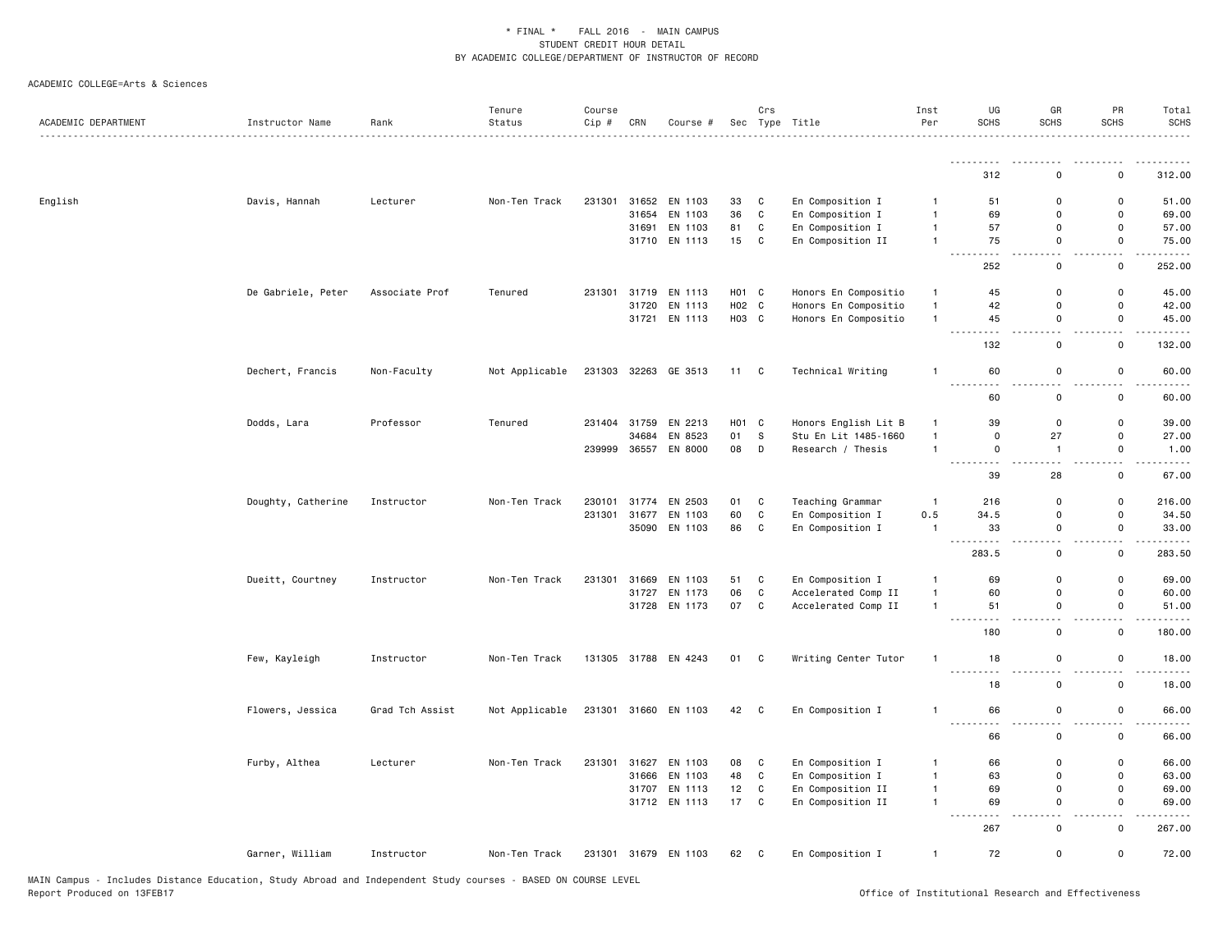\* FINAL \*    FALL 2016  -  MAIN CAMPUS
STUDENT CREDIT HOUR DETAIL
BY ACADEMIC COLLEGE/DEPARTMENT OF INSTRUCTOR OF RECORD

ACADEMIC COLLEGE=Arts & Sciences

| ACADEMIC DEPARTMENT | Instructor Name | Rank | Tenure Status | Course Cip # | CRN | Course # | Sec | Crs Type | Title | Inst Per | UG SCHS | GR SCHS | PR SCHS | Total SCHS |
|---|---|---|---|---|---|---|---|---|---|---|---|---|---|---|
| | | | | | | | | | | | 312 | 0 | 0 | 312.00 |
| English | Davis, Hannah | Lecturer | Non-Ten Track | 231301 | 31652 | EN 1103 | 33 | C | En Composition I | 1 | 51 | 0 | 0 | 51.00 |
| | | | | | 31654 | EN 1103 | 36 | C | En Composition I | 1 | 69 | 0 | 0 | 69.00 |
| | | | | | 31691 | EN 1103 | 81 | C | En Composition I | 1 | 57 | 0 | 0 | 57.00 |
| | | | | | 31710 | EN 1113 | 15 | C | En Composition II | 1 | 75 | 0 | 0 | 75.00 |
| | | | | | | | | | | | 252 | 0 | 0 | 252.00 |
| | De Gabriele, Peter | Associate Prof | Tenured | 231301 | 31719 | EN 1113 | H01 | C | Honors En Compositio | 1 | 45 | 0 | 0 | 45.00 |
| | | | | | 31720 | EN 1113 | H02 | C | Honors En Compositio | 1 | 42 | 0 | 0 | 42.00 |
| | | | | | 31721 | EN 1113 | H03 | C | Honors En Compositio | 1 | 45 | 0 | 0 | 45.00 |
| | | | | | | | | | | | 132 | 0 | 0 | 132.00 |
| | Dechert, Francis | Non-Faculty | Not Applicable | 231303 | 32263 | GE 3513 | 11 | C | Technical Writing | 1 | 60 | 0 | 0 | 60.00 |
| | | | | | | | | | | | 60 | 0 | 0 | 60.00 |
| | Dodds, Lara | Professor | Tenured | 231404 | 31759 | EN 2213 | H01 | C | Honors English Lit B | 1 | 39 | 0 | 0 | 39.00 |
| | | | | | 34684 | EN 8523 | 01 | S | Stu En Lit 1485-1660 | 1 | 0 | 27 | 0 | 27.00 |
| | | | | 239999 | 36557 | EN 8000 | 08 | D | Research / Thesis | 1 | 0 | 1 | 0 | 1.00 |
| | | | | | | | | | | | 39 | 28 | 0 | 67.00 |
| | Doughty, Catherine | Instructor | Non-Ten Track | 230101 | 31774 | EN 2503 | 01 | C | Teaching Grammar | 1 | 216 | 0 | 0 | 216.00 |
| | | | | 231301 | 31677 | EN 1103 | 60 | C | En Composition I | 0.5 | 34.5 | 0 | 0 | 34.50 |
| | | | | | 35090 | EN 1103 | 86 | C | En Composition I | 1 | 33 | 0 | 0 | 33.00 |
| | | | | | | | | | | | 283.5 | 0 | 0 | 283.50 |
| | Dueitt, Courtney | Instructor | Non-Ten Track | 231301 | 31669 | EN 1103 | 51 | C | En Composition I | 1 | 69 | 0 | 0 | 69.00 |
| | | | | | 31727 | EN 1173 | 06 | C | Accelerated Comp II | 1 | 60 | 0 | 0 | 60.00 |
| | | | | | 31728 | EN 1173 | 07 | C | Accelerated Comp II | 1 | 51 | 0 | 0 | 51.00 |
| | | | | | | | | | | | 180 | 0 | 0 | 180.00 |
| | Few, Kayleigh | Instructor | Non-Ten Track | 131305 | 31788 | EN 4243 | 01 | C | Writing Center Tutor | 1 | 18 | 0 | 0 | 18.00 |
| | | | | | | | | | | | 18 | 0 | 0 | 18.00 |
| | Flowers, Jessica | Grad Tch Assist | Not Applicable | 231301 | 31660 | EN 1103 | 42 | C | En Composition I | 1 | 66 | 0 | 0 | 66.00 |
| | | | | | | | | | | | 66 | 0 | 0 | 66.00 |
| | Furby, Althea | Lecturer | Non-Ten Track | 231301 | 31627 | EN 1103 | 08 | C | En Composition I | 1 | 66 | 0 | 0 | 66.00 |
| | | | | | 31666 | EN 1103 | 48 | C | En Composition I | 1 | 63 | 0 | 0 | 63.00 |
| | | | | | 31707 | EN 1113 | 12 | C | En Composition II | 1 | 69 | 0 | 0 | 69.00 |
| | | | | | 31712 | EN 1113 | 17 | C | En Composition II | 1 | 69 | 0 | 0 | 69.00 |
| | | | | | | | | | | | 267 | 0 | 0 | 267.00 |
| | Garner, William | Instructor | Non-Ten Track | 231301 | 31679 | EN 1103 | 62 | C | En Composition I | 1 | 72 | 0 | 0 | 72.00 |

MAIN Campus - Includes Distance Education, Study Abroad and Independent Study courses - BASED ON COURSE LEVEL
Report Produced on 13FEB17    Office of Institutional Research and Effectiveness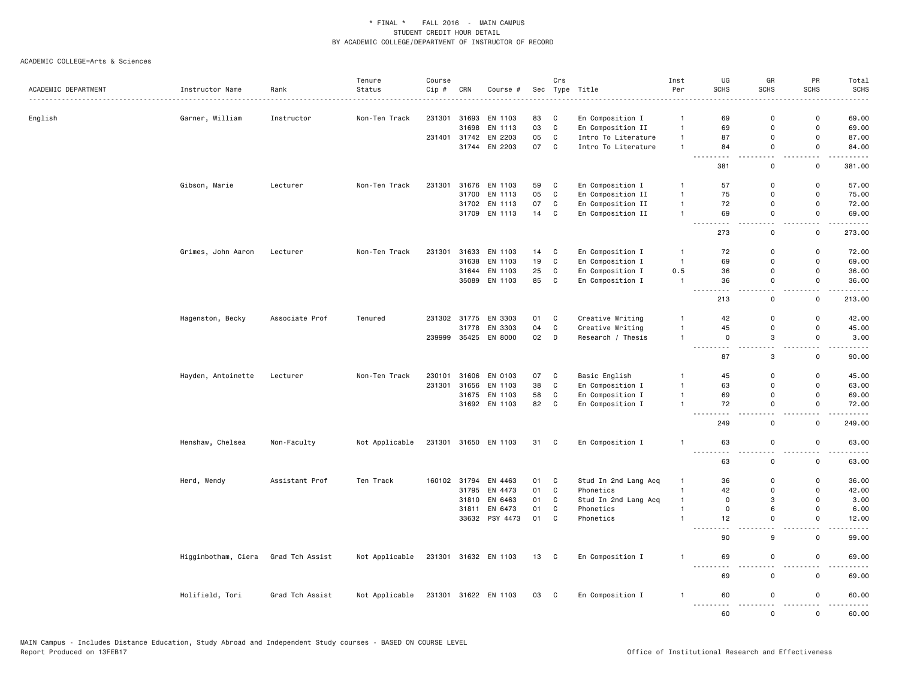\* FINAL \*    FALL 2016  -  MAIN CAMPUS
STUDENT CREDIT HOUR DETAIL
BY ACADEMIC COLLEGE/DEPARTMENT OF INSTRUCTOR OF RECORD

ACADEMIC COLLEGE=Arts & Sciences

| ACADEMIC DEPARTMENT | Instructor Name | Rank | Tenure Status | Course Cip # | CRN | Course # | Sec | Crs Type | Title | Inst Per | UG SCHS | GR SCHS | PR SCHS | Total SCHS |
|---|---|---|---|---|---|---|---|---|---|---|---|---|---|---|
| English | Garner, William | Instructor | Non-Ten Track | 231301 | 31693 | EN 1103 | 83 | C | En Composition I | 1 | 69 | 0 | 0 | 69.00 |
| | | | | | 31698 | EN 1113 | 03 | C | En Composition II | 1 | 69 | 0 | 0 | 69.00 |
| | | | | 231401 | 31742 | EN 2203 | 05 | C | Intro To Literature | 1 | 87 | 0 | 0 | 87.00 |
| | | | | | 31744 | EN 2203 | 07 | C | Intro To Literature | 1 | 84 | 0 | 0 | 84.00 |
| | | | | | | | | | | | 381 | 0 | 0 | 381.00 |
| | Gibson, Marie | Lecturer | Non-Ten Track | 231301 | 31676 | EN 1103 | 59 | C | En Composition I | 1 | 57 | 0 | 0 | 57.00 |
| | | | | | 31700 | EN 1113 | 05 | C | En Composition II | 1 | 75 | 0 | 0 | 75.00 |
| | | | | | 31702 | EN 1113 | 07 | C | En Composition II | 1 | 72 | 0 | 0 | 72.00 |
| | | | | | 31709 | EN 1113 | 14 | C | En Composition II | 1 | 69 | 0 | 0 | 69.00 |
| | | | | | | | | | | | 273 | 0 | 0 | 273.00 |
| | Grimes, John Aaron | Lecturer | Non-Ten Track | 231301 | 31633 | EN 1103 | 14 | C | En Composition I | 1 | 72 | 0 | 0 | 72.00 |
| | | | | | 31638 | EN 1103 | 19 | C | En Composition I | 1 | 69 | 0 | 0 | 69.00 |
| | | | | | 31644 | EN 1103 | 25 | C | En Composition I | 0.5 | 36 | 0 | 0 | 36.00 |
| | | | | | 35089 | EN 1103 | 85 | C | En Composition I | 1 | 36 | 0 | 0 | 36.00 |
| | | | | | | | | | | | 213 | 0 | 0 | 213.00 |
| | Hagenston, Becky | Associate Prof | Tenured | 231302 | 31775 | EN 3303 | 01 | C | Creative Writing | 1 | 42 | 0 | 0 | 42.00 |
| | | | | | 31778 | EN 3303 | 04 | C | Creative Writing | 1 | 45 | 0 | 0 | 45.00 |
| | | | | 239999 | 35425 | EN 8000 | 02 | D | Research / Thesis | 1 | 0 | 3 | 0 | 3.00 |
| | | | | | | | | | | | 87 | 3 | 0 | 90.00 |
| | Hayden, Antoinette | Lecturer | Non-Ten Track | 230101 | 31606 | EN 0103 | 07 | C | Basic English | 1 | 45 | 0 | 0 | 45.00 |
| | | | | 231301 | 31656 | EN 1103 | 38 | C | En Composition I | 1 | 63 | 0 | 0 | 63.00 |
| | | | | | 31675 | EN 1103 | 58 | C | En Composition I | 1 | 69 | 0 | 0 | 69.00 |
| | | | | | 31692 | EN 1103 | 82 | C | En Composition I | 1 | 72 | 0 | 0 | 72.00 |
| | | | | | | | | | | | 249 | 0 | 0 | 249.00 |
| | Henshaw, Chelsea | Non-Faculty | Not Applicable | 231301 | 31650 | EN 1103 | 31 | C | En Composition I | 1 | 63 | 0 | 0 | 63.00 |
| | | | | | | | | | | | 63 | 0 | 0 | 63.00 |
| | Herd, Wendy | Assistant Prof | Ten Track | 160102 | 31794 | EN 4463 | 01 | C | Stud In 2nd Lang Acq | 1 | 36 | 0 | 0 | 36.00 |
| | | | | | 31795 | EN 4473 | 01 | C | Phonetics | 1 | 42 | 0 | 0 | 42.00 |
| | | | | | 31810 | EN 6463 | 01 | C | Stud In 2nd Lang Acq | 1 | 0 | 3 | 0 | 3.00 |
| | | | | | 31811 | EN 6473 | 01 | C | Phonetics | 1 | 0 | 6 | 0 | 6.00 |
| | | | | | 33632 | PSY 4473 | 01 | C | Phonetics | 1 | 12 | 0 | 0 | 12.00 |
| | | | | | | | | | | | 90 | 9 | 0 | 99.00 |
| | Higginbotham, Ciera | Grad Tch Assist | Not Applicable | 231301 | 31632 | EN 1103 | 13 | C | En Composition I | 1 | 69 | 0 | 0 | 69.00 |
| | | | | | | | | | | | 69 | 0 | 0 | 69.00 |
| | Holifield, Tori | Grad Tch Assist | Not Applicable | 231301 | 31622 | EN 1103 | 03 | C | En Composition I | 1 | 60 | 0 | 0 | 60.00 |
| | | | | | | | | | | | 60 | 0 | 0 | 60.00 |

MAIN Campus - Includes Distance Education, Study Abroad and Independent Study courses - BASED ON COURSE LEVEL
Report Produced on 13FEB17    Office of Institutional Research and Effectiveness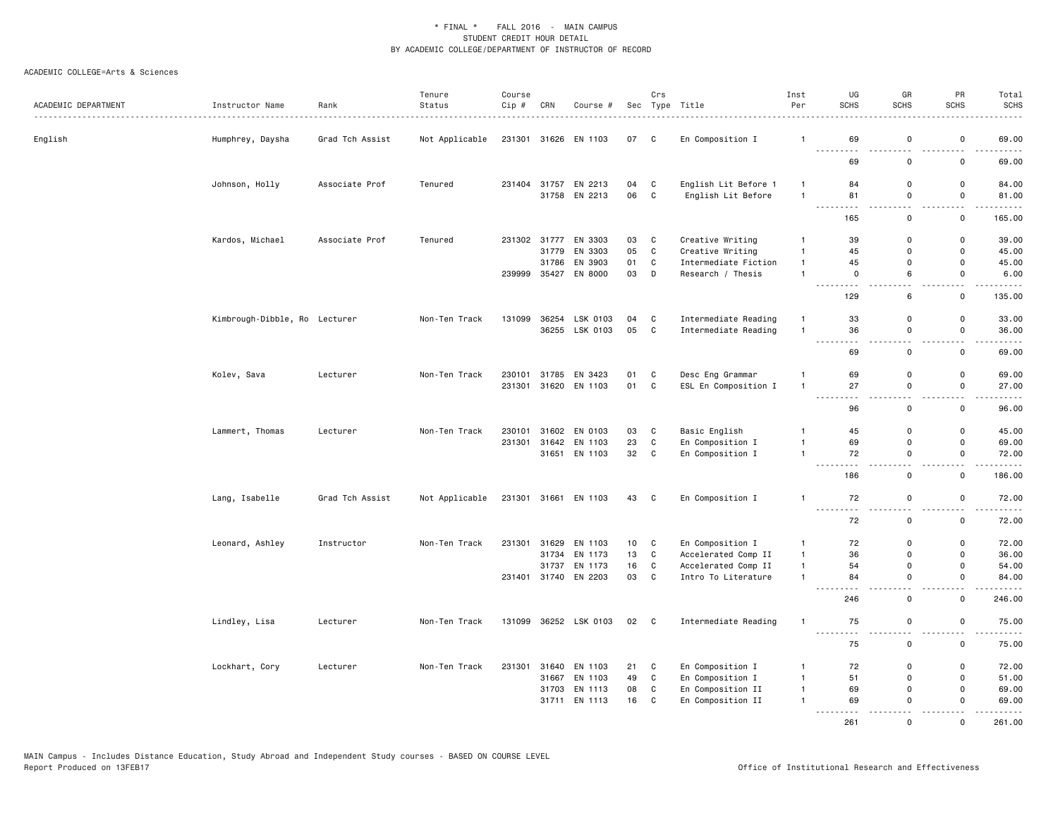\* FINAL \* FALL 2016 - MAIN CAMPUS
STUDENT CREDIT HOUR DETAIL
BY ACADEMIC COLLEGE/DEPARTMENT OF INSTRUCTOR OF RECORD

ACADEMIC COLLEGE=Arts & Sciences

| ACADEMIC DEPARTMENT | Instructor Name | Rank | Tenure Status | Course Cip # | CRN | Course # | Sec | Crs Type | Title | Inst Per | UG SCHS | GR SCHS | PR SCHS | Total SCHS |
|---|---|---|---|---|---|---|---|---|---|---|---|---|---|---|
| English | Humphrey, Daysha | Grad Tch Assist | Not Applicable | 231301 | 31626 | EN 1103 | 07 | C | En Composition I | 1 | 69 | 0 | 0 | 69.00 |
| | | | | | | | | | | | 69 | 0 | 0 | 69.00 |
| | Johnson, Holly | Associate Prof | Tenured | 231404 | 31757 | EN 2213 | 04 | C | English Lit Before 1 | 1 | 84 | 0 | 0 | 84.00 |
| | | | | | 31758 | EN 2213 | 06 | C | English Lit Before | 1 | 81 | 0 | 0 | 81.00 |
| | | | | | | | | | | | 165 | 0 | 0 | 165.00 |
| | Kardos, Michael | Associate Prof | Tenured | 231302 | 31777 | EN 3303 | 03 | C | Creative Writing | 1 | 39 | 0 | 0 | 39.00 |
| | | | | | 31779 | EN 3303 | 05 | C | Creative Writing | 1 | 45 | 0 | 0 | 45.00 |
| | | | | | 31786 | EN 3903 | 01 | C | Intermediate Fiction | 1 | 45 | 0 | 0 | 45.00 |
| | | | | 239999 | 35427 | EN 8000 | 03 | D | Research / Thesis | 1 | 0 | 6 | 0 | 6.00 |
| | | | | | | | | | | | 129 | 6 | 0 | 135.00 |
| | Kimbrough-Dibble, Ro | Lecturer | Non-Ten Track | 131099 | 36254 | LSK 0103 | 04 | C | Intermediate Reading | 1 | 33 | 0 | 0 | 33.00 |
| | | | | | 36255 | LSK 0103 | 05 | C | Intermediate Reading | 1 | 36 | 0 | 0 | 36.00 |
| | | | | | | | | | | | 69 | 0 | 0 | 69.00 |
| | Kolev, Sava | Lecturer | Non-Ten Track | 230101 | 31785 | EN 3423 | 01 | C | Desc Eng Grammar | 1 | 69 | 0 | 0 | 69.00 |
| | | | | 231301 | 31620 | EN 1103 | 01 | C | ESL En Composition I | 1 | 27 | 0 | 0 | 27.00 |
| | | | | | | | | | | | 96 | 0 | 0 | 96.00 |
| | Lammert, Thomas | Lecturer | Non-Ten Track | 230101 | 31602 | EN 0103 | 03 | C | Basic English | 1 | 45 | 0 | 0 | 45.00 |
| | | | | 231301 | 31642 | EN 1103 | 23 | C | En Composition I | 1 | 69 | 0 | 0 | 69.00 |
| | | | | | 31651 | EN 1103 | 32 | C | En Composition I | 1 | 72 | 0 | 0 | 72.00 |
| | | | | | | | | | | | 186 | 0 | 0 | 186.00 |
| | Lang, Isabelle | Grad Tch Assist | Not Applicable | 231301 | 31661 | EN 1103 | 43 | C | En Composition I | 1 | 72 | 0 | 0 | 72.00 |
| | | | | | | | | | | | 72 | 0 | 0 | 72.00 |
| | Leonard, Ashley | Instructor | Non-Ten Track | 231301 | 31629 | EN 1103 | 10 | C | En Composition I | 1 | 72 | 0 | 0 | 72.00 |
| | | | | | 31734 | EN 1173 | 13 | C | Accelerated Comp II | 1 | 36 | 0 | 0 | 36.00 |
| | | | | | 31737 | EN 1173 | 16 | C | Accelerated Comp II | 1 | 54 | 0 | 0 | 54.00 |
| | | | | 231401 | 31740 | EN 2203 | 03 | C | Intro To Literature | 1 | 84 | 0 | 0 | 84.00 |
| | | | | | | | | | | | 246 | 0 | 0 | 246.00 |
| | Lindley, Lisa | Lecturer | Non-Ten Track | 131099 | 36252 | LSK 0103 | 02 | C | Intermediate Reading | 1 | 75 | 0 | 0 | 75.00 |
| | | | | | | | | | | | 75 | 0 | 0 | 75.00 |
| | Lockhart, Cory | Lecturer | Non-Ten Track | 231301 | 31640 | EN 1103 | 21 | C | En Composition I | 1 | 72 | 0 | 0 | 72.00 |
| | | | | | 31667 | EN 1103 | 49 | C | En Composition I | 1 | 51 | 0 | 0 | 51.00 |
| | | | | | 31703 | EN 1113 | 08 | C | En Composition II | 1 | 69 | 0 | 0 | 69.00 |
| | | | | | 31711 | EN 1113 | 16 | C | En Composition II | 1 | 69 | 0 | 0 | 69.00 |
| | | | | | | | | | | | 261 | 0 | 0 | 261.00 |

MAIN Campus - Includes Distance Education, Study Abroad and Independent Study courses - BASED ON COURSE LEVEL
Report Produced on 13FEB17

Office of Institutional Research and Effectiveness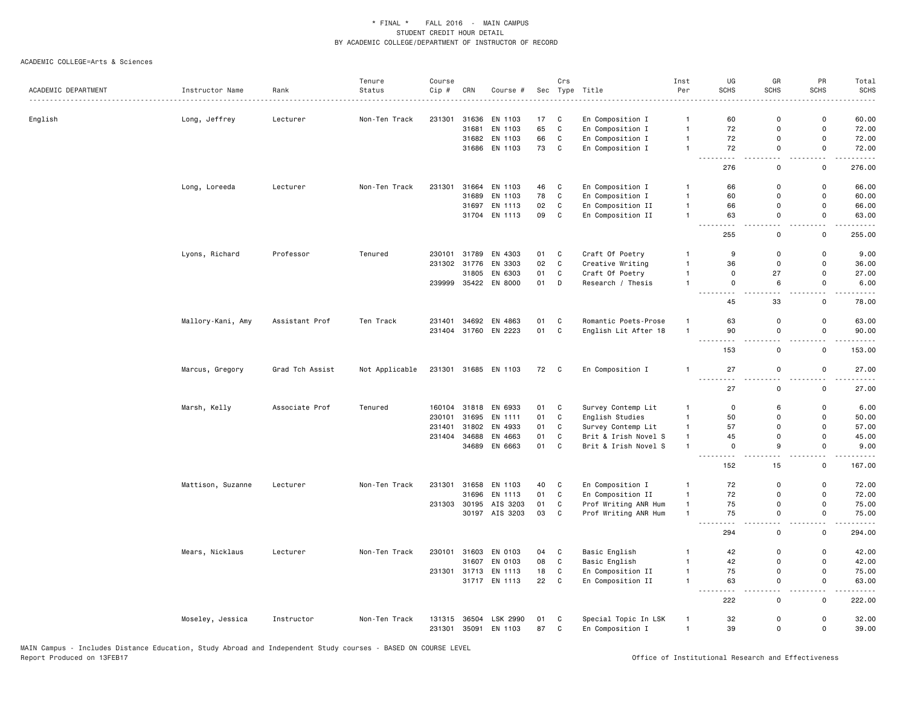\* FINAL \* FALL 2016 - MAIN CAMPUS
STUDENT CREDIT HOUR DETAIL
BY ACADEMIC COLLEGE/DEPARTMENT OF INSTRUCTOR OF RECORD

ACADEMIC COLLEGE=Arts & Sciences

| ACADEMIC DEPARTMENT | Instructor Name | Rank | Tenure Status | Course Cip # | CRN | Course # | Sec | Crs Type | Title | Inst Per | UG SCHS | GR SCHS | PR SCHS | Total SCHS |
|---|---|---|---|---|---|---|---|---|---|---|---|---|---|---|
| English | Long, Jeffrey | Lecturer | Non-Ten Track | 231301 | 31636 | EN 1103 | 17 | C | En Composition I | 1 | 60 | 0 | 0 | 60.00 |
| | | | | | 31681 | EN 1103 | 65 | C | En Composition I | 1 | 72 | 0 | 0 | 72.00 |
| | | | | | 31682 | EN 1103 | 66 | C | En Composition I | 1 | 72 | 0 | 0 | 72.00 |
| | | | | | 31686 | EN 1103 | 73 | C | En Composition I | 1 | 72 | 0 | 0 | 72.00 |
| | | | | | | | | | | | 276 | 0 | 0 | 276.00 |
| | Long, Loreeda | Lecturer | Non-Ten Track | 231301 | 31664 | EN 1103 | 46 | C | En Composition I | 1 | 66 | 0 | 0 | 66.00 |
| | | | | | 31689 | EN 1103 | 78 | C | En Composition I | 1 | 60 | 0 | 0 | 60.00 |
| | | | | | 31697 | EN 1113 | 02 | C | En Composition II | 1 | 66 | 0 | 0 | 66.00 |
| | | | | | 31704 | EN 1113 | 09 | C | En Composition II | 1 | 63 | 0 | 0 | 63.00 |
| | | | | | | | | | | | 255 | 0 | 0 | 255.00 |
| | Lyons, Richard | Professor | Tenured | 230101 | 31789 | EN 4303 | 01 | C | Craft Of Poetry | 1 | 9 | 0 | 0 | 9.00 |
| | | | | 231302 | 31776 | EN 3303 | 02 | C | Creative Writing | 1 | 36 | 0 | 0 | 36.00 |
| | | | | | 31805 | EN 6303 | 01 | C | Craft Of Poetry | 1 | 0 | 27 | 0 | 27.00 |
| | | | | 239999 | 35422 | EN 8000 | 01 | D | Research / Thesis | 1 | 0 | 6 | 0 | 6.00 |
| | | | | | | | | | | | 45 | 33 | 0 | 78.00 |
| | Mallory-Kani, Amy | Assistant Prof | Ten Track | 231401 | 34692 | EN 4863 | 01 | C | Romantic Poets-Prose | 1 | 63 | 0 | 0 | 63.00 |
| | | | | 231404 | 31760 | EN 2223 | 01 | C | English Lit After 18 | 1 | 90 | 0 | 0 | 90.00 |
| | | | | | | | | | | | 153 | 0 | 0 | 153.00 |
| | Marcus, Gregory | Grad Tch Assist | Not Applicable | 231301 | 31685 | EN 1103 | 72 | C | En Composition I | 1 | 27 | 0 | 0 | 27.00 |
| | | | | | | | | | | | 27 | 0 | 0 | 27.00 |
| | Marsh, Kelly | Associate Prof | Tenured | 160104 | 31818 | EN 6933 | 01 | C | Survey Contemp Lit | 1 | 0 | 6 | 0 | 6.00 |
| | | | | 230101 | 31695 | EN 1111 | 01 | C | English Studies | 1 | 50 | 0 | 0 | 50.00 |
| | | | | 231401 | 31802 | EN 4933 | 01 | C | Survey Contemp Lit | 1 | 57 | 0 | 0 | 57.00 |
| | | | | 231404 | 34688 | EN 4663 | 01 | C | Brit & Irish Novel S | 1 | 45 | 0 | 0 | 45.00 |
| | | | | | 34689 | EN 6663 | 01 | C | Brit & Irish Novel S | 1 | 0 | 9 | 0 | 9.00 |
| | | | | | | | | | | | 152 | 15 | 0 | 167.00 |
| | Mattison, Suzanne | Lecturer | Non-Ten Track | 231301 | 31658 | EN 1103 | 40 | C | En Composition I | 1 | 72 | 0 | 0 | 72.00 |
| | | | | | 31696 | EN 1113 | 01 | C | En Composition II | 1 | 72 | 0 | 0 | 72.00 |
| | | | | 231303 | 30195 | AIS 3203 | 01 | C | Prof Writing ANR Hum | 1 | 75 | 0 | 0 | 75.00 |
| | | | | | 30197 | AIS 3203 | 03 | C | Prof Writing ANR Hum | 1 | 75 | 0 | 0 | 75.00 |
| | | | | | | | | | | | 294 | 0 | 0 | 294.00 |
| | Mears, Nicklaus | Lecturer | Non-Ten Track | 230101 | 31603 | EN 0103 | 04 | C | Basic English | 1 | 42 | 0 | 0 | 42.00 |
| | | | | | 31607 | EN 0103 | 08 | C | Basic English | 1 | 42 | 0 | 0 | 42.00 |
| | | | | 231301 | 31713 | EN 1113 | 18 | C | En Composition II | 1 | 75 | 0 | 0 | 75.00 |
| | | | | | 31717 | EN 1113 | 22 | C | En Composition II | 1 | 63 | 0 | 0 | 63.00 |
| | | | | | | | | | | | 222 | 0 | 0 | 222.00 |
| | Moseley, Jessica | Instructor | Non-Ten Track | 131315 | 36504 | LSK 2990 | 01 | C | Special Topic In LSK | 1 | 32 | 0 | 0 | 32.00 |
| | | | | 231301 | 35091 | EN 1103 | 87 | C | En Composition I | 1 | 39 | 0 | 0 | 39.00 |

MAIN Campus - Includes Distance Education, Study Abroad and Independent Study courses - BASED ON COURSE LEVEL
Report Produced on 13FEB17

Office of Institutional Research and Effectiveness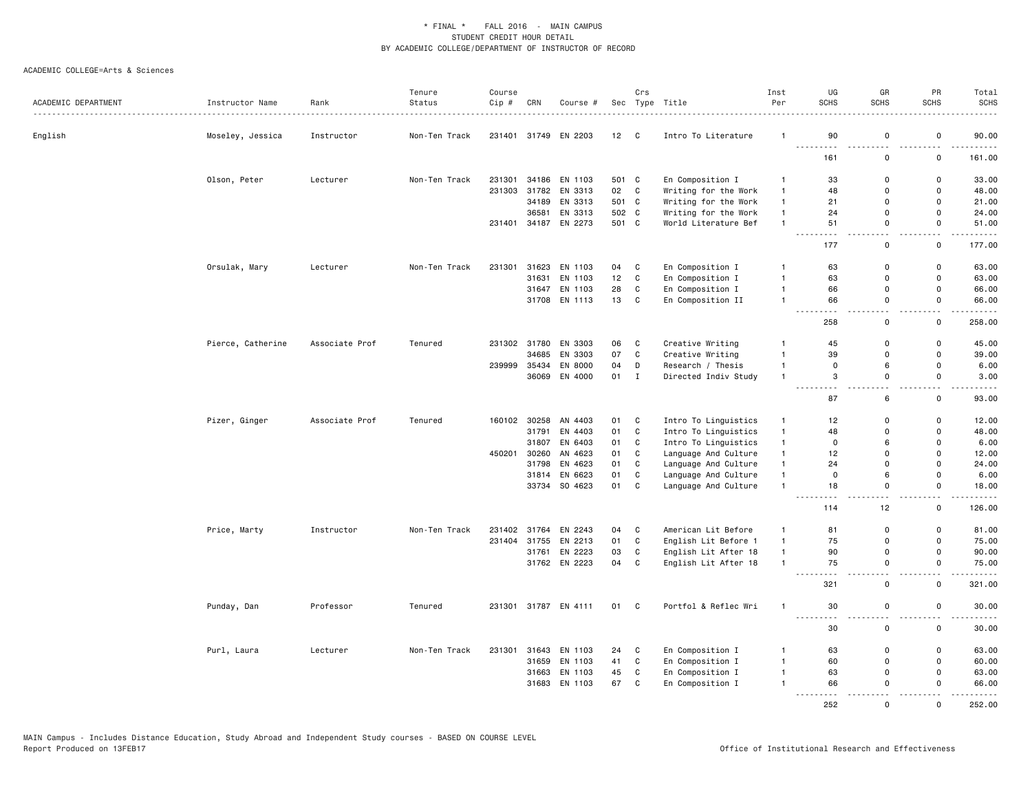\* FINAL \* FALL 2016 - MAIN CAMPUS
STUDENT CREDIT HOUR DETAIL
BY ACADEMIC COLLEGE/DEPARTMENT OF INSTRUCTOR OF RECORD

ACADEMIC COLLEGE=Arts & Sciences

| ACADEMIC DEPARTMENT | Instructor Name | Rank | Tenure Status | Course Cip # | CRN | Course # | Sec | Crs Type | Title | Inst Per | UG SCHS | GR SCHS | PR SCHS | Total SCHS |
|---|---|---|---|---|---|---|---|---|---|---|---|---|---|---|
| English | Moseley, Jessica | Instructor | Non-Ten Track | 231401 | 31749 | EN 2203 | 12 | C | Intro To Literature | 1 | 90 | 0 | 0 | 90.00 |
| | | | | | | | | | | | 161 | 0 | 0 | 161.00 |
| | Olson, Peter | Lecturer | Non-Ten Track | 231301 | 34186 | EN 1103 | 501 | C | En Composition I | 1 | 33 | 0 | 0 | 33.00 |
| | | | | 231303 | 31782 | EN 3313 | 02 | C | Writing for the Work | 1 | 48 | 0 | 0 | 48.00 |
| | | | | | 34189 | EN 3313 | 501 | C | Writing for the Work | 1 | 21 | 0 | 0 | 21.00 |
| | | | | | 36581 | EN 3313 | 502 | C | Writing for the Work | 1 | 24 | 0 | 0 | 24.00 |
| | | | | 231401 | 34187 | EN 2273 | 501 | C | World Literature Bef | 1 | 51 | 0 | 0 | 51.00 |
| | | | | | | | | | | | 177 | 0 | 0 | 177.00 |
| | Orsulak, Mary | Lecturer | Non-Ten Track | 231301 | 31623 | EN 1103 | 04 | C | En Composition I | 1 | 63 | 0 | 0 | 63.00 |
| | | | | | 31631 | EN 1103 | 12 | C | En Composition I | 1 | 63 | 0 | 0 | 63.00 |
| | | | | | 31647 | EN 1103 | 28 | C | En Composition I | 1 | 66 | 0 | 0 | 66.00 |
| | | | | | 31708 | EN 1113 | 13 | C | En Composition II | 1 | 66 | 0 | 0 | 66.00 |
| | | | | | | | | | | | 258 | 0 | 0 | 258.00 |
| | Pierce, Catherine | Associate Prof | Tenured | 231302 | 31780 | EN 3303 | 06 | C | Creative Writing | 1 | 45 | 0 | 0 | 45.00 |
| | | | | | 34685 | EN 3303 | 07 | C | Creative Writing | 1 | 39 | 0 | 0 | 39.00 |
| | | | | 239999 | 35434 | EN 8000 | 04 | D | Research / Thesis | 1 | 0 | 6 | 0 | 6.00 |
| | | | | | 36069 | EN 4000 | 01 | I | Directed Indiv Study | 1 | 3 | 0 | 0 | 3.00 |
| | | | | | | | | | | | 87 | 6 | 0 | 93.00 |
| | Pizer, Ginger | Associate Prof | Tenured | 160102 | 30258 | AN 4403 | 01 | C | Intro To Linguistics | 1 | 12 | 0 | 0 | 12.00 |
| | | | | | 31791 | EN 4403 | 01 | C | Intro To Linguistics | 1 | 48 | 0 | 0 | 48.00 |
| | | | | | 31807 | EN 6403 | 01 | C | Intro To Linguistics | 1 | 0 | 6 | 0 | 6.00 |
| | | | | 450201 | 30260 | AN 4623 | 01 | C | Language And Culture | 1 | 12 | 0 | 0 | 12.00 |
| | | | | | 31798 | EN 4623 | 01 | C | Language And Culture | 1 | 24 | 0 | 0 | 24.00 |
| | | | | | 31814 | EN 6623 | 01 | C | Language And Culture | 1 | 0 | 6 | 0 | 6.00 |
| | | | | | 33734 | SO 4623 | 01 | C | Language And Culture | 1 | 18 | 0 | 0 | 18.00 |
| | | | | | | | | | | | 114 | 12 | 0 | 126.00 |
| | Price, Marty | Instructor | Non-Ten Track | 231402 | 31764 | EN 2243 | 04 | C | American Lit Before | 1 | 81 | 0 | 0 | 81.00 |
| | | | | 231404 | 31755 | EN 2213 | 01 | C | English Lit Before 1 | 1 | 75 | 0 | 0 | 75.00 |
| | | | | | 31761 | EN 2223 | 03 | C | English Lit After 18 | 1 | 90 | 0 | 0 | 90.00 |
| | | | | | 31762 | EN 2223 | 04 | C | English Lit After 18 | 1 | 75 | 0 | 0 | 75.00 |
| | | | | | | | | | | | 321 | 0 | 0 | 321.00 |
| | Punday, Dan | Professor | Tenured | 231301 | 31787 | EN 4111 | 01 | C | Portfol & Reflec Wri | 1 | 30 | 0 | 0 | 30.00 |
| | | | | | | | | | | | 30 | 0 | 0 | 30.00 |
| | Purl, Laura | Lecturer | Non-Ten Track | 231301 | 31643 | EN 1103 | 24 | C | En Composition I | 1 | 63 | 0 | 0 | 63.00 |
| | | | | | 31659 | EN 1103 | 41 | C | En Composition I | 1 | 60 | 0 | 0 | 60.00 |
| | | | | | 31663 | EN 1103 | 45 | C | En Composition I | 1 | 63 | 0 | 0 | 63.00 |
| | | | | | 31683 | EN 1103 | 67 | C | En Composition I | 1 | 66 | 0 | 0 | 66.00 |
| | | | | | | | | | | | 252 | 0 | 0 | 252.00 |

MAIN Campus - Includes Distance Education, Study Abroad and Independent Study courses - BASED ON COURSE LEVEL
Report Produced on 13FEB17

Office of Institutional Research and Effectiveness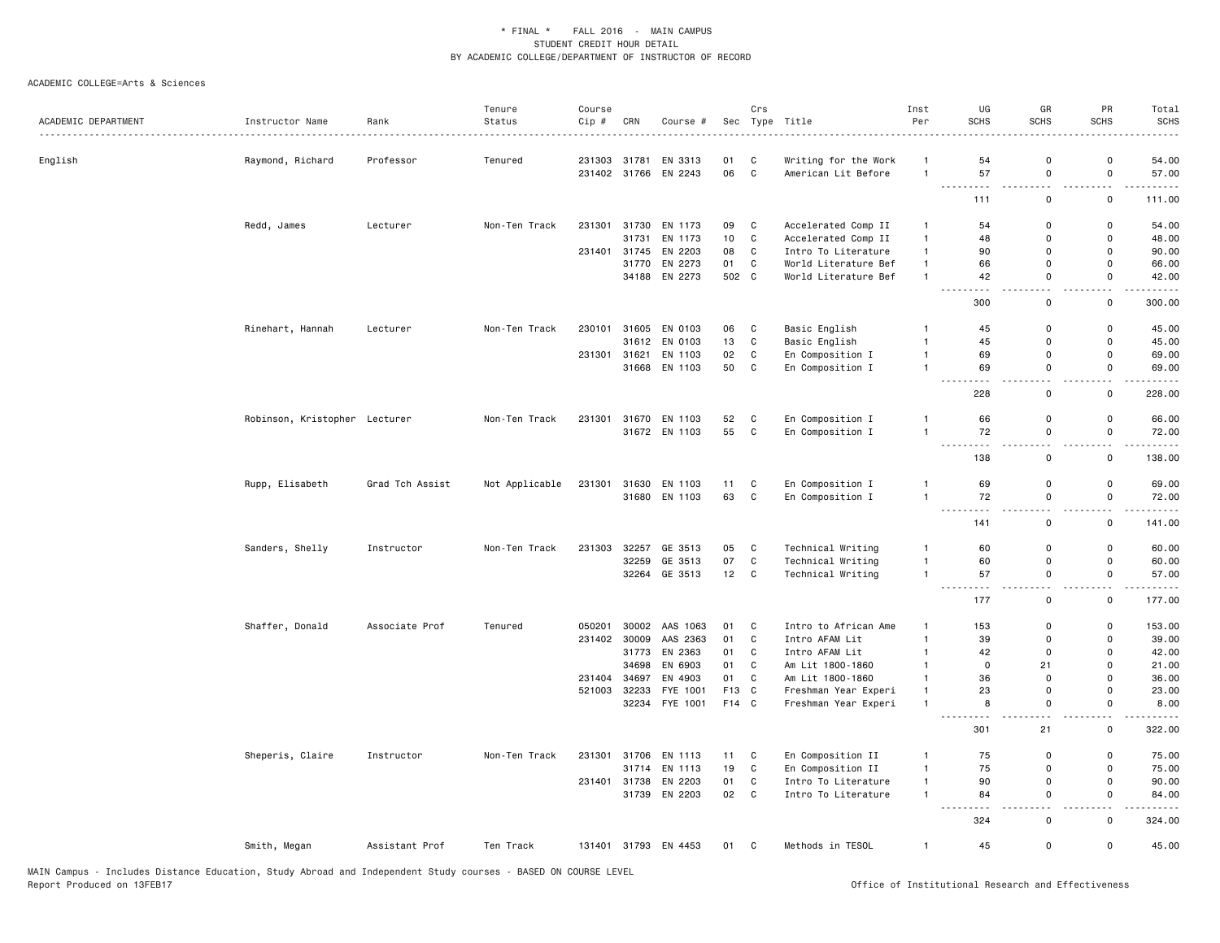\* FINAL \*  FALL 2016 - MAIN CAMPUS
STUDENT CREDIT HOUR DETAIL
BY ACADEMIC COLLEGE/DEPARTMENT OF INSTRUCTOR OF RECORD

ACADEMIC COLLEGE=Arts & Sciences

| ACADEMIC DEPARTMENT | Instructor Name | Rank | Tenure Status | Course Cip # | CRN | Course # | Sec | Crs Type | Title | Inst Per | UG SCHS | GR SCHS | PR SCHS | Total SCHS |
|---|---|---|---|---|---|---|---|---|---|---|---|---|---|---|
| English | Raymond, Richard | Professor | Tenured | 231303 | 31781 | EN 3313 | 01 | C | Writing for the Work | 1 | 54 | 0 | 0 | 54.00 |
| | | | | 231402 | 31766 | EN 2243 | 06 | C | American Lit Before | 1 | 57 | 0 | 0 | 57.00 |
| | | | | | | | | | | | 111 | 0 | 0 | 111.00 |
| | Redd, James | Lecturer | Non-Ten Track | 231301 | 31730 | EN 1173 | 09 | C | Accelerated Comp II | 1 | 54 | 0 | 0 | 54.00 |
| | | | | | 31731 | EN 1173 | 10 | C | Accelerated Comp II | 1 | 48 | 0 | 0 | 48.00 |
| | | | | 231401 | 31745 | EN 2203 | 08 | C | Intro To Literature | 1 | 90 | 0 | 0 | 90.00 |
| | | | | | 31770 | EN 2273 | 01 | C | World Literature Bef | 1 | 66 | 0 | 0 | 66.00 |
| | | | | | 34188 | EN 2273 | 502 | C | World Literature Bef | 1 | 42 | 0 | 0 | 42.00 |
| | | | | | | | | | | | 300 | 0 | 0 | 300.00 |
| | Rinehart, Hannah | Lecturer | Non-Ten Track | 230101 | 31605 | EN 0103 | 06 | C | Basic English | 1 | 45 | 0 | 0 | 45.00 |
| | | | | | 31612 | EN 0103 | 13 | C | Basic English | 1 | 45 | 0 | 0 | 45.00 |
| | | | | 231301 | 31621 | EN 1103 | 02 | C | En Composition I | 1 | 69 | 0 | 0 | 69.00 |
| | | | | | 31668 | EN 1103 | 50 | C | En Composition I | 1 | 69 | 0 | 0 | 69.00 |
| | | | | | | | | | | | 228 | 0 | 0 | 228.00 |
| | Robinson, Kristopher | Lecturer | Non-Ten Track | 231301 | 31670 | EN 1103 | 52 | C | En Composition I | 1 | 66 | 0 | 0 | 66.00 |
| | | | | | 31672 | EN 1103 | 55 | C | En Composition I | 1 | 72 | 0 | 0 | 72.00 |
| | | | | | | | | | | | 138 | 0 | 0 | 138.00 |
| | Rupp, Elisabeth | Grad Tch Assist | Not Applicable | 231301 | 31630 | EN 1103 | 11 | C | En Composition I | 1 | 69 | 0 | 0 | 69.00 |
| | | | | | 31680 | EN 1103 | 63 | C | En Composition I | 1 | 72 | 0 | 0 | 72.00 |
| | | | | | | | | | | | 141 | 0 | 0 | 141.00 |
| | Sanders, Shelly | Instructor | Non-Ten Track | 231303 | 32257 | GE 3513 | 05 | C | Technical Writing | 1 | 60 | 0 | 0 | 60.00 |
| | | | | | 32259 | GE 3513 | 07 | C | Technical Writing | 1 | 60 | 0 | 0 | 60.00 |
| | | | | | 32264 | GE 3513 | 12 | C | Technical Writing | 1 | 57 | 0 | 0 | 57.00 |
| | | | | | | | | | | | 177 | 0 | 0 | 177.00 |
| | Shaffer, Donald | Associate Prof | Tenured | 050201 | 30002 | AAS 1063 | 01 | C | Intro to African Ame | 1 | 153 | 0 | 0 | 153.00 |
| | | | | 231402 | 30009 | AAS 2363 | 01 | C | Intro AFAM Lit | 1 | 39 | 0 | 0 | 39.00 |
| | | | | | 31773 | EN 2363 | 01 | C | Intro AFAM Lit | 1 | 42 | 0 | 0 | 42.00 |
| | | | | | 34698 | EN 6903 | 01 | C | Am Lit 1800-1860 | 1 | 0 | 21 | 0 | 21.00 |
| | | | | 231404 | 34697 | EN 4903 | 01 | C | Am Lit 1800-1860 | 1 | 36 | 0 | 0 | 36.00 |
| | | | | 521003 | 32233 | FYE 1001 | F13 | C | Freshman Year Experi | 1 | 23 | 0 | 0 | 23.00 |
| | | | | | 32234 | FYE 1001 | F14 | C | Freshman Year Experi | 1 | 8 | 0 | 0 | 8.00 |
| | | | | | | | | | | | 301 | 21 | 0 | 322.00 |
| | Sheperis, Claire | Instructor | Non-Ten Track | 231301 | 31706 | EN 1113 | 11 | C | En Composition II | 1 | 75 | 0 | 0 | 75.00 |
| | | | | | 31714 | EN 1113 | 19 | C | En Composition II | 1 | 75 | 0 | 0 | 75.00 |
| | | | | 231401 | 31738 | EN 2203 | 01 | C | Intro To Literature | 1 | 90 | 0 | 0 | 90.00 |
| | | | | | 31739 | EN 2203 | 02 | C | Intro To Literature | 1 | 84 | 0 | 0 | 84.00 |
| | | | | | | | | | | | 324 | 0 | 0 | 324.00 |
| | Smith, Megan | Assistant Prof | Ten Track | 131401 | 31793 | EN 4453 | 01 | C | Methods in TESOL | 1 | 45 | 0 | 0 | 45.00 |

MAIN Campus - Includes Distance Education, Study Abroad and Independent Study courses - BASED ON COURSE LEVEL
Report Produced on 13FEB17

Office of Institutional Research and Effectiveness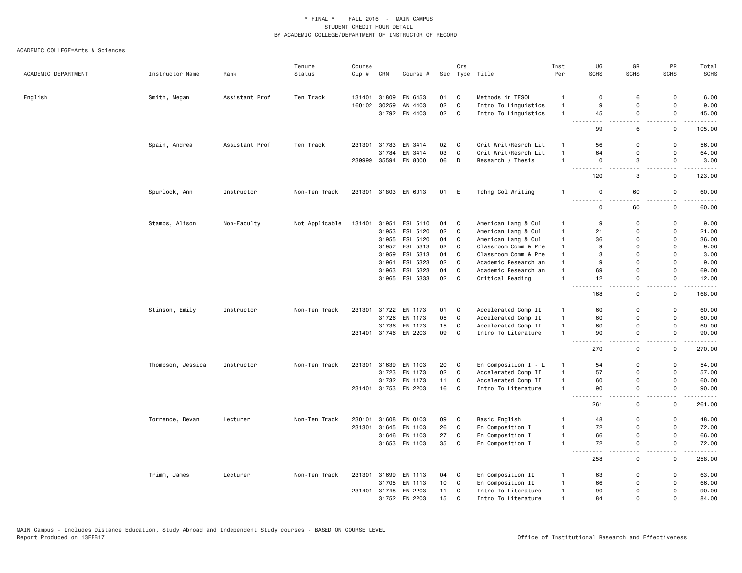\* FINAL \* FALL 2016 - MAIN CAMPUS
STUDENT CREDIT HOUR DETAIL
BY ACADEMIC COLLEGE/DEPARTMENT OF INSTRUCTOR OF RECORD

ACADEMIC COLLEGE=Arts & Sciences

| ACADEMIC DEPARTMENT | Instructor Name | Rank | Tenure Status | Course Cip # | CRN | Course # | Sec | Crs Type | Title | Inst Per | UG SCHS | GR SCHS | PR SCHS | Total SCHS |
|---|---|---|---|---|---|---|---|---|---|---|---|---|---|---|
| English | Smith, Megan | Assistant Prof | Ten Track | 131401 | 31809 | EN 6453 | 01 | C | Methods in TESOL | 1 | 0 | 6 | 0 | 6.00 |
| | | | | 160102 | 30259 | AN 4403 | 02 | C | Intro To Linguistics | 1 | 9 | 0 | 0 | 9.00 |
| | | | | | 31792 | EN 4403 | 02 | C | Intro To Linguistics | 1 | 45 | 0 | 0 | 45.00 |
| | | | | | | | | | | | 99 | 6 | 0 | 105.00 |
| | Spain, Andrea | Assistant Prof | Ten Track | 231301 | 31783 | EN 3414 | 02 | C | Crit Writ/Resrch Lit | 1 | 56 | 0 | 0 | 56.00 |
| | | | | | 31784 | EN 3414 | 03 | C | Crit Writ/Resrch Lit | 1 | 64 | 0 | 0 | 64.00 |
| | | | | 239999 | 35594 | EN 8000 | 06 | D | Research / Thesis | 1 | 0 | 3 | 0 | 3.00 |
| | | | | | | | | | | | 120 | 3 | 0 | 123.00 |
| | Spurlock, Ann | Instructor | Non-Ten Track | 231301 | 31803 | EN 6013 | 01 | E | Tchng Col Writing | 1 | 0 | 60 | 0 | 60.00 |
| | | | | | | | | | | | 0 | 60 | 0 | 60.00 |
| | Stamps, Alison | Non-Faculty | Not Applicable | 131401 | 31951 | ESL 5110 | 04 | C | American Lang & Cul | 1 | 9 | 0 | 0 | 9.00 |
| | | | | | 31953 | ESL 5120 | 02 | C | American Lang & Cul | 1 | 21 | 0 | 0 | 21.00 |
| | | | | | 31955 | ESL 5120 | 04 | C | American Lang & Cul | 1 | 36 | 0 | 0 | 36.00 |
| | | | | | 31957 | ESL 5313 | 02 | C | Classroom Comm & Pre | 1 | 9 | 0 | 0 | 9.00 |
| | | | | | 31959 | ESL 5313 | 04 | C | Classroom Comm & Pre | 1 | 3 | 0 | 0 | 3.00 |
| | | | | | 31961 | ESL 5323 | 02 | C | Academic Research an | 1 | 9 | 0 | 0 | 9.00 |
| | | | | | 31963 | ESL 5323 | 04 | C | Academic Research an | 1 | 69 | 0 | 0 | 69.00 |
| | | | | | 31965 | ESL 5333 | 02 | C | Critical Reading | 1 | 12 | 0 | 0 | 12.00 |
| | | | | | | | | | | | 168 | 0 | 0 | 168.00 |
| | Stinson, Emily | Instructor | Non-Ten Track | 231301 | 31722 | EN 1173 | 01 | C | Accelerated Comp II | 1 | 60 | 0 | 0 | 60.00 |
| | | | | | 31726 | EN 1173 | 05 | C | Accelerated Comp II | 1 | 60 | 0 | 0 | 60.00 |
| | | | | | 31736 | EN 1173 | 15 | C | Accelerated Comp II | 1 | 60 | 0 | 0 | 60.00 |
| | | | | 231401 | 31746 | EN 2203 | 09 | C | Intro To Literature | 1 | 90 | 0 | 0 | 90.00 |
| | | | | | | | | | | | 270 | 0 | 0 | 270.00 |
| | Thompson, Jessica | Instructor | Non-Ten Track | 231301 | 31639 | EN 1103 | 20 | C | En Composition I - L | 1 | 54 | 0 | 0 | 54.00 |
| | | | | | 31723 | EN 1173 | 02 | C | Accelerated Comp II | 1 | 57 | 0 | 0 | 57.00 |
| | | | | | 31732 | EN 1173 | 11 | C | Accelerated Comp II | 1 | 60 | 0 | 0 | 60.00 |
| | | | | 231401 | 31753 | EN 2203 | 16 | C | Intro To Literature | 1 | 90 | 0 | 0 | 90.00 |
| | | | | | | | | | | | 261 | 0 | 0 | 261.00 |
| | Torrence, Devan | Lecturer | Non-Ten Track | 230101 | 31608 | EN 0103 | 09 | C | Basic English | 1 | 48 | 0 | 0 | 48.00 |
| | | | | 231301 | 31645 | EN 1103 | 26 | C | En Composition I | 1 | 72 | 0 | 0 | 72.00 |
| | | | | | 31646 | EN 1103 | 27 | C | En Composition I | 1 | 66 | 0 | 0 | 66.00 |
| | | | | | 31653 | EN 1103 | 35 | C | En Composition I | 1 | 72 | 0 | 0 | 72.00 |
| | | | | | | | | | | | 258 | 0 | 0 | 258.00 |
| | Trimm, James | Lecturer | Non-Ten Track | 231301 | 31699 | EN 1113 | 04 | C | En Composition II | 1 | 63 | 0 | 0 | 63.00 |
| | | | | | 31705 | EN 1113 | 10 | C | En Composition II | 1 | 66 | 0 | 0 | 66.00 |
| | | | | 231401 | 31748 | EN 2203 | 11 | C | Intro To Literature | 1 | 90 | 0 | 0 | 90.00 |
| | | | | | 31752 | EN 2203 | 15 | C | Intro To Literature | 1 | 84 | 0 | 0 | 84.00 |

MAIN Campus - Includes Distance Education, Study Abroad and Independent Study courses - BASED ON COURSE LEVEL
Report Produced on 13FEB17 — Office of Institutional Research and Effectiveness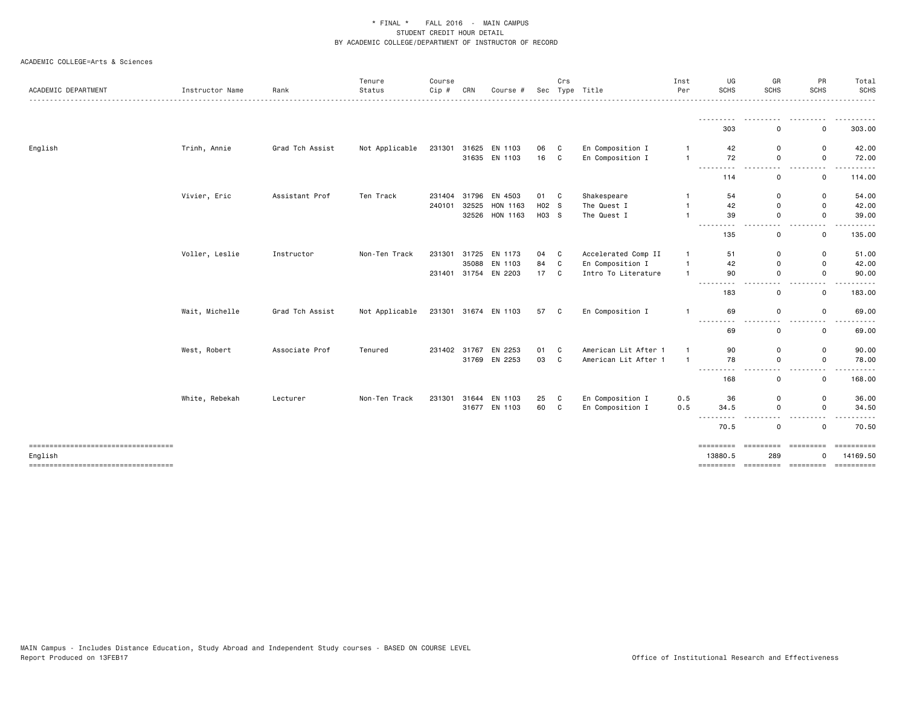\* FINAL \* FALL 2016 - MAIN CAMPUS
STUDENT CREDIT HOUR DETAIL
BY ACADEMIC COLLEGE/DEPARTMENT OF INSTRUCTOR OF RECORD

ACADEMIC COLLEGE=Arts & Sciences

| ACADEMIC DEPARTMENT | Instructor Name | Rank | Tenure Status | Course Cip # | CRN | Course # | Sec | Crs Type | Title | Inst Per | UG SCHS | GR SCHS | PR SCHS | Total SCHS |
|---|---|---|---|---|---|---|---|---|---|---|---|---|---|---|
| | | | | | | | | | | | 303 | 0 | 0 | 303.00 |
| English | Trinh, Annie | Grad Tch Assist | Not Applicable | 231301 | 31625 | EN 1103 | 06 | C | En Composition I | 1 | 42 | 0 | 0 | 42.00 |
| | | | | | 31635 | EN 1103 | 16 | C | En Composition I | 1 | 72 | 0 | 0 | 72.00 |
| | | | | | | | | | | | 114 | 0 | 0 | 114.00 |
| | Vivier, Eric | Assistant Prof | Ten Track | 231404 | 31796 | EN 4503 | 01 | C | Shakespeare | 1 | 54 | 0 | 0 | 54.00 |
| | | | | 240101 | 32525 | HON 1163 | H02 | S | The Quest I | 1 | 42 | 0 | 0 | 42.00 |
| | | | | | 32526 | HON 1163 | H03 | S | The Quest I | 1 | 39 | 0 | 0 | 39.00 |
| | | | | | | | | | | | 135 | 0 | 0 | 135.00 |
| | Voller, Leslie | Instructor | Non-Ten Track | 231301 | 31725 | EN 1173 | 04 | C | Accelerated Comp II | 1 | 51 | 0 | 0 | 51.00 |
| | | | | | 35088 | EN 1103 | 84 | C | En Composition I | 1 | 42 | 0 | 0 | 42.00 |
| | | | | 231401 | 31754 | EN 2203 | 17 | C | Intro To Literature | 1 | 90 | 0 | 0 | 90.00 |
| | | | | | | | | | | | 183 | 0 | 0 | 183.00 |
| | Wait, Michelle | Grad Tch Assist | Not Applicable | 231301 | 31674 | EN 1103 | 57 | C | En Composition I | 1 | 69 | 0 | 0 | 69.00 |
| | | | | | | | | | | | 69 | 0 | 0 | 69.00 |
| | West, Robert | Associate Prof | Tenured | 231402 | 31767 | EN 2253 | 01 | C | American Lit After 1 | 1 | 90 | 0 | 0 | 90.00 |
| | | | | | 31769 | EN 2253 | 03 | C | American Lit After 1 | 1 | 78 | 0 | 0 | 78.00 |
| | | | | | | | | | | | 168 | 0 | 0 | 168.00 |
| | White, Rebekah | Lecturer | Non-Ten Track | 231301 | 31644 | EN 1103 | 25 | C | En Composition I | 0.5 | 36 | 0 | 0 | 36.00 |
| | | | | | 31677 | EN 1103 | 60 | C | En Composition I | 0.5 | 34.5 | 0 | 0 | 34.50 |
| | | | | | | | | | | | 70.5 | 0 | 0 | 70.50 |
| English | | | | | | | | | | | 13880.5 | 289 | 0 | 14169.50 |

MAIN Campus - Includes Distance Education, Study Abroad and Independent Study courses - BASED ON COURSE LEVEL
Report Produced on 13FEB17

Office of Institutional Research and Effectiveness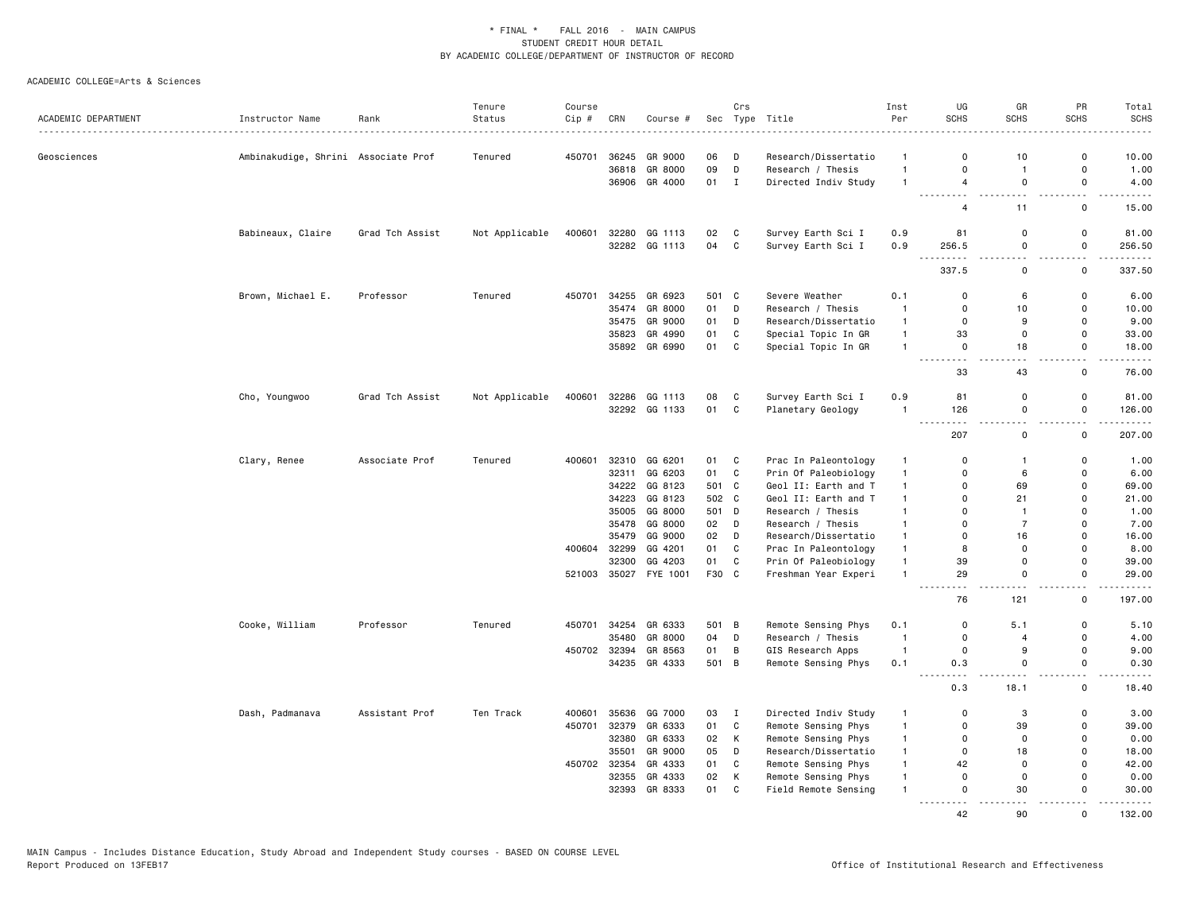\* FINAL \* FALL 2016 - MAIN CAMPUS
STUDENT CREDIT HOUR DETAIL
BY ACADEMIC COLLEGE/DEPARTMENT OF INSTRUCTOR OF RECORD

ACADEMIC COLLEGE=Arts & Sciences

| ACADEMIC DEPARTMENT | Instructor Name | Rank | Tenure Status | Course Cip # | CRN | Course # | Sec | Crs Type | Title | Inst Per | UG SCHS | GR SCHS | PR SCHS | Total SCHS |
|---|---|---|---|---|---|---|---|---|---|---|---|---|---|---|
| Geosciences | Ambinakudige, Shrini | Associate Prof | Tenured | 450701 | 36245 | GR 9000 | 06 | D | Research/Dissertatio | 1 | 0 | 10 | 0 | 10.00 |
| | | | | | 36818 | GR 8000 | 09 | D | Research / Thesis | 1 | 0 | 1 | 0 | 1.00 |
| | | | | | 36906 | GR 4000 | 01 | I | Directed Indiv Study | 1 | 4 | 0 | 0 | 4.00 |
| | | | | | | | | | | | 4 | 11 | 0 | 15.00 |
| | Babineaux, Claire | Grad Tch Assist | Not Applicable | 400601 | 32280 | GG 1113 | 02 | C | Survey Earth Sci I | 0.9 | 81 | 0 | 0 | 81.00 |
| | | | | | 32282 | GG 1113 | 04 | C | Survey Earth Sci I | 0.9 | 256.5 | 0 | 0 | 256.50 |
| | | | | | | | | | | | 337.5 | 0 | 0 | 337.50 |
| | Brown, Michael E. | Professor | Tenured | 450701 | 34255 | GR 6923 | 501 | C | Severe Weather | 0.1 | 0 | 6 | 0 | 6.00 |
| | | | | | 35474 | GR 8000 | 01 | D | Research / Thesis | 1 | 0 | 10 | 0 | 10.00 |
| | | | | | 35475 | GR 9000 | 01 | D | Research/Dissertatio | 1 | 0 | 9 | 0 | 9.00 |
| | | | | | 35823 | GR 4990 | 01 | C | Special Topic In GR | 1 | 33 | 0 | 0 | 33.00 |
| | | | | | 35892 | GR 6990 | 01 | C | Special Topic In GR | 1 | 0 | 18 | 0 | 18.00 |
| | | | | | | | | | | | 33 | 43 | 0 | 76.00 |
| | Cho, Youngwoo | Grad Tch Assist | Not Applicable | 400601 | 32286 | GG 1113 | 08 | C | Survey Earth Sci I | 0.9 | 81 | 0 | 0 | 81.00 |
| | | | | | 32292 | GG 1133 | 01 | C | Planetary Geology | 1 | 126 | 0 | 0 | 126.00 |
| | | | | | | | | | | | 207 | 0 | 0 | 207.00 |
| | Clary, Renee | Associate Prof | Tenured | 400601 | 32310 | GG 6201 | 01 | C | Prac In Paleontology | 1 | 0 | 1 | 0 | 1.00 |
| | | | | | 32311 | GG 6203 | 01 | C | Prin Of Paleobiology | 1 | 0 | 6 | 0 | 6.00 |
| | | | | | 34222 | GG 8123 | 501 | C | Geol II: Earth and T | 1 | 0 | 69 | 0 | 69.00 |
| | | | | | 34223 | GG 8123 | 502 | C | Geol II: Earth and T | 1 | 0 | 21 | 0 | 21.00 |
| | | | | | 35005 | GG 8000 | 501 | D | Research / Thesis | 1 | 0 | 1 | 0 | 1.00 |
| | | | | | 35478 | GG 8000 | 02 | D | Research / Thesis | 1 | 0 | 7 | 0 | 7.00 |
| | | | | | 35479 | GG 9000 | 02 | D | Research/Dissertatio | 1 | 0 | 16 | 0 | 16.00 |
| | | | | 400604 | 32299 | GG 4201 | 01 | C | Prac In Paleontology | 1 | 8 | 0 | 0 | 8.00 |
| | | | | | 32300 | GG 4203 | 01 | C | Prin Of Paleobiology | 1 | 39 | 0 | 0 | 39.00 |
| | | | | 521003 | 35027 | FYE 1001 | F30 | C | Freshman Year Experi | 1 | 29 | 0 | 0 | 29.00 |
| | | | | | | | | | | | 76 | 121 | 0 | 197.00 |
| | Cooke, William | Professor | Tenured | 450701 | 34254 | GR 6333 | 501 | B | Remote Sensing Phys | 0.1 | 0 | 5.1 | 0 | 5.10 |
| | | | | | 35480 | GR 8000 | 04 | D | Research / Thesis | 1 | 0 | 4 | 0 | 4.00 |
| | | | | 450702 | 32394 | GR 8563 | 01 | B | GIS Research Apps | 1 | 0 | 9 | 0 | 9.00 |
| | | | | | 34235 | GR 4333 | 501 | B | Remote Sensing Phys | 0.1 | 0.3 | 0 | 0 | 0.30 |
| | | | | | | | | | | | 0.3 | 18.1 | 0 | 18.40 |
| | Dash, Padmanava | Assistant Prof | Ten Track | 400601 | 35636 | GG 7000 | 03 | I | Directed Indiv Study | 1 | 0 | 3 | 0 | 3.00 |
| | | | | 450701 | 32379 | GR 6333 | 01 | C | Remote Sensing Phys | 1 | 0 | 39 | 0 | 39.00 |
| | | | | | 32380 | GR 6333 | 02 | K | Remote Sensing Phys | 1 | 0 | 0 | 0 | 0.00 |
| | | | | | 35501 | GR 9000 | 05 | D | Research/Dissertatio | 1 | 0 | 18 | 0 | 18.00 |
| | | | | 450702 | 32354 | GR 4333 | 01 | C | Remote Sensing Phys | 1 | 42 | 0 | 0 | 42.00 |
| | | | | | 32355 | GR 4333 | 02 | K | Remote Sensing Phys | 1 | 0 | 0 | 0 | 0.00 |
| | | | | | 32393 | GR 8333 | 01 | C | Field Remote Sensing | 1 | 0 | 30 | 0 | 30.00 |
| | | | | | | | | | | | 42 | 90 | 0 | 132.00 |

MAIN Campus - Includes Distance Education, Study Abroad and Independent Study courses - BASED ON COURSE LEVEL
Report Produced on 13FEB17 Office of Institutional Research and Effectiveness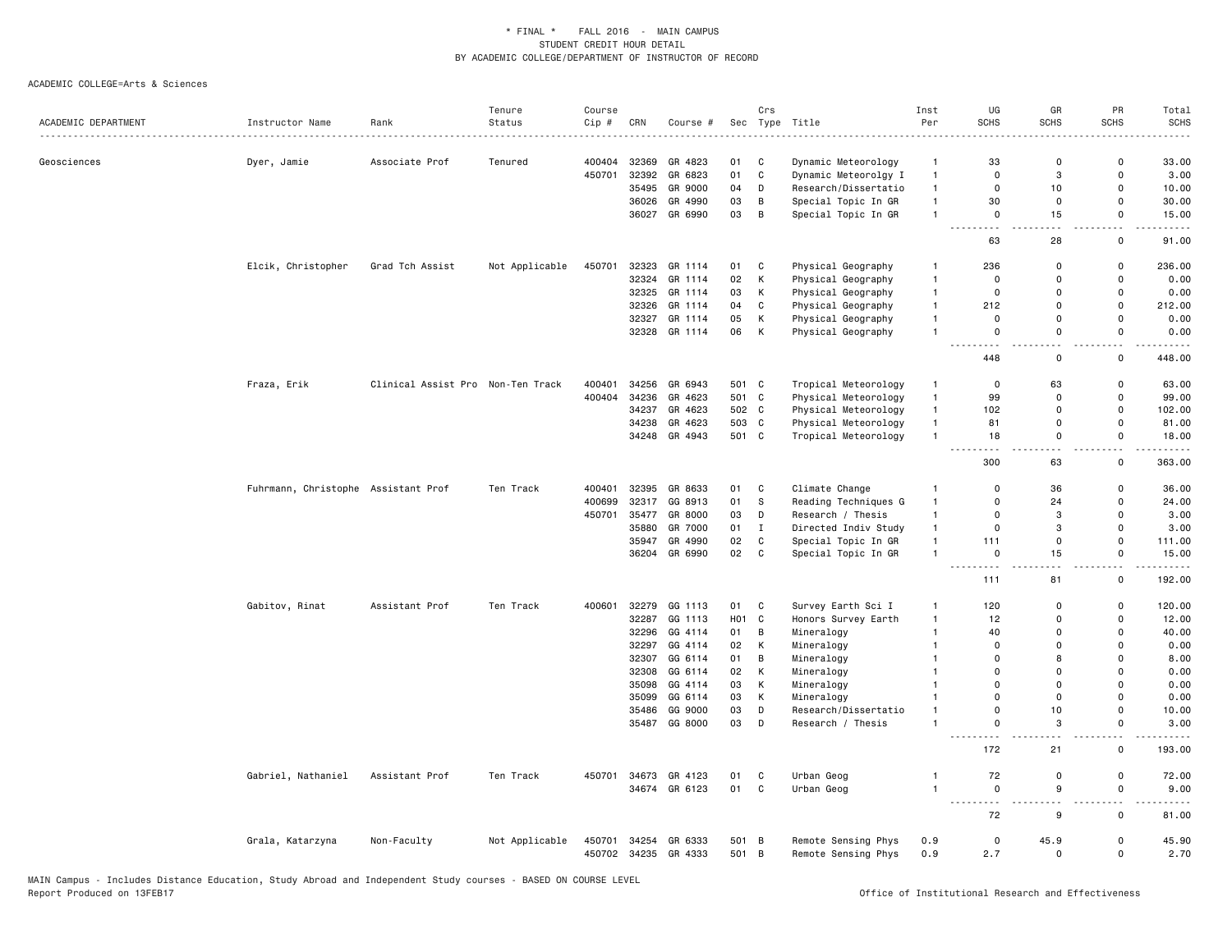\* FINAL \* FALL 2016 - MAIN CAMPUS
STUDENT CREDIT HOUR DETAIL
BY ACADEMIC COLLEGE/DEPARTMENT OF INSTRUCTOR OF RECORD

ACADEMIC COLLEGE=Arts & Sciences

| ACADEMIC DEPARTMENT | Instructor Name | Rank | Tenure Status | Course Cip # | CRN | Course # | Sec | Crs Type | Title | Inst Per | UG SCHS | GR SCHS | PR SCHS | Total SCHS |
|---|---|---|---|---|---|---|---|---|---|---|---|---|---|---|
| Geosciences | Dyer, Jamie | Associate Prof | Tenured | 400404 | 32369 | GR 4823 | 01 | C | Dynamic Meteorology | 1 | 33 | 0 | 0 | 33.00 |
| | | | | 450701 | 32392 | GR 6823 | 01 | C | Dynamic Meteorolgy I | 1 | 0 | 3 | 0 | 3.00 |
| | | | | | 35495 | GR 9000 | 04 | D | Research/Dissertatio | 1 | 0 | 10 | 0 | 10.00 |
| | | | | | 36026 | GR 4990 | 03 | B | Special Topic In GR | 1 | 30 | 0 | 0 | 30.00 |
| | | | | | 36027 | GR 6990 | 03 | B | Special Topic In GR | 1 | 0 | 15 | 0 | 15.00 |
| | | | | | | | | | | | 63 | 28 | 0 | 91.00 |
| | Elcik, Christopher | Grad Tch Assist | Not Applicable | 450701 | 32323 | GR 1114 | 01 | C | Physical Geography | 1 | 236 | 0 | 0 | 236.00 |
| | | | | | 32324 | GR 1114 | 02 | K | Physical Geography | 1 | 0 | 0 | 0 | 0.00 |
| | | | | | 32325 | GR 1114 | 03 | K | Physical Geography | 1 | 0 | 0 | 0 | 0.00 |
| | | | | | 32326 | GR 1114 | 04 | C | Physical Geography | 1 | 212 | 0 | 0 | 212.00 |
| | | | | | 32327 | GR 1114 | 05 | K | Physical Geography | 1 | 0 | 0 | 0 | 0.00 |
| | | | | | 32328 | GR 1114 | 06 | K | Physical Geography | 1 | 0 | 0 | 0 | 0.00 |
| | | | | | | | | | | | 448 | 0 | 0 | 448.00 |
| | Fraza, Erik | Clinical Assist Pro | Non-Ten Track | 400401 | 34256 | GR 6943 | 501 | C | Tropical Meteorology | 1 | 0 | 63 | 0 | 63.00 |
| | | | | 400404 | 34236 | GR 4623 | 501 | C | Physical Meteorology | 1 | 99 | 0 | 0 | 99.00 |
| | | | | | 34237 | GR 4623 | 502 | C | Physical Meteorology | 1 | 102 | 0 | 0 | 102.00 |
| | | | | | 34238 | GR 4623 | 503 | C | Physical Meteorology | 1 | 81 | 0 | 0 | 81.00 |
| | | | | | 34248 | GR 4943 | 501 | C | Tropical Meteorology | 1 | 18 | 0 | 0 | 18.00 |
| | | | | | | | | | | | 300 | 63 | 0 | 363.00 |
| | Fuhrmann, Christophe | Assistant Prof | Ten Track | 400401 | 32395 | GR 8633 | 01 | C | Climate Change | 1 | 0 | 36 | 0 | 36.00 |
| | | | | 400699 | 32317 | GG 8913 | 01 | S | Reading Techniques G | 1 | 0 | 24 | 0 | 24.00 |
| | | | | 450701 | 35477 | GR 8000 | 03 | D | Research / Thesis | 1 | 0 | 3 | 0 | 3.00 |
| | | | | | 35880 | GR 7000 | 01 | I | Directed Indiv Study | 1 | 0 | 3 | 0 | 3.00 |
| | | | | | 35947 | GR 4990 | 02 | C | Special Topic In GR | 1 | 111 | 0 | 0 | 111.00 |
| | | | | | 36204 | GR 6990 | 02 | C | Special Topic In GR | 1 | 0 | 15 | 0 | 15.00 |
| | | | | | | | | | | | 111 | 81 | 0 | 192.00 |
| | Gabitov, Rinat | Assistant Prof | Ten Track | 400601 | 32279 | GG 1113 | 01 | C | Survey Earth Sci I | 1 | 120 | 0 | 0 | 120.00 |
| | | | | | 32287 | GG 1113 | H01 | C | Honors Survey Earth | 1 | 12 | 0 | 0 | 12.00 |
| | | | | | 32296 | GG 4114 | 01 | B | Mineralogy | 1 | 40 | 0 | 0 | 40.00 |
| | | | | | 32297 | GG 4114 | 02 | K | Mineralogy | 1 | 0 | 0 | 0 | 0.00 |
| | | | | | 32307 | GG 6114 | 01 | B | Mineralogy | 1 | 0 | 8 | 0 | 8.00 |
| | | | | | 32308 | GG 6114 | 02 | K | Mineralogy | 1 | 0 | 0 | 0 | 0.00 |
| | | | | | 35098 | GG 4114 | 03 | K | Mineralogy | 1 | 0 | 0 | 0 | 0.00 |
| | | | | | 35099 | GG 6114 | 03 | K | Mineralogy | 1 | 0 | 0 | 0 | 0.00 |
| | | | | | 35486 | GG 9000 | 03 | D | Research/Dissertatio | 1 | 0 | 10 | 0 | 10.00 |
| | | | | | 35487 | GG 8000 | 03 | D | Research / Thesis | 1 | 0 | 3 | 0 | 3.00 |
| | | | | | | | | | | | 172 | 21 | 0 | 193.00 |
| | Gabriel, Nathaniel | Assistant Prof | Ten Track | 450701 | 34673 | GR 4123 | 01 | C | Urban Geog | 1 | 72 | 0 | 0 | 72.00 |
| | | | | | 34674 | GR 6123 | 01 | C | Urban Geog | 1 | 0 | 9 | 0 | 9.00 |
| | | | | | | | | | | | 72 | 9 | 0 | 81.00 |
| | Grala, Katarzyna | Non-Faculty | Not Applicable | 450701 | 34254 | GR 6333 | 501 | B | Remote Sensing Phys | 0.9 | 0 | 45.9 | 0 | 45.90 |
| | | | | 450702 | 34235 | GR 4333 | 501 | B | Remote Sensing Phys | 0.9 | 2.7 | 0 | 0 | 2.70 |

MAIN Campus - Includes Distance Education, Study Abroad and Independent Study courses - BASED ON COURSE LEVEL
Report Produced on 13FEB17

Office of Institutional Research and Effectiveness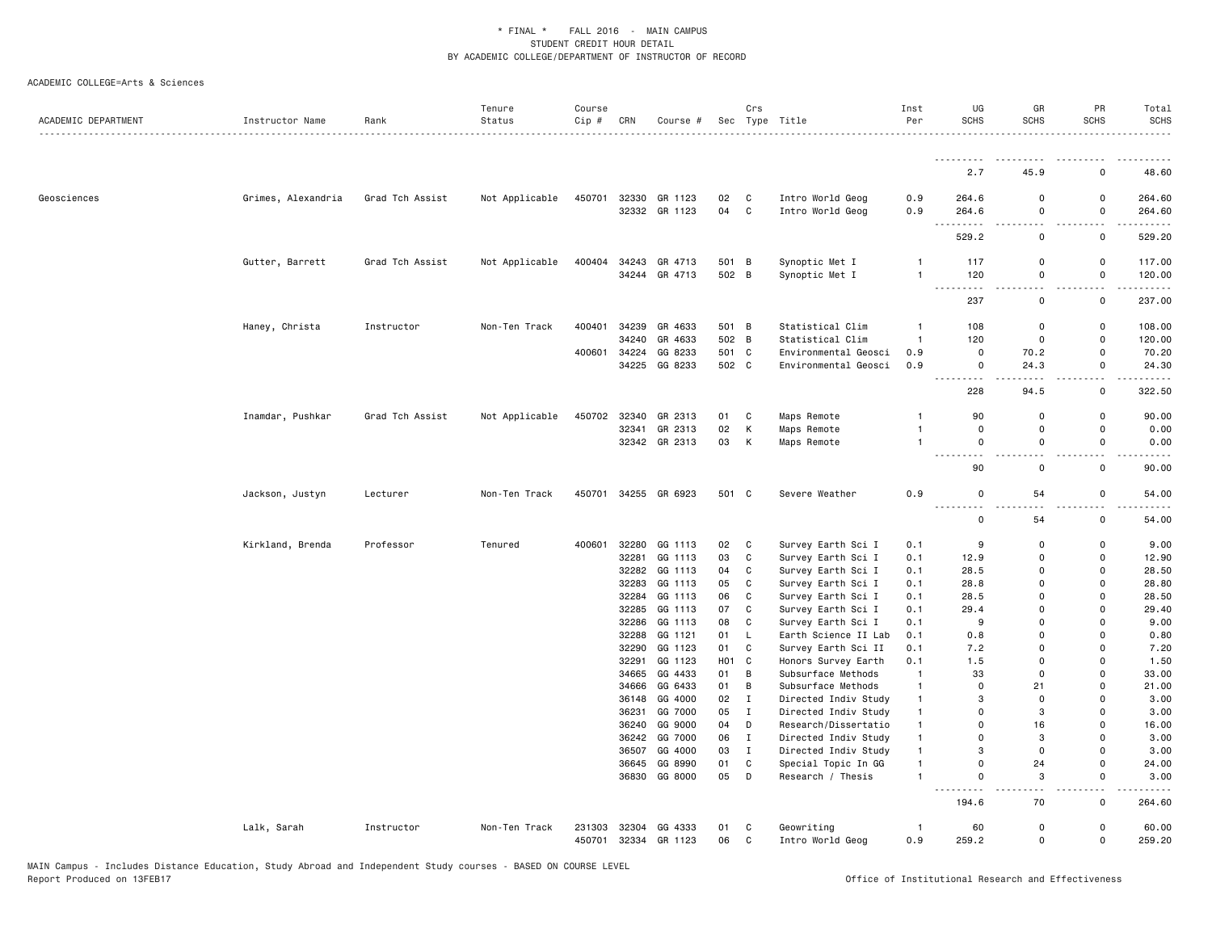\* FINAL \* FALL 2016 - MAIN CAMPUS
STUDENT CREDIT HOUR DETAIL
BY ACADEMIC COLLEGE/DEPARTMENT OF INSTRUCTOR OF RECORD

ACADEMIC COLLEGE=Arts & Sciences

| ACADEMIC DEPARTMENT | Instructor Name | Rank | Tenure Status | Course Cip # | CRN | Course # | Sec | Crs Type | Title | Inst Per | UG SCHS | GR SCHS | PR SCHS | Total SCHS |
|---|---|---|---|---|---|---|---|---|---|---|---|---|---|---|
| | | | | | | | | | | | 2.7 | 45.9 | 0 | 48.60 |
| Geosciences | Grimes, Alexandria | Grad Tch Assist | Not Applicable | 450701 | 32330 | GR 1123 | 02 | C | Intro World Geog | 0.9 | 264.6 | 0 | 0 | 264.60 |
| | | | | | 32332 | GR 1123 | 04 | C | Intro World Geog | 0.9 | 264.6 | 0 | 0 | 264.60 |
| | | | | | | | | | | | 529.2 | 0 | 0 | 529.20 |
| | Gutter, Barrett | Grad Tch Assist | Not Applicable | 400404 | 34243 | GR 4713 | 501 | B | Synoptic Met I | 1 | 117 | 0 | 0 | 117.00 |
| | | | | | 34244 | GR 4713 | 502 | B | Synoptic Met I | 1 | 120 | 0 | 0 | 120.00 |
| | | | | | | | | | | | 237 | 0 | 0 | 237.00 |
| | Haney, Christa | Instructor | Non-Ten Track | 400401 | 34239 | GR 4633 | 501 | B | Statistical Clim | 1 | 108 | 0 | 0 | 108.00 |
| | | | | | 34240 | GR 4633 | 502 | B | Statistical Clim | 1 | 120 | 0 | 0 | 120.00 |
| | | | | 400601 | 34224 | GG 8233 | 501 | C | Environmental Geosci | 0.9 | 0 | 70.2 | 0 | 70.20 |
| | | | | | 34225 | GG 8233 | 502 | C | Environmental Geosci | 0.9 | 0 | 24.3 | 0 | 24.30 |
| | | | | | | | | | | | 228 | 94.5 | 0 | 322.50 |
| | Inamdar, Pushkar | Grad Tch Assist | Not Applicable | 450702 | 32340 | GR 2313 | 01 | C | Maps Remote | 1 | 90 | 0 | 0 | 90.00 |
| | | | | | 32341 | GR 2313 | 02 | K | Maps Remote | 1 | 0 | 0 | 0 | 0.00 |
| | | | | | 32342 | GR 2313 | 03 | K | Maps Remote | 1 | 0 | 0 | 0 | 0.00 |
| | | | | | | | | | | | 90 | 0 | 0 | 90.00 |
| | Jackson, Justyn | Lecturer | Non-Ten Track | 450701 | 34255 | GR 6923 | 501 | C | Severe Weather | 0.9 | 0 | 54 | 0 | 54.00 |
| | | | | | | | | | | | 0 | 54 | 0 | 54.00 |
| | Kirkland, Brenda | Professor | Tenured | 400601 | 32280 | GG 1113 | 02 | C | Survey Earth Sci I | 0.1 | 9 | 0 | 0 | 9.00 |
| | | | | | 32281 | GG 1113 | 03 | C | Survey Earth Sci I | 0.1 | 12.9 | 0 | 0 | 12.90 |
| | | | | | 32282 | GG 1113 | 04 | C | Survey Earth Sci I | 0.1 | 28.5 | 0 | 0 | 28.50 |
| | | | | | 32283 | GG 1113 | 05 | C | Survey Earth Sci I | 0.1 | 28.8 | 0 | 0 | 28.80 |
| | | | | | 32284 | GG 1113 | 06 | C | Survey Earth Sci I | 0.1 | 28.5 | 0 | 0 | 28.50 |
| | | | | | 32285 | GG 1113 | 07 | C | Survey Earth Sci I | 0.1 | 29.4 | 0 | 0 | 29.40 |
| | | | | | 32286 | GG 1113 | 08 | C | Survey Earth Sci I | 0.1 | 9 | 0 | 0 | 9.00 |
| | | | | | 32288 | GG 1121 | 01 | L | Earth Science II Lab | 0.1 | 0.8 | 0 | 0 | 0.80 |
| | | | | | 32290 | GG 1123 | 01 | C | Survey Earth Sci II | 0.1 | 7.2 | 0 | 0 | 7.20 |
| | | | | | 32291 | GG 1123 | H01 | C | Honors Survey Earth | 0.1 | 1.5 | 0 | 0 | 1.50 |
| | | | | | 34665 | GG 4433 | 01 | B | Subsurface Methods | 1 | 33 | 0 | 0 | 33.00 |
| | | | | | 34666 | GG 6433 | 01 | B | Subsurface Methods | 1 | 0 | 21 | 0 | 21.00 |
| | | | | | 36148 | GG 4000 | 02 | I | Directed Indiv Study | 1 | 3 | 0 | 0 | 3.00 |
| | | | | | 36231 | GG 7000 | 05 | I | Directed Indiv Study | 1 | 0 | 3 | 0 | 3.00 |
| | | | | | 36240 | GG 9000 | 04 | D | Research/Dissertatio | 1 | 0 | 16 | 0 | 16.00 |
| | | | | | 36242 | GG 7000 | 06 | I | Directed Indiv Study | 1 | 0 | 3 | 0 | 3.00 |
| | | | | | 36507 | GG 4000 | 03 | I | Directed Indiv Study | 1 | 3 | 0 | 0 | 3.00 |
| | | | | | 36645 | GG 8990 | 01 | C | Special Topic In GG | 1 | 0 | 24 | 0 | 24.00 |
| | | | | | 36830 | GG 8000 | 05 | D | Research / Thesis | 1 | 0 | 3 | 0 | 3.00 |
| | | | | | | | | | | | 194.6 | 70 | 0 | 264.60 |
| | Lalk, Sarah | Instructor | Non-Ten Track | 231303 | 32304 | GG 4333 | 01 | C | Geowriting | 1 | 60 | 0 | 0 | 60.00 |
| | | | | 450701 | 32334 | GR 1123 | 06 | C | Intro World Geog | 0.9 | 259.2 | 0 | 0 | 259.20 |

MAIN Campus - Includes Distance Education, Study Abroad and Independent Study courses - BASED ON COURSE LEVEL
Report Produced on 13FEB17

Office of Institutional Research and Effectiveness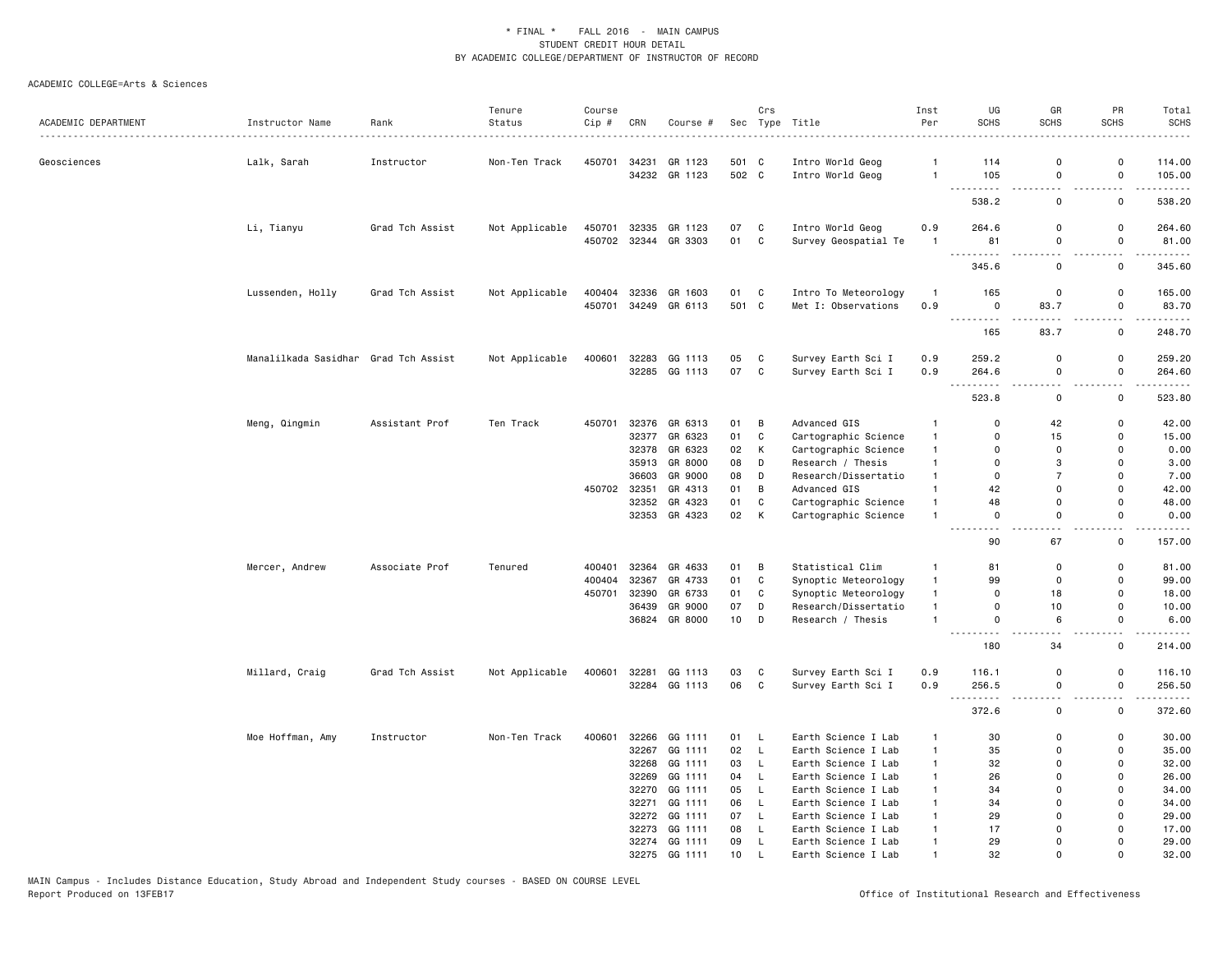\* FINAL \* FALL 2016 - MAIN CAMPUS
STUDENT CREDIT HOUR DETAIL
BY ACADEMIC COLLEGE/DEPARTMENT OF INSTRUCTOR OF RECORD

ACADEMIC COLLEGE=Arts & Sciences

| ACADEMIC DEPARTMENT | Instructor Name | Rank | Tenure Status | Course Cip # | CRN | Course # | Sec | Crs Type | Title | Inst Per | UG SCHS | GR SCHS | PR SCHS | Total SCHS |
|---|---|---|---|---|---|---|---|---|---|---|---|---|---|---|
| Geosciences | Lalk, Sarah | Instructor | Non-Ten Track | 450701 | 34231 | GR 1123 | 501 | C | Intro World Geog | 1 | 114 | 0 | 0 | 114.00 |
| | | | | | 34232 | GR 1123 | 502 | C | Intro World Geog | 1 | 105 | 0 | 0 | 105.00 |
| | | | | | | | | | | | 538.2 | 0 | 0 | 538.20 |
| | Li, Tianyu | Grad Tch Assist | Not Applicable | 450701 | 32335 | GR 1123 | 07 | C | Intro World Geog | 0.9 | 264.6 | 0 | 0 | 264.60 |
| | | | | 450702 | 32344 | GR 3303 | 01 | C | Survey Geospatial Te | 1 | 81 | 0 | 0 | 81.00 |
| | | | | | | | | | | | 345.6 | 0 | 0 | 345.60 |
| | Lussenden, Holly | Grad Tch Assist | Not Applicable | 400404 | 32336 | GR 1603 | 01 | C | Intro To Meteorology | 1 | 165 | 0 | 0 | 165.00 |
| | | | | 450701 | 34249 | GR 6113 | 501 | C | Met I: Observations | 0.9 | 0 | 83.7 | 0 | 83.70 |
| | | | | | | | | | | | 165 | 83.7 | 0 | 248.70 |
| | Manalilkada Sasidhar | Grad Tch Assist | Not Applicable | 400601 | 32283 | GG 1113 | 05 | C | Survey Earth Sci I | 0.9 | 259.2 | 0 | 0 | 259.20 |
| | | | | | 32285 | GG 1113 | 07 | C | Survey Earth Sci I | 0.9 | 264.6 | 0 | 0 | 264.60 |
| | | | | | | | | | | | 523.8 | 0 | 0 | 523.80 |
| | Meng, Qingmin | Assistant Prof | Ten Track | 450701 | 32376 | GR 6313 | 01 | B | Advanced GIS | 1 | 0 | 42 | 0 | 42.00 |
| | | | | | 32377 | GR 6323 | 01 | C | Cartographic Science | 1 | 0 | 15 | 0 | 15.00 |
| | | | | | 32378 | GR 6323 | 02 | K | Cartographic Science | 1 | 0 | 0 | 0 | 0.00 |
| | | | | | 35913 | GR 8000 | 08 | D | Research / Thesis | 1 | 0 | 3 | 0 | 3.00 |
| | | | | | 36603 | GR 9000 | 08 | D | Research/Dissertatio | 1 | 0 | 7 | 0 | 7.00 |
| | | | | 450702 | 32351 | GR 4313 | 01 | B | Advanced GIS | 1 | 42 | 0 | 0 | 42.00 |
| | | | | | 32352 | GR 4323 | 01 | C | Cartographic Science | 1 | 48 | 0 | 0 | 48.00 |
| | | | | | 32353 | GR 4323 | 02 | K | Cartographic Science | 1 | 0 | 0 | 0 | 0.00 |
| | | | | | | | | | | | 90 | 67 | 0 | 157.00 |
| | Mercer, Andrew | Associate Prof | Tenured | 400401 | 32364 | GR 4633 | 01 | B | Statistical Clim | 1 | 81 | 0 | 0 | 81.00 |
| | | | | 400404 | 32367 | GR 4733 | 01 | C | Synoptic Meteorology | 1 | 99 | 0 | 0 | 99.00 |
| | | | | 450701 | 32390 | GR 6733 | 01 | C | Synoptic Meteorology | 1 | 0 | 18 | 0 | 18.00 |
| | | | | | 36439 | GR 9000 | 07 | D | Research/Dissertatio | 1 | 0 | 10 | 0 | 10.00 |
| | | | | | 36824 | GR 8000 | 10 | D | Research / Thesis | 1 | 0 | 6 | 0 | 6.00 |
| | | | | | | | | | | | 180 | 34 | 0 | 214.00 |
| | Millard, Craig | Grad Tch Assist | Not Applicable | 400601 | 32281 | GG 1113 | 03 | C | Survey Earth Sci I | 0.9 | 116.1 | 0 | 0 | 116.10 |
| | | | | | 32284 | GG 1113 | 06 | C | Survey Earth Sci I | 0.9 | 256.5 | 0 | 0 | 256.50 |
| | | | | | | | | | | | 372.6 | 0 | 0 | 372.60 |
| | Moe Hoffman, Amy | Instructor | Non-Ten Track | 400601 | 32266 | GG 1111 | 01 | L | Earth Science I Lab | 1 | 30 | 0 | 0 | 30.00 |
| | | | | | 32267 | GG 1111 | 02 | L | Earth Science I Lab | 1 | 35 | 0 | 0 | 35.00 |
| | | | | | 32268 | GG 1111 | 03 | L | Earth Science I Lab | 1 | 32 | 0 | 0 | 32.00 |
| | | | | | 32269 | GG 1111 | 04 | L | Earth Science I Lab | 1 | 26 | 0 | 0 | 26.00 |
| | | | | | 32270 | GG 1111 | 05 | L | Earth Science I Lab | 1 | 34 | 0 | 0 | 34.00 |
| | | | | | 32271 | GG 1111 | 06 | L | Earth Science I Lab | 1 | 34 | 0 | 0 | 34.00 |
| | | | | | 32272 | GG 1111 | 07 | L | Earth Science I Lab | 1 | 29 | 0 | 0 | 29.00 |
| | | | | | 32273 | GG 1111 | 08 | L | Earth Science I Lab | 1 | 17 | 0 | 0 | 17.00 |
| | | | | | 32274 | GG 1111 | 09 | L | Earth Science I Lab | 1 | 29 | 0 | 0 | 29.00 |
| | | | | | 32275 | GG 1111 | 10 | L | Earth Science I Lab | 1 | 32 | 0 | 0 | 32.00 |

MAIN Campus - Includes Distance Education, Study Abroad and Independent Study courses - BASED ON COURSE LEVEL
Report Produced on 13FEB17

Office of Institutional Research and Effectiveness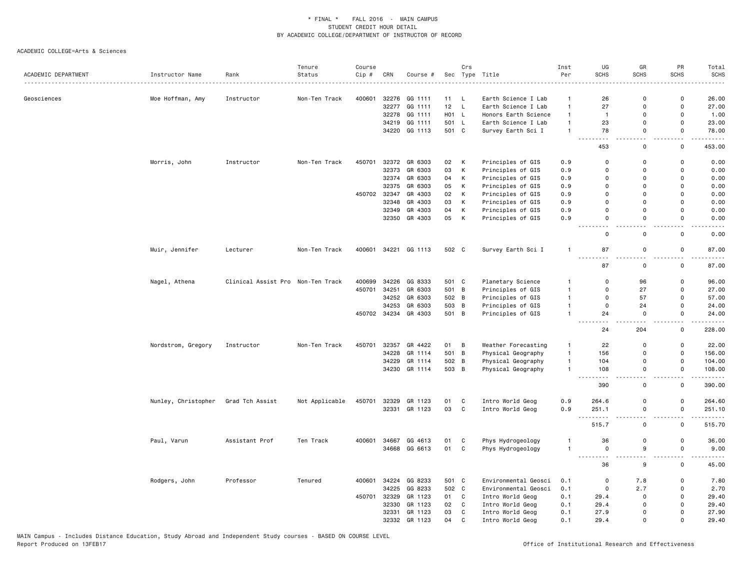\* FINAL \* FALL 2016 - MAIN CAMPUS
STUDENT CREDIT HOUR DETAIL
BY ACADEMIC COLLEGE/DEPARTMENT OF INSTRUCTOR OF RECORD

ACADEMIC COLLEGE=Arts & Sciences

| ACADEMIC DEPARTMENT | Instructor Name | Rank | Tenure Status | Course Cip # | CRN | Course # | Sec | Crs Type | Title | Inst Per | UG SCHS | GR SCHS | PR SCHS | Total SCHS |
|---|---|---|---|---|---|---|---|---|---|---|---|---|---|---|
| Geosciences | Moe Hoffman, Amy | Instructor | Non-Ten Track | 400601 | 32276 | GG 1111 | 11 | L | Earth Science I Lab | 1 | 26 | 0 | 0 | 26.00 |
| | | | | | 32277 | GG 1111 | 12 | L | Earth Science I Lab | 1 | 27 | 0 | 0 | 27.00 |
| | | | | | 32278 | GG 1111 | H01 | L | Honors Earth Science | 1 | 1 | 0 | 0 | 1.00 |
| | | | | | 34219 | GG 1111 | 501 | L | Earth Science I Lab | 1 | 23 | 0 | 0 | 23.00 |
| | | | | | 34220 | GG 1113 | 501 | C | Survey Earth Sci I | 1 | 78 | 0 | 0 | 78.00 |
| | | | | | | | | | | | 453 | 0 | 0 | 453.00 |
| | Morris, John | Instructor | Non-Ten Track | 450701 | 32372 | GR 6303 | 02 | K | Principles of GIS | 0.9 | 0 | 0 | 0 | 0.00 |
| | | | | | 32373 | GR 6303 | 03 | K | Principles of GIS | 0.9 | 0 | 0 | 0 | 0.00 |
| | | | | | 32374 | GR 6303 | 04 | K | Principles of GIS | 0.9 | 0 | 0 | 0 | 0.00 |
| | | | | | 32375 | GR 6303 | 05 | K | Principles of GIS | 0.9 | 0 | 0 | 0 | 0.00 |
| | | | | 450702 | 32347 | GR 4303 | 02 | K | Principles of GIS | 0.9 | 0 | 0 | 0 | 0.00 |
| | | | | | 32348 | GR 4303 | 03 | K | Principles of GIS | 0.9 | 0 | 0 | 0 | 0.00 |
| | | | | | 32349 | GR 4303 | 04 | K | Principles of GIS | 0.9 | 0 | 0 | 0 | 0.00 |
| | | | | | 32350 | GR 4303 | 05 | K | Principles of GIS | 0.9 | 0 | 0 | 0 | 0.00 |
| | | | | | | | | | | | 0 | 0 | 0 | 0.00 |
| | Muir, Jennifer | Lecturer | Non-Ten Track | 400601 | 34221 | GG 1113 | 502 | C | Survey Earth Sci I | 1 | 87 | 0 | 0 | 87.00 |
| | | | | | | | | | | | 87 | 0 | 0 | 87.00 |
| | Nagel, Athena | Clinical Assist Pro | Non-Ten Track | 400699 | 34226 | GG 8333 | 501 | C | Planetary Science | 1 | 0 | 96 | 0 | 96.00 |
| | | | | 450701 | 34251 | GR 6303 | 501 | B | Principles of GIS | 1 | 0 | 27 | 0 | 27.00 |
| | | | | | 34252 | GR 6303 | 502 | B | Principles of GIS | 1 | 0 | 57 | 0 | 57.00 |
| | | | | | 34253 | GR 6303 | 503 | B | Principles of GIS | 1 | 0 | 24 | 0 | 24.00 |
| | | | | 450702 | 34234 | GR 4303 | 501 | B | Principles of GIS | 1 | 24 | 0 | 0 | 24.00 |
| | | | | | | | | | | | 24 | 204 | 0 | 228.00 |
| | Nordstrom, Gregory | Instructor | Non-Ten Track | 450701 | 32357 | GR 4422 | 01 | B | Weather Forecasting | 1 | 22 | 0 | 0 | 22.00 |
| | | | | | 34228 | GR 1114 | 501 | B | Physical Geography | 1 | 156 | 0 | 0 | 156.00 |
| | | | | | 34229 | GR 1114 | 502 | B | Physical Geography | 1 | 104 | 0 | 0 | 104.00 |
| | | | | | 34230 | GR 1114 | 503 | B | Physical Geography | 1 | 108 | 0 | 0 | 108.00 |
| | | | | | | | | | | | 390 | 0 | 0 | 390.00 |
| | Nunley, Christopher | Grad Tch Assist | Not Applicable | 450701 | 32329 | GR 1123 | 01 | C | Intro World Geog | 0.9 | 264.6 | 0 | 0 | 264.60 |
| | | | | | 32331 | GR 1123 | 03 | C | Intro World Geog | 0.9 | 251.1 | 0 | 0 | 251.10 |
| | | | | | | | | | | | 515.7 | 0 | 0 | 515.70 |
| | Paul, Varun | Assistant Prof | Ten Track | 400601 | 34667 | GG 4613 | 01 | C | Phys Hydrogeology | 1 | 36 | 0 | 0 | 36.00 |
| | | | | | 34668 | GG 6613 | 01 | C | Phys Hydrogeology | 1 | 0 | 9 | 0 | 9.00 |
| | | | | | | | | | | | 36 | 9 | 0 | 45.00 |
| | Rodgers, John | Professor | Tenured | 400601 | 34224 | GG 8233 | 501 | C | Environmental Geosci | 0.1 | 0 | 7.8 | 0 | 7.80 |
| | | | | | 34225 | GG 8233 | 502 | C | Environmental Geosci | 0.1 | 0 | 2.7 | 0 | 2.70 |
| | | | | 450701 | 32329 | GR 1123 | 01 | C | Intro World Geog | 0.1 | 29.4 | 0 | 0 | 29.40 |
| | | | | | 32330 | GR 1123 | 02 | C | Intro World Geog | 0.1 | 29.4 | 0 | 0 | 29.40 |
| | | | | | 32331 | GR 1123 | 03 | C | Intro World Geog | 0.1 | 27.9 | 0 | 0 | 27.90 |
| | | | | | 32332 | GR 1123 | 04 | C | Intro World Geog | 0.1 | 29.4 | 0 | 0 | 29.40 |

MAIN Campus - Includes Distance Education, Study Abroad and Independent Study courses - BASED ON COURSE LEVEL
Report Produced on 13FEB17

Office of Institutional Research and Effectiveness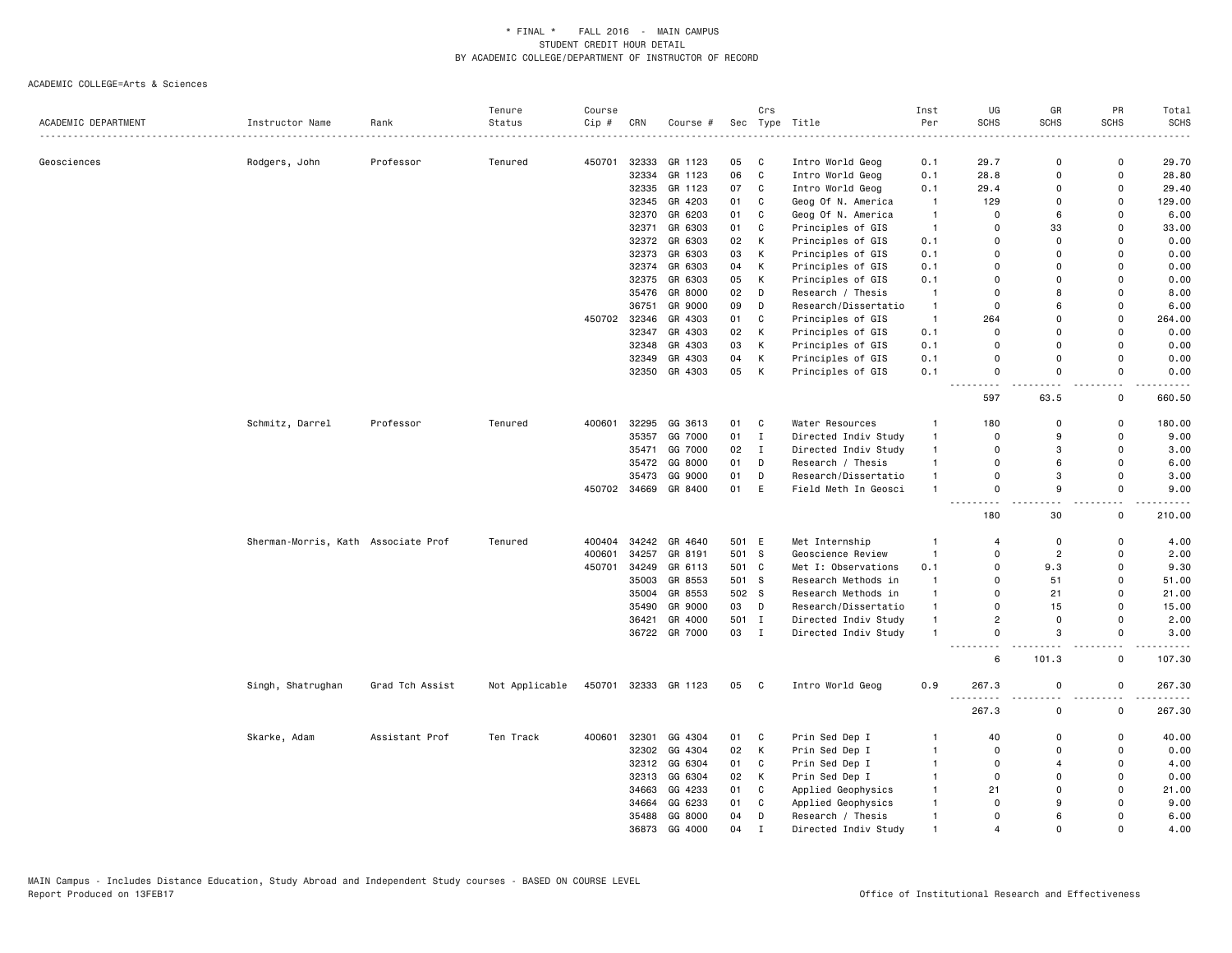\* FINAL \* FALL 2016 - MAIN CAMPUS
STUDENT CREDIT HOUR DETAIL
BY ACADEMIC COLLEGE/DEPARTMENT OF INSTRUCTOR OF RECORD

ACADEMIC COLLEGE=Arts & Sciences

| ACADEMIC DEPARTMENT | Instructor Name | Rank | Tenure Status | Course Cip # | CRN | Course # | Sec | Crs Type | Title | Inst Per | UG SCHS | GR SCHS | PR SCHS | Total SCHS |
|---|---|---|---|---|---|---|---|---|---|---|---|---|---|---|
| Geosciences | Rodgers, John | Professor | Tenured | 450701 | 32333 | GR 1123 | 05 | C | Intro World Geog | 0.1 | 29.7 | 0 | 0 | 29.70 |
| | | | | | 32334 | GR 1123 | 06 | C | Intro World Geog | 0.1 | 28.8 | 0 | 0 | 28.80 |
| | | | | | 32335 | GR 1123 | 07 | C | Intro World Geog | 0.1 | 29.4 | 0 | 0 | 29.40 |
| | | | | | 32345 | GR 4203 | 01 | C | Geog Of N. America | 1 | 129 | 0 | 0 | 129.00 |
| | | | | | 32370 | GR 6203 | 01 | C | Geog Of N. America | 1 | 0 | 6 | 0 | 6.00 |
| | | | | | 32371 | GR 6303 | 01 | C | Principles of GIS | 1 | 0 | 33 | 0 | 33.00 |
| | | | | | 32372 | GR 6303 | 02 | K | Principles of GIS | 0.1 | 0 | 0 | 0 | 0.00 |
| | | | | | 32373 | GR 6303 | 03 | K | Principles of GIS | 0.1 | 0 | 0 | 0 | 0.00 |
| | | | | | 32374 | GR 6303 | 04 | K | Principles of GIS | 0.1 | 0 | 0 | 0 | 0.00 |
| | | | | | 32375 | GR 6303 | 05 | K | Principles of GIS | 0.1 | 0 | 0 | 0 | 0.00 |
| | | | | | 35476 | GR 8000 | 02 | D | Research / Thesis | 1 | 0 | 8 | 0 | 8.00 |
| | | | | | 36751 | GR 9000 | 09 | D | Research/Dissertatio | 1 | 0 | 6 | 0 | 6.00 |
| | | | | 450702 | 32346 | GR 4303 | 01 | C | Principles of GIS | 1 | 264 | 0 | 0 | 264.00 |
| | | | | | 32347 | GR 4303 | 02 | K | Principles of GIS | 0.1 | 0 | 0 | 0 | 0.00 |
| | | | | | 32348 | GR 4303 | 03 | K | Principles of GIS | 0.1 | 0 | 0 | 0 | 0.00 |
| | | | | | 32349 | GR 4303 | 04 | K | Principles of GIS | 0.1 | 0 | 0 | 0 | 0.00 |
| | | | | | 32350 | GR 4303 | 05 | K | Principles of GIS | 0.1 | 0 | 0 | 0 | 0.00 |
| | | | | | | | | | | | 597 | 63.5 | 0 | 660.50 |
| | Schmitz, Darrel | Professor | Tenured | 400601 | 32295 | GG 3613 | 01 | C | Water Resources | 1 | 180 | 0 | 0 | 180.00 |
| | | | | | 35357 | GG 7000 | 01 | I | Directed Indiv Study | 1 | 0 | 9 | 0 | 9.00 |
| | | | | | 35471 | GG 7000 | 02 | I | Directed Indiv Study | 1 | 0 | 3 | 0 | 3.00 |
| | | | | | 35472 | GG 8000 | 01 | D | Research / Thesis | 1 | 0 | 6 | 0 | 6.00 |
| | | | | | 35473 | GG 9000 | 01 | D | Research/Dissertatio | 1 | 0 | 3 | 0 | 3.00 |
| | | | | 450702 | 34669 | GR 8400 | 01 | E | Field Meth In Geosci | 1 | 0 | 9 | 0 | 9.00 |
| | | | | | | | | | | | 180 | 30 | 0 | 210.00 |
| | Sherman-Morris, Kath | Associate Prof | Tenured | 400404 | 34242 | GR 4640 | 501 | E | Met Internship | 1 | 4 | 0 | 0 | 4.00 |
| | | | | 400601 | 34257 | GR 8191 | 501 | S | Geoscience Review | 1 | 0 | 2 | 0 | 2.00 |
| | | | | 450701 | 34249 | GR 6113 | 501 | C | Met I: Observations | 0.1 | 0 | 9.3 | 0 | 9.30 |
| | | | | | 35003 | GR 8553 | 501 | S | Research Methods in | 1 | 0 | 51 | 0 | 51.00 |
| | | | | | 35004 | GR 8553 | 502 | S | Research Methods in | 1 | 0 | 21 | 0 | 21.00 |
| | | | | | 35490 | GR 9000 | 03 | D | Research/Dissertatio | 1 | 0 | 15 | 0 | 15.00 |
| | | | | | 36421 | GR 4000 | 501 | I | Directed Indiv Study | 1 | 2 | 0 | 0 | 2.00 |
| | | | | | 36722 | GR 7000 | 03 | I | Directed Indiv Study | 1 | 0 | 3 | 0 | 3.00 |
| | | | | | | | | | | | 6 | 101.3 | 0 | 107.30 |
| | Singh, Shatrughan | Grad Tch Assist | Not Applicable | 450701 | 32333 | GR 1123 | 05 | C | Intro World Geog | 0.9 | 267.3 | 0 | 0 | 267.30 |
| | | | | | | | | | | | 267.3 | 0 | 0 | 267.30 |
| | Skarke, Adam | Assistant Prof | Ten Track | 400601 | 32301 | GG 4304 | 01 | C | Prin Sed Dep I | 1 | 40 | 0 | 0 | 40.00 |
| | | | | | 32302 | GG 4304 | 02 | K | Prin Sed Dep I | 1 | 0 | 0 | 0 | 0.00 |
| | | | | | 32312 | GG 6304 | 01 | C | Prin Sed Dep I | 1 | 0 | 4 | 0 | 4.00 |
| | | | | | 32313 | GG 6304 | 02 | K | Prin Sed Dep I | 1 | 0 | 0 | 0 | 0.00 |
| | | | | | 34663 | GG 4233 | 01 | C | Applied Geophysics | 1 | 21 | 0 | 0 | 21.00 |
| | | | | | 34664 | GG 6233 | 01 | C | Applied Geophysics | 1 | 0 | 9 | 0 | 9.00 |
| | | | | | 35488 | GG 8000 | 04 | D | Research / Thesis | 1 | 0 | 6 | 0 | 6.00 |
| | | | | | 36873 | GG 4000 | 04 | I | Directed Indiv Study | 1 | 4 | 0 | 0 | 4.00 |

MAIN Campus - Includes Distance Education, Study Abroad and Independent Study courses - BASED ON COURSE LEVEL
Report Produced on 13FEB17

Office of Institutional Research and Effectiveness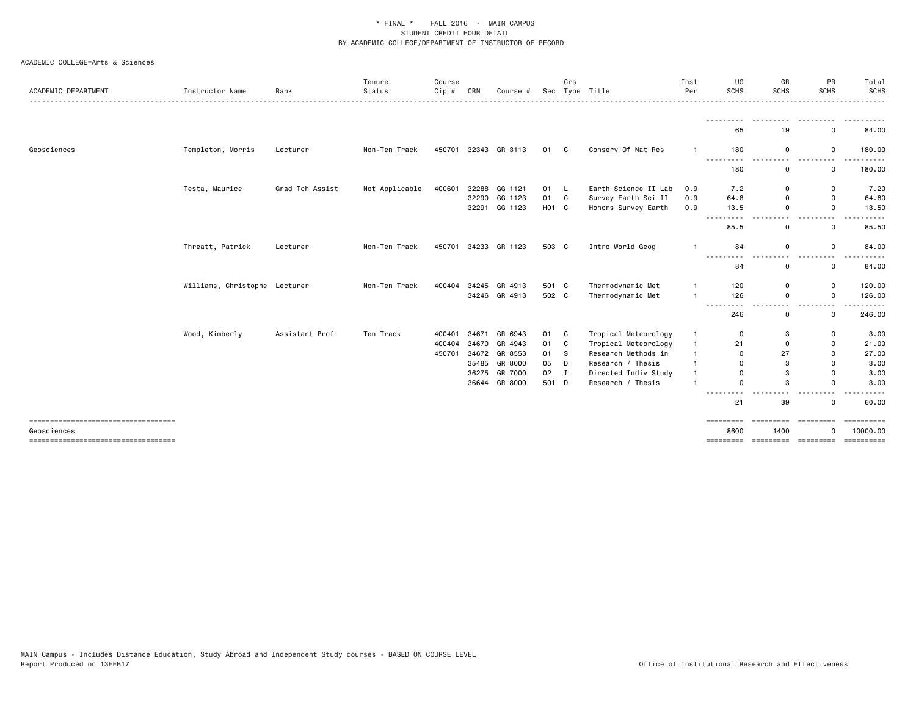* FINAL * FALL 2016 - MAIN CAMPUS
STUDENT CREDIT HOUR DETAIL
BY ACADEMIC COLLEGE/DEPARTMENT OF INSTRUCTOR OF RECORD

ACADEMIC COLLEGE=Arts & Sciences

| ACADEMIC DEPARTMENT | Instructor Name | Rank | Tenure Status | Course Cip # | CRN | Course # | Sec | Crs Type | Title | Inst Per | UG SCHS | GR SCHS | PR SCHS | Total SCHS |
|---|---|---|---|---|---|---|---|---|---|---|---|---|---|---|
| | | | | | | | | | | | 65 | 19 | 0 | 84.00 |
| Geosciences | Templeton, Morris | Lecturer | Non-Ten Track | 450701 | 32343 | GR 3113 | 01 | C | Conserv Of Nat Res | 1 | 180 | 0 | 0 | 180.00 |
| | | | | | | | | | | | 180 | 0 | 0 | 180.00 |
| | Testa, Maurice | Grad Tch Assist | Not Applicable | 400601 | 32288 | GG 1121 | 01 | L | Earth Science II Lab | 0.9 | 7.2 | 0 | 0 | 7.20 |
| | | | | | 32290 | GG 1123 | 01 | C | Survey Earth Sci II | 0.9 | 64.8 | 0 | 0 | 64.80 |
| | | | | | 32291 | GG 1123 | H01 | C | Honors Survey Earth | 0.9 | 13.5 | 0 | 0 | 13.50 |
| | | | | | | | | | | | 85.5 | 0 | 0 | 85.50 |
| | Threatt, Patrick | Lecturer | Non-Ten Track | 450701 | 34233 | GR 1123 | 503 | C | Intro World Geog | 1 | 84 | 0 | 0 | 84.00 |
| | | | | | | | | | | | 84 | 0 | 0 | 84.00 |
| | Williams, Christophe | Lecturer | Non-Ten Track | 400404 | 34245 | GR 4913 | 501 | C | Thermodynamic Met | 1 | 120 | 0 | 0 | 120.00 |
| | | | | | 34246 | GR 4913 | 502 | C | Thermodynamic Met | 1 | 126 | 0 | 0 | 126.00 |
| | | | | | | | | | | | 246 | 0 | 0 | 246.00 |
| | Wood, Kimberly | Assistant Prof | Ten Track | 400401 | 34671 | GR 6943 | 01 | C | Tropical Meteorology | 1 | 0 | 3 | 0 | 3.00 |
| | | | | 400404 | 34670 | GR 4943 | 01 | C | Tropical Meteorology | 1 | 21 | 0 | 0 | 21.00 |
| | | | | 450701 | 34672 | GR 8553 | 01 | S | Research Methods in | 1 | 0 | 27 | 0 | 27.00 |
| | | | | | 35485 | GR 8000 | 05 | D | Research / Thesis | 1 | 0 | 3 | 0 | 3.00 |
| | | | | | 36275 | GR 7000 | 02 | I | Directed Indiv Study | 1 | 0 | 3 | 0 | 3.00 |
| | | | | | 36644 | GR 8000 | 501 | D | Research / Thesis | 1 | 0 | 3 | 0 | 3.00 |
| | | | | | | | | | | | 21 | 39 | 0 | 60.00 |
| Geosciences | | | | | | | | | | | 8600 | 1400 | 0 | 10000.00 |

MAIN Campus - Includes Distance Education, Study Abroad and Independent Study courses - BASED ON COURSE LEVEL
Report Produced on 13FEB17 Office of Institutional Research and Effectiveness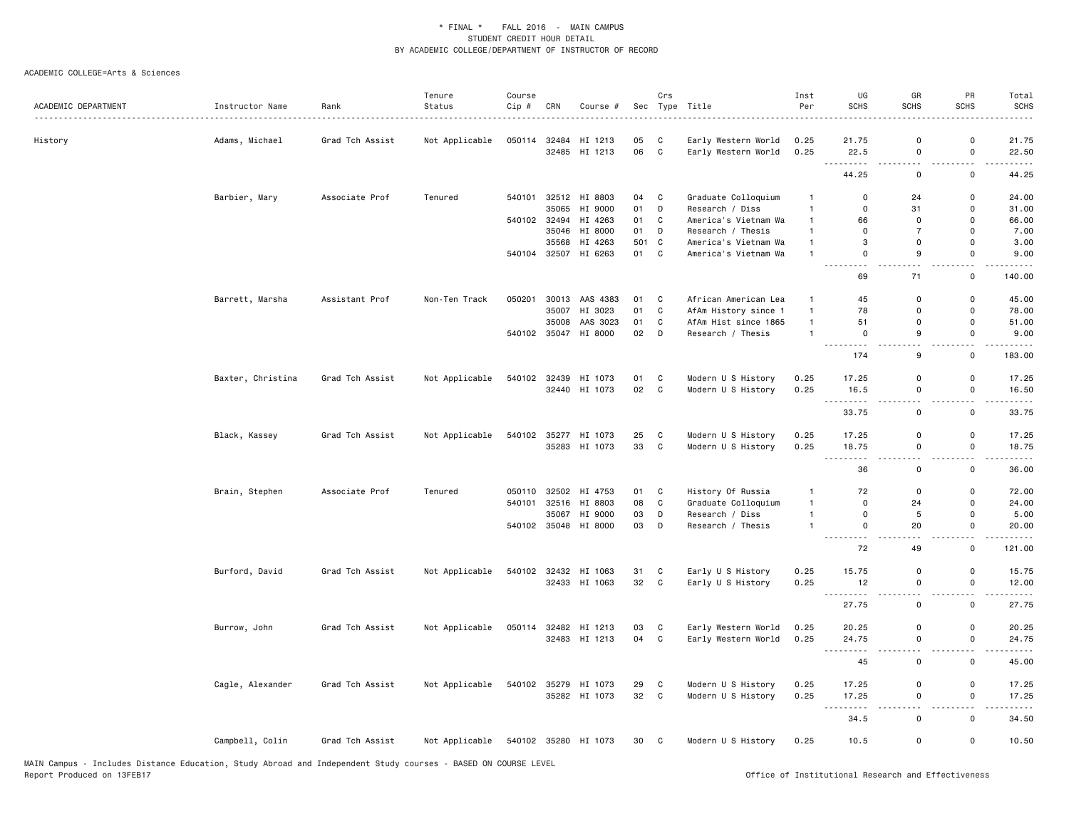\* FINAL \* FALL 2016 - MAIN CAMPUS
STUDENT CREDIT HOUR DETAIL
BY ACADEMIC COLLEGE/DEPARTMENT OF INSTRUCTOR OF RECORD

ACADEMIC COLLEGE=Arts & Sciences

| ACADEMIC DEPARTMENT | Instructor Name | Rank | Tenure Status | Course Cip # | CRN | Course # | Sec | Crs Type | Title | Inst Per | UG SCHS | GR SCHS | PR SCHS | Total SCHS |
|---|---|---|---|---|---|---|---|---|---|---|---|---|---|---|
| History | Adams, Michael | Grad Tch Assist | Not Applicable | 050114 | 32484 | HI 1213 | 05 | C | Early Western World | 0.25 | 21.75 | 0 | 0 | 21.75 |
| | | | | | 32485 | HI 1213 | 06 | C | Early Western World | 0.25 | 22.5 | 0 | 0 | 22.50 |
| | | | | | | | | | | | 44.25 | 0 | 0 | 44.25 |
| | Barbier, Mary | Associate Prof | Tenured | 540101 | 32512 | HI 8803 | 04 | C | Graduate Colloquium | 1 | 0 | 24 | 0 | 24.00 |
| | | | | | 35065 | HI 9000 | 01 | D | Research / Diss | 1 | 0 | 31 | 0 | 31.00 |
| | | | | 540102 | 32494 | HI 4263 | 01 | C | America's Vietnam Wa | 1 | 66 | 0 | 0 | 66.00 |
| | | | | | 35046 | HI 8000 | 01 | D | Research / Thesis | 1 | 0 | 7 | 0 | 7.00 |
| | | | | | 35568 | HI 4263 | 501 | C | America's Vietnam Wa | 1 | 3 | 0 | 0 | 3.00 |
| | | | | 540104 | 32507 | HI 6263 | 01 | C | America's Vietnam Wa | 1 | 0 | 9 | 0 | 9.00 |
| | | | | | | | | | | | 69 | 71 | 0 | 140.00 |
| | Barrett, Marsha | Assistant Prof | Non-Ten Track | 050201 | 30013 | AAS 4383 | 01 | C | African American Lea | 1 | 45 | 0 | 0 | 45.00 |
| | | | | | 35007 | HI 3023 | 01 | C | AfAm History since 1 | 1 | 78 | 0 | 0 | 78.00 |
| | | | | | 35008 | AAS 3023 | 01 | C | AfAm Hist since 1865 | 1 | 51 | 0 | 0 | 51.00 |
| | | | | 540102 | 35047 | HI 8000 | 02 | D | Research / Thesis | 1 | 0 | 9 | 0 | 9.00 |
| | | | | | | | | | | | 174 | 9 | 0 | 183.00 |
| | Baxter, Christina | Grad Tch Assist | Not Applicable | 540102 | 32439 | HI 1073 | 01 | C | Modern U S History | 0.25 | 17.25 | 0 | 0 | 17.25 |
| | | | | | 32440 | HI 1073 | 02 | C | Modern U S History | 0.25 | 16.5 | 0 | 0 | 16.50 |
| | | | | | | | | | | | 33.75 | 0 | 0 | 33.75 |
| | Black, Kassey | Grad Tch Assist | Not Applicable | 540102 | 35277 | HI 1073 | 25 | C | Modern U S History | 0.25 | 17.25 | 0 | 0 | 17.25 |
| | | | | | 35283 | HI 1073 | 33 | C | Modern U S History | 0.25 | 18.75 | 0 | 0 | 18.75 |
| | | | | | | | | | | | 36 | 0 | 0 | 36.00 |
| | Brain, Stephen | Associate Prof | Tenured | 050110 | 32502 | HI 4753 | 01 | C | History Of Russia | 1 | 72 | 0 | 0 | 72.00 |
| | | | | 540101 | 32516 | HI 8803 | 08 | C | Graduate Colloquium | 1 | 0 | 24 | 0 | 24.00 |
| | | | | | 35067 | HI 9000 | 03 | D | Research / Diss | 1 | 0 | 5 | 0 | 5.00 |
| | | | | 540102 | 35048 | HI 8000 | 03 | D | Research / Thesis | 1 | 0 | 20 | 0 | 20.00 |
| | | | | | | | | | | | 72 | 49 | 0 | 121.00 |
| | Burford, David | Grad Tch Assist | Not Applicable | 540102 | 32432 | HI 1063 | 31 | C | Early U S History | 0.25 | 15.75 | 0 | 0 | 15.75 |
| | | | | | 32433 | HI 1063 | 32 | C | Early U S History | 0.25 | 12 | 0 | 0 | 12.00 |
| | | | | | | | | | | | 27.75 | 0 | 0 | 27.75 |
| | Burrow, John | Grad Tch Assist | Not Applicable | 050114 | 32482 | HI 1213 | 03 | C | Early Western World | 0.25 | 20.25 | 0 | 0 | 20.25 |
| | | | | | 32483 | HI 1213 | 04 | C | Early Western World | 0.25 | 24.75 | 0 | 0 | 24.75 |
| | | | | | | | | | | | 45 | 0 | 0 | 45.00 |
| | Cagle, Alexander | Grad Tch Assist | Not Applicable | 540102 | 35279 | HI 1073 | 29 | C | Modern U S History | 0.25 | 17.25 | 0 | 0 | 17.25 |
| | | | | | 35282 | HI 1073 | 32 | C | Modern U S History | 0.25 | 17.25 | 0 | 0 | 17.25 |
| | | | | | | | | | | | 34.5 | 0 | 0 | 34.50 |
| | Campbell, Colin | Grad Tch Assist | Not Applicable | 540102 | 35280 | HI 1073 | 30 | C | Modern U S History | 0.25 | 10.5 | 0 | 0 | 10.50 |

MAIN Campus - Includes Distance Education, Study Abroad and Independent Study courses - BASED ON COURSE LEVEL
Report Produced on 13FEB17

Office of Institutional Research and Effectiveness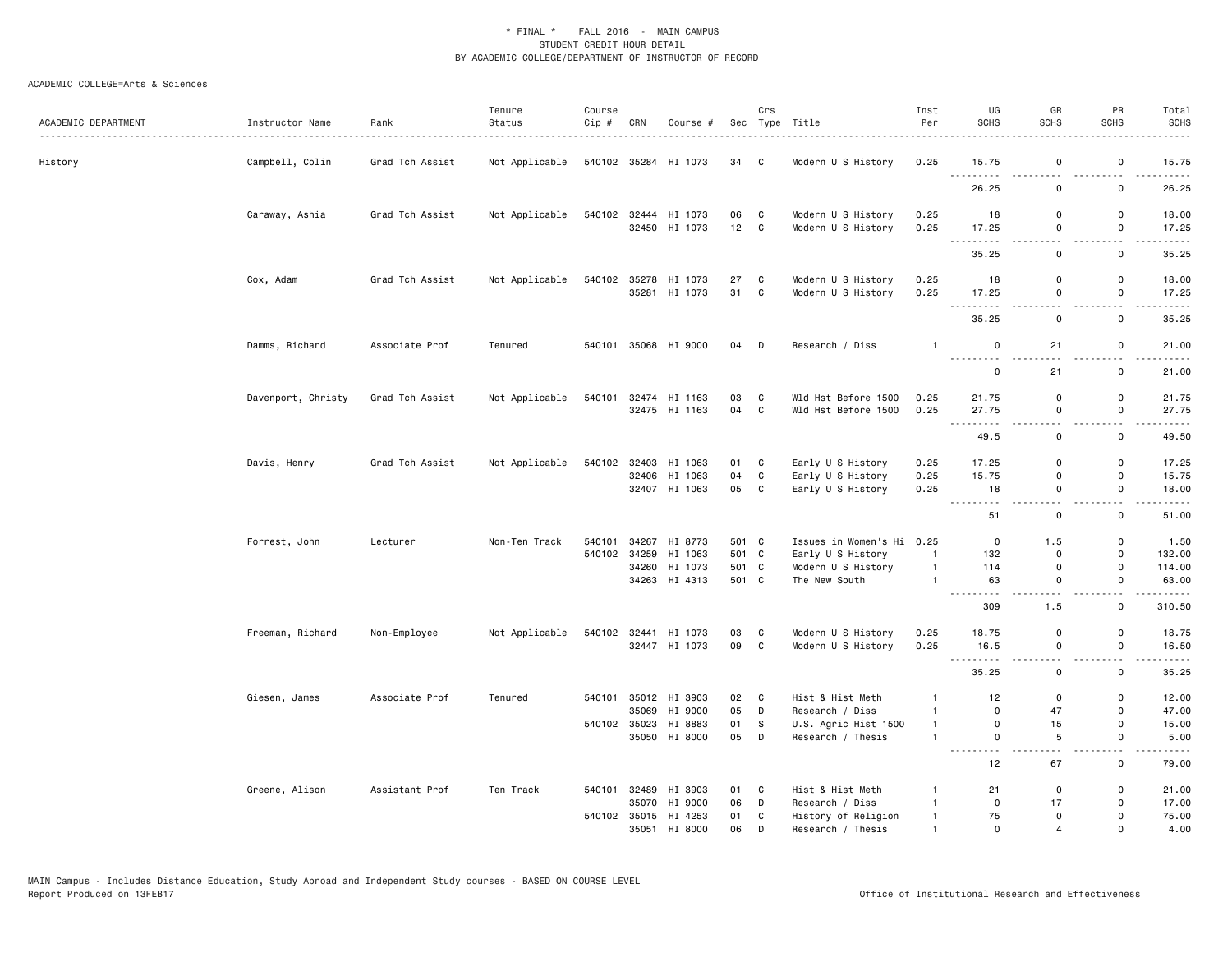\* FINAL \* FALL 2016 - MAIN CAMPUS
STUDENT CREDIT HOUR DETAIL
BY ACADEMIC COLLEGE/DEPARTMENT OF INSTRUCTOR OF RECORD

ACADEMIC COLLEGE=Arts & Sciences

| ACADEMIC DEPARTMENT | Instructor Name | Rank | Tenure Status | Course Cip # | CRN | Course # | Sec | Crs Type | Title | Inst Per | UG SCHS | GR SCHS | PR SCHS | Total SCHS |
|---|---|---|---|---|---|---|---|---|---|---|---|---|---|---|
| History | Campbell, Colin | Grad Tch Assist | Not Applicable | 540102 | 35284 | HI 1073 | 34 | C | Modern U S History | 0.25 | 15.75 | 0 | 0 | 15.75 |
| | | | | | | | | | | | 26.25 | 0 | 0 | 26.25 |
| | Caraway, Ashia | Grad Tch Assist | Not Applicable | 540102 | 32444 | HI 1073 | 06 | C | Modern U S History | 0.25 | 18 | 0 | 0 | 18.00 |
| | | | | | 32450 | HI 1073 | 12 | C | Modern U S History | 0.25 | 17.25 | 0 | 0 | 17.25 |
| | | | | | | | | | | | 35.25 | 0 | 0 | 35.25 |
| | Cox, Adam | Grad Tch Assist | Not Applicable | 540102 | 35278 | HI 1073 | 27 | C | Modern U S History | 0.25 | 18 | 0 | 0 | 18.00 |
| | | | | | 35281 | HI 1073 | 31 | C | Modern U S History | 0.25 | 17.25 | 0 | 0 | 17.25 |
| | | | | | | | | | | | 35.25 | 0 | 0 | 35.25 |
| | Damms, Richard | Associate Prof | Tenured | 540101 | 35068 | HI 9000 | 04 | D | Research / Diss | 1 | 0 | 21 | 0 | 21.00 |
| | | | | | | | | | | | 0 | 21 | 0 | 21.00 |
| | Davenport, Christy | Grad Tch Assist | Not Applicable | 540101 | 32474 | HI 1163 | 03 | C | Wld Hst Before 1500 | 0.25 | 21.75 | 0 | 0 | 21.75 |
| | | | | | 32475 | HI 1163 | 04 | C | Wld Hst Before 1500 | 0.25 | 27.75 | 0 | 0 | 27.75 |
| | | | | | | | | | | | 49.5 | 0 | 0 | 49.50 |
| | Davis, Henry | Grad Tch Assist | Not Applicable | 540102 | 32403 | HI 1063 | 01 | C | Early U S History | 0.25 | 17.25 | 0 | 0 | 17.25 |
| | | | | | 32406 | HI 1063 | 04 | C | Early U S History | 0.25 | 15.75 | 0 | 0 | 15.75 |
| | | | | | 32407 | HI 1063 | 05 | C | Early U S History | 0.25 | 18 | 0 | 0 | 18.00 |
| | | | | | | | | | | | 51 | 0 | 0 | 51.00 |
| | Forrest, John | Lecturer | Non-Ten Track | 540101 | 34267 | HI 8773 | 501 | C | Issues in Women's Hi | 0.25 | 0 | 1.5 | 0 | 1.50 |
| | | | | 540102 | 34259 | HI 1063 | 501 | C | Early U S History | 1 | 132 | 0 | 0 | 132.00 |
| | | | | | 34260 | HI 1073 | 501 | C | Modern U S History | 1 | 114 | 0 | 0 | 114.00 |
| | | | | | 34263 | HI 4313 | 501 | C | The New South | 1 | 63 | 0 | 0 | 63.00 |
| | | | | | | | | | | | 309 | 1.5 | 0 | 310.50 |
| | Freeman, Richard | Non-Employee | Not Applicable | 540102 | 32441 | HI 1073 | 03 | C | Modern U S History | 0.25 | 18.75 | 0 | 0 | 18.75 |
| | | | | | 32447 | HI 1073 | 09 | C | Modern U S History | 0.25 | 16.5 | 0 | 0 | 16.50 |
| | | | | | | | | | | | 35.25 | 0 | 0 | 35.25 |
| | Giesen, James | Associate Prof | Tenured | 540101 | 35012 | HI 3903 | 02 | C | Hist & Hist Meth | 1 | 12 | 0 | 0 | 12.00 |
| | | | | | 35069 | HI 9000 | 05 | D | Research / Diss | 1 | 0 | 47 | 0 | 47.00 |
| | | | | 540102 | 35023 | HI 8883 | 01 | S | U.S. Agric Hist 1500 | 1 | 0 | 15 | 0 | 15.00 |
| | | | | | 35050 | HI 8000 | 05 | D | Research / Thesis | 1 | 0 | 5 | 0 | 5.00 |
| | | | | | | | | | | | 12 | 67 | 0 | 79.00 |
| | Greene, Alison | Assistant Prof | Ten Track | 540101 | 32489 | HI 3903 | 01 | C | Hist & Hist Meth | 1 | 21 | 0 | 0 | 21.00 |
| | | | | | 35070 | HI 9000 | 06 | D | Research / Diss | 1 | 0 | 17 | 0 | 17.00 |
| | | | | 540102 | 35015 | HI 4253 | 01 | C | History of Religion | 1 | 75 | 0 | 0 | 75.00 |
| | | | | | 35051 | HI 8000 | 06 | D | Research / Thesis | 1 | 0 | 4 | 0 | 4.00 |

MAIN Campus - Includes Distance Education, Study Abroad and Independent Study courses - BASED ON COURSE LEVEL
Report Produced on 13FEB17 — Office of Institutional Research and Effectiveness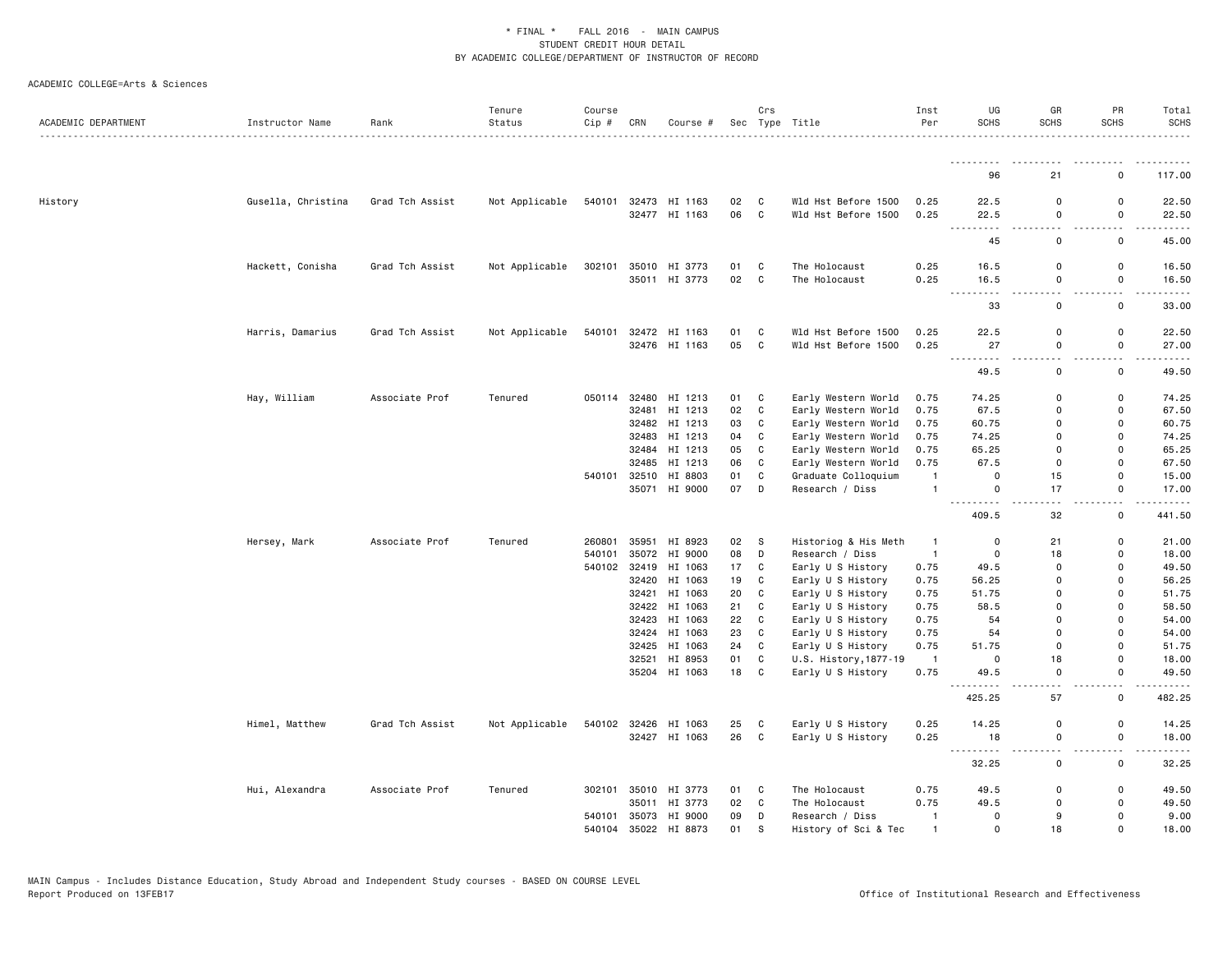* FINAL * FALL 2016 - MAIN CAMPUS
STUDENT CREDIT HOUR DETAIL
BY ACADEMIC COLLEGE/DEPARTMENT OF INSTRUCTOR OF RECORD

ACADEMIC COLLEGE=Arts & Sciences

| ACADEMIC DEPARTMENT | Instructor Name | Rank | Tenure Status | Course Cip # | CRN | Course # | Sec | Crs Type | Title | Inst Per | UG SCHS | GR SCHS | PR SCHS | Total SCHS |
|---|---|---|---|---|---|---|---|---|---|---|---|---|---|---|
| | | | | | | | | | | | 96 | 21 | 0 | 117.00 |
| History | Gusella, Christina | Grad Tch Assist | Not Applicable | 540101 | 32473 | HI 1163 | 02 | C | Wld Hst Before 1500 | 0.25 | 22.5 | 0 | 0 | 22.50 |
| | | | | | 32477 | HI 1163 | 06 | C | Wld Hst Before 1500 | 0.25 | 22.5 | 0 | 0 | 22.50 |
| | | | | | | | | | | | 45 | 0 | 0 | 45.00 |
| | Hackett, Conisha | Grad Tch Assist | Not Applicable | 302101 | 35010 | HI 3773 | 01 | C | The Holocaust | 0.25 | 16.5 | 0 | 0 | 16.50 |
| | | | | | 35011 | HI 3773 | 02 | C | The Holocaust | 0.25 | 16.5 | 0 | 0 | 16.50 |
| | | | | | | | | | | | 33 | 0 | 0 | 33.00 |
| | Harris, Damarius | Grad Tch Assist | Not Applicable | 540101 | 32472 | HI 1163 | 01 | C | Wld Hst Before 1500 | 0.25 | 22.5 | 0 | 0 | 22.50 |
| | | | | | 32476 | HI 1163 | 05 | C | Wld Hst Before 1500 | 0.25 | 27 | 0 | 0 | 27.00 |
| | | | | | | | | | | | 49.5 | 0 | 0 | 49.50 |
| | Hay, William | Associate Prof | Tenured | 050114 | 32480 | HI 1213 | 01 | C | Early Western World | 0.75 | 74.25 | 0 | 0 | 74.25 |
| | | | | | 32481 | HI 1213 | 02 | C | Early Western World | 0.75 | 67.5 | 0 | 0 | 67.50 |
| | | | | | 32482 | HI 1213 | 03 | C | Early Western World | 0.75 | 60.75 | 0 | 0 | 60.75 |
| | | | | | 32483 | HI 1213 | 04 | C | Early Western World | 0.75 | 74.25 | 0 | 0 | 74.25 |
| | | | | | 32484 | HI 1213 | 05 | C | Early Western World | 0.75 | 65.25 | 0 | 0 | 65.25 |
| | | | | | 32485 | HI 1213 | 06 | C | Early Western World | 0.75 | 67.5 | 0 | 0 | 67.50 |
| | | | | 540101 | 32510 | HI 8803 | 01 | C | Graduate Colloquium | 1 | 0 | 15 | 0 | 15.00 |
| | | | | | 35071 | HI 9000 | 07 | D | Research / Diss | 1 | 0 | 17 | 0 | 17.00 |
| | | | | | | | | | | | 409.5 | 32 | 0 | 441.50 |
| | Hersey, Mark | Associate Prof | Tenured | 260801 | 35951 | HI 8923 | 02 | S | Historiog & His Meth | 1 | 0 | 21 | 0 | 21.00 |
| | | | | 540101 | 35072 | HI 9000 | 08 | D | Research / Diss | 1 | 0 | 18 | 0 | 18.00 |
| | | | | 540102 | 32419 | HI 1063 | 17 | C | Early U S History | 0.75 | 49.5 | 0 | 0 | 49.50 |
| | | | | | 32420 | HI 1063 | 19 | C | Early U S History | 0.75 | 56.25 | 0 | 0 | 56.25 |
| | | | | | 32421 | HI 1063 | 20 | C | Early U S History | 0.75 | 51.75 | 0 | 0 | 51.75 |
| | | | | | 32422 | HI 1063 | 21 | C | Early U S History | 0.75 | 58.5 | 0 | 0 | 58.50 |
| | | | | | 32423 | HI 1063 | 22 | C | Early U S History | 0.75 | 54 | 0 | 0 | 54.00 |
| | | | | | 32424 | HI 1063 | 23 | C | Early U S History | 0.75 | 54 | 0 | 0 | 54.00 |
| | | | | | 32425 | HI 1063 | 24 | C | Early U S History | 0.75 | 51.75 | 0 | 0 | 51.75 |
| | | | | | 32521 | HI 8953 | 01 | C | U.S. History,1877-19 | 1 | 0 | 18 | 0 | 18.00 |
| | | | | | 35204 | HI 1063 | 18 | C | Early U S History | 0.75 | 49.5 | 0 | 0 | 49.50 |
| | | | | | | | | | | | 425.25 | 57 | 0 | 482.25 |
| | Himel, Matthew | Grad Tch Assist | Not Applicable | 540102 | 32426 | HI 1063 | 25 | C | Early U S History | 0.25 | 14.25 | 0 | 0 | 14.25 |
| | | | | | 32427 | HI 1063 | 26 | C | Early U S History | 0.25 | 18 | 0 | 0 | 18.00 |
| | | | | | | | | | | | 32.25 | 0 | 0 | 32.25 |
| | Hui, Alexandra | Associate Prof | Tenured | 302101 | 35010 | HI 3773 | 01 | C | The Holocaust | 0.75 | 49.5 | 0 | 0 | 49.50 |
| | | | | | 35011 | HI 3773 | 02 | C | The Holocaust | 0.75 | 49.5 | 0 | 0 | 49.50 |
| | | | | 540101 | 35073 | HI 9000 | 09 | D | Research / Diss | 1 | 0 | 9 | 0 | 9.00 |
| | | | | 540104 | 35022 | HI 8873 | 01 | S | History of Sci & Tec | 1 | 0 | 18 | 0 | 18.00 |

MAIN Campus - Includes Distance Education, Study Abroad and Independent Study courses - BASED ON COURSE LEVEL
Report Produced on 13FEB17 Office of Institutional Research and Effectiveness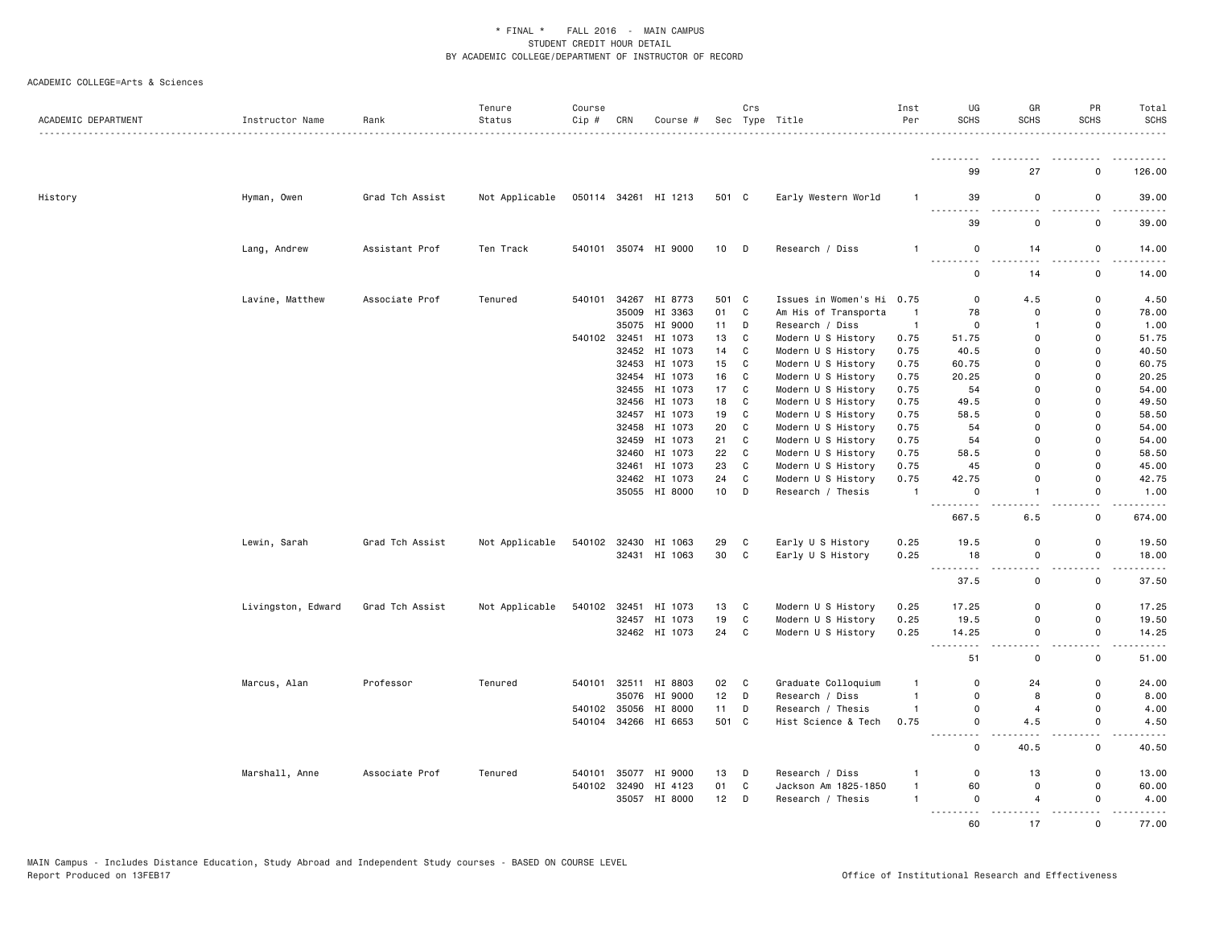* FINAL * FALL 2016 - MAIN CAMPUS
STUDENT CREDIT HOUR DETAIL
BY ACADEMIC COLLEGE/DEPARTMENT OF INSTRUCTOR OF RECORD

ACADEMIC COLLEGE=Arts & Sciences

| ACADEMIC DEPARTMENT | Instructor Name | Rank | Tenure Status | Course Cip # | CRN | Course # | Sec | Crs Type | Title | Inst Per | UG SCHS | GR SCHS | PR SCHS | Total SCHS |
|---|---|---|---|---|---|---|---|---|---|---|---|---|---|---|
| | | | | | | | | | | | 99 | 27 | 0 | 126.00 |
| History | Hyman, Owen | Grad Tch Assist | Not Applicable | 050114 | 34261 | HI 1213 | 501 | C | Early Western World | 1 | 39 | 0 | 0 | 39.00 |
| | | | | | | | | | | | 39 | 0 | 0 | 39.00 |
| | Lang, Andrew | Assistant Prof | Ten Track | 540101 | 35074 | HI 9000 | 10 | D | Research / Diss | 1 | 0 | 14 | 0 | 14.00 |
| | | | | | | | | | | | 0 | 14 | 0 | 14.00 |
| | Lavine, Matthew | Associate Prof | Tenured | 540101 | 34267 | HI 8773 | 501 | C | Issues in Women's Hi | 0.75 | 0 | 4.5 | 0 | 4.50 |
| | | | | | 35009 | HI 3363 | 01 | C | Am His of Transporta | 1 | 78 | 0 | 0 | 78.00 |
| | | | | | 35075 | HI 9000 | 11 | D | Research / Diss | 1 | 0 | 1 | 0 | 1.00 |
| | | | | 540102 | 32451 | HI 1073 | 13 | C | Modern U S History | 0.75 | 51.75 | 0 | 0 | 51.75 |
| | | | | | 32452 | HI 1073 | 14 | C | Modern U S History | 0.75 | 40.5 | 0 | 0 | 40.50 |
| | | | | | 32453 | HI 1073 | 15 | C | Modern U S History | 0.75 | 60.75 | 0 | 0 | 60.75 |
| | | | | | 32454 | HI 1073 | 16 | C | Modern U S History | 0.75 | 20.25 | 0 | 0 | 20.25 |
| | | | | | 32455 | HI 1073 | 17 | C | Modern U S History | 0.75 | 54 | 0 | 0 | 54.00 |
| | | | | | 32456 | HI 1073 | 18 | C | Modern U S History | 0.75 | 49.5 | 0 | 0 | 49.50 |
| | | | | | 32457 | HI 1073 | 19 | C | Modern U S History | 0.75 | 58.5 | 0 | 0 | 58.50 |
| | | | | | 32458 | HI 1073 | 20 | C | Modern U S History | 0.75 | 54 | 0 | 0 | 54.00 |
| | | | | | 32459 | HI 1073 | 21 | C | Modern U S History | 0.75 | 54 | 0 | 0 | 54.00 |
| | | | | | 32460 | HI 1073 | 22 | C | Modern U S History | 0.75 | 58.5 | 0 | 0 | 58.50 |
| | | | | | 32461 | HI 1073 | 23 | C | Modern U S History | 0.75 | 45 | 0 | 0 | 45.00 |
| | | | | | 32462 | HI 1073 | 24 | C | Modern U S History | 0.75 | 42.75 | 0 | 0 | 42.75 |
| | | | | | 35055 | HI 8000 | 10 | D | Research / Thesis | 1 | 0 | 1 | 0 | 1.00 |
| | | | | | | | | | | | 667.5 | 6.5 | 0 | 674.00 |
| | Lewin, Sarah | Grad Tch Assist | Not Applicable | 540102 | 32430 | HI 1063 | 29 | C | Early U S History | 0.25 | 19.5 | 0 | 0 | 19.50 |
| | | | | | 32431 | HI 1063 | 30 | C | Early U S History | 0.25 | 18 | 0 | 0 | 18.00 |
| | | | | | | | | | | | 37.5 | 0 | 0 | 37.50 |
| | Livingston, Edward | Grad Tch Assist | Not Applicable | 540102 | 32451 | HI 1073 | 13 | C | Modern U S History | 0.25 | 17.25 | 0 | 0 | 17.25 |
| | | | | | 32457 | HI 1073 | 19 | C | Modern U S History | 0.25 | 19.5 | 0 | 0 | 19.50 |
| | | | | | 32462 | HI 1073 | 24 | C | Modern U S History | 0.25 | 14.25 | 0 | 0 | 14.25 |
| | | | | | | | | | | | 51 | 0 | 0 | 51.00 |
| | Marcus, Alan | Professor | Tenured | 540101 | 32511 | HI 8803 | 02 | C | Graduate Colloquium | 1 | 0 | 24 | 0 | 24.00 |
| | | | | | 35076 | HI 9000 | 12 | D | Research / Diss | 1 | 0 | 8 | 0 | 8.00 |
| | | | | 540102 | 35056 | HI 8000 | 11 | D | Research / Thesis | 1 | 0 | 4 | 0 | 4.00 |
| | | | | 540104 | 34266 | HI 6653 | 501 | C | Hist Science & Tech | 0.75 | 0 | 4.5 | 0 | 4.50 |
| | | | | | | | | | | | 0 | 40.5 | 0 | 40.50 |
| | Marshall, Anne | Associate Prof | Tenured | 540101 | 35077 | HI 9000 | 13 | D | Research / Diss | 1 | 0 | 13 | 0 | 13.00 |
| | | | | 540102 | 32490 | HI 4123 | 01 | C | Jackson Am 1825-1850 | 1 | 60 | 0 | 0 | 60.00 |
| | | | | | 35057 | HI 8000 | 12 | D | Research / Thesis | 1 | 0 | 4 | 0 | 4.00 |
| | | | | | | | | | | | 60 | 17 | 0 | 77.00 |

MAIN Campus - Includes Distance Education, Study Abroad and Independent Study courses - BASED ON COURSE LEVEL
Report Produced on 13FEB17 Office of Institutional Research and Effectiveness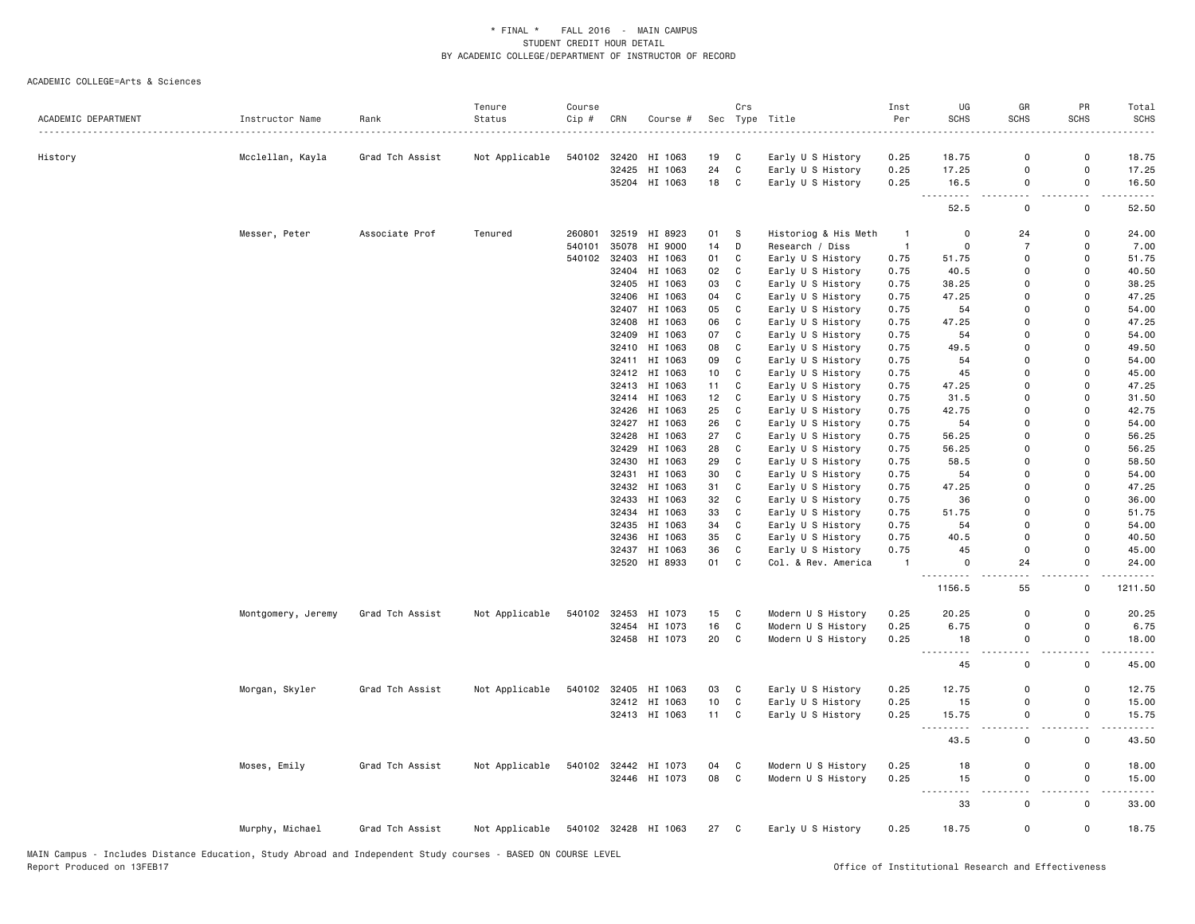\* FINAL \* FALL 2016 - MAIN CAMPUS
STUDENT CREDIT HOUR DETAIL
BY ACADEMIC COLLEGE/DEPARTMENT OF INSTRUCTOR OF RECORD

ACADEMIC COLLEGE=Arts & Sciences

| ACADEMIC DEPARTMENT | Instructor Name | Rank | Tenure Status | Course Cip # | CRN | Course # | Sec | Crs Type | Title | Inst Per | UG SCHS | GR SCHS | PR SCHS | Total SCHS |
|---|---|---|---|---|---|---|---|---|---|---|---|---|---|---|
| History | Mcclellan, Kayla | Grad Tch Assist | Not Applicable | 540102 | 32420 | HI 1063 | 19 | C | Early U S History | 0.25 | 18.75 | 0 | 0 | 18.75 |
| | | | | | 32425 | HI 1063 | 24 | C | Early U S History | 0.25 | 17.25 | 0 | 0 | 17.25 |
| | | | | | 35204 | HI 1063 | 18 | C | Early U S History | 0.25 | 16.5 | 0 | 0 | 16.50 |
| | | | | | | | | | | | 52.5 | 0 | 0 | 52.50 |
| | Messer, Peter | Associate Prof | Tenured | 260801 | 32519 | HI 8923 | 01 | S | Historiog & His Meth | 1 | 0 | 24 | 0 | 24.00 |
| | | | | 540101 | 35078 | HI 9000 | 14 | D | Research / Diss | 1 | 0 | 7 | 0 | 7.00 |
| | | | | 540102 | 32403 | HI 1063 | 01 | C | Early U S History | 0.75 | 51.75 | 0 | 0 | 51.75 |
| | | | | | 32404 | HI 1063 | 02 | C | Early U S History | 0.75 | 40.5 | 0 | 0 | 40.50 |
| | | | | | 32405 | HI 1063 | 03 | C | Early U S History | 0.75 | 38.25 | 0 | 0 | 38.25 |
| | | | | | 32406 | HI 1063 | 04 | C | Early U S History | 0.75 | 47.25 | 0 | 0 | 47.25 |
| | | | | | 32407 | HI 1063 | 05 | C | Early U S History | 0.75 | 54 | 0 | 0 | 54.00 |
| | | | | | 32408 | HI 1063 | 06 | C | Early U S History | 0.75 | 47.25 | 0 | 0 | 47.25 |
| | | | | | 32409 | HI 1063 | 07 | C | Early U S History | 0.75 | 54 | 0 | 0 | 54.00 |
| | | | | | 32410 | HI 1063 | 08 | C | Early U S History | 0.75 | 49.5 | 0 | 0 | 49.50 |
| | | | | | 32411 | HI 1063 | 09 | C | Early U S History | 0.75 | 54 | 0 | 0 | 54.00 |
| | | | | | 32412 | HI 1063 | 10 | C | Early U S History | 0.75 | 45 | 0 | 0 | 45.00 |
| | | | | | 32413 | HI 1063 | 11 | C | Early U S History | 0.75 | 47.25 | 0 | 0 | 47.25 |
| | | | | | 32414 | HI 1063 | 12 | C | Early U S History | 0.75 | 31.5 | 0 | 0 | 31.50 |
| | | | | | 32426 | HI 1063 | 25 | C | Early U S History | 0.75 | 42.75 | 0 | 0 | 42.75 |
| | | | | | 32427 | HI 1063 | 26 | C | Early U S History | 0.75 | 54 | 0 | 0 | 54.00 |
| | | | | | 32428 | HI 1063 | 27 | C | Early U S History | 0.75 | 56.25 | 0 | 0 | 56.25 |
| | | | | | 32429 | HI 1063 | 28 | C | Early U S History | 0.75 | 56.25 | 0 | 0 | 56.25 |
| | | | | | 32430 | HI 1063 | 29 | C | Early U S History | 0.75 | 58.5 | 0 | 0 | 58.50 |
| | | | | | 32431 | HI 1063 | 30 | C | Early U S History | 0.75 | 54 | 0 | 0 | 54.00 |
| | | | | | 32432 | HI 1063 | 31 | C | Early U S History | 0.75 | 47.25 | 0 | 0 | 47.25 |
| | | | | | 32433 | HI 1063 | 32 | C | Early U S History | 0.75 | 36 | 0 | 0 | 36.00 |
| | | | | | 32434 | HI 1063 | 33 | C | Early U S History | 0.75 | 51.75 | 0 | 0 | 51.75 |
| | | | | | 32435 | HI 1063 | 34 | C | Early U S History | 0.75 | 54 | 0 | 0 | 54.00 |
| | | | | | 32436 | HI 1063 | 35 | C | Early U S History | 0.75 | 40.5 | 0 | 0 | 40.50 |
| | | | | | 32437 | HI 1063 | 36 | C | Early U S History | 0.75 | 45 | 0 | 0 | 45.00 |
| | | | | | 32520 | HI 8933 | 01 | C | Col. & Rev. America | 1 | 0 | 24 | 0 | 24.00 |
| | | | | | | | | | | | 1156.5 | 55 | 0 | 1211.50 |
| | Montgomery, Jeremy | Grad Tch Assist | Not Applicable | 540102 | 32453 | HI 1073 | 15 | C | Modern U S History | 0.25 | 20.25 | 0 | 0 | 20.25 |
| | | | | | 32454 | HI 1073 | 16 | C | Modern U S History | 0.25 | 6.75 | 0 | 0 | 6.75 |
| | | | | | 32458 | HI 1073 | 20 | C | Modern U S History | 0.25 | 18 | 0 | 0 | 18.00 |
| | | | | | | | | | | | 45 | 0 | 0 | 45.00 |
| | Morgan, Skyler | Grad Tch Assist | Not Applicable | 540102 | 32405 | HI 1063 | 03 | C | Early U S History | 0.25 | 12.75 | 0 | 0 | 12.75 |
| | | | | | 32412 | HI 1063 | 10 | C | Early U S History | 0.25 | 15 | 0 | 0 | 15.00 |
| | | | | | 32413 | HI 1063 | 11 | C | Early U S History | 0.25 | 15.75 | 0 | 0 | 15.75 |
| | | | | | | | | | | | 43.5 | 0 | 0 | 43.50 |
| | Moses, Emily | Grad Tch Assist | Not Applicable | 540102 | 32442 | HI 1073 | 04 | C | Modern U S History | 0.25 | 18 | 0 | 0 | 18.00 |
| | | | | | 32446 | HI 1073 | 08 | C | Modern U S History | 0.25 | 15 | 0 | 0 | 15.00 |
| | | | | | | | | | | | 33 | 0 | 0 | 33.00 |
| | Murphy, Michael | Grad Tch Assist | Not Applicable | 540102 | 32428 | HI 1063 | 27 | C | Early U S History | 0.25 | 18.75 | 0 | 0 | 18.75 |

MAIN Campus - Includes Distance Education, Study Abroad and Independent Study courses - BASED ON COURSE LEVEL
Report Produced on 13FEB17 Office of Institutional Research and Effectiveness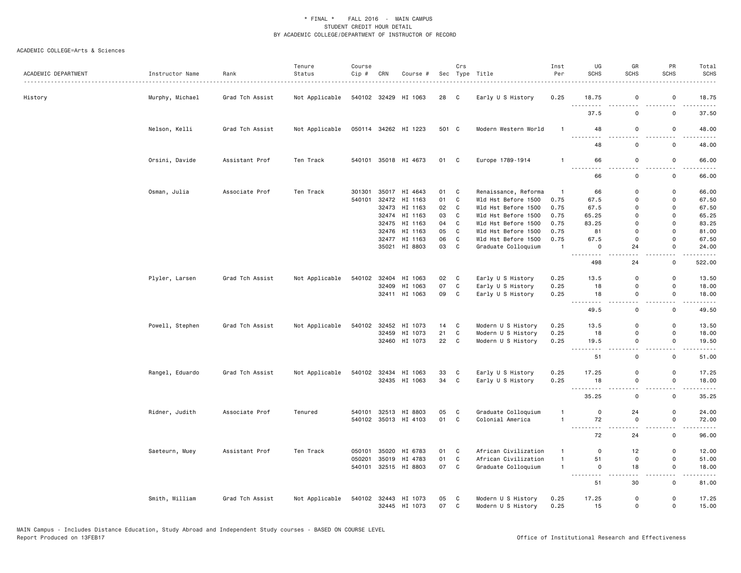\* FINAL \* FALL 2016 - MAIN CAMPUS
STUDENT CREDIT HOUR DETAIL
BY ACADEMIC COLLEGE/DEPARTMENT OF INSTRUCTOR OF RECORD

ACADEMIC COLLEGE=Arts & Sciences

| ACADEMIC DEPARTMENT | Instructor Name | Rank | Tenure Status | Course Cip # | CRN | Course # | Sec | Crs Type | Title | Inst Per | UG SCHS | GR SCHS | PR SCHS | Total SCHS |
|---|---|---|---|---|---|---|---|---|---|---|---|---|---|---|
| History | Murphy, Michael | Grad Tch Assist | Not Applicable | 540102 | 32429 | HI 1063 | 28 | C | Early U S History | 0.25 | 18.75 | 0 | 0 | 18.75 |
| | | | | | | | | | | | 37.5 | 0 | 0 | 37.50 |
| | Nelson, Kelli | Grad Tch Assist | Not Applicable | 050114 | 34262 | HI 1223 | 501 | C | Modern Western World | 1 | 48 | 0 | 0 | 48.00 |
| | | | | | | | | | | | 48 | 0 | 0 | 48.00 |
| | Orsini, Davide | Assistant Prof | Ten Track | 540101 | 35018 | HI 4673 | 01 | C | Europe 1789-1914 | 1 | 66 | 0 | 0 | 66.00 |
| | | | | | | | | | | | 66 | 0 | 0 | 66.00 |
| | Osman, Julia | Associate Prof | Ten Track | 301301 | 35017 | HI 4643 | 01 | C | Renaissance, Reforma | 1 | 66 | 0 | 0 | 66.00 |
| | | | | 540101 | 32472 | HI 1163 | 01 | C | Wld Hst Before 1500 | 0.75 | 67.5 | 0 | 0 | 67.50 |
| | | | | | 32473 | HI 1163 | 02 | C | Wld Hst Before 1500 | 0.75 | 67.5 | 0 | 0 | 67.50 |
| | | | | | 32474 | HI 1163 | 03 | C | Wld Hst Before 1500 | 0.75 | 65.25 | 0 | 0 | 65.25 |
| | | | | | 32475 | HI 1163 | 04 | C | Wld Hst Before 1500 | 0.75 | 83.25 | 0 | 0 | 83.25 |
| | | | | | 32476 | HI 1163 | 05 | C | Wld Hst Before 1500 | 0.75 | 81 | 0 | 0 | 81.00 |
| | | | | | 32477 | HI 1163 | 06 | C | Wld Hst Before 1500 | 0.75 | 67.5 | 0 | 0 | 67.50 |
| | | | | | 35021 | HI 8803 | 03 | C | Graduate Colloquium | 1 | 0 | 24 | 0 | 24.00 |
| | | | | | | | | | | | 498 | 24 | 0 | 522.00 |
| | Plyler, Larsen | Grad Tch Assist | Not Applicable | 540102 | 32404 | HI 1063 | 02 | C | Early U S History | 0.25 | 13.5 | 0 | 0 | 13.50 |
| | | | | | 32409 | HI 1063 | 07 | C | Early U S History | 0.25 | 18 | 0 | 0 | 18.00 |
| | | | | | 32411 | HI 1063 | 09 | C | Early U S History | 0.25 | 18 | 0 | 0 | 18.00 |
| | | | | | | | | | | | 49.5 | 0 | 0 | 49.50 |
| | Powell, Stephen | Grad Tch Assist | Not Applicable | 540102 | 32452 | HI 1073 | 14 | C | Modern U S History | 0.25 | 13.5 | 0 | 0 | 13.50 |
| | | | | | 32459 | HI 1073 | 21 | C | Modern U S History | 0.25 | 18 | 0 | 0 | 18.00 |
| | | | | | 32460 | HI 1073 | 22 | C | Modern U S History | 0.25 | 19.5 | 0 | 0 | 19.50 |
| | | | | | | | | | | | 51 | 0 | 0 | 51.00 |
| | Rangel, Eduardo | Grad Tch Assist | Not Applicable | 540102 | 32434 | HI 1063 | 33 | C | Early U S History | 0.25 | 17.25 | 0 | 0 | 17.25 |
| | | | | | 32435 | HI 1063 | 34 | C | Early U S History | 0.25 | 18 | 0 | 0 | 18.00 |
| | | | | | | | | | | | 35.25 | 0 | 0 | 35.25 |
| | Ridner, Judith | Associate Prof | Tenured | 540101 | 32513 | HI 8803 | 05 | C | Graduate Colloquium | 1 | 0 | 24 | 0 | 24.00 |
| | | | | 540102 | 35013 | HI 4103 | 01 | C | Colonial America | 1 | 72 | 0 | 0 | 72.00 |
| | | | | | | | | | | | 72 | 24 | 0 | 96.00 |
| | Saeteurn, Muey | Assistant Prof | Ten Track | 050101 | 35020 | HI 6783 | 01 | C | African Civilization | 1 | 0 | 12 | 0 | 12.00 |
| | | | | 050201 | 35019 | HI 4783 | 01 | C | African Civilization | 1 | 51 | 0 | 0 | 51.00 |
| | | | | 540101 | 32515 | HI 8803 | 07 | C | Graduate Colloquium | 1 | 0 | 18 | 0 | 18.00 |
| | | | | | | | | | | | 51 | 30 | 0 | 81.00 |
| | Smith, William | Grad Tch Assist | Not Applicable | 540102 | 32443 | HI 1073 | 05 | C | Modern U S History | 0.25 | 17.25 | 0 | 0 | 17.25 |
| | | | | | 32445 | HI 1073 | 07 | C | Modern U S History | 0.25 | 15 | 0 | 0 | 15.00 |

MAIN Campus - Includes Distance Education, Study Abroad and Independent Study courses - BASED ON COURSE LEVEL
Report Produced on 13FEB17 Office of Institutional Research and Effectiveness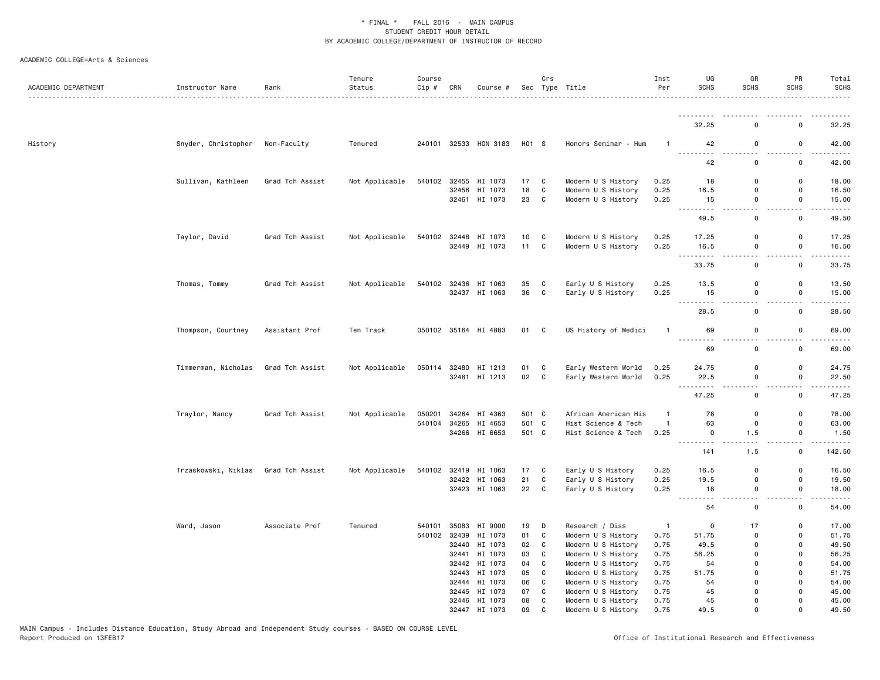\* FINAL \* FALL 2016 - MAIN CAMPUS
STUDENT CREDIT HOUR DETAIL
BY ACADEMIC COLLEGE/DEPARTMENT OF INSTRUCTOR OF RECORD

ACADEMIC COLLEGE=Arts & Sciences

| ACADEMIC DEPARTMENT | Instructor Name | Rank | Tenure Status | Course Cip # | CRN | Course # | Sec | Crs Type | Title | Inst Per | UG SCHS | GR SCHS | PR SCHS | Total SCHS |
|---|---|---|---|---|---|---|---|---|---|---|---|---|---|---|
| | | | | | | | | | | | 32.25 | 0 | 0 | 32.25 |
| History | Snyder, Christopher | Non-Faculty | Tenured | 240101 | 32533 | HON 3183 | H01 | S | Honors Seminar - Hum | 1 | 42 | 0 | 0 | 42.00 |
| | | | | | | | | | | | 42 | 0 | 0 | 42.00 |
| | Sullivan, Kathleen | Grad Tch Assist | Not Applicable | 540102 | 32455 | HI 1073 | 17 | C | Modern U S History | 0.25 | 18 | 0 | 0 | 18.00 |
| | | | | | 32456 | HI 1073 | 18 | C | Modern U S History | 0.25 | 16.5 | 0 | 0 | 16.50 |
| | | | | | 32461 | HI 1073 | 23 | C | Modern U S History | 0.25 | 15 | 0 | 0 | 15.00 |
| | | | | | | | | | | | 49.5 | 0 | 0 | 49.50 |
| | Taylor, David | Grad Tch Assist | Not Applicable | 540102 | 32448 | HI 1073 | 10 | C | Modern U S History | 0.25 | 17.25 | 0 | 0 | 17.25 |
| | | | | | 32449 | HI 1073 | 11 | C | Modern U S History | 0.25 | 16.5 | 0 | 0 | 16.50 |
| | | | | | | | | | | | 33.75 | 0 | 0 | 33.75 |
| | Thomas, Tommy | Grad Tch Assist | Not Applicable | 540102 | 32436 | HI 1063 | 35 | C | Early U S History | 0.25 | 13.5 | 0 | 0 | 13.50 |
| | | | | | 32437 | HI 1063 | 36 | C | Early U S History | 0.25 | 15 | 0 | 0 | 15.00 |
| | | | | | | | | | | | 28.5 | 0 | 0 | 28.50 |
| | Thompson, Courtney | Assistant Prof | Ten Track | 050102 | 35164 | HI 4883 | 01 | C | US History of Medici | 1 | 69 | 0 | 0 | 69.00 |
| | | | | | | | | | | | 69 | 0 | 0 | 69.00 |
| | Timmerman, Nicholas | Grad Tch Assist | Not Applicable | 050114 | 32480 | HI 1213 | 01 | C | Early Western World | 0.25 | 24.75 | 0 | 0 | 24.75 |
| | | | | | 32481 | HI 1213 | 02 | C | Early Western World | 0.25 | 22.5 | 0 | 0 | 22.50 |
| | | | | | | | | | | | 47.25 | 0 | 0 | 47.25 |
| | Traylor, Nancy | Grad Tch Assist | Not Applicable | 050201 | 34264 | HI 4363 | 501 | C | African American His | 1 | 78 | 0 | 0 | 78.00 |
| | | | | 540104 | 34265 | HI 4653 | 501 | C | Hist Science & Tech | 1 | 63 | 0 | 0 | 63.00 |
| | | | | | 34266 | HI 6653 | 501 | C | Hist Science & Tech | 0.25 | 0 | 1.5 | 0 | 1.50 |
| | | | | | | | | | | | 141 | 1.5 | 0 | 142.50 |
| | Trzaskowski, Niklas | Grad Tch Assist | Not Applicable | 540102 | 32419 | HI 1063 | 17 | C | Early U S History | 0.25 | 16.5 | 0 | 0 | 16.50 |
| | | | | | 32422 | HI 1063 | 21 | C | Early U S History | 0.25 | 19.5 | 0 | 0 | 19.50 |
| | | | | | 32423 | HI 1063 | 22 | C | Early U S History | 0.25 | 18 | 0 | 0 | 18.00 |
| | | | | | | | | | | | 54 | 0 | 0 | 54.00 |
| | Ward, Jason | Associate Prof | Tenured | 540101 | 35083 | HI 9000 | 19 | D | Research / Diss | 1 | 0 | 17 | 0 | 17.00 |
| | | | | 540102 | 32439 | HI 1073 | 01 | C | Modern U S History | 0.75 | 51.75 | 0 | 0 | 51.75 |
| | | | | | 32440 | HI 1073 | 02 | C | Modern U S History | 0.75 | 49.5 | 0 | 0 | 49.50 |
| | | | | | 32441 | HI 1073 | 03 | C | Modern U S History | 0.75 | 56.25 | 0 | 0 | 56.25 |
| | | | | | 32442 | HI 1073 | 04 | C | Modern U S History | 0.75 | 54 | 0 | 0 | 54.00 |
| | | | | | 32443 | HI 1073 | 05 | C | Modern U S History | 0.75 | 51.75 | 0 | 0 | 51.75 |
| | | | | | 32444 | HI 1073 | 06 | C | Modern U S History | 0.75 | 54 | 0 | 0 | 54.00 |
| | | | | | 32445 | HI 1073 | 07 | C | Modern U S History | 0.75 | 45 | 0 | 0 | 45.00 |
| | | | | | 32446 | HI 1073 | 08 | C | Modern U S History | 0.75 | 45 | 0 | 0 | 45.00 |
| | | | | | 32447 | HI 1073 | 09 | C | Modern U S History | 0.75 | 49.5 | 0 | 0 | 49.50 |

MAIN Campus - Includes Distance Education, Study Abroad and Independent Study courses - BASED ON COURSE LEVEL
Report Produced on 13FEB17

Office of Institutional Research and Effectiveness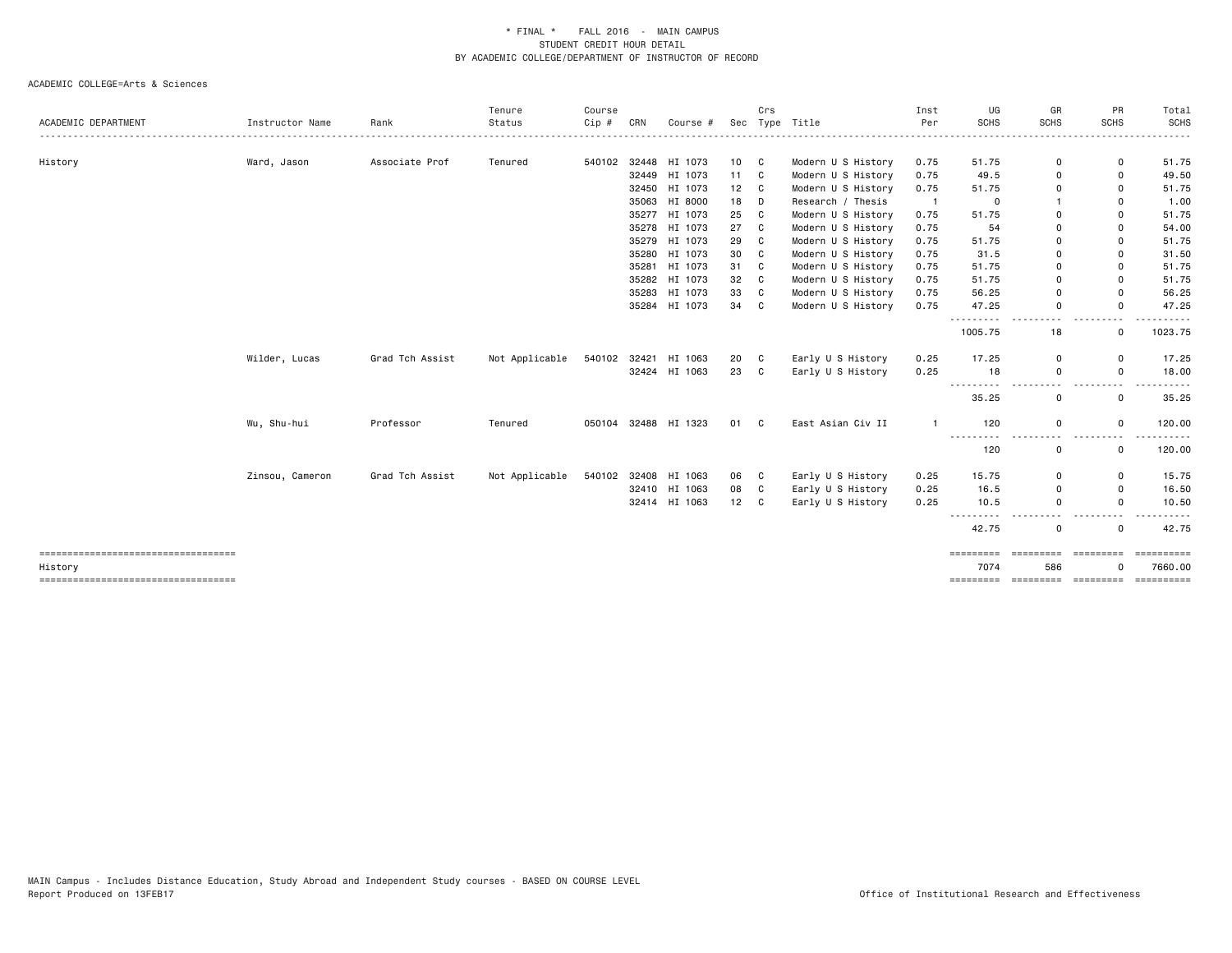\* FINAL \* FALL 2016 - MAIN CAMPUS
STUDENT CREDIT HOUR DETAIL
BY ACADEMIC COLLEGE/DEPARTMENT OF INSTRUCTOR OF RECORD

ACADEMIC COLLEGE=Arts & Sciences

| ACADEMIC DEPARTMENT | Instructor Name | Rank | Tenure Status | Course Cip # | CRN | Course # | Sec | Crs Type | Title | Inst Per | UG SCHS | GR SCHS | PR SCHS | Total SCHS |
|---|---|---|---|---|---|---|---|---|---|---|---|---|---|---|
| History | Ward, Jason | Associate Prof | Tenured | 540102 | 32448 | HI 1073 | 10 | C | Modern U S History | 0.75 | 51.75 | 0 | 0 | 51.75 |
| | | | | | 32449 | HI 1073 | 11 | C | Modern U S History | 0.75 | 49.5 | 0 | 0 | 49.50 |
| | | | | | 32450 | HI 1073 | 12 | C | Modern U S History | 0.75 | 51.75 | 0 | 0 | 51.75 |
| | | | | | 35063 | HI 8000 | 18 | D | Research / Thesis | 1 | 0 | 1 | 0 | 1.00 |
| | | | | | 35277 | HI 1073 | 25 | C | Modern U S History | 0.75 | 51.75 | 0 | 0 | 51.75 |
| | | | | | 35278 | HI 1073 | 27 | C | Modern U S History | 0.75 | 54 | 0 | 0 | 54.00 |
| | | | | | 35279 | HI 1073 | 29 | C | Modern U S History | 0.75 | 51.75 | 0 | 0 | 51.75 |
| | | | | | 35280 | HI 1073 | 30 | C | Modern U S History | 0.75 | 31.5 | 0 | 0 | 31.50 |
| | | | | | 35281 | HI 1073 | 31 | C | Modern U S History | 0.75 | 51.75 | 0 | 0 | 51.75 |
| | | | | | 35282 | HI 1073 | 32 | C | Modern U S History | 0.75 | 51.75 | 0 | 0 | 51.75 |
| | | | | | 35283 | HI 1073 | 33 | C | Modern U S History | 0.75 | 56.25 | 0 | 0 | 56.25 |
| | | | | | 35284 | HI 1073 | 34 | C | Modern U S History | 0.75 | 47.25 | 0 | 0 | 47.25 |
| | | | | | | | | | | | 1005.75 | 18 | 0 | 1023.75 |
| | Wilder, Lucas | Grad Tch Assist | Not Applicable | 540102 | 32421 | HI 1063 | 20 | C | Early U S History | 0.25 | 17.25 | 0 | 0 | 17.25 |
| | | | | | 32424 | HI 1063 | 23 | C | Early U S History | 0.25 | 18 | 0 | 0 | 18.00 |
| | | | | | | | | | | | 35.25 | 0 | 0 | 35.25 |
| | Wu, Shu-hui | Professor | Tenured | 050104 | 32488 | HI 1323 | 01 | C | East Asian Civ II | 1 | 120 | 0 | 0 | 120.00 |
| | | | | | | | | | | | 120 | 0 | 0 | 120.00 |
| | Zinsou, Cameron | Grad Tch Assist | Not Applicable | 540102 | 32408 | HI 1063 | 06 | C | Early U S History | 0.25 | 15.75 | 0 | 0 | 15.75 |
| | | | | | 32410 | HI 1063 | 08 | C | Early U S History | 0.25 | 16.5 | 0 | 0 | 16.50 |
| | | | | | 32414 | HI 1063 | 12 | C | Early U S History | 0.25 | 10.5 | 0 | 0 | 10.50 |
| | | | | | | | | | | | 42.75 | 0 | 0 | 42.75 |
| History | | | | | | | | | | | 7074 | 586 | 0 | 7660.00 |

MAIN Campus - Includes Distance Education, Study Abroad and Independent Study courses - BASED ON COURSE LEVEL
Report Produced on 13FEB17

Office of Institutional Research and Effectiveness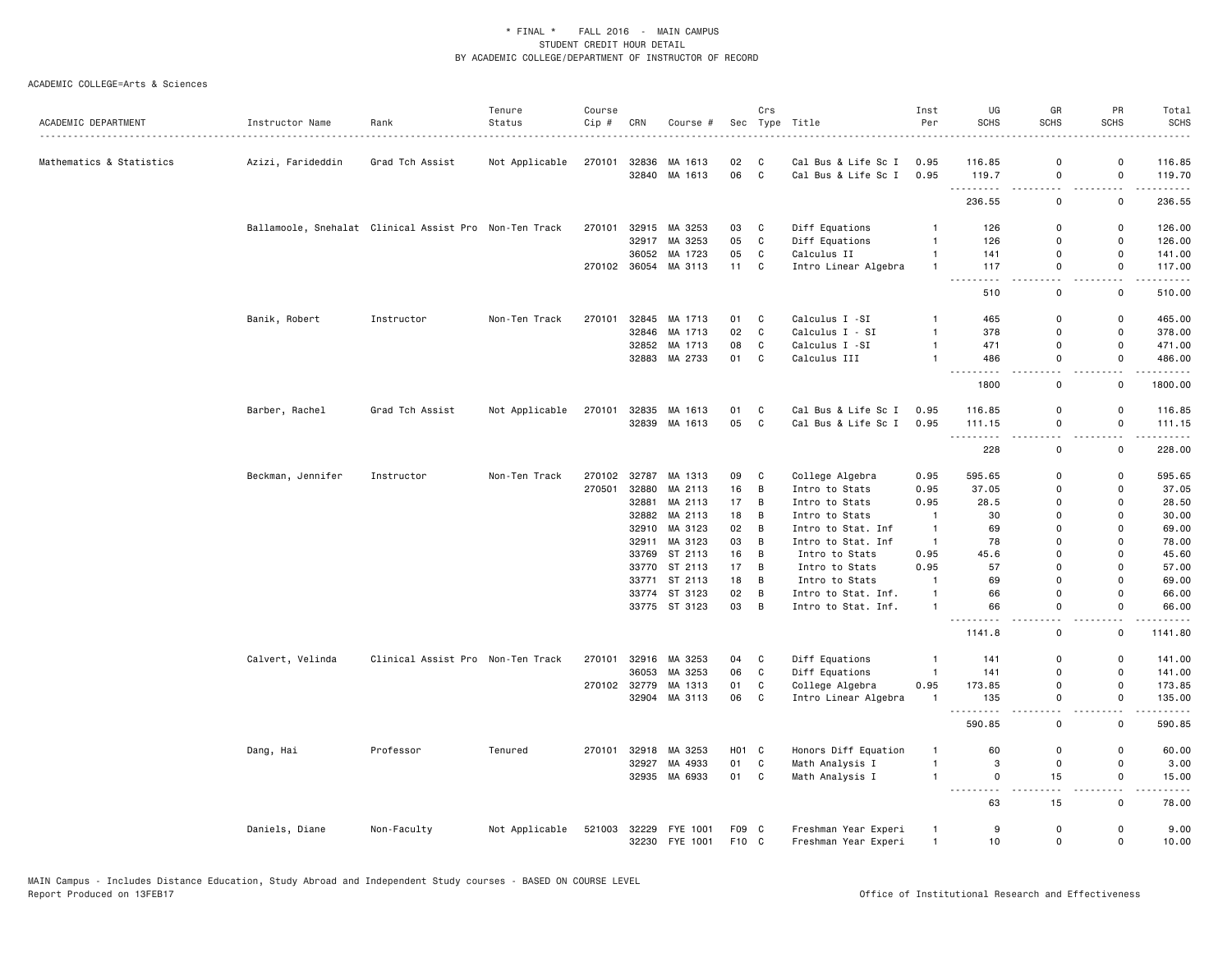\* FINAL \* FALL 2016 - MAIN CAMPUS
STUDENT CREDIT HOUR DETAIL
BY ACADEMIC COLLEGE/DEPARTMENT OF INSTRUCTOR OF RECORD

ACADEMIC COLLEGE=Arts & Sciences

| ACADEMIC DEPARTMENT | Instructor Name | Rank | Tenure Status | Course Cip # | CRN | Course # | Sec | Crs Type | Title | Inst Per | UG SCHS | GR SCHS | PR SCHS | Total SCHS |
|---|---|---|---|---|---|---|---|---|---|---|---|---|---|---|
| Mathematics & Statistics | Azizi, Farideddin | Grad Tch Assist | Not Applicable | 270101 | 32836 | MA 1613 | 02 | C | Cal Bus & Life Sc I | 0.95 | 116.85 | 0 | 0 | 116.85 |
| | | | | | 32840 | MA 1613 | 06 | C | Cal Bus & Life Sc I | 0.95 | 119.7 | 0 | 0 | 119.70 |
| | | | | | | | | | | | 236.55 | 0 | 0 | 236.55 |
| | Ballamoole, Snehalat | Clinical Assist Pro | Non-Ten Track | 270101 | 32915 | MA 3253 | 03 | C | Diff Equations | 1 | 126 | 0 | 0 | 126.00 |
| | | | | | 32917 | MA 3253 | 05 | C | Diff Equations | 1 | 126 | 0 | 0 | 126.00 |
| | | | | | 36052 | MA 1723 | 05 | C | Calculus II | 1 | 141 | 0 | 0 | 141.00 |
| | | | | 270102 | 36054 | MA 3113 | 11 | C | Intro Linear Algebra | 1 | 117 | 0 | 0 | 117.00 |
| | | | | | | | | | | | 510 | 0 | 0 | 510.00 |
| | Banik, Robert | Instructor | Non-Ten Track | 270101 | 32845 | MA 1713 | 01 | C | Calculus I -SI | 1 | 465 | 0 | 0 | 465.00 |
| | | | | | 32846 | MA 1713 | 02 | C | Calculus I - SI | 1 | 378 | 0 | 0 | 378.00 |
| | | | | | 32852 | MA 1713 | 08 | C | Calculus I -SI | 1 | 471 | 0 | 0 | 471.00 |
| | | | | | 32883 | MA 2733 | 01 | C | Calculus III | 1 | 486 | 0 | 0 | 486.00 |
| | | | | | | | | | | | 1800 | 0 | 0 | 1800.00 |
| | Barber, Rachel | Grad Tch Assist | Not Applicable | 270101 | 32835 | MA 1613 | 01 | C | Cal Bus & Life Sc I | 0.95 | 116.85 | 0 | 0 | 116.85 |
| | | | | | 32839 | MA 1613 | 05 | C | Cal Bus & Life Sc I | 0.95 | 111.15 | 0 | 0 | 111.15 |
| | | | | | | | | | | | 228 | 0 | 0 | 228.00 |
| | Beckman, Jennifer | Instructor | Non-Ten Track | 270102 | 32787 | MA 1313 | 09 | C | College Algebra | 0.95 | 595.65 | 0 | 0 | 595.65 |
| | | | | 270501 | 32880 | MA 2113 | 16 | B | Intro to Stats | 0.95 | 37.05 | 0 | 0 | 37.05 |
| | | | | | 32881 | MA 2113 | 17 | B | Intro to Stats | 0.95 | 28.5 | 0 | 0 | 28.50 |
| | | | | | 32882 | MA 2113 | 18 | B | Intro to Stats | 1 | 30 | 0 | 0 | 30.00 |
| | | | | | 32910 | MA 3123 | 02 | B | Intro to Stat. Inf | 1 | 69 | 0 | 0 | 69.00 |
| | | | | | 32911 | MA 3123 | 03 | B | Intro to Stat. Inf | 1 | 78 | 0 | 0 | 78.00 |
| | | | | | 33769 | ST 2113 | 16 | B | Intro to Stats | 0.95 | 45.6 | 0 | 0 | 45.60 |
| | | | | | 33770 | ST 2113 | 17 | B | Intro to Stats | 0.95 | 57 | 0 | 0 | 57.00 |
| | | | | | 33771 | ST 2113 | 18 | B | Intro to Stats | 1 | 69 | 0 | 0 | 69.00 |
| | | | | | 33774 | ST 3123 | 02 | B | Intro to Stat. Inf. | 1 | 66 | 0 | 0 | 66.00 |
| | | | | | 33775 | ST 3123 | 03 | B | Intro to Stat. Inf. | 1 | 66 | 0 | 0 | 66.00 |
| | | | | | | | | | | | 1141.8 | 0 | 0 | 1141.80 |
| | Calvert, Velinda | Clinical Assist Pro | Non-Ten Track | 270101 | 32916 | MA 3253 | 04 | C | Diff Equations | 1 | 141 | 0 | 0 | 141.00 |
| | | | | | 36053 | MA 3253 | 06 | C | Diff Equations | 1 | 141 | 0 | 0 | 141.00 |
| | | | | 270102 | 32779 | MA 1313 | 01 | C | College Algebra | 0.95 | 173.85 | 0 | 0 | 173.85 |
| | | | | | 32904 | MA 3113 | 06 | C | Intro Linear Algebra | 1 | 135 | 0 | 0 | 135.00 |
| | | | | | | | | | | | 590.85 | 0 | 0 | 590.85 |
| | Dang, Hai | Professor | Tenured | 270101 | 32918 | MA 3253 | H01 | C | Honors Diff Equation | 1 | 60 | 0 | 0 | 60.00 |
| | | | | | 32927 | MA 4933 | 01 | C | Math Analysis I | 1 | 3 | 0 | 0 | 3.00 |
| | | | | | 32935 | MA 6933 | 01 | C | Math Analysis I | 1 | 0 | 15 | 0 | 15.00 |
| | | | | | | | | | | | 63 | 15 | 0 | 78.00 |
| | Daniels, Diane | Non-Faculty | Not Applicable | 521003 | 32229 | FYE 1001 | F09 | C | Freshman Year Experi | 1 | 9 | 0 | 0 | 9.00 |
| | | | | | 32230 | FYE 1001 | F10 | C | Freshman Year Experi | 1 | 10 | 0 | 0 | 10.00 |

MAIN Campus - Includes Distance Education, Study Abroad and Independent Study courses - BASED ON COURSE LEVEL
Report Produced on 13FEB17 — Office of Institutional Research and Effectiveness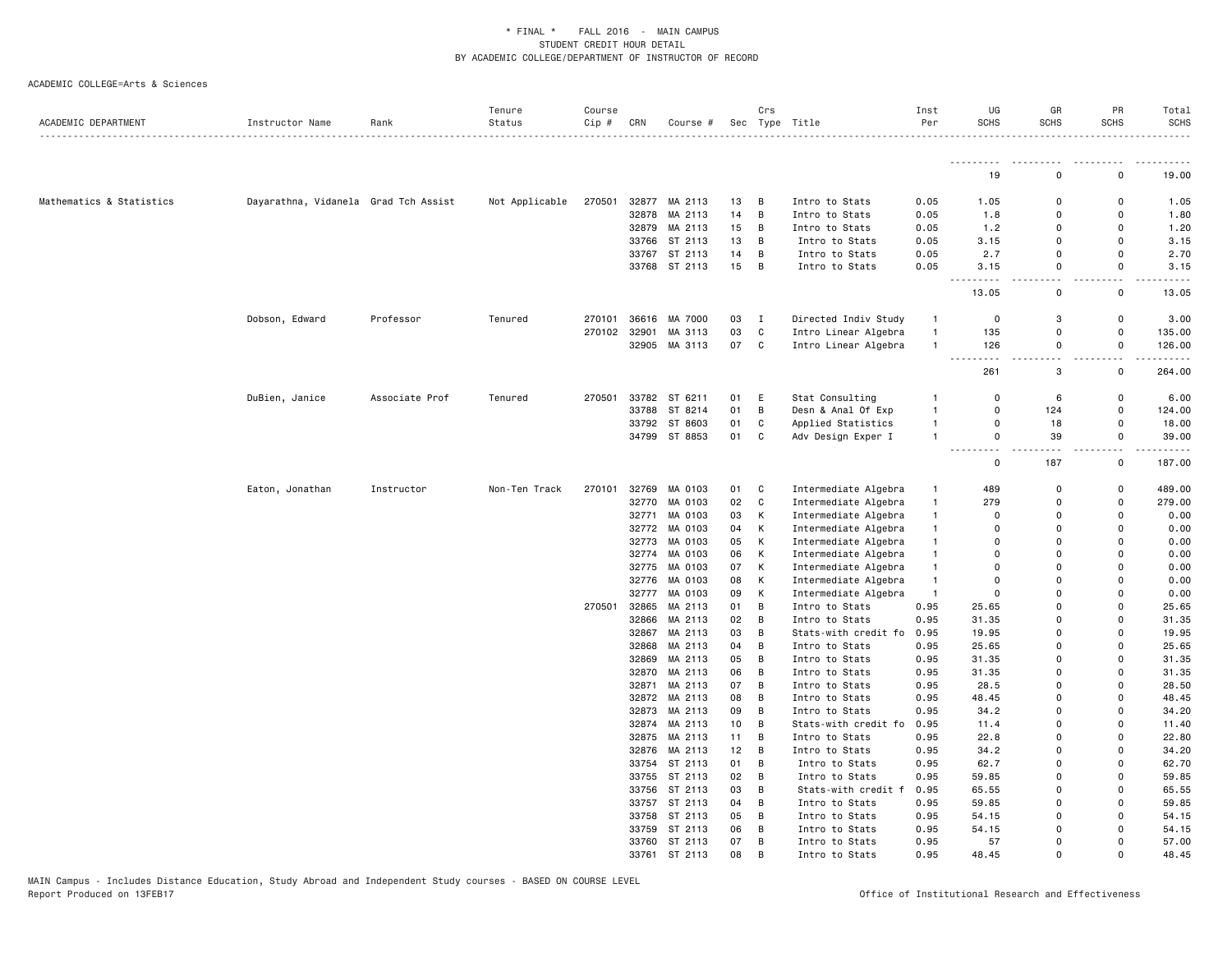\* FINAL \* FALL 2016 - MAIN CAMPUS
STUDENT CREDIT HOUR DETAIL
BY ACADEMIC COLLEGE/DEPARTMENT OF INSTRUCTOR OF RECORD

ACADEMIC COLLEGE=Arts & Sciences

| ACADEMIC DEPARTMENT | Instructor Name | Rank | Tenure Status | Course Cip # | CRN | Course # | Sec | Crs Type | Title | Inst Per | UG SCHS | GR SCHS | PR SCHS | Total SCHS |
|---|---|---|---|---|---|---|---|---|---|---|---|---|---|---|
| | | | | | | | | | | | 19 | 0 | 0 | 19.00 |
| Mathematics & Statistics | Dayarathna, Vidanela | Grad Tch Assist | Not Applicable | 270501 | 32877 | MA 2113 | 13 | B | Intro to Stats | 0.05 | 1.05 | 0 | 0 | 1.05 |
| | | | | | 32878 | MA 2113 | 14 | B | Intro to Stats | 0.05 | 1.8 | 0 | 0 | 1.80 |
| | | | | | 32879 | MA 2113 | 15 | B | Intro to Stats | 0.05 | 1.2 | 0 | 0 | 1.20 |
| | | | | | 33766 | ST 2113 | 13 | B | Intro to Stats | 0.05 | 3.15 | 0 | 0 | 3.15 |
| | | | | | 33767 | ST 2113 | 14 | B | Intro to Stats | 0.05 | 2.7 | 0 | 0 | 2.70 |
| | | | | | 33768 | ST 2113 | 15 | B | Intro to Stats | 0.05 | 3.15 | 0 | 0 | 3.15 |
| | | | | | | | | | | | 13.05 | 0 | 0 | 13.05 |
| | Dobson, Edward | Professor | Tenured | 270101 | 36616 | MA 7000 | 03 | I | Directed Indiv Study | 1 | 0 | 3 | 0 | 3.00 |
| | | | | 270102 | 32901 | MA 3113 | 03 | C | Intro Linear Algebra | 1 | 135 | 0 | 0 | 135.00 |
| | | | | | 32905 | MA 3113 | 07 | C | Intro Linear Algebra | 1 | 126 | 0 | 0 | 126.00 |
| | | | | | | | | | | | 261 | 3 | 0 | 264.00 |
| | DuBien, Janice | Associate Prof | Tenured | 270501 | 33782 | ST 6211 | 01 | E | Stat Consulting | 1 | 0 | 6 | 0 | 6.00 |
| | | | | | 33788 | ST 8214 | 01 | B | Desn & Anal Of Exp | 1 | 0 | 124 | 0 | 124.00 |
| | | | | | 33792 | ST 8603 | 01 | C | Applied Statistics | 1 | 0 | 18 | 0 | 18.00 |
| | | | | | 34799 | ST 8853 | 01 | C | Adv Design Exper I | 1 | 0 | 39 | 0 | 39.00 |
| | | | | | | | | | | | 0 | 187 | 0 | 187.00 |
| | Eaton, Jonathan | Instructor | Non-Ten Track | 270101 | 32769 | MA 0103 | 01 | C | Intermediate Algebra | 1 | 489 | 0 | 0 | 489.00 |
| | | | | | 32770 | MA 0103 | 02 | C | Intermediate Algebra | 1 | 279 | 0 | 0 | 279.00 |
| | | | | | 32771 | MA 0103 | 03 | K | Intermediate Algebra | 1 | 0 | 0 | 0 | 0.00 |
| | | | | | 32772 | MA 0103 | 04 | K | Intermediate Algebra | 1 | 0 | 0 | 0 | 0.00 |
| | | | | | 32773 | MA 0103 | 05 | K | Intermediate Algebra | 1 | 0 | 0 | 0 | 0.00 |
| | | | | | 32774 | MA 0103 | 06 | K | Intermediate Algebra | 1 | 0 | 0 | 0 | 0.00 |
| | | | | | 32775 | MA 0103 | 07 | K | Intermediate Algebra | 1 | 0 | 0 | 0 | 0.00 |
| | | | | | 32776 | MA 0103 | 08 | K | Intermediate Algebra | 1 | 0 | 0 | 0 | 0.00 |
| | | | | | 32777 | MA 0103 | 09 | K | Intermediate Algebra | 1 | 0 | 0 | 0 | 0.00 |
| | | | | 270501 | 32865 | MA 2113 | 01 | B | Intro to Stats | 0.95 | 25.65 | 0 | 0 | 25.65 |
| | | | | | 32866 | MA 2113 | 02 | B | Intro to Stats | 0.95 | 31.35 | 0 | 0 | 31.35 |
| | | | | | 32867 | MA 2113 | 03 | B | Stats-with credit fo | 0.95 | 19.95 | 0 | 0 | 19.95 |
| | | | | | 32868 | MA 2113 | 04 | B | Intro to Stats | 0.95 | 25.65 | 0 | 0 | 25.65 |
| | | | | | 32869 | MA 2113 | 05 | B | Intro to Stats | 0.95 | 31.35 | 0 | 0 | 31.35 |
| | | | | | 32870 | MA 2113 | 06 | B | Intro to Stats | 0.95 | 31.35 | 0 | 0 | 31.35 |
| | | | | | 32871 | MA 2113 | 07 | B | Intro to Stats | 0.95 | 28.5 | 0 | 0 | 28.50 |
| | | | | | 32872 | MA 2113 | 08 | B | Intro to Stats | 0.95 | 48.45 | 0 | 0 | 48.45 |
| | | | | | 32873 | MA 2113 | 09 | B | Intro to Stats | 0.95 | 34.2 | 0 | 0 | 34.20 |
| | | | | | 32874 | MA 2113 | 10 | B | Stats-with credit fo | 0.95 | 11.4 | 0 | 0 | 11.40 |
| | | | | | 32875 | MA 2113 | 11 | B | Intro to Stats | 0.95 | 22.8 | 0 | 0 | 22.80 |
| | | | | | 32876 | MA 2113 | 12 | B | Intro to Stats | 0.95 | 34.2 | 0 | 0 | 34.20 |
| | | | | | 33754 | ST 2113 | 01 | B | Intro to Stats | 0.95 | 62.7 | 0 | 0 | 62.70 |
| | | | | | 33755 | ST 2113 | 02 | B | Intro to Stats | 0.95 | 59.85 | 0 | 0 | 59.85 |
| | | | | | 33756 | ST 2113 | 03 | B | Stats-with credit f | 0.95 | 65.55 | 0 | 0 | 65.55 |
| | | | | | 33757 | ST 2113 | 04 | B | Intro to Stats | 0.95 | 59.85 | 0 | 0 | 59.85 |
| | | | | | 33758 | ST 2113 | 05 | B | Intro to Stats | 0.95 | 54.15 | 0 | 0 | 54.15 |
| | | | | | 33759 | ST 2113 | 06 | B | Intro to Stats | 0.95 | 54.15 | 0 | 0 | 54.15 |
| | | | | | 33760 | ST 2113 | 07 | B | Intro to Stats | 0.95 | 57 | 0 | 0 | 57.00 |
| | | | | | 33761 | ST 2113 | 08 | B | Intro to Stats | 0.95 | 48.45 | 0 | 0 | 48.45 |

MAIN Campus - Includes Distance Education, Study Abroad and Independent Study courses - BASED ON COURSE LEVEL
Report Produced on 13FEB17 Office of Institutional Research and Effectiveness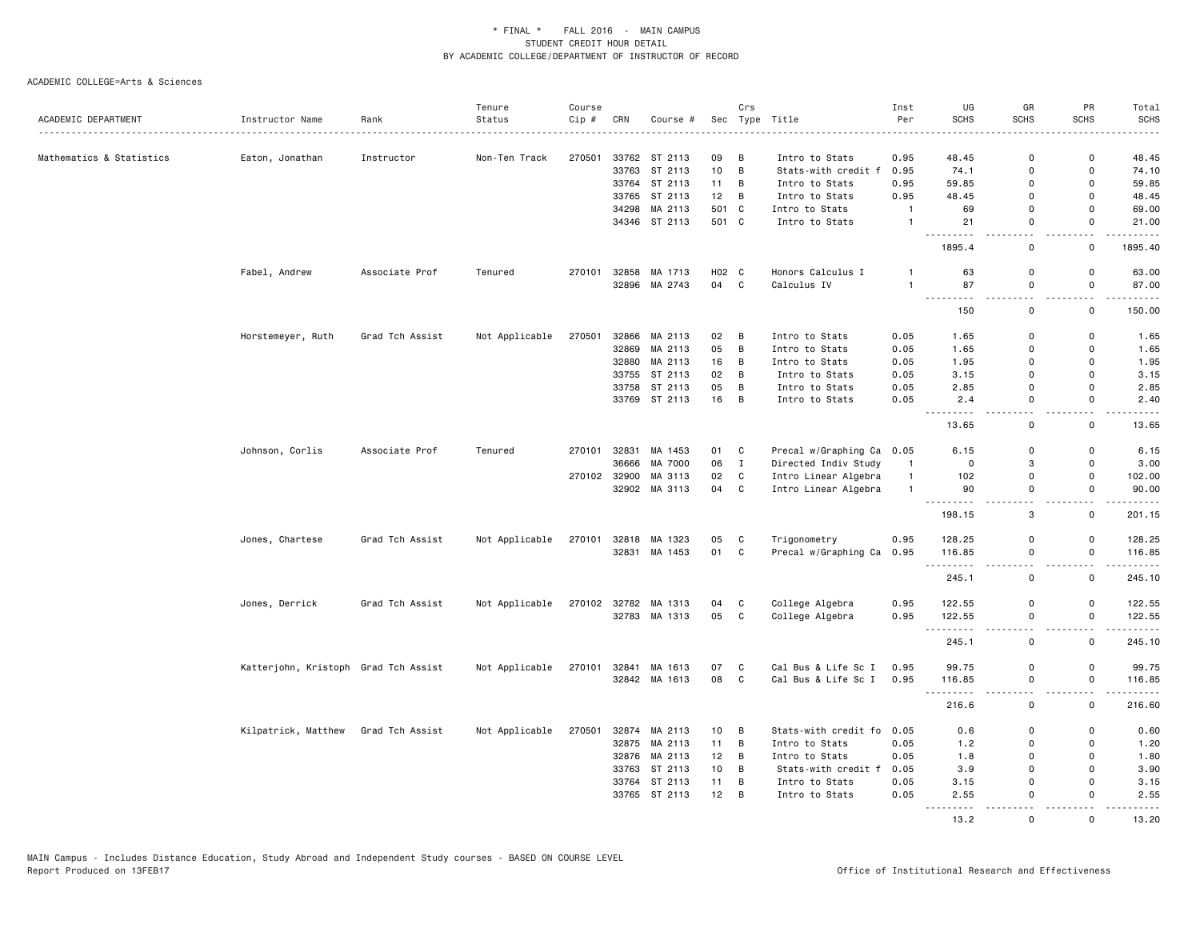\* FINAL \* FALL 2016 - MAIN CAMPUS
STUDENT CREDIT HOUR DETAIL
BY ACADEMIC COLLEGE/DEPARTMENT OF INSTRUCTOR OF RECORD

ACADEMIC COLLEGE=Arts & Sciences

| ACADEMIC DEPARTMENT | Instructor Name | Rank | Tenure Status | Course Cip # | CRN | Course # | Sec | Crs Type | Title | Inst Per | UG SCHS | GR SCHS | PR SCHS | Total SCHS |
|---|---|---|---|---|---|---|---|---|---|---|---|---|---|---|
| Mathematics & Statistics | Eaton, Jonathan | Instructor | Non-Ten Track | 270501 | 33762 | ST 2113 | 09 | B | Intro to Stats | 0.95 | 48.45 | 0 | 0 | 48.45 |
| | | | | | 33763 | ST 2113 | 10 | B | Stats-with credit f | 0.95 | 74.1 | 0 | 0 | 74.10 |
| | | | | | 33764 | ST 2113 | 11 | B | Intro to Stats | 0.95 | 59.85 | 0 | 0 | 59.85 |
| | | | | | 33765 | ST 2113 | 12 | B | Intro to Stats | 0.95 | 48.45 | 0 | 0 | 48.45 |
| | | | | | 34298 | MA 2113 | 501 | C | Intro to Stats | 1 | 69 | 0 | 0 | 69.00 |
| | | | | | 34346 | ST 2113 | 501 | C | Intro to Stats | 1 | 21 | 0 | 0 | 21.00 |
| | | | | | | | | | | | 1895.4 | 0 | 0 | 1895.40 |
| | Fabel, Andrew | Associate Prof | Tenured | 270101 | 32858 | MA 1713 | H02 | C | Honors Calculus I | 1 | 63 | 0 | 0 | 63.00 |
| | | | | | 32896 | MA 2743 | 04 | C | Calculus IV | 1 | 87 | 0 | 0 | 87.00 |
| | | | | | | | | | | | 150 | 0 | 0 | 150.00 |
| | Horstemeyer, Ruth | Grad Tch Assist | Not Applicable | 270501 | 32866 | MA 2113 | 02 | B | Intro to Stats | 0.05 | 1.65 | 0 | 0 | 1.65 |
| | | | | | 32869 | MA 2113 | 05 | B | Intro to Stats | 0.05 | 1.65 | 0 | 0 | 1.65 |
| | | | | | 32880 | MA 2113 | 16 | B | Intro to Stats | 0.05 | 1.95 | 0 | 0 | 1.95 |
| | | | | | 33755 | ST 2113 | 02 | B | Intro to Stats | 0.05 | 3.15 | 0 | 0 | 3.15 |
| | | | | | 33758 | ST 2113 | 05 | B | Intro to Stats | 0.05 | 2.85 | 0 | 0 | 2.85 |
| | | | | | 33769 | ST 2113 | 16 | B | Intro to Stats | 0.05 | 2.4 | 0 | 0 | 2.40 |
| | | | | | | | | | | | 13.65 | 0 | 0 | 13.65 |
| | Johnson, Corlis | Associate Prof | Tenured | 270101 | 32831 | MA 1453 | 01 | C | Precal w/Graphing Ca | 0.05 | 6.15 | 0 | 0 | 6.15 |
| | | | | | 36666 | MA 7000 | 06 | I | Directed Indiv Study | 1 | 0 | 3 | 0 | 3.00 |
| | | | | 270102 | 32900 | MA 3113 | 02 | C | Intro Linear Algebra | 1 | 102 | 0 | 0 | 102.00 |
| | | | | | 32902 | MA 3113 | 04 | C | Intro Linear Algebra | 1 | 90 | 0 | 0 | 90.00 |
| | | | | | | | | | | | 198.15 | 3 | 0 | 201.15 |
| | Jones, Chartese | Grad Tch Assist | Not Applicable | 270101 | 32818 | MA 1323 | 05 | C | Trigonometry | 0.95 | 128.25 | 0 | 0 | 128.25 |
| | | | | | 32831 | MA 1453 | 01 | C | Precal w/Graphing Ca | 0.95 | 116.85 | 0 | 0 | 116.85 |
| | | | | | | | | | | | 245.1 | 0 | 0 | 245.10 |
| | Jones, Derrick | Grad Tch Assist | Not Applicable | 270102 | 32782 | MA 1313 | 04 | C | College Algebra | 0.95 | 122.55 | 0 | 0 | 122.55 |
| | | | | | 32783 | MA 1313 | 05 | C | College Algebra | 0.95 | 122.55 | 0 | 0 | 122.55 |
| | | | | | | | | | | | 245.1 | 0 | 0 | 245.10 |
| | Katterjohn, Kristoph | Grad Tch Assist | Not Applicable | 270101 | 32841 | MA 1613 | 07 | C | Cal Bus & Life Sc I | 0.95 | 99.75 | 0 | 0 | 99.75 |
| | | | | | 32842 | MA 1613 | 08 | C | Cal Bus & Life Sc I | 0.95 | 116.85 | 0 | 0 | 116.85 |
| | | | | | | | | | | | 216.6 | 0 | 0 | 216.60 |
| | Kilpatrick, Matthew | Grad Tch Assist | Not Applicable | 270501 | 32874 | MA 2113 | 10 | B | Stats-with credit fo | 0.05 | 0.6 | 0 | 0 | 0.60 |
| | | | | | 32875 | MA 2113 | 11 | B | Intro to Stats | 0.05 | 1.2 | 0 | 0 | 1.20 |
| | | | | | 32876 | MA 2113 | 12 | B | Intro to Stats | 0.05 | 1.8 | 0 | 0 | 1.80 |
| | | | | | 33763 | ST 2113 | 10 | B | Stats-with credit f | 0.05 | 3.9 | 0 | 0 | 3.90 |
| | | | | | 33764 | ST 2113 | 11 | B | Intro to Stats | 0.05 | 3.15 | 0 | 0 | 3.15 |
| | | | | | 33765 | ST 2113 | 12 | B | Intro to Stats | 0.05 | 2.55 | 0 | 0 | 2.55 |
| | | | | | | | | | | | 13.2 | 0 | 0 | 13.20 |

MAIN Campus - Includes Distance Education, Study Abroad and Independent Study courses - BASED ON COURSE LEVEL
Report Produced on 13FEB17

Office of Institutional Research and Effectiveness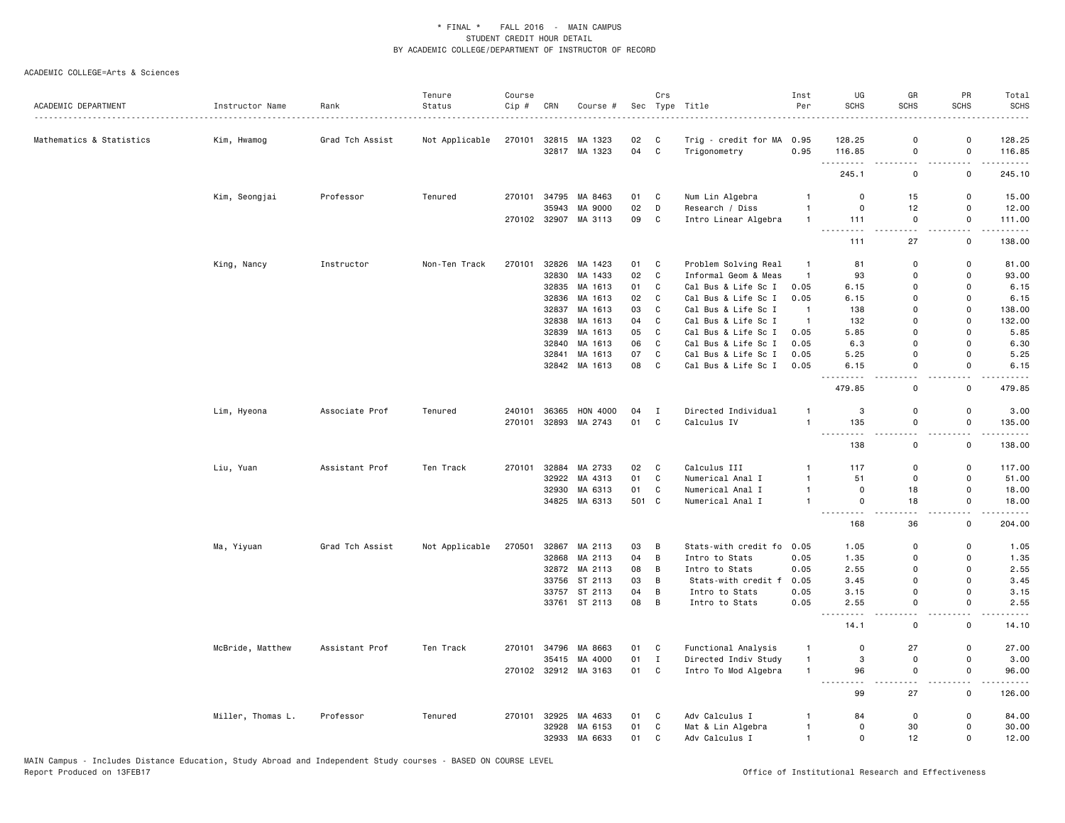* FINAL * FALL 2016 - MAIN CAMPUS
STUDENT CREDIT HOUR DETAIL
BY ACADEMIC COLLEGE/DEPARTMENT OF INSTRUCTOR OF RECORD

ACADEMIC COLLEGE=Arts & Sciences

| ACADEMIC DEPARTMENT | Instructor Name | Rank | Tenure Status | Course Cip # | CRN | Course # | Sec | Crs Type | Title | Inst Per | UG SCHS | GR SCHS | PR SCHS | Total SCHS |
|---|---|---|---|---|---|---|---|---|---|---|---|---|---|---|
| Mathematics & Statistics | Kim, Hwamog | Grad Tch Assist | Not Applicable | 270101 | 32815 | MA 1323 | 02 | C | Trig - credit for MA | 0.95 | 128.25 | 0 | 0 | 128.25 |
| | | | | | 32817 | MA 1323 | 04 | C | Trigonometry | 0.95 | 116.85 | 0 | 0 | 116.85 |
| | | | | | | | | | | | 245.1 | 0 | 0 | 245.10 |
| | Kim, Seongjai | Professor | Tenured | 270101 | 34795 | MA 8463 | 01 | C | Num Lin Algebra | 1 | 0 | 15 | 0 | 15.00 |
| | | | | | 35943 | MA 9000 | 02 | D | Research / Diss | 1 | 0 | 12 | 0 | 12.00 |
| | | | | 270102 | 32907 | MA 3113 | 09 | C | Intro Linear Algebra | 1 | 111 | 0 | 0 | 111.00 |
| | | | | | | | | | | | 111 | 27 | 0 | 138.00 |
| | King, Nancy | Instructor | Non-Ten Track | 270101 | 32826 | MA 1423 | 01 | C | Problem Solving Real | 1 | 81 | 0 | 0 | 81.00 |
| | | | | | 32830 | MA 1433 | 02 | C | Informal Geom & Meas | 1 | 93 | 0 | 0 | 93.00 |
| | | | | | 32835 | MA 1613 | 01 | C | Cal Bus & Life Sc I | 0.05 | 6.15 | 0 | 0 | 6.15 |
| | | | | | 32836 | MA 1613 | 02 | C | Cal Bus & Life Sc I | 0.05 | 6.15 | 0 | 0 | 6.15 |
| | | | | | 32837 | MA 1613 | 03 | C | Cal Bus & Life Sc I | 1 | 138 | 0 | 0 | 138.00 |
| | | | | | 32838 | MA 1613 | 04 | C | Cal Bus & Life Sc I | 1 | 132 | 0 | 0 | 132.00 |
| | | | | | 32839 | MA 1613 | 05 | C | Cal Bus & Life Sc I | 0.05 | 5.85 | 0 | 0 | 5.85 |
| | | | | | 32840 | MA 1613 | 06 | C | Cal Bus & Life Sc I | 0.05 | 6.3 | 0 | 0 | 6.30 |
| | | | | | 32841 | MA 1613 | 07 | C | Cal Bus & Life Sc I | 0.05 | 5.25 | 0 | 0 | 5.25 |
| | | | | | 32842 | MA 1613 | 08 | C | Cal Bus & Life Sc I | 0.05 | 6.15 | 0 | 0 | 6.15 |
| | | | | | | | | | | | 479.85 | 0 | 0 | 479.85 |
| | Lim, Hyeona | Associate Prof | Tenured | 240101 | 36365 | HON 4000 | 04 | I | Directed Individual | 1 | 3 | 0 | 0 | 3.00 |
| | | | | 270101 | 32893 | MA 2743 | 01 | C | Calculus IV | 1 | 135 | 0 | 0 | 135.00 |
| | | | | | | | | | | | 138 | 0 | 0 | 138.00 |
| | Liu, Yuan | Assistant Prof | Ten Track | 270101 | 32884 | MA 2733 | 02 | C | Calculus III | 1 | 117 | 0 | 0 | 117.00 |
| | | | | | 32922 | MA 4313 | 01 | C | Numerical Anal I | 1 | 51 | 0 | 0 | 51.00 |
| | | | | | 32930 | MA 6313 | 01 | C | Numerical Anal I | 1 | 0 | 18 | 0 | 18.00 |
| | | | | | 34825 | MA 6313 | 501 | C | Numerical Anal I | 1 | 0 | 18 | 0 | 18.00 |
| | | | | | | | | | | | 168 | 36 | 0 | 204.00 |
| | Ma, Yiyuan | Grad Tch Assist | Not Applicable | 270501 | 32867 | MA 2113 | 03 | B | Stats-with credit fo | 0.05 | 1.05 | 0 | 0 | 1.05 |
| | | | | | 32868 | MA 2113 | 04 | B | Intro to Stats | 0.05 | 1.35 | 0 | 0 | 1.35 |
| | | | | | 32872 | MA 2113 | 08 | B | Intro to Stats | 0.05 | 2.55 | 0 | 0 | 2.55 |
| | | | | | 33756 | ST 2113 | 03 | B | Stats-with credit f | 0.05 | 3.45 | 0 | 0 | 3.45 |
| | | | | | 33757 | ST 2113 | 04 | B | Intro to Stats | 0.05 | 3.15 | 0 | 0 | 3.15 |
| | | | | | 33761 | ST 2113 | 08 | B | Intro to Stats | 0.05 | 2.55 | 0 | 0 | 2.55 |
| | | | | | | | | | | | 14.1 | 0 | 0 | 14.10 |
| | McBride, Matthew | Assistant Prof | Ten Track | 270101 | 34796 | MA 8663 | 01 | C | Functional Analysis | 1 | 0 | 27 | 0 | 27.00 |
| | | | | | 35415 | MA 4000 | 01 | I | Directed Indiv Study | 1 | 3 | 0 | 0 | 3.00 |
| | | | | 270102 | 32912 | MA 3163 | 01 | C | Intro To Mod Algebra | 1 | 96 | 0 | 0 | 96.00 |
| | | | | | | | | | | | 99 | 27 | 0 | 126.00 |
| | Miller, Thomas L. | Professor | Tenured | 270101 | 32925 | MA 4633 | 01 | C | Adv Calculus I | 1 | 84 | 0 | 0 | 84.00 |
| | | | | | 32928 | MA 6153 | 01 | C | Mat & Lin Algebra | 1 | 0 | 30 | 0 | 30.00 |
| | | | | | 32933 | MA 6633 | 01 | C | Adv Calculus I | 1 | 0 | 12 | 0 | 12.00 |

MAIN Campus - Includes Distance Education, Study Abroad and Independent Study courses - BASED ON COURSE LEVEL
Report Produced on 13FEB17

Office of Institutional Research and Effectiveness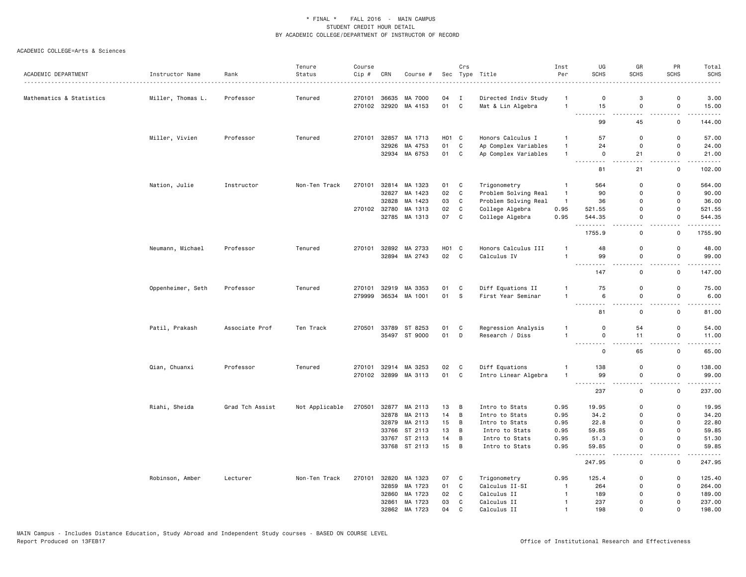* FINAL * FALL 2016 - MAIN CAMPUS
STUDENT CREDIT HOUR DETAIL
BY ACADEMIC COLLEGE/DEPARTMENT OF INSTRUCTOR OF RECORD

ACADEMIC COLLEGE=Arts & Sciences

| ACADEMIC DEPARTMENT | Instructor Name | Rank | Tenure Status | Course Cip # | CRN | Course # | Sec | Crs Type | Title | Inst Per | UG SCHS | GR SCHS | PR SCHS | Total SCHS |
|---|---|---|---|---|---|---|---|---|---|---|---|---|---|---|
| Mathematics & Statistics | Miller, Thomas L. | Professor | Tenured | 270101 | 36635 | MA 7000 | 04 | I | Directed Indiv Study | 1 | 0 | 3 | 0 | 3.00 |
| | | | | 270102 | 32920 | MA 4153 | 01 | C | Mat & Lin Algebra | 1 | 15 | 0 | 0 | 15.00 |
| | | | | | | | | | | | 99 | 45 | 0 | 144.00 |
| | Miller, Vivien | Professor | Tenured | 270101 | 32857 | MA 1713 | H01 | C | Honors Calculus I | 1 | 57 | 0 | 0 | 57.00 |
| | | | | | 32926 | MA 4753 | 01 | C | Ap Complex Variables | 1 | 24 | 0 | 0 | 24.00 |
| | | | | | 32934 | MA 6753 | 01 | C | Ap Complex Variables | 1 | 0 | 21 | 0 | 21.00 |
| | | | | | | | | | | | 81 | 21 | 0 | 102.00 |
| | Nation, Julie | Instructor | Non-Ten Track | 270101 | 32814 | MA 1323 | 01 | C | Trigonometry | 1 | 564 | 0 | 0 | 564.00 |
| | | | | | 32827 | MA 1423 | 02 | C | Problem Solving Real | 1 | 90 | 0 | 0 | 90.00 |
| | | | | | 32828 | MA 1423 | 03 | C | Problem Solving Real | 1 | 36 | 0 | 0 | 36.00 |
| | | | | 270102 | 32780 | MA 1313 | 02 | C | College Algebra | 0.95 | 521.55 | 0 | 0 | 521.55 |
| | | | | | 32785 | MA 1313 | 07 | C | College Algebra | 0.95 | 544.35 | 0 | 0 | 544.35 |
| | | | | | | | | | | | 1755.9 | 0 | 0 | 1755.90 |
| | Neumann, Michael | Professor | Tenured | 270101 | 32892 | MA 2733 | H01 | C | Honors Calculus III | 1 | 48 | 0 | 0 | 48.00 |
| | | | | | 32894 | MA 2743 | 02 | C | Calculus IV | 1 | 99 | 0 | 0 | 99.00 |
| | | | | | | | | | | | 147 | 0 | 0 | 147.00 |
| | Oppenheimer, Seth | Professor | Tenured | 270101 | 32919 | MA 3353 | 01 | C | Diff Equations II | 1 | 75 | 0 | 0 | 75.00 |
| | | | | 279999 | 36534 | MA 1001 | 01 | S | First Year Seminar | 1 | 6 | 0 | 0 | 6.00 |
| | | | | | | | | | | | 81 | 0 | 0 | 81.00 |
| | Patil, Prakash | Associate Prof | Ten Track | 270501 | 33789 | ST 8253 | 01 | C | Regression Analysis | 1 | 0 | 54 | 0 | 54.00 |
| | | | | | 35497 | ST 9000 | 01 | D | Research / Diss | 1 | 0 | 11 | 0 | 11.00 |
| | | | | | | | | | | | 0 | 65 | 0 | 65.00 |
| | Qian, Chuanxi | Professor | Tenured | 270101 | 32914 | MA 3253 | 02 | C | Diff Equations | 1 | 138 | 0 | 0 | 138.00 |
| | | | | 270102 | 32899 | MA 3113 | 01 | C | Intro Linear Algebra | 1 | 99 | 0 | 0 | 99.00 |
| | | | | | | | | | | | 237 | 0 | 0 | 237.00 |
| | Riahi, Sheida | Grad Tch Assist | Not Applicable | 270501 | 32877 | MA 2113 | 13 | B | Intro to Stats | 0.95 | 19.95 | 0 | 0 | 19.95 |
| | | | | | 32878 | MA 2113 | 14 | B | Intro to Stats | 0.95 | 34.2 | 0 | 0 | 34.20 |
| | | | | | 32879 | MA 2113 | 15 | B | Intro to Stats | 0.95 | 22.8 | 0 | 0 | 22.80 |
| | | | | | 33766 | ST 2113 | 13 | B | Intro to Stats | 0.95 | 59.85 | 0 | 0 | 59.85 |
| | | | | | 33767 | ST 2113 | 14 | B | Intro to Stats | 0.95 | 51.3 | 0 | 0 | 51.30 |
| | | | | | 33768 | ST 2113 | 15 | B | Intro to Stats | 0.95 | 59.85 | 0 | 0 | 59.85 |
| | | | | | | | | | | | 247.95 | 0 | 0 | 247.95 |
| | Robinson, Amber | Lecturer | Non-Ten Track | 270101 | 32820 | MA 1323 | 07 | C | Trigonometry | 0.95 | 125.4 | 0 | 0 | 125.40 |
| | | | | | 32859 | MA 1723 | 01 | C | Calculus II-SI | 1 | 264 | 0 | 0 | 264.00 |
| | | | | | 32860 | MA 1723 | 02 | C | Calculus II | 1 | 189 | 0 | 0 | 189.00 |
| | | | | | 32861 | MA 1723 | 03 | C | Calculus II | 1 | 237 | 0 | 0 | 237.00 |
| | | | | | 32862 | MA 1723 | 04 | C | Calculus II | 1 | 198 | 0 | 0 | 198.00 |

MAIN Campus - Includes Distance Education, Study Abroad and Independent Study courses - BASED ON COURSE LEVEL
Report Produced on 13FEB17

Office of Institutional Research and Effectiveness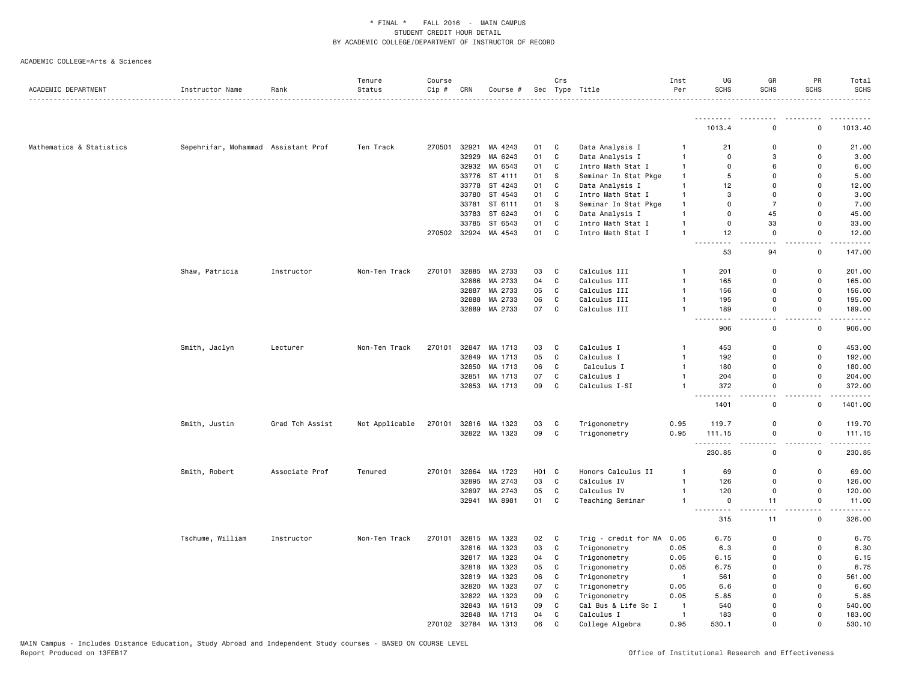\* FINAL \* FALL 2016 - MAIN CAMPUS
STUDENT CREDIT HOUR DETAIL
BY ACADEMIC COLLEGE/DEPARTMENT OF INSTRUCTOR OF RECORD

ACADEMIC COLLEGE=Arts & Sciences

| ACADEMIC DEPARTMENT | Instructor Name | Rank | Tenure Status | Course Cip # | CRN | Course # | Sec | Crs Type | Title | Inst Per | UG SCHS | GR SCHS | PR SCHS | Total SCHS |
|---|---|---|---|---|---|---|---|---|---|---|---|---|---|---|
| | | | | | | | | | | | 1013.4 | 0 | 0 | 1013.40 |
| Mathematics & Statistics | Sepehrifar, Mohammad | Assistant Prof | Ten Track | 270501 | 32921 | MA 4243 | 01 | C | Data Analysis I | 1 | 21 | 0 | 0 | 21.00 |
| | | | | | 32929 | MA 6243 | 01 | C | Data Analysis I | 1 | 0 | 3 | 0 | 3.00 |
| | | | | | 32932 | MA 6543 | 01 | C | Intro Math Stat I | 1 | 0 | 6 | 0 | 6.00 |
| | | | | | 33776 | ST 4111 | 01 | S | Seminar In Stat Pkge | 1 | 5 | 0 | 0 | 5.00 |
| | | | | | 33778 | ST 4243 | 01 | C | Data Analysis I | 1 | 12 | 0 | 0 | 12.00 |
| | | | | | 33780 | ST 4543 | 01 | C | Intro Math Stat I | 1 | 3 | 0 | 0 | 3.00 |
| | | | | | 33781 | ST 6111 | 01 | S | Seminar In Stat Pkge | 1 | 0 | 7 | 0 | 7.00 |
| | | | | | 33783 | ST 6243 | 01 | C | Data Analysis I | 1 | 0 | 45 | 0 | 45.00 |
| | | | | | 33785 | ST 6543 | 01 | C | Intro Math Stat I | 1 | 0 | 33 | 0 | 33.00 |
| | | | | 270502 | 32924 | MA 4543 | 01 | C | Intro Math Stat I | 1 | 12 | 0 | 0 | 12.00 |
| | | | | | | | | | | | 53 | 94 | 0 | 147.00 |
| | Shaw, Patricia | Instructor | Non-Ten Track | 270101 | 32885 | MA 2733 | 03 | C | Calculus III | 1 | 201 | 0 | 0 | 201.00 |
| | | | | | 32886 | MA 2733 | 04 | C | Calculus III | 1 | 165 | 0 | 0 | 165.00 |
| | | | | | 32887 | MA 2733 | 05 | C | Calculus III | 1 | 156 | 0 | 0 | 156.00 |
| | | | | | 32888 | MA 2733 | 06 | C | Calculus III | 1 | 195 | 0 | 0 | 195.00 |
| | | | | | 32889 | MA 2733 | 07 | C | Calculus III | 1 | 189 | 0 | 0 | 189.00 |
| | | | | | | | | | | | 906 | 0 | 0 | 906.00 |
| | Smith, Jaclyn | Lecturer | Non-Ten Track | 270101 | 32847 | MA 1713 | 03 | C | Calculus I | 1 | 453 | 0 | 0 | 453.00 |
| | | | | | 32849 | MA 1713 | 05 | C | Calculus I | 1 | 192 | 0 | 0 | 192.00 |
| | | | | | 32850 | MA 1713 | 06 | C | Calculus I | 1 | 180 | 0 | 0 | 180.00 |
| | | | | | 32851 | MA 1713 | 07 | C | Calculus I | 1 | 204 | 0 | 0 | 204.00 |
| | | | | | 32853 | MA 1713 | 09 | C | Calculus I-SI | 1 | 372 | 0 | 0 | 372.00 |
| | | | | | | | | | | | 1401 | 0 | 0 | 1401.00 |
| | Smith, Justin | Grad Tch Assist | Not Applicable | 270101 | 32816 | MA 1323 | 03 | C | Trigonometry | 0.95 | 119.7 | 0 | 0 | 119.70 |
| | | | | | 32822 | MA 1323 | 09 | C | Trigonometry | 0.95 | 111.15 | 0 | 0 | 111.15 |
| | | | | | | | | | | | 230.85 | 0 | 0 | 230.85 |
| | Smith, Robert | Associate Prof | Tenured | 270101 | 32864 | MA 1723 | H01 | C | Honors Calculus II | 1 | 69 | 0 | 0 | 69.00 |
| | | | | | 32895 | MA 2743 | 03 | C | Calculus IV | 1 | 126 | 0 | 0 | 126.00 |
| | | | | | 32897 | MA 2743 | 05 | C | Calculus IV | 1 | 120 | 0 | 0 | 120.00 |
| | | | | | 32941 | MA 8981 | 01 | C | Teaching Seminar | 1 | 0 | 11 | 0 | 11.00 |
| | | | | | | | | | | | 315 | 11 | 0 | 326.00 |
| | Tschume, William | Instructor | Non-Ten Track | 270101 | 32815 | MA 1323 | 02 | C | Trig - credit for MA | 0.05 | 6.75 | 0 | 0 | 6.75 |
| | | | | | 32816 | MA 1323 | 03 | C | Trigonometry | 0.05 | 6.3 | 0 | 0 | 6.30 |
| | | | | | 32817 | MA 1323 | 04 | C | Trigonometry | 0.05 | 6.15 | 0 | 0 | 6.15 |
| | | | | | 32818 | MA 1323 | 05 | C | Trigonometry | 0.05 | 6.75 | 0 | 0 | 6.75 |
| | | | | | 32819 | MA 1323 | 06 | C | Trigonometry | 1 | 561 | 0 | 0 | 561.00 |
| | | | | | 32820 | MA 1323 | 07 | C | Trigonometry | 0.05 | 6.6 | 0 | 0 | 6.60 |
| | | | | | 32822 | MA 1323 | 09 | C | Trigonometry | 0.05 | 5.85 | 0 | 0 | 5.85 |
| | | | | | 32843 | MA 1613 | 09 | C | Cal Bus & Life Sc I | 1 | 540 | 0 | 0 | 540.00 |
| | | | | | 32848 | MA 1713 | 04 | C | Calculus I | 1 | 183 | 0 | 0 | 183.00 |
| | | | | 270102 | 32784 | MA 1313 | 06 | C | College Algebra | 0.95 | 530.1 | 0 | 0 | 530.10 |

MAIN Campus - Includes Distance Education, Study Abroad and Independent Study courses - BASED ON COURSE LEVEL
Report Produced on 13FEB17 — Office of Institutional Research and Effectiveness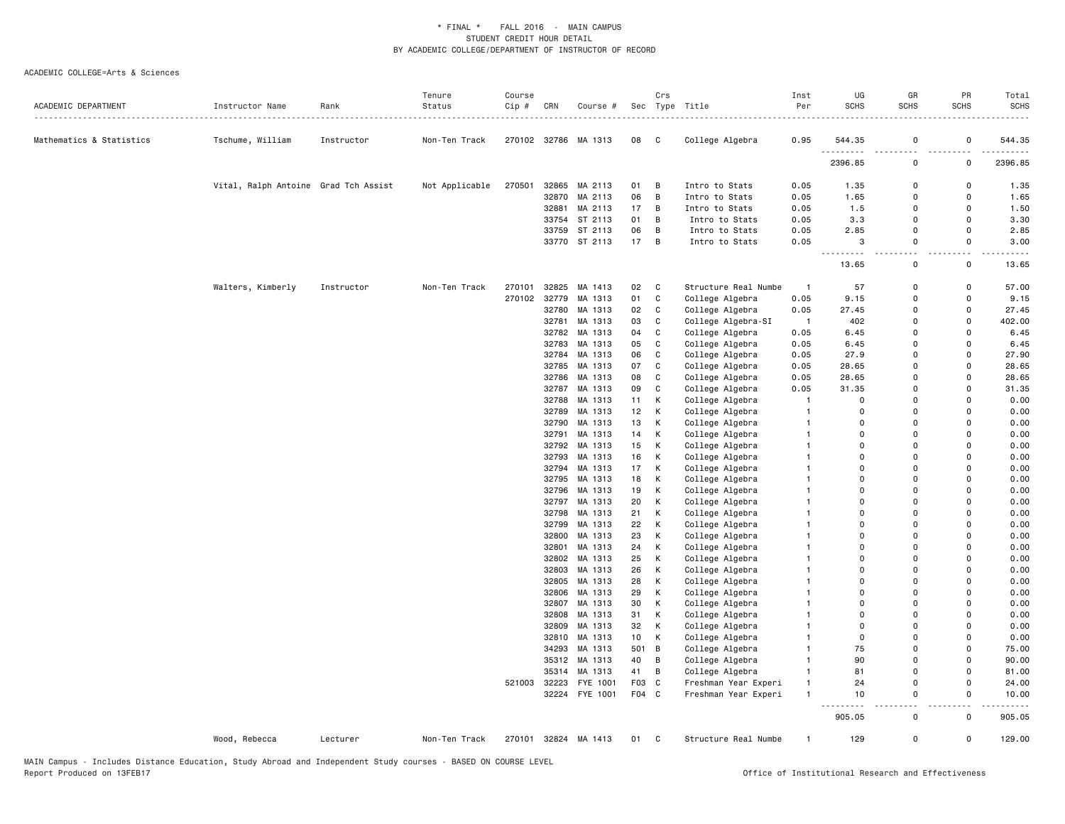\* FINAL \* FALL 2016 - MAIN CAMPUS
STUDENT CREDIT HOUR DETAIL
BY ACADEMIC COLLEGE/DEPARTMENT OF INSTRUCTOR OF RECORD

ACADEMIC COLLEGE=Arts & Sciences

| ACADEMIC DEPARTMENT | Instructor Name | Rank | Tenure Status | Course Cip # | CRN | Course # | Sec | Crs Type | Title | Inst Per | UG SCHS | GR SCHS | PR SCHS | Total SCHS |
|---|---|---|---|---|---|---|---|---|---|---|---|---|---|---|
| Mathematics & Statistics | Tschume, William | Instructor | Non-Ten Track | 270102 | 32786 | MA 1313 | 08 | C | College Algebra | 0.95 | 544.35 | 0 | 0 | 544.35 |
| | | | | | | | | | | | 2396.85 | 0 | 0 | 2396.85 |
| | Vital, Ralph Antoine | Grad Tch Assist | Not Applicable | 270501 | 32865 | MA 2113 | 01 | B | Intro to Stats | 0.05 | 1.35 | 0 | 0 | 1.35 |
| | | | | | 32870 | MA 2113 | 06 | B | Intro to Stats | 0.05 | 1.65 | 0 | 0 | 1.65 |
| | | | | | 32881 | MA 2113 | 17 | B | Intro to Stats | 0.05 | 1.5 | 0 | 0 | 1.50 |
| | | | | | 33754 | ST 2113 | 01 | B | Intro to Stats | 0.05 | 3.3 | 0 | 0 | 3.30 |
| | | | | | 33759 | ST 2113 | 06 | B | Intro to Stats | 0.05 | 2.85 | 0 | 0 | 2.85 |
| | | | | | 33770 | ST 2113 | 17 | B | Intro to Stats | 0.05 | 3 | 0 | 0 | 3.00 |
| | | | | | | | | | | | 13.65 | 0 | 0 | 13.65 |
| | Walters, Kimberly | Instructor | Non-Ten Track | 270101 | 32825 | MA 1413 | 02 | C | Structure Real Numbe | 1 | 57 | 0 | 0 | 57.00 |
| | | | | 270102 | 32779 | MA 1313 | 01 | C | College Algebra | 0.05 | 9.15 | 0 | 0 | 9.15 |
| | | | | | 32780 | MA 1313 | 02 | C | College Algebra | 0.05 | 27.45 | 0 | 0 | 27.45 |
| | | | | | 32781 | MA 1313 | 03 | C | College Algebra-SI | 1 | 402 | 0 | 0 | 402.00 |
| | | | | | 32782 | MA 1313 | 04 | C | College Algebra | 0.05 | 6.45 | 0 | 0 | 6.45 |
| | | | | | 32783 | MA 1313 | 05 | C | College Algebra | 0.05 | 6.45 | 0 | 0 | 6.45 |
| | | | | | 32784 | MA 1313 | 06 | C | College Algebra | 0.05 | 27.9 | 0 | 0 | 27.90 |
| | | | | | 32785 | MA 1313 | 07 | C | College Algebra | 0.05 | 28.65 | 0 | 0 | 28.65 |
| | | | | | 32786 | MA 1313 | 08 | C | College Algebra | 0.05 | 28.65 | 0 | 0 | 28.65 |
| | | | | | 32787 | MA 1313 | 09 | C | College Algebra | 0.05 | 31.35 | 0 | 0 | 31.35 |
| | | | | | 32788 | MA 1313 | 11 | K | College Algebra | 1 | 0 | 0 | 0 | 0.00 |
| | | | | | 32789 | MA 1313 | 12 | K | College Algebra | 1 | 0 | 0 | 0 | 0.00 |
| | | | | | 32790 | MA 1313 | 13 | K | College Algebra | 1 | 0 | 0 | 0 | 0.00 |
| | | | | | 32791 | MA 1313 | 14 | K | College Algebra | 1 | 0 | 0 | 0 | 0.00 |
| | | | | | 32792 | MA 1313 | 15 | K | College Algebra | 1 | 0 | 0 | 0 | 0.00 |
| | | | | | 32793 | MA 1313 | 16 | K | College Algebra | 1 | 0 | 0 | 0 | 0.00 |
| | | | | | 32794 | MA 1313 | 17 | K | College Algebra | 1 | 0 | 0 | 0 | 0.00 |
| | | | | | 32795 | MA 1313 | 18 | K | College Algebra | 1 | 0 | 0 | 0 | 0.00 |
| | | | | | 32796 | MA 1313 | 19 | K | College Algebra | 1 | 0 | 0 | 0 | 0.00 |
| | | | | | 32797 | MA 1313 | 20 | K | College Algebra | 1 | 0 | 0 | 0 | 0.00 |
| | | | | | 32798 | MA 1313 | 21 | K | College Algebra | 1 | 0 | 0 | 0 | 0.00 |
| | | | | | 32799 | MA 1313 | 22 | K | College Algebra | 1 | 0 | 0 | 0 | 0.00 |
| | | | | | 32800 | MA 1313 | 23 | K | College Algebra | 1 | 0 | 0 | 0 | 0.00 |
| | | | | | 32801 | MA 1313 | 24 | K | College Algebra | 1 | 0 | 0 | 0 | 0.00 |
| | | | | | 32802 | MA 1313 | 25 | K | College Algebra | 1 | 0 | 0 | 0 | 0.00 |
| | | | | | 32803 | MA 1313 | 26 | K | College Algebra | 1 | 0 | 0 | 0 | 0.00 |
| | | | | | 32805 | MA 1313 | 28 | K | College Algebra | 1 | 0 | 0 | 0 | 0.00 |
| | | | | | 32806 | MA 1313 | 29 | K | College Algebra | 1 | 0 | 0 | 0 | 0.00 |
| | | | | | 32807 | MA 1313 | 30 | K | College Algebra | 1 | 0 | 0 | 0 | 0.00 |
| | | | | | 32808 | MA 1313 | 31 | K | College Algebra | 1 | 0 | 0 | 0 | 0.00 |
| | | | | | 32809 | MA 1313 | 32 | K | College Algebra | 1 | 0 | 0 | 0 | 0.00 |
| | | | | | 32810 | MA 1313 | 10 | K | College Algebra | 1 | 0 | 0 | 0 | 0.00 |
| | | | | | 34293 | MA 1313 | 501 | B | College Algebra | 1 | 75 | 0 | 0 | 75.00 |
| | | | | | 35312 | MA 1313 | 40 | B | College Algebra | 1 | 90 | 0 | 0 | 90.00 |
| | | | | | 35314 | MA 1313 | 41 | B | College Algebra | 1 | 81 | 0 | 0 | 81.00 |
| | | | | 521003 | 32223 | FYE 1001 | F03 | C | Freshman Year Experi | 1 | 24 | 0 | 0 | 24.00 |
| | | | | | 32224 | FYE 1001 | F04 | C | Freshman Year Experi | 1 | 10 | 0 | 0 | 10.00 |
| | | | | | | | | | | | 905.05 | 0 | 0 | 905.05 |
| | Wood, Rebecca | Lecturer | Non-Ten Track | 270101 | 32824 | MA 1413 | 01 | C | Structure Real Numbe | 1 | 129 | 0 | 0 | 129.00 |

MAIN Campus - Includes Distance Education, Study Abroad and Independent Study courses - BASED ON COURSE LEVEL
Report Produced on 13FEB17 — Office of Institutional Research and Effectiveness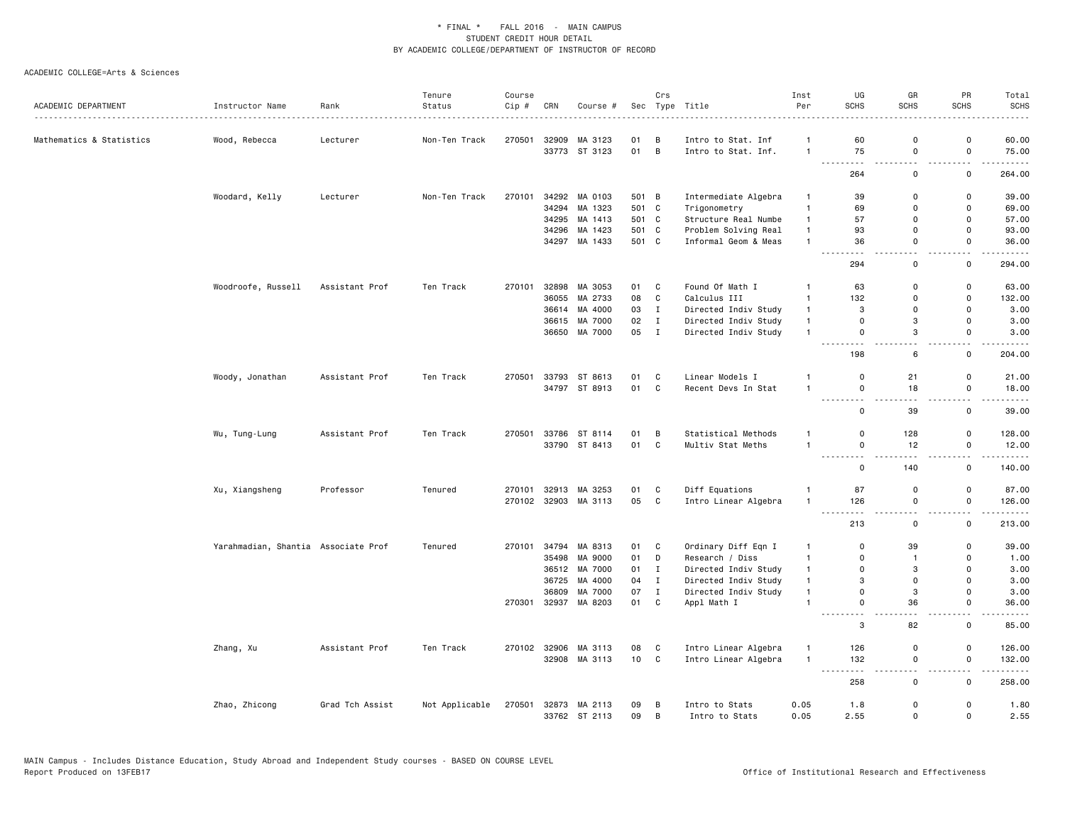\* FINAL \*    FALL 2016  -  MAIN CAMPUS
STUDENT CREDIT HOUR DETAIL
BY ACADEMIC COLLEGE/DEPARTMENT OF INSTRUCTOR OF RECORD

ACADEMIC COLLEGE=Arts & Sciences

| ACADEMIC DEPARTMENT | Instructor Name | Rank | Tenure Status | Course Cip # | CRN | Course # | Sec | Crs Type | Title | Inst Per | UG SCHS | GR SCHS | PR SCHS | Total SCHS |
|---|---|---|---|---|---|---|---|---|---|---|---|---|---|---|
| Mathematics & Statistics | Wood, Rebecca | Lecturer | Non-Ten Track | 270501 | 32909 | MA 3123 | 01 | B | Intro to Stat. Inf | 1 | 60 | 0 | 0 | 60.00 |
| | | | | | 33773 | ST 3123 | 01 | B | Intro to Stat. Inf. | 1 | 75 | 0 | 0 | 75.00 |
| | | | | | | | | | | | 264 | 0 | 0 | 264.00 |
| | Woodard, Kelly | Lecturer | Non-Ten Track | 270101 | 34292 | MA 0103 | 501 | B | Intermediate Algebra | 1 | 39 | 0 | 0 | 39.00 |
| | | | | | 34294 | MA 1323 | 501 | C | Trigonometry | 1 | 69 | 0 | 0 | 69.00 |
| | | | | | 34295 | MA 1413 | 501 | C | Structure Real Numbe | 1 | 57 | 0 | 0 | 57.00 |
| | | | | | 34296 | MA 1423 | 501 | C | Problem Solving Real | 1 | 93 | 0 | 0 | 93.00 |
| | | | | | 34297 | MA 1433 | 501 | C | Informal Geom & Meas | 1 | 36 | 0 | 0 | 36.00 |
| | | | | | | | | | | | 294 | 0 | 0 | 294.00 |
| | Woodroofe, Russell | Assistant Prof | Ten Track | 270101 | 32898 | MA 3053 | 01 | C | Found Of Math I | 1 | 63 | 0 | 0 | 63.00 |
| | | | | | 36055 | MA 2733 | 08 | C | Calculus III | 1 | 132 | 0 | 0 | 132.00 |
| | | | | | 36614 | MA 4000 | 03 | I | Directed Indiv Study | 1 | 3 | 0 | 0 | 3.00 |
| | | | | | 36615 | MA 7000 | 02 | I | Directed Indiv Study | 1 | 0 | 3 | 0 | 3.00 |
| | | | | | 36650 | MA 7000 | 05 | I | Directed Indiv Study | 1 | 0 | 3 | 0 | 3.00 |
| | | | | | | | | | | | 198 | 6 | 0 | 204.00 |
| | Woody, Jonathan | Assistant Prof | Ten Track | 270501 | 33793 | ST 8613 | 01 | C | Linear Models I | 1 | 0 | 21 | 0 | 21.00 |
| | | | | | 34797 | ST 8913 | 01 | C | Recent Devs In Stat | 1 | 0 | 18 | 0 | 18.00 |
| | | | | | | | | | | | 0 | 39 | 0 | 39.00 |
| | Wu, Tung-Lung | Assistant Prof | Ten Track | 270501 | 33786 | ST 8114 | 01 | B | Statistical Methods | 1 | 0 | 128 | 0 | 128.00 |
| | | | | | 33790 | ST 8413 | 01 | C | Multiv Stat Meths | 1 | 0 | 12 | 0 | 12.00 |
| | | | | | | | | | | | 0 | 140 | 0 | 140.00 |
| | Xu, Xiangsheng | Professor | Tenured | 270101 | 32913 | MA 3253 | 01 | C | Diff Equations | 1 | 87 | 0 | 0 | 87.00 |
| | | | | 270102 | 32903 | MA 3113 | 05 | C | Intro Linear Algebra | 1 | 126 | 0 | 0 | 126.00 |
| | | | | | | | | | | | 213 | 0 | 0 | 213.00 |
| | Yarahmadian, Shantia | Associate Prof | Tenured | 270101 | 34794 | MA 8313 | 01 | C | Ordinary Diff Eqn I | 1 | 0 | 39 | 0 | 39.00 |
| | | | | | 35498 | MA 9000 | 01 | D | Research / Diss | 1 | 0 | 1 | 0 | 1.00 |
| | | | | | 36512 | MA 7000 | 01 | I | Directed Indiv Study | 1 | 0 | 3 | 0 | 3.00 |
| | | | | | 36725 | MA 4000 | 04 | I | Directed Indiv Study | 1 | 3 | 0 | 0 | 3.00 |
| | | | | | 36809 | MA 7000 | 07 | I | Directed Indiv Study | 1 | 0 | 3 | 0 | 3.00 |
| | | | | 270301 | 32937 | MA 8203 | 01 | C | Appl Math I | 1 | 0 | 36 | 0 | 36.00 |
| | | | | | | | | | | | 3 | 82 | 0 | 85.00 |
| | Zhang, Xu | Assistant Prof | Ten Track | 270102 | 32906 | MA 3113 | 08 | C | Intro Linear Algebra | 1 | 126 | 0 | 0 | 126.00 |
| | | | | | 32908 | MA 3113 | 10 | C | Intro Linear Algebra | 1 | 132 | 0 | 0 | 132.00 |
| | | | | | | | | | | | 258 | 0 | 0 | 258.00 |
| | Zhao, Zhicong | Grad Tch Assist | Not Applicable | 270501 | 32873 | MA 2113 | 09 | B | Intro to Stats | 0.05 | 1.8 | 0 | 0 | 1.80 |
| | | | | | 33762 | ST 2113 | 09 | B | Intro to Stats | 0.05 | 2.55 | 0 | 0 | 2.55 |

MAIN Campus - Includes Distance Education, Study Abroad and Independent Study courses - BASED ON COURSE LEVEL
Report Produced on 13FEB17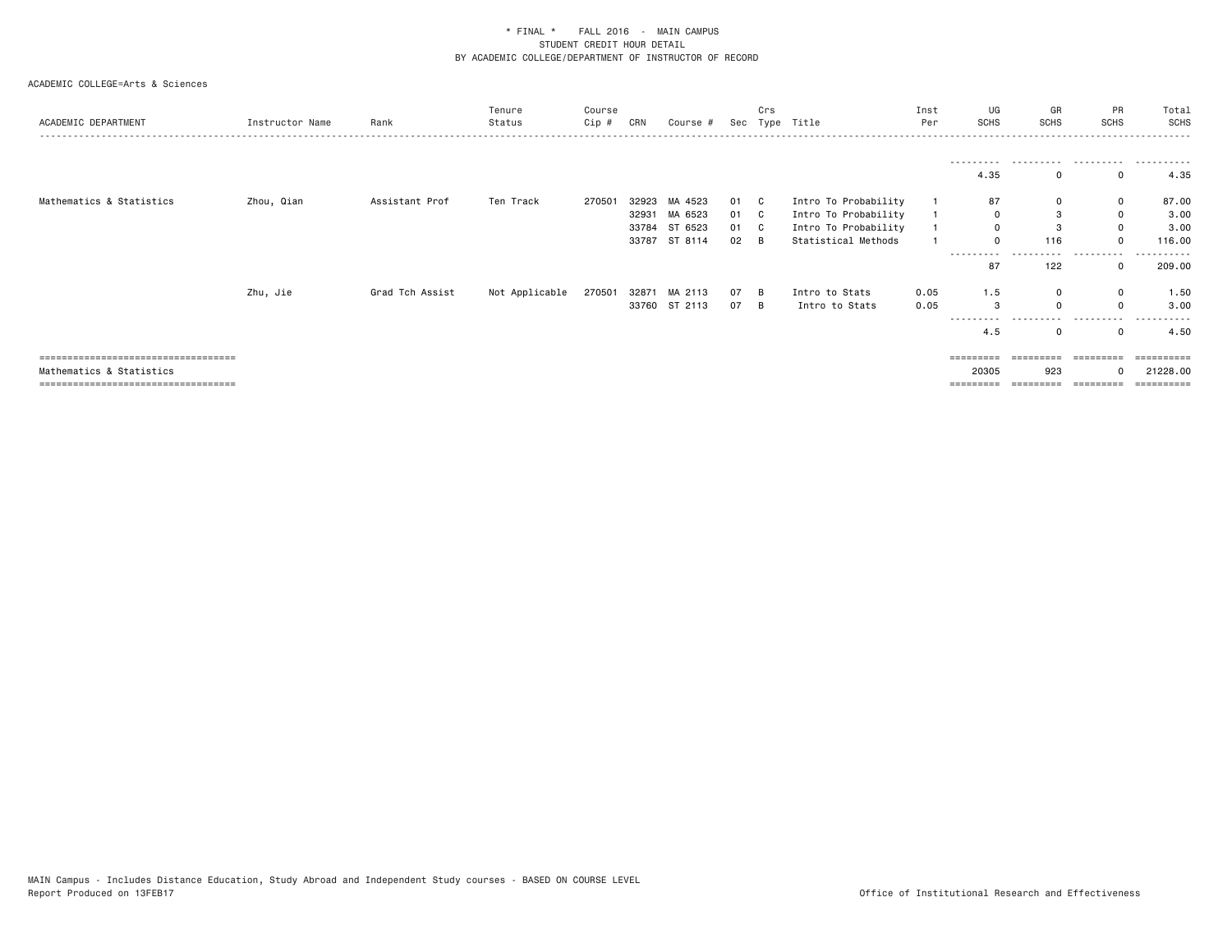\* FINAL \*    FALL 2016  -  MAIN CAMPUS
STUDENT CREDIT HOUR DETAIL
BY ACADEMIC COLLEGE/DEPARTMENT OF INSTRUCTOR OF RECORD

ACADEMIC COLLEGE=Arts & Sciences

| ACADEMIC DEPARTMENT | Instructor Name | Rank | Tenure Status | Course Cip # | CRN | Course # | Sec | Crs Type | Title | Inst Per | UG SCHS | GR SCHS | PR SCHS | Total SCHS |
|---|---|---|---|---|---|---|---|---|---|---|---|---|---|---|
| | | | | | | | | | | | 4.35 | 0 | 0 | 4.35 |
| Mathematics & Statistics | Zhou, Qian | Assistant Prof | Ten Track | 270501 | 32923 | MA 4523 | 01 | C | Intro To Probability | 1 | 87 | 0 | 0 | 87.00 |
| | | | | | 32931 | MA 6523 | 01 | C | Intro To Probability | 1 | 0 | 3 | 0 | 3.00 |
| | | | | | 33784 | ST 6523 | 01 | C | Intro To Probability | 1 | 0 | 3 | 0 | 3.00 |
| | | | | | 33787 | ST 8114 | 02 | B | Statistical Methods | 1 | 0 | 116 | 0 | 116.00 |
| | | | | | | | | | | | 87 | 122 | 0 | 209.00 |
| | Zhu, Jie | Grad Tch Assist | Not Applicable | 270501 | 32871 | MA 2113 | 07 | B | Intro to Stats | 0.05 | 1.5 | 0 | 0 | 1.50 |
| | | | | | 33760 | ST 2113 | 07 | B | Intro to Stats | 0.05 | 3 | 0 | 0 | 3.00 |
| | | | | | | | | | | | 4.5 | 0 | 0 | 4.50 |
| Mathematics & Statistics | | | | | | | | | | | 20305 | 923 | 0 | 21228.00 |

MAIN Campus - Includes Distance Education, Study Abroad and Independent Study courses - BASED ON COURSE LEVEL
Report Produced on 13FEB17

Office of Institutional Research and Effectiveness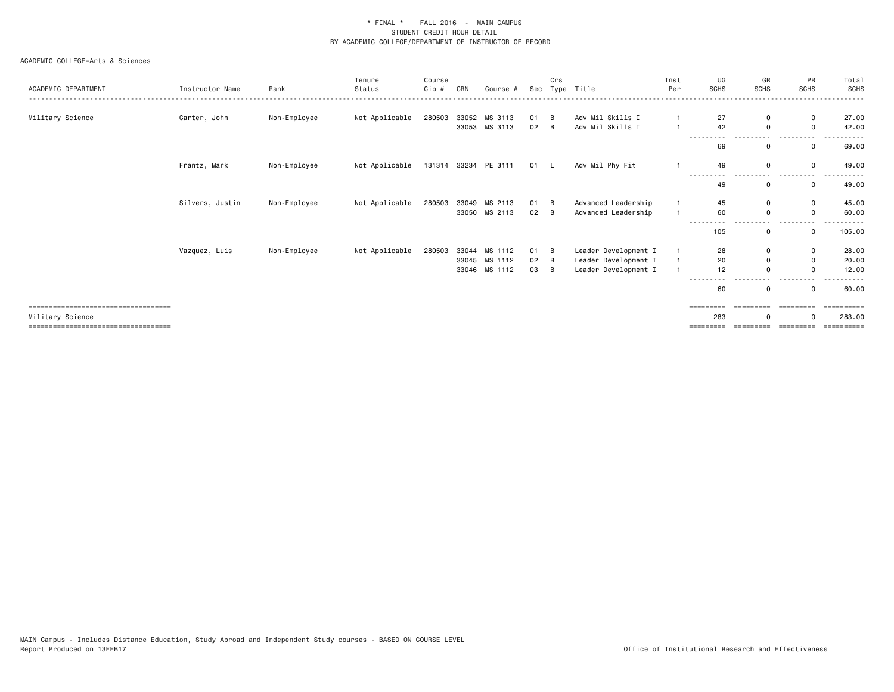\* FINAL \*    FALL 2016 - MAIN CAMPUS
STUDENT CREDIT HOUR DETAIL
BY ACADEMIC COLLEGE/DEPARTMENT OF INSTRUCTOR OF RECORD

ACADEMIC COLLEGE=Arts & Sciences

| ACADEMIC DEPARTMENT | Instructor Name | Rank | Tenure Status | Course Cip # | CRN | Course # | Sec | Crs Type | Title | Inst Per | UG SCHS | GR SCHS | PR SCHS | Total SCHS |
|---|---|---|---|---|---|---|---|---|---|---|---|---|---|---|
| Military Science | Carter, John | Non-Employee | Not Applicable | 280503 | 33052 | MS 3113 | 01 | B | Adv Mil Skills I | 1 | 27 | 0 | 0 | 27.00 |
| | | | | | 33053 | MS 3113 | 02 | B | Adv Mil Skills I | 1 | 42 | 0 | 0 | 42.00 |
| | | | | | | | | | | | 69 | 0 | 0 | 69.00 |
| | Frantz, Mark | Non-Employee | Not Applicable | 131314 | 33234 | PE 3111 | 01 | L | Adv Mil Phy Fit | 1 | 49 | 0 | 0 | 49.00 |
| | | | | | | | | | | | 49 | 0 | 0 | 49.00 |
| | Silvers, Justin | Non-Employee | Not Applicable | 280503 | 33049 | MS 2113 | 01 | B | Advanced Leadership | 1 | 45 | 0 | 0 | 45.00 |
| | | | | | 33050 | MS 2113 | 02 | B | Advanced Leadership | 1 | 60 | 0 | 0 | 60.00 |
| | | | | | | | | | | | 105 | 0 | 0 | 105.00 |
| | Vazquez, Luis | Non-Employee | Not Applicable | 280503 | 33044 | MS 1112 | 01 | B | Leader Development I | 1 | 28 | 0 | 0 | 28.00 |
| | | | | | 33045 | MS 1112 | 02 | B | Leader Development I | 1 | 20 | 0 | 0 | 20.00 |
| | | | | | 33046 | MS 1112 | 03 | B | Leader Development I | 1 | 12 | 0 | 0 | 12.00 |
| | | | | | | | | | | | 60 | 0 | 0 | 60.00 |
| Military Science | | | | | | | | | | | 283 | 0 | 0 | 283.00 |

MAIN Campus - Includes Distance Education, Study Abroad and Independent Study courses - BASED ON COURSE LEVEL
Report Produced on 13FEB17

Office of Institutional Research and Effectiveness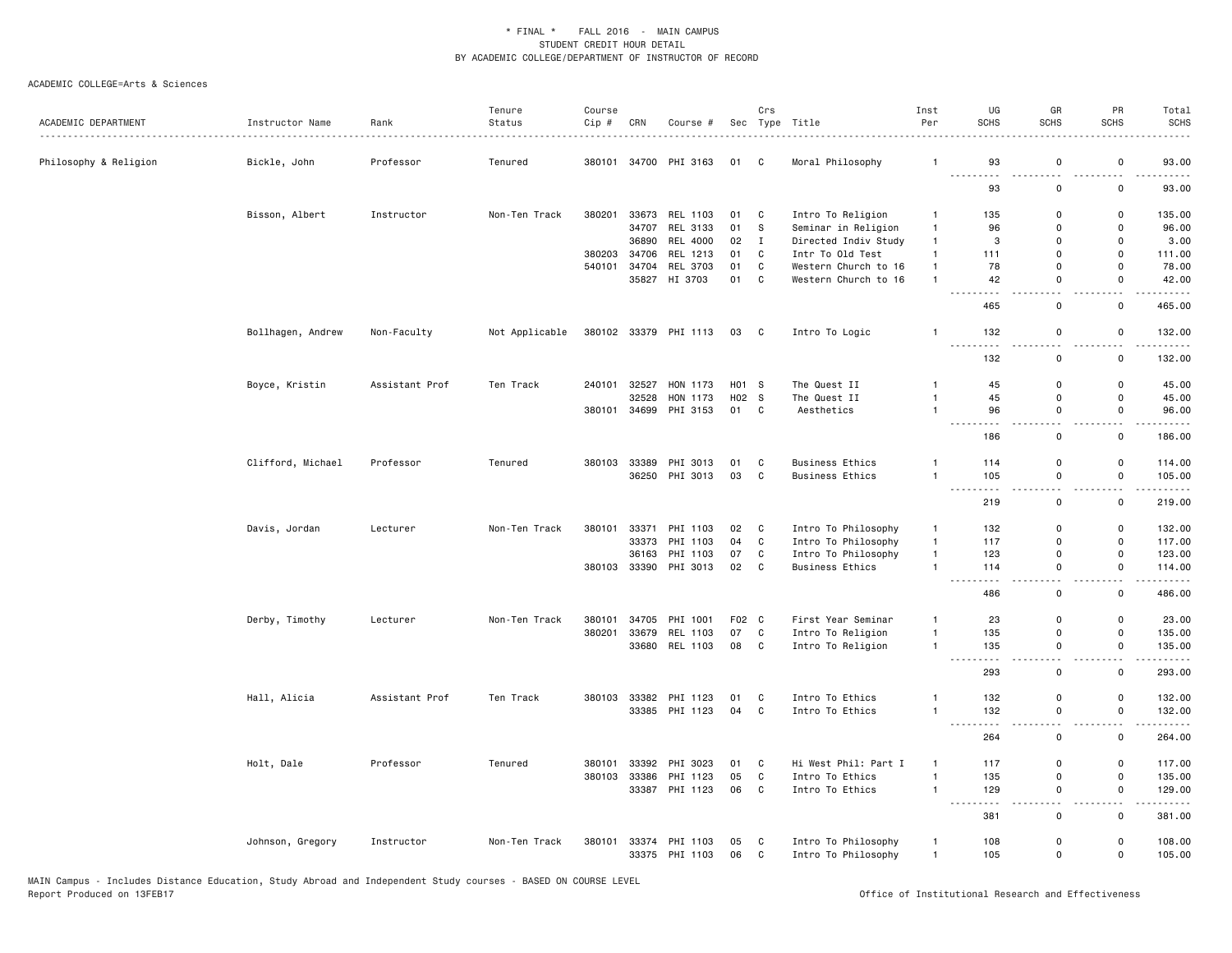\* FINAL \* FALL 2016 - MAIN CAMPUS
STUDENT CREDIT HOUR DETAIL
BY ACADEMIC COLLEGE/DEPARTMENT OF INSTRUCTOR OF RECORD

ACADEMIC COLLEGE=Arts & Sciences

| ACADEMIC DEPARTMENT | Instructor Name | Rank | Tenure Status | Course Cip # | CRN | Course # | Sec | Crs Type | Title | Inst Per | UG SCHS | GR SCHS | PR SCHS | Total SCHS |
|---|---|---|---|---|---|---|---|---|---|---|---|---|---|---|
| Philosophy & Religion | Bickle, John | Professor | Tenured | 380101 | 34700 | PHI 3163 | 01 | C | Moral Philosophy | 1 | 93 | 0 | 0 | 93.00 |
| | | | | | | | | | | | 93 | 0 | 0 | 93.00 |
| | Bisson, Albert | Instructor | Non-Ten Track | 380201 | 33673 | REL 1103 | 01 | C | Intro To Religion | 1 | 135 | 0 | 0 | 135.00 |
| | | | | | 34707 | REL 3133 | 01 | S | Seminar in Religion | 1 | 96 | 0 | 0 | 96.00 |
| | | | | | 36890 | REL 4000 | 02 | I | Directed Indiv Study | 1 | 3 | 0 | 0 | 3.00 |
| | | | | 380203 | 34706 | REL 1213 | 01 | C | Intr To Old Test | 1 | 111 | 0 | 0 | 111.00 |
| | | | | 540101 | 34704 | REL 3703 | 01 | C | Western Church to 16 | 1 | 78 | 0 | 0 | 78.00 |
| | | | | | 35827 | HI 3703 | 01 | C | Western Church to 16 | 1 | 42 | 0 | 0 | 42.00 |
| | | | | | | | | | | | 465 | 0 | 0 | 465.00 |
| | Bollhagen, Andrew | Non-Faculty | Not Applicable | 380102 | 33379 | PHI 1113 | 03 | C | Intro To Logic | 1 | 132 | 0 | 0 | 132.00 |
| | | | | | | | | | | | 132 | 0 | 0 | 132.00 |
| | Boyce, Kristin | Assistant Prof | Ten Track | 240101 | 32527 | HON 1173 | H01 | S | The Quest II | 1 | 45 | 0 | 0 | 45.00 |
| | | | | | 32528 | HON 1173 | H02 | S | The Quest II | 1 | 45 | 0 | 0 | 45.00 |
| | | | | 380101 | 34699 | PHI 3153 | 01 | C | Aesthetics | 1 | 96 | 0 | 0 | 96.00 |
| | | | | | | | | | | | 186 | 0 | 0 | 186.00 |
| | Clifford, Michael | Professor | Tenured | 380103 | 33389 | PHI 3013 | 01 | C | Business Ethics | 1 | 114 | 0 | 0 | 114.00 |
| | | | | | 36250 | PHI 3013 | 03 | C | Business Ethics | 1 | 105 | 0 | 0 | 105.00 |
| | | | | | | | | | | | 219 | 0 | 0 | 219.00 |
| | Davis, Jordan | Lecturer | Non-Ten Track | 380101 | 33371 | PHI 1103 | 02 | C | Intro To Philosophy | 1 | 132 | 0 | 0 | 132.00 |
| | | | | | 33373 | PHI 1103 | 04 | C | Intro To Philosophy | 1 | 117 | 0 | 0 | 117.00 |
| | | | | | 36163 | PHI 1103 | 07 | C | Intro To Philosophy | 1 | 123 | 0 | 0 | 123.00 |
| | | | | 380103 | 33390 | PHI 3013 | 02 | C | Business Ethics | 1 | 114 | 0 | 0 | 114.00 |
| | | | | | | | | | | | 486 | 0 | 0 | 486.00 |
| | Derby, Timothy | Lecturer | Non-Ten Track | 380101 | 34705 | PHI 1001 | F02 | C | First Year Seminar | 1 | 23 | 0 | 0 | 23.00 |
| | | | | 380201 | 33679 | REL 1103 | 07 | C | Intro To Religion | 1 | 135 | 0 | 0 | 135.00 |
| | | | | | 33680 | REL 1103 | 08 | C | Intro To Religion | 1 | 135 | 0 | 0 | 135.00 |
| | | | | | | | | | | | 293 | 0 | 0 | 293.00 |
| | Hall, Alicia | Assistant Prof | Ten Track | 380103 | 33382 | PHI 1123 | 01 | C | Intro To Ethics | 1 | 132 | 0 | 0 | 132.00 |
| | | | | | 33385 | PHI 1123 | 04 | C | Intro To Ethics | 1 | 132 | 0 | 0 | 132.00 |
| | | | | | | | | | | | 264 | 0 | 0 | 264.00 |
| | Holt, Dale | Professor | Tenured | 380101 | 33392 | PHI 3023 | 01 | C | Hi West Phil: Part I | 1 | 117 | 0 | 0 | 117.00 |
| | | | | 380103 | 33386 | PHI 1123 | 05 | C | Intro To Ethics | 1 | 135 | 0 | 0 | 135.00 |
| | | | | | 33387 | PHI 1123 | 06 | C | Intro To Ethics | 1 | 129 | 0 | 0 | 129.00 |
| | | | | | | | | | | | 381 | 0 | 0 | 381.00 |
| | Johnson, Gregory | Instructor | Non-Ten Track | 380101 | 33374 | PHI 1103 | 05 | C | Intro To Philosophy | 1 | 108 | 0 | 0 | 108.00 |
| | | | | | 33375 | PHI 1103 | 06 | C | Intro To Philosophy | 1 | 105 | 0 | 0 | 105.00 |

MAIN Campus - Includes Distance Education, Study Abroad and Independent Study courses - BASED ON COURSE LEVEL
Report Produced on 13FEB17

Office of Institutional Research and Effectiveness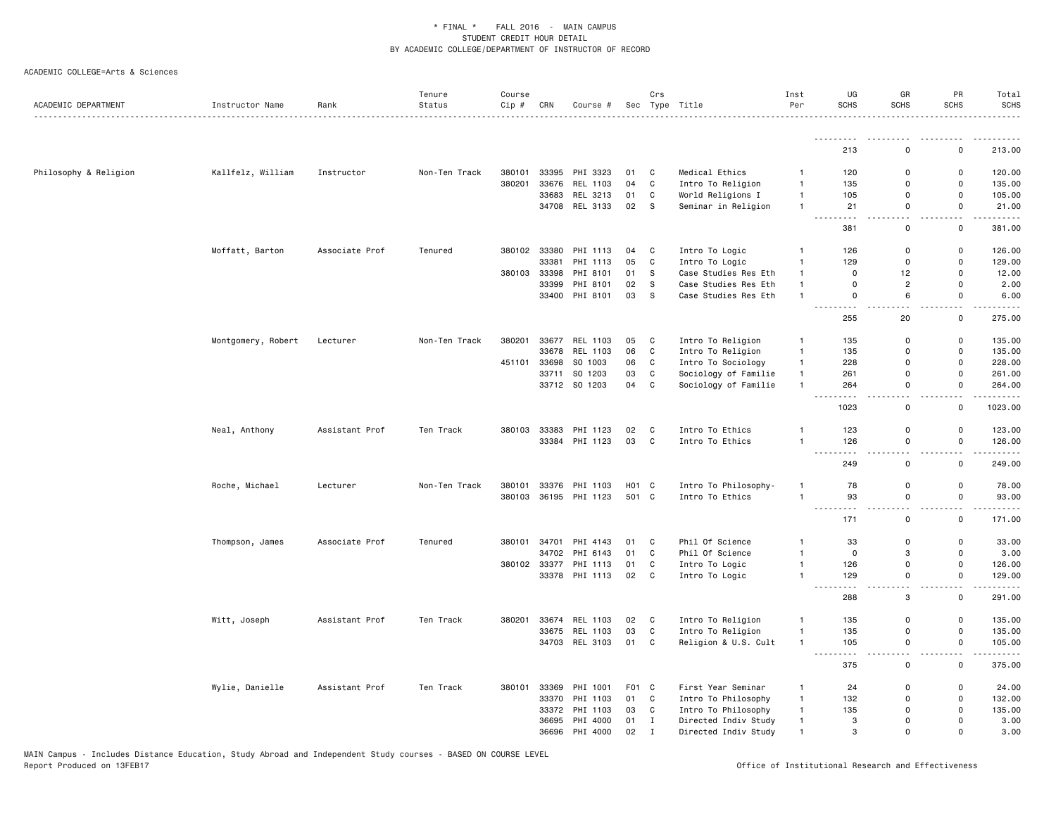\* FINAL \* FALL 2016 - MAIN CAMPUS
STUDENT CREDIT HOUR DETAIL
BY ACADEMIC COLLEGE/DEPARTMENT OF INSTRUCTOR OF RECORD

ACADEMIC COLLEGE=Arts & Sciences

| ACADEMIC DEPARTMENT | Instructor Name | Rank | Tenure Status | Course Cip # | CRN | Course # | Sec | Crs Type | Title | Inst Per | UG SCHS | GR SCHS | PR SCHS | Total SCHS |
|---|---|---|---|---|---|---|---|---|---|---|---|---|---|---|
| | | | | | | | | | | | 213 | 0 | 0 | 213.00 |
| Philosophy & Religion | Kallfelz, William | Instructor | Non-Ten Track | 380101 | 33395 | PHI 3323 | 01 | C | Medical Ethics | 1 | 120 | 0 | 0 | 120.00 |
| | | | | 380201 | 33676 | REL 1103 | 04 | C | Intro To Religion | 1 | 135 | 0 | 0 | 135.00 |
| | | | | | 33683 | REL 3213 | 01 | C | World Religions I | 1 | 105 | 0 | 0 | 105.00 |
| | | | | | 34708 | REL 3133 | 02 | S | Seminar in Religion | 1 | 21 | 0 | 0 | 21.00 |
| | | | | | | | | | | | 381 | 0 | 0 | 381.00 |
| | Moffatt, Barton | Associate Prof | Tenured | 380102 | 33380 | PHI 1113 | 04 | C | Intro To Logic | 1 | 126 | 0 | 0 | 126.00 |
| | | | | | 33381 | PHI 1113 | 05 | C | Intro To Logic | 1 | 129 | 0 | 0 | 129.00 |
| | | | | 380103 | 33398 | PHI 8101 | 01 | S | Case Studies Res Eth | 1 | 0 | 12 | 0 | 12.00 |
| | | | | | 33399 | PHI 8101 | 02 | S | Case Studies Res Eth | 1 | 0 | 2 | 0 | 2.00 |
| | | | | | 33400 | PHI 8101 | 03 | S | Case Studies Res Eth | 1 | 0 | 6 | 0 | 6.00 |
| | | | | | | | | | | | 255 | 20 | 0 | 275.00 |
| | Montgomery, Robert | Lecturer | Non-Ten Track | 380201 | 33677 | REL 1103 | 05 | C | Intro To Religion | 1 | 135 | 0 | 0 | 135.00 |
| | | | | | 33678 | REL 1103 | 06 | C | Intro To Religion | 1 | 135 | 0 | 0 | 135.00 |
| | | | | 451101 | 33698 | SO 1003 | 06 | C | Intro To Sociology | 1 | 228 | 0 | 0 | 228.00 |
| | | | | | 33711 | SO 1203 | 03 | C | Sociology of Familie | 1 | 261 | 0 | 0 | 261.00 |
| | | | | | 33712 | SO 1203 | 04 | C | Sociology of Familie | 1 | 264 | 0 | 0 | 264.00 |
| | | | | | | | | | | | 1023 | 0 | 0 | 1023.00 |
| | Neal, Anthony | Assistant Prof | Ten Track | 380103 | 33383 | PHI 1123 | 02 | C | Intro To Ethics | 1 | 123 | 0 | 0 | 123.00 |
| | | | | | 33384 | PHI 1123 | 03 | C | Intro To Ethics | 1 | 126 | 0 | 0 | 126.00 |
| | | | | | | | | | | | 249 | 0 | 0 | 249.00 |
| | Roche, Michael | Lecturer | Non-Ten Track | 380101 | 33376 | PHI 1103 | H01 | C | Intro To Philosophy- | 1 | 78 | 0 | 0 | 78.00 |
| | | | | 380103 | 36195 | PHI 1123 | 501 | C | Intro To Ethics | 1 | 93 | 0 | 0 | 93.00 |
| | | | | | | | | | | | 171 | 0 | 0 | 171.00 |
| | Thompson, James | Associate Prof | Tenured | 380101 | 34701 | PHI 4143 | 01 | C | Phil Of Science | 1 | 33 | 0 | 0 | 33.00 |
| | | | | | 34702 | PHI 6143 | 01 | C | Phil Of Science | 1 | 0 | 3 | 0 | 3.00 |
| | | | | 380102 | 33377 | PHI 1113 | 01 | C | Intro To Logic | 1 | 126 | 0 | 0 | 126.00 |
| | | | | | 33378 | PHI 1113 | 02 | C | Intro To Logic | 1 | 129 | 0 | 0 | 129.00 |
| | | | | | | | | | | | 288 | 3 | 0 | 291.00 |
| | Witt, Joseph | Assistant Prof | Ten Track | 380201 | 33674 | REL 1103 | 02 | C | Intro To Religion | 1 | 135 | 0 | 0 | 135.00 |
| | | | | | 33675 | REL 1103 | 03 | C | Intro To Religion | 1 | 135 | 0 | 0 | 135.00 |
| | | | | | 34703 | REL 3103 | 01 | C | Religion & U.S. Cult | 1 | 105 | 0 | 0 | 105.00 |
| | | | | | | | | | | | 375 | 0 | 0 | 375.00 |
| | Wylie, Danielle | Assistant Prof | Ten Track | 380101 | 33369 | PHI 1001 | F01 | C | First Year Seminar | 1 | 24 | 0 | 0 | 24.00 |
| | | | | | 33370 | PHI 1103 | 01 | C | Intro To Philosophy | 1 | 132 | 0 | 0 | 132.00 |
| | | | | | 33372 | PHI 1103 | 03 | C | Intro To Philosophy | 1 | 135 | 0 | 0 | 135.00 |
| | | | | | 36695 | PHI 4000 | 01 | I | Directed Indiv Study | 1 | 3 | 0 | 0 | 3.00 |
| | | | | | 36696 | PHI 4000 | 02 | I | Directed Indiv Study | 1 | 3 | 0 | 0 | 3.00 |

MAIN Campus - Includes Distance Education, Study Abroad and Independent Study courses - BASED ON COURSE LEVEL
Report Produced on 13FEB17 Office of Institutional Research and Effectiveness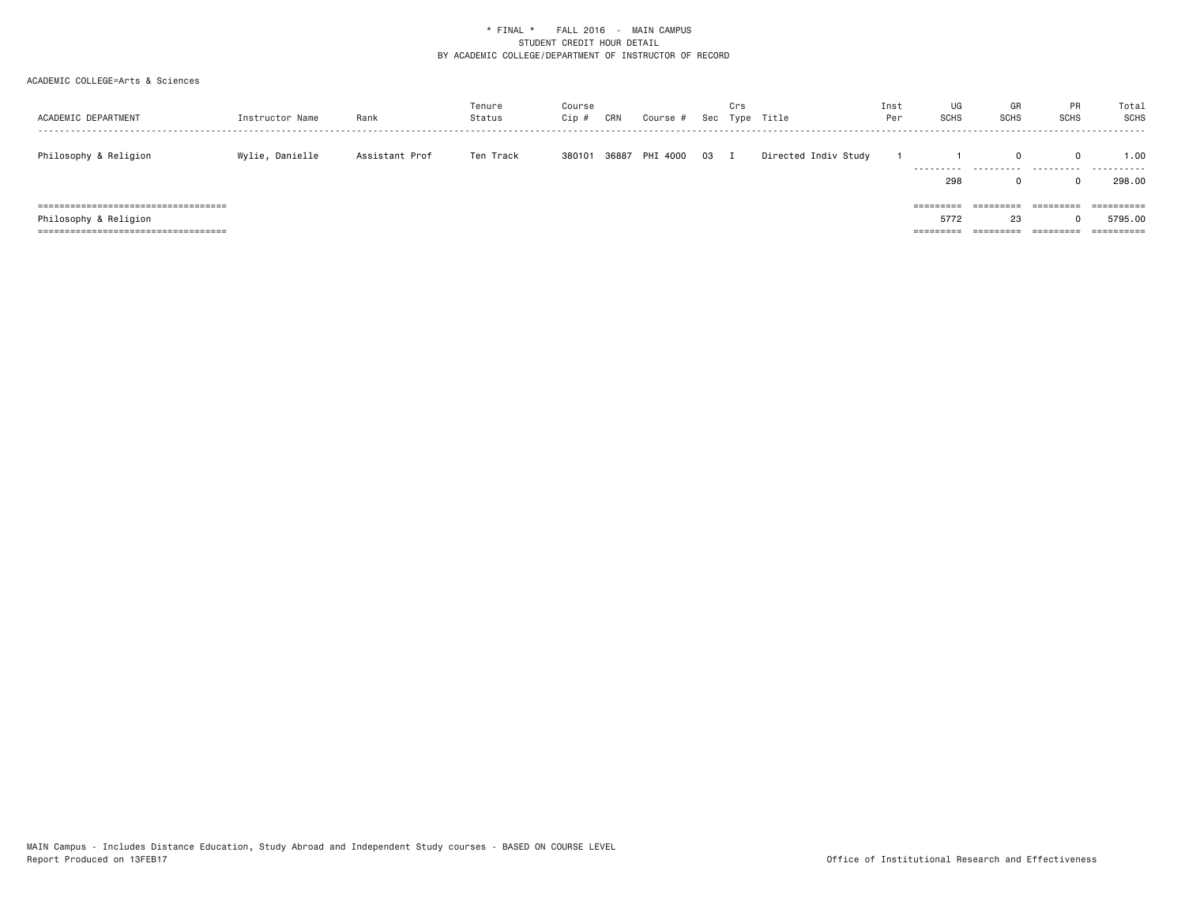\* FINAL \* FALL 2016 - MAIN CAMPUS
STUDENT CREDIT HOUR DETAIL
BY ACADEMIC COLLEGE/DEPARTMENT OF INSTRUCTOR OF RECORD

ACADEMIC COLLEGE=Arts & Sciences

| ACADEMIC DEPARTMENT | Instructor Name | Rank | Tenure Status | Course Cip # | CRN | Course # | Sec | Crs Type | Title | Inst Per | UG SCHS | GR SCHS | PR SCHS | Total SCHS |
|---|---|---|---|---|---|---|---|---|---|---|---|---|---|---|
| Philosophy & Religion | Wylie, Danielle | Assistant Prof | Ten Track | 380101 | 36887 | PHI 4000 | 03 | I | Directed Indiv Study | 1 | 1 | 0 | 0 | 1.00 |
| | | | | | | | | | | | 298 | 0 | 0 | 298.00 |
| Philosophy & Religion | | | | | | | | | | | 5772 | 23 | 0 | 5795.00 |

MAIN Campus - Includes Distance Education, Study Abroad and Independent Study courses - BASED ON COURSE LEVEL
Report Produced on 13FEB17

Office of Institutional Research and Effectiveness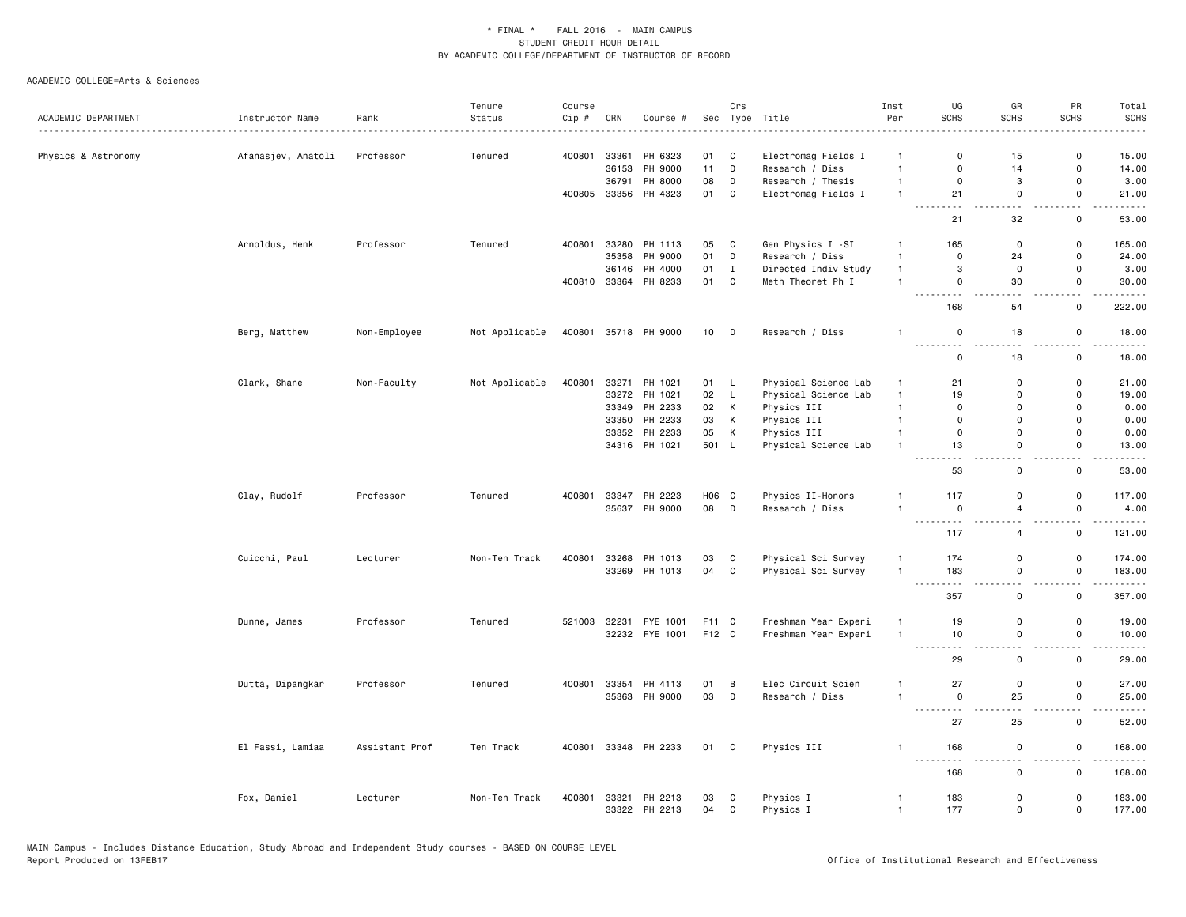\* FINAL \*    FALL 2016  -  MAIN CAMPUS
STUDENT CREDIT HOUR DETAIL
BY ACADEMIC COLLEGE/DEPARTMENT OF INSTRUCTOR OF RECORD

ACADEMIC COLLEGE=Arts & Sciences

| ACADEMIC DEPARTMENT | Instructor Name | Rank | Tenure Status | Course Cip # | CRN | Course # | Sec | Crs Type | Title | Inst Per | UG SCHS | GR SCHS | PR SCHS | Total SCHS |
|---|---|---|---|---|---|---|---|---|---|---|---|---|---|---|
| Physics & Astronomy | Afanasjev, Anatoli | Professor | Tenured | 400801 | 33361 | PH 6323 | 01 | C | Electromag Fields I | 1 | 0 | 15 | 0 | 15.00 |
| | | | | | 36153 | PH 9000 | 11 | D | Research / Diss | 1 | 0 | 14 | 0 | 14.00 |
| | | | | | 36791 | PH 8000 | 08 | D | Research / Thesis | 1 | 0 | 3 | 0 | 3.00 |
| | | | | 400805 | 33356 | PH 4323 | 01 | C | Electromag Fields I | 1 | 21 | 0 | 0 | 21.00 |
| | | | | | | | | | | | 21 | 32 | 0 | 53.00 |
| | Arnoldus, Henk | Professor | Tenured | 400801 | 33280 | PH 1113 | 05 | C | Gen Physics I -SI | 1 | 165 | 0 | 0 | 165.00 |
| | | | | | 35358 | PH 9000 | 01 | D | Research / Diss | 1 | 0 | 24 | 0 | 24.00 |
| | | | | | 36146 | PH 4000 | 01 | I | Directed Indiv Study | 1 | 3 | 0 | 0 | 3.00 |
| | | | | 400810 | 33364 | PH 8233 | 01 | C | Meth Theoret Ph I | 1 | 0 | 30 | 0 | 30.00 |
| | | | | | | | | | | | 168 | 54 | 0 | 222.00 |
| | Berg, Matthew | Non-Employee | Not Applicable | 400801 | 35718 | PH 9000 | 10 | D | Research / Diss | 1 | 0 | 18 | 0 | 18.00 |
| | | | | | | | | | | | 0 | 18 | 0 | 18.00 |
| | Clark, Shane | Non-Faculty | Not Applicable | 400801 | 33271 | PH 1021 | 01 | L | Physical Science Lab | 1 | 21 | 0 | 0 | 21.00 |
| | | | | | 33272 | PH 1021 | 02 | L | Physical Science Lab | 1 | 19 | 0 | 0 | 19.00 |
| | | | | | 33349 | PH 2233 | 02 | K | Physics III | 1 | 0 | 0 | 0 | 0.00 |
| | | | | | 33350 | PH 2233 | 03 | K | Physics III | 1 | 0 | 0 | 0 | 0.00 |
| | | | | | 33352 | PH 2233 | 05 | K | Physics III | 1 | 0 | 0 | 0 | 0.00 |
| | | | | | 34316 | PH 1021 | 501 | L | Physical Science Lab | 1 | 13 | 0 | 0 | 13.00 |
| | | | | | | | | | | | 53 | 0 | 0 | 53.00 |
| | Clay, Rudolf | Professor | Tenured | 400801 | 33347 | PH 2223 | H06 | C | Physics II-Honors | 1 | 117 | 0 | 0 | 117.00 |
| | | | | | 35637 | PH 9000 | 08 | D | Research / Diss | 1 | 0 | 4 | 0 | 4.00 |
| | | | | | | | | | | | 117 | 4 | 0 | 121.00 |
| | Cuicchi, Paul | Lecturer | Non-Ten Track | 400801 | 33268 | PH 1013 | 03 | C | Physical Sci Survey | 1 | 174 | 0 | 0 | 174.00 |
| | | | | | 33269 | PH 1013 | 04 | C | Physical Sci Survey | 1 | 183 | 0 | 0 | 183.00 |
| | | | | | | | | | | | 357 | 0 | 0 | 357.00 |
| | Dunne, James | Professor | Tenured | 521003 | 32231 | FYE 1001 | F11 | C | Freshman Year Experi | 1 | 19 | 0 | 0 | 19.00 |
| | | | | | 32232 | FYE 1001 | F12 | C | Freshman Year Experi | 1 | 10 | 0 | 0 | 10.00 |
| | | | | | | | | | | | 29 | 0 | 0 | 29.00 |
| | Dutta, Dipangkar | Professor | Tenured | 400801 | 33354 | PH 4113 | 01 | B | Elec Circuit Scien | 1 | 27 | 0 | 0 | 27.00 |
| | | | | | 35363 | PH 9000 | 03 | D | Research / Diss | 1 | 0 | 25 | 0 | 25.00 |
| | | | | | | | | | | | 27 | 25 | 0 | 52.00 |
| | El Fassi, Lamiaa | Assistant Prof | Ten Track | 400801 | 33348 | PH 2233 | 01 | C | Physics III | 1 | 168 | 0 | 0 | 168.00 |
| | | | | | | | | | | | 168 | 0 | 0 | 168.00 |
| | Fox, Daniel | Lecturer | Non-Ten Track | 400801 | 33321 | PH 2213 | 03 | C | Physics I | 1 | 183 | 0 | 0 | 183.00 |
| | | | | | 33322 | PH 2213 | 04 | C | Physics I | 1 | 177 | 0 | 0 | 177.00 |

MAIN Campus - Includes Distance Education, Study Abroad and Independent Study courses - BASED ON COURSE LEVEL
Report Produced on 13FEB17
Office of Institutional Research and Effectiveness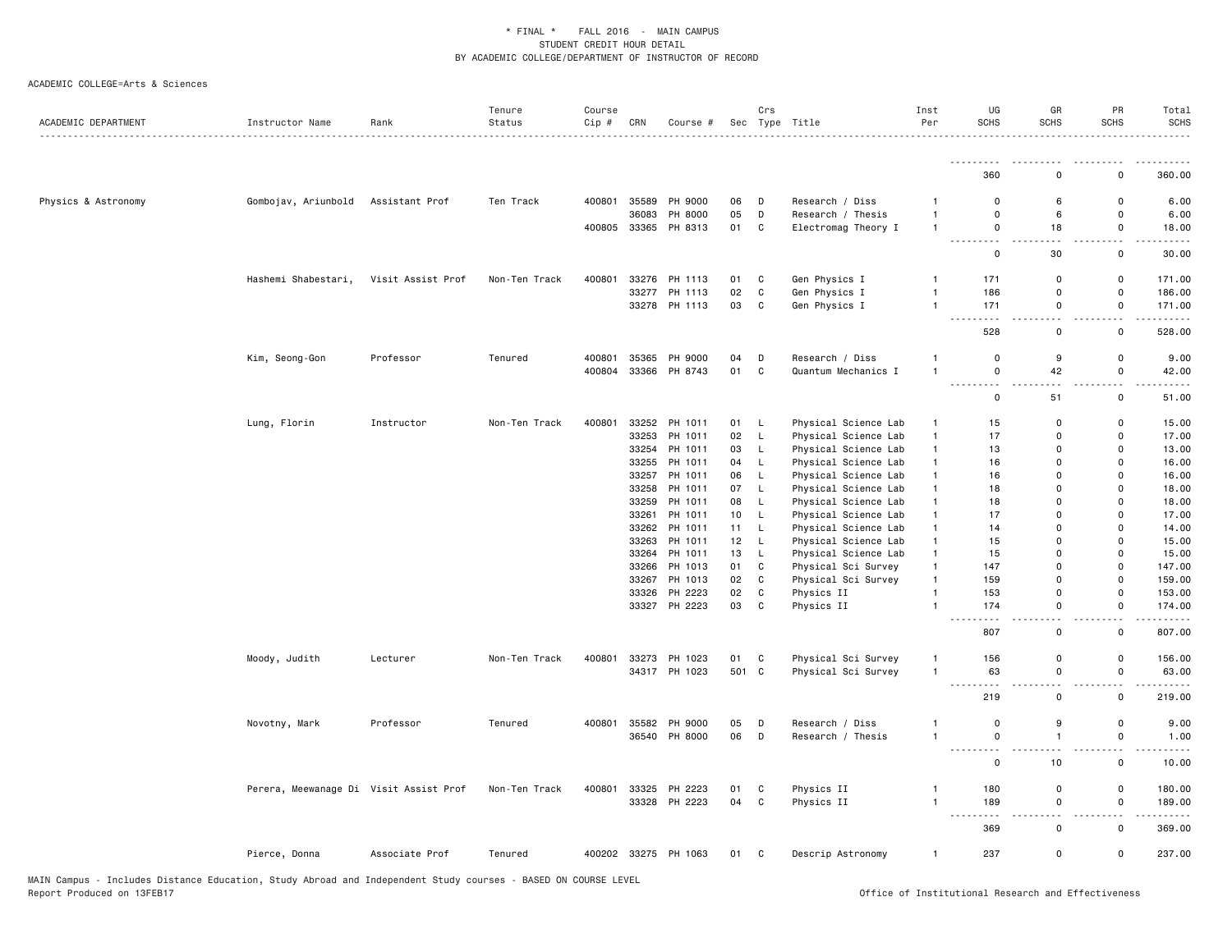\* FINAL \*   FALL 2016 - MAIN CAMPUS
STUDENT CREDIT HOUR DETAIL
BY ACADEMIC COLLEGE/DEPARTMENT OF INSTRUCTOR OF RECORD

ACADEMIC COLLEGE=Arts & Sciences

| ACADEMIC DEPARTMENT | Instructor Name | Rank | Tenure Status | Course Cip # | CRN | Course # | Sec | Crs Type | Title | Inst Per | UG SCHS | GR SCHS | PR SCHS | Total SCHS |
|---|---|---|---|---|---|---|---|---|---|---|---|---|---|---|
| | | | | | | | | | | | 360 | 0 | 0 | 360.00 |
| Physics & Astronomy | Gombojav, Ariunbold | Assistant Prof | Ten Track | 400801 | 35589 | PH 9000 | 06 | D | Research / Diss | 1 | 0 | 6 | 0 | 6.00 |
| | | | | | 36083 | PH 8000 | 05 | D | Research / Thesis | 1 | 0 | 6 | 0 | 6.00 |
| | | | | 400805 | 33365 | PH 8313 | 01 | C | Electromag Theory I | 1 | 0 | 18 | 0 | 18.00 |
| | | | | | | | | | | | 0 | 30 | 0 | 30.00 |
| | Hashemi Shabestari, | Visit Assist Prof | Non-Ten Track | 400801 | 33276 | PH 1113 | 01 | C | Gen Physics I | 1 | 171 | 0 | 0 | 171.00 |
| | | | | | 33277 | PH 1113 | 02 | C | Gen Physics I | 1 | 186 | 0 | 0 | 186.00 |
| | | | | | 33278 | PH 1113 | 03 | C | Gen Physics I | 1 | 171 | 0 | 0 | 171.00 |
| | | | | | | | | | | | 528 | 0 | 0 | 528.00 |
| | Kim, Seong-Gon | Professor | Tenured | 400801 | 35365 | PH 9000 | 04 | D | Research / Diss | 1 | 0 | 9 | 0 | 9.00 |
| | | | | 400804 | 33366 | PH 8743 | 01 | C | Quantum Mechanics I | 1 | 0 | 42 | 0 | 42.00 |
| | | | | | | | | | | | 0 | 51 | 0 | 51.00 |
| | Lung, Florin | Instructor | Non-Ten Track | 400801 | 33252 | PH 1011 | 01 | L | Physical Science Lab | 1 | 15 | 0 | 0 | 15.00 |
| | | | | | 33253 | PH 1011 | 02 | L | Physical Science Lab | 1 | 17 | 0 | 0 | 17.00 |
| | | | | | 33254 | PH 1011 | 03 | L | Physical Science Lab | 1 | 13 | 0 | 0 | 13.00 |
| | | | | | 33255 | PH 1011 | 04 | L | Physical Science Lab | 1 | 16 | 0 | 0 | 16.00 |
| | | | | | 33257 | PH 1011 | 06 | L | Physical Science Lab | 1 | 16 | 0 | 0 | 16.00 |
| | | | | | 33258 | PH 1011 | 07 | L | Physical Science Lab | 1 | 18 | 0 | 0 | 18.00 |
| | | | | | 33259 | PH 1011 | 08 | L | Physical Science Lab | 1 | 18 | 0 | 0 | 18.00 |
| | | | | | 33261 | PH 1011 | 10 | L | Physical Science Lab | 1 | 17 | 0 | 0 | 17.00 |
| | | | | | 33262 | PH 1011 | 11 | L | Physical Science Lab | 1 | 14 | 0 | 0 | 14.00 |
| | | | | | 33263 | PH 1011 | 12 | L | Physical Science Lab | 1 | 15 | 0 | 0 | 15.00 |
| | | | | | 33264 | PH 1011 | 13 | L | Physical Science Lab | 1 | 15 | 0 | 0 | 15.00 |
| | | | | | 33266 | PH 1013 | 01 | C | Physical Sci Survey | 1 | 147 | 0 | 0 | 147.00 |
| | | | | | 33267 | PH 1013 | 02 | C | Physical Sci Survey | 1 | 159 | 0 | 0 | 159.00 |
| | | | | | 33326 | PH 2223 | 02 | C | Physics II | 1 | 153 | 0 | 0 | 153.00 |
| | | | | | 33327 | PH 2223 | 03 | C | Physics II | 1 | 174 | 0 | 0 | 174.00 |
| | | | | | | | | | | | 807 | 0 | 0 | 807.00 |
| | Moody, Judith | Lecturer | Non-Ten Track | 400801 | 33273 | PH 1023 | 01 | C | Physical Sci Survey | 1 | 156 | 0 | 0 | 156.00 |
| | | | | | 34317 | PH 1023 | 501 | C | Physical Sci Survey | 1 | 63 | 0 | 0 | 63.00 |
| | | | | | | | | | | | 219 | 0 | 0 | 219.00 |
| | Novotny, Mark | Professor | Tenured | 400801 | 35582 | PH 9000 | 05 | D | Research / Diss | 1 | 0 | 9 | 0 | 9.00 |
| | | | | | 36540 | PH 8000 | 06 | D | Research / Thesis | 1 | 0 | 1 | 0 | 1.00 |
| | | | | | | | | | | | 0 | 10 | 0 | 10.00 |
| | Perera, Meewanage Di | Visit Assist Prof | Non-Ten Track | 400801 | 33325 | PH 2223 | 01 | C | Physics II | 1 | 180 | 0 | 0 | 180.00 |
| | | | | | 33328 | PH 2223 | 04 | C | Physics II | 1 | 189 | 0 | 0 | 189.00 |
| | | | | | | | | | | | 369 | 0 | 0 | 369.00 |
| | Pierce, Donna | Associate Prof | Tenured | 400202 | 33275 | PH 1063 | 01 | C | Descrip Astronomy | 1 | 237 | 0 | 0 | 237.00 |

MAIN Campus - Includes Distance Education, Study Abroad and Independent Study courses - BASED ON COURSE LEVEL
Report Produced on 13FEB17
Office of Institutional Research and Effectiveness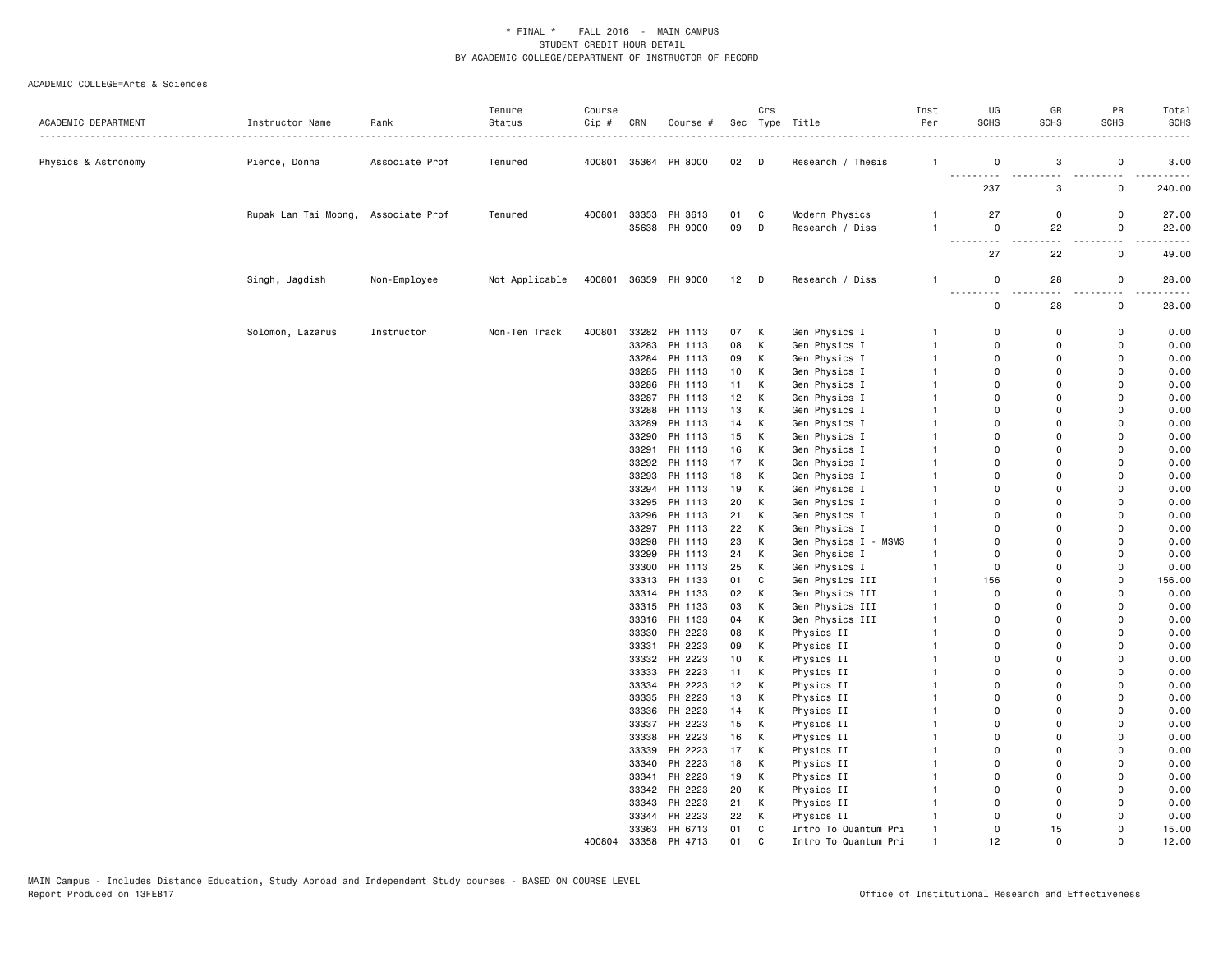\* FINAL \* FALL 2016 - MAIN CAMPUS
STUDENT CREDIT HOUR DETAIL
BY ACADEMIC COLLEGE/DEPARTMENT OF INSTRUCTOR OF RECORD

ACADEMIC COLLEGE=Arts & Sciences

| ACADEMIC DEPARTMENT | Instructor Name | Rank | Tenure Status | Course Cip # | CRN | Course # | Sec | Crs Type | Title | Inst Per | UG SCHS | GR SCHS | PR SCHS | Total SCHS |
|---|---|---|---|---|---|---|---|---|---|---|---|---|---|---|
| Physics & Astronomy | Pierce, Donna | Associate Prof | Tenured | 400801 | 35364 | PH 8000 | 02 | D | Research / Thesis | 1 | 0 | 3 | 0 | 3.00 |
| | | | | | | | | | | | 237 | 3 | 0 | 240.00 |
| | Rupak Lan Tai Moong, | Associate Prof | Tenured | 400801 | 33353 | PH 3613 | 01 | C | Modern Physics | 1 | 27 | 0 | 0 | 27.00 |
| | | | | | 35638 | PH 9000 | 09 | D | Research / Diss | 1 | 0 | 22 | 0 | 22.00 |
| | | | | | | | | | | | 27 | 22 | 0 | 49.00 |
| | Singh, Jagdish | Non-Employee | Not Applicable | 400801 | 36359 | PH 9000 | 12 | D | Research / Diss | 1 | 0 | 28 | 0 | 28.00 |
| | | | | | | | | | | | 0 | 28 | 0 | 28.00 |
| | Solomon, Lazarus | Instructor | Non-Ten Track | 400801 | 33282 | PH 1113 | 07 | K | Gen Physics I | 1 | 0 | 0 | 0 | 0.00 |
| | | | | | 33283 | PH 1113 | 08 | K | Gen Physics I | 1 | 0 | 0 | 0 | 0.00 |
| | | | | | 33284 | PH 1113 | 09 | K | Gen Physics I | 1 | 0 | 0 | 0 | 0.00 |
| | | | | | 33285 | PH 1113 | 10 | K | Gen Physics I | 1 | 0 | 0 | 0 | 0.00 |
| | | | | | 33286 | PH 1113 | 11 | K | Gen Physics I | 1 | 0 | 0 | 0 | 0.00 |
| | | | | | 33287 | PH 1113 | 12 | K | Gen Physics I | 1 | 0 | 0 | 0 | 0.00 |
| | | | | | 33288 | PH 1113 | 13 | K | Gen Physics I | 1 | 0 | 0 | 0 | 0.00 |
| | | | | | 33289 | PH 1113 | 14 | K | Gen Physics I | 1 | 0 | 0 | 0 | 0.00 |
| | | | | | 33290 | PH 1113 | 15 | K | Gen Physics I | 1 | 0 | 0 | 0 | 0.00 |
| | | | | | 33291 | PH 1113 | 16 | K | Gen Physics I | 1 | 0 | 0 | 0 | 0.00 |
| | | | | | 33292 | PH 1113 | 17 | K | Gen Physics I | 1 | 0 | 0 | 0 | 0.00 |
| | | | | | 33293 | PH 1113 | 18 | K | Gen Physics I | 1 | 0 | 0 | 0 | 0.00 |
| | | | | | 33294 | PH 1113 | 19 | K | Gen Physics I | 1 | 0 | 0 | 0 | 0.00 |
| | | | | | 33295 | PH 1113 | 20 | K | Gen Physics I | 1 | 0 | 0 | 0 | 0.00 |
| | | | | | 33296 | PH 1113 | 21 | K | Gen Physics I | 1 | 0 | 0 | 0 | 0.00 |
| | | | | | 33297 | PH 1113 | 22 | K | Gen Physics I | 1 | 0 | 0 | 0 | 0.00 |
| | | | | | 33298 | PH 1113 | 23 | K | Gen Physics I - MSMS | 1 | 0 | 0 | 0 | 0.00 |
| | | | | | 33299 | PH 1113 | 24 | K | Gen Physics I | 1 | 0 | 0 | 0 | 0.00 |
| | | | | | 33300 | PH 1113 | 25 | K | Gen Physics I | 1 | 0 | 0 | 0 | 0.00 |
| | | | | | 33313 | PH 1133 | 01 | C | Gen Physics III | 1 | 156 | 0 | 0 | 156.00 |
| | | | | | 33314 | PH 1133 | 02 | K | Gen Physics III | 1 | 0 | 0 | 0 | 0.00 |
| | | | | | 33315 | PH 1133 | 03 | K | Gen Physics III | 1 | 0 | 0 | 0 | 0.00 |
| | | | | | 33316 | PH 1133 | 04 | K | Gen Physics III | 1 | 0 | 0 | 0 | 0.00 |
| | | | | | 33330 | PH 2223 | 08 | K | Physics II | 1 | 0 | 0 | 0 | 0.00 |
| | | | | | 33331 | PH 2223 | 09 | K | Physics II | 1 | 0 | 0 | 0 | 0.00 |
| | | | | | 33332 | PH 2223 | 10 | K | Physics II | 1 | 0 | 0 | 0 | 0.00 |
| | | | | | 33333 | PH 2223 | 11 | K | Physics II | 1 | 0 | 0 | 0 | 0.00 |
| | | | | | 33334 | PH 2223 | 12 | K | Physics II | 1 | 0 | 0 | 0 | 0.00 |
| | | | | | 33335 | PH 2223 | 13 | K | Physics II | 1 | 0 | 0 | 0 | 0.00 |
| | | | | | 33336 | PH 2223 | 14 | K | Physics II | 1 | 0 | 0 | 0 | 0.00 |
| | | | | | 33337 | PH 2223 | 15 | K | Physics II | 1 | 0 | 0 | 0 | 0.00 |
| | | | | | 33338 | PH 2223 | 16 | K | Physics II | 1 | 0 | 0 | 0 | 0.00 |
| | | | | | 33339 | PH 2223 | 17 | K | Physics II | 1 | 0 | 0 | 0 | 0.00 |
| | | | | | 33340 | PH 2223 | 18 | K | Physics II | 1 | 0 | 0 | 0 | 0.00 |
| | | | | | 33341 | PH 2223 | 19 | K | Physics II | 1 | 0 | 0 | 0 | 0.00 |
| | | | | | 33342 | PH 2223 | 20 | K | Physics II | 1 | 0 | 0 | 0 | 0.00 |
| | | | | | 33343 | PH 2223 | 21 | K | Physics II | 1 | 0 | 0 | 0 | 0.00 |
| | | | | | 33344 | PH 2223 | 22 | K | Physics II | 1 | 0 | 0 | 0 | 0.00 |
| | | | | | 33363 | PH 6713 | 01 | C | Intro To Quantum Pri | 1 | 0 | 15 | 0 | 15.00 |
| | | | | 400804 | 33358 | PH 4713 | 01 | C | Intro To Quantum Pri | 1 | 12 | 0 | 0 | 12.00 |

MAIN Campus - Includes Distance Education, Study Abroad and Independent Study courses - BASED ON COURSE LEVEL
Report Produced on 13FEB17 Office of Institutional Research and Effectiveness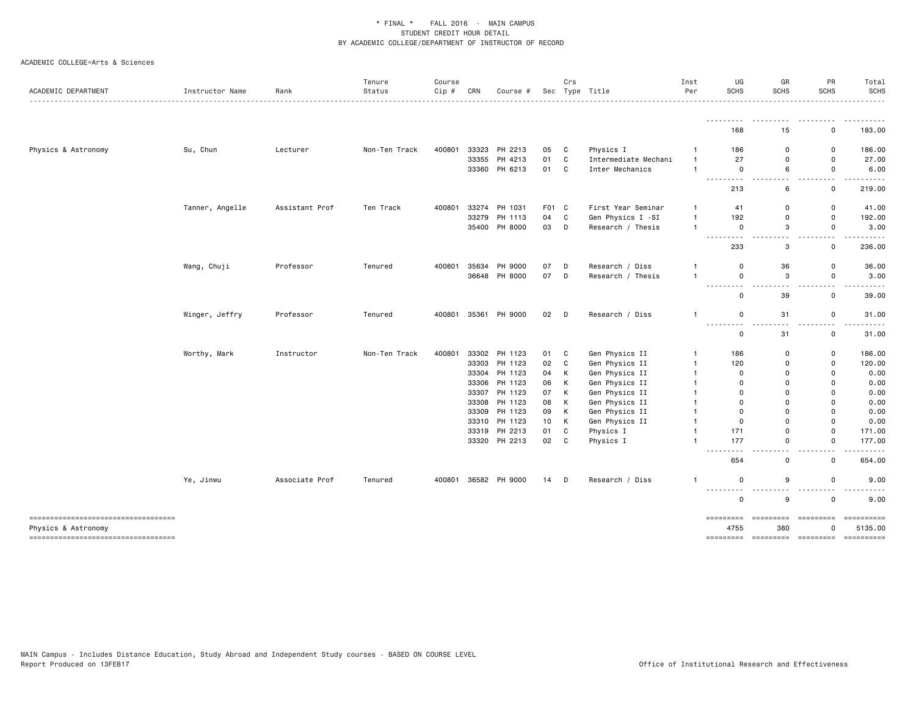* FINAL * FALL 2016 - MAIN CAMPUS
STUDENT CREDIT HOUR DETAIL
BY ACADEMIC COLLEGE/DEPARTMENT OF INSTRUCTOR OF RECORD

ACADEMIC COLLEGE=Arts & Sciences

| ACADEMIC DEPARTMENT | Instructor Name | Rank | Tenure Status | Course Cip # | CRN | Course # | Sec | Crs Type | Title | Inst Per | UG SCHS | GR SCHS | PR SCHS | Total SCHS |
|---|---|---|---|---|---|---|---|---|---|---|---|---|---|---|
| | | | | | | | | | | | 168 | 15 | 0 | 183.00 |
| Physics & Astronomy | Su, Chun | Lecturer | Non-Ten Track | 400801 | 33323 | PH 2213 | 05 | C | Physics I | 1 | 186 | 0 | 0 | 186.00 |
| | | | | | 33355 | PH 4213 | 01 | C | Intermediate Mechani | 1 | 27 | 0 | 0 | 27.00 |
| | | | | | 33360 | PH 6213 | 01 | C | Inter Mechanics | 1 | 0 | 6 | 0 | 6.00 |
| | | | | | | | | | | | 213 | 6 | 0 | 219.00 |
| | Tanner, Angelle | Assistant Prof | Ten Track | 400801 | 33274 | PH 1031 | F01 | C | First Year Seminar | 1 | 41 | 0 | 0 | 41.00 |
| | | | | | 33279 | PH 1113 | 04 | C | Gen Physics I -SI | 1 | 192 | 0 | 0 | 192.00 |
| | | | | | 35400 | PH 8000 | 03 | D | Research / Thesis | 1 | 0 | 3 | 0 | 3.00 |
| | | | | | | | | | | | 233 | 3 | 0 | 236.00 |
| | Wang, Chuji | Professor | Tenured | 400801 | 35634 | PH 9000 | 07 | D | Research / Diss | 1 | 0 | 36 | 0 | 36.00 |
| | | | | | 36648 | PH 8000 | 07 | D | Research / Thesis | 1 | 0 | 3 | 0 | 3.00 |
| | | | | | | | | | | | 0 | 39 | 0 | 39.00 |
| | Winger, Jeffry | Professor | Tenured | 400801 | 35361 | PH 9000 | 02 | D | Research / Diss | 1 | 0 | 31 | 0 | 31.00 |
| | | | | | | | | | | | 0 | 31 | 0 | 31.00 |
| | Worthy, Mark | Instructor | Non-Ten Track | 400801 | 33302 | PH 1123 | 01 | C | Gen Physics II | 1 | 186 | 0 | 0 | 186.00 |
| | | | | | 33303 | PH 1123 | 02 | C | Gen Physics II | 1 | 120 | 0 | 0 | 120.00 |
| | | | | | 33304 | PH 1123 | 04 | K | Gen Physics II | 1 | 0 | 0 | 0 | 0.00 |
| | | | | | 33306 | PH 1123 | 06 | K | Gen Physics II | 1 | 0 | 0 | 0 | 0.00 |
| | | | | | 33307 | PH 1123 | 07 | K | Gen Physics II | 1 | 0 | 0 | 0 | 0.00 |
| | | | | | 33308 | PH 1123 | 08 | K | Gen Physics II | 1 | 0 | 0 | 0 | 0.00 |
| | | | | | 33309 | PH 1123 | 09 | K | Gen Physics II | 1 | 0 | 0 | 0 | 0.00 |
| | | | | | 33310 | PH 1123 | 10 | K | Gen Physics II | 1 | 0 | 0 | 0 | 0.00 |
| | | | | | 33319 | PH 2213 | 01 | C | Physics I | 1 | 171 | 0 | 0 | 171.00 |
| | | | | | 33320 | PH 2213 | 02 | C | Physics I | 1 | 177 | 0 | 0 | 177.00 |
| | | | | | | | | | | | 654 | 0 | 0 | 654.00 |
| | Ye, Jinwu | Associate Prof | Tenured | 400801 | 36582 | PH 9000 | 14 | D | Research / Diss | 1 | 0 | 9 | 0 | 9.00 |
| | | | | | | | | | | | 0 | 9 | 0 | 9.00 |
| Physics & Astronomy | | | | | | | | | | | 4755 | 380 | 0 | 5135.00 |

MAIN Campus - Includes Distance Education, Study Abroad and Independent Study courses - BASED ON COURSE LEVEL
Report Produced on 13FEB17

Office of Institutional Research and Effectiveness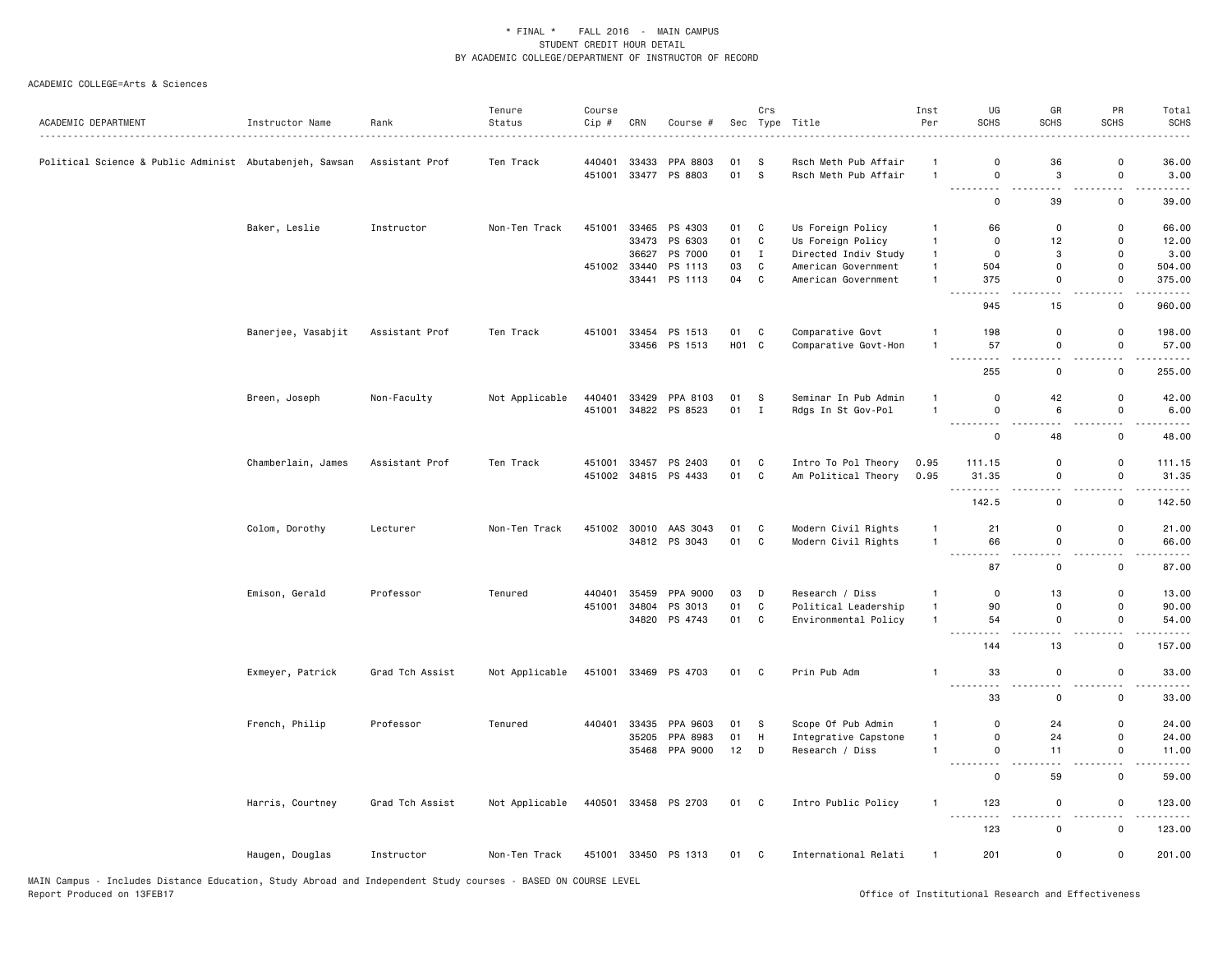\* FINAL \* FALL 2016 - MAIN CAMPUS
STUDENT CREDIT HOUR DETAIL
BY ACADEMIC COLLEGE/DEPARTMENT OF INSTRUCTOR OF RECORD

ACADEMIC COLLEGE=Arts & Sciences

| ACADEMIC DEPARTMENT | Instructor Name | Rank | Tenure Status | Course Cip # | CRN | Course # | Sec | Crs Type | Title | Inst Per | UG SCHS | GR SCHS | PR SCHS | Total SCHS |
|---|---|---|---|---|---|---|---|---|---|---|---|---|---|---|
| Political Science & Public Administ | Abutabenjeh, Sawsan | Assistant Prof | Ten Track | 440401 | 33433 | PPA 8803 | 01 | S | Rsch Meth Pub Affair | 1 | 0 | 36 | 0 | 36.00 |
| | | | | 451001 | 33477 | PS 8803 | 01 | S | Rsch Meth Pub Affair | 1 | 0 | 3 | 0 | 3.00 |
| | | | | | | | | | | | 0 | 39 | 0 | 39.00 |
| | Baker, Leslie | Instructor | Non-Ten Track | 451001 | 33465 | PS 4303 | 01 | C | Us Foreign Policy | 1 | 66 | 0 | 0 | 66.00 |
| | | | | | 33473 | PS 6303 | 01 | C | Us Foreign Policy | 1 | 0 | 12 | 0 | 12.00 |
| | | | | | 36627 | PS 7000 | 01 | I | Directed Indiv Study | 1 | 0 | 3 | 0 | 3.00 |
| | | | | 451002 | 33440 | PS 1113 | 03 | C | American Government | 1 | 504 | 0 | 0 | 504.00 |
| | | | | | 33441 | PS 1113 | 04 | C | American Government | 1 | 375 | 0 | 0 | 375.00 |
| | | | | | | | | | | | 945 | 15 | 0 | 960.00 |
| | Banerjee, Vasabjit | Assistant Prof | Ten Track | 451001 | 33454 | PS 1513 | 01 | C | Comparative Govt | 1 | 198 | 0 | 0 | 198.00 |
| | | | | | 33456 | PS 1513 | H01 | C | Comparative Govt-Hon | 1 | 57 | 0 | 0 | 57.00 |
| | | | | | | | | | | | 255 | 0 | 0 | 255.00 |
| | Breen, Joseph | Non-Faculty | Not Applicable | 440401 | 33429 | PPA 8103 | 01 | S | Seminar In Pub Admin | 1 | 0 | 42 | 0 | 42.00 |
| | | | | 451001 | 34822 | PS 8523 | 01 | I | Rdgs In St Gov-Pol | 1 | 0 | 6 | 0 | 6.00 |
| | | | | | | | | | | | 0 | 48 | 0 | 48.00 |
| | Chamberlain, James | Assistant Prof | Ten Track | 451001 | 33457 | PS 2403 | 01 | C | Intro To Pol Theory | 0.95 | 111.15 | 0 | 0 | 111.15 |
| | | | | 451002 | 34815 | PS 4433 | 01 | C | Am Political Theory | 0.95 | 31.35 | 0 | 0 | 31.35 |
| | | | | | | | | | | | 142.5 | 0 | 0 | 142.50 |
| | Colom, Dorothy | Lecturer | Non-Ten Track | 451002 | 30010 | AAS 3043 | 01 | C | Modern Civil Rights | 1 | 21 | 0 | 0 | 21.00 |
| | | | | | 34812 | PS 3043 | 01 | C | Modern Civil Rights | 1 | 66 | 0 | 0 | 66.00 |
| | | | | | | | | | | | 87 | 0 | 0 | 87.00 |
| | Emison, Gerald | Professor | Tenured | 440401 | 35459 | PPA 9000 | 03 | D | Research / Diss | 1 | 0 | 13 | 0 | 13.00 |
| | | | | 451001 | 34804 | PS 3013 | 01 | C | Political Leadership | 1 | 90 | 0 | 0 | 90.00 |
| | | | | | 34820 | PS 4743 | 01 | C | Environmental Policy | 1 | 54 | 0 | 0 | 54.00 |
| | | | | | | | | | | | 144 | 13 | 0 | 157.00 |
| | Exmeyer, Patrick | Grad Tch Assist | Not Applicable | 451001 | 33469 | PS 4703 | 01 | C | Prin Pub Adm | 1 | 33 | 0 | 0 | 33.00 |
| | | | | | | | | | | | 33 | 0 | 0 | 33.00 |
| | French, Philip | Professor | Tenured | 440401 | 33435 | PPA 9603 | 01 | S | Scope Of Pub Admin | 1 | 0 | 24 | 0 | 24.00 |
| | | | | | 35205 | PPA 8983 | 01 | H | Integrative Capstone | 1 | 0 | 24 | 0 | 24.00 |
| | | | | | 35468 | PPA 9000 | 12 | D | Research / Diss | 1 | 0 | 11 | 0 | 11.00 |
| | | | | | | | | | | | 0 | 59 | 0 | 59.00 |
| | Harris, Courtney | Grad Tch Assist | Not Applicable | 440501 | 33458 | PS 2703 | 01 | C | Intro Public Policy | 1 | 123 | 0 | 0 | 123.00 |
| | | | | | | | | | | | 123 | 0 | 0 | 123.00 |
| | Haugen, Douglas | Instructor | Non-Ten Track | 451001 | 33450 | PS 1313 | 01 | C | International Relati | 1 | 201 | 0 | 0 | 201.00 |

MAIN Campus - Includes Distance Education, Study Abroad and Independent Study courses - BASED ON COURSE LEVEL
Report Produced on 13FEB17 Office of Institutional Research and Effectiveness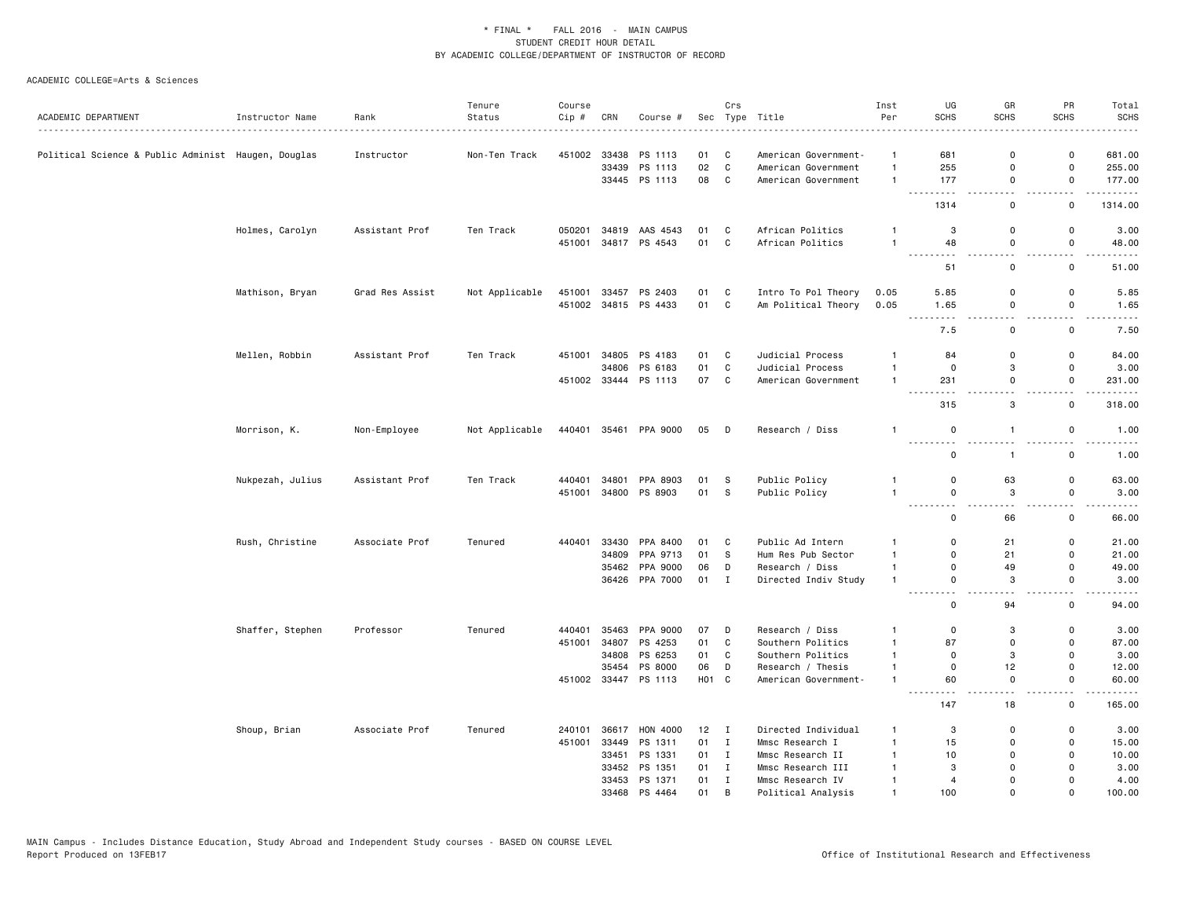\* FINAL \* FALL 2016 - MAIN CAMPUS
STUDENT CREDIT HOUR DETAIL
BY ACADEMIC COLLEGE/DEPARTMENT OF INSTRUCTOR OF RECORD

ACADEMIC COLLEGE=Arts & Sciences

| ACADEMIC DEPARTMENT | Instructor Name | Rank | Tenure Status | Course Cip # | CRN | Course # | Sec | Crs Type | Title | Inst Per | UG SCHS | GR SCHS | PR SCHS | Total SCHS |
|---|---|---|---|---|---|---|---|---|---|---|---|---|---|---|
| Political Science & Public Administ | Haugen, Douglas | Instructor | Non-Ten Track | 451002 | 33438 | PS 1113 | 01 | C | American Government- | 1 | 681 | 0 | 0 | 681.00 |
| | | | | | 33439 | PS 1113 | 02 | C | American Government | 1 | 255 | 0 | 0 | 255.00 |
| | | | | | 33445 | PS 1113 | 08 | C | American Government | 1 | 177 | 0 | 0 | 177.00 |
| | | | | | | | | | | | 1314 | 0 | 0 | 1314.00 |
| | Holmes, Carolyn | Assistant Prof | Ten Track | 050201 | 34819 | AAS 4543 | 01 | C | African Politics | 1 | 3 | 0 | 0 | 3.00 |
| | | | | 451001 | 34817 | PS 4543 | 01 | C | African Politics | 1 | 48 | 0 | 0 | 48.00 |
| | | | | | | | | | | | 51 | 0 | 0 | 51.00 |
| | Mathison, Bryan | Grad Res Assist | Not Applicable | 451001 | 33457 | PS 2403 | 01 | C | Intro To Pol Theory | 0.05 | 5.85 | 0 | 0 | 5.85 |
| | | | | 451002 | 34815 | PS 4433 | 01 | C | Am Political Theory | 0.05 | 1.65 | 0 | 0 | 1.65 |
| | | | | | | | | | | | 7.5 | 0 | 0 | 7.50 |
| | Mellen, Robbin | Assistant Prof | Ten Track | 451001 | 34805 | PS 4183 | 01 | C | Judicial Process | 1 | 84 | 0 | 0 | 84.00 |
| | | | | | 34806 | PS 6183 | 01 | C | Judicial Process | 1 | 0 | 3 | 0 | 3.00 |
| | | | | 451002 | 33444 | PS 1113 | 07 | C | American Government | 1 | 231 | 0 | 0 | 231.00 |
| | | | | | | | | | | | 315 | 3 | 0 | 318.00 |
| | Morrison, K. | Non-Employee | Not Applicable | 440401 | 35461 | PPA 9000 | 05 | D | Research / Diss | 1 | 0 | 1 | 0 | 1.00 |
| | | | | | | | | | | | 0 | 1 | 0 | 1.00 |
| | Nukpezah, Julius | Assistant Prof | Ten Track | 440401 | 34801 | PPA 8903 | 01 | S | Public Policy | 1 | 0 | 63 | 0 | 63.00 |
| | | | | 451001 | 34800 | PS 8903 | 01 | S | Public Policy | 1 | 0 | 3 | 0 | 3.00 |
| | | | | | | | | | | | 0 | 66 | 0 | 66.00 |
| | Rush, Christine | Associate Prof | Tenured | 440401 | 33430 | PPA 8400 | 01 | C | Public Ad Intern | 1 | 0 | 21 | 0 | 21.00 |
| | | | | | 34809 | PPA 9713 | 01 | S | Hum Res Pub Sector | 1 | 0 | 21 | 0 | 21.00 |
| | | | | | 35462 | PPA 9000 | 06 | D | Research / Diss | 1 | 0 | 49 | 0 | 49.00 |
| | | | | | 36426 | PPA 7000 | 01 | I | Directed Indiv Study | 1 | 0 | 3 | 0 | 3.00 |
| | | | | | | | | | | | 0 | 94 | 0 | 94.00 |
| | Shaffer, Stephen | Professor | Tenured | 440401 | 35463 | PPA 9000 | 07 | D | Research / Diss | 1 | 0 | 3 | 0 | 3.00 |
| | | | | 451001 | 34807 | PS 4253 | 01 | C | Southern Politics | 1 | 87 | 0 | 0 | 87.00 |
| | | | | | 34808 | PS 6253 | 01 | C | Southern Politics | 1 | 0 | 3 | 0 | 3.00 |
| | | | | | 35454 | PS 8000 | 06 | D | Research / Thesis | 1 | 0 | 12 | 0 | 12.00 |
| | | | | 451002 | 33447 | PS 1113 | H01 | C | American Government- | 1 | 60 | 0 | 0 | 60.00 |
| | | | | | | | | | | | 147 | 18 | 0 | 165.00 |
| | Shoup, Brian | Associate Prof | Tenured | 240101 | 36617 | HON 4000 | 12 | I | Directed Individual | 1 | 3 | 0 | 0 | 3.00 |
| | | | | 451001 | 33449 | PS 1311 | 01 | I | Mmsc Research I | 1 | 15 | 0 | 0 | 15.00 |
| | | | | | 33451 | PS 1331 | 01 | I | Mmsc Research II | 1 | 10 | 0 | 0 | 10.00 |
| | | | | | 33452 | PS 1351 | 01 | I | Mmsc Research III | 1 | 3 | 0 | 0 | 3.00 |
| | | | | | 33453 | PS 1371 | 01 | I | Mmsc Research IV | 1 | 4 | 0 | 0 | 4.00 |
| | | | | | 33468 | PS 4464 | 01 | B | Political Analysis | 1 | 100 | 0 | 0 | 100.00 |

MAIN Campus - Includes Distance Education, Study Abroad and Independent Study courses - BASED ON COURSE LEVEL
Report Produced on 13FEB17 — Office of Institutional Research and Effectiveness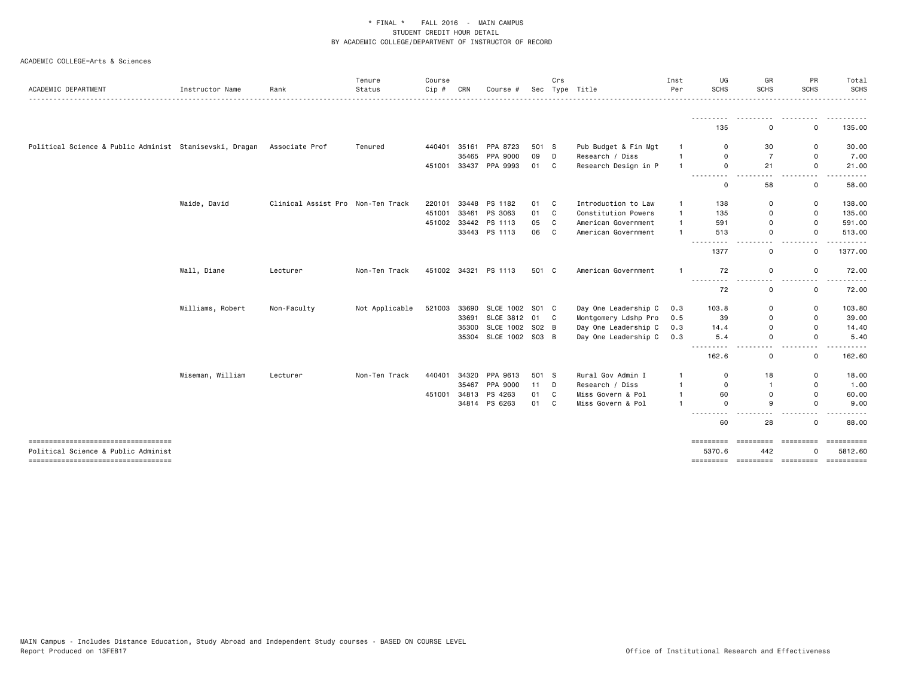\* FINAL \* FALL 2016 - MAIN CAMPUS
STUDENT CREDIT HOUR DETAIL
BY ACADEMIC COLLEGE/DEPARTMENT OF INSTRUCTOR OF RECORD

ACADEMIC COLLEGE=Arts & Sciences

| ACADEMIC DEPARTMENT | Instructor Name | Rank | Tenure Status | Course Cip # | CRN | Course # | Sec | Crs Type | Title | Inst Per | UG SCHS | GR SCHS | PR SCHS | Total SCHS |
|---|---|---|---|---|---|---|---|---|---|---|---|---|---|---|
| | | | | | | | | | | | 135 | 0 | 0 | 135.00 |
| Political Science & Public Administ | Stanisevski, Dragan | Associate Prof | Tenured | 440401 | 35161 | PPA 8723 | 501 | S | Pub Budget & Fin Mgt | 1 | 0 | 30 | 0 | 30.00 |
| | | | | | 35465 | PPA 9000 | 09 | D | Research / Diss | 1 | 0 | 7 | 0 | 7.00 |
| | | | | 451001 | 33437 | PPA 9993 | 01 | C | Research Design in P | 1 | 0 | 21 | 0 | 21.00 |
| | | | | | | | | | | | 0 | 58 | 0 | 58.00 |
| | Waide, David | Clinical Assist Pro | Non-Ten Track | 220101 | 33448 | PS 1182 | 01 | C | Introduction to Law | 1 | 138 | 0 | 0 | 138.00 |
| | | | | 451001 | 33461 | PS 3063 | 01 | C | Constitution Powers | 1 | 135 | 0 | 0 | 135.00 |
| | | | | 451002 | 33442 | PS 1113 | 05 | C | American Government | 1 | 591 | 0 | 0 | 591.00 |
| | | | | | 33443 | PS 1113 | 06 | C | American Government | 1 | 513 | 0 | 0 | 513.00 |
| | | | | | | | | | | | 1377 | 0 | 0 | 1377.00 |
| | Wall, Diane | Lecturer | Non-Ten Track | 451002 | 34321 | PS 1113 | 501 | C | American Government | 1 | 72 | 0 | 0 | 72.00 |
| | | | | | | | | | | | 72 | 0 | 0 | 72.00 |
| | Williams, Robert | Non-Faculty | Not Applicable | 521003 | 33690 | SLCE 1002 | S01 | C | Day One Leadership C | 0.3 | 103.8 | 0 | 0 | 103.80 |
| | | | | | 33691 | SLCE 3812 | 01 | C | Montgomery Ldshp Pro | 0.5 | 39 | 0 | 0 | 39.00 |
| | | | | | 35300 | SLCE 1002 | S02 | B | Day One Leadership C | 0.3 | 14.4 | 0 | 0 | 14.40 |
| | | | | | 35304 | SLCE 1002 | S03 | B | Day One Leadership C | 0.3 | 5.4 | 0 | 0 | 5.40 |
| | | | | | | | | | | | 162.6 | 0 | 0 | 162.60 |
| | Wiseman, William | Lecturer | Non-Ten Track | 440401 | 34320 | PPA 9613 | 501 | S | Rural Gov Admin I | 1 | 0 | 18 | 0 | 18.00 |
| | | | | | 35467 | PPA 9000 | 11 | D | Research / Diss | 1 | 0 | 1 | 0 | 1.00 |
| | | | | 451001 | 34813 | PS 4263 | 01 | C | Miss Govern & Pol | 1 | 60 | 0 | 0 | 60.00 |
| | | | | | 34814 | PS 6263 | 01 | C | Miss Govern & Pol | 1 | 0 | 9 | 0 | 9.00 |
| | | | | | | | | | | | 60 | 28 | 0 | 88.00 |
| Political Science & Public Administ | | | | | | | | | | | 5370.6 | 442 | 0 | 5812.60 |

MAIN Campus - Includes Distance Education, Study Abroad and Independent Study courses - BASED ON COURSE LEVEL
Report Produced on 13FEB17

Office of Institutional Research and Effectiveness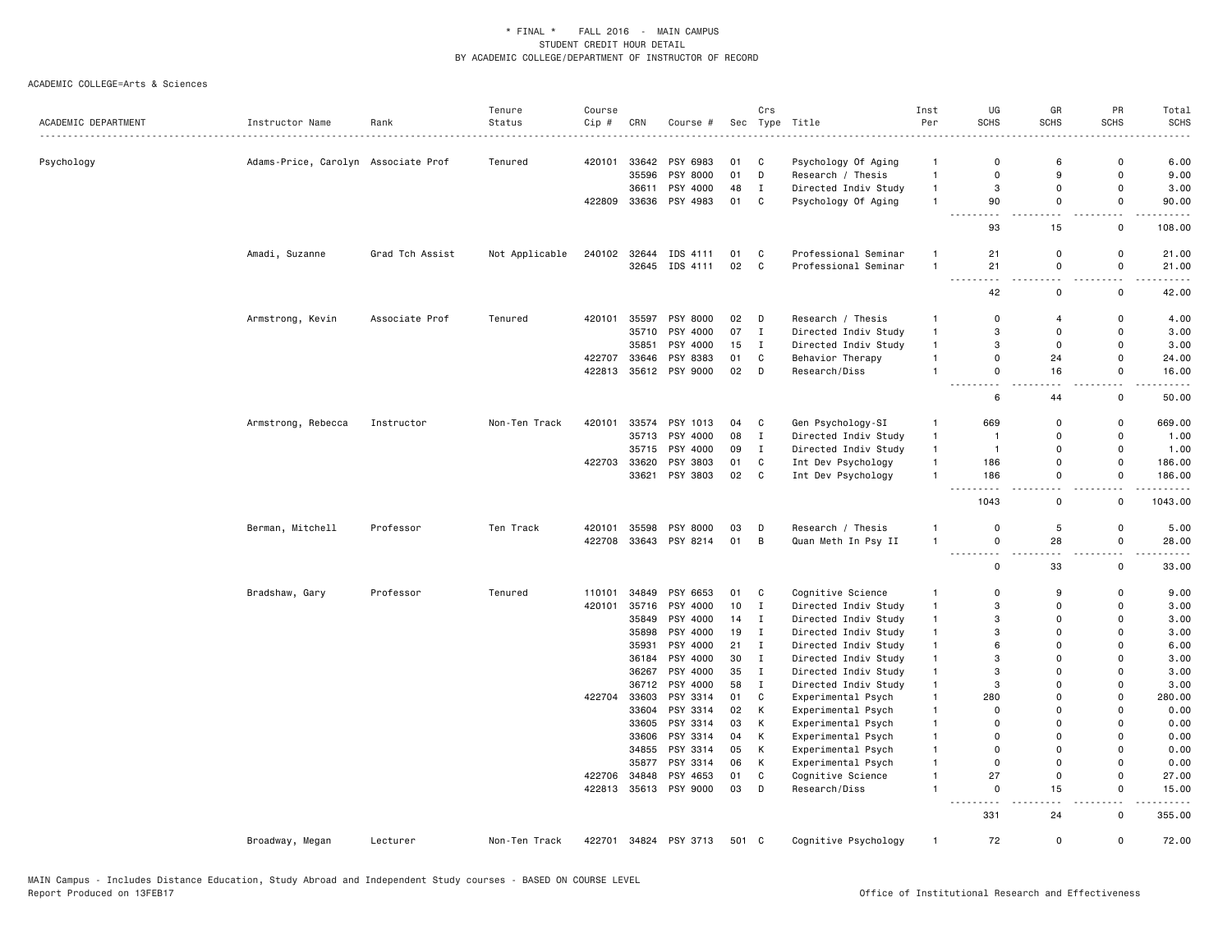\* FINAL \* FALL 2016 - MAIN CAMPUS
STUDENT CREDIT HOUR DETAIL
BY ACADEMIC COLLEGE/DEPARTMENT OF INSTRUCTOR OF RECORD

ACADEMIC COLLEGE=Arts & Sciences

| ACADEMIC DEPARTMENT | Instructor Name | Rank | Tenure Status | Course Cip # | CRN | Course # | Sec | Crs Type | Title | Inst Per | UG SCHS | GR SCHS | PR SCHS | Total SCHS |
|---|---|---|---|---|---|---|---|---|---|---|---|---|---|---|
| Psychology | Adams-Price, Carolyn | Associate Prof | Tenured | 420101 | 33642 | PSY 6983 | 01 | C | Psychology Of Aging | 1 | 0 | 6 | 0 | 6.00 |
| | | | | | 35596 | PSY 8000 | 01 | D | Research / Thesis | 1 | 0 | 9 | 0 | 9.00 |
| | | | | | 36611 | PSY 4000 | 48 | I | Directed Indiv Study | 1 | 3 | 0 | 0 | 3.00 |
| | | | | 422809 | 33636 | PSY 4983 | 01 | C | Psychology Of Aging | 1 | 90 | 0 | 0 | 90.00 |
| | | | | | | | | | | | 93 | 15 | 0 | 108.00 |
| | Amadi, Suzanne | Grad Tch Assist | Not Applicable | 240102 | 32644 | IDS 4111 | 01 | C | Professional Seminar | 1 | 21 | 0 | 0 | 21.00 |
| | | | | | 32645 | IDS 4111 | 02 | C | Professional Seminar | 1 | 21 | 0 | 0 | 21.00 |
| | | | | | | | | | | | 42 | 0 | 0 | 42.00 |
| | Armstrong, Kevin | Associate Prof | Tenured | 420101 | 35597 | PSY 8000 | 02 | D | Research / Thesis | 1 | 0 | 4 | 0 | 4.00 |
| | | | | | 35710 | PSY 4000 | 07 | I | Directed Indiv Study | 1 | 3 | 0 | 0 | 3.00 |
| | | | | | 35851 | PSY 4000 | 15 | I | Directed Indiv Study | 1 | 3 | 0 | 0 | 3.00 |
| | | | | 422707 | 33646 | PSY 8383 | 01 | C | Behavior Therapy | 1 | 0 | 24 | 0 | 24.00 |
| | | | | 422813 | 35612 | PSY 9000 | 02 | D | Research/Diss | 1 | 0 | 16 | 0 | 16.00 |
| | | | | | | | | | | | 6 | 44 | 0 | 50.00 |
| | Armstrong, Rebecca | Instructor | Non-Ten Track | 420101 | 33574 | PSY 1013 | 04 | C | Gen Psychology-SI | 1 | 669 | 0 | 0 | 669.00 |
| | | | | | 35713 | PSY 4000 | 08 | I | Directed Indiv Study | 1 | 1 | 0 | 0 | 1.00 |
| | | | | | 35715 | PSY 4000 | 09 | I | Directed Indiv Study | 1 | 1 | 0 | 0 | 1.00 |
| | | | | 422703 | 33620 | PSY 3803 | 01 | C | Int Dev Psychology | 1 | 186 | 0 | 0 | 186.00 |
| | | | | | 33621 | PSY 3803 | 02 | C | Int Dev Psychology | 1 | 186 | 0 | 0 | 186.00 |
| | | | | | | | | | | | 1043 | 0 | 0 | 1043.00 |
| | Berman, Mitchell | Professor | Ten Track | 420101 | 35598 | PSY 8000 | 03 | D | Research / Thesis | 1 | 0 | 5 | 0 | 5.00 |
| | | | | 422708 | 33643 | PSY 8214 | 01 | B | Quan Meth In Psy II | 1 | 0 | 28 | 0 | 28.00 |
| | | | | | | | | | | | 0 | 33 | 0 | 33.00 |
| | Bradshaw, Gary | Professor | Tenured | 110101 | 34849 | PSY 6653 | 01 | C | Cognitive Science | 1 | 0 | 9 | 0 | 9.00 |
| | | | | 420101 | 35716 | PSY 4000 | 10 | I | Directed Indiv Study | 1 | 3 | 0 | 0 | 3.00 |
| | | | | | 35849 | PSY 4000 | 14 | I | Directed Indiv Study | 1 | 3 | 0 | 0 | 3.00 |
| | | | | | 35898 | PSY 4000 | 19 | I | Directed Indiv Study | 1 | 3 | 0 | 0 | 3.00 |
| | | | | | 35931 | PSY 4000 | 21 | I | Directed Indiv Study | 1 | 6 | 0 | 0 | 6.00 |
| | | | | | 36184 | PSY 4000 | 30 | I | Directed Indiv Study | 1 | 3 | 0 | 0 | 3.00 |
| | | | | | 36267 | PSY 4000 | 35 | I | Directed Indiv Study | 1 | 3 | 0 | 0 | 3.00 |
| | | | | | 36712 | PSY 4000 | 58 | I | Directed Indiv Study | 1 | 3 | 0 | 0 | 3.00 |
| | | | | 422704 | 33603 | PSY 3314 | 01 | C | Experimental Psych | 1 | 280 | 0 | 0 | 280.00 |
| | | | | | 33604 | PSY 3314 | 02 | K | Experimental Psych | 1 | 0 | 0 | 0 | 0.00 |
| | | | | | 33605 | PSY 3314 | 03 | K | Experimental Psych | 1 | 0 | 0 | 0 | 0.00 |
| | | | | | 33606 | PSY 3314 | 04 | K | Experimental Psych | 1 | 0 | 0 | 0 | 0.00 |
| | | | | | 34855 | PSY 3314 | 05 | K | Experimental Psych | 1 | 0 | 0 | 0 | 0.00 |
| | | | | | 35877 | PSY 3314 | 06 | K | Experimental Psych | 1 | 0 | 0 | 0 | 0.00 |
| | | | | 422706 | 34848 | PSY 4653 | 01 | C | Cognitive Science | 1 | 27 | 0 | 0 | 27.00 |
| | | | | 422813 | 35613 | PSY 9000 | 03 | D | Research/Diss | 1 | 0 | 15 | 0 | 15.00 |
| | | | | | | | | | | | 331 | 24 | 0 | 355.00 |
| | Broadway, Megan | Lecturer | Non-Ten Track | 422701 | 34824 | PSY 3713 | 501 | C | Cognitive Psychology | 1 | 72 | 0 | 0 | 72.00 |

MAIN Campus - Includes Distance Education, Study Abroad and Independent Study courses - BASED ON COURSE LEVEL
Report Produced on 13FEB17 Office of Institutional Research and Effectiveness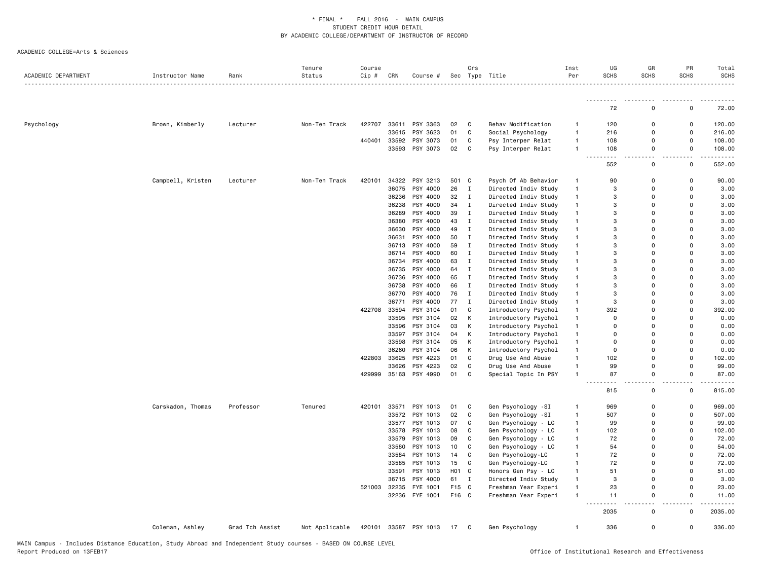\* FINAL \* FALL 2016 - MAIN CAMPUS
STUDENT CREDIT HOUR DETAIL
BY ACADEMIC COLLEGE/DEPARTMENT OF INSTRUCTOR OF RECORD

ACADEMIC COLLEGE=Arts & Sciences

| ACADEMIC DEPARTMENT | Instructor Name | Rank | Tenure Status | Course Cip # | CRN | Course # | Sec | Crs Type | Title | Inst Per | UG SCHS | GR SCHS | PR SCHS | Total SCHS |
|---|---|---|---|---|---|---|---|---|---|---|---|---|---|---|
| | | | | | | | | | | | 72 | 0 | 0 | 72.00 |
| Psychology | Brown, Kimberly | Lecturer | Non-Ten Track | 422707 | 33611 | PSY 3363 | 02 | C | Behav Modification | 1 | 120 | 0 | 0 | 120.00 |
| | | | | | 33615 | PSY 3623 | 01 | C | Social Psychology | 1 | 216 | 0 | 0 | 216.00 |
| | | | | 440401 | 33592 | PSY 3073 | 01 | C | Psy Interper Relat | 1 | 108 | 0 | 0 | 108.00 |
| | | | | | 33593 | PSY 3073 | 02 | C | Psy Interper Relat | 1 | 108 | 0 | 0 | 108.00 |
| | | | | | | | | | | | 552 | 0 | 0 | 552.00 |
| | Campbell, Kristen | Lecturer | Non-Ten Track | 420101 | 34322 | PSY 3213 | 501 | C | Psych Of Ab Behavior | 1 | 90 | 0 | 0 | 90.00 |
| | | | | | 36075 | PSY 4000 | 26 | I | Directed Indiv Study | 1 | 3 | 0 | 0 | 3.00 |
| | | | | | 36236 | PSY 4000 | 32 | I | Directed Indiv Study | 1 | 3 | 0 | 0 | 3.00 |
| | | | | | 36238 | PSY 4000 | 34 | I | Directed Indiv Study | 1 | 3 | 0 | 0 | 3.00 |
| | | | | | 36289 | PSY 4000 | 39 | I | Directed Indiv Study | 1 | 3 | 0 | 0 | 3.00 |
| | | | | | 36380 | PSY 4000 | 43 | I | Directed Indiv Study | 1 | 3 | 0 | 0 | 3.00 |
| | | | | | 36630 | PSY 4000 | 49 | I | Directed Indiv Study | 1 | 3 | 0 | 0 | 3.00 |
| | | | | | 36631 | PSY 4000 | 50 | I | Directed Indiv Study | 1 | 3 | 0 | 0 | 3.00 |
| | | | | | 36713 | PSY 4000 | 59 | I | Directed Indiv Study | 1 | 3 | 0 | 0 | 3.00 |
| | | | | | 36714 | PSY 4000 | 60 | I | Directed Indiv Study | 1 | 3 | 0 | 0 | 3.00 |
| | | | | | 36734 | PSY 4000 | 63 | I | Directed Indiv Study | 1 | 3 | 0 | 0 | 3.00 |
| | | | | | 36735 | PSY 4000 | 64 | I | Directed Indiv Study | 1 | 3 | 0 | 0 | 3.00 |
| | | | | | 36736 | PSY 4000 | 65 | I | Directed Indiv Study | 1 | 3 | 0 | 0 | 3.00 |
| | | | | | 36738 | PSY 4000 | 66 | I | Directed Indiv Study | 1 | 3 | 0 | 0 | 3.00 |
| | | | | | 36770 | PSY 4000 | 76 | I | Directed Indiv Study | 1 | 3 | 0 | 0 | 3.00 |
| | | | | | 36771 | PSY 4000 | 77 | I | Directed Indiv Study | 1 | 3 | 0 | 0 | 3.00 |
| | | | | 422708 | 33594 | PSY 3104 | 01 | C | Introductory Psychol | 1 | 392 | 0 | 0 | 392.00 |
| | | | | | 33595 | PSY 3104 | 02 | K | Introductory Psychol | 1 | 0 | 0 | 0 | 0.00 |
| | | | | | 33596 | PSY 3104 | 03 | K | Introductory Psychol | 1 | 0 | 0 | 0 | 0.00 |
| | | | | | 33597 | PSY 3104 | 04 | K | Introductory Psychol | 1 | 0 | 0 | 0 | 0.00 |
| | | | | | 33598 | PSY 3104 | 05 | K | Introductory Psychol | 1 | 0 | 0 | 0 | 0.00 |
| | | | | | 36260 | PSY 3104 | 06 | K | Introductory Psychol | 1 | 0 | 0 | 0 | 0.00 |
| | | | | 422803 | 33625 | PSY 4223 | 01 | C | Drug Use And Abuse | 1 | 102 | 0 | 0 | 102.00 |
| | | | | | 33626 | PSY 4223 | 02 | C | Drug Use And Abuse | 1 | 99 | 0 | 0 | 99.00 |
| | | | | 429999 | 35163 | PSY 4990 | 01 | C | Special Topic In PSY | 1 | 87 | 0 | 0 | 87.00 |
| | | | | | | | | | | | 815 | 0 | 0 | 815.00 |
| | Carskadon, Thomas | Professor | Tenured | 420101 | 33571 | PSY 1013 | 01 | C | Gen Psychology -SI | 1 | 969 | 0 | 0 | 969.00 |
| | | | | | 33572 | PSY 1013 | 02 | C | Gen Psychology -SI | 1 | 507 | 0 | 0 | 507.00 |
| | | | | | 33577 | PSY 1013 | 07 | C | Gen Psychology - LC | 1 | 99 | 0 | 0 | 99.00 |
| | | | | | 33578 | PSY 1013 | 08 | C | Gen Psychology - LC | 1 | 102 | 0 | 0 | 102.00 |
| | | | | | 33579 | PSY 1013 | 09 | C | Gen Psychology - LC | 1 | 72 | 0 | 0 | 72.00 |
| | | | | | 33580 | PSY 1013 | 10 | C | Gen Psychology - LC | 1 | 54 | 0 | 0 | 54.00 |
| | | | | | 33584 | PSY 1013 | 14 | C | Gen Psychology-LC | 1 | 72 | 0 | 0 | 72.00 |
| | | | | | 33585 | PSY 1013 | 15 | C | Gen Psychology-LC | 1 | 72 | 0 | 0 | 72.00 |
| | | | | | 33591 | PSY 1013 | H01 | C | Honors Gen Psy - LC | 1 | 51 | 0 | 0 | 51.00 |
| | | | | | 36715 | PSY 4000 | 61 | I | Directed Indiv Study | 1 | 3 | 0 | 0 | 3.00 |
| | | | | 521003 | 32235 | FYE 1001 | F15 | C | Freshman Year Experi | 1 | 23 | 0 | 0 | 23.00 |
| | | | | | 32236 | FYE 1001 | F16 | C | Freshman Year Experi | 1 | 11 | 0 | 0 | 11.00 |
| | | | | | | | | | | | 2035 | 0 | 0 | 2035.00 |
| | Coleman, Ashley | Grad Tch Assist | Not Applicable | 420101 | 33587 | PSY 1013 | 17 | C | Gen Psychology | 1 | 336 | 0 | 0 | 336.00 |

MAIN Campus - Includes Distance Education, Study Abroad and Independent Study courses - BASED ON COURSE LEVEL
Report Produced on 13FEB17

Office of Institutional Research and Effectiveness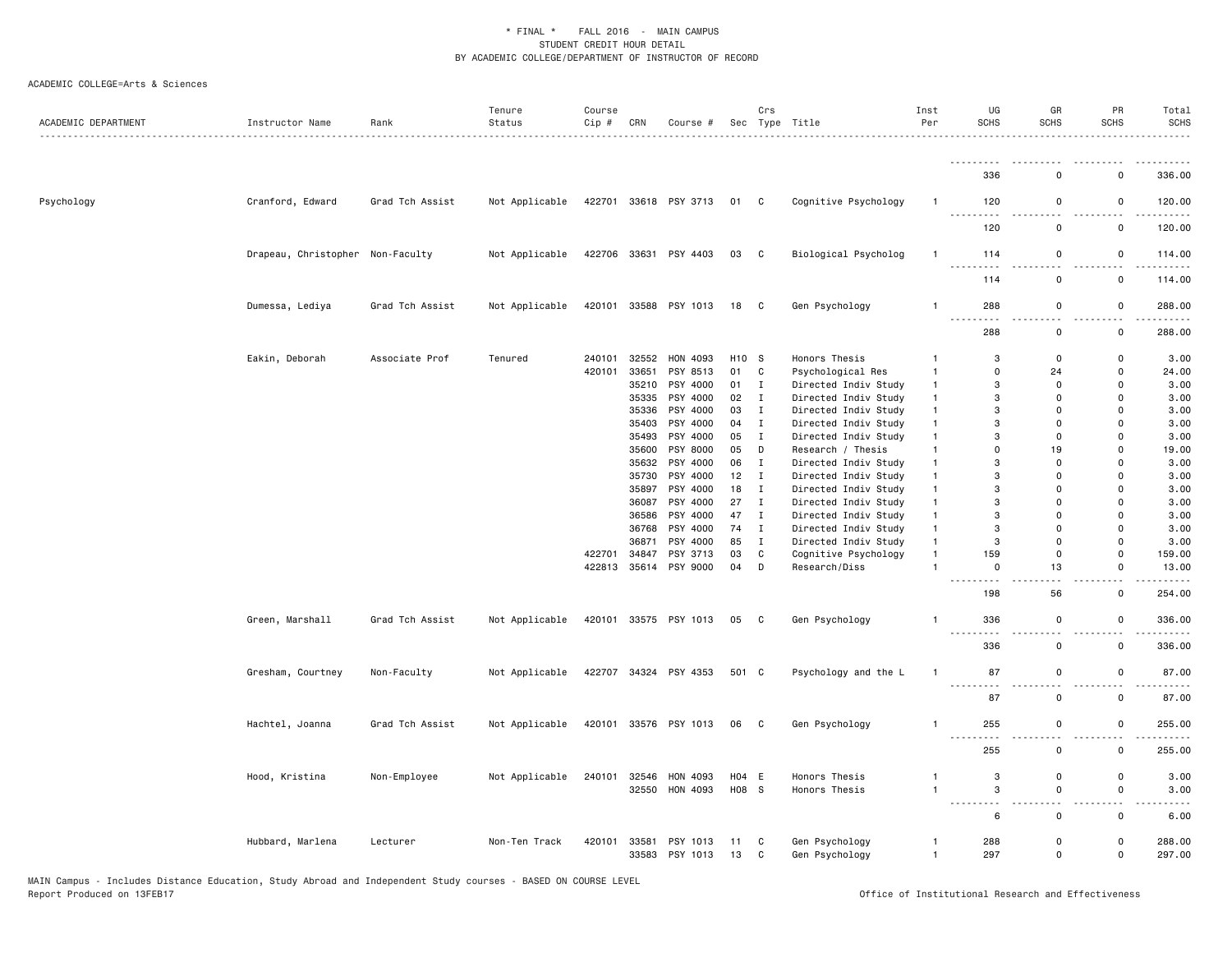* FINAL * FALL 2016 - MAIN CAMPUS
STUDENT CREDIT HOUR DETAIL
BY ACADEMIC COLLEGE/DEPARTMENT OF INSTRUCTOR OF RECORD

ACADEMIC COLLEGE=Arts & Sciences

| ACADEMIC DEPARTMENT | Instructor Name | Rank | Tenure Status | Course Cip # | CRN | Course # | Sec | Crs Type | Title | Inst Per | UG SCHS | GR SCHS | PR SCHS | Total SCHS |
|---|---|---|---|---|---|---|---|---|---|---|---|---|---|---|
| | | | | | | | | | | | 336 | 0 | 0 | 336.00 |
| Psychology | Cranford, Edward | Grad Tch Assist | Not Applicable | 422701 | 33618 | PSY 3713 | 01 | C | Cognitive Psychology | 1 | 120 | 0 | 0 | 120.00 |
| | | | | | | | | | | | 120 | 0 | 0 | 120.00 |
| | Drapeau, Christopher | Non-Faculty | Not Applicable | 422706 | 33631 | PSY 4403 | 03 | C | Biological Psycholog | 1 | 114 | 0 | 0 | 114.00 |
| | | | | | | | | | | | 114 | 0 | 0 | 114.00 |
| | Dumessa, Lediya | Grad Tch Assist | Not Applicable | 420101 | 33588 | PSY 1013 | 18 | C | Gen Psychology | 1 | 288 | 0 | 0 | 288.00 |
| | | | | | | | | | | | 288 | 0 | 0 | 288.00 |
| | Eakin, Deborah | Associate Prof | Tenured | 240101 | 32552 | HON 4093 | H10 | S | Honors Thesis | 1 | 3 | 0 | 0 | 3.00 |
| | | | | 420101 | 33651 | PSY 8513 | 01 | C | Psychological Res | 1 | 0 | 24 | 0 | 24.00 |
| | | | | | 35210 | PSY 4000 | 01 | I | Directed Indiv Study | 1 | 3 | 0 | 0 | 3.00 |
| | | | | | 35335 | PSY 4000 | 02 | I | Directed Indiv Study | 1 | 3 | 0 | 0 | 3.00 |
| | | | | | 35336 | PSY 4000 | 03 | I | Directed Indiv Study | 1 | 3 | 0 | 0 | 3.00 |
| | | | | | 35403 | PSY 4000 | 04 | I | Directed Indiv Study | 1 | 3 | 0 | 0 | 3.00 |
| | | | | | 35493 | PSY 4000 | 05 | I | Directed Indiv Study | 1 | 3 | 0 | 0 | 3.00 |
| | | | | | 35600 | PSY 8000 | 05 | D | Research / Thesis | 1 | 0 | 19 | 0 | 19.00 |
| | | | | | 35632 | PSY 4000 | 06 | I | Directed Indiv Study | 1 | 3 | 0 | 0 | 3.00 |
| | | | | | 35730 | PSY 4000 | 12 | I | Directed Indiv Study | 1 | 3 | 0 | 0 | 3.00 |
| | | | | | 35897 | PSY 4000 | 18 | I | Directed Indiv Study | 1 | 3 | 0 | 0 | 3.00 |
| | | | | | 36087 | PSY 4000 | 27 | I | Directed Indiv Study | 1 | 3 | 0 | 0 | 3.00 |
| | | | | | 36586 | PSY 4000 | 47 | I | Directed Indiv Study | 1 | 3 | 0 | 0 | 3.00 |
| | | | | | 36768 | PSY 4000 | 74 | I | Directed Indiv Study | 1 | 3 | 0 | 0 | 3.00 |
| | | | | | 36871 | PSY 4000 | 85 | I | Directed Indiv Study | 1 | 3 | 0 | 0 | 3.00 |
| | | | | 422701 | 34847 | PSY 3713 | 03 | C | Cognitive Psychology | 1 | 159 | 0 | 0 | 159.00 |
| | | | | 422813 | 35614 | PSY 9000 | 04 | D | Research/Diss | 1 | 0 | 13 | 0 | 13.00 |
| | | | | | | | | | | | 198 | 56 | 0 | 254.00 |
| | Green, Marshall | Grad Tch Assist | Not Applicable | 420101 | 33575 | PSY 1013 | 05 | C | Gen Psychology | 1 | 336 | 0 | 0 | 336.00 |
| | | | | | | | | | | | 336 | 0 | 0 | 336.00 |
| | Gresham, Courtney | Non-Faculty | Not Applicable | 422707 | 34324 | PSY 4353 | 501 | C | Psychology and the L | 1 | 87 | 0 | 0 | 87.00 |
| | | | | | | | | | | | 87 | 0 | 0 | 87.00 |
| | Hachtel, Joanna | Grad Tch Assist | Not Applicable | 420101 | 33576 | PSY 1013 | 06 | C | Gen Psychology | 1 | 255 | 0 | 0 | 255.00 |
| | | | | | | | | | | | 255 | 0 | 0 | 255.00 |
| | Hood, Kristina | Non-Employee | Not Applicable | 240101 | 32546 | HON 4093 | H04 | E | Honors Thesis | 1 | 3 | 0 | 0 | 3.00 |
| | | | | | 32550 | HON 4093 | H08 | S | Honors Thesis | 1 | 3 | 0 | 0 | 3.00 |
| | | | | | | | | | | | 6 | 0 | 0 | 6.00 |
| | Hubbard, Marlena | Lecturer | Non-Ten Track | 420101 | 33581 | PSY 1013 | 11 | C | Gen Psychology | 1 | 288 | 0 | 0 | 288.00 |
| | | | | | 33583 | PSY 1013 | 13 | C | Gen Psychology | 1 | 297 | 0 | 0 | 297.00 |

MAIN Campus - Includes Distance Education, Study Abroad and Independent Study courses - BASED ON COURSE LEVEL
Report Produced on 13FEB17

Office of Institutional Research and Effectiveness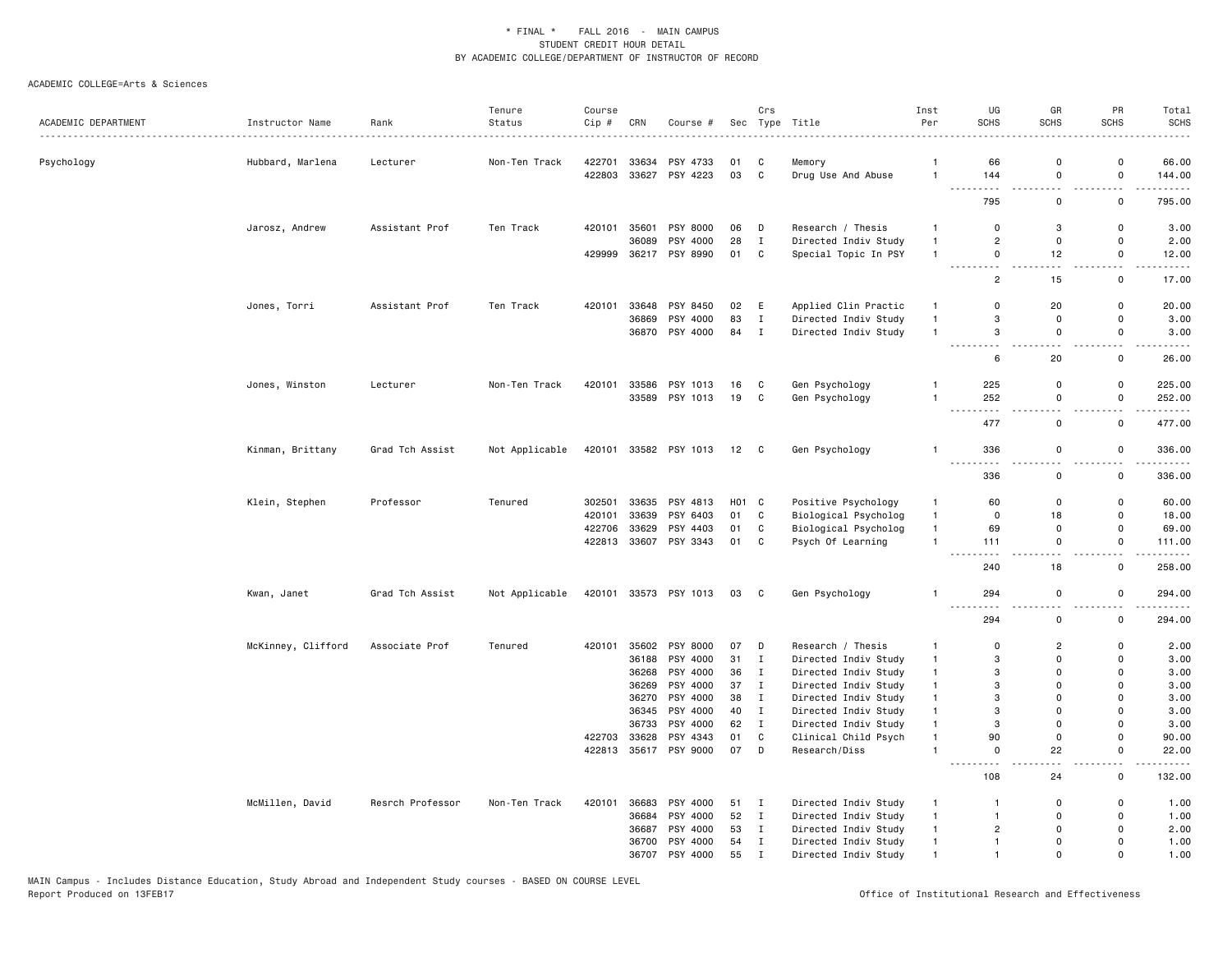\* FINAL \*    FALL 2016  -  MAIN CAMPUS
STUDENT CREDIT HOUR DETAIL
BY ACADEMIC COLLEGE/DEPARTMENT OF INSTRUCTOR OF RECORD

ACADEMIC COLLEGE=Arts & Sciences

| ACADEMIC DEPARTMENT | Instructor Name | Rank | Tenure Status | Course Cip # | CRN | Course # | Sec | Crs Type | Title | Inst Per | UG SCHS | GR SCHS | PR SCHS | Total SCHS |
|---|---|---|---|---|---|---|---|---|---|---|---|---|---|---|
| Psychology | Hubbard, Marlena | Lecturer | Non-Ten Track | 422701 | 33634 | PSY 4733 | 01 | C | Memory | 1 | 66 | 0 | 0 | 66.00 |
| | | | | 422803 | 33627 | PSY 4223 | 03 | C | Drug Use And Abuse | 1 | 144 | 0 | 0 | 144.00 |
| | | | | | | | | | | | 795 | 0 | 0 | 795.00 |
| | Jarosz, Andrew | Assistant Prof | Ten Track | 420101 | 35601 | PSY 8000 | 06 | D | Research / Thesis | 1 | 0 | 3 | 0 | 3.00 |
| | | | | | 36089 | PSY 4000 | 28 | I | Directed Indiv Study | 1 | 2 | 0 | 0 | 2.00 |
| | | | | 429999 | 36217 | PSY 8990 | 01 | C | Special Topic In PSY | 1 | 0 | 12 | 0 | 12.00 |
| | | | | | | | | | | | 2 | 15 | 0 | 17.00 |
| | Jones, Torri | Assistant Prof | Ten Track | 420101 | 33648 | PSY 8450 | 02 | E | Applied Clin Practic | 1 | 0 | 20 | 0 | 20.00 |
| | | | | | 36869 | PSY 4000 | 83 | I | Directed Indiv Study | 1 | 3 | 0 | 0 | 3.00 |
| | | | | | 36870 | PSY 4000 | 84 | I | Directed Indiv Study | 1 | 3 | 0 | 0 | 3.00 |
| | | | | | | | | | | | 6 | 20 | 0 | 26.00 |
| | Jones, Winston | Lecturer | Non-Ten Track | 420101 | 33586 | PSY 1013 | 16 | C | Gen Psychology | 1 | 225 | 0 | 0 | 225.00 |
| | | | | | 33589 | PSY 1013 | 19 | C | Gen Psychology | 1 | 252 | 0 | 0 | 252.00 |
| | | | | | | | | | | | 477 | 0 | 0 | 477.00 |
| | Kinman, Brittany | Grad Tch Assist | Not Applicable | 420101 | 33582 | PSY 1013 | 12 | C | Gen Psychology | 1 | 336 | 0 | 0 | 336.00 |
| | | | | | | | | | | | 336 | 0 | 0 | 336.00 |
| | Klein, Stephen | Professor | Tenured | 302501 | 33635 | PSY 4813 | H01 | C | Positive Psychology | 1 | 60 | 0 | 0 | 60.00 |
| | | | | 420101 | 33639 | PSY 6403 | 01 | C | Biological Psycholog | 1 | 0 | 18 | 0 | 18.00 |
| | | | | 422706 | 33629 | PSY 4403 | 01 | C | Biological Psycholog | 1 | 69 | 0 | 0 | 69.00 |
| | | | | 422813 | 33607 | PSY 3343 | 01 | C | Psych Of Learning | 1 | 111 | 0 | 0 | 111.00 |
| | | | | | | | | | | | 240 | 18 | 0 | 258.00 |
| | Kwan, Janet | Grad Tch Assist | Not Applicable | 420101 | 33573 | PSY 1013 | 03 | C | Gen Psychology | 1 | 294 | 0 | 0 | 294.00 |
| | | | | | | | | | | | 294 | 0 | 0 | 294.00 |
| | McKinney, Clifford | Associate Prof | Tenured | 420101 | 35602 | PSY 8000 | 07 | D | Research / Thesis | 1 | 0 | 2 | 0 | 2.00 |
| | | | | | 36188 | PSY 4000 | 31 | I | Directed Indiv Study | 1 | 3 | 0 | 0 | 3.00 |
| | | | | | 36268 | PSY 4000 | 36 | I | Directed Indiv Study | 1 | 3 | 0 | 0 | 3.00 |
| | | | | | 36269 | PSY 4000 | 37 | I | Directed Indiv Study | 1 | 3 | 0 | 0 | 3.00 |
| | | | | | 36270 | PSY 4000 | 38 | I | Directed Indiv Study | 1 | 3 | 0 | 0 | 3.00 |
| | | | | | 36345 | PSY 4000 | 40 | I | Directed Indiv Study | 1 | 3 | 0 | 0 | 3.00 |
| | | | | | 36733 | PSY 4000 | 62 | I | Directed Indiv Study | 1 | 3 | 0 | 0 | 3.00 |
| | | | | 422703 | 33628 | PSY 4343 | 01 | C | Clinical Child Psych | 1 | 90 | 0 | 0 | 90.00 |
| | | | | 422813 | 35617 | PSY 9000 | 07 | D | Research/Diss | 1 | 0 | 22 | 0 | 22.00 |
| | | | | | | | | | | | 108 | 24 | 0 | 132.00 |
| | McMillen, David | Resrch Professor | Non-Ten Track | 420101 | 36683 | PSY 4000 | 51 | I | Directed Indiv Study | 1 | 1 | 0 | 0 | 1.00 |
| | | | | | 36684 | PSY 4000 | 52 | I | Directed Indiv Study | 1 | 1 | 0 | 0 | 1.00 |
| | | | | | 36687 | PSY 4000 | 53 | I | Directed Indiv Study | 1 | 2 | 0 | 0 | 2.00 |
| | | | | | 36700 | PSY 4000 | 54 | I | Directed Indiv Study | 1 | 1 | 0 | 0 | 1.00 |
| | | | | | 36707 | PSY 4000 | 55 | I | Directed Indiv Study | 1 | 1 | 0 | 0 | 1.00 |

MAIN Campus - Includes Distance Education, Study Abroad and Independent Study courses - BASED ON COURSE LEVEL
Report Produced on 13FEB17

Office of Institutional Research and Effectiveness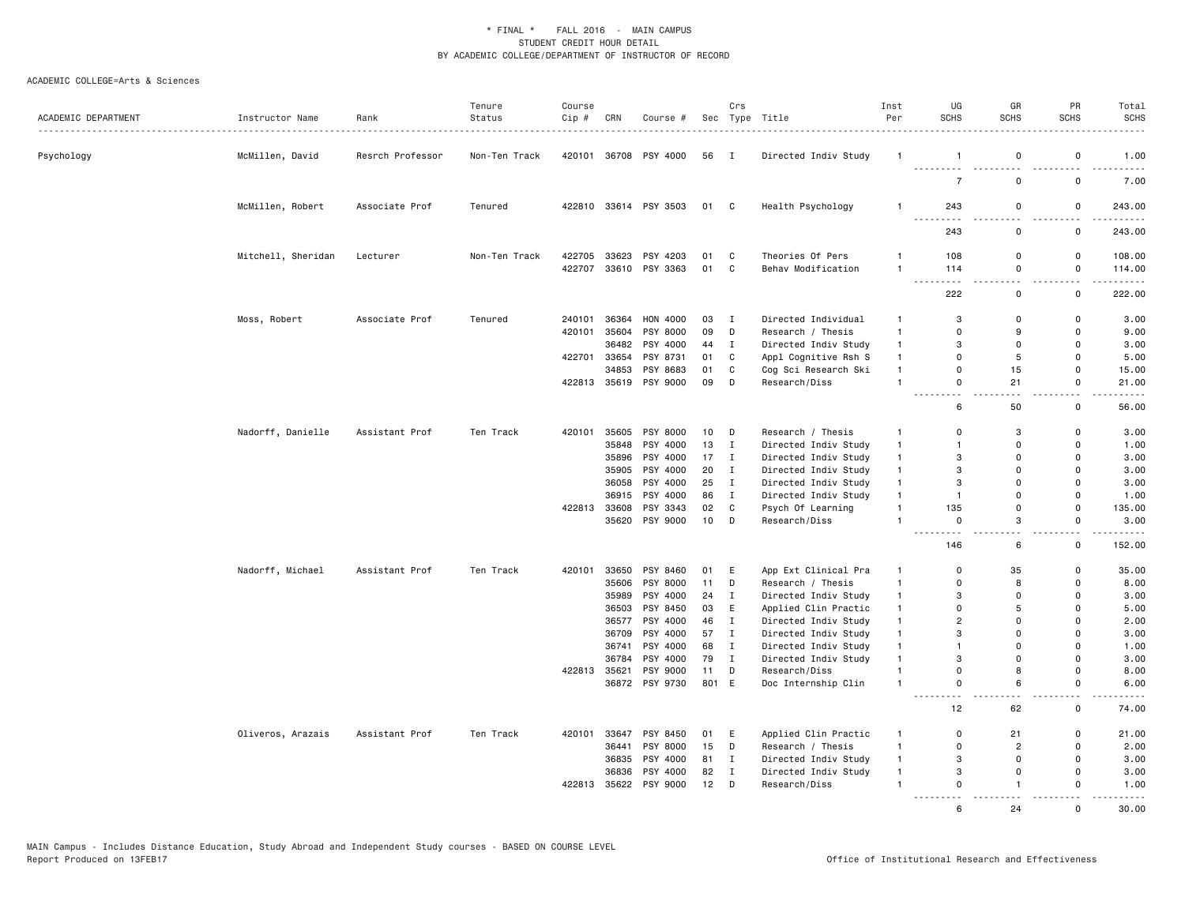* FINAL * FALL 2016 - MAIN CAMPUS
STUDENT CREDIT HOUR DETAIL
BY ACADEMIC COLLEGE/DEPARTMENT OF INSTRUCTOR OF RECORD

ACADEMIC COLLEGE=Arts & Sciences

| ACADEMIC DEPARTMENT | Instructor Name | Rank | Tenure Status | Course Cip # | CRN | Course # | Sec | Crs Type | Title | Inst Per | UG SCHS | GR SCHS | PR SCHS | Total SCHS |
|---|---|---|---|---|---|---|---|---|---|---|---|---|---|---|
| Psychology | McMillen, David | Resrch Professor | Non-Ten Track | 420101 | 36708 | PSY 4000 | 56 | I | Directed Indiv Study | 1 | 1 | 0 | 0 | 1.00 |
| | | | | | | | | | | | 7 | 0 | 0 | 7.00 |
| | McMillen, Robert | Associate Prof | Tenured | 422810 | 33614 | PSY 3503 | 01 | C | Health Psychology | 1 | 243 | 0 | 0 | 243.00 |
| | | | | | | | | | | | 243 | 0 | 0 | 243.00 |
| | Mitchell, Sheridan | Lecturer | Non-Ten Track | 422705 | 33623 | PSY 4203 | 01 | C | Theories Of Pers | 1 | 108 | 0 | 0 | 108.00 |
| | | | | 422707 | 33610 | PSY 3363 | 01 | C | Behav Modification | 1 | 114 | 0 | 0 | 114.00 |
| | | | | | | | | | | | 222 | 0 | 0 | 222.00 |
| | Moss, Robert | Associate Prof | Tenured | 240101 | 36364 | HON 4000 | 03 | I | Directed Individual | 1 | 3 | 0 | 0 | 3.00 |
| | | | | 420101 | 35604 | PSY 8000 | 09 | D | Research / Thesis | 1 | 0 | 9 | 0 | 9.00 |
| | | | | | 36482 | PSY 4000 | 44 | I | Directed Indiv Study | 1 | 3 | 0 | 0 | 3.00 |
| | | | | 422701 | 33654 | PSY 8731 | 01 | C | Appl Cognitive Rsh S | 1 | 0 | 5 | 0 | 5.00 |
| | | | | | 34853 | PSY 8683 | 01 | C | Cog Sci Research Ski | 1 | 0 | 15 | 0 | 15.00 |
| | | | | 422813 | 35619 | PSY 9000 | 09 | D | Research/Diss | 1 | 0 | 21 | 0 | 21.00 |
| | | | | | | | | | | | 6 | 50 | 0 | 56.00 |
| | Nadorff, Danielle | Assistant Prof | Ten Track | 420101 | 35605 | PSY 8000 | 10 | D | Research / Thesis | 1 | 0 | 3 | 0 | 3.00 |
| | | | | | 35848 | PSY 4000 | 13 | I | Directed Indiv Study | 1 | 1 | 0 | 0 | 1.00 |
| | | | | | 35896 | PSY 4000 | 17 | I | Directed Indiv Study | 1 | 3 | 0 | 0 | 3.00 |
| | | | | | 35905 | PSY 4000 | 20 | I | Directed Indiv Study | 1 | 3 | 0 | 0 | 3.00 |
| | | | | | 36058 | PSY 4000 | 25 | I | Directed Indiv Study | 1 | 3 | 0 | 0 | 3.00 |
| | | | | | 36915 | PSY 4000 | 86 | I | Directed Indiv Study | 1 | 1 | 0 | 0 | 1.00 |
| | | | | 422813 | 33608 | PSY 3343 | 02 | C | Psych Of Learning | 1 | 135 | 0 | 0 | 135.00 |
| | | | | | 35620 | PSY 9000 | 10 | D | Research/Diss | 1 | 0 | 3 | 0 | 3.00 |
| | | | | | | | | | | | 146 | 6 | 0 | 152.00 |
| | Nadorff, Michael | Assistant Prof | Ten Track | 420101 | 33650 | PSY 8460 | 01 | E | App Ext Clinical Pra | 1 | 0 | 35 | 0 | 35.00 |
| | | | | | 35606 | PSY 8000 | 11 | D | Research / Thesis | 1 | 0 | 8 | 0 | 8.00 |
| | | | | | 35989 | PSY 4000 | 24 | I | Directed Indiv Study | 1 | 3 | 0 | 0 | 3.00 |
| | | | | | 36503 | PSY 8450 | 03 | E | Applied Clin Practic | 1 | 0 | 5 | 0 | 5.00 |
| | | | | | 36577 | PSY 4000 | 46 | I | Directed Indiv Study | 1 | 2 | 0 | 0 | 2.00 |
| | | | | | 36709 | PSY 4000 | 57 | I | Directed Indiv Study | 1 | 3 | 0 | 0 | 3.00 |
| | | | | | 36741 | PSY 4000 | 68 | I | Directed Indiv Study | 1 | 1 | 0 | 0 | 1.00 |
| | | | | | 36784 | PSY 4000 | 79 | I | Directed Indiv Study | 1 | 3 | 0 | 0 | 3.00 |
| | | | | 422813 | 35621 | PSY 9000 | 11 | D | Research/Diss | 1 | 0 | 8 | 0 | 8.00 |
| | | | | | 36872 | PSY 9730 | 801 | E | Doc Internship Clin | 1 | 0 | 6 | 0 | 6.00 |
| | | | | | | | | | | | 12 | 62 | 0 | 74.00 |
| | Oliveros, Arazais | Assistant Prof | Ten Track | 420101 | 33647 | PSY 8450 | 01 | E | Applied Clin Practic | 1 | 0 | 21 | 0 | 21.00 |
| | | | | | 36441 | PSY 8000 | 15 | D | Research / Thesis | 1 | 0 | 2 | 0 | 2.00 |
| | | | | | 36835 | PSY 4000 | 81 | I | Directed Indiv Study | 1 | 3 | 0 | 0 | 3.00 |
| | | | | | 36836 | PSY 4000 | 82 | I | Directed Indiv Study | 1 | 3 | 0 | 0 | 3.00 |
| | | | | 422813 | 35622 | PSY 9000 | 12 | D | Research/Diss | 1 | 0 | 1 | 0 | 1.00 |
| | | | | | | | | | | | 6 | 24 | 0 | 30.00 |

MAIN Campus - Includes Distance Education, Study Abroad and Independent Study courses - BASED ON COURSE LEVEL
Report Produced on 13FEB17

Office of Institutional Research and Effectiveness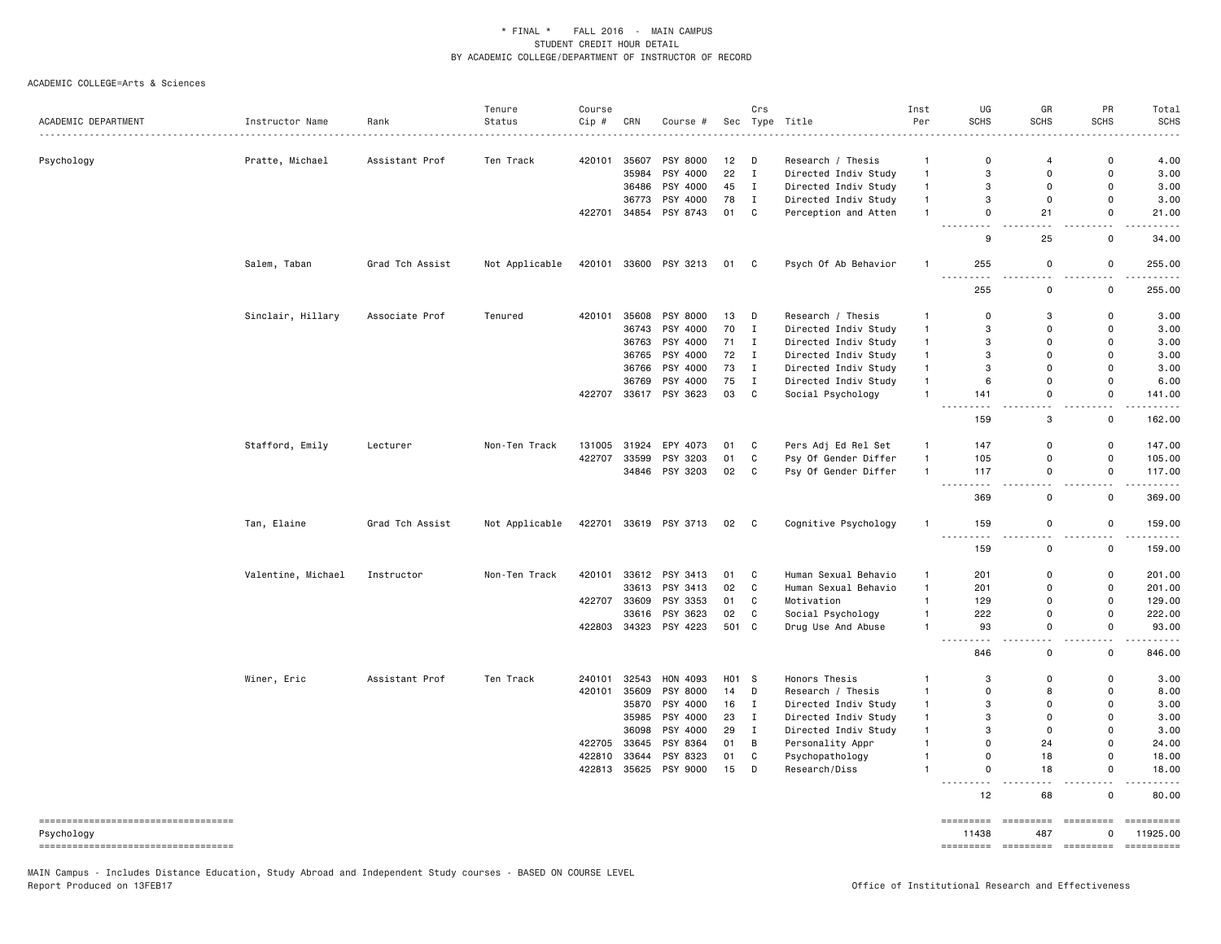* FINAL * FALL 2016 - MAIN CAMPUS
STUDENT CREDIT HOUR DETAIL
BY ACADEMIC COLLEGE/DEPARTMENT OF INSTRUCTOR OF RECORD

ACADEMIC COLLEGE=Arts & Sciences

| ACADEMIC DEPARTMENT | Instructor Name | Rank | Tenure Status | Course Cip # | CRN | Course # | Sec | Crs Type | Title | Inst Per | UG SCHS | GR SCHS | PR SCHS | Total SCHS |
|---|---|---|---|---|---|---|---|---|---|---|---|---|---|---|
| Psychology | Pratte, Michael | Assistant Prof | Ten Track | 420101 | 35607 | PSY 8000 | 12 | D | Research / Thesis | 1 | 0 | 4 | 0 | 4.00 |
| | | | | | 35984 | PSY 4000 | 22 | I | Directed Indiv Study | 1 | 3 | 0 | 0 | 3.00 |
| | | | | | 36486 | PSY 4000 | 45 | I | Directed Indiv Study | 1 | 3 | 0 | 0 | 3.00 |
| | | | | | 36773 | PSY 4000 | 78 | I | Directed Indiv Study | 1 | 3 | 0 | 0 | 3.00 |
| | | | | 422701 | 34854 | PSY 8743 | 01 | C | Perception and Atten | 1 | 0 | 21 | 0 | 21.00 |
| | | | | | | | | | | | 9 | 25 | 0 | 34.00 |
| | Salem, Taban | Grad Tch Assist | Not Applicable | 420101 | 33600 | PSY 3213 | 01 | C | Psych Of Ab Behavior | 1 | 255 | 0 | 0 | 255.00 |
| | | | | | | | | | | | 255 | 0 | 0 | 255.00 |
| | Sinclair, Hillary | Associate Prof | Tenured | 420101 | 35608 | PSY 8000 | 13 | D | Research / Thesis | 1 | 0 | 3 | 0 | 3.00 |
| | | | | | 36743 | PSY 4000 | 70 | I | Directed Indiv Study | 1 | 3 | 0 | 0 | 3.00 |
| | | | | | 36763 | PSY 4000 | 71 | I | Directed Indiv Study | 1 | 3 | 0 | 0 | 3.00 |
| | | | | | 36765 | PSY 4000 | 72 | I | Directed Indiv Study | 1 | 3 | 0 | 0 | 3.00 |
| | | | | | 36766 | PSY 4000 | 73 | I | Directed Indiv Study | 1 | 3 | 0 | 0 | 3.00 |
| | | | | | 36769 | PSY 4000 | 75 | I | Directed Indiv Study | 1 | 6 | 0 | 0 | 6.00 |
| | | | | 422707 | 33617 | PSY 3623 | 03 | C | Social Psychology | 1 | 141 | 0 | 0 | 141.00 |
| | | | | | | | | | | | 159 | 3 | 0 | 162.00 |
| | Stafford, Emily | Lecturer | Non-Ten Track | 131005 | 31924 | EPY 4073 | 01 | C | Pers Adj Ed Rel Set | 1 | 147 | 0 | 0 | 147.00 |
| | | | | 422707 | 33599 | PSY 3203 | 01 | C | Psy Of Gender Differ | 1 | 105 | 0 | 0 | 105.00 |
| | | | | | 34846 | PSY 3203 | 02 | C | Psy Of Gender Differ | 1 | 117 | 0 | 0 | 117.00 |
| | | | | | | | | | | | 369 | 0 | 0 | 369.00 |
| | Tan, Elaine | Grad Tch Assist | Not Applicable | 422701 | 33619 | PSY 3713 | 02 | C | Cognitive Psychology | 1 | 159 | 0 | 0 | 159.00 |
| | | | | | | | | | | | 159 | 0 | 0 | 159.00 |
| | Valentine, Michael | Instructor | Non-Ten Track | 420101 | 33612 | PSY 3413 | 01 | C | Human Sexual Behavio | 1 | 201 | 0 | 0 | 201.00 |
| | | | | | 33613 | PSY 3413 | 02 | C | Human Sexual Behavio | 1 | 201 | 0 | 0 | 201.00 |
| | | | | 422707 | 33609 | PSY 3353 | 01 | C | Motivation | 1 | 129 | 0 | 0 | 129.00 |
| | | | | | 33616 | PSY 3623 | 02 | C | Social Psychology | 1 | 222 | 0 | 0 | 222.00 |
| | | | | 422803 | 34323 | PSY 4223 | 501 | C | Drug Use And Abuse | 1 | 93 | 0 | 0 | 93.00 |
| | | | | | | | | | | | 846 | 0 | 0 | 846.00 |
| | Winer, Eric | Assistant Prof | Ten Track | 240101 | 32543 | HON 4093 | H01 | S | Honors Thesis | 1 | 3 | 0 | 0 | 3.00 |
| | | | | 420101 | 35609 | PSY 8000 | 14 | D | Research / Thesis | 1 | 0 | 8 | 0 | 8.00 |
| | | | | | 35870 | PSY 4000 | 16 | I | Directed Indiv Study | 1 | 3 | 0 | 0 | 3.00 |
| | | | | | 35985 | PSY 4000 | 23 | I | Directed Indiv Study | 1 | 3 | 0 | 0 | 3.00 |
| | | | | | 36098 | PSY 4000 | 29 | I | Directed Indiv Study | 1 | 3 | 0 | 0 | 3.00 |
| | | | | 422705 | 33645 | PSY 8364 | 01 | B | Personality Appr | 1 | 0 | 24 | 0 | 24.00 |
| | | | | 422810 | 33644 | PSY 8323 | 01 | C | Psychopathology | 1 | 0 | 18 | 0 | 18.00 |
| | | | | 422813 | 35625 | PSY 9000 | 15 | D | Research/Diss | 1 | 0 | 18 | 0 | 18.00 |
| | | | | | | | | | | | 12 | 68 | 0 | 80.00 |
| Psychology | | | | | | | | | | | 11438 | 487 | 0 | 11925.00 |

MAIN Campus - Includes Distance Education, Study Abroad and Independent Study courses - BASED ON COURSE LEVEL
Report Produced on 13FEB17

Office of Institutional Research and Effectiveness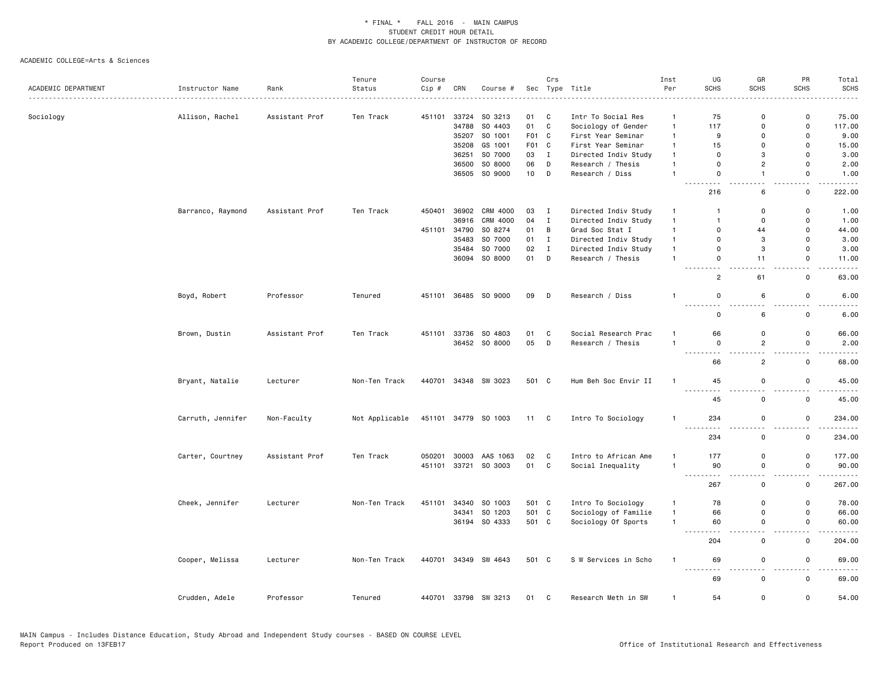\* FINAL \* FALL 2016 - MAIN CAMPUS
STUDENT CREDIT HOUR DETAIL
BY ACADEMIC COLLEGE/DEPARTMENT OF INSTRUCTOR OF RECORD

ACADEMIC COLLEGE=Arts & Sciences

| ACADEMIC DEPARTMENT | Instructor Name | Rank | Tenure Status | Course Cip # | CRN | Course # | Sec | Crs Type | Title | Inst Per | UG SCHS | GR SCHS | PR SCHS | Total SCHS |
|---|---|---|---|---|---|---|---|---|---|---|---|---|---|---|
| Sociology | Allison, Rachel | Assistant Prof | Ten Track | 451101 | 33724 | SO 3213 | 01 | C | Intr To Social Res | 1 | 75 | 0 | 0 | 75.00 |
| | | | | | 34788 | SO 4403 | 01 | C | Sociology of Gender | 1 | 117 | 0 | 0 | 117.00 |
| | | | | | 35207 | SO 1001 | F01 | C | First Year Seminar | 1 | 9 | 0 | 0 | 9.00 |
| | | | | | 35208 | GS 1001 | F01 | C | First Year Seminar | 1 | 15 | 0 | 0 | 15.00 |
| | | | | | 36251 | SO 7000 | 03 | I | Directed Indiv Study | 1 | 0 | 3 | 0 | 3.00 |
| | | | | | 36500 | SO 8000 | 06 | D | Research / Thesis | 1 | 0 | 2 | 0 | 2.00 |
| | | | | | 36505 | SO 9000 | 10 | D | Research / Diss | 1 | 0 | 1 | 0 | 1.00 |
| | | | | | | | | | | | 216 | 6 | 0 | 222.00 |
| | Barranco, Raymond | Assistant Prof | Ten Track | 450401 | 36902 | CRM 4000 | 03 | I | Directed Indiv Study | 1 | 1 | 0 | 0 | 1.00 |
| | | | | | 36916 | CRM 4000 | 04 | I | Directed Indiv Study | 1 | 1 | 0 | 0 | 1.00 |
| | | | | 451101 | 34790 | SO 8274 | 01 | B | Grad Soc Stat I | 1 | 0 | 44 | 0 | 44.00 |
| | | | | | 35483 | SO 7000 | 01 | I | Directed Indiv Study | 1 | 0 | 3 | 0 | 3.00 |
| | | | | | 35484 | SO 7000 | 02 | I | Directed Indiv Study | 1 | 0 | 3 | 0 | 3.00 |
| | | | | | 36094 | SO 8000 | 01 | D | Research / Thesis | 1 | 0 | 11 | 0 | 11.00 |
| | | | | | | | | | | | 2 | 61 | 0 | 63.00 |
| | Boyd, Robert | Professor | Tenured | 451101 | 36485 | SO 9000 | 09 | D | Research / Diss | 1 | 0 | 6 | 0 | 6.00 |
| | | | | | | | | | | | 0 | 6 | 0 | 6.00 |
| | Brown, Dustin | Assistant Prof | Ten Track | 451101 | 33736 | SO 4803 | 01 | C | Social Research Prac | 1 | 66 | 0 | 0 | 66.00 |
| | | | | | 36452 | SO 8000 | 05 | D | Research / Thesis | 1 | 0 | 2 | 0 | 2.00 |
| | | | | | | | | | | | 66 | 2 | 0 | 68.00 |
| | Bryant, Natalie | Lecturer | Non-Ten Track | 440701 | 34348 | SW 3023 | 501 | C | Hum Beh Soc Envir II | 1 | 45 | 0 | 0 | 45.00 |
| | | | | | | | | | | | 45 | 0 | 0 | 45.00 |
| | Carruth, Jennifer | Non-Faculty | Not Applicable | 451101 | 34779 | SO 1003 | 11 | C | Intro To Sociology | 1 | 234 | 0 | 0 | 234.00 |
| | | | | | | | | | | | 234 | 0 | 0 | 234.00 |
| | Carter, Courtney | Assistant Prof | Ten Track | 050201 | 30003 | AAS 1063 | 02 | C | Intro to African Ame | 1 | 177 | 0 | 0 | 177.00 |
| | | | | 451101 | 33721 | SO 3003 | 01 | C | Social Inequality | 1 | 90 | 0 | 0 | 90.00 |
| | | | | | | | | | | | 267 | 0 | 0 | 267.00 |
| | Cheek, Jennifer | Lecturer | Non-Ten Track | 451101 | 34340 | SO 1003 | 501 | C | Intro To Sociology | 1 | 78 | 0 | 0 | 78.00 |
| | | | | | 34341 | SO 1203 | 501 | C | Sociology of Familie | 1 | 66 | 0 | 0 | 66.00 |
| | | | | | 36194 | SO 4333 | 501 | C | Sociology Of Sports | 1 | 60 | 0 | 0 | 60.00 |
| | | | | | | | | | | | 204 | 0 | 0 | 204.00 |
| | Cooper, Melissa | Lecturer | Non-Ten Track | 440701 | 34349 | SW 4643 | 501 | C | S W Services in Scho | 1 | 69 | 0 | 0 | 69.00 |
| | | | | | | | | | | | 69 | 0 | 0 | 69.00 |
| | Crudden, Adele | Professor | Tenured | 440701 | 33798 | SW 3213 | 01 | C | Research Meth in SW | 1 | 54 | 0 | 0 | 54.00 |

MAIN Campus - Includes Distance Education, Study Abroad and Independent Study courses - BASED ON COURSE LEVEL
Report Produced on 13FEB17 Office of Institutional Research and Effectiveness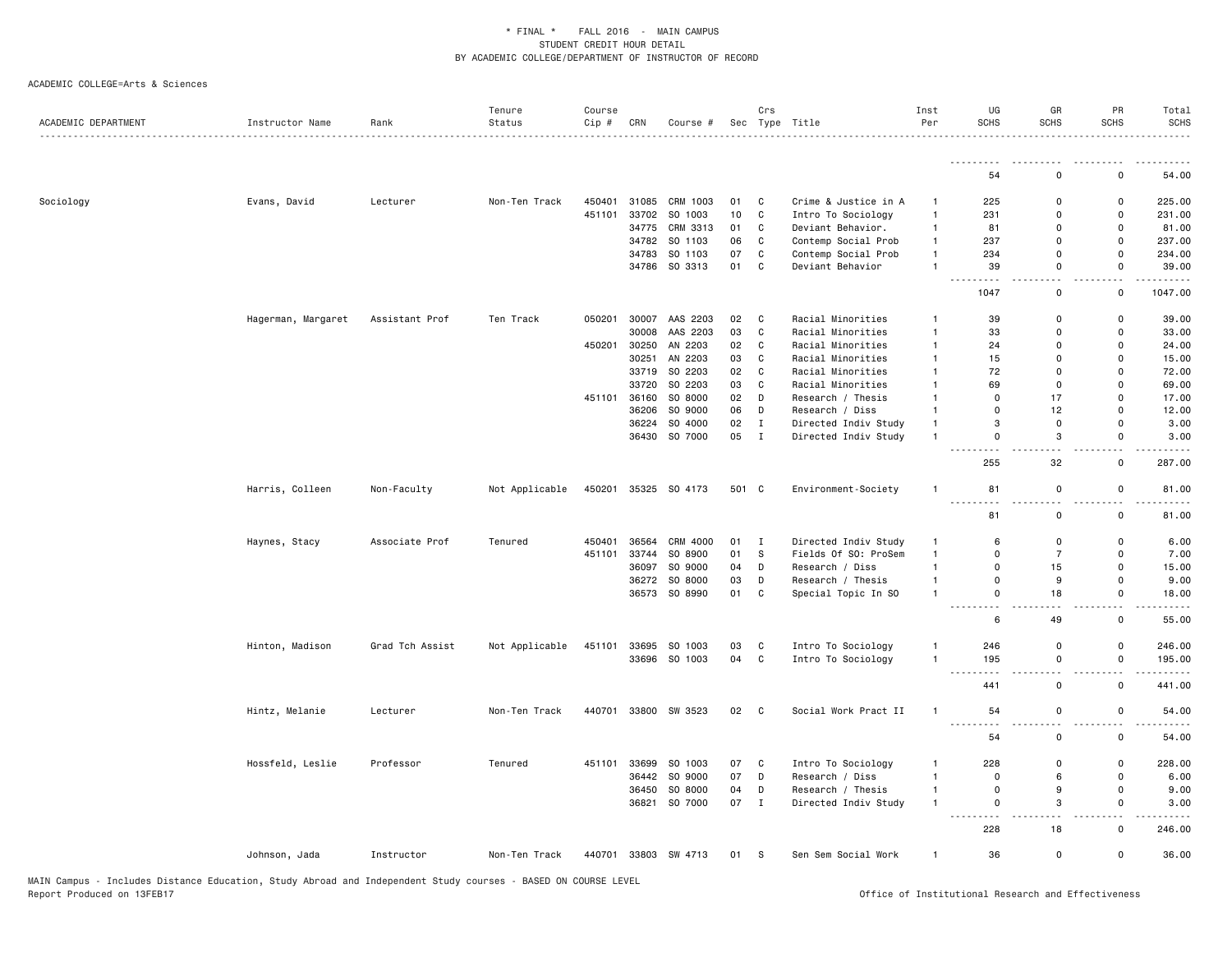\* FINAL \* FALL 2016 - MAIN CAMPUS
STUDENT CREDIT HOUR DETAIL
BY ACADEMIC COLLEGE/DEPARTMENT OF INSTRUCTOR OF RECORD

ACADEMIC COLLEGE=Arts & Sciences

| ACADEMIC DEPARTMENT | Instructor Name | Rank | Tenure Status | Course Cip # | CRN | Course # | Sec | Crs Type | Title | Inst Per | UG SCHS | GR SCHS | PR SCHS | Total SCHS |
|---|---|---|---|---|---|---|---|---|---|---|---|---|---|---|
| | | | | | | | | | | | 54 | 0 | 0 | 54.00 |
| Sociology | Evans, David | Lecturer | Non-Ten Track | 450401 | 31085 | CRM 1003 | 01 | C | Crime & Justice in A | 1 | 225 | 0 | 0 | 225.00 |
| | | | | 451101 | 33702 | SO 1003 | 10 | C | Intro To Sociology | 1 | 231 | 0 | 0 | 231.00 |
| | | | | | 34775 | CRM 3313 | 01 | C | Deviant Behavior. | 1 | 81 | 0 | 0 | 81.00 |
| | | | | | 34782 | SO 1103 | 06 | C | Contemp Social Prob | 1 | 237 | 0 | 0 | 237.00 |
| | | | | | 34783 | SO 1103 | 07 | C | Contemp Social Prob | 1 | 234 | 0 | 0 | 234.00 |
| | | | | | 34786 | SO 3313 | 01 | C | Deviant Behavior | 1 | 39 | 0 | 0 | 39.00 |
| | | | | | | | | | | | 1047 | 0 | 0 | 1047.00 |
| | Hagerman, Margaret | Assistant Prof | Ten Track | 050201 | 30007 | AAS 2203 | 02 | C | Racial Minorities | 1 | 39 | 0 | 0 | 39.00 |
| | | | | | 30008 | AAS 2203 | 03 | C | Racial Minorities | 1 | 33 | 0 | 0 | 33.00 |
| | | | | 450201 | 30250 | AN 2203 | 02 | C | Racial Minorities | 1 | 24 | 0 | 0 | 24.00 |
| | | | | | 30251 | AN 2203 | 03 | C | Racial Minorities | 1 | 15 | 0 | 0 | 15.00 |
| | | | | | 33719 | SO 2203 | 02 | C | Racial Minorities | 1 | 72 | 0 | 0 | 72.00 |
| | | | | | 33720 | SO 2203 | 03 | C | Racial Minorities | 1 | 69 | 0 | 0 | 69.00 |
| | | | | 451101 | 36160 | SO 8000 | 02 | D | Research / Thesis | 1 | 0 | 17 | 0 | 17.00 |
| | | | | | 36206 | SO 9000 | 06 | D | Research / Diss | 1 | 0 | 12 | 0 | 12.00 |
| | | | | | 36224 | SO 4000 | 02 | I | Directed Indiv Study | 1 | 3 | 0 | 0 | 3.00 |
| | | | | | 36430 | SO 7000 | 05 | I | Directed Indiv Study | 1 | 0 | 3 | 0 | 3.00 |
| | | | | | | | | | | | 255 | 32 | 0 | 287.00 |
| | Harris, Colleen | Non-Faculty | Not Applicable | 450201 | 35325 | SO 4173 | 501 | C | Environment-Society | 1 | 81 | 0 | 0 | 81.00 |
| | | | | | | | | | | | 81 | 0 | 0 | 81.00 |
| | Haynes, Stacy | Associate Prof | Tenured | 450401 | 36564 | CRM 4000 | 01 | I | Directed Indiv Study | 1 | 6 | 0 | 0 | 6.00 |
| | | | | 451101 | 33744 | SO 8900 | 01 | S | Fields Of SO: ProSem | 1 | 0 | 7 | 0 | 7.00 |
| | | | | | 36097 | SO 9000 | 04 | D | Research / Diss | 1 | 0 | 15 | 0 | 15.00 |
| | | | | | 36272 | SO 8000 | 03 | D | Research / Thesis | 1 | 0 | 9 | 0 | 9.00 |
| | | | | | 36573 | SO 8990 | 01 | C | Special Topic In SO | 1 | 0 | 18 | 0 | 18.00 |
| | | | | | | | | | | | 6 | 49 | 0 | 55.00 |
| | Hinton, Madison | Grad Tch Assist | Not Applicable | 451101 | 33695 | SO 1003 | 03 | C | Intro To Sociology | 1 | 246 | 0 | 0 | 246.00 |
| | | | | | 33696 | SO 1003 | 04 | C | Intro To Sociology | 1 | 195 | 0 | 0 | 195.00 |
| | | | | | | | | | | | 441 | 0 | 0 | 441.00 |
| | Hintz, Melanie | Lecturer | Non-Ten Track | 440701 | 33800 | SW 3523 | 02 | C | Social Work Pract II | 1 | 54 | 0 | 0 | 54.00 |
| | | | | | | | | | | | 54 | 0 | 0 | 54.00 |
| | Hossfeld, Leslie | Professor | Tenured | 451101 | 33699 | SO 1003 | 07 | C | Intro To Sociology | 1 | 228 | 0 | 0 | 228.00 |
| | | | | | 36442 | SO 9000 | 07 | D | Research / Diss | 1 | 0 | 6 | 0 | 6.00 |
| | | | | | 36450 | SO 8000 | 04 | D | Research / Thesis | 1 | 0 | 9 | 0 | 9.00 |
| | | | | | 36821 | SO 7000 | 07 | I | Directed Indiv Study | 1 | 0 | 3 | 0 | 3.00 |
| | | | | | | | | | | | 228 | 18 | 0 | 246.00 |
| | Johnson, Jada | Instructor | Non-Ten Track | 440701 | 33803 | SW 4713 | 01 | S | Sen Sem Social Work | 1 | 36 | 0 | 0 | 36.00 |

MAIN Campus - Includes Distance Education, Study Abroad and Independent Study courses - BASED ON COURSE LEVEL
Report Produced on 13FEB17 Office of Institutional Research and Effectiveness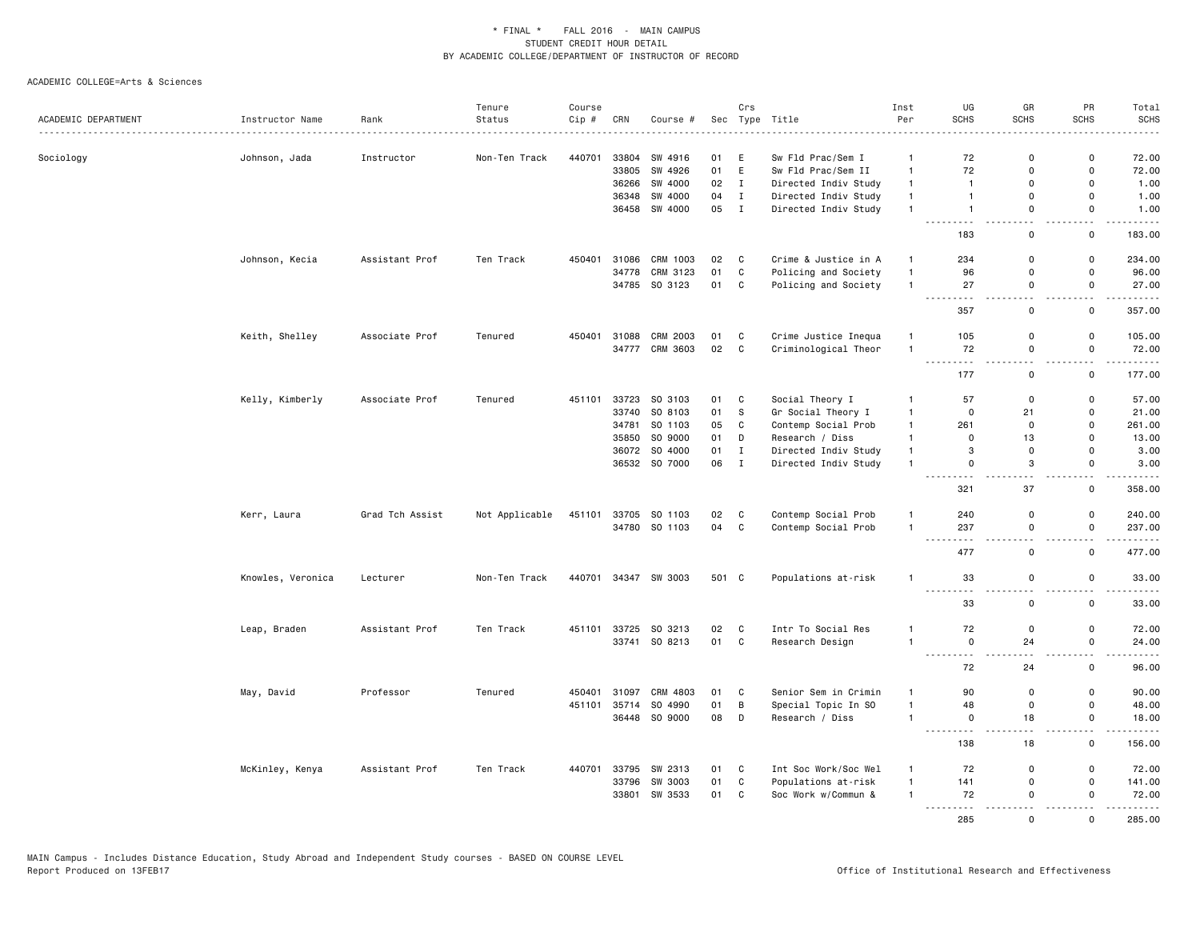\* FINAL \*    FALL 2016  -  MAIN CAMPUS
STUDENT CREDIT HOUR DETAIL
BY ACADEMIC COLLEGE/DEPARTMENT OF INSTRUCTOR OF RECORD

ACADEMIC COLLEGE=Arts & Sciences

| ACADEMIC DEPARTMENT | Instructor Name | Rank | Tenure Status | Course Cip # | CRN | Course # | Sec | Crs Type | Title | Inst Per | UG SCHS | GR SCHS | PR SCHS | Total SCHS |
|---|---|---|---|---|---|---|---|---|---|---|---|---|---|---|
| Sociology | Johnson, Jada | Instructor | Non-Ten Track | 440701 | 33804 | SW 4916 | 01 | E | Sw Fld Prac/Sem I | 1 | 72 | 0 | 0 | 72.00 |
| | | | | | 33805 | SW 4926 | 01 | E | Sw Fld Prac/Sem II | 1 | 72 | 0 | 0 | 72.00 |
| | | | | | 36266 | SW 4000 | 02 | I | Directed Indiv Study | 1 | 1 | 0 | 0 | 1.00 |
| | | | | | 36348 | SW 4000 | 04 | I | Directed Indiv Study | 1 | 1 | 0 | 0 | 1.00 |
| | | | | | 36458 | SW 4000 | 05 | I | Directed Indiv Study | 1 | 1 | 0 | 0 | 1.00 |
| | | | | | | | | | | | 183 | 0 | 0 | 183.00 |
| | Johnson, Kecia | Assistant Prof | Ten Track | 450401 | 31086 | CRM 1003 | 02 | C | Crime & Justice in A | 1 | 234 | 0 | 0 | 234.00 |
| | | | | | 34778 | CRM 3123 | 01 | C | Policing and Society | 1 | 96 | 0 | 0 | 96.00 |
| | | | | | 34785 | SO 3123 | 01 | C | Policing and Society | 1 | 27 | 0 | 0 | 27.00 |
| | | | | | | | | | | | 357 | 0 | 0 | 357.00 |
| | Keith, Shelley | Associate Prof | Tenured | 450401 | 31088 | CRM 2003 | 01 | C | Crime Justice Inequa | 1 | 105 | 0 | 0 | 105.00 |
| | | | | | 34777 | CRM 3603 | 02 | C | Criminological Theor | 1 | 72 | 0 | 0 | 72.00 |
| | | | | | | | | | | | 177 | 0 | 0 | 177.00 |
| | Kelly, Kimberly | Associate Prof | Tenured | 451101 | 33723 | SO 3103 | 01 | C | Social Theory I | 1 | 57 | 0 | 0 | 57.00 |
| | | | | | 33740 | SO 8103 | 01 | S | Gr Social Theory I | 1 | 0 | 21 | 0 | 21.00 |
| | | | | | 34781 | SO 1103 | 05 | C | Contemp Social Prob | 1 | 261 | 0 | 0 | 261.00 |
| | | | | | 35850 | SO 9000 | 01 | D | Research / Diss | 1 | 0 | 13 | 0 | 13.00 |
| | | | | | 36072 | SO 4000 | 01 | I | Directed Indiv Study | 1 | 3 | 0 | 0 | 3.00 |
| | | | | | 36532 | SO 7000 | 06 | I | Directed Indiv Study | 1 | 0 | 3 | 0 | 3.00 |
| | | | | | | | | | | | 321 | 37 | 0 | 358.00 |
| | Kerr, Laura | Grad Tch Assist | Not Applicable | 451101 | 33705 | SO 1103 | 02 | C | Contemp Social Prob | 1 | 240 | 0 | 0 | 240.00 |
| | | | | | 34780 | SO 1103 | 04 | C | Contemp Social Prob | 1 | 237 | 0 | 0 | 237.00 |
| | | | | | | | | | | | 477 | 0 | 0 | 477.00 |
| | Knowles, Veronica | Lecturer | Non-Ten Track | 440701 | 34347 | SW 3003 | 501 | C | Populations at-risk | 1 | 33 | 0 | 0 | 33.00 |
| | | | | | | | | | | | 33 | 0 | 0 | 33.00 |
| | Leap, Braden | Assistant Prof | Ten Track | 451101 | 33725 | SO 3213 | 02 | C | Intr To Social Res | 1 | 72 | 0 | 0 | 72.00 |
| | | | | | 33741 | SO 8213 | 01 | C | Research Design | 1 | 0 | 24 | 0 | 24.00 |
| | | | | | | | | | | | 72 | 24 | 0 | 96.00 |
| | May, David | Professor | Tenured | 450401 | 31097 | CRM 4803 | 01 | C | Senior Sem in Crimin | 1 | 90 | 0 | 0 | 90.00 |
| | | | | 451101 | 35714 | SO 4990 | 01 | B | Special Topic In SO | 1 | 48 | 0 | 0 | 48.00 |
| | | | | | 36448 | SO 9000 | 08 | D | Research / Diss | 1 | 0 | 18 | 0 | 18.00 |
| | | | | | | | | | | | 138 | 18 | 0 | 156.00 |
| | McKinley, Kenya | Assistant Prof | Ten Track | 440701 | 33795 | SW 2313 | 01 | C | Int Soc Work/Soc Wel | 1 | 72 | 0 | 0 | 72.00 |
| | | | | | 33796 | SW 3003 | 01 | C | Populations at-risk | 1 | 141 | 0 | 0 | 141.00 |
| | | | | | 33801 | SW 3533 | 01 | C | Soc Work w/Commun & | 1 | 72 | 0 | 0 | 72.00 |
| | | | | | | | | | | | 285 | 0 | 0 | 285.00 |

MAIN Campus - Includes Distance Education, Study Abroad and Independent Study courses - BASED ON COURSE LEVEL
Report Produced on 13FEB17

Office of Institutional Research and Effectiveness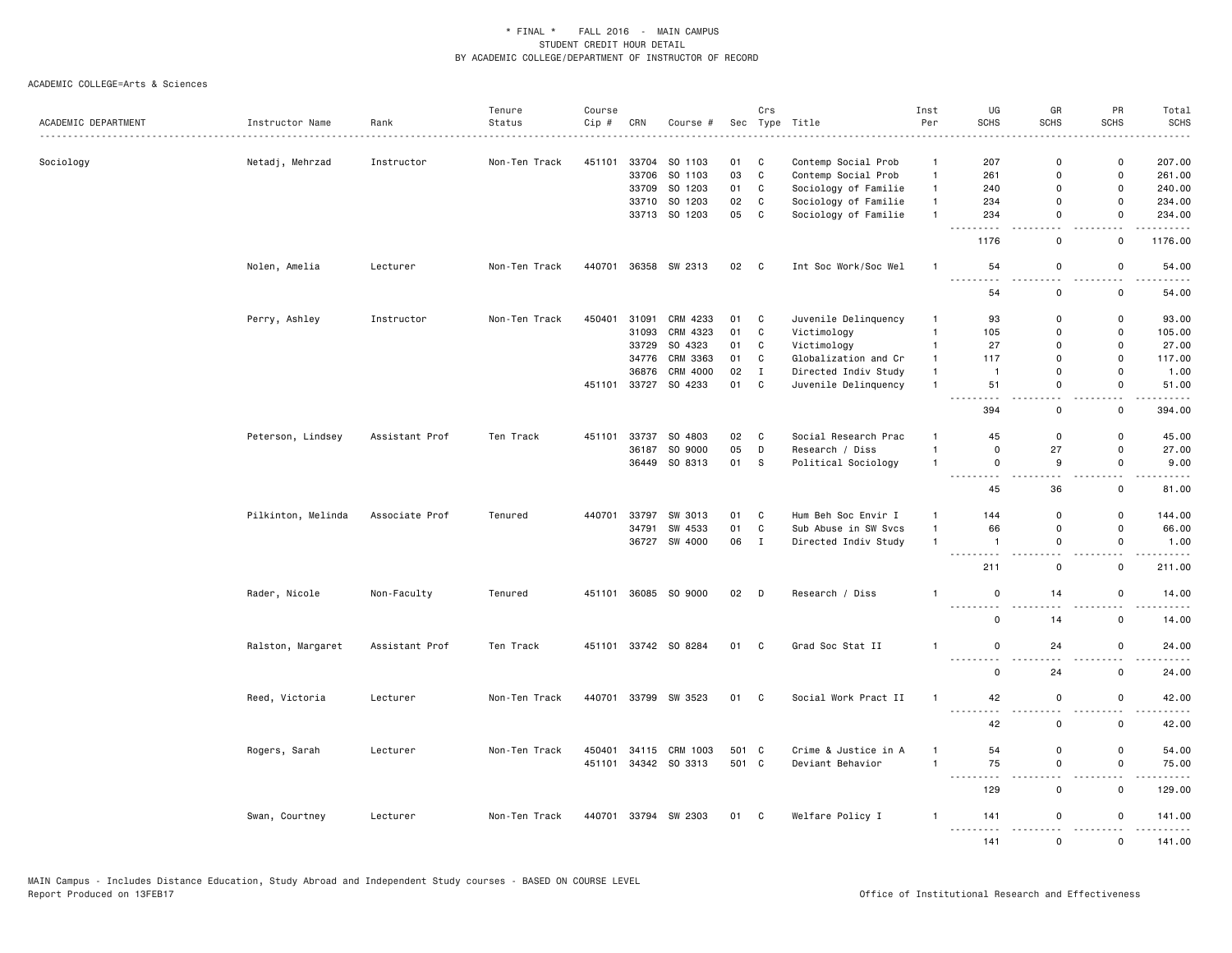\* FINAL \*    FALL 2016  -  MAIN CAMPUS
STUDENT CREDIT HOUR DETAIL
BY ACADEMIC COLLEGE/DEPARTMENT OF INSTRUCTOR OF RECORD

ACADEMIC COLLEGE=Arts & Sciences

| ACADEMIC DEPARTMENT | Instructor Name | Rank | Tenure Status | Course Cip # | CRN | Course # | Sec | Crs Type | Title | Inst Per | UG SCHS | GR SCHS | PR SCHS | Total SCHS |
|---|---|---|---|---|---|---|---|---|---|---|---|---|---|---|
| Sociology | Netadj, Mehrzad | Instructor | Non-Ten Track | 451101 | 33704 | SO 1103 | 01 | C | Contemp Social Prob | 1 | 207 | 0 | 0 | 207.00 |
| | | | | | 33706 | SO 1103 | 03 | C | Contemp Social Prob | 1 | 261 | 0 | 0 | 261.00 |
| | | | | | 33709 | SO 1203 | 01 | C | Sociology of Familie | 1 | 240 | 0 | 0 | 240.00 |
| | | | | | 33710 | SO 1203 | 02 | C | Sociology of Familie | 1 | 234 | 0 | 0 | 234.00 |
| | | | | | 33713 | SO 1203 | 05 | C | Sociology of Familie | 1 | 234 | 0 | 0 | 234.00 |
| | | | | | | | | | | | 1176 | 0 | 0 | 1176.00 |
| | Nolen, Amelia | Lecturer | Non-Ten Track | 440701 | 36358 | SW 2313 | 02 | C | Int Soc Work/Soc Wel | 1 | 54 | 0 | 0 | 54.00 |
| | | | | | | | | | | | 54 | 0 | 0 | 54.00 |
| | Perry, Ashley | Instructor | Non-Ten Track | 450401 | 31091 | CRM 4233 | 01 | C | Juvenile Delinquency | 1 | 93 | 0 | 0 | 93.00 |
| | | | | | 31093 | CRM 4323 | 01 | C | Victimology | 1 | 105 | 0 | 0 | 105.00 |
| | | | | | 33729 | SO 4323 | 01 | C | Victimology | 1 | 27 | 0 | 0 | 27.00 |
| | | | | | 34776 | CRM 3363 | 01 | C | Globalization and Cr | 1 | 117 | 0 | 0 | 117.00 |
| | | | | | 36876 | CRM 4000 | 02 | I | Directed Indiv Study | 1 | 1 | 0 | 0 | 1.00 |
| | | | | 451101 | 33727 | SO 4233 | 01 | C | Juvenile Delinquency | 1 | 51 | 0 | 0 | 51.00 |
| | | | | | | | | | | | 394 | 0 | 0 | 394.00 |
| | Peterson, Lindsey | Assistant Prof | Ten Track | 451101 | 33737 | SO 4803 | 02 | C | Social Research Prac | 1 | 45 | 0 | 0 | 45.00 |
| | | | | | 36187 | SO 9000 | 05 | D | Research / Diss | 1 | 0 | 27 | 0 | 27.00 |
| | | | | | 36449 | SO 8313 | 01 | S | Political Sociology | 1 | 0 | 9 | 0 | 9.00 |
| | | | | | | | | | | | 45 | 36 | 0 | 81.00 |
| | Pilkinton, Melinda | Associate Prof | Tenured | 440701 | 33797 | SW 3013 | 01 | C | Hum Beh Soc Envir I | 1 | 144 | 0 | 0 | 144.00 |
| | | | | | 34791 | SW 4533 | 01 | C | Sub Abuse in SW Svcs | 1 | 66 | 0 | 0 | 66.00 |
| | | | | | 36727 | SW 4000 | 06 | I | Directed Indiv Study | 1 | 1 | 0 | 0 | 1.00 |
| | | | | | | | | | | | 211 | 0 | 0 | 211.00 |
| | Rader, Nicole | Non-Faculty | Tenured | 451101 | 36085 | SO 9000 | 02 | D | Research / Diss | 1 | 0 | 14 | 0 | 14.00 |
| | | | | | | | | | | | 0 | 14 | 0 | 14.00 |
| | Ralston, Margaret | Assistant Prof | Ten Track | 451101 | 33742 | SO 8284 | 01 | C | Grad Soc Stat II | 1 | 0 | 24 | 0 | 24.00 |
| | | | | | | | | | | | 0 | 24 | 0 | 24.00 |
| | Reed, Victoria | Lecturer | Non-Ten Track | 440701 | 33799 | SW 3523 | 01 | C | Social Work Pract II | 1 | 42 | 0 | 0 | 42.00 |
| | | | | | | | | | | | 42 | 0 | 0 | 42.00 |
| | Rogers, Sarah | Lecturer | Non-Ten Track | 450401 | 34115 | CRM 1003 | 501 | C | Crime & Justice in A | 1 | 54 | 0 | 0 | 54.00 |
| | | | | 451101 | 34342 | SO 3313 | 501 | C | Deviant Behavior | 1 | 75 | 0 | 0 | 75.00 |
| | | | | | | | | | | | 129 | 0 | 0 | 129.00 |
| | Swan, Courtney | Lecturer | Non-Ten Track | 440701 | 33794 | SW 2303 | 01 | C | Welfare Policy I | 1 | 141 | 0 | 0 | 141.00 |
| | | | | | | | | | | | 141 | 0 | 0 | 141.00 |

MAIN Campus - Includes Distance Education, Study Abroad and Independent Study courses - BASED ON COURSE LEVEL
Report Produced on 13FEB17    Office of Institutional Research and Effectiveness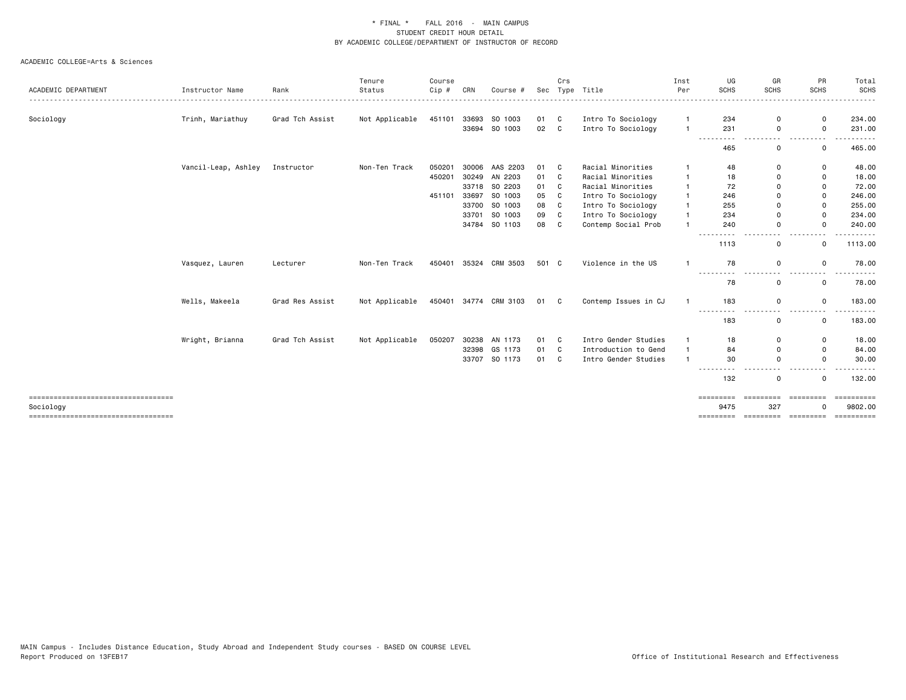\* FINAL \* FALL 2016 - MAIN CAMPUS
STUDENT CREDIT HOUR DETAIL
BY ACADEMIC COLLEGE/DEPARTMENT OF INSTRUCTOR OF RECORD

ACADEMIC COLLEGE=Arts & Sciences

| ACADEMIC DEPARTMENT | Instructor Name | Rank | Tenure Status | Course Cip # | CRN | Course # | Sec | Crs Type | Title | Inst Per | UG SCHS | GR SCHS | PR SCHS | Total SCHS |
|---|---|---|---|---|---|---|---|---|---|---|---|---|---|---|
| Sociology | Trinh, Mariathuy | Grad Tch Assist | Not Applicable | 451101 | 33693 | SO 1003 | 01 | C | Intro To Sociology | 1 | 234 | 0 | 0 | 234.00 |
| | | | | | 33694 | SO 1003 | 02 | C | Intro To Sociology | 1 | 231 | 0 | 0 | 231.00 |
| | | | | | | | | | | | 465 | 0 | 0 | 465.00 |
| | Vancil-Leap, Ashley | Instructor | Non-Ten Track | 050201 | 30006 | AAS 2203 | 01 | C | Racial Minorities | 1 | 48 | 0 | 0 | 48.00 |
| | | | | 450201 | 30249 | AN 2203 | 01 | C | Racial Minorities | 1 | 18 | 0 | 0 | 18.00 |
| | | | | | 33718 | SO 2203 | 01 | C | Racial Minorities | 1 | 72 | 0 | 0 | 72.00 |
| | | | | 451101 | 33697 | SO 1003 | 05 | C | Intro To Sociology | 1 | 246 | 0 | 0 | 246.00 |
| | | | | | 33700 | SO 1003 | 08 | C | Intro To Sociology | 1 | 255 | 0 | 0 | 255.00 |
| | | | | | 33701 | SO 1003 | 09 | C | Intro To Sociology | 1 | 234 | 0 | 0 | 234.00 |
| | | | | | 34784 | SO 1103 | 08 | C | Contemp Social Prob | 1 | 240 | 0 | 0 | 240.00 |
| | | | | | | | | | | | 1113 | 0 | 0 | 1113.00 |
| | Vasquez, Lauren | Lecturer | Non-Ten Track | 450401 | 35324 | CRM 3503 | 501 | C | Violence in the US | 1 | 78 | 0 | 0 | 78.00 |
| | | | | | | | | | | | 78 | 0 | 0 | 78.00 |
| | Wells, Makeela | Grad Res Assist | Not Applicable | 450401 | 34774 | CRM 3103 | 01 | C | Contemp Issues in CJ | 1 | 183 | 0 | 0 | 183.00 |
| | | | | | | | | | | | 183 | 0 | 0 | 183.00 |
| | Wright, Brianna | Grad Tch Assist | Not Applicable | 050207 | 30238 | AN 1173 | 01 | C | Intro Gender Studies | 1 | 18 | 0 | 0 | 18.00 |
| | | | | | 32398 | GS 1173 | 01 | C | Introduction to Gend | 1 | 84 | 0 | 0 | 84.00 |
| | | | | | 33707 | SO 1173 | 01 | C | Intro Gender Studies | 1 | 30 | 0 | 0 | 30.00 |
| | | | | | | | | | | | 132 | 0 | 0 | 132.00 |
| Sociology | | | | | | | | | | | 9475 | 327 | 0 | 9802.00 |

MAIN Campus - Includes Distance Education, Study Abroad and Independent Study courses - BASED ON COURSE LEVEL
Report Produced on 13FEB17

Office of Institutional Research and Effectiveness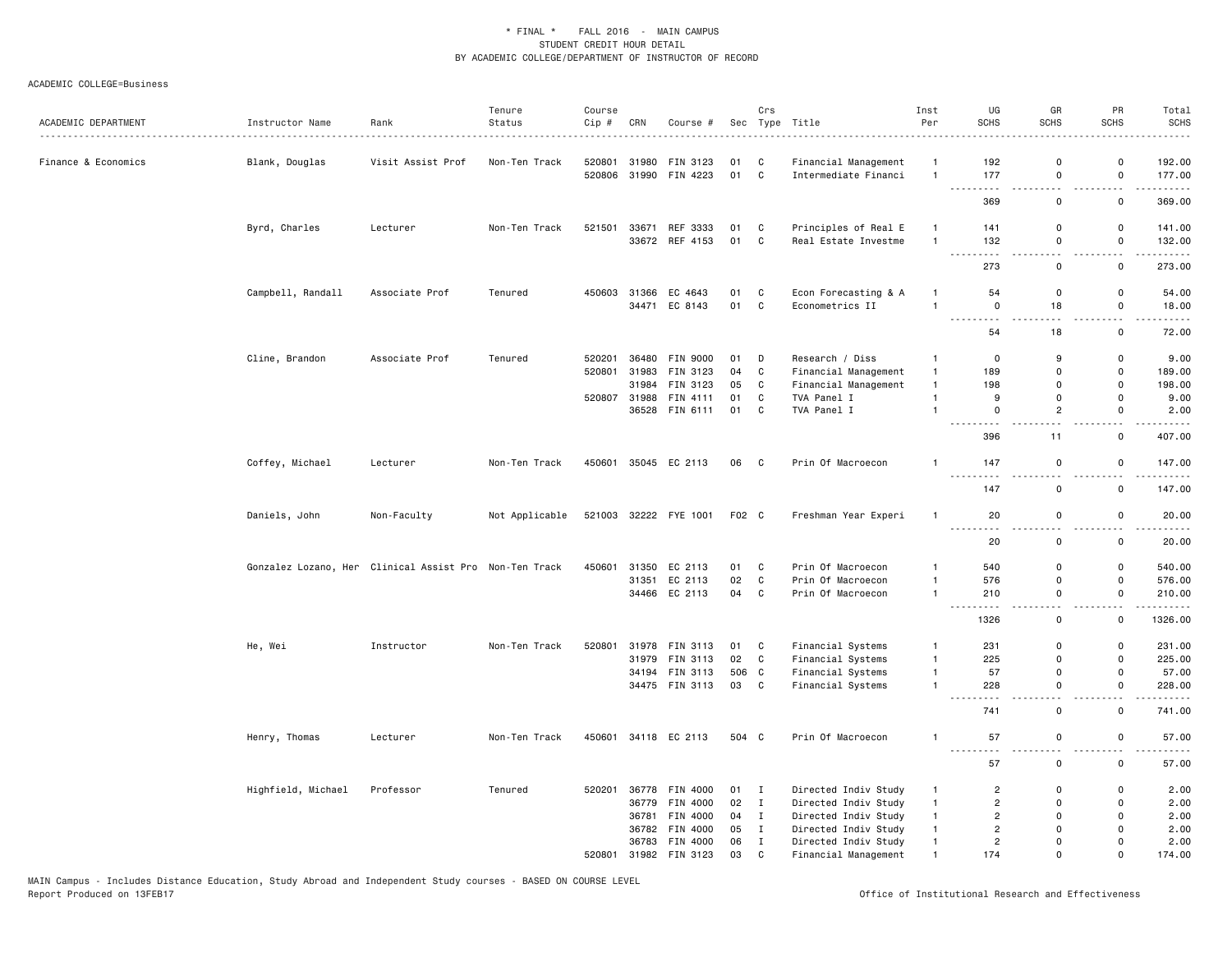\* FINAL \* FALL 2016 - MAIN CAMPUS
STUDENT CREDIT HOUR DETAIL
BY ACADEMIC COLLEGE/DEPARTMENT OF INSTRUCTOR OF RECORD

ACADEMIC COLLEGE=Business

| ACADEMIC DEPARTMENT | Instructor Name | Rank | Tenure Status | Course Cip # | CRN | Course # | Sec | Crs Type | Title | Inst Per | UG SCHS | GR SCHS | PR SCHS | Total SCHS |
|---|---|---|---|---|---|---|---|---|---|---|---|---|---|---|
| Finance & Economics | Blank, Douglas | Visit Assist Prof | Non-Ten Track | 520801 | 31980 | FIN 3123 | 01 | C | Financial Management | 1 | 192 | 0 | 0 | 192.00 |
| | | | | 520806 | 31990 | FIN 4223 | 01 | C | Intermediate Financi | 1 | 177 | 0 | 0 | 177.00 |
| | | | | | | | | | | | 369 | 0 | 0 | 369.00 |
| | Byrd, Charles | Lecturer | Non-Ten Track | 521501 | 33671 | REF 3333 | 01 | C | Principles of Real E | 1 | 141 | 0 | 0 | 141.00 |
| | | | | | 33672 | REF 4153 | 01 | C | Real Estate Investme | 1 | 132 | 0 | 0 | 132.00 |
| | | | | | | | | | | | 273 | 0 | 0 | 273.00 |
| | Campbell, Randall | Associate Prof | Tenured | 450603 | 31366 | EC 4643 | 01 | C | Econ Forecasting & A | 1 | 54 | 0 | 0 | 54.00 |
| | | | | | 34471 | EC 8143 | 01 | C | Econometrics II | 1 | 0 | 18 | 0 | 18.00 |
| | | | | | | | | | | | 54 | 18 | 0 | 72.00 |
| | Cline, Brandon | Associate Prof | Tenured | 520201 | 36480 | FIN 9000 | 01 | D | Research / Diss | 1 | 0 | 9 | 0 | 9.00 |
| | | | | 520801 | 31983 | FIN 3123 | 04 | C | Financial Management | 1 | 189 | 0 | 0 | 189.00 |
| | | | | | 31984 | FIN 3123 | 05 | C | Financial Management | 1 | 198 | 0 | 0 | 198.00 |
| | | | | 520807 | 31988 | FIN 4111 | 01 | C | TVA Panel I | 1 | 9 | 0 | 0 | 9.00 |
| | | | | | 36528 | FIN 6111 | 01 | C | TVA Panel I | 1 | 0 | 2 | 0 | 2.00 |
| | | | | | | | | | | | 396 | 11 | 0 | 407.00 |
| | Coffey, Michael | Lecturer | Non-Ten Track | 450601 | 35045 | EC 2113 | 06 | C | Prin Of Macroecon | 1 | 147 | 0 | 0 | 147.00 |
| | | | | | | | | | | | 147 | 0 | 0 | 147.00 |
| | Daniels, John | Non-Faculty | Not Applicable | 521003 | 32222 | FYE 1001 | F02 | C | Freshman Year Experi | 1 | 20 | 0 | 0 | 20.00 |
| | | | | | | | | | | | 20 | 0 | 0 | 20.00 |
| | Gonzalez Lozano, Her | Clinical Assist Pro | Non-Ten Track | 450601 | 31350 | EC 2113 | 01 | C | Prin Of Macroecon | 1 | 540 | 0 | 0 | 540.00 |
| | | | | | 31351 | EC 2113 | 02 | C | Prin Of Macroecon | 1 | 576 | 0 | 0 | 576.00 |
| | | | | | 34466 | EC 2113 | 04 | C | Prin Of Macroecon | 1 | 210 | 0 | 0 | 210.00 |
| | | | | | | | | | | | 1326 | 0 | 0 | 1326.00 |
| | He, Wei | Instructor | Non-Ten Track | 520801 | 31978 | FIN 3113 | 01 | C | Financial Systems | 1 | 231 | 0 | 0 | 231.00 |
| | | | | | 31979 | FIN 3113 | 02 | C | Financial Systems | 1 | 225 | 0 | 0 | 225.00 |
| | | | | | 34194 | FIN 3113 | 506 | C | Financial Systems | 1 | 57 | 0 | 0 | 57.00 |
| | | | | | 34475 | FIN 3113 | 03 | C | Financial Systems | 1 | 228 | 0 | 0 | 228.00 |
| | | | | | | | | | | | 741 | 0 | 0 | 741.00 |
| | Henry, Thomas | Lecturer | Non-Ten Track | 450601 | 34118 | EC 2113 | 504 | C | Prin Of Macroecon | 1 | 57 | 0 | 0 | 57.00 |
| | | | | | | | | | | | 57 | 0 | 0 | 57.00 |
| | Highfield, Michael | Professor | Tenured | 520201 | 36778 | FIN 4000 | 01 | I | Directed Indiv Study | 1 | 2 | 0 | 0 | 2.00 |
| | | | | | 36779 | FIN 4000 | 02 | I | Directed Indiv Study | 1 | 2 | 0 | 0 | 2.00 |
| | | | | | 36781 | FIN 4000 | 04 | I | Directed Indiv Study | 1 | 2 | 0 | 0 | 2.00 |
| | | | | | 36782 | FIN 4000 | 05 | I | Directed Indiv Study | 1 | 2 | 0 | 0 | 2.00 |
| | | | | | 36783 | FIN 4000 | 06 | I | Directed Indiv Study | 1 | 2 | 0 | 0 | 2.00 |
| | | | | 520801 | 31982 | FIN 3123 | 03 | C | Financial Management | 1 | 174 | 0 | 0 | 174.00 |

MAIN Campus - Includes Distance Education, Study Abroad and Independent Study courses - BASED ON COURSE LEVEL
Report Produced on 13FEB17

Office of Institutional Research and Effectiveness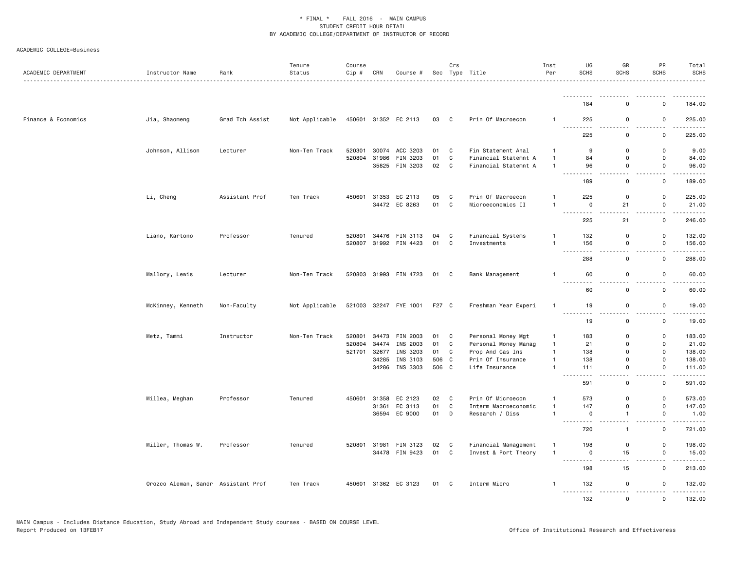\* FINAL \* FALL 2016 - MAIN CAMPUS
STUDENT CREDIT HOUR DETAIL
BY ACADEMIC COLLEGE/DEPARTMENT OF INSTRUCTOR OF RECORD

ACADEMIC COLLEGE=Business

| ACADEMIC DEPARTMENT | Instructor Name | Rank | Tenure Status | Course Cip # | CRN | Course # | Sec | Crs Type | Title | Inst Per | UG SCHS | GR SCHS | PR SCHS | Total SCHS |
|---|---|---|---|---|---|---|---|---|---|---|---|---|---|---|
| | | | | | | | | | | | 184 | 0 | 0 | 184.00 |
| Finance & Economics | Jia, Shaomeng | Grad Tch Assist | Not Applicable | 450601 | 31352 | EC 2113 | 03 | C | Prin Of Macroecon | 1 | 225 | 0 | 0 | 225.00 |
| | | | | | | | | | | | 225 | 0 | 0 | 225.00 |
| | Johnson, Allison | Lecturer | Non-Ten Track | 520301 | 30074 | ACC 3203 | 01 | C | Fin Statement Anal | 1 | 9 | 0 | 0 | 9.00 |
| | | | | 520804 | 31986 | FIN 3203 | 01 | C | Financial Statemnt A | 1 | 84 | 0 | 0 | 84.00 |
| | | | | | 35825 | FIN 3203 | 02 | C | Financial Statemnt A | 1 | 96 | 0 | 0 | 96.00 |
| | | | | | | | | | | | 189 | 0 | 0 | 189.00 |
| | Li, Cheng | Assistant Prof | Ten Track | 450601 | 31353 | EC 2113 | 05 | C | Prin Of Macroecon | 1 | 225 | 0 | 0 | 225.00 |
| | | | | | 34472 | EC 8263 | 01 | C | Microeconomics II | 1 | 0 | 21 | 0 | 21.00 |
| | | | | | | | | | | | 225 | 21 | 0 | 246.00 |
| | Liano, Kartono | Professor | Tenured | 520801 | 34476 | FIN 3113 | 04 | C | Financial Systems | 1 | 132 | 0 | 0 | 132.00 |
| | | | | 520807 | 31992 | FIN 4423 | 01 | C | Investments | 1 | 156 | 0 | 0 | 156.00 |
| | | | | | | | | | | | 288 | 0 | 0 | 288.00 |
| | Mallory, Lewis | Lecturer | Non-Ten Track | 520803 | 31993 | FIN 4723 | 01 | C | Bank Management | 1 | 60 | 0 | 0 | 60.00 |
| | | | | | | | | | | | 60 | 0 | 0 | 60.00 |
| | McKinney, Kenneth | Non-Faculty | Not Applicable | 521003 | 32247 | FYE 1001 | F27 | C | Freshman Year Experi | 1 | 19 | 0 | 0 | 19.00 |
| | | | | | | | | | | | 19 | 0 | 0 | 19.00 |
| | Metz, Tammi | Instructor | Non-Ten Track | 520801 | 34473 | FIN 2003 | 01 | C | Personal Money Mgt | 1 | 183 | 0 | 0 | 183.00 |
| | | | | 520804 | 34474 | INS 2003 | 01 | C | Personal Money Manag | 1 | 21 | 0 | 0 | 21.00 |
| | | | | 521701 | 32677 | INS 3203 | 01 | C | Prop And Cas Ins | 1 | 138 | 0 | 0 | 138.00 |
| | | | | | 34285 | INS 3103 | 506 | C | Prin Of Insurance | 1 | 138 | 0 | 0 | 138.00 |
| | | | | | 34286 | INS 3303 | 506 | C | Life Insurance | 1 | 111 | 0 | 0 | 111.00 |
| | | | | | | | | | | | 591 | 0 | 0 | 591.00 |
| | Millea, Meghan | Professor | Tenured | 450601 | 31358 | EC 2123 | 02 | C | Prin Of Microecon | 1 | 573 | 0 | 0 | 573.00 |
| | | | | | 31361 | EC 3113 | 01 | C | Interm Macroeconomic | 1 | 147 | 0 | 0 | 147.00 |
| | | | | | 36594 | EC 9000 | 01 | D | Research / Diss | 1 | 0 | 1 | 0 | 1.00 |
| | | | | | | | | | | | 720 | 1 | 0 | 721.00 |
| | Miller, Thomas W. | Professor | Tenured | 520801 | 31981 | FIN 3123 | 02 | C | Financial Management | 1 | 198 | 0 | 0 | 198.00 |
| | | | | | 34478 | FIN 9423 | 01 | C | Invest & Port Theory | 1 | 0 | 15 | 0 | 15.00 |
| | | | | | | | | | | | 198 | 15 | 0 | 213.00 |
| | Orozco Aleman, Sandr | Assistant Prof | Ten Track | 450601 | 31362 | EC 3123 | 01 | C | Interm Micro | 1 | 132 | 0 | 0 | 132.00 |
| | | | | | | | | | | | 132 | 0 | 0 | 132.00 |

MAIN Campus - Includes Distance Education, Study Abroad and Independent Study courses - BASED ON COURSE LEVEL
Report Produced on 13FEB17

Office of Institutional Research and Effectiveness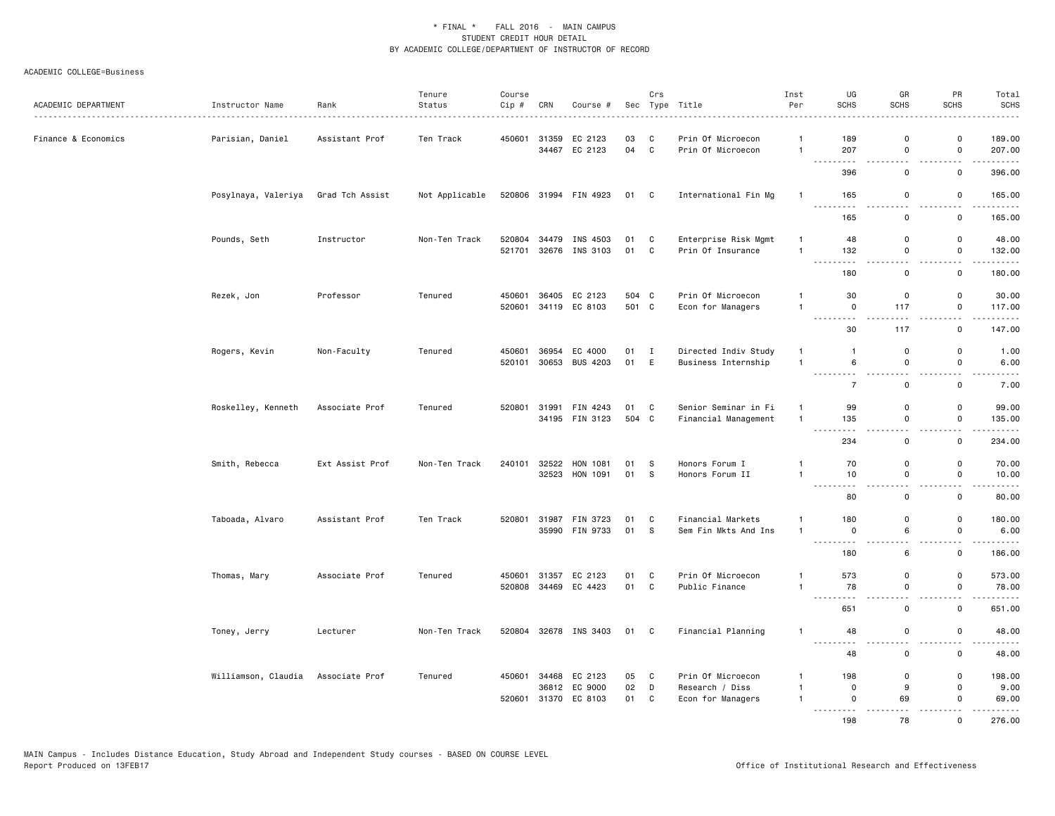\* FINAL \*    FALL 2016 - MAIN CAMPUS
STUDENT CREDIT HOUR DETAIL
BY ACADEMIC COLLEGE/DEPARTMENT OF INSTRUCTOR OF RECORD

ACADEMIC COLLEGE=Business

| ACADEMIC DEPARTMENT | Instructor Name | Rank | Tenure Status | Course Cip # | CRN | Course # | Sec | Crs Type | Title | Inst Per | UG SCHS | GR SCHS | PR SCHS | Total SCHS |
|---|---|---|---|---|---|---|---|---|---|---|---|---|---|---|
| Finance & Economics | Parisian, Daniel | Assistant Prof | Ten Track | 450601 | 31359 | EC 2123 | 03 | C | Prin Of Microecon | 1 | 189 | 0 | 0 | 189.00 |
| | | | | | 34467 | EC 2123 | 04 | C | Prin Of Microecon | 1 | 207 | 0 | 0 | 207.00 |
| | | | | | | | | | | | 396 | 0 | 0 | 396.00 |
| | Posylnaya, Valeriya | Grad Tch Assist | Not Applicable | 520806 | 31994 | FIN 4923 | 01 | C | International Fin Mg | 1 | 165 | 0 | 0 | 165.00 |
| | | | | | | | | | | | 165 | 0 | 0 | 165.00 |
| | Pounds, Seth | Instructor | Non-Ten Track | 520804 | 34479 | INS 4503 | 01 | C | Enterprise Risk Mgmt | 1 | 48 | 0 | 0 | 48.00 |
| | | | | 521701 | 32676 | INS 3103 | 01 | C | Prin Of Insurance | 1 | 132 | 0 | 0 | 132.00 |
| | | | | | | | | | | | 180 | 0 | 0 | 180.00 |
| | Rezek, Jon | Professor | Tenured | 450601 | 36405 | EC 2123 | 504 | C | Prin Of Microecon | 1 | 30 | 0 | 0 | 30.00 |
| | | | | 520601 | 34119 | EC 8103 | 501 | C | Econ for Managers | 1 | 0 | 117 | 0 | 117.00 |
| | | | | | | | | | | | 30 | 117 | 0 | 147.00 |
| | Rogers, Kevin | Non-Faculty | Tenured | 450601 | 36954 | EC 4000 | 01 | I | Directed Indiv Study | 1 | 1 | 0 | 0 | 1.00 |
| | | | | 520101 | 30653 | BUS 4203 | 01 | E | Business Internship | 1 | 6 | 0 | 0 | 6.00 |
| | | | | | | | | | | | 7 | 0 | 0 | 7.00 |
| | Roskelley, Kenneth | Associate Prof | Tenured | 520801 | 31991 | FIN 4243 | 01 | C | Senior Seminar in Fi | 1 | 99 | 0 | 0 | 99.00 |
| | | | | | 34195 | FIN 3123 | 504 | C | Financial Management | 1 | 135 | 0 | 0 | 135.00 |
| | | | | | | | | | | | 234 | 0 | 0 | 234.00 |
| | Smith, Rebecca | Ext Assist Prof | Non-Ten Track | 240101 | 32522 | HON 1081 | 01 | S | Honors Forum I | 1 | 70 | 0 | 0 | 70.00 |
| | | | | | 32523 | HON 1091 | 01 | S | Honors Forum II | 1 | 10 | 0 | 0 | 10.00 |
| | | | | | | | | | | | 80 | 0 | 0 | 80.00 |
| | Taboada, Alvaro | Assistant Prof | Ten Track | 520801 | 31987 | FIN 3723 | 01 | C | Financial Markets | 1 | 180 | 0 | 0 | 180.00 |
| | | | | | 35990 | FIN 9733 | 01 | S | Sem Fin Mkts And Ins | 1 | 0 | 6 | 0 | 6.00 |
| | | | | | | | | | | | 180 | 6 | 0 | 186.00 |
| | Thomas, Mary | Associate Prof | Tenured | 450601 | 31357 | EC 2123 | 01 | C | Prin Of Microecon | 1 | 573 | 0 | 0 | 573.00 |
| | | | | 520808 | 34469 | EC 4423 | 01 | C | Public Finance | 1 | 78 | 0 | 0 | 78.00 |
| | | | | | | | | | | | 651 | 0 | 0 | 651.00 |
| | Toney, Jerry | Lecturer | Non-Ten Track | 520804 | 32678 | INS 3403 | 01 | C | Financial Planning | 1 | 48 | 0 | 0 | 48.00 |
| | | | | | | | | | | | 48 | 0 | 0 | 48.00 |
| | Williamson, Claudia | Associate Prof | Tenured | 450601 | 34468 | EC 2123 | 05 | C | Prin Of Microecon | 1 | 198 | 0 | 0 | 198.00 |
| | | | | | 36812 | EC 9000 | 02 | D | Research / Diss | 1 | 0 | 9 | 0 | 9.00 |
| | | | | 520601 | 31370 | EC 8103 | 01 | C | Econ for Managers | 1 | 0 | 69 | 0 | 69.00 |
| | | | | | | | | | | | 198 | 78 | 0 | 276.00 |

MAIN Campus - Includes Distance Education, Study Abroad and Independent Study courses - BASED ON COURSE LEVEL
Report Produced on 13FEB17

Office of Institutional Research and Effectiveness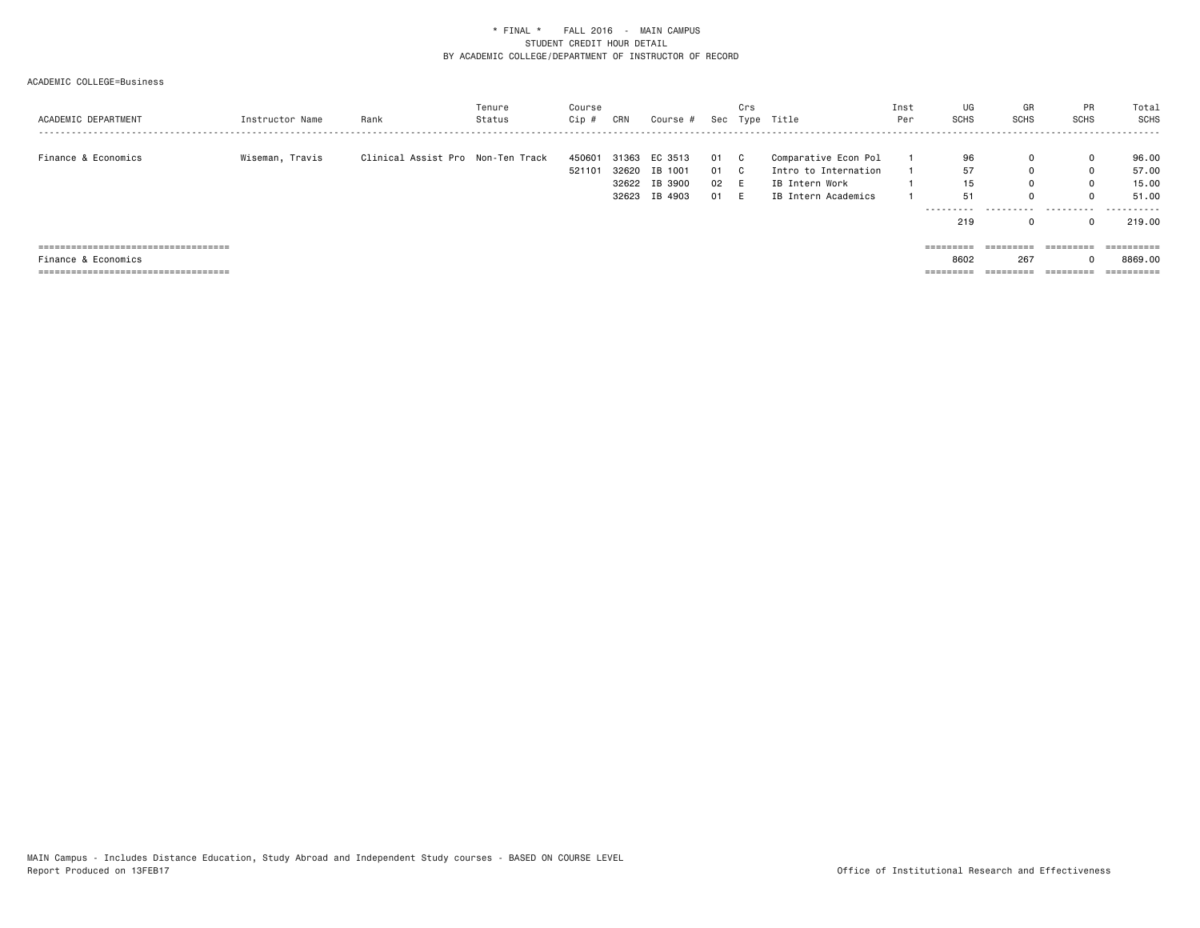\* FINAL \*    FALL 2016  -  MAIN CAMPUS
STUDENT CREDIT HOUR DETAIL
BY ACADEMIC COLLEGE/DEPARTMENT OF INSTRUCTOR OF RECORD

ACADEMIC COLLEGE=Business

| ACADEMIC DEPARTMENT | Instructor Name | Rank | Tenure Status | Course Cip # | CRN | Course # | Sec | Crs Type | Title | Inst Per | UG SCHS | GR SCHS | PR SCHS | Total SCHS |
|---|---|---|---|---|---|---|---|---|---|---|---|---|---|---|
| Finance & Economics | Wiseman, Travis | Clinical Assist Pro | Non-Ten Track | 450601 | 31363 | EC 3513 | 01 | C | Comparative Econ Pol | 1 | 96 | 0 | 0 | 96.00 |
| | | | | 521101 | 32620 | IB 1001 | 01 | C | Intro to Internation | 1 | 57 | 0 | 0 | 57.00 |
| | | | | | 32622 | IB 3900 | 02 | E | IB Intern Work | 1 | 15 | 0 | 0 | 15.00 |
| | | | | | 32623 | IB 4903 | 01 | E | IB Intern Academics | 1 | 51 | 0 | 0 | 51.00 |
| | | | | | | | | | | | 219 | 0 | 0 | 219.00 |
| Finance & Economics | | | | | | | | | | | 8602 | 267 | 0 | 8869.00 |

MAIN Campus - Includes Distance Education, Study Abroad and Independent Study courses - BASED ON COURSE LEVEL
Report Produced on 13FEB17

Office of Institutional Research and Effectiveness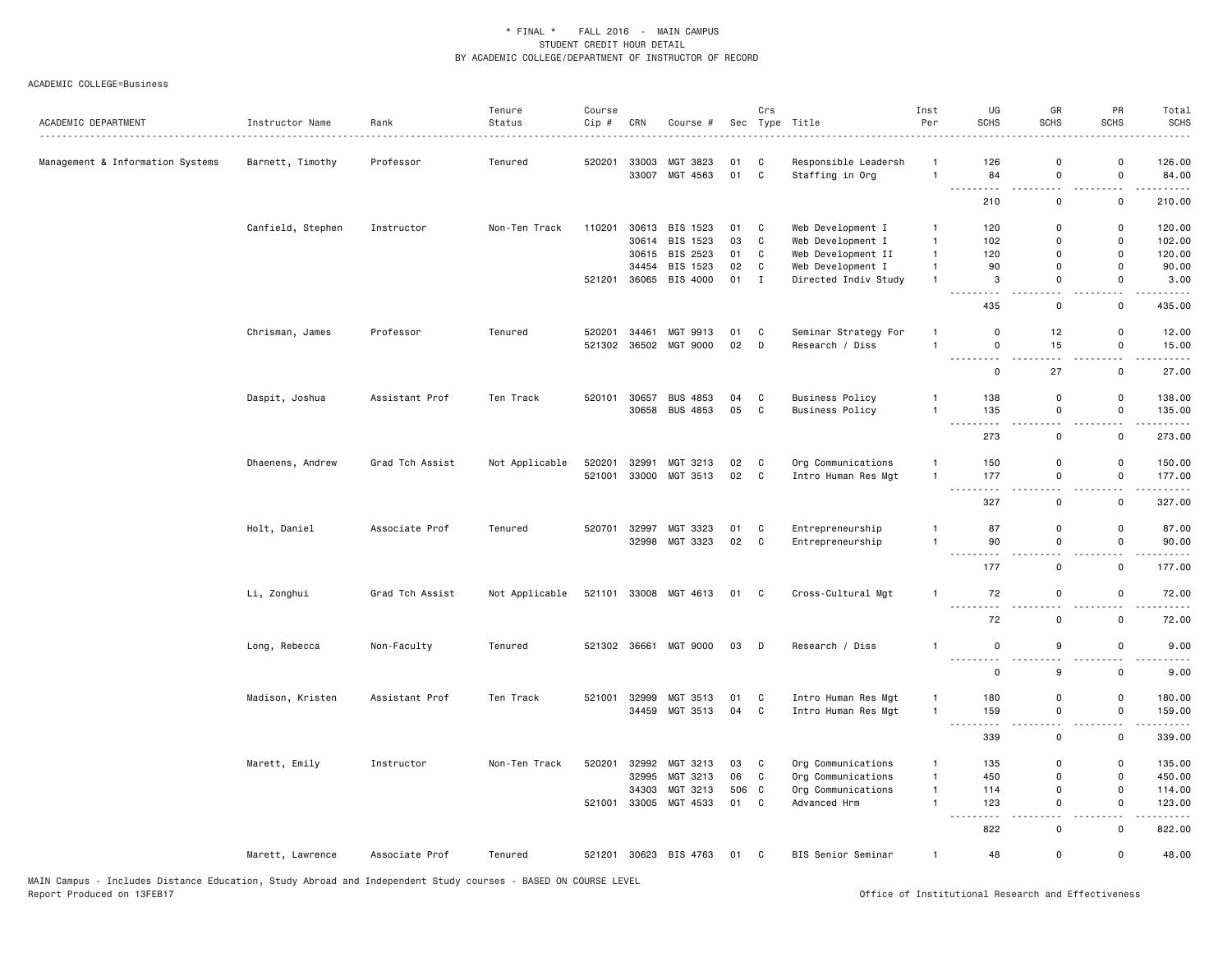\* FINAL \* FALL 2016 - MAIN CAMPUS
STUDENT CREDIT HOUR DETAIL
BY ACADEMIC COLLEGE/DEPARTMENT OF INSTRUCTOR OF RECORD

ACADEMIC COLLEGE=Business

| ACADEMIC DEPARTMENT | Instructor Name | Rank | Tenure Status | Course Cip # | CRN | Course # | Sec | Crs Type | Title | Inst Per | UG SCHS | GR SCHS | PR SCHS | Total SCHS |
|---|---|---|---|---|---|---|---|---|---|---|---|---|---|---|
| Management & Information Systems | Barnett, Timothy | Professor | Tenured | 520201 | 33003 | MGT 3823 | 01 | C | Responsible Leadersh | 1 | 126 | 0 | 0 | 126.00 |
| | | | | | 33007 | MGT 4563 | 01 | C | Staffing in Org | 1 | 84 | 0 | 0 | 84.00 |
| | | | | | | | | | | | 210 | 0 | 0 | 210.00 |
| | Canfield, Stephen | Instructor | Non-Ten Track | 110201 | 30613 | BIS 1523 | 01 | C | Web Development I | 1 | 120 | 0 | 0 | 120.00 |
| | | | | | 30614 | BIS 1523 | 03 | C | Web Development I | 1 | 102 | 0 | 0 | 102.00 |
| | | | | | 30615 | BIS 2523 | 01 | C | Web Development II | 1 | 120 | 0 | 0 | 120.00 |
| | | | | | 34454 | BIS 1523 | 02 | C | Web Development I | 1 | 90 | 0 | 0 | 90.00 |
| | | | | 521201 | 36065 | BIS 4000 | 01 | I | Directed Indiv Study | 1 | 3 | 0 | 0 | 3.00 |
| | | | | | | | | | | | 435 | 0 | 0 | 435.00 |
| | Chrisman, James | Professor | Tenured | 520201 | 34461 | MGT 9913 | 01 | C | Seminar Strategy For | 1 | 0 | 12 | 0 | 12.00 |
| | | | | 521302 | 36502 | MGT 9000 | 02 | D | Research / Diss | 1 | 0 | 15 | 0 | 15.00 |
| | | | | | | | | | | | 0 | 27 | 0 | 27.00 |
| | Daspit, Joshua | Assistant Prof | Ten Track | 520101 | 30657 | BUS 4853 | 04 | C | Business Policy | 1 | 138 | 0 | 0 | 138.00 |
| | | | | | 30658 | BUS 4853 | 05 | C | Business Policy | 1 | 135 | 0 | 0 | 135.00 |
| | | | | | | | | | | | 273 | 0 | 0 | 273.00 |
| | Dhaenens, Andrew | Grad Tch Assist | Not Applicable | 520201 | 32991 | MGT 3213 | 02 | C | Org Communications | 1 | 150 | 0 | 0 | 150.00 |
| | | | | 521001 | 33000 | MGT 3513 | 02 | C | Intro Human Res Mgt | 1 | 177 | 0 | 0 | 177.00 |
| | | | | | | | | | | | 327 | 0 | 0 | 327.00 |
| | Holt, Daniel | Associate Prof | Tenured | 520701 | 32997 | MGT 3323 | 01 | C | Entrepreneurship | 1 | 87 | 0 | 0 | 87.00 |
| | | | | | 32998 | MGT 3323 | 02 | C | Entrepreneurship | 1 | 90 | 0 | 0 | 90.00 |
| | | | | | | | | | | | 177 | 0 | 0 | 177.00 |
| | Li, Zonghui | Grad Tch Assist | Not Applicable | 521101 | 33008 | MGT 4613 | 01 | C | Cross-Cultural Mgt | 1 | 72 | 0 | 0 | 72.00 |
| | | | | | | | | | | | 72 | 0 | 0 | 72.00 |
| | Long, Rebecca | Non-Faculty | Tenured | 521302 | 36661 | MGT 9000 | 03 | D | Research / Diss | 1 | 0 | 9 | 0 | 9.00 |
| | | | | | | | | | | | 0 | 9 | 0 | 9.00 |
| | Madison, Kristen | Assistant Prof | Ten Track | 521001 | 32999 | MGT 3513 | 01 | C | Intro Human Res Mgt | 1 | 180 | 0 | 0 | 180.00 |
| | | | | | 34459 | MGT 3513 | 04 | C | Intro Human Res Mgt | 1 | 159 | 0 | 0 | 159.00 |
| | | | | | | | | | | | 339 | 0 | 0 | 339.00 |
| | Marett, Emily | Instructor | Non-Ten Track | 520201 | 32992 | MGT 3213 | 03 | C | Org Communications | 1 | 135 | 0 | 0 | 135.00 |
| | | | | | 32995 | MGT 3213 | 06 | C | Org Communications | 1 | 450 | 0 | 0 | 450.00 |
| | | | | | 34303 | MGT 3213 | 506 | C | Org Communications | 1 | 114 | 0 | 0 | 114.00 |
| | | | | 521001 | 33005 | MGT 4533 | 01 | C | Advanced Hrm | 1 | 123 | 0 | 0 | 123.00 |
| | | | | | | | | | | | 822 | 0 | 0 | 822.00 |
| | Marett, Lawrence | Associate Prof | Tenured | 521201 | 30623 | BIS 4763 | 01 | C | BIS Senior Seminar | 1 | 48 | 0 | 0 | 48.00 |

MAIN Campus - Includes Distance Education, Study Abroad and Independent Study courses - BASED ON COURSE LEVEL
Report Produced on 13FEB17

Office of Institutional Research and Effectiveness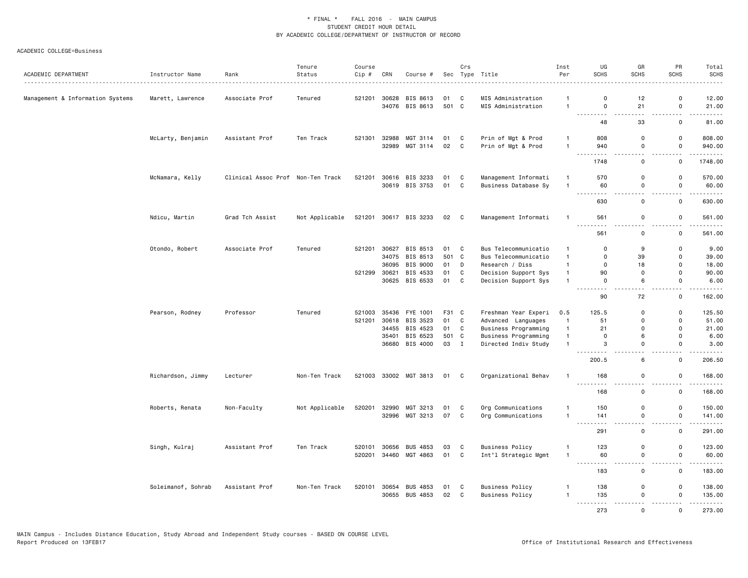\* FINAL \* FALL 2016 - MAIN CAMPUS
STUDENT CREDIT HOUR DETAIL
BY ACADEMIC COLLEGE/DEPARTMENT OF INSTRUCTOR OF RECORD

ACADEMIC COLLEGE=Business

| ACADEMIC DEPARTMENT | Instructor Name | Rank | Tenure Status | Course Cip # | CRN | Course # | Sec | Crs Type | Title | Inst Per | UG SCHS | GR SCHS | PR SCHS | Total SCHS |
|---|---|---|---|---|---|---|---|---|---|---|---|---|---|---|
| Management & Information Systems | Marett, Lawrence | Associate Prof | Tenured | 521201 | 30628 | BIS 8613 | 01 | C | MIS Administration | 1 | 0 | 12 | 0 | 12.00 |
| | | | | | 34076 | BIS 8613 | 501 | C | MIS Administration | 1 | 0 | 21 | 0 | 21.00 |
| | | | | | | | | | | | 48 | 33 | 0 | 81.00 |
| | McLarty, Benjamin | Assistant Prof | Ten Track | 521301 | 32988 | MGT 3114 | 01 | C | Prin of Mgt & Prod | 1 | 808 | 0 | 0 | 808.00 |
| | | | | | 32989 | MGT 3114 | 02 | C | Prin of Mgt & Prod | 1 | 940 | 0 | 0 | 940.00 |
| | | | | | | | | | | | 1748 | 0 | 0 | 1748.00 |
| | McNamara, Kelly | Clinical Assoc Prof | Non-Ten Track | 521201 | 30616 | BIS 3233 | 01 | C | Management Informati | 1 | 570 | 0 | 0 | 570.00 |
| | | | | | 30619 | BIS 3753 | 01 | C | Business Database Sy | 1 | 60 | 0 | 0 | 60.00 |
| | | | | | | | | | | | 630 | 0 | 0 | 630.00 |
| | Ndicu, Martin | Grad Tch Assist | Not Applicable | 521201 | 30617 | BIS 3233 | 02 | C | Management Informati | 1 | 561 | 0 | 0 | 561.00 |
| | | | | | | | | | | | 561 | 0 | 0 | 561.00 |
| | Otondo, Robert | Associate Prof | Tenured | 521201 | 30627 | BIS 8513 | 01 | C | Bus Telecommunicatio | 1 | 0 | 9 | 0 | 9.00 |
| | | | | | 34075 | BIS 8513 | 501 | C | Bus Telecommunicatio | 1 | 0 | 39 | 0 | 39.00 |
| | | | | | 36095 | BIS 9000 | 01 | D | Research / Diss | 1 | 0 | 18 | 0 | 18.00 |
| | | | | 521299 | 30621 | BIS 4533 | 01 | C | Decision Support Sys | 1 | 90 | 0 | 0 | 90.00 |
| | | | | | 30625 | BIS 6533 | 01 | C | Decision Support Sys | 1 | 0 | 6 | 0 | 6.00 |
| | | | | | | | | | | | 90 | 72 | 0 | 162.00 |
| | Pearson, Rodney | Professor | Tenured | 521003 | 35436 | FYE 1001 | F31 | C | Freshman Year Experi | 0.5 | 125.5 | 0 | 0 | 125.50 |
| | | | | 521201 | 30618 | BIS 3523 | 01 | C | Advanced Languages | 1 | 51 | 0 | 0 | 51.00 |
| | | | | | 34455 | BIS 4523 | 01 | C | Business Programming | 1 | 21 | 0 | 0 | 21.00 |
| | | | | | 35401 | BIS 6523 | 501 | C | Business Programming | 1 | 0 | 6 | 0 | 6.00 |
| | | | | | 36680 | BIS 4000 | 03 | I | Directed Indiv Study | 1 | 3 | 0 | 0 | 3.00 |
| | | | | | | | | | | | 200.5 | 6 | 0 | 206.50 |
| | Richardson, Jimmy | Lecturer | Non-Ten Track | 521003 | 33002 | MGT 3813 | 01 | C | Organizational Behav | 1 | 168 | 0 | 0 | 168.00 |
| | | | | | | | | | | | 168 | 0 | 0 | 168.00 |
| | Roberts, Renata | Non-Faculty | Not Applicable | 520201 | 32990 | MGT 3213 | 01 | C | Org Communications | 1 | 150 | 0 | 0 | 150.00 |
| | | | | | 32996 | MGT 3213 | 07 | C | Org Communications | 1 | 141 | 0 | 0 | 141.00 |
| | | | | | | | | | | | 291 | 0 | 0 | 291.00 |
| | Singh, Kulraj | Assistant Prof | Ten Track | 520101 | 30656 | BUS 4853 | 03 | C | Business Policy | 1 | 123 | 0 | 0 | 123.00 |
| | | | | 520201 | 34460 | MGT 4863 | 01 | C | Int"l Strategic Mgmt | 1 | 60 | 0 | 0 | 60.00 |
| | | | | | | | | | | | 183 | 0 | 0 | 183.00 |
| | Soleimanof, Sohrab | Assistant Prof | Non-Ten Track | 520101 | 30654 | BUS 4853 | 01 | C | Business Policy | 1 | 138 | 0 | 0 | 138.00 |
| | | | | | 30655 | BUS 4853 | 02 | C | Business Policy | 1 | 135 | 0 | 0 | 135.00 |
| | | | | | | | | | | | 273 | 0 | 0 | 273.00 |

MAIN Campus - Includes Distance Education, Study Abroad and Independent Study courses - BASED ON COURSE LEVEL
Report Produced on 13FEB17 Office of Institutional Research and Effectiveness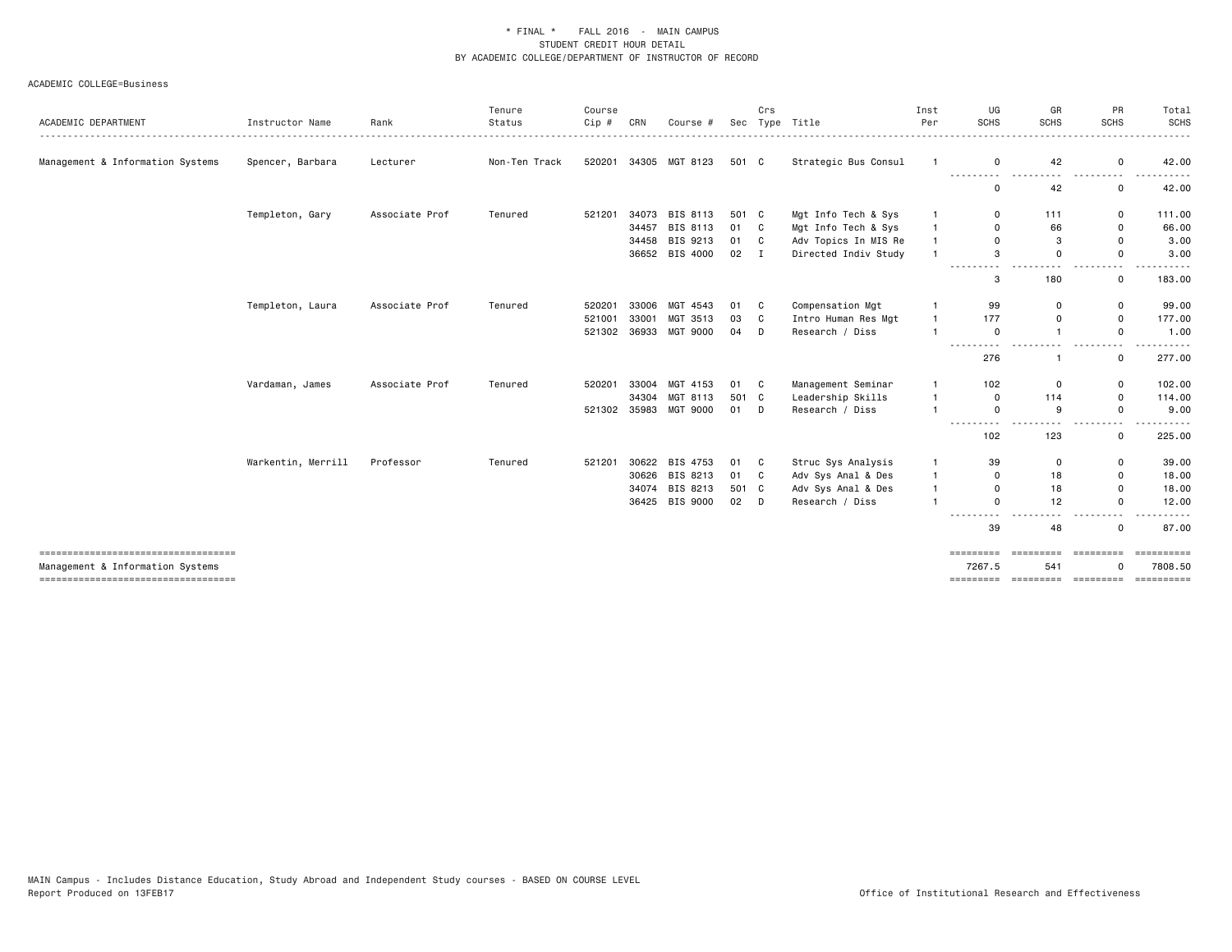\* FINAL \*    FALL 2016 - MAIN CAMPUS
STUDENT CREDIT HOUR DETAIL
BY ACADEMIC COLLEGE/DEPARTMENT OF INSTRUCTOR OF RECORD

ACADEMIC COLLEGE=Business

| ACADEMIC DEPARTMENT | Instructor Name | Rank | Tenure Status | Course Cip # | CRN | Course # | Sec | Crs Type | Title | Inst Per | UG SCHS | GR SCHS | PR SCHS | Total SCHS |
|---|---|---|---|---|---|---|---|---|---|---|---|---|---|---|
| Management & Information Systems | Spencer, Barbara | Lecturer | Non-Ten Track | 520201 | 34305 | MGT 8123 | 501 | C | Strategic Bus Consul | 1 | 0 | 42 | 0 | 42.00 |
| | | | | | | | | | | | 0 | 42 | 0 | 42.00 |
| | Templeton, Gary | Associate Prof | Tenured | 521201 | 34073 | BIS 8113 | 501 | C | Mgt Info Tech & Sys | 1 | 0 | 111 | 0 | 111.00 |
| | | | | | 34457 | BIS 8113 | 01 | C | Mgt Info Tech & Sys | 1 | 0 | 66 | 0 | 66.00 |
| | | | | | 34458 | BIS 9213 | 01 | C | Adv Topics In MIS Re | 1 | 0 | 3 | 0 | 3.00 |
| | | | | | 36652 | BIS 4000 | 02 | I | Directed Indiv Study | 1 | 3 | 0 | 0 | 3.00 |
| | | | | | | | | | | | 3 | 180 | 0 | 183.00 |
| | Templeton, Laura | Associate Prof | Tenured | 520201 | 33006 | MGT 4543 | 01 | C | Compensation Mgt | 1 | 99 | 0 | 0 | 99.00 |
| | | | | 521001 | 33001 | MGT 3513 | 03 | C | Intro Human Res Mgt | 1 | 177 | 0 | 0 | 177.00 |
| | | | | 521302 | 36933 | MGT 9000 | 04 | D | Research / Diss | 1 | 0 | 1 | 0 | 1.00 |
| | | | | | | | | | | | 276 | 1 | 0 | 277.00 |
| | Vardaman, James | Associate Prof | Tenured | 520201 | 33004 | MGT 4153 | 01 | C | Management Seminar | 1 | 102 | 0 | 0 | 102.00 |
| | | | | | 34304 | MGT 8113 | 501 | C | Leadership Skills | 1 | 0 | 114 | 0 | 114.00 |
| | | | | 521302 | 35983 | MGT 9000 | 01 | D | Research / Diss | 1 | 0 | 9 | 0 | 9.00 |
| | | | | | | | | | | | 102 | 123 | 0 | 225.00 |
| | Warkentin, Merrill | Professor | Tenured | 521201 | 30622 | BIS 4753 | 01 | C | Struc Sys Analysis | 1 | 39 | 0 | 0 | 39.00 |
| | | | | | 30626 | BIS 8213 | 01 | C | Adv Sys Anal & Des | 1 | 0 | 18 | 0 | 18.00 |
| | | | | | 34074 | BIS 8213 | 501 | C | Adv Sys Anal & Des | 1 | 0 | 18 | 0 | 18.00 |
| | | | | | 36425 | BIS 9000 | 02 | D | Research / Diss | 1 | 0 | 12 | 0 | 12.00 |
| | | | | | | | | | | | 39 | 48 | 0 | 87.00 |
| Management & Information Systems | | | | | | | | | | | 7267.5 | 541 | 0 | 7808.50 |

MAIN Campus - Includes Distance Education, Study Abroad and Independent Study courses - BASED ON COURSE LEVEL
Report Produced on 13FEB17

Office of Institutional Research and Effectiveness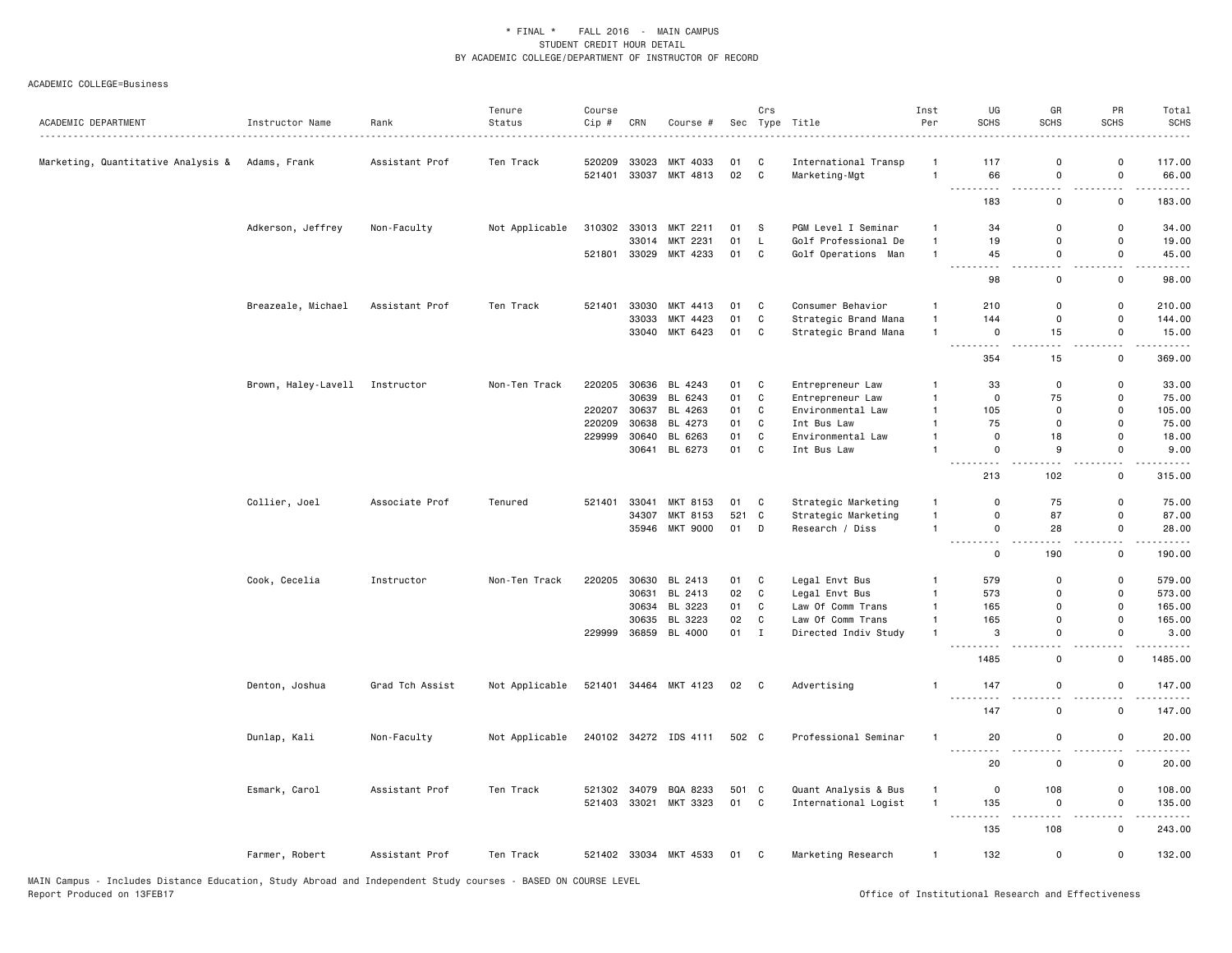\* FINAL \* FALL 2016 - MAIN CAMPUS
STUDENT CREDIT HOUR DETAIL
BY ACADEMIC COLLEGE/DEPARTMENT OF INSTRUCTOR OF RECORD

ACADEMIC COLLEGE=Business

| ACADEMIC DEPARTMENT | Instructor Name | Rank | Tenure Status | Course Cip # | CRN | Course # | Sec | Crs Type | Title | Inst Per | UG SCHS | GR SCHS | PR SCHS | Total SCHS |
|---|---|---|---|---|---|---|---|---|---|---|---|---|---|---|
| Marketing, Quantitative Analysis & | Adams, Frank | Assistant Prof | Ten Track | 520209 | 33023 | MKT 4033 | 01 | C | International Transp | 1 | 117 | 0 | 0 | 117.00 |
| | | | | 521401 | 33037 | MKT 4813 | 02 | C | Marketing-Mgt | 1 | 66 | 0 | 0 | 66.00 |
| | | | | | | | | | | | 183 | 0 | 0 | 183.00 |
| | Adkerson, Jeffrey | Non-Faculty | Not Applicable | 310302 | 33013 | MKT 2211 | 01 | S | PGM Level I Seminar | 1 | 34 | 0 | 0 | 34.00 |
| | | | | | 33014 | MKT 2231 | 01 | L | Golf Professional De | 1 | 19 | 0 | 0 | 19.00 |
| | | | | 521801 | 33029 | MKT 4233 | 01 | C | Golf Operations Man | 1 | 45 | 0 | 0 | 45.00 |
| | | | | | | | | | | | 98 | 0 | 0 | 98.00 |
| | Breazeale, Michael | Assistant Prof | Ten Track | 521401 | 33030 | MKT 4413 | 01 | C | Consumer Behavior | 1 | 210 | 0 | 0 | 210.00 |
| | | | | | 33033 | MKT 4423 | 01 | C | Strategic Brand Mana | 1 | 144 | 0 | 0 | 144.00 |
| | | | | | 33040 | MKT 6423 | 01 | C | Strategic Brand Mana | 1 | 0 | 15 | 0 | 15.00 |
| | | | | | | | | | | | 354 | 15 | 0 | 369.00 |
| | Brown, Haley-Lavell | Instructor | Non-Ten Track | 220205 | 30636 | BL 4243 | 01 | C | Entrepreneur Law | 1 | 33 | 0 | 0 | 33.00 |
| | | | | | 30639 | BL 6243 | 01 | C | Entrepreneur Law | 1 | 0 | 75 | 0 | 75.00 |
| | | | | 220207 | 30637 | BL 4263 | 01 | C | Environmental Law | 1 | 105 | 0 | 0 | 105.00 |
| | | | | 220209 | 30638 | BL 4273 | 01 | C | Int Bus Law | 1 | 75 | 0 | 0 | 75.00 |
| | | | | 229999 | 30640 | BL 6263 | 01 | C | Environmental Law | 1 | 0 | 18 | 0 | 18.00 |
| | | | | | 30641 | BL 6273 | 01 | C | Int Bus Law | 1 | 0 | 9 | 0 | 9.00 |
| | | | | | | | | | | | 213 | 102 | 0 | 315.00 |
| | Collier, Joel | Associate Prof | Tenured | 521401 | 33041 | MKT 8153 | 01 | C | Strategic Marketing | 1 | 0 | 75 | 0 | 75.00 |
| | | | | | 34307 | MKT 8153 | 521 | C | Strategic Marketing | 1 | 0 | 87 | 0 | 87.00 |
| | | | | | 35946 | MKT 9000 | 01 | D | Research / Diss | 1 | 0 | 28 | 0 | 28.00 |
| | | | | | | | | | | | 0 | 190 | 0 | 190.00 |
| | Cook, Cecelia | Instructor | Non-Ten Track | 220205 | 30630 | BL 2413 | 01 | C | Legal Envt Bus | 1 | 579 | 0 | 0 | 579.00 |
| | | | | | 30631 | BL 2413 | 02 | C | Legal Envt Bus | 1 | 573 | 0 | 0 | 573.00 |
| | | | | | 30634 | BL 3223 | 01 | C | Law Of Comm Trans | 1 | 165 | 0 | 0 | 165.00 |
| | | | | | 30635 | BL 3223 | 02 | C | Law Of Comm Trans | 1 | 165 | 0 | 0 | 165.00 |
| | | | | 229999 | 36859 | BL 4000 | 01 | I | Directed Indiv Study | 1 | 3 | 0 | 0 | 3.00 |
| | | | | | | | | | | | 1485 | 0 | 0 | 1485.00 |
| | Denton, Joshua | Grad Tch Assist | Not Applicable | 521401 | 34464 | MKT 4123 | 02 | C | Advertising | 1 | 147 | 0 | 0 | 147.00 |
| | | | | | | | | | | | 147 | 0 | 0 | 147.00 |
| | Dunlap, Kali | Non-Faculty | Not Applicable | 240102 | 34272 | IDS 4111 | 502 | C | Professional Seminar | 1 | 20 | 0 | 0 | 20.00 |
| | | | | | | | | | | | 20 | 0 | 0 | 20.00 |
| | Esmark, Carol | Assistant Prof | Ten Track | 521302 | 34079 | BQA 8233 | 501 | C | Quant Analysis & Bus | 1 | 0 | 108 | 0 | 108.00 |
| | | | | 521403 | 33021 | MKT 3323 | 01 | C | International Logist | 1 | 135 | 0 | 0 | 135.00 |
| | | | | | | | | | | | 135 | 108 | 0 | 243.00 |
| | Farmer, Robert | Assistant Prof | Ten Track | 521402 | 33034 | MKT 4533 | 01 | C | Marketing Research | 1 | 132 | 0 | 0 | 132.00 |

MAIN Campus - Includes Distance Education, Study Abroad and Independent Study courses - BASED ON COURSE LEVEL
Report Produced on 13FEB17

Office of Institutional Research and Effectiveness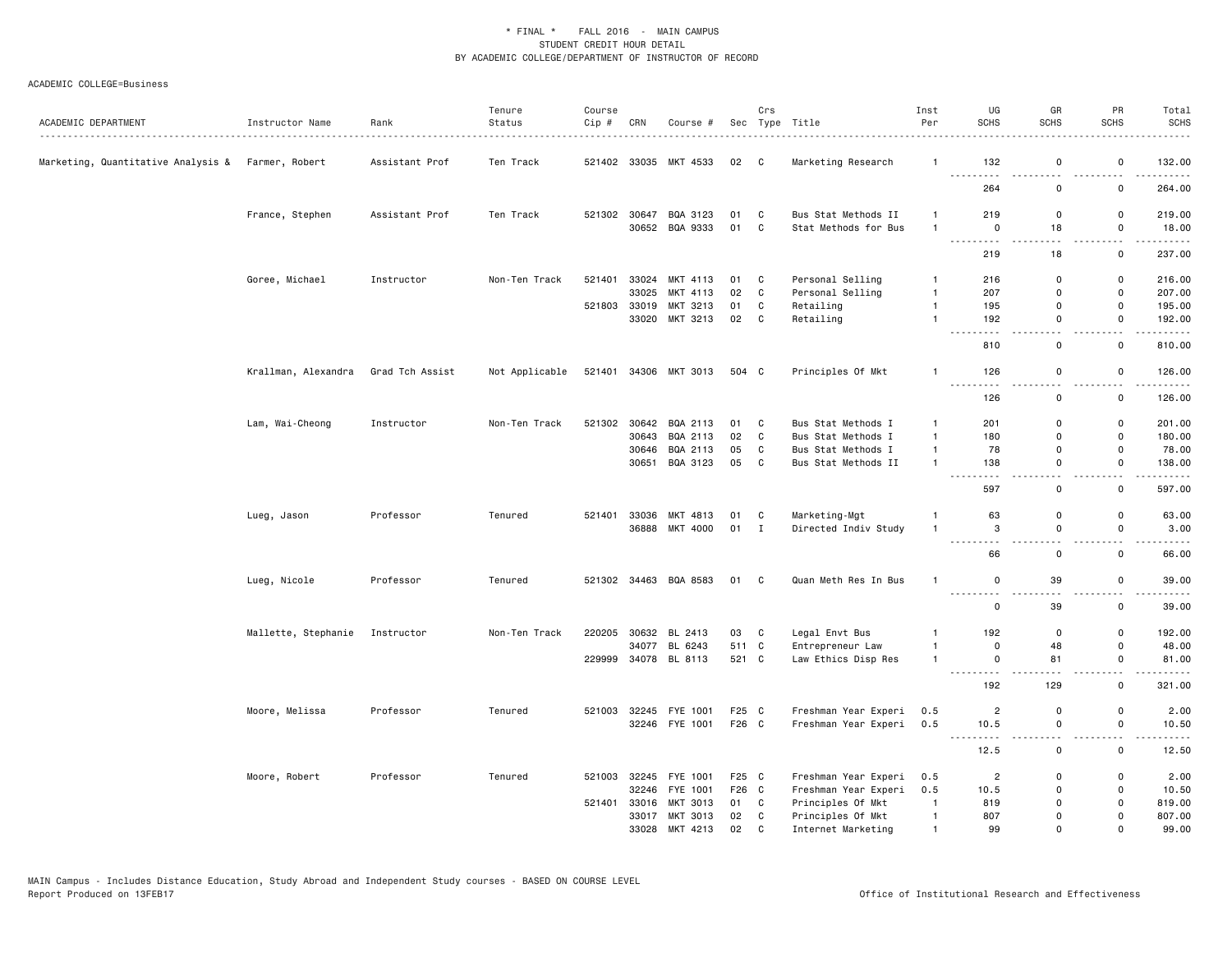\* FINAL \* FALL 2016 - MAIN CAMPUS
STUDENT CREDIT HOUR DETAIL
BY ACADEMIC COLLEGE/DEPARTMENT OF INSTRUCTOR OF RECORD

ACADEMIC COLLEGE=Business

| ACADEMIC DEPARTMENT | Instructor Name | Rank | Tenure Status | Course Cip # | CRN | Course # | Sec | Crs Type | Title | Inst Per | UG SCHS | GR SCHS | PR SCHS | Total SCHS |
|---|---|---|---|---|---|---|---|---|---|---|---|---|---|---|
| Marketing, Quantitative Analysis & | Farmer, Robert | Assistant Prof | Ten Track | 521402 | 33035 | MKT 4533 | 02 | C | Marketing Research | 1 | 132 | 0 | 0 | 132.00 |
| | | | | | | | | | | | 264 | 0 | 0 | 264.00 |
| | France, Stephen | Assistant Prof | Ten Track | 521302 | 30647 | BQA 3123 | 01 | C | Bus Stat Methods II | 1 | 219 | 0 | 0 | 219.00 |
| | | | | | 30652 | BQA 9333 | 01 | C | Stat Methods for Bus | 1 | 0 | 18 | 0 | 18.00 |
| | | | | | | | | | | | 219 | 18 | 0 | 237.00 |
| | Goree, Michael | Instructor | Non-Ten Track | 521401 | 33024 | MKT 4113 | 01 | C | Personal Selling | 1 | 216 | 0 | 0 | 216.00 |
| | | | | | 33025 | MKT 4113 | 02 | C | Personal Selling | 1 | 207 | 0 | 0 | 207.00 |
| | | | | 521803 | 33019 | MKT 3213 | 01 | C | Retailing | 1 | 195 | 0 | 0 | 195.00 |
| | | | | | 33020 | MKT 3213 | 02 | C | Retailing | 1 | 192 | 0 | 0 | 192.00 |
| | | | | | | | | | | | 810 | 0 | 0 | 810.00 |
| | Krallman, Alexandra | Grad Tch Assist | Not Applicable | 521401 | 34306 | MKT 3013 | 504 | C | Principles Of Mkt | 1 | 126 | 0 | 0 | 126.00 |
| | | | | | | | | | | | 126 | 0 | 0 | 126.00 |
| | Lam, Wai-Cheong | Instructor | Non-Ten Track | 521302 | 30642 | BQA 2113 | 01 | C | Bus Stat Methods I | 1 | 201 | 0 | 0 | 201.00 |
| | | | | | 30643 | BQA 2113 | 02 | C | Bus Stat Methods I | 1 | 180 | 0 | 0 | 180.00 |
| | | | | | 30646 | BQA 2113 | 05 | C | Bus Stat Methods I | 1 | 78 | 0 | 0 | 78.00 |
| | | | | | 30651 | BQA 3123 | 05 | C | Bus Stat Methods II | 1 | 138 | 0 | 0 | 138.00 |
| | | | | | | | | | | | 597 | 0 | 0 | 597.00 |
| | Lueg, Jason | Professor | Tenured | 521401 | 33036 | MKT 4813 | 01 | C | Marketing-Mgt | 1 | 63 | 0 | 0 | 63.00 |
| | | | | | 36888 | MKT 4000 | 01 | I | Directed Indiv Study | 1 | 3 | 0 | 0 | 3.00 |
| | | | | | | | | | | | 66 | 0 | 0 | 66.00 |
| | Lueg, Nicole | Professor | Tenured | 521302 | 34463 | BQA 8583 | 01 | C | Quan Meth Res In Bus | 1 | 0 | 39 | 0 | 39.00 |
| | | | | | | | | | | | 0 | 39 | 0 | 39.00 |
| | Mallette, Stephanie | Instructor | Non-Ten Track | 220205 | 30632 | BL 2413 | 03 | C | Legal Envt Bus | 1 | 192 | 0 | 0 | 192.00 |
| | | | | | 34077 | BL 6243 | 511 | C | Entrepreneur Law | 1 | 0 | 48 | 0 | 48.00 |
| | | | | 229999 | 34078 | BL 8113 | 521 | C | Law Ethics Disp Res | 1 | 0 | 81 | 0 | 81.00 |
| | | | | | | | | | | | 192 | 129 | 0 | 321.00 |
| | Moore, Melissa | Professor | Tenured | 521003 | 32245 | FYE 1001 | F25 | C | Freshman Year Experi | 0.5 | 2 | 0 | 0 | 2.00 |
| | | | | | 32246 | FYE 1001 | F26 | C | Freshman Year Experi | 0.5 | 10.5 | 0 | 0 | 10.50 |
| | | | | | | | | | | | 12.5 | 0 | 0 | 12.50 |
| | Moore, Robert | Professor | Tenured | 521003 | 32245 | FYE 1001 | F25 | C | Freshman Year Experi | 0.5 | 2 | 0 | 0 | 2.00 |
| | | | | | 32246 | FYE 1001 | F26 | C | Freshman Year Experi | 0.5 | 10.5 | 0 | 0 | 10.50 |
| | | | | 521401 | 33016 | MKT 3013 | 01 | C | Principles Of Mkt | 1 | 819 | 0 | 0 | 819.00 |
| | | | | | 33017 | MKT 3013 | 02 | C | Principles Of Mkt | 1 | 807 | 0 | 0 | 807.00 |
| | | | | | 33028 | MKT 4213 | 02 | C | Internet Marketing | 1 | 99 | 0 | 0 | 99.00 |

MAIN Campus - Includes Distance Education, Study Abroad and Independent Study courses - BASED ON COURSE LEVEL
Report Produced on 13FEB17

Office of Institutional Research and Effectiveness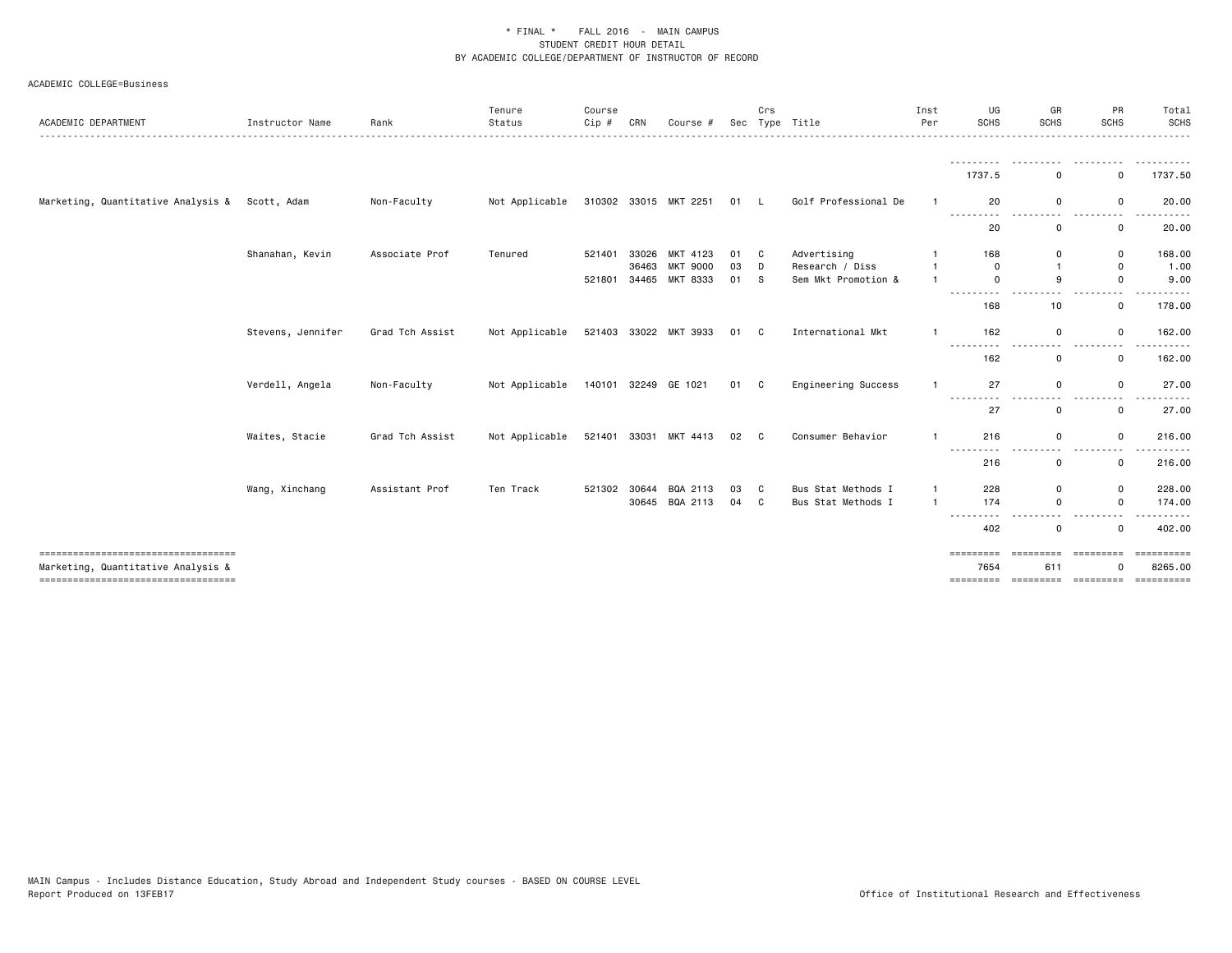\* FINAL \*    FALL 2016  -  MAIN CAMPUS
STUDENT CREDIT HOUR DETAIL
BY ACADEMIC COLLEGE/DEPARTMENT OF INSTRUCTOR OF RECORD

ACADEMIC COLLEGE=Business

| ACADEMIC DEPARTMENT | Instructor Name | Rank | Tenure Status | Course Cip # | CRN | Course # | Sec | Crs Type | Title | Inst Per | UG SCHS | GR SCHS | PR SCHS | Total SCHS |
|---|---|---|---|---|---|---|---|---|---|---|---|---|---|---|
| | | | | | | | | | | | 1737.5 | 0 | 0 | 1737.50 |
| Marketing, Quantitative Analysis & | Scott, Adam | Non-Faculty | Not Applicable | 310302 | 33015 | MKT 2251 | 01 | L | Golf Professional De | 1 | 20 | 0 | 0 | 20.00 |
| | | | | | | | | | | | 20 | 0 | 0 | 20.00 |
| | Shanahan, Kevin | Associate Prof | Tenured | 521401 | 33026 | MKT 4123 | 01 | C | Advertising | 1 | 168 | 0 | 0 | 168.00 |
| | | | | | 36463 | MKT 9000 | 03 | D | Research / Diss | 1 | 0 | 1 | 0 | 1.00 |
| | | | | 521801 | 34465 | MKT 8333 | 01 | S | Sem Mkt Promotion & | 1 | 0 | 9 | 0 | 9.00 |
| | | | | | | | | | | | 168 | 10 | 0 | 178.00 |
| | Stevens, Jennifer | Grad Tch Assist | Not Applicable | 521403 | 33022 | MKT 3933 | 01 | C | International Mkt | 1 | 162 | 0 | 0 | 162.00 |
| | | | | | | | | | | | 162 | 0 | 0 | 162.00 |
| | Verdell, Angela | Non-Faculty | Not Applicable | 140101 | 32249 | GE 1021 | 01 | C | Engineering Success | 1 | 27 | 0 | 0 | 27.00 |
| | | | | | | | | | | | 27 | 0 | 0 | 27.00 |
| | Waites, Stacie | Grad Tch Assist | Not Applicable | 521401 | 33031 | MKT 4413 | 02 | C | Consumer Behavior | 1 | 216 | 0 | 0 | 216.00 |
| | | | | | | | | | | | 216 | 0 | 0 | 216.00 |
| | Wang, Xinchang | Assistant Prof | Ten Track | 521302 | 30644 | BQA 2113 | 03 | C | Bus Stat Methods I | 1 | 228 | 0 | 0 | 228.00 |
| | | | | | 30645 | BQA 2113 | 04 | C | Bus Stat Methods I | 1 | 174 | 0 | 0 | 174.00 |
| | | | | | | | | | | | 402 | 0 | 0 | 402.00 |
| Marketing, Quantitative Analysis & | | | | | | | | | | | 7654 | 611 | 0 | 8265.00 |

MAIN Campus - Includes Distance Education, Study Abroad and Independent Study courses - BASED ON COURSE LEVEL
Report Produced on 13FEB17

Office of Institutional Research and Effectiveness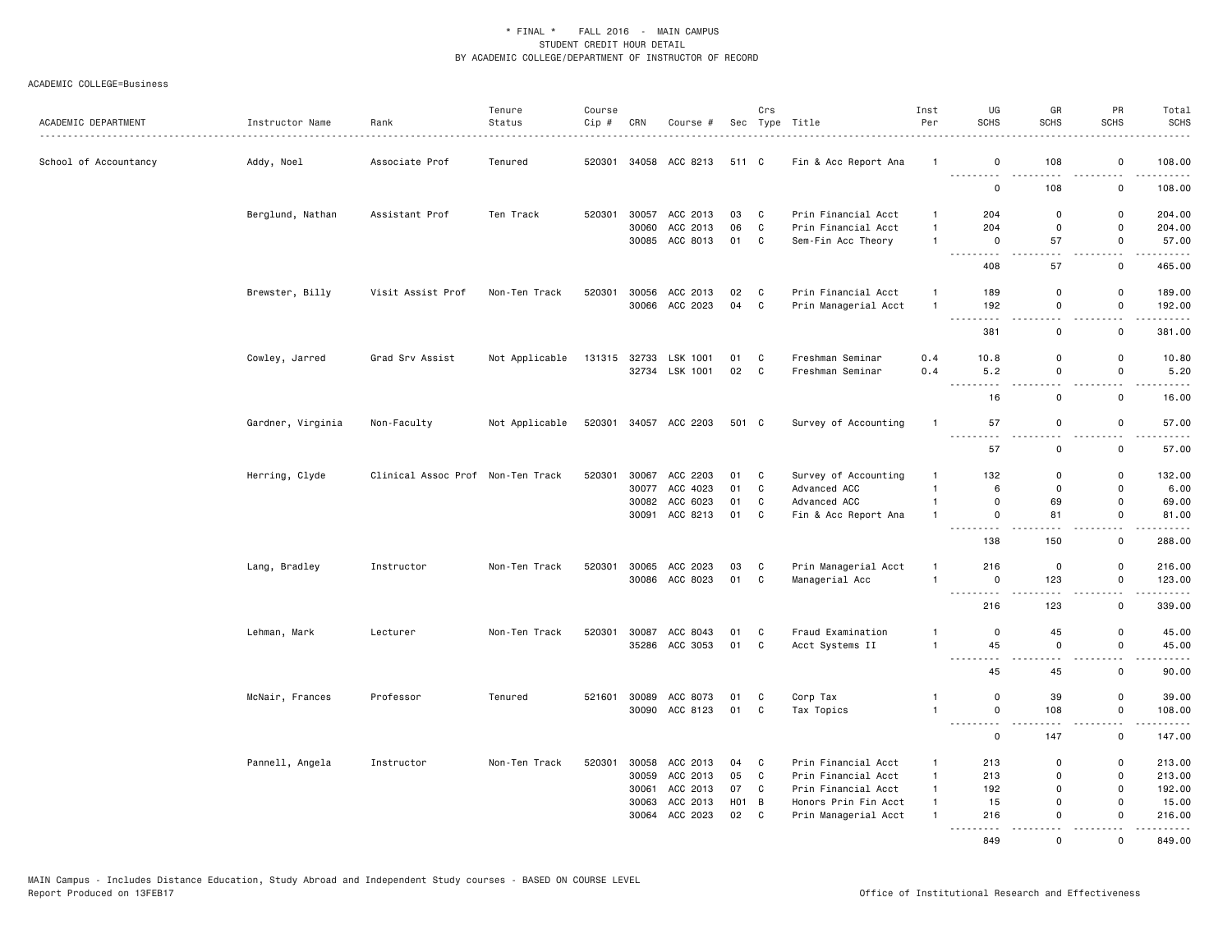\* FINAL \*  FALL 2016 - MAIN CAMPUS
STUDENT CREDIT HOUR DETAIL
BY ACADEMIC COLLEGE/DEPARTMENT OF INSTRUCTOR OF RECORD

ACADEMIC COLLEGE=Business

| ACADEMIC DEPARTMENT | Instructor Name | Rank | Tenure Status | Course Cip # | CRN | Course # | Sec | Crs Type | Title | Inst Per | UG SCHS | GR SCHS | PR SCHS | Total SCHS |
|---|---|---|---|---|---|---|---|---|---|---|---|---|---|---|
| School of Accountancy | Addy, Noel | Associate Prof | Tenured | 520301 | 34058 | ACC 8213 | 511 | C | Fin & Acc Report Ana | 1 | 0 | 108 | 0 | 108.00 |
| | | | | | | | | | | | 0 | 108 | 0 | 108.00 |
| | Berglund, Nathan | Assistant Prof | Ten Track | 520301 | 30057 | ACC 2013 | 03 | C | Prin Financial Acct | 1 | 204 | 0 | 0 | 204.00 |
| | | | | | 30060 | ACC 2013 | 06 | C | Prin Financial Acct | 1 | 204 | 0 | 0 | 204.00 |
| | | | | | 30085 | ACC 8013 | 01 | C | Sem-Fin Acc Theory | 1 | 0 | 57 | 0 | 57.00 |
| | | | | | | | | | | | 408 | 57 | 0 | 465.00 |
| | Brewster, Billy | Visit Assist Prof | Non-Ten Track | 520301 | 30056 | ACC 2013 | 02 | C | Prin Financial Acct | 1 | 189 | 0 | 0 | 189.00 |
| | | | | | 30066 | ACC 2023 | 04 | C | Prin Managerial Acct | 1 | 192 | 0 | 0 | 192.00 |
| | | | | | | | | | | | 381 | 0 | 0 | 381.00 |
| | Cowley, Jarred | Grad Srv Assist | Not Applicable | 131315 | 32733 | LSK 1001 | 01 | C | Freshman Seminar | 0.4 | 10.8 | 0 | 0 | 10.80 |
| | | | | | 32734 | LSK 1001 | 02 | C | Freshman Seminar | 0.4 | 5.2 | 0 | 0 | 5.20 |
| | | | | | | | | | | | 16 | 0 | 0 | 16.00 |
| | Gardner, Virginia | Non-Faculty | Not Applicable | 520301 | 34057 | ACC 2203 | 501 | C | Survey of Accounting | 1 | 57 | 0 | 0 | 57.00 |
| | | | | | | | | | | | 57 | 0 | 0 | 57.00 |
| | Herring, Clyde | Clinical Assoc Prof | Non-Ten Track | 520301 | 30067 | ACC 2203 | 01 | C | Survey of Accounting | 1 | 132 | 0 | 0 | 132.00 |
| | | | | | 30077 | ACC 4023 | 01 | C | Advanced ACC | 1 | 6 | 0 | 0 | 6.00 |
| | | | | | 30082 | ACC 6023 | 01 | C | Advanced ACC | 1 | 0 | 69 | 0 | 69.00 |
| | | | | | 30091 | ACC 8213 | 01 | C | Fin & Acc Report Ana | 1 | 0 | 81 | 0 | 81.00 |
| | | | | | | | | | | | 138 | 150 | 0 | 288.00 |
| | Lang, Bradley | Instructor | Non-Ten Track | 520301 | 30065 | ACC 2023 | 03 | C | Prin Managerial Acct | 1 | 216 | 0 | 0 | 216.00 |
| | | | | | 30086 | ACC 8023 | 01 | C | Managerial Acc | 1 | 0 | 123 | 0 | 123.00 |
| | | | | | | | | | | | 216 | 123 | 0 | 339.00 |
| | Lehman, Mark | Lecturer | Non-Ten Track | 520301 | 30087 | ACC 8043 | 01 | C | Fraud Examination | 1 | 0 | 45 | 0 | 45.00 |
| | | | | | 35286 | ACC 3053 | 01 | C | Acct Systems II | 1 | 45 | 0 | 0 | 45.00 |
| | | | | | | | | | | | 45 | 45 | 0 | 90.00 |
| | McNair, Frances | Professor | Tenured | 521601 | 30089 | ACC 8073 | 01 | C | Corp Tax | 1 | 0 | 39 | 0 | 39.00 |
| | | | | | 30090 | ACC 8123 | 01 | C | Tax Topics | 1 | 0 | 108 | 0 | 108.00 |
| | | | | | | | | | | | 0 | 147 | 0 | 147.00 |
| | Pannell, Angela | Instructor | Non-Ten Track | 520301 | 30058 | ACC 2013 | 04 | C | Prin Financial Acct | 1 | 213 | 0 | 0 | 213.00 |
| | | | | | 30059 | ACC 2013 | 05 | C | Prin Financial Acct | 1 | 213 | 0 | 0 | 213.00 |
| | | | | | 30061 | ACC 2013 | 07 | C | Prin Financial Acct | 1 | 192 | 0 | 0 | 192.00 |
| | | | | | 30063 | ACC 2013 | H01 | B | Honors Prin Fin Acct | 1 | 15 | 0 | 0 | 15.00 |
| | | | | | 30064 | ACC 2023 | 02 | C | Prin Managerial Acct | 1 | 216 | 0 | 0 | 216.00 |
| | | | | | | | | | | | 849 | 0 | 0 | 849.00 |

MAIN Campus - Includes Distance Education, Study Abroad and Independent Study courses - BASED ON COURSE LEVEL
Report Produced on 13FEB17

Office of Institutional Research and Effectiveness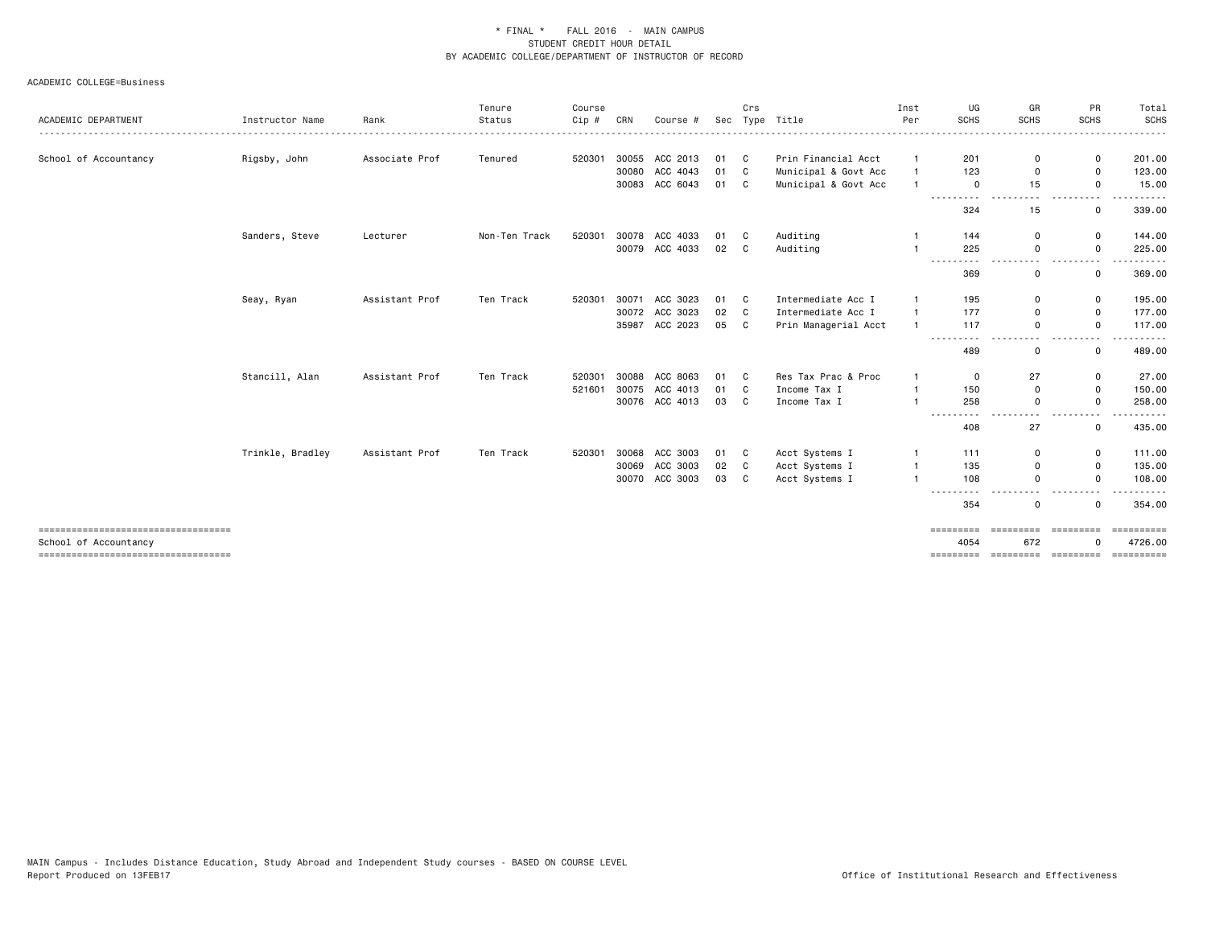\* FINAL \*   FALL 2016 - MAIN CAMPUS
STUDENT CREDIT HOUR DETAIL
BY ACADEMIC COLLEGE/DEPARTMENT OF INSTRUCTOR OF RECORD

ACADEMIC COLLEGE=Business

| ACADEMIC DEPARTMENT | Instructor Name | Rank | Tenure Status | Course Cip # | CRN | Course # | Sec | Crs Type | Title | Inst Per | UG SCHS | GR SCHS | PR SCHS | Total SCHS |
|---|---|---|---|---|---|---|---|---|---|---|---|---|---|---|
| School of Accountancy | Rigsby, John | Associate Prof | Tenured | 520301 | 30055 | ACC 2013 | 01 | C | Prin Financial Acct | 1 | 201 | 0 | 0 | 201.00 |
| | | | | | 30080 | ACC 4043 | 01 | C | Municipal & Govt Acc | 1 | 123 | 0 | 0 | 123.00 |
| | | | | | 30083 | ACC 6043 | 01 | C | Municipal & Govt Acc | 1 | 0 | 15 | 0 | 15.00 |
| | | | | | | | | | | | 324 | 15 | 0 | 339.00 |
| | Sanders, Steve | Lecturer | Non-Ten Track | 520301 | 30078 | ACC 4033 | 01 | C | Auditing | 1 | 144 | 0 | 0 | 144.00 |
| | | | | | 30079 | ACC 4033 | 02 | C | Auditing | 1 | 225 | 0 | 0 | 225.00 |
| | | | | | | | | | | | 369 | 0 | 0 | 369.00 |
| | Seay, Ryan | Assistant Prof | Ten Track | 520301 | 30071 | ACC 3023 | 01 | C | Intermediate Acc I | 1 | 195 | 0 | 0 | 195.00 |
| | | | | | 30072 | ACC 3023 | 02 | C | Intermediate Acc I | 1 | 177 | 0 | 0 | 177.00 |
| | | | | | 35987 | ACC 2023 | 05 | C | Prin Managerial Acct | 1 | 117 | 0 | 0 | 117.00 |
| | | | | | | | | | | | 489 | 0 | 0 | 489.00 |
| | Stancill, Alan | Assistant Prof | Ten Track | 520301 | 30088 | ACC 8063 | 01 | C | Res Tax Prac & Proc | 1 | 0 | 27 | 0 | 27.00 |
| | | | | 521601 | 30075 | ACC 4013 | 01 | C | Income Tax I | 1 | 150 | 0 | 0 | 150.00 |
| | | | | | 30076 | ACC 4013 | 03 | C | Income Tax I | 1 | 258 | 0 | 0 | 258.00 |
| | | | | | | | | | | | 408 | 27 | 0 | 435.00 |
| | Trinkle, Bradley | Assistant Prof | Ten Track | 520301 | 30068 | ACC 3003 | 01 | C | Acct Systems I | 1 | 111 | 0 | 0 | 111.00 |
| | | | | | 30069 | ACC 3003 | 02 | C | Acct Systems I | 1 | 135 | 0 | 0 | 135.00 |
| | | | | | 30070 | ACC 3003 | 03 | C | Acct Systems I | 1 | 108 | 0 | 0 | 108.00 |
| | | | | | | | | | | | 354 | 0 | 0 | 354.00 |
| School of Accountancy | | | | | | | | | | | 4054 | 672 | 0 | 4726.00 |

MAIN Campus - Includes Distance Education, Study Abroad and Independent Study courses - BASED ON COURSE LEVEL
Report Produced on 13FEB17

Office of Institutional Research and Effectiveness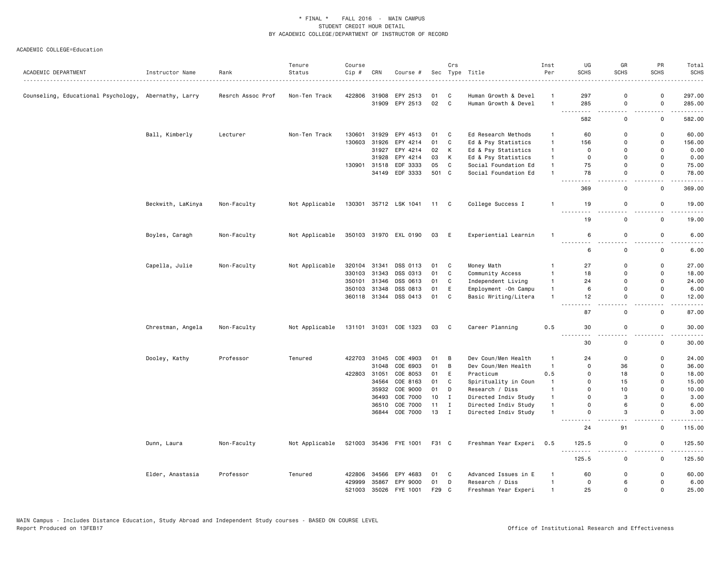\* FINAL \* FALL 2016 - MAIN CAMPUS
STUDENT CREDIT HOUR DETAIL
BY ACADEMIC COLLEGE/DEPARTMENT OF INSTRUCTOR OF RECORD

ACADEMIC COLLEGE=Education

| ACADEMIC DEPARTMENT | Instructor Name | Rank | Tenure Status | Course Cip # | CRN | Course # | Sec | Crs Type | Title | Inst Per | UG SCHS | GR SCHS | PR SCHS | Total SCHS |
|---|---|---|---|---|---|---|---|---|---|---|---|---|---|---|
| Counseling, Educational Psychology, | Abernathy, Larry | Resrch Assoc Prof | Non-Ten Track | 422806 | 31908 | EPY 2513 | 01 | C | Human Growth & Devel | 1 | 297 | 0 | 0 | 297.00 |
| | | | | | 31909 | EPY 2513 | 02 | C | Human Growth & Devel | 1 | 285 | 0 | 0 | 285.00 |
| | | | | | | | | | | | 582 | 0 | 0 | 582.00 |
| | Ball, Kimberly | Lecturer | Non-Ten Track | 130601 | 31929 | EPY 4513 | 01 | C | Ed Research Methods | 1 | 60 | 0 | 0 | 60.00 |
| | | | | 130603 | 31926 | EPY 4214 | 01 | C | Ed & Psy Statistics | 1 | 156 | 0 | 0 | 156.00 |
| | | | | | 31927 | EPY 4214 | 02 | K | Ed & Psy Statistics | 1 | 0 | 0 | 0 | 0.00 |
| | | | | | 31928 | EPY 4214 | 03 | K | Ed & Psy Statistics | 1 | 0 | 0 | 0 | 0.00 |
| | | | | 130901 | 31518 | EDF 3333 | 05 | C | Social Foundation Ed | 1 | 75 | 0 | 0 | 75.00 |
| | | | | | 34149 | EDF 3333 | 501 | C | Social Foundation Ed | 1 | 78 | 0 | 0 | 78.00 |
| | | | | | | | | | | | 369 | 0 | 0 | 369.00 |
| | Beckwith, LaKinya | Non-Faculty | Not Applicable | 130301 | 35712 | LSK 1041 | 11 | C | College Success I | 1 | 19 | 0 | 0 | 19.00 |
| | | | | | | | | | | | 19 | 0 | 0 | 19.00 |
| | Boyles, Caragh | Non-Faculty | Not Applicable | 350103 | 31970 | EXL 0190 | 03 | E | Experiential Learnin | 1 | 6 | 0 | 0 | 6.00 |
| | | | | | | | | | | | 6 | 0 | 0 | 6.00 |
| | Capella, Julie | Non-Faculty | Not Applicable | 320104 | 31341 | DSS 0113 | 01 | C | Money Math | 1 | 27 | 0 | 0 | 27.00 |
| | | | | 330103 | 31343 | DSS 0313 | 01 | C | Community Access | 1 | 18 | 0 | 0 | 18.00 |
| | | | | 350101 | 31346 | DSS 0613 | 01 | C | Independent Living | 1 | 24 | 0 | 0 | 24.00 |
| | | | | 350103 | 31348 | DSS 0813 | 01 | E | Employment -On Campu | 1 | 6 | 0 | 0 | 6.00 |
| | | | | 360118 | 31344 | DSS 0413 | 01 | C | Basic Writing/Litera | 1 | 12 | 0 | 0 | 12.00 |
| | | | | | | | | | | | 87 | 0 | 0 | 87.00 |
| | Chrestman, Angela | Non-Faculty | Not Applicable | 131101 | 31031 | COE 1323 | 03 | C | Career Planning | 0.5 | 30 | 0 | 0 | 30.00 |
| | | | | | | | | | | | 30 | 0 | 0 | 30.00 |
| | Dooley, Kathy | Professor | Tenured | 422703 | 31045 | COE 4903 | 01 | B | Dev Coun/Men Health | 1 | 24 | 0 | 0 | 24.00 |
| | | | | | 31048 | COE 6903 | 01 | B | Dev Coun/Men Health | 1 | 0 | 36 | 0 | 36.00 |
| | | | | 422803 | 31051 | COE 8053 | 01 | E | Practicum | 0.5 | 0 | 18 | 0 | 18.00 |
| | | | | | 34564 | COE 8163 | 01 | C | Spirituality in Coun | 1 | 0 | 15 | 0 | 15.00 |
| | | | | | 35932 | COE 9000 | 01 | D | Research / Diss | 1 | 0 | 10 | 0 | 10.00 |
| | | | | | 36493 | COE 7000 | 10 | I | Directed Indiv Study | 1 | 0 | 3 | 0 | 3.00 |
| | | | | | 36510 | COE 7000 | 11 | I | Directed Indiv Study | 1 | 0 | 6 | 0 | 6.00 |
| | | | | | 36844 | COE 7000 | 13 | I | Directed Indiv Study | 1 | 0 | 3 | 0 | 3.00 |
| | | | | | | | | | | | 24 | 91 | 0 | 115.00 |
| | Dunn, Laura | Non-Faculty | Not Applicable | 521003 | 35436 | FYE 1001 | F31 | C | Freshman Year Experi | 0.5 | 125.5 | 0 | 0 | 125.50 |
| | | | | | | | | | | | 125.5 | 0 | 0 | 125.50 |
| | Elder, Anastasia | Professor | Tenured | 422806 | 34566 | EPY 4683 | 01 | C | Advanced Issues in E | 1 | 60 | 0 | 0 | 60.00 |
| | | | | 429999 | 35867 | EPY 9000 | 01 | D | Research / Diss | 1 | 0 | 6 | 0 | 6.00 |
| | | | | 521003 | 35026 | FYE 1001 | F29 | C | Freshman Year Experi | 1 | 25 | 0 | 0 | 25.00 |

MAIN Campus - Includes Distance Education, Study Abroad and Independent Study courses - BASED ON COURSE LEVEL
Report Produced on 13FEB17

Office of Institutional Research and Effectiveness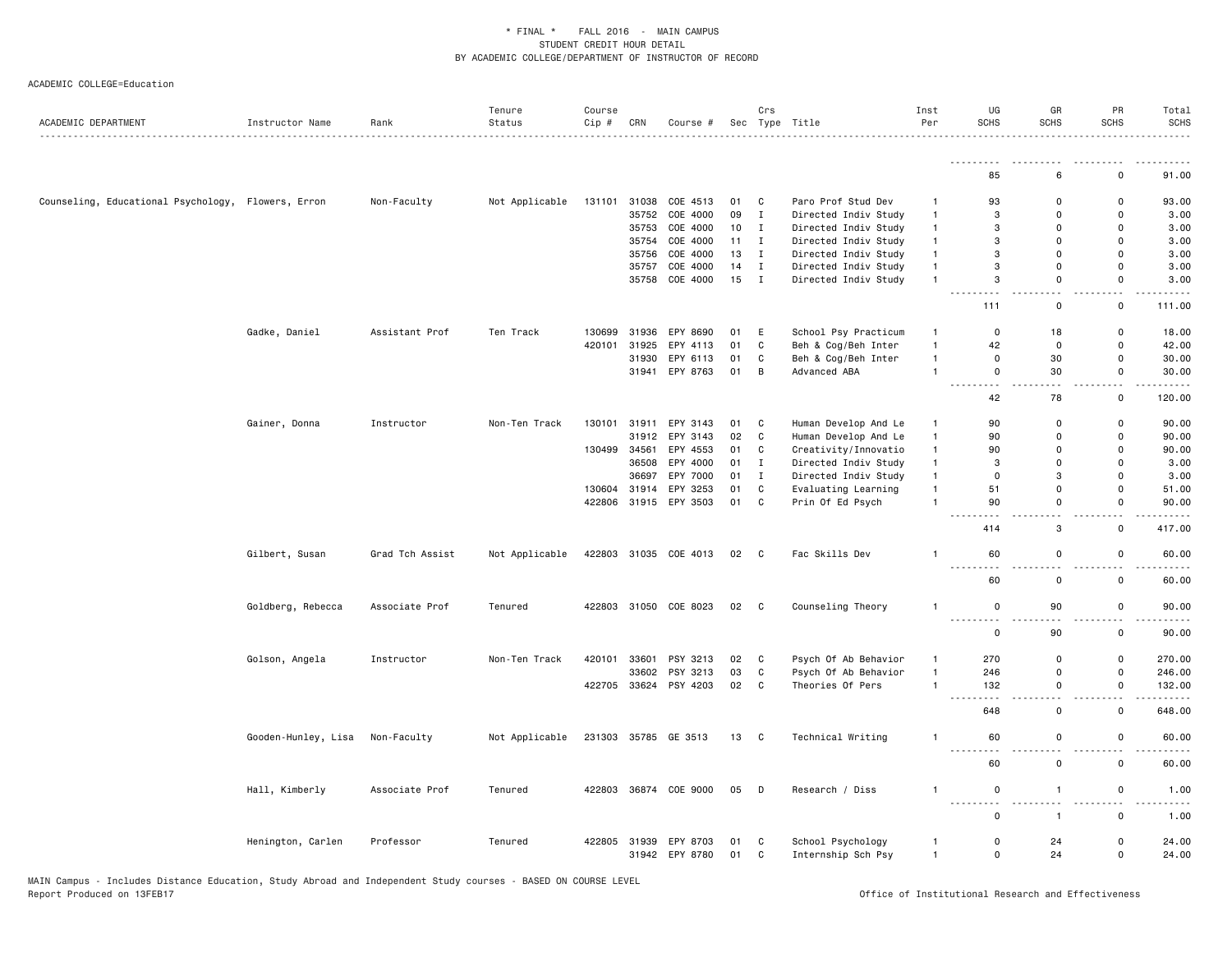* FINAL * FALL 2016 - MAIN CAMPUS
STUDENT CREDIT HOUR DETAIL
BY ACADEMIC COLLEGE/DEPARTMENT OF INSTRUCTOR OF RECORD

ACADEMIC COLLEGE=Education

| ACADEMIC DEPARTMENT | Instructor Name | Rank | Tenure Status | Course Cip # | CRN | Course # | Sec | Crs Type | Title | Inst Per | UG SCHS | GR SCHS | PR SCHS | Total SCHS |
|---|---|---|---|---|---|---|---|---|---|---|---|---|---|---|
| | | | | | | | | | | | 85 | 6 | 0 | 91.00 |
| Counseling, Educational Psychology, | Flowers, Erron | Non-Faculty | Not Applicable | 131101 | 31038 | COE 4513 | 01 | C | Paro Prof Stud Dev | 1 | 93 | 0 | 0 | 93.00 |
| | | | | | 35752 | COE 4000 | 09 | I | Directed Indiv Study | 1 | 3 | 0 | 0 | 3.00 |
| | | | | | 35753 | COE 4000 | 10 | I | Directed Indiv Study | 1 | 3 | 0 | 0 | 3.00 |
| | | | | | 35754 | COE 4000 | 11 | I | Directed Indiv Study | 1 | 3 | 0 | 0 | 3.00 |
| | | | | | 35756 | COE 4000 | 13 | I | Directed Indiv Study | 1 | 3 | 0 | 0 | 3.00 |
| | | | | | 35757 | COE 4000 | 14 | I | Directed Indiv Study | 1 | 3 | 0 | 0 | 3.00 |
| | | | | | 35758 | COE 4000 | 15 | I | Directed Indiv Study | 1 | 3 | 0 | 0 | 3.00 |
| | | | | | | | | | | | 111 | 0 | 0 | 111.00 |
| | Gadke, Daniel | Assistant Prof | Ten Track | 130699 | 31936 | EPY 8690 | 01 | E | School Psy Practicum | 1 | 0 | 18 | 0 | 18.00 |
| | | | | 420101 | 31925 | EPY 4113 | 01 | C | Beh & Cog/Beh Inter | 1 | 42 | 0 | 0 | 42.00 |
| | | | | | 31930 | EPY 6113 | 01 | C | Beh & Cog/Beh Inter | 1 | 0 | 30 | 0 | 30.00 |
| | | | | | 31941 | EPY 8763 | 01 | B | Advanced ABA | 1 | 0 | 30 | 0 | 30.00 |
| | | | | | | | | | | | 42 | 78 | 0 | 120.00 |
| | Gainer, Donna | Instructor | Non-Ten Track | 130101 | 31911 | EPY 3143 | 01 | C | Human Develop And Le | 1 | 90 | 0 | 0 | 90.00 |
| | | | | | 31912 | EPY 3143 | 02 | C | Human Develop And Le | 1 | 90 | 0 | 0 | 90.00 |
| | | | | 130499 | 34561 | EPY 4553 | 01 | C | Creativity/Innovatio | 1 | 90 | 0 | 0 | 90.00 |
| | | | | | 36508 | EPY 4000 | 01 | I | Directed Indiv Study | 1 | 3 | 0 | 0 | 3.00 |
| | | | | | 36697 | EPY 7000 | 01 | I | Directed Indiv Study | 1 | 0 | 3 | 0 | 3.00 |
| | | | | 130604 | 31914 | EPY 3253 | 01 | C | Evaluating Learning | 1 | 51 | 0 | 0 | 51.00 |
| | | | | 422806 | 31915 | EPY 3503 | 01 | C | Prin Of Ed Psych | 1 | 90 | 0 | 0 | 90.00 |
| | | | | | | | | | | | 414 | 3 | 0 | 417.00 |
| | Gilbert, Susan | Grad Tch Assist | Not Applicable | 422803 | 31035 | COE 4013 | 02 | C | Fac Skills Dev | 1 | 60 | 0 | 0 | 60.00 |
| | | | | | | | | | | | 60 | 0 | 0 | 60.00 |
| | Goldberg, Rebecca | Associate Prof | Tenured | 422803 | 31050 | COE 8023 | 02 | C | Counseling Theory | 1 | 0 | 90 | 0 | 90.00 |
| | | | | | | | | | | | 0 | 90 | 0 | 90.00 |
| | Golson, Angela | Instructor | Non-Ten Track | 420101 | 33601 | PSY 3213 | 02 | C | Psych Of Ab Behavior | 1 | 270 | 0 | 0 | 270.00 |
| | | | | | 33602 | PSY 3213 | 03 | C | Psych Of Ab Behavior | 1 | 246 | 0 | 0 | 246.00 |
| | | | | 422705 | 33624 | PSY 4203 | 02 | C | Theories Of Pers | 1 | 132 | 0 | 0 | 132.00 |
| | | | | | | | | | | | 648 | 0 | 0 | 648.00 |
| | Gooden-Hunley, Lisa | Non-Faculty | Not Applicable | 231303 | 35785 | GE 3513 | 13 | C | Technical Writing | 1 | 60 | 0 | 0 | 60.00 |
| | | | | | | | | | | | 60 | 0 | 0 | 60.00 |
| | Hall, Kimberly | Associate Prof | Tenured | 422803 | 36874 | COE 9000 | 05 | D | Research / Diss | 1 | 0 | 1 | 0 | 1.00 |
| | | | | | | | | | | | 0 | 1 | 0 | 1.00 |
| | Henington, Carlen | Professor | Tenured | 422805 | 31939 | EPY 8703 | 01 | C | School Psychology | 1 | 0 | 24 | 0 | 24.00 |
| | | | | | 31942 | EPY 8780 | 01 | C | Internship Sch Psy | 1 | 0 | 24 | 0 | 24.00 |

MAIN Campus - Includes Distance Education, Study Abroad and Independent Study courses - BASED ON COURSE LEVEL
Report Produced on 13FEB17

Office of Institutional Research and Effectiveness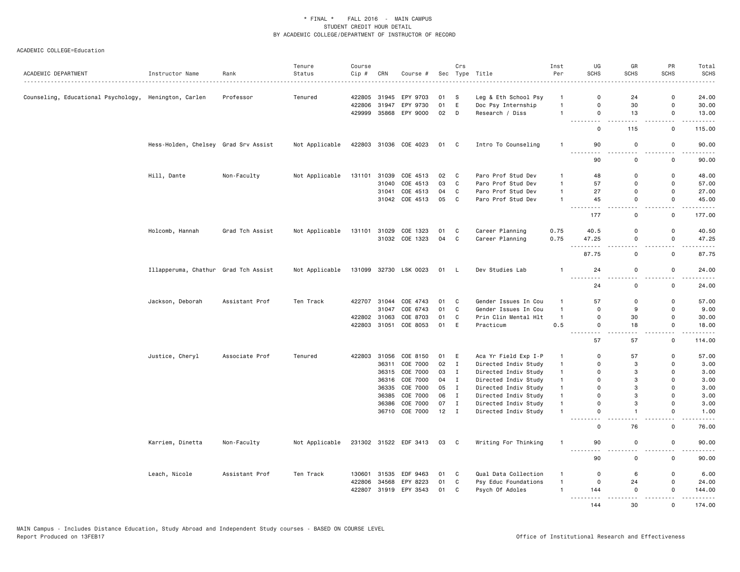\* FINAL \* FALL 2016 - MAIN CAMPUS
STUDENT CREDIT HOUR DETAIL
BY ACADEMIC COLLEGE/DEPARTMENT OF INSTRUCTOR OF RECORD

ACADEMIC COLLEGE=Education

| ACADEMIC DEPARTMENT | Instructor Name | Rank | Tenure Status | Course Cip # | CRN | Course # | Sec | Crs Type | Title | Inst Per | UG SCHS | GR SCHS | PR SCHS | Total SCHS |
|---|---|---|---|---|---|---|---|---|---|---|---|---|---|---|
| Counseling, Educational Psychology, | Henington, Carlen | Professor | Tenured | 422805 | 31945 | EPY 9703 | 01 | S | Leg & Eth School Psy | 1 | 0 | 24 | 0 | 24.00 |
| | | | | 422806 | 31947 | EPY 9730 | 01 | E | Doc Psy Internship | 1 | 0 | 30 | 0 | 30.00 |
| | | | | 429999 | 35868 | EPY 9000 | 02 | D | Research / Diss | 1 | 0 | 13 | 0 | 13.00 |
| | | | | | | | | | | | 0 | 115 | 0 | 115.00 |
| | Hess-Holden, Chelsey | Grad Srv Assist | Not Applicable | 422803 | 31036 | COE 4023 | 01 | C | Intro To Counseling | 1 | 90 | 0 | 0 | 90.00 |
| | | | | | | | | | | | 90 | 0 | 0 | 90.00 |
| | Hill, Dante | Non-Faculty | Not Applicable | 131101 | 31039 | COE 4513 | 02 | C | Paro Prof Stud Dev | 1 | 48 | 0 | 0 | 48.00 |
| | | | | | 31040 | COE 4513 | 03 | C | Paro Prof Stud Dev | 1 | 57 | 0 | 0 | 57.00 |
| | | | | | 31041 | COE 4513 | 04 | C | Paro Prof Stud Dev | 1 | 27 | 0 | 0 | 27.00 |
| | | | | | 31042 | COE 4513 | 05 | C | Paro Prof Stud Dev | 1 | 45 | 0 | 0 | 45.00 |
| | | | | | | | | | | | 177 | 0 | 0 | 177.00 |
| | Holcomb, Hannah | Grad Tch Assist | Not Applicable | 131101 | 31029 | COE 1323 | 01 | C | Career Planning | 0.75 | 40.5 | 0 | 0 | 40.50 |
| | | | | | 31032 | COE 1323 | 04 | C | Career Planning | 0.75 | 47.25 | 0 | 0 | 47.25 |
| | | | | | | | | | | | 87.75 | 0 | 0 | 87.75 |
| | Illapperuma, Chathur | Grad Tch Assist | Not Applicable | 131099 | 32730 | LSK 0023 | 01 | L | Dev Studies Lab | 1 | 24 | 0 | 0 | 24.00 |
| | | | | | | | | | | | 24 | 0 | 0 | 24.00 |
| | Jackson, Deborah | Assistant Prof | Ten Track | 422707 | 31044 | COE 4743 | 01 | C | Gender Issues In Cou | 1 | 57 | 0 | 0 | 57.00 |
| | | | | | 31047 | COE 6743 | 01 | C | Gender Issues In Cou | 1 | 0 | 9 | 0 | 9.00 |
| | | | | 422802 | 31063 | COE 8703 | 01 | C | Prin Clin Mental Hlt | 1 | 0 | 30 | 0 | 30.00 |
| | | | | 422803 | 31051 | COE 8053 | 01 | E | Practicum | 0.5 | 0 | 18 | 0 | 18.00 |
| | | | | | | | | | | | 57 | 57 | 0 | 114.00 |
| | Justice, Cheryl | Associate Prof | Tenured | 422803 | 31056 | COE 8150 | 01 | E | Aca Yr Field Exp I-P | 1 | 0 | 57 | 0 | 57.00 |
| | | | | | 36311 | COE 7000 | 02 | I | Directed Indiv Study | 1 | 0 | 3 | 0 | 3.00 |
| | | | | | 36315 | COE 7000 | 03 | I | Directed Indiv Study | 1 | 0 | 3 | 0 | 3.00 |
| | | | | | 36316 | COE 7000 | 04 | I | Directed Indiv Study | 1 | 0 | 3 | 0 | 3.00 |
| | | | | | 36335 | COE 7000 | 05 | I | Directed Indiv Study | 1 | 0 | 3 | 0 | 3.00 |
| | | | | | 36385 | COE 7000 | 06 | I | Directed Indiv Study | 1 | 0 | 3 | 0 | 3.00 |
| | | | | | 36386 | COE 7000 | 07 | I | Directed Indiv Study | 1 | 0 | 3 | 0 | 3.00 |
| | | | | | 36710 | COE 7000 | 12 | I | Directed Indiv Study | 1 | 0 | 1 | 0 | 1.00 |
| | | | | | | | | | | | 0 | 76 | 0 | 76.00 |
| | Karriem, Dinetta | Non-Faculty | Not Applicable | 231302 | 31522 | EDF 3413 | 03 | C | Writing For Thinking | 1 | 90 | 0 | 0 | 90.00 |
| | | | | | | | | | | | 90 | 0 | 0 | 90.00 |
| | Leach, Nicole | Assistant Prof | Ten Track | 130601 | 31535 | EDF 9463 | 01 | C | Qual Data Collection | 1 | 0 | 6 | 0 | 6.00 |
| | | | | 422806 | 34568 | EPY 8223 | 01 | C | Psy Educ Foundations | 1 | 0 | 24 | 0 | 24.00 |
| | | | | 422807 | 31919 | EPY 3543 | 01 | C | Psych Of Adoles | 1 | 144 | 0 | 0 | 144.00 |
| | | | | | | | | | | | 144 | 30 | 0 | 174.00 |

MAIN Campus - Includes Distance Education, Study Abroad and Independent Study courses - BASED ON COURSE LEVEL
Report Produced on 13FEB17

Office of Institutional Research and Effectiveness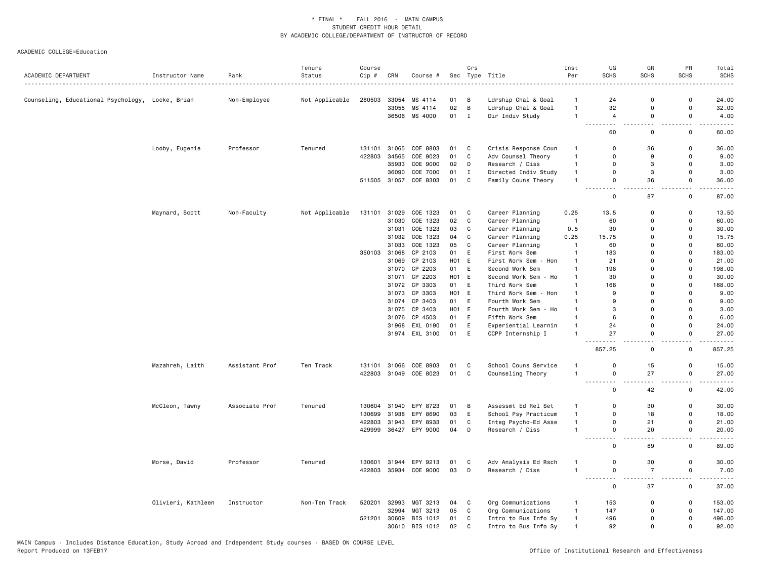\* FINAL \* FALL 2016 - MAIN CAMPUS
STUDENT CREDIT HOUR DETAIL
BY ACADEMIC COLLEGE/DEPARTMENT OF INSTRUCTOR OF RECORD

ACADEMIC COLLEGE=Education

| ACADEMIC DEPARTMENT | Instructor Name | Rank | Tenure Status | Course Cip # | CRN | Course # | Sec | Crs Type | Title | Inst Per | UG SCHS | GR SCHS | PR SCHS | Total SCHS |
|---|---|---|---|---|---|---|---|---|---|---|---|---|---|---|
| Counseling, Educational Psychology, | Locke, Brian | Non-Employee | Not Applicable | 280503 | 33054 | MS 4114 | 01 | B | Ldrship Chal & Goal | 1 | 24 | 0 | 0 | 24.00 |
| | | | | | 33055 | MS 4114 | 02 | B | Ldrship Chal & Goal | 1 | 32 | 0 | 0 | 32.00 |
| | | | | | 36506 | MS 4000 | 01 | I | Dir Indiv Study | 1 | 4 | 0 | 0 | 4.00 |
| | | | | | | | | | | | 60 | 0 | 0 | 60.00 |
| | Looby, Eugenie | Professor | Tenured | 131101 | 31065 | COE 8803 | 01 | C | Crisis Response Coun | 1 | 0 | 36 | 0 | 36.00 |
| | | | | 422803 | 34565 | COE 9023 | 01 | C | Adv Counsel Theory | 1 | 0 | 9 | 0 | 9.00 |
| | | | | | 35933 | COE 9000 | 02 | D | Research / Diss | 1 | 0 | 3 | 0 | 3.00 |
| | | | | | 36090 | COE 7000 | 01 | I | Directed Indiv Study | 1 | 0 | 3 | 0 | 3.00 |
| | | | | 511505 | 31057 | COE 8303 | 01 | C | Family Couns Theory | 1 | 0 | 36 | 0 | 36.00 |
| | | | | | | | | | | | 0 | 87 | 0 | 87.00 |
| | Maynard, Scott | Non-Faculty | Not Applicable | 131101 | 31029 | COE 1323 | 01 | C | Career Planning | 0.25 | 13.5 | 0 | 0 | 13.50 |
| | | | | | 31030 | COE 1323 | 02 | C | Career Planning | 1 | 60 | 0 | 0 | 60.00 |
| | | | | | 31031 | COE 1323 | 03 | C | Career Planning | 0.5 | 30 | 0 | 0 | 30.00 |
| | | | | | 31032 | COE 1323 | 04 | C | Career Planning | 0.25 | 15.75 | 0 | 0 | 15.75 |
| | | | | | 31033 | COE 1323 | 05 | C | Career Planning | 1 | 60 | 0 | 0 | 60.00 |
| | | | | 350103 | 31068 | CP 2103 | 01 | E | First Work Sem | 1 | 183 | 0 | 0 | 183.00 |
| | | | | | 31069 | CP 2103 | H01 | E | First Work Sem - Hon | 1 | 21 | 0 | 0 | 21.00 |
| | | | | | 31070 | CP 2203 | 01 | E | Second Work Sem | 1 | 198 | 0 | 0 | 198.00 |
| | | | | | 31071 | CP 2203 | H01 | E | Second Work Sem - Ho | 1 | 30 | 0 | 0 | 30.00 |
| | | | | | 31072 | CP 3303 | 01 | E | Third Work Sem | 1 | 168 | 0 | 0 | 168.00 |
| | | | | | 31073 | CP 3303 | H01 | E | Third Work Sem - Hon | 1 | 9 | 0 | 0 | 9.00 |
| | | | | | 31074 | CP 3403 | 01 | E | Fourth Work Sem | 1 | 9 | 0 | 0 | 9.00 |
| | | | | | 31075 | CP 3403 | H01 | E | Fourth Work Sem - Ho | 1 | 3 | 0 | 0 | 3.00 |
| | | | | | 31076 | CP 4503 | 01 | E | Fifth Work Sem | 1 | 6 | 0 | 0 | 6.00 |
| | | | | | 31968 | EXL 0190 | 01 | E | Experiential Learnin | 1 | 24 | 0 | 0 | 24.00 |
| | | | | | 31974 | EXL 3100 | 01 | E | CCPP Internship I | 1 | 27 | 0 | 0 | 27.00 |
| | | | | | | | | | | | 857.25 | 0 | 0 | 857.25 |
| | Mazahreh, Laith | Assistant Prof | Ten Track | 131101 | 31066 | COE 8903 | 01 | C | School Couns Service | 1 | 0 | 15 | 0 | 15.00 |
| | | | | 422803 | 31049 | COE 8023 | 01 | C | Counseling Theory | 1 | 0 | 27 | 0 | 27.00 |
| | | | | | | | | | | | 0 | 42 | 0 | 42.00 |
| | McCleon, Tawny | Associate Prof | Tenured | 130604 | 31940 | EPY 8723 | 01 | B | Assessmt Ed Rel Set | 1 | 0 | 30 | 0 | 30.00 |
| | | | | 130699 | 31938 | EPY 8690 | 03 | E | School Psy Practicum | 1 | 0 | 18 | 0 | 18.00 |
| | | | | 422803 | 31943 | EPY 8933 | 01 | C | Integ Psycho-Ed Asse | 1 | 0 | 21 | 0 | 21.00 |
| | | | | 429999 | 36427 | EPY 9000 | 04 | D | Research / Diss | 1 | 0 | 20 | 0 | 20.00 |
| | | | | | | | | | | | 0 | 89 | 0 | 89.00 |
| | Morse, David | Professor | Tenured | 130601 | 31944 | EPY 9213 | 01 | C | Adv Analysis Ed Rsch | 1 | 0 | 30 | 0 | 30.00 |
| | | | | 422803 | 35934 | COE 9000 | 03 | D | Research / Diss | 1 | 0 | 7 | 0 | 7.00 |
| | | | | | | | | | | | 0 | 37 | 0 | 37.00 |
| | Olivieri, Kathleen | Instructor | Non-Ten Track | 520201 | 32993 | MGT 3213 | 04 | C | Org Communications | 1 | 153 | 0 | 0 | 153.00 |
| | | | | | 32994 | MGT 3213 | 05 | C | Org Communications | 1 | 147 | 0 | 0 | 147.00 |
| | | | | 521201 | 30609 | BIS 1012 | 01 | C | Intro to Bus Info Sy | 1 | 496 | 0 | 0 | 496.00 |
| | | | | | 30610 | BIS 1012 | 02 | C | Intro to Bus Info Sy | 1 | 92 | 0 | 0 | 92.00 |

MAIN Campus - Includes Distance Education, Study Abroad and Independent Study courses - BASED ON COURSE LEVEL
Report Produced on 13FEB17

Office of Institutional Research and Effectiveness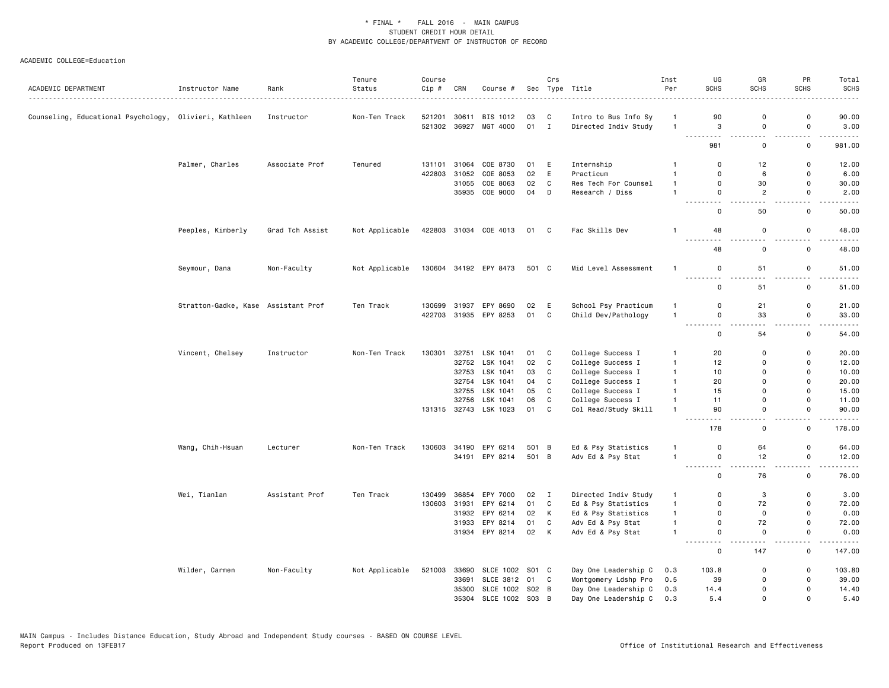\* FINAL \* FALL 2016 - MAIN CAMPUS
STUDENT CREDIT HOUR DETAIL
BY ACADEMIC COLLEGE/DEPARTMENT OF INSTRUCTOR OF RECORD

ACADEMIC COLLEGE=Education

| ACADEMIC DEPARTMENT | Instructor Name | Rank | Tenure Status | Course Cip # | CRN | Course # | Sec | Crs Type | Title | Inst Per | UG SCHS | GR SCHS | PR SCHS | Total SCHS |
|---|---|---|---|---|---|---|---|---|---|---|---|---|---|---|
| Counseling, Educational Psychology, | Olivieri, Kathleen | Instructor | Non-Ten Track | 521201 | 30611 | BIS 1012 | 03 | C | Intro to Bus Info Sy | 1 | 90 | 0 | 0 | 90.00 |
| | | | | 521302 | 36927 | MGT 4000 | 01 | I | Directed Indiv Study | 1 | 3 | 0 | 0 | 3.00 |
| | | | | | | | | | | | 981 | 0 | 0 | 981.00 |
| | Palmer, Charles | Associate Prof | Tenured | 131101 | 31064 | COE 8730 | 01 | E | Internship | 1 | 0 | 12 | 0 | 12.00 |
| | | | | 422803 | 31052 | COE 8053 | 02 | E | Practicum | 1 | 0 | 6 | 0 | 6.00 |
| | | | | | 31055 | COE 8063 | 02 | C | Res Tech For Counsel | 1 | 0 | 30 | 0 | 30.00 |
| | | | | | 35935 | COE 9000 | 04 | D | Research / Diss | 1 | 0 | 2 | 0 | 2.00 |
| | | | | | | | | | | | 0 | 50 | 0 | 50.00 |
| | Peeples, Kimberly | Grad Tch Assist | Not Applicable | 422803 | 31034 | COE 4013 | 01 | C | Fac Skills Dev | 1 | 48 | 0 | 0 | 48.00 |
| | | | | | | | | | | | 48 | 0 | 0 | 48.00 |
| | Seymour, Dana | Non-Faculty | Not Applicable | 130604 | 34192 | EPY 8473 | 501 | C | Mid Level Assessment | 1 | 0 | 51 | 0 | 51.00 |
| | | | | | | | | | | | 0 | 51 | 0 | 51.00 |
| | Stratton-Gadke, Kase | Assistant Prof | Ten Track | 130699 | 31937 | EPY 8690 | 02 | E | School Psy Practicum | 1 | 0 | 21 | 0 | 21.00 |
| | | | | 422703 | 31935 | EPY 8253 | 01 | C | Child Dev/Pathology | 1 | 0 | 33 | 0 | 33.00 |
| | | | | | | | | | | | 0 | 54 | 0 | 54.00 |
| | Vincent, Chelsey | Instructor | Non-Ten Track | 130301 | 32751 | LSK 1041 | 01 | C | College Success I | 1 | 20 | 0 | 0 | 20.00 |
| | | | | | 32752 | LSK 1041 | 02 | C | College Success I | 1 | 12 | 0 | 0 | 12.00 |
| | | | | | 32753 | LSK 1041 | 03 | C | College Success I | 1 | 10 | 0 | 0 | 10.00 |
| | | | | | 32754 | LSK 1041 | 04 | C | College Success I | 1 | 20 | 0 | 0 | 20.00 |
| | | | | | 32755 | LSK 1041 | 05 | C | College Success I | 1 | 15 | 0 | 0 | 15.00 |
| | | | | | 32756 | LSK 1041 | 06 | C | College Success I | 1 | 11 | 0 | 0 | 11.00 |
| | | | | 131315 | 32743 | LSK 1023 | 01 | C | Col Read/Study Skill | 1 | 90 | 0 | 0 | 90.00 |
| | | | | | | | | | | | 178 | 0 | 0 | 178.00 |
| | Wang, Chih-Hsuan | Lecturer | Non-Ten Track | 130603 | 34190 | EPY 6214 | 501 | B | Ed & Psy Statistics | 1 | 0 | 64 | 0 | 64.00 |
| | | | | | 34191 | EPY 8214 | 501 | B | Adv Ed & Psy Stat | 1 | 0 | 12 | 0 | 12.00 |
| | | | | | | | | | | | 0 | 76 | 0 | 76.00 |
| | Wei, Tianlan | Assistant Prof | Ten Track | 130499 | 36854 | EPY 7000 | 02 | I | Directed Indiv Study | 1 | 0 | 3 | 0 | 3.00 |
| | | | | 130603 | 31931 | EPY 6214 | 01 | C | Ed & Psy Statistics | 1 | 0 | 72 | 0 | 72.00 |
| | | | | | 31932 | EPY 6214 | 02 | K | Ed & Psy Statistics | 1 | 0 | 0 | 0 | 0.00 |
| | | | | | 31933 | EPY 8214 | 01 | C | Adv Ed & Psy Stat | 1 | 0 | 72 | 0 | 72.00 |
| | | | | | 31934 | EPY 8214 | 02 | K | Adv Ed & Psy Stat | 1 | 0 | 0 | 0 | 0.00 |
| | | | | | | | | | | | 0 | 147 | 0 | 147.00 |
| | Wilder, Carmen | Non-Faculty | Not Applicable | 521003 | 33690 | SLCE 1002 | S01 | C | Day One Leadership C | 0.3 | 103.8 | 0 | 0 | 103.80 |
| | | | | | 33691 | SLCE 3812 | 01 | C | Montgomery Ldshp Pro | 0.5 | 39 | 0 | 0 | 39.00 |
| | | | | | 35300 | SLCE 1002 | S02 | B | Day One Leadership C | 0.3 | 14.4 | 0 | 0 | 14.40 |
| | | | | | 35304 | SLCE 1002 | S03 | B | Day One Leadership C | 0.3 | 5.4 | 0 | 0 | 5.40 |

MAIN Campus - Includes Distance Education, Study Abroad and Independent Study courses - BASED ON COURSE LEVEL
Report Produced on 13FEB17

Office of Institutional Research and Effectiveness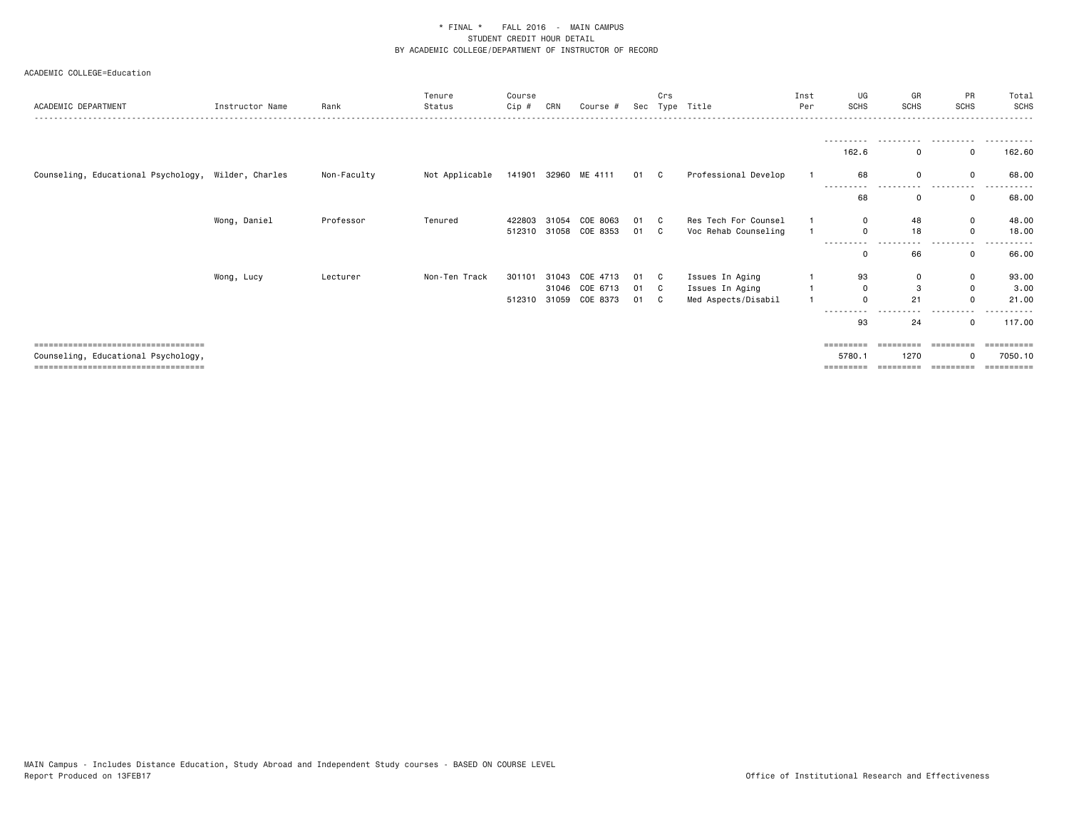\* FINAL \* FALL 2016 - MAIN CAMPUS
STUDENT CREDIT HOUR DETAIL
BY ACADEMIC COLLEGE/DEPARTMENT OF INSTRUCTOR OF RECORD

ACADEMIC COLLEGE=Education

| ACADEMIC DEPARTMENT | Instructor Name | Rank | Tenure Status | Course Cip # | CRN | Course # | Sec | Crs Type | Title | Inst Per | UG SCHS | GR SCHS | PR SCHS | Total SCHS |
|---|---|---|---|---|---|---|---|---|---|---|---|---|---|---|
| | | | | | | | | | | | 162.6 | 0 | 0 | 162.60 |
| Counseling, Educational Psychology, | Wilder, Charles | Non-Faculty | Not Applicable | 141901 | 32960 | ME 4111 | 01 | C | Professional Develop | 1 | 68 | 0 | 0 | 68.00 |
| | | | | | | | | | | | 68 | 0 | 0 | 68.00 |
| | Wong, Daniel | Professor | Tenured | 422803 | 31054 | COE 8063 | 01 | C | Res Tech For Counsel | 1 | 0 | 48 | 0 | 48.00 |
| | | | | 512310 | 31058 | COE 8353 | 01 | C | Voc Rehab Counseling | 1 | 0 | 18 | 0 | 18.00 |
| | | | | | | | | | | | 0 | 66 | 0 | 66.00 |
| | Wong, Lucy | Lecturer | Non-Ten Track | 301101 | 31043 | COE 4713 | 01 | C | Issues In Aging | 1 | 93 | 0 | 0 | 93.00 |
| | | | | | 31046 | COE 6713 | 01 | C | Issues In Aging | 1 | 0 | 3 | 0 | 3.00 |
| | | | | 512310 | 31059 | COE 8373 | 01 | C | Med Aspects/Disabil | 1 | 0 | 21 | 0 | 21.00 |
| | | | | | | | | | | | 93 | 24 | 0 | 117.00 |
| Counseling, Educational Psychology, | | | | | | | | | | | 5780.1 | 1270 | 0 | 7050.10 |

MAIN Campus - Includes Distance Education, Study Abroad and Independent Study courses - BASED ON COURSE LEVEL
Report Produced on 13FEB17

Office of Institutional Research and Effectiveness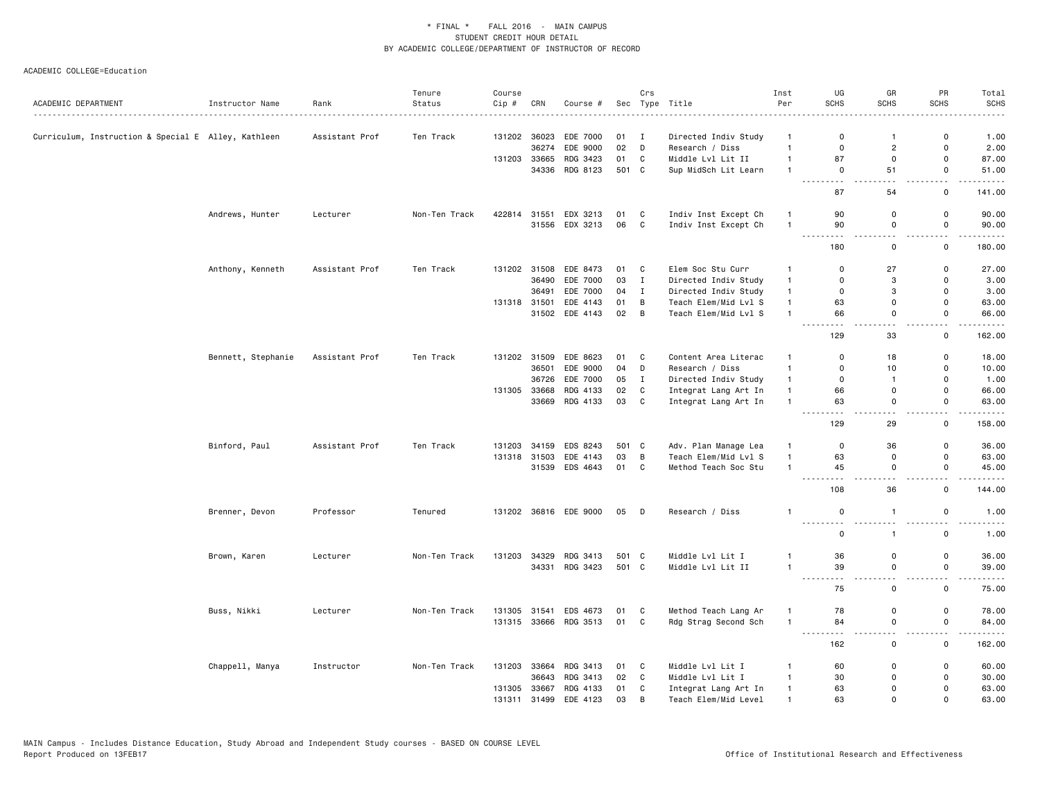\* FINAL \* FALL 2016 - MAIN CAMPUS
STUDENT CREDIT HOUR DETAIL
BY ACADEMIC COLLEGE/DEPARTMENT OF INSTRUCTOR OF RECORD

ACADEMIC COLLEGE=Education

| ACADEMIC DEPARTMENT | Instructor Name | Rank | Tenure Status | Course Cip # | CRN | Course # | Sec | Crs Type | Title | Inst Per | UG SCHS | GR SCHS | PR SCHS | Total SCHS |
|---|---|---|---|---|---|---|---|---|---|---|---|---|---|---|
| Curriculum, Instruction & Special E | Alley, Kathleen | Assistant Prof | Ten Track | 131202 | 36023 | EDE 7000 | 01 | I | Directed Indiv Study | 1 | 0 | 1 | 0 | 1.00 |
| | | | | | 36274 | EDE 9000 | 02 | D | Research / Diss | 1 | 0 | 2 | 0 | 2.00 |
| | | | | 131203 | 33665 | RDG 3423 | 01 | C | Middle Lvl Lit II | 1 | 87 | 0 | 0 | 87.00 |
| | | | | | 34336 | RDG 8123 | 501 | C | Sup MidSch Lit Learn | 1 | 0 | 51 | 0 | 51.00 |
| | | | | | | | | | | | 87 | 54 | 0 | 141.00 |
| | Andrews, Hunter | Lecturer | Non-Ten Track | 422814 | 31551 | EDX 3213 | 01 | C | Indiv Inst Except Ch | 1 | 90 | 0 | 0 | 90.00 |
| | | | | | 31556 | EDX 3213 | 06 | C | Indiv Inst Except Ch | 1 | 90 | 0 | 0 | 90.00 |
| | | | | | | | | | | | 180 | 0 | 0 | 180.00 |
| | Anthony, Kenneth | Assistant Prof | Ten Track | 131202 | 31508 | EDE 8473 | 01 | C | Elem Soc Stu Curr | 1 | 0 | 27 | 0 | 27.00 |
| | | | | | 36490 | EDE 7000 | 03 | I | Directed Indiv Study | 1 | 0 | 3 | 0 | 3.00 |
| | | | | | 36491 | EDE 7000 | 04 | I | Directed Indiv Study | 1 | 0 | 3 | 0 | 3.00 |
| | | | | 131318 | 31501 | EDE 4143 | 01 | B | Teach Elem/Mid Lvl S | 1 | 63 | 0 | 0 | 63.00 |
| | | | | | 31502 | EDE 4143 | 02 | B | Teach Elem/Mid Lvl S | 1 | 66 | 0 | 0 | 66.00 |
| | | | | | | | | | | | 129 | 33 | 0 | 162.00 |
| | Bennett, Stephanie | Assistant Prof | Ten Track | 131202 | 31509 | EDE 8623 | 01 | C | Content Area Literac | 1 | 0 | 18 | 0 | 18.00 |
| | | | | | 36501 | EDE 9000 | 04 | D | Research / Diss | 1 | 0 | 10 | 0 | 10.00 |
| | | | | | 36726 | EDE 7000 | 05 | I | Directed Indiv Study | 1 | 0 | 1 | 0 | 1.00 |
| | | | | 131305 | 33668 | RDG 4133 | 02 | C | Integrat Lang Art In | 1 | 66 | 0 | 0 | 66.00 |
| | | | | | 33669 | RDG 4133 | 03 | C | Integrat Lang Art In | 1 | 63 | 0 | 0 | 63.00 |
| | | | | | | | | | | | 129 | 29 | 0 | 158.00 |
| | Binford, Paul | Assistant Prof | Ten Track | 131203 | 34159 | EDS 8243 | 501 | C | Adv. Plan Manage Lea | 1 | 0 | 36 | 0 | 36.00 |
| | | | | 131318 | 31503 | EDE 4143 | 03 | B | Teach Elem/Mid Lvl S | 1 | 63 | 0 | 0 | 63.00 |
| | | | | | 31539 | EDS 4643 | 01 | C | Method Teach Soc Stu | 1 | 45 | 0 | 0 | 45.00 |
| | | | | | | | | | | | 108 | 36 | 0 | 144.00 |
| | Brenner, Devon | Professor | Tenured | 131202 | 36816 | EDE 9000 | 05 | D | Research / Diss | 1 | 0 | 1 | 0 | 1.00 |
| | | | | | | | | | | | 0 | 1 | 0 | 1.00 |
| | Brown, Karen | Lecturer | Non-Ten Track | 131203 | 34329 | RDG 3413 | 501 | C | Middle Lvl Lit I | 1 | 36 | 0 | 0 | 36.00 |
| | | | | | 34331 | RDG 3423 | 501 | C | Middle Lvl Lit II | 1 | 39 | 0 | 0 | 39.00 |
| | | | | | | | | | | | 75 | 0 | 0 | 75.00 |
| | Buss, Nikki | Lecturer | Non-Ten Track | 131305 | 31541 | EDS 4673 | 01 | C | Method Teach Lang Ar | 1 | 78 | 0 | 0 | 78.00 |
| | | | | 131315 | 33666 | RDG 3513 | 01 | C | Rdg Strag Second Sch | 1 | 84 | 0 | 0 | 84.00 |
| | | | | | | | | | | | 162 | 0 | 0 | 162.00 |
| | Chappell, Manya | Instructor | Non-Ten Track | 131203 | 33664 | RDG 3413 | 01 | C | Middle Lvl Lit I | 1 | 60 | 0 | 0 | 60.00 |
| | | | | | 36643 | RDG 3413 | 02 | C | Middle Lvl Lit I | 1 | 30 | 0 | 0 | 30.00 |
| | | | | 131305 | 33667 | RDG 4133 | 01 | C | Integrat Lang Art In | 1 | 63 | 0 | 0 | 63.00 |
| | | | | 131311 | 31499 | EDE 4123 | 03 | B | Teach Elem/Mid Level | 1 | 63 | 0 | 0 | 63.00 |

MAIN Campus - Includes Distance Education, Study Abroad and Independent Study courses - BASED ON COURSE LEVEL
Report Produced on 13FEB17

Office of Institutional Research and Effectiveness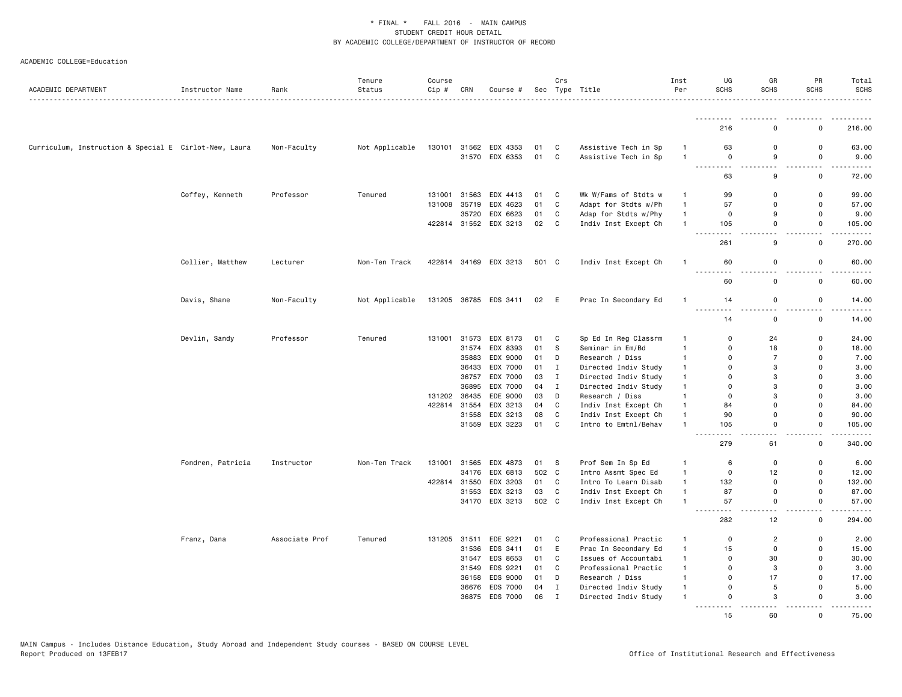\* FINAL \* FALL 2016 - MAIN CAMPUS
STUDENT CREDIT HOUR DETAIL
BY ACADEMIC COLLEGE/DEPARTMENT OF INSTRUCTOR OF RECORD

ACADEMIC COLLEGE=Education

| ACADEMIC DEPARTMENT | Instructor Name | Rank | Tenure Status | Course Cip # | CRN | Course # | Sec | Crs Type | Title | Inst Per | UG SCHS | GR SCHS | PR SCHS | Total SCHS |
|---|---|---|---|---|---|---|---|---|---|---|---|---|---|---|
| | | | | | | | | | | | 216 | 0 | 0 | 216.00 |
| Curriculum, Instruction & Special E | Cirlot-New, Laura | Non-Faculty | Not Applicable | 130101 | 31562 | EDX 4353 | 01 | C | Assistive Tech in Sp | 1 | 63 | 0 | 0 | 63.00 |
| | | | | | 31570 | EDX 6353 | 01 | C | Assistive Tech in Sp | 1 | 0 | 9 | 0 | 9.00 |
| | | | | | | | | | | | 63 | 9 | 0 | 72.00 |
| | Coffey, Kenneth | Professor | Tenured | 131001 | 31563 | EDX 4413 | 01 | C | Wk W/Fams of Stdts w | 1 | 99 | 0 | 0 | 99.00 |
| | | | | 131008 | 35719 | EDX 4623 | 01 | C | Adapt for Stdts w/Ph | 1 | 57 | 0 | 0 | 57.00 |
| | | | | | 35720 | EDX 6623 | 01 | C | Adap for Stdts w/Phy | 1 | 0 | 9 | 0 | 9.00 |
| | | | | 422814 | 31552 | EDX 3213 | 02 | C | Indiv Inst Except Ch | 1 | 105 | 0 | 0 | 105.00 |
| | | | | | | | | | | | 261 | 9 | 0 | 270.00 |
| | Collier, Matthew | Lecturer | Non-Ten Track | 422814 | 34169 | EDX 3213 | 501 | C | Indiv Inst Except Ch | 1 | 60 | 0 | 0 | 60.00 |
| | | | | | | | | | | | 60 | 0 | 0 | 60.00 |
| | Davis, Shane | Non-Faculty | Not Applicable | 131205 | 36785 | EDS 3411 | 02 | E | Prac In Secondary Ed | 1 | 14 | 0 | 0 | 14.00 |
| | | | | | | | | | | | 14 | 0 | 0 | 14.00 |
| | Devlin, Sandy | Professor | Tenured | 131001 | 31573 | EDX 8173 | 01 | C | Sp Ed In Reg Classrm | 1 | 0 | 24 | 0 | 24.00 |
| | | | | | 31574 | EDX 8393 | 01 | S | Seminar in Em/Bd | 1 | 0 | 18 | 0 | 18.00 |
| | | | | | 35883 | EDX 9000 | 01 | D | Research / Diss | 1 | 0 | 7 | 0 | 7.00 |
| | | | | | 36433 | EDX 7000 | 01 | I | Directed Indiv Study | 1 | 0 | 3 | 0 | 3.00 |
| | | | | | 36757 | EDX 7000 | 03 | I | Directed Indiv Study | 1 | 0 | 3 | 0 | 3.00 |
| | | | | | 36895 | EDX 7000 | 04 | I | Directed Indiv Study | 1 | 0 | 3 | 0 | 3.00 |
| | | | | 131202 | 36435 | EDE 9000 | 03 | D | Research / Diss | 1 | 0 | 3 | 0 | 3.00 |
| | | | | 422814 | 31554 | EDX 3213 | 04 | C | Indiv Inst Except Ch | 1 | 84 | 0 | 0 | 84.00 |
| | | | | | 31558 | EDX 3213 | 08 | C | Indiv Inst Except Ch | 1 | 90 | 0 | 0 | 90.00 |
| | | | | | 31559 | EDX 3223 | 01 | C | Intro to Emtnl/Behav | 1 | 105 | 0 | 0 | 105.00 |
| | | | | | | | | | | | 279 | 61 | 0 | 340.00 |
| | Fondren, Patricia | Instructor | Non-Ten Track | 131001 | 31565 | EDX 4873 | 01 | S | Prof Sem In Sp Ed | 1 | 6 | 0 | 0 | 6.00 |
| | | | | | 34176 | EDX 6813 | 502 | C | Intro Assmt Spec Ed | 1 | 0 | 12 | 0 | 12.00 |
| | | | | 422814 | 31550 | EDX 3203 | 01 | C | Intro To Learn Disab | 1 | 132 | 0 | 0 | 132.00 |
| | | | | | 31553 | EDX 3213 | 03 | C | Indiv Inst Except Ch | 1 | 87 | 0 | 0 | 87.00 |
| | | | | | 34170 | EDX 3213 | 502 | C | Indiv Inst Except Ch | 1 | 57 | 0 | 0 | 57.00 |
| | | | | | | | | | | | 282 | 12 | 0 | 294.00 |
| | Franz, Dana | Associate Prof | Tenured | 131205 | 31511 | EDE 9221 | 01 | C | Professional Practic | 1 | 0 | 2 | 0 | 2.00 |
| | | | | | 31536 | EDS 3411 | 01 | E | Prac In Secondary Ed | 1 | 15 | 0 | 0 | 15.00 |
| | | | | | 31547 | EDS 8653 | 01 | C | Issues of Accountabi | 1 | 0 | 30 | 0 | 30.00 |
| | | | | | 31549 | EDS 9221 | 01 | C | Professional Practic | 1 | 0 | 3 | 0 | 3.00 |
| | | | | | 36158 | EDS 9000 | 01 | D | Research / Diss | 1 | 0 | 17 | 0 | 17.00 |
| | | | | | 36676 | EDS 7000 | 04 | I | Directed Indiv Study | 1 | 0 | 5 | 0 | 5.00 |
| | | | | | 36875 | EDS 7000 | 06 | I | Directed Indiv Study | 1 | 0 | 3 | 0 | 3.00 |
| | | | | | | | | | | | 15 | 60 | 0 | 75.00 |

MAIN Campus - Includes Distance Education, Study Abroad and Independent Study courses - BASED ON COURSE LEVEL
Report Produced on 13FEB17 Office of Institutional Research and Effectiveness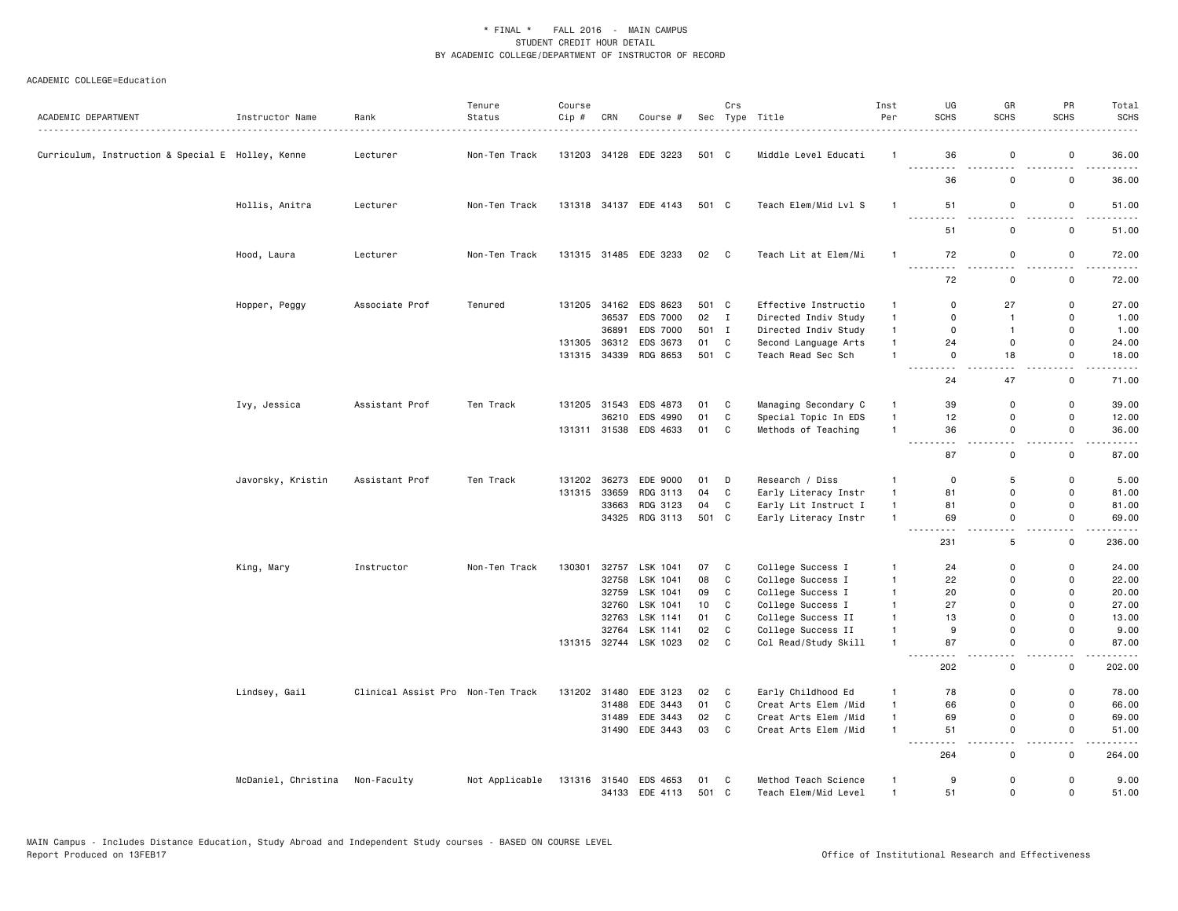\* FINAL \* FALL 2016 - MAIN CAMPUS
STUDENT CREDIT HOUR DETAIL
BY ACADEMIC COLLEGE/DEPARTMENT OF INSTRUCTOR OF RECORD

ACADEMIC COLLEGE=Education

| ACADEMIC DEPARTMENT | Instructor Name | Rank | Tenure Status | Course Cip # | CRN | Course # | Sec | Crs Type | Title | Inst Per | UG SCHS | GR SCHS | PR SCHS | Total SCHS |
|---|---|---|---|---|---|---|---|---|---|---|---|---|---|---|
| Curriculum, Instruction & Special E | Holley, Kenne | Lecturer | Non-Ten Track | 131203 | 34128 | EDE 3223 | 501 | C | Middle Level Educati | 1 | 36 | 0 | 0 | 36.00 |
| | | | | | | | | | | | 36 | 0 | 0 | 36.00 |
| | Hollis, Anitra | Lecturer | Non-Ten Track | 131318 | 34137 | EDE 4143 | 501 | C | Teach Elem/Mid Lvl S | 1 | 51 | 0 | 0 | 51.00 |
| | | | | | | | | | | | 51 | 0 | 0 | 51.00 |
| | Hood, Laura | Lecturer | Non-Ten Track | 131315 | 31485 | EDE 3233 | 02 | C | Teach Lit at Elem/Mi | 1 | 72 | 0 | 0 | 72.00 |
| | | | | | | | | | | | 72 | 0 | 0 | 72.00 |
| | Hopper, Peggy | Associate Prof | Tenured | 131205 | 34162 | EDS 8623 | 501 | C | Effective Instructio | 1 | 0 | 27 | 0 | 27.00 |
| | | | | | 36537 | EDS 7000 | 02 | I | Directed Indiv Study | 1 | 0 | 1 | 0 | 1.00 |
| | | | | | 36891 | EDS 7000 | 501 | I | Directed Indiv Study | 1 | 0 | 1 | 0 | 1.00 |
| | | | | 131305 | 36312 | EDS 3673 | 01 | C | Second Language Arts | 1 | 24 | 0 | 0 | 24.00 |
| | | | | 131315 | 34339 | RDG 8653 | 501 | C | Teach Read Sec Sch | 1 | 0 | 18 | 0 | 18.00 |
| | | | | | | | | | | | 24 | 47 | 0 | 71.00 |
| | Ivy, Jessica | Assistant Prof | Ten Track | 131205 | 31543 | EDS 4873 | 01 | C | Managing Secondary C | 1 | 39 | 0 | 0 | 39.00 |
| | | | | | 36210 | EDS 4990 | 01 | C | Special Topic In EDS | 1 | 12 | 0 | 0 | 12.00 |
| | | | | 131311 | 31538 | EDS 4633 | 01 | C | Methods of Teaching | 1 | 36 | 0 | 0 | 36.00 |
| | | | | | | | | | | | 87 | 0 | 0 | 87.00 |
| | Javorsky, Kristin | Assistant Prof | Ten Track | 131202 | 36273 | EDE 9000 | 01 | D | Research / Diss | 1 | 0 | 5 | 0 | 5.00 |
| | | | | 131315 | 33659 | RDG 3113 | 04 | C | Early Literacy Instr | 1 | 81 | 0 | 0 | 81.00 |
| | | | | | 33663 | RDG 3123 | 04 | C | Early Lit Instruct I | 1 | 81 | 0 | 0 | 81.00 |
| | | | | | 34325 | RDG 3113 | 501 | C | Early Literacy Instr | 1 | 69 | 0 | 0 | 69.00 |
| | | | | | | | | | | | 231 | 5 | 0 | 236.00 |
| | King, Mary | Instructor | Non-Ten Track | 130301 | 32757 | LSK 1041 | 07 | C | College Success I | 1 | 24 | 0 | 0 | 24.00 |
| | | | | | 32758 | LSK 1041 | 08 | C | College Success I | 1 | 22 | 0 | 0 | 22.00 |
| | | | | | 32759 | LSK 1041 | 09 | C | College Success I | 1 | 20 | 0 | 0 | 20.00 |
| | | | | | 32760 | LSK 1041 | 10 | C | College Success I | 1 | 27 | 0 | 0 | 27.00 |
| | | | | | 32763 | LSK 1141 | 01 | C | College Success II | 1 | 13 | 0 | 0 | 13.00 |
| | | | | | 32764 | LSK 1141 | 02 | C | College Success II | 1 | 9 | 0 | 0 | 9.00 |
| | | | | 131315 | 32744 | LSK 1023 | 02 | C | Col Read/Study Skill | 1 | 87 | 0 | 0 | 87.00 |
| | | | | | | | | | | | 202 | 0 | 0 | 202.00 |
| | Lindsey, Gail | Clinical Assist Pro | Non-Ten Track | 131202 | 31480 | EDE 3123 | 02 | C | Early Childhood Ed | 1 | 78 | 0 | 0 | 78.00 |
| | | | | | 31488 | EDE 3443 | 01 | C | Creat Arts Elem /Mid | 1 | 66 | 0 | 0 | 66.00 |
| | | | | | 31489 | EDE 3443 | 02 | C | Creat Arts Elem /Mid | 1 | 69 | 0 | 0 | 69.00 |
| | | | | | 31490 | EDE 3443 | 03 | C | Creat Arts Elem /Mid | 1 | 51 | 0 | 0 | 51.00 |
| | | | | | | | | | | | 264 | 0 | 0 | 264.00 |
| | McDaniel, Christina | Non-Faculty | Not Applicable | 131316 | 31540 | EDS 4653 | 01 | C | Method Teach Science | 1 | 9 | 0 | 0 | 9.00 |
| | | | | | 34133 | EDE 4113 | 501 | C | Teach Elem/Mid Level | 1 | 51 | 0 | 0 | 51.00 |

MAIN Campus - Includes Distance Education, Study Abroad and Independent Study courses - BASED ON COURSE LEVEL
Report Produced on 13FEB17 Office of Institutional Research and Effectiveness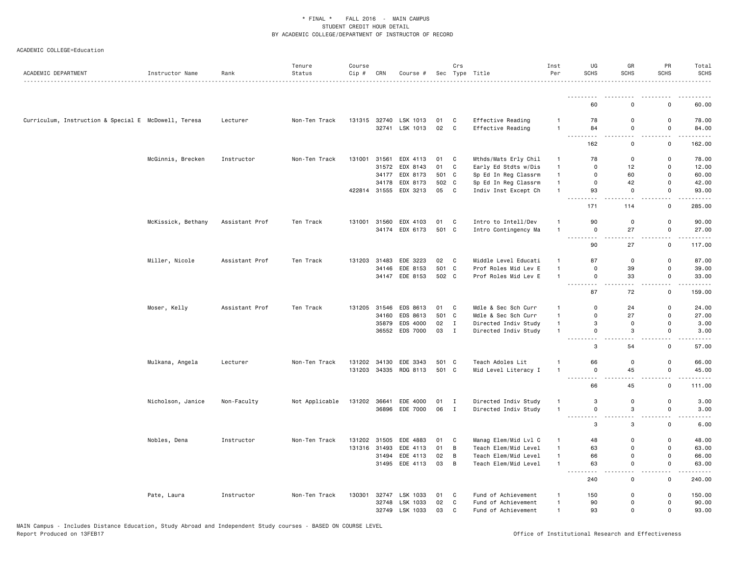* FINAL * FALL 2016 - MAIN CAMPUS
STUDENT CREDIT HOUR DETAIL
BY ACADEMIC COLLEGE/DEPARTMENT OF INSTRUCTOR OF RECORD

ACADEMIC COLLEGE=Education

| ACADEMIC DEPARTMENT | Instructor Name | Rank | Tenure Status | Course Cip # | CRN | Course # | Sec | Crs Type | Title | Inst Per | UG SCHS | GR SCHS | PR SCHS | Total SCHS |
|---|---|---|---|---|---|---|---|---|---|---|---|---|---|---|
| | | | | | | | | | | | 60 | 0 | 0 | 60.00 |
| Curriculum, Instruction & Special E | McDowell, Teresa | Lecturer | Non-Ten Track | 131315 | 32740 | LSK 1013 | 01 | C | Effective Reading | 1 | 78 | 0 | 0 | 78.00 |
| | | | | | 32741 | LSK 1013 | 02 | C | Effective Reading | 1 | 84 | 0 | 0 | 84.00 |
| | | | | | | | | | | | 162 | 0 | 0 | 162.00 |
| | McGinnis, Brecken | Instructor | Non-Ten Track | 131001 | 31561 | EDX 4113 | 01 | C | Mthds/Mats Erly Chil | 1 | 78 | 0 | 0 | 78.00 |
| | | | | | 31572 | EDX 8143 | 01 | C | Early Ed Stdts w/Dis | 1 | 0 | 12 | 0 | 12.00 |
| | | | | | 34177 | EDX 8173 | 501 | C | Sp Ed In Reg Classrm | 1 | 0 | 60 | 0 | 60.00 |
| | | | | | 34178 | EDX 8173 | 502 | C | Sp Ed In Reg Classrm | 1 | 0 | 42 | 0 | 42.00 |
| | | | | 422814 | 31555 | EDX 3213 | 05 | C | Indiv Inst Except Ch | 1 | 93 | 0 | 0 | 93.00 |
| | | | | | | | | | | | 171 | 114 | 0 | 285.00 |
| | McKissick, Bethany | Assistant Prof | Ten Track | 131001 | 31560 | EDX 4103 | 01 | C | Intro to Intell/Dev | 1 | 90 | 0 | 0 | 90.00 |
| | | | | | 34174 | EDX 6173 | 501 | C | Intro Contingency Ma | 1 | 0 | 27 | 0 | 27.00 |
| | | | | | | | | | | | 90 | 27 | 0 | 117.00 |
| | Miller, Nicole | Assistant Prof | Ten Track | 131203 | 31483 | EDE 3223 | 02 | C | Middle Level Educati | 1 | 87 | 0 | 0 | 87.00 |
| | | | | | 34146 | EDE 8153 | 501 | C | Prof Roles Mid Lev E | 1 | 0 | 39 | 0 | 39.00 |
| | | | | | 34147 | EDE 8153 | 502 | C | Prof Roles Mid Lev E | 1 | 0 | 33 | 0 | 33.00 |
| | | | | | | | | | | | 87 | 72 | 0 | 159.00 |
| | Moser, Kelly | Assistant Prof | Ten Track | 131205 | 31546 | EDS 8613 | 01 | C | Mdle & Sec Sch Curr | 1 | 0 | 24 | 0 | 24.00 |
| | | | | | 34160 | EDS 8613 | 501 | C | Mdle & Sec Sch Curr | 1 | 0 | 27 | 0 | 27.00 |
| | | | | | 35879 | EDS 4000 | 02 | I | Directed Indiv Study | 1 | 3 | 0 | 0 | 3.00 |
| | | | | | 36552 | EDS 7000 | 03 | I | Directed Indiv Study | 1 | 0 | 3 | 0 | 3.00 |
| | | | | | | | | | | | 3 | 54 | 0 | 57.00 |
| | Mulkana, Angela | Lecturer | Non-Ten Track | 131202 | 34130 | EDE 3343 | 501 | C | Teach Adoles Lit | 1 | 66 | 0 | 0 | 66.00 |
| | | | | 131203 | 34335 | RDG 8113 | 501 | C | Mid Level Literacy I | 1 | 0 | 45 | 0 | 45.00 |
| | | | | | | | | | | | 66 | 45 | 0 | 111.00 |
| | Nicholson, Janice | Non-Faculty | Not Applicable | 131202 | 36641 | EDE 4000 | 01 | I | Directed Indiv Study | 1 | 3 | 0 | 0 | 3.00 |
| | | | | | 36896 | EDE 7000 | 06 | I | Directed Indiv Study | 1 | 0 | 3 | 0 | 3.00 |
| | | | | | | | | | | | 3 | 3 | 0 | 6.00 |
| | Nobles, Dena | Instructor | Non-Ten Track | 131202 | 31505 | EDE 4883 | 01 | C | Manag Elem/Mid Lvl C | 1 | 48 | 0 | 0 | 48.00 |
| | | | | 131316 | 31493 | EDE 4113 | 01 | B | Teach Elem/Mid Level | 1 | 63 | 0 | 0 | 63.00 |
| | | | | | 31494 | EDE 4113 | 02 | B | Teach Elem/Mid Level | 1 | 66 | 0 | 0 | 66.00 |
| | | | | | 31495 | EDE 4113 | 03 | B | Teach Elem/Mid Level | 1 | 63 | 0 | 0 | 63.00 |
| | | | | | | | | | | | 240 | 0 | 0 | 240.00 |
| | Pate, Laura | Instructor | Non-Ten Track | 130301 | 32747 | LSK 1033 | 01 | C | Fund of Achievement | 1 | 150 | 0 | 0 | 150.00 |
| | | | | | 32748 | LSK 1033 | 02 | C | Fund of Achievement | 1 | 90 | 0 | 0 | 90.00 |
| | | | | | 32749 | LSK 1033 | 03 | C | Fund of Achievement | 1 | 93 | 0 | 0 | 93.00 |

MAIN Campus - Includes Distance Education, Study Abroad and Independent Study courses - BASED ON COURSE LEVEL
Report Produced on 13FEB17

Office of Institutional Research and Effectiveness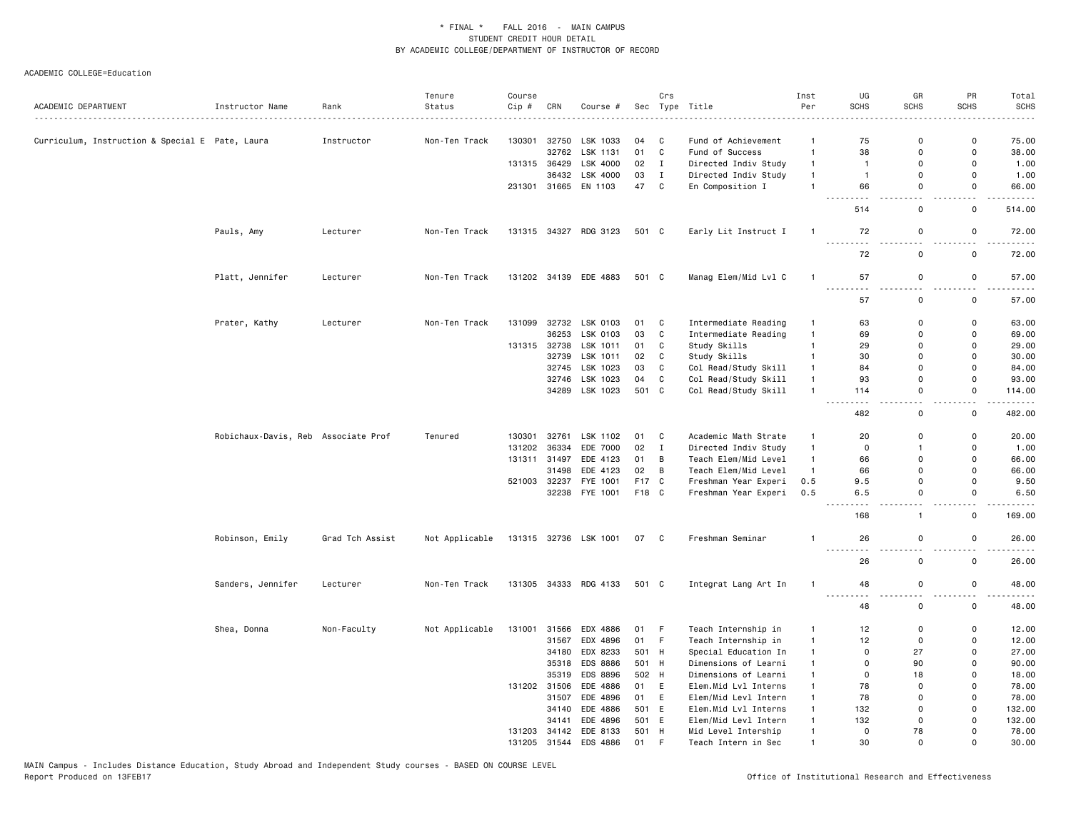\* FINAL \* FALL 2016 - MAIN CAMPUS
STUDENT CREDIT HOUR DETAIL
BY ACADEMIC COLLEGE/DEPARTMENT OF INSTRUCTOR OF RECORD

ACADEMIC COLLEGE=Education

| ACADEMIC DEPARTMENT | Instructor Name | Rank | Tenure Status | Course Cip # | CRN | Course # | Sec | Crs Type | Title | Inst Per | UG SCHS | GR SCHS | PR SCHS | Total SCHS |
|---|---|---|---|---|---|---|---|---|---|---|---|---|---|---|
| Curriculum, Instruction & Special E | Pate, Laura | Instructor | Non-Ten Track | 130301 | 32750 | LSK 1033 | 04 | C | Fund of Achievement | 1 | 75 | 0 | 0 | 75.00 |
| | | | | | 32762 | LSK 1131 | 01 | C | Fund of Success | 1 | 38 | 0 | 0 | 38.00 |
| | | | | 131315 | 36429 | LSK 4000 | 02 | I | Directed Indiv Study | 1 | 1 | 0 | 0 | 1.00 |
| | | | | | 36432 | LSK 4000 | 03 | I | Directed Indiv Study | 1 | 1 | 0 | 0 | 1.00 |
| | | | | 231301 | 31665 | EN 1103 | 47 | C | En Composition I | 1 | 66 | 0 | 0 | 66.00 |
| | | | | | | | | | | | 514 | 0 | 0 | 514.00 |
| | Pauls, Amy | Lecturer | Non-Ten Track | 131315 | 34327 | RDG 3123 | 501 | C | Early Lit Instruct I | 1 | 72 | 0 | 0 | 72.00 |
| | | | | | | | | | | | 72 | 0 | 0 | 72.00 |
| | Platt, Jennifer | Lecturer | Non-Ten Track | 131202 | 34139 | EDE 4883 | 501 | C | Manag Elem/Mid Lvl C | 1 | 57 | 0 | 0 | 57.00 |
| | | | | | | | | | | | 57 | 0 | 0 | 57.00 |
| | Prater, Kathy | Lecturer | Non-Ten Track | 131099 | 32732 | LSK 0103 | 01 | C | Intermediate Reading | 1 | 63 | 0 | 0 | 63.00 |
| | | | | | 36253 | LSK 0103 | 03 | C | Intermediate Reading | 1 | 69 | 0 | 0 | 69.00 |
| | | | | 131315 | 32738 | LSK 1011 | 01 | C | Study Skills | 1 | 29 | 0 | 0 | 29.00 |
| | | | | | 32739 | LSK 1011 | 02 | C | Study Skills | 1 | 30 | 0 | 0 | 30.00 |
| | | | | | 32745 | LSK 1023 | 03 | C | Col Read/Study Skill | 1 | 84 | 0 | 0 | 84.00 |
| | | | | | 32746 | LSK 1023 | 04 | C | Col Read/Study Skill | 1 | 93 | 0 | 0 | 93.00 |
| | | | | | 34289 | LSK 1023 | 501 | C | Col Read/Study Skill | 1 | 114 | 0 | 0 | 114.00 |
| | | | | | | | | | | | 482 | 0 | 0 | 482.00 |
| | Robichaux-Davis, Reb | Associate Prof | Tenured | 130301 | 32761 | LSK 1102 | 01 | C | Academic Math Strate | 1 | 20 | 0 | 0 | 20.00 |
| | | | | 131202 | 36334 | EDE 7000 | 02 | I | Directed Indiv Study | 1 | 0 | 1 | 0 | 1.00 |
| | | | | 131311 | 31497 | EDE 4123 | 01 | B | Teach Elem/Mid Level | 1 | 66 | 0 | 0 | 66.00 |
| | | | | | 31498 | EDE 4123 | 02 | B | Teach Elem/Mid Level | 1 | 66 | 0 | 0 | 66.00 |
| | | | | 521003 | 32237 | FYE 1001 | F17 | C | Freshman Year Experi | 0.5 | 9.5 | 0 | 0 | 9.50 |
| | | | | | 32238 | FYE 1001 | F18 | C | Freshman Year Experi | 0.5 | 6.5 | 0 | 0 | 6.50 |
| | | | | | | | | | | | 168 | 1 | 0 | 169.00 |
| | Robinson, Emily | Grad Tch Assist | Not Applicable | 131315 | 32736 | LSK 1001 | 07 | C | Freshman Seminar | 1 | 26 | 0 | 0 | 26.00 |
| | | | | | | | | | | | 26 | 0 | 0 | 26.00 |
| | Sanders, Jennifer | Lecturer | Non-Ten Track | 131305 | 34333 | RDG 4133 | 501 | C | Integrat Lang Art In | 1 | 48 | 0 | 0 | 48.00 |
| | | | | | | | | | | | 48 | 0 | 0 | 48.00 |
| | Shea, Donna | Non-Faculty | Not Applicable | 131001 | 31566 | EDX 4886 | 01 | F | Teach Internship in | 1 | 12 | 0 | 0 | 12.00 |
| | | | | | 31567 | EDX 4896 | 01 | F | Teach Internship in | 1 | 12 | 0 | 0 | 12.00 |
| | | | | | 34180 | EDX 8233 | 501 | H | Special Education In | 1 | 0 | 27 | 0 | 27.00 |
| | | | | | 35318 | EDS 8886 | 501 | H | Dimensions of Learni | 1 | 0 | 90 | 0 | 90.00 |
| | | | | | 35319 | EDS 8896 | 502 | H | Dimensions of Learni | 1 | 0 | 18 | 0 | 18.00 |
| | | | | 131202 | 31506 | EDE 4886 | 01 | E | Elem.Mid Lvl Interns | 1 | 78 | 0 | 0 | 78.00 |
| | | | | | 31507 | EDE 4896 | 01 | E | Elem/Mid Levl Intern | 1 | 78 | 0 | 0 | 78.00 |
| | | | | | 34140 | EDE 4886 | 501 | E | Elem.Mid Lvl Interns | 1 | 132 | 0 | 0 | 132.00 |
| | | | | | 34141 | EDE 4896 | 501 | E | Elem/Mid Levl Intern | 1 | 132 | 0 | 0 | 132.00 |
| | | | | 131203 | 34142 | EDE 8133 | 501 | H | Mid Level Intership | 1 | 0 | 78 | 0 | 78.00 |
| | | | | 131205 | 31544 | EDS 4886 | 01 | F | Teach Intern in Sec | 1 | 30 | 0 | 0 | 30.00 |

MAIN Campus - Includes Distance Education, Study Abroad and Independent Study courses - BASED ON COURSE LEVEL
Report Produced on 13FEB17

Office of Institutional Research and Effectiveness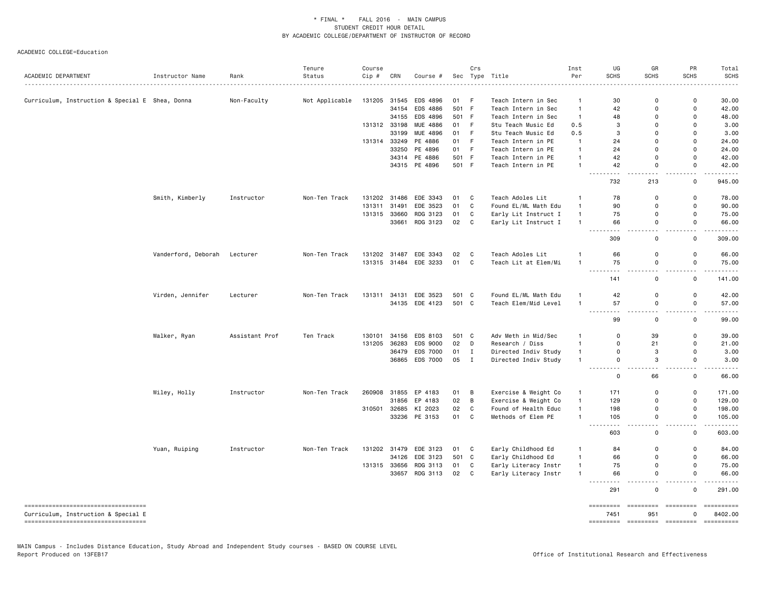\* FINAL \*    FALL 2016  -  MAIN CAMPUS
STUDENT CREDIT HOUR DETAIL
BY ACADEMIC COLLEGE/DEPARTMENT OF INSTRUCTOR OF RECORD

ACADEMIC COLLEGE=Education

| ACADEMIC DEPARTMENT | Instructor Name | Rank | Tenure Status | Course Cip # | CRN | Course # | Sec | Crs Type | Title | Inst Per | UG SCHS | GR SCHS | PR SCHS | Total SCHS |
|---|---|---|---|---|---|---|---|---|---|---|---|---|---|---|
| Curriculum, Instruction & Special E | Shea, Donna | Non-Faculty | Not Applicable | 131205 | 31545 | EDS 4896 | 01 | F | Teach Intern in Sec | 1 | 30 | 0 | 0 | 30.00 |
| | | | | | 34154 | EDS 4886 | 501 | F | Teach Intern in Sec | 1 | 42 | 0 | 0 | 42.00 |
| | | | | | 34155 | EDS 4896 | 501 | F | Teach Intern in Sec | 1 | 48 | 0 | 0 | 48.00 |
| | | | | 131312 | 33198 | MUE 4886 | 01 | F | Stu Teach Music Ed | 0.5 | 3 | 0 | 0 | 3.00 |
| | | | | | 33199 | MUE 4896 | 01 | F | Stu Teach Music Ed | 0.5 | 3 | 0 | 0 | 3.00 |
| | | | | 131314 | 33249 | PE 4886 | 01 | F | Teach Intern in PE | 1 | 24 | 0 | 0 | 24.00 |
| | | | | | 33250 | PE 4896 | 01 | F | Teach Intern in PE | 1 | 24 | 0 | 0 | 24.00 |
| | | | | | 34314 | PE 4886 | 501 | F | Teach Intern in PE | 1 | 42 | 0 | 0 | 42.00 |
| | | | | | 34315 | PE 4896 | 501 | F | Teach Intern in PE | 1 | 42 | 0 | 0 | 42.00 |
| | | | | | | | | | | | 732 | 213 | 0 | 945.00 |
| | Smith, Kimberly | Instructor | Non-Ten Track | 131202 | 31486 | EDE 3343 | 01 | C | Teach Adoles Lit | 1 | 78 | 0 | 0 | 78.00 |
| | | | | 131311 | 31491 | EDE 3523 | 01 | C | Found EL/ML Math Edu | 1 | 90 | 0 | 0 | 90.00 |
| | | | | 131315 | 33660 | RDG 3123 | 01 | C | Early Lit Instruct I | 1 | 75 | 0 | 0 | 75.00 |
| | | | | | 33661 | RDG 3123 | 02 | C | Early Lit Instruct I | 1 | 66 | 0 | 0 | 66.00 |
| | | | | | | | | | | | 309 | 0 | 0 | 309.00 |
| | Vanderford, Deborah | Lecturer | Non-Ten Track | 131202 | 31487 | EDE 3343 | 02 | C | Teach Adoles Lit | 1 | 66 | 0 | 0 | 66.00 |
| | | | | 131315 | 31484 | EDE 3233 | 01 | C | Teach Lit at Elem/Mi | 1 | 75 | 0 | 0 | 75.00 |
| | | | | | | | | | | | 141 | 0 | 0 | 141.00 |
| | Virden, Jennifer | Lecturer | Non-Ten Track | 131311 | 34131 | EDE 3523 | 501 | C | Found EL/ML Math Edu | 1 | 42 | 0 | 0 | 42.00 |
| | | | | | 34135 | EDE 4123 | 501 | C | Teach Elem/Mid Level | 1 | 57 | 0 | 0 | 57.00 |
| | | | | | | | | | | | 99 | 0 | 0 | 99.00 |
| | Walker, Ryan | Assistant Prof | Ten Track | 130101 | 34156 | EDS 8103 | 501 | C | Adv Meth in Mid/Sec | 1 | 0 | 39 | 0 | 39.00 |
| | | | | 131205 | 36283 | EDS 9000 | 02 | D | Research / Diss | 1 | 0 | 21 | 0 | 21.00 |
| | | | | | 36479 | EDS 7000 | 01 | I | Directed Indiv Study | 1 | 0 | 3 | 0 | 3.00 |
| | | | | | 36865 | EDS 7000 | 05 | I | Directed Indiv Study | 1 | 0 | 3 | 0 | 3.00 |
| | | | | | | | | | | | 0 | 66 | 0 | 66.00 |
| | Wiley, Holly | Instructor | Non-Ten Track | 260908 | 31855 | EP 4183 | 01 | B | Exercise & Weight Co | 1 | 171 | 0 | 0 | 171.00 |
| | | | | | 31856 | EP 4183 | 02 | B | Exercise & Weight Co | 1 | 129 | 0 | 0 | 129.00 |
| | | | | 310501 | 32685 | KI 2023 | 02 | C | Found of Health Educ | 1 | 198 | 0 | 0 | 198.00 |
| | | | | | 33236 | PE 3153 | 01 | C | Methods of Elem PE | 1 | 105 | 0 | 0 | 105.00 |
| | | | | | | | | | | | 603 | 0 | 0 | 603.00 |
| | Yuan, Ruiping | Instructor | Non-Ten Track | 131202 | 31479 | EDE 3123 | 01 | C | Early Childhood Ed | 1 | 84 | 0 | 0 | 84.00 |
| | | | | | 34126 | EDE 3123 | 501 | C | Early Childhood Ed | 1 | 66 | 0 | 0 | 66.00 |
| | | | | 131315 | 33656 | RDG 3113 | 01 | C | Early Literacy Instr | 1 | 75 | 0 | 0 | 75.00 |
| | | | | | 33657 | RDG 3113 | 02 | C | Early Literacy Instr | 1 | 66 | 0 | 0 | 66.00 |
| | | | | | | | | | | | 291 | 0 | 0 | 291.00 |
| Curriculum, Instruction & Special E | | | | | | | | | | | 7451 | 951 | 0 | 8402.00 |

MAIN Campus - Includes Distance Education, Study Abroad and Independent Study courses - BASED ON COURSE LEVEL
Report Produced on 13FEB17

Office of Institutional Research and Effectiveness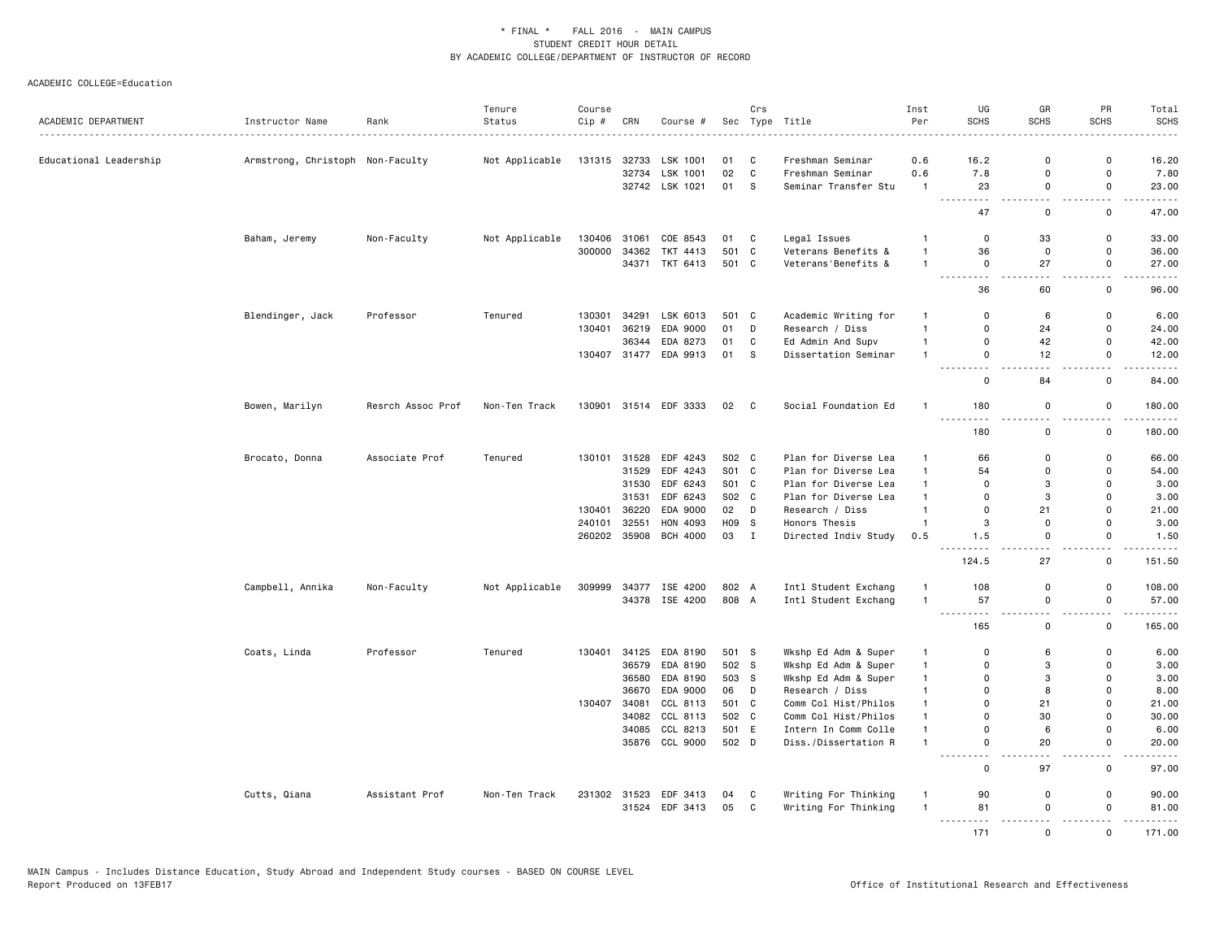\* FINAL \* FALL 2016 - MAIN CAMPUS
STUDENT CREDIT HOUR DETAIL
BY ACADEMIC COLLEGE/DEPARTMENT OF INSTRUCTOR OF RECORD

ACADEMIC COLLEGE=Education

| ACADEMIC DEPARTMENT | Instructor Name | Rank | Tenure Status | Course Cip # | CRN | Course # | Sec | Crs Type | Title | Inst Per | UG SCHS | GR SCHS | PR SCHS | Total SCHS |
|---|---|---|---|---|---|---|---|---|---|---|---|---|---|---|
| Educational Leadership | Armstrong, Christoph | Non-Faculty | Not Applicable | 131315 | 32733 | LSK 1001 | 01 | C | Freshman Seminar | 0.6 | 16.2 | 0 | 0 | 16.20 |
| | | | | | 32734 | LSK 1001 | 02 | C | Freshman Seminar | 0.6 | 7.8 | 0 | 0 | 7.80 |
| | | | | | 32742 | LSK 1021 | 01 | S | Seminar Transfer Stu | 1 | 23 | 0 | 0 | 23.00 |
| | | | | | | | | | | | 47 | 0 | 0 | 47.00 |
| | Baham, Jeremy | Non-Faculty | Not Applicable | 130406 | 31061 | COE 8543 | 01 | C | Legal Issues | 1 | 0 | 33 | 0 | 33.00 |
| | | | | 300000 | 34362 | TKT 4413 | 501 | C | Veterans Benefits & | 1 | 36 | 0 | 0 | 36.00 |
| | | | | | 34371 | TKT 6413 | 501 | C | Veterans'Benefits & | 1 | 0 | 27 | 0 | 27.00 |
| | | | | | | | | | | | 36 | 60 | 0 | 96.00 |
| | Blendinger, Jack | Professor | Tenured | 130301 | 34291 | LSK 6013 | 501 | C | Academic Writing for | 1 | 0 | 6 | 0 | 6.00 |
| | | | | 130401 | 36219 | EDA 9000 | 01 | D | Research / Diss | 1 | 0 | 24 | 0 | 24.00 |
| | | | | | 36344 | EDA 8273 | 01 | C | Ed Admin And Supv | 1 | 0 | 42 | 0 | 42.00 |
| | | | | 130407 | 31477 | EDA 9913 | 01 | S | Dissertation Seminar | 1 | 0 | 12 | 0 | 12.00 |
| | | | | | | | | | | | 0 | 84 | 0 | 84.00 |
| | Bowen, Marilyn | Resrch Assoc Prof | Non-Ten Track | 130901 | 31514 | EDF 3333 | 02 | C | Social Foundation Ed | 1 | 180 | 0 | 0 | 180.00 |
| | | | | | | | | | | | 180 | 0 | 0 | 180.00 |
| | Brocato, Donna | Associate Prof | Tenured | 130101 | 31528 | EDF 4243 | S02 | C | Plan for Diverse Lea | 1 | 66 | 0 | 0 | 66.00 |
| | | | | | 31529 | EDF 4243 | S01 | C | Plan for Diverse Lea | 1 | 54 | 0 | 0 | 54.00 |
| | | | | | 31530 | EDF 6243 | S01 | C | Plan for Diverse Lea | 1 | 0 | 3 | 0 | 3.00 |
| | | | | | 31531 | EDF 6243 | S02 | C | Plan for Diverse Lea | 1 | 0 | 3 | 0 | 3.00 |
| | | | | 130401 | 36220 | EDA 9000 | 02 | D | Research / Diss | 1 | 0 | 21 | 0 | 21.00 |
| | | | | 240101 | 32551 | HON 4093 | H09 | S | Honors Thesis | 1 | 3 | 0 | 0 | 3.00 |
| | | | | 260202 | 35908 | BCH 4000 | 03 | I | Directed Indiv Study | 0.5 | 1.5 | 0 | 0 | 1.50 |
| | | | | | | | | | | | 124.5 | 27 | 0 | 151.50 |
| | Campbell, Annika | Non-Faculty | Not Applicable | 309999 | 34377 | ISE 4200 | 802 | A | Intl Student Exchang | 1 | 108 | 0 | 0 | 108.00 |
| | | | | | 34378 | ISE 4200 | 808 | A | Intl Student Exchang | 1 | 57 | 0 | 0 | 57.00 |
| | | | | | | | | | | | 165 | 0 | 0 | 165.00 |
| | Coats, Linda | Professor | Tenured | 130401 | 34125 | EDA 8190 | 501 | S | Wkshp Ed Adm & Super | 1 | 0 | 6 | 0 | 6.00 |
| | | | | | 36579 | EDA 8190 | 502 | S | Wkshp Ed Adm & Super | 1 | 0 | 3 | 0 | 3.00 |
| | | | | | 36580 | EDA 8190 | 503 | S | Wkshp Ed Adm & Super | 1 | 0 | 3 | 0 | 3.00 |
| | | | | | 36670 | EDA 9000 | 06 | D | Research / Diss | 1 | 0 | 8 | 0 | 8.00 |
| | | | | 130407 | 34081 | CCL 8113 | 501 | C | Comm Col Hist/Philos | 1 | 0 | 21 | 0 | 21.00 |
| | | | | | 34082 | CCL 8113 | 502 | C | Comm Col Hist/Philos | 1 | 0 | 30 | 0 | 30.00 |
| | | | | | 34085 | CCL 8213 | 501 | E | Intern In Comm Colle | 1 | 0 | 6 | 0 | 6.00 |
| | | | | | 35876 | CCL 9000 | 502 | D | Diss./Dissertation R | 1 | 0 | 20 | 0 | 20.00 |
| | | | | | | | | | | | 0 | 97 | 0 | 97.00 |
| | Cutts, Qiana | Assistant Prof | Non-Ten Track | 231302 | 31523 | EDF 3413 | 04 | C | Writing For Thinking | 1 | 90 | 0 | 0 | 90.00 |
| | | | | | 31524 | EDF 3413 | 05 | C | Writing For Thinking | 1 | 81 | 0 | 0 | 81.00 |
| | | | | | | | | | | | 171 | 0 | 0 | 171.00 |

MAIN Campus - Includes Distance Education, Study Abroad and Independent Study courses - BASED ON COURSE LEVEL
Report Produced on 13FEB17

Office of Institutional Research and Effectiveness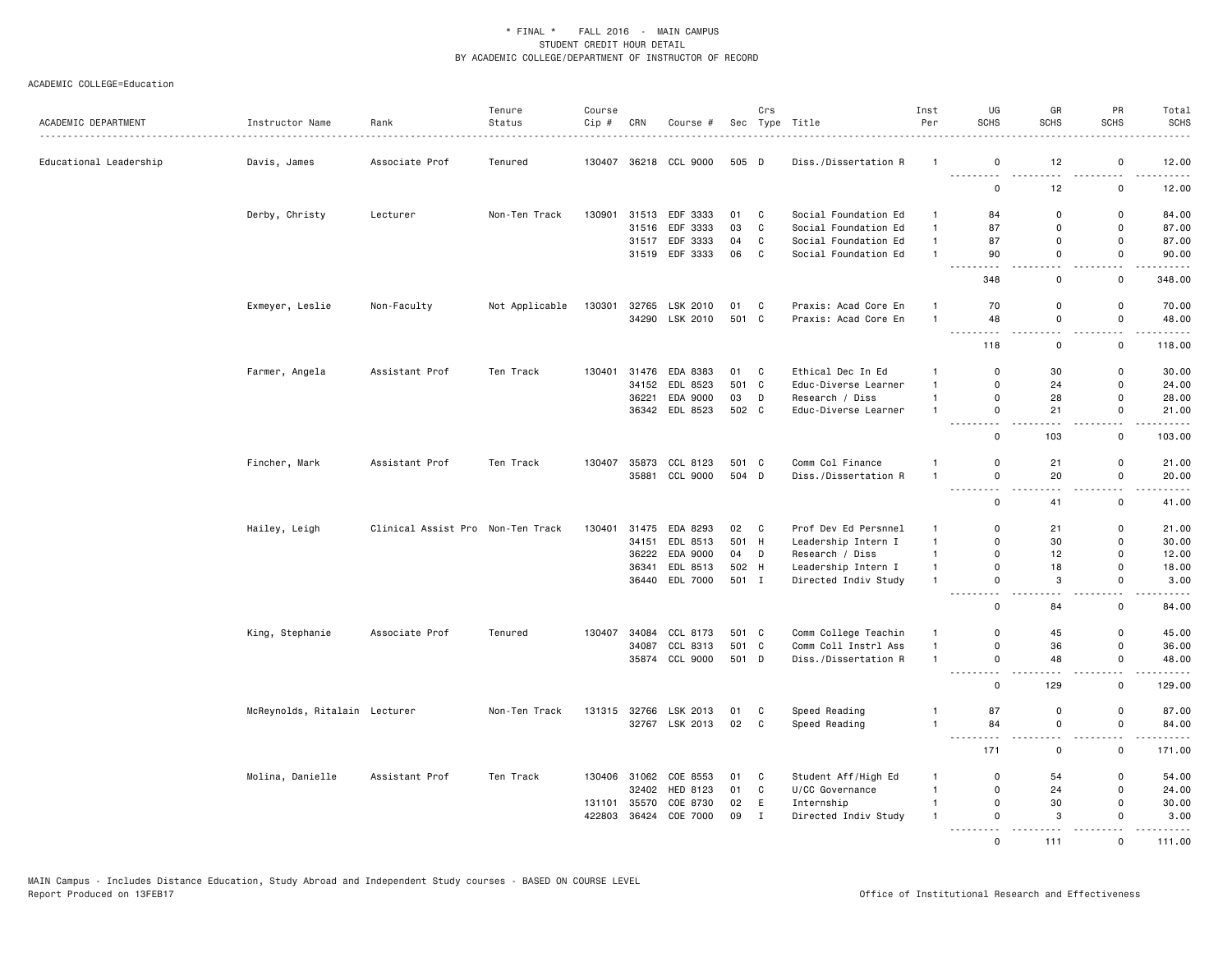\* FINAL \* FALL 2016 - MAIN CAMPUS
STUDENT CREDIT HOUR DETAIL
BY ACADEMIC COLLEGE/DEPARTMENT OF INSTRUCTOR OF RECORD

ACADEMIC COLLEGE=Education

| ACADEMIC DEPARTMENT | Instructor Name | Rank | Tenure Status | Course Cip # | CRN | Course # | Sec | Crs Type | Title | Inst Per | UG SCHS | GR SCHS | PR SCHS | Total SCHS |
|---|---|---|---|---|---|---|---|---|---|---|---|---|---|---|
| Educational Leadership | Davis, James | Associate Prof | Tenured | 130407 | 36218 | CCL 9000 | 505 | D | Diss./Dissertation R | 1 | 0 | 12 | 0 | 12.00 |
| | | | | | | | | | | | 0 | 12 | 0 | 12.00 |
| | Derby, Christy | Lecturer | Non-Ten Track | 130901 | 31513 | EDF 3333 | 01 | C | Social Foundation Ed | 1 | 84 | 0 | 0 | 84.00 |
| | | | | | 31516 | EDF 3333 | 03 | C | Social Foundation Ed | 1 | 87 | 0 | 0 | 87.00 |
| | | | | | 31517 | EDF 3333 | 04 | C | Social Foundation Ed | 1 | 87 | 0 | 0 | 87.00 |
| | | | | | 31519 | EDF 3333 | 06 | C | Social Foundation Ed | 1 | 90 | 0 | 0 | 90.00 |
| | | | | | | | | | | | 348 | 0 | 0 | 348.00 |
| | Exmeyer, Leslie | Non-Faculty | Not Applicable | 130301 | 32765 | LSK 2010 | 01 | C | Praxis: Acad Core En | 1 | 70 | 0 | 0 | 70.00 |
| | | | | | 34290 | LSK 2010 | 501 | C | Praxis: Acad Core En | 1 | 48 | 0 | 0 | 48.00 |
| | | | | | | | | | | | 118 | 0 | 0 | 118.00 |
| | Farmer, Angela | Assistant Prof | Ten Track | 130401 | 31476 | EDA 8383 | 01 | C | Ethical Dec In Ed | 1 | 0 | 30 | 0 | 30.00 |
| | | | | | 34152 | EDL 8523 | 501 | C | Educ-Diverse Learner | 1 | 0 | 24 | 0 | 24.00 |
| | | | | | 36221 | EDA 9000 | 03 | D | Research / Diss | 1 | 0 | 28 | 0 | 28.00 |
| | | | | | 36342 | EDL 8523 | 502 | C | Educ-Diverse Learner | 1 | 0 | 21 | 0 | 21.00 |
| | | | | | | | | | | | 0 | 103 | 0 | 103.00 |
| | Fincher, Mark | Assistant Prof | Ten Track | 130407 | 35873 | CCL 8123 | 501 | C | Comm Col Finance | 1 | 0 | 21 | 0 | 21.00 |
| | | | | | 35881 | CCL 9000 | 504 | D | Diss./Dissertation R | 1 | 0 | 20 | 0 | 20.00 |
| | | | | | | | | | | | 0 | 41 | 0 | 41.00 |
| | Hailey, Leigh | Clinical Assist Pro | Non-Ten Track | 130401 | 31475 | EDA 8293 | 02 | C | Prof Dev Ed Persnnel | 1 | 0 | 21 | 0 | 21.00 |
| | | | | | 34151 | EDL 8513 | 501 | H | Leadership Intern I | 1 | 0 | 30 | 0 | 30.00 |
| | | | | | 36222 | EDA 9000 | 04 | D | Research / Diss | 1 | 0 | 12 | 0 | 12.00 |
| | | | | | 36341 | EDL 8513 | 502 | H | Leadership Intern I | 1 | 0 | 18 | 0 | 18.00 |
| | | | | | 36440 | EDL 7000 | 501 | I | Directed Indiv Study | 1 | 0 | 3 | 0 | 3.00 |
| | | | | | | | | | | | 0 | 84 | 0 | 84.00 |
| | King, Stephanie | Associate Prof | Tenured | 130407 | 34084 | CCL 8173 | 501 | C | Comm College Teachin | 1 | 0 | 45 | 0 | 45.00 |
| | | | | | 34087 | CCL 8313 | 501 | C | Comm Coll Instrl Ass | 1 | 0 | 36 | 0 | 36.00 |
| | | | | | 35874 | CCL 9000 | 501 | D | Diss./Dissertation R | 1 | 0 | 48 | 0 | 48.00 |
| | | | | | | | | | | | 0 | 129 | 0 | 129.00 |
| | McReynolds, Ritalain | Lecturer | Non-Ten Track | 131315 | 32766 | LSK 2013 | 01 | C | Speed Reading | 1 | 87 | 0 | 0 | 87.00 |
| | | | | | 32767 | LSK 2013 | 02 | C | Speed Reading | 1 | 84 | 0 | 0 | 84.00 |
| | | | | | | | | | | | 171 | 0 | 0 | 171.00 |
| | Molina, Danielle | Assistant Prof | Ten Track | 130406 | 31062 | COE 8553 | 01 | C | Student Aff/High Ed | 1 | 0 | 54 | 0 | 54.00 |
| | | | | | 32402 | HED 8123 | 01 | C | U/CC Governance | 1 | 0 | 24 | 0 | 24.00 |
| | | | | 131101 | 35570 | COE 8730 | 02 | E | Internship | 1 | 0 | 30 | 0 | 30.00 |
| | | | | 422803 | 36424 | COE 7000 | 09 | I | Directed Indiv Study | 1 | 0 | 3 | 0 | 3.00 |
| | | | | | | | | | | | 0 | 111 | 0 | 111.00 |

MAIN Campus - Includes Distance Education, Study Abroad and Independent Study courses - BASED ON COURSE LEVEL
Report Produced on 13FEB17 Office of Institutional Research and Effectiveness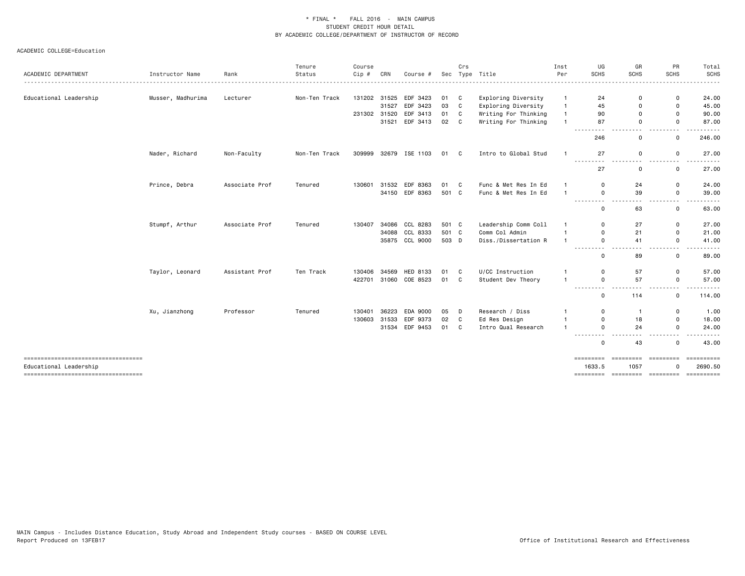\* FINAL \* FALL 2016 - MAIN CAMPUS
STUDENT CREDIT HOUR DETAIL
BY ACADEMIC COLLEGE/DEPARTMENT OF INSTRUCTOR OF RECORD

ACADEMIC COLLEGE=Education

| ACADEMIC DEPARTMENT | Instructor Name | Rank | Tenure Status | Course Cip # | CRN | Course # | Sec | Crs Type | Title | Inst Per | UG SCHS | GR SCHS | PR SCHS | Total SCHS |
|---|---|---|---|---|---|---|---|---|---|---|---|---|---|---|
| Educational Leadership | Musser, Madhurima | Lecturer | Non-Ten Track | 131202 | 31525 | EDF 3423 | 01 | C | Exploring Diversity | 1 | 24 | 0 | 0 | 24.00 |
| | | | | | 31527 | EDF 3423 | 03 | C | Exploring Diversity | 1 | 45 | 0 | 0 | 45.00 |
| | | | | 231302 | 31520 | EDF 3413 | 01 | C | Writing For Thinking | 1 | 90 | 0 | 0 | 90.00 |
| | | | | | 31521 | EDF 3413 | 02 | C | Writing For Thinking | 1 | 87 | 0 | 0 | 87.00 |
| | | | | | | | | | | | 246 | 0 | 0 | 246.00 |
| | Nader, Richard | Non-Faculty | Non-Ten Track | 309999 | 32679 | ISE 1103 | 01 | C | Intro to Global Stud | 1 | 27 | 0 | 0 | 27.00 |
| | | | | | | | | | | | 27 | 0 | 0 | 27.00 |
| | Prince, Debra | Associate Prof | Tenured | 130601 | 31532 | EDF 8363 | 01 | C | Func & Met Res In Ed | 1 | 0 | 24 | 0 | 24.00 |
| | | | | | 34150 | EDF 8363 | 501 | C | Func & Met Res In Ed | 1 | 0 | 39 | 0 | 39.00 |
| | | | | | | | | | | | 0 | 63 | 0 | 63.00 |
| | Stumpf, Arthur | Associate Prof | Tenured | 130407 | 34086 | CCL 8283 | 501 | C | Leadership Comm Coll | 1 | 0 | 27 | 0 | 27.00 |
| | | | | | 34088 | CCL 8333 | 501 | C | Comm Col Admin | 1 | 0 | 21 | 0 | 21.00 |
| | | | | | 35875 | CCL 9000 | 503 | D | Diss./Dissertation R | 1 | 0 | 41 | 0 | 41.00 |
| | | | | | | | | | | | 0 | 89 | 0 | 89.00 |
| | Taylor, Leonard | Assistant Prof | Ten Track | 130406 | 34569 | HED 8133 | 01 | C | U/CC Instruction | 1 | 0 | 57 | 0 | 57.00 |
| | | | | 422701 | 31060 | COE 8523 | 01 | C | Student Dev Theory | 1 | 0 | 57 | 0 | 57.00 |
| | | | | | | | | | | | 0 | 114 | 0 | 114.00 |
| | Xu, Jianzhong | Professor | Tenured | 130401 | 36223 | EDA 9000 | 05 | D | Research / Diss | 1 | 0 | 1 | 0 | 1.00 |
| | | | | 130603 | 31533 | EDF 9373 | 02 | C | Ed Res Design | 1 | 0 | 18 | 0 | 18.00 |
| | | | | | 31534 | EDF 9453 | 01 | C | Intro Qual Research | 1 | 0 | 24 | 0 | 24.00 |
| | | | | | | | | | | | 0 | 43 | 0 | 43.00 |
| Educational Leadership | | | | | | | | | | | 1633.5 | 1057 | 0 | 2690.50 |

MAIN Campus - Includes Distance Education, Study Abroad and Independent Study courses - BASED ON COURSE LEVEL
Report Produced on 13FEB17

Office of Institutional Research and Effectiveness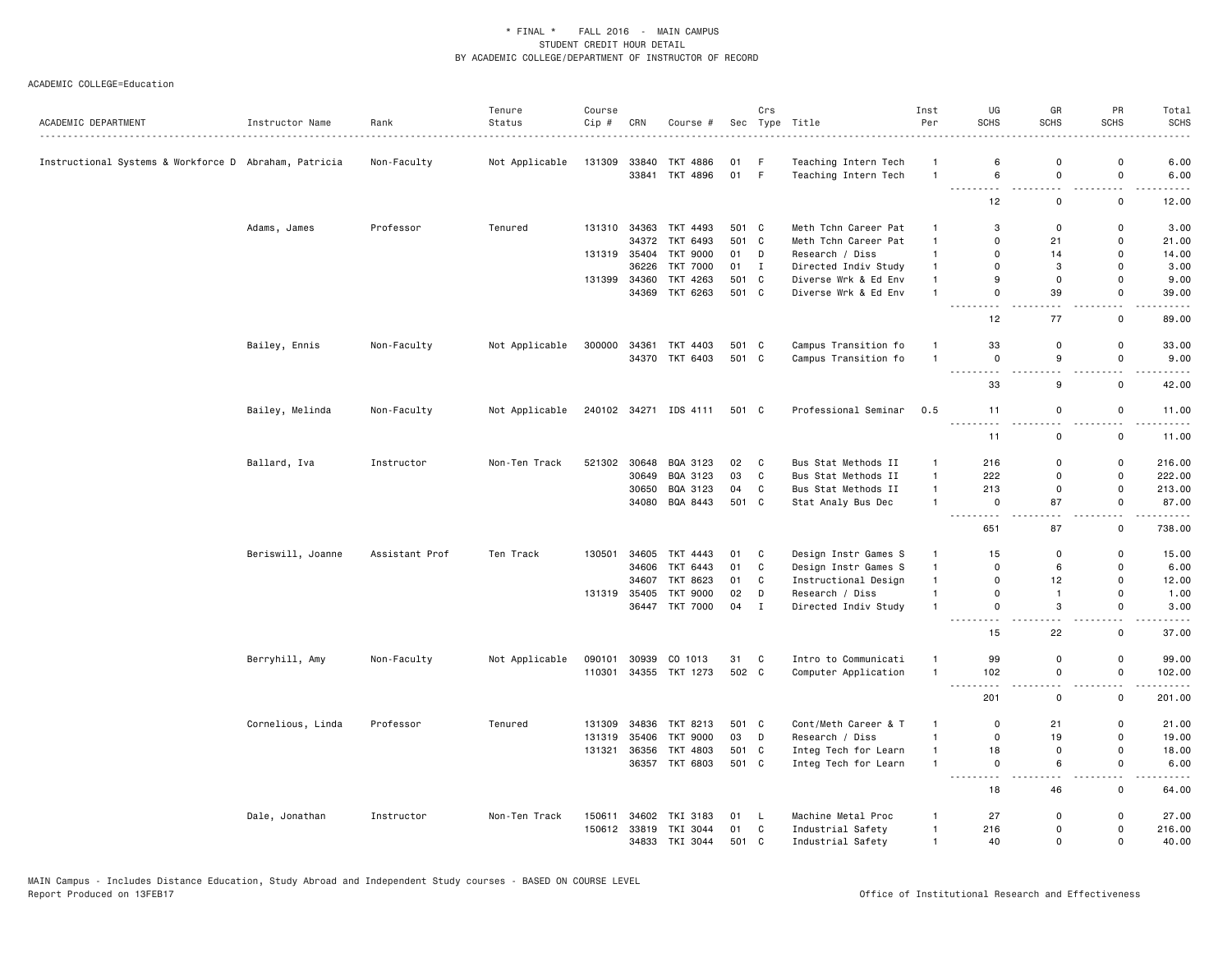\* FINAL \* FALL 2016 - MAIN CAMPUS
STUDENT CREDIT HOUR DETAIL
BY ACADEMIC COLLEGE/DEPARTMENT OF INSTRUCTOR OF RECORD

ACADEMIC COLLEGE=Education

| ACADEMIC DEPARTMENT | Instructor Name | Rank | Tenure Status | Course Cip # | CRN | Course # | Sec | Crs Type | Title | Inst Per | UG SCHS | GR SCHS | PR SCHS | Total SCHS |
|---|---|---|---|---|---|---|---|---|---|---|---|---|---|---|
| Instructional Systems & Workforce D | Abraham, Patricia | Non-Faculty | Not Applicable | 131309 | 33840 | TKT 4886 | 01 | F | Teaching Intern Tech | 1 | 6 | 0 | 0 | 6.00 |
| | | | | | 33841 | TKT 4896 | 01 | F | Teaching Intern Tech | 1 | 6 | 0 | 0 | 6.00 |
| | | | | | | | | | | | 12 | 0 | 0 | 12.00 |
| | Adams, James | Professor | Tenured | 131310 | 34363 | TKT 4493 | 501 | C | Meth Tchn Career Pat | 1 | 3 | 0 | 0 | 3.00 |
| | | | | | 34372 | TKT 6493 | 501 | C | Meth Tchn Career Pat | 1 | 0 | 21 | 0 | 21.00 |
| | | | | 131319 | 35404 | TKT 9000 | 01 | D | Research / Diss | 1 | 0 | 14 | 0 | 14.00 |
| | | | | | 36226 | TKT 7000 | 01 | I | Directed Indiv Study | 1 | 0 | 3 | 0 | 3.00 |
| | | | | 131399 | 34360 | TKT 4263 | 501 | C | Diverse Wrk & Ed Env | 1 | 9 | 0 | 0 | 9.00 |
| | | | | | 34369 | TKT 6263 | 501 | C | Diverse Wrk & Ed Env | 1 | 0 | 39 | 0 | 39.00 |
| | | | | | | | | | | | 12 | 77 | 0 | 89.00 |
| | Bailey, Ennis | Non-Faculty | Not Applicable | 300000 | 34361 | TKT 4403 | 501 | C | Campus Transition fo | 1 | 33 | 0 | 0 | 33.00 |
| | | | | | 34370 | TKT 6403 | 501 | C | Campus Transition fo | 1 | 0 | 9 | 0 | 9.00 |
| | | | | | | | | | | | 33 | 9 | 0 | 42.00 |
| | Bailey, Melinda | Non-Faculty | Not Applicable | 240102 | 34271 | IDS 4111 | 501 | C | Professional Seminar | 0.5 | 11 | 0 | 0 | 11.00 |
| | | | | | | | | | | | 11 | 0 | 0 | 11.00 |
| | Ballard, Iva | Instructor | Non-Ten Track | 521302 | 30648 | BQA 3123 | 02 | C | Bus Stat Methods II | 1 | 216 | 0 | 0 | 216.00 |
| | | | | | 30649 | BQA 3123 | 03 | C | Bus Stat Methods II | 1 | 222 | 0 | 0 | 222.00 |
| | | | | | 30650 | BQA 3123 | 04 | C | Bus Stat Methods II | 1 | 213 | 0 | 0 | 213.00 |
| | | | | | 34080 | BQA 8443 | 501 | C | Stat Analy Bus Dec | 1 | 0 | 87 | 0 | 87.00 |
| | | | | | | | | | | | 651 | 87 | 0 | 738.00 |
| | Beriswill, Joanne | Assistant Prof | Ten Track | 130501 | 34605 | TKT 4443 | 01 | C | Design Instr Games S | 1 | 15 | 0 | 0 | 15.00 |
| | | | | | 34606 | TKT 6443 | 01 | C | Design Instr Games S | 1 | 0 | 6 | 0 | 6.00 |
| | | | | | 34607 | TKT 8623 | 01 | C | Instructional Design | 1 | 0 | 12 | 0 | 12.00 |
| | | | | 131319 | 35405 | TKT 9000 | 02 | D | Research / Diss | 1 | 0 | 1 | 0 | 1.00 |
| | | | | | 36447 | TKT 7000 | 04 | I | Directed Indiv Study | 1 | 0 | 3 | 0 | 3.00 |
| | | | | | | | | | | | 15 | 22 | 0 | 37.00 |
| | Berryhill, Amy | Non-Faculty | Not Applicable | 090101 | 30939 | CO 1013 | 31 | C | Intro to Communicati | 1 | 99 | 0 | 0 | 99.00 |
| | | | | 110301 | 34355 | TKT 1273 | 502 | C | Computer Application | 1 | 102 | 0 | 0 | 102.00 |
| | | | | | | | | | | | 201 | 0 | 0 | 201.00 |
| | Cornelious, Linda | Professor | Tenured | 131309 | 34836 | TKT 8213 | 501 | C | Cont/Meth Career & T | 1 | 0 | 21 | 0 | 21.00 |
| | | | | 131319 | 35406 | TKT 9000 | 03 | D | Research / Diss | 1 | 0 | 19 | 0 | 19.00 |
| | | | | 131321 | 36356 | TKT 4803 | 501 | C | Integ Tech for Learn | 1 | 18 | 0 | 0 | 18.00 |
| | | | | | 36357 | TKT 6803 | 501 | C | Integ Tech for Learn | 1 | 0 | 6 | 0 | 6.00 |
| | | | | | | | | | | | 18 | 46 | 0 | 64.00 |
| | Dale, Jonathan | Instructor | Non-Ten Track | 150611 | 34602 | TKI 3183 | 01 | L | Machine Metal Proc | 1 | 27 | 0 | 0 | 27.00 |
| | | | | 150612 | 33819 | TKI 3044 | 01 | C | Industrial Safety | 1 | 216 | 0 | 0 | 216.00 |
| | | | | | 34833 | TKI 3044 | 501 | C | Industrial Safety | 1 | 40 | 0 | 0 | 40.00 |

MAIN Campus - Includes Distance Education, Study Abroad and Independent Study courses - BASED ON COURSE LEVEL
Report Produced on 13FEB17

Office of Institutional Research and Effectiveness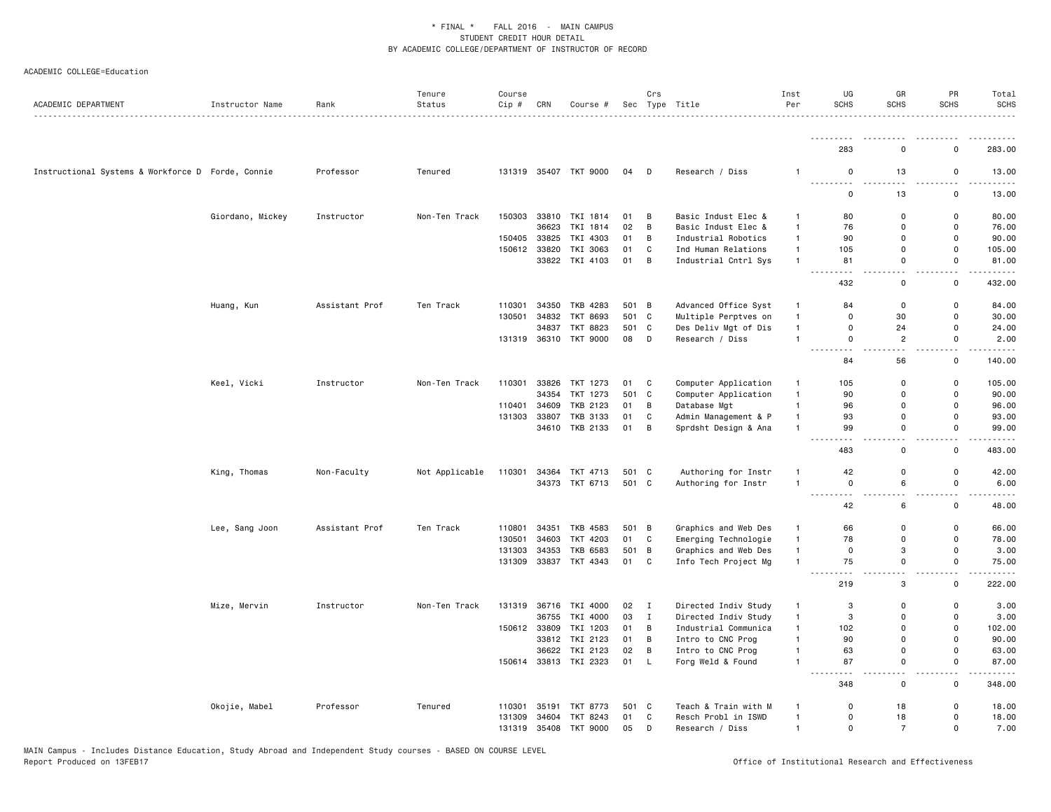\* FINAL \* FALL 2016 - MAIN CAMPUS
STUDENT CREDIT HOUR DETAIL
BY ACADEMIC COLLEGE/DEPARTMENT OF INSTRUCTOR OF RECORD

ACADEMIC COLLEGE=Education

| ACADEMIC DEPARTMENT | Instructor Name | Rank | Tenure Status | Course Cip # | CRN | Course # | Sec | Crs Type | Title | Inst Per | UG SCHS | GR SCHS | PR SCHS | Total SCHS |
|---|---|---|---|---|---|---|---|---|---|---|---|---|---|---|
| | | | | | | | | | | | 283 | 0 | 0 | 283.00 |
| Instructional Systems & Workforce D | Forde, Connie | Professor | Tenured | 131319 | 35407 | TKT 9000 | 04 | D | Research / Diss | 1 | 0 | 13 | 0 | 13.00 |
| | | | | | | | | | | | 0 | 13 | 0 | 13.00 |
| | Giordano, Mickey | Instructor | Non-Ten Track | 150303 | 33810 | TKI 1814 | 01 | B | Basic Indust Elec & | 1 | 80 | 0 | 0 | 80.00 |
| | | | | | 36623 | TKI 1814 | 02 | B | Basic Indust Elec & | 1 | 76 | 0 | 0 | 76.00 |
| | | | | 150405 | 33825 | TKI 4303 | 01 | B | Industrial Robotics | 1 | 90 | 0 | 0 | 90.00 |
| | | | | 150612 | 33820 | TKI 3063 | 01 | C | Ind Human Relations | 1 | 105 | 0 | 0 | 105.00 |
| | | | | | 33822 | TKI 4103 | 01 | B | Industrial Cntrl Sys | 1 | 81 | 0 | 0 | 81.00 |
| | | | | | | | | | | | 432 | 0 | 0 | 432.00 |
| | Huang, Kun | Assistant Prof | Ten Track | 110301 | 34350 | TKB 4283 | 501 | B | Advanced Office Syst | 1 | 84 | 0 | 0 | 84.00 |
| | | | | 130501 | 34832 | TKT 8693 | 501 | C | Multiple Perptves on | 1 | 0 | 30 | 0 | 30.00 |
| | | | | | 34837 | TKT 8823 | 501 | C | Des Deliv Mgt of Dis | 1 | 0 | 24 | 0 | 24.00 |
| | | | | 131319 | 36310 | TKT 9000 | 08 | D | Research / Diss | 1 | 0 | 2 | 0 | 2.00 |
| | | | | | | | | | | | 84 | 56 | 0 | 140.00 |
| | Keel, Vicki | Instructor | Non-Ten Track | 110301 | 33826 | TKT 1273 | 01 | C | Computer Application | 1 | 105 | 0 | 0 | 105.00 |
| | | | | | 34354 | TKT 1273 | 501 | C | Computer Application | 1 | 90 | 0 | 0 | 90.00 |
| | | | | 110401 | 34609 | TKB 2123 | 01 | B | Database Mgt | 1 | 96 | 0 | 0 | 96.00 |
| | | | | 131303 | 33807 | TKB 3133 | 01 | C | Admin Management & P | 1 | 93 | 0 | 0 | 93.00 |
| | | | | | 34610 | TKB 2133 | 01 | B | Sprdsht Design & Ana | 1 | 99 | 0 | 0 | 99.00 |
| | | | | | | | | | | | 483 | 0 | 0 | 483.00 |
| | King, Thomas | Non-Faculty | Not Applicable | 110301 | 34364 | TKT 4713 | 501 | C | Authoring for Instr | 1 | 42 | 0 | 0 | 42.00 |
| | | | | | 34373 | TKT 6713 | 501 | C | Authoring for Instr | 1 | 0 | 6 | 0 | 6.00 |
| | | | | | | | | | | | 42 | 6 | 0 | 48.00 |
| | Lee, Sang Joon | Assistant Prof | Ten Track | 110801 | 34351 | TKB 4583 | 501 | B | Graphics and Web Des | 1 | 66 | 0 | 0 | 66.00 |
| | | | | 130501 | 34603 | TKT 4203 | 01 | C | Emerging Technologie | 1 | 78 | 0 | 0 | 78.00 |
| | | | | 131303 | 34353 | TKB 6583 | 501 | B | Graphics and Web Des | 1 | 0 | 3 | 0 | 3.00 |
| | | | | 131309 | 33837 | TKT 4343 | 01 | C | Info Tech Project Mg | 1 | 75 | 0 | 0 | 75.00 |
| | | | | | | | | | | | 219 | 3 | 0 | 222.00 |
| | Mize, Mervin | Instructor | Non-Ten Track | 131319 | 36716 | TKI 4000 | 02 | I | Directed Indiv Study | 1 | 3 | 0 | 0 | 3.00 |
| | | | | | 36755 | TKI 4000 | 03 | I | Directed Indiv Study | 1 | 3 | 0 | 0 | 3.00 |
| | | | | 150612 | 33809 | TKI 1203 | 01 | B | Industrial Communica | 1 | 102 | 0 | 0 | 102.00 |
| | | | | | 33812 | TKI 2123 | 01 | B | Intro to CNC Prog | 1 | 90 | 0 | 0 | 90.00 |
| | | | | | 36622 | TKI 2123 | 02 | B | Intro to CNC Prog | 1 | 63 | 0 | 0 | 63.00 |
| | | | | 150614 | 33813 | TKI 2323 | 01 | L | Forg Weld & Found | 1 | 87 | 0 | 0 | 87.00 |
| | | | | | | | | | | | 348 | 0 | 0 | 348.00 |
| | Okojie, Mabel | Professor | Tenured | 110301 | 35191 | TKT 8773 | 501 | C | Teach & Train with M | 1 | 0 | 18 | 0 | 18.00 |
| | | | | 131309 | 34604 | TKT 8243 | 01 | C | Resch Probl in ISWD | 1 | 0 | 18 | 0 | 18.00 |
| | | | | 131319 | 35408 | TKT 9000 | 05 | D | Research / Diss | 1 | 0 | 7 | 0 | 7.00 |

MAIN Campus - Includes Distance Education, Study Abroad and Independent Study courses - BASED ON COURSE LEVEL
Report Produced on 13FEB17

Office of Institutional Research and Effectiveness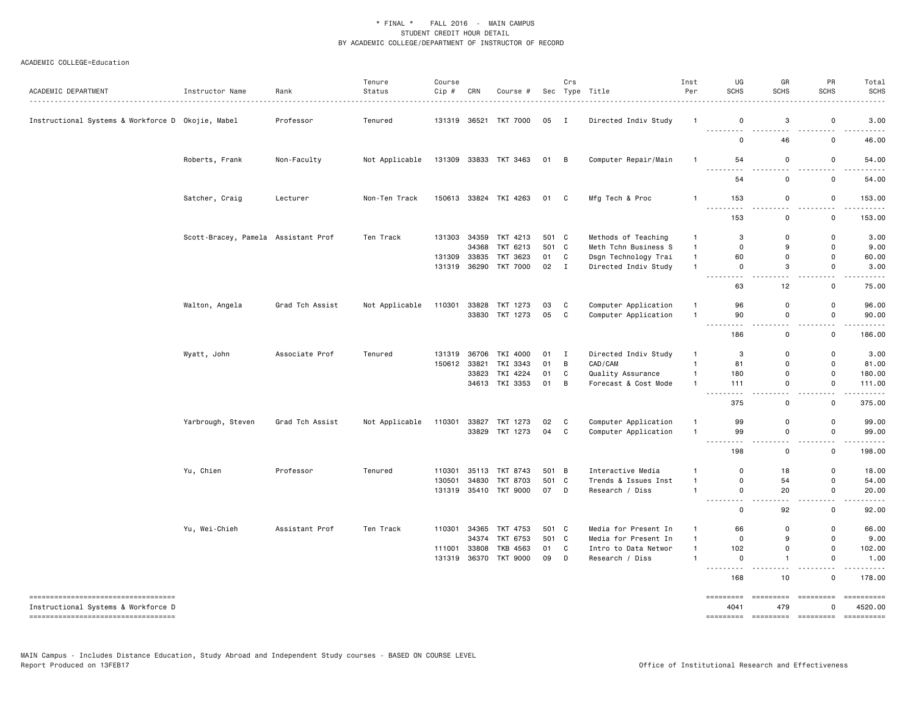\* FINAL \* FALL 2016 - MAIN CAMPUS
STUDENT CREDIT HOUR DETAIL
BY ACADEMIC COLLEGE/DEPARTMENT OF INSTRUCTOR OF RECORD

ACADEMIC COLLEGE=Education

| ACADEMIC DEPARTMENT | Instructor Name | Rank | Tenure Status | Course Cip # | CRN | Course # | Sec | Crs Type | Title | Inst Per | UG SCHS | GR SCHS | PR SCHS | Total SCHS |
|---|---|---|---|---|---|---|---|---|---|---|---|---|---|---|
| Instructional Systems & Workforce D | Okojie, Mabel | Professor | Tenured | 131319 | 36521 | TKT 7000 | 05 | I | Directed Indiv Study | 1 | 0 | 3 | 0 | 3.00 |
| | | | | | | | | | | | 0 | 46 | 0 | 46.00 |
| | Roberts, Frank | Non-Faculty | Not Applicable | 131309 | 33833 | TKT 3463 | 01 | B | Computer Repair/Main | 1 | 54 | 0 | 0 | 54.00 |
| | | | | | | | | | | | 54 | 0 | 0 | 54.00 |
| | Satcher, Craig | Lecturer | Non-Ten Track | 150613 | 33824 | TKI 4263 | 01 | C | Mfg Tech & Proc | 1 | 153 | 0 | 0 | 153.00 |
| | | | | | | | | | | | 153 | 0 | 0 | 153.00 |
| | Scott-Bracey, Pamela | Assistant Prof | Ten Track | 131303 | 34359 | TKT 4213 | 501 | C | Methods of Teaching | 1 | 3 | 0 | 0 | 3.00 |
| | | | | | 34368 | TKT 6213 | 501 | C | Meth Tchn Business S | 1 | 0 | 9 | 0 | 9.00 |
| | | | | 131309 | 33835 | TKT 3623 | 01 | C | Dsgn Technology Trai | 1 | 60 | 0 | 0 | 60.00 |
| | | | | 131319 | 36290 | TKT 7000 | 02 | I | Directed Indiv Study | 1 | 0 | 3 | 0 | 3.00 |
| | | | | | | | | | | | 63 | 12 | 0 | 75.00 |
| | Walton, Angela | Grad Tch Assist | Not Applicable | 110301 | 33828 | TKT 1273 | 03 | C | Computer Application | 1 | 96 | 0 | 0 | 96.00 |
| | | | | | 33830 | TKT 1273 | 05 | C | Computer Application | 1 | 90 | 0 | 0 | 90.00 |
| | | | | | | | | | | | 186 | 0 | 0 | 186.00 |
| | Wyatt, John | Associate Prof | Tenured | 131319 | 36706 | TKI 4000 | 01 | I | Directed Indiv Study | 1 | 3 | 0 | 0 | 3.00 |
| | | | | 150612 | 33821 | TKI 3343 | 01 | B | CAD/CAM | 1 | 81 | 0 | 0 | 81.00 |
| | | | | | 33823 | TKI 4224 | 01 | C | Quality Assurance | 1 | 180 | 0 | 0 | 180.00 |
| | | | | | 34613 | TKI 3353 | 01 | B | Forecast & Cost Mode | 1 | 111 | 0 | 0 | 111.00 |
| | | | | | | | | | | | 375 | 0 | 0 | 375.00 |
| | Yarbrough, Steven | Grad Tch Assist | Not Applicable | 110301 | 33827 | TKT 1273 | 02 | C | Computer Application | 1 | 99 | 0 | 0 | 99.00 |
| | | | | | 33829 | TKT 1273 | 04 | C | Computer Application | 1 | 99 | 0 | 0 | 99.00 |
| | | | | | | | | | | | 198 | 0 | 0 | 198.00 |
| | Yu, Chien | Professor | Tenured | 110301 | 35113 | TKT 8743 | 501 | B | Interactive Media | 1 | 0 | 18 | 0 | 18.00 |
| | | | | 130501 | 34830 | TKT 8703 | 501 | C | Trends & Issues Inst | 1 | 0 | 54 | 0 | 54.00 |
| | | | | 131319 | 35410 | TKT 9000 | 07 | D | Research / Diss | 1 | 0 | 20 | 0 | 20.00 |
| | | | | | | | | | | | 0 | 92 | 0 | 92.00 |
| | Yu, Wei-Chieh | Assistant Prof | Ten Track | 110301 | 34365 | TKT 4753 | 501 | C | Media for Present In | 1 | 66 | 0 | 0 | 66.00 |
| | | | | | 34374 | TKT 6753 | 501 | C | Media for Present In | 1 | 0 | 9 | 0 | 9.00 |
| | | | | 111001 | 33808 | TKB 4563 | 01 | C | Intro to Data Networ | 1 | 102 | 0 | 0 | 102.00 |
| | | | | 131319 | 36370 | TKT 9000 | 09 | D | Research / Diss | 1 | 0 | 1 | 0 | 1.00 |
| | | | | | | | | | | | 168 | 10 | 0 | 178.00 |
| Instructional Systems & Workforce D | | | | | | | | | | | 4041 | 479 | 0 | 4520.00 |

MAIN Campus - Includes Distance Education, Study Abroad and Independent Study courses - BASED ON COURSE LEVEL
Report Produced on 13FEB17

Office of Institutional Research and Effectiveness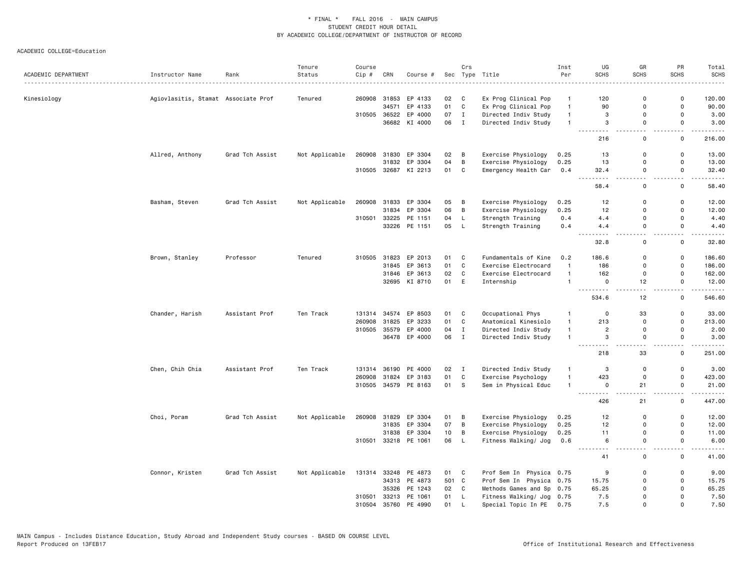\* FINAL \* FALL 2016 - MAIN CAMPUS
STUDENT CREDIT HOUR DETAIL
BY ACADEMIC COLLEGE/DEPARTMENT OF INSTRUCTOR OF RECORD

ACADEMIC COLLEGE=Education

| ACADEMIC DEPARTMENT | Instructor Name | Rank | Tenure Status | Course Cip # | CRN | Course # | Sec | Crs Type | Title | Inst Per | UG SCHS | GR SCHS | PR SCHS | Total SCHS |
|---|---|---|---|---|---|---|---|---|---|---|---|---|---|---|
| Kinesiology | Agiovlasitis, Stamat | Associate Prof | Tenured | 260908 | 31853 | EP 4133 | 02 | C | Ex Prog Clinical Pop | 1 | 120 | 0 | 0 | 120.00 |
| | | | | | 34571 | EP 4133 | 01 | C | Ex Prog Clinical Pop | 1 | 90 | 0 | 0 | 90.00 |
| | | | | 310505 | 36522 | EP 4000 | 07 | I | Directed Indiv Study | 1 | 3 | 0 | 0 | 3.00 |
| | | | | | 36682 | KI 4000 | 06 | I | Directed Indiv Study | 1 | 3 | 0 | 0 | 3.00 |
| | | | | | | | | | | | 216 | 0 | 0 | 216.00 |
| | Allred, Anthony | Grad Tch Assist | Not Applicable | 260908 | 31830 | EP 3304 | 02 | B | Exercise Physiology | 0.25 | 13 | 0 | 0 | 13.00 |
| | | | | | 31832 | EP 3304 | 04 | B | Exercise Physiology | 0.25 | 13 | 0 | 0 | 13.00 |
| | | | | 310505 | 32687 | KI 2213 | 01 | C | Emergency Health Car | 0.4 | 32.4 | 0 | 0 | 32.40 |
| | | | | | | | | | | | 58.4 | 0 | 0 | 58.40 |
| | Basham, Steven | Grad Tch Assist | Not Applicable | 260908 | 31833 | EP 3304 | 05 | B | Exercise Physiology | 0.25 | 12 | 0 | 0 | 12.00 |
| | | | | | 31834 | EP 3304 | 06 | B | Exercise Physiology | 0.25 | 12 | 0 | 0 | 12.00 |
| | | | | 310501 | 33225 | PE 1151 | 04 | L | Strength Training | 0.4 | 4.4 | 0 | 0 | 4.40 |
| | | | | | 33226 | PE 1151 | 05 | L | Strength Training | 0.4 | 4.4 | 0 | 0 | 4.40 |
| | | | | | | | | | | | 32.8 | 0 | 0 | 32.80 |
| | Brown, Stanley | Professor | Tenured | 310505 | 31823 | EP 2013 | 01 | C | Fundamentals of Kine | 0.2 | 186.6 | 0 | 0 | 186.60 |
| | | | | | 31845 | EP 3613 | 01 | C | Exercise Electrocard | 1 | 186 | 0 | 0 | 186.00 |
| | | | | | 31846 | EP 3613 | 02 | C | Exercise Electrocard | 1 | 162 | 0 | 0 | 162.00 |
| | | | | | 32695 | KI 8710 | 01 | E | Internship | 1 | 0 | 12 | 0 | 12.00 |
| | | | | | | | | | | | 534.6 | 12 | 0 | 546.60 |
| | Chander, Harish | Assistant Prof | Ten Track | 131314 | 34574 | EP 8503 | 01 | C | Occupational Phys | 1 | 0 | 33 | 0 | 33.00 |
| | | | | 260908 | 31825 | EP 3233 | 01 | C | Anatomical Kinesiolo | 1 | 213 | 0 | 0 | 213.00 |
| | | | | 310505 | 35579 | EP 4000 | 04 | I | Directed Indiv Study | 1 | 2 | 0 | 0 | 2.00 |
| | | | | | 36478 | EP 4000 | 06 | I | Directed Indiv Study | 1 | 3 | 0 | 0 | 3.00 |
| | | | | | | | | | | | 218 | 33 | 0 | 251.00 |
| | Chen, Chih Chia | Assistant Prof | Ten Track | 131314 | 36190 | PE 4000 | 02 | I | Directed Indiv Study | 1 | 3 | 0 | 0 | 3.00 |
| | | | | 260908 | 31824 | EP 3183 | 01 | C | Exercise Psychology | 1 | 423 | 0 | 0 | 423.00 |
| | | | | 310505 | 34579 | PE 8163 | 01 | S | Sem in Physical Educ | 1 | 0 | 21 | 0 | 21.00 |
| | | | | | | | | | | | 426 | 21 | 0 | 447.00 |
| | Choi, Poram | Grad Tch Assist | Not Applicable | 260908 | 31829 | EP 3304 | 01 | B | Exercise Physiology | 0.25 | 12 | 0 | 0 | 12.00 |
| | | | | | 31835 | EP 3304 | 07 | B | Exercise Physiology | 0.25 | 12 | 0 | 0 | 12.00 |
| | | | | | 31838 | EP 3304 | 10 | B | Exercise Physiology | 0.25 | 11 | 0 | 0 | 11.00 |
| | | | | 310501 | 33218 | PE 1061 | 06 | L | Fitness Walking/ Jog | 0.6 | 6 | 0 | 0 | 6.00 |
| | | | | | | | | | | | 41 | 0 | 0 | 41.00 |
| | Connor, Kristen | Grad Tch Assist | Not Applicable | 131314 | 33248 | PE 4873 | 01 | C | Prof Sem In Physica | 0.75 | 9 | 0 | 0 | 9.00 |
| | | | | | 34313 | PE 4873 | 501 | C | Prof Sem In Physica | 0.75 | 15.75 | 0 | 0 | 15.75 |
| | | | | | 35326 | PE 1243 | 02 | C | Methods Games and Sp | 0.75 | 65.25 | 0 | 0 | 65.25 |
| | | | | 310501 | 33213 | PE 1061 | 01 | L | Fitness Walking/ Jog | 0.75 | 7.5 | 0 | 0 | 7.50 |
| | | | | 310504 | 35760 | PE 4990 | 01 | L | Special Topic In PE | 0.75 | 7.5 | 0 | 0 | 7.50 |

MAIN Campus - Includes Distance Education, Study Abroad and Independent Study courses - BASED ON COURSE LEVEL
Report Produced on 13FEB17

Office of Institutional Research and Effectiveness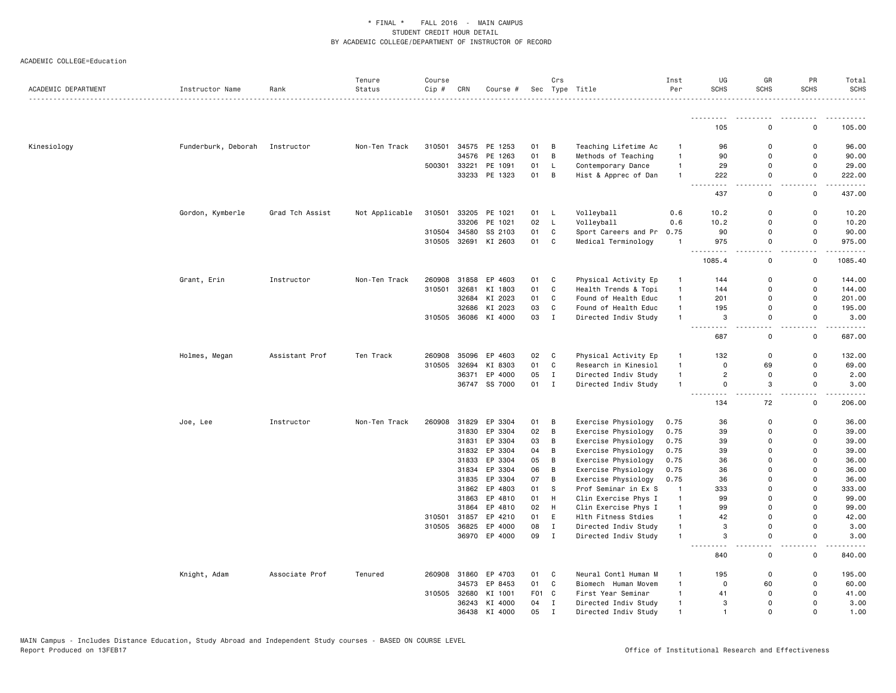* FINAL * FALL 2016 - MAIN CAMPUS
STUDENT CREDIT HOUR DETAIL
BY ACADEMIC COLLEGE/DEPARTMENT OF INSTRUCTOR OF RECORD

ACADEMIC COLLEGE=Education

| ACADEMIC DEPARTMENT | Instructor Name | Rank | Tenure Status | Course Cip # | CRN | Course # | Sec | Crs Type | Title | Inst Per | UG SCHS | GR SCHS | PR SCHS | Total SCHS |
|---|---|---|---|---|---|---|---|---|---|---|---|---|---|---|
| | | | | | | | | | | | 105 | 0 | 0 | 105.00 |
| Kinesiology | Funderburk, Deborah | Instructor | Non-Ten Track | 310501 | 34575 | PE 1253 | 01 | B | Teaching Lifetime Ac | 1 | 96 | 0 | 0 | 96.00 |
| | | | | | 34576 | PE 1263 | 01 | B | Methods of Teaching | 1 | 90 | 0 | 0 | 90.00 |
| | | | | 500301 | 33221 | PE 1091 | 01 | L | Contemporary Dance | 1 | 29 | 0 | 0 | 29.00 |
| | | | | | 33233 | PE 1323 | 01 | B | Hist & Apprec of Dan | 1 | 222 | 0 | 0 | 222.00 |
| | | | | | | | | | | | 437 | 0 | 0 | 437.00 |
| | Gordon, Kymberle | Grad Tch Assist | Not Applicable | 310501 | 33205 | PE 1021 | 01 | L | Volleyball | 0.6 | 10.2 | 0 | 0 | 10.20 |
| | | | | | 33206 | PE 1021 | 02 | L | Volleyball | 0.6 | 10.2 | 0 | 0 | 10.20 |
| | | | | 310504 | 34580 | SS 2103 | 01 | C | Sport Careers and Pr | 0.75 | 90 | 0 | 0 | 90.00 |
| | | | | 310505 | 32691 | KI 2603 | 01 | C | Medical Terminology | 1 | 975 | 0 | 0 | 975.00 |
| | | | | | | | | | | | 1085.4 | 0 | 0 | 1085.40 |
| | Grant, Erin | Instructor | Non-Ten Track | 260908 | 31858 | EP 4603 | 01 | C | Physical Activity Ep | 1 | 144 | 0 | 0 | 144.00 |
| | | | | 310501 | 32681 | KI 1803 | 01 | C | Health Trends & Topi | 1 | 144 | 0 | 0 | 144.00 |
| | | | | | 32684 | KI 2023 | 01 | C | Found of Health Educ | 1 | 201 | 0 | 0 | 201.00 |
| | | | | | 32686 | KI 2023 | 03 | C | Found of Health Educ | 1 | 195 | 0 | 0 | 195.00 |
| | | | | 310505 | 36086 | KI 4000 | 03 | I | Directed Indiv Study | 1 | 3 | 0 | 0 | 3.00 |
| | | | | | | | | | | | 687 | 0 | 0 | 687.00 |
| | Holmes, Megan | Assistant Prof | Ten Track | 260908 | 35096 | EP 4603 | 02 | C | Physical Activity Ep | 1 | 132 | 0 | 0 | 132.00 |
| | | | | 310505 | 32694 | KI 8303 | 01 | C | Research in Kinesiol | 1 | 0 | 69 | 0 | 69.00 |
| | | | | | 36371 | EP 4000 | 05 | I | Directed Indiv Study | 1 | 2 | 0 | 0 | 2.00 |
| | | | | | 36747 | SS 7000 | 01 | I | Directed Indiv Study | 1 | 0 | 3 | 0 | 3.00 |
| | | | | | | | | | | | 134 | 72 | 0 | 206.00 |
| | Joe, Lee | Instructor | Non-Ten Track | 260908 | 31829 | EP 3304 | 01 | B | Exercise Physiology | 0.75 | 36 | 0 | 0 | 36.00 |
| | | | | | 31830 | EP 3304 | 02 | B | Exercise Physiology | 0.75 | 39 | 0 | 0 | 39.00 |
| | | | | | 31831 | EP 3304 | 03 | B | Exercise Physiology | 0.75 | 39 | 0 | 0 | 39.00 |
| | | | | | 31832 | EP 3304 | 04 | B | Exercise Physiology | 0.75 | 39 | 0 | 0 | 39.00 |
| | | | | | 31833 | EP 3304 | 05 | B | Exercise Physiology | 0.75 | 36 | 0 | 0 | 36.00 |
| | | | | | 31834 | EP 3304 | 06 | B | Exercise Physiology | 0.75 | 36 | 0 | 0 | 36.00 |
| | | | | | 31835 | EP 3304 | 07 | B | Exercise Physiology | 0.75 | 36 | 0 | 0 | 36.00 |
| | | | | | 31862 | EP 4803 | 01 | S | Prof Seminar in Ex S | 1 | 333 | 0 | 0 | 333.00 |
| | | | | | 31863 | EP 4810 | 01 | H | Clin Exercise Phys I | 1 | 99 | 0 | 0 | 99.00 |
| | | | | | 31864 | EP 4810 | 02 | H | Clin Exercise Phys I | 1 | 99 | 0 | 0 | 99.00 |
| | | | | 310501 | 31857 | EP 4210 | 01 | E | Hlth Fitness Stdies | 1 | 42 | 0 | 0 | 42.00 |
| | | | | 310505 | 36825 | EP 4000 | 08 | I | Directed Indiv Study | 1 | 3 | 0 | 0 | 3.00 |
| | | | | | 36970 | EP 4000 | 09 | I | Directed Indiv Study | 1 | 3 | 0 | 0 | 3.00 |
| | | | | | | | | | | | 840 | 0 | 0 | 840.00 |
| | Knight, Adam | Associate Prof | Tenured | 260908 | 31860 | EP 4703 | 01 | C | Neural Contl Human M | 1 | 195 | 0 | 0 | 195.00 |
| | | | | | 34573 | EP 8453 | 01 | C | Biomech Human Movem | 1 | 0 | 60 | 0 | 60.00 |
| | | | | 310505 | 32680 | KI 1001 | F01 | C | First Year Seminar | 1 | 41 | 0 | 0 | 41.00 |
| | | | | | 36243 | KI 4000 | 04 | I | Directed Indiv Study | 1 | 3 | 0 | 0 | 3.00 |
| | | | | | 36438 | KI 4000 | 05 | I | Directed Indiv Study | 1 | 1 | 0 | 0 | 1.00 |

MAIN Campus - Includes Distance Education, Study Abroad and Independent Study courses - BASED ON COURSE LEVEL
Report Produced on 13FEB17
Office of Institutional Research and Effectiveness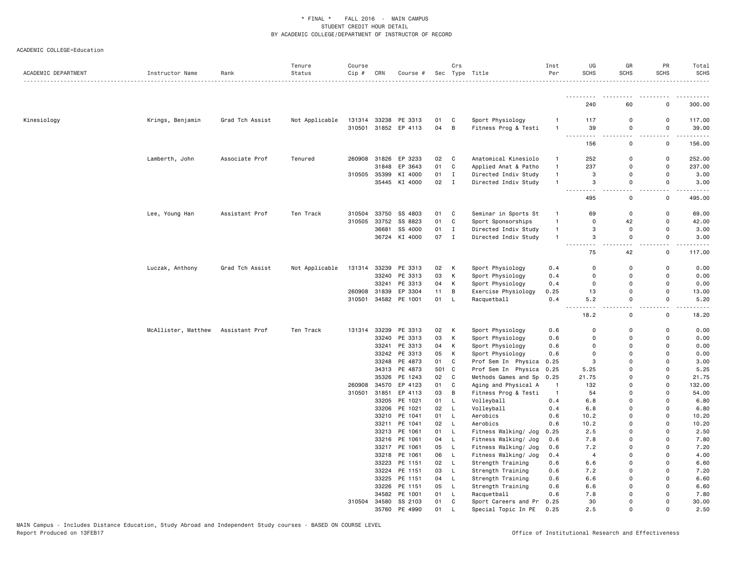\* FINAL \* FALL 2016 - MAIN CAMPUS
STUDENT CREDIT HOUR DETAIL
BY ACADEMIC COLLEGE/DEPARTMENT OF INSTRUCTOR OF RECORD

ACADEMIC COLLEGE=Education

| ACADEMIC DEPARTMENT | Instructor Name | Rank | Tenure Status | Course Cip # | CRN | Course # | Sec | Crs Type | Title | Inst Per | UG SCHS | GR SCHS | PR SCHS | Total SCHS |
|---|---|---|---|---|---|---|---|---|---|---|---|---|---|---|
| | | | | | | | | | | | 240 | 60 | 0 | 300.00 |
| Kinesiology | Krings, Benjamin | Grad Tch Assist | Not Applicable | 131314 | 33238 | PE 3313 | 01 | C | Sport Physiology | 1 | 117 | 0 | 0 | 117.00 |
| | | | | 310501 | 31852 | EP 4113 | 04 | B | Fitness Prog & Testi | 1 | 39 | 0 | 0 | 39.00 |
| | | | | | | | | | | | 156 | 0 | 0 | 156.00 |
| | Lamberth, John | Associate Prof | Tenured | 260908 | 31826 | EP 3233 | 02 | C | Anatomical Kinesiolo | 1 | 252 | 0 | 0 | 252.00 |
| | | | | | 31848 | EP 3643 | 01 | C | Applied Anat & Patho | 1 | 237 | 0 | 0 | 237.00 |
| | | | | 310505 | 35399 | KI 4000 | 01 | I | Directed Indiv Study | 1 | 3 | 0 | 0 | 3.00 |
| | | | | | 35445 | KI 4000 | 02 | I | Directed Indiv Study | 1 | 3 | 0 | 0 | 3.00 |
| | | | | | | | | | | | 495 | 0 | 0 | 495.00 |
| | Lee, Young Han | Assistant Prof | Ten Track | 310504 | 33750 | SS 4803 | 01 | C | Seminar in Sports St | 1 | 69 | 0 | 0 | 69.00 |
| | | | | 310505 | 33752 | SS 8823 | 01 | C | Sport Sponsorships | 1 | 0 | 42 | 0 | 42.00 |
| | | | | | 36681 | SS 4000 | 01 | I | Directed Indiv Study | 1 | 3 | 0 | 0 | 3.00 |
| | | | | | 36724 | KI 4000 | 07 | I | Directed Indiv Study | 1 | 3 | 0 | 0 | 3.00 |
| | | | | | | | | | | | 75 | 42 | 0 | 117.00 |
| | Luczak, Anthony | Grad Tch Assist | Not Applicable | 131314 | 33239 | PE 3313 | 02 | K | Sport Physiology | 0.4 | 0 | 0 | 0 | 0.00 |
| | | | | | 33240 | PE 3313 | 03 | K | Sport Physiology | 0.4 | 0 | 0 | 0 | 0.00 |
| | | | | | 33241 | PE 3313 | 04 | K | Sport Physiology | 0.4 | 0 | 0 | 0 | 0.00 |
| | | | | 260908 | 31839 | EP 3304 | 11 | B | Exercise Physiology | 0.25 | 13 | 0 | 0 | 13.00 |
| | | | | 310501 | 34582 | PE 1001 | 01 | L | Racquetball | 0.4 | 5.2 | 0 | 0 | 5.20 |
| | | | | | | | | | | | 18.2 | 0 | 0 | 18.20 |
| | McAllister, Matthew | Assistant Prof | Ten Track | 131314 | 33239 | PE 3313 | 02 | K | Sport Physiology | 0.6 | 0 | 0 | 0 | 0.00 |
| | | | | | 33240 | PE 3313 | 03 | K | Sport Physiology | 0.6 | 0 | 0 | 0 | 0.00 |
| | | | | | 33241 | PE 3313 | 04 | K | Sport Physiology | 0.6 | 0 | 0 | 0 | 0.00 |
| | | | | | 33242 | PE 3313 | 05 | K | Sport Physiology | 0.6 | 0 | 0 | 0 | 0.00 |
| | | | | | 33248 | PE 4873 | 01 | C | Prof Sem In Physica | 0.25 | 3 | 0 | 0 | 3.00 |
| | | | | | 34313 | PE 4873 | 501 | C | Prof Sem In Physica | 0.25 | 5.25 | 0 | 0 | 5.25 |
| | | | | | 35326 | PE 1243 | 02 | C | Methods Games and Sp | 0.25 | 21.75 | 0 | 0 | 21.75 |
| | | | | 260908 | 34570 | EP 4123 | 01 | C | Aging and Physical A | 1 | 132 | 0 | 0 | 132.00 |
| | | | | 310501 | 31851 | EP 4113 | 03 | B | Fitness Prog & Testi | 1 | 54 | 0 | 0 | 54.00 |
| | | | | | 33205 | PE 1021 | 01 | L | Volleyball | 0.4 | 6.8 | 0 | 0 | 6.80 |
| | | | | | 33206 | PE 1021 | 02 | L | Volleyball | 0.4 | 6.8 | 0 | 0 | 6.80 |
| | | | | | 33210 | PE 1041 | 01 | L | Aerobics | 0.6 | 10.2 | 0 | 0 | 10.20 |
| | | | | | 33211 | PE 1041 | 02 | L | Aerobics | 0.6 | 10.2 | 0 | 0 | 10.20 |
| | | | | | 33213 | PE 1061 | 01 | L | Fitness Walking/ Jog | 0.25 | 2.5 | 0 | 0 | 2.50 |
| | | | | | 33216 | PE 1061 | 04 | L | Fitness Walking/ Jog | 0.6 | 7.8 | 0 | 0 | 7.80 |
| | | | | | 33217 | PE 1061 | 05 | L | Fitness Walking/ Jog | 0.6 | 7.2 | 0 | 0 | 7.20 |
| | | | | | 33218 | PE 1061 | 06 | L | Fitness Walking/ Jog | 0.4 | 4 | 0 | 0 | 4.00 |
| | | | | | 33223 | PE 1151 | 02 | L | Strength Training | 0.6 | 6.6 | 0 | 0 | 6.60 |
| | | | | | 33224 | PE 1151 | 03 | L | Strength Training | 0.6 | 7.2 | 0 | 0 | 7.20 |
| | | | | | 33225 | PE 1151 | 04 | L | Strength Training | 0.6 | 6.6 | 0 | 0 | 6.60 |
| | | | | | 33226 | PE 1151 | 05 | L | Strength Training | 0.6 | 6.6 | 0 | 0 | 6.60 |
| | | | | | 34582 | PE 1001 | 01 | L | Racquetball | 0.6 | 7.8 | 0 | 0 | 7.80 |
| | | | | 310504 | 34580 | SS 2103 | 01 | C | Sport Careers and Pr | 0.25 | 30 | 0 | 0 | 30.00 |
| | | | | | 35760 | PE 4990 | 01 | L | Special Topic In PE | 0.25 | 2.5 | 0 | 0 | 2.50 |

MAIN Campus - Includes Distance Education, Study Abroad and Independent Study courses - BASED ON COURSE LEVEL
Report Produced on 13FEB17

Office of Institutional Research and Effectiveness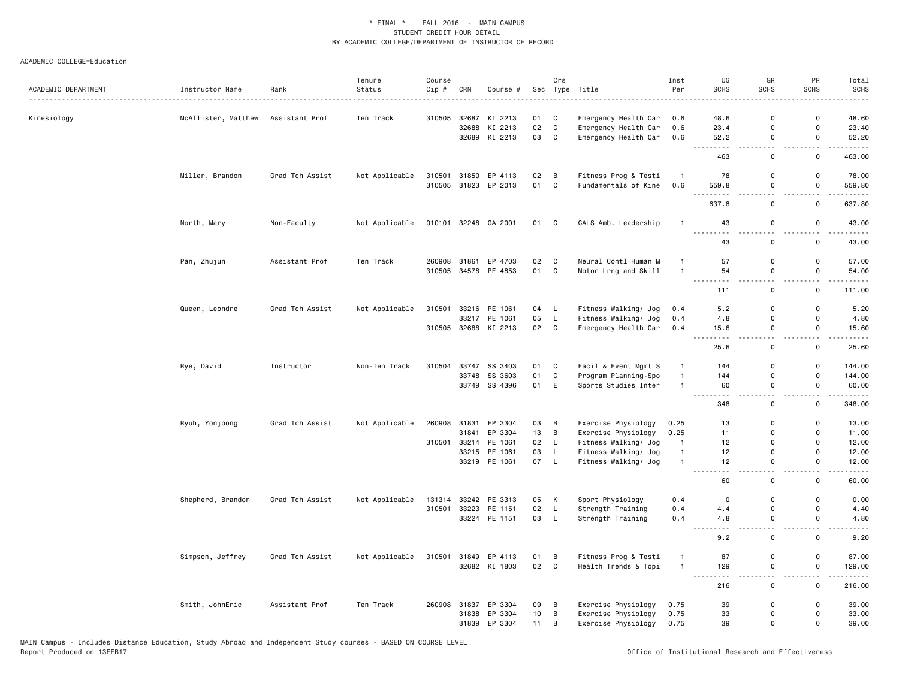\* FINAL \* FALL 2016 - MAIN CAMPUS
STUDENT CREDIT HOUR DETAIL
BY ACADEMIC COLLEGE/DEPARTMENT OF INSTRUCTOR OF RECORD

ACADEMIC COLLEGE=Education

| ACADEMIC DEPARTMENT | Instructor Name | Rank | Tenure Status | Course Cip # | CRN | Course # | Sec | Crs Type | Title | Inst Per | UG SCHS | GR SCHS | PR SCHS | Total SCHS |
|---|---|---|---|---|---|---|---|---|---|---|---|---|---|---|
| Kinesiology | McAllister, Matthew | Assistant Prof | Ten Track | 310505 | 32687 | KI 2213 | 01 | C | Emergency Health Car | 0.6 | 48.6 | 0 | 0 | 48.60 |
| | | | | | 32688 | KI 2213 | 02 | C | Emergency Health Car | 0.6 | 23.4 | 0 | 0 | 23.40 |
| | | | | | 32689 | KI 2213 | 03 | C | Emergency Health Car | 0.6 | 52.2 | 0 | 0 | 52.20 |
| | | | | | | | | | | | 463 | 0 | 0 | 463.00 |
| | Miller, Brandon | Grad Tch Assist | Not Applicable | 310501 | 31850 | EP 4113 | 02 | B | Fitness Prog & Testi | 1 | 78 | 0 | 0 | 78.00 |
| | | | | 310505 | 31823 | EP 2013 | 01 | C | Fundamentals of Kine | 0.6 | 559.8 | 0 | 0 | 559.80 |
| | | | | | | | | | | | 637.8 | 0 | 0 | 637.80 |
| | North, Mary | Non-Faculty | Not Applicable | 010101 | 32248 | GA 2001 | 01 | C | CALS Amb. Leadership | 1 | 43 | 0 | 0 | 43.00 |
| | | | | | | | | | | | 43 | 0 | 0 | 43.00 |
| | Pan, Zhujun | Assistant Prof | Ten Track | 260908 | 31861 | EP 4703 | 02 | C | Neural Contl Human M | 1 | 57 | 0 | 0 | 57.00 |
| | | | | 310505 | 34578 | PE 4853 | 01 | C | Motor Lrng and Skill | 1 | 54 | 0 | 0 | 54.00 |
| | | | | | | | | | | | 111 | 0 | 0 | 111.00 |
| | Queen, Leondre | Grad Tch Assist | Not Applicable | 310501 | 33216 | PE 1061 | 04 | L | Fitness Walking/ Jog | 0.4 | 5.2 | 0 | 0 | 5.20 |
| | | | | | 33217 | PE 1061 | 05 | L | Fitness Walking/ Jog | 0.4 | 4.8 | 0 | 0 | 4.80 |
| | | | | 310505 | 32688 | KI 2213 | 02 | C | Emergency Health Car | 0.4 | 15.6 | 0 | 0 | 15.60 |
| | | | | | | | | | | | 25.6 | 0 | 0 | 25.60 |
| | Rye, David | Instructor | Non-Ten Track | 310504 | 33747 | SS 3403 | 01 | C | Facil & Event Mgmt S | 1 | 144 | 0 | 0 | 144.00 |
| | | | | | 33748 | SS 3603 | 01 | C | Program Planning-Spo | 1 | 144 | 0 | 0 | 144.00 |
| | | | | | 33749 | SS 4396 | 01 | E | Sports Studies Inter | 1 | 60 | 0 | 0 | 60.00 |
| | | | | | | | | | | | 348 | 0 | 0 | 348.00 |
| | Ryuh, Yonjoong | Grad Tch Assist | Not Applicable | 260908 | 31831 | EP 3304 | 03 | B | Exercise Physiology | 0.25 | 13 | 0 | 0 | 13.00 |
| | | | | | 31841 | EP 3304 | 13 | B | Exercise Physiology | 0.25 | 11 | 0 | 0 | 11.00 |
| | | | | 310501 | 33214 | PE 1061 | 02 | L | Fitness Walking/ Jog | 1 | 12 | 0 | 0 | 12.00 |
| | | | | | 33215 | PE 1061 | 03 | L | Fitness Walking/ Jog | 1 | 12 | 0 | 0 | 12.00 |
| | | | | | 33219 | PE 1061 | 07 | L | Fitness Walking/ Jog | 1 | 12 | 0 | 0 | 12.00 |
| | | | | | | | | | | | 60 | 0 | 0 | 60.00 |
| | Shepherd, Brandon | Grad Tch Assist | Not Applicable | 131314 | 33242 | PE 3313 | 05 | K | Sport Physiology | 0.4 | 0 | 0 | 0 | 0.00 |
| | | | | 310501 | 33223 | PE 1151 | 02 | L | Strength Training | 0.4 | 4.4 | 0 | 0 | 4.40 |
| | | | | | 33224 | PE 1151 | 03 | L | Strength Training | 0.4 | 4.8 | 0 | 0 | 4.80 |
| | | | | | | | | | | | 9.2 | 0 | 0 | 9.20 |
| | Simpson, Jeffrey | Grad Tch Assist | Not Applicable | 310501 | 31849 | EP 4113 | 01 | B | Fitness Prog & Testi | 1 | 87 | 0 | 0 | 87.00 |
| | | | | | 32682 | KI 1803 | 02 | C | Health Trends & Topi | 1 | 129 | 0 | 0 | 129.00 |
| | | | | | | | | | | | 216 | 0 | 0 | 216.00 |
| | Smith, JohnEric | Assistant Prof | Ten Track | 260908 | 31837 | EP 3304 | 09 | B | Exercise Physiology | 0.75 | 39 | 0 | 0 | 39.00 |
| | | | | | 31838 | EP 3304 | 10 | B | Exercise Physiology | 0.75 | 33 | 0 | 0 | 33.00 |
| | | | | | 31839 | EP 3304 | 11 | B | Exercise Physiology | 0.75 | 39 | 0 | 0 | 39.00 |

MAIN Campus - Includes Distance Education, Study Abroad and Independent Study courses - BASED ON COURSE LEVEL
Report Produced on 13FEB17

Office of Institutional Research and Effectiveness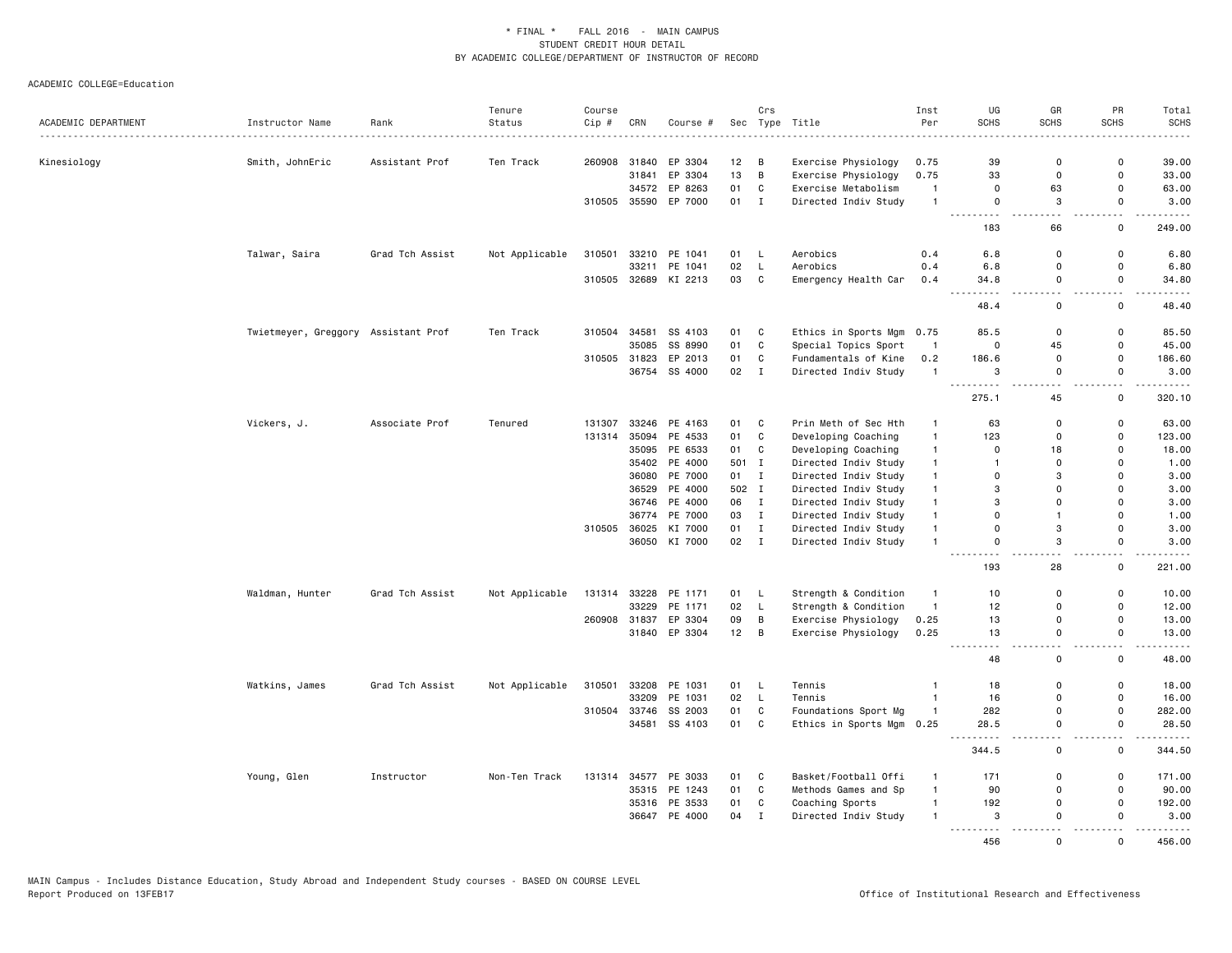\* FINAL \* FALL 2016 - MAIN CAMPUS
STUDENT CREDIT HOUR DETAIL
BY ACADEMIC COLLEGE/DEPARTMENT OF INSTRUCTOR OF RECORD

ACADEMIC COLLEGE=Education

| ACADEMIC DEPARTMENT | Instructor Name | Rank | Tenure Status | Course Cip # | CRN | Course # | Sec | Crs Type | Title | Inst Per | UG SCHS | GR SCHS | PR SCHS | Total SCHS |
|---|---|---|---|---|---|---|---|---|---|---|---|---|---|---|
| Kinesiology | Smith, JohnEric | Assistant Prof | Ten Track | 260908 | 31840 | EP 3304 | 12 | B | Exercise Physiology | 0.75 | 39 | 0 | 0 | 39.00 |
| | | | | | 31841 | EP 3304 | 13 | B | Exercise Physiology | 0.75 | 33 | 0 | 0 | 33.00 |
| | | | | | 34572 | EP 8263 | 01 | C | Exercise Metabolism | 1 | 0 | 63 | 0 | 63.00 |
| | | | | 310505 | 35590 | EP 7000 | 01 | I | Directed Indiv Study | 1 | 0 | 3 | 0 | 3.00 |
| | | | | | | | | | | | 183 | 66 | 0 | 249.00 |
| | Talwar, Saira | Grad Tch Assist | Not Applicable | 310501 | 33210 | PE 1041 | 01 | L | Aerobics | 0.4 | 6.8 | 0 | 0 | 6.80 |
| | | | | | 33211 | PE 1041 | 02 | L | Aerobics | 0.4 | 6.8 | 0 | 0 | 6.80 |
| | | | | 310505 | 32689 | KI 2213 | 03 | C | Emergency Health Car | 0.4 | 34.8 | 0 | 0 | 34.80 |
| | | | | | | | | | | | 48.4 | 0 | 0 | 48.40 |
| | Twietmeyer, Greggory | Assistant Prof | Ten Track | 310504 | 34581 | SS 4103 | 01 | C | Ethics in Sports Mgm | 0.75 | 85.5 | 0 | 0 | 85.50 |
| | | | | | 35085 | SS 8990 | 01 | C | Special Topics Sport | 1 | 0 | 45 | 0 | 45.00 |
| | | | | 310505 | 31823 | EP 2013 | 01 | C | Fundamentals of Kine | 0.2 | 186.6 | 0 | 0 | 186.60 |
| | | | | | 36754 | SS 4000 | 02 | I | Directed Indiv Study | 1 | 3 | 0 | 0 | 3.00 |
| | | | | | | | | | | | 275.1 | 45 | 0 | 320.10 |
| | Vickers, J. | Associate Prof | Tenured | 131307 | 33246 | PE 4163 | 01 | C | Prin Meth of Sec Hth | 1 | 63 | 0 | 0 | 63.00 |
| | | | | 131314 | 35094 | PE 4533 | 01 | C | Developing Coaching | 1 | 123 | 0 | 0 | 123.00 |
| | | | | | 35095 | PE 6533 | 01 | C | Developing Coaching | 1 | 0 | 18 | 0 | 18.00 |
| | | | | | 35402 | PE 4000 | 501 | I | Directed Indiv Study | 1 | 1 | 0 | 0 | 1.00 |
| | | | | | 36080 | PE 7000 | 01 | I | Directed Indiv Study | 1 | 0 | 3 | 0 | 3.00 |
| | | | | | 36529 | PE 4000 | 502 | I | Directed Indiv Study | 1 | 3 | 0 | 0 | 3.00 |
| | | | | | 36746 | PE 4000 | 06 | I | Directed Indiv Study | 1 | 3 | 0 | 0 | 3.00 |
| | | | | | 36774 | PE 7000 | 03 | I | Directed Indiv Study | 1 | 0 | 1 | 0 | 1.00 |
| | | | | 310505 | 36025 | KI 7000 | 01 | I | Directed Indiv Study | 1 | 0 | 3 | 0 | 3.00 |
| | | | | | 36050 | KI 7000 | 02 | I | Directed Indiv Study | 1 | 0 | 3 | 0 | 3.00 |
| | | | | | | | | | | | 193 | 28 | 0 | 221.00 |
| | Waldman, Hunter | Grad Tch Assist | Not Applicable | 131314 | 33228 | PE 1171 | 01 | L | Strength & Condition | 1 | 10 | 0 | 0 | 10.00 |
| | | | | | 33229 | PE 1171 | 02 | L | Strength & Condition | 1 | 12 | 0 | 0 | 12.00 |
| | | | | 260908 | 31837 | EP 3304 | 09 | B | Exercise Physiology | 0.25 | 13 | 0 | 0 | 13.00 |
| | | | | | 31840 | EP 3304 | 12 | B | Exercise Physiology | 0.25 | 13 | 0 | 0 | 13.00 |
| | | | | | | | | | | | 48 | 0 | 0 | 48.00 |
| | Watkins, James | Grad Tch Assist | Not Applicable | 310501 | 33208 | PE 1031 | 01 | L | Tennis | 1 | 18 | 0 | 0 | 18.00 |
| | | | | | 33209 | PE 1031 | 02 | L | Tennis | 1 | 16 | 0 | 0 | 16.00 |
| | | | | 310504 | 33746 | SS 2003 | 01 | C | Foundations Sport Mg | 1 | 282 | 0 | 0 | 282.00 |
| | | | | | 34581 | SS 4103 | 01 | C | Ethics in Sports Mgm | 0.25 | 28.5 | 0 | 0 | 28.50 |
| | | | | | | | | | | | 344.5 | 0 | 0 | 344.50 |
| | Young, Glen | Instructor | Non-Ten Track | 131314 | 34577 | PE 3033 | 01 | C | Basket/Football Offi | 1 | 171 | 0 | 0 | 171.00 |
| | | | | | 35315 | PE 1243 | 01 | C | Methods Games and Sp | 1 | 90 | 0 | 0 | 90.00 |
| | | | | | 35316 | PE 3533 | 01 | C | Coaching Sports | 1 | 192 | 0 | 0 | 192.00 |
| | | | | | 36647 | PE 4000 | 04 | I | Directed Indiv Study | 1 | 3 | 0 | 0 | 3.00 |
| | | | | | | | | | | | 456 | 0 | 0 | 456.00 |

MAIN Campus - Includes Distance Education, Study Abroad and Independent Study courses - BASED ON COURSE LEVEL
Report Produced on 13FEB17 Office of Institutional Research and Effectiveness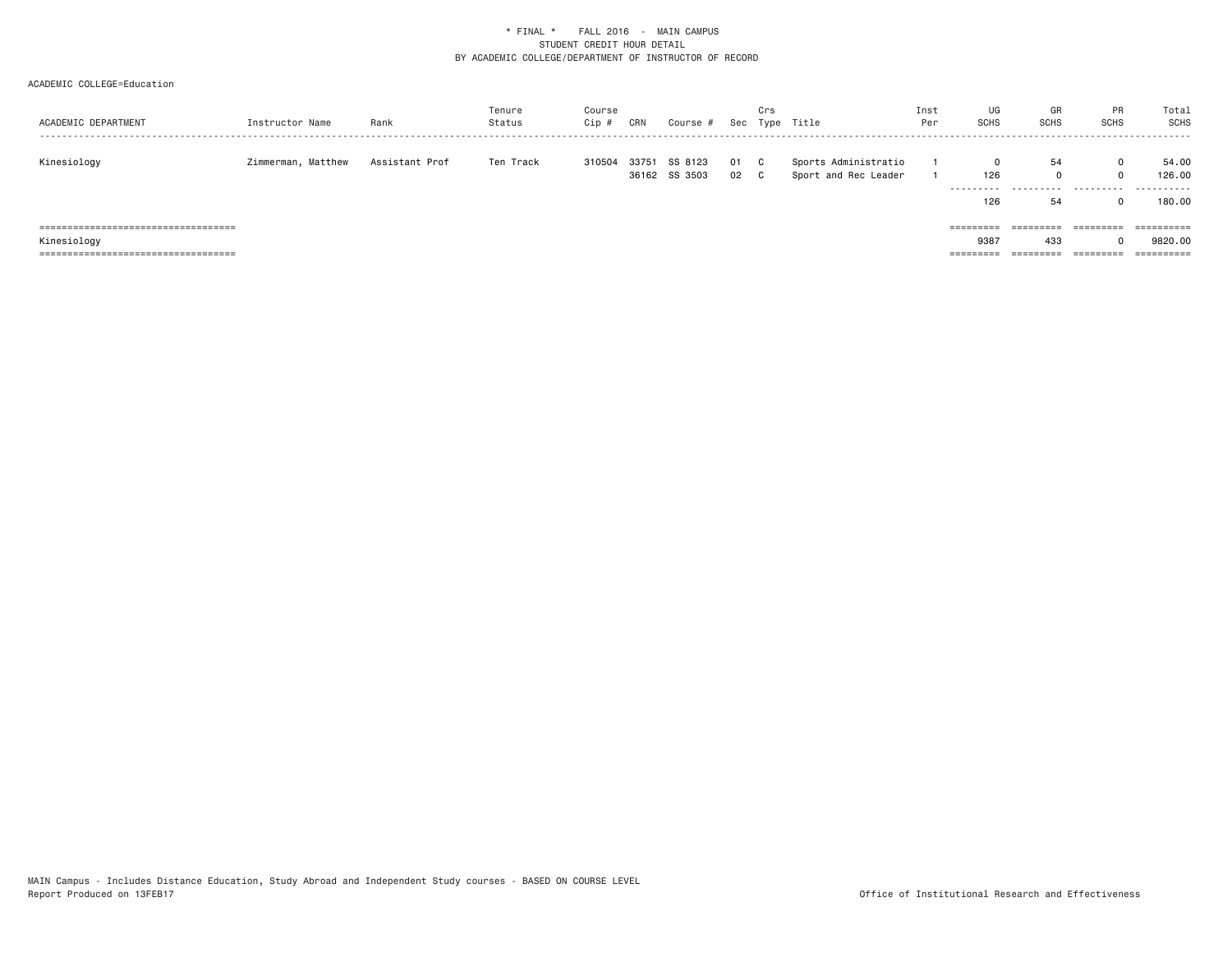\* FINAL \*    FALL 2016  -  MAIN CAMPUS
STUDENT CREDIT HOUR DETAIL
BY ACADEMIC COLLEGE/DEPARTMENT OF INSTRUCTOR OF RECORD

ACADEMIC COLLEGE=Education

| ACADEMIC DEPARTMENT | Instructor Name | Rank | Tenure Status | Course Cip # | CRN | Course # | Sec | Crs Type | Title | Inst Per | UG SCHS | GR SCHS | PR SCHS | Total SCHS |
|---|---|---|---|---|---|---|---|---|---|---|---|---|---|---|
| Kinesiology | Zimmerman, Matthew | Assistant Prof | Ten Track | 310504 | 33751 | SS 8123 | 01 | C | Sports Administratio | 1 | 0 | 54 | 0 | 54.00 |
| | | | | | 36162 | SS 3503 | 02 | C | Sport and Rec Leader | 1 | 126 | 0 | 0 | 126.00 |
| | | | | | | | | | | | 126 | 54 | 0 | 180.00 |
| Kinesiology | | | | | | | | | | | 9387 | 433 | 0 | 9820.00 |

MAIN Campus - Includes Distance Education, Study Abroad and Independent Study courses - BASED ON COURSE LEVEL
Report Produced on 13FEB17

Office of Institutional Research and Effectiveness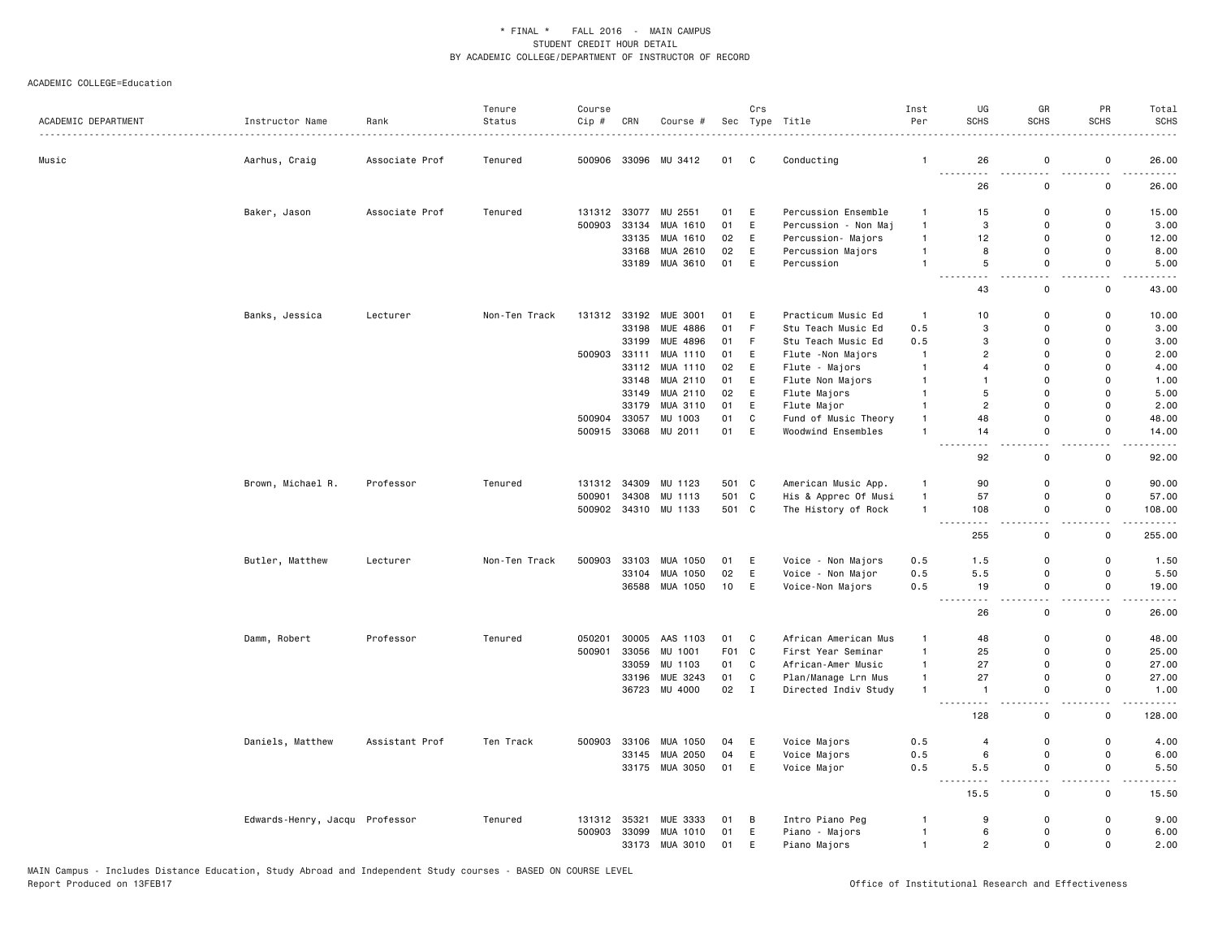\* FINAL \*    FALL 2016 - MAIN CAMPUS
STUDENT CREDIT HOUR DETAIL
BY ACADEMIC COLLEGE/DEPARTMENT OF INSTRUCTOR OF RECORD

ACADEMIC COLLEGE=Education

| ACADEMIC DEPARTMENT | Instructor Name | Rank | Tenure Status | Course Cip # | CRN | Course # | Sec | Crs Type | Title | Inst Per | UG SCHS | GR SCHS | PR SCHS | Total SCHS |
|---|---|---|---|---|---|---|---|---|---|---|---|---|---|---|
| Music | Aarhus, Craig | Associate Prof | Tenured | 500906 | 33096 | MU 3412 | 01 | C | Conducting | 1 | 26 | 0 | 0 | 26.00 |
| | | | | | | | | | | | 26 | 0 | 0 | 26.00 |
| | Baker, Jason | Associate Prof | Tenured | 131312 | 33077 | MU 2551 | 01 | E | Percussion Ensemble | 1 | 15 | 0 | 0 | 15.00 |
| | | | | 500903 | 33134 | MUA 1610 | 01 | E | Percussion - Non Maj | 1 | 3 | 0 | 0 | 3.00 |
| | | | | | 33135 | MUA 1610 | 02 | E | Percussion- Majors | 1 | 12 | 0 | 0 | 12.00 |
| | | | | | 33168 | MUA 2610 | 02 | E | Percussion Majors | 1 | 8 | 0 | 0 | 8.00 |
| | | | | | 33189 | MUA 3610 | 01 | E | Percussion | 1 | 5 | 0 | 0 | 5.00 |
| | | | | | | | | | | | 43 | 0 | 0 | 43.00 |
| | Banks, Jessica | Lecturer | Non-Ten Track | 131312 | 33192 | MUE 3001 | 01 | E | Practicum Music Ed | 1 | 10 | 0 | 0 | 10.00 |
| | | | | | 33198 | MUE 4886 | 01 | F | Stu Teach Music Ed | 0.5 | 3 | 0 | 0 | 3.00 |
| | | | | | 33199 | MUE 4896 | 01 | F | Stu Teach Music Ed | 0.5 | 3 | 0 | 0 | 3.00 |
| | | | | 500903 | 33111 | MUA 1110 | 01 | E | Flute -Non Majors | 1 | 2 | 0 | 0 | 2.00 |
| | | | | | 33112 | MUA 1110 | 02 | E | Flute - Majors | 1 | 4 | 0 | 0 | 4.00 |
| | | | | | 33148 | MUA 2110 | 01 | E | Flute Non Majors | 1 | 1 | 0 | 0 | 1.00 |
| | | | | | 33149 | MUA 2110 | 02 | E | Flute Majors | 1 | 5 | 0 | 0 | 5.00 |
| | | | | | 33179 | MUA 3110 | 01 | E | Flute Major | 1 | 2 | 0 | 0 | 2.00 |
| | | | | 500904 | 33057 | MU 1003 | 01 | C | Fund of Music Theory | 1 | 48 | 0 | 0 | 48.00 |
| | | | | 500915 | 33068 | MU 2011 | 01 | E | Woodwind Ensembles | 1 | 14 | 0 | 0 | 14.00 |
| | | | | | | | | | | | 92 | 0 | 0 | 92.00 |
| | Brown, Michael R. | Professor | Tenured | 131312 | 34309 | MU 1123 | 501 | C | American Music App. | 1 | 90 | 0 | 0 | 90.00 |
| | | | | 500901 | 34308 | MU 1113 | 501 | C | His & Apprec Of Musi | 1 | 57 | 0 | 0 | 57.00 |
| | | | | 500902 | 34310 | MU 1133 | 501 | C | The History of Rock | 1 | 108 | 0 | 0 | 108.00 |
| | | | | | | | | | | | 255 | 0 | 0 | 255.00 |
| | Butler, Matthew | Lecturer | Non-Ten Track | 500903 | 33103 | MUA 1050 | 01 | E | Voice - Non Majors | 0.5 | 1.5 | 0 | 0 | 1.50 |
| | | | | | 33104 | MUA 1050 | 02 | E | Voice - Non Major | 0.5 | 5.5 | 0 | 0 | 5.50 |
| | | | | | 36588 | MUA 1050 | 10 | E | Voice-Non Majors | 0.5 | 19 | 0 | 0 | 19.00 |
| | | | | | | | | | | | 26 | 0 | 0 | 26.00 |
| | Damm, Robert | Professor | Tenured | 050201 | 30005 | AAS 1103 | 01 | C | African American Mus | 1 | 48 | 0 | 0 | 48.00 |
| | | | | 500901 | 33056 | MU 1001 | F01 | C | First Year Seminar | 1 | 25 | 0 | 0 | 25.00 |
| | | | | | 33059 | MU 1103 | 01 | C | African-Amer Music | 1 | 27 | 0 | 0 | 27.00 |
| | | | | | 33196 | MUE 3243 | 01 | C | Plan/Manage Lrn Mus | 1 | 27 | 0 | 0 | 27.00 |
| | | | | | 36723 | MU 4000 | 02 | I | Directed Indiv Study | 1 | 1 | 0 | 0 | 1.00 |
| | | | | | | | | | | | 128 | 0 | 0 | 128.00 |
| | Daniels, Matthew | Assistant Prof | Ten Track | 500903 | 33106 | MUA 1050 | 04 | E | Voice Majors | 0.5 | 4 | 0 | 0 | 4.00 |
| | | | | | 33145 | MUA 2050 | 04 | E | Voice Majors | 0.5 | 6 | 0 | 0 | 6.00 |
| | | | | | 33175 | MUA 3050 | 01 | E | Voice Major | 0.5 | 5.5 | 0 | 0 | 5.50 |
| | | | | | | | | | | | 15.5 | 0 | 0 | 15.50 |
| | Edwards-Henry, Jacqu | Professor | Tenured | 131312 | 35321 | MUE 3333 | 01 | B | Intro Piano Peg | 1 | 9 | 0 | 0 | 9.00 |
| | | | | 500903 | 33099 | MUA 1010 | 01 | E | Piano - Majors | 1 | 6 | 0 | 0 | 6.00 |
| | | | | | 33173 | MUA 3010 | 01 | E | Piano Majors | 1 | 2 | 0 | 0 | 2.00 |

MAIN Campus - Includes Distance Education, Study Abroad and Independent Study courses - BASED ON COURSE LEVEL
Report Produced on 13FEB17    Office of Institutional Research and Effectiveness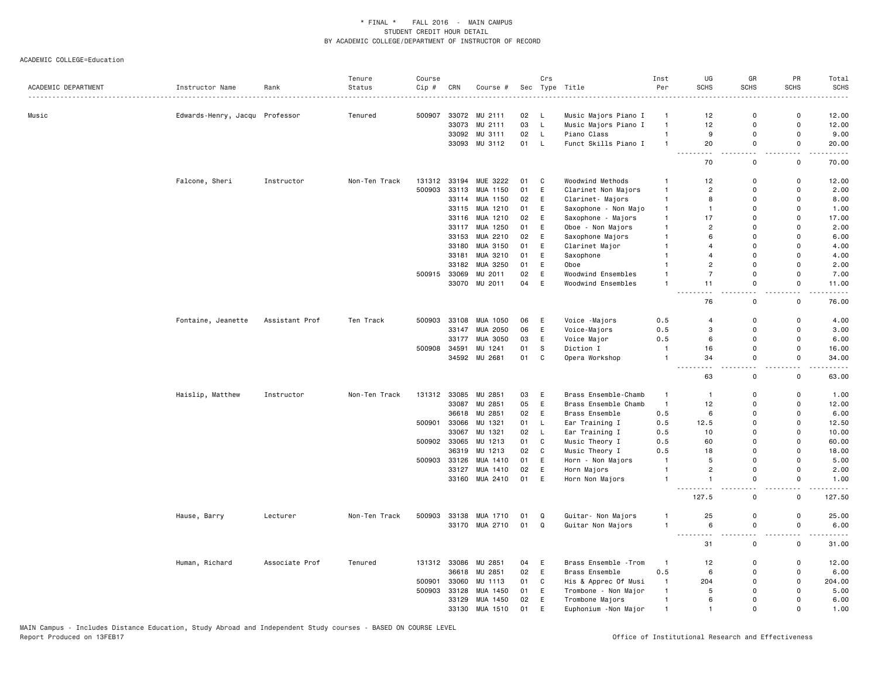\* FINAL \*    FALL 2016  -  MAIN CAMPUS
STUDENT CREDIT HOUR DETAIL
BY ACADEMIC COLLEGE/DEPARTMENT OF INSTRUCTOR OF RECORD

ACADEMIC COLLEGE=Education

| ACADEMIC DEPARTMENT | Instructor Name | Rank | Tenure Status | Course Cip # | CRN | Course # | Sec | Crs Type | Title | Inst Per | UG SCHS | GR SCHS | PR SCHS | Total SCHS |
|---|---|---|---|---|---|---|---|---|---|---|---|---|---|---|
| Music | Edwards-Henry, Jacqu | Professor | Tenured | 500907 | 33072 | MU 2111 | 02 | L | Music Majors Piano I | 1 | 12 | 0 | 0 | 12.00 |
| | | | | | 33073 | MU 2111 | 03 | L | Music Majors Piano I | 1 | 12 | 0 | 0 | 12.00 |
| | | | | | 33092 | MU 3111 | 02 | L | Piano Class | 1 | 9 | 0 | 0 | 9.00 |
| | | | | | 33093 | MU 3112 | 01 | L | Funct Skills Piano I | 1 | 20 | 0 | 0 | 20.00 |
| | | | | | | | | | | | 70 | 0 | 0 | 70.00 |
| | Falcone, Sheri | Instructor | Non-Ten Track | 131312 | 33194 | MUE 3222 | 01 | C | Woodwind Methods | 1 | 12 | 0 | 0 | 12.00 |
| | | | | 500903 | 33113 | MUA 1150 | 01 | E | Clarinet Non Majors | 1 | 2 | 0 | 0 | 2.00 |
| | | | | | 33114 | MUA 1150 | 02 | E | Clarinet- Majors | 1 | 8 | 0 | 0 | 8.00 |
| | | | | | 33115 | MUA 1210 | 01 | E | Saxophone - Non Majo | 1 | 1 | 0 | 0 | 1.00 |
| | | | | | 33116 | MUA 1210 | 02 | E | Saxophone - Majors | 1 | 17 | 0 | 0 | 17.00 |
| | | | | | 33117 | MUA 1250 | 01 | E | Oboe - Non Majors | 1 | 2 | 0 | 0 | 2.00 |
| | | | | | 33153 | MUA 2210 | 02 | E | Saxophone Majors | 1 | 6 | 0 | 0 | 6.00 |
| | | | | | 33180 | MUA 3150 | 01 | E | Clarinet Major | 1 | 4 | 0 | 0 | 4.00 |
| | | | | | 33181 | MUA 3210 | 01 | E | Saxophone | 1 | 4 | 0 | 0 | 4.00 |
| | | | | | 33182 | MUA 3250 | 01 | E | Oboe | 1 | 2 | 0 | 0 | 2.00 |
| | | | | 500915 | 33069 | MU 2011 | 02 | E | Woodwind Ensembles | 1 | 7 | 0 | 0 | 7.00 |
| | | | | | 33070 | MU 2011 | 04 | E | Woodwind Ensembles | 1 | 11 | 0 | 0 | 11.00 |
| | | | | | | | | | | | 76 | 0 | 0 | 76.00 |
| | Fontaine, Jeanette | Assistant Prof | Ten Track | 500903 | 33108 | MUA 1050 | 06 | E | Voice -Majors | 0.5 | 4 | 0 | 0 | 4.00 |
| | | | | | 33147 | MUA 2050 | 06 | E | Voice-Majors | 0.5 | 3 | 0 | 0 | 3.00 |
| | | | | | 33177 | MUA 3050 | 03 | E | Voice Major | 0.5 | 6 | 0 | 0 | 6.00 |
| | | | | 500908 | 34591 | MU 1241 | 01 | S | Diction I | 1 | 16 | 0 | 0 | 16.00 |
| | | | | | 34592 | MU 2681 | 01 | C | Opera Workshop | 1 | 34 | 0 | 0 | 34.00 |
| | | | | | | | | | | | 63 | 0 | 0 | 63.00 |
| | Haislip, Matthew | Instructor | Non-Ten Track | 131312 | 33085 | MU 2851 | 03 | E | Brass Ensemble-Chamb | 1 | 1 | 0 | 0 | 1.00 |
| | | | | | 33087 | MU 2851 | 05 | E | Brass Ensemble Chamb | 1 | 12 | 0 | 0 | 12.00 |
| | | | | | 36618 | MU 2851 | 02 | E | Brass Ensemble | 0.5 | 6 | 0 | 0 | 6.00 |
| | | | | 500901 | 33066 | MU 1321 | 01 | L | Ear Training I | 0.5 | 12.5 | 0 | 0 | 12.50 |
| | | | | | 33067 | MU 1321 | 02 | L | Ear Training I | 0.5 | 10 | 0 | 0 | 10.00 |
| | | | | 500902 | 33065 | MU 1213 | 01 | C | Music Theory I | 0.5 | 60 | 0 | 0 | 60.00 |
| | | | | | 36319 | MU 1213 | 02 | C | Music Theory I | 0.5 | 18 | 0 | 0 | 18.00 |
| | | | | 500903 | 33126 | MUA 1410 | 01 | E | Horn - Non Majors | 1 | 5 | 0 | 0 | 5.00 |
| | | | | | 33127 | MUA 1410 | 02 | E | Horn Majors | 1 | 2 | 0 | 0 | 2.00 |
| | | | | | 33160 | MUA 2410 | 01 | E | Horn Non Majors | 1 | 1 | 0 | 0 | 1.00 |
| | | | | | | | | | | | 127.5 | 0 | 0 | 127.50 |
| | Hause, Barry | Lecturer | Non-Ten Track | 500903 | 33138 | MUA 1710 | 01 | Q | Guitar- Non Majors | 1 | 25 | 0 | 0 | 25.00 |
| | | | | | 33170 | MUA 2710 | 01 | Q | Guitar Non Majors | 1 | 6 | 0 | 0 | 6.00 |
| | | | | | | | | | | | 31 | 0 | 0 | 31.00 |
| | Human, Richard | Associate Prof | Tenured | 131312 | 33086 | MU 2851 | 04 | E | Brass Ensemble -Trom | 1 | 12 | 0 | 0 | 12.00 |
| | | | | | 36618 | MU 2851 | 02 | E | Brass Ensemble | 0.5 | 6 | 0 | 0 | 6.00 |
| | | | | 500901 | 33060 | MU 1113 | 01 | C | His & Apprec Of Musi | 1 | 204 | 0 | 0 | 204.00 |
| | | | | 500903 | 33128 | MUA 1450 | 01 | E | Trombone - Non Major | 1 | 5 | 0 | 0 | 5.00 |
| | | | | | 33129 | MUA 1450 | 02 | E | Trombone Majors | 1 | 6 | 0 | 0 | 6.00 |
| | | | | | 33130 | MUA 1510 | 01 | E | Euphonium -Non Major | 1 | 1 | 0 | 0 | 1.00 |

MAIN Campus - Includes Distance Education, Study Abroad and Independent Study courses - BASED ON COURSE LEVEL
Report Produced on 13FEB17 | Office of Institutional Research and Effectiveness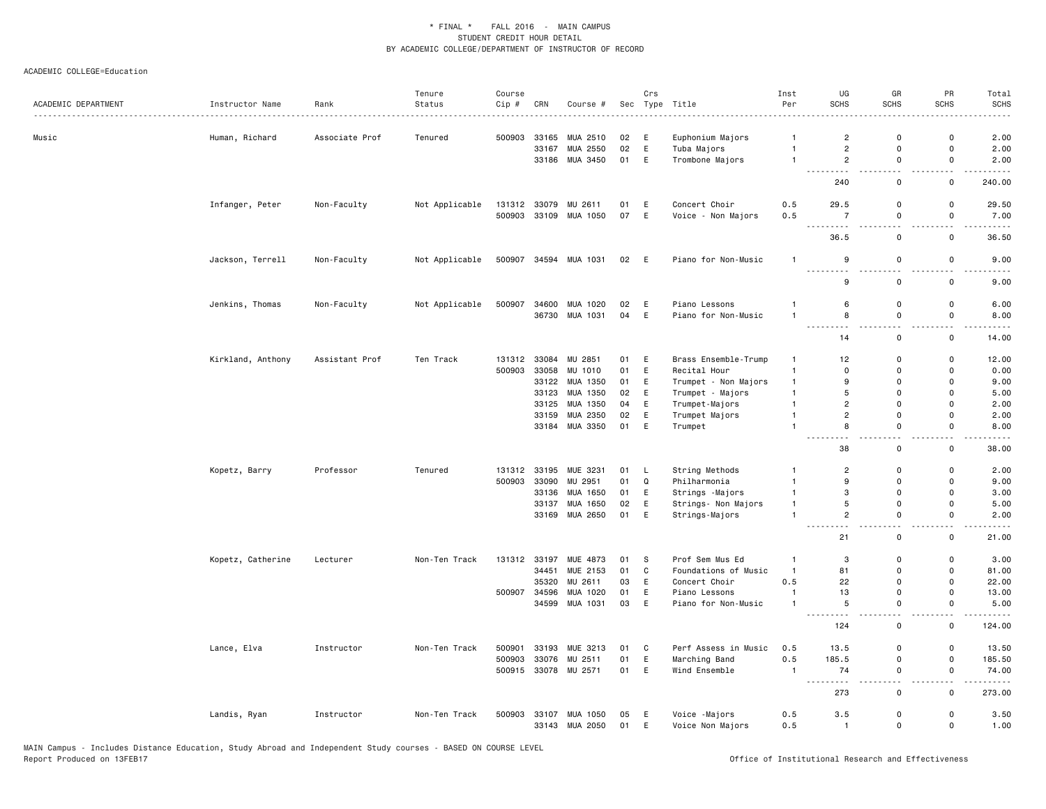\* FINAL \*    FALL 2016  -  MAIN CAMPUS
STUDENT CREDIT HOUR DETAIL
BY ACADEMIC COLLEGE/DEPARTMENT OF INSTRUCTOR OF RECORD

ACADEMIC COLLEGE=Education

| ACADEMIC DEPARTMENT | Instructor Name | Rank | Tenure Status | Course Cip # | CRN | Course # | Sec | Crs Type | Title | Inst Per | UG SCHS | GR SCHS | PR SCHS | Total SCHS |
|---|---|---|---|---|---|---|---|---|---|---|---|---|---|---|
| Music | Human, Richard | Associate Prof | Tenured | 500903 | 33165 | MUA 2510 | 02 | E | Euphonium Majors | 1 | 2 | 0 | 0 | 2.00 |
| | | | | | 33167 | MUA 2550 | 02 | E | Tuba Majors | 1 | 2 | 0 | 0 | 2.00 |
| | | | | | 33186 | MUA 3450 | 01 | E | Trombone Majors | 1 | 2 | 0 | 0 | 2.00 |
| | | | | | | | | | | | 240 | 0 | 0 | 240.00 |
| | Infanger, Peter | Non-Faculty | Not Applicable | 131312 | 33079 | MU 2611 | 01 | E | Concert Choir | 0.5 | 29.5 | 0 | 0 | 29.50 |
| | | | | 500903 | 33109 | MUA 1050 | 07 | E | Voice - Non Majors | 0.5 | 7 | 0 | 0 | 7.00 |
| | | | | | | | | | | | 36.5 | 0 | 0 | 36.50 |
| | Jackson, Terrell | Non-Faculty | Not Applicable | 500907 | 34594 | MUA 1031 | 02 | E | Piano for Non-Music | 1 | 9 | 0 | 0 | 9.00 |
| | | | | | | | | | | | 9 | 0 | 0 | 9.00 |
| | Jenkins, Thomas | Non-Faculty | Not Applicable | 500907 | 34600 | MUA 1020 | 02 | E | Piano Lessons | 1 | 6 | 0 | 0 | 6.00 |
| | | | | | 36730 | MUA 1031 | 04 | E | Piano for Non-Music | 1 | 8 | 0 | 0 | 8.00 |
| | | | | | | | | | | | 14 | 0 | 0 | 14.00 |
| | Kirkland, Anthony | Assistant Prof | Ten Track | 131312 | 33084 | MU 2851 | 01 | E | Brass Ensemble-Trump | 1 | 12 | 0 | 0 | 12.00 |
| | | | | 500903 | 33058 | MU 1010 | 01 | E | Recital Hour | 1 | 0 | 0 | 0 | 0.00 |
| | | | | | 33122 | MUA 1350 | 01 | E | Trumpet - Non Majors | 1 | 9 | 0 | 0 | 9.00 |
| | | | | | 33123 | MUA 1350 | 02 | E | Trumpet - Majors | 1 | 5 | 0 | 0 | 5.00 |
| | | | | | 33125 | MUA 1350 | 04 | E | Trumpet-Majors | 1 | 2 | 0 | 0 | 2.00 |
| | | | | | 33159 | MUA 2350 | 02 | E | Trumpet Majors | 1 | 2 | 0 | 0 | 2.00 |
| | | | | | 33184 | MUA 3350 | 01 | E | Trumpet | 1 | 8 | 0 | 0 | 8.00 |
| | | | | | | | | | | | 38 | 0 | 0 | 38.00 |
| | Kopetz, Barry | Professor | Tenured | 131312 | 33195 | MUE 3231 | 01 | L | String Methods | 1 | 2 | 0 | 0 | 2.00 |
| | | | | 500903 | 33090 | MU 2951 | 01 | Q | Philharmonia | 1 | 9 | 0 | 0 | 9.00 |
| | | | | | 33136 | MUA 1650 | 01 | E | Strings -Majors | 1 | 3 | 0 | 0 | 3.00 |
| | | | | | 33137 | MUA 1650 | 02 | E | Strings- Non Majors | 1 | 5 | 0 | 0 | 5.00 |
| | | | | | 33169 | MUA 2650 | 01 | E | Strings-Majors | 1 | 2 | 0 | 0 | 2.00 |
| | | | | | | | | | | | 21 | 0 | 0 | 21.00 |
| | Kopetz, Catherine | Lecturer | Non-Ten Track | 131312 | 33197 | MUE 4873 | 01 | S | Prof Sem Mus Ed | 1 | 3 | 0 | 0 | 3.00 |
| | | | | | 34451 | MUE 2153 | 01 | C | Foundations of Music | 1 | 81 | 0 | 0 | 81.00 |
| | | | | | 35320 | MU 2611 | 03 | E | Concert Choir | 0.5 | 22 | 0 | 0 | 22.00 |
| | | | | 500907 | 34596 | MUA 1020 | 01 | E | Piano Lessons | 1 | 13 | 0 | 0 | 13.00 |
| | | | | | 34599 | MUA 1031 | 03 | E | Piano for Non-Music | 1 | 5 | 0 | 0 | 5.00 |
| | | | | | | | | | | | 124 | 0 | 0 | 124.00 |
| | Lance, Elva | Instructor | Non-Ten Track | 500901 | 33193 | MUE 3213 | 01 | C | Perf Assess in Music | 0.5 | 13.5 | 0 | 0 | 13.50 |
| | | | | 500903 | 33076 | MU 2511 | 01 | E | Marching Band | 0.5 | 185.5 | 0 | 0 | 185.50 |
| | | | | 500915 | 33078 | MU 2571 | 01 | E | Wind Ensemble | 1 | 74 | 0 | 0 | 74.00 |
| | | | | | | | | | | | 273 | 0 | 0 | 273.00 |
| | Landis, Ryan | Instructor | Non-Ten Track | 500903 | 33107 | MUA 1050 | 05 | E | Voice -Majors | 0.5 | 3.5 | 0 | 0 | 3.50 |
| | | | | | 33143 | MUA 2050 | 01 | E | Voice Non Majors | 0.5 | 1 | 0 | 0 | 1.00 |

MAIN Campus - Includes Distance Education, Study Abroad and Independent Study courses - BASED ON COURSE LEVEL
Report Produced on 13FEB17

Office of Institutional Research and Effectiveness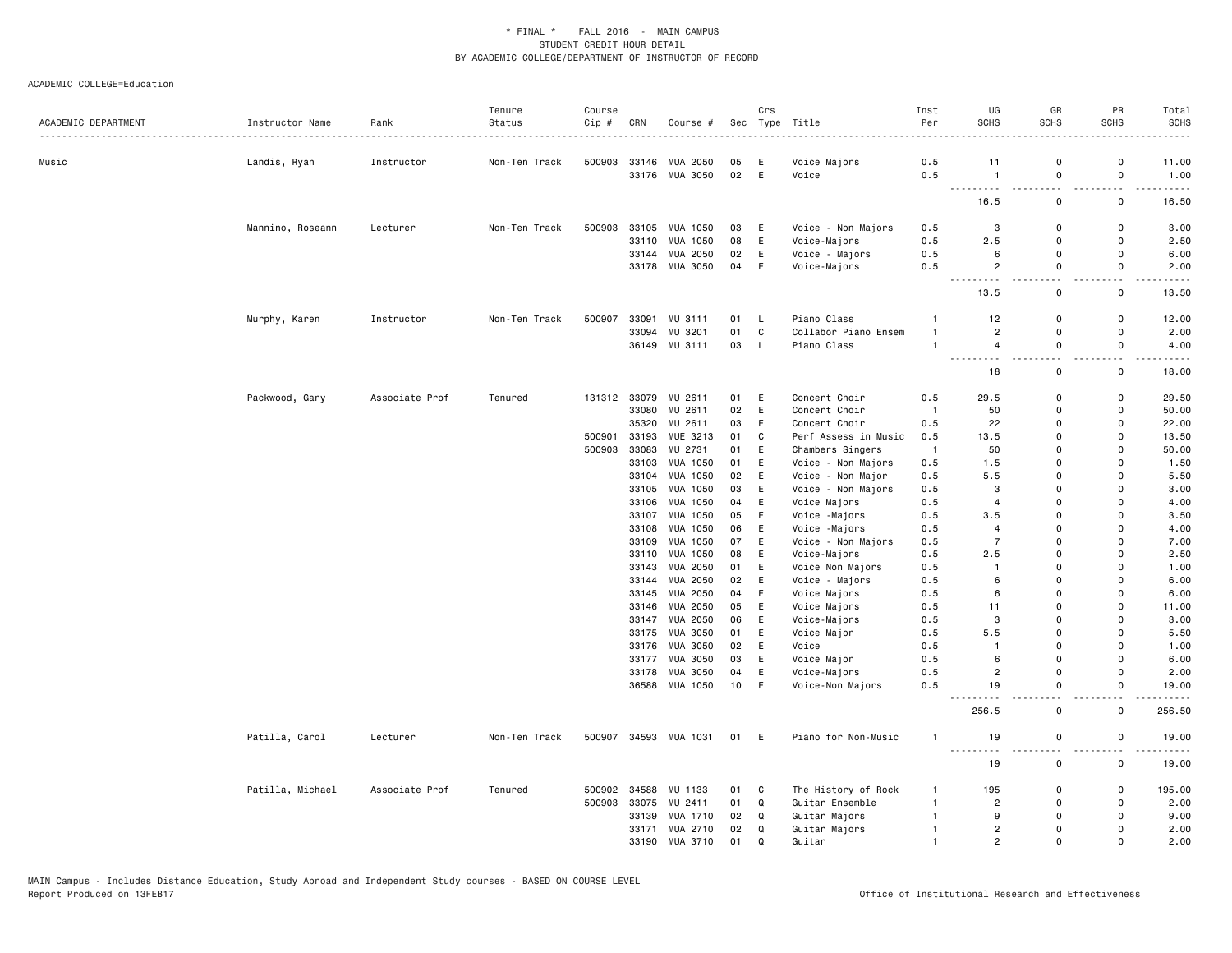\* FINAL \* FALL 2016 - MAIN CAMPUS
STUDENT CREDIT HOUR DETAIL
BY ACADEMIC COLLEGE/DEPARTMENT OF INSTRUCTOR OF RECORD

ACADEMIC COLLEGE=Education

| ACADEMIC DEPARTMENT | Instructor Name | Rank | Tenure Status | Course Cip # | CRN | Course # | Sec | Crs Type | Title | Inst Per | UG SCHS | GR SCHS | PR SCHS | Total SCHS |
|---|---|---|---|---|---|---|---|---|---|---|---|---|---|---|
| Music | Landis, Ryan | Instructor | Non-Ten Track | 500903 | 33146 | MUA 2050 | 05 | E | Voice Majors | 0.5 | 11 | 0 | 0 | 11.00 |
| | | | | | 33176 | MUA 3050 | 02 | E | Voice | 0.5 | 1 | 0 | 0 | 1.00 |
| | | | | | | | | | | | 16.5 | 0 | 0 | 16.50 |
| | Mannino, Roseann | Lecturer | Non-Ten Track | 500903 | 33105 | MUA 1050 | 03 | E | Voice - Non Majors | 0.5 | 3 | 0 | 0 | 3.00 |
| | | | | | 33110 | MUA 1050 | 08 | E | Voice-Majors | 0.5 | 2.5 | 0 | 0 | 2.50 |
| | | | | | 33144 | MUA 2050 | 02 | E | Voice - Majors | 0.5 | 6 | 0 | 0 | 6.00 |
| | | | | | 33178 | MUA 3050 | 04 | E | Voice-Majors | 0.5 | 2 | 0 | 0 | 2.00 |
| | | | | | | | | | | | 13.5 | 0 | 0 | 13.50 |
| | Murphy, Karen | Instructor | Non-Ten Track | 500907 | 33091 | MU 3111 | 01 | L | Piano Class | 1 | 12 | 0 | 0 | 12.00 |
| | | | | | 33094 | MU 3201 | 01 | C | Collabor Piano Ensem | 1 | 2 | 0 | 0 | 2.00 |
| | | | | | 36149 | MU 3111 | 03 | L | Piano Class | 1 | 4 | 0 | 0 | 4.00 |
| | | | | | | | | | | | 18 | 0 | 0 | 18.00 |
| | Packwood, Gary | Associate Prof | Tenured | 131312 | 33079 | MU 2611 | 01 | E | Concert Choir | 0.5 | 29.5 | 0 | 0 | 29.50 |
| | | | | | 33080 | MU 2611 | 02 | E | Concert Choir | 1 | 50 | 0 | 0 | 50.00 |
| | | | | | 35320 | MU 2611 | 03 | E | Concert Choir | 0.5 | 22 | 0 | 0 | 22.00 |
| | | | | 500901 | 33193 | MUE 3213 | 01 | C | Perf Assess in Music | 0.5 | 13.5 | 0 | 0 | 13.50 |
| | | | | 500903 | 33083 | MU 2731 | 01 | E | Chambers Singers | 1 | 50 | 0 | 0 | 50.00 |
| | | | | | 33103 | MUA 1050 | 01 | E | Voice - Non Majors | 0.5 | 1.5 | 0 | 0 | 1.50 |
| | | | | | 33104 | MUA 1050 | 02 | E | Voice - Non Major | 0.5 | 5.5 | 0 | 0 | 5.50 |
| | | | | | 33105 | MUA 1050 | 03 | E | Voice - Non Majors | 0.5 | 3 | 0 | 0 | 3.00 |
| | | | | | 33106 | MUA 1050 | 04 | E | Voice Majors | 0.5 | 4 | 0 | 0 | 4.00 |
| | | | | | 33107 | MUA 1050 | 05 | E | Voice -Majors | 0.5 | 3.5 | 0 | 0 | 3.50 |
| | | | | | 33108 | MUA 1050 | 06 | E | Voice -Majors | 0.5 | 4 | 0 | 0 | 4.00 |
| | | | | | 33109 | MUA 1050 | 07 | E | Voice - Non Majors | 0.5 | 7 | 0 | 0 | 7.00 |
| | | | | | 33110 | MUA 1050 | 08 | E | Voice-Majors | 0.5 | 2.5 | 0 | 0 | 2.50 |
| | | | | | 33143 | MUA 2050 | 01 | E | Voice Non Majors | 0.5 | 1 | 0 | 0 | 1.00 |
| | | | | | 33144 | MUA 2050 | 02 | E | Voice - Majors | 0.5 | 6 | 0 | 0 | 6.00 |
| | | | | | 33145 | MUA 2050 | 04 | E | Voice Majors | 0.5 | 6 | 0 | 0 | 6.00 |
| | | | | | 33146 | MUA 2050 | 05 | E | Voice Majors | 0.5 | 11 | 0 | 0 | 11.00 |
| | | | | | 33147 | MUA 2050 | 06 | E | Voice-Majors | 0.5 | 3 | 0 | 0 | 3.00 |
| | | | | | 33175 | MUA 3050 | 01 | E | Voice Major | 0.5 | 5.5 | 0 | 0 | 5.50 |
| | | | | | 33176 | MUA 3050 | 02 | E | Voice | 0.5 | 1 | 0 | 0 | 1.00 |
| | | | | | 33177 | MUA 3050 | 03 | E | Voice Major | 0.5 | 6 | 0 | 0 | 6.00 |
| | | | | | 33178 | MUA 3050 | 04 | E | Voice-Majors | 0.5 | 2 | 0 | 0 | 2.00 |
| | | | | | 36588 | MUA 1050 | 10 | E | Voice-Non Majors | 0.5 | 19 | 0 | 0 | 19.00 |
| | | | | | | | | | | | 256.5 | 0 | 0 | 256.50 |
| | Patilla, Carol | Lecturer | Non-Ten Track | 500907 | 34593 | MUA 1031 | 01 | E | Piano for Non-Music | 1 | 19 | 0 | 0 | 19.00 |
| | | | | | | | | | | | 19 | 0 | 0 | 19.00 |
| | Patilla, Michael | Associate Prof | Tenured | 500902 | 34588 | MU 1133 | 01 | C | The History of Rock | 1 | 195 | 0 | 0 | 195.00 |
| | | | | 500903 | 33075 | MU 2411 | 01 | Q | Guitar Ensemble | 1 | 2 | 0 | 0 | 2.00 |
| | | | | | 33139 | MUA 1710 | 02 | Q | Guitar Majors | 1 | 9 | 0 | 0 | 9.00 |
| | | | | | 33171 | MUA 2710 | 02 | Q | Guitar Majors | 1 | 2 | 0 | 0 | 2.00 |
| | | | | | 33190 | MUA 3710 | 01 | Q | Guitar | 1 | 2 | 0 | 0 | 2.00 |

MAIN Campus - Includes Distance Education, Study Abroad and Independent Study courses - BASED ON COURSE LEVEL
Report Produced on 13FEB17

Office of Institutional Research and Effectiveness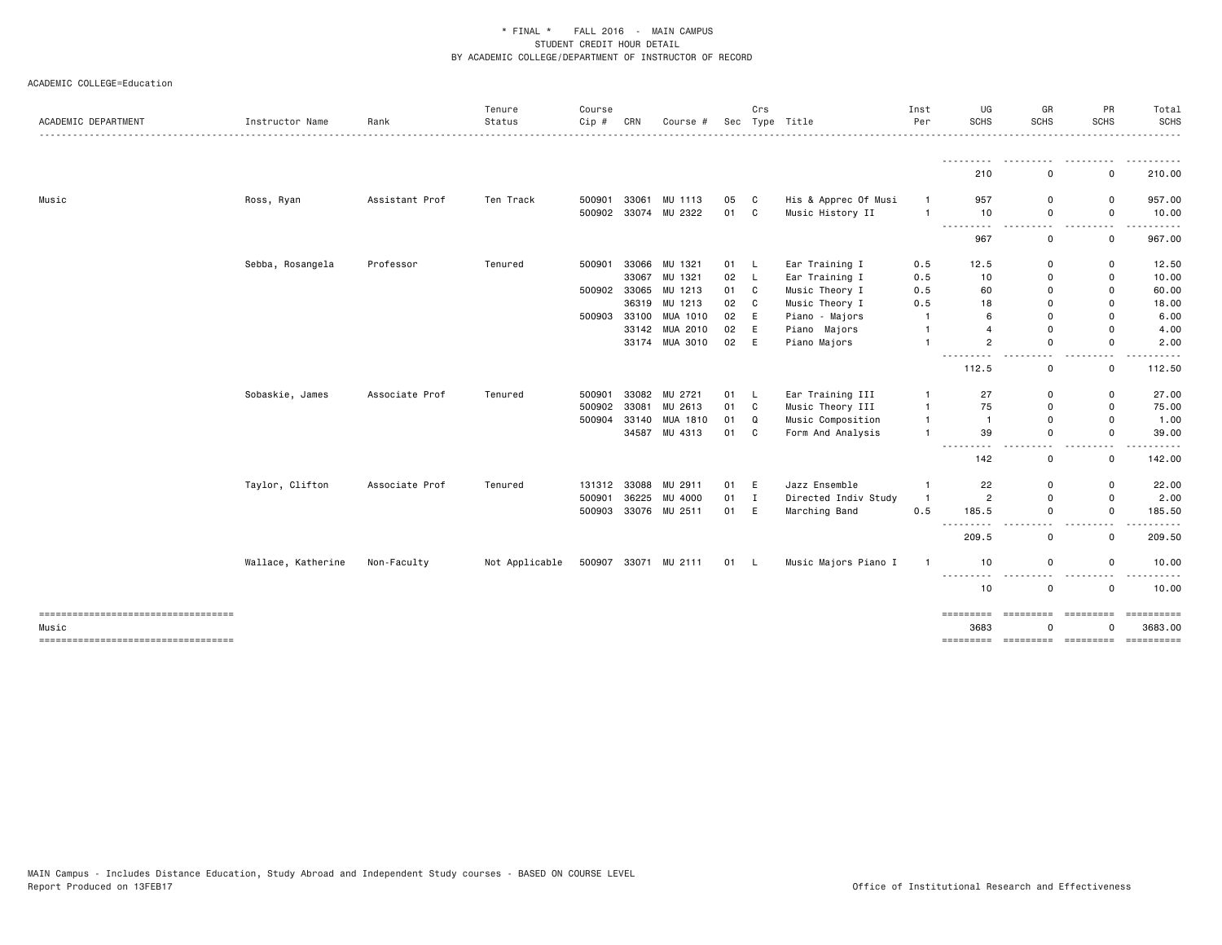\* FINAL \* FALL 2016 - MAIN CAMPUS
STUDENT CREDIT HOUR DETAIL
BY ACADEMIC COLLEGE/DEPARTMENT OF INSTRUCTOR OF RECORD

ACADEMIC COLLEGE=Education

| ACADEMIC DEPARTMENT | Instructor Name | Rank | Tenure Status | Course Cip # | CRN | Course # | Sec | Crs Type | Title | Inst Per | UG SCHS | GR SCHS | PR SCHS | Total SCHS |
|---|---|---|---|---|---|---|---|---|---|---|---|---|---|---|
| | | | | | | | | | | | 210 | 0 | 0 | 210.00 |
| Music | Ross, Ryan | Assistant Prof | Ten Track | 500901 | 33061 | MU 1113 | 05 | C | His & Apprec Of Musi | 1 | 957 | 0 | 0 | 957.00 |
| | | | | 500902 | 33074 | MU 2322 | 01 | C | Music History II | 1 | 10 | 0 | 0 | 10.00 |
| | | | | | | | | | | | 967 | 0 | 0 | 967.00 |
| | Sebba, Rosangela | Professor | Tenured | 500901 | 33066 | MU 1321 | 01 | L | Ear Training I | 0.5 | 12.5 | 0 | 0 | 12.50 |
| | | | | | 33067 | MU 1321 | 02 | L | Ear Training I | 0.5 | 10 | 0 | 0 | 10.00 |
| | | | | 500902 | 33065 | MU 1213 | 01 | C | Music Theory I | 0.5 | 60 | 0 | 0 | 60.00 |
| | | | | | 36319 | MU 1213 | 02 | C | Music Theory I | 0.5 | 18 | 0 | 0 | 18.00 |
| | | | | 500903 | 33100 | MUA 1010 | 02 | E | Piano - Majors | 1 | 6 | 0 | 0 | 6.00 |
| | | | | | 33142 | MUA 2010 | 02 | E | Piano Majors | 1 | 4 | 0 | 0 | 4.00 |
| | | | | | 33174 | MUA 3010 | 02 | E | Piano Majors | 1 | 2 | 0 | 0 | 2.00 |
| | | | | | | | | | | | 112.5 | 0 | 0 | 112.50 |
| | Sobaskie, James | Associate Prof | Tenured | 500901 | 33082 | MU 2721 | 01 | L | Ear Training III | 1 | 27 | 0 | 0 | 27.00 |
| | | | | 500902 | 33081 | MU 2613 | 01 | C | Music Theory III | 1 | 75 | 0 | 0 | 75.00 |
| | | | | 500904 | 33140 | MUA 1810 | 01 | Q | Music Composition | 1 | 1 | 0 | 0 | 1.00 |
| | | | | | 34587 | MU 4313 | 01 | C | Form And Analysis | 1 | 39 | 0 | 0 | 39.00 |
| | | | | | | | | | | | 142 | 0 | 0 | 142.00 |
| | Taylor, Clifton | Associate Prof | Tenured | 131312 | 33088 | MU 2911 | 01 | E | Jazz Ensemble | 1 | 22 | 0 | 0 | 22.00 |
| | | | | 500901 | 36225 | MU 4000 | 01 | I | Directed Indiv Study | 1 | 2 | 0 | 0 | 2.00 |
| | | | | 500903 | 33076 | MU 2511 | 01 | E | Marching Band | 0.5 | 185.5 | 0 | 0 | 185.50 |
| | | | | | | | | | | | 209.5 | 0 | 0 | 209.50 |
| | Wallace, Katherine | Non-Faculty | Not Applicable | 500907 | 33071 | MU 2111 | 01 | L | Music Majors Piano I | 1 | 10 | 0 | 0 | 10.00 |
| | | | | | | | | | | | 10 | 0 | 0 | 10.00 |
| Music | | | | | | | | | | | 3683 | 0 | 0 | 3683.00 |

MAIN Campus - Includes Distance Education, Study Abroad and Independent Study courses - BASED ON COURSE LEVEL
Report Produced on 13FEB17

Office of Institutional Research and Effectiveness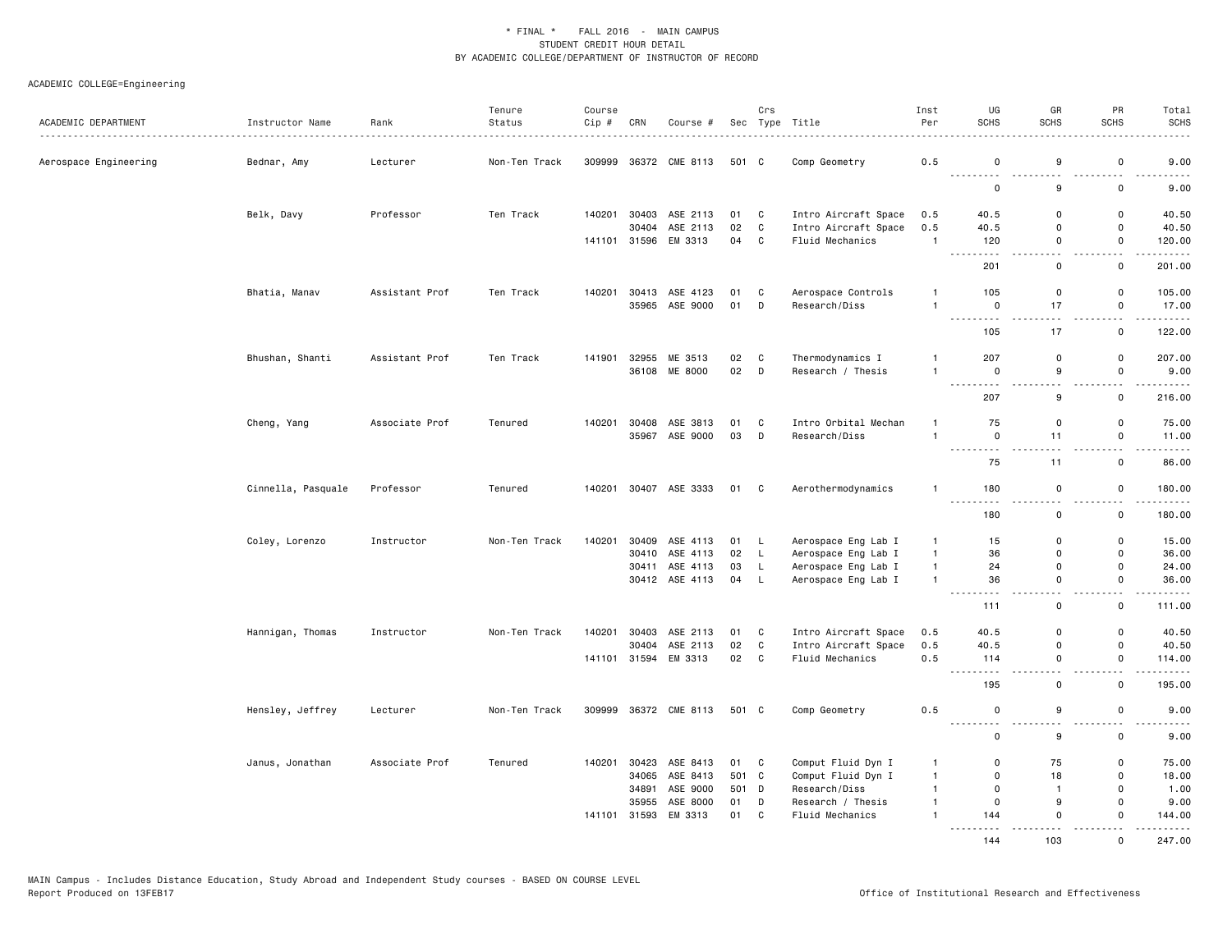\* FINAL \* FALL 2016 - MAIN CAMPUS
STUDENT CREDIT HOUR DETAIL
BY ACADEMIC COLLEGE/DEPARTMENT OF INSTRUCTOR OF RECORD

ACADEMIC COLLEGE=Engineering

| ACADEMIC DEPARTMENT | Instructor Name | Rank | Tenure Status | Course Cip # | CRN | Course # | Sec | Crs Type | Title | Inst Per | UG SCHS | GR SCHS | PR SCHS | Total SCHS |
|---|---|---|---|---|---|---|---|---|---|---|---|---|---|---|
| Aerospace Engineering | Bednar, Amy | Lecturer | Non-Ten Track | 309999 | 36372 | CME 8113 | 501 | C | Comp Geometry | 0.5 | 0 | 9 | 0 | 9.00 |
| | | | | | | | | | | | 0 | 9 | 0 | 9.00 |
| | Belk, Davy | Professor | Ten Track | 140201 | 30403 | ASE 2113 | 01 | C | Intro Aircraft Space | 0.5 | 40.5 | 0 | 0 | 40.50 |
| | | | | | 30404 | ASE 2113 | 02 | C | Intro Aircraft Space | 0.5 | 40.5 | 0 | 0 | 40.50 |
| | | | | 141101 | 31596 | EM 3313 | 04 | C | Fluid Mechanics | 1 | 120 | 0 | 0 | 120.00 |
| | | | | | | | | | | | 201 | 0 | 0 | 201.00 |
| | Bhatia, Manav | Assistant Prof | Ten Track | 140201 | 30413 | ASE 4123 | 01 | C | Aerospace Controls | 1 | 105 | 0 | 0 | 105.00 |
| | | | | | 35965 | ASE 9000 | 01 | D | Research/Diss | 1 | 0 | 17 | 0 | 17.00 |
| | | | | | | | | | | | 105 | 17 | 0 | 122.00 |
| | Bhushan, Shanti | Assistant Prof | Ten Track | 141901 | 32955 | ME 3513 | 02 | C | Thermodynamics I | 1 | 207 | 0 | 0 | 207.00 |
| | | | | | 36108 | ME 8000 | 02 | D | Research / Thesis | 1 | 0 | 9 | 0 | 9.00 |
| | | | | | | | | | | | 207 | 9 | 0 | 216.00 |
| | Cheng, Yang | Associate Prof | Tenured | 140201 | 30408 | ASE 3813 | 01 | C | Intro Orbital Mechan | 1 | 75 | 0 | 0 | 75.00 |
| | | | | | 35967 | ASE 9000 | 03 | D | Research/Diss | 1 | 0 | 11 | 0 | 11.00 |
| | | | | | | | | | | | 75 | 11 | 0 | 86.00 |
| | Cinnella, Pasquale | Professor | Tenured | 140201 | 30407 | ASE 3333 | 01 | C | Aerothermodynamics | 1 | 180 | 0 | 0 | 180.00 |
| | | | | | | | | | | | 180 | 0 | 0 | 180.00 |
| | Coley, Lorenzo | Instructor | Non-Ten Track | 140201 | 30409 | ASE 4113 | 01 | L | Aerospace Eng Lab I | 1 | 15 | 0 | 0 | 15.00 |
| | | | | | 30410 | ASE 4113 | 02 | L | Aerospace Eng Lab I | 1 | 36 | 0 | 0 | 36.00 |
| | | | | | 30411 | ASE 4113 | 03 | L | Aerospace Eng Lab I | 1 | 24 | 0 | 0 | 24.00 |
| | | | | | 30412 | ASE 4113 | 04 | L | Aerospace Eng Lab I | 1 | 36 | 0 | 0 | 36.00 |
| | | | | | | | | | | | 111 | 0 | 0 | 111.00 |
| | Hannigan, Thomas | Instructor | Non-Ten Track | 140201 | 30403 | ASE 2113 | 01 | C | Intro Aircraft Space | 0.5 | 40.5 | 0 | 0 | 40.50 |
| | | | | | 30404 | ASE 2113 | 02 | C | Intro Aircraft Space | 0.5 | 40.5 | 0 | 0 | 40.50 |
| | | | | 141101 | 31594 | EM 3313 | 02 | C | Fluid Mechanics | 0.5 | 114 | 0 | 0 | 114.00 |
| | | | | | | | | | | | 195 | 0 | 0 | 195.00 |
| | Hensley, Jeffrey | Lecturer | Non-Ten Track | 309999 | 36372 | CME 8113 | 501 | C | Comp Geometry | 0.5 | 0 | 9 | 0 | 9.00 |
| | | | | | | | | | | | 0 | 9 | 0 | 9.00 |
| | Janus, Jonathan | Associate Prof | Tenured | 140201 | 30423 | ASE 8413 | 01 | C | Comput Fluid Dyn I | 1 | 0 | 75 | 0 | 75.00 |
| | | | | | 34065 | ASE 8413 | 501 | C | Comput Fluid Dyn I | 1 | 0 | 18 | 0 | 18.00 |
| | | | | | 34891 | ASE 9000 | 501 | D | Research/Diss | 1 | 0 | 1 | 0 | 1.00 |
| | | | | | 35955 | ASE 8000 | 01 | D | Research / Thesis | 1 | 0 | 9 | 0 | 9.00 |
| | | | | 141101 | 31593 | EM 3313 | 01 | C | Fluid Mechanics | 1 | 144 | 0 | 0 | 144.00 |
| | | | | | | | | | | | 144 | 103 | 0 | 247.00 |

MAIN Campus - Includes Distance Education, Study Abroad and Independent Study courses - BASED ON COURSE LEVEL
Report Produced on 13FEB17

Office of Institutional Research and Effectiveness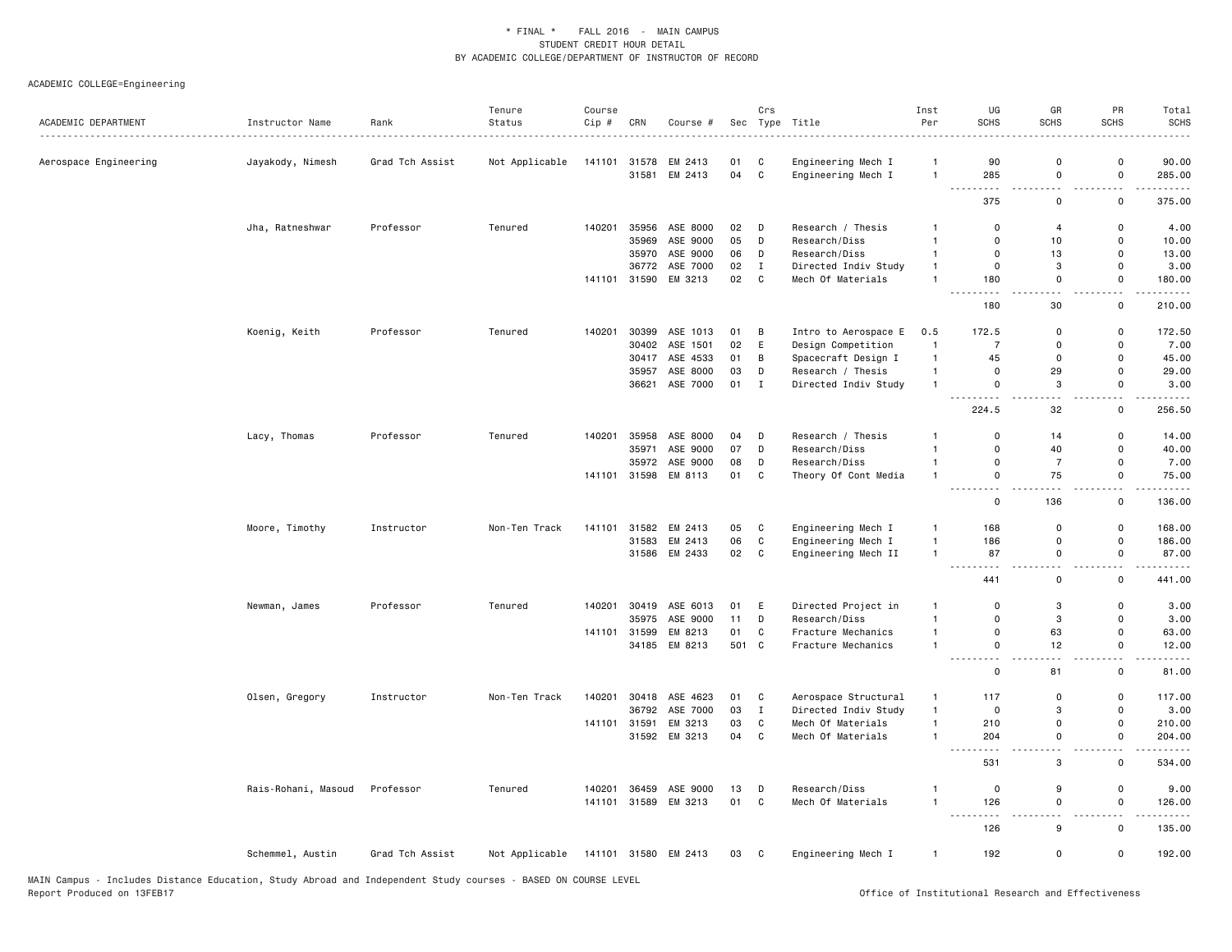\* FINAL \* FALL 2016 - MAIN CAMPUS
STUDENT CREDIT HOUR DETAIL
BY ACADEMIC COLLEGE/DEPARTMENT OF INSTRUCTOR OF RECORD

ACADEMIC COLLEGE=Engineering

| ACADEMIC DEPARTMENT | Instructor Name | Rank | Tenure Status | Course Cip # | CRN | Course # | Sec | Crs Type | Title | Inst Per | UG SCHS | GR SCHS | PR SCHS | Total SCHS |
|---|---|---|---|---|---|---|---|---|---|---|---|---|---|---|
| Aerospace Engineering | Jayakody, Nimesh | Grad Tch Assist | Not Applicable | 141101 | 31578 | EM 2413 | 01 | C | Engineering Mech I | 1 | 90 | 0 | 0 | 90.00 |
| | | | | | 31581 | EM 2413 | 04 | C | Engineering Mech I | 1 | 285 | 0 | 0 | 285.00 |
| | | | | | | | | | | | 375 | 0 | 0 | 375.00 |
| | Jha, Ratneshwar | Professor | Tenured | 140201 | 35956 | ASE 8000 | 02 | D | Research / Thesis | 1 | 0 | 4 | 0 | 4.00 |
| | | | | | 35969 | ASE 9000 | 05 | D | Research/Diss | 1 | 0 | 10 | 0 | 10.00 |
| | | | | | 35970 | ASE 9000 | 06 | D | Research/Diss | 1 | 0 | 13 | 0 | 13.00 |
| | | | | | 36772 | ASE 7000 | 02 | I | Directed Indiv Study | 1 | 0 | 3 | 0 | 3.00 |
| | | | | 141101 | 31590 | EM 3213 | 02 | C | Mech Of Materials | 1 | 180 | 0 | 0 | 180.00 |
| | | | | | | | | | | | 180 | 30 | 0 | 210.00 |
| | Koenig, Keith | Professor | Tenured | 140201 | 30399 | ASE 1013 | 01 | B | Intro to Aerospace E | 0.5 | 172.5 | 0 | 0 | 172.50 |
| | | | | | 30402 | ASE 1501 | 02 | E | Design Competition | 1 | 7 | 0 | 0 | 7.00 |
| | | | | | 30417 | ASE 4533 | 01 | B | Spacecraft Design I | 1 | 45 | 0 | 0 | 45.00 |
| | | | | | 35957 | ASE 8000 | 03 | D | Research / Thesis | 1 | 0 | 29 | 0 | 29.00 |
| | | | | | 36621 | ASE 7000 | 01 | I | Directed Indiv Study | 1 | 0 | 3 | 0 | 3.00 |
| | | | | | | | | | | | 224.5 | 32 | 0 | 256.50 |
| | Lacy, Thomas | Professor | Tenured | 140201 | 35958 | ASE 8000 | 04 | D | Research / Thesis | 1 | 0 | 14 | 0 | 14.00 |
| | | | | | 35971 | ASE 9000 | 07 | D | Research/Diss | 1 | 0 | 40 | 0 | 40.00 |
| | | | | | 35972 | ASE 9000 | 08 | D | Research/Diss | 1 | 0 | 7 | 0 | 7.00 |
| | | | | 141101 | 31598 | EM 8113 | 01 | C | Theory Of Cont Media | 1 | 0 | 75 | 0 | 75.00 |
| | | | | | | | | | | | 0 | 136 | 0 | 136.00 |
| | Moore, Timothy | Instructor | Non-Ten Track | 141101 | 31582 | EM 2413 | 05 | C | Engineering Mech I | 1 | 168 | 0 | 0 | 168.00 |
| | | | | | 31583 | EM 2413 | 06 | C | Engineering Mech I | 1 | 186 | 0 | 0 | 186.00 |
| | | | | | 31586 | EM 2433 | 02 | C | Engineering Mech II | 1 | 87 | 0 | 0 | 87.00 |
| | | | | | | | | | | | 441 | 0 | 0 | 441.00 |
| | Newman, James | Professor | Tenured | 140201 | 30419 | ASE 6013 | 01 | E | Directed Project in | 1 | 0 | 3 | 0 | 3.00 |
| | | | | | 35975 | ASE 9000 | 11 | D | Research/Diss | 1 | 0 | 3 | 0 | 3.00 |
| | | | | 141101 | 31599 | EM 8213 | 01 | C | Fracture Mechanics | 1 | 0 | 63 | 0 | 63.00 |
| | | | | | 34185 | EM 8213 | 501 | C | Fracture Mechanics | 1 | 0 | 12 | 0 | 12.00 |
| | | | | | | | | | | | 0 | 81 | 0 | 81.00 |
| | Olsen, Gregory | Instructor | Non-Ten Track | 140201 | 30418 | ASE 4623 | 01 | C | Aerospace Structural | 1 | 117 | 0 | 0 | 117.00 |
| | | | | | 36792 | ASE 7000 | 03 | I | Directed Indiv Study | 1 | 0 | 3 | 0 | 3.00 |
| | | | | 141101 | 31591 | EM 3213 | 03 | C | Mech Of Materials | 1 | 210 | 0 | 0 | 210.00 |
| | | | | | 31592 | EM 3213 | 04 | C | Mech Of Materials | 1 | 204 | 0 | 0 | 204.00 |
| | | | | | | | | | | | 531 | 3 | 0 | 534.00 |
| | Rais-Rohani, Masoud | Professor | Tenured | 140201 | 36459 | ASE 9000 | 13 | D | Research/Diss | 1 | 0 | 9 | 0 | 9.00 |
| | | | | 141101 | 31589 | EM 3213 | 01 | C | Mech Of Materials | 1 | 126 | 0 | 0 | 126.00 |
| | | | | | | | | | | | 126 | 9 | 0 | 135.00 |
| | Schemmel, Austin | Grad Tch Assist | Not Applicable | 141101 | 31580 | EM 2413 | 03 | C | Engineering Mech I | 1 | 192 | 0 | 0 | 192.00 |

MAIN Campus - Includes Distance Education, Study Abroad and Independent Study courses - BASED ON COURSE LEVEL
Report Produced on 13FEB17

Office of Institutional Research and Effectiveness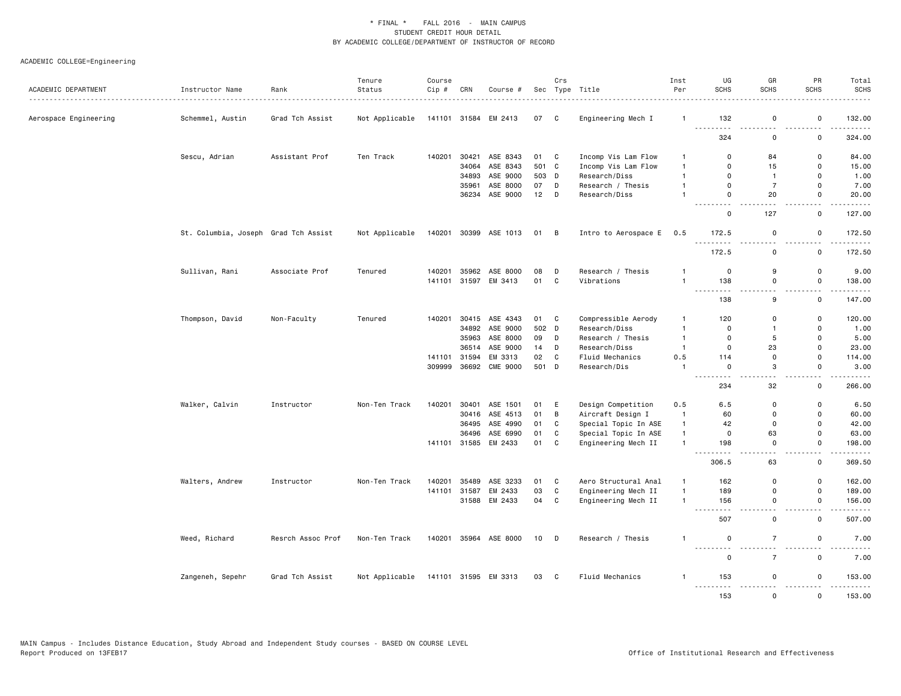\* FINAL \*    FALL 2016  -  MAIN CAMPUS
STUDENT CREDIT HOUR DETAIL
BY ACADEMIC COLLEGE/DEPARTMENT OF INSTRUCTOR OF RECORD

ACADEMIC COLLEGE=Engineering

| ACADEMIC DEPARTMENT | Instructor Name | Rank | Tenure Status | Course Cip # | CRN | Course # | Sec | Crs Type | Title | Inst Per | UG SCHS | GR SCHS | PR SCHS | Total SCHS |
|---|---|---|---|---|---|---|---|---|---|---|---|---|---|---|
| Aerospace Engineering | Schemmel, Austin | Grad Tch Assist | Not Applicable | 141101 | 31584 | EM 2413 | 07 | C | Engineering Mech I | 1 | 132 | 0 | 0 | 132.00 |
| | | | | | | | | | | | 324 | 0 | 0 | 324.00 |
| | Sescu, Adrian | Assistant Prof | Ten Track | 140201 | 30421 | ASE 8343 | 01 | C | Incomp Vis Lam Flow | 1 | 0 | 84 | 0 | 84.00 |
| | | | | | 34064 | ASE 8343 | 501 | C | Incomp Vis Lam Flow | 1 | 0 | 15 | 0 | 15.00 |
| | | | | | 34893 | ASE 9000 | 503 | D | Research/Diss | 1 | 0 | 1 | 0 | 1.00 |
| | | | | | 35961 | ASE 8000 | 07 | D | Research / Thesis | 1 | 0 | 7 | 0 | 7.00 |
| | | | | | 36234 | ASE 9000 | 12 | D | Research/Diss | 1 | 0 | 20 | 0 | 20.00 |
| | | | | | | | | | | | 0 | 127 | 0 | 127.00 |
| | St. Columbia, Joseph | Grad Tch Assist | Not Applicable | 140201 | 30399 | ASE 1013 | 01 | B | Intro to Aerospace E | 0.5 | 172.5 | 0 | 0 | 172.50 |
| | | | | | | | | | | | 172.5 | 0 | 0 | 172.50 |
| | Sullivan, Rani | Associate Prof | Tenured | 140201 | 35962 | ASE 8000 | 08 | D | Research / Thesis | 1 | 0 | 9 | 0 | 9.00 |
| | | | | 141101 | 31597 | EM 3413 | 01 | C | Vibrations | 1 | 138 | 0 | 0 | 138.00 |
| | | | | | | | | | | | 138 | 9 | 0 | 147.00 |
| | Thompson, David | Non-Faculty | Tenured | 140201 | 30415 | ASE 4343 | 01 | C | Compressible Aerody | 1 | 120 | 0 | 0 | 120.00 |
| | | | | | 34892 | ASE 9000 | 502 | D | Research/Diss | 1 | 0 | 1 | 0 | 1.00 |
| | | | | | 35963 | ASE 8000 | 09 | D | Research / Thesis | 1 | 0 | 5 | 0 | 5.00 |
| | | | | | 36514 | ASE 9000 | 14 | D | Research/Diss | 1 | 0 | 23 | 0 | 23.00 |
| | | | | 141101 | 31594 | EM 3313 | 02 | C | Fluid Mechanics | 0.5 | 114 | 0 | 0 | 114.00 |
| | | | | 309999 | 36692 | CME 9000 | 501 | D | Research/Dis | 1 | 0 | 3 | 0 | 3.00 |
| | | | | | | | | | | | 234 | 32 | 0 | 266.00 |
| | Walker, Calvin | Instructor | Non-Ten Track | 140201 | 30401 | ASE 1501 | 01 | E | Design Competition | 0.5 | 6.5 | 0 | 0 | 6.50 |
| | | | | | 30416 | ASE 4513 | 01 | B | Aircraft Design I | 1 | 60 | 0 | 0 | 60.00 |
| | | | | | 36495 | ASE 4990 | 01 | C | Special Topic In ASE | 1 | 42 | 0 | 0 | 42.00 |
| | | | | | 36496 | ASE 6990 | 01 | C | Special Topic In ASE | 1 | 0 | 63 | 0 | 63.00 |
| | | | | 141101 | 31585 | EM 2433 | 01 | C | Engineering Mech II | 1 | 198 | 0 | 0 | 198.00 |
| | | | | | | | | | | | 306.5 | 63 | 0 | 369.50 |
| | Walters, Andrew | Instructor | Non-Ten Track | 140201 | 35489 | ASE 3233 | 01 | C | Aero Structural Anal | 1 | 162 | 0 | 0 | 162.00 |
| | | | | 141101 | 31587 | EM 2433 | 03 | C | Engineering Mech II | 1 | 189 | 0 | 0 | 189.00 |
| | | | | | 31588 | EM 2433 | 04 | C | Engineering Mech II | 1 | 156 | 0 | 0 | 156.00 |
| | | | | | | | | | | | 507 | 0 | 0 | 507.00 |
| | Weed, Richard | Resrch Assoc Prof | Non-Ten Track | 140201 | 35964 | ASE 8000 | 10 | D | Research / Thesis | 1 | 0 | 7 | 0 | 7.00 |
| | | | | | | | | | | | 0 | 7 | 0 | 7.00 |
| | Zangeneh, Sepehr | Grad Tch Assist | Not Applicable | 141101 | 31595 | EM 3313 | 03 | C | Fluid Mechanics | 1 | 153 | 0 | 0 | 153.00 |
| | | | | | | | | | | | 153 | 0 | 0 | 153.00 |

MAIN Campus - Includes Distance Education, Study Abroad and Independent Study courses - BASED ON COURSE LEVEL
Report Produced on 13FEB17

Office of Institutional Research and Effectiveness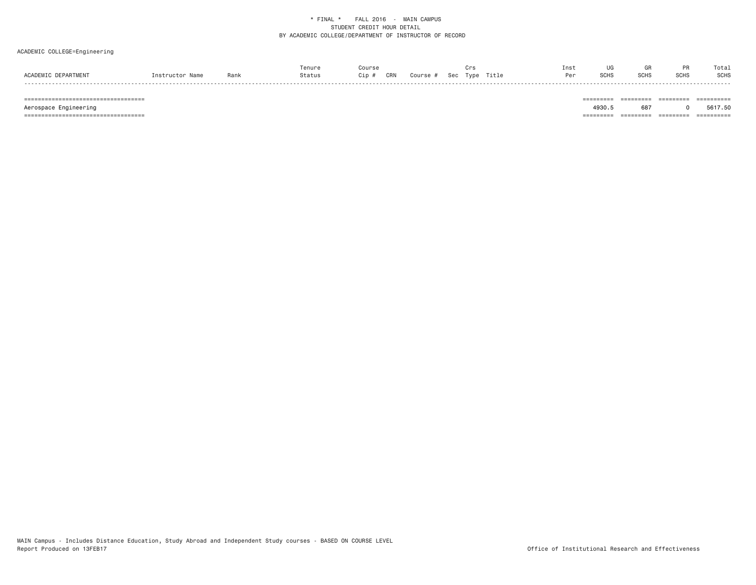\* FINAL \*    FALL 2016  -  MAIN CAMPUS
STUDENT CREDIT HOUR DETAIL
BY ACADEMIC COLLEGE/DEPARTMENT OF INSTRUCTOR OF RECORD

ACADEMIC COLLEGE=Engineering

| ACADEMIC DEPARTMENT | Instructor Name | Rank | Tenure Status | Course Cip # | CRN | Course # | Sec | Crs Type | Title | Inst Per | UG SCHS | GR SCHS | PR SCHS | Total SCHS |
|---|---|---|---|---|---|---|---|---|---|---|---|---|---|---|
| Aerospace Engineering | | | | | | | | | | | 4930.5 | 687 | 0 | 5617.50 |

MAIN Campus - Includes Distance Education, Study Abroad and Independent Study courses - BASED ON COURSE LEVEL
Report Produced on 13FEB17

Office of Institutional Research and Effectiveness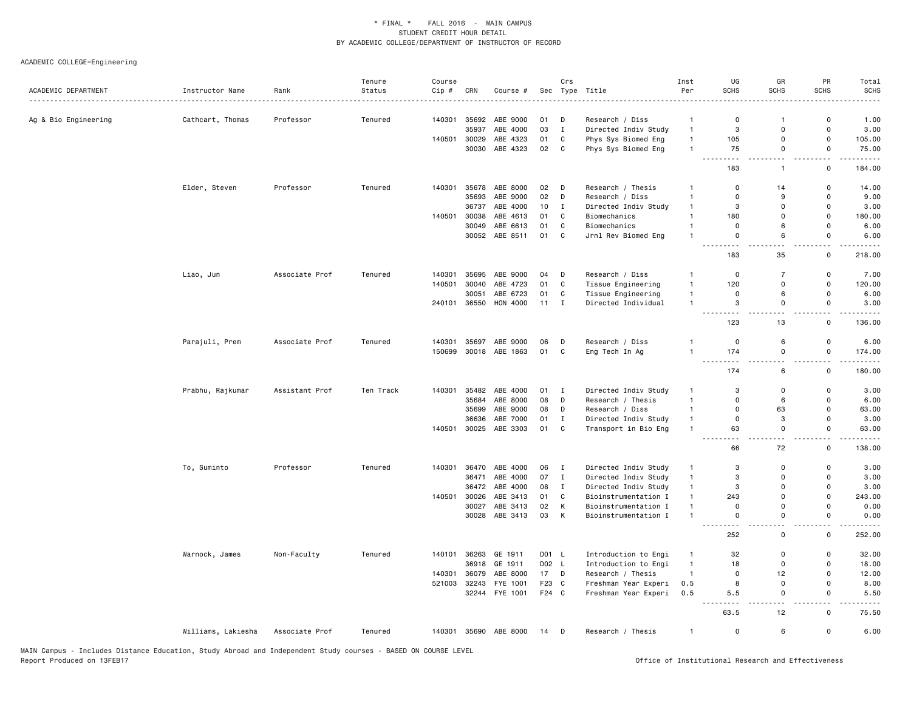# * FINAL * FALL 2016 - MAIN CAMPUS
## STUDENT CREDIT HOUR DETAIL
## BY ACADEMIC COLLEGE/DEPARTMENT OF INSTRUCTOR OF RECORD

ACADEMIC COLLEGE=Engineering

| ACADEMIC DEPARTMENT | Instructor Name | Rank | Tenure Status | Course Cip # | CRN | Course # | Sec | Crs Type | Title | Inst Per | UG SCHS | GR SCHS | PR SCHS | Total SCHS |
|---|---|---|---|---|---|---|---|---|---|---|---|---|---|---|
| Ag & Bio Engineering | Cathcart, Thomas | Professor | Tenured | 140301 | 35692 | ABE 9000 | 01 | D | Research / Diss | 1 | 0 | 1 | 0 | 1.00 |
| | | | | | 35937 | ABE 4000 | 03 | I | Directed Indiv Study | 1 | 3 | 0 | 0 | 3.00 |
| | | | | 140501 | 30029 | ABE 4323 | 01 | C | Phys Sys Biomed Eng | 1 | 105 | 0 | 0 | 105.00 |
| | | | | | 30030 | ABE 4323 | 02 | C | Phys Sys Biomed Eng | 1 | 75 | 0 | 0 | 75.00 |
| | | | | | | | | | | | 183 | 1 | 0 | 184.00 |
| | Elder, Steven | Professor | Tenured | 140301 | 35678 | ABE 8000 | 02 | D | Research / Thesis | 1 | 0 | 14 | 0 | 14.00 |
| | | | | | 35693 | ABE 9000 | 02 | D | Research / Diss | 1 | 0 | 9 | 0 | 9.00 |
| | | | | | 36737 | ABE 4000 | 10 | I | Directed Indiv Study | 1 | 3 | 0 | 0 | 3.00 |
| | | | | 140501 | 30038 | ABE 4613 | 01 | C | Biomechanics | 1 | 180 | 0 | 0 | 180.00 |
| | | | | | 30049 | ABE 6613 | 01 | C | Biomechanics | 1 | 0 | 6 | 0 | 6.00 |
| | | | | | 30052 | ABE 8511 | 01 | C | Jrnl Rev Biomed Eng | 1 | 0 | 6 | 0 | 6.00 |
| | | | | | | | | | | | 183 | 35 | 0 | 218.00 |
| | Liao, Jun | Associate Prof | Tenured | 140301 | 35695 | ABE 9000 | 04 | D | Research / Diss | 1 | 0 | 7 | 0 | 7.00 |
| | | | | 140501 | 30040 | ABE 4723 | 01 | C | Tissue Engineering | 1 | 120 | 0 | 0 | 120.00 |
| | | | | | 30051 | ABE 6723 | 01 | C | Tissue Engineering | 1 | 0 | 6 | 0 | 6.00 |
| | | | | 240101 | 36550 | HON 4000 | 11 | I | Directed Individual | 1 | 3 | 0 | 0 | 3.00 |
| | | | | | | | | | | | 123 | 13 | 0 | 136.00 |
| | Parajuli, Prem | Associate Prof | Tenured | 140301 | 35697 | ABE 9000 | 06 | D | Research / Diss | 1 | 0 | 6 | 0 | 6.00 |
| | | | | 150699 | 30018 | ABE 1863 | 01 | C | Eng Tech In Ag | 1 | 174 | 0 | 0 | 174.00 |
| | | | | | | | | | | | 174 | 6 | 0 | 180.00 |
| | Prabhu, Rajkumar | Assistant Prof | Ten Track | 140301 | 35482 | ABE 4000 | 01 | I | Directed Indiv Study | 1 | 3 | 0 | 0 | 3.00 |
| | | | | | 35684 | ABE 8000 | 08 | D | Research / Thesis | 1 | 0 | 6 | 0 | 6.00 |
| | | | | | 35699 | ABE 9000 | 08 | D | Research / Diss | 1 | 0 | 63 | 0 | 63.00 |
| | | | | | 36636 | ABE 7000 | 01 | I | Directed Indiv Study | 1 | 0 | 3 | 0 | 3.00 |
| | | | | 140501 | 30025 | ABE 3303 | 01 | C | Transport in Bio Eng | 1 | 63 | 0 | 0 | 63.00 |
| | | | | | | | | | | | 66 | 72 | 0 | 138.00 |
| | To, Suminto | Professor | Tenured | 140301 | 36470 | ABE 4000 | 06 | I | Directed Indiv Study | 1 | 3 | 0 | 0 | 3.00 |
| | | | | | 36471 | ABE 4000 | 07 | I | Directed Indiv Study | 1 | 3 | 0 | 0 | 3.00 |
| | | | | | 36472 | ABE 4000 | 08 | I | Directed Indiv Study | 1 | 3 | 0 | 0 | 3.00 |
| | | | | 140501 | 30026 | ABE 3413 | 01 | C | Bioinstrumentation I | 1 | 243 | 0 | 0 | 243.00 |
| | | | | | 30027 | ABE 3413 | 02 | K | Bioinstrumentation I | 1 | 0 | 0 | 0 | 0.00 |
| | | | | | 30028 | ABE 3413 | 03 | K | Bioinstrumentation I | 1 | 0 | 0 | 0 | 0.00 |
| | | | | | | | | | | | 252 | 0 | 0 | 252.00 |
| | Warnock, James | Non-Faculty | Tenured | 140101 | 36263 | GE 1911 | D01 | L | Introduction to Engi | 1 | 32 | 0 | 0 | 32.00 |
| | | | | | 36918 | GE 1911 | D02 | L | Introduction to Engi | 1 | 18 | 0 | 0 | 18.00 |
| | | | | 140301 | 36079 | ABE 8000 | 17 | D | Research / Thesis | 1 | 0 | 12 | 0 | 12.00 |
| | | | | 521003 | 32243 | FYE 1001 | F23 | C | Freshman Year Experi | 0.5 | 8 | 0 | 0 | 8.00 |
| | | | | | 32244 | FYE 1001 | F24 | C | Freshman Year Experi | 0.5 | 5.5 | 0 | 0 | 5.50 |
| | | | | | | | | | | | 63.5 | 12 | 0 | 75.50 |
| | Williams, Lakiesha | Associate Prof | Tenured | 140301 | 35690 | ABE 8000 | 14 | D | Research / Thesis | 1 | 0 | 6 | 0 | 6.00 |

MAIN Campus - Includes Distance Education, Study Abroad and Independent Study courses - BASED ON COURSE LEVEL
Report Produced on 13FEB17

Office of Institutional Research and Effectiveness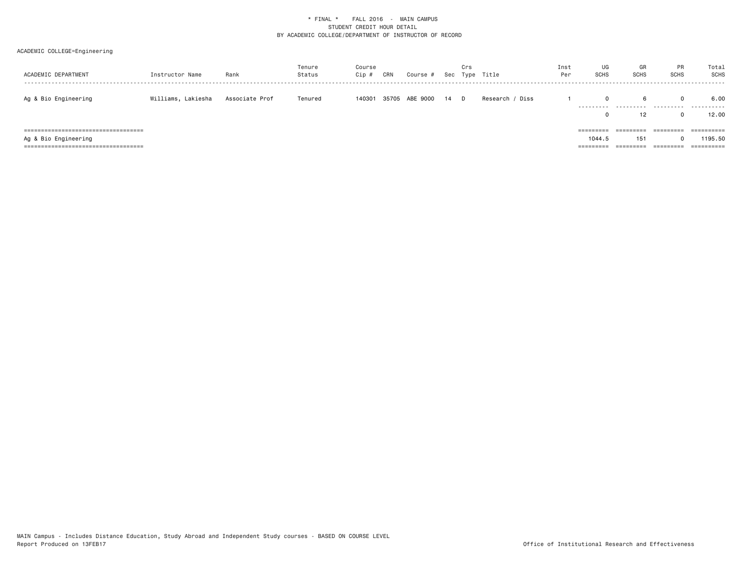\* FINAL \* FALL 2016 - MAIN CAMPUS
STUDENT CREDIT HOUR DETAIL
BY ACADEMIC COLLEGE/DEPARTMENT OF INSTRUCTOR OF RECORD

ACADEMIC COLLEGE=Engineering

| ACADEMIC DEPARTMENT | Instructor Name | Rank | Tenure Status | Course Cip # | CRN | Course # | Sec | Crs Type | Title | Inst Per | UG SCHS | GR SCHS | PR SCHS | Total SCHS |
|---|---|---|---|---|---|---|---|---|---|---|---|---|---|---|
| Ag & Bio Engineering | Williams, Lakiesha | Associate Prof | Tenured | 140301 | 35705 | ABE 9000 | 14 | D | Research / Diss | 1 | 0 | 6 | 0 | 6.00 |
| | | | | | | | | | | | 0 | 12 | 0 | 12.00 |
| Ag & Bio Engineering | | | | | | | | | | | 1044.5 | 151 | 0 | 1195.50 |

MAIN Campus - Includes Distance Education, Study Abroad and Independent Study courses - BASED ON COURSE LEVEL
Report Produced on 13FEB17

Office of Institutional Research and Effectiveness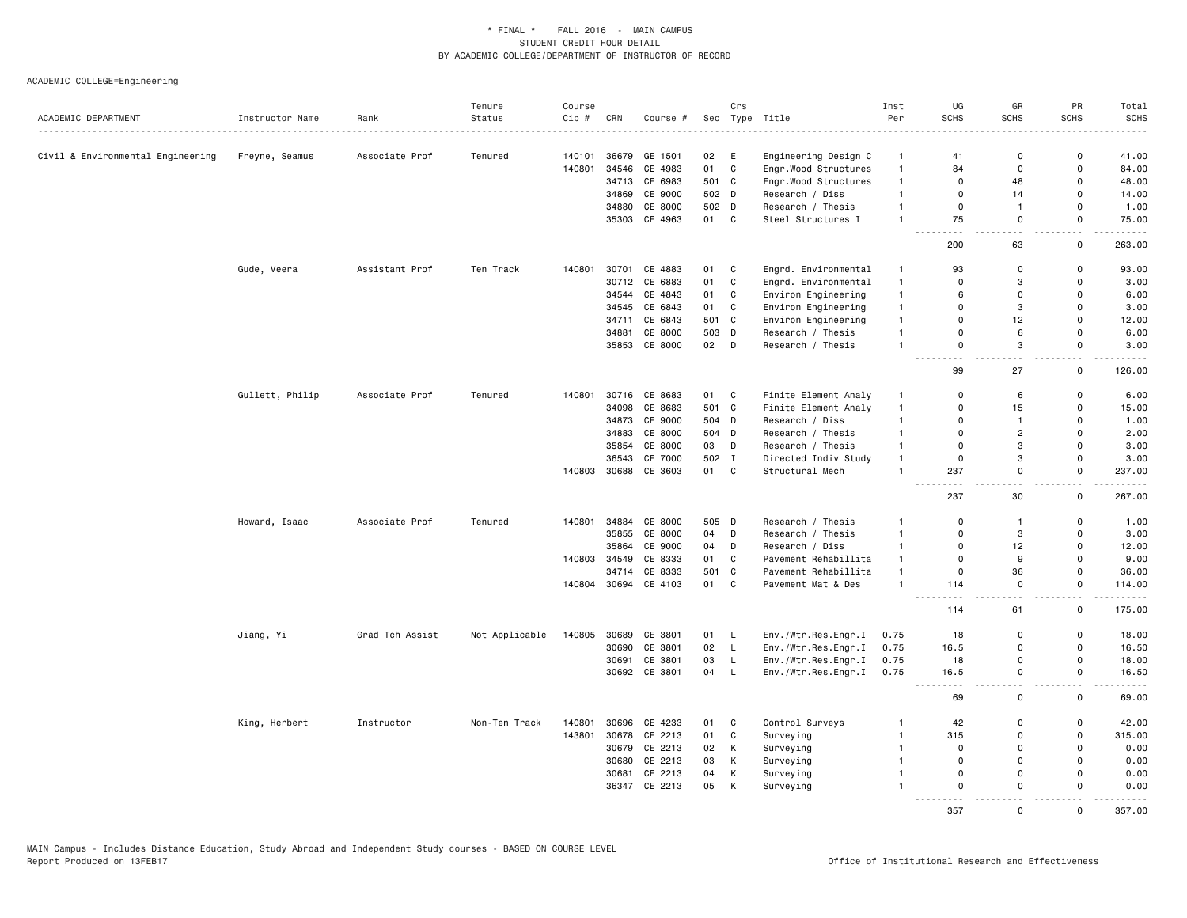\* FINAL \*    FALL 2016 - MAIN CAMPUS
STUDENT CREDIT HOUR DETAIL
BY ACADEMIC COLLEGE/DEPARTMENT OF INSTRUCTOR OF RECORD

ACADEMIC COLLEGE=Engineering

| ACADEMIC DEPARTMENT | Instructor Name | Rank | Tenure Status | Course Cip # | CRN | Course # | Sec | Crs Type | Title | Inst Per | UG SCHS | GR SCHS | PR SCHS | Total SCHS |
|---|---|---|---|---|---|---|---|---|---|---|---|---|---|---|
| Civil & Environmental Engineering | Freyne, Seamus | Associate Prof | Tenured | 140101 | 36679 | GE 1501 | 02 | E | Engineering Design C | 1 | 41 | 0 | 0 | 41.00 |
| | | | | 140801 | 34546 | CE 4983 | 01 | C | Engr.Wood Structures | 1 | 84 | 0 | 0 | 84.00 |
| | | | | | 34713 | CE 6983 | 501 | C | Engr.Wood Structures | 1 | 0 | 48 | 0 | 48.00 |
| | | | | | 34869 | CE 9000 | 502 | D | Research / Diss | 1 | 0 | 14 | 0 | 14.00 |
| | | | | | 34880 | CE 8000 | 502 | D | Research / Thesis | 1 | 0 | 1 | 0 | 1.00 |
| | | | | | 35303 | CE 4963 | 01 | C | Steel Structures I | 1 | 75 | 0 | 0 | 75.00 |
| | | | | | | | | | | | 200 | 63 | 0 | 263.00 |
| | Gude, Veera | Assistant Prof | Ten Track | 140801 | 30701 | CE 4883 | 01 | C | Engrd. Environmental | 1 | 93 | 0 | 0 | 93.00 |
| | | | | | 30712 | CE 6883 | 01 | C | Engrd. Environmental | 1 | 0 | 3 | 0 | 3.00 |
| | | | | | 34544 | CE 4843 | 01 | C | Environ Engineering | 1 | 6 | 0 | 0 | 6.00 |
| | | | | | 34545 | CE 6843 | 01 | C | Environ Engineering | 1 | 0 | 3 | 0 | 3.00 |
| | | | | | 34711 | CE 6843 | 501 | C | Environ Engineering | 1 | 0 | 12 | 0 | 12.00 |
| | | | | | 34881 | CE 8000 | 503 | D | Research / Thesis | 1 | 0 | 6 | 0 | 6.00 |
| | | | | | 35853 | CE 8000 | 02 | D | Research / Thesis | 1 | 0 | 3 | 0 | 3.00 |
| | | | | | | | | | | | 99 | 27 | 0 | 126.00 |
| | Gullett, Philip | Associate Prof | Tenured | 140801 | 30716 | CE 8683 | 01 | C | Finite Element Analy | 1 | 0 | 6 | 0 | 6.00 |
| | | | | | 34098 | CE 8683 | 501 | C | Finite Element Analy | 1 | 0 | 15 | 0 | 15.00 |
| | | | | | 34873 | CE 9000 | 504 | D | Research / Diss | 1 | 0 | 1 | 0 | 1.00 |
| | | | | | 34883 | CE 8000 | 504 | D | Research / Thesis | 1 | 0 | 2 | 0 | 2.00 |
| | | | | | 35854 | CE 8000 | 03 | D | Research / Thesis | 1 | 0 | 3 | 0 | 3.00 |
| | | | | | 36543 | CE 7000 | 502 | I | Directed Indiv Study | 1 | 0 | 3 | 0 | 3.00 |
| | | | | 140803 | 30688 | CE 3603 | 01 | C | Structural Mech | 1 | 237 | 0 | 0 | 237.00 |
| | | | | | | | | | | | 237 | 30 | 0 | 267.00 |
| | Howard, Isaac | Associate Prof | Tenured | 140801 | 34884 | CE 8000 | 505 | D | Research / Thesis | 1 | 0 | 1 | 0 | 1.00 |
| | | | | | 35855 | CE 8000 | 04 | D | Research / Thesis | 1 | 0 | 3 | 0 | 3.00 |
| | | | | | 35864 | CE 9000 | 04 | D | Research / Diss | 1 | 0 | 12 | 0 | 12.00 |
| | | | | 140803 | 34549 | CE 8333 | 01 | C | Pavement Rehabillita | 1 | 0 | 9 | 0 | 9.00 |
| | | | | | 34714 | CE 8333 | 501 | C | Pavement Rehabillita | 1 | 0 | 36 | 0 | 36.00 |
| | | | | 140804 | 30694 | CE 4103 | 01 | C | Pavement Mat & Des | 1 | 114 | 0 | 0 | 114.00 |
| | | | | | | | | | | | 114 | 61 | 0 | 175.00 |
| | Jiang, Yi | Grad Tch Assist | Not Applicable | 140805 | 30689 | CE 3801 | 01 | L | Env./Wtr.Res.Engr.I | 0.75 | 18 | 0 | 0 | 18.00 |
| | | | | | 30690 | CE 3801 | 02 | L | Env./Wtr.Res.Engr.I | 0.75 | 16.5 | 0 | 0 | 16.50 |
| | | | | | 30691 | CE 3801 | 03 | L | Env./Wtr.Res.Engr.I | 0.75 | 18 | 0 | 0 | 18.00 |
| | | | | | 30692 | CE 3801 | 04 | L | Env./Wtr.Res.Engr.I | 0.75 | 16.5 | 0 | 0 | 16.50 |
| | | | | | | | | | | | 69 | 0 | 0 | 69.00 |
| | King, Herbert | Instructor | Non-Ten Track | 140801 | 30696 | CE 4233 | 01 | C | Control Surveys | 1 | 42 | 0 | 0 | 42.00 |
| | | | | 143801 | 30678 | CE 2213 | 01 | C | Surveying | 1 | 315 | 0 | 0 | 315.00 |
| | | | | | 30679 | CE 2213 | 02 | K | Surveying | 1 | 0 | 0 | 0 | 0.00 |
| | | | | | 30680 | CE 2213 | 03 | K | Surveying | 1 | 0 | 0 | 0 | 0.00 |
| | | | | | 30681 | CE 2213 | 04 | K | Surveying | 1 | 0 | 0 | 0 | 0.00 |
| | | | | | 36347 | CE 2213 | 05 | K | Surveying | 1 | 0 | 0 | 0 | 0.00 |
| | | | | | | | | | | | 357 | 0 | 0 | 357.00 |

MAIN Campus - Includes Distance Education, Study Abroad and Independent Study courses - BASED ON COURSE LEVEL
Report Produced on 13FEB17

Office of Institutional Research and Effectiveness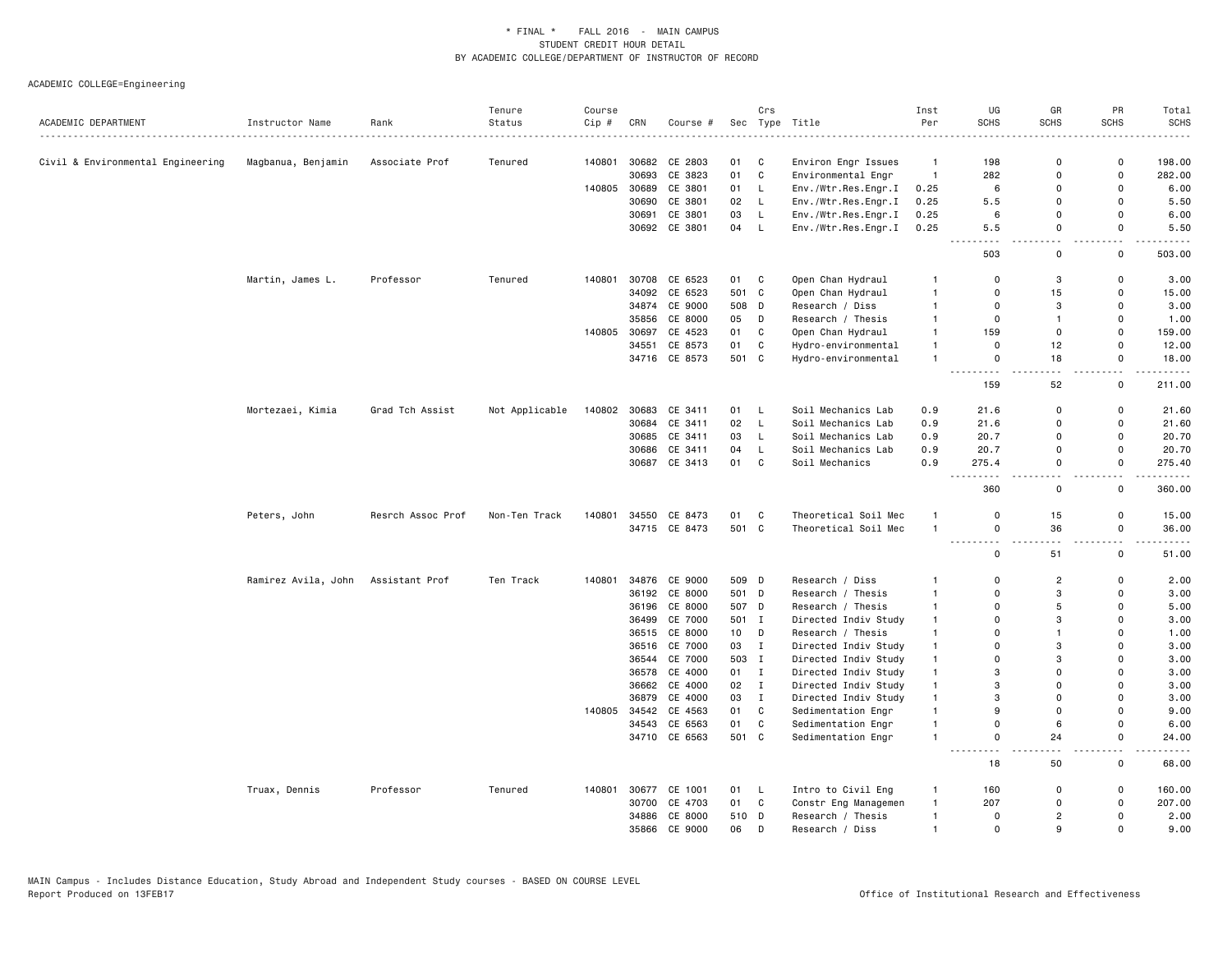\* FINAL \* FALL 2016 - MAIN CAMPUS
STUDENT CREDIT HOUR DETAIL
BY ACADEMIC COLLEGE/DEPARTMENT OF INSTRUCTOR OF RECORD

ACADEMIC COLLEGE=Engineering

| ACADEMIC DEPARTMENT | Instructor Name | Rank | Tenure Status | Course Cip # | CRN | Course # | Sec | Crs Type | Title | Inst Per | UG SCHS | GR SCHS | PR SCHS | Total SCHS |
|---|---|---|---|---|---|---|---|---|---|---|---|---|---|---|
| Civil & Environmental Engineering | Magbanua, Benjamin | Associate Prof | Tenured | 140801 | 30682 | CE 2803 | 01 | C | Environ Engr Issues | 1 | 198 | 0 | 0 | 198.00 |
| | | | | | 30693 | CE 3823 | 01 | C | Environmental Engr | 1 | 282 | 0 | 0 | 282.00 |
| | | | | 140805 | 30689 | CE 3801 | 01 | L | Env./Wtr.Res.Engr.I | 0.25 | 6 | 0 | 0 | 6.00 |
| | | | | | 30690 | CE 3801 | 02 | L | Env./Wtr.Res.Engr.I | 0.25 | 5.5 | 0 | 0 | 5.50 |
| | | | | | 30691 | CE 3801 | 03 | L | Env./Wtr.Res.Engr.I | 0.25 | 6 | 0 | 0 | 6.00 |
| | | | | | 30692 | CE 3801 | 04 | L | Env./Wtr.Res.Engr.I | 0.25 | 5.5 | 0 | 0 | 5.50 |
| | | | | | | | | | | | 503 | 0 | 0 | 503.00 |
| | Martin, James L. | Professor | Tenured | 140801 | 30708 | CE 6523 | 01 | C | Open Chan Hydraul | 1 | 0 | 3 | 0 | 3.00 |
| | | | | | 34092 | CE 6523 | 501 | C | Open Chan Hydraul | 1 | 0 | 15 | 0 | 15.00 |
| | | | | | 34874 | CE 9000 | 508 | D | Research / Diss | 1 | 0 | 3 | 0 | 3.00 |
| | | | | | 35856 | CE 8000 | 05 | D | Research / Thesis | 1 | 0 | 1 | 0 | 1.00 |
| | | | | 140805 | 30697 | CE 4523 | 01 | C | Open Chan Hydraul | 1 | 159 | 0 | 0 | 159.00 |
| | | | | | 34551 | CE 8573 | 01 | C | Hydro-environmental | 1 | 0 | 12 | 0 | 12.00 |
| | | | | | 34716 | CE 8573 | 501 | C | Hydro-environmental | 1 | 0 | 18 | 0 | 18.00 |
| | | | | | | | | | | | 159 | 52 | 0 | 211.00 |
| | Mortezaei, Kimia | Grad Tch Assist | Not Applicable | 140802 | 30683 | CE 3411 | 01 | L | Soil Mechanics Lab | 0.9 | 21.6 | 0 | 0 | 21.60 |
| | | | | | 30684 | CE 3411 | 02 | L | Soil Mechanics Lab | 0.9 | 21.6 | 0 | 0 | 21.60 |
| | | | | | 30685 | CE 3411 | 03 | L | Soil Mechanics Lab | 0.9 | 20.7 | 0 | 0 | 20.70 |
| | | | | | 30686 | CE 3411 | 04 | L | Soil Mechanics Lab | 0.9 | 20.7 | 0 | 0 | 20.70 |
| | | | | | 30687 | CE 3413 | 01 | C | Soil Mechanics | 0.9 | 275.4 | 0 | 0 | 275.40 |
| | | | | | | | | | | | 360 | 0 | 0 | 360.00 |
| | Peters, John | Resrch Assoc Prof | Non-Ten Track | 140801 | 34550 | CE 8473 | 01 | C | Theoretical Soil Mec | 1 | 0 | 15 | 0 | 15.00 |
| | | | | | 34715 | CE 8473 | 501 | C | Theoretical Soil Mec | 1 | 0 | 36 | 0 | 36.00 |
| | | | | | | | | | | | 0 | 51 | 0 | 51.00 |
| | Ramirez Avila, John | Assistant Prof | Ten Track | 140801 | 34876 | CE 9000 | 509 | D | Research / Diss | 1 | 0 | 2 | 0 | 2.00 |
| | | | | | 36192 | CE 8000 | 501 | D | Research / Thesis | 1 | 0 | 3 | 0 | 3.00 |
| | | | | | 36196 | CE 8000 | 507 | D | Research / Thesis | 1 | 0 | 5 | 0 | 5.00 |
| | | | | | 36499 | CE 7000 | 501 | I | Directed Indiv Study | 1 | 0 | 3 | 0 | 3.00 |
| | | | | | 36515 | CE 8000 | 10 | D | Research / Thesis | 1 | 0 | 1 | 0 | 1.00 |
| | | | | | 36516 | CE 7000 | 03 | I | Directed Indiv Study | 1 | 0 | 3 | 0 | 3.00 |
| | | | | | 36544 | CE 7000 | 503 | I | Directed Indiv Study | 1 | 0 | 3 | 0 | 3.00 |
| | | | | | 36578 | CE 4000 | 01 | I | Directed Indiv Study | 1 | 3 | 0 | 0 | 3.00 |
| | | | | | 36662 | CE 4000 | 02 | I | Directed Indiv Study | 1 | 3 | 0 | 0 | 3.00 |
| | | | | | 36879 | CE 4000 | 03 | I | Directed Indiv Study | 1 | 3 | 0 | 0 | 3.00 |
| | | | | 140805 | 34542 | CE 4563 | 01 | C | Sedimentation Engr | 1 | 9 | 0 | 0 | 9.00 |
| | | | | | 34543 | CE 6563 | 01 | C | Sedimentation Engr | 1 | 0 | 6 | 0 | 6.00 |
| | | | | | 34710 | CE 6563 | 501 | C | Sedimentation Engr | 1 | 0 | 24 | 0 | 24.00 |
| | | | | | | | | | | | 18 | 50 | 0 | 68.00 |
| | Truax, Dennis | Professor | Tenured | 140801 | 30677 | CE 1001 | 01 | L | Intro to Civil Eng | 1 | 160 | 0 | 0 | 160.00 |
| | | | | | 30700 | CE 4703 | 01 | C | Constr Eng Managemen | 1 | 207 | 0 | 0 | 207.00 |
| | | | | | 34886 | CE 8000 | 510 | D | Research / Thesis | 1 | 0 | 2 | 0 | 2.00 |
| | | | | | 35866 | CE 9000 | 06 | D | Research / Diss | 1 | 0 | 9 | 0 | 9.00 |

MAIN Campus - Includes Distance Education, Study Abroad and Independent Study courses - BASED ON COURSE LEVEL
Report Produced on 13FEB17

Office of Institutional Research and Effectiveness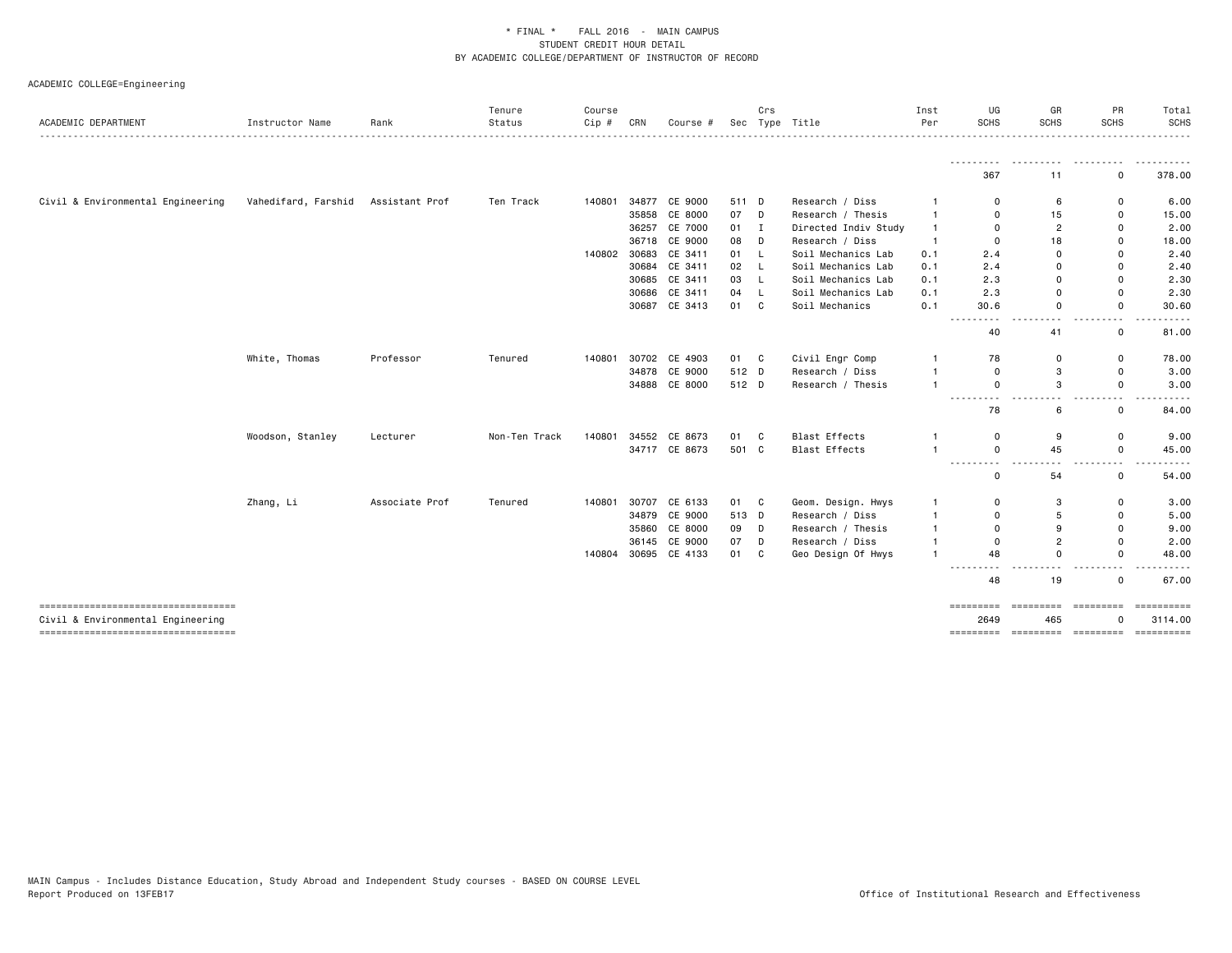\* FINAL \* FALL 2016 - MAIN CAMPUS
STUDENT CREDIT HOUR DETAIL
BY ACADEMIC COLLEGE/DEPARTMENT OF INSTRUCTOR OF RECORD

ACADEMIC COLLEGE=Engineering

| ACADEMIC DEPARTMENT | Instructor Name | Rank | Tenure Status | Course Cip # | CRN | Course # | Sec | Crs Type | Title | Inst Per | UG SCHS | GR SCHS | PR SCHS | Total SCHS |
|---|---|---|---|---|---|---|---|---|---|---|---|---|---|---|
| | | | | | | | | | | | 367 | 11 | 0 | 378.00 |
| Civil & Environmental Engineering | Vahedifard, Farshid | Assistant Prof | Ten Track | 140801 | 34877 | CE 9000 | 511 | D | Research / Diss | 1 | 0 | 6 | 0 | 6.00 |
| | | | | | 35858 | CE 8000 | 07 | D | Research / Thesis | 1 | 0 | 15 | 0 | 15.00 |
| | | | | | 36257 | CE 7000 | 01 | I | Directed Indiv Study | 1 | 0 | 2 | 0 | 2.00 |
| | | | | | 36718 | CE 9000 | 08 | D | Research / Diss | 1 | 0 | 18 | 0 | 18.00 |
| | | | | 140802 | 30683 | CE 3411 | 01 | L | Soil Mechanics Lab | 0.1 | 2.4 | 0 | 0 | 2.40 |
| | | | | | 30684 | CE 3411 | 02 | L | Soil Mechanics Lab | 0.1 | 2.4 | 0 | 0 | 2.40 |
| | | | | | 30685 | CE 3411 | 03 | L | Soil Mechanics Lab | 0.1 | 2.3 | 0 | 0 | 2.30 |
| | | | | | 30686 | CE 3411 | 04 | L | Soil Mechanics Lab | 0.1 | 2.3 | 0 | 0 | 2.30 |
| | | | | | 30687 | CE 3413 | 01 | C | Soil Mechanics | 0.1 | 30.6 | 0 | 0 | 30.60 |
| | | | | | | | | | | | 40 | 41 | 0 | 81.00 |
| | White, Thomas | Professor | Tenured | 140801 | 30702 | CE 4903 | 01 | C | Civil Engr Comp | 1 | 78 | 0 | 0 | 78.00 |
| | | | | | 34878 | CE 9000 | 512 | D | Research / Diss | 1 | 0 | 3 | 0 | 3.00 |
| | | | | | 34888 | CE 8000 | 512 | D | Research / Thesis | 1 | 0 | 3 | 0 | 3.00 |
| | | | | | | | | | | | 78 | 6 | 0 | 84.00 |
| | Woodson, Stanley | Lecturer | Non-Ten Track | 140801 | 34552 | CE 8673 | 01 | C | Blast Effects | 1 | 0 | 9 | 0 | 9.00 |
| | | | | | 34717 | CE 8673 | 501 | C | Blast Effects | 1 | 0 | 45 | 0 | 45.00 |
| | | | | | | | | | | | 0 | 54 | 0 | 54.00 |
| | Zhang, Li | Associate Prof | Tenured | 140801 | 30707 | CE 6133 | 01 | C | Geom. Design. Hwys | 1 | 0 | 3 | 0 | 3.00 |
| | | | | | 34879 | CE 9000 | 513 | D | Research / Diss | 1 | 0 | 5 | 0 | 5.00 |
| | | | | | 35860 | CE 8000 | 09 | D | Research / Thesis | 1 | 0 | 9 | 0 | 9.00 |
| | | | | | 36145 | CE 9000 | 07 | D | Research / Diss | 1 | 0 | 2 | 0 | 2.00 |
| | | | | 140804 | 30695 | CE 4133 | 01 | C | Geo Design Of Hwys | 1 | 48 | 0 | 0 | 48.00 |
| | | | | | | | | | | | 48 | 19 | 0 | 67.00 |
| Civil & Environmental Engineering | | | | | | | | | | | 2649 | 465 | 0 | 3114.00 |

MAIN Campus - Includes Distance Education, Study Abroad and Independent Study courses - BASED ON COURSE LEVEL
Report Produced on 13FEB17

Office of Institutional Research and Effectiveness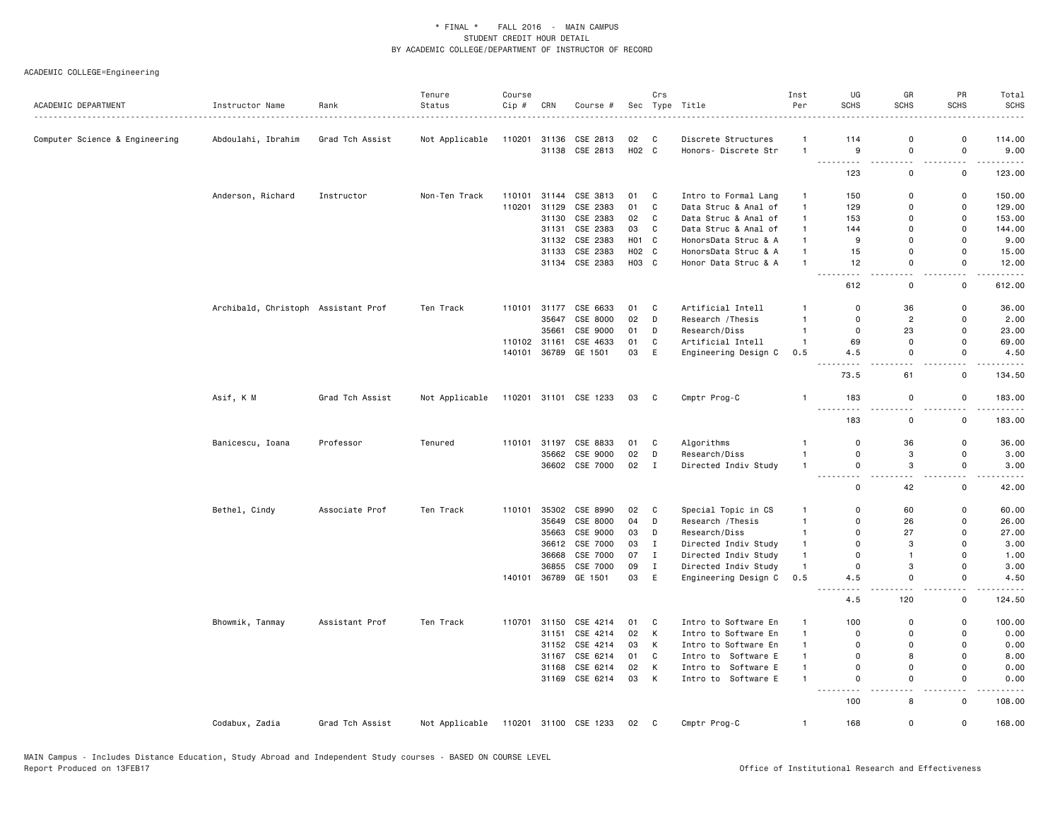\* FINAL \*    FALL 2016  -  MAIN CAMPUS
STUDENT CREDIT HOUR DETAIL
BY ACADEMIC COLLEGE/DEPARTMENT OF INSTRUCTOR OF RECORD

ACADEMIC COLLEGE=Engineering

| ACADEMIC DEPARTMENT | Instructor Name | Rank | Tenure Status | Course Cip # | CRN | Course # | Sec | Crs Type | Title | Inst Per | UG SCHS | GR SCHS | PR SCHS | Total SCHS |
|---|---|---|---|---|---|---|---|---|---|---|---|---|---|---|
| Computer Science & Engineering | Abdoulahi, Ibrahim | Grad Tch Assist | Not Applicable | 110201 | 31136 | CSE 2813 | 02 | C | Discrete Structures | 1 | 114 | 0 | 0 | 114.00 |
| | | | | | 31138 | CSE 2813 | H02 | C | Honors- Discrete Str | 1 | 9 | 0 | 0 | 9.00 |
| | | | | | | | | | | | 123 | 0 | 0 | 123.00 |
| | Anderson, Richard | Instructor | Non-Ten Track | 110101 | 31144 | CSE 3813 | 01 | C | Intro to Formal Lang | 1 | 150 | 0 | 0 | 150.00 |
| | | | | 110201 | 31129 | CSE 2383 | 01 | C | Data Struc & Anal of | 1 | 129 | 0 | 0 | 129.00 |
| | | | | | 31130 | CSE 2383 | 02 | C | Data Struc & Anal of | 1 | 153 | 0 | 0 | 153.00 |
| | | | | | 31131 | CSE 2383 | 03 | C | Data Struc & Anal of | 1 | 144 | 0 | 0 | 144.00 |
| | | | | | 31132 | CSE 2383 | H01 | C | HonorsData Struc & A | 1 | 9 | 0 | 0 | 9.00 |
| | | | | | 31133 | CSE 2383 | H02 | C | HonorsData Struc & A | 1 | 15 | 0 | 0 | 15.00 |
| | | | | | 31134 | CSE 2383 | H03 | C | Honor Data Struc & A | 1 | 12 | 0 | 0 | 12.00 |
| | | | | | | | | | | | 612 | 0 | 0 | 612.00 |
| | Archibald, Christoph | Assistant Prof | Ten Track | 110101 | 31177 | CSE 6633 | 01 | C | Artificial Intell | 1 | 0 | 36 | 0 | 36.00 |
| | | | | | 35647 | CSE 8000 | 02 | D | Research /Thesis | 1 | 0 | 2 | 0 | 2.00 |
| | | | | | 35661 | CSE 9000 | 01 | D | Research/Diss | 1 | 0 | 23 | 0 | 23.00 |
| | | | | 110102 | 31161 | CSE 4633 | 01 | C | Artificial Intell | 1 | 69 | 0 | 0 | 69.00 |
| | | | | 140101 | 36789 | GE 1501 | 03 | E | Engineering Design C | 0.5 | 4.5 | 0 | 0 | 4.50 |
| | | | | | | | | | | | 73.5 | 61 | 0 | 134.50 |
| | Asif, K M | Grad Tch Assist | Not Applicable | 110201 | 31101 | CSE 1233 | 03 | C | Cmptr Prog-C | 1 | 183 | 0 | 0 | 183.00 |
| | | | | | | | | | | | 183 | 0 | 0 | 183.00 |
| | Banicescu, Ioana | Professor | Tenured | 110101 | 31197 | CSE 8833 | 01 | C | Algorithms | 1 | 0 | 36 | 0 | 36.00 |
| | | | | | 35662 | CSE 9000 | 02 | D | Research/Diss | 1 | 0 | 3 | 0 | 3.00 |
| | | | | | 36602 | CSE 7000 | 02 | I | Directed Indiv Study | 1 | 0 | 3 | 0 | 3.00 |
| | | | | | | | | | | | 0 | 42 | 0 | 42.00 |
| | Bethel, Cindy | Associate Prof | Ten Track | 110101 | 35302 | CSE 8990 | 02 | C | Special Topic in CS | 1 | 0 | 60 | 0 | 60.00 |
| | | | | | 35649 | CSE 8000 | 04 | D | Research /Thesis | 1 | 0 | 26 | 0 | 26.00 |
| | | | | | 35663 | CSE 9000 | 03 | D | Research/Diss | 1 | 0 | 27 | 0 | 27.00 |
| | | | | | 36612 | CSE 7000 | 03 | I | Directed Indiv Study | 1 | 0 | 3 | 0 | 3.00 |
| | | | | | 36668 | CSE 7000 | 07 | I | Directed Indiv Study | 1 | 0 | 1 | 0 | 1.00 |
| | | | | | 36855 | CSE 7000 | 09 | I | Directed Indiv Study | 1 | 0 | 3 | 0 | 3.00 |
| | | | | 140101 | 36789 | GE 1501 | 03 | E | Engineering Design C | 0.5 | 4.5 | 0 | 0 | 4.50 |
| | | | | | | | | | | | 4.5 | 120 | 0 | 124.50 |
| | Bhowmik, Tanmay | Assistant Prof | Ten Track | 110701 | 31150 | CSE 4214 | 01 | C | Intro to Software En | 1 | 100 | 0 | 0 | 100.00 |
| | | | | | 31151 | CSE 4214 | 02 | K | Intro to Software En | 1 | 0 | 0 | 0 | 0.00 |
| | | | | | 31152 | CSE 4214 | 03 | K | Intro to Software En | 1 | 0 | 0 | 0 | 0.00 |
| | | | | | 31167 | CSE 6214 | 01 | C | Intro to  Software E | 1 | 0 | 8 | 0 | 8.00 |
| | | | | | 31168 | CSE 6214 | 02 | K | Intro to  Software E | 1 | 0 | 0 | 0 | 0.00 |
| | | | | | 31169 | CSE 6214 | 03 | K | Intro to  Software E | 1 | 0 | 0 | 0 | 0.00 |
| | | | | | | | | | | | 100 | 8 | 0 | 108.00 |
| | Codabux, Zadia | Grad Tch Assist | Not Applicable | 110201 | 31100 | CSE 1233 | 02 | C | Cmptr Prog-C | 1 | 168 | 0 | 0 | 168.00 |

MAIN Campus - Includes Distance Education, Study Abroad and Independent Study courses - BASED ON COURSE LEVEL
Report Produced on 13FEB17    Office of Institutional Research and Effectiveness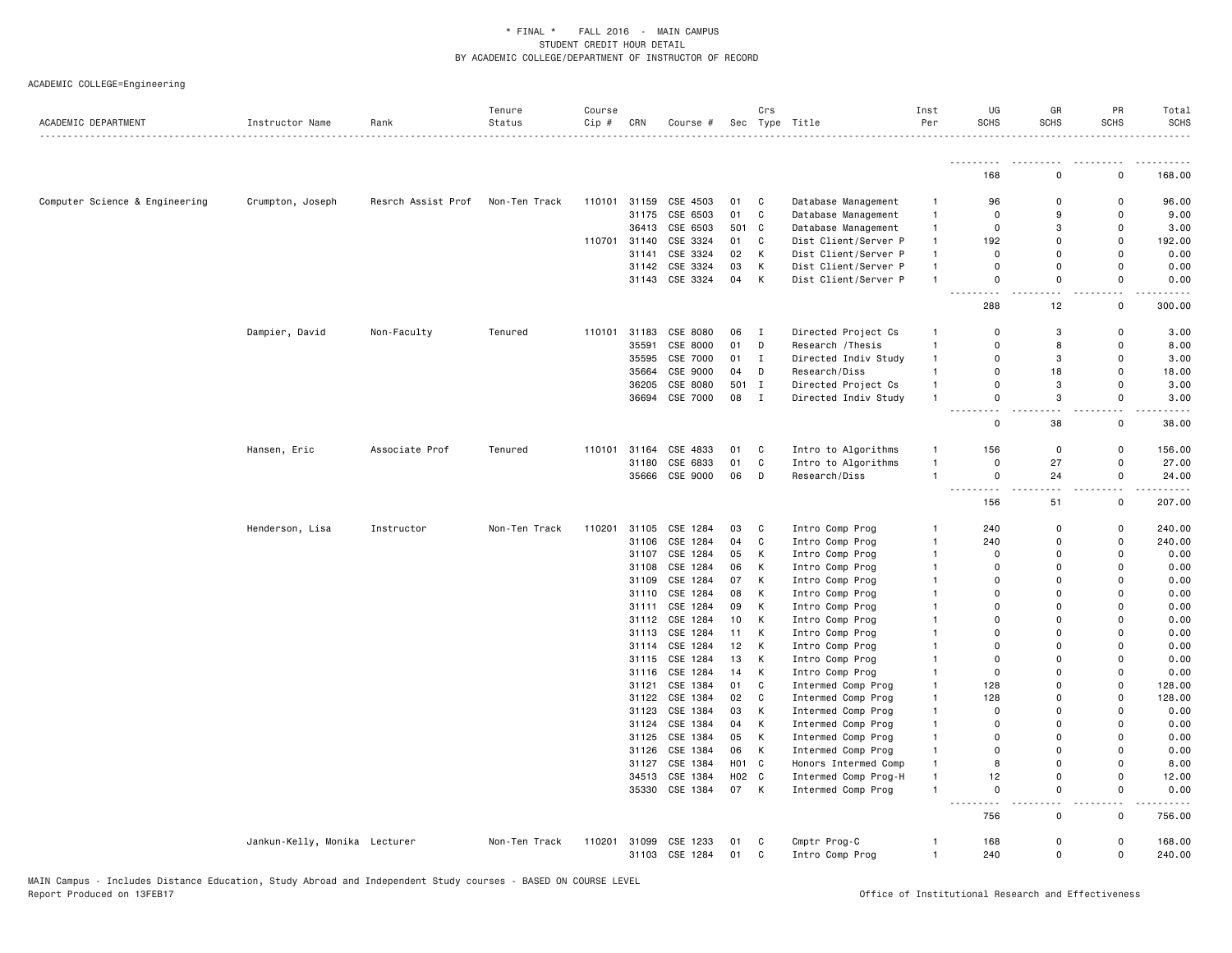\* FINAL \* FALL 2016 - MAIN CAMPUS
STUDENT CREDIT HOUR DETAIL
BY ACADEMIC COLLEGE/DEPARTMENT OF INSTRUCTOR OF RECORD

ACADEMIC COLLEGE=Engineering

| ACADEMIC DEPARTMENT | Instructor Name | Rank | Tenure Status | Course Cip # | CRN | Course # | Sec | Crs Type | Title | Inst Per | UG SCHS | GR SCHS | PR SCHS | Total SCHS |
|---|---|---|---|---|---|---|---|---|---|---|---|---|---|---|
| | | | | | | | | | | | 168 | 0 | 0 | 168.00 |
| Computer Science & Engineering | Crumpton, Joseph | Resrch Assist Prof | Non-Ten Track | 110101 | 31159 | CSE 4503 | 01 | C | Database Management | 1 | 96 | 0 | 0 | 96.00 |
| | | | | | 31175 | CSE 6503 | 01 | C | Database Management | 1 | 0 | 9 | 0 | 9.00 |
| | | | | | 36413 | CSE 6503 | 501 | C | Database Management | 1 | 0 | 3 | 0 | 3.00 |
| | | | | 110701 | 31140 | CSE 3324 | 01 | C | Dist Client/Server P | 1 | 192 | 0 | 0 | 192.00 |
| | | | | | 31141 | CSE 3324 | 02 | K | Dist Client/Server P | 1 | 0 | 0 | 0 | 0.00 |
| | | | | | 31142 | CSE 3324 | 03 | K | Dist Client/Server P | 1 | 0 | 0 | 0 | 0.00 |
| | | | | | 31143 | CSE 3324 | 04 | K | Dist Client/Server P | 1 | 0 | 0 | 0 | 0.00 |
| | | | | | | | | | | | 288 | 12 | 0 | 300.00 |
| | Dampier, David | Non-Faculty | Tenured | 110101 | 31183 | CSE 8080 | 06 | I | Directed Project Cs | 1 | 0 | 3 | 0 | 3.00 |
| | | | | | 35591 | CSE 8000 | 01 | D | Research /Thesis | 1 | 0 | 8 | 0 | 8.00 |
| | | | | | 35595 | CSE 7000 | 01 | I | Directed Indiv Study | 1 | 0 | 3 | 0 | 3.00 |
| | | | | | 35664 | CSE 9000 | 04 | D | Research/Diss | 1 | 0 | 18 | 0 | 18.00 |
| | | | | | 36205 | CSE 8080 | 501 | I | Directed Project Cs | 1 | 0 | 3 | 0 | 3.00 |
| | | | | | 36694 | CSE 7000 | 08 | I | Directed Indiv Study | 1 | 0 | 3 | 0 | 3.00 |
| | | | | | | | | | | | 0 | 38 | 0 | 38.00 |
| | Hansen, Eric | Associate Prof | Tenured | 110101 | 31164 | CSE 4833 | 01 | C | Intro to Algorithms | 1 | 156 | 0 | 0 | 156.00 |
| | | | | | 31180 | CSE 6833 | 01 | C | Intro to Algorithms | 1 | 0 | 27 | 0 | 27.00 |
| | | | | | 35666 | CSE 9000 | 06 | D | Research/Diss | 1 | 0 | 24 | 0 | 24.00 |
| | | | | | | | | | | | 156 | 51 | 0 | 207.00 |
| | Henderson, Lisa | Instructor | Non-Ten Track | 110201 | 31105 | CSE 1284 | 03 | C | Intro Comp Prog | 1 | 240 | 0 | 0 | 240.00 |
| | | | | | 31106 | CSE 1284 | 04 | C | Intro Comp Prog | 1 | 240 | 0 | 0 | 240.00 |
| | | | | | 31107 | CSE 1284 | 05 | K | Intro Comp Prog | 1 | 0 | 0 | 0 | 0.00 |
| | | | | | 31108 | CSE 1284 | 06 | K | Intro Comp Prog | 1 | 0 | 0 | 0 | 0.00 |
| | | | | | 31109 | CSE 1284 | 07 | K | Intro Comp Prog | 1 | 0 | 0 | 0 | 0.00 |
| | | | | | 31110 | CSE 1284 | 08 | K | Intro Comp Prog | 1 | 0 | 0 | 0 | 0.00 |
| | | | | | 31111 | CSE 1284 | 09 | K | Intro Comp Prog | 1 | 0 | 0 | 0 | 0.00 |
| | | | | | 31112 | CSE 1284 | 10 | K | Intro Comp Prog | 1 | 0 | 0 | 0 | 0.00 |
| | | | | | 31113 | CSE 1284 | 11 | K | Intro Comp Prog | 1 | 0 | 0 | 0 | 0.00 |
| | | | | | 31114 | CSE 1284 | 12 | K | Intro Comp Prog | 1 | 0 | 0 | 0 | 0.00 |
| | | | | | 31115 | CSE 1284 | 13 | K | Intro Comp Prog | 1 | 0 | 0 | 0 | 0.00 |
| | | | | | 31116 | CSE 1284 | 14 | K | Intro Comp Prog | 1 | 0 | 0 | 0 | 0.00 |
| | | | | | 31121 | CSE 1384 | 01 | C | Intermed Comp Prog | 1 | 128 | 0 | 0 | 128.00 |
| | | | | | 31122 | CSE 1384 | 02 | C | Intermed Comp Prog | 1 | 128 | 0 | 0 | 128.00 |
| | | | | | 31123 | CSE 1384 | 03 | K | Intermed Comp Prog | 1 | 0 | 0 | 0 | 0.00 |
| | | | | | 31124 | CSE 1384 | 04 | K | Intermed Comp Prog | 1 | 0 | 0 | 0 | 0.00 |
| | | | | | 31125 | CSE 1384 | 05 | K | Intermed Comp Prog | 1 | 0 | 0 | 0 | 0.00 |
| | | | | | 31126 | CSE 1384 | 06 | K | Intermed Comp Prog | 1 | 0 | 0 | 0 | 0.00 |
| | | | | | 31127 | CSE 1384 | H01 | C | Honors Intermed Comp | 1 | 8 | 0 | 0 | 8.00 |
| | | | | | 34513 | CSE 1384 | H02 | C | Intermed Comp Prog-H | 1 | 12 | 0 | 0 | 12.00 |
| | | | | | 35330 | CSE 1384 | 07 | K | Intermed Comp Prog | 1 | 0 | 0 | 0 | 0.00 |
| | | | | | | | | | | | 756 | 0 | 0 | 756.00 |
| | Jankun-Kelly, Monika | Lecturer | Non-Ten Track | 110201 | 31099 | CSE 1233 | 01 | C | Cmptr Prog-C | 1 | 168 | 0 | 0 | 168.00 |
| | | | | | 31103 | CSE 1284 | 01 | C | Intro Comp Prog | 1 | 240 | 0 | 0 | 240.00 |

MAIN Campus - Includes Distance Education, Study Abroad and Independent Study courses - BASED ON COURSE LEVEL
Report Produced on 13FEB17

Office of Institutional Research and Effectiveness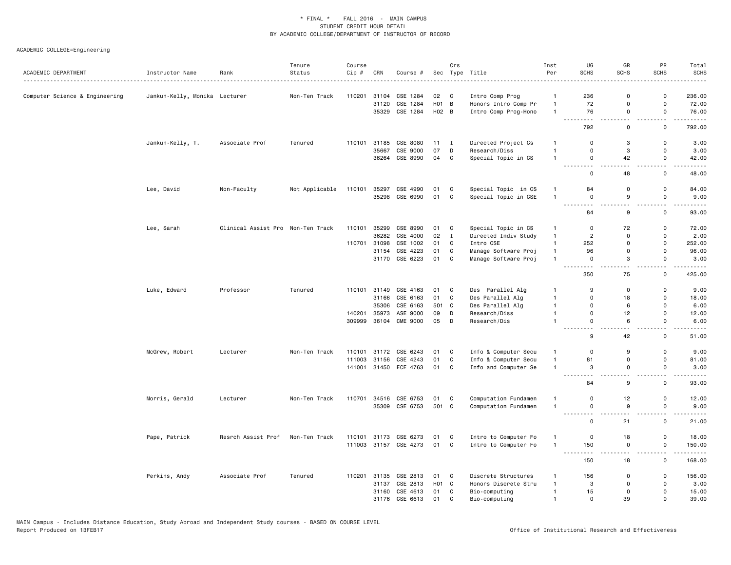\* FINAL \* FALL 2016 - MAIN CAMPUS
STUDENT CREDIT HOUR DETAIL
BY ACADEMIC COLLEGE/DEPARTMENT OF INSTRUCTOR OF RECORD

ACADEMIC COLLEGE=Engineering

| ACADEMIC DEPARTMENT | Instructor Name | Rank | Tenure Status | Course Cip # | CRN | Course # | Sec | Crs Type | Title | Inst Per | UG SCHS | GR SCHS | PR SCHS | Total SCHS |
|---|---|---|---|---|---|---|---|---|---|---|---|---|---|---|
| Computer Science & Engineering | Jankun-Kelly, Monika | Lecturer | Non-Ten Track | 110201 | 31104 | CSE 1284 | 02 | C | Intro Comp Prog | 1 | 236 | 0 | 0 | 236.00 |
| | | | | | 31120 | CSE 1284 | H01 | B | Honors Intro Comp Pr | 1 | 72 | 0 | 0 | 72.00 |
| | | | | | 35329 | CSE 1284 | H02 | B | Intro Comp Prog-Hono | 1 | 76 | 0 | 0 | 76.00 |
| | | | | | | | | | | | 792 | 0 | 0 | 792.00 |
| | Jankun-Kelly, T. | Associate Prof | Tenured | 110101 | 31185 | CSE 8080 | 11 | I | Directed Project Cs | 1 | 0 | 3 | 0 | 3.00 |
| | | | | | 35667 | CSE 9000 | 07 | D | Research/Diss | 1 | 0 | 3 | 0 | 3.00 |
| | | | | | 36264 | CSE 8990 | 04 | C | Special Topic in CS | 1 | 0 | 42 | 0 | 42.00 |
| | | | | | | | | | | | 0 | 48 | 0 | 48.00 |
| | Lee, David | Non-Faculty | Not Applicable | 110101 | 35297 | CSE 4990 | 01 | C | Special Topic in CS | 1 | 84 | 0 | 0 | 84.00 |
| | | | | | 35298 | CSE 6990 | 01 | C | Special Topic in CSE | 1 | 0 | 9 | 0 | 9.00 |
| | | | | | | | | | | | 84 | 9 | 0 | 93.00 |
| | Lee, Sarah | Clinical Assist Pro | Non-Ten Track | 110101 | 35299 | CSE 8990 | 01 | C | Special Topic in CS | 1 | 0 | 72 | 0 | 72.00 |
| | | | | | 36282 | CSE 4000 | 02 | I | Directed Indiv Study | 1 | 2 | 0 | 0 | 2.00 |
| | | | | 110701 | 31098 | CSE 1002 | 01 | C | Intro CSE | 1 | 252 | 0 | 0 | 252.00 |
| | | | | | 31154 | CSE 4223 | 01 | C | Manage Software Proj | 1 | 96 | 0 | 0 | 96.00 |
| | | | | | 31170 | CSE 6223 | 01 | C | Manage Software Proj | 1 | 0 | 3 | 0 | 3.00 |
| | | | | | | | | | | | 350 | 75 | 0 | 425.00 |
| | Luke, Edward | Professor | Tenured | 110101 | 31149 | CSE 4163 | 01 | C | Des Parallel Alg | 1 | 9 | 0 | 0 | 9.00 |
| | | | | | 31166 | CSE 6163 | 01 | C | Des Parallel Alg | 1 | 0 | 18 | 0 | 18.00 |
| | | | | | 35306 | CSE 6163 | 501 | C | Des Parallel Alg | 1 | 0 | 6 | 0 | 6.00 |
| | | | | 140201 | 35973 | ASE 9000 | 09 | D | Research/Diss | 1 | 0 | 12 | 0 | 12.00 |
| | | | | 309999 | 36104 | CME 9000 | 05 | D | Research/Dis | 1 | 0 | 6 | 0 | 6.00 |
| | | | | | | | | | | | 9 | 42 | 0 | 51.00 |
| | McGrew, Robert | Lecturer | Non-Ten Track | 110101 | 31172 | CSE 6243 | 01 | C | Info & Computer Secu | 1 | 0 | 9 | 0 | 9.00 |
| | | | | 111003 | 31156 | CSE 4243 | 01 | C | Info & Computer Secu | 1 | 81 | 0 | 0 | 81.00 |
| | | | | 141001 | 31450 | ECE 4763 | 01 | C | Info and Computer Se | 1 | 3 | 0 | 0 | 3.00 |
| | | | | | | | | | | | 84 | 9 | 0 | 93.00 |
| | Morris, Gerald | Lecturer | Non-Ten Track | 110701 | 34516 | CSE 6753 | 01 | C | Computation Fundamen | 1 | 0 | 12 | 0 | 12.00 |
| | | | | | 35309 | CSE 6753 | 501 | C | Computation Fundamen | 1 | 0 | 9 | 0 | 9.00 |
| | | | | | | | | | | | 0 | 21 | 0 | 21.00 |
| | Pape, Patrick | Resrch Assist Prof | Non-Ten Track | 110101 | 31173 | CSE 6273 | 01 | C | Intro to Computer Fo | 1 | 0 | 18 | 0 | 18.00 |
| | | | | 111003 | 31157 | CSE 4273 | 01 | C | Intro to Computer Fo | 1 | 150 | 0 | 0 | 150.00 |
| | | | | | | | | | | | 150 | 18 | 0 | 168.00 |
| | Perkins, Andy | Associate Prof | Tenured | 110201 | 31135 | CSE 2813 | 01 | C | Discrete Structures | 1 | 156 | 0 | 0 | 156.00 |
| | | | | | 31137 | CSE 2813 | H01 | C | Honors Discrete Stru | 1 | 3 | 0 | 0 | 3.00 |
| | | | | | 31160 | CSE 4613 | 01 | C | Bio-computing | 1 | 15 | 0 | 0 | 15.00 |
| | | | | | 31176 | CSE 6613 | 01 | C | Bio-computing | 1 | 0 | 39 | 0 | 39.00 |

MAIN Campus - Includes Distance Education, Study Abroad and Independent Study courses - BASED ON COURSE LEVEL
Report Produced on 13FEB17 Office of Institutional Research and Effectiveness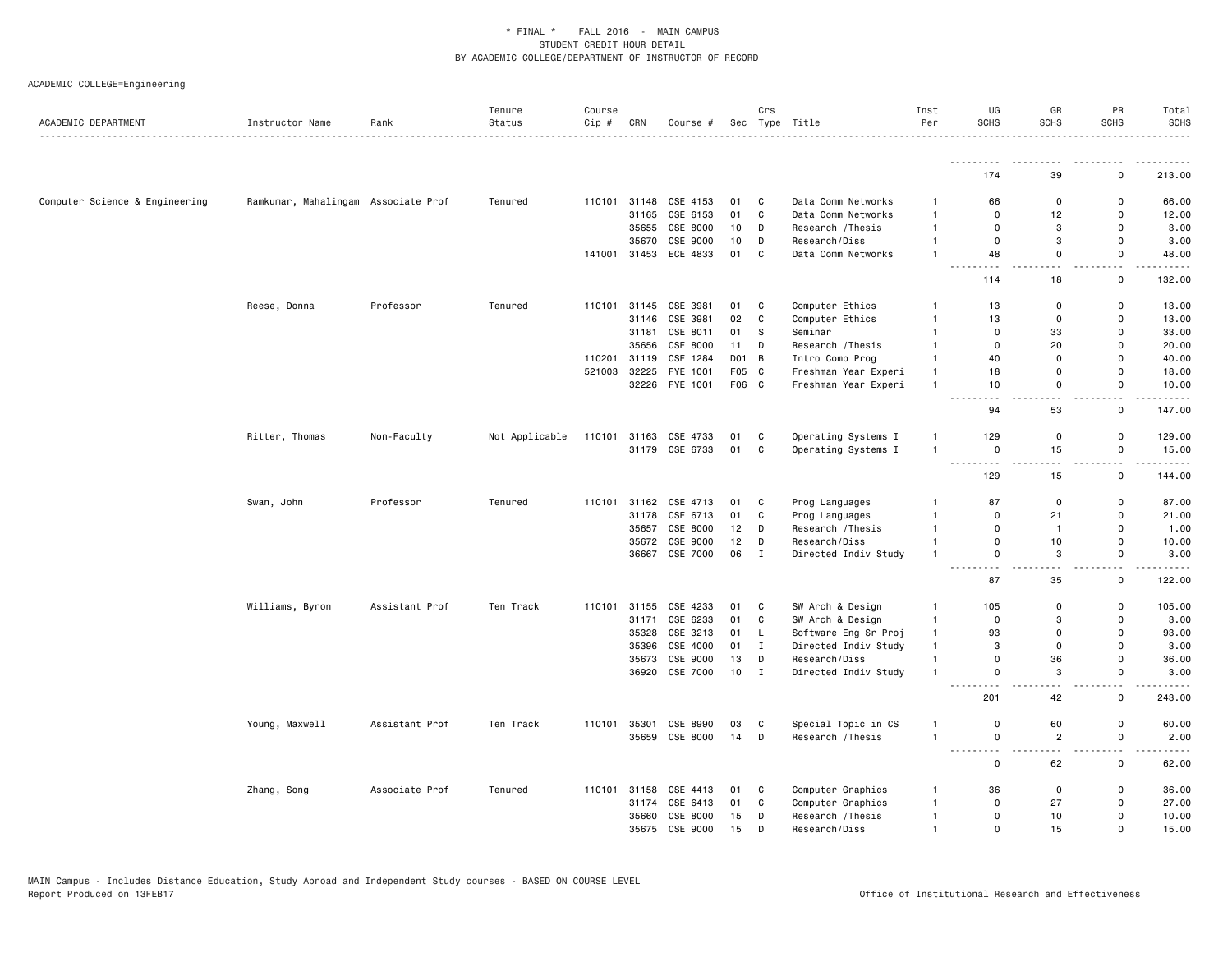\* FINAL \* FALL 2016 - MAIN CAMPUS
STUDENT CREDIT HOUR DETAIL
BY ACADEMIC COLLEGE/DEPARTMENT OF INSTRUCTOR OF RECORD

ACADEMIC COLLEGE=Engineering

| ACADEMIC DEPARTMENT | Instructor Name | Rank | Tenure Status | Course Cip # | CRN | Course # | Sec | Crs Type | Title | Inst Per | UG SCHS | GR SCHS | PR SCHS | Total SCHS |
|---|---|---|---|---|---|---|---|---|---|---|---|---|---|---|
| | | | | | | | | | | | 174 | 39 | 0 | 213.00 |
| Computer Science & Engineering | Ramkumar, Mahalingam | Associate Prof | Tenured | 110101 | 31148 | CSE 4153 | 01 | C | Data Comm Networks | 1 | 66 | 0 | 0 | 66.00 |
| | | | | | 31165 | CSE 6153 | 01 | C | Data Comm Networks | 1 | 0 | 12 | 0 | 12.00 |
| | | | | | 35655 | CSE 8000 | 10 | D | Research /Thesis | 1 | 0 | 3 | 0 | 3.00 |
| | | | | | 35670 | CSE 9000 | 10 | D | Research/Diss | 1 | 0 | 3 | 0 | 3.00 |
| | | | | 141001 | 31453 | ECE 4833 | 01 | C | Data Comm Networks | 1 | 48 | 0 | 0 | 48.00 |
| | | | | | | | | | | | 114 | 18 | 0 | 132.00 |
| | Reese, Donna | Professor | Tenured | 110101 | 31145 | CSE 3981 | 01 | C | Computer Ethics | 1 | 13 | 0 | 0 | 13.00 |
| | | | | | 31146 | CSE 3981 | 02 | C | Computer Ethics | 1 | 13 | 0 | 0 | 13.00 |
| | | | | | 31181 | CSE 8011 | 01 | S | Seminar | 1 | 0 | 33 | 0 | 33.00 |
| | | | | | 35656 | CSE 8000 | 11 | D | Research /Thesis | 1 | 0 | 20 | 0 | 20.00 |
| | | | | 110201 | 31119 | CSE 1284 | D01 | B | Intro Comp Prog | 1 | 40 | 0 | 0 | 40.00 |
| | | | | 521003 | 32225 | FYE 1001 | F05 | C | Freshman Year Experi | 1 | 18 | 0 | 0 | 18.00 |
| | | | | | 32226 | FYE 1001 | F06 | C | Freshman Year Experi | 1 | 10 | 0 | 0 | 10.00 |
| | | | | | | | | | | | 94 | 53 | 0 | 147.00 |
| | Ritter, Thomas | Non-Faculty | Not Applicable | 110101 | 31163 | CSE 4733 | 01 | C | Operating Systems I | 1 | 129 | 0 | 0 | 129.00 |
| | | | | | 31179 | CSE 6733 | 01 | C | Operating Systems I | 1 | 0 | 15 | 0 | 15.00 |
| | | | | | | | | | | | 129 | 15 | 0 | 144.00 |
| | Swan, John | Professor | Tenured | 110101 | 31162 | CSE 4713 | 01 | C | Prog Languages | 1 | 87 | 0 | 0 | 87.00 |
| | | | | | 31178 | CSE 6713 | 01 | C | Prog Languages | 1 | 0 | 21 | 0 | 21.00 |
| | | | | | 35657 | CSE 8000 | 12 | D | Research /Thesis | 1 | 0 | 1 | 0 | 1.00 |
| | | | | | 35672 | CSE 9000 | 12 | D | Research/Diss | 1 | 0 | 10 | 0 | 10.00 |
| | | | | | 36667 | CSE 7000 | 06 | I | Directed Indiv Study | 1 | 0 | 3 | 0 | 3.00 |
| | | | | | | | | | | | 87 | 35 | 0 | 122.00 |
| | Williams, Byron | Assistant Prof | Ten Track | 110101 | 31155 | CSE 4233 | 01 | C | SW Arch & Design | 1 | 105 | 0 | 0 | 105.00 |
| | | | | | 31171 | CSE 6233 | 01 | C | SW Arch & Design | 1 | 0 | 3 | 0 | 3.00 |
| | | | | | 35328 | CSE 3213 | 01 | L | Software Eng Sr Proj | 1 | 93 | 0 | 0 | 93.00 |
| | | | | | 35396 | CSE 4000 | 01 | I | Directed Indiv Study | 1 | 3 | 0 | 0 | 3.00 |
| | | | | | 35673 | CSE 9000 | 13 | D | Research/Diss | 1 | 0 | 36 | 0 | 36.00 |
| | | | | | 36920 | CSE 7000 | 10 | I | Directed Indiv Study | 1 | 0 | 3 | 0 | 3.00 |
| | | | | | | | | | | | 201 | 42 | 0 | 243.00 |
| | Young, Maxwell | Assistant Prof | Ten Track | 110101 | 35301 | CSE 8990 | 03 | C | Special Topic in CS | 1 | 0 | 60 | 0 | 60.00 |
| | | | | | 35659 | CSE 8000 | 14 | D | Research /Thesis | 1 | 0 | 2 | 0 | 2.00 |
| | | | | | | | | | | | 0 | 62 | 0 | 62.00 |
| | Zhang, Song | Associate Prof | Tenured | 110101 | 31158 | CSE 4413 | 01 | C | Computer Graphics | 1 | 36 | 0 | 0 | 36.00 |
| | | | | | 31174 | CSE 6413 | 01 | C | Computer Graphics | 1 | 0 | 27 | 0 | 27.00 |
| | | | | | 35660 | CSE 8000 | 15 | D | Research /Thesis | 1 | 0 | 10 | 0 | 10.00 |
| | | | | | 35675 | CSE 9000 | 15 | D | Research/Diss | 1 | 0 | 15 | 0 | 15.00 |

MAIN Campus - Includes Distance Education, Study Abroad and Independent Study courses - BASED ON COURSE LEVEL
Report Produced on 13FEB17

Office of Institutional Research and Effectiveness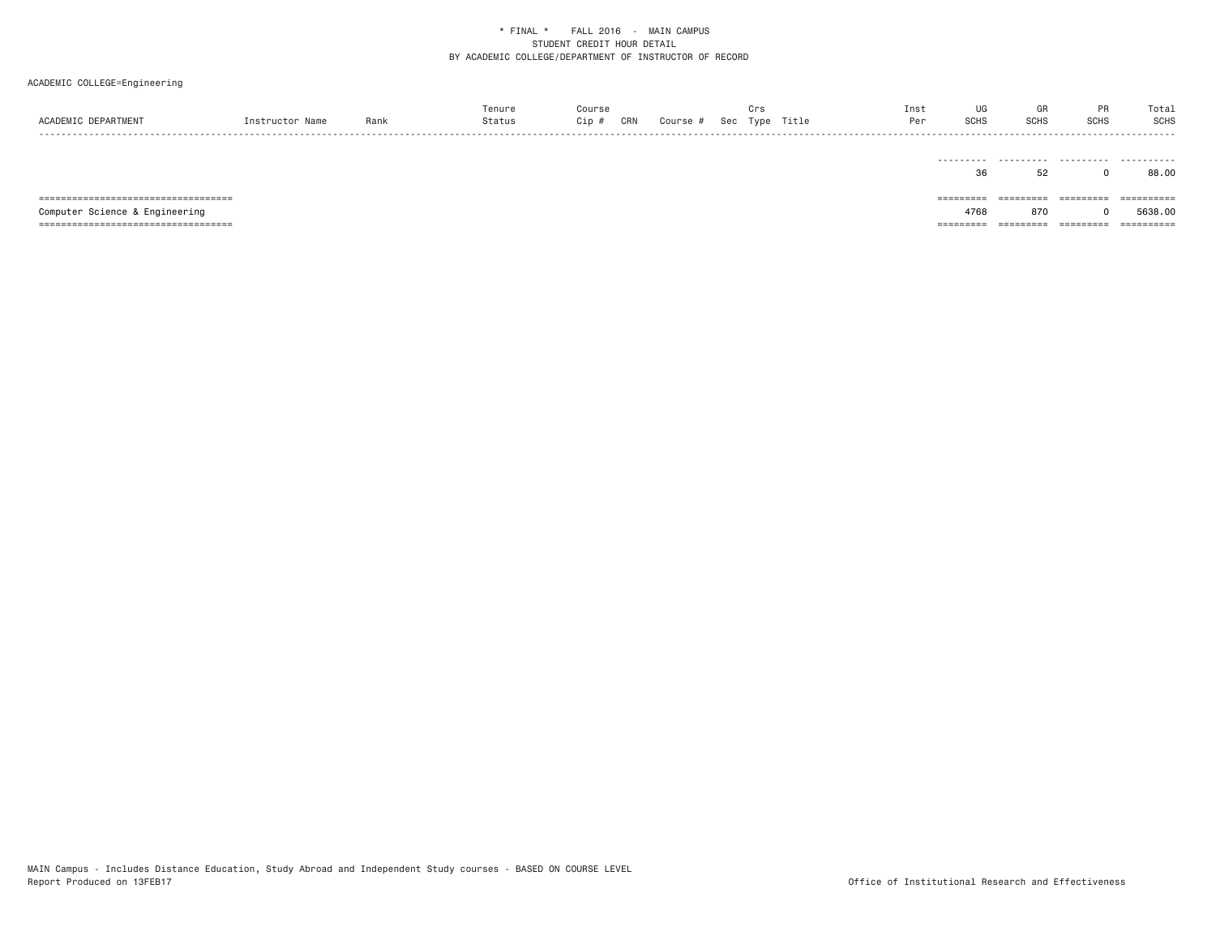\* FINAL \*    FALL 2016  -  MAIN CAMPUS
STUDENT CREDIT HOUR DETAIL
BY ACADEMIC COLLEGE/DEPARTMENT OF INSTRUCTOR OF RECORD

ACADEMIC COLLEGE=Engineering

| ACADEMIC DEPARTMENT | Instructor Name | Rank | Tenure Status | Course Cip # | CRN | Course # | Sec | Crs Type | Title | Inst Per | UG SCHS | GR SCHS | PR SCHS | Total SCHS |
|---|---|---|---|---|---|---|---|---|---|---|---|---|---|---|
| | | | | | | | | | | | 36 | 52 | 0 | 88.00 |
| Computer Science & Engineering | | | | | | | | | | | 4768 | 870 | 0 | 5638.00 |

MAIN Campus - Includes Distance Education, Study Abroad and Independent Study courses - BASED ON COURSE LEVEL
Report Produced on 13FEB17

Office of Institutional Research and Effectiveness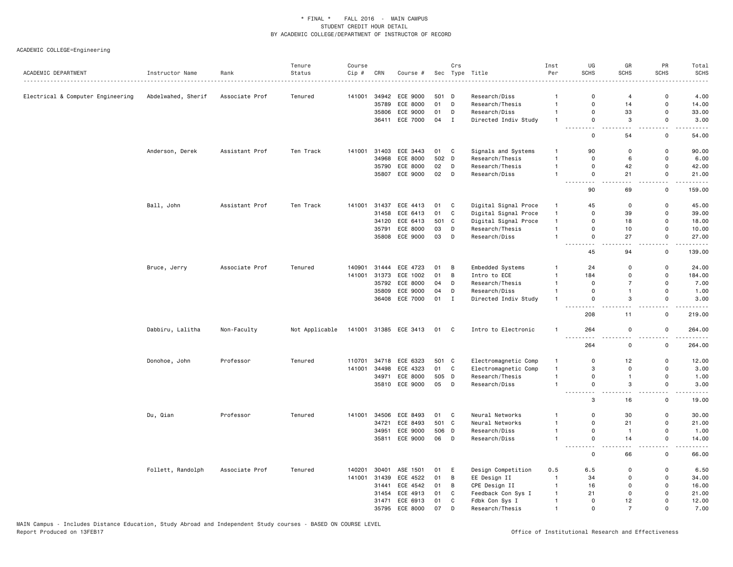\* FINAL \* FALL 2016 - MAIN CAMPUS
STUDENT CREDIT HOUR DETAIL
BY ACADEMIC COLLEGE/DEPARTMENT OF INSTRUCTOR OF RECORD

ACADEMIC COLLEGE=Engineering

| ACADEMIC DEPARTMENT | Instructor Name | Rank | Tenure Status | Course Cip # | CRN | Course # | Sec | Crs Type | Title | Inst Per | UG SCHS | GR SCHS | PR SCHS | Total SCHS |
|---|---|---|---|---|---|---|---|---|---|---|---|---|---|---|
| Electrical & Computer Engineering | Abdelwahed, Sherif | Associate Prof | Tenured | 141001 | 34942 | ECE 9000 | 501 | D | Research/Diss | 1 | 0 | 4 | 0 | 4.00 |
| | | | | | 35789 | ECE 8000 | 01 | D | Research/Thesis | 1 | 0 | 14 | 0 | 14.00 |
| | | | | | 35806 | ECE 9000 | 01 | D | Research/Diss | 1 | 0 | 33 | 0 | 33.00 |
| | | | | | 36411 | ECE 7000 | 04 | I | Directed Indiv Study | 1 | 0 | 3 | 0 | 3.00 |
| | | | | | | | | | | | 0 | 54 | 0 | 54.00 |
| | Anderson, Derek | Assistant Prof | Ten Track | 141001 | 31403 | ECE 3443 | 01 | C | Signals and Systems | 1 | 90 | 0 | 0 | 90.00 |
| | | | | | 34968 | ECE 8000 | 502 | D | Research/Thesis | 1 | 0 | 6 | 0 | 6.00 |
| | | | | | 35790 | ECE 8000 | 02 | D | Research/Thesis | 1 | 0 | 42 | 0 | 42.00 |
| | | | | | 35807 | ECE 9000 | 02 | D | Research/Diss | 1 | 0 | 21 | 0 | 21.00 |
| | | | | | | | | | | | 90 | 69 | 0 | 159.00 |
| | Ball, John | Assistant Prof | Ten Track | 141001 | 31437 | ECE 4413 | 01 | C | Digital Signal Proce | 1 | 45 | 0 | 0 | 45.00 |
| | | | | | 31458 | ECE 6413 | 01 | C | Digital Signal Proce | 1 | 0 | 39 | 0 | 39.00 |
| | | | | | 34120 | ECE 6413 | 501 | C | Digital Signal Proce | 1 | 0 | 18 | 0 | 18.00 |
| | | | | | 35791 | ECE 8000 | 03 | D | Research/Thesis | 1 | 0 | 10 | 0 | 10.00 |
| | | | | | 35808 | ECE 9000 | 03 | D | Research/Diss | 1 | 0 | 27 | 0 | 27.00 |
| | | | | | | | | | | | 45 | 94 | 0 | 139.00 |
| | Bruce, Jerry | Associate Prof | Tenured | 140901 | 31444 | ECE 4723 | 01 | B | Embedded Systems | 1 | 24 | 0 | 0 | 24.00 |
| | | | | 141001 | 31373 | ECE 1002 | 01 | B | Intro to ECE | 1 | 184 | 0 | 0 | 184.00 |
| | | | | | 35792 | ECE 8000 | 04 | D | Research/Thesis | 1 | 0 | 7 | 0 | 7.00 |
| | | | | | 35809 | ECE 9000 | 04 | D | Research/Diss | 1 | 0 | 1 | 0 | 1.00 |
| | | | | | 36408 | ECE 7000 | 01 | I | Directed Indiv Study | 1 | 0 | 3 | 0 | 3.00 |
| | | | | | | | | | | | 208 | 11 | 0 | 219.00 |
| | Dabbiru, Lalitha | Non-Faculty | Not Applicable | 141001 | 31385 | ECE 3413 | 01 | C | Intro to Electronic | 1 | 264 | 0 | 0 | 264.00 |
| | | | | | | | | | | | 264 | 0 | 0 | 264.00 |
| | Donohoe, John | Professor | Tenured | 110701 | 34718 | ECE 6323 | 501 | C | Electromagnetic Comp | 1 | 0 | 12 | 0 | 12.00 |
| | | | | 141001 | 34498 | ECE 4323 | 01 | C | Electromagnetic Comp | 1 | 3 | 0 | 0 | 3.00 |
| | | | | | 34971 | ECE 8000 | 505 | D | Research/Thesis | 1 | 0 | 1 | 0 | 1.00 |
| | | | | | 35810 | ECE 9000 | 05 | D | Research/Diss | 1 | 0 | 3 | 0 | 3.00 |
| | | | | | | | | | | | 3 | 16 | 0 | 19.00 |
| | Du, Qian | Professor | Tenured | 141001 | 34506 | ECE 8493 | 01 | C | Neural Networks | 1 | 0 | 30 | 0 | 30.00 |
| | | | | | 34721 | ECE 8493 | 501 | C | Neural Networks | 1 | 0 | 21 | 0 | 21.00 |
| | | | | | 34951 | ECE 9000 | 506 | D | Research/Diss | 1 | 0 | 1 | 0 | 1.00 |
| | | | | | 35811 | ECE 9000 | 06 | D | Research/Diss | 1 | 0 | 14 | 0 | 14.00 |
| | | | | | | | | | | | 0 | 66 | 0 | 66.00 |
| | Follett, Randolph | Associate Prof | Tenured | 140201 | 30401 | ASE 1501 | 01 | E | Design Competition | 0.5 | 6.5 | 0 | 0 | 6.50 |
| | | | | 141001 | 31439 | ECE 4522 | 01 | B | EE Design II | 1 | 34 | 0 | 0 | 34.00 |
| | | | | | 31441 | ECE 4542 | 01 | B | CPE Design II | 1 | 16 | 0 | 0 | 16.00 |
| | | | | | 31454 | ECE 4913 | 01 | C | Feedback Con Sys I | 1 | 21 | 0 | 0 | 21.00 |
| | | | | | 31471 | ECE 6913 | 01 | C | Fdbk Con Sys I | 1 | 0 | 12 | 0 | 12.00 |
| | | | | | 35795 | ECE 8000 | 07 | D | Research/Thesis | 1 | 0 | 7 | 0 | 7.00 |

MAIN Campus - Includes Distance Education, Study Abroad and Independent Study courses - BASED ON COURSE LEVEL
Report Produced on 13FEB17

Office of Institutional Research and Effectiveness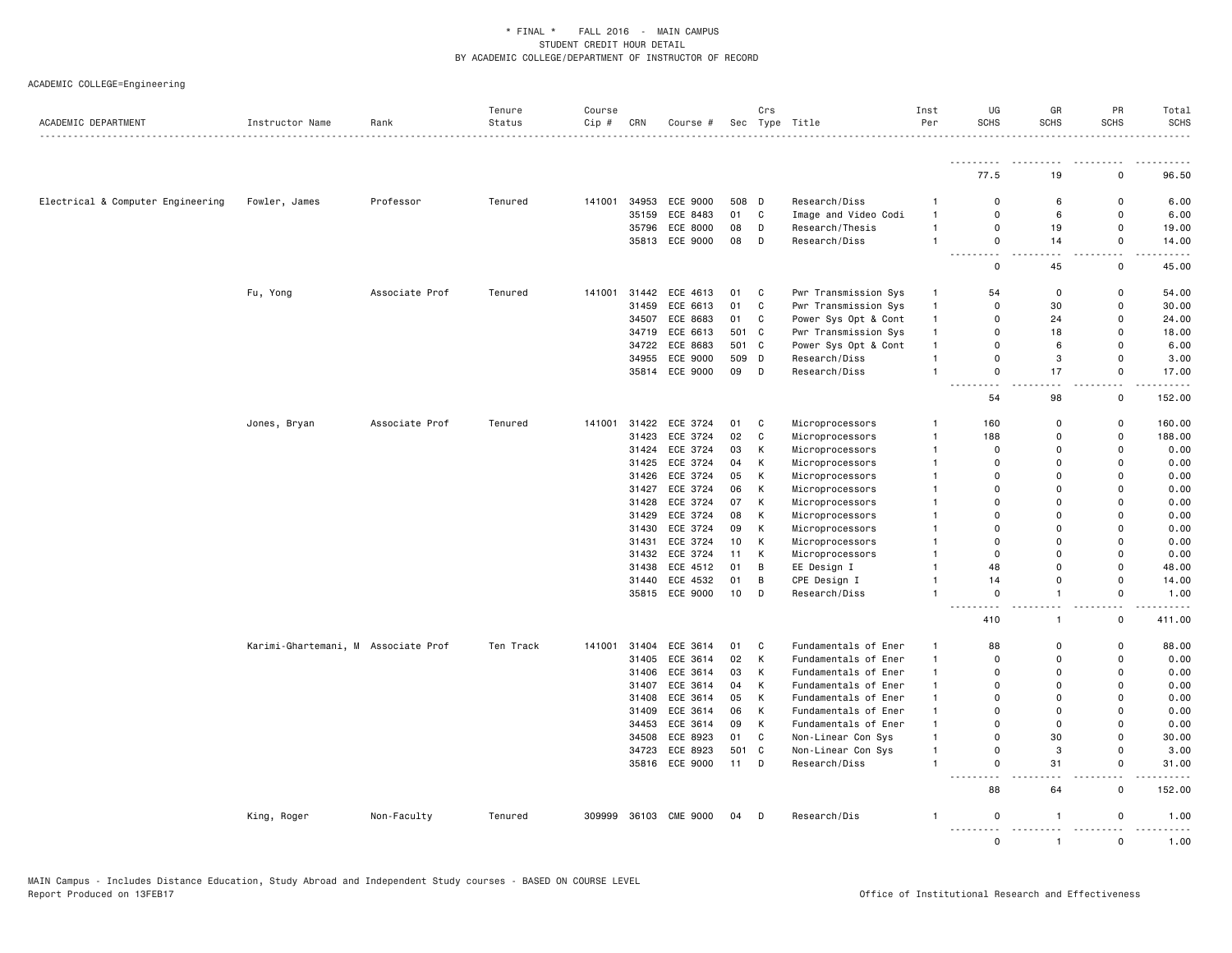* FINAL * FALL 2016 - MAIN CAMPUS
STUDENT CREDIT HOUR DETAIL
BY ACADEMIC COLLEGE/DEPARTMENT OF INSTRUCTOR OF RECORD

ACADEMIC COLLEGE=Engineering

| ACADEMIC DEPARTMENT | Instructor Name | Rank | Tenure Status | Course Cip # | CRN | Course # | Sec | Crs Type | Title | Inst Per | UG SCHS | GR SCHS | PR SCHS | Total SCHS |
|---|---|---|---|---|---|---|---|---|---|---|---|---|---|---|
| | | | | | | | | | | | 77.5 | 19 | 0 | 96.50 |
| Electrical & Computer Engineering | Fowler, James | Professor | Tenured | 141001 | 34953 | ECE 9000 | 508 | D | Research/Diss | 1 | 0 | 6 | 0 | 6.00 |
| | | | | | 35159 | ECE 8483 | 01 | C | Image and Video Codi | 1 | 0 | 6 | 0 | 6.00 |
| | | | | | 35796 | ECE 8000 | 08 | D | Research/Thesis | 1 | 0 | 19 | 0 | 19.00 |
| | | | | | 35813 | ECE 9000 | 08 | D | Research/Diss | 1 | 0 | 14 | 0 | 14.00 |
| | | | | | | | | | | | 0 | 45 | 0 | 45.00 |
| | Fu, Yong | Associate Prof | Tenured | 141001 | 31442 | ECE 4613 | 01 | C | Pwr Transmission Sys | 1 | 54 | 0 | 0 | 54.00 |
| | | | | | 31459 | ECE 6613 | 01 | C | Pwr Transmission Sys | 1 | 0 | 30 | 0 | 30.00 |
| | | | | | 34507 | ECE 8683 | 01 | C | Power Sys Opt & Cont | 1 | 0 | 24 | 0 | 24.00 |
| | | | | | 34719 | ECE 6613 | 501 | C | Pwr Transmission Sys | 1 | 0 | 18 | 0 | 18.00 |
| | | | | | 34722 | ECE 8683 | 501 | C | Power Sys Opt & Cont | 1 | 0 | 6 | 0 | 6.00 |
| | | | | | 34955 | ECE 9000 | 509 | D | Research/Diss | 1 | 0 | 3 | 0 | 3.00 |
| | | | | | 35814 | ECE 9000 | 09 | D | Research/Diss | 1 | 0 | 17 | 0 | 17.00 |
| | | | | | | | | | | | 54 | 98 | 0 | 152.00 |
| | Jones, Bryan | Associate Prof | Tenured | 141001 | 31422 | ECE 3724 | 01 | C | Microprocessors | 1 | 160 | 0 | 0 | 160.00 |
| | | | | | 31423 | ECE 3724 | 02 | C | Microprocessors | 1 | 188 | 0 | 0 | 188.00 |
| | | | | | 31424 | ECE 3724 | 03 | K | Microprocessors | 1 | 0 | 0 | 0 | 0.00 |
| | | | | | 31425 | ECE 3724 | 04 | K | Microprocessors | 1 | 0 | 0 | 0 | 0.00 |
| | | | | | 31426 | ECE 3724 | 05 | K | Microprocessors | 1 | 0 | 0 | 0 | 0.00 |
| | | | | | 31427 | ECE 3724 | 06 | K | Microprocessors | 1 | 0 | 0 | 0 | 0.00 |
| | | | | | 31428 | ECE 3724 | 07 | K | Microprocessors | 1 | 0 | 0 | 0 | 0.00 |
| | | | | | 31429 | ECE 3724 | 08 | K | Microprocessors | 1 | 0 | 0 | 0 | 0.00 |
| | | | | | 31430 | ECE 3724 | 09 | K | Microprocessors | 1 | 0 | 0 | 0 | 0.00 |
| | | | | | 31431 | ECE 3724 | 10 | K | Microprocessors | 1 | 0 | 0 | 0 | 0.00 |
| | | | | | 31432 | ECE 3724 | 11 | K | Microprocessors | 1 | 0 | 0 | 0 | 0.00 |
| | | | | | 31438 | ECE 4512 | 01 | B | EE Design I | 1 | 48 | 0 | 0 | 48.00 |
| | | | | | 31440 | ECE 4532 | 01 | B | CPE Design I | 1 | 14 | 0 | 0 | 14.00 |
| | | | | | 35815 | ECE 9000 | 10 | D | Research/Diss | 1 | 0 | 1 | 0 | 1.00 |
| | | | | | | | | | | | 410 | 1 | 0 | 411.00 |
| | Karimi-Ghartemani, M | Associate Prof | Ten Track | 141001 | 31404 | ECE 3614 | 01 | C | Fundamentals of Ener | 1 | 88 | 0 | 0 | 88.00 |
| | | | | | 31405 | ECE 3614 | 02 | K | Fundamentals of Ener | 1 | 0 | 0 | 0 | 0.00 |
| | | | | | 31406 | ECE 3614 | 03 | K | Fundamentals of Ener | 1 | 0 | 0 | 0 | 0.00 |
| | | | | | 31407 | ECE 3614 | 04 | K | Fundamentals of Ener | 1 | 0 | 0 | 0 | 0.00 |
| | | | | | 31408 | ECE 3614 | 05 | K | Fundamentals of Ener | 1 | 0 | 0 | 0 | 0.00 |
| | | | | | 31409 | ECE 3614 | 06 | K | Fundamentals of Ener | 1 | 0 | 0 | 0 | 0.00 |
| | | | | | 34453 | ECE 3614 | 09 | K | Fundamentals of Ener | 1 | 0 | 0 | 0 | 0.00 |
| | | | | | 34508 | ECE 8923 | 01 | C | Non-Linear Con Sys | 1 | 0 | 30 | 0 | 30.00 |
| | | | | | 34723 | ECE 8923 | 501 | C | Non-Linear Con Sys | 1 | 0 | 3 | 0 | 3.00 |
| | | | | | 35816 | ECE 9000 | 11 | D | Research/Diss | 1 | 0 | 31 | 0 | 31.00 |
| | | | | | | | | | | | 88 | 64 | 0 | 152.00 |
| | King, Roger | Non-Faculty | Tenured | 309999 | 36103 | CME 9000 | 04 | D | Research/Dis | 1 | 0 | 1 | 0 | 1.00 |
| | | | | | | | | | | | 0 | 1 | 0 | 1.00 |

MAIN Campus - Includes Distance Education, Study Abroad and Independent Study courses - BASED ON COURSE LEVEL
Report Produced on 13FEB17 Office of Institutional Research and Effectiveness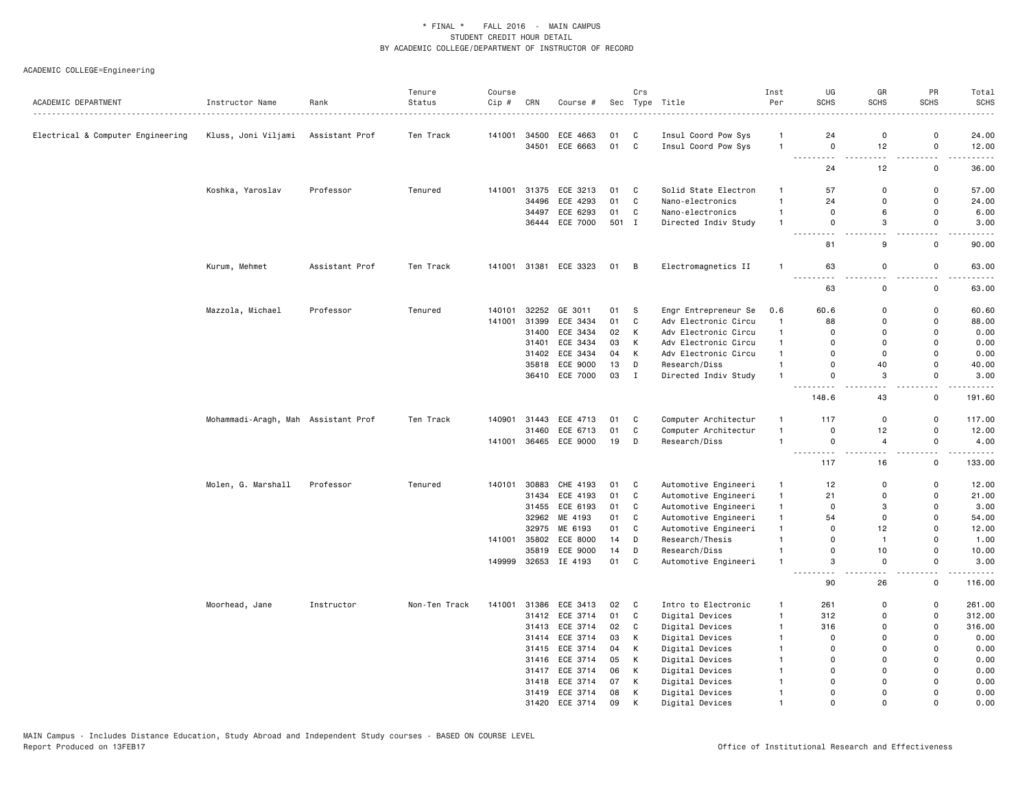\* FINAL \*    FALL 2016  -  MAIN CAMPUS
STUDENT CREDIT HOUR DETAIL
BY ACADEMIC COLLEGE/DEPARTMENT OF INSTRUCTOR OF RECORD

ACADEMIC COLLEGE=Engineering

| ACADEMIC DEPARTMENT | Instructor Name | Rank | Tenure Status | Course Cip # | CRN | Course # | Sec | Crs Type | Title | Inst Per | UG SCHS | GR SCHS | PR SCHS | Total SCHS |
|---|---|---|---|---|---|---|---|---|---|---|---|---|---|---|
| Electrical & Computer Engineering | Kluss, Joni Viljami | Assistant Prof | Ten Track | 141001 | 34500 | ECE 4663 | 01 | C | Insul Coord Pow Sys | 1 | 24 | 0 | 0 | 24.00 |
| | | | | | 34501 | ECE 6663 | 01 | C | Insul Coord Pow Sys | 1 | 0 | 12 | 0 | 12.00 |
| | | | | | | | | | | | 24 | 12 | 0 | 36.00 |
| | Koshka, Yaroslav | Professor | Tenured | 141001 | 31375 | ECE 3213 | 01 | C | Solid State Electron | 1 | 57 | 0 | 0 | 57.00 |
| | | | | | 34496 | ECE 4293 | 01 | C | Nano-electronics | 1 | 24 | 0 | 0 | 24.00 |
| | | | | | 34497 | ECE 6293 | 01 | C | Nano-electronics | 1 | 0 | 6 | 0 | 6.00 |
| | | | | | 36444 | ECE 7000 | 501 | I | Directed Indiv Study | 1 | 0 | 3 | 0 | 3.00 |
| | | | | | | | | | | | 81 | 9 | 0 | 90.00 |
| | Kurum, Mehmet | Assistant Prof | Ten Track | 141001 | 31381 | ECE 3323 | 01 | B | Electromagnetics II | 1 | 63 | 0 | 0 | 63.00 |
| | | | | | | | | | | | 63 | 0 | 0 | 63.00 |
| | Mazzola, Michael | Professor | Tenured | 140101 | 32252 | GE 3011 | 01 | S | Engr Entrepreneur Se | 0.6 | 60.6 | 0 | 0 | 60.60 |
| | | | | 141001 | 31399 | ECE 3434 | 01 | C | Adv Electronic Circu | 1 | 88 | 0 | 0 | 88.00 |
| | | | | | 31400 | ECE 3434 | 02 | K | Adv Electronic Circu | 1 | 0 | 0 | 0 | 0.00 |
| | | | | | 31401 | ECE 3434 | 03 | K | Adv Electronic Circu | 1 | 0 | 0 | 0 | 0.00 |
| | | | | | 31402 | ECE 3434 | 04 | K | Adv Electronic Circu | 1 | 0 | 0 | 0 | 0.00 |
| | | | | | 35818 | ECE 9000 | 13 | D | Research/Diss | 1 | 0 | 40 | 0 | 40.00 |
| | | | | | 36410 | ECE 7000 | 03 | I | Directed Indiv Study | 1 | 0 | 3 | 0 | 3.00 |
| | | | | | | | | | | | 148.6 | 43 | 0 | 191.60 |
| | Mohammadi-Aragh, Mah | Assistant Prof | Ten Track | 140901 | 31443 | ECE 4713 | 01 | C | Computer Architectur | 1 | 117 | 0 | 0 | 117.00 |
| | | | | | 31460 | ECE 6713 | 01 | C | Computer Architectur | 1 | 0 | 12 | 0 | 12.00 |
| | | | | 141001 | 36465 | ECE 9000 | 19 | D | Research/Diss | 1 | 0 | 4 | 0 | 4.00 |
| | | | | | | | | | | | 117 | 16 | 0 | 133.00 |
| | Molen, G. Marshall | Professor | Tenured | 140101 | 30883 | CHE 4193 | 01 | C | Automotive Engineeri | 1 | 12 | 0 | 0 | 12.00 |
| | | | | | 31434 | ECE 4193 | 01 | C | Automotive Engineeri | 1 | 21 | 0 | 0 | 21.00 |
| | | | | | 31455 | ECE 6193 | 01 | C | Automotive Engineeri | 1 | 0 | 3 | 0 | 3.00 |
| | | | | | 32962 | ME 4193 | 01 | C | Automotive Engineeri | 1 | 54 | 0 | 0 | 54.00 |
| | | | | | 32975 | ME 6193 | 01 | C | Automotive Engineeri | 1 | 0 | 12 | 0 | 12.00 |
| | | | | 141001 | 35802 | ECE 8000 | 14 | D | Research/Thesis | 1 | 0 | 1 | 0 | 1.00 |
| | | | | | 35819 | ECE 9000 | 14 | D | Research/Diss | 1 | 0 | 10 | 0 | 10.00 |
| | | | | 149999 | 32653 | IE 4193 | 01 | C | Automotive Engineeri | 1 | 3 | 0 | 0 | 3.00 |
| | | | | | | | | | | | 90 | 26 | 0 | 116.00 |
| | Moorhead, Jane | Instructor | Non-Ten Track | 141001 | 31386 | ECE 3413 | 02 | C | Intro to Electronic | 1 | 261 | 0 | 0 | 261.00 |
| | | | | | 31412 | ECE 3714 | 01 | C | Digital Devices | 1 | 312 | 0 | 0 | 312.00 |
| | | | | | 31413 | ECE 3714 | 02 | C | Digital Devices | 1 | 316 | 0 | 0 | 316.00 |
| | | | | | 31414 | ECE 3714 | 03 | K | Digital Devices | 1 | 0 | 0 | 0 | 0.00 |
| | | | | | 31415 | ECE 3714 | 04 | K | Digital Devices | 1 | 0 | 0 | 0 | 0.00 |
| | | | | | 31416 | ECE 3714 | 05 | K | Digital Devices | 1 | 0 | 0 | 0 | 0.00 |
| | | | | | 31417 | ECE 3714 | 06 | K | Digital Devices | 1 | 0 | 0 | 0 | 0.00 |
| | | | | | 31418 | ECE 3714 | 07 | K | Digital Devices | 1 | 0 | 0 | 0 | 0.00 |
| | | | | | 31419 | ECE 3714 | 08 | K | Digital Devices | 1 | 0 | 0 | 0 | 0.00 |
| | | | | | 31420 | ECE 3714 | 09 | K | Digital Devices | 1 | 0 | 0 | 0 | 0.00 |

MAIN Campus - Includes Distance Education, Study Abroad and Independent Study courses - BASED ON COURSE LEVEL
Report Produced on 13FEB17    Office of Institutional Research and Effectiveness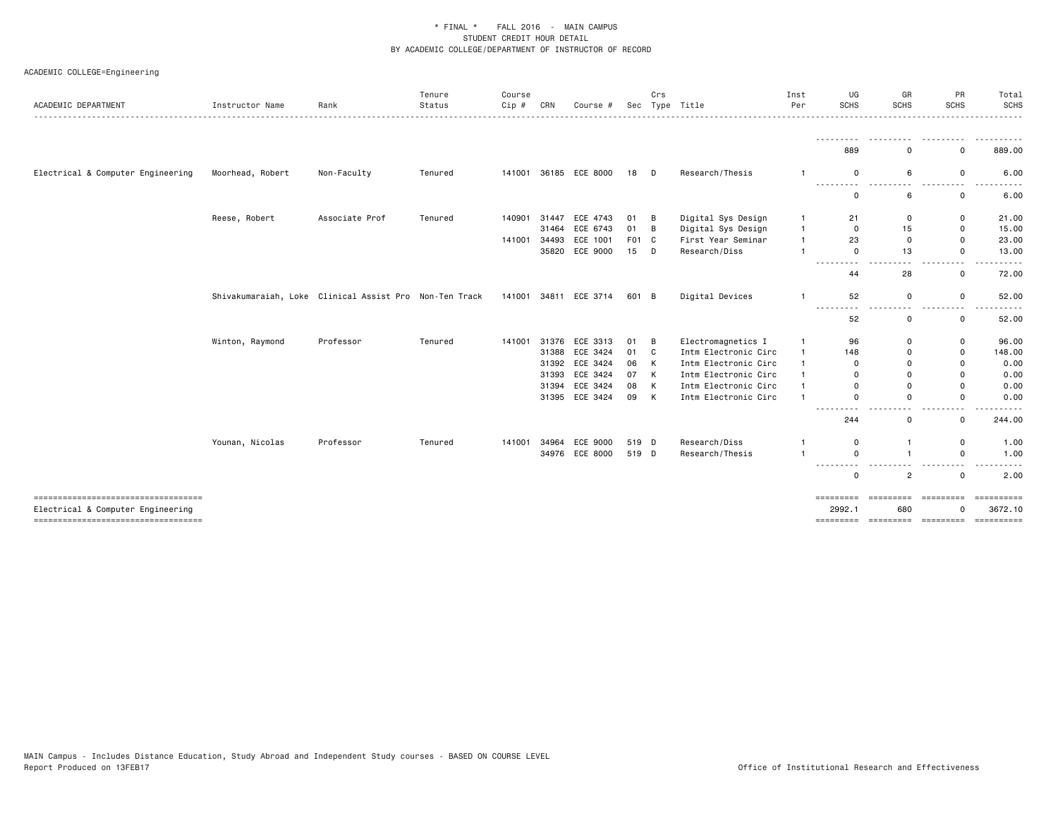\* FINAL \*    FALL 2016 - MAIN CAMPUS
STUDENT CREDIT HOUR DETAIL
BY ACADEMIC COLLEGE/DEPARTMENT OF INSTRUCTOR OF RECORD

ACADEMIC COLLEGE=Engineering

| ACADEMIC DEPARTMENT | Instructor Name | Rank | Tenure Status | Course Cip # | CRN | Course # | Sec | Crs Type | Title | Inst Per | UG SCHS | GR SCHS | PR SCHS | Total SCHS |
|---|---|---|---|---|---|---|---|---|---|---|---|---|---|---|
| | | | | | | | | | | | 889 | 0 | 0 | 889.00 |
| Electrical & Computer Engineering | Moorhead, Robert | Non-Faculty | Tenured | 141001 | 36185 | ECE 8000 | 18 | D | Research/Thesis | 1 | 0 | 6 | 0 | 6.00 |
| | | | | | | | | | | | 0 | 6 | 0 | 6.00 |
| | Reese, Robert | Associate Prof | Tenured | 140901 | 31447 | ECE 4743 | 01 | B | Digital Sys Design | 1 | 21 | 0 | 0 | 21.00 |
| | | | | | 31464 | ECE 6743 | 01 | B | Digital Sys Design | 1 | 0 | 15 | 0 | 15.00 |
| | | | | 141001 | 34493 | ECE 1001 | F01 | C | First Year Seminar | 1 | 23 | 0 | 0 | 23.00 |
| | | | | | 35820 | ECE 9000 | 15 | D | Research/Diss | 1 | 0 | 13 | 0 | 13.00 |
| | | | | | | | | | | | 44 | 28 | 0 | 72.00 |
| | Shivakumaraiah, Loke | Clinical Assist Pro | Non-Ten Track | 141001 | 34811 | ECE 3714 | 601 | B | Digital Devices | 1 | 52 | 0 | 0 | 52.00 |
| | | | | | | | | | | | 52 | 0 | 0 | 52.00 |
| | Winton, Raymond | Professor | Tenured | 141001 | 31376 | ECE 3313 | 01 | B | Electromagnetics I | 1 | 96 | 0 | 0 | 96.00 |
| | | | | | 31388 | ECE 3424 | 01 | C | Intm Electronic Circ | 1 | 148 | 0 | 0 | 148.00 |
| | | | | | 31392 | ECE 3424 | 06 | K | Intm Electronic Circ | 1 | 0 | 0 | 0 | 0.00 |
| | | | | | 31393 | ECE 3424 | 07 | K | Intm Electronic Circ | 1 | 0 | 0 | 0 | 0.00 |
| | | | | | 31394 | ECE 3424 | 08 | K | Intm Electronic Circ | 1 | 0 | 0 | 0 | 0.00 |
| | | | | | 31395 | ECE 3424 | 09 | K | Intm Electronic Circ | 1 | 0 | 0 | 0 | 0.00 |
| | | | | | | | | | | | 244 | 0 | 0 | 244.00 |
| | Younan, Nicolas | Professor | Tenured | 141001 | 34964 | ECE 9000 | 519 | D | Research/Diss | 1 | 0 | 1 | 0 | 1.00 |
| | | | | | 34976 | ECE 8000 | 519 | D | Research/Thesis | 1 | 0 | 1 | 0 | 1.00 |
| | | | | | | | | | | | 0 | 2 | 0 | 2.00 |
| Electrical & Computer Engineering | | | | | | | | | | | 2992.1 | 680 | 0 | 3672.10 |

MAIN Campus - Includes Distance Education, Study Abroad and Independent Study courses - BASED ON COURSE LEVEL
Report Produced on 13FEB17

Office of Institutional Research and Effectiveness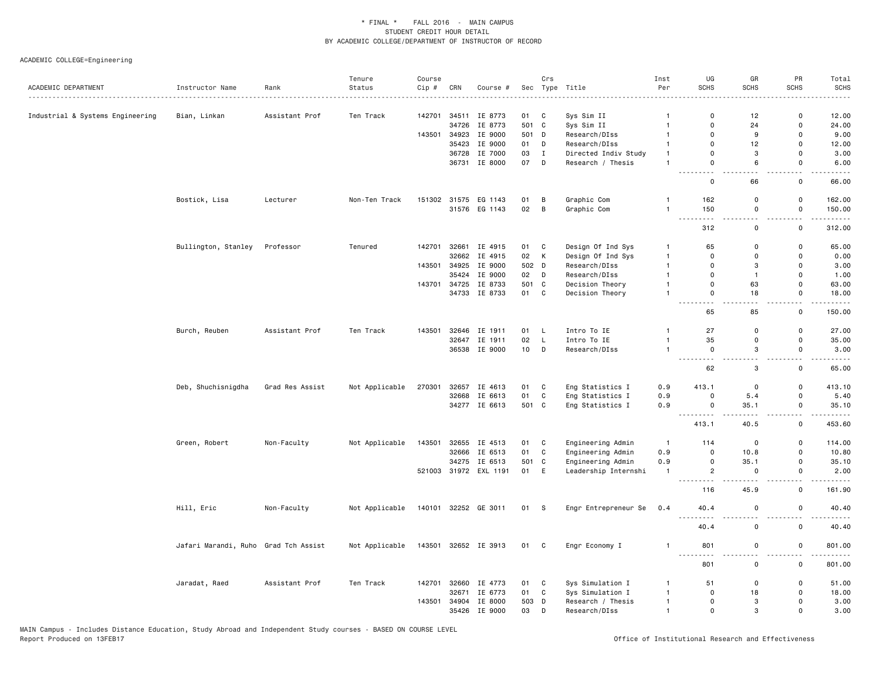\* FINAL \* FALL 2016 - MAIN CAMPUS
STUDENT CREDIT HOUR DETAIL
BY ACADEMIC COLLEGE/DEPARTMENT OF INSTRUCTOR OF RECORD

ACADEMIC COLLEGE=Engineering

| ACADEMIC DEPARTMENT | Instructor Name | Rank | Tenure Status | Course Cip # | CRN | Course # | Sec | Crs Type | Title | Inst Per | UG SCHS | GR SCHS | PR SCHS | Total SCHS |
|---|---|---|---|---|---|---|---|---|---|---|---|---|---|---|
| Industrial & Systems Engineering | Bian, Linkan | Assistant Prof | Ten Track | 142701 | 34511 | IE 8773 | 01 | C | Sys Sim II | 1 | 0 | 12 | 0 | 12.00 |
| | | | | | 34726 | IE 8773 | 501 | C | Sys Sim II | 1 | 0 | 24 | 0 | 24.00 |
| | | | | 143501 | 34923 | IE 9000 | 501 | D | Research/DIss | 1 | 0 | 9 | 0 | 9.00 |
| | | | | | 35423 | IE 9000 | 01 | D | Research/DIss | 1 | 0 | 12 | 0 | 12.00 |
| | | | | | 36728 | IE 7000 | 03 | I | Directed Indiv Study | 1 | 0 | 3 | 0 | 3.00 |
| | | | | | 36731 | IE 8000 | 07 | D | Research / Thesis | 1 | 0 | 6 | 0 | 6.00 |
| | | | | | | | | | | | 0 | 66 | 0 | 66.00 |
| | Bostick, Lisa | Lecturer | Non-Ten Track | 151302 | 31575 | EG 1143 | 01 | B | Graphic Com | 1 | 162 | 0 | 0 | 162.00 |
| | | | | | 31576 | EG 1143 | 02 | B | Graphic Com | 1 | 150 | 0 | 0 | 150.00 |
| | | | | | | | | | | | 312 | 0 | 0 | 312.00 |
| | Bullington, Stanley | Professor | Tenured | 142701 | 32661 | IE 4915 | 01 | C | Design Of Ind Sys | 1 | 65 | 0 | 0 | 65.00 |
| | | | | | 32662 | IE 4915 | 02 | K | Design Of Ind Sys | 1 | 0 | 0 | 0 | 0.00 |
| | | | | 143501 | 34925 | IE 9000 | 502 | D | Research/DIss | 1 | 0 | 3 | 0 | 3.00 |
| | | | | | 35424 | IE 9000 | 02 | D | Research/DIss | 1 | 0 | 1 | 0 | 1.00 |
| | | | | 143701 | 34725 | IE 8733 | 501 | C | Decision Theory | 1 | 0 | 63 | 0 | 63.00 |
| | | | | | 34733 | IE 8733 | 01 | C | Decision Theory | 1 | 0 | 18 | 0 | 18.00 |
| | | | | | | | | | | | 65 | 85 | 0 | 150.00 |
| | Burch, Reuben | Assistant Prof | Ten Track | 143501 | 32646 | IE 1911 | 01 | L | Intro To IE | 1 | 27 | 0 | 0 | 27.00 |
| | | | | | 32647 | IE 1911 | 02 | L | Intro To IE | 1 | 35 | 0 | 0 | 35.00 |
| | | | | | 36538 | IE 9000 | 10 | D | Research/DIss | 1 | 0 | 3 | 0 | 3.00 |
| | | | | | | | | | | | 62 | 3 | 0 | 65.00 |
| | Deb, Shuchisnigdha | Grad Res Assist | Not Applicable | 270301 | 32657 | IE 4613 | 01 | C | Eng Statistics I | 0.9 | 413.1 | 0 | 0 | 413.10 |
| | | | | | 32668 | IE 6613 | 01 | C | Eng Statistics I | 0.9 | 0 | 5.4 | 0 | 5.40 |
| | | | | | 34277 | IE 6613 | 501 | C | Eng Statistics I | 0.9 | 0 | 35.1 | 0 | 35.10 |
| | | | | | | | | | | | 413.1 | 40.5 | 0 | 453.60 |
| | Green, Robert | Non-Faculty | Not Applicable | 143501 | 32655 | IE 4513 | 01 | C | Engineering Admin | 1 | 114 | 0 | 0 | 114.00 |
| | | | | | 32666 | IE 6513 | 01 | C | Engineering Admin | 0.9 | 0 | 10.8 | 0 | 10.80 |
| | | | | | 34275 | IE 6513 | 501 | C | Engineering Admin | 0.9 | 0 | 35.1 | 0 | 35.10 |
| | | | | 521003 | 31972 | EXL 1191 | 01 | E | Leadership Internshi | 1 | 2 | 0 | 0 | 2.00 |
| | | | | | | | | | | | 116 | 45.9 | 0 | 161.90 |
| | Hill, Eric | Non-Faculty | Not Applicable | 140101 | 32252 | GE 3011 | 01 | S | Engr Entrepreneur Se | 0.4 | 40.4 | 0 | 0 | 40.40 |
| | | | | | | | | | | | 40.4 | 0 | 0 | 40.40 |
| | Jafari Marandi, Ruho | Grad Tch Assist | Not Applicable | 143501 | 32652 | IE 3913 | 01 | C | Engr Economy I | 1 | 801 | 0 | 0 | 801.00 |
| | | | | | | | | | | | 801 | 0 | 0 | 801.00 |
| | Jaradat, Raed | Assistant Prof | Ten Track | 142701 | 32660 | IE 4773 | 01 | C | Sys Simulation I | 1 | 51 | 0 | 0 | 51.00 |
| | | | | | 32671 | IE 6773 | 01 | C | Sys Simulation I | 1 | 0 | 18 | 0 | 18.00 |
| | | | | 143501 | 34904 | IE 8000 | 503 | D | Research / Thesis | 1 | 0 | 3 | 0 | 3.00 |
| | | | | | 35426 | IE 9000 | 03 | D | Research/DIss | 1 | 0 | 3 | 0 | 3.00 |

MAIN Campus - Includes Distance Education, Study Abroad and Independent Study courses - BASED ON COURSE LEVEL
Report Produced on 13FEB17

Office of Institutional Research and Effectiveness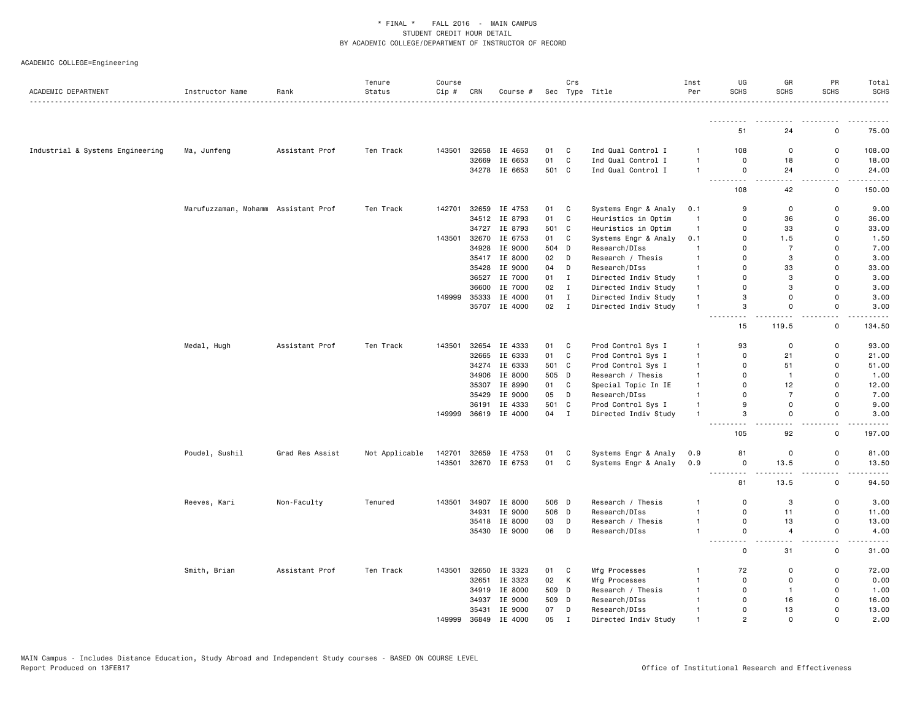\* FINAL \* FALL 2016 - MAIN CAMPUS
STUDENT CREDIT HOUR DETAIL
BY ACADEMIC COLLEGE/DEPARTMENT OF INSTRUCTOR OF RECORD

ACADEMIC COLLEGE=Engineering

| ACADEMIC DEPARTMENT | Instructor Name | Rank | Tenure Status | Course Cip # | CRN | Course # | Sec | Crs Type | Title | Inst Per | UG SCHS | GR SCHS | PR SCHS | Total SCHS |
|---|---|---|---|---|---|---|---|---|---|---|---|---|---|---|
| | | | | | | | | | | | 51 | 24 | 0 | 75.00 |
| Industrial & Systems Engineering | Ma, Junfeng | Assistant Prof | Ten Track | 143501 | 32658 | IE 4653 | 01 | C | Ind Qual Control I | 1 | 108 | 0 | 0 | 108.00 |
| | | | | | 32669 | IE 6653 | 01 | C | Ind Qual Control I | 1 | 0 | 18 | 0 | 18.00 |
| | | | | | 34278 | IE 6653 | 501 | C | Ind Qual Control I | 1 | 0 | 24 | 0 | 24.00 |
| | | | | | | | | | | | 108 | 42 | 0 | 150.00 |
| | Marufuzzaman, Mohamm | Assistant Prof | Ten Track | 142701 | 32659 | IE 4753 | 01 | C | Systems Engr & Analy | 0.1 | 9 | 0 | 0 | 9.00 |
| | | | | | 34512 | IE 8793 | 01 | C | Heuristics in Optim | 1 | 0 | 36 | 0 | 36.00 |
| | | | | | 34727 | IE 8793 | 501 | C | Heuristics in Optim | 1 | 0 | 33 | 0 | 33.00 |
| | | | | 143501 | 32670 | IE 6753 | 01 | C | Systems Engr & Analy | 0.1 | 0 | 1.5 | 0 | 1.50 |
| | | | | | 34928 | IE 9000 | 504 | D | Research/DIss | 1 | 0 | 7 | 0 | 7.00 |
| | | | | | 35417 | IE 8000 | 02 | D | Research / Thesis | 1 | 0 | 3 | 0 | 3.00 |
| | | | | | 35428 | IE 9000 | 04 | D | Research/DIss | 1 | 0 | 33 | 0 | 33.00 |
| | | | | | 36527 | IE 7000 | 01 | I | Directed Indiv Study | 1 | 0 | 3 | 0 | 3.00 |
| | | | | | 36600 | IE 7000 | 02 | I | Directed Indiv Study | 1 | 0 | 3 | 0 | 3.00 |
| | | | | 149999 | 35333 | IE 4000 | 01 | I | Directed Indiv Study | 1 | 3 | 0 | 0 | 3.00 |
| | | | | | 35707 | IE 4000 | 02 | I | Directed Indiv Study | 1 | 3 | 0 | 0 | 3.00 |
| | | | | | | | | | | | 15 | 119.5 | 0 | 134.50 |
| | Medal, Hugh | Assistant Prof | Ten Track | 143501 | 32654 | IE 4333 | 01 | C | Prod Control Sys I | 1 | 93 | 0 | 0 | 93.00 |
| | | | | | 32665 | IE 6333 | 01 | C | Prod Control Sys I | 1 | 0 | 21 | 0 | 21.00 |
| | | | | | 34274 | IE 6333 | 501 | C | Prod Control Sys I | 1 | 0 | 51 | 0 | 51.00 |
| | | | | | 34906 | IE 8000 | 505 | D | Research / Thesis | 1 | 0 | 1 | 0 | 1.00 |
| | | | | | 35307 | IE 8990 | 01 | C | Special Topic In IE | 1 | 0 | 12 | 0 | 12.00 |
| | | | | | 35429 | IE 9000 | 05 | D | Research/DIss | 1 | 0 | 7 | 0 | 7.00 |
| | | | | | 36191 | IE 4333 | 501 | C | Prod Control Sys I | 1 | 9 | 0 | 0 | 9.00 |
| | | | | 149999 | 36619 | IE 4000 | 04 | I | Directed Indiv Study | 1 | 3 | 0 | 0 | 3.00 |
| | | | | | | | | | | | 105 | 92 | 0 | 197.00 |
| | Poudel, Sushil | Grad Res Assist | Not Applicable | 142701 | 32659 | IE 4753 | 01 | C | Systems Engr & Analy | 0.9 | 81 | 0 | 0 | 81.00 |
| | | | | 143501 | 32670 | IE 6753 | 01 | C | Systems Engr & Analy | 0.9 | 0 | 13.5 | 0 | 13.50 |
| | | | | | | | | | | | 81 | 13.5 | 0 | 94.50 |
| | Reeves, Kari | Non-Faculty | Tenured | 143501 | 34907 | IE 8000 | 506 | D | Research / Thesis | 1 | 0 | 3 | 0 | 3.00 |
| | | | | | 34931 | IE 9000 | 506 | D | Research/DIss | 1 | 0 | 11 | 0 | 11.00 |
| | | | | | 35418 | IE 8000 | 03 | D | Research / Thesis | 1 | 0 | 13 | 0 | 13.00 |
| | | | | | 35430 | IE 9000 | 06 | D | Research/DIss | 1 | 0 | 4 | 0 | 4.00 |
| | | | | | | | | | | | 0 | 31 | 0 | 31.00 |
| | Smith, Brian | Assistant Prof | Ten Track | 143501 | 32650 | IE 3323 | 01 | C | Mfg Processes | 1 | 72 | 0 | 0 | 72.00 |
| | | | | | 32651 | IE 3323 | 02 | K | Mfg Processes | 1 | 0 | 0 | 0 | 0.00 |
| | | | | | 34919 | IE 8000 | 509 | D | Research / Thesis | 1 | 0 | 1 | 0 | 1.00 |
| | | | | | 34937 | IE 9000 | 509 | D | Research/DIss | 1 | 0 | 16 | 0 | 16.00 |
| | | | | | 35431 | IE 9000 | 07 | D | Research/DIss | 1 | 0 | 13 | 0 | 13.00 |
| | | | | 149999 | 36849 | IE 4000 | 05 | I | Directed Indiv Study | 1 | 2 | 0 | 0 | 2.00 |

MAIN Campus - Includes Distance Education, Study Abroad and Independent Study courses - BASED ON COURSE LEVEL
Report Produced on 13FEB17 Office of Institutional Research and Effectiveness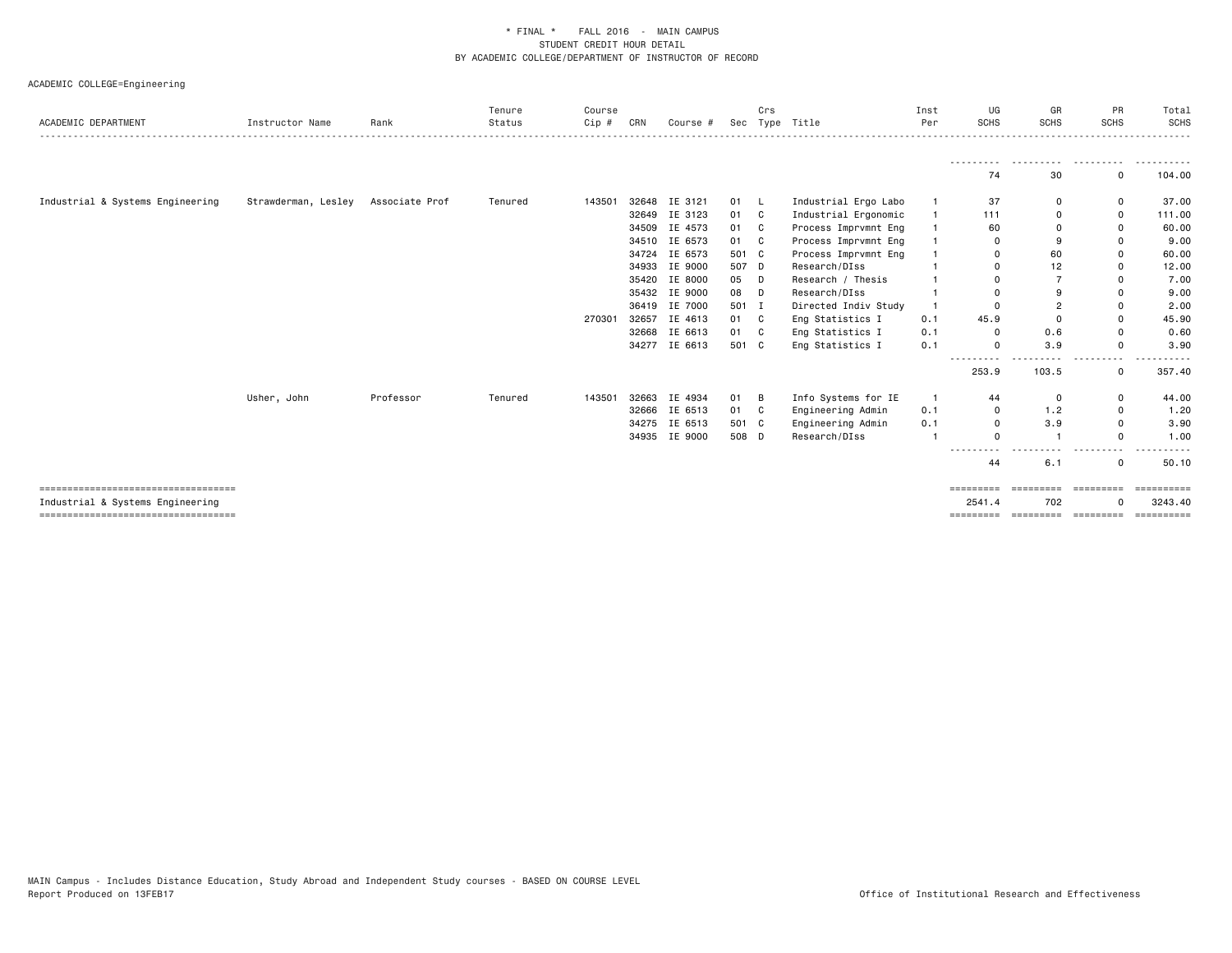\* FINAL \* FALL 2016 - MAIN CAMPUS
STUDENT CREDIT HOUR DETAIL
BY ACADEMIC COLLEGE/DEPARTMENT OF INSTRUCTOR OF RECORD

ACADEMIC COLLEGE=Engineering

| ACADEMIC DEPARTMENT | Instructor Name | Rank | Tenure Status | Course Cip # | CRN | Course # | Sec | Crs Type | Title | Inst Per | UG SCHS | GR SCHS | PR SCHS | Total SCHS |
|---|---|---|---|---|---|---|---|---|---|---|---|---|---|---|
| | | | | | | | | | | | 74 | 30 | 0 | 104.00 |
| Industrial & Systems Engineering | Strawderman, Lesley | Associate Prof | Tenured | 143501 | 32648 | IE 3121 | 01 | L | Industrial Ergo Labo | 1 | 37 | 0 | 0 | 37.00 |
| | | | | | 32649 | IE 3123 | 01 | C | Industrial Ergonomic | 1 | 111 | 0 | 0 | 111.00 |
| | | | | | 34509 | IE 4573 | 01 | C | Process Imprvmnt Eng | 1 | 60 | 0 | 0 | 60.00 |
| | | | | | 34510 | IE 6573 | 01 | C | Process Imprvmnt Eng | 1 | 0 | 9 | 0 | 9.00 |
| | | | | | 34724 | IE 6573 | 501 | C | Process Imprvmnt Eng | 1 | 0 | 60 | 0 | 60.00 |
| | | | | | 34933 | IE 9000 | 507 | D | Research/DIss | 1 | 0 | 12 | 0 | 12.00 |
| | | | | | 35420 | IE 8000 | 05 | D | Research / Thesis | 1 | 0 | 7 | 0 | 7.00 |
| | | | | | 35432 | IE 9000 | 08 | D | Research/DIss | 1 | 0 | 9 | 0 | 9.00 |
| | | | | | 36419 | IE 7000 | 501 | I | Directed Indiv Study | 1 | 0 | 2 | 0 | 2.00 |
| | | | | 270301 | 32657 | IE 4613 | 01 | C | Eng Statistics I | 0.1 | 45.9 | 0 | 0 | 45.90 |
| | | | | | 32668 | IE 6613 | 01 | C | Eng Statistics I | 0.1 | 0 | 0.6 | 0 | 0.60 |
| | | | | | 34277 | IE 6613 | 501 | C | Eng Statistics I | 0.1 | 0 | 3.9 | 0 | 3.90 |
| | | | | | | | | | | | 253.9 | 103.5 | 0 | 357.40 |
| | Usher, John | Professor | Tenured | 143501 | 32663 | IE 4934 | 01 | B | Info Systems for IE | 1 | 44 | 0 | 0 | 44.00 |
| | | | | | 32666 | IE 6513 | 01 | C | Engineering Admin | 0.1 | 0 | 1.2 | 0 | 1.20 |
| | | | | | 34275 | IE 6513 | 501 | C | Engineering Admin | 0.1 | 0 | 3.9 | 0 | 3.90 |
| | | | | | 34935 | IE 9000 | 508 | D | Research/DIss | 1 | 0 | 1 | 0 | 1.00 |
| | | | | | | | | | | | 44 | 6.1 | 0 | 50.10 |
| Industrial & Systems Engineering | | | | | | | | | | | 2541.4 | 702 | 0 | 3243.40 |

MAIN Campus - Includes Distance Education, Study Abroad and Independent Study courses - BASED ON COURSE LEVEL
Report Produced on 13FEB17

Office of Institutional Research and Effectiveness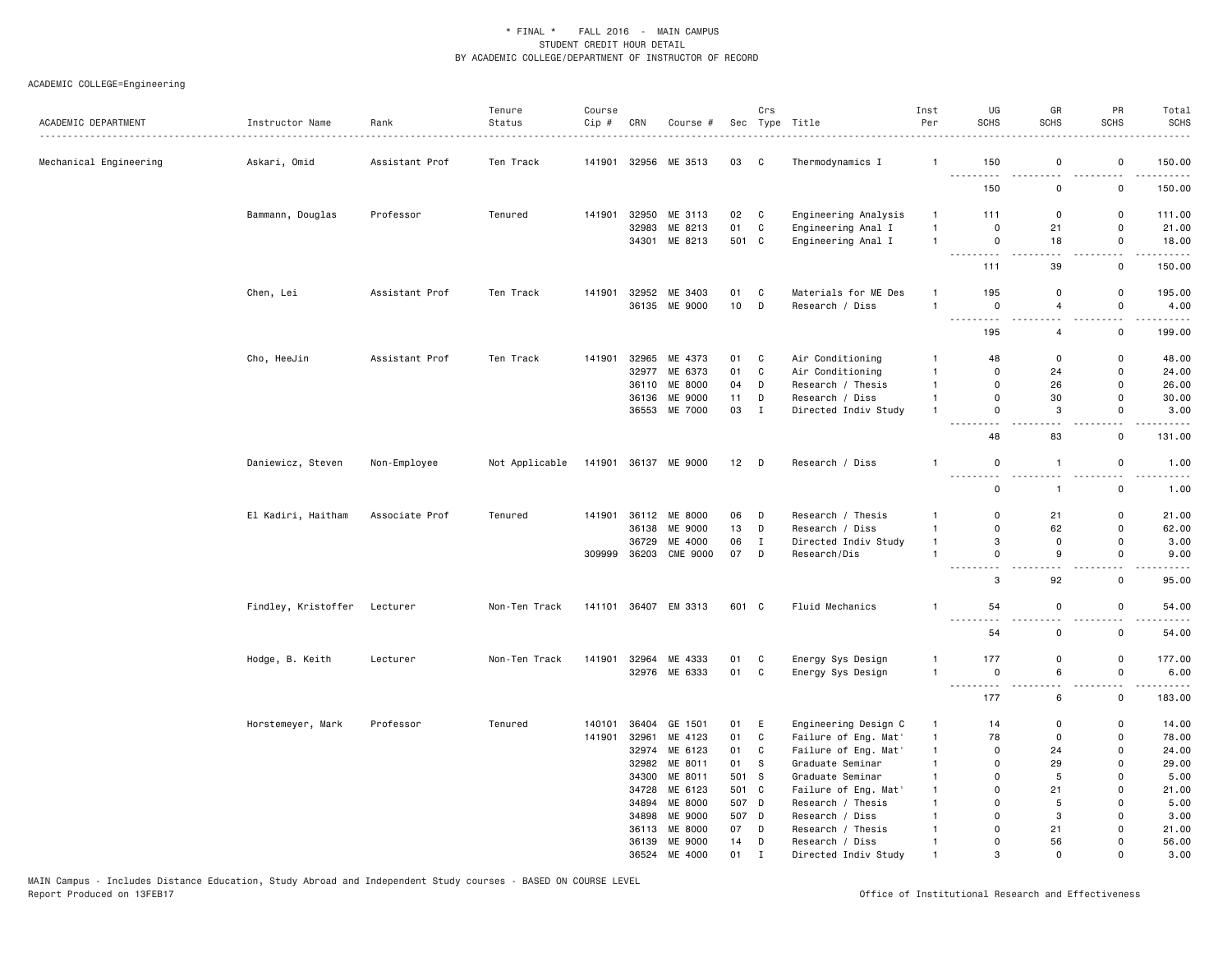* FINAL * FALL 2016 - MAIN CAMPUS
STUDENT CREDIT HOUR DETAIL
BY ACADEMIC COLLEGE/DEPARTMENT OF INSTRUCTOR OF RECORD

ACADEMIC COLLEGE=Engineering

| ACADEMIC DEPARTMENT | Instructor Name | Rank | Tenure Status | Course Cip # | CRN | Course # | Sec | Crs Type | Title | Inst Per | UG SCHS | GR SCHS | PR SCHS | Total SCHS |
|---|---|---|---|---|---|---|---|---|---|---|---|---|---|---|
| Mechanical Engineering | Askari, Omid | Assistant Prof | Ten Track | 141901 | 32956 | ME 3513 | 03 | C | Thermodynamics I | 1 | 150 | 0 | 0 | 150.00 |
| | | | | | | | | | | | 150 | 0 | 0 | 150.00 |
| | Bammann, Douglas | Professor | Tenured | 141901 | 32950 | ME 3113 | 02 | C | Engineering Analysis | 1 | 111 | 0 | 0 | 111.00 |
| | | | | | 32983 | ME 8213 | 01 | C | Engineering Anal I | 1 | 0 | 21 | 0 | 21.00 |
| | | | | | 34301 | ME 8213 | 501 | C | Engineering Anal I | 1 | 0 | 18 | 0 | 18.00 |
| | | | | | | | | | | | 111 | 39 | 0 | 150.00 |
| | Chen, Lei | Assistant Prof | Ten Track | 141901 | 32952 | ME 3403 | 01 | C | Materials for ME Des | 1 | 195 | 0 | 0 | 195.00 |
| | | | | | 36135 | ME 9000 | 10 | D | Research / Diss | 1 | 0 | 4 | 0 | 4.00 |
| | | | | | | | | | | | 195 | 4 | 0 | 199.00 |
| | Cho, HeeJin | Assistant Prof | Ten Track | 141901 | 32965 | ME 4373 | 01 | C | Air Conditioning | 1 | 48 | 0 | 0 | 48.00 |
| | | | | | 32977 | ME 6373 | 01 | C | Air Conditioning | 1 | 0 | 24 | 0 | 24.00 |
| | | | | | 36110 | ME 8000 | 04 | D | Research / Thesis | 1 | 0 | 26 | 0 | 26.00 |
| | | | | | 36136 | ME 9000 | 11 | D | Research / Diss | 1 | 0 | 30 | 0 | 30.00 |
| | | | | | 36553 | ME 7000 | 03 | I | Directed Indiv Study | 1 | 0 | 3 | 0 | 3.00 |
| | | | | | | | | | | | 48 | 83 | 0 | 131.00 |
| | Daniewicz, Steven | Non-Employee | Not Applicable | 141901 | 36137 | ME 9000 | 12 | D | Research / Diss | 1 | 0 | 1 | 0 | 1.00 |
| | | | | | | | | | | | 0 | 1 | 0 | 1.00 |
| | El Kadiri, Haitham | Associate Prof | Tenured | 141901 | 36112 | ME 8000 | 06 | D | Research / Thesis | 1 | 0 | 21 | 0 | 21.00 |
| | | | | | 36138 | ME 9000 | 13 | D | Research / Diss | 1 | 0 | 62 | 0 | 62.00 |
| | | | | | 36729 | ME 4000 | 06 | I | Directed Indiv Study | 1 | 3 | 0 | 0 | 3.00 |
| | | | | 309999 | 36203 | CME 9000 | 07 | D | Research/Dis | 1 | 0 | 9 | 0 | 9.00 |
| | | | | | | | | | | | 3 | 92 | 0 | 95.00 |
| | Findley, Kristoffer | Lecturer | Non-Ten Track | 141101 | 36407 | EM 3313 | 601 | C | Fluid Mechanics | 1 | 54 | 0 | 0 | 54.00 |
| | | | | | | | | | | | 54 | 0 | 0 | 54.00 |
| | Hodge, B. Keith | Lecturer | Non-Ten Track | 141901 | 32964 | ME 4333 | 01 | C | Energy Sys Design | 1 | 177 | 0 | 0 | 177.00 |
| | | | | | 32976 | ME 6333 | 01 | C | Energy Sys Design | 1 | 0 | 6 | 0 | 6.00 |
| | | | | | | | | | | | 177 | 6 | 0 | 183.00 |
| | Horstemeyer, Mark | Professor | Tenured | 140101 | 36404 | GE 1501 | 01 | E | Engineering Design C | 1 | 14 | 0 | 0 | 14.00 |
| | | | | 141901 | 32961 | ME 4123 | 01 | C | Failure of Eng. Mat' | 1 | 78 | 0 | 0 | 78.00 |
| | | | | | 32974 | ME 6123 | 01 | C | Failure of Eng. Mat' | 1 | 0 | 24 | 0 | 24.00 |
| | | | | | 32982 | ME 8011 | 01 | S | Graduate Seminar | 1 | 0 | 29 | 0 | 29.00 |
| | | | | | 34300 | ME 8011 | 501 | S | Graduate Seminar | 1 | 0 | 5 | 0 | 5.00 |
| | | | | | 34728 | ME 6123 | 501 | C | Failure of Eng. Mat' | 1 | 0 | 21 | 0 | 21.00 |
| | | | | | 34894 | ME 8000 | 507 | D | Research / Thesis | 1 | 0 | 5 | 0 | 5.00 |
| | | | | | 34898 | ME 9000 | 507 | D | Research / Diss | 1 | 0 | 3 | 0 | 3.00 |
| | | | | | 36113 | ME 8000 | 07 | D | Research / Thesis | 1 | 0 | 21 | 0 | 21.00 |
| | | | | | 36139 | ME 9000 | 14 | D | Research / Diss | 1 | 0 | 56 | 0 | 56.00 |
| | | | | | 36524 | ME 4000 | 01 | I | Directed Indiv Study | 1 | 3 | 0 | 0 | 3.00 |

MAIN Campus - Includes Distance Education, Study Abroad and Independent Study courses - BASED ON COURSE LEVEL
Report Produced on 13FEB17

Office of Institutional Research and Effectiveness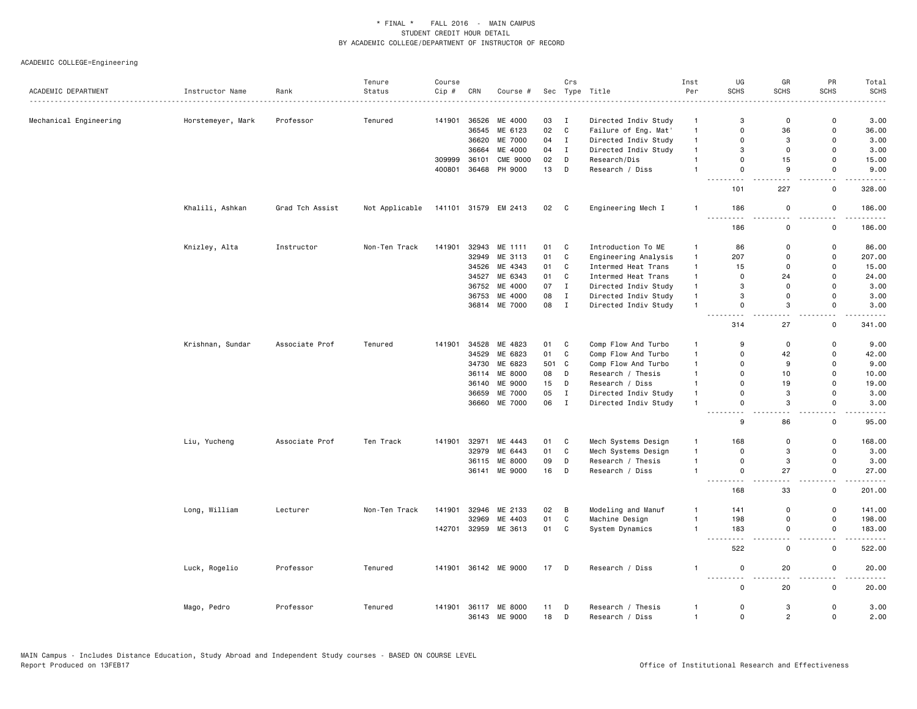\* FINAL \* FALL 2016 - MAIN CAMPUS
STUDENT CREDIT HOUR DETAIL
BY ACADEMIC COLLEGE/DEPARTMENT OF INSTRUCTOR OF RECORD

ACADEMIC COLLEGE=Engineering

| ACADEMIC DEPARTMENT | Instructor Name | Rank | Tenure Status | Course Cip # | CRN | Course # | Sec | Crs Type | Title | Inst Per | UG SCHS | GR SCHS | PR SCHS | Total SCHS |
|---|---|---|---|---|---|---|---|---|---|---|---|---|---|---|
| Mechanical Engineering | Horstemeyer, Mark | Professor | Tenured | 141901 | 36526 | ME 4000 | 03 | I | Directed Indiv Study | 1 | 3 | 0 | 0 | 3.00 |
| | | | | | 36545 | ME 6123 | 02 | C | Failure of Eng. Mat' | 1 | 0 | 36 | 0 | 36.00 |
| | | | | | 36620 | ME 7000 | 04 | I | Directed Indiv Study | 1 | 0 | 3 | 0 | 3.00 |
| | | | | | 36664 | ME 4000 | 04 | I | Directed Indiv Study | 1 | 3 | 0 | 0 | 3.00 |
| | | | | 309999 | 36101 | CME 9000 | 02 | D | Research/Dis | 1 | 0 | 15 | 0 | 15.00 |
| | | | | 400801 | 36468 | PH 9000 | 13 | D | Research / Diss | 1 | 0 | 9 | 0 | 9.00 |
| | | | | | | | | | | | 101 | 227 | 0 | 328.00 |
| | Khalili, Ashkan | Grad Tch Assist | Not Applicable | 141101 | 31579 | EM 2413 | 02 | C | Engineering Mech I | 1 | 186 | 0 | 0 | 186.00 |
| | | | | | | | | | | | 186 | 0 | 0 | 186.00 |
| | Knizley, Alta | Instructor | Non-Ten Track | 141901 | 32943 | ME 1111 | 01 | C | Introduction To ME | 1 | 86 | 0 | 0 | 86.00 |
| | | | | | 32949 | ME 3113 | 01 | C | Engineering Analysis | 1 | 207 | 0 | 0 | 207.00 |
| | | | | | 34526 | ME 4343 | 01 | C | Intermed Heat Trans | 1 | 15 | 0 | 0 | 15.00 |
| | | | | | 34527 | ME 6343 | 01 | C | Intermed Heat Trans | 1 | 0 | 24 | 0 | 24.00 |
| | | | | | 36752 | ME 4000 | 07 | I | Directed Indiv Study | 1 | 3 | 0 | 0 | 3.00 |
| | | | | | 36753 | ME 4000 | 08 | I | Directed Indiv Study | 1 | 3 | 0 | 0 | 3.00 |
| | | | | | 36814 | ME 7000 | 08 | I | Directed Indiv Study | 1 | 0 | 3 | 0 | 3.00 |
| | | | | | | | | | | | 314 | 27 | 0 | 341.00 |
| | Krishnan, Sundar | Associate Prof | Tenured | 141901 | 34528 | ME 4823 | 01 | C | Comp Flow And Turbo | 1 | 9 | 0 | 0 | 9.00 |
| | | | | | 34529 | ME 6823 | 01 | C | Comp Flow And Turbo | 1 | 0 | 42 | 0 | 42.00 |
| | | | | | 34730 | ME 6823 | 501 | C | Comp Flow And Turbo | 1 | 0 | 9 | 0 | 9.00 |
| | | | | | 36114 | ME 8000 | 08 | D | Research / Thesis | 1 | 0 | 10 | 0 | 10.00 |
| | | | | | 36140 | ME 9000 | 15 | D | Research / Diss | 1 | 0 | 19 | 0 | 19.00 |
| | | | | | 36659 | ME 7000 | 05 | I | Directed Indiv Study | 1 | 0 | 3 | 0 | 3.00 |
| | | | | | 36660 | ME 7000 | 06 | I | Directed Indiv Study | 1 | 0 | 3 | 0 | 3.00 |
| | | | | | | | | | | | 9 | 86 | 0 | 95.00 |
| | Liu, Yucheng | Associate Prof | Ten Track | 141901 | 32971 | ME 4443 | 01 | C | Mech Systems Design | 1 | 168 | 0 | 0 | 168.00 |
| | | | | | 32979 | ME 6443 | 01 | C | Mech Systems Design | 1 | 0 | 3 | 0 | 3.00 |
| | | | | | 36115 | ME 8000 | 09 | D | Research / Thesis | 1 | 0 | 3 | 0 | 3.00 |
| | | | | | 36141 | ME 9000 | 16 | D | Research / Diss | 1 | 0 | 27 | 0 | 27.00 |
| | | | | | | | | | | | 168 | 33 | 0 | 201.00 |
| | Long, William | Lecturer | Non-Ten Track | 141901 | 32946 | ME 2133 | 02 | B | Modeling and Manuf | 1 | 141 | 0 | 0 | 141.00 |
| | | | | | 32969 | ME 4403 | 01 | C | Machine Design | 1 | 198 | 0 | 0 | 198.00 |
| | | | | 142701 | 32959 | ME 3613 | 01 | C | System Dynamics | 1 | 183 | 0 | 0 | 183.00 |
| | | | | | | | | | | | 522 | 0 | 0 | 522.00 |
| | Luck, Rogelio | Professor | Tenured | 141901 | 36142 | ME 9000 | 17 | D | Research / Diss | 1 | 0 | 20 | 0 | 20.00 |
| | | | | | | | | | | | 0 | 20 | 0 | 20.00 |
| | Mago, Pedro | Professor | Tenured | 141901 | 36117 | ME 8000 | 11 | D | Research / Thesis | 1 | 0 | 3 | 0 | 3.00 |
| | | | | | 36143 | ME 9000 | 18 | D | Research / Diss | 1 | 0 | 2 | 0 | 2.00 |

MAIN Campus - Includes Distance Education, Study Abroad and Independent Study courses - BASED ON COURSE LEVEL
Report Produced on 13FEB17 Office of Institutional Research and Effectiveness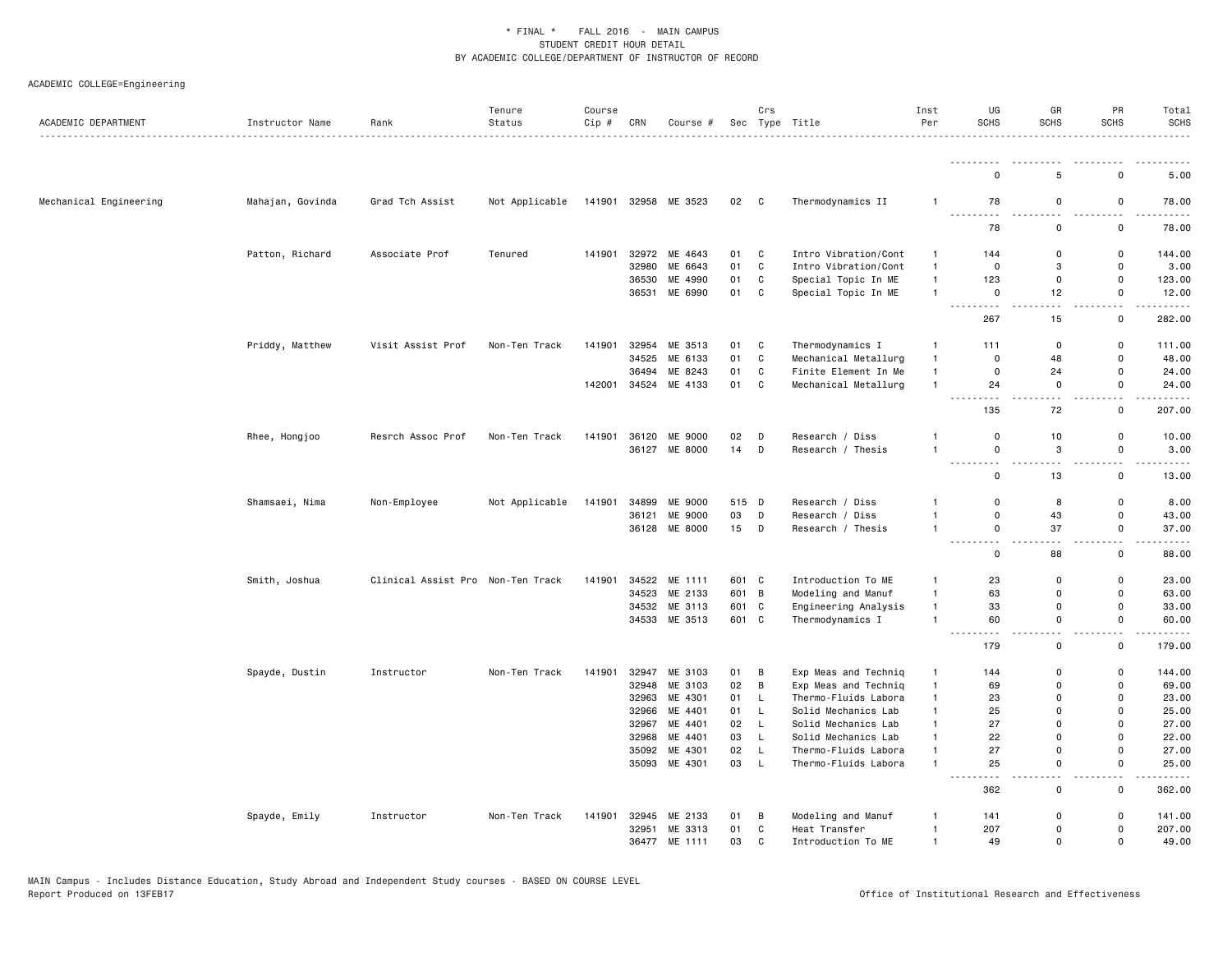\* FINAL \* FALL 2016 - MAIN CAMPUS
STUDENT CREDIT HOUR DETAIL
BY ACADEMIC COLLEGE/DEPARTMENT OF INSTRUCTOR OF RECORD

ACADEMIC COLLEGE=Engineering

| ACADEMIC DEPARTMENT | Instructor Name | Rank | Tenure Status | Course Cip # | CRN | Course # | Sec | Crs Type | Title | Inst Per | UG SCHS | GR SCHS | PR SCHS | Total SCHS |
|---|---|---|---|---|---|---|---|---|---|---|---|---|---|---|
| | | | | | | | | | | | 0 | 5 | 0 | 5.00 |
| Mechanical Engineering | Mahajan, Govinda | Grad Tch Assist | Not Applicable | 141901 | 32958 | ME 3523 | 02 | C | Thermodynamics II | 1 | 78 | 0 | 0 | 78.00 |
| | | | | | | | | | | | 78 | 0 | 0 | 78.00 |
| | Patton, Richard | Associate Prof | Tenured | 141901 | 32972 | ME 4643 | 01 | C | Intro Vibration/Cont | 1 | 144 | 0 | 0 | 144.00 |
| | | | | | 32980 | ME 6643 | 01 | C | Intro Vibration/Cont | 1 | 0 | 3 | 0 | 3.00 |
| | | | | | 36530 | ME 4990 | 01 | C | Special Topic In ME | 1 | 123 | 0 | 0 | 123.00 |
| | | | | | 36531 | ME 6990 | 01 | C | Special Topic In ME | 1 | 0 | 12 | 0 | 12.00 |
| | | | | | | | | | | | 267 | 15 | 0 | 282.00 |
| | Priddy, Matthew | Visit Assist Prof | Non-Ten Track | 141901 | 32954 | ME 3513 | 01 | C | Thermodynamics I | 1 | 111 | 0 | 0 | 111.00 |
| | | | | | 34525 | ME 6133 | 01 | C | Mechanical Metallurg | 1 | 0 | 48 | 0 | 48.00 |
| | | | | | 36494 | ME 8243 | 01 | C | Finite Element In Me | 1 | 0 | 24 | 0 | 24.00 |
| | | | | 142001 | 34524 | ME 4133 | 01 | C | Mechanical Metallurg | 1 | 24 | 0 | 0 | 24.00 |
| | | | | | | | | | | | 135 | 72 | 0 | 207.00 |
| | Rhee, Hongjoo | Resrch Assoc Prof | Non-Ten Track | 141901 | 36120 | ME 9000 | 02 | D | Research / Diss | 1 | 0 | 10 | 0 | 10.00 |
| | | | | | 36127 | ME 8000 | 14 | D | Research / Thesis | 1 | 0 | 3 | 0 | 3.00 |
| | | | | | | | | | | | 0 | 13 | 0 | 13.00 |
| | Shamsaei, Nima | Non-Employee | Not Applicable | 141901 | 34899 | ME 9000 | 515 | D | Research / Diss | 1 | 0 | 8 | 0 | 8.00 |
| | | | | | 36121 | ME 9000 | 03 | D | Research / Diss | 1 | 0 | 43 | 0 | 43.00 |
| | | | | | 36128 | ME 8000 | 15 | D | Research / Thesis | 1 | 0 | 37 | 0 | 37.00 |
| | | | | | | | | | | | 0 | 88 | 0 | 88.00 |
| | Smith, Joshua | Clinical Assist Pro | Non-Ten Track | 141901 | 34522 | ME 1111 | 601 | C | Introduction To ME | 1 | 23 | 0 | 0 | 23.00 |
| | | | | | 34523 | ME 2133 | 601 | B | Modeling and Manuf | 1 | 63 | 0 | 0 | 63.00 |
| | | | | | 34532 | ME 3113 | 601 | C | Engineering Analysis | 1 | 33 | 0 | 0 | 33.00 |
| | | | | | 34533 | ME 3513 | 601 | C | Thermodynamics I | 1 | 60 | 0 | 0 | 60.00 |
| | | | | | | | | | | | 179 | 0 | 0 | 179.00 |
| | Spayde, Dustin | Instructor | Non-Ten Track | 141901 | 32947 | ME 3103 | 01 | B | Exp Meas and Techniq | 1 | 144 | 0 | 0 | 144.00 |
| | | | | | 32948 | ME 3103 | 02 | B | Exp Meas and Techniq | 1 | 69 | 0 | 0 | 69.00 |
| | | | | | 32963 | ME 4301 | 01 | L | Thermo-Fluids Labora | 1 | 23 | 0 | 0 | 23.00 |
| | | | | | 32966 | ME 4401 | 01 | L | Solid Mechanics Lab | 1 | 25 | 0 | 0 | 25.00 |
| | | | | | 32967 | ME 4401 | 02 | L | Solid Mechanics Lab | 1 | 27 | 0 | 0 | 27.00 |
| | | | | | 32968 | ME 4401 | 03 | L | Solid Mechanics Lab | 1 | 22 | 0 | 0 | 22.00 |
| | | | | | 35092 | ME 4301 | 02 | L | Thermo-Fluids Labora | 1 | 27 | 0 | 0 | 27.00 |
| | | | | | 35093 | ME 4301 | 03 | L | Thermo-Fluids Labora | 1 | 25 | 0 | 0 | 25.00 |
| | | | | | | | | | | | 362 | 0 | 0 | 362.00 |
| | Spayde, Emily | Instructor | Non-Ten Track | 141901 | 32945 | ME 2133 | 01 | B | Modeling and Manuf | 1 | 141 | 0 | 0 | 141.00 |
| | | | | | 32951 | ME 3313 | 01 | C | Heat Transfer | 1 | 207 | 0 | 0 | 207.00 |
| | | | | | 36477 | ME 1111 | 03 | C | Introduction To ME | 1 | 49 | 0 | 0 | 49.00 |

MAIN Campus - Includes Distance Education, Study Abroad and Independent Study courses - BASED ON COURSE LEVEL
Report Produced on 13FEB17

Office of Institutional Research and Effectiveness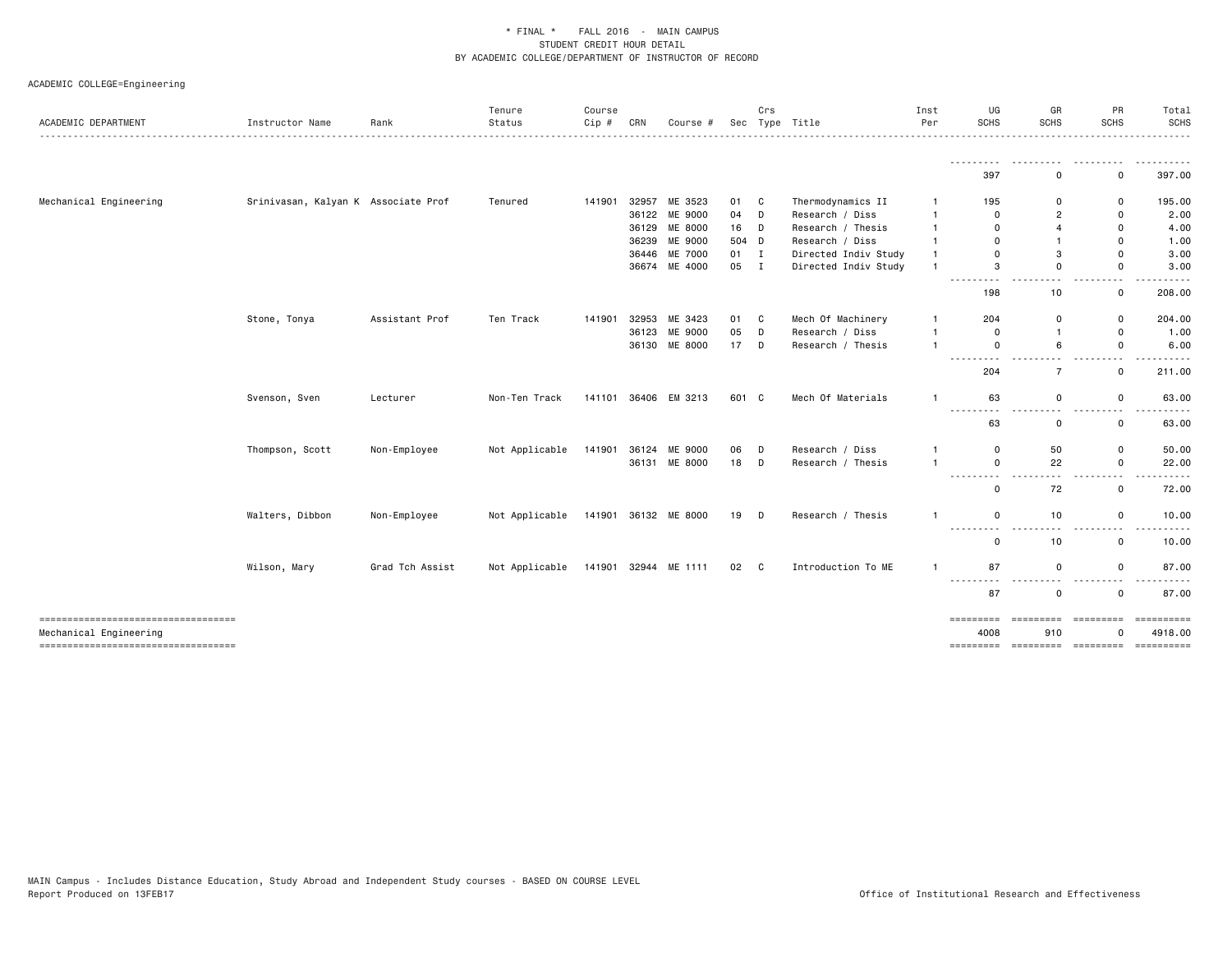* FINAL * FALL 2016 - MAIN CAMPUS
STUDENT CREDIT HOUR DETAIL
BY ACADEMIC COLLEGE/DEPARTMENT OF INSTRUCTOR OF RECORD

ACADEMIC COLLEGE=Engineering

| ACADEMIC DEPARTMENT | Instructor Name | Rank | Tenure Status | Course Cip # | CRN | Course # | Sec | Crs Type | Title | Inst Per | UG SCHS | GR SCHS | PR SCHS | Total SCHS |
|---|---|---|---|---|---|---|---|---|---|---|---|---|---|---|
| | | | | | | | | | | | 397 | 0 | 0 | 397.00 |
| Mechanical Engineering | Srinivasan, Kalyan K | Associate Prof | Tenured | 141901 | 32957 | ME 3523 | 01 | C | Thermodynamics II | 1 | 195 | 0 | 0 | 195.00 |
| | | | | | 36122 | ME 9000 | 04 | D | Research / Diss | 1 | 0 | 2 | 0 | 2.00 |
| | | | | | 36129 | ME 8000 | 16 | D | Research / Thesis | 1 | 0 | 4 | 0 | 4.00 |
| | | | | | 36239 | ME 9000 | 504 | D | Research / Diss | 1 | 0 | 1 | 0 | 1.00 |
| | | | | | 36446 | ME 7000 | 01 | I | Directed Indiv Study | 1 | 0 | 3 | 0 | 3.00 |
| | | | | | 36674 | ME 4000 | 05 | I | Directed Indiv Study | 1 | 3 | 0 | 0 | 3.00 |
| | | | | | | | | | | | 198 | 10 | 0 | 208.00 |
| | Stone, Tonya | Assistant Prof | Ten Track | 141901 | 32953 | ME 3423 | 01 | C | Mech Of Machinery | 1 | 204 | 0 | 0 | 204.00 |
| | | | | | 36123 | ME 9000 | 05 | D | Research / Diss | 1 | 0 | 1 | 0 | 1.00 |
| | | | | | 36130 | ME 8000 | 17 | D | Research / Thesis | 1 | 0 | 6 | 0 | 6.00 |
| | | | | | | | | | | | 204 | 7 | 0 | 211.00 |
| | Svenson, Sven | Lecturer | Non-Ten Track | 141101 | 36406 | EM 3213 | 601 | C | Mech Of Materials | 1 | 63 | 0 | 0 | 63.00 |
| | | | | | | | | | | | 63 | 0 | 0 | 63.00 |
| | Thompson, Scott | Non-Employee | Not Applicable | 141901 | 36124 | ME 9000 | 06 | D | Research / Diss | 1 | 0 | 50 | 0 | 50.00 |
| | | | | | 36131 | ME 8000 | 18 | D | Research / Thesis | 1 | 0 | 22 | 0 | 22.00 |
| | | | | | | | | | | | 0 | 72 | 0 | 72.00 |
| | Walters, Dibbon | Non-Employee | Not Applicable | 141901 | 36132 | ME 8000 | 19 | D | Research / Thesis | 1 | 0 | 10 | 0 | 10.00 |
| | | | | | | | | | | | 0 | 10 | 0 | 10.00 |
| | Wilson, Mary | Grad Tch Assist | Not Applicable | 141901 | 32944 | ME 1111 | 02 | C | Introduction To ME | 1 | 87 | 0 | 0 | 87.00 |
| | | | | | | | | | | | 87 | 0 | 0 | 87.00 |
| Mechanical Engineering | | | | | | | | | | | 4008 | 910 | 0 | 4918.00 |

MAIN Campus - Includes Distance Education, Study Abroad and Independent Study courses - BASED ON COURSE LEVEL
Report Produced on 13FEB17

Office of Institutional Research and Effectiveness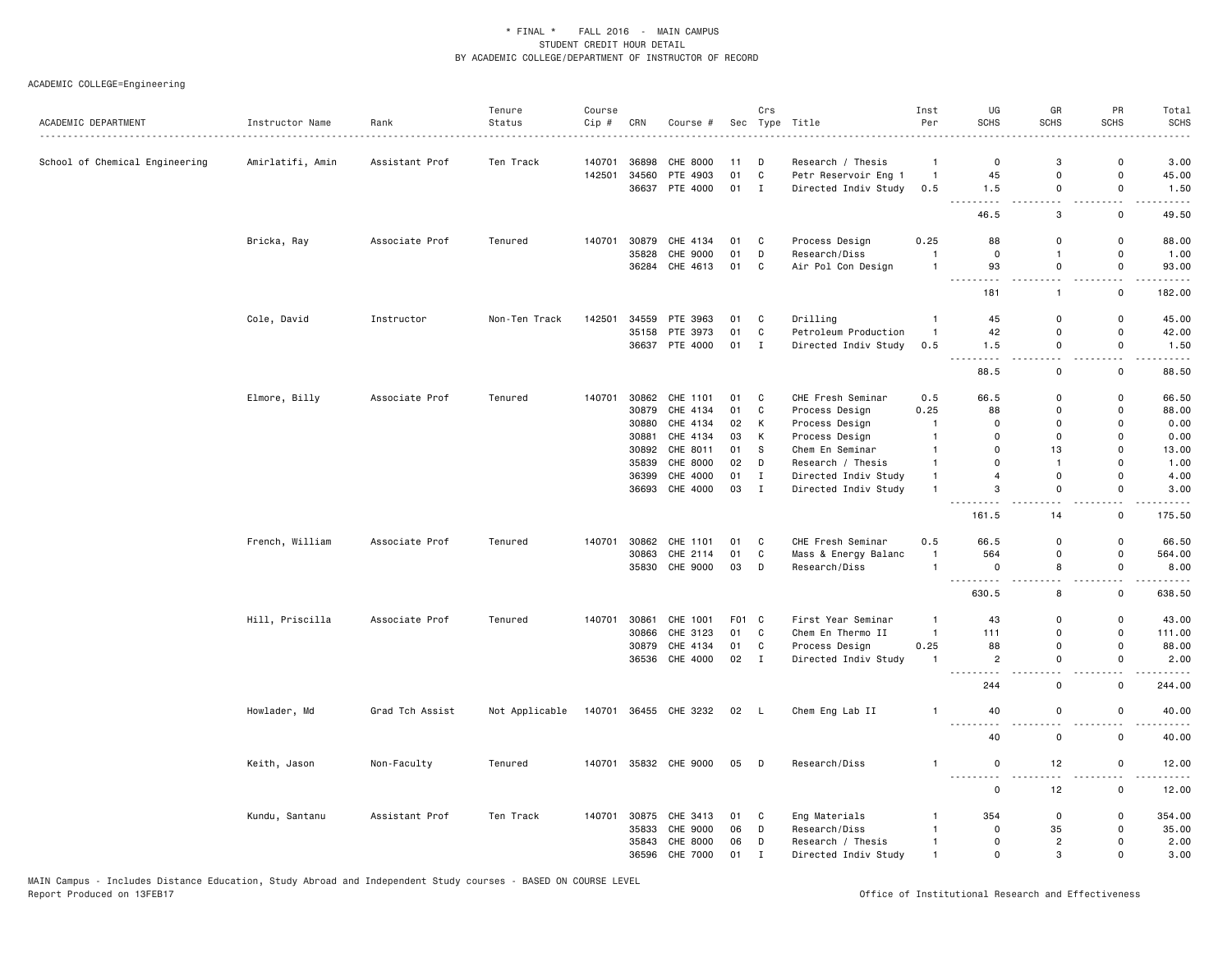\* FINAL \* FALL 2016 - MAIN CAMPUS
STUDENT CREDIT HOUR DETAIL
BY ACADEMIC COLLEGE/DEPARTMENT OF INSTRUCTOR OF RECORD

ACADEMIC COLLEGE=Engineering

| ACADEMIC DEPARTMENT | Instructor Name | Rank | Tenure Status | Course Cip # | CRN | Course # | Sec | Crs Type | Title | Inst Per | UG SCHS | GR SCHS | PR SCHS | Total SCHS |
|---|---|---|---|---|---|---|---|---|---|---|---|---|---|---|
| School of Chemical Engineering | Amirlatifi, Amin | Assistant Prof | Ten Track | 140701 | 36898 | CHE 8000 | 11 | D | Research / Thesis | 1 | 0 | 3 | 0 | 3.00 |
| | | | | 142501 | 34560 | PTE 4903 | 01 | C | Petr Reservoir Eng 1 | 1 | 45 | 0 | 0 | 45.00 |
| | | | | | 36637 | PTE 4000 | 01 | I | Directed Indiv Study | 0.5 | 1.5 | 0 | 0 | 1.50 |
| | | | | | | | | | | | 46.5 | 3 | 0 | 49.50 |
| | Bricka, Ray | Associate Prof | Tenured | 140701 | 30879 | CHE 4134 | 01 | C | Process Design | 0.25 | 88 | 0 | 0 | 88.00 |
| | | | | | 35828 | CHE 9000 | 01 | D | Research/Diss | 1 | 0 | 1 | 0 | 1.00 |
| | | | | | 36284 | CHE 4613 | 01 | C | Air Pol Con Design | 1 | 93 | 0 | 0 | 93.00 |
| | | | | | | | | | | | 181 | 1 | 0 | 182.00 |
| | Cole, David | Instructor | Non-Ten Track | 142501 | 34559 | PTE 3963 | 01 | C | Drilling | 1 | 45 | 0 | 0 | 45.00 |
| | | | | | 35158 | PTE 3973 | 01 | C | Petroleum Production | 1 | 42 | 0 | 0 | 42.00 |
| | | | | | 36637 | PTE 4000 | 01 | I | Directed Indiv Study | 0.5 | 1.5 | 0 | 0 | 1.50 |
| | | | | | | | | | | | 88.5 | 0 | 0 | 88.50 |
| | Elmore, Billy | Associate Prof | Tenured | 140701 | 30862 | CHE 1101 | 01 | C | CHE Fresh Seminar | 0.5 | 66.5 | 0 | 0 | 66.50 |
| | | | | | 30879 | CHE 4134 | 01 | C | Process Design | 0.25 | 88 | 0 | 0 | 88.00 |
| | | | | | 30880 | CHE 4134 | 02 | K | Process Design | 1 | 0 | 0 | 0 | 0.00 |
| | | | | | 30881 | CHE 4134 | 03 | K | Process Design | 1 | 0 | 0 | 0 | 0.00 |
| | | | | | 30892 | CHE 8011 | 01 | S | Chem En Seminar | 1 | 0 | 13 | 0 | 13.00 |
| | | | | | 35839 | CHE 8000 | 02 | D | Research / Thesis | 1 | 0 | 1 | 0 | 1.00 |
| | | | | | 36399 | CHE 4000 | 01 | I | Directed Indiv Study | 1 | 4 | 0 | 0 | 4.00 |
| | | | | | 36693 | CHE 4000 | 03 | I | Directed Indiv Study | 1 | 3 | 0 | 0 | 3.00 |
| | | | | | | | | | | | 161.5 | 14 | 0 | 175.50 |
| | French, William | Associate Prof | Tenured | 140701 | 30862 | CHE 1101 | 01 | C | CHE Fresh Seminar | 0.5 | 66.5 | 0 | 0 | 66.50 |
| | | | | | 30863 | CHE 2114 | 01 | C | Mass & Energy Balanc | 1 | 564 | 0 | 0 | 564.00 |
| | | | | | 35830 | CHE 9000 | 03 | D | Research/Diss | 1 | 0 | 8 | 0 | 8.00 |
| | | | | | | | | | | | 630.5 | 8 | 0 | 638.50 |
| | Hill, Priscilla | Associate Prof | Tenured | 140701 | 30861 | CHE 1001 | F01 | C | First Year Seminar | 1 | 43 | 0 | 0 | 43.00 |
| | | | | | 30866 | CHE 3123 | 01 | C | Chem En Thermo II | 1 | 111 | 0 | 0 | 111.00 |
| | | | | | 30879 | CHE 4134 | 01 | C | Process Design | 0.25 | 88 | 0 | 0 | 88.00 |
| | | | | | 36536 | CHE 4000 | 02 | I | Directed Indiv Study | 1 | 2 | 0 | 0 | 2.00 |
| | | | | | | | | | | | 244 | 0 | 0 | 244.00 |
| | Howlader, Md | Grad Tch Assist | Not Applicable | 140701 | 36455 | CHE 3232 | 02 | L | Chem Eng Lab II | 1 | 40 | 0 | 0 | 40.00 |
| | | | | | | | | | | | 40 | 0 | 0 | 40.00 |
| | Keith, Jason | Non-Faculty | Tenured | 140701 | 35832 | CHE 9000 | 05 | D | Research/Diss | 1 | 0 | 12 | 0 | 12.00 |
| | | | | | | | | | | | 0 | 12 | 0 | 12.00 |
| | Kundu, Santanu | Assistant Prof | Ten Track | 140701 | 30875 | CHE 3413 | 01 | C | Eng Materials | 1 | 354 | 0 | 0 | 354.00 |
| | | | | | 35833 | CHE 9000 | 06 | D | Research/Diss | 1 | 0 | 35 | 0 | 35.00 |
| | | | | | 35843 | CHE 8000 | 06 | D | Research / Thesis | 1 | 0 | 2 | 0 | 2.00 |
| | | | | | 36596 | CHE 7000 | 01 | I | Directed Indiv Study | 1 | 0 | 3 | 0 | 3.00 |

MAIN Campus - Includes Distance Education, Study Abroad and Independent Study courses - BASED ON COURSE LEVEL
Report Produced on 13FEB17

Office of Institutional Research and Effectiveness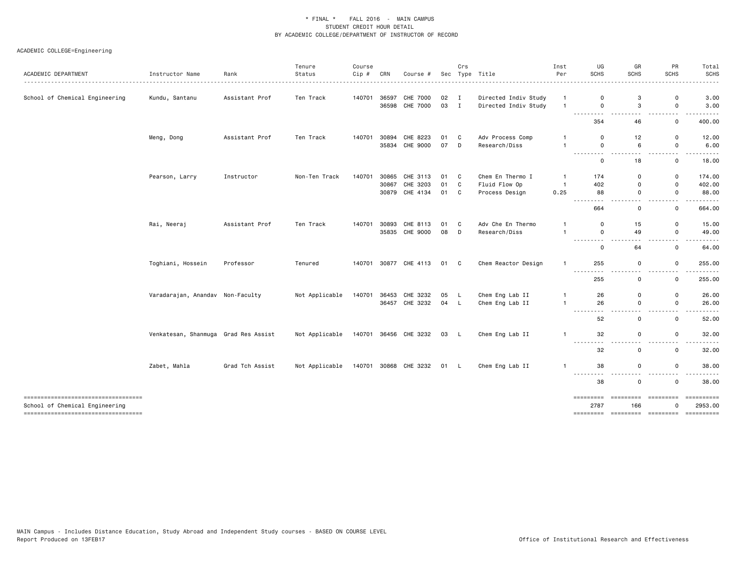\* FINAL \* FALL 2016 - MAIN CAMPUS
STUDENT CREDIT HOUR DETAIL
BY ACADEMIC COLLEGE/DEPARTMENT OF INSTRUCTOR OF RECORD

ACADEMIC COLLEGE=Engineering

| ACADEMIC DEPARTMENT | Instructor Name | Rank | Tenure Status | Course Cip # | CRN | Course # | Sec | Crs Type | Title | Inst Per | UG SCHS | GR SCHS | PR SCHS | Total SCHS |
|---|---|---|---|---|---|---|---|---|---|---|---|---|---|---|
| School of Chemical Engineering | Kundu, Santanu | Assistant Prof | Ten Track | 140701 | 36597 | CHE 7000 | 02 | I | Directed Indiv Study | 1 | 0 | 3 | 0 | 3.00 |
| | | | | | 36598 | CHE 7000 | 03 | I | Directed Indiv Study | 1 | 0 | 3 | 0 | 3.00 |
| | | | | | | | | | | | 354 | 46 | 0 | 400.00 |
| | Meng, Dong | Assistant Prof | Ten Track | 140701 | 30894 | CHE 8223 | 01 | C | Adv Process Comp | 1 | 0 | 12 | 0 | 12.00 |
| | | | | | 35834 | CHE 9000 | 07 | D | Research/Diss | 1 | 0 | 6 | 0 | 6.00 |
| | | | | | | | | | | | 0 | 18 | 0 | 18.00 |
| | Pearson, Larry | Instructor | Non-Ten Track | 140701 | 30865 | CHE 3113 | 01 | C | Chem En Thermo I | 1 | 174 | 0 | 0 | 174.00 |
| | | | | | 30867 | CHE 3203 | 01 | C | Fluid Flow Op | 1 | 402 | 0 | 0 | 402.00 |
| | | | | | 30879 | CHE 4134 | 01 | C | Process Design | 0.25 | 88 | 0 | 0 | 88.00 |
| | | | | | | | | | | | 664 | 0 | 0 | 664.00 |
| | Rai, Neeraj | Assistant Prof | Ten Track | 140701 | 30893 | CHE 8113 | 01 | C | Adv Che En Thermo | 1 | 0 | 15 | 0 | 15.00 |
| | | | | | 35835 | CHE 9000 | 08 | D | Research/Diss | 1 | 0 | 49 | 0 | 49.00 |
| | | | | | | | | | | | 0 | 64 | 0 | 64.00 |
| | Toghiani, Hossein | Professor | Tenured | 140701 | 30877 | CHE 4113 | 01 | C | Chem Reactor Design | 1 | 255 | 0 | 0 | 255.00 |
| | | | | | | | | | | | 255 | 0 | 0 | 255.00 |
| | Varadarajan, Anandav | Non-Faculty | Not Applicable | 140701 | 36453 | CHE 3232 | 05 | L | Chem Eng Lab II | 1 | 26 | 0 | 0 | 26.00 |
| | | | | | 36457 | CHE 3232 | 04 | L | Chem Eng Lab II | 1 | 26 | 0 | 0 | 26.00 |
| | | | | | | | | | | | 52 | 0 | 0 | 52.00 |
| | Venkatesan, Shanmuga | Grad Res Assist | Not Applicable | 140701 | 36456 | CHE 3232 | 03 | L | Chem Eng Lab II | 1 | 32 | 0 | 0 | 32.00 |
| | | | | | | | | | | | 32 | 0 | 0 | 32.00 |
| | Zabet, Mahla | Grad Tch Assist | Not Applicable | 140701 | 30868 | CHE 3232 | 01 | L | Chem Eng Lab II | 1 | 38 | 0 | 0 | 38.00 |
| | | | | | | | | | | | 38 | 0 | 0 | 38.00 |
| School of Chemical Engineering | | | | | | | | | | | 2787 | 166 | 0 | 2953.00 |

MAIN Campus - Includes Distance Education, Study Abroad and Independent Study courses - BASED ON COURSE LEVEL
Report Produced on 13FEB17

Office of Institutional Research and Effectiveness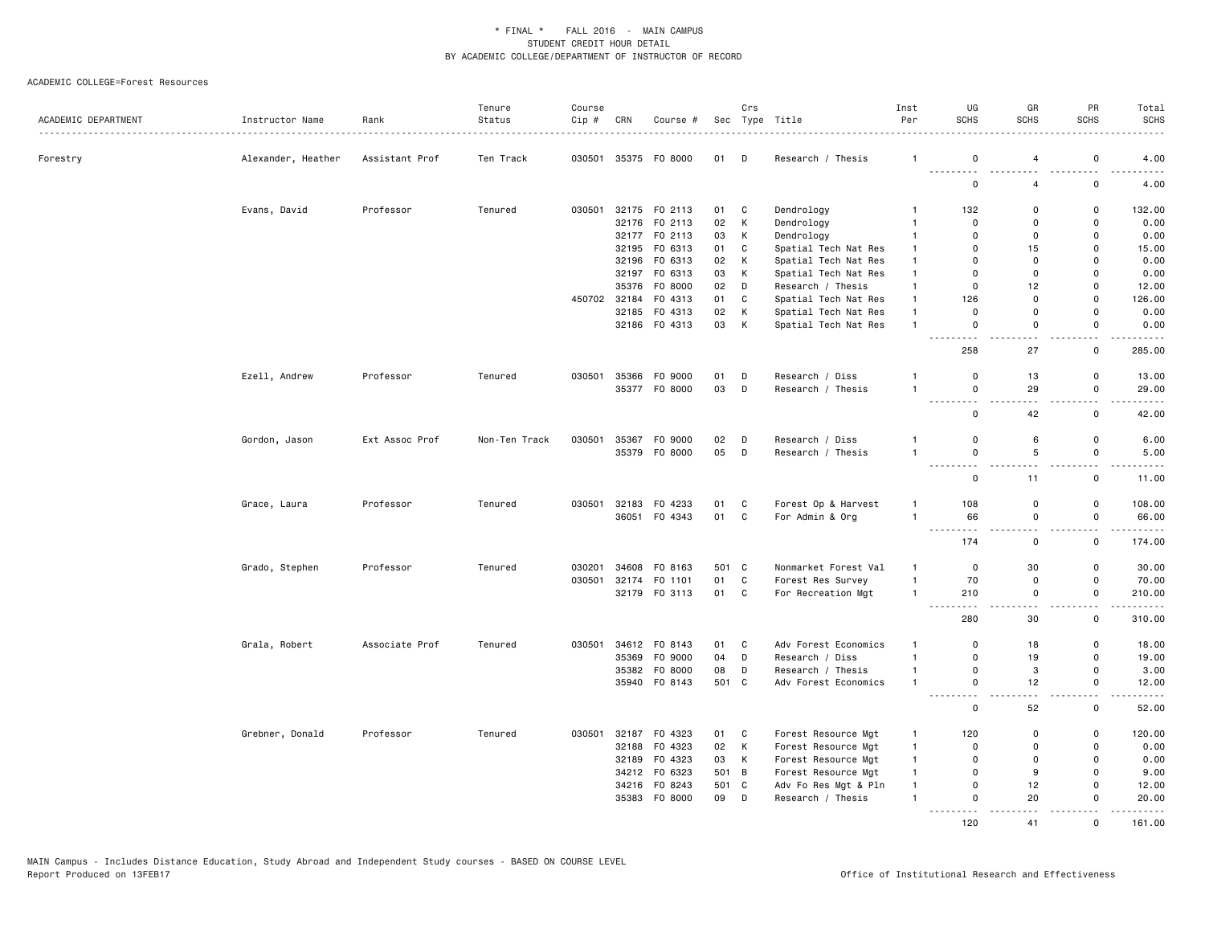* FINAL * FALL 2016 - MAIN CAMPUS
STUDENT CREDIT HOUR DETAIL
BY ACADEMIC COLLEGE/DEPARTMENT OF INSTRUCTOR OF RECORD

ACADEMIC COLLEGE=Forest Resources

| ACADEMIC DEPARTMENT | Instructor Name | Rank | Tenure Status | Course Cip # | CRN | Course # | Sec | Crs Type | Title | Inst Per | UG SCHS | GR SCHS | PR SCHS | Total SCHS |
|---|---|---|---|---|---|---|---|---|---|---|---|---|---|---|
| Forestry | Alexander, Heather | Assistant Prof | Ten Track | 030501 | 35375 | FO 8000 | 01 | D | Research / Thesis | 1 | 0 | 4 | 0 | 4.00 |
| | | | | | | | | | | | 0 | 4 | 0 | 4.00 |
| | Evans, David | Professor | Tenured | 030501 | 32175 | FO 2113 | 01 | C | Dendrology | 1 | 132 | 0 | 0 | 132.00 |
| | | | | | 32176 | FO 2113 | 02 | K | Dendrology | 1 | 0 | 0 | 0 | 0.00 |
| | | | | | 32177 | FO 2113 | 03 | K | Dendrology | 1 | 0 | 0 | 0 | 0.00 |
| | | | | | 32195 | FO 6313 | 01 | C | Spatial Tech Nat Res | 1 | 0 | 15 | 0 | 15.00 |
| | | | | | 32196 | FO 6313 | 02 | K | Spatial Tech Nat Res | 1 | 0 | 0 | 0 | 0.00 |
| | | | | | 32197 | FO 6313 | 03 | K | Spatial Tech Nat Res | 1 | 0 | 0 | 0 | 0.00 |
| | | | | | 35376 | FO 8000 | 02 | D | Research / Thesis | 1 | 0 | 12 | 0 | 12.00 |
| | | | | 450702 | 32184 | FO 4313 | 01 | C | Spatial Tech Nat Res | 1 | 126 | 0 | 0 | 126.00 |
| | | | | | 32185 | FO 4313 | 02 | K | Spatial Tech Nat Res | 1 | 0 | 0 | 0 | 0.00 |
| | | | | | 32186 | FO 4313 | 03 | K | Spatial Tech Nat Res | 1 | 0 | 0 | 0 | 0.00 |
| | | | | | | | | | | | 258 | 27 | 0 | 285.00 |
| | Ezell, Andrew | Professor | Tenured | 030501 | 35366 | FO 9000 | 01 | D | Research / Diss | 1 | 0 | 13 | 0 | 13.00 |
| | | | | | 35377 | FO 8000 | 03 | D | Research / Thesis | 1 | 0 | 29 | 0 | 29.00 |
| | | | | | | | | | | | 0 | 42 | 0 | 42.00 |
| | Gordon, Jason | Ext Assoc Prof | Non-Ten Track | 030501 | 35367 | FO 9000 | 02 | D | Research / Diss | 1 | 0 | 6 | 0 | 6.00 |
| | | | | | 35379 | FO 8000 | 05 | D | Research / Thesis | 1 | 0 | 5 | 0 | 5.00 |
| | | | | | | | | | | | 0 | 11 | 0 | 11.00 |
| | Grace, Laura | Professor | Tenured | 030501 | 32183 | FO 4233 | 01 | C | Forest Op & Harvest | 1 | 108 | 0 | 0 | 108.00 |
| | | | | | 36051 | FO 4343 | 01 | C | For Admin & Org | 1 | 66 | 0 | 0 | 66.00 |
| | | | | | | | | | | | 174 | 0 | 0 | 174.00 |
| | Grado, Stephen | Professor | Tenured | 030201 | 34608 | FO 8163 | 501 | C | Nonmarket Forest Val | 1 | 0 | 30 | 0 | 30.00 |
| | | | | 030501 | 32174 | FO 1101 | 01 | C | Forest Res Survey | 1 | 70 | 0 | 0 | 70.00 |
| | | | | | 32179 | FO 3113 | 01 | C | For Recreation Mgt | 1 | 210 | 0 | 0 | 210.00 |
| | | | | | | | | | | | 280 | 30 | 0 | 310.00 |
| | Grala, Robert | Associate Prof | Tenured | 030501 | 34612 | FO 8143 | 01 | C | Adv Forest Economics | 1 | 0 | 18 | 0 | 18.00 |
| | | | | | 35369 | FO 9000 | 04 | D | Research / Diss | 1 | 0 | 19 | 0 | 19.00 |
| | | | | | 35382 | FO 8000 | 08 | D | Research / Thesis | 1 | 0 | 3 | 0 | 3.00 |
| | | | | | 35940 | FO 8143 | 501 | C | Adv Forest Economics | 1 | 0 | 12 | 0 | 12.00 |
| | | | | | | | | | | | 0 | 52 | 0 | 52.00 |
| | Grebner, Donald | Professor | Tenured | 030501 | 32187 | FO 4323 | 01 | C | Forest Resource Mgt | 1 | 120 | 0 | 0 | 120.00 |
| | | | | | 32188 | FO 4323 | 02 | K | Forest Resource Mgt | 1 | 0 | 0 | 0 | 0.00 |
| | | | | | 32189 | FO 4323 | 03 | K | Forest Resource Mgt | 1 | 0 | 0 | 0 | 0.00 |
| | | | | | 34212 | FO 6323 | 501 | B | Forest Resource Mgt | 1 | 0 | 9 | 0 | 9.00 |
| | | | | | 34216 | FO 8243 | 501 | C | Adv Fo Res Mgt & Pln | 1 | 0 | 12 | 0 | 12.00 |
| | | | | | 35383 | FO 8000 | 09 | D | Research / Thesis | 1 | 0 | 20 | 0 | 20.00 |
| | | | | | | | | | | | 120 | 41 | 0 | 161.00 |

MAIN Campus - Includes Distance Education, Study Abroad and Independent Study courses - BASED ON COURSE LEVEL
Report Produced on 13FEB17

Office of Institutional Research and Effectiveness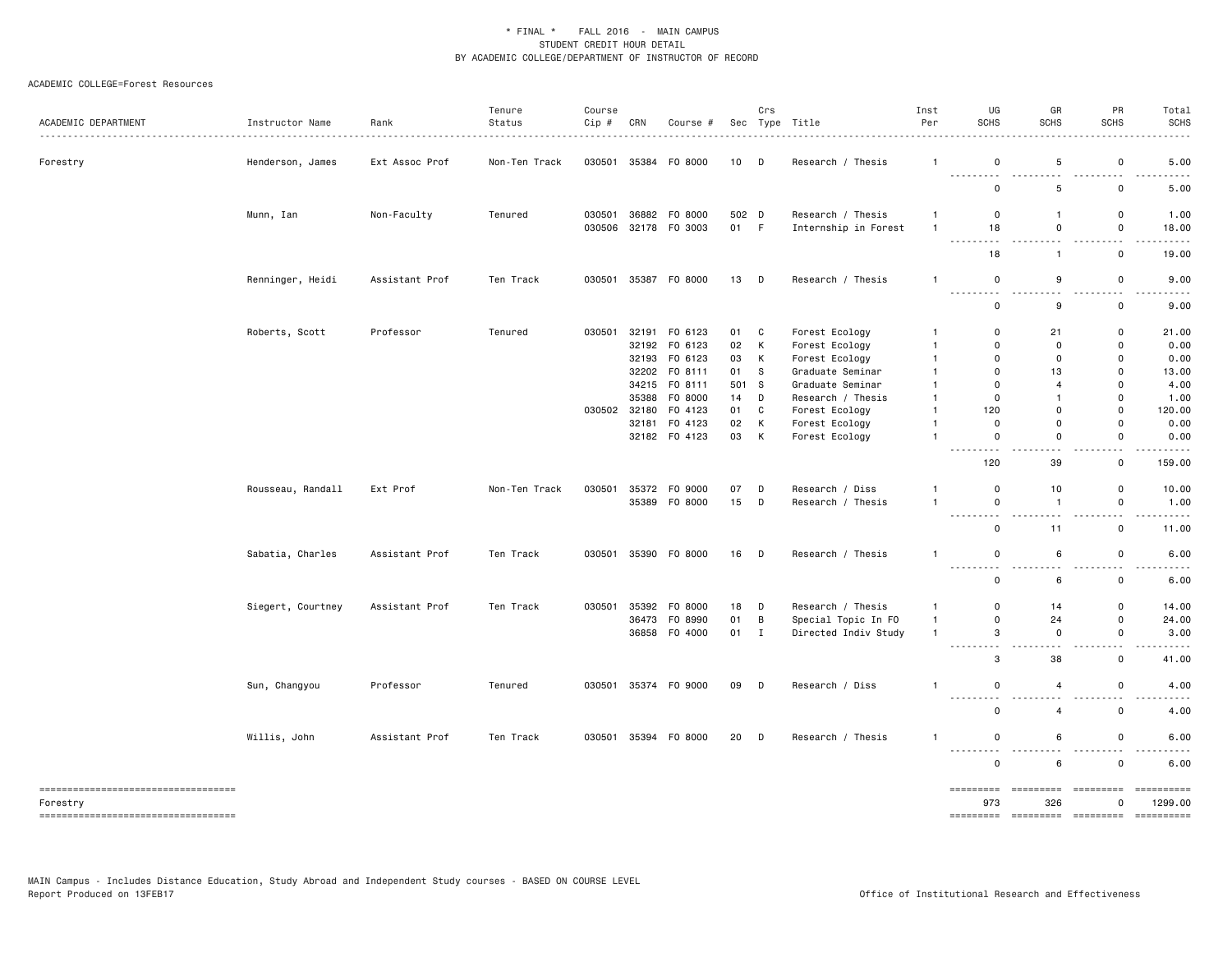\* FINAL \* FALL 2016 - MAIN CAMPUS
STUDENT CREDIT HOUR DETAIL
BY ACADEMIC COLLEGE/DEPARTMENT OF INSTRUCTOR OF RECORD

ACADEMIC COLLEGE=Forest Resources

| ACADEMIC DEPARTMENT | Instructor Name | Rank | Tenure Status | Course Cip # | CRN | Course # | Sec | Crs Type | Title | Inst Per | UG SCHS | GR SCHS | PR SCHS | Total SCHS |
|---|---|---|---|---|---|---|---|---|---|---|---|---|---|---|
| Forestry | Henderson, James | Ext Assoc Prof | Non-Ten Track | 030501 | 35384 | FO 8000 | 10 | D | Research / Thesis | 1 | 0 | 5 | 0 | 5.00 |
| | | | | | | | | | | | 0 | 5 | 0 | 5.00 |
| | Munn, Ian | Non-Faculty | Tenured | 030501 | 36882 | FO 8000 | 502 | D | Research / Thesis | 1 | 0 | 1 | 0 | 1.00 |
| | | | | 030506 | 32178 | FO 3003 | 01 | F | Internship in Forest | 1 | 18 | 0 | 0 | 18.00 |
| | | | | | | | | | | | 18 | 1 | 0 | 19.00 |
| | Renninger, Heidi | Assistant Prof | Ten Track | 030501 | 35387 | FO 8000 | 13 | D | Research / Thesis | 1 | 0 | 9 | 0 | 9.00 |
| | | | | | | | | | | | 0 | 9 | 0 | 9.00 |
| | Roberts, Scott | Professor | Tenured | 030501 | 32191 | FO 6123 | 01 | C | Forest Ecology | 1 | 0 | 21 | 0 | 21.00 |
| | | | | | 32192 | FO 6123 | 02 | K | Forest Ecology | 1 | 0 | 0 | 0 | 0.00 |
| | | | | | 32193 | FO 6123 | 03 | K | Forest Ecology | 1 | 0 | 0 | 0 | 0.00 |
| | | | | | 32202 | FO 8111 | 01 | S | Graduate Seminar | 1 | 0 | 13 | 0 | 13.00 |
| | | | | | 34215 | FO 8111 | 501 | S | Graduate Seminar | 1 | 0 | 4 | 0 | 4.00 |
| | | | | | 35388 | FO 8000 | 14 | D | Research / Thesis | 1 | 0 | 1 | 0 | 1.00 |
| | | | | 030502 | 32180 | FO 4123 | 01 | C | Forest Ecology | 1 | 120 | 0 | 0 | 120.00 |
| | | | | | 32181 | FO 4123 | 02 | K | Forest Ecology | 1 | 0 | 0 | 0 | 0.00 |
| | | | | | 32182 | FO 4123 | 03 | K | Forest Ecology | 1 | 0 | 0 | 0 | 0.00 |
| | | | | | | | | | | | 120 | 39 | 0 | 159.00 |
| | Rousseau, Randall | Ext Prof | Non-Ten Track | 030501 | 35372 | FO 9000 | 07 | D | Research / Diss | 1 | 0 | 10 | 0 | 10.00 |
| | | | | | 35389 | FO 8000 | 15 | D | Research / Thesis | 1 | 0 | 1 | 0 | 1.00 |
| | | | | | | | | | | | 0 | 11 | 0 | 11.00 |
| | Sabatia, Charles | Assistant Prof | Ten Track | 030501 | 35390 | FO 8000 | 16 | D | Research / Thesis | 1 | 0 | 6 | 0 | 6.00 |
| | | | | | | | | | | | 0 | 6 | 0 | 6.00 |
| | Siegert, Courtney | Assistant Prof | Ten Track | 030501 | 35392 | FO 8000 | 18 | D | Research / Thesis | 1 | 0 | 14 | 0 | 14.00 |
| | | | | | 36473 | FO 8990 | 01 | B | Special Topic In FO | 1 | 0 | 24 | 0 | 24.00 |
| | | | | | 36858 | FO 4000 | 01 | I | Directed Indiv Study | 1 | 3 | 0 | 0 | 3.00 |
| | | | | | | | | | | | 3 | 38 | 0 | 41.00 |
| | Sun, Changyou | Professor | Tenured | 030501 | 35374 | FO 9000 | 09 | D | Research / Diss | 1 | 0 | 4 | 0 | 4.00 |
| | | | | | | | | | | | 0 | 4 | 0 | 4.00 |
| | Willis, John | Assistant Prof | Ten Track | 030501 | 35394 | FO 8000 | 20 | D | Research / Thesis | 1 | 0 | 6 | 0 | 6.00 |
| | | | | | | | | | | | 0 | 6 | 0 | 6.00 |
| Forestry | | | | | | | | | | | 973 | 326 | 0 | 1299.00 |

MAIN Campus - Includes Distance Education, Study Abroad and Independent Study courses - BASED ON COURSE LEVEL
Report Produced on 13FEB17

Office of Institutional Research and Effectiveness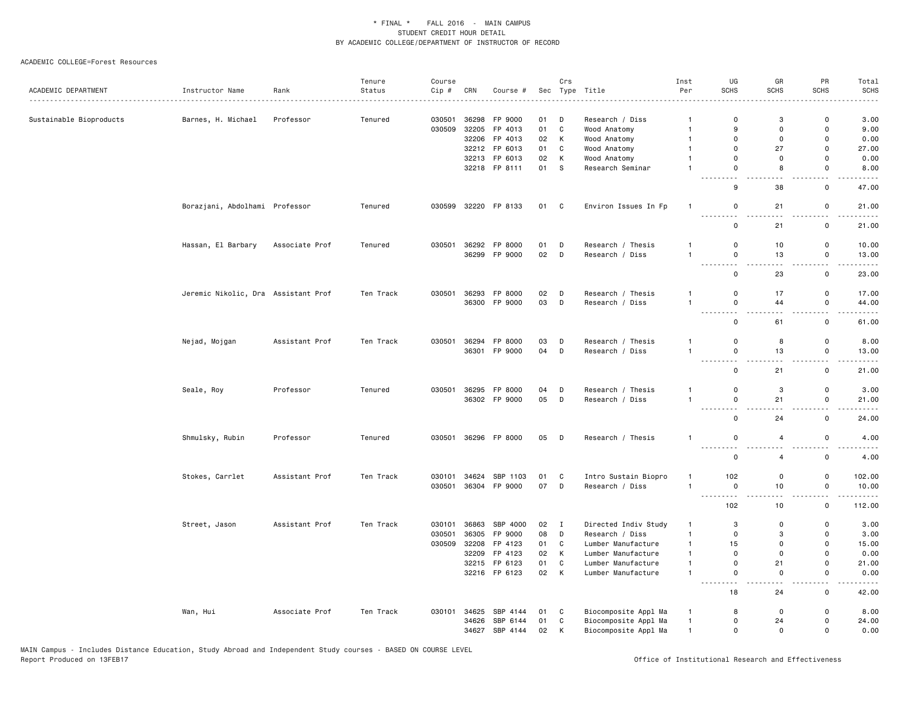* FINAL * FALL 2016 - MAIN CAMPUS
STUDENT CREDIT HOUR DETAIL
BY ACADEMIC COLLEGE/DEPARTMENT OF INSTRUCTOR OF RECORD

ACADEMIC COLLEGE=Forest Resources

| ACADEMIC DEPARTMENT | Instructor Name | Rank | Tenure Status | Course Cip # | CRN | Course # | Sec | Crs Type | Title | Inst Per | UG SCHS | GR SCHS | PR SCHS | Total SCHS |
|---|---|---|---|---|---|---|---|---|---|---|---|---|---|---|
| Sustainable Bioproducts | Barnes, H. Michael | Professor | Tenured | 030501 | 36298 | FP 9000 | 01 | D | Research / Diss | 1 | 0 | 3 | 0 | 3.00 |
| | | | | 030509 | 32205 | FP 4013 | 01 | C | Wood Anatomy | 1 | 9 | 0 | 0 | 9.00 |
| | | | | | 32206 | FP 4013 | 02 | K | Wood Anatomy | 1 | 0 | 0 | 0 | 0.00 |
| | | | | | 32212 | FP 6013 | 01 | C | Wood Anatomy | 1 | 0 | 27 | 0 | 27.00 |
| | | | | | 32213 | FP 6013 | 02 | K | Wood Anatomy | 1 | 0 | 0 | 0 | 0.00 |
| | | | | | 32218 | FP 8111 | 01 | S | Research Seminar | 1 | 0 | 8 | 0 | 8.00 |
| | | | | | | | | | | | 9 | 38 | 0 | 47.00 |
| | Borazjani, Abdolhami | Professor | Tenured | 030599 | 32220 | FP 8133 | 01 | C | Environ Issues In Fp | 1 | 0 | 21 | 0 | 21.00 |
| | | | | | | | | | | | 0 | 21 | 0 | 21.00 |
| | Hassan, El Barbary | Associate Prof | Tenured | 030501 | 36292 | FP 8000 | 01 | D | Research / Thesis | 1 | 0 | 10 | 0 | 10.00 |
| | | | | | 36299 | FP 9000 | 02 | D | Research / Diss | 1 | 0 | 13 | 0 | 13.00 |
| | | | | | | | | | | | 0 | 23 | 0 | 23.00 |
| | Jeremic Nikolic, Dra | Assistant Prof | Ten Track | 030501 | 36293 | FP 8000 | 02 | D | Research / Thesis | 1 | 0 | 17 | 0 | 17.00 |
| | | | | | 36300 | FP 9000 | 03 | D | Research / Diss | 1 | 0 | 44 | 0 | 44.00 |
| | | | | | | | | | | | 0 | 61 | 0 | 61.00 |
| | Nejad, Mojgan | Assistant Prof | Ten Track | 030501 | 36294 | FP 8000 | 03 | D | Research / Thesis | 1 | 0 | 8 | 0 | 8.00 |
| | | | | | 36301 | FP 9000 | 04 | D | Research / Diss | 1 | 0 | 13 | 0 | 13.00 |
| | | | | | | | | | | | 0 | 21 | 0 | 21.00 |
| | Seale, Roy | Professor | Tenured | 030501 | 36295 | FP 8000 | 04 | D | Research / Thesis | 1 | 0 | 3 | 0 | 3.00 |
| | | | | | 36302 | FP 9000 | 05 | D | Research / Diss | 1 | 0 | 21 | 0 | 21.00 |
| | | | | | | | | | | | 0 | 24 | 0 | 24.00 |
| | Shmulsky, Rubin | Professor | Tenured | 030501 | 36296 | FP 8000 | 05 | D | Research / Thesis | 1 | 0 | 4 | 0 | 4.00 |
| | | | | | | | | | | | 0 | 4 | 0 | 4.00 |
| | Stokes, Carrlet | Assistant Prof | Ten Track | 030101 | 34624 | SBP 1103 | 01 | C | Intro Sustain Biopro | 1 | 102 | 0 | 0 | 102.00 |
| | | | | 030501 | 36304 | FP 9000 | 07 | D | Research / Diss | 1 | 0 | 10 | 0 | 10.00 |
| | | | | | | | | | | | 102 | 10 | 0 | 112.00 |
| | Street, Jason | Assistant Prof | Ten Track | 030101 | 36863 | SBP 4000 | 02 | I | Directed Indiv Study | 1 | 3 | 0 | 0 | 3.00 |
| | | | | 030501 | 36305 | FP 9000 | 08 | D | Research / Diss | 1 | 0 | 3 | 0 | 3.00 |
| | | | | 030509 | 32208 | FP 4123 | 01 | C | Lumber Manufacture | 1 | 15 | 0 | 0 | 15.00 |
| | | | | | 32209 | FP 4123 | 02 | K | Lumber Manufacture | 1 | 0 | 0 | 0 | 0.00 |
| | | | | | 32215 | FP 6123 | 01 | C | Lumber Manufacture | 1 | 0 | 21 | 0 | 21.00 |
| | | | | | 32216 | FP 6123 | 02 | K | Lumber Manufacture | 1 | 0 | 0 | 0 | 0.00 |
| | | | | | | | | | | | 18 | 24 | 0 | 42.00 |
| | Wan, Hui | Associate Prof | Ten Track | 030101 | 34625 | SBP 4144 | 01 | C | Biocomposite Appl Ma | 1 | 8 | 0 | 0 | 8.00 |
| | | | | | 34626 | SBP 6144 | 01 | C | Biocomposite Appl Ma | 1 | 0 | 24 | 0 | 24.00 |
| | | | | | 34627 | SBP 4144 | 02 | K | Biocomposite Appl Ma | 1 | 0 | 0 | 0 | 0.00 |

MAIN Campus - Includes Distance Education, Study Abroad and Independent Study courses - BASED ON COURSE LEVEL
Report Produced on 13FEB17

Office of Institutional Research and Effectiveness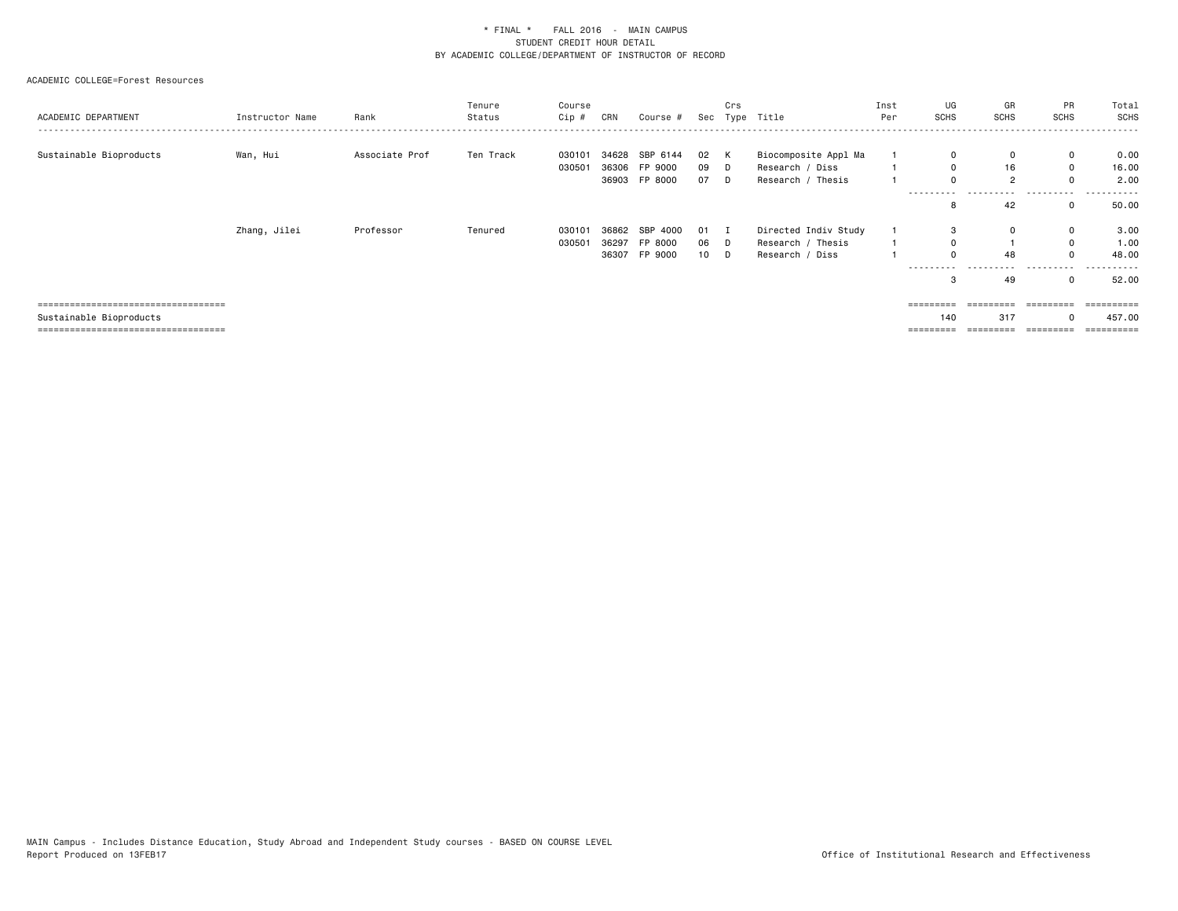\* FINAL \*    FALL 2016  -  MAIN CAMPUS
STUDENT CREDIT HOUR DETAIL
BY ACADEMIC COLLEGE/DEPARTMENT OF INSTRUCTOR OF RECORD

ACADEMIC COLLEGE=Forest Resources

| ACADEMIC DEPARTMENT | Instructor Name | Rank | Tenure Status | Course Cip # | CRN | Course # | Sec | Crs Type | Title | Inst Per | UG SCHS | GR SCHS | PR SCHS | Total SCHS |
|---|---|---|---|---|---|---|---|---|---|---|---|---|---|---|
| Sustainable Bioproducts | Wan, Hui | Associate Prof | Ten Track | 030101 | 34628 | SBP 6144 | 02 | K | Biocomposite Appl Ma | 1 | 0 | 0 | 0 | 0.00 |
| | | | | 030501 | 36306 | FP 9000 | 09 | D | Research / Diss | 1 | 0 | 16 | 0 | 16.00 |
| | | | | | 36903 | FP 8000 | 07 | D | Research / Thesis | 1 | 0 | 2 | 0 | 2.00 |
| | | | | | | | | | | | 8 | 42 | 0 | 50.00 |
| | Zhang, Jilei | Professor | Tenured | 030101 | 36862 | SBP 4000 | 01 | I | Directed Indiv Study | 1 | 3 | 0 | 0 | 3.00 |
| | | | | 030501 | 36297 | FP 8000 | 06 | D | Research / Thesis | 1 | 0 | 1 | 0 | 1.00 |
| | | | | | 36307 | FP 9000 | 10 | D | Research / Diss | 1 | 0 | 48 | 0 | 48.00 |
| | | | | | | | | | | | 3 | 49 | 0 | 52.00 |
| Sustainable Bioproducts | | | | | | | | | | | 140 | 317 | 0 | 457.00 |

MAIN Campus - Includes Distance Education, Study Abroad and Independent Study courses - BASED ON COURSE LEVEL
Report Produced on 13FEB17

Office of Institutional Research and Effectiveness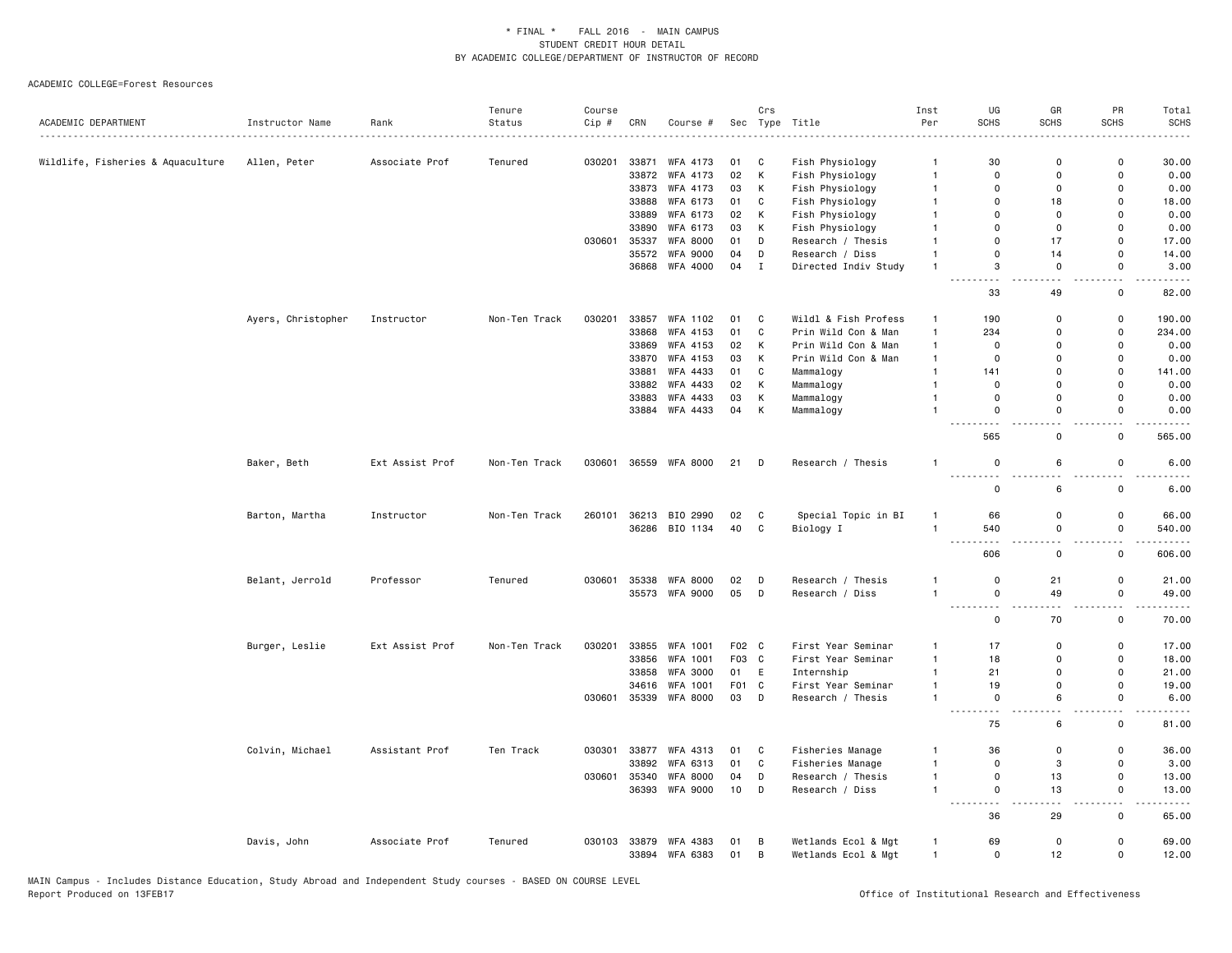\* FINAL \* FALL 2016 - MAIN CAMPUS
STUDENT CREDIT HOUR DETAIL
BY ACADEMIC COLLEGE/DEPARTMENT OF INSTRUCTOR OF RECORD

ACADEMIC COLLEGE=Forest Resources

| ACADEMIC DEPARTMENT | Instructor Name | Rank | Tenure Status | Course Cip # | CRN | Course # | Sec | Crs Type | Title | Inst Per | UG SCHS | GR SCHS | PR SCHS | Total SCHS |
|---|---|---|---|---|---|---|---|---|---|---|---|---|---|---|
| Wildlife, Fisheries & Aquaculture | Allen, Peter | Associate Prof | Tenured | 030201 | 33871 | WFA 4173 | 01 | C | Fish Physiology | 1 | 30 | 0 | 0 | 30.00 |
| | | | | | 33872 | WFA 4173 | 02 | K | Fish Physiology | 1 | 0 | 0 | 0 | 0.00 |
| | | | | | 33873 | WFA 4173 | 03 | K | Fish Physiology | 1 | 0 | 0 | 0 | 0.00 |
| | | | | | 33888 | WFA 6173 | 01 | C | Fish Physiology | 1 | 0 | 18 | 0 | 18.00 |
| | | | | | 33889 | WFA 6173 | 02 | K | Fish Physiology | 1 | 0 | 0 | 0 | 0.00 |
| | | | | | 33890 | WFA 6173 | 03 | K | Fish Physiology | 1 | 0 | 0 | 0 | 0.00 |
| | | | | 030601 | 35337 | WFA 8000 | 01 | D | Research / Thesis | 1 | 0 | 17 | 0 | 17.00 |
| | | | | | 35572 | WFA 9000 | 04 | D | Research / Diss | 1 | 0 | 14 | 0 | 14.00 |
| | | | | | 36868 | WFA 4000 | 04 | I | Directed Indiv Study | 1 | 3 | 0 | 0 | 3.00 |
| | | | | | | | | | | | 33 | 49 | 0 | 82.00 |
| | Ayers, Christopher | Instructor | Non-Ten Track | 030201 | 33857 | WFA 1102 | 01 | C | Wildl & Fish Profess | 1 | 190 | 0 | 0 | 190.00 |
| | | | | | 33868 | WFA 4153 | 01 | C | Prin Wild Con & Man | 1 | 234 | 0 | 0 | 234.00 |
| | | | | | 33869 | WFA 4153 | 02 | K | Prin Wild Con & Man | 1 | 0 | 0 | 0 | 0.00 |
| | | | | | 33870 | WFA 4153 | 03 | K | Prin Wild Con & Man | 1 | 0 | 0 | 0 | 0.00 |
| | | | | | 33881 | WFA 4433 | 01 | C | Mammalogy | 1 | 141 | 0 | 0 | 141.00 |
| | | | | | 33882 | WFA 4433 | 02 | K | Mammalogy | 1 | 0 | 0 | 0 | 0.00 |
| | | | | | 33883 | WFA 4433 | 03 | K | Mammalogy | 1 | 0 | 0 | 0 | 0.00 |
| | | | | | 33884 | WFA 4433 | 04 | K | Mammalogy | 1 | 0 | 0 | 0 | 0.00 |
| | | | | | | | | | | | 565 | 0 | 0 | 565.00 |
| | Baker, Beth | Ext Assist Prof | Non-Ten Track | 030601 | 36559 | WFA 8000 | 21 | D | Research / Thesis | 1 | 0 | 6 | 0 | 6.00 |
| | | | | | | | | | | | 0 | 6 | 0 | 6.00 |
| | Barton, Martha | Instructor | Non-Ten Track | 260101 | 36213 | BIO 2990 | 02 | C | Special Topic in BI | 1 | 66 | 0 | 0 | 66.00 |
| | | | | | 36286 | BIO 1134 | 40 | C | Biology I | 1 | 540 | 0 | 0 | 540.00 |
| | | | | | | | | | | | 606 | 0 | 0 | 606.00 |
| | Belant, Jerrold | Professor | Tenured | 030601 | 35338 | WFA 8000 | 02 | D | Research / Thesis | 1 | 0 | 21 | 0 | 21.00 |
| | | | | | 35573 | WFA 9000 | 05 | D | Research / Diss | 1 | 0 | 49 | 0 | 49.00 |
| | | | | | | | | | | | 0 | 70 | 0 | 70.00 |
| | Burger, Leslie | Ext Assist Prof | Non-Ten Track | 030201 | 33855 | WFA 1001 | F02 | C | First Year Seminar | 1 | 17 | 0 | 0 | 17.00 |
| | | | | | 33856 | WFA 1001 | F03 | C | First Year Seminar | 1 | 18 | 0 | 0 | 18.00 |
| | | | | | 33858 | WFA 3000 | 01 | E | Internship | 1 | 21 | 0 | 0 | 21.00 |
| | | | | | 34616 | WFA 1001 | F01 | C | First Year Seminar | 1 | 19 | 0 | 0 | 19.00 |
| | | | | 030601 | 35339 | WFA 8000 | 03 | D | Research / Thesis | 1 | 0 | 6 | 0 | 6.00 |
| | | | | | | | | | | | 75 | 6 | 0 | 81.00 |
| | Colvin, Michael | Assistant Prof | Ten Track | 030301 | 33877 | WFA 4313 | 01 | C | Fisheries Manage | 1 | 36 | 0 | 0 | 36.00 |
| | | | | | 33892 | WFA 6313 | 01 | C | Fisheries Manage | 1 | 0 | 3 | 0 | 3.00 |
| | | | | 030601 | 35340 | WFA 8000 | 04 | D | Research / Thesis | 1 | 0 | 13 | 0 | 13.00 |
| | | | | | 36393 | WFA 9000 | 10 | D | Research / Diss | 1 | 0 | 13 | 0 | 13.00 |
| | | | | | | | | | | | 36 | 29 | 0 | 65.00 |
| | Davis, John | Associate Prof | Tenured | 030103 | 33879 | WFA 4383 | 01 | B | Wetlands Ecol & Mgt | 1 | 69 | 0 | 0 | 69.00 |
| | | | | | 33894 | WFA 6383 | 01 | B | Wetlands Ecol & Mgt | 1 | 0 | 12 | 0 | 12.00 |

MAIN Campus - Includes Distance Education, Study Abroad and Independent Study courses - BASED ON COURSE LEVEL
Report Produced on 13FEB17

Office of Institutional Research and Effectiveness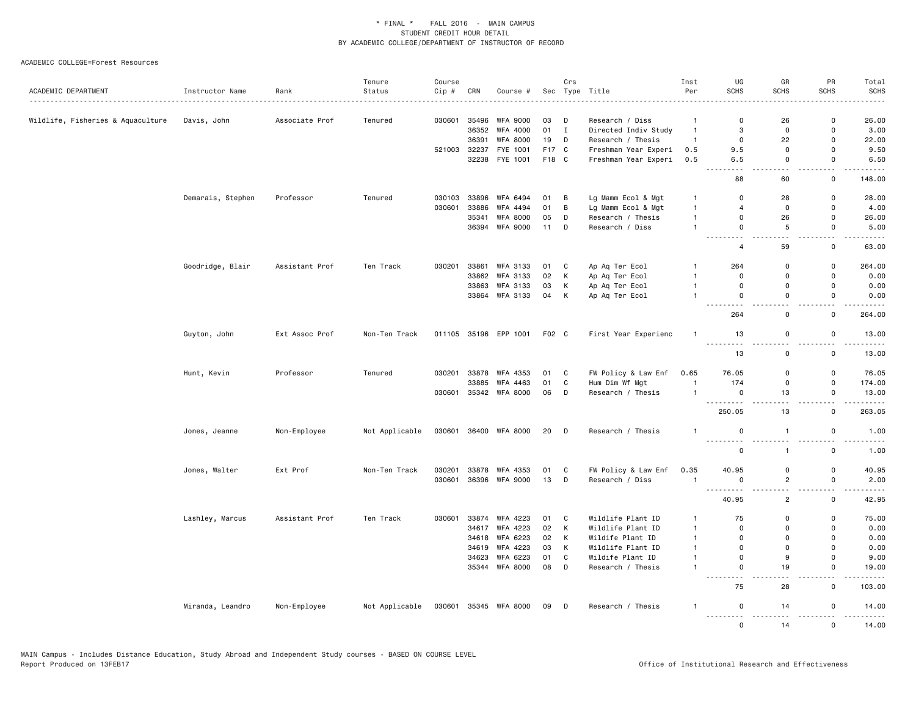\* FINAL \* FALL 2016 - MAIN CAMPUS
STUDENT CREDIT HOUR DETAIL
BY ACADEMIC COLLEGE/DEPARTMENT OF INSTRUCTOR OF RECORD

ACADEMIC COLLEGE=Forest Resources

| ACADEMIC DEPARTMENT | Instructor Name | Rank | Tenure Status | Course Cip # | CRN | Course # | Sec | Crs Type | Title | Inst Per | UG SCHS | GR SCHS | PR SCHS | Total SCHS |
|---|---|---|---|---|---|---|---|---|---|---|---|---|---|---|
| Wildlife, Fisheries & Aquaculture | Davis, John | Associate Prof | Tenured | 030601 | 35496 | WFA 9000 | 03 | D | Research / Diss | 1 | 0 | 26 | 0 | 26.00 |
| | | | | | 36352 | WFA 4000 | 01 | I | Directed Indiv Study | 1 | 3 | 0 | 0 | 3.00 |
| | | | | | 36391 | WFA 8000 | 19 | D | Research / Thesis | 1 | 0 | 22 | 0 | 22.00 |
| | | | | 521003 | 32237 | FYE 1001 | F17 | C | Freshman Year Experi | 0.5 | 9.5 | 0 | 0 | 9.50 |
| | | | | | 32238 | FYE 1001 | F18 | C | Freshman Year Experi | 0.5 | 6.5 | 0 | 0 | 6.50 |
| | | | | | | | | | | | 88 | 60 | 0 | 148.00 |
| | Demarais, Stephen | Professor | Tenured | 030103 | 33896 | WFA 6494 | 01 | B | Lg Mamm Ecol & Mgt | 1 | 0 | 28 | 0 | 28.00 |
| | | | | 030601 | 33886 | WFA 4494 | 01 | B | Lg Mamm Ecol & Mgt | 1 | 4 | 0 | 0 | 4.00 |
| | | | | | 35341 | WFA 8000 | 05 | D | Research / Thesis | 1 | 0 | 26 | 0 | 26.00 |
| | | | | | 36394 | WFA 9000 | 11 | D | Research / Diss | 1 | 0 | 5 | 0 | 5.00 |
| | | | | | | | | | | | 4 | 59 | 0 | 63.00 |
| | Goodridge, Blair | Assistant Prof | Ten Track | 030201 | 33861 | WFA 3133 | 01 | C | Ap Aq Ter Ecol | 1 | 264 | 0 | 0 | 264.00 |
| | | | | | 33862 | WFA 3133 | 02 | K | Ap Aq Ter Ecol | 1 | 0 | 0 | 0 | 0.00 |
| | | | | | 33863 | WFA 3133 | 03 | K | Ap Aq Ter Ecol | 1 | 0 | 0 | 0 | 0.00 |
| | | | | | 33864 | WFA 3133 | 04 | K | Ap Aq Ter Ecol | 1 | 0 | 0 | 0 | 0.00 |
| | | | | | | | | | | | 264 | 0 | 0 | 264.00 |
| | Guyton, John | Ext Assoc Prof | Non-Ten Track | 011105 | 35196 | EPP 1001 | F02 | C | First Year Experienc | 1 | 13 | 0 | 0 | 13.00 |
| | | | | | | | | | | | 13 | 0 | 0 | 13.00 |
| | Hunt, Kevin | Professor | Tenured | 030201 | 33878 | WFA 4353 | 01 | C | FW Policy & Law Enf | 0.65 | 76.05 | 0 | 0 | 76.05 |
| | | | | | 33885 | WFA 4463 | 01 | C | Hum Dim Wf Mgt | 1 | 174 | 0 | 0 | 174.00 |
| | | | | 030601 | 35342 | WFA 8000 | 06 | D | Research / Thesis | 1 | 0 | 13 | 0 | 13.00 |
| | | | | | | | | | | | 250.05 | 13 | 0 | 263.05 |
| | Jones, Jeanne | Non-Employee | Not Applicable | 030601 | 36400 | WFA 8000 | 20 | D | Research / Thesis | 1 | 0 | 1 | 0 | 1.00 |
| | | | | | | | | | | | 0 | 1 | 0 | 1.00 |
| | Jones, Walter | Ext Prof | Non-Ten Track | 030201 | 33878 | WFA 4353 | 01 | C | FW Policy & Law Enf | 0.35 | 40.95 | 0 | 0 | 40.95 |
| | | | | 030601 | 36396 | WFA 9000 | 13 | D | Research / Diss | 1 | 0 | 2 | 0 | 2.00 |
| | | | | | | | | | | | 40.95 | 2 | 0 | 42.95 |
| | Lashley, Marcus | Assistant Prof | Ten Track | 030601 | 33874 | WFA 4223 | 01 | C | Wildlife Plant ID | 1 | 75 | 0 | 0 | 75.00 |
| | | | | | 34617 | WFA 4223 | 02 | K | Wildlife Plant ID | 1 | 0 | 0 | 0 | 0.00 |
| | | | | | 34618 | WFA 6223 | 02 | K | Wildife Plant ID | 1 | 0 | 0 | 0 | 0.00 |
| | | | | | 34619 | WFA 4223 | 03 | K | Wildlife Plant ID | 1 | 0 | 0 | 0 | 0.00 |
| | | | | | 34623 | WFA 6223 | 01 | C | Wildife Plant ID | 1 | 0 | 9 | 0 | 9.00 |
| | | | | | 35344 | WFA 8000 | 08 | D | Research / Thesis | 1 | 0 | 19 | 0 | 19.00 |
| | | | | | | | | | | | 75 | 28 | 0 | 103.00 |
| | Miranda, Leandro | Non-Employee | Not Applicable | 030601 | 35345 | WFA 8000 | 09 | D | Research / Thesis | 1 | 0 | 14 | 0 | 14.00 |
| | | | | | | | | | | | 0 | 14 | 0 | 14.00 |

MAIN Campus - Includes Distance Education, Study Abroad and Independent Study courses - BASED ON COURSE LEVEL
Report Produced on 13FEB17 Office of Institutional Research and Effectiveness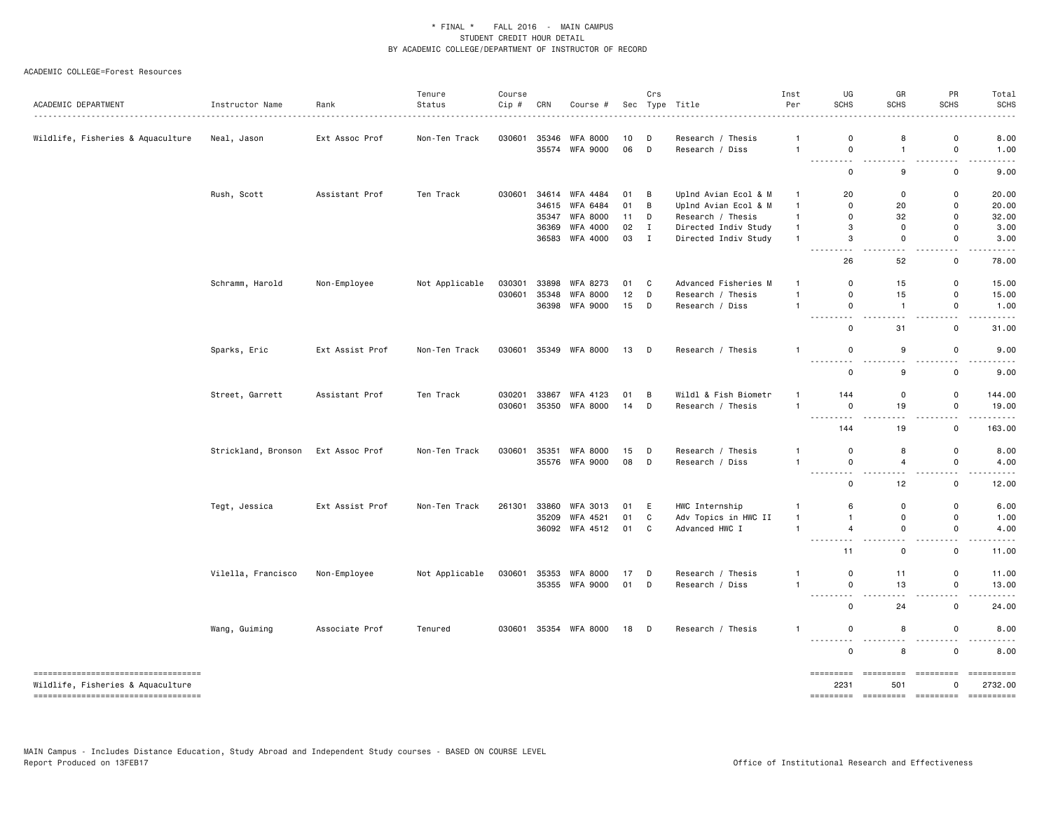\* FINAL \* FALL 2016 - MAIN CAMPUS
STUDENT CREDIT HOUR DETAIL
BY ACADEMIC COLLEGE/DEPARTMENT OF INSTRUCTOR OF RECORD

ACADEMIC COLLEGE=Forest Resources

| ACADEMIC DEPARTMENT | Instructor Name | Rank | Tenure Status | Course Cip # | CRN | Course # | Sec | Crs Type | Title | Inst Per | UG SCHS | GR SCHS | PR SCHS | Total SCHS |
|---|---|---|---|---|---|---|---|---|---|---|---|---|---|---|
| Wildlife, Fisheries & Aquaculture | Neal, Jason | Ext Assoc Prof | Non-Ten Track | 030601 | 35346 | WFA 8000 | 10 | D | Research / Thesis | 1 | 0 | 8 | 0 | 8.00 |
| | | | | | 35574 | WFA 9000 | 06 | D | Research / Diss | 1 | 0 | 1 | 0 | 1.00 |
| | | | | | | | | | | | 0 | 9 | 0 | 9.00 |
| | Rush, Scott | Assistant Prof | Ten Track | 030601 | 34614 | WFA 4484 | 01 | B | Uplnd Avian Ecol & M | 1 | 20 | 0 | 0 | 20.00 |
| | | | | | 34615 | WFA 6484 | 01 | B | Uplnd Avian Ecol & M | 1 | 0 | 20 | 0 | 20.00 |
| | | | | | 35347 | WFA 8000 | 11 | D | Research / Thesis | 1 | 0 | 32 | 0 | 32.00 |
| | | | | | 36369 | WFA 4000 | 02 | I | Directed Indiv Study | 1 | 3 | 0 | 0 | 3.00 |
| | | | | | 36583 | WFA 4000 | 03 | I | Directed Indiv Study | 1 | 3 | 0 | 0 | 3.00 |
| | | | | | | | | | | | 26 | 52 | 0 | 78.00 |
| | Schramm, Harold | Non-Employee | Not Applicable | 030301 | 33898 | WFA 8273 | 01 | C | Advanced Fisheries M | 1 | 0 | 15 | 0 | 15.00 |
| | | | | 030601 | 35348 | WFA 8000 | 12 | D | Research / Thesis | 1 | 0 | 15 | 0 | 15.00 |
| | | | | | 36398 | WFA 9000 | 15 | D | Research / Diss | 1 | 0 | 1 | 0 | 1.00 |
| | | | | | | | | | | | 0 | 31 | 0 | 31.00 |
| | Sparks, Eric | Ext Assist Prof | Non-Ten Track | 030601 | 35349 | WFA 8000 | 13 | D | Research / Thesis | 1 | 0 | 9 | 0 | 9.00 |
| | | | | | | | | | | | 0 | 9 | 0 | 9.00 |
| | Street, Garrett | Assistant Prof | Ten Track | 030201 | 33867 | WFA 4123 | 01 | B | Wildl & Fish Biometr | 1 | 144 | 0 | 0 | 144.00 |
| | | | | 030601 | 35350 | WFA 8000 | 14 | D | Research / Thesis | 1 | 0 | 19 | 0 | 19.00 |
| | | | | | | | | | | | 144 | 19 | 0 | 163.00 |
| | Strickland, Bronson | Ext Assoc Prof | Non-Ten Track | 030601 | 35351 | WFA 8000 | 15 | D | Research / Thesis | 1 | 0 | 8 | 0 | 8.00 |
| | | | | | 35576 | WFA 9000 | 08 | D | Research / Diss | 1 | 0 | 4 | 0 | 4.00 |
| | | | | | | | | | | | 0 | 12 | 0 | 12.00 |
| | Tegt, Jessica | Ext Assist Prof | Non-Ten Track | 261301 | 33860 | WFA 3013 | 01 | E | HWC Internship | 1 | 6 | 0 | 0 | 6.00 |
| | | | | | 35209 | WFA 4521 | 01 | C | Adv Topics in HWC II | 1 | 1 | 0 | 0 | 1.00 |
| | | | | | 36092 | WFA 4512 | 01 | C | Advanced HWC I | 1 | 4 | 0 | 0 | 4.00 |
| | | | | | | | | | | | 11 | 0 | 0 | 11.00 |
| | Vilella, Francisco | Non-Employee | Not Applicable | 030601 | 35353 | WFA 8000 | 17 | D | Research / Thesis | 1 | 0 | 11 | 0 | 11.00 |
| | | | | | 35355 | WFA 9000 | 01 | D | Research / Diss | 1 | 0 | 13 | 0 | 13.00 |
| | | | | | | | | | | | 0 | 24 | 0 | 24.00 |
| | Wang, Guiming | Associate Prof | Tenured | 030601 | 35354 | WFA 8000 | 18 | D | Research / Thesis | 1 | 0 | 8 | 0 | 8.00 |
| | | | | | | | | | | | 0 | 8 | 0 | 8.00 |
| Wildlife, Fisheries & Aquaculture | | | | | | | | | | | 2231 | 501 | 0 | 2732.00 |

MAIN Campus - Includes Distance Education, Study Abroad and Independent Study courses - BASED ON COURSE LEVEL
Report Produced on 13FEB17

Office of Institutional Research and Effectiveness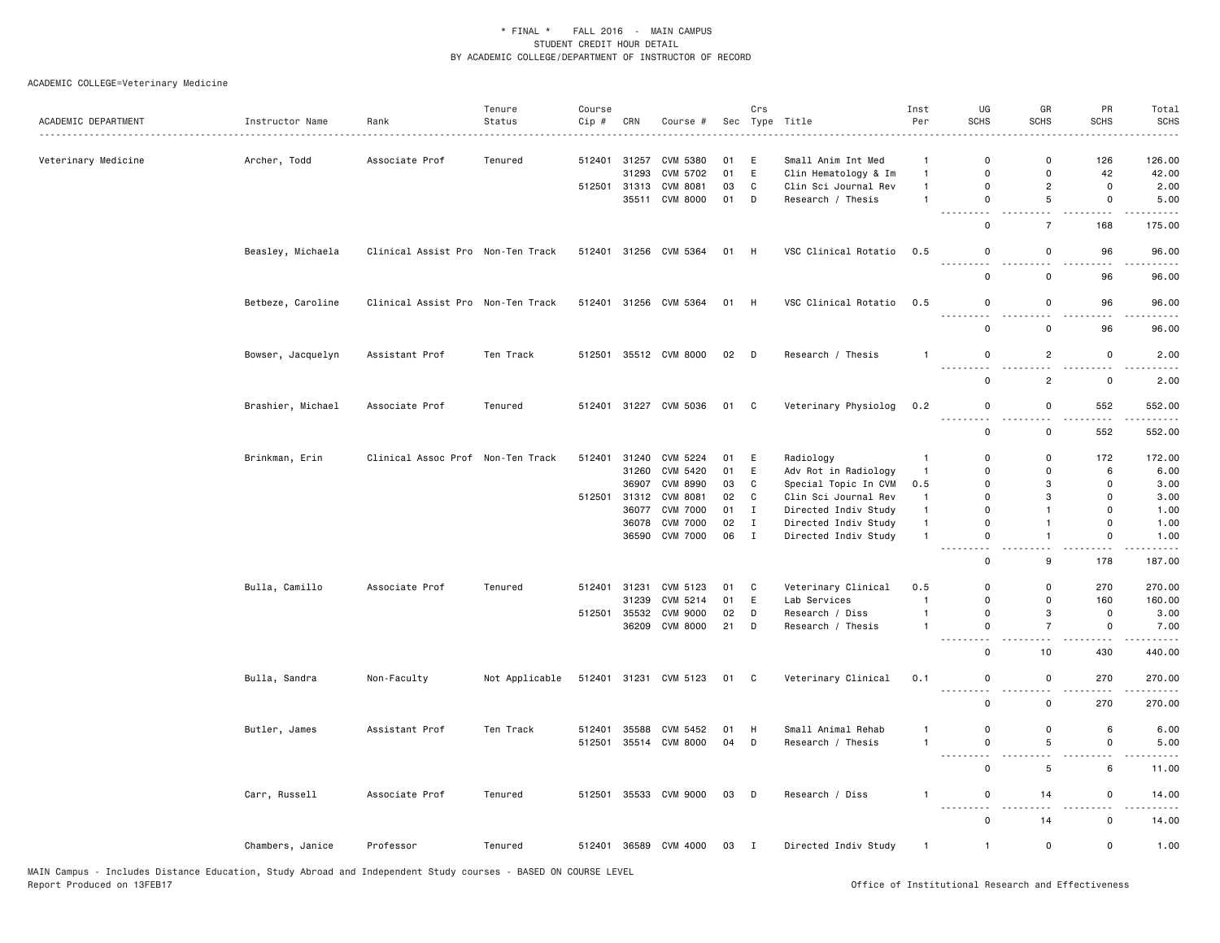\* FINAL \* FALL 2016 - MAIN CAMPUS
STUDENT CREDIT HOUR DETAIL
BY ACADEMIC COLLEGE/DEPARTMENT OF INSTRUCTOR OF RECORD

ACADEMIC COLLEGE=Veterinary Medicine

| ACADEMIC DEPARTMENT | Instructor Name | Rank | Tenure Status | Course Cip # | CRN | Course # | Sec | Crs Type | Title | Inst Per | UG SCHS | GR SCHS | PR SCHS | Total SCHS |
|---|---|---|---|---|---|---|---|---|---|---|---|---|---|---|
| Veterinary Medicine | Archer, Todd | Associate Prof | Tenured | 512401 | 31257 | CVM 5380 | 01 | E | Small Anim Int Med | 1 | 0 | 0 | 126 | 126.00 |
| | | | | | 31293 | CVM 5702 | 01 | E | Clin Hematology & Im | 1 | 0 | 0 | 42 | 42.00 |
| | | | | 512501 | 31313 | CVM 8081 | 03 | C | Clin Sci Journal Rev | 1 | 0 | 2 | 0 | 2.00 |
| | | | | | 35511 | CVM 8000 | 01 | D | Research / Thesis | 1 | 0 | 5 | 0 | 5.00 |
| | | | | | | | | | | | 0 | 7 | 168 | 175.00 |
| | Beasley, Michaela | Clinical Assist Pro | Non-Ten Track | 512401 | 31256 | CVM 5364 | 01 | H | VSC Clinical Rotatio | 0.5 | 0 | 0 | 96 | 96.00 |
| | | | | | | | | | | | 0 | 0 | 96 | 96.00 |
| | Betbeze, Caroline | Clinical Assist Pro | Non-Ten Track | 512401 | 31256 | CVM 5364 | 01 | H | VSC Clinical Rotatio | 0.5 | 0 | 0 | 96 | 96.00 |
| | | | | | | | | | | | 0 | 0 | 96 | 96.00 |
| | Bowser, Jacquelyn | Assistant Prof | Ten Track | 512501 | 35512 | CVM 8000 | 02 | D | Research / Thesis | 1 | 0 | 2 | 0 | 2.00 |
| | | | | | | | | | | | 0 | 2 | 0 | 2.00 |
| | Brashier, Michael | Associate Prof | Tenured | 512401 | 31227 | CVM 5036 | 01 | C | Veterinary Physiolog | 0.2 | 0 | 0 | 552 | 552.00 |
| | | | | | | | | | | | 0 | 0 | 552 | 552.00 |
| | Brinkman, Erin | Clinical Assoc Prof | Non-Ten Track | 512401 | 31240 | CVM 5224 | 01 | E | Radiology | 1 | 0 | 0 | 172 | 172.00 |
| | | | | | 31260 | CVM 5420 | 01 | E | Adv Rot in Radiology | 1 | 0 | 0 | 6 | 6.00 |
| | | | | | 36907 | CVM 8990 | 03 | C | Special Topic In CVM | 0.5 | 0 | 3 | 0 | 3.00 |
| | | | | 512501 | 31312 | CVM 8081 | 02 | C | Clin Sci Journal Rev | 1 | 0 | 3 | 0 | 3.00 |
| | | | | | 36077 | CVM 7000 | 01 | I | Directed Indiv Study | 1 | 0 | 1 | 0 | 1.00 |
| | | | | | 36078 | CVM 7000 | 02 | I | Directed Indiv Study | 1 | 0 | 1 | 0 | 1.00 |
| | | | | | 36590 | CVM 7000 | 06 | I | Directed Indiv Study | 1 | 0 | 1 | 0 | 1.00 |
| | | | | | | | | | | | 0 | 9 | 178 | 187.00 |
| | Bulla, Camillo | Associate Prof | Tenured | 512401 | 31231 | CVM 5123 | 01 | C | Veterinary Clinical | 0.5 | 0 | 0 | 270 | 270.00 |
| | | | | | 31239 | CVM 5214 | 01 | E | Lab Services | 1 | 0 | 0 | 160 | 160.00 |
| | | | | 512501 | 35532 | CVM 9000 | 02 | D | Research / Diss | 1 | 0 | 3 | 0 | 3.00 |
| | | | | | 36209 | CVM 8000 | 21 | D | Research / Thesis | 1 | 0 | 7 | 0 | 7.00 |
| | | | | | | | | | | | 0 | 10 | 430 | 440.00 |
| | Bulla, Sandra | Non-Faculty | Not Applicable | 512401 | 31231 | CVM 5123 | 01 | C | Veterinary Clinical | 0.1 | 0 | 0 | 270 | 270.00 |
| | | | | | | | | | | | 0 | 0 | 270 | 270.00 |
| | Butler, James | Assistant Prof | Ten Track | 512401 | 35588 | CVM 5452 | 01 | H | Small Animal Rehab | 1 | 0 | 0 | 6 | 6.00 |
| | | | | 512501 | 35514 | CVM 8000 | 04 | D | Research / Thesis | 1 | 0 | 5 | 0 | 5.00 |
| | | | | | | | | | | | 0 | 5 | 6 | 11.00 |
| | Carr, Russell | Associate Prof | Tenured | 512501 | 35533 | CVM 9000 | 03 | D | Research / Diss | 1 | 0 | 14 | 0 | 14.00 |
| | | | | | | | | | | | 0 | 14 | 0 | 14.00 |
| | Chambers, Janice | Professor | Tenured | 512401 | 36589 | CVM 4000 | 03 | I | Directed Indiv Study | 1 | 1 | 0 | 0 | 1.00 |

MAIN Campus - Includes Distance Education, Study Abroad and Independent Study courses - BASED ON COURSE LEVEL
Report Produced on 13FEB17 — Office of Institutional Research and Effectiveness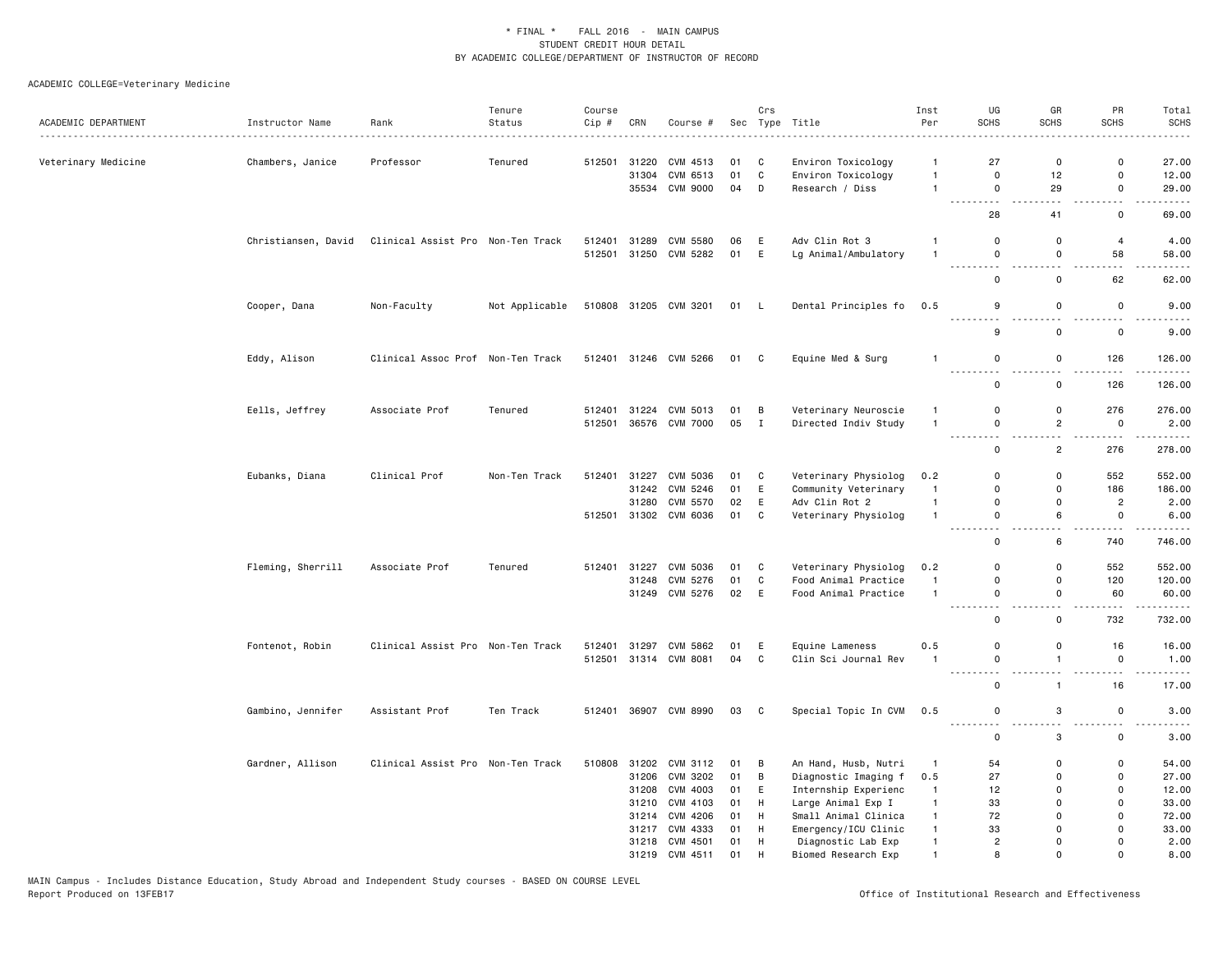\* FINAL \* FALL 2016 - MAIN CAMPUS
STUDENT CREDIT HOUR DETAIL
BY ACADEMIC COLLEGE/DEPARTMENT OF INSTRUCTOR OF RECORD

ACADEMIC COLLEGE=Veterinary Medicine

| ACADEMIC DEPARTMENT | Instructor Name | Rank | Tenure Status | Course Cip # | CRN | Course # | Sec | Crs Type | Title | Inst Per | UG SCHS | GR SCHS | PR SCHS | Total SCHS |
|---|---|---|---|---|---|---|---|---|---|---|---|---|---|---|
| Veterinary Medicine | Chambers, Janice | Professor | Tenured | 512501 | 31220 | CVM 4513 | 01 | C | Environ Toxicology | 1 | 27 | 0 | 0 | 27.00 |
| | | | | | 31304 | CVM 6513 | 01 | C | Environ Toxicology | 1 | 0 | 12 | 0 | 12.00 |
| | | | | | 35534 | CVM 9000 | 04 | D | Research / Diss | 1 | 0 | 29 | 0 | 29.00 |
| | | | | | | | | | | | 28 | 41 | 0 | 69.00 |
| | Christiansen, David | Clinical Assist Pro | Non-Ten Track | 512401 | 31289 | CVM 5580 | 06 | E | Adv Clin Rot 3 | 1 | 0 | 0 | 4 | 4.00 |
| | | | | 512501 | 31250 | CVM 5282 | 01 | E | Lg Animal/Ambulatory | 1 | 0 | 0 | 58 | 58.00 |
| | | | | | | | | | | | 0 | 0 | 62 | 62.00 |
| | Cooper, Dana | Non-Faculty | Not Applicable | 510808 | 31205 | CVM 3201 | 01 | L | Dental Principles fo | 0.5 | 9 | 0 | 0 | 9.00 |
| | | | | | | | | | | | 9 | 0 | 0 | 9.00 |
| | Eddy, Alison | Clinical Assoc Prof | Non-Ten Track | 512401 | 31246 | CVM 5266 | 01 | C | Equine Med & Surg | 1 | 0 | 0 | 126 | 126.00 |
| | | | | | | | | | | | 0 | 0 | 126 | 126.00 |
| | Eells, Jeffrey | Associate Prof | Tenured | 512401 | 31224 | CVM 5013 | 01 | B | Veterinary Neuroscie | 1 | 0 | 0 | 276 | 276.00 |
| | | | | 512501 | 36576 | CVM 7000 | 05 | I | Directed Indiv Study | 1 | 0 | 2 | 0 | 2.00 |
| | | | | | | | | | | | 0 | 2 | 276 | 278.00 |
| | Eubanks, Diana | Clinical Prof | Non-Ten Track | 512401 | 31227 | CVM 5036 | 01 | C | Veterinary Physiolog | 0.2 | 0 | 0 | 552 | 552.00 |
| | | | | | 31242 | CVM 5246 | 01 | E | Community Veterinary | 1 | 0 | 0 | 186 | 186.00 |
| | | | | | 31280 | CVM 5570 | 02 | E | Adv Clin Rot 2 | 1 | 0 | 0 | 2 | 2.00 |
| | | | | 512501 | 31302 | CVM 6036 | 01 | C | Veterinary Physiolog | 1 | 0 | 6 | 0 | 6.00 |
| | | | | | | | | | | | 0 | 6 | 740 | 746.00 |
| | Fleming, Sherrill | Associate Prof | Tenured | 512401 | 31227 | CVM 5036 | 01 | C | Veterinary Physiolog | 0.2 | 0 | 0 | 552 | 552.00 |
| | | | | | 31248 | CVM 5276 | 01 | C | Food Animal Practice | 1 | 0 | 0 | 120 | 120.00 |
| | | | | | 31249 | CVM 5276 | 02 | E | Food Animal Practice | 1 | 0 | 0 | 60 | 60.00 |
| | | | | | | | | | | | 0 | 0 | 732 | 732.00 |
| | Fontenot, Robin | Clinical Assist Pro | Non-Ten Track | 512401 | 31297 | CVM 5862 | 01 | E | Equine Lameness | 0.5 | 0 | 0 | 16 | 16.00 |
| | | | | 512501 | 31314 | CVM 8081 | 04 | C | Clin Sci Journal Rev | 1 | 0 | 1 | 0 | 1.00 |
| | | | | | | | | | | | 0 | 1 | 16 | 17.00 |
| | Gambino, Jennifer | Assistant Prof | Ten Track | 512401 | 36907 | CVM 8990 | 03 | C | Special Topic In CVM | 0.5 | 0 | 3 | 0 | 3.00 |
| | | | | | | | | | | | 0 | 3 | 0 | 3.00 |
| | Gardner, Allison | Clinical Assist Pro | Non-Ten Track | 510808 | 31202 | CVM 3112 | 01 | B | An Hand, Husb, Nutri | 1 | 54 | 0 | 0 | 54.00 |
| | | | | | 31206 | CVM 3202 | 01 | B | Diagnostic Imaging f | 0.5 | 27 | 0 | 0 | 27.00 |
| | | | | | 31208 | CVM 4003 | 01 | E | Internship Experienc | 1 | 12 | 0 | 0 | 12.00 |
| | | | | | 31210 | CVM 4103 | 01 | H | Large Animal Exp I | 1 | 33 | 0 | 0 | 33.00 |
| | | | | | 31214 | CVM 4206 | 01 | H | Small Animal Clinica | 1 | 72 | 0 | 0 | 72.00 |
| | | | | | 31217 | CVM 4333 | 01 | H | Emergency/ICU Clinic | 1 | 33 | 0 | 0 | 33.00 |
| | | | | | 31218 | CVM 4501 | 01 | H | Diagnostic Lab Exp | 1 | 2 | 0 | 0 | 2.00 |
| | | | | | 31219 | CVM 4511 | 01 | H | Biomed Research Exp | 1 | 8 | 0 | 0 | 8.00 |

MAIN Campus - Includes Distance Education, Study Abroad and Independent Study courses - BASED ON COURSE LEVEL
Report Produced on 13FEB17

Office of Institutional Research and Effectiveness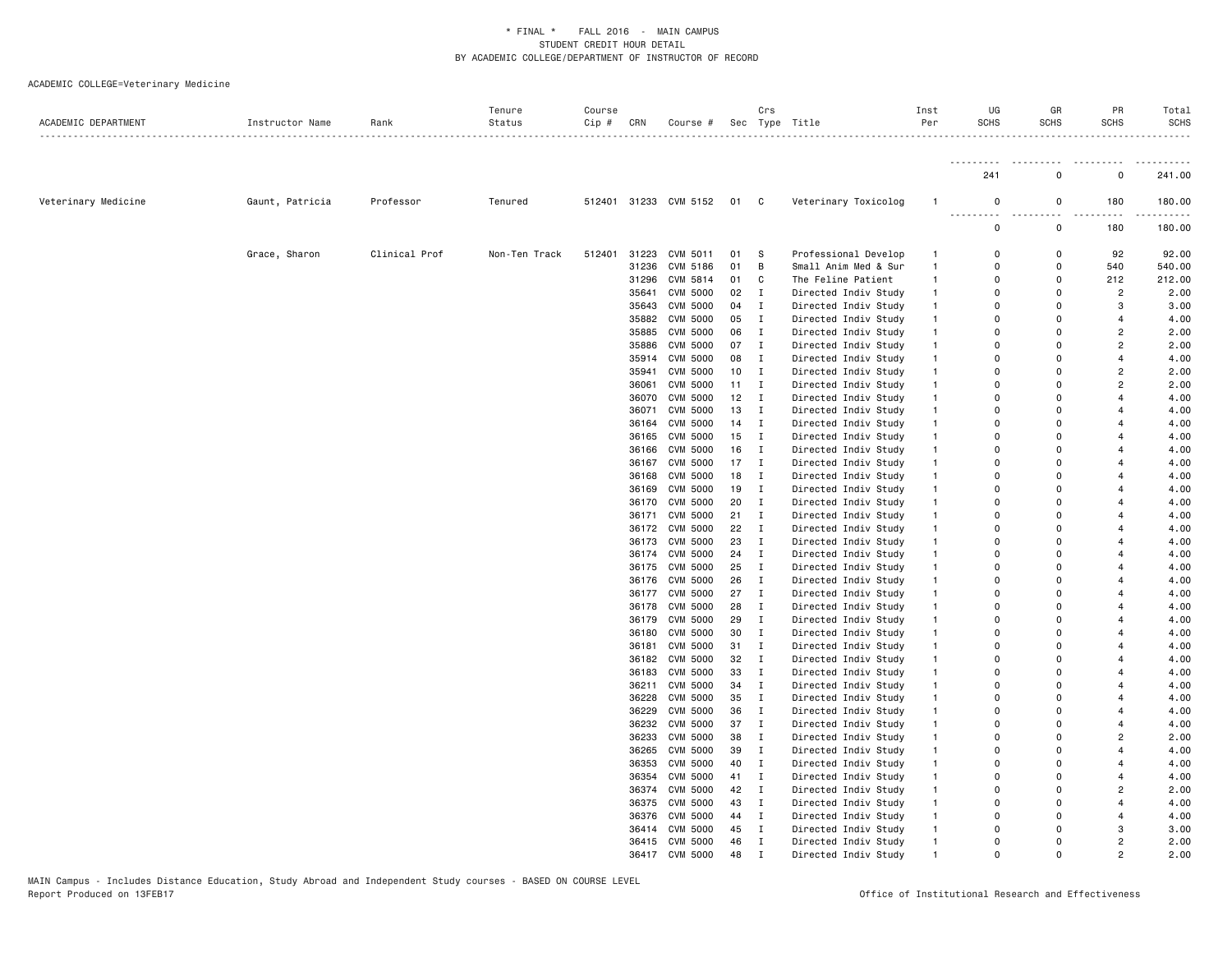\* FINAL \* FALL 2016 - MAIN CAMPUS
STUDENT CREDIT HOUR DETAIL
BY ACADEMIC COLLEGE/DEPARTMENT OF INSTRUCTOR OF RECORD

ACADEMIC COLLEGE=Veterinary Medicine

| ACADEMIC DEPARTMENT | Instructor Name | Rank | Tenure Status | Course Cip # | CRN | Course # | Sec | Crs Type | Title | Inst Per | UG SCHS | GR SCHS | PR SCHS | Total SCHS |
|---|---|---|---|---|---|---|---|---|---|---|---|---|---|---|
| | | | | | | | | | | | 241 | 0 | 0 | 241.00 |
| Veterinary Medicine | Gaunt, Patricia | Professor | Tenured | 512401 | 31233 | CVM 5152 | 01 | C | Veterinary Toxicolog | 1 | 0 | 0 | 180 | 180.00 |
| | | | | | | | | | | | 0 | 0 | 180 | 180.00 |
| | Grace, Sharon | Clinical Prof | Non-Ten Track | 512401 | 31223 | CVM 5011 | 01 | S | Professional Develop | 1 | 0 | 0 | 92 | 92.00 |
| | | | | | 31236 | CVM 5186 | 01 | B | Small Anim Med & Sur | 1 | 0 | 0 | 540 | 540.00 |
| | | | | | 31296 | CVM 5814 | 01 | C | The Feline Patient | 1 | 0 | 0 | 212 | 212.00 |
| | | | | | 35641 | CVM 5000 | 02 | I | Directed Indiv Study | 1 | 0 | 0 | 2 | 2.00 |
| | | | | | 35643 | CVM 5000 | 04 | I | Directed Indiv Study | 1 | 0 | 0 | 3 | 3.00 |
| | | | | | 35882 | CVM 5000 | 05 | I | Directed Indiv Study | 1 | 0 | 0 | 4 | 4.00 |
| | | | | | 35885 | CVM 5000 | 06 | I | Directed Indiv Study | 1 | 0 | 0 | 2 | 2.00 |
| | | | | | 35886 | CVM 5000 | 07 | I | Directed Indiv Study | 1 | 0 | 0 | 2 | 2.00 |
| | | | | | 35914 | CVM 5000 | 08 | I | Directed Indiv Study | 1 | 0 | 0 | 4 | 4.00 |
| | | | | | 35941 | CVM 5000 | 10 | I | Directed Indiv Study | 1 | 0 | 0 | 2 | 2.00 |
| | | | | | 36061 | CVM 5000 | 11 | I | Directed Indiv Study | 1 | 0 | 0 | 2 | 2.00 |
| | | | | | 36070 | CVM 5000 | 12 | I | Directed Indiv Study | 1 | 0 | 0 | 4 | 4.00 |
| | | | | | 36071 | CVM 5000 | 13 | I | Directed Indiv Study | 1 | 0 | 0 | 4 | 4.00 |
| | | | | | 36164 | CVM 5000 | 14 | I | Directed Indiv Study | 1 | 0 | 0 | 4 | 4.00 |
| | | | | | 36165 | CVM 5000 | 15 | I | Directed Indiv Study | 1 | 0 | 0 | 4 | 4.00 |
| | | | | | 36166 | CVM 5000 | 16 | I | Directed Indiv Study | 1 | 0 | 0 | 4 | 4.00 |
| | | | | | 36167 | CVM 5000 | 17 | I | Directed Indiv Study | 1 | 0 | 0 | 4 | 4.00 |
| | | | | | 36168 | CVM 5000 | 18 | I | Directed Indiv Study | 1 | 0 | 0 | 4 | 4.00 |
| | | | | | 36169 | CVM 5000 | 19 | I | Directed Indiv Study | 1 | 0 | 0 | 4 | 4.00 |
| | | | | | 36170 | CVM 5000 | 20 | I | Directed Indiv Study | 1 | 0 | 0 | 4 | 4.00 |
| | | | | | 36171 | CVM 5000 | 21 | I | Directed Indiv Study | 1 | 0 | 0 | 4 | 4.00 |
| | | | | | 36172 | CVM 5000 | 22 | I | Directed Indiv Study | 1 | 0 | 0 | 4 | 4.00 |
| | | | | | 36173 | CVM 5000 | 23 | I | Directed Indiv Study | 1 | 0 | 0 | 4 | 4.00 |
| | | | | | 36174 | CVM 5000 | 24 | I | Directed Indiv Study | 1 | 0 | 0 | 4 | 4.00 |
| | | | | | 36175 | CVM 5000 | 25 | I | Directed Indiv Study | 1 | 0 | 0 | 4 | 4.00 |
| | | | | | 36176 | CVM 5000 | 26 | I | Directed Indiv Study | 1 | 0 | 0 | 4 | 4.00 |
| | | | | | 36177 | CVM 5000 | 27 | I | Directed Indiv Study | 1 | 0 | 0 | 4 | 4.00 |
| | | | | | 36178 | CVM 5000 | 28 | I | Directed Indiv Study | 1 | 0 | 0 | 4 | 4.00 |
| | | | | | 36179 | CVM 5000 | 29 | I | Directed Indiv Study | 1 | 0 | 0 | 4 | 4.00 |
| | | | | | 36180 | CVM 5000 | 30 | I | Directed Indiv Study | 1 | 0 | 0 | 4 | 4.00 |
| | | | | | 36181 | CVM 5000 | 31 | I | Directed Indiv Study | 1 | 0 | 0 | 4 | 4.00 |
| | | | | | 36182 | CVM 5000 | 32 | I | Directed Indiv Study | 1 | 0 | 0 | 4 | 4.00 |
| | | | | | 36183 | CVM 5000 | 33 | I | Directed Indiv Study | 1 | 0 | 0 | 4 | 4.00 |
| | | | | | 36211 | CVM 5000 | 34 | I | Directed Indiv Study | 1 | 0 | 0 | 4 | 4.00 |
| | | | | | 36228 | CVM 5000 | 35 | I | Directed Indiv Study | 1 | 0 | 0 | 4 | 4.00 |
| | | | | | 36229 | CVM 5000 | 36 | I | Directed Indiv Study | 1 | 0 | 0 | 4 | 4.00 |
| | | | | | 36232 | CVM 5000 | 37 | I | Directed Indiv Study | 1 | 0 | 0 | 4 | 4.00 |
| | | | | | 36233 | CVM 5000 | 38 | I | Directed Indiv Study | 1 | 0 | 0 | 2 | 2.00 |
| | | | | | 36265 | CVM 5000 | 39 | I | Directed Indiv Study | 1 | 0 | 0 | 4 | 4.00 |
| | | | | | 36353 | CVM 5000 | 40 | I | Directed Indiv Study | 1 | 0 | 0 | 4 | 4.00 |
| | | | | | 36354 | CVM 5000 | 41 | I | Directed Indiv Study | 1 | 0 | 0 | 4 | 4.00 |
| | | | | | 36374 | CVM 5000 | 42 | I | Directed Indiv Study | 1 | 0 | 0 | 2 | 2.00 |
| | | | | | 36375 | CVM 5000 | 43 | I | Directed Indiv Study | 1 | 0 | 0 | 4 | 4.00 |
| | | | | | 36376 | CVM 5000 | 44 | I | Directed Indiv Study | 1 | 0 | 0 | 4 | 4.00 |
| | | | | | 36414 | CVM 5000 | 45 | I | Directed Indiv Study | 1 | 0 | 0 | 3 | 3.00 |
| | | | | | 36415 | CVM 5000 | 46 | I | Directed Indiv Study | 1 | 0 | 0 | 2 | 2.00 |
| | | | | | 36417 | CVM 5000 | 48 | I | Directed Indiv Study | 1 | 0 | 0 | 2 | 2.00 |

MAIN Campus - Includes Distance Education, Study Abroad and Independent Study courses - BASED ON COURSE LEVEL
Report Produced on 13FEB17

Office of Institutional Research and Effectiveness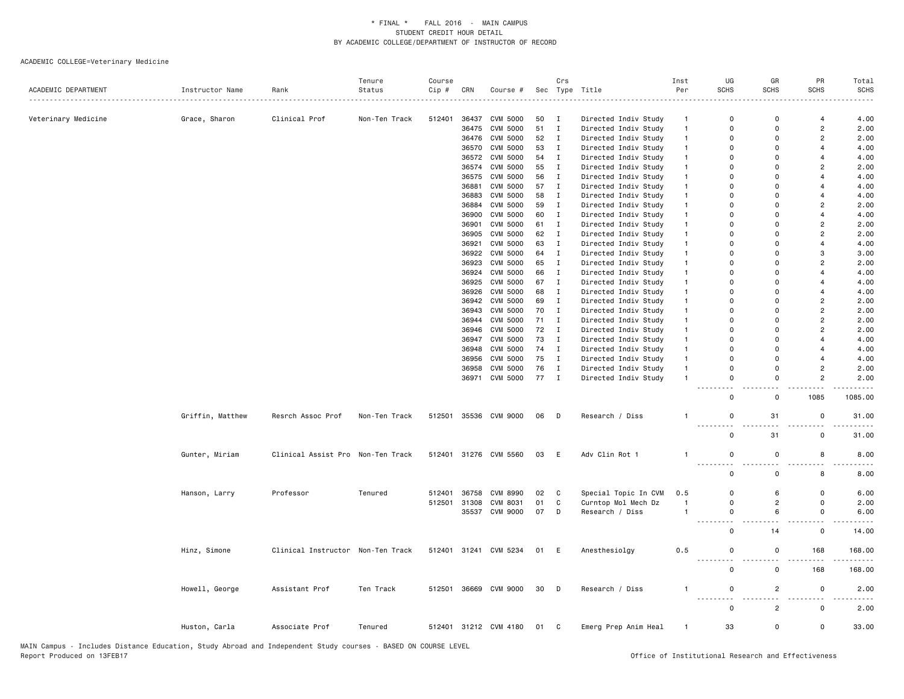\* FINAL \* FALL 2016 - MAIN CAMPUS
STUDENT CREDIT HOUR DETAIL
BY ACADEMIC COLLEGE/DEPARTMENT OF INSTRUCTOR OF RECORD

ACADEMIC COLLEGE=Veterinary Medicine

| ACADEMIC DEPARTMENT | Instructor Name | Rank | Tenure Status | Course Cip # | CRN | Course # | Sec | Crs Type | Title | Inst Per | UG SCHS | GR SCHS | PR SCHS | Total SCHS |
|---|---|---|---|---|---|---|---|---|---|---|---|---|---|---|
| Veterinary Medicine | Grace, Sharon | Clinical Prof | Non-Ten Track | 512401 | 36437 | CVM 5000 | 50 | I | Directed Indiv Study | 1 | 0 | 0 | 4 | 4.00 |
| | | | | | 36475 | CVM 5000 | 51 | I | Directed Indiv Study | 1 | 0 | 0 | 2 | 2.00 |
| | | | | | 36476 | CVM 5000 | 52 | I | Directed Indiv Study | 1 | 0 | 0 | 2 | 2.00 |
| | | | | | 36570 | CVM 5000 | 53 | I | Directed Indiv Study | 1 | 0 | 0 | 4 | 4.00 |
| | | | | | 36572 | CVM 5000 | 54 | I | Directed Indiv Study | 1 | 0 | 0 | 4 | 4.00 |
| | | | | | 36574 | CVM 5000 | 55 | I | Directed Indiv Study | 1 | 0 | 0 | 2 | 2.00 |
| | | | | | 36575 | CVM 5000 | 56 | I | Directed Indiv Study | 1 | 0 | 0 | 4 | 4.00 |
| | | | | | 36881 | CVM 5000 | 57 | I | Directed Indiv Study | 1 | 0 | 0 | 4 | 4.00 |
| | | | | | 36883 | CVM 5000 | 58 | I | Directed Indiv Study | 1 | 0 | 0 | 4 | 4.00 |
| | | | | | 36884 | CVM 5000 | 59 | I | Directed Indiv Study | 1 | 0 | 0 | 2 | 2.00 |
| | | | | | 36900 | CVM 5000 | 60 | I | Directed Indiv Study | 1 | 0 | 0 | 4 | 4.00 |
| | | | | | 36901 | CVM 5000 | 61 | I | Directed Indiv Study | 1 | 0 | 0 | 2 | 2.00 |
| | | | | | 36905 | CVM 5000 | 62 | I | Directed Indiv Study | 1 | 0 | 0 | 2 | 2.00 |
| | | | | | 36921 | CVM 5000 | 63 | I | Directed Indiv Study | 1 | 0 | 0 | 4 | 4.00 |
| | | | | | 36922 | CVM 5000 | 64 | I | Directed Indiv Study | 1 | 0 | 0 | 3 | 3.00 |
| | | | | | 36923 | CVM 5000 | 65 | I | Directed Indiv Study | 1 | 0 | 0 | 2 | 2.00 |
| | | | | | 36924 | CVM 5000 | 66 | I | Directed Indiv Study | 1 | 0 | 0 | 4 | 4.00 |
| | | | | | 36925 | CVM 5000 | 67 | I | Directed Indiv Study | 1 | 0 | 0 | 4 | 4.00 |
| | | | | | 36926 | CVM 5000 | 68 | I | Directed Indiv Study | 1 | 0 | 0 | 4 | 4.00 |
| | | | | | 36942 | CVM 5000 | 69 | I | Directed Indiv Study | 1 | 0 | 0 | 2 | 2.00 |
| | | | | | 36943 | CVM 5000 | 70 | I | Directed Indiv Study | 1 | 0 | 0 | 2 | 2.00 |
| | | | | | 36944 | CVM 5000 | 71 | I | Directed Indiv Study | 1 | 0 | 0 | 2 | 2.00 |
| | | | | | 36946 | CVM 5000 | 72 | I | Directed Indiv Study | 1 | 0 | 0 | 2 | 2.00 |
| | | | | | 36947 | CVM 5000 | 73 | I | Directed Indiv Study | 1 | 0 | 0 | 4 | 4.00 |
| | | | | | 36948 | CVM 5000 | 74 | I | Directed Indiv Study | 1 | 0 | 0 | 4 | 4.00 |
| | | | | | 36956 | CVM 5000 | 75 | I | Directed Indiv Study | 1 | 0 | 0 | 4 | 4.00 |
| | | | | | 36958 | CVM 5000 | 76 | I | Directed Indiv Study | 1 | 0 | 0 | 2 | 2.00 |
| | | | | | 36971 | CVM 5000 | 77 | I | Directed Indiv Study | 1 | 0 | 0 | 2 | 2.00 |
| | | | | | | | | | | | 0 | 0 | 1085 | 1085.00 |
| | Griffin, Matthew | Resrch Assoc Prof | Non-Ten Track | 512501 | 35536 | CVM 9000 | 06 | D | Research / Diss | 1 | 0 | 31 | 0 | 31.00 |
| | | | | | | | | | | | 0 | 31 | 0 | 31.00 |
| | Gunter, Miriam | Clinical Assist Pro | Non-Ten Track | 512401 | 31276 | CVM 5560 | 03 | E | Adv Clin Rot 1 | 1 | 0 | 0 | 8 | 8.00 |
| | | | | | | | | | | | 0 | 0 | 8 | 8.00 |
| | Hanson, Larry | Professor | Tenured | 512401 | 36758 | CVM 8990 | 02 | C | Special Topic In CVM | 0.5 | 0 | 6 | 0 | 6.00 |
| | | | | 512501 | 31308 | CVM 8031 | 01 | C | Curntop Mol Mech Dz | 1 | 0 | 2 | 0 | 2.00 |
| | | | | | 35537 | CVM 9000 | 07 | D | Research / Diss | 1 | 0 | 6 | 0 | 6.00 |
| | | | | | | | | | | | 0 | 14 | 0 | 14.00 |
| | Hinz, Simone | Clinical Instructor | Non-Ten Track | 512401 | 31241 | CVM 5234 | 01 | E | Anesthesiolgy | 0.5 | 0 | 0 | 168 | 168.00 |
| | | | | | | | | | | | 0 | 0 | 168 | 168.00 |
| | Howell, George | Assistant Prof | Ten Track | 512501 | 36669 | CVM 9000 | 30 | D | Research / Diss | 1 | 0 | 2 | 0 | 2.00 |
| | | | | | | | | | | | 0 | 2 | 0 | 2.00 |
| | Huston, Carla | Associate Prof | Tenured | 512401 | 31212 | CVM 4180 | 01 | C | Emerg Prep Anim Heal | 1 | 33 | 0 | 0 | 33.00 |

MAIN Campus - Includes Distance Education, Study Abroad and Independent Study courses - BASED ON COURSE LEVEL
Report Produced on 13FEB17

Office of Institutional Research and Effectiveness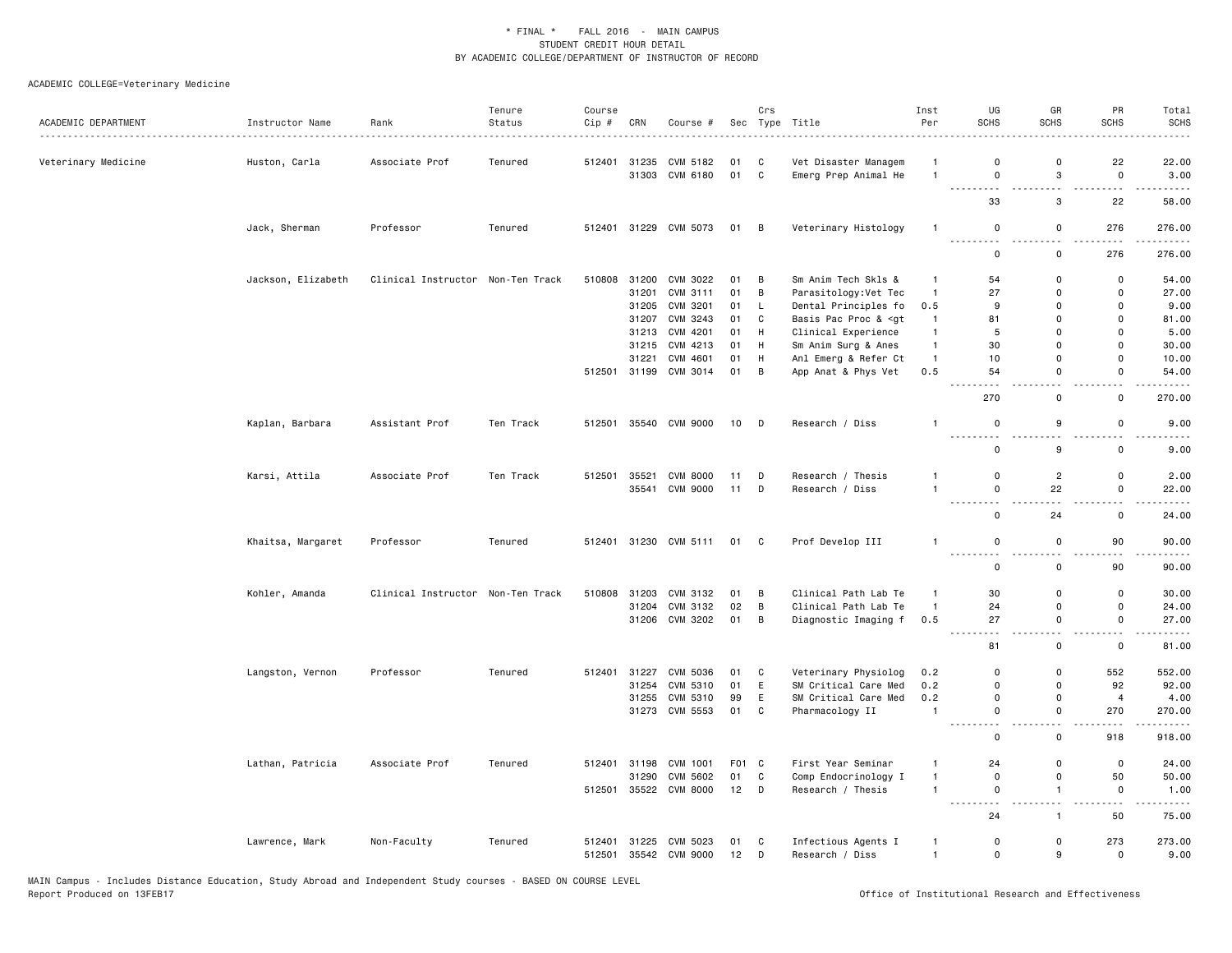\* FINAL \* FALL 2016 - MAIN CAMPUS
STUDENT CREDIT HOUR DETAIL
BY ACADEMIC COLLEGE/DEPARTMENT OF INSTRUCTOR OF RECORD

ACADEMIC COLLEGE=Veterinary Medicine

| ACADEMIC DEPARTMENT | Instructor Name | Rank | Tenure Status | Course Cip # | CRN | Course # | Sec | Crs Type | Title | Inst Per | UG SCHS | GR SCHS | PR SCHS | Total SCHS |
|---|---|---|---|---|---|---|---|---|---|---|---|---|---|---|
| Veterinary Medicine | Huston, Carla | Associate Prof | Tenured | 512401 | 31235 | CVM 5182 | 01 | C | Vet Disaster Managem | 1 | 0 | 0 | 22 | 22.00 |
| | | | | | 31303 | CVM 6180 | 01 | C | Emerg Prep Animal He | 1 | 0 | 3 | 0 | 3.00 |
| | | | | | | | | | | | 33 | 3 | 22 | 58.00 |
| | Jack, Sherman | Professor | Tenured | 512401 | 31229 | CVM 5073 | 01 | B | Veterinary Histology | 1 | 0 | 0 | 276 | 276.00 |
| | | | | | | | | | | | 0 | 0 | 276 | 276.00 |
| | Jackson, Elizabeth | Clinical Instructor | Non-Ten Track | 510808 | 31200 | CVM 3022 | 01 | B | Sm Anim Tech Skls & | 1 | 54 | 0 | 0 | 54.00 |
| | | | | | 31201 | CVM 3111 | 01 | B | Parasitology:Vet Tec | 1 | 27 | 0 | 0 | 27.00 |
| | | | | | 31205 | CVM 3201 | 01 | L | Dental Principles fo | 0.5 | 9 | 0 | 0 | 9.00 |
| | | | | | 31207 | CVM 3243 | 01 | C | Basis Pac Proc & <gt | 1 | 81 | 0 | 0 | 81.00 |
| | | | | | 31213 | CVM 4201 | 01 | H | Clinical Experience | 1 | 5 | 0 | 0 | 5.00 |
| | | | | | 31215 | CVM 4213 | 01 | H | Sm Anim Surg & Anes | 1 | 30 | 0 | 0 | 30.00 |
| | | | | | 31221 | CVM 4601 | 01 | H | Anl Emerg & Refer Ct | 1 | 10 | 0 | 0 | 10.00 |
| | | | | 512501 | 31199 | CVM 3014 | 01 | B | App Anat & Phys Vet | 0.5 | 54 | 0 | 0 | 54.00 |
| | | | | | | | | | | | 270 | 0 | 0 | 270.00 |
| | Kaplan, Barbara | Assistant Prof | Ten Track | 512501 | 35540 | CVM 9000 | 10 | D | Research / Diss | 1 | 0 | 9 | 0 | 9.00 |
| | | | | | | | | | | | 0 | 9 | 0 | 9.00 |
| | Karsi, Attila | Associate Prof | Ten Track | 512501 | 35521 | CVM 8000 | 11 | D | Research / Thesis | 1 | 0 | 2 | 0 | 2.00 |
| | | | | | 35541 | CVM 9000 | 11 | D | Research / Diss | 1 | 0 | 22 | 0 | 22.00 |
| | | | | | | | | | | | 0 | 24 | 0 | 24.00 |
| | Khaitsa, Margaret | Professor | Tenured | 512401 | 31230 | CVM 5111 | 01 | C | Prof Develop III | 1 | 0 | 0 | 90 | 90.00 |
| | | | | | | | | | | | 0 | 0 | 90 | 90.00 |
| | Kohler, Amanda | Clinical Instructor | Non-Ten Track | 510808 | 31203 | CVM 3132 | 01 | B | Clinical Path Lab Te | 1 | 30 | 0 | 0 | 30.00 |
| | | | | | 31204 | CVM 3132 | 02 | B | Clinical Path Lab Te | 1 | 24 | 0 | 0 | 24.00 |
| | | | | | 31206 | CVM 3202 | 01 | B | Diagnostic Imaging f | 0.5 | 27 | 0 | 0 | 27.00 |
| | | | | | | | | | | | 81 | 0 | 0 | 81.00 |
| | Langston, Vernon | Professor | Tenured | 512401 | 31227 | CVM 5036 | 01 | C | Veterinary Physiolog | 0.2 | 0 | 0 | 552 | 552.00 |
| | | | | | 31254 | CVM 5310 | 01 | E | SM Critical Care Med | 0.2 | 0 | 0 | 92 | 92.00 |
| | | | | | 31255 | CVM 5310 | 99 | E | SM Critical Care Med | 0.2 | 0 | 0 | 4 | 4.00 |
| | | | | | 31273 | CVM 5553 | 01 | C | Pharmacology II | 1 | 0 | 0 | 270 | 270.00 |
| | | | | | | | | | | | 0 | 0 | 918 | 918.00 |
| | Lathan, Patricia | Associate Prof | Tenured | 512401 | 31198 | CVM 1001 | F01 | C | First Year Seminar | 1 | 24 | 0 | 0 | 24.00 |
| | | | | | 31290 | CVM 5602 | 01 | C | Comp Endocrinology I | 1 | 0 | 0 | 50 | 50.00 |
| | | | | 512501 | 35522 | CVM 8000 | 12 | D | Research / Thesis | 1 | 0 | 1 | 0 | 1.00 |
| | | | | | | | | | | | 24 | 1 | 50 | 75.00 |
| | Lawrence, Mark | Non-Faculty | Tenured | 512401 | 31225 | CVM 5023 | 01 | C | Infectious Agents I | 1 | 0 | 0 | 273 | 273.00 |
| | | | | 512501 | 35542 | CVM 9000 | 12 | D | Research / Diss | 1 | 0 | 9 | 0 | 9.00 |

MAIN Campus - Includes Distance Education, Study Abroad and Independent Study courses - BASED ON COURSE LEVEL
Report Produced on 13FEB17 Office of Institutional Research and Effectiveness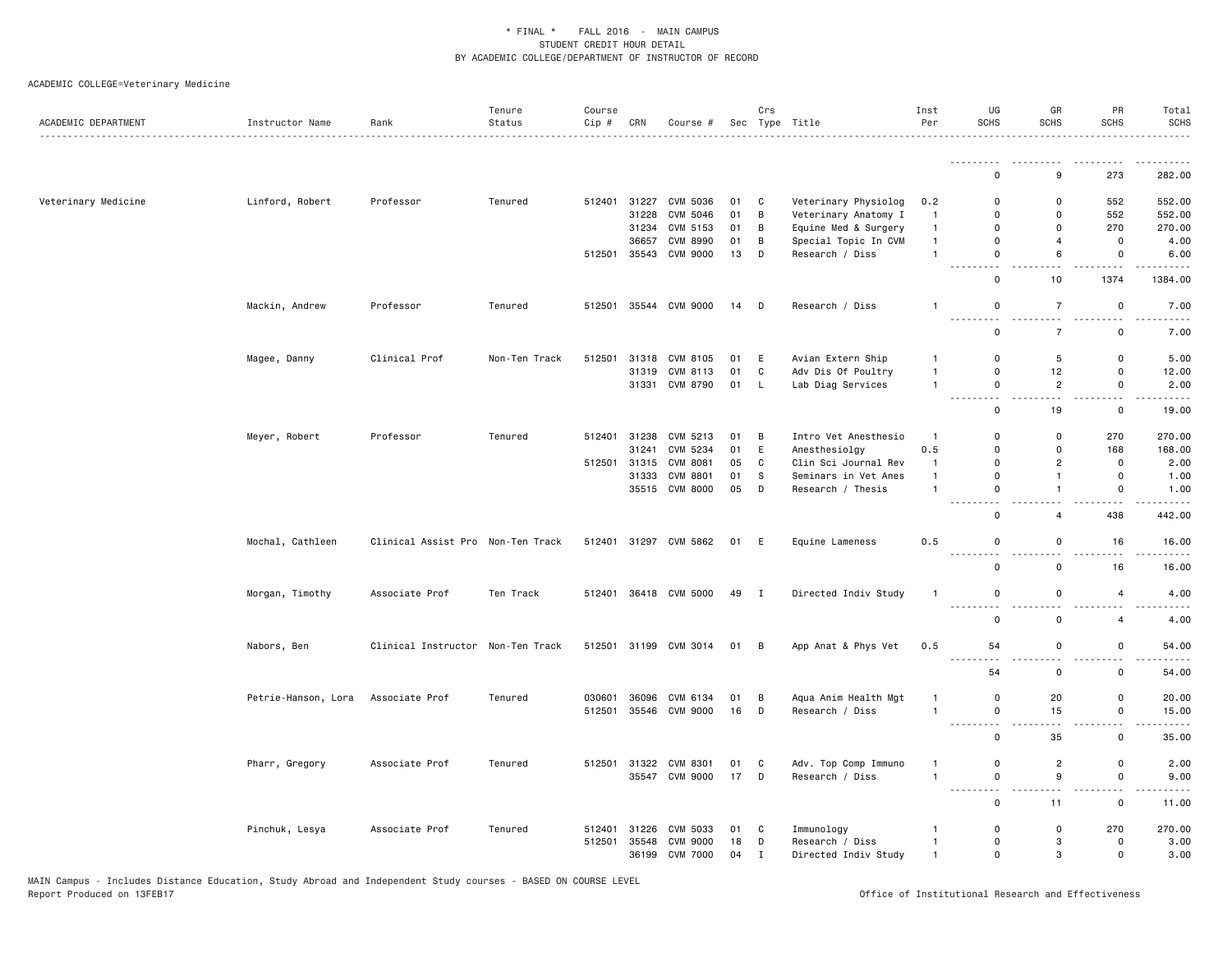\* FINAL \*  FALL 2016 - MAIN CAMPUS
STUDENT CREDIT HOUR DETAIL
BY ACADEMIC COLLEGE/DEPARTMENT OF INSTRUCTOR OF RECORD

ACADEMIC COLLEGE=Veterinary Medicine

| ACADEMIC DEPARTMENT | Instructor Name | Rank | Tenure Status | Course Cip # | CRN | Course # | Sec | Crs Type | Title | Inst Per | UG SCHS | GR SCHS | PR SCHS | Total SCHS |
|---|---|---|---|---|---|---|---|---|---|---|---|---|---|---|
| | | | | | | | | | | | 0 | 9 | 273 | 282.00 |
| Veterinary Medicine | Linford, Robert | Professor | Tenured | 512401 | 31227 | CVM 5036 | 01 | C | Veterinary Physiolog | 0.2 | 0 | 0 | 552 | 552.00 |
| | | | | | 31228 | CVM 5046 | 01 | B | Veterinary Anatomy I | 1 | 0 | 0 | 552 | 552.00 |
| | | | | | 31234 | CVM 5153 | 01 | B | Equine Med & Surgery | 1 | 0 | 0 | 270 | 270.00 |
| | | | | | 36657 | CVM 8990 | 01 | B | Special Topic In CVM | 1 | 0 | 4 | 0 | 4.00 |
| | | | | 512501 | 35543 | CVM 9000 | 13 | D | Research / Diss | 1 | 0 | 6 | 0 | 6.00 |
| | | | | | | | | | | | 0 | 10 | 1374 | 1384.00 |
| | Mackin, Andrew | Professor | Tenured | 512501 | 35544 | CVM 9000 | 14 | D | Research / Diss | 1 | 0 | 7 | 0 | 7.00 |
| | | | | | | | | | | | 0 | 7 | 0 | 7.00 |
| | Magee, Danny | Clinical Prof | Non-Ten Track | 512501 | 31318 | CVM 8105 | 01 | E | Avian Extern Ship | 1 | 0 | 5 | 0 | 5.00 |
| | | | | | 31319 | CVM 8113 | 01 | C | Adv Dis Of Poultry | 1 | 0 | 12 | 0 | 12.00 |
| | | | | | 31331 | CVM 8790 | 01 | L | Lab Diag Services | 1 | 0 | 2 | 0 | 2.00 |
| | | | | | | | | | | | 0 | 19 | 0 | 19.00 |
| | Meyer, Robert | Professor | Tenured | 512401 | 31238 | CVM 5213 | 01 | B | Intro Vet Anesthesio | 1 | 0 | 0 | 270 | 270.00 |
| | | | | | 31241 | CVM 5234 | 01 | E | Anesthesiolgy | 0.5 | 0 | 0 | 168 | 168.00 |
| | | | | 512501 | 31315 | CVM 8081 | 05 | C | Clin Sci Journal Rev | 1 | 0 | 2 | 0 | 2.00 |
| | | | | | 31333 | CVM 8801 | 01 | S | Seminars in Vet Anes | 1 | 0 | 1 | 0 | 1.00 |
| | | | | | 35515 | CVM 8000 | 05 | D | Research / Thesis | 1 | 0 | 1 | 0 | 1.00 |
| | | | | | | | | | | | 0 | 4 | 438 | 442.00 |
| | Mochal, Cathleen | Clinical Assist Pro | Non-Ten Track | 512401 | 31297 | CVM 5862 | 01 | E | Equine Lameness | 0.5 | 0 | 0 | 16 | 16.00 |
| | | | | | | | | | | | 0 | 0 | 16 | 16.00 |
| | Morgan, Timothy | Associate Prof | Ten Track | 512401 | 36418 | CVM 5000 | 49 | I | Directed Indiv Study | 1 | 0 | 0 | 4 | 4.00 |
| | | | | | | | | | | | 0 | 0 | 4 | 4.00 |
| | Nabors, Ben | Clinical Instructor | Non-Ten Track | 512501 | 31199 | CVM 3014 | 01 | B | App Anat & Phys Vet | 0.5 | 54 | 0 | 0 | 54.00 |
| | | | | | | | | | | | 54 | 0 | 0 | 54.00 |
| | Petrie-Hanson, Lora | Associate Prof | Tenured | 030601 | 36096 | CVM 6134 | 01 | B | Aqua Anim Health Mgt | 1 | 0 | 20 | 0 | 20.00 |
| | | | | 512501 | 35546 | CVM 9000 | 16 | D | Research / Diss | 1 | 0 | 15 | 0 | 15.00 |
| | | | | | | | | | | | 0 | 35 | 0 | 35.00 |
| | Pharr, Gregory | Associate Prof | Tenured | 512501 | 31322 | CVM 8301 | 01 | C | Adv. Top Comp Immuno | 1 | 0 | 2 | 0 | 2.00 |
| | | | | | 35547 | CVM 9000 | 17 | D | Research / Diss | 1 | 0 | 9 | 0 | 9.00 |
| | | | | | | | | | | | 0 | 11 | 0 | 11.00 |
| | Pinchuk, Lesya | Associate Prof | Tenured | 512401 | 31226 | CVM 5033 | 01 | C | Immunology | 1 | 0 | 0 | 270 | 270.00 |
| | | | | 512501 | 35548 | CVM 9000 | 18 | D | Research / Diss | 1 | 0 | 3 | 0 | 3.00 |
| | | | | | 36199 | CVM 7000 | 04 | I | Directed Indiv Study | 1 | 0 | 3 | 0 | 3.00 |

MAIN Campus - Includes Distance Education, Study Abroad and Independent Study courses - BASED ON COURSE LEVEL
Report Produced on 13FEB17

Office of Institutional Research and Effectiveness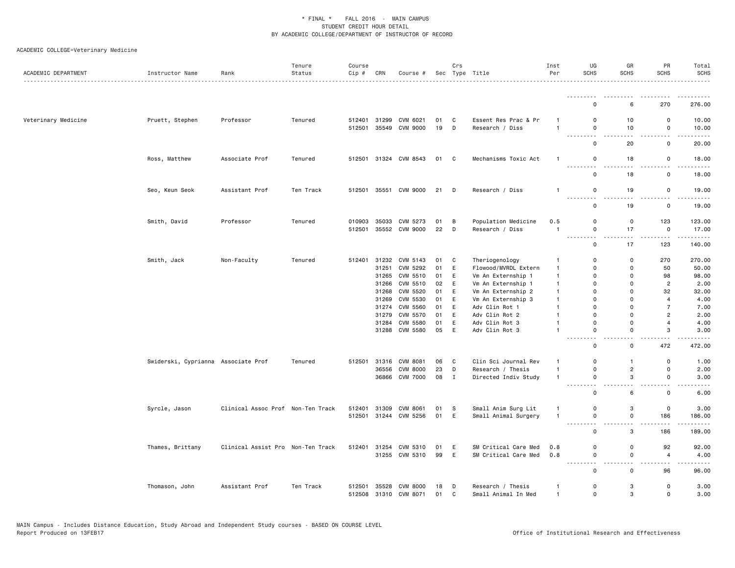\* FINAL \* FALL 2016 - MAIN CAMPUS
STUDENT CREDIT HOUR DETAIL
BY ACADEMIC COLLEGE/DEPARTMENT OF INSTRUCTOR OF RECORD

ACADEMIC COLLEGE=Veterinary Medicine

| ACADEMIC DEPARTMENT | Instructor Name | Rank | Tenure Status | Course Cip # | CRN | Course # | Sec | Crs Type | Title | Inst Per | UG SCHS | GR SCHS | PR SCHS | Total SCHS |
|---|---|---|---|---|---|---|---|---|---|---|---|---|---|---|
| | | | | | | | | | | | 0 | 6 | 270 | 276.00 |
| Veterinary Medicine | Pruett, Stephen | Professor | Tenured | 512401 | 31299 | CVM 6021 | 01 | C | Essent Res Prac & Pr | 1 | 0 | 10 | 0 | 10.00 |
| | | | | 512501 | 35549 | CVM 9000 | 19 | D | Research / Diss | 1 | 0 | 10 | 0 | 10.00 |
| | | | | | | | | | | | 0 | 20 | 0 | 20.00 |
| | Ross, Matthew | Associate Prof | Tenured | 512501 | 31324 | CVM 8543 | 01 | C | Mechanisms Toxic Act | 1 | 0 | 18 | 0 | 18.00 |
| | | | | | | | | | | | 0 | 18 | 0 | 18.00 |
| | Seo, Keun Seok | Assistant Prof | Ten Track | 512501 | 35551 | CVM 9000 | 21 | D | Research / Diss | 1 | 0 | 19 | 0 | 19.00 |
| | | | | | | | | | | | 0 | 19 | 0 | 19.00 |
| | Smith, David | Professor | Tenured | 010903 | 35033 | CVM 5273 | 01 | B | Population Medicine | 0.5 | 0 | 0 | 123 | 123.00 |
| | | | | 512501 | 35552 | CVM 9000 | 22 | D | Research / Diss | 1 | 0 | 17 | 0 | 17.00 |
| | | | | | | | | | | | 0 | 17 | 123 | 140.00 |
| | Smith, Jack | Non-Faculty | Tenured | 512401 | 31232 | CVM 5143 | 01 | C | Theriogenology | 1 | 0 | 0 | 270 | 270.00 |
| | | | | | 31251 | CVM 5292 | 01 | E | Flowood/MVRDL Extern | 1 | 0 | 0 | 50 | 50.00 |
| | | | | | 31265 | CVM 5510 | 01 | E | Vm An Externship 1 | 1 | 0 | 0 | 98 | 98.00 |
| | | | | | 31266 | CVM 5510 | 02 | E | Vm An Externship 1 | 1 | 0 | 0 | 2 | 2.00 |
| | | | | | 31268 | CVM 5520 | 01 | E | Vm An Externship 2 | 1 | 0 | 0 | 32 | 32.00 |
| | | | | | 31269 | CVM 5530 | 01 | E | Vm An Externship 3 | 1 | 0 | 0 | 4 | 4.00 |
| | | | | | 31274 | CVM 5560 | 01 | E | Adv Clin Rot 1 | 1 | 0 | 0 | 7 | 7.00 |
| | | | | | 31279 | CVM 5570 | 01 | E | Adv Clin Rot 2 | 1 | 0 | 0 | 2 | 2.00 |
| | | | | | 31284 | CVM 5580 | 01 | E | Adv Clin Rot 3 | 1 | 0 | 0 | 4 | 4.00 |
| | | | | | 31288 | CVM 5580 | 05 | E | Adv Clin Rot 3 | 1 | 0 | 0 | 3 | 3.00 |
| | | | | | | | | | | | 0 | 0 | 472 | 472.00 |
| | Swiderski, Cyprianna | Associate Prof | Tenured | 512501 | 31316 | CVM 8081 | 06 | C | Clin Sci Journal Rev | 1 | 0 | 1 | 0 | 1.00 |
| | | | | | 36556 | CVM 8000 | 23 | D | Research / Thesis | 1 | 0 | 2 | 0 | 2.00 |
| | | | | | 36866 | CVM 7000 | 08 | I | Directed Indiv Study | 1 | 0 | 3 | 0 | 3.00 |
| | | | | | | | | | | | 0 | 6 | 0 | 6.00 |
| | Syrcle, Jason | Clinical Assoc Prof | Non-Ten Track | 512401 | 31309 | CVM 8061 | 01 | S | Small Anim Surg Lit | 1 | 0 | 3 | 0 | 3.00 |
| | | | | 512501 | 31244 | CVM 5256 | 01 | E | Small Animal Surgery | 1 | 0 | 0 | 186 | 186.00 |
| | | | | | | | | | | | 0 | 3 | 186 | 189.00 |
| | Thames, Brittany | Clinical Assist Pro | Non-Ten Track | 512401 | 31254 | CVM 5310 | 01 | E | SM Critical Care Med | 0.8 | 0 | 0 | 92 | 92.00 |
| | | | | | 31255 | CVM 5310 | 99 | E | SM Critical Care Med | 0.8 | 0 | 0 | 4 | 4.00 |
| | | | | | | | | | | | 0 | 0 | 96 | 96.00 |
| | Thomason, John | Assistant Prof | Ten Track | 512501 | 35528 | CVM 8000 | 18 | D | Research / Thesis | 1 | 0 | 3 | 0 | 3.00 |
| | | | | 512508 | 31310 | CVM 8071 | 01 | C | Small Animal In Med | 1 | 0 | 3 | 0 | 3.00 |

MAIN Campus - Includes Distance Education, Study Abroad and Independent Study courses - BASED ON COURSE LEVEL
Report Produced on 13FEB17 Office of Institutional Research and Effectiveness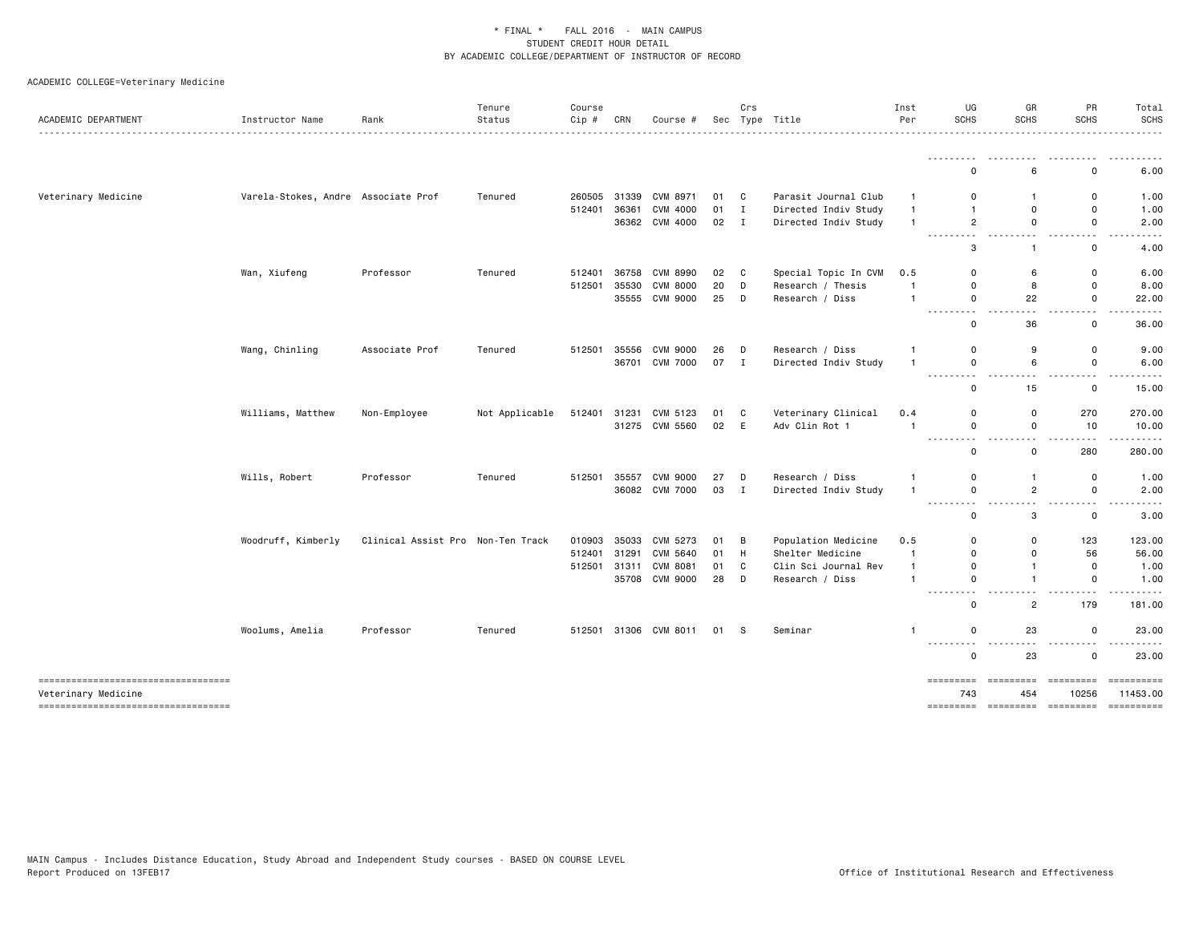\* FINAL \* FALL 2016 - MAIN CAMPUS
STUDENT CREDIT HOUR DETAIL
BY ACADEMIC COLLEGE/DEPARTMENT OF INSTRUCTOR OF RECORD

ACADEMIC COLLEGE=Veterinary Medicine

| ACADEMIC DEPARTMENT | Instructor Name | Rank | Tenure Status | Course Cip # | CRN | Course # | Sec | Crs Type | Title | Inst Per | UG SCHS | GR SCHS | PR SCHS | Total SCHS |
|---|---|---|---|---|---|---|---|---|---|---|---|---|---|---|
| | | | | | | | | | | | 0 | 6 | 0 | 6.00 |
| Veterinary Medicine | Varela-Stokes, Andre | Associate Prof | Tenured | 260505 | 31339 | CVM 8971 | 01 | C | Parasit Journal Club | 1 | 0 | 1 | 0 | 1.00 |
| | | | | 512401 | 36361 | CVM 4000 | 01 | I | Directed Indiv Study | 1 | 1 | 0 | 0 | 1.00 |
| | | | | | 36362 | CVM 4000 | 02 | I | Directed Indiv Study | 1 | 2 | 0 | 0 | 2.00 |
| | | | | | | | | | | | 3 | 1 | 0 | 4.00 |
| | Wan, Xiufeng | Professor | Tenured | 512401 | 36758 | CVM 8990 | 02 | C | Special Topic In CVM | 0.5 | 0 | 6 | 0 | 6.00 |
| | | | | 512501 | 35530 | CVM 8000 | 20 | D | Research / Thesis | 1 | 0 | 8 | 0 | 8.00 |
| | | | | | 35555 | CVM 9000 | 25 | D | Research / Diss | 1 | 0 | 22 | 0 | 22.00 |
| | | | | | | | | | | | 0 | 36 | 0 | 36.00 |
| | Wang, Chinling | Associate Prof | Tenured | 512501 | 35556 | CVM 9000 | 26 | D | Research / Diss | 1 | 0 | 9 | 0 | 9.00 |
| | | | | | 36701 | CVM 7000 | 07 | I | Directed Indiv Study | 1 | 0 | 6 | 0 | 6.00 |
| | | | | | | | | | | | 0 | 15 | 0 | 15.00 |
| | Williams, Matthew | Non-Employee | Not Applicable | 512401 | 31231 | CVM 5123 | 01 | C | Veterinary Clinical | 0.4 | 0 | 0 | 270 | 270.00 |
| | | | | | 31275 | CVM 5560 | 02 | E | Adv Clin Rot 1 | 1 | 0 | 0 | 10 | 10.00 |
| | | | | | | | | | | | 0 | 0 | 280 | 280.00 |
| | Wills, Robert | Professor | Tenured | 512501 | 35557 | CVM 9000 | 27 | D | Research / Diss | 1 | 0 | 1 | 0 | 1.00 |
| | | | | | 36082 | CVM 7000 | 03 | I | Directed Indiv Study | 1 | 0 | 2 | 0 | 2.00 |
| | | | | | | | | | | | 0 | 3 | 0 | 3.00 |
| | Woodruff, Kimberly | Clinical Assist Pro | Non-Ten Track | 010903 | 35033 | CVM 5273 | 01 | B | Population Medicine | 0.5 | 0 | 0 | 123 | 123.00 |
| | | | | 512401 | 31291 | CVM 5640 | 01 | H | Shelter Medicine | 1 | 0 | 0 | 56 | 56.00 |
| | | | | 512501 | 31311 | CVM 8081 | 01 | C | Clin Sci Journal Rev | 1 | 0 | 1 | 0 | 1.00 |
| | | | | | 35708 | CVM 9000 | 28 | D | Research / Diss | 1 | 0 | 1 | 0 | 1.00 |
| | | | | | | | | | | | 0 | 2 | 179 | 181.00 |
| | Woolums, Amelia | Professor | Tenured | 512501 | 31306 | CVM 8011 | 01 | S | Seminar | 1 | 0 | 23 | 0 | 23.00 |
| | | | | | | | | | | | 0 | 23 | 0 | 23.00 |
| Veterinary Medicine | | | | | | | | | | | 743 | 454 | 10256 | 11453.00 |

MAIN Campus - Includes Distance Education, Study Abroad and Independent Study courses - BASED ON COURSE LEVEL
Report Produced on 13FEB17

Office of Institutional Research and Effectiveness